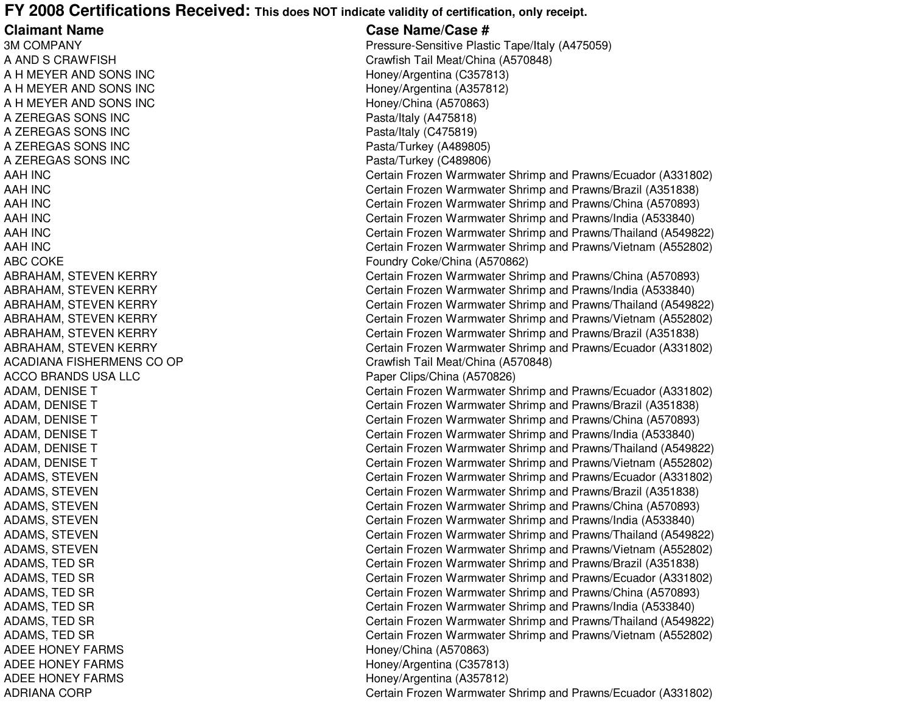# FY 2008 Certifications Received: **This does NOT indicate validity of certification, only receipt.**

| Claimant Name | Case Name/Case # |
|---|---|
| 3M COMPANY | Pressure-Sensitive Plastic Tape/Italy (A475059) |
| A AND S CRAWFISH | Crawfish Tail Meat/China (A570848) |
| A H MEYER AND SONS INC | Honey/Argentina (C357813) |
| A H MEYER AND SONS INC | Honey/Argentina (A357812) |
| A H MEYER AND SONS INC | Honey/China (A570863) |
| A ZEREGAS SONS INC | Pasta/Italy (A475818) |
| A ZEREGAS SONS INC | Pasta/Italy (C475819) |
| A ZEREGAS SONS INC | Pasta/Turkey (A489805) |
| A ZEREGAS SONS INC | Pasta/Turkey (C489806) |
| AAH INC | Certain Frozen Warmwater Shrimp and Prawns/Ecuador (A331802) |
| AAH INC | Certain Frozen Warmwater Shrimp and Prawns/Brazil (A351838) |
| AAH INC | Certain Frozen Warmwater Shrimp and Prawns/China (A570893) |
| AAH INC | Certain Frozen Warmwater Shrimp and Prawns/India (A533840) |
| AAH INC | Certain Frozen Warmwater Shrimp and Prawns/Thailand (A549822) |
| AAH INC | Certain Frozen Warmwater Shrimp and Prawns/Vietnam (A552802) |
| ABC COKE | Foundry Coke/China (A570862) |
| ABRAHAM, STEVEN KERRY | Certain Frozen Warmwater Shrimp and Prawns/China (A570893) |
| ABRAHAM, STEVEN KERRY | Certain Frozen Warmwater Shrimp and Prawns/India (A533840) |
| ABRAHAM, STEVEN KERRY | Certain Frozen Warmwater Shrimp and Prawns/Thailand (A549822) |
| ABRAHAM, STEVEN KERRY | Certain Frozen Warmwater Shrimp and Prawns/Vietnam (A552802) |
| ABRAHAM, STEVEN KERRY | Certain Frozen Warmwater Shrimp and Prawns/Brazil (A351838) |
| ABRAHAM, STEVEN KERRY | Certain Frozen Warmwater Shrimp and Prawns/Ecuador (A331802) |
| ACADIANA FISHERMENS CO OP | Crawfish Tail Meat/China (A570848) |
| ACCO BRANDS USA LLC | Paper Clips/China (A570826) |
| ADAM, DENISE T | Certain Frozen Warmwater Shrimp and Prawns/Ecuador (A331802) |
| ADAM, DENISE T | Certain Frozen Warmwater Shrimp and Prawns/Brazil (A351838) |
| ADAM, DENISE T | Certain Frozen Warmwater Shrimp and Prawns/China (A570893) |
| ADAM, DENISE T | Certain Frozen Warmwater Shrimp and Prawns/India (A533840) |
| ADAM, DENISE T | Certain Frozen Warmwater Shrimp and Prawns/Thailand (A549822) |
| ADAM, DENISE T | Certain Frozen Warmwater Shrimp and Prawns/Vietnam (A552802) |
| ADAMS, STEVEN | Certain Frozen Warmwater Shrimp and Prawns/Ecuador (A331802) |
| ADAMS, STEVEN | Certain Frozen Warmwater Shrimp and Prawns/Brazil (A351838) |
| ADAMS, STEVEN | Certain Frozen Warmwater Shrimp and Prawns/China (A570893) |
| ADAMS, STEVEN | Certain Frozen Warmwater Shrimp and Prawns/India (A533840) |
| ADAMS, STEVEN | Certain Frozen Warmwater Shrimp and Prawns/Thailand (A549822) |
| ADAMS, STEVEN | Certain Frozen Warmwater Shrimp and Prawns/Vietnam (A552802) |
| ADAMS, TED SR | Certain Frozen Warmwater Shrimp and Prawns/Brazil (A351838) |
| ADAMS, TED SR | Certain Frozen Warmwater Shrimp and Prawns/Ecuador (A331802) |
| ADAMS, TED SR | Certain Frozen Warmwater Shrimp and Prawns/China (A570893) |
| ADAMS, TED SR | Certain Frozen Warmwater Shrimp and Prawns/India (A533840) |
| ADAMS, TED SR | Certain Frozen Warmwater Shrimp and Prawns/Thailand (A549822) |
| ADAMS, TED SR | Certain Frozen Warmwater Shrimp and Prawns/Vietnam (A552802) |
| ADEE HONEY FARMS | Honey/China (A570863) |
| ADEE HONEY FARMS | Honey/Argentina (C357813) |
| ADEE HONEY FARMS | Honey/Argentina (A357812) |
| ADRIANA CORP | Certain Frozen Warmwater Shrimp and Prawns/Ecuador (A331802) |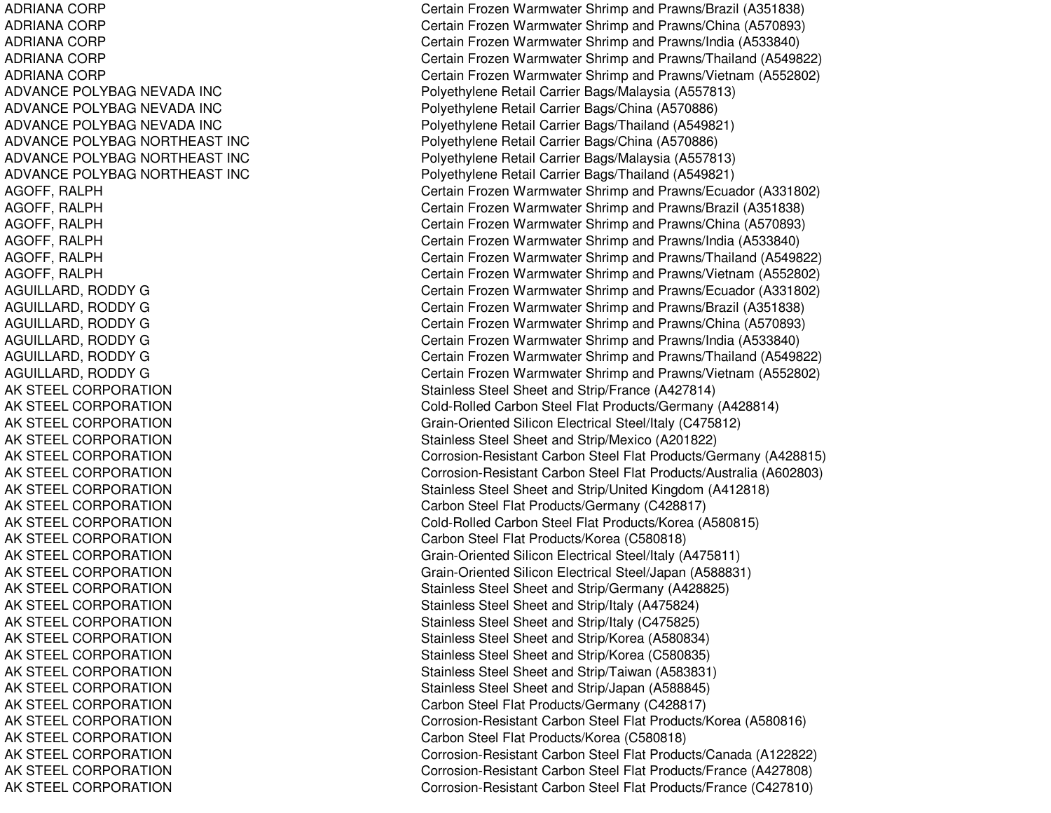| | |
|---|---|
| ADRIANA CORP | Certain Frozen Warmwater Shrimp and Prawns/Brazil (A351838) |
| ADRIANA CORP | Certain Frozen Warmwater Shrimp and Prawns/China (A570893) |
| ADRIANA CORP | Certain Frozen Warmwater Shrimp and Prawns/India (A533840) |
| ADRIANA CORP | Certain Frozen Warmwater Shrimp and Prawns/Thailand (A549822) |
| ADRIANA CORP | Certain Frozen Warmwater Shrimp and Prawns/Vietnam (A552802) |
| ADVANCE POLYBAG NEVADA INC | Polyethylene Retail Carrier Bags/Malaysia (A557813) |
| ADVANCE POLYBAG NEVADA INC | Polyethylene Retail Carrier Bags/China (A570886) |
| ADVANCE POLYBAG NEVADA INC | Polyethylene Retail Carrier Bags/Thailand (A549821) |
| ADVANCE POLYBAG NORTHEAST INC | Polyethylene Retail Carrier Bags/China (A570886) |
| ADVANCE POLYBAG NORTHEAST INC | Polyethylene Retail Carrier Bags/Malaysia (A557813) |
| ADVANCE POLYBAG NORTHEAST INC | Polyethylene Retail Carrier Bags/Thailand (A549821) |
| AGOFF, RALPH | Certain Frozen Warmwater Shrimp and Prawns/Ecuador (A331802) |
| AGOFF, RALPH | Certain Frozen Warmwater Shrimp and Prawns/Brazil (A351838) |
| AGOFF, RALPH | Certain Frozen Warmwater Shrimp and Prawns/China (A570893) |
| AGOFF, RALPH | Certain Frozen Warmwater Shrimp and Prawns/India (A533840) |
| AGOFF, RALPH | Certain Frozen Warmwater Shrimp and Prawns/Thailand (A549822) |
| AGOFF, RALPH | Certain Frozen Warmwater Shrimp and Prawns/Vietnam (A552802) |
| AGUILLARD, RODDY G | Certain Frozen Warmwater Shrimp and Prawns/Ecuador (A331802) |
| AGUILLARD, RODDY G | Certain Frozen Warmwater Shrimp and Prawns/Brazil (A351838) |
| AGUILLARD, RODDY G | Certain Frozen Warmwater Shrimp and Prawns/China (A570893) |
| AGUILLARD, RODDY G | Certain Frozen Warmwater Shrimp and Prawns/India (A533840) |
| AGUILLARD, RODDY G | Certain Frozen Warmwater Shrimp and Prawns/Thailand (A549822) |
| AGUILLARD, RODDY G | Certain Frozen Warmwater Shrimp and Prawns/Vietnam (A552802) |
| AK STEEL CORPORATION | Stainless Steel Sheet and Strip/France (A427814) |
| AK STEEL CORPORATION | Cold-Rolled Carbon Steel Flat Products/Germany (A428814) |
| AK STEEL CORPORATION | Grain-Oriented Silicon Electrical Steel/Italy (C475812) |
| AK STEEL CORPORATION | Stainless Steel Sheet and Strip/Mexico (A201822) |
| AK STEEL CORPORATION | Corrosion-Resistant Carbon Steel Flat Products/Germany (A428815) |
| AK STEEL CORPORATION | Corrosion-Resistant Carbon Steel Flat Products/Australia (A602803) |
| AK STEEL CORPORATION | Stainless Steel Sheet and Strip/United Kingdom (A412818) |
| AK STEEL CORPORATION | Carbon Steel Flat Products/Germany (C428817) |
| AK STEEL CORPORATION | Cold-Rolled Carbon Steel Flat Products/Korea (A580815) |
| AK STEEL CORPORATION | Carbon Steel Flat Products/Korea (C580818) |
| AK STEEL CORPORATION | Grain-Oriented Silicon Electrical Steel/Italy (A475811) |
| AK STEEL CORPORATION | Grain-Oriented Silicon Electrical Steel/Japan (A588831) |
| AK STEEL CORPORATION | Stainless Steel Sheet and Strip/Germany (A428825) |
| AK STEEL CORPORATION | Stainless Steel Sheet and Strip/Italy (A475824) |
| AK STEEL CORPORATION | Stainless Steel Sheet and Strip/Italy (C475825) |
| AK STEEL CORPORATION | Stainless Steel Sheet and Strip/Korea (A580834) |
| AK STEEL CORPORATION | Stainless Steel Sheet and Strip/Korea (C580835) |
| AK STEEL CORPORATION | Stainless Steel Sheet and Strip/Taiwan (A583831) |
| AK STEEL CORPORATION | Stainless Steel Sheet and Strip/Japan (A588845) |
| AK STEEL CORPORATION | Carbon Steel Flat Products/Germany (C428817) |
| AK STEEL CORPORATION | Corrosion-Resistant Carbon Steel Flat Products/Korea (A580816) |
| AK STEEL CORPORATION | Carbon Steel Flat Products/Korea (C580818) |
| AK STEEL CORPORATION | Corrosion-Resistant Carbon Steel Flat Products/Canada (A122822) |
| AK STEEL CORPORATION | Corrosion-Resistant Carbon Steel Flat Products/France (A427808) |
| AK STEEL CORPORATION | Corrosion-Resistant Carbon Steel Flat Products/France (C427810) |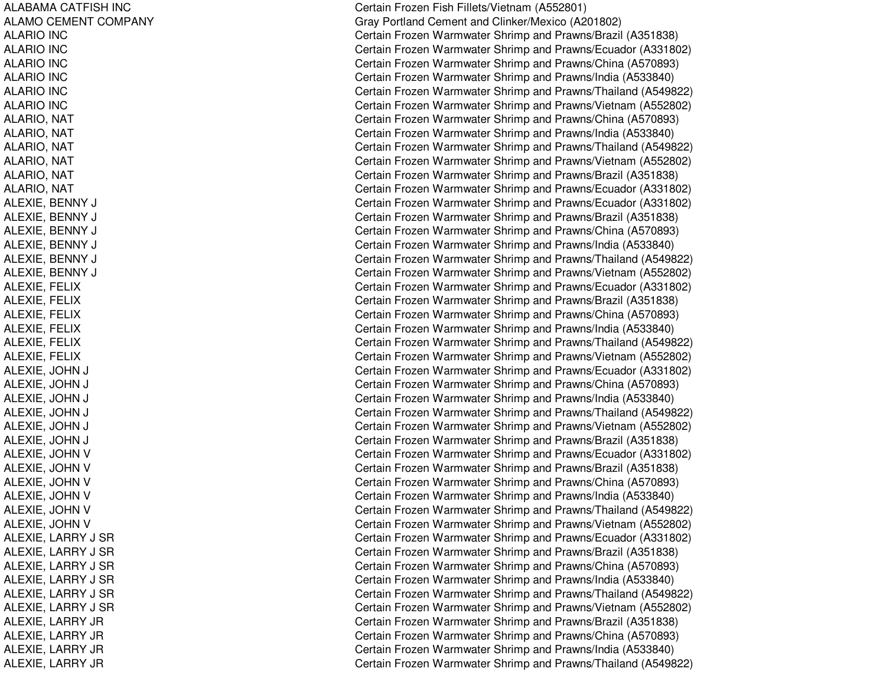| | |
|---|---|
| ALABAMA CATFISH INC | Certain Frozen Fish Fillets/Vietnam (A552801) |
| ALAMO CEMENT COMPANY | Gray Portland Cement and Clinker/Mexico (A201802) |
| ALARIO INC | Certain Frozen Warmwater Shrimp and Prawns/Brazil (A351838) |
| ALARIO INC | Certain Frozen Warmwater Shrimp and Prawns/Ecuador (A331802) |
| ALARIO INC | Certain Frozen Warmwater Shrimp and Prawns/China (A570893) |
| ALARIO INC | Certain Frozen Warmwater Shrimp and Prawns/India (A533840) |
| ALARIO INC | Certain Frozen Warmwater Shrimp and Prawns/Thailand (A549822) |
| ALARIO INC | Certain Frozen Warmwater Shrimp and Prawns/Vietnam (A552802) |
| ALARIO, NAT | Certain Frozen Warmwater Shrimp and Prawns/China (A570893) |
| ALARIO, NAT | Certain Frozen Warmwater Shrimp and Prawns/India (A533840) |
| ALARIO, NAT | Certain Frozen Warmwater Shrimp and Prawns/Thailand (A549822) |
| ALARIO, NAT | Certain Frozen Warmwater Shrimp and Prawns/Vietnam (A552802) |
| ALARIO, NAT | Certain Frozen Warmwater Shrimp and Prawns/Brazil (A351838) |
| ALARIO, NAT | Certain Frozen Warmwater Shrimp and Prawns/Ecuador (A331802) |
| ALEXIE, BENNY J | Certain Frozen Warmwater Shrimp and Prawns/Ecuador (A331802) |
| ALEXIE, BENNY J | Certain Frozen Warmwater Shrimp and Prawns/Brazil (A351838) |
| ALEXIE, BENNY J | Certain Frozen Warmwater Shrimp and Prawns/China (A570893) |
| ALEXIE, BENNY J | Certain Frozen Warmwater Shrimp and Prawns/India (A533840) |
| ALEXIE, BENNY J | Certain Frozen Warmwater Shrimp and Prawns/Thailand (A549822) |
| ALEXIE, BENNY J | Certain Frozen Warmwater Shrimp and Prawns/Vietnam (A552802) |
| ALEXIE, FELIX | Certain Frozen Warmwater Shrimp and Prawns/Ecuador (A331802) |
| ALEXIE, FELIX | Certain Frozen Warmwater Shrimp and Prawns/Brazil (A351838) |
| ALEXIE, FELIX | Certain Frozen Warmwater Shrimp and Prawns/China (A570893) |
| ALEXIE, FELIX | Certain Frozen Warmwater Shrimp and Prawns/India (A533840) |
| ALEXIE, FELIX | Certain Frozen Warmwater Shrimp and Prawns/Thailand (A549822) |
| ALEXIE, FELIX | Certain Frozen Warmwater Shrimp and Prawns/Vietnam (A552802) |
| ALEXIE, JOHN J | Certain Frozen Warmwater Shrimp and Prawns/Ecuador (A331802) |
| ALEXIE, JOHN J | Certain Frozen Warmwater Shrimp and Prawns/China (A570893) |
| ALEXIE, JOHN J | Certain Frozen Warmwater Shrimp and Prawns/India (A533840) |
| ALEXIE, JOHN J | Certain Frozen Warmwater Shrimp and Prawns/Thailand (A549822) |
| ALEXIE, JOHN J | Certain Frozen Warmwater Shrimp and Prawns/Vietnam (A552802) |
| ALEXIE, JOHN J | Certain Frozen Warmwater Shrimp and Prawns/Brazil (A351838) |
| ALEXIE, JOHN V | Certain Frozen Warmwater Shrimp and Prawns/Ecuador (A331802) |
| ALEXIE, JOHN V | Certain Frozen Warmwater Shrimp and Prawns/Brazil (A351838) |
| ALEXIE, JOHN V | Certain Frozen Warmwater Shrimp and Prawns/China (A570893) |
| ALEXIE, JOHN V | Certain Frozen Warmwater Shrimp and Prawns/India (A533840) |
| ALEXIE, JOHN V | Certain Frozen Warmwater Shrimp and Prawns/Thailand (A549822) |
| ALEXIE, JOHN V | Certain Frozen Warmwater Shrimp and Prawns/Vietnam (A552802) |
| ALEXIE, LARRY J SR | Certain Frozen Warmwater Shrimp and Prawns/Ecuador (A331802) |
| ALEXIE, LARRY J SR | Certain Frozen Warmwater Shrimp and Prawns/Brazil (A351838) |
| ALEXIE, LARRY J SR | Certain Frozen Warmwater Shrimp and Prawns/China (A570893) |
| ALEXIE, LARRY J SR | Certain Frozen Warmwater Shrimp and Prawns/India (A533840) |
| ALEXIE, LARRY J SR | Certain Frozen Warmwater Shrimp and Prawns/Thailand (A549822) |
| ALEXIE, LARRY J SR | Certain Frozen Warmwater Shrimp and Prawns/Vietnam (A552802) |
| ALEXIE, LARRY JR | Certain Frozen Warmwater Shrimp and Prawns/Brazil (A351838) |
| ALEXIE, LARRY JR | Certain Frozen Warmwater Shrimp and Prawns/China (A570893) |
| ALEXIE, LARRY JR | Certain Frozen Warmwater Shrimp and Prawns/India (A533840) |
| ALEXIE, LARRY JR | Certain Frozen Warmwater Shrimp and Prawns/Thailand (A549822) |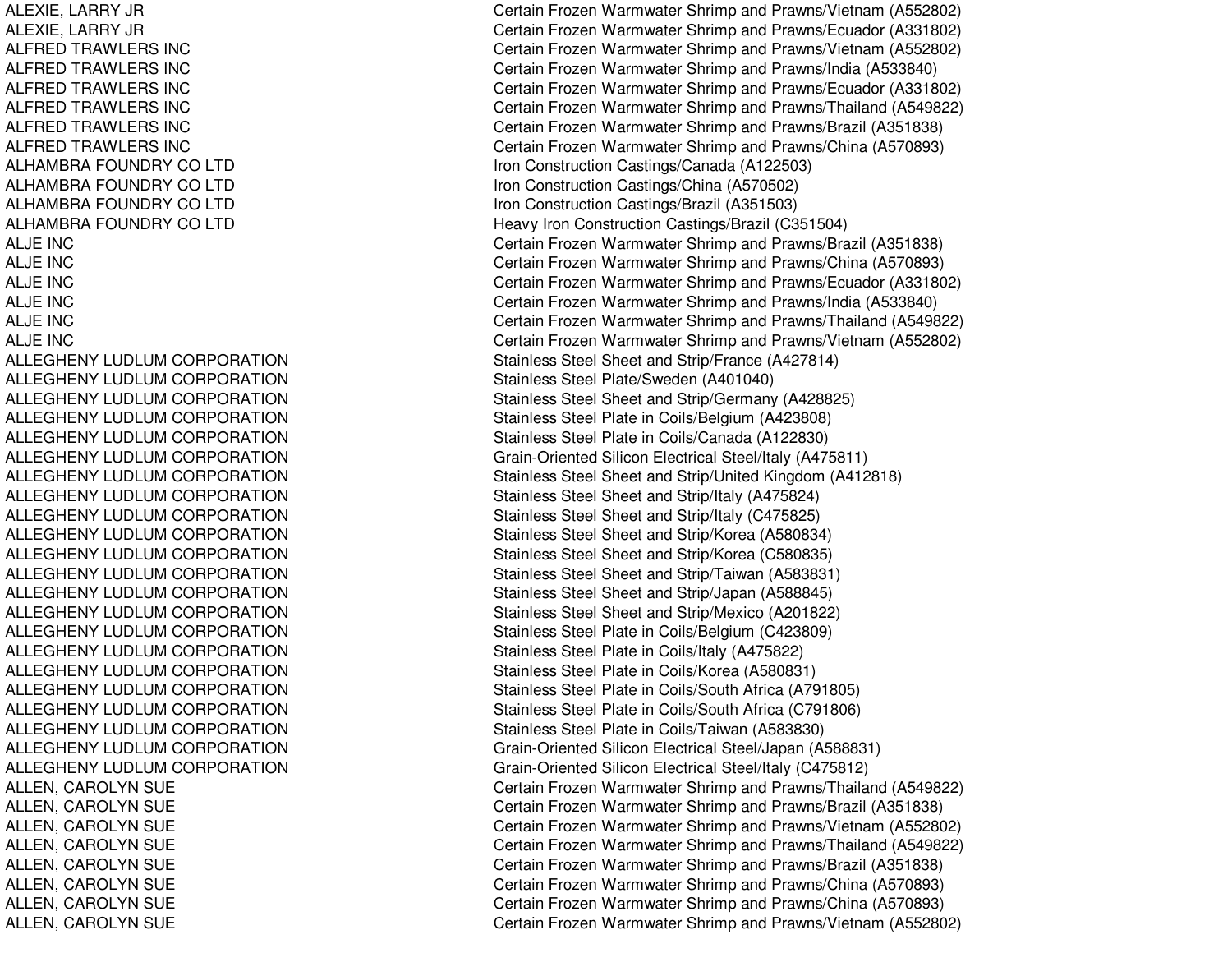| | |
|---|---|
| ALEXIE, LARRY JR | Certain Frozen Warmwater Shrimp and Prawns/Vietnam (A552802) |
| ALEXIE, LARRY JR | Certain Frozen Warmwater Shrimp and Prawns/Ecuador (A331802) |
| ALFRED TRAWLERS INC | Certain Frozen Warmwater Shrimp and Prawns/Vietnam (A552802) |
| ALFRED TRAWLERS INC | Certain Frozen Warmwater Shrimp and Prawns/India (A533840) |
| ALFRED TRAWLERS INC | Certain Frozen Warmwater Shrimp and Prawns/Ecuador (A331802) |
| ALFRED TRAWLERS INC | Certain Frozen Warmwater Shrimp and Prawns/Thailand (A549822) |
| ALFRED TRAWLERS INC | Certain Frozen Warmwater Shrimp and Prawns/Brazil (A351838) |
| ALFRED TRAWLERS INC | Certain Frozen Warmwater Shrimp and Prawns/China (A570893) |
| ALHAMBRA FOUNDRY CO LTD | Iron Construction Castings/Canada (A122503) |
| ALHAMBRA FOUNDRY CO LTD | Iron Construction Castings/China (A570502) |
| ALHAMBRA FOUNDRY CO LTD | Iron Construction Castings/Brazil (A351503) |
| ALHAMBRA FOUNDRY CO LTD | Heavy Iron Construction Castings/Brazil (C351504) |
| ALJE INC | Certain Frozen Warmwater Shrimp and Prawns/Brazil (A351838) |
| ALJE INC | Certain Frozen Warmwater Shrimp and Prawns/China (A570893) |
| ALJE INC | Certain Frozen Warmwater Shrimp and Prawns/Ecuador (A331802) |
| ALJE INC | Certain Frozen Warmwater Shrimp and Prawns/India (A533840) |
| ALJE INC | Certain Frozen Warmwater Shrimp and Prawns/Thailand (A549822) |
| ALJE INC | Certain Frozen Warmwater Shrimp and Prawns/Vietnam (A552802) |
| ALLEGHENY LUDLUM CORPORATION | Stainless Steel Sheet and Strip/France (A427814) |
| ALLEGHENY LUDLUM CORPORATION | Stainless Steel Plate/Sweden (A401040) |
| ALLEGHENY LUDLUM CORPORATION | Stainless Steel Sheet and Strip/Germany (A428825) |
| ALLEGHENY LUDLUM CORPORATION | Stainless Steel Plate in Coils/Belgium (A423808) |
| ALLEGHENY LUDLUM CORPORATION | Stainless Steel Plate in Coils/Canada (A122830) |
| ALLEGHENY LUDLUM CORPORATION | Grain-Oriented Silicon Electrical Steel/Italy (A475811) |
| ALLEGHENY LUDLUM CORPORATION | Stainless Steel Sheet and Strip/United Kingdom (A412818) |
| ALLEGHENY LUDLUM CORPORATION | Stainless Steel Sheet and Strip/Italy (A475824) |
| ALLEGHENY LUDLUM CORPORATION | Stainless Steel Sheet and Strip/Italy (C475825) |
| ALLEGHENY LUDLUM CORPORATION | Stainless Steel Sheet and Strip/Korea (A580834) |
| ALLEGHENY LUDLUM CORPORATION | Stainless Steel Sheet and Strip/Korea (C580835) |
| ALLEGHENY LUDLUM CORPORATION | Stainless Steel Sheet and Strip/Taiwan (A583831) |
| ALLEGHENY LUDLUM CORPORATION | Stainless Steel Sheet and Strip/Japan (A588845) |
| ALLEGHENY LUDLUM CORPORATION | Stainless Steel Sheet and Strip/Mexico (A201822) |
| ALLEGHENY LUDLUM CORPORATION | Stainless Steel Plate in Coils/Belgium (C423809) |
| ALLEGHENY LUDLUM CORPORATION | Stainless Steel Plate in Coils/Italy (A475822) |
| ALLEGHENY LUDLUM CORPORATION | Stainless Steel Plate in Coils/Korea (A580831) |
| ALLEGHENY LUDLUM CORPORATION | Stainless Steel Plate in Coils/South Africa (A791805) |
| ALLEGHENY LUDLUM CORPORATION | Stainless Steel Plate in Coils/South Africa (C791806) |
| ALLEGHENY LUDLUM CORPORATION | Stainless Steel Plate in Coils/Taiwan (A583830) |
| ALLEGHENY LUDLUM CORPORATION | Grain-Oriented Silicon Electrical Steel/Japan (A588831) |
| ALLEGHENY LUDLUM CORPORATION | Grain-Oriented Silicon Electrical Steel/Italy (C475812) |
| ALLEN, CAROLYN SUE | Certain Frozen Warmwater Shrimp and Prawns/Thailand (A549822) |
| ALLEN, CAROLYN SUE | Certain Frozen Warmwater Shrimp and Prawns/Brazil (A351838) |
| ALLEN, CAROLYN SUE | Certain Frozen Warmwater Shrimp and Prawns/Vietnam (A552802) |
| ALLEN, CAROLYN SUE | Certain Frozen Warmwater Shrimp and Prawns/Thailand (A549822) |
| ALLEN, CAROLYN SUE | Certain Frozen Warmwater Shrimp and Prawns/Brazil (A351838) |
| ALLEN, CAROLYN SUE | Certain Frozen Warmwater Shrimp and Prawns/China (A570893) |
| ALLEN, CAROLYN SUE | Certain Frozen Warmwater Shrimp and Prawns/China (A570893) |
| ALLEN, CAROLYN SUE | Certain Frozen Warmwater Shrimp and Prawns/Vietnam (A552802) |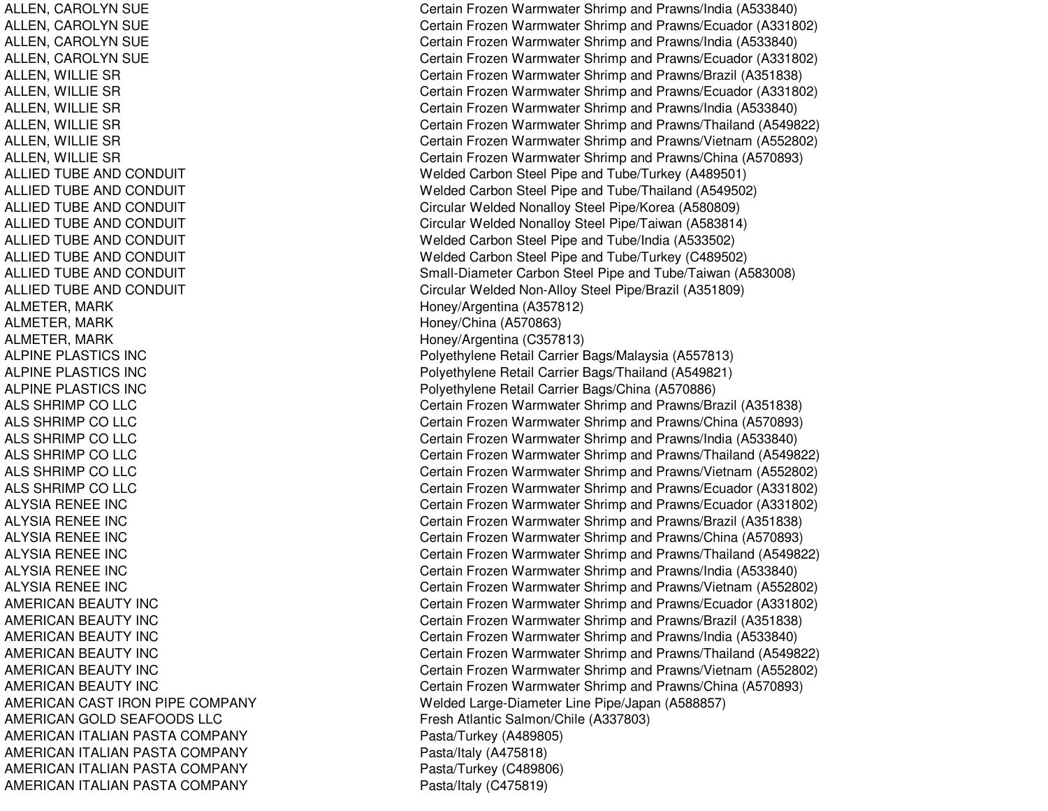| | |
|---|---|
| ALLEN, CAROLYN SUE | Certain Frozen Warmwater Shrimp and Prawns/India (A533840) |
| ALLEN, CAROLYN SUE | Certain Frozen Warmwater Shrimp and Prawns/Ecuador (A331802) |
| ALLEN, CAROLYN SUE | Certain Frozen Warmwater Shrimp and Prawns/India (A533840) |
| ALLEN, CAROLYN SUE | Certain Frozen Warmwater Shrimp and Prawns/Ecuador (A331802) |
| ALLEN, WILLIE SR | Certain Frozen Warmwater Shrimp and Prawns/Brazil (A351838) |
| ALLEN, WILLIE SR | Certain Frozen Warmwater Shrimp and Prawns/Ecuador (A331802) |
| ALLEN, WILLIE SR | Certain Frozen Warmwater Shrimp and Prawns/India (A533840) |
| ALLEN, WILLIE SR | Certain Frozen Warmwater Shrimp and Prawns/Thailand (A549822) |
| ALLEN, WILLIE SR | Certain Frozen Warmwater Shrimp and Prawns/Vietnam (A552802) |
| ALLEN, WILLIE SR | Certain Frozen Warmwater Shrimp and Prawns/China (A570893) |
| ALLIED TUBE AND CONDUIT | Welded Carbon Steel Pipe and Tube/Turkey (A489501) |
| ALLIED TUBE AND CONDUIT | Welded Carbon Steel Pipe and Tube/Thailand (A549502) |
| ALLIED TUBE AND CONDUIT | Circular Welded Nonalloy Steel Pipe/Korea (A580809) |
| ALLIED TUBE AND CONDUIT | Circular Welded Nonalloy Steel Pipe/Taiwan (A583814) |
| ALLIED TUBE AND CONDUIT | Welded Carbon Steel Pipe and Tube/India (A533502) |
| ALLIED TUBE AND CONDUIT | Welded Carbon Steel Pipe and Tube/Turkey (C489502) |
| ALLIED TUBE AND CONDUIT | Small-Diameter Carbon Steel Pipe and Tube/Taiwan (A583008) |
| ALLIED TUBE AND CONDUIT | Circular Welded Non-Alloy Steel Pipe/Brazil (A351809) |
| ALMETER, MARK | Honey/Argentina (A357812) |
| ALMETER, MARK | Honey/China (A570863) |
| ALMETER, MARK | Honey/Argentina (C357813) |
| ALPINE PLASTICS INC | Polyethylene Retail Carrier Bags/Malaysia (A557813) |
| ALPINE PLASTICS INC | Polyethylene Retail Carrier Bags/Thailand (A549821) |
| ALPINE PLASTICS INC | Polyethylene Retail Carrier Bags/China (A570886) |
| ALS SHRIMP CO LLC | Certain Frozen Warmwater Shrimp and Prawns/Brazil (A351838) |
| ALS SHRIMP CO LLC | Certain Frozen Warmwater Shrimp and Prawns/China (A570893) |
| ALS SHRIMP CO LLC | Certain Frozen Warmwater Shrimp and Prawns/India (A533840) |
| ALS SHRIMP CO LLC | Certain Frozen Warmwater Shrimp and Prawns/Thailand (A549822) |
| ALS SHRIMP CO LLC | Certain Frozen Warmwater Shrimp and Prawns/Vietnam (A552802) |
| ALS SHRIMP CO LLC | Certain Frozen Warmwater Shrimp and Prawns/Ecuador (A331802) |
| ALYSIA RENEE INC | Certain Frozen Warmwater Shrimp and Prawns/Ecuador (A331802) |
| ALYSIA RENEE INC | Certain Frozen Warmwater Shrimp and Prawns/Brazil (A351838) |
| ALYSIA RENEE INC | Certain Frozen Warmwater Shrimp and Prawns/China (A570893) |
| ALYSIA RENEE INC | Certain Frozen Warmwater Shrimp and Prawns/Thailand (A549822) |
| ALYSIA RENEE INC | Certain Frozen Warmwater Shrimp and Prawns/India (A533840) |
| ALYSIA RENEE INC | Certain Frozen Warmwater Shrimp and Prawns/Vietnam (A552802) |
| AMERICAN BEAUTY INC | Certain Frozen Warmwater Shrimp and Prawns/Ecuador (A331802) |
| AMERICAN BEAUTY INC | Certain Frozen Warmwater Shrimp and Prawns/Brazil (A351838) |
| AMERICAN BEAUTY INC | Certain Frozen Warmwater Shrimp and Prawns/India (A533840) |
| AMERICAN BEAUTY INC | Certain Frozen Warmwater Shrimp and Prawns/Thailand (A549822) |
| AMERICAN BEAUTY INC | Certain Frozen Warmwater Shrimp and Prawns/Vietnam (A552802) |
| AMERICAN BEAUTY INC | Certain Frozen Warmwater Shrimp and Prawns/China (A570893) |
| AMERICAN CAST IRON PIPE COMPANY | Welded Large-Diameter Line Pipe/Japan (A588857) |
| AMERICAN GOLD SEAFOODS LLC | Fresh Atlantic Salmon/Chile (A337803) |
| AMERICAN ITALIAN PASTA COMPANY | Pasta/Turkey (A489805) |
| AMERICAN ITALIAN PASTA COMPANY | Pasta/Italy (A475818) |
| AMERICAN ITALIAN PASTA COMPANY | Pasta/Turkey (C489806) |
| AMERICAN ITALIAN PASTA COMPANY | Pasta/Italy (C475819) |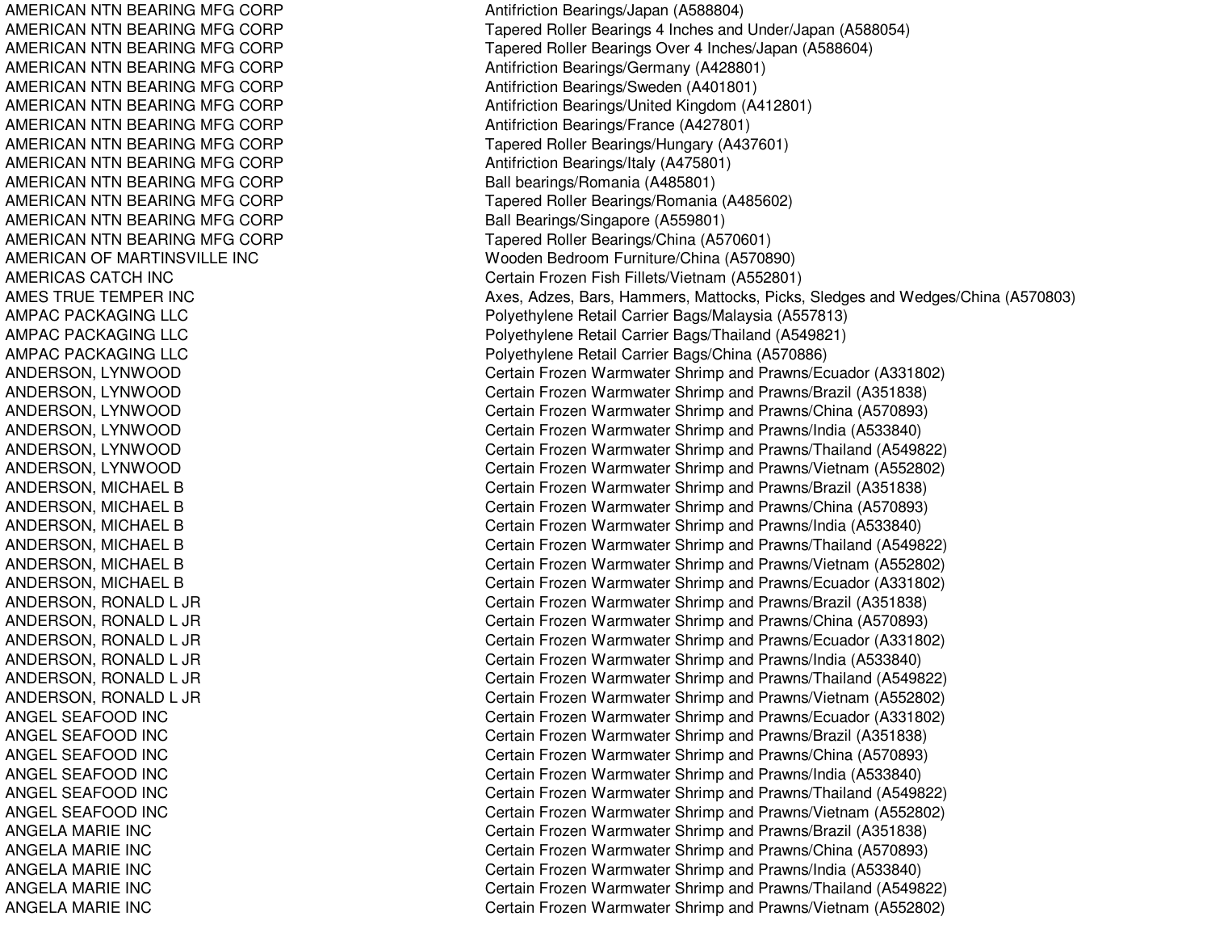| | |
|---|---|
| AMERICAN NTN BEARING MFG CORP | Antifriction Bearings/Japan (A588804) |
| AMERICAN NTN BEARING MFG CORP | Tapered Roller Bearings 4 Inches and Under/Japan (A588054) |
| AMERICAN NTN BEARING MFG CORP | Tapered Roller Bearings Over 4 Inches/Japan (A588604) |
| AMERICAN NTN BEARING MFG CORP | Antifriction Bearings/Germany (A428801) |
| AMERICAN NTN BEARING MFG CORP | Antifriction Bearings/Sweden (A401801) |
| AMERICAN NTN BEARING MFG CORP | Antifriction Bearings/United Kingdom (A412801) |
| AMERICAN NTN BEARING MFG CORP | Antifriction Bearings/France (A427801) |
| AMERICAN NTN BEARING MFG CORP | Tapered Roller Bearings/Hungary (A437601) |
| AMERICAN NTN BEARING MFG CORP | Antifriction Bearings/Italy (A475801) |
| AMERICAN NTN BEARING MFG CORP | Ball bearings/Romania (A485801) |
| AMERICAN NTN BEARING MFG CORP | Tapered Roller Bearings/Romania (A485602) |
| AMERICAN NTN BEARING MFG CORP | Ball Bearings/Singapore (A559801) |
| AMERICAN NTN BEARING MFG CORP | Tapered Roller Bearings/China (A570601) |
| AMERICAN OF MARTINSVILLE INC | Wooden Bedroom Furniture/China (A570890) |
| AMERICAS CATCH INC | Certain Frozen Fish Fillets/Vietnam (A552801) |
| AMES TRUE TEMPER INC | Axes, Adzes, Bars, Hammers, Mattocks, Picks, Sledges and Wedges/China (A570803) |
| AMPAC PACKAGING LLC | Polyethylene Retail Carrier Bags/Malaysia (A557813) |
| AMPAC PACKAGING LLC | Polyethylene Retail Carrier Bags/Thailand (A549821) |
| AMPAC PACKAGING LLC | Polyethylene Retail Carrier Bags/China (A570886) |
| ANDERSON, LYNWOOD | Certain Frozen Warmwater Shrimp and Prawns/Ecuador (A331802) |
| ANDERSON, LYNWOOD | Certain Frozen Warmwater Shrimp and Prawns/Brazil (A351838) |
| ANDERSON, LYNWOOD | Certain Frozen Warmwater Shrimp and Prawns/China (A570893) |
| ANDERSON, LYNWOOD | Certain Frozen Warmwater Shrimp and Prawns/India (A533840) |
| ANDERSON, LYNWOOD | Certain Frozen Warmwater Shrimp and Prawns/Thailand (A549822) |
| ANDERSON, LYNWOOD | Certain Frozen Warmwater Shrimp and Prawns/Vietnam (A552802) |
| ANDERSON, MICHAEL B | Certain Frozen Warmwater Shrimp and Prawns/Brazil (A351838) |
| ANDERSON, MICHAEL B | Certain Frozen Warmwater Shrimp and Prawns/China (A570893) |
| ANDERSON, MICHAEL B | Certain Frozen Warmwater Shrimp and Prawns/India (A533840) |
| ANDERSON, MICHAEL B | Certain Frozen Warmwater Shrimp and Prawns/Thailand (A549822) |
| ANDERSON, MICHAEL B | Certain Frozen Warmwater Shrimp and Prawns/Vietnam (A552802) |
| ANDERSON, MICHAEL B | Certain Frozen Warmwater Shrimp and Prawns/Ecuador (A331802) |
| ANDERSON, RONALD L JR | Certain Frozen Warmwater Shrimp and Prawns/Brazil (A351838) |
| ANDERSON, RONALD L JR | Certain Frozen Warmwater Shrimp and Prawns/China (A570893) |
| ANDERSON, RONALD L JR | Certain Frozen Warmwater Shrimp and Prawns/Ecuador (A331802) |
| ANDERSON, RONALD L JR | Certain Frozen Warmwater Shrimp and Prawns/India (A533840) |
| ANDERSON, RONALD L JR | Certain Frozen Warmwater Shrimp and Prawns/Thailand (A549822) |
| ANDERSON, RONALD L JR | Certain Frozen Warmwater Shrimp and Prawns/Vietnam (A552802) |
| ANGEL SEAFOOD INC | Certain Frozen Warmwater Shrimp and Prawns/Ecuador (A331802) |
| ANGEL SEAFOOD INC | Certain Frozen Warmwater Shrimp and Prawns/Brazil (A351838) |
| ANGEL SEAFOOD INC | Certain Frozen Warmwater Shrimp and Prawns/China (A570893) |
| ANGEL SEAFOOD INC | Certain Frozen Warmwater Shrimp and Prawns/India (A533840) |
| ANGEL SEAFOOD INC | Certain Frozen Warmwater Shrimp and Prawns/Thailand (A549822) |
| ANGEL SEAFOOD INC | Certain Frozen Warmwater Shrimp and Prawns/Vietnam (A552802) |
| ANGELA MARIE INC | Certain Frozen Warmwater Shrimp and Prawns/Brazil (A351838) |
| ANGELA MARIE INC | Certain Frozen Warmwater Shrimp and Prawns/China (A570893) |
| ANGELA MARIE INC | Certain Frozen Warmwater Shrimp and Prawns/India (A533840) |
| ANGELA MARIE INC | Certain Frozen Warmwater Shrimp and Prawns/Thailand (A549822) |
| ANGELA MARIE INC | Certain Frozen Warmwater Shrimp and Prawns/Vietnam (A552802) |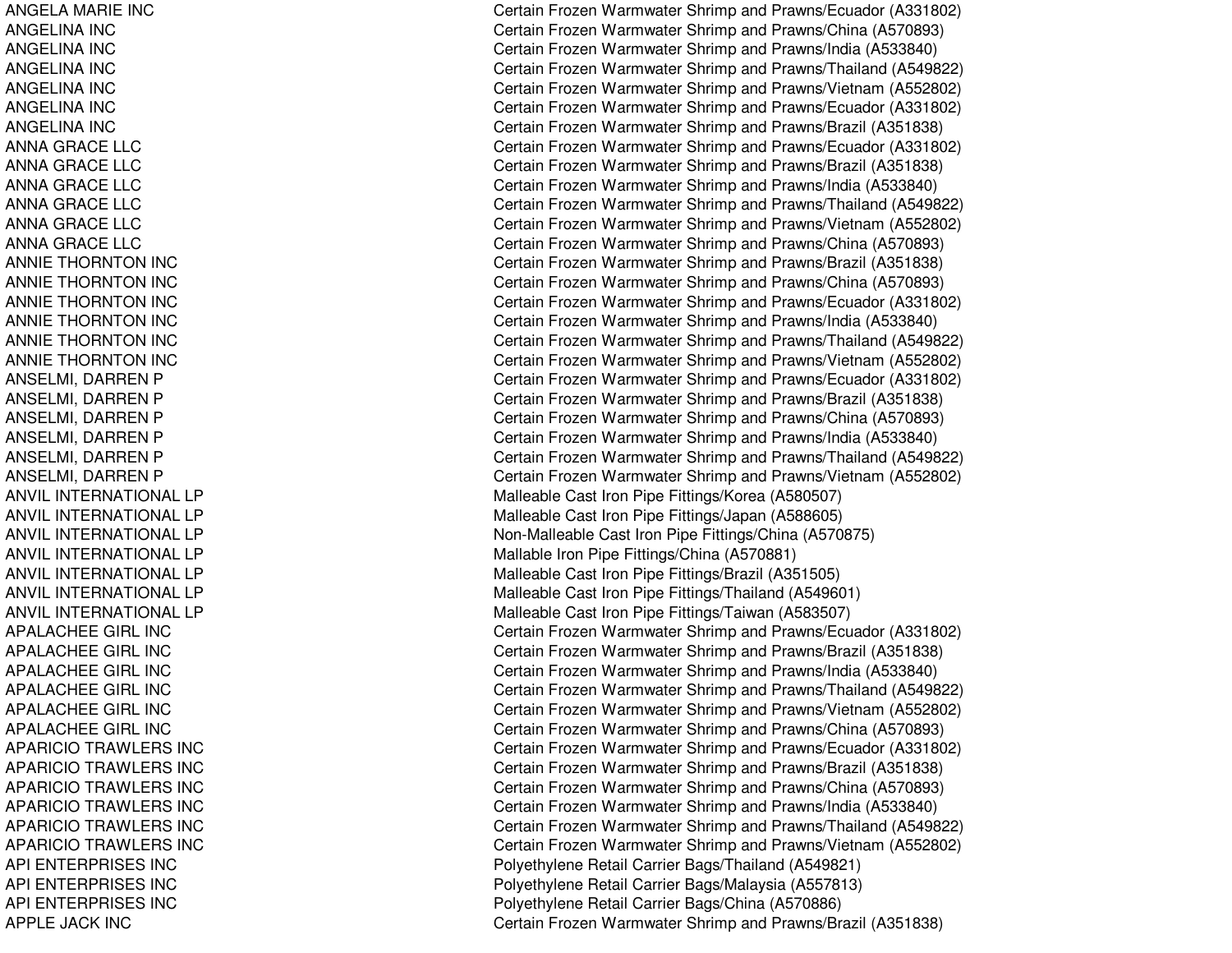| | |
|---|---|
| ANGELA MARIE INC | Certain Frozen Warmwater Shrimp and Prawns/Ecuador (A331802) |
| ANGELINA INC | Certain Frozen Warmwater Shrimp and Prawns/China (A570893) |
| ANGELINA INC | Certain Frozen Warmwater Shrimp and Prawns/India (A533840) |
| ANGELINA INC | Certain Frozen Warmwater Shrimp and Prawns/Thailand (A549822) |
| ANGELINA INC | Certain Frozen Warmwater Shrimp and Prawns/Vietnam (A552802) |
| ANGELINA INC | Certain Frozen Warmwater Shrimp and Prawns/Ecuador (A331802) |
| ANGELINA INC | Certain Frozen Warmwater Shrimp and Prawns/Brazil (A351838) |
| ANNA GRACE LLC | Certain Frozen Warmwater Shrimp and Prawns/Ecuador (A331802) |
| ANNA GRACE LLC | Certain Frozen Warmwater Shrimp and Prawns/Brazil (A351838) |
| ANNA GRACE LLC | Certain Frozen Warmwater Shrimp and Prawns/India (A533840) |
| ANNA GRACE LLC | Certain Frozen Warmwater Shrimp and Prawns/Thailand (A549822) |
| ANNA GRACE LLC | Certain Frozen Warmwater Shrimp and Prawns/Vietnam (A552802) |
| ANNA GRACE LLC | Certain Frozen Warmwater Shrimp and Prawns/China (A570893) |
| ANNIE THORNTON INC | Certain Frozen Warmwater Shrimp and Prawns/Brazil (A351838) |
| ANNIE THORNTON INC | Certain Frozen Warmwater Shrimp and Prawns/China (A570893) |
| ANNIE THORNTON INC | Certain Frozen Warmwater Shrimp and Prawns/Ecuador (A331802) |
| ANNIE THORNTON INC | Certain Frozen Warmwater Shrimp and Prawns/India (A533840) |
| ANNIE THORNTON INC | Certain Frozen Warmwater Shrimp and Prawns/Thailand (A549822) |
| ANNIE THORNTON INC | Certain Frozen Warmwater Shrimp and Prawns/Vietnam (A552802) |
| ANSELMI, DARREN P | Certain Frozen Warmwater Shrimp and Prawns/Ecuador (A331802) |
| ANSELMI, DARREN P | Certain Frozen Warmwater Shrimp and Prawns/Brazil (A351838) |
| ANSELMI, DARREN P | Certain Frozen Warmwater Shrimp and Prawns/China (A570893) |
| ANSELMI, DARREN P | Certain Frozen Warmwater Shrimp and Prawns/India (A533840) |
| ANSELMI, DARREN P | Certain Frozen Warmwater Shrimp and Prawns/Thailand (A549822) |
| ANSELMI, DARREN P | Certain Frozen Warmwater Shrimp and Prawns/Vietnam (A552802) |
| ANVIL INTERNATIONAL LP | Malleable Cast Iron Pipe Fittings/Korea (A580507) |
| ANVIL INTERNATIONAL LP | Malleable Cast Iron Pipe Fittings/Japan (A588605) |
| ANVIL INTERNATIONAL LP | Non-Malleable Cast Iron Pipe Fittings/China (A570875) |
| ANVIL INTERNATIONAL LP | Mallable Iron Pipe Fittings/China (A570881) |
| ANVIL INTERNATIONAL LP | Malleable Cast Iron Pipe Fittings/Brazil (A351505) |
| ANVIL INTERNATIONAL LP | Malleable Cast Iron Pipe Fittings/Thailand (A549601) |
| ANVIL INTERNATIONAL LP | Malleable Cast Iron Pipe Fittings/Taiwan (A583507) |
| APALACHEE GIRL INC | Certain Frozen Warmwater Shrimp and Prawns/Ecuador (A331802) |
| APALACHEE GIRL INC | Certain Frozen Warmwater Shrimp and Prawns/Brazil (A351838) |
| APALACHEE GIRL INC | Certain Frozen Warmwater Shrimp and Prawns/India (A533840) |
| APALACHEE GIRL INC | Certain Frozen Warmwater Shrimp and Prawns/Thailand (A549822) |
| APALACHEE GIRL INC | Certain Frozen Warmwater Shrimp and Prawns/Vietnam (A552802) |
| APALACHEE GIRL INC | Certain Frozen Warmwater Shrimp and Prawns/China (A570893) |
| APARICIO TRAWLERS INC | Certain Frozen Warmwater Shrimp and Prawns/Ecuador (A331802) |
| APARICIO TRAWLERS INC | Certain Frozen Warmwater Shrimp and Prawns/Brazil (A351838) |
| APARICIO TRAWLERS INC | Certain Frozen Warmwater Shrimp and Prawns/China (A570893) |
| APARICIO TRAWLERS INC | Certain Frozen Warmwater Shrimp and Prawns/India (A533840) |
| APARICIO TRAWLERS INC | Certain Frozen Warmwater Shrimp and Prawns/Thailand (A549822) |
| APARICIO TRAWLERS INC | Certain Frozen Warmwater Shrimp and Prawns/Vietnam (A552802) |
| API ENTERPRISES INC | Polyethylene Retail Carrier Bags/Thailand (A549821) |
| API ENTERPRISES INC | Polyethylene Retail Carrier Bags/Malaysia (A557813) |
| API ENTERPRISES INC | Polyethylene Retail Carrier Bags/China (A570886) |
| APPLE JACK INC | Certain Frozen Warmwater Shrimp and Prawns/Brazil (A351838) |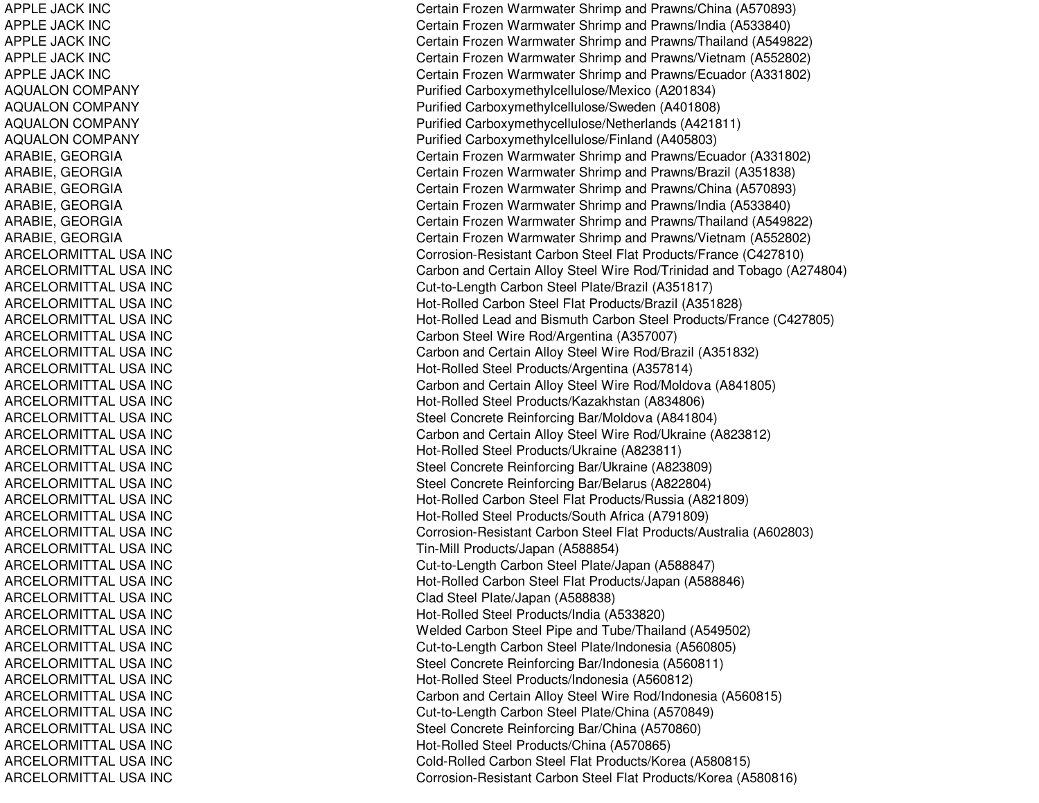| | |
|---|---|
| APPLE JACK INC | Certain Frozen Warmwater Shrimp and Prawns/China (A570893) |
| APPLE JACK INC | Certain Frozen Warmwater Shrimp and Prawns/India (A533840) |
| APPLE JACK INC | Certain Frozen Warmwater Shrimp and Prawns/Thailand (A549822) |
| APPLE JACK INC | Certain Frozen Warmwater Shrimp and Prawns/Vietnam (A552802) |
| APPLE JACK INC | Certain Frozen Warmwater Shrimp and Prawns/Ecuador (A331802) |
| AQUALON COMPANY | Purified Carboxymethylcellulose/Mexico (A201834) |
| AQUALON COMPANY | Purified Carboxymethylcellulose/Sweden (A401808) |
| AQUALON COMPANY | Purified Carboxymethycellulose/Netherlands (A421811) |
| AQUALON COMPANY | Purified Carboxymethylcellulose/Finland (A405803) |
| ARABIE, GEORGIA | Certain Frozen Warmwater Shrimp and Prawns/Ecuador (A331802) |
| ARABIE, GEORGIA | Certain Frozen Warmwater Shrimp and Prawns/Brazil (A351838) |
| ARABIE, GEORGIA | Certain Frozen Warmwater Shrimp and Prawns/China (A570893) |
| ARABIE, GEORGIA | Certain Frozen Warmwater Shrimp and Prawns/India (A533840) |
| ARABIE, GEORGIA | Certain Frozen Warmwater Shrimp and Prawns/Thailand (A549822) |
| ARABIE, GEORGIA | Certain Frozen Warmwater Shrimp and Prawns/Vietnam (A552802) |
| ARCELORMITTAL USA INC | Corrosion-Resistant Carbon Steel Flat Products/France (C427810) |
| ARCELORMITTAL USA INC | Carbon and Certain Alloy Steel Wire Rod/Trinidad and Tobago (A274804) |
| ARCELORMITTAL USA INC | Cut-to-Length Carbon Steel Plate/Brazil (A351817) |
| ARCELORMITTAL USA INC | Hot-Rolled Carbon Steel Flat Products/Brazil (A351828) |
| ARCELORMITTAL USA INC | Hot-Rolled Lead and Bismuth Carbon Steel Products/France (C427805) |
| ARCELORMITTAL USA INC | Carbon Steel Wire Rod/Argentina (A357007) |
| ARCELORMITTAL USA INC | Carbon and Certain Alloy Steel Wire Rod/Brazil (A351832) |
| ARCELORMITTAL USA INC | Hot-Rolled Steel Products/Argentina (A357814) |
| ARCELORMITTAL USA INC | Carbon and Certain Alloy Steel Wire Rod/Moldova (A841805) |
| ARCELORMITTAL USA INC | Hot-Rolled Steel Products/Kazakhstan (A834806) |
| ARCELORMITTAL USA INC | Steel Concrete Reinforcing Bar/Moldova (A841804) |
| ARCELORMITTAL USA INC | Carbon and Certain Alloy Steel Wire Rod/Ukraine (A823812) |
| ARCELORMITTAL USA INC | Hot-Rolled Steel Products/Ukraine (A823811) |
| ARCELORMITTAL USA INC | Steel Concrete Reinforcing Bar/Ukraine (A823809) |
| ARCELORMITTAL USA INC | Steel Concrete Reinforcing Bar/Belarus (A822804) |
| ARCELORMITTAL USA INC | Hot-Rolled Carbon Steel Flat Products/Russia (A821809) |
| ARCELORMITTAL USA INC | Hot-Rolled Steel Products/South Africa (A791809) |
| ARCELORMITTAL USA INC | Corrosion-Resistant Carbon Steel Flat Products/Australia (A602803) |
| ARCELORMITTAL USA INC | Tin-Mill Products/Japan (A588854) |
| ARCELORMITTAL USA INC | Cut-to-Length Carbon Steel Plate/Japan (A588847) |
| ARCELORMITTAL USA INC | Hot-Rolled Carbon Steel Flat Products/Japan (A588846) |
| ARCELORMITTAL USA INC | Clad Steel Plate/Japan (A588838) |
| ARCELORMITTAL USA INC | Hot-Rolled Steel Products/India (A533820) |
| ARCELORMITTAL USA INC | Welded Carbon Steel Pipe and Tube/Thailand (A549502) |
| ARCELORMITTAL USA INC | Cut-to-Length Carbon Steel Plate/Indonesia (A560805) |
| ARCELORMITTAL USA INC | Steel Concrete Reinforcing Bar/Indonesia (A560811) |
| ARCELORMITTAL USA INC | Hot-Rolled Steel Products/Indonesia (A560812) |
| ARCELORMITTAL USA INC | Carbon and Certain Alloy Steel Wire Rod/Indonesia (A560815) |
| ARCELORMITTAL USA INC | Cut-to-Length Carbon Steel Plate/China (A570849) |
| ARCELORMITTAL USA INC | Steel Concrete Reinforcing Bar/China (A570860) |
| ARCELORMITTAL USA INC | Hot-Rolled Steel Products/China (A570865) |
| ARCELORMITTAL USA INC | Cold-Rolled Carbon Steel Flat Products/Korea (A580815) |
| ARCELORMITTAL USA INC | Corrosion-Resistant Carbon Steel Flat Products/Korea (A580816) |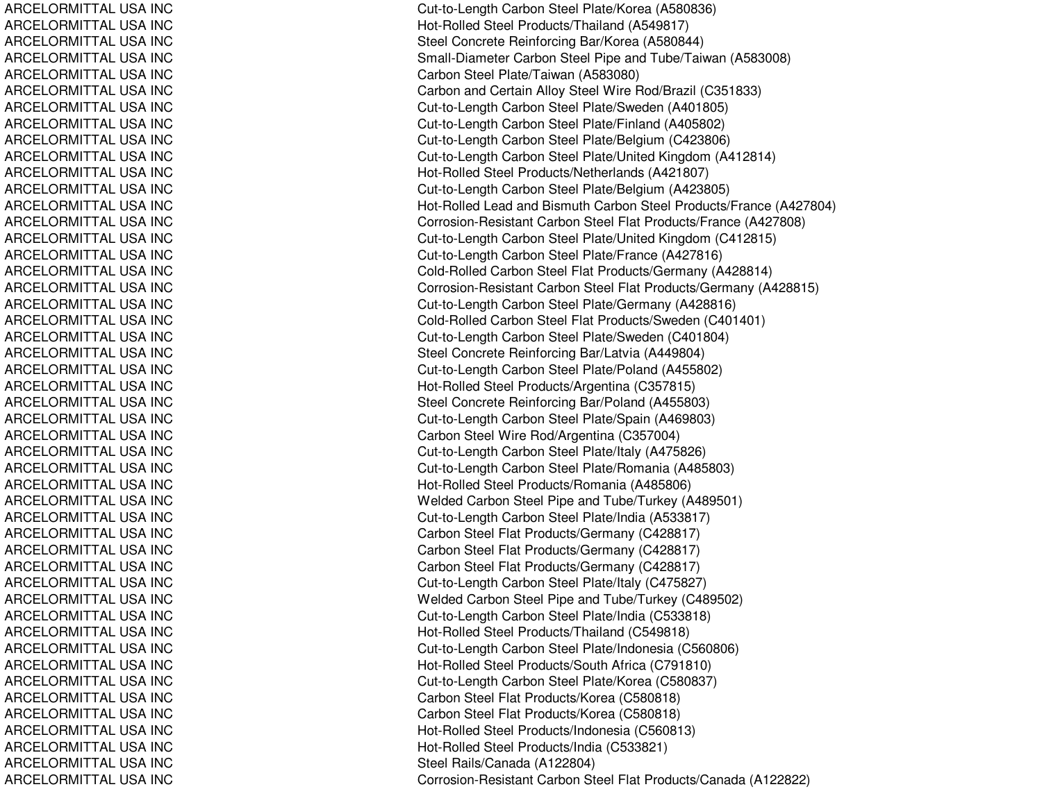| | |
|---|---|
| ARCELORMITTAL USA INC | Cut-to-Length Carbon Steel Plate/Korea (A580836) |
| ARCELORMITTAL USA INC | Hot-Rolled Steel Products/Thailand (A549817) |
| ARCELORMITTAL USA INC | Steel Concrete Reinforcing Bar/Korea (A580844) |
| ARCELORMITTAL USA INC | Small-Diameter Carbon Steel Pipe and Tube/Taiwan (A583008) |
| ARCELORMITTAL USA INC | Carbon Steel Plate/Taiwan (A583080) |
| ARCELORMITTAL USA INC | Carbon and Certain Alloy Steel Wire Rod/Brazil (C351833) |
| ARCELORMITTAL USA INC | Cut-to-Length Carbon Steel Plate/Sweden (A401805) |
| ARCELORMITTAL USA INC | Cut-to-Length Carbon Steel Plate/Finland (A405802) |
| ARCELORMITTAL USA INC | Cut-to-Length Carbon Steel Plate/Belgium (C423806) |
| ARCELORMITTAL USA INC | Cut-to-Length Carbon Steel Plate/United Kingdom (A412814) |
| ARCELORMITTAL USA INC | Hot-Rolled Steel Products/Netherlands (A421807) |
| ARCELORMITTAL USA INC | Cut-to-Length Carbon Steel Plate/Belgium (A423805) |
| ARCELORMITTAL USA INC | Hot-Rolled Lead and Bismuth Carbon Steel Products/France (A427804) |
| ARCELORMITTAL USA INC | Corrosion-Resistant Carbon Steel Flat Products/France (A427808) |
| ARCELORMITTAL USA INC | Cut-to-Length Carbon Steel Plate/United Kingdom (C412815) |
| ARCELORMITTAL USA INC | Cut-to-Length Carbon Steel Plate/France (A427816) |
| ARCELORMITTAL USA INC | Cold-Rolled Carbon Steel Flat Products/Germany (A428814) |
| ARCELORMITTAL USA INC | Corrosion-Resistant Carbon Steel Flat Products/Germany (A428815) |
| ARCELORMITTAL USA INC | Cut-to-Length Carbon Steel Plate/Germany (A428816) |
| ARCELORMITTAL USA INC | Cold-Rolled Carbon Steel Flat Products/Sweden (C401401) |
| ARCELORMITTAL USA INC | Cut-to-Length Carbon Steel Plate/Sweden (C401804) |
| ARCELORMITTAL USA INC | Steel Concrete Reinforcing Bar/Latvia (A449804) |
| ARCELORMITTAL USA INC | Cut-to-Length Carbon Steel Plate/Poland (A455802) |
| ARCELORMITTAL USA INC | Hot-Rolled Steel Products/Argentina (C357815) |
| ARCELORMITTAL USA INC | Steel Concrete Reinforcing Bar/Poland (A455803) |
| ARCELORMITTAL USA INC | Cut-to-Length Carbon Steel Plate/Spain (A469803) |
| ARCELORMITTAL USA INC | Carbon Steel Wire Rod/Argentina (C357004) |
| ARCELORMITTAL USA INC | Cut-to-Length Carbon Steel Plate/Italy (A475826) |
| ARCELORMITTAL USA INC | Cut-to-Length Carbon Steel Plate/Romania (A485803) |
| ARCELORMITTAL USA INC | Hot-Rolled Steel Products/Romania (A485806) |
| ARCELORMITTAL USA INC | Welded Carbon Steel Pipe and Tube/Turkey (A489501) |
| ARCELORMITTAL USA INC | Cut-to-Length Carbon Steel Plate/India (A533817) |
| ARCELORMITTAL USA INC | Carbon Steel Flat Products/Germany (C428817) |
| ARCELORMITTAL USA INC | Carbon Steel Flat Products/Germany (C428817) |
| ARCELORMITTAL USA INC | Carbon Steel Flat Products/Germany (C428817) |
| ARCELORMITTAL USA INC | Cut-to-Length Carbon Steel Plate/Italy (C475827) |
| ARCELORMITTAL USA INC | Welded Carbon Steel Pipe and Tube/Turkey (C489502) |
| ARCELORMITTAL USA INC | Cut-to-Length Carbon Steel Plate/India (C533818) |
| ARCELORMITTAL USA INC | Hot-Rolled Steel Products/Thailand (C549818) |
| ARCELORMITTAL USA INC | Cut-to-Length Carbon Steel Plate/Indonesia (C560806) |
| ARCELORMITTAL USA INC | Hot-Rolled Steel Products/South Africa (C791810) |
| ARCELORMITTAL USA INC | Cut-to-Length Carbon Steel Plate/Korea (C580837) |
| ARCELORMITTAL USA INC | Carbon Steel Flat Products/Korea (C580818) |
| ARCELORMITTAL USA INC | Carbon Steel Flat Products/Korea (C580818) |
| ARCELORMITTAL USA INC | Hot-Rolled Steel Products/Indonesia (C560813) |
| ARCELORMITTAL USA INC | Hot-Rolled Steel Products/India (C533821) |
| ARCELORMITTAL USA INC | Steel Rails/Canada (A122804) |
| ARCELORMITTAL USA INC | Corrosion-Resistant Carbon Steel Flat Products/Canada (A122822) |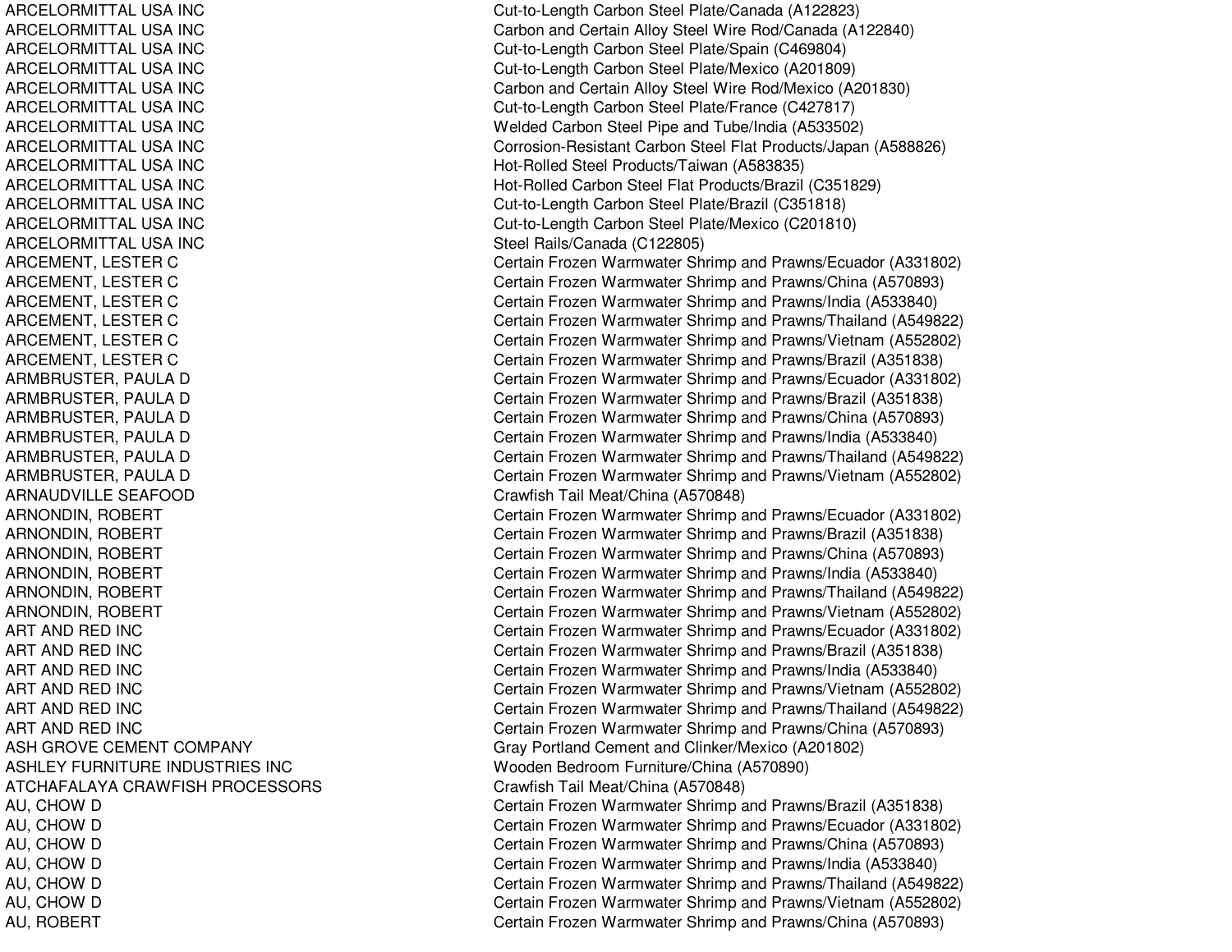| | |
|---|---|
| ARCELORMITTAL USA INC | Cut-to-Length Carbon Steel Plate/Canada (A122823) |
| ARCELORMITTAL USA INC | Carbon and Certain Alloy Steel Wire Rod/Canada (A122840) |
| ARCELORMITTAL USA INC | Cut-to-Length Carbon Steel Plate/Spain (C469804) |
| ARCELORMITTAL USA INC | Cut-to-Length Carbon Steel Plate/Mexico (A201809) |
| ARCELORMITTAL USA INC | Carbon and Certain Alloy Steel Wire Rod/Mexico (A201830) |
| ARCELORMITTAL USA INC | Cut-to-Length Carbon Steel Plate/France (C427817) |
| ARCELORMITTAL USA INC | Welded Carbon Steel Pipe and Tube/India (A533502) |
| ARCELORMITTAL USA INC | Corrosion-Resistant Carbon Steel Flat Products/Japan (A588826) |
| ARCELORMITTAL USA INC | Hot-Rolled Steel Products/Taiwan (A583835) |
| ARCELORMITTAL USA INC | Hot-Rolled Carbon Steel Flat Products/Brazil (C351829) |
| ARCELORMITTAL USA INC | Cut-to-Length Carbon Steel Plate/Brazil (C351818) |
| ARCELORMITTAL USA INC | Cut-to-Length Carbon Steel Plate/Mexico (C201810) |
| ARCELORMITTAL USA INC | Steel Rails/Canada (C122805) |
| ARCEMENT, LESTER C | Certain Frozen Warmwater Shrimp and Prawns/Ecuador (A331802) |
| ARCEMENT, LESTER C | Certain Frozen Warmwater Shrimp and Prawns/China (A570893) |
| ARCEMENT, LESTER C | Certain Frozen Warmwater Shrimp and Prawns/India (A533840) |
| ARCEMENT, LESTER C | Certain Frozen Warmwater Shrimp and Prawns/Thailand (A549822) |
| ARCEMENT, LESTER C | Certain Frozen Warmwater Shrimp and Prawns/Vietnam (A552802) |
| ARCEMENT, LESTER C | Certain Frozen Warmwater Shrimp and Prawns/Brazil (A351838) |
| ARMBRUSTER, PAULA D | Certain Frozen Warmwater Shrimp and Prawns/Ecuador (A331802) |
| ARMBRUSTER, PAULA D | Certain Frozen Warmwater Shrimp and Prawns/Brazil (A351838) |
| ARMBRUSTER, PAULA D | Certain Frozen Warmwater Shrimp and Prawns/China (A570893) |
| ARMBRUSTER, PAULA D | Certain Frozen Warmwater Shrimp and Prawns/India (A533840) |
| ARMBRUSTER, PAULA D | Certain Frozen Warmwater Shrimp and Prawns/Thailand (A549822) |
| ARMBRUSTER, PAULA D | Certain Frozen Warmwater Shrimp and Prawns/Vietnam (A552802) |
| ARNAUDVILLE SEAFOOD | Crawfish Tail Meat/China (A570848) |
| ARNONDIN, ROBERT | Certain Frozen Warmwater Shrimp and Prawns/Ecuador (A331802) |
| ARNONDIN, ROBERT | Certain Frozen Warmwater Shrimp and Prawns/Brazil (A351838) |
| ARNONDIN, ROBERT | Certain Frozen Warmwater Shrimp and Prawns/China (A570893) |
| ARNONDIN, ROBERT | Certain Frozen Warmwater Shrimp and Prawns/India (A533840) |
| ARNONDIN, ROBERT | Certain Frozen Warmwater Shrimp and Prawns/Thailand (A549822) |
| ARNONDIN, ROBERT | Certain Frozen Warmwater Shrimp and Prawns/Vietnam (A552802) |
| ART AND RED INC | Certain Frozen Warmwater Shrimp and Prawns/Ecuador (A331802) |
| ART AND RED INC | Certain Frozen Warmwater Shrimp and Prawns/Brazil (A351838) |
| ART AND RED INC | Certain Frozen Warmwater Shrimp and Prawns/India (A533840) |
| ART AND RED INC | Certain Frozen Warmwater Shrimp and Prawns/Vietnam (A552802) |
| ART AND RED INC | Certain Frozen Warmwater Shrimp and Prawns/Thailand (A549822) |
| ART AND RED INC | Certain Frozen Warmwater Shrimp and Prawns/China (A570893) |
| ASH GROVE CEMENT COMPANY | Gray Portland Cement and Clinker/Mexico (A201802) |
| ASHLEY FURNITURE INDUSTRIES INC | Wooden Bedroom Furniture/China (A570890) |
| ATCHAFALAYA CRAWFISH PROCESSORS | Crawfish Tail Meat/China (A570848) |
| AU, CHOW D | Certain Frozen Warmwater Shrimp and Prawns/Brazil (A351838) |
| AU, CHOW D | Certain Frozen Warmwater Shrimp and Prawns/Ecuador (A331802) |
| AU, CHOW D | Certain Frozen Warmwater Shrimp and Prawns/China (A570893) |
| AU, CHOW D | Certain Frozen Warmwater Shrimp and Prawns/India (A533840) |
| AU, CHOW D | Certain Frozen Warmwater Shrimp and Prawns/Thailand (A549822) |
| AU, CHOW D | Certain Frozen Warmwater Shrimp and Prawns/Vietnam (A552802) |
| AU, ROBERT | Certain Frozen Warmwater Shrimp and Prawns/China (A570893) |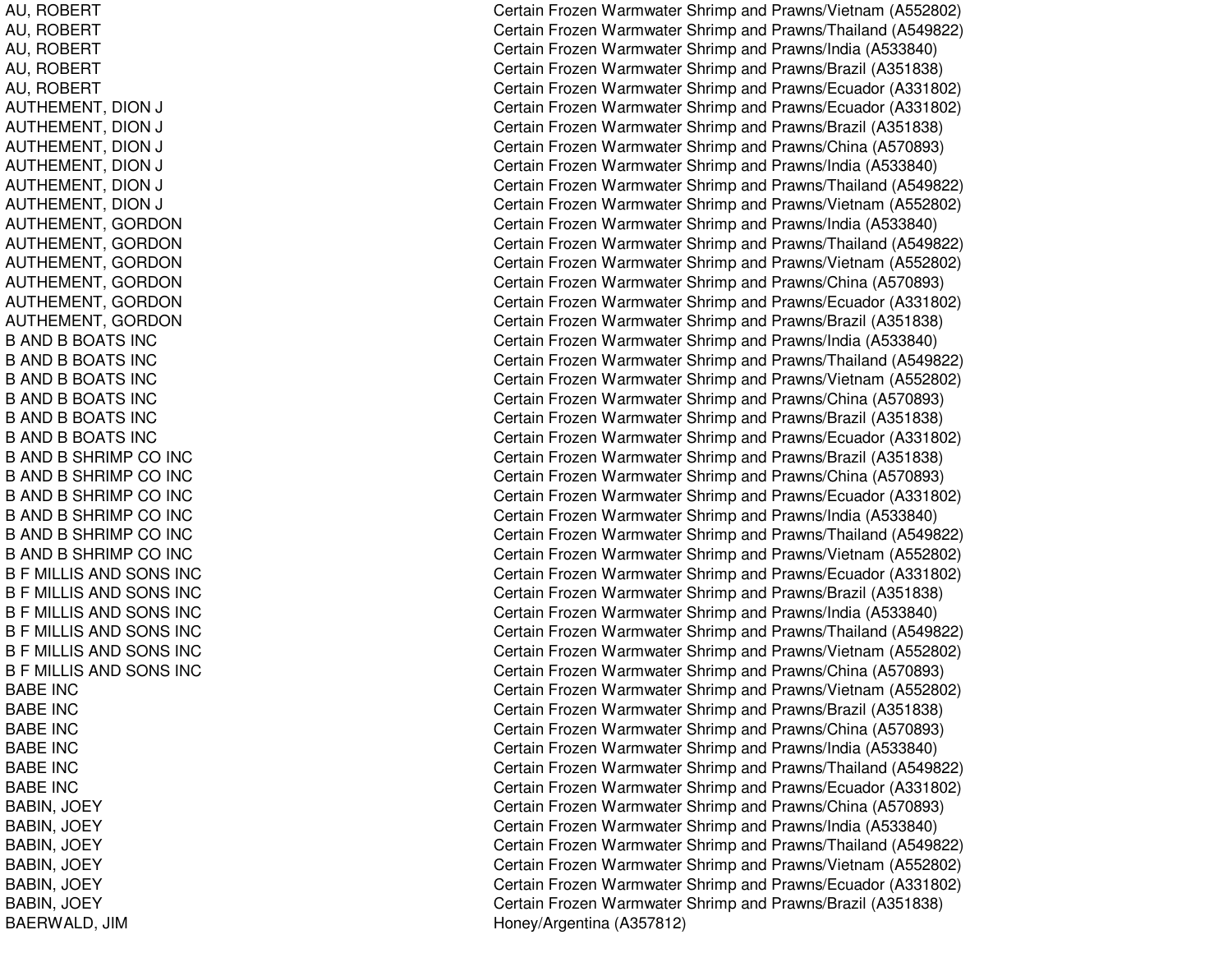| | |
|---|---|
| AU, ROBERT | Certain Frozen Warmwater Shrimp and Prawns/Vietnam (A552802) |
| AU, ROBERT | Certain Frozen Warmwater Shrimp and Prawns/Thailand (A549822) |
| AU, ROBERT | Certain Frozen Warmwater Shrimp and Prawns/India (A533840) |
| AU, ROBERT | Certain Frozen Warmwater Shrimp and Prawns/Brazil (A351838) |
| AU, ROBERT | Certain Frozen Warmwater Shrimp and Prawns/Ecuador (A331802) |
| AUTHEMENT, DION J | Certain Frozen Warmwater Shrimp and Prawns/Ecuador (A331802) |
| AUTHEMENT, DION J | Certain Frozen Warmwater Shrimp and Prawns/Brazil (A351838) |
| AUTHEMENT, DION J | Certain Frozen Warmwater Shrimp and Prawns/China (A570893) |
| AUTHEMENT, DION J | Certain Frozen Warmwater Shrimp and Prawns/India (A533840) |
| AUTHEMENT, DION J | Certain Frozen Warmwater Shrimp and Prawns/Thailand (A549822) |
| AUTHEMENT, DION J | Certain Frozen Warmwater Shrimp and Prawns/Vietnam (A552802) |
| AUTHEMENT, GORDON | Certain Frozen Warmwater Shrimp and Prawns/India (A533840) |
| AUTHEMENT, GORDON | Certain Frozen Warmwater Shrimp and Prawns/Thailand (A549822) |
| AUTHEMENT, GORDON | Certain Frozen Warmwater Shrimp and Prawns/Vietnam (A552802) |
| AUTHEMENT, GORDON | Certain Frozen Warmwater Shrimp and Prawns/China (A570893) |
| AUTHEMENT, GORDON | Certain Frozen Warmwater Shrimp and Prawns/Ecuador (A331802) |
| AUTHEMENT, GORDON | Certain Frozen Warmwater Shrimp and Prawns/Brazil (A351838) |
| B AND B BOATS INC | Certain Frozen Warmwater Shrimp and Prawns/India (A533840) |
| B AND B BOATS INC | Certain Frozen Warmwater Shrimp and Prawns/Thailand (A549822) |
| B AND B BOATS INC | Certain Frozen Warmwater Shrimp and Prawns/Vietnam (A552802) |
| B AND B BOATS INC | Certain Frozen Warmwater Shrimp and Prawns/China (A570893) |
| B AND B BOATS INC | Certain Frozen Warmwater Shrimp and Prawns/Brazil (A351838) |
| B AND B BOATS INC | Certain Frozen Warmwater Shrimp and Prawns/Ecuador (A331802) |
| B AND B SHRIMP CO INC | Certain Frozen Warmwater Shrimp and Prawns/Brazil (A351838) |
| B AND B SHRIMP CO INC | Certain Frozen Warmwater Shrimp and Prawns/China (A570893) |
| B AND B SHRIMP CO INC | Certain Frozen Warmwater Shrimp and Prawns/Ecuador (A331802) |
| B AND B SHRIMP CO INC | Certain Frozen Warmwater Shrimp and Prawns/India (A533840) |
| B AND B SHRIMP CO INC | Certain Frozen Warmwater Shrimp and Prawns/Thailand (A549822) |
| B AND B SHRIMP CO INC | Certain Frozen Warmwater Shrimp and Prawns/Vietnam (A552802) |
| B F MILLIS AND SONS INC | Certain Frozen Warmwater Shrimp and Prawns/Ecuador (A331802) |
| B F MILLIS AND SONS INC | Certain Frozen Warmwater Shrimp and Prawns/Brazil (A351838) |
| B F MILLIS AND SONS INC | Certain Frozen Warmwater Shrimp and Prawns/India (A533840) |
| B F MILLIS AND SONS INC | Certain Frozen Warmwater Shrimp and Prawns/Thailand (A549822) |
| B F MILLIS AND SONS INC | Certain Frozen Warmwater Shrimp and Prawns/Vietnam (A552802) |
| B F MILLIS AND SONS INC | Certain Frozen Warmwater Shrimp and Prawns/China (A570893) |
| BABE INC | Certain Frozen Warmwater Shrimp and Prawns/Vietnam (A552802) |
| BABE INC | Certain Frozen Warmwater Shrimp and Prawns/Brazil (A351838) |
| BABE INC | Certain Frozen Warmwater Shrimp and Prawns/China (A570893) |
| BABE INC | Certain Frozen Warmwater Shrimp and Prawns/India (A533840) |
| BABE INC | Certain Frozen Warmwater Shrimp and Prawns/Thailand (A549822) |
| BABE INC | Certain Frozen Warmwater Shrimp and Prawns/Ecuador (A331802) |
| BABIN, JOEY | Certain Frozen Warmwater Shrimp and Prawns/China (A570893) |
| BABIN, JOEY | Certain Frozen Warmwater Shrimp and Prawns/India (A533840) |
| BABIN, JOEY | Certain Frozen Warmwater Shrimp and Prawns/Thailand (A549822) |
| BABIN, JOEY | Certain Frozen Warmwater Shrimp and Prawns/Vietnam (A552802) |
| BABIN, JOEY | Certain Frozen Warmwater Shrimp and Prawns/Ecuador (A331802) |
| BABIN, JOEY | Certain Frozen Warmwater Shrimp and Prawns/Brazil (A351838) |
| BAERWALD, JIM | Honey/Argentina (A357812) |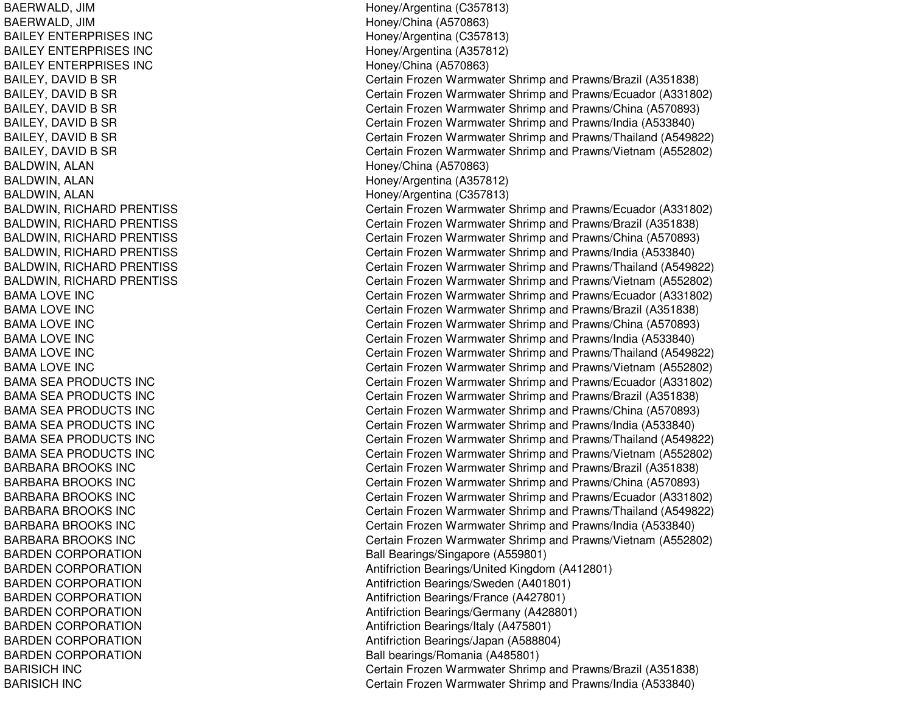| | |
|---|---|
| BAERWALD, JIM | Honey/Argentina (C357813) |
| BAERWALD, JIM | Honey/China (A570863) |
| BAILEY ENTERPRISES INC | Honey/Argentina (C357813) |
| BAILEY ENTERPRISES INC | Honey/Argentina (A357812) |
| BAILEY ENTERPRISES INC | Honey/China (A570863) |
| BAILEY, DAVID B SR | Certain Frozen Warmwater Shrimp and Prawns/Brazil (A351838) |
| BAILEY, DAVID B SR | Certain Frozen Warmwater Shrimp and Prawns/Ecuador (A331802) |
| BAILEY, DAVID B SR | Certain Frozen Warmwater Shrimp and Prawns/China (A570893) |
| BAILEY, DAVID B SR | Certain Frozen Warmwater Shrimp and Prawns/India (A533840) |
| BAILEY, DAVID B SR | Certain Frozen Warmwater Shrimp and Prawns/Thailand (A549822) |
| BAILEY, DAVID B SR | Certain Frozen Warmwater Shrimp and Prawns/Vietnam (A552802) |
| BALDWIN, ALAN | Honey/China (A570863) |
| BALDWIN, ALAN | Honey/Argentina (A357812) |
| BALDWIN, ALAN | Honey/Argentina (C357813) |
| BALDWIN, RICHARD PRENTISS | Certain Frozen Warmwater Shrimp and Prawns/Ecuador (A331802) |
| BALDWIN, RICHARD PRENTISS | Certain Frozen Warmwater Shrimp and Prawns/Brazil (A351838) |
| BALDWIN, RICHARD PRENTISS | Certain Frozen Warmwater Shrimp and Prawns/China (A570893) |
| BALDWIN, RICHARD PRENTISS | Certain Frozen Warmwater Shrimp and Prawns/India (A533840) |
| BALDWIN, RICHARD PRENTISS | Certain Frozen Warmwater Shrimp and Prawns/Thailand (A549822) |
| BALDWIN, RICHARD PRENTISS | Certain Frozen Warmwater Shrimp and Prawns/Vietnam (A552802) |
| BAMA LOVE INC | Certain Frozen Warmwater Shrimp and Prawns/Ecuador (A331802) |
| BAMA LOVE INC | Certain Frozen Warmwater Shrimp and Prawns/Brazil (A351838) |
| BAMA LOVE INC | Certain Frozen Warmwater Shrimp and Prawns/China (A570893) |
| BAMA LOVE INC | Certain Frozen Warmwater Shrimp and Prawns/India (A533840) |
| BAMA LOVE INC | Certain Frozen Warmwater Shrimp and Prawns/Thailand (A549822) |
| BAMA LOVE INC | Certain Frozen Warmwater Shrimp and Prawns/Vietnam (A552802) |
| BAMA SEA PRODUCTS INC | Certain Frozen Warmwater Shrimp and Prawns/Ecuador (A331802) |
| BAMA SEA PRODUCTS INC | Certain Frozen Warmwater Shrimp and Prawns/Brazil (A351838) |
| BAMA SEA PRODUCTS INC | Certain Frozen Warmwater Shrimp and Prawns/China (A570893) |
| BAMA SEA PRODUCTS INC | Certain Frozen Warmwater Shrimp and Prawns/India (A533840) |
| BAMA SEA PRODUCTS INC | Certain Frozen Warmwater Shrimp and Prawns/Thailand (A549822) |
| BAMA SEA PRODUCTS INC | Certain Frozen Warmwater Shrimp and Prawns/Vietnam (A552802) |
| BARBARA BROOKS INC | Certain Frozen Warmwater Shrimp and Prawns/Brazil (A351838) |
| BARBARA BROOKS INC | Certain Frozen Warmwater Shrimp and Prawns/China (A570893) |
| BARBARA BROOKS INC | Certain Frozen Warmwater Shrimp and Prawns/Ecuador (A331802) |
| BARBARA BROOKS INC | Certain Frozen Warmwater Shrimp and Prawns/Thailand (A549822) |
| BARBARA BROOKS INC | Certain Frozen Warmwater Shrimp and Prawns/India (A533840) |
| BARBARA BROOKS INC | Certain Frozen Warmwater Shrimp and Prawns/Vietnam (A552802) |
| BARDEN CORPORATION | Ball Bearings/Singapore (A559801) |
| BARDEN CORPORATION | Antifriction Bearings/United Kingdom (A412801) |
| BARDEN CORPORATION | Antifriction Bearings/Sweden (A401801) |
| BARDEN CORPORATION | Antifriction Bearings/France (A427801) |
| BARDEN CORPORATION | Antifriction Bearings/Germany (A428801) |
| BARDEN CORPORATION | Antifriction Bearings/Italy (A475801) |
| BARDEN CORPORATION | Antifriction Bearings/Japan (A588804) |
| BARDEN CORPORATION | Ball bearings/Romania (A485801) |
| BARISICH INC | Certain Frozen Warmwater Shrimp and Prawns/Brazil (A351838) |
| BARISICH INC | Certain Frozen Warmwater Shrimp and Prawns/India (A533840) |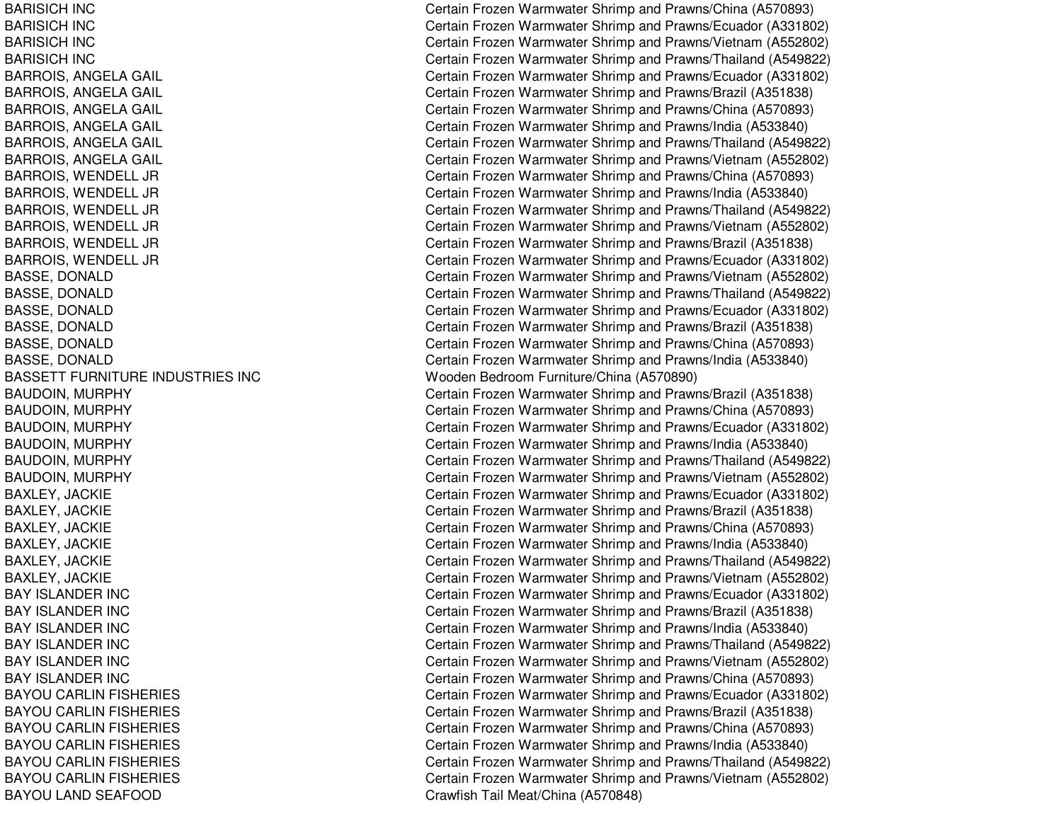| | |
|---|---|
| BARISICH INC | Certain Frozen Warmwater Shrimp and Prawns/China (A570893) |
| BARISICH INC | Certain Frozen Warmwater Shrimp and Prawns/Ecuador (A331802) |
| BARISICH INC | Certain Frozen Warmwater Shrimp and Prawns/Vietnam (A552802) |
| BARISICH INC | Certain Frozen Warmwater Shrimp and Prawns/Thailand (A549822) |
| BARROIS, ANGELA GAIL | Certain Frozen Warmwater Shrimp and Prawns/Ecuador (A331802) |
| BARROIS, ANGELA GAIL | Certain Frozen Warmwater Shrimp and Prawns/Brazil (A351838) |
| BARROIS, ANGELA GAIL | Certain Frozen Warmwater Shrimp and Prawns/China (A570893) |
| BARROIS, ANGELA GAIL | Certain Frozen Warmwater Shrimp and Prawns/India (A533840) |
| BARROIS, ANGELA GAIL | Certain Frozen Warmwater Shrimp and Prawns/Thailand (A549822) |
| BARROIS, ANGELA GAIL | Certain Frozen Warmwater Shrimp and Prawns/Vietnam (A552802) |
| BARROIS, WENDELL JR | Certain Frozen Warmwater Shrimp and Prawns/China (A570893) |
| BARROIS, WENDELL JR | Certain Frozen Warmwater Shrimp and Prawns/India (A533840) |
| BARROIS, WENDELL JR | Certain Frozen Warmwater Shrimp and Prawns/Thailand (A549822) |
| BARROIS, WENDELL JR | Certain Frozen Warmwater Shrimp and Prawns/Vietnam (A552802) |
| BARROIS, WENDELL JR | Certain Frozen Warmwater Shrimp and Prawns/Brazil (A351838) |
| BARROIS, WENDELL JR | Certain Frozen Warmwater Shrimp and Prawns/Ecuador (A331802) |
| BASSE, DONALD | Certain Frozen Warmwater Shrimp and Prawns/Vietnam (A552802) |
| BASSE, DONALD | Certain Frozen Warmwater Shrimp and Prawns/Thailand (A549822) |
| BASSE, DONALD | Certain Frozen Warmwater Shrimp and Prawns/Ecuador (A331802) |
| BASSE, DONALD | Certain Frozen Warmwater Shrimp and Prawns/Brazil (A351838) |
| BASSE, DONALD | Certain Frozen Warmwater Shrimp and Prawns/China (A570893) |
| BASSE, DONALD | Certain Frozen Warmwater Shrimp and Prawns/India (A533840) |
| BASSETT FURNITURE INDUSTRIES INC | Wooden Bedroom Furniture/China (A570890) |
| BAUDOIN, MURPHY | Certain Frozen Warmwater Shrimp and Prawns/Brazil (A351838) |
| BAUDOIN, MURPHY | Certain Frozen Warmwater Shrimp and Prawns/China (A570893) |
| BAUDOIN, MURPHY | Certain Frozen Warmwater Shrimp and Prawns/Ecuador (A331802) |
| BAUDOIN, MURPHY | Certain Frozen Warmwater Shrimp and Prawns/India (A533840) |
| BAUDOIN, MURPHY | Certain Frozen Warmwater Shrimp and Prawns/Thailand (A549822) |
| BAUDOIN, MURPHY | Certain Frozen Warmwater Shrimp and Prawns/Vietnam (A552802) |
| BAXLEY, JACKIE | Certain Frozen Warmwater Shrimp and Prawns/Ecuador (A331802) |
| BAXLEY, JACKIE | Certain Frozen Warmwater Shrimp and Prawns/Brazil (A351838) |
| BAXLEY, JACKIE | Certain Frozen Warmwater Shrimp and Prawns/China (A570893) |
| BAXLEY, JACKIE | Certain Frozen Warmwater Shrimp and Prawns/India (A533840) |
| BAXLEY, JACKIE | Certain Frozen Warmwater Shrimp and Prawns/Thailand (A549822) |
| BAXLEY, JACKIE | Certain Frozen Warmwater Shrimp and Prawns/Vietnam (A552802) |
| BAY ISLANDER INC | Certain Frozen Warmwater Shrimp and Prawns/Ecuador (A331802) |
| BAY ISLANDER INC | Certain Frozen Warmwater Shrimp and Prawns/Brazil (A351838) |
| BAY ISLANDER INC | Certain Frozen Warmwater Shrimp and Prawns/India (A533840) |
| BAY ISLANDER INC | Certain Frozen Warmwater Shrimp and Prawns/Thailand (A549822) |
| BAY ISLANDER INC | Certain Frozen Warmwater Shrimp and Prawns/Vietnam (A552802) |
| BAY ISLANDER INC | Certain Frozen Warmwater Shrimp and Prawns/China (A570893) |
| BAYOU CARLIN FISHERIES | Certain Frozen Warmwater Shrimp and Prawns/Ecuador (A331802) |
| BAYOU CARLIN FISHERIES | Certain Frozen Warmwater Shrimp and Prawns/Brazil (A351838) |
| BAYOU CARLIN FISHERIES | Certain Frozen Warmwater Shrimp and Prawns/China (A570893) |
| BAYOU CARLIN FISHERIES | Certain Frozen Warmwater Shrimp and Prawns/India (A533840) |
| BAYOU CARLIN FISHERIES | Certain Frozen Warmwater Shrimp and Prawns/Thailand (A549822) |
| BAYOU CARLIN FISHERIES | Certain Frozen Warmwater Shrimp and Prawns/Vietnam (A552802) |
| BAYOU LAND SEAFOOD | Crawfish Tail Meat/China (A570848) |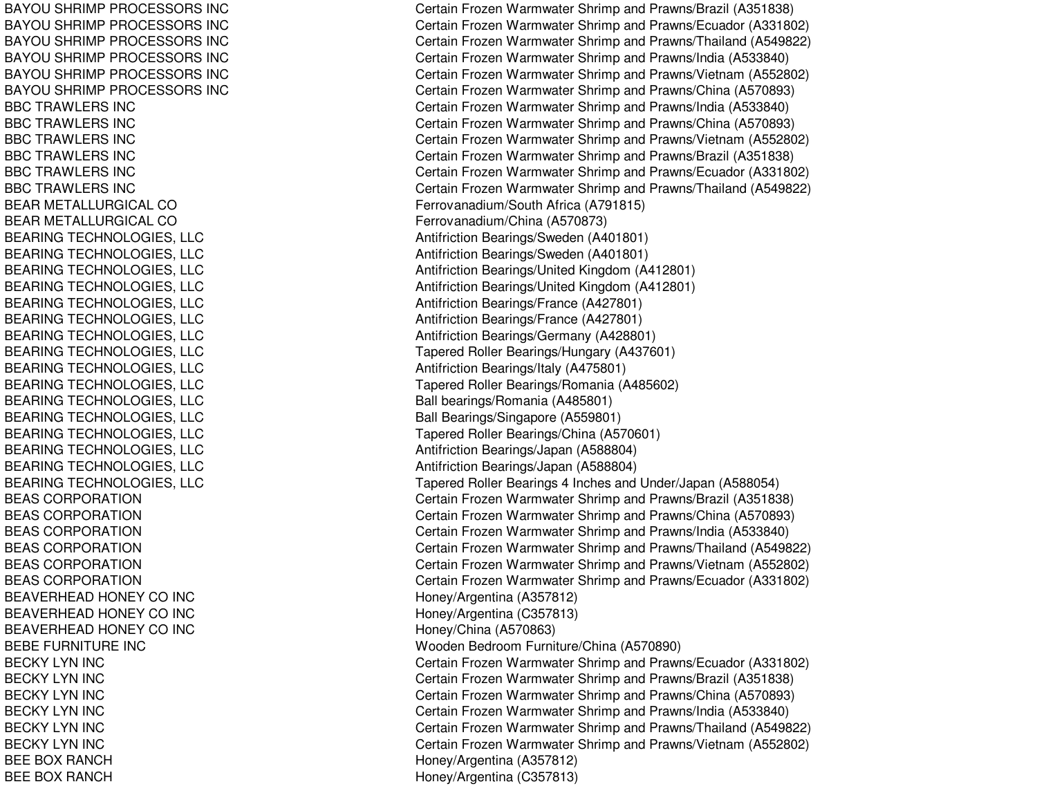| | |
|---|---|
| BAYOU SHRIMP PROCESSORS INC | Certain Frozen Warmwater Shrimp and Prawns/Brazil (A351838) |
| BAYOU SHRIMP PROCESSORS INC | Certain Frozen Warmwater Shrimp and Prawns/Ecuador (A331802) |
| BAYOU SHRIMP PROCESSORS INC | Certain Frozen Warmwater Shrimp and Prawns/Thailand (A549822) |
| BAYOU SHRIMP PROCESSORS INC | Certain Frozen Warmwater Shrimp and Prawns/India (A533840) |
| BAYOU SHRIMP PROCESSORS INC | Certain Frozen Warmwater Shrimp and Prawns/Vietnam (A552802) |
| BAYOU SHRIMP PROCESSORS INC | Certain Frozen Warmwater Shrimp and Prawns/China (A570893) |
| BBC TRAWLERS INC | Certain Frozen Warmwater Shrimp and Prawns/India (A533840) |
| BBC TRAWLERS INC | Certain Frozen Warmwater Shrimp and Prawns/China (A570893) |
| BBC TRAWLERS INC | Certain Frozen Warmwater Shrimp and Prawns/Vietnam (A552802) |
| BBC TRAWLERS INC | Certain Frozen Warmwater Shrimp and Prawns/Brazil (A351838) |
| BBC TRAWLERS INC | Certain Frozen Warmwater Shrimp and Prawns/Ecuador (A331802) |
| BBC TRAWLERS INC | Certain Frozen Warmwater Shrimp and Prawns/Thailand (A549822) |
| BEAR METALLURGICAL CO | Ferrovanadium/South Africa (A791815) |
| BEAR METALLURGICAL CO | Ferrovanadium/China (A570873) |
| BEARING TECHNOLOGIES, LLC | Antifriction Bearings/Sweden (A401801) |
| BEARING TECHNOLOGIES, LLC | Antifriction Bearings/Sweden (A401801) |
| BEARING TECHNOLOGIES, LLC | Antifriction Bearings/United Kingdom (A412801) |
| BEARING TECHNOLOGIES, LLC | Antifriction Bearings/United Kingdom (A412801) |
| BEARING TECHNOLOGIES, LLC | Antifriction Bearings/France (A427801) |
| BEARING TECHNOLOGIES, LLC | Antifriction Bearings/France (A427801) |
| BEARING TECHNOLOGIES, LLC | Antifriction Bearings/Germany (A428801) |
| BEARING TECHNOLOGIES, LLC | Tapered Roller Bearings/Hungary (A437601) |
| BEARING TECHNOLOGIES, LLC | Antifriction Bearings/Italy (A475801) |
| BEARING TECHNOLOGIES, LLC | Tapered Roller Bearings/Romania (A485602) |
| BEARING TECHNOLOGIES, LLC | Ball bearings/Romania (A485801) |
| BEARING TECHNOLOGIES, LLC | Ball Bearings/Singapore (A559801) |
| BEARING TECHNOLOGIES, LLC | Tapered Roller Bearings/China (A570601) |
| BEARING TECHNOLOGIES, LLC | Antifriction Bearings/Japan (A588804) |
| BEARING TECHNOLOGIES, LLC | Antifriction Bearings/Japan (A588804) |
| BEARING TECHNOLOGIES, LLC | Tapered Roller Bearings 4 Inches and Under/Japan (A588054) |
| BEAS CORPORATION | Certain Frozen Warmwater Shrimp and Prawns/Brazil (A351838) |
| BEAS CORPORATION | Certain Frozen Warmwater Shrimp and Prawns/China (A570893) |
| BEAS CORPORATION | Certain Frozen Warmwater Shrimp and Prawns/India (A533840) |
| BEAS CORPORATION | Certain Frozen Warmwater Shrimp and Prawns/Thailand (A549822) |
| BEAS CORPORATION | Certain Frozen Warmwater Shrimp and Prawns/Vietnam (A552802) |
| BEAS CORPORATION | Certain Frozen Warmwater Shrimp and Prawns/Ecuador (A331802) |
| BEAVERHEAD HONEY CO INC | Honey/Argentina (A357812) |
| BEAVERHEAD HONEY CO INC | Honey/Argentina (C357813) |
| BEAVERHEAD HONEY CO INC | Honey/China (A570863) |
| BEBE FURNITURE INC | Wooden Bedroom Furniture/China (A570890) |
| BECKY LYN INC | Certain Frozen Warmwater Shrimp and Prawns/Ecuador (A331802) |
| BECKY LYN INC | Certain Frozen Warmwater Shrimp and Prawns/Brazil (A351838) |
| BECKY LYN INC | Certain Frozen Warmwater Shrimp and Prawns/China (A570893) |
| BECKY LYN INC | Certain Frozen Warmwater Shrimp and Prawns/India (A533840) |
| BECKY LYN INC | Certain Frozen Warmwater Shrimp and Prawns/Thailand (A549822) |
| BECKY LYN INC | Certain Frozen Warmwater Shrimp and Prawns/Vietnam (A552802) |
| BEE BOX RANCH | Honey/Argentina (A357812) |
| BEE BOX RANCH | Honey/Argentina (C357813) |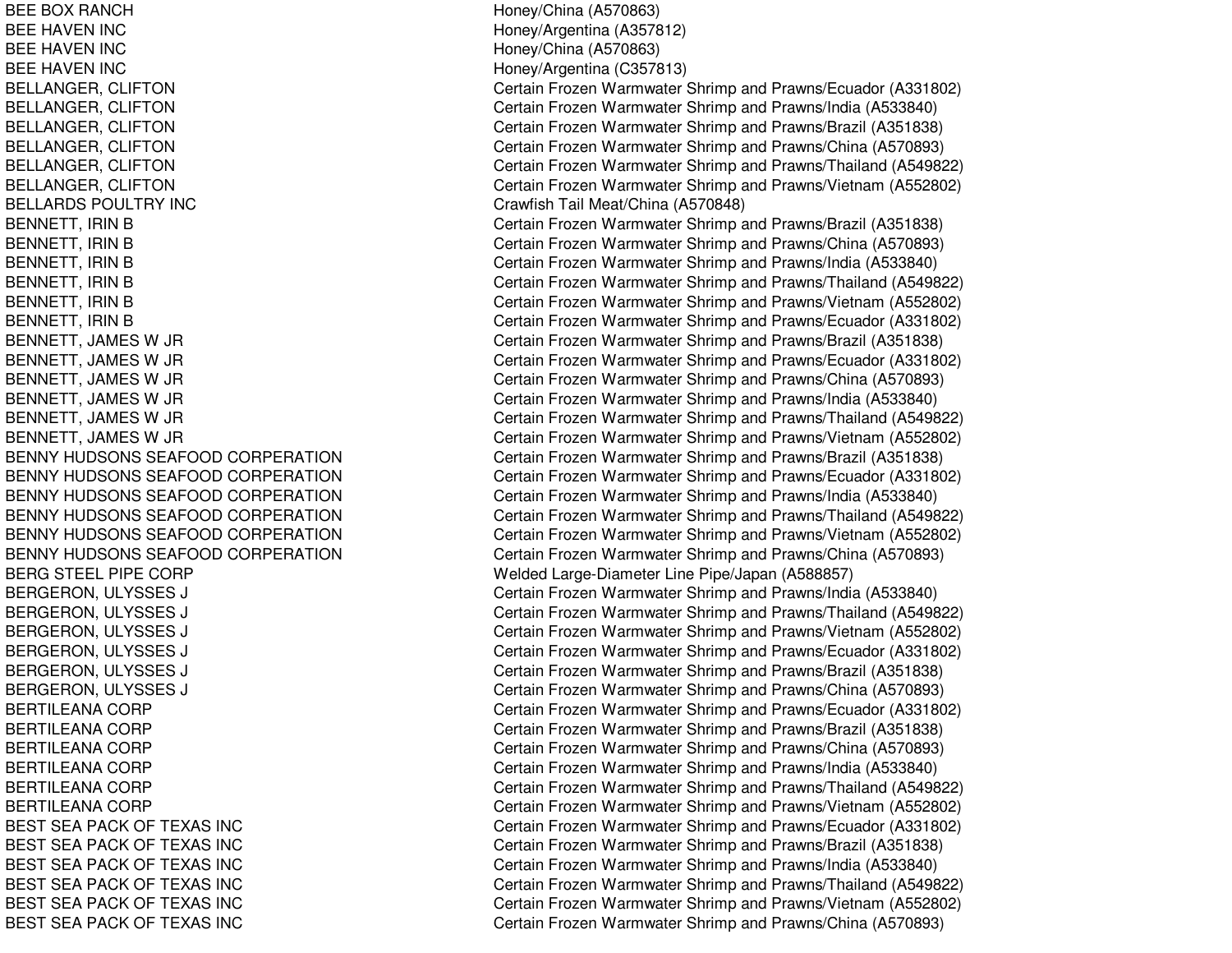| | |
|---|---|
| BEE BOX RANCH | Honey/China (A570863) |
| BEE HAVEN INC | Honey/Argentina (A357812) |
| BEE HAVEN INC | Honey/China (A570863) |
| BEE HAVEN INC | Honey/Argentina (C357813) |
| BELLANGER, CLIFTON | Certain Frozen Warmwater Shrimp and Prawns/Ecuador (A331802) |
| BELLANGER, CLIFTON | Certain Frozen Warmwater Shrimp and Prawns/India (A533840) |
| BELLANGER, CLIFTON | Certain Frozen Warmwater Shrimp and Prawns/Brazil (A351838) |
| BELLANGER, CLIFTON | Certain Frozen Warmwater Shrimp and Prawns/China (A570893) |
| BELLANGER, CLIFTON | Certain Frozen Warmwater Shrimp and Prawns/Thailand (A549822) |
| BELLANGER, CLIFTON | Certain Frozen Warmwater Shrimp and Prawns/Vietnam (A552802) |
| BELLARDS POULTRY INC | Crawfish Tail Meat/China (A570848) |
| BENNETT, IRIN B | Certain Frozen Warmwater Shrimp and Prawns/Brazil (A351838) |
| BENNETT, IRIN B | Certain Frozen Warmwater Shrimp and Prawns/China (A570893) |
| BENNETT, IRIN B | Certain Frozen Warmwater Shrimp and Prawns/India (A533840) |
| BENNETT, IRIN B | Certain Frozen Warmwater Shrimp and Prawns/Thailand (A549822) |
| BENNETT, IRIN B | Certain Frozen Warmwater Shrimp and Prawns/Vietnam (A552802) |
| BENNETT, IRIN B | Certain Frozen Warmwater Shrimp and Prawns/Ecuador (A331802) |
| BENNETT, JAMES W JR | Certain Frozen Warmwater Shrimp and Prawns/Brazil (A351838) |
| BENNETT, JAMES W JR | Certain Frozen Warmwater Shrimp and Prawns/Ecuador (A331802) |
| BENNETT, JAMES W JR | Certain Frozen Warmwater Shrimp and Prawns/China (A570893) |
| BENNETT, JAMES W JR | Certain Frozen Warmwater Shrimp and Prawns/India (A533840) |
| BENNETT, JAMES W JR | Certain Frozen Warmwater Shrimp and Prawns/Thailand (A549822) |
| BENNETT, JAMES W JR | Certain Frozen Warmwater Shrimp and Prawns/Vietnam (A552802) |
| BENNY HUDSONS SEAFOOD CORPERATION | Certain Frozen Warmwater Shrimp and Prawns/Brazil (A351838) |
| BENNY HUDSONS SEAFOOD CORPERATION | Certain Frozen Warmwater Shrimp and Prawns/Ecuador (A331802) |
| BENNY HUDSONS SEAFOOD CORPERATION | Certain Frozen Warmwater Shrimp and Prawns/India (A533840) |
| BENNY HUDSONS SEAFOOD CORPERATION | Certain Frozen Warmwater Shrimp and Prawns/Thailand (A549822) |
| BENNY HUDSONS SEAFOOD CORPERATION | Certain Frozen Warmwater Shrimp and Prawns/Vietnam (A552802) |
| BENNY HUDSONS SEAFOOD CORPERATION | Certain Frozen Warmwater Shrimp and Prawns/China (A570893) |
| BERG STEEL PIPE CORP | Welded Large-Diameter Line Pipe/Japan (A588857) |
| BERGERON, ULYSSES J | Certain Frozen Warmwater Shrimp and Prawns/India (A533840) |
| BERGERON, ULYSSES J | Certain Frozen Warmwater Shrimp and Prawns/Thailand (A549822) |
| BERGERON, ULYSSES J | Certain Frozen Warmwater Shrimp and Prawns/Vietnam (A552802) |
| BERGERON, ULYSSES J | Certain Frozen Warmwater Shrimp and Prawns/Ecuador (A331802) |
| BERGERON, ULYSSES J | Certain Frozen Warmwater Shrimp and Prawns/Brazil (A351838) |
| BERGERON, ULYSSES J | Certain Frozen Warmwater Shrimp and Prawns/China (A570893) |
| BERTILEANA CORP | Certain Frozen Warmwater Shrimp and Prawns/Ecuador (A331802) |
| BERTILEANA CORP | Certain Frozen Warmwater Shrimp and Prawns/Brazil (A351838) |
| BERTILEANA CORP | Certain Frozen Warmwater Shrimp and Prawns/China (A570893) |
| BERTILEANA CORP | Certain Frozen Warmwater Shrimp and Prawns/India (A533840) |
| BERTILEANA CORP | Certain Frozen Warmwater Shrimp and Prawns/Thailand (A549822) |
| BERTILEANA CORP | Certain Frozen Warmwater Shrimp and Prawns/Vietnam (A552802) |
| BEST SEA PACK OF TEXAS INC | Certain Frozen Warmwater Shrimp and Prawns/Ecuador (A331802) |
| BEST SEA PACK OF TEXAS INC | Certain Frozen Warmwater Shrimp and Prawns/Brazil (A351838) |
| BEST SEA PACK OF TEXAS INC | Certain Frozen Warmwater Shrimp and Prawns/India (A533840) |
| BEST SEA PACK OF TEXAS INC | Certain Frozen Warmwater Shrimp and Prawns/Thailand (A549822) |
| BEST SEA PACK OF TEXAS INC | Certain Frozen Warmwater Shrimp and Prawns/Vietnam (A552802) |
| BEST SEA PACK OF TEXAS INC | Certain Frozen Warmwater Shrimp and Prawns/China (A570893) |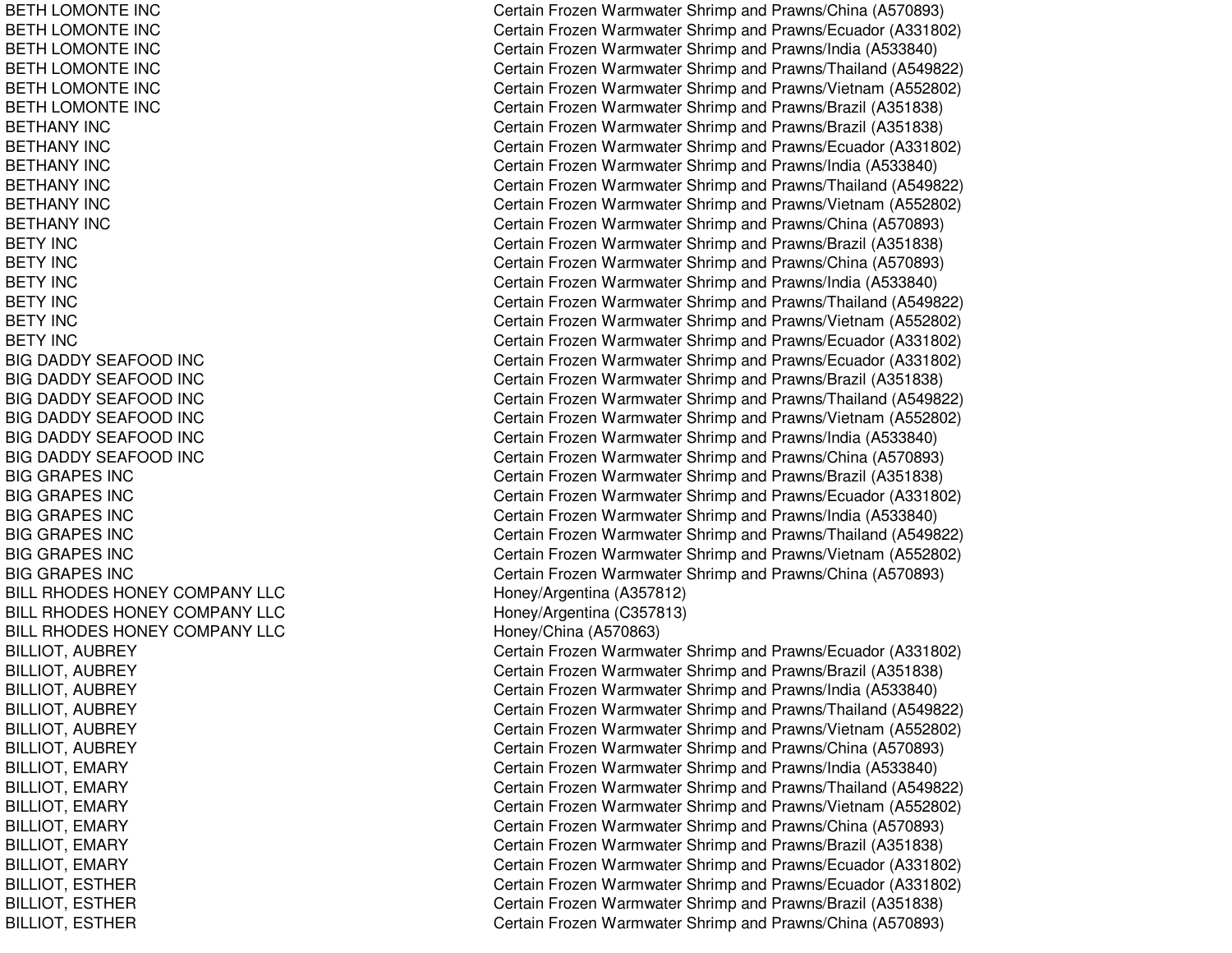| | |
|---|---|
| BETH LOMONTE INC | Certain Frozen Warmwater Shrimp and Prawns/China (A570893) |
| BETH LOMONTE INC | Certain Frozen Warmwater Shrimp and Prawns/Ecuador (A331802) |
| BETH LOMONTE INC | Certain Frozen Warmwater Shrimp and Prawns/India (A533840) |
| BETH LOMONTE INC | Certain Frozen Warmwater Shrimp and Prawns/Thailand (A549822) |
| BETH LOMONTE INC | Certain Frozen Warmwater Shrimp and Prawns/Vietnam (A552802) |
| BETH LOMONTE INC | Certain Frozen Warmwater Shrimp and Prawns/Brazil (A351838) |
| BETHANY INC | Certain Frozen Warmwater Shrimp and Prawns/Brazil (A351838) |
| BETHANY INC | Certain Frozen Warmwater Shrimp and Prawns/Ecuador (A331802) |
| BETHANY INC | Certain Frozen Warmwater Shrimp and Prawns/India (A533840) |
| BETHANY INC | Certain Frozen Warmwater Shrimp and Prawns/Thailand (A549822) |
| BETHANY INC | Certain Frozen Warmwater Shrimp and Prawns/Vietnam (A552802) |
| BETHANY INC | Certain Frozen Warmwater Shrimp and Prawns/China (A570893) |
| BETY INC | Certain Frozen Warmwater Shrimp and Prawns/Brazil (A351838) |
| BETY INC | Certain Frozen Warmwater Shrimp and Prawns/China (A570893) |
| BETY INC | Certain Frozen Warmwater Shrimp and Prawns/India (A533840) |
| BETY INC | Certain Frozen Warmwater Shrimp and Prawns/Thailand (A549822) |
| BETY INC | Certain Frozen Warmwater Shrimp and Prawns/Vietnam (A552802) |
| BETY INC | Certain Frozen Warmwater Shrimp and Prawns/Ecuador (A331802) |
| BIG DADDY SEAFOOD INC | Certain Frozen Warmwater Shrimp and Prawns/Ecuador (A331802) |
| BIG DADDY SEAFOOD INC | Certain Frozen Warmwater Shrimp and Prawns/Brazil (A351838) |
| BIG DADDY SEAFOOD INC | Certain Frozen Warmwater Shrimp and Prawns/Thailand (A549822) |
| BIG DADDY SEAFOOD INC | Certain Frozen Warmwater Shrimp and Prawns/Vietnam (A552802) |
| BIG DADDY SEAFOOD INC | Certain Frozen Warmwater Shrimp and Prawns/India (A533840) |
| BIG DADDY SEAFOOD INC | Certain Frozen Warmwater Shrimp and Prawns/China (A570893) |
| BIG GRAPES INC | Certain Frozen Warmwater Shrimp and Prawns/Brazil (A351838) |
| BIG GRAPES INC | Certain Frozen Warmwater Shrimp and Prawns/Ecuador (A331802) |
| BIG GRAPES INC | Certain Frozen Warmwater Shrimp and Prawns/India (A533840) |
| BIG GRAPES INC | Certain Frozen Warmwater Shrimp and Prawns/Thailand (A549822) |
| BIG GRAPES INC | Certain Frozen Warmwater Shrimp and Prawns/Vietnam (A552802) |
| BIG GRAPES INC | Certain Frozen Warmwater Shrimp and Prawns/China (A570893) |
| BILL RHODES HONEY COMPANY LLC | Honey/Argentina (A357812) |
| BILL RHODES HONEY COMPANY LLC | Honey/Argentina (C357813) |
| BILL RHODES HONEY COMPANY LLC | Honey/China (A570863) |
| BILLIOT, AUBREY | Certain Frozen Warmwater Shrimp and Prawns/Ecuador (A331802) |
| BILLIOT, AUBREY | Certain Frozen Warmwater Shrimp and Prawns/Brazil (A351838) |
| BILLIOT, AUBREY | Certain Frozen Warmwater Shrimp and Prawns/India (A533840) |
| BILLIOT, AUBREY | Certain Frozen Warmwater Shrimp and Prawns/Thailand (A549822) |
| BILLIOT, AUBREY | Certain Frozen Warmwater Shrimp and Prawns/Vietnam (A552802) |
| BILLIOT, AUBREY | Certain Frozen Warmwater Shrimp and Prawns/China (A570893) |
| BILLIOT, EMARY | Certain Frozen Warmwater Shrimp and Prawns/India (A533840) |
| BILLIOT, EMARY | Certain Frozen Warmwater Shrimp and Prawns/Thailand (A549822) |
| BILLIOT, EMARY | Certain Frozen Warmwater Shrimp and Prawns/Vietnam (A552802) |
| BILLIOT, EMARY | Certain Frozen Warmwater Shrimp and Prawns/China (A570893) |
| BILLIOT, EMARY | Certain Frozen Warmwater Shrimp and Prawns/Brazil (A351838) |
| BILLIOT, EMARY | Certain Frozen Warmwater Shrimp and Prawns/Ecuador (A331802) |
| BILLIOT, ESTHER | Certain Frozen Warmwater Shrimp and Prawns/Ecuador (A331802) |
| BILLIOT, ESTHER | Certain Frozen Warmwater Shrimp and Prawns/Brazil (A351838) |
| BILLIOT, ESTHER | Certain Frozen Warmwater Shrimp and Prawns/China (A570893) |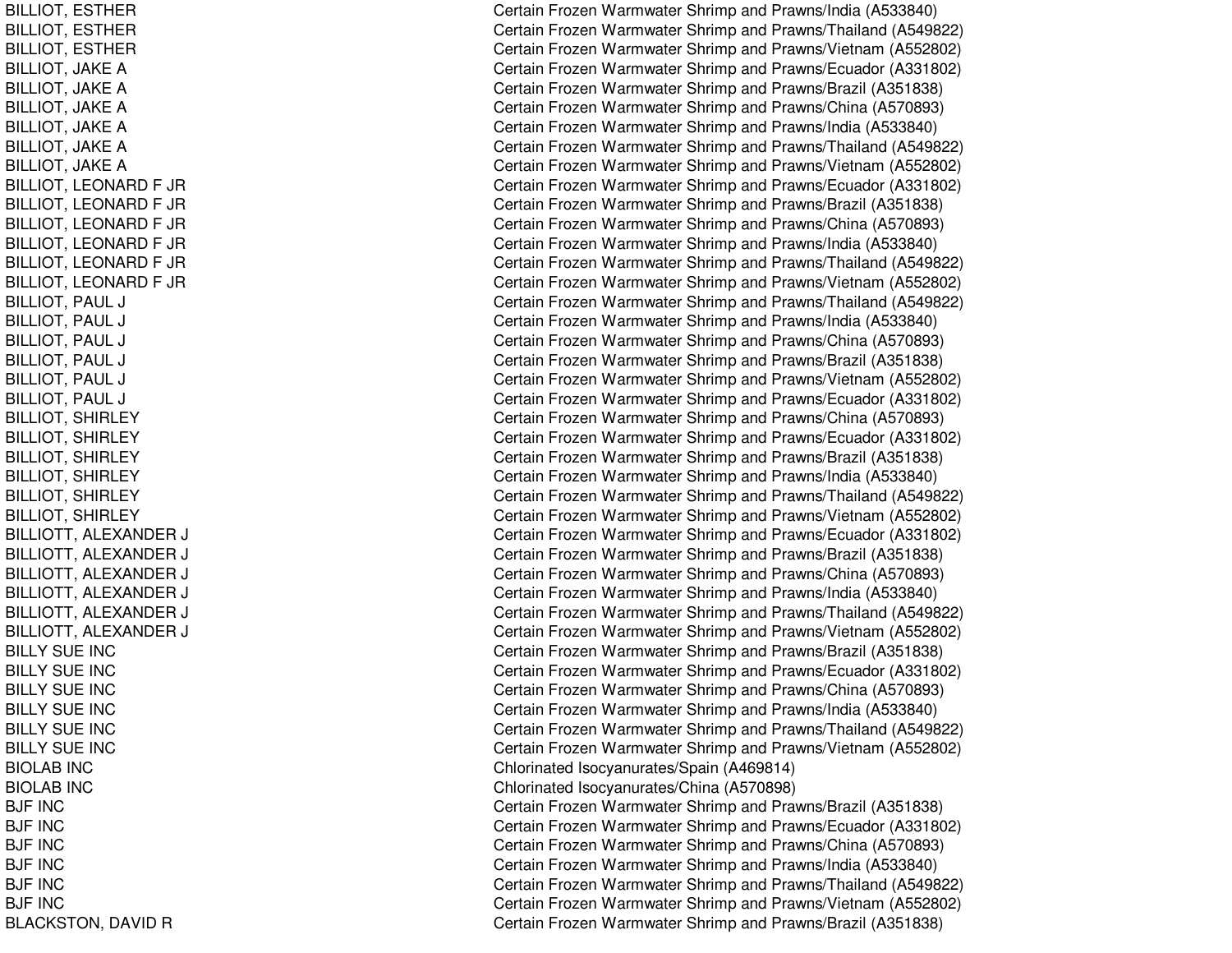| | |
|---|---|
| BILLIOT, ESTHER | Certain Frozen Warmwater Shrimp and Prawns/India (A533840) |
| BILLIOT, ESTHER | Certain Frozen Warmwater Shrimp and Prawns/Thailand (A549822) |
| BILLIOT, ESTHER | Certain Frozen Warmwater Shrimp and Prawns/Vietnam (A552802) |
| BILLIOT, JAKE A | Certain Frozen Warmwater Shrimp and Prawns/Ecuador (A331802) |
| BILLIOT, JAKE A | Certain Frozen Warmwater Shrimp and Prawns/Brazil (A351838) |
| BILLIOT, JAKE A | Certain Frozen Warmwater Shrimp and Prawns/China (A570893) |
| BILLIOT, JAKE A | Certain Frozen Warmwater Shrimp and Prawns/India (A533840) |
| BILLIOT, JAKE A | Certain Frozen Warmwater Shrimp and Prawns/Thailand (A549822) |
| BILLIOT, JAKE A | Certain Frozen Warmwater Shrimp and Prawns/Vietnam (A552802) |
| BILLIOT, LEONARD F JR | Certain Frozen Warmwater Shrimp and Prawns/Ecuador (A331802) |
| BILLIOT, LEONARD F JR | Certain Frozen Warmwater Shrimp and Prawns/Brazil (A351838) |
| BILLIOT, LEONARD F JR | Certain Frozen Warmwater Shrimp and Prawns/China (A570893) |
| BILLIOT, LEONARD F JR | Certain Frozen Warmwater Shrimp and Prawns/India (A533840) |
| BILLIOT, LEONARD F JR | Certain Frozen Warmwater Shrimp and Prawns/Thailand (A549822) |
| BILLIOT, LEONARD F JR | Certain Frozen Warmwater Shrimp and Prawns/Vietnam (A552802) |
| BILLIOT, PAUL J | Certain Frozen Warmwater Shrimp and Prawns/Thailand (A549822) |
| BILLIOT, PAUL J | Certain Frozen Warmwater Shrimp and Prawns/India (A533840) |
| BILLIOT, PAUL J | Certain Frozen Warmwater Shrimp and Prawns/China (A570893) |
| BILLIOT, PAUL J | Certain Frozen Warmwater Shrimp and Prawns/Brazil (A351838) |
| BILLIOT, PAUL J | Certain Frozen Warmwater Shrimp and Prawns/Vietnam (A552802) |
| BILLIOT, PAUL J | Certain Frozen Warmwater Shrimp and Prawns/Ecuador (A331802) |
| BILLIOT, SHIRLEY | Certain Frozen Warmwater Shrimp and Prawns/China (A570893) |
| BILLIOT, SHIRLEY | Certain Frozen Warmwater Shrimp and Prawns/Ecuador (A331802) |
| BILLIOT, SHIRLEY | Certain Frozen Warmwater Shrimp and Prawns/Brazil (A351838) |
| BILLIOT, SHIRLEY | Certain Frozen Warmwater Shrimp and Prawns/India (A533840) |
| BILLIOT, SHIRLEY | Certain Frozen Warmwater Shrimp and Prawns/Thailand (A549822) |
| BILLIOT, SHIRLEY | Certain Frozen Warmwater Shrimp and Prawns/Vietnam (A552802) |
| BILLIOTT, ALEXANDER J | Certain Frozen Warmwater Shrimp and Prawns/Ecuador (A331802) |
| BILLIOTT, ALEXANDER J | Certain Frozen Warmwater Shrimp and Prawns/Brazil (A351838) |
| BILLIOTT, ALEXANDER J | Certain Frozen Warmwater Shrimp and Prawns/China (A570893) |
| BILLIOTT, ALEXANDER J | Certain Frozen Warmwater Shrimp and Prawns/India (A533840) |
| BILLIOTT, ALEXANDER J | Certain Frozen Warmwater Shrimp and Prawns/Thailand (A549822) |
| BILLIOTT, ALEXANDER J | Certain Frozen Warmwater Shrimp and Prawns/Vietnam (A552802) |
| BILLY SUE INC | Certain Frozen Warmwater Shrimp and Prawns/Brazil (A351838) |
| BILLY SUE INC | Certain Frozen Warmwater Shrimp and Prawns/Ecuador (A331802) |
| BILLY SUE INC | Certain Frozen Warmwater Shrimp and Prawns/China (A570893) |
| BILLY SUE INC | Certain Frozen Warmwater Shrimp and Prawns/India (A533840) |
| BILLY SUE INC | Certain Frozen Warmwater Shrimp and Prawns/Thailand (A549822) |
| BILLY SUE INC | Certain Frozen Warmwater Shrimp and Prawns/Vietnam (A552802) |
| BIOLAB INC | Chlorinated Isocyanurates/Spain (A469814) |
| BIOLAB INC | Chlorinated Isocyanurates/China (A570898) |
| BJF INC | Certain Frozen Warmwater Shrimp and Prawns/Brazil (A351838) |
| BJF INC | Certain Frozen Warmwater Shrimp and Prawns/Ecuador (A331802) |
| BJF INC | Certain Frozen Warmwater Shrimp and Prawns/China (A570893) |
| BJF INC | Certain Frozen Warmwater Shrimp and Prawns/India (A533840) |
| BJF INC | Certain Frozen Warmwater Shrimp and Prawns/Thailand (A549822) |
| BJF INC | Certain Frozen Warmwater Shrimp and Prawns/Vietnam (A552802) |
| BLACKSTON, DAVID R | Certain Frozen Warmwater Shrimp and Prawns/Brazil (A351838) |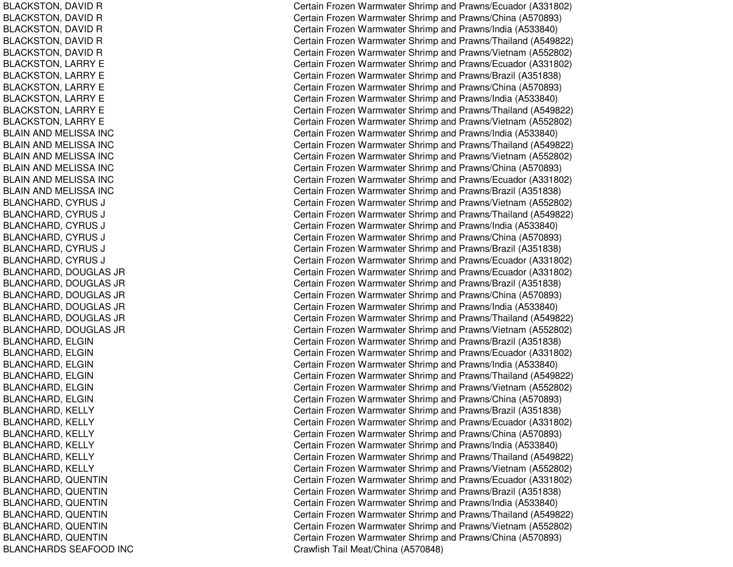| | |
|---|---|
| BLACKSTON, DAVID R | Certain Frozen Warmwater Shrimp and Prawns/Ecuador (A331802) |
| BLACKSTON, DAVID R | Certain Frozen Warmwater Shrimp and Prawns/China (A570893) |
| BLACKSTON, DAVID R | Certain Frozen Warmwater Shrimp and Prawns/India (A533840) |
| BLACKSTON, DAVID R | Certain Frozen Warmwater Shrimp and Prawns/Thailand (A549822) |
| BLACKSTON, DAVID R | Certain Frozen Warmwater Shrimp and Prawns/Vietnam (A552802) |
| BLACKSTON, LARRY E | Certain Frozen Warmwater Shrimp and Prawns/Ecuador (A331802) |
| BLACKSTON, LARRY E | Certain Frozen Warmwater Shrimp and Prawns/Brazil (A351838) |
| BLACKSTON, LARRY E | Certain Frozen Warmwater Shrimp and Prawns/China (A570893) |
| BLACKSTON, LARRY E | Certain Frozen Warmwater Shrimp and Prawns/India (A533840) |
| BLACKSTON, LARRY E | Certain Frozen Warmwater Shrimp and Prawns/Thailand (A549822) |
| BLACKSTON, LARRY E | Certain Frozen Warmwater Shrimp and Prawns/Vietnam (A552802) |
| BLAIN AND MELISSA INC | Certain Frozen Warmwater Shrimp and Prawns/India (A533840) |
| BLAIN AND MELISSA INC | Certain Frozen Warmwater Shrimp and Prawns/Thailand (A549822) |
| BLAIN AND MELISSA INC | Certain Frozen Warmwater Shrimp and Prawns/Vietnam (A552802) |
| BLAIN AND MELISSA INC | Certain Frozen Warmwater Shrimp and Prawns/China (A570893) |
| BLAIN AND MELISSA INC | Certain Frozen Warmwater Shrimp and Prawns/Ecuador (A331802) |
| BLAIN AND MELISSA INC | Certain Frozen Warmwater Shrimp and Prawns/Brazil (A351838) |
| BLANCHARD, CYRUS J | Certain Frozen Warmwater Shrimp and Prawns/Vietnam (A552802) |
| BLANCHARD, CYRUS J | Certain Frozen Warmwater Shrimp and Prawns/Thailand (A549822) |
| BLANCHARD, CYRUS J | Certain Frozen Warmwater Shrimp and Prawns/India (A533840) |
| BLANCHARD, CYRUS J | Certain Frozen Warmwater Shrimp and Prawns/China (A570893) |
| BLANCHARD, CYRUS J | Certain Frozen Warmwater Shrimp and Prawns/Brazil (A351838) |
| BLANCHARD, CYRUS J | Certain Frozen Warmwater Shrimp and Prawns/Ecuador (A331802) |
| BLANCHARD, DOUGLAS JR | Certain Frozen Warmwater Shrimp and Prawns/Ecuador (A331802) |
| BLANCHARD, DOUGLAS JR | Certain Frozen Warmwater Shrimp and Prawns/Brazil (A351838) |
| BLANCHARD, DOUGLAS JR | Certain Frozen Warmwater Shrimp and Prawns/China (A570893) |
| BLANCHARD, DOUGLAS JR | Certain Frozen Warmwater Shrimp and Prawns/India (A533840) |
| BLANCHARD, DOUGLAS JR | Certain Frozen Warmwater Shrimp and Prawns/Thailand (A549822) |
| BLANCHARD, DOUGLAS JR | Certain Frozen Warmwater Shrimp and Prawns/Vietnam (A552802) |
| BLANCHARD, ELGIN | Certain Frozen Warmwater Shrimp and Prawns/Brazil (A351838) |
| BLANCHARD, ELGIN | Certain Frozen Warmwater Shrimp and Prawns/Ecuador (A331802) |
| BLANCHARD, ELGIN | Certain Frozen Warmwater Shrimp and Prawns/India (A533840) |
| BLANCHARD, ELGIN | Certain Frozen Warmwater Shrimp and Prawns/Thailand (A549822) |
| BLANCHARD, ELGIN | Certain Frozen Warmwater Shrimp and Prawns/Vietnam (A552802) |
| BLANCHARD, ELGIN | Certain Frozen Warmwater Shrimp and Prawns/China (A570893) |
| BLANCHARD, KELLY | Certain Frozen Warmwater Shrimp and Prawns/Brazil (A351838) |
| BLANCHARD, KELLY | Certain Frozen Warmwater Shrimp and Prawns/Ecuador (A331802) |
| BLANCHARD, KELLY | Certain Frozen Warmwater Shrimp and Prawns/China (A570893) |
| BLANCHARD, KELLY | Certain Frozen Warmwater Shrimp and Prawns/India (A533840) |
| BLANCHARD, KELLY | Certain Frozen Warmwater Shrimp and Prawns/Thailand (A549822) |
| BLANCHARD, KELLY | Certain Frozen Warmwater Shrimp and Prawns/Vietnam (A552802) |
| BLANCHARD, QUENTIN | Certain Frozen Warmwater Shrimp and Prawns/Ecuador (A331802) |
| BLANCHARD, QUENTIN | Certain Frozen Warmwater Shrimp and Prawns/Brazil (A351838) |
| BLANCHARD, QUENTIN | Certain Frozen Warmwater Shrimp and Prawns/India (A533840) |
| BLANCHARD, QUENTIN | Certain Frozen Warmwater Shrimp and Prawns/Thailand (A549822) |
| BLANCHARD, QUENTIN | Certain Frozen Warmwater Shrimp and Prawns/Vietnam (A552802) |
| BLANCHARD, QUENTIN | Certain Frozen Warmwater Shrimp and Prawns/China (A570893) |
| BLANCHARDS SEAFOOD INC | Crawfish Tail Meat/China (A570848) |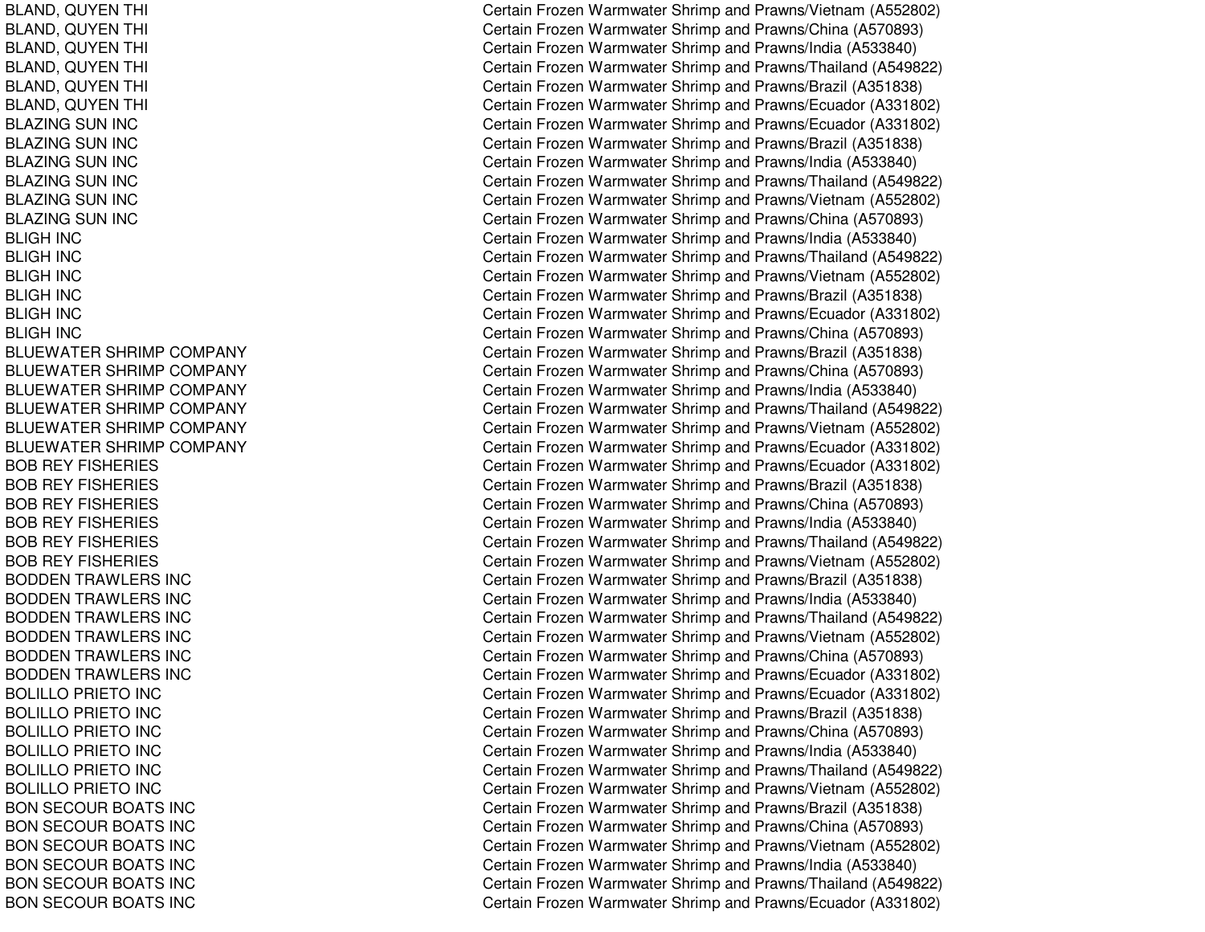| | |
|---|---|
| BLAND, QUYEN THI | Certain Frozen Warmwater Shrimp and Prawns/Vietnam (A552802) |
| BLAND, QUYEN THI | Certain Frozen Warmwater Shrimp and Prawns/China (A570893) |
| BLAND, QUYEN THI | Certain Frozen Warmwater Shrimp and Prawns/India (A533840) |
| BLAND, QUYEN THI | Certain Frozen Warmwater Shrimp and Prawns/Thailand (A549822) |
| BLAND, QUYEN THI | Certain Frozen Warmwater Shrimp and Prawns/Brazil (A351838) |
| BLAND, QUYEN THI | Certain Frozen Warmwater Shrimp and Prawns/Ecuador (A331802) |
| BLAZING SUN INC | Certain Frozen Warmwater Shrimp and Prawns/Ecuador (A331802) |
| BLAZING SUN INC | Certain Frozen Warmwater Shrimp and Prawns/Brazil (A351838) |
| BLAZING SUN INC | Certain Frozen Warmwater Shrimp and Prawns/India (A533840) |
| BLAZING SUN INC | Certain Frozen Warmwater Shrimp and Prawns/Thailand (A549822) |
| BLAZING SUN INC | Certain Frozen Warmwater Shrimp and Prawns/Vietnam (A552802) |
| BLAZING SUN INC | Certain Frozen Warmwater Shrimp and Prawns/China (A570893) |
| BLIGH INC | Certain Frozen Warmwater Shrimp and Prawns/India (A533840) |
| BLIGH INC | Certain Frozen Warmwater Shrimp and Prawns/Thailand (A549822) |
| BLIGH INC | Certain Frozen Warmwater Shrimp and Prawns/Vietnam (A552802) |
| BLIGH INC | Certain Frozen Warmwater Shrimp and Prawns/Brazil (A351838) |
| BLIGH INC | Certain Frozen Warmwater Shrimp and Prawns/Ecuador (A331802) |
| BLIGH INC | Certain Frozen Warmwater Shrimp and Prawns/China (A570893) |
| BLUEWATER SHRIMP COMPANY | Certain Frozen Warmwater Shrimp and Prawns/Brazil (A351838) |
| BLUEWATER SHRIMP COMPANY | Certain Frozen Warmwater Shrimp and Prawns/China (A570893) |
| BLUEWATER SHRIMP COMPANY | Certain Frozen Warmwater Shrimp and Prawns/India (A533840) |
| BLUEWATER SHRIMP COMPANY | Certain Frozen Warmwater Shrimp and Prawns/Thailand (A549822) |
| BLUEWATER SHRIMP COMPANY | Certain Frozen Warmwater Shrimp and Prawns/Vietnam (A552802) |
| BLUEWATER SHRIMP COMPANY | Certain Frozen Warmwater Shrimp and Prawns/Ecuador (A331802) |
| BOB REY FISHERIES | Certain Frozen Warmwater Shrimp and Prawns/Ecuador (A331802) |
| BOB REY FISHERIES | Certain Frozen Warmwater Shrimp and Prawns/Brazil (A351838) |
| BOB REY FISHERIES | Certain Frozen Warmwater Shrimp and Prawns/China (A570893) |
| BOB REY FISHERIES | Certain Frozen Warmwater Shrimp and Prawns/India (A533840) |
| BOB REY FISHERIES | Certain Frozen Warmwater Shrimp and Prawns/Thailand (A549822) |
| BOB REY FISHERIES | Certain Frozen Warmwater Shrimp and Prawns/Vietnam (A552802) |
| BODDEN TRAWLERS INC | Certain Frozen Warmwater Shrimp and Prawns/Brazil (A351838) |
| BODDEN TRAWLERS INC | Certain Frozen Warmwater Shrimp and Prawns/India (A533840) |
| BODDEN TRAWLERS INC | Certain Frozen Warmwater Shrimp and Prawns/Thailand (A549822) |
| BODDEN TRAWLERS INC | Certain Frozen Warmwater Shrimp and Prawns/Vietnam (A552802) |
| BODDEN TRAWLERS INC | Certain Frozen Warmwater Shrimp and Prawns/China (A570893) |
| BODDEN TRAWLERS INC | Certain Frozen Warmwater Shrimp and Prawns/Ecuador (A331802) |
| BOLILLO PRIETO INC | Certain Frozen Warmwater Shrimp and Prawns/Ecuador (A331802) |
| BOLILLO PRIETO INC | Certain Frozen Warmwater Shrimp and Prawns/Brazil (A351838) |
| BOLILLO PRIETO INC | Certain Frozen Warmwater Shrimp and Prawns/China (A570893) |
| BOLILLO PRIETO INC | Certain Frozen Warmwater Shrimp and Prawns/India (A533840) |
| BOLILLO PRIETO INC | Certain Frozen Warmwater Shrimp and Prawns/Thailand (A549822) |
| BOLILLO PRIETO INC | Certain Frozen Warmwater Shrimp and Prawns/Vietnam (A552802) |
| BON SECOUR BOATS INC | Certain Frozen Warmwater Shrimp and Prawns/Brazil (A351838) |
| BON SECOUR BOATS INC | Certain Frozen Warmwater Shrimp and Prawns/China (A570893) |
| BON SECOUR BOATS INC | Certain Frozen Warmwater Shrimp and Prawns/Vietnam (A552802) |
| BON SECOUR BOATS INC | Certain Frozen Warmwater Shrimp and Prawns/India (A533840) |
| BON SECOUR BOATS INC | Certain Frozen Warmwater Shrimp and Prawns/Thailand (A549822) |
| BON SECOUR BOATS INC | Certain Frozen Warmwater Shrimp and Prawns/Ecuador (A331802) |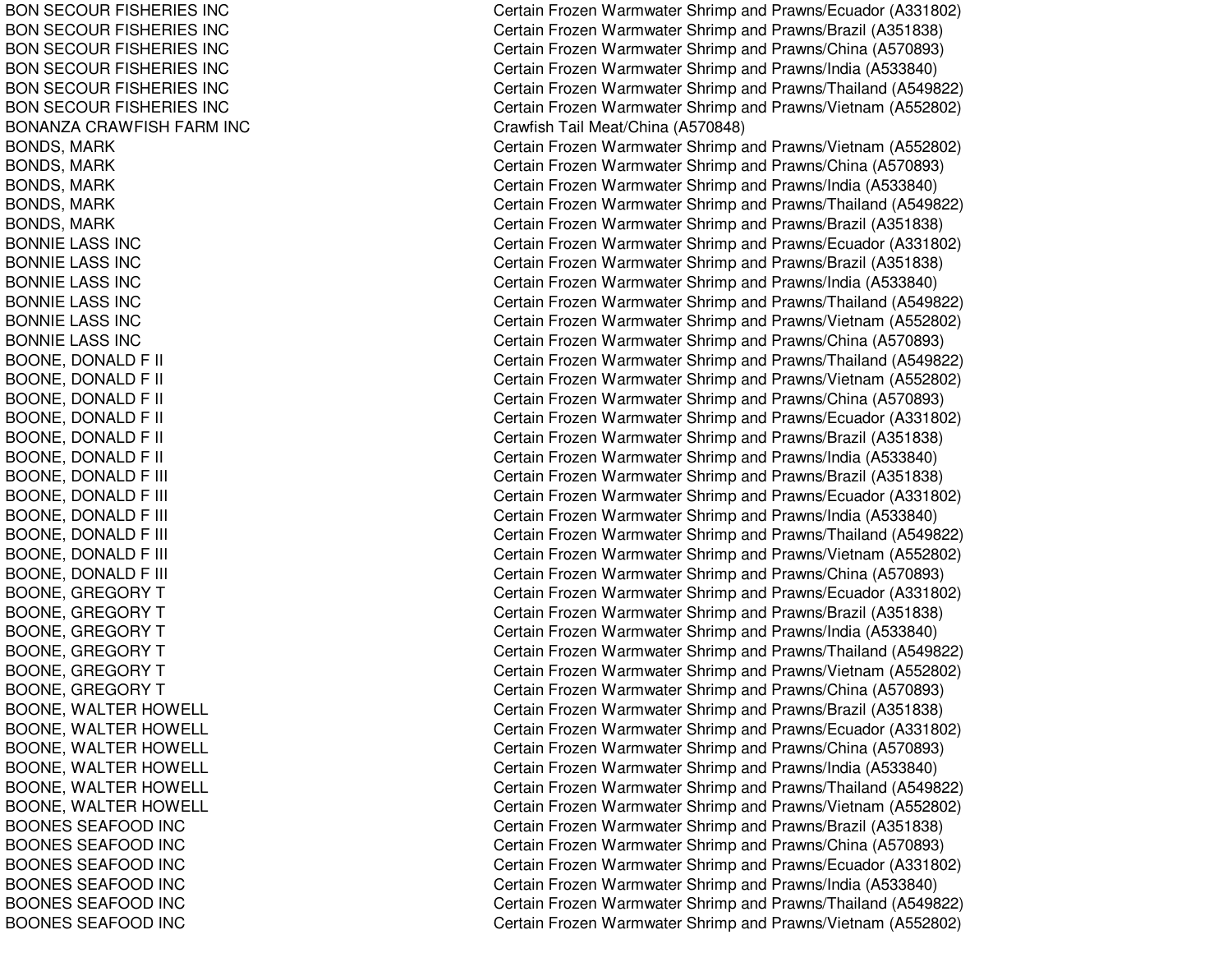| | |
|---|---|
| BON SECOUR FISHERIES INC | Certain Frozen Warmwater Shrimp and Prawns/Ecuador (A331802) |
| BON SECOUR FISHERIES INC | Certain Frozen Warmwater Shrimp and Prawns/Brazil (A351838) |
| BON SECOUR FISHERIES INC | Certain Frozen Warmwater Shrimp and Prawns/China (A570893) |
| BON SECOUR FISHERIES INC | Certain Frozen Warmwater Shrimp and Prawns/India (A533840) |
| BON SECOUR FISHERIES INC | Certain Frozen Warmwater Shrimp and Prawns/Thailand (A549822) |
| BON SECOUR FISHERIES INC | Certain Frozen Warmwater Shrimp and Prawns/Vietnam (A552802) |
| BONANZA CRAWFISH FARM INC | Crawfish Tail Meat/China (A570848) |
| BONDS, MARK | Certain Frozen Warmwater Shrimp and Prawns/Vietnam (A552802) |
| BONDS, MARK | Certain Frozen Warmwater Shrimp and Prawns/China (A570893) |
| BONDS, MARK | Certain Frozen Warmwater Shrimp and Prawns/India (A533840) |
| BONDS, MARK | Certain Frozen Warmwater Shrimp and Prawns/Thailand (A549822) |
| BONDS, MARK | Certain Frozen Warmwater Shrimp and Prawns/Brazil (A351838) |
| BONNIE LASS INC | Certain Frozen Warmwater Shrimp and Prawns/Ecuador (A331802) |
| BONNIE LASS INC | Certain Frozen Warmwater Shrimp and Prawns/Brazil (A351838) |
| BONNIE LASS INC | Certain Frozen Warmwater Shrimp and Prawns/India (A533840) |
| BONNIE LASS INC | Certain Frozen Warmwater Shrimp and Prawns/Thailand (A549822) |
| BONNIE LASS INC | Certain Frozen Warmwater Shrimp and Prawns/Vietnam (A552802) |
| BONNIE LASS INC | Certain Frozen Warmwater Shrimp and Prawns/China (A570893) |
| BOONE, DONALD F II | Certain Frozen Warmwater Shrimp and Prawns/Thailand (A549822) |
| BOONE, DONALD F II | Certain Frozen Warmwater Shrimp and Prawns/Vietnam (A552802) |
| BOONE, DONALD F II | Certain Frozen Warmwater Shrimp and Prawns/China (A570893) |
| BOONE, DONALD F II | Certain Frozen Warmwater Shrimp and Prawns/Ecuador (A331802) |
| BOONE, DONALD F II | Certain Frozen Warmwater Shrimp and Prawns/Brazil (A351838) |
| BOONE, DONALD F II | Certain Frozen Warmwater Shrimp and Prawns/India (A533840) |
| BOONE, DONALD F III | Certain Frozen Warmwater Shrimp and Prawns/Brazil (A351838) |
| BOONE, DONALD F III | Certain Frozen Warmwater Shrimp and Prawns/Ecuador (A331802) |
| BOONE, DONALD F III | Certain Frozen Warmwater Shrimp and Prawns/India (A533840) |
| BOONE, DONALD F III | Certain Frozen Warmwater Shrimp and Prawns/Thailand (A549822) |
| BOONE, DONALD F III | Certain Frozen Warmwater Shrimp and Prawns/Vietnam (A552802) |
| BOONE, DONALD F III | Certain Frozen Warmwater Shrimp and Prawns/China (A570893) |
| BOONE, GREGORY T | Certain Frozen Warmwater Shrimp and Prawns/Ecuador (A331802) |
| BOONE, GREGORY T | Certain Frozen Warmwater Shrimp and Prawns/Brazil (A351838) |
| BOONE, GREGORY T | Certain Frozen Warmwater Shrimp and Prawns/India (A533840) |
| BOONE, GREGORY T | Certain Frozen Warmwater Shrimp and Prawns/Thailand (A549822) |
| BOONE, GREGORY T | Certain Frozen Warmwater Shrimp and Prawns/Vietnam (A552802) |
| BOONE, GREGORY T | Certain Frozen Warmwater Shrimp and Prawns/China (A570893) |
| BOONE, WALTER HOWELL | Certain Frozen Warmwater Shrimp and Prawns/Brazil (A351838) |
| BOONE, WALTER HOWELL | Certain Frozen Warmwater Shrimp and Prawns/Ecuador (A331802) |
| BOONE, WALTER HOWELL | Certain Frozen Warmwater Shrimp and Prawns/China (A570893) |
| BOONE, WALTER HOWELL | Certain Frozen Warmwater Shrimp and Prawns/India (A533840) |
| BOONE, WALTER HOWELL | Certain Frozen Warmwater Shrimp and Prawns/Thailand (A549822) |
| BOONE, WALTER HOWELL | Certain Frozen Warmwater Shrimp and Prawns/Vietnam (A552802) |
| BOONES SEAFOOD INC | Certain Frozen Warmwater Shrimp and Prawns/Brazil (A351838) |
| BOONES SEAFOOD INC | Certain Frozen Warmwater Shrimp and Prawns/China (A570893) |
| BOONES SEAFOOD INC | Certain Frozen Warmwater Shrimp and Prawns/Ecuador (A331802) |
| BOONES SEAFOOD INC | Certain Frozen Warmwater Shrimp and Prawns/India (A533840) |
| BOONES SEAFOOD INC | Certain Frozen Warmwater Shrimp and Prawns/Thailand (A549822) |
| BOONES SEAFOOD INC | Certain Frozen Warmwater Shrimp and Prawns/Vietnam (A552802) |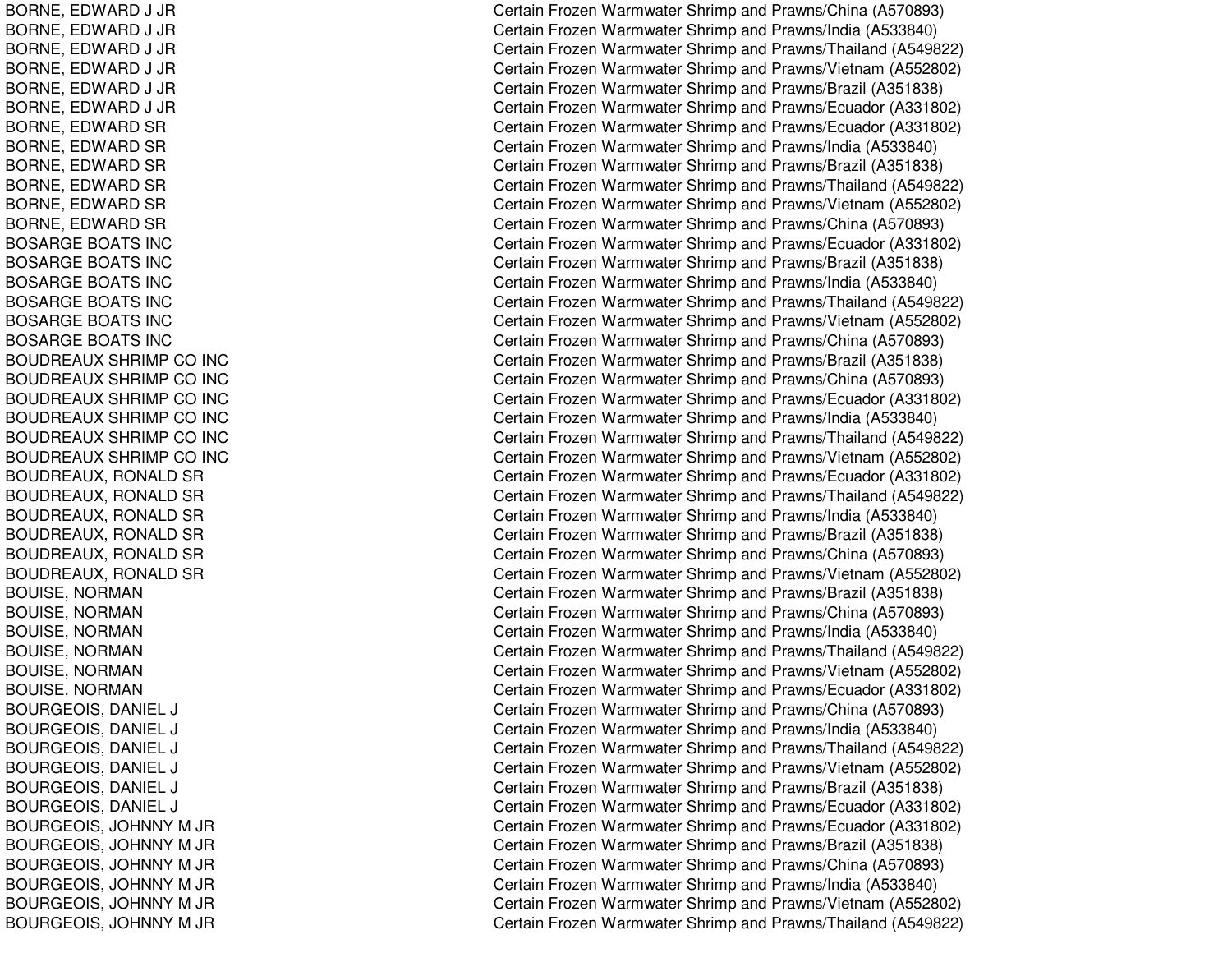| | |
|---|---|
| BORNE, EDWARD J JR | Certain Frozen Warmwater Shrimp and Prawns/China (A570893) |
| BORNE, EDWARD J JR | Certain Frozen Warmwater Shrimp and Prawns/India (A533840) |
| BORNE, EDWARD J JR | Certain Frozen Warmwater Shrimp and Prawns/Thailand (A549822) |
| BORNE, EDWARD J JR | Certain Frozen Warmwater Shrimp and Prawns/Vietnam (A552802) |
| BORNE, EDWARD J JR | Certain Frozen Warmwater Shrimp and Prawns/Brazil (A351838) |
| BORNE, EDWARD J JR | Certain Frozen Warmwater Shrimp and Prawns/Ecuador (A331802) |
| BORNE, EDWARD SR | Certain Frozen Warmwater Shrimp and Prawns/Ecuador (A331802) |
| BORNE, EDWARD SR | Certain Frozen Warmwater Shrimp and Prawns/India (A533840) |
| BORNE, EDWARD SR | Certain Frozen Warmwater Shrimp and Prawns/Brazil (A351838) |
| BORNE, EDWARD SR | Certain Frozen Warmwater Shrimp and Prawns/Thailand (A549822) |
| BORNE, EDWARD SR | Certain Frozen Warmwater Shrimp and Prawns/Vietnam (A552802) |
| BORNE, EDWARD SR | Certain Frozen Warmwater Shrimp and Prawns/China (A570893) |
| BOSARGE BOATS INC | Certain Frozen Warmwater Shrimp and Prawns/Ecuador (A331802) |
| BOSARGE BOATS INC | Certain Frozen Warmwater Shrimp and Prawns/Brazil (A351838) |
| BOSARGE BOATS INC | Certain Frozen Warmwater Shrimp and Prawns/India (A533840) |
| BOSARGE BOATS INC | Certain Frozen Warmwater Shrimp and Prawns/Thailand (A549822) |
| BOSARGE BOATS INC | Certain Frozen Warmwater Shrimp and Prawns/Vietnam (A552802) |
| BOSARGE BOATS INC | Certain Frozen Warmwater Shrimp and Prawns/China (A570893) |
| BOUDREAUX SHRIMP CO INC | Certain Frozen Warmwater Shrimp and Prawns/Brazil (A351838) |
| BOUDREAUX SHRIMP CO INC | Certain Frozen Warmwater Shrimp and Prawns/China (A570893) |
| BOUDREAUX SHRIMP CO INC | Certain Frozen Warmwater Shrimp and Prawns/Ecuador (A331802) |
| BOUDREAUX SHRIMP CO INC | Certain Frozen Warmwater Shrimp and Prawns/India (A533840) |
| BOUDREAUX SHRIMP CO INC | Certain Frozen Warmwater Shrimp and Prawns/Thailand (A549822) |
| BOUDREAUX SHRIMP CO INC | Certain Frozen Warmwater Shrimp and Prawns/Vietnam (A552802) |
| BOUDREAUX, RONALD SR | Certain Frozen Warmwater Shrimp and Prawns/Ecuador (A331802) |
| BOUDREAUX, RONALD SR | Certain Frozen Warmwater Shrimp and Prawns/Thailand (A549822) |
| BOUDREAUX, RONALD SR | Certain Frozen Warmwater Shrimp and Prawns/India (A533840) |
| BOUDREAUX, RONALD SR | Certain Frozen Warmwater Shrimp and Prawns/Brazil (A351838) |
| BOUDREAUX, RONALD SR | Certain Frozen Warmwater Shrimp and Prawns/China (A570893) |
| BOUDREAUX, RONALD SR | Certain Frozen Warmwater Shrimp and Prawns/Vietnam (A552802) |
| BOUISE, NORMAN | Certain Frozen Warmwater Shrimp and Prawns/Brazil (A351838) |
| BOUISE, NORMAN | Certain Frozen Warmwater Shrimp and Prawns/China (A570893) |
| BOUISE, NORMAN | Certain Frozen Warmwater Shrimp and Prawns/India (A533840) |
| BOUISE, NORMAN | Certain Frozen Warmwater Shrimp and Prawns/Thailand (A549822) |
| BOUISE, NORMAN | Certain Frozen Warmwater Shrimp and Prawns/Vietnam (A552802) |
| BOUISE, NORMAN | Certain Frozen Warmwater Shrimp and Prawns/Ecuador (A331802) |
| BOURGEOIS, DANIEL J | Certain Frozen Warmwater Shrimp and Prawns/China (A570893) |
| BOURGEOIS, DANIEL J | Certain Frozen Warmwater Shrimp and Prawns/India (A533840) |
| BOURGEOIS, DANIEL J | Certain Frozen Warmwater Shrimp and Prawns/Thailand (A549822) |
| BOURGEOIS, DANIEL J | Certain Frozen Warmwater Shrimp and Prawns/Vietnam (A552802) |
| BOURGEOIS, DANIEL J | Certain Frozen Warmwater Shrimp and Prawns/Brazil (A351838) |
| BOURGEOIS, DANIEL J | Certain Frozen Warmwater Shrimp and Prawns/Ecuador (A331802) |
| BOURGEOIS, JOHNNY M JR | Certain Frozen Warmwater Shrimp and Prawns/Ecuador (A331802) |
| BOURGEOIS, JOHNNY M JR | Certain Frozen Warmwater Shrimp and Prawns/Brazil (A351838) |
| BOURGEOIS, JOHNNY M JR | Certain Frozen Warmwater Shrimp and Prawns/China (A570893) |
| BOURGEOIS, JOHNNY M JR | Certain Frozen Warmwater Shrimp and Prawns/India (A533840) |
| BOURGEOIS, JOHNNY M JR | Certain Frozen Warmwater Shrimp and Prawns/Vietnam (A552802) |
| BOURGEOIS, JOHNNY M JR | Certain Frozen Warmwater Shrimp and Prawns/Thailand (A549822) |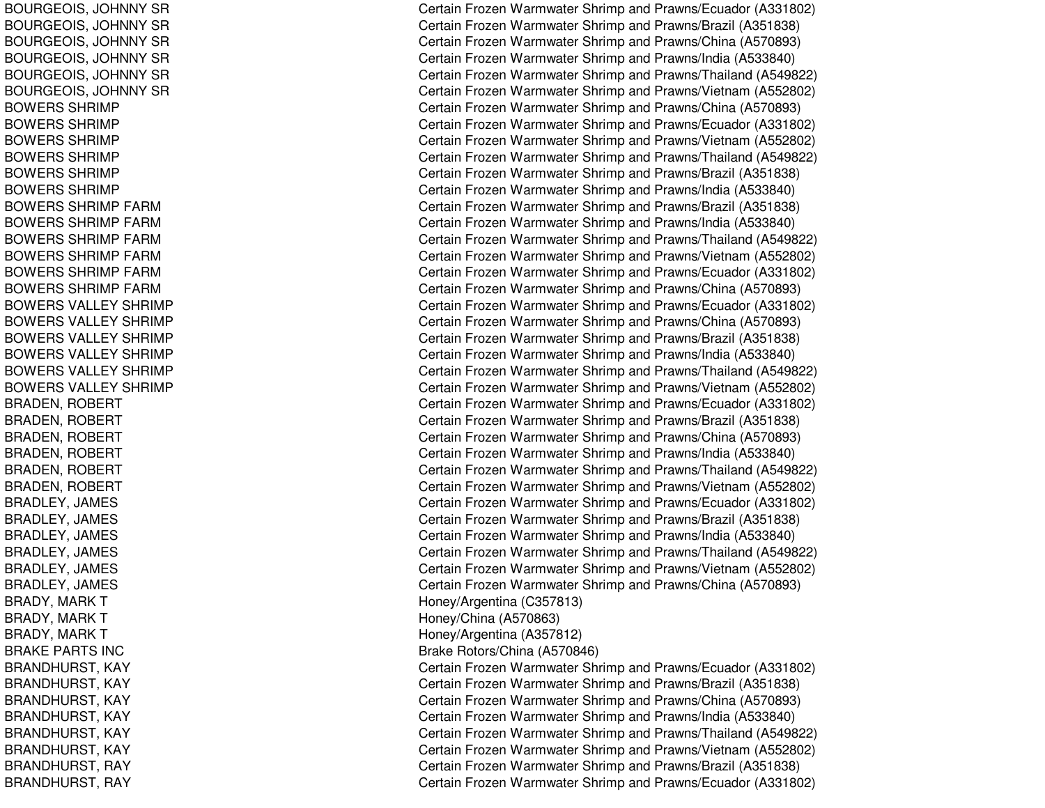| | |
|---|---|
| BOURGEOIS, JOHNNY SR | Certain Frozen Warmwater Shrimp and Prawns/Ecuador (A331802) |
| BOURGEOIS, JOHNNY SR | Certain Frozen Warmwater Shrimp and Prawns/Brazil (A351838) |
| BOURGEOIS, JOHNNY SR | Certain Frozen Warmwater Shrimp and Prawns/China (A570893) |
| BOURGEOIS, JOHNNY SR | Certain Frozen Warmwater Shrimp and Prawns/India (A533840) |
| BOURGEOIS, JOHNNY SR | Certain Frozen Warmwater Shrimp and Prawns/Thailand (A549822) |
| BOURGEOIS, JOHNNY SR | Certain Frozen Warmwater Shrimp and Prawns/Vietnam (A552802) |
| BOWERS SHRIMP | Certain Frozen Warmwater Shrimp and Prawns/China (A570893) |
| BOWERS SHRIMP | Certain Frozen Warmwater Shrimp and Prawns/Ecuador (A331802) |
| BOWERS SHRIMP | Certain Frozen Warmwater Shrimp and Prawns/Vietnam (A552802) |
| BOWERS SHRIMP | Certain Frozen Warmwater Shrimp and Prawns/Thailand (A549822) |
| BOWERS SHRIMP | Certain Frozen Warmwater Shrimp and Prawns/Brazil (A351838) |
| BOWERS SHRIMP | Certain Frozen Warmwater Shrimp and Prawns/India (A533840) |
| BOWERS SHRIMP FARM | Certain Frozen Warmwater Shrimp and Prawns/Brazil (A351838) |
| BOWERS SHRIMP FARM | Certain Frozen Warmwater Shrimp and Prawns/India (A533840) |
| BOWERS SHRIMP FARM | Certain Frozen Warmwater Shrimp and Prawns/Thailand (A549822) |
| BOWERS SHRIMP FARM | Certain Frozen Warmwater Shrimp and Prawns/Vietnam (A552802) |
| BOWERS SHRIMP FARM | Certain Frozen Warmwater Shrimp and Prawns/Ecuador (A331802) |
| BOWERS SHRIMP FARM | Certain Frozen Warmwater Shrimp and Prawns/China (A570893) |
| BOWERS VALLEY SHRIMP | Certain Frozen Warmwater Shrimp and Prawns/Ecuador (A331802) |
| BOWERS VALLEY SHRIMP | Certain Frozen Warmwater Shrimp and Prawns/China (A570893) |
| BOWERS VALLEY SHRIMP | Certain Frozen Warmwater Shrimp and Prawns/Brazil (A351838) |
| BOWERS VALLEY SHRIMP | Certain Frozen Warmwater Shrimp and Prawns/India (A533840) |
| BOWERS VALLEY SHRIMP | Certain Frozen Warmwater Shrimp and Prawns/Thailand (A549822) |
| BOWERS VALLEY SHRIMP | Certain Frozen Warmwater Shrimp and Prawns/Vietnam (A552802) |
| BRADEN, ROBERT | Certain Frozen Warmwater Shrimp and Prawns/Ecuador (A331802) |
| BRADEN, ROBERT | Certain Frozen Warmwater Shrimp and Prawns/Brazil (A351838) |
| BRADEN, ROBERT | Certain Frozen Warmwater Shrimp and Prawns/China (A570893) |
| BRADEN, ROBERT | Certain Frozen Warmwater Shrimp and Prawns/India (A533840) |
| BRADEN, ROBERT | Certain Frozen Warmwater Shrimp and Prawns/Thailand (A549822) |
| BRADEN, ROBERT | Certain Frozen Warmwater Shrimp and Prawns/Vietnam (A552802) |
| BRADLEY, JAMES | Certain Frozen Warmwater Shrimp and Prawns/Ecuador (A331802) |
| BRADLEY, JAMES | Certain Frozen Warmwater Shrimp and Prawns/Brazil (A351838) |
| BRADLEY, JAMES | Certain Frozen Warmwater Shrimp and Prawns/India (A533840) |
| BRADLEY, JAMES | Certain Frozen Warmwater Shrimp and Prawns/Thailand (A549822) |
| BRADLEY, JAMES | Certain Frozen Warmwater Shrimp and Prawns/Vietnam (A552802) |
| BRADLEY, JAMES | Certain Frozen Warmwater Shrimp and Prawns/China (A570893) |
| BRADY, MARK T | Honey/Argentina (C357813) |
| BRADY, MARK T | Honey/China (A570863) |
| BRADY, MARK T | Honey/Argentina (A357812) |
| BRAKE PARTS INC | Brake Rotors/China (A570846) |
| BRANDHURST, KAY | Certain Frozen Warmwater Shrimp and Prawns/Ecuador (A331802) |
| BRANDHURST, KAY | Certain Frozen Warmwater Shrimp and Prawns/Brazil (A351838) |
| BRANDHURST, KAY | Certain Frozen Warmwater Shrimp and Prawns/China (A570893) |
| BRANDHURST, KAY | Certain Frozen Warmwater Shrimp and Prawns/India (A533840) |
| BRANDHURST, KAY | Certain Frozen Warmwater Shrimp and Prawns/Thailand (A549822) |
| BRANDHURST, KAY | Certain Frozen Warmwater Shrimp and Prawns/Vietnam (A552802) |
| BRANDHURST, RAY | Certain Frozen Warmwater Shrimp and Prawns/Brazil (A351838) |
| BRANDHURST, RAY | Certain Frozen Warmwater Shrimp and Prawns/Ecuador (A331802) |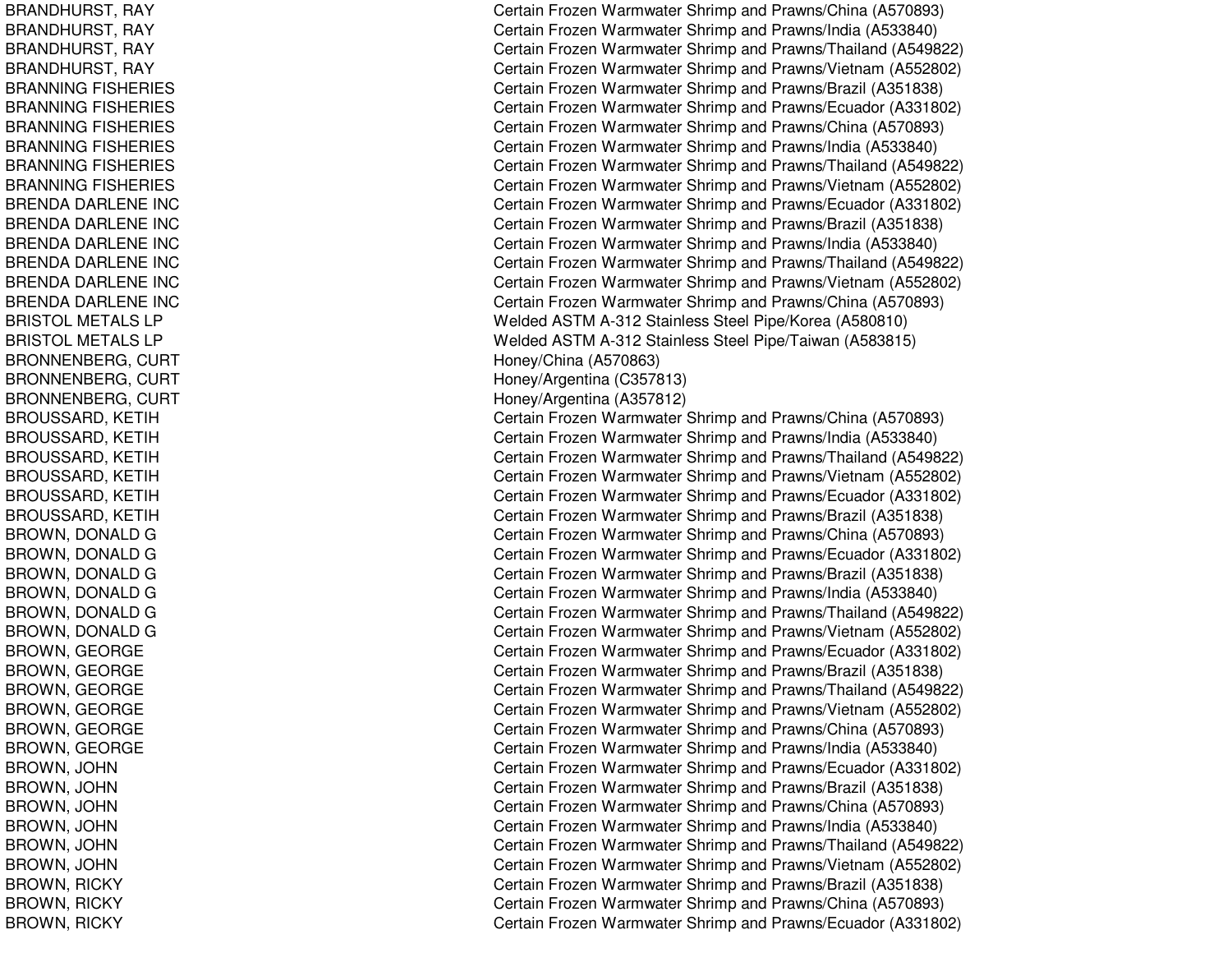| | |
|---|---|
| BRANDHURST, RAY | Certain Frozen Warmwater Shrimp and Prawns/China (A570893) |
| BRANDHURST, RAY | Certain Frozen Warmwater Shrimp and Prawns/India (A533840) |
| BRANDHURST, RAY | Certain Frozen Warmwater Shrimp and Prawns/Thailand (A549822) |
| BRANDHURST, RAY | Certain Frozen Warmwater Shrimp and Prawns/Vietnam (A552802) |
| BRANNING FISHERIES | Certain Frozen Warmwater Shrimp and Prawns/Brazil (A351838) |
| BRANNING FISHERIES | Certain Frozen Warmwater Shrimp and Prawns/Ecuador (A331802) |
| BRANNING FISHERIES | Certain Frozen Warmwater Shrimp and Prawns/China (A570893) |
| BRANNING FISHERIES | Certain Frozen Warmwater Shrimp and Prawns/India (A533840) |
| BRANNING FISHERIES | Certain Frozen Warmwater Shrimp and Prawns/Thailand (A549822) |
| BRANNING FISHERIES | Certain Frozen Warmwater Shrimp and Prawns/Vietnam (A552802) |
| BRENDA DARLENE INC | Certain Frozen Warmwater Shrimp and Prawns/Ecuador (A331802) |
| BRENDA DARLENE INC | Certain Frozen Warmwater Shrimp and Prawns/Brazil (A351838) |
| BRENDA DARLENE INC | Certain Frozen Warmwater Shrimp and Prawns/India (A533840) |
| BRENDA DARLENE INC | Certain Frozen Warmwater Shrimp and Prawns/Thailand (A549822) |
| BRENDA DARLENE INC | Certain Frozen Warmwater Shrimp and Prawns/Vietnam (A552802) |
| BRENDA DARLENE INC | Certain Frozen Warmwater Shrimp and Prawns/China (A570893) |
| BRISTOL METALS LP | Welded ASTM A-312 Stainless Steel Pipe/Korea (A580810) |
| BRISTOL METALS LP | Welded ASTM A-312 Stainless Steel Pipe/Taiwan (A583815) |
| BRONNENBERG, CURT | Honey/China (A570863) |
| BRONNENBERG, CURT | Honey/Argentina (C357813) |
| BRONNENBERG, CURT | Honey/Argentina (A357812) |
| BROUSSARD, KETIH | Certain Frozen Warmwater Shrimp and Prawns/China (A570893) |
| BROUSSARD, KETIH | Certain Frozen Warmwater Shrimp and Prawns/India (A533840) |
| BROUSSARD, KETIH | Certain Frozen Warmwater Shrimp and Prawns/Thailand (A549822) |
| BROUSSARD, KETIH | Certain Frozen Warmwater Shrimp and Prawns/Vietnam (A552802) |
| BROUSSARD, KETIH | Certain Frozen Warmwater Shrimp and Prawns/Ecuador (A331802) |
| BROUSSARD, KETIH | Certain Frozen Warmwater Shrimp and Prawns/Brazil (A351838) |
| BROWN, DONALD G | Certain Frozen Warmwater Shrimp and Prawns/China (A570893) |
| BROWN, DONALD G | Certain Frozen Warmwater Shrimp and Prawns/Ecuador (A331802) |
| BROWN, DONALD G | Certain Frozen Warmwater Shrimp and Prawns/Brazil (A351838) |
| BROWN, DONALD G | Certain Frozen Warmwater Shrimp and Prawns/India (A533840) |
| BROWN, DONALD G | Certain Frozen Warmwater Shrimp and Prawns/Thailand (A549822) |
| BROWN, DONALD G | Certain Frozen Warmwater Shrimp and Prawns/Vietnam (A552802) |
| BROWN, GEORGE | Certain Frozen Warmwater Shrimp and Prawns/Ecuador (A331802) |
| BROWN, GEORGE | Certain Frozen Warmwater Shrimp and Prawns/Brazil (A351838) |
| BROWN, GEORGE | Certain Frozen Warmwater Shrimp and Prawns/Thailand (A549822) |
| BROWN, GEORGE | Certain Frozen Warmwater Shrimp and Prawns/Vietnam (A552802) |
| BROWN, GEORGE | Certain Frozen Warmwater Shrimp and Prawns/China (A570893) |
| BROWN, GEORGE | Certain Frozen Warmwater Shrimp and Prawns/India (A533840) |
| BROWN, JOHN | Certain Frozen Warmwater Shrimp and Prawns/Ecuador (A331802) |
| BROWN, JOHN | Certain Frozen Warmwater Shrimp and Prawns/Brazil (A351838) |
| BROWN, JOHN | Certain Frozen Warmwater Shrimp and Prawns/China (A570893) |
| BROWN, JOHN | Certain Frozen Warmwater Shrimp and Prawns/India (A533840) |
| BROWN, JOHN | Certain Frozen Warmwater Shrimp and Prawns/Thailand (A549822) |
| BROWN, JOHN | Certain Frozen Warmwater Shrimp and Prawns/Vietnam (A552802) |
| BROWN, RICKY | Certain Frozen Warmwater Shrimp and Prawns/Brazil (A351838) |
| BROWN, RICKY | Certain Frozen Warmwater Shrimp and Prawns/China (A570893) |
| BROWN, RICKY | Certain Frozen Warmwater Shrimp and Prawns/Ecuador (A331802) |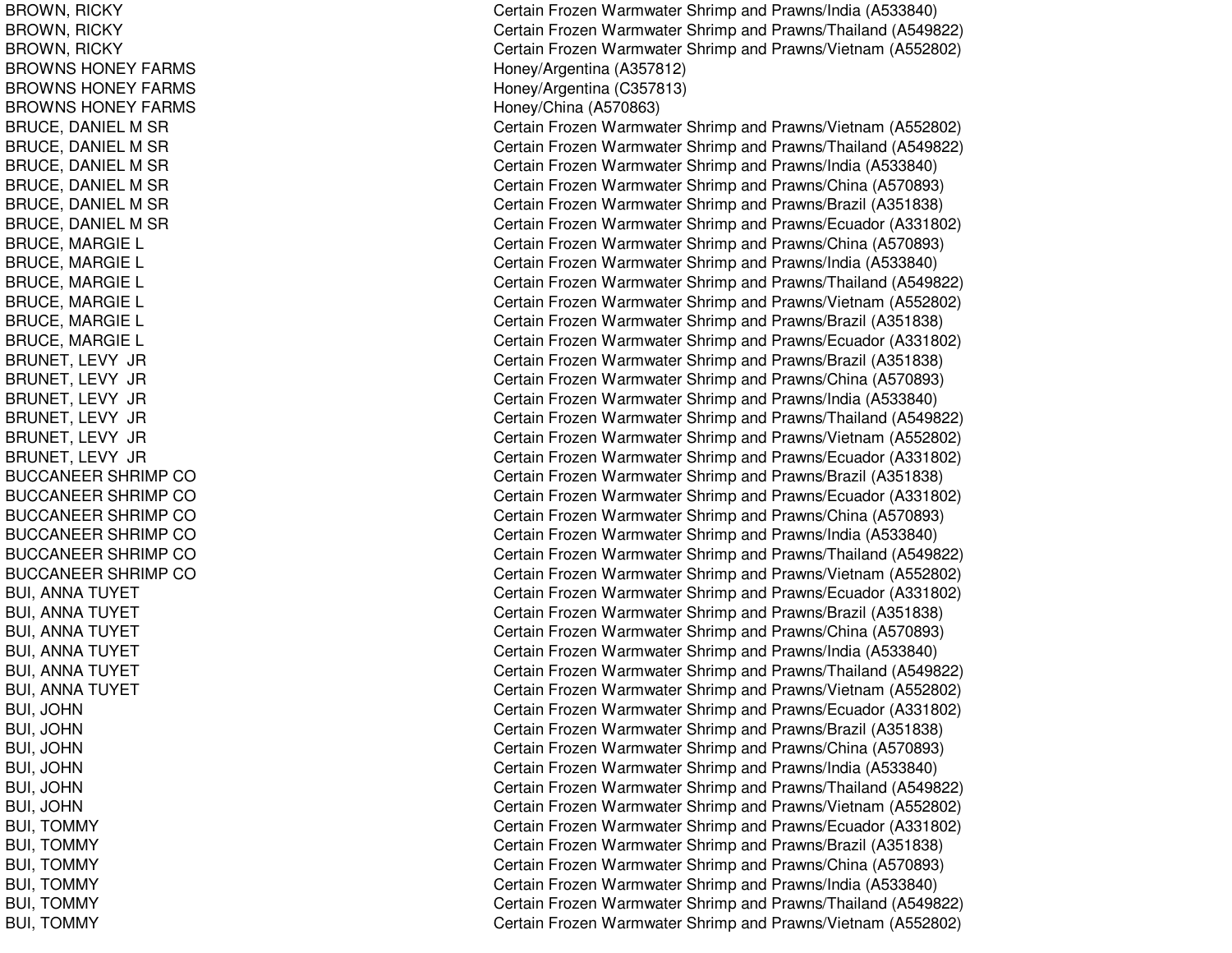| | |
|---|---|
| BROWN, RICKY | Certain Frozen Warmwater Shrimp and Prawns/India (A533840) |
| BROWN, RICKY | Certain Frozen Warmwater Shrimp and Prawns/Thailand (A549822) |
| BROWN, RICKY | Certain Frozen Warmwater Shrimp and Prawns/Vietnam (A552802) |
| BROWNS HONEY FARMS | Honey/Argentina (A357812) |
| BROWNS HONEY FARMS | Honey/Argentina (C357813) |
| BROWNS HONEY FARMS | Honey/China (A570863) |
| BRUCE, DANIEL M SR | Certain Frozen Warmwater Shrimp and Prawns/Vietnam (A552802) |
| BRUCE, DANIEL M SR | Certain Frozen Warmwater Shrimp and Prawns/Thailand (A549822) |
| BRUCE, DANIEL M SR | Certain Frozen Warmwater Shrimp and Prawns/India (A533840) |
| BRUCE, DANIEL M SR | Certain Frozen Warmwater Shrimp and Prawns/China (A570893) |
| BRUCE, DANIEL M SR | Certain Frozen Warmwater Shrimp and Prawns/Brazil (A351838) |
| BRUCE, DANIEL M SR | Certain Frozen Warmwater Shrimp and Prawns/Ecuador (A331802) |
| BRUCE, MARGIE L | Certain Frozen Warmwater Shrimp and Prawns/China (A570893) |
| BRUCE, MARGIE L | Certain Frozen Warmwater Shrimp and Prawns/India (A533840) |
| BRUCE, MARGIE L | Certain Frozen Warmwater Shrimp and Prawns/Thailand (A549822) |
| BRUCE, MARGIE L | Certain Frozen Warmwater Shrimp and Prawns/Vietnam (A552802) |
| BRUCE, MARGIE L | Certain Frozen Warmwater Shrimp and Prawns/Brazil (A351838) |
| BRUCE, MARGIE L | Certain Frozen Warmwater Shrimp and Prawns/Ecuador (A331802) |
| BRUNET, LEVY JR | Certain Frozen Warmwater Shrimp and Prawns/Brazil (A351838) |
| BRUNET, LEVY JR | Certain Frozen Warmwater Shrimp and Prawns/China (A570893) |
| BRUNET, LEVY JR | Certain Frozen Warmwater Shrimp and Prawns/India (A533840) |
| BRUNET, LEVY JR | Certain Frozen Warmwater Shrimp and Prawns/Thailand (A549822) |
| BRUNET, LEVY JR | Certain Frozen Warmwater Shrimp and Prawns/Vietnam (A552802) |
| BRUNET, LEVY JR | Certain Frozen Warmwater Shrimp and Prawns/Ecuador (A331802) |
| BUCCANEER SHRIMP CO | Certain Frozen Warmwater Shrimp and Prawns/Brazil (A351838) |
| BUCCANEER SHRIMP CO | Certain Frozen Warmwater Shrimp and Prawns/Ecuador (A331802) |
| BUCCANEER SHRIMP CO | Certain Frozen Warmwater Shrimp and Prawns/China (A570893) |
| BUCCANEER SHRIMP CO | Certain Frozen Warmwater Shrimp and Prawns/India (A533840) |
| BUCCANEER SHRIMP CO | Certain Frozen Warmwater Shrimp and Prawns/Thailand (A549822) |
| BUCCANEER SHRIMP CO | Certain Frozen Warmwater Shrimp and Prawns/Vietnam (A552802) |
| BUI, ANNA TUYET | Certain Frozen Warmwater Shrimp and Prawns/Ecuador (A331802) |
| BUI, ANNA TUYET | Certain Frozen Warmwater Shrimp and Prawns/Brazil (A351838) |
| BUI, ANNA TUYET | Certain Frozen Warmwater Shrimp and Prawns/China (A570893) |
| BUI, ANNA TUYET | Certain Frozen Warmwater Shrimp and Prawns/India (A533840) |
| BUI, ANNA TUYET | Certain Frozen Warmwater Shrimp and Prawns/Thailand (A549822) |
| BUI, ANNA TUYET | Certain Frozen Warmwater Shrimp and Prawns/Vietnam (A552802) |
| BUI, JOHN | Certain Frozen Warmwater Shrimp and Prawns/Ecuador (A331802) |
| BUI, JOHN | Certain Frozen Warmwater Shrimp and Prawns/Brazil (A351838) |
| BUI, JOHN | Certain Frozen Warmwater Shrimp and Prawns/China (A570893) |
| BUI, JOHN | Certain Frozen Warmwater Shrimp and Prawns/India (A533840) |
| BUI, JOHN | Certain Frozen Warmwater Shrimp and Prawns/Thailand (A549822) |
| BUI, JOHN | Certain Frozen Warmwater Shrimp and Prawns/Vietnam (A552802) |
| BUI, TOMMY | Certain Frozen Warmwater Shrimp and Prawns/Ecuador (A331802) |
| BUI, TOMMY | Certain Frozen Warmwater Shrimp and Prawns/Brazil (A351838) |
| BUI, TOMMY | Certain Frozen Warmwater Shrimp and Prawns/China (A570893) |
| BUI, TOMMY | Certain Frozen Warmwater Shrimp and Prawns/India (A533840) |
| BUI, TOMMY | Certain Frozen Warmwater Shrimp and Prawns/Thailand (A549822) |
| BUI, TOMMY | Certain Frozen Warmwater Shrimp and Prawns/Vietnam (A552802) |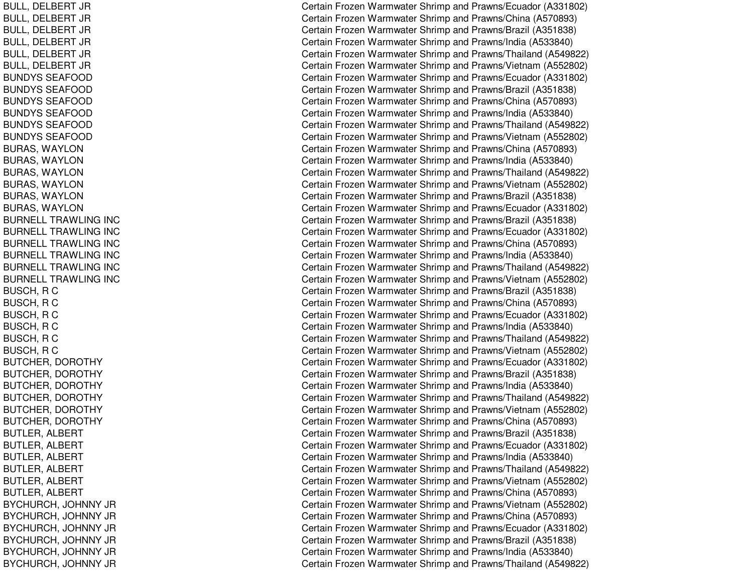| | |
|---|---|
| BULL, DELBERT JR | Certain Frozen Warmwater Shrimp and Prawns/Ecuador (A331802) |
| BULL, DELBERT JR | Certain Frozen Warmwater Shrimp and Prawns/China (A570893) |
| BULL, DELBERT JR | Certain Frozen Warmwater Shrimp and Prawns/Brazil (A351838) |
| BULL, DELBERT JR | Certain Frozen Warmwater Shrimp and Prawns/India (A533840) |
| BULL, DELBERT JR | Certain Frozen Warmwater Shrimp and Prawns/Thailand (A549822) |
| BULL, DELBERT JR | Certain Frozen Warmwater Shrimp and Prawns/Vietnam (A552802) |
| BUNDYS SEAFOOD | Certain Frozen Warmwater Shrimp and Prawns/Ecuador (A331802) |
| BUNDYS SEAFOOD | Certain Frozen Warmwater Shrimp and Prawns/Brazil (A351838) |
| BUNDYS SEAFOOD | Certain Frozen Warmwater Shrimp and Prawns/China (A570893) |
| BUNDYS SEAFOOD | Certain Frozen Warmwater Shrimp and Prawns/India (A533840) |
| BUNDYS SEAFOOD | Certain Frozen Warmwater Shrimp and Prawns/Thailand (A549822) |
| BUNDYS SEAFOOD | Certain Frozen Warmwater Shrimp and Prawns/Vietnam (A552802) |
| BURAS, WAYLON | Certain Frozen Warmwater Shrimp and Prawns/China (A570893) |
| BURAS, WAYLON | Certain Frozen Warmwater Shrimp and Prawns/India (A533840) |
| BURAS, WAYLON | Certain Frozen Warmwater Shrimp and Prawns/Thailand (A549822) |
| BURAS, WAYLON | Certain Frozen Warmwater Shrimp and Prawns/Vietnam (A552802) |
| BURAS, WAYLON | Certain Frozen Warmwater Shrimp and Prawns/Brazil (A351838) |
| BURAS, WAYLON | Certain Frozen Warmwater Shrimp and Prawns/Ecuador (A331802) |
| BURNELL TRAWLING INC | Certain Frozen Warmwater Shrimp and Prawns/Brazil (A351838) |
| BURNELL TRAWLING INC | Certain Frozen Warmwater Shrimp and Prawns/Ecuador (A331802) |
| BURNELL TRAWLING INC | Certain Frozen Warmwater Shrimp and Prawns/China (A570893) |
| BURNELL TRAWLING INC | Certain Frozen Warmwater Shrimp and Prawns/India (A533840) |
| BURNELL TRAWLING INC | Certain Frozen Warmwater Shrimp and Prawns/Thailand (A549822) |
| BURNELL TRAWLING INC | Certain Frozen Warmwater Shrimp and Prawns/Vietnam (A552802) |
| BUSCH, R C | Certain Frozen Warmwater Shrimp and Prawns/Brazil (A351838) |
| BUSCH, R C | Certain Frozen Warmwater Shrimp and Prawns/China (A570893) |
| BUSCH, R C | Certain Frozen Warmwater Shrimp and Prawns/Ecuador (A331802) |
| BUSCH, R C | Certain Frozen Warmwater Shrimp and Prawns/India (A533840) |
| BUSCH, R C | Certain Frozen Warmwater Shrimp and Prawns/Thailand (A549822) |
| BUSCH, R C | Certain Frozen Warmwater Shrimp and Prawns/Vietnam (A552802) |
| BUTCHER, DOROTHY | Certain Frozen Warmwater Shrimp and Prawns/Ecuador (A331802) |
| BUTCHER, DOROTHY | Certain Frozen Warmwater Shrimp and Prawns/Brazil (A351838) |
| BUTCHER, DOROTHY | Certain Frozen Warmwater Shrimp and Prawns/India (A533840) |
| BUTCHER, DOROTHY | Certain Frozen Warmwater Shrimp and Prawns/Thailand (A549822) |
| BUTCHER, DOROTHY | Certain Frozen Warmwater Shrimp and Prawns/Vietnam (A552802) |
| BUTCHER, DOROTHY | Certain Frozen Warmwater Shrimp and Prawns/China (A570893) |
| BUTLER, ALBERT | Certain Frozen Warmwater Shrimp and Prawns/Brazil (A351838) |
| BUTLER, ALBERT | Certain Frozen Warmwater Shrimp and Prawns/Ecuador (A331802) |
| BUTLER, ALBERT | Certain Frozen Warmwater Shrimp and Prawns/India (A533840) |
| BUTLER, ALBERT | Certain Frozen Warmwater Shrimp and Prawns/Thailand (A549822) |
| BUTLER, ALBERT | Certain Frozen Warmwater Shrimp and Prawns/Vietnam (A552802) |
| BUTLER, ALBERT | Certain Frozen Warmwater Shrimp and Prawns/China (A570893) |
| BYCHURCH, JOHNNY JR | Certain Frozen Warmwater Shrimp and Prawns/Vietnam (A552802) |
| BYCHURCH, JOHNNY JR | Certain Frozen Warmwater Shrimp and Prawns/China (A570893) |
| BYCHURCH, JOHNNY JR | Certain Frozen Warmwater Shrimp and Prawns/Ecuador (A331802) |
| BYCHURCH, JOHNNY JR | Certain Frozen Warmwater Shrimp and Prawns/Brazil (A351838) |
| BYCHURCH, JOHNNY JR | Certain Frozen Warmwater Shrimp and Prawns/India (A533840) |
| BYCHURCH, JOHNNY JR | Certain Frozen Warmwater Shrimp and Prawns/Thailand (A549822) |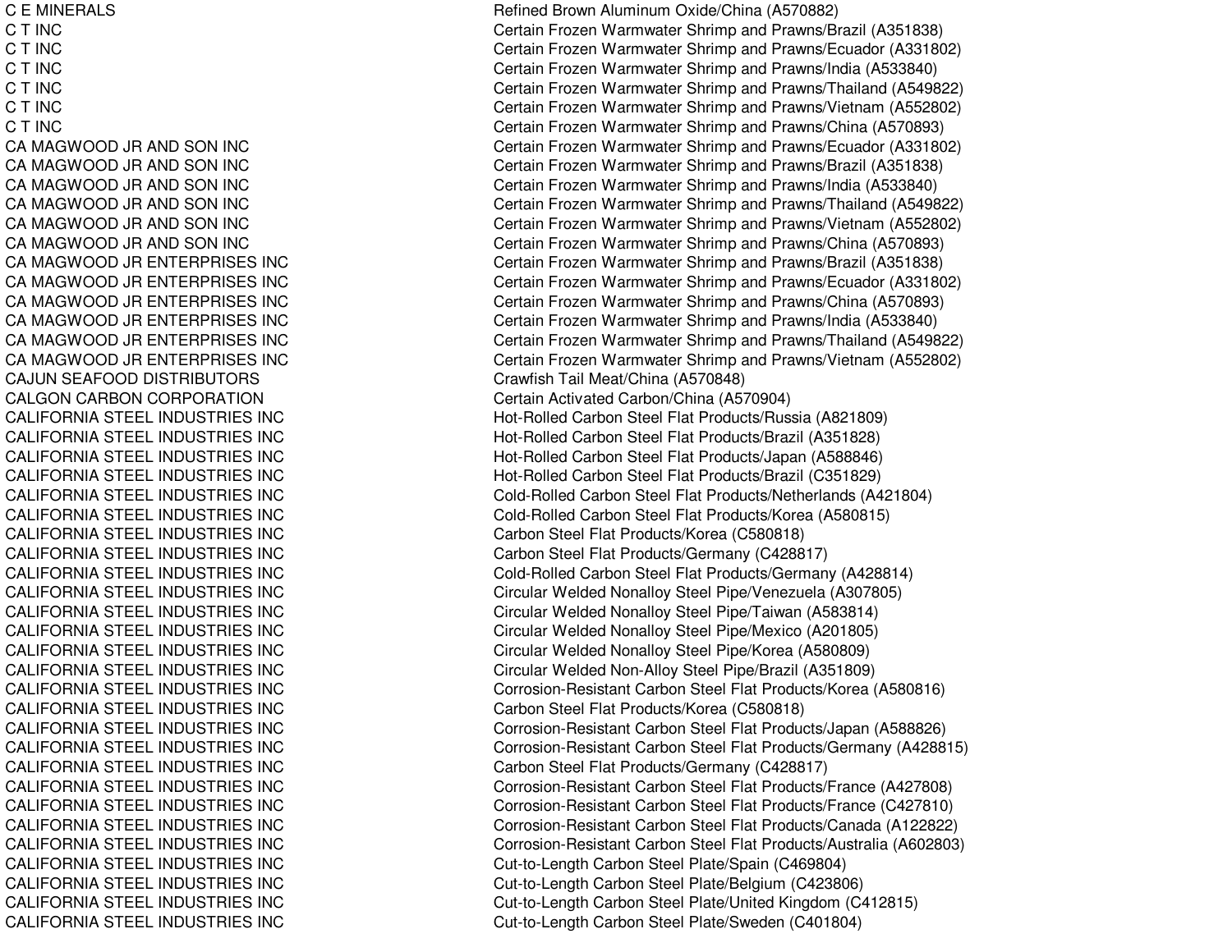| | |
|---|---|
| C E MINERALS | Refined Brown Aluminum Oxide/China (A570882) |
| C T INC | Certain Frozen Warmwater Shrimp and Prawns/Brazil (A351838) |
| C T INC | Certain Frozen Warmwater Shrimp and Prawns/Ecuador (A331802) |
| C T INC | Certain Frozen Warmwater Shrimp and Prawns/India (A533840) |
| C T INC | Certain Frozen Warmwater Shrimp and Prawns/Thailand (A549822) |
| C T INC | Certain Frozen Warmwater Shrimp and Prawns/Vietnam (A552802) |
| C T INC | Certain Frozen Warmwater Shrimp and Prawns/China (A570893) |
| CA MAGWOOD JR AND SON INC | Certain Frozen Warmwater Shrimp and Prawns/Ecuador (A331802) |
| CA MAGWOOD JR AND SON INC | Certain Frozen Warmwater Shrimp and Prawns/Brazil (A351838) |
| CA MAGWOOD JR AND SON INC | Certain Frozen Warmwater Shrimp and Prawns/India (A533840) |
| CA MAGWOOD JR AND SON INC | Certain Frozen Warmwater Shrimp and Prawns/Thailand (A549822) |
| CA MAGWOOD JR AND SON INC | Certain Frozen Warmwater Shrimp and Prawns/Vietnam (A552802) |
| CA MAGWOOD JR AND SON INC | Certain Frozen Warmwater Shrimp and Prawns/China (A570893) |
| CA MAGWOOD JR ENTERPRISES INC | Certain Frozen Warmwater Shrimp and Prawns/Brazil (A351838) |
| CA MAGWOOD JR ENTERPRISES INC | Certain Frozen Warmwater Shrimp and Prawns/Ecuador (A331802) |
| CA MAGWOOD JR ENTERPRISES INC | Certain Frozen Warmwater Shrimp and Prawns/China (A570893) |
| CA MAGWOOD JR ENTERPRISES INC | Certain Frozen Warmwater Shrimp and Prawns/India (A533840) |
| CA MAGWOOD JR ENTERPRISES INC | Certain Frozen Warmwater Shrimp and Prawns/Thailand (A549822) |
| CA MAGWOOD JR ENTERPRISES INC | Certain Frozen Warmwater Shrimp and Prawns/Vietnam (A552802) |
| CAJUN SEAFOOD DISTRIBUTORS | Crawfish Tail Meat/China (A570848) |
| CALGON CARBON CORPORATION | Certain Activated Carbon/China (A570904) |
| CALIFORNIA STEEL INDUSTRIES INC | Hot-Rolled Carbon Steel Flat Products/Russia (A821809) |
| CALIFORNIA STEEL INDUSTRIES INC | Hot-Rolled Carbon Steel Flat Products/Brazil (A351828) |
| CALIFORNIA STEEL INDUSTRIES INC | Hot-Rolled Carbon Steel Flat Products/Japan (A588846) |
| CALIFORNIA STEEL INDUSTRIES INC | Hot-Rolled Carbon Steel Flat Products/Brazil (C351829) |
| CALIFORNIA STEEL INDUSTRIES INC | Cold-Rolled Carbon Steel Flat Products/Netherlands (A421804) |
| CALIFORNIA STEEL INDUSTRIES INC | Cold-Rolled Carbon Steel Flat Products/Korea (A580815) |
| CALIFORNIA STEEL INDUSTRIES INC | Carbon Steel Flat Products/Korea (C580818) |
| CALIFORNIA STEEL INDUSTRIES INC | Carbon Steel Flat Products/Germany (C428817) |
| CALIFORNIA STEEL INDUSTRIES INC | Cold-Rolled Carbon Steel Flat Products/Germany (A428814) |
| CALIFORNIA STEEL INDUSTRIES INC | Circular Welded Nonalloy Steel Pipe/Venezuela (A307805) |
| CALIFORNIA STEEL INDUSTRIES INC | Circular Welded Nonalloy Steel Pipe/Taiwan (A583814) |
| CALIFORNIA STEEL INDUSTRIES INC | Circular Welded Nonalloy Steel Pipe/Mexico (A201805) |
| CALIFORNIA STEEL INDUSTRIES INC | Circular Welded Nonalloy Steel Pipe/Korea (A580809) |
| CALIFORNIA STEEL INDUSTRIES INC | Circular Welded Non-Alloy Steel Pipe/Brazil (A351809) |
| CALIFORNIA STEEL INDUSTRIES INC | Corrosion-Resistant Carbon Steel Flat Products/Korea (A580816) |
| CALIFORNIA STEEL INDUSTRIES INC | Carbon Steel Flat Products/Korea (C580818) |
| CALIFORNIA STEEL INDUSTRIES INC | Corrosion-Resistant Carbon Steel Flat Products/Japan (A588826) |
| CALIFORNIA STEEL INDUSTRIES INC | Corrosion-Resistant Carbon Steel Flat Products/Germany (A428815) |
| CALIFORNIA STEEL INDUSTRIES INC | Carbon Steel Flat Products/Germany (C428817) |
| CALIFORNIA STEEL INDUSTRIES INC | Corrosion-Resistant Carbon Steel Flat Products/France (A427808) |
| CALIFORNIA STEEL INDUSTRIES INC | Corrosion-Resistant Carbon Steel Flat Products/France (C427810) |
| CALIFORNIA STEEL INDUSTRIES INC | Corrosion-Resistant Carbon Steel Flat Products/Canada (A122822) |
| CALIFORNIA STEEL INDUSTRIES INC | Corrosion-Resistant Carbon Steel Flat Products/Australia (A602803) |
| CALIFORNIA STEEL INDUSTRIES INC | Cut-to-Length Carbon Steel Plate/Spain (C469804) |
| CALIFORNIA STEEL INDUSTRIES INC | Cut-to-Length Carbon Steel Plate/Belgium (C423806) |
| CALIFORNIA STEEL INDUSTRIES INC | Cut-to-Length Carbon Steel Plate/United Kingdom (C412815) |
| CALIFORNIA STEEL INDUSTRIES INC | Cut-to-Length Carbon Steel Plate/Sweden (C401804) |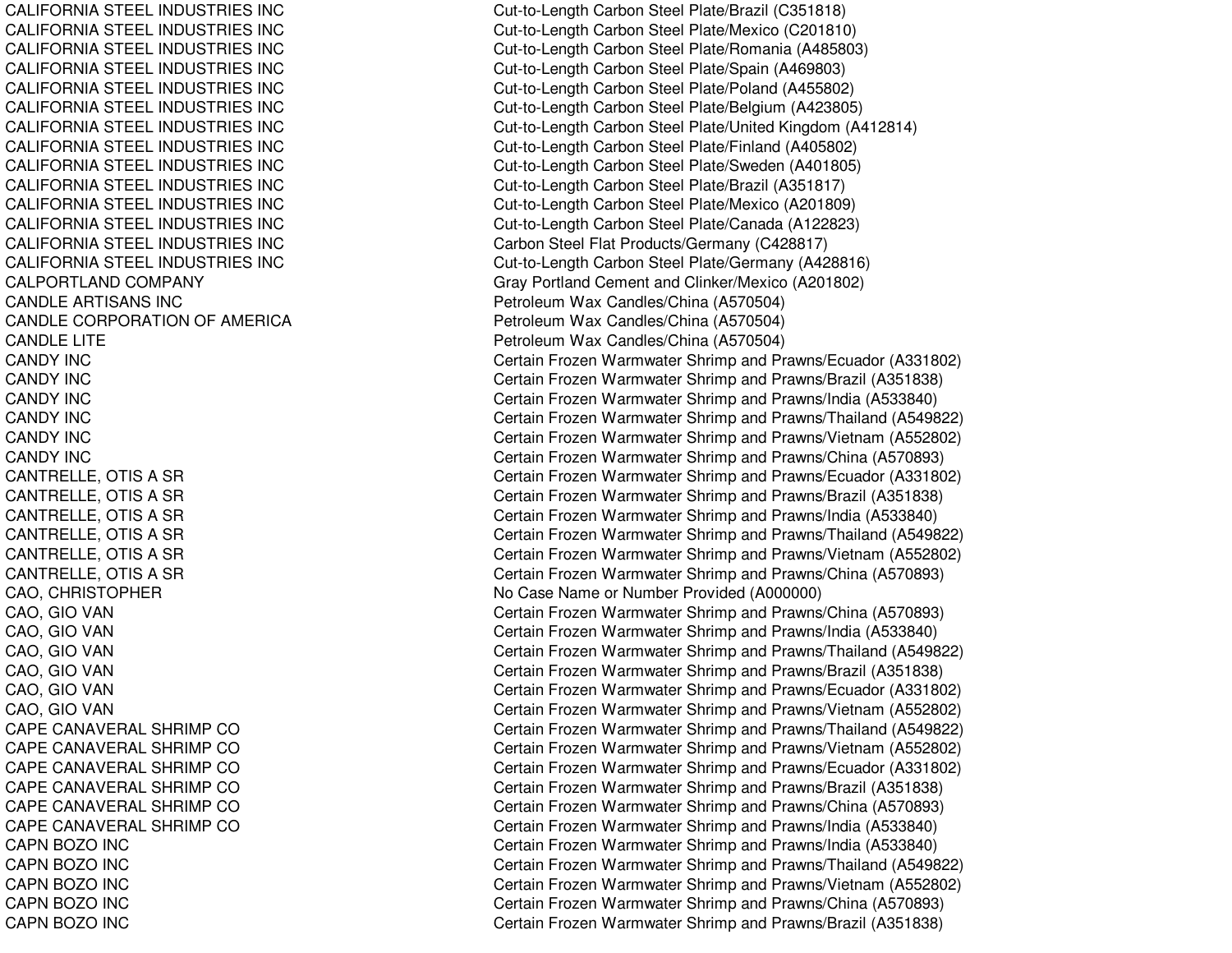| | |
|---|---|
| CALIFORNIA STEEL INDUSTRIES INC | Cut-to-Length Carbon Steel Plate/Brazil (C351818) |
| CALIFORNIA STEEL INDUSTRIES INC | Cut-to-Length Carbon Steel Plate/Mexico (C201810) |
| CALIFORNIA STEEL INDUSTRIES INC | Cut-to-Length Carbon Steel Plate/Romania (A485803) |
| CALIFORNIA STEEL INDUSTRIES INC | Cut-to-Length Carbon Steel Plate/Spain (A469803) |
| CALIFORNIA STEEL INDUSTRIES INC | Cut-to-Length Carbon Steel Plate/Poland (A455802) |
| CALIFORNIA STEEL INDUSTRIES INC | Cut-to-Length Carbon Steel Plate/Belgium (A423805) |
| CALIFORNIA STEEL INDUSTRIES INC | Cut-to-Length Carbon Steel Plate/United Kingdom (A412814) |
| CALIFORNIA STEEL INDUSTRIES INC | Cut-to-Length Carbon Steel Plate/Finland (A405802) |
| CALIFORNIA STEEL INDUSTRIES INC | Cut-to-Length Carbon Steel Plate/Sweden (A401805) |
| CALIFORNIA STEEL INDUSTRIES INC | Cut-to-Length Carbon Steel Plate/Brazil (A351817) |
| CALIFORNIA STEEL INDUSTRIES INC | Cut-to-Length Carbon Steel Plate/Mexico (A201809) |
| CALIFORNIA STEEL INDUSTRIES INC | Cut-to-Length Carbon Steel Plate/Canada (A122823) |
| CALIFORNIA STEEL INDUSTRIES INC | Carbon Steel Flat Products/Germany (C428817) |
| CALIFORNIA STEEL INDUSTRIES INC | Cut-to-Length Carbon Steel Plate/Germany (A428816) |
| CALPORTLAND COMPANY | Gray Portland Cement and Clinker/Mexico (A201802) |
| CANDLE ARTISANS INC | Petroleum Wax Candles/China (A570504) |
| CANDLE CORPORATION OF AMERICA | Petroleum Wax Candles/China (A570504) |
| CANDLE LITE | Petroleum Wax Candles/China (A570504) |
| CANDY INC | Certain Frozen Warmwater Shrimp and Prawns/Ecuador (A331802) |
| CANDY INC | Certain Frozen Warmwater Shrimp and Prawns/Brazil (A351838) |
| CANDY INC | Certain Frozen Warmwater Shrimp and Prawns/India (A533840) |
| CANDY INC | Certain Frozen Warmwater Shrimp and Prawns/Thailand (A549822) |
| CANDY INC | Certain Frozen Warmwater Shrimp and Prawns/Vietnam (A552802) |
| CANDY INC | Certain Frozen Warmwater Shrimp and Prawns/China (A570893) |
| CANTRELLE, OTIS A SR | Certain Frozen Warmwater Shrimp and Prawns/Ecuador (A331802) |
| CANTRELLE, OTIS A SR | Certain Frozen Warmwater Shrimp and Prawns/Brazil (A351838) |
| CANTRELLE, OTIS A SR | Certain Frozen Warmwater Shrimp and Prawns/India (A533840) |
| CANTRELLE, OTIS A SR | Certain Frozen Warmwater Shrimp and Prawns/Thailand (A549822) |
| CANTRELLE, OTIS A SR | Certain Frozen Warmwater Shrimp and Prawns/Vietnam (A552802) |
| CANTRELLE, OTIS A SR | Certain Frozen Warmwater Shrimp and Prawns/China (A570893) |
| CAO, CHRISTOPHER | No Case Name or Number Provided (A000000) |
| CAO, GIO VAN | Certain Frozen Warmwater Shrimp and Prawns/China (A570893) |
| CAO, GIO VAN | Certain Frozen Warmwater Shrimp and Prawns/India (A533840) |
| CAO, GIO VAN | Certain Frozen Warmwater Shrimp and Prawns/Thailand (A549822) |
| CAO, GIO VAN | Certain Frozen Warmwater Shrimp and Prawns/Brazil (A351838) |
| CAO, GIO VAN | Certain Frozen Warmwater Shrimp and Prawns/Ecuador (A331802) |
| CAO, GIO VAN | Certain Frozen Warmwater Shrimp and Prawns/Vietnam (A552802) |
| CAPE CANAVERAL SHRIMP CO | Certain Frozen Warmwater Shrimp and Prawns/Thailand (A549822) |
| CAPE CANAVERAL SHRIMP CO | Certain Frozen Warmwater Shrimp and Prawns/Vietnam (A552802) |
| CAPE CANAVERAL SHRIMP CO | Certain Frozen Warmwater Shrimp and Prawns/Ecuador (A331802) |
| CAPE CANAVERAL SHRIMP CO | Certain Frozen Warmwater Shrimp and Prawns/Brazil (A351838) |
| CAPE CANAVERAL SHRIMP CO | Certain Frozen Warmwater Shrimp and Prawns/China (A570893) |
| CAPE CANAVERAL SHRIMP CO | Certain Frozen Warmwater Shrimp and Prawns/India (A533840) |
| CAPN BOZO INC | Certain Frozen Warmwater Shrimp and Prawns/India (A533840) |
| CAPN BOZO INC | Certain Frozen Warmwater Shrimp and Prawns/Thailand (A549822) |
| CAPN BOZO INC | Certain Frozen Warmwater Shrimp and Prawns/Vietnam (A552802) |
| CAPN BOZO INC | Certain Frozen Warmwater Shrimp and Prawns/China (A570893) |
| CAPN BOZO INC | Certain Frozen Warmwater Shrimp and Prawns/Brazil (A351838) |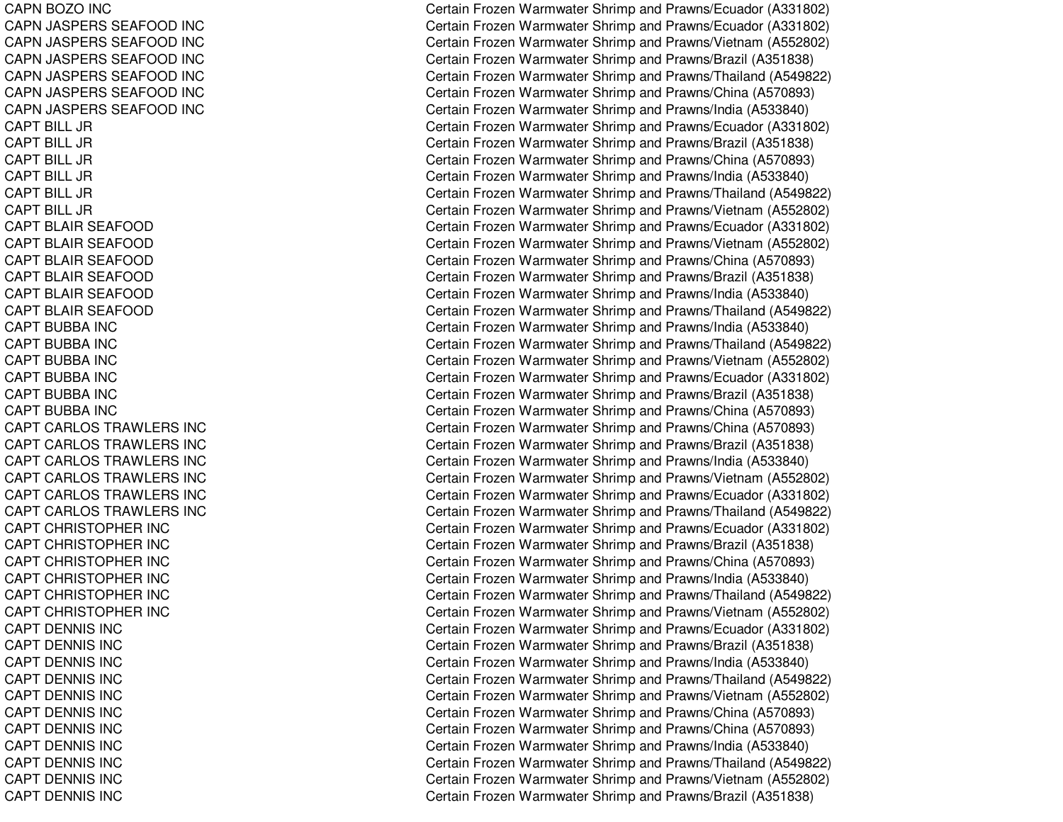| | |
|---|---|
| CAPN BOZO INC | Certain Frozen Warmwater Shrimp and Prawns/Ecuador (A331802) |
| CAPN JASPERS SEAFOOD INC | Certain Frozen Warmwater Shrimp and Prawns/Ecuador (A331802) |
| CAPN JASPERS SEAFOOD INC | Certain Frozen Warmwater Shrimp and Prawns/Vietnam (A552802) |
| CAPN JASPERS SEAFOOD INC | Certain Frozen Warmwater Shrimp and Prawns/Brazil (A351838) |
| CAPN JASPERS SEAFOOD INC | Certain Frozen Warmwater Shrimp and Prawns/Thailand (A549822) |
| CAPN JASPERS SEAFOOD INC | Certain Frozen Warmwater Shrimp and Prawns/China (A570893) |
| CAPN JASPERS SEAFOOD INC | Certain Frozen Warmwater Shrimp and Prawns/India (A533840) |
| CAPT BILL JR | Certain Frozen Warmwater Shrimp and Prawns/Ecuador (A331802) |
| CAPT BILL JR | Certain Frozen Warmwater Shrimp and Prawns/Brazil (A351838) |
| CAPT BILL JR | Certain Frozen Warmwater Shrimp and Prawns/China (A570893) |
| CAPT BILL JR | Certain Frozen Warmwater Shrimp and Prawns/India (A533840) |
| CAPT BILL JR | Certain Frozen Warmwater Shrimp and Prawns/Thailand (A549822) |
| CAPT BILL JR | Certain Frozen Warmwater Shrimp and Prawns/Vietnam (A552802) |
| CAPT BLAIR SEAFOOD | Certain Frozen Warmwater Shrimp and Prawns/Ecuador (A331802) |
| CAPT BLAIR SEAFOOD | Certain Frozen Warmwater Shrimp and Prawns/Vietnam (A552802) |
| CAPT BLAIR SEAFOOD | Certain Frozen Warmwater Shrimp and Prawns/China (A570893) |
| CAPT BLAIR SEAFOOD | Certain Frozen Warmwater Shrimp and Prawns/Brazil (A351838) |
| CAPT BLAIR SEAFOOD | Certain Frozen Warmwater Shrimp and Prawns/India (A533840) |
| CAPT BLAIR SEAFOOD | Certain Frozen Warmwater Shrimp and Prawns/Thailand (A549822) |
| CAPT BUBBA INC | Certain Frozen Warmwater Shrimp and Prawns/India (A533840) |
| CAPT BUBBA INC | Certain Frozen Warmwater Shrimp and Prawns/Thailand (A549822) |
| CAPT BUBBA INC | Certain Frozen Warmwater Shrimp and Prawns/Vietnam (A552802) |
| CAPT BUBBA INC | Certain Frozen Warmwater Shrimp and Prawns/Ecuador (A331802) |
| CAPT BUBBA INC | Certain Frozen Warmwater Shrimp and Prawns/Brazil (A351838) |
| CAPT BUBBA INC | Certain Frozen Warmwater Shrimp and Prawns/China (A570893) |
| CAPT CARLOS TRAWLERS INC | Certain Frozen Warmwater Shrimp and Prawns/China (A570893) |
| CAPT CARLOS TRAWLERS INC | Certain Frozen Warmwater Shrimp and Prawns/Brazil (A351838) |
| CAPT CARLOS TRAWLERS INC | Certain Frozen Warmwater Shrimp and Prawns/India (A533840) |
| CAPT CARLOS TRAWLERS INC | Certain Frozen Warmwater Shrimp and Prawns/Vietnam (A552802) |
| CAPT CARLOS TRAWLERS INC | Certain Frozen Warmwater Shrimp and Prawns/Ecuador (A331802) |
| CAPT CARLOS TRAWLERS INC | Certain Frozen Warmwater Shrimp and Prawns/Thailand (A549822) |
| CAPT CHRISTOPHER INC | Certain Frozen Warmwater Shrimp and Prawns/Ecuador (A331802) |
| CAPT CHRISTOPHER INC | Certain Frozen Warmwater Shrimp and Prawns/Brazil (A351838) |
| CAPT CHRISTOPHER INC | Certain Frozen Warmwater Shrimp and Prawns/China (A570893) |
| CAPT CHRISTOPHER INC | Certain Frozen Warmwater Shrimp and Prawns/India (A533840) |
| CAPT CHRISTOPHER INC | Certain Frozen Warmwater Shrimp and Prawns/Thailand (A549822) |
| CAPT CHRISTOPHER INC | Certain Frozen Warmwater Shrimp and Prawns/Vietnam (A552802) |
| CAPT DENNIS INC | Certain Frozen Warmwater Shrimp and Prawns/Ecuador (A331802) |
| CAPT DENNIS INC | Certain Frozen Warmwater Shrimp and Prawns/Brazil (A351838) |
| CAPT DENNIS INC | Certain Frozen Warmwater Shrimp and Prawns/India (A533840) |
| CAPT DENNIS INC | Certain Frozen Warmwater Shrimp and Prawns/Thailand (A549822) |
| CAPT DENNIS INC | Certain Frozen Warmwater Shrimp and Prawns/Vietnam (A552802) |
| CAPT DENNIS INC | Certain Frozen Warmwater Shrimp and Prawns/China (A570893) |
| CAPT DENNIS INC | Certain Frozen Warmwater Shrimp and Prawns/China (A570893) |
| CAPT DENNIS INC | Certain Frozen Warmwater Shrimp and Prawns/India (A533840) |
| CAPT DENNIS INC | Certain Frozen Warmwater Shrimp and Prawns/Thailand (A549822) |
| CAPT DENNIS INC | Certain Frozen Warmwater Shrimp and Prawns/Vietnam (A552802) |
| CAPT DENNIS INC | Certain Frozen Warmwater Shrimp and Prawns/Brazil (A351838) |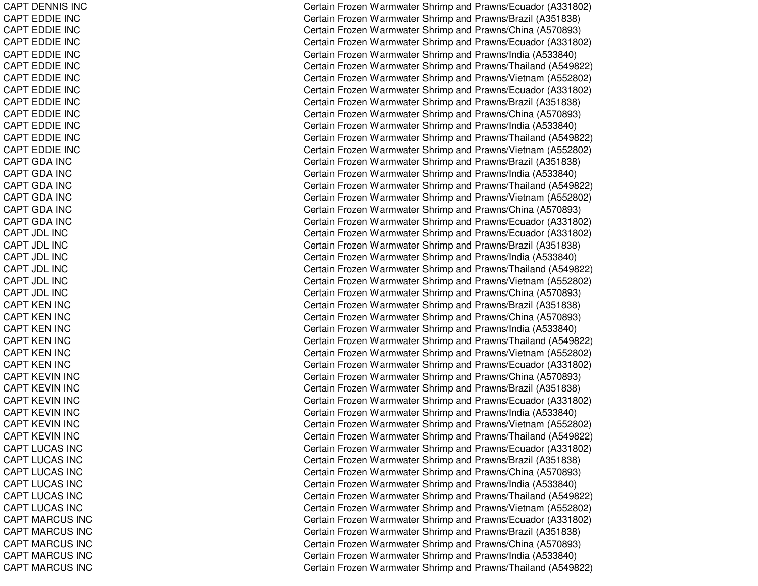| | |
|---|---|
| CAPT DENNIS INC | Certain Frozen Warmwater Shrimp and Prawns/Ecuador (A331802) |
| CAPT EDDIE INC | Certain Frozen Warmwater Shrimp and Prawns/Brazil (A351838) |
| CAPT EDDIE INC | Certain Frozen Warmwater Shrimp and Prawns/China (A570893) |
| CAPT EDDIE INC | Certain Frozen Warmwater Shrimp and Prawns/Ecuador (A331802) |
| CAPT EDDIE INC | Certain Frozen Warmwater Shrimp and Prawns/India (A533840) |
| CAPT EDDIE INC | Certain Frozen Warmwater Shrimp and Prawns/Thailand (A549822) |
| CAPT EDDIE INC | Certain Frozen Warmwater Shrimp and Prawns/Vietnam (A552802) |
| CAPT EDDIE INC | Certain Frozen Warmwater Shrimp and Prawns/Ecuador (A331802) |
| CAPT EDDIE INC | Certain Frozen Warmwater Shrimp and Prawns/Brazil (A351838) |
| CAPT EDDIE INC | Certain Frozen Warmwater Shrimp and Prawns/China (A570893) |
| CAPT EDDIE INC | Certain Frozen Warmwater Shrimp and Prawns/India (A533840) |
| CAPT EDDIE INC | Certain Frozen Warmwater Shrimp and Prawns/Thailand (A549822) |
| CAPT EDDIE INC | Certain Frozen Warmwater Shrimp and Prawns/Vietnam (A552802) |
| CAPT GDA INC | Certain Frozen Warmwater Shrimp and Prawns/Brazil (A351838) |
| CAPT GDA INC | Certain Frozen Warmwater Shrimp and Prawns/India (A533840) |
| CAPT GDA INC | Certain Frozen Warmwater Shrimp and Prawns/Thailand (A549822) |
| CAPT GDA INC | Certain Frozen Warmwater Shrimp and Prawns/Vietnam (A552802) |
| CAPT GDA INC | Certain Frozen Warmwater Shrimp and Prawns/China (A570893) |
| CAPT GDA INC | Certain Frozen Warmwater Shrimp and Prawns/Ecuador (A331802) |
| CAPT JDL INC | Certain Frozen Warmwater Shrimp and Prawns/Ecuador (A331802) |
| CAPT JDL INC | Certain Frozen Warmwater Shrimp and Prawns/Brazil (A351838) |
| CAPT JDL INC | Certain Frozen Warmwater Shrimp and Prawns/India (A533840) |
| CAPT JDL INC | Certain Frozen Warmwater Shrimp and Prawns/Thailand (A549822) |
| CAPT JDL INC | Certain Frozen Warmwater Shrimp and Prawns/Vietnam (A552802) |
| CAPT JDL INC | Certain Frozen Warmwater Shrimp and Prawns/China (A570893) |
| CAPT KEN INC | Certain Frozen Warmwater Shrimp and Prawns/Brazil (A351838) |
| CAPT KEN INC | Certain Frozen Warmwater Shrimp and Prawns/China (A570893) |
| CAPT KEN INC | Certain Frozen Warmwater Shrimp and Prawns/India (A533840) |
| CAPT KEN INC | Certain Frozen Warmwater Shrimp and Prawns/Thailand (A549822) |
| CAPT KEN INC | Certain Frozen Warmwater Shrimp and Prawns/Vietnam (A552802) |
| CAPT KEN INC | Certain Frozen Warmwater Shrimp and Prawns/Ecuador (A331802) |
| CAPT KEVIN INC | Certain Frozen Warmwater Shrimp and Prawns/China (A570893) |
| CAPT KEVIN INC | Certain Frozen Warmwater Shrimp and Prawns/Brazil (A351838) |
| CAPT KEVIN INC | Certain Frozen Warmwater Shrimp and Prawns/Ecuador (A331802) |
| CAPT KEVIN INC | Certain Frozen Warmwater Shrimp and Prawns/India (A533840) |
| CAPT KEVIN INC | Certain Frozen Warmwater Shrimp and Prawns/Vietnam (A552802) |
| CAPT KEVIN INC | Certain Frozen Warmwater Shrimp and Prawns/Thailand (A549822) |
| CAPT LUCAS INC | Certain Frozen Warmwater Shrimp and Prawns/Ecuador (A331802) |
| CAPT LUCAS INC | Certain Frozen Warmwater Shrimp and Prawns/Brazil (A351838) |
| CAPT LUCAS INC | Certain Frozen Warmwater Shrimp and Prawns/China (A570893) |
| CAPT LUCAS INC | Certain Frozen Warmwater Shrimp and Prawns/India (A533840) |
| CAPT LUCAS INC | Certain Frozen Warmwater Shrimp and Prawns/Thailand (A549822) |
| CAPT LUCAS INC | Certain Frozen Warmwater Shrimp and Prawns/Vietnam (A552802) |
| CAPT MARCUS INC | Certain Frozen Warmwater Shrimp and Prawns/Ecuador (A331802) |
| CAPT MARCUS INC | Certain Frozen Warmwater Shrimp and Prawns/Brazil (A351838) |
| CAPT MARCUS INC | Certain Frozen Warmwater Shrimp and Prawns/China (A570893) |
| CAPT MARCUS INC | Certain Frozen Warmwater Shrimp and Prawns/India (A533840) |
| CAPT MARCUS INC | Certain Frozen Warmwater Shrimp and Prawns/Thailand (A549822) |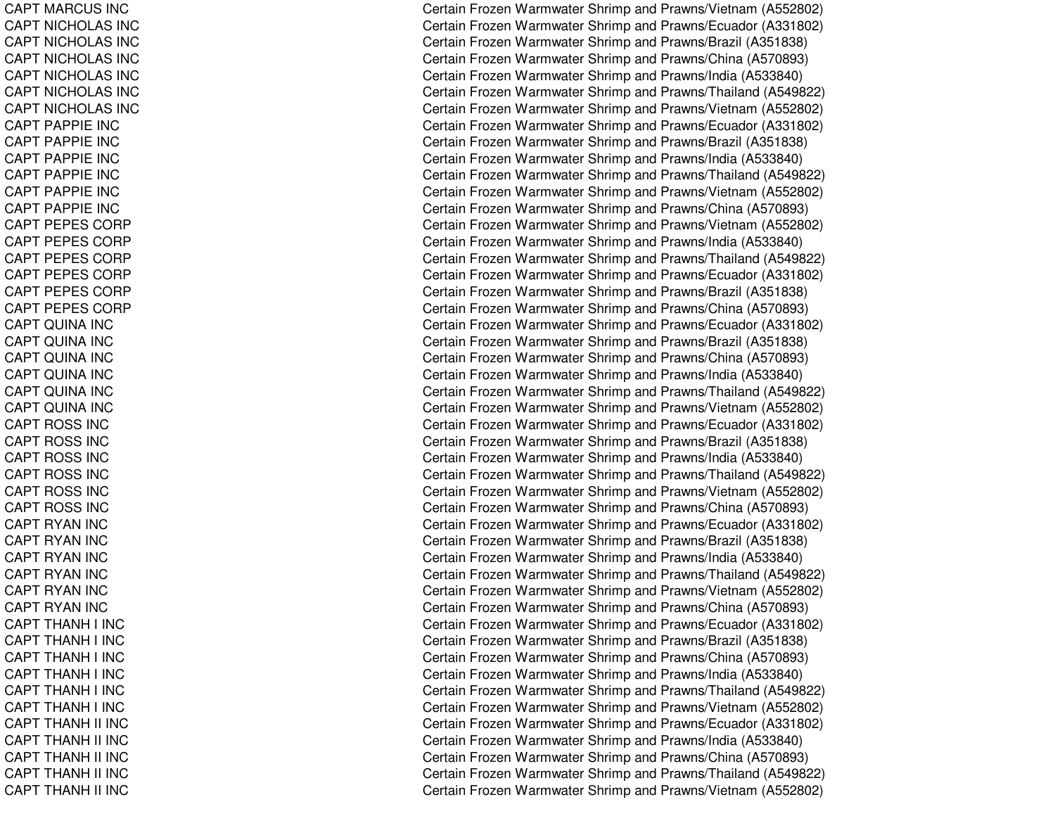| | |
|---|---|
| CAPT MARCUS INC | Certain Frozen Warmwater Shrimp and Prawns/Vietnam (A552802) |
| CAPT NICHOLAS INC | Certain Frozen Warmwater Shrimp and Prawns/Ecuador (A331802) |
| CAPT NICHOLAS INC | Certain Frozen Warmwater Shrimp and Prawns/Brazil (A351838) |
| CAPT NICHOLAS INC | Certain Frozen Warmwater Shrimp and Prawns/China (A570893) |
| CAPT NICHOLAS INC | Certain Frozen Warmwater Shrimp and Prawns/India (A533840) |
| CAPT NICHOLAS INC | Certain Frozen Warmwater Shrimp and Prawns/Thailand (A549822) |
| CAPT NICHOLAS INC | Certain Frozen Warmwater Shrimp and Prawns/Vietnam (A552802) |
| CAPT PAPPIE INC | Certain Frozen Warmwater Shrimp and Prawns/Ecuador (A331802) |
| CAPT PAPPIE INC | Certain Frozen Warmwater Shrimp and Prawns/Brazil (A351838) |
| CAPT PAPPIE INC | Certain Frozen Warmwater Shrimp and Prawns/India (A533840) |
| CAPT PAPPIE INC | Certain Frozen Warmwater Shrimp and Prawns/Thailand (A549822) |
| CAPT PAPPIE INC | Certain Frozen Warmwater Shrimp and Prawns/Vietnam (A552802) |
| CAPT PAPPIE INC | Certain Frozen Warmwater Shrimp and Prawns/China (A570893) |
| CAPT PEPES CORP | Certain Frozen Warmwater Shrimp and Prawns/Vietnam (A552802) |
| CAPT PEPES CORP | Certain Frozen Warmwater Shrimp and Prawns/India (A533840) |
| CAPT PEPES CORP | Certain Frozen Warmwater Shrimp and Prawns/Thailand (A549822) |
| CAPT PEPES CORP | Certain Frozen Warmwater Shrimp and Prawns/Ecuador (A331802) |
| CAPT PEPES CORP | Certain Frozen Warmwater Shrimp and Prawns/Brazil (A351838) |
| CAPT PEPES CORP | Certain Frozen Warmwater Shrimp and Prawns/China (A570893) |
| CAPT QUINA INC | Certain Frozen Warmwater Shrimp and Prawns/Ecuador (A331802) |
| CAPT QUINA INC | Certain Frozen Warmwater Shrimp and Prawns/Brazil (A351838) |
| CAPT QUINA INC | Certain Frozen Warmwater Shrimp and Prawns/China (A570893) |
| CAPT QUINA INC | Certain Frozen Warmwater Shrimp and Prawns/India (A533840) |
| CAPT QUINA INC | Certain Frozen Warmwater Shrimp and Prawns/Thailand (A549822) |
| CAPT QUINA INC | Certain Frozen Warmwater Shrimp and Prawns/Vietnam (A552802) |
| CAPT ROSS INC | Certain Frozen Warmwater Shrimp and Prawns/Ecuador (A331802) |
| CAPT ROSS INC | Certain Frozen Warmwater Shrimp and Prawns/Brazil (A351838) |
| CAPT ROSS INC | Certain Frozen Warmwater Shrimp and Prawns/India (A533840) |
| CAPT ROSS INC | Certain Frozen Warmwater Shrimp and Prawns/Thailand (A549822) |
| CAPT ROSS INC | Certain Frozen Warmwater Shrimp and Prawns/Vietnam (A552802) |
| CAPT ROSS INC | Certain Frozen Warmwater Shrimp and Prawns/China (A570893) |
| CAPT RYAN INC | Certain Frozen Warmwater Shrimp and Prawns/Ecuador (A331802) |
| CAPT RYAN INC | Certain Frozen Warmwater Shrimp and Prawns/Brazil (A351838) |
| CAPT RYAN INC | Certain Frozen Warmwater Shrimp and Prawns/India (A533840) |
| CAPT RYAN INC | Certain Frozen Warmwater Shrimp and Prawns/Thailand (A549822) |
| CAPT RYAN INC | Certain Frozen Warmwater Shrimp and Prawns/Vietnam (A552802) |
| CAPT RYAN INC | Certain Frozen Warmwater Shrimp and Prawns/China (A570893) |
| CAPT THANH I INC | Certain Frozen Warmwater Shrimp and Prawns/Ecuador (A331802) |
| CAPT THANH I INC | Certain Frozen Warmwater Shrimp and Prawns/Brazil (A351838) |
| CAPT THANH I INC | Certain Frozen Warmwater Shrimp and Prawns/China (A570893) |
| CAPT THANH I INC | Certain Frozen Warmwater Shrimp and Prawns/India (A533840) |
| CAPT THANH I INC | Certain Frozen Warmwater Shrimp and Prawns/Thailand (A549822) |
| CAPT THANH I INC | Certain Frozen Warmwater Shrimp and Prawns/Vietnam (A552802) |
| CAPT THANH II INC | Certain Frozen Warmwater Shrimp and Prawns/Ecuador (A331802) |
| CAPT THANH II INC | Certain Frozen Warmwater Shrimp and Prawns/India (A533840) |
| CAPT THANH II INC | Certain Frozen Warmwater Shrimp and Prawns/China (A570893) |
| CAPT THANH II INC | Certain Frozen Warmwater Shrimp and Prawns/Thailand (A549822) |
| CAPT THANH II INC | Certain Frozen Warmwater Shrimp and Prawns/Vietnam (A552802) |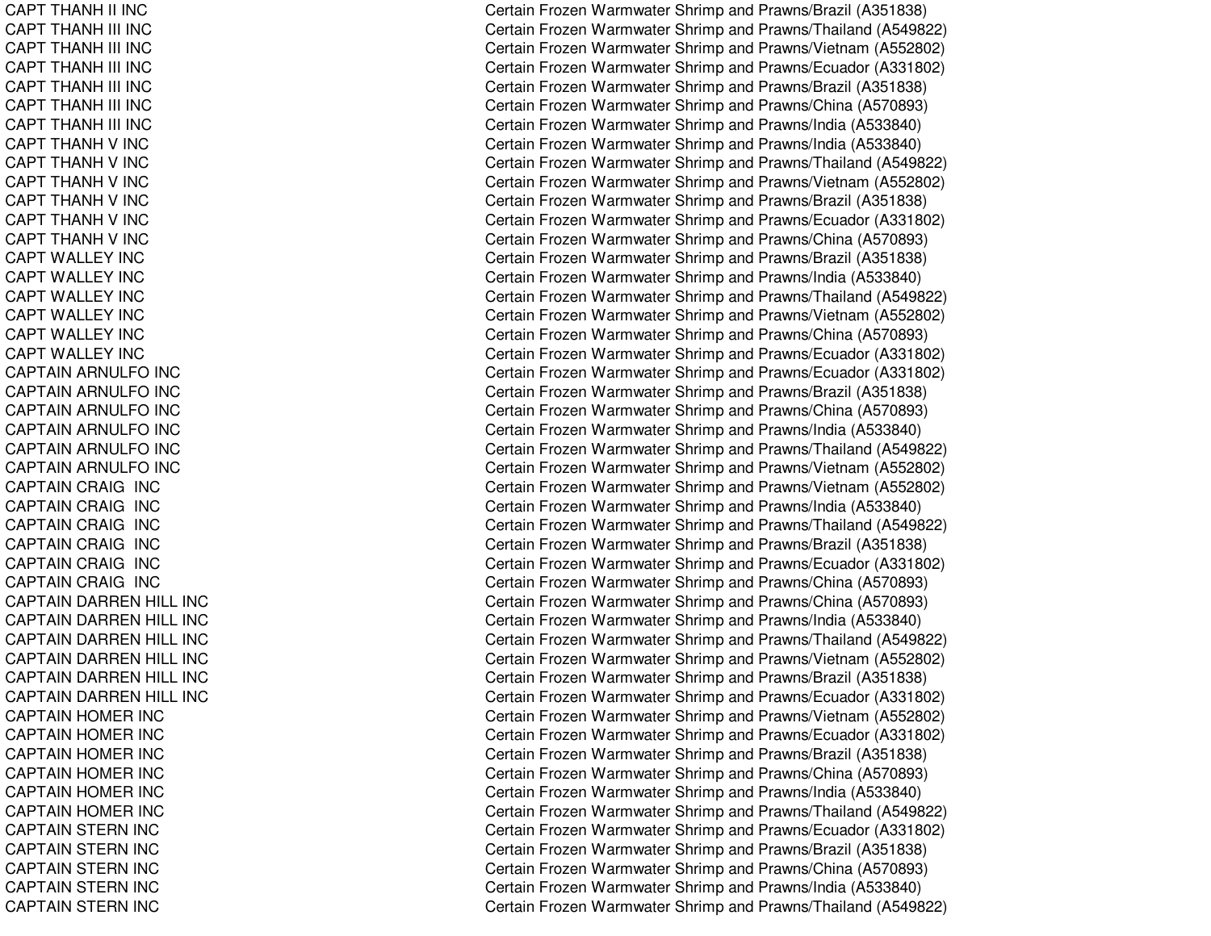| | |
|---|---|
| CAPT THANH II INC | Certain Frozen Warmwater Shrimp and Prawns/Brazil (A351838) |
| CAPT THANH III INC | Certain Frozen Warmwater Shrimp and Prawns/Thailand (A549822) |
| CAPT THANH III INC | Certain Frozen Warmwater Shrimp and Prawns/Vietnam (A552802) |
| CAPT THANH III INC | Certain Frozen Warmwater Shrimp and Prawns/Ecuador (A331802) |
| CAPT THANH III INC | Certain Frozen Warmwater Shrimp and Prawns/Brazil (A351838) |
| CAPT THANH III INC | Certain Frozen Warmwater Shrimp and Prawns/China (A570893) |
| CAPT THANH III INC | Certain Frozen Warmwater Shrimp and Prawns/India (A533840) |
| CAPT THANH V INC | Certain Frozen Warmwater Shrimp and Prawns/India (A533840) |
| CAPT THANH V INC | Certain Frozen Warmwater Shrimp and Prawns/Thailand (A549822) |
| CAPT THANH V INC | Certain Frozen Warmwater Shrimp and Prawns/Vietnam (A552802) |
| CAPT THANH V INC | Certain Frozen Warmwater Shrimp and Prawns/Brazil (A351838) |
| CAPT THANH V INC | Certain Frozen Warmwater Shrimp and Prawns/Ecuador (A331802) |
| CAPT THANH V INC | Certain Frozen Warmwater Shrimp and Prawns/China (A570893) |
| CAPT WALLEY INC | Certain Frozen Warmwater Shrimp and Prawns/Brazil (A351838) |
| CAPT WALLEY INC | Certain Frozen Warmwater Shrimp and Prawns/India (A533840) |
| CAPT WALLEY INC | Certain Frozen Warmwater Shrimp and Prawns/Thailand (A549822) |
| CAPT WALLEY INC | Certain Frozen Warmwater Shrimp and Prawns/Vietnam (A552802) |
| CAPT WALLEY INC | Certain Frozen Warmwater Shrimp and Prawns/China (A570893) |
| CAPT WALLEY INC | Certain Frozen Warmwater Shrimp and Prawns/Ecuador (A331802) |
| CAPTAIN ARNULFO INC | Certain Frozen Warmwater Shrimp and Prawns/Ecuador (A331802) |
| CAPTAIN ARNULFO INC | Certain Frozen Warmwater Shrimp and Prawns/Brazil (A351838) |
| CAPTAIN ARNULFO INC | Certain Frozen Warmwater Shrimp and Prawns/China (A570893) |
| CAPTAIN ARNULFO INC | Certain Frozen Warmwater Shrimp and Prawns/India (A533840) |
| CAPTAIN ARNULFO INC | Certain Frozen Warmwater Shrimp and Prawns/Thailand (A549822) |
| CAPTAIN ARNULFO INC | Certain Frozen Warmwater Shrimp and Prawns/Vietnam (A552802) |
| CAPTAIN CRAIG INC | Certain Frozen Warmwater Shrimp and Prawns/Vietnam (A552802) |
| CAPTAIN CRAIG INC | Certain Frozen Warmwater Shrimp and Prawns/India (A533840) |
| CAPTAIN CRAIG INC | Certain Frozen Warmwater Shrimp and Prawns/Thailand (A549822) |
| CAPTAIN CRAIG INC | Certain Frozen Warmwater Shrimp and Prawns/Brazil (A351838) |
| CAPTAIN CRAIG INC | Certain Frozen Warmwater Shrimp and Prawns/Ecuador (A331802) |
| CAPTAIN CRAIG INC | Certain Frozen Warmwater Shrimp and Prawns/China (A570893) |
| CAPTAIN DARREN HILL INC | Certain Frozen Warmwater Shrimp and Prawns/China (A570893) |
| CAPTAIN DARREN HILL INC | Certain Frozen Warmwater Shrimp and Prawns/India (A533840) |
| CAPTAIN DARREN HILL INC | Certain Frozen Warmwater Shrimp and Prawns/Thailand (A549822) |
| CAPTAIN DARREN HILL INC | Certain Frozen Warmwater Shrimp and Prawns/Vietnam (A552802) |
| CAPTAIN DARREN HILL INC | Certain Frozen Warmwater Shrimp and Prawns/Brazil (A351838) |
| CAPTAIN DARREN HILL INC | Certain Frozen Warmwater Shrimp and Prawns/Ecuador (A331802) |
| CAPTAIN HOMER INC | Certain Frozen Warmwater Shrimp and Prawns/Vietnam (A552802) |
| CAPTAIN HOMER INC | Certain Frozen Warmwater Shrimp and Prawns/Ecuador (A331802) |
| CAPTAIN HOMER INC | Certain Frozen Warmwater Shrimp and Prawns/Brazil (A351838) |
| CAPTAIN HOMER INC | Certain Frozen Warmwater Shrimp and Prawns/China (A570893) |
| CAPTAIN HOMER INC | Certain Frozen Warmwater Shrimp and Prawns/India (A533840) |
| CAPTAIN HOMER INC | Certain Frozen Warmwater Shrimp and Prawns/Thailand (A549822) |
| CAPTAIN STERN INC | Certain Frozen Warmwater Shrimp and Prawns/Ecuador (A331802) |
| CAPTAIN STERN INC | Certain Frozen Warmwater Shrimp and Prawns/Brazil (A351838) |
| CAPTAIN STERN INC | Certain Frozen Warmwater Shrimp and Prawns/China (A570893) |
| CAPTAIN STERN INC | Certain Frozen Warmwater Shrimp and Prawns/India (A533840) |
| CAPTAIN STERN INC | Certain Frozen Warmwater Shrimp and Prawns/Thailand (A549822) |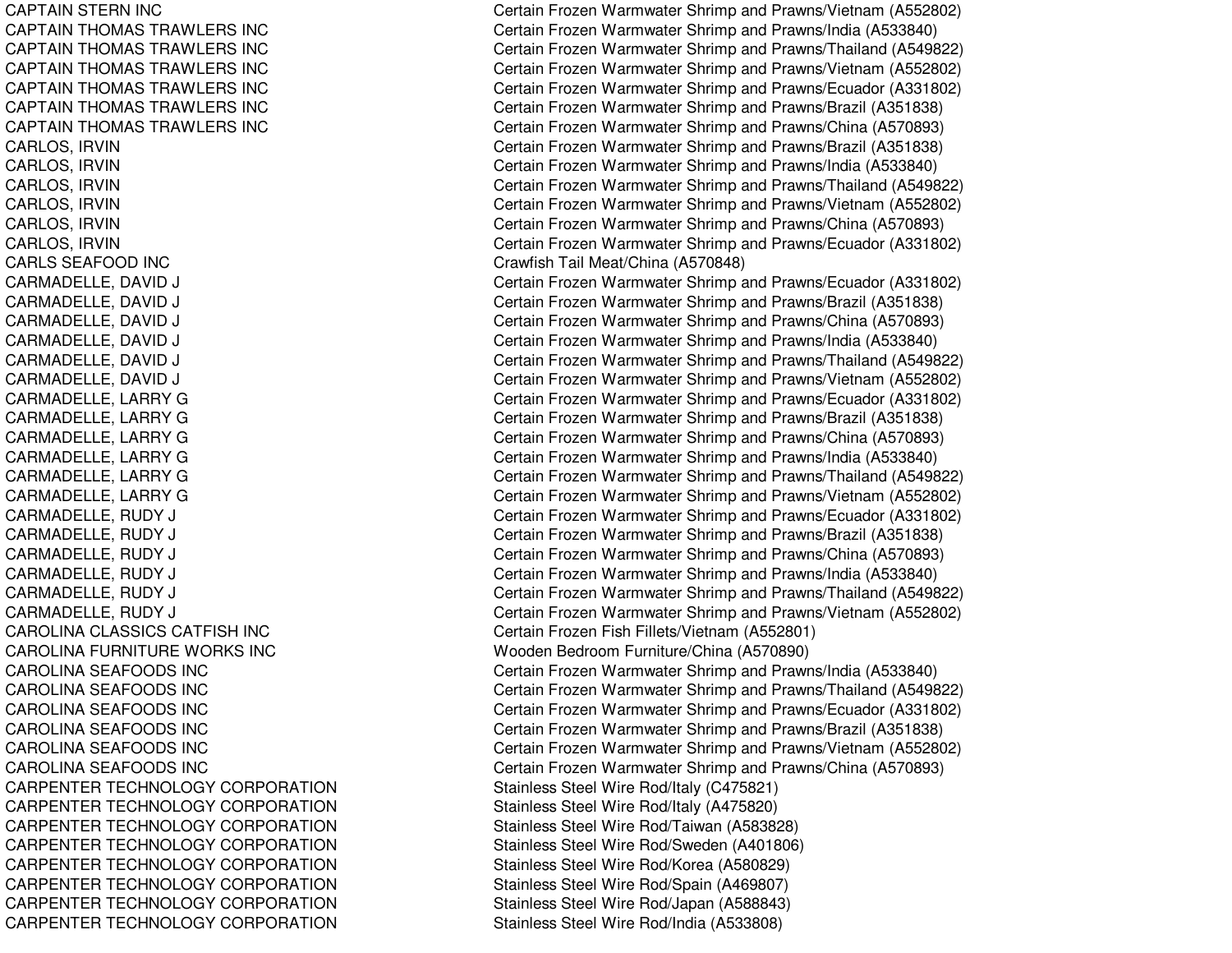| | |
|---|---|
| CAPTAIN STERN INC | Certain Frozen Warmwater Shrimp and Prawns/Vietnam (A552802) |
| CAPTAIN THOMAS TRAWLERS INC | Certain Frozen Warmwater Shrimp and Prawns/India (A533840) |
| CAPTAIN THOMAS TRAWLERS INC | Certain Frozen Warmwater Shrimp and Prawns/Thailand (A549822) |
| CAPTAIN THOMAS TRAWLERS INC | Certain Frozen Warmwater Shrimp and Prawns/Vietnam (A552802) |
| CAPTAIN THOMAS TRAWLERS INC | Certain Frozen Warmwater Shrimp and Prawns/Ecuador (A331802) |
| CAPTAIN THOMAS TRAWLERS INC | Certain Frozen Warmwater Shrimp and Prawns/Brazil (A351838) |
| CAPTAIN THOMAS TRAWLERS INC | Certain Frozen Warmwater Shrimp and Prawns/China (A570893) |
| CARLOS, IRVIN | Certain Frozen Warmwater Shrimp and Prawns/Brazil (A351838) |
| CARLOS, IRVIN | Certain Frozen Warmwater Shrimp and Prawns/India (A533840) |
| CARLOS, IRVIN | Certain Frozen Warmwater Shrimp and Prawns/Thailand (A549822) |
| CARLOS, IRVIN | Certain Frozen Warmwater Shrimp and Prawns/Vietnam (A552802) |
| CARLOS, IRVIN | Certain Frozen Warmwater Shrimp and Prawns/China (A570893) |
| CARLOS, IRVIN | Certain Frozen Warmwater Shrimp and Prawns/Ecuador (A331802) |
| CARLS SEAFOOD INC | Crawfish Tail Meat/China (A570848) |
| CARMADELLE, DAVID J | Certain Frozen Warmwater Shrimp and Prawns/Ecuador (A331802) |
| CARMADELLE, DAVID J | Certain Frozen Warmwater Shrimp and Prawns/Brazil (A351838) |
| CARMADELLE, DAVID J | Certain Frozen Warmwater Shrimp and Prawns/China (A570893) |
| CARMADELLE, DAVID J | Certain Frozen Warmwater Shrimp and Prawns/India (A533840) |
| CARMADELLE, DAVID J | Certain Frozen Warmwater Shrimp and Prawns/Thailand (A549822) |
| CARMADELLE, DAVID J | Certain Frozen Warmwater Shrimp and Prawns/Vietnam (A552802) |
| CARMADELLE, LARRY G | Certain Frozen Warmwater Shrimp and Prawns/Ecuador (A331802) |
| CARMADELLE, LARRY G | Certain Frozen Warmwater Shrimp and Prawns/Brazil (A351838) |
| CARMADELLE, LARRY G | Certain Frozen Warmwater Shrimp and Prawns/China (A570893) |
| CARMADELLE, LARRY G | Certain Frozen Warmwater Shrimp and Prawns/India (A533840) |
| CARMADELLE, LARRY G | Certain Frozen Warmwater Shrimp and Prawns/Thailand (A549822) |
| CARMADELLE, LARRY G | Certain Frozen Warmwater Shrimp and Prawns/Vietnam (A552802) |
| CARMADELLE, RUDY J | Certain Frozen Warmwater Shrimp and Prawns/Ecuador (A331802) |
| CARMADELLE, RUDY J | Certain Frozen Warmwater Shrimp and Prawns/Brazil (A351838) |
| CARMADELLE, RUDY J | Certain Frozen Warmwater Shrimp and Prawns/China (A570893) |
| CARMADELLE, RUDY J | Certain Frozen Warmwater Shrimp and Prawns/India (A533840) |
| CARMADELLE, RUDY J | Certain Frozen Warmwater Shrimp and Prawns/Thailand (A549822) |
| CARMADELLE, RUDY J | Certain Frozen Warmwater Shrimp and Prawns/Vietnam (A552802) |
| CAROLINA CLASSICS CATFISH INC | Certain Frozen Fish Fillets/Vietnam (A552801) |
| CAROLINA FURNITURE WORKS INC | Wooden Bedroom Furniture/China (A570890) |
| CAROLINA SEAFOODS INC | Certain Frozen Warmwater Shrimp and Prawns/India (A533840) |
| CAROLINA SEAFOODS INC | Certain Frozen Warmwater Shrimp and Prawns/Thailand (A549822) |
| CAROLINA SEAFOODS INC | Certain Frozen Warmwater Shrimp and Prawns/Ecuador (A331802) |
| CAROLINA SEAFOODS INC | Certain Frozen Warmwater Shrimp and Prawns/Brazil (A351838) |
| CAROLINA SEAFOODS INC | Certain Frozen Warmwater Shrimp and Prawns/Vietnam (A552802) |
| CAROLINA SEAFOODS INC | Certain Frozen Warmwater Shrimp and Prawns/China (A570893) |
| CARPENTER TECHNOLOGY CORPORATION | Stainless Steel Wire Rod/Italy (C475821) |
| CARPENTER TECHNOLOGY CORPORATION | Stainless Steel Wire Rod/Italy (A475820) |
| CARPENTER TECHNOLOGY CORPORATION | Stainless Steel Wire Rod/Taiwan (A583828) |
| CARPENTER TECHNOLOGY CORPORATION | Stainless Steel Wire Rod/Sweden (A401806) |
| CARPENTER TECHNOLOGY CORPORATION | Stainless Steel Wire Rod/Korea (A580829) |
| CARPENTER TECHNOLOGY CORPORATION | Stainless Steel Wire Rod/Spain (A469807) |
| CARPENTER TECHNOLOGY CORPORATION | Stainless Steel Wire Rod/Japan (A588843) |
| CARPENTER TECHNOLOGY CORPORATION | Stainless Steel Wire Rod/India (A533808) |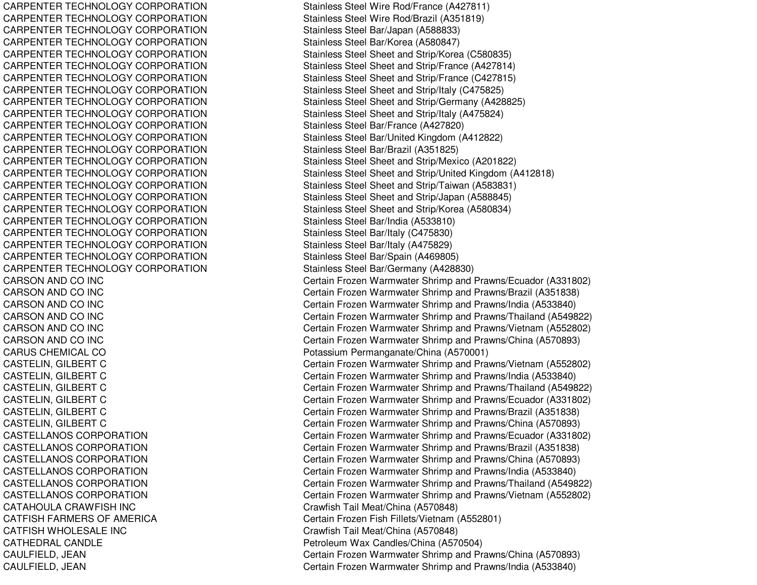| | |
|---|---|
| CARPENTER TECHNOLOGY CORPORATION | Stainless Steel Wire Rod/France (A427811) |
| CARPENTER TECHNOLOGY CORPORATION | Stainless Steel Wire Rod/Brazil (A351819) |
| CARPENTER TECHNOLOGY CORPORATION | Stainless Steel Bar/Japan (A588833) |
| CARPENTER TECHNOLOGY CORPORATION | Stainless Steel Bar/Korea (A580847) |
| CARPENTER TECHNOLOGY CORPORATION | Stainless Steel Sheet and Strip/Korea (C580835) |
| CARPENTER TECHNOLOGY CORPORATION | Stainless Steel Sheet and Strip/France (A427814) |
| CARPENTER TECHNOLOGY CORPORATION | Stainless Steel Sheet and Strip/France (C427815) |
| CARPENTER TECHNOLOGY CORPORATION | Stainless Steel Sheet and Strip/Italy (C475825) |
| CARPENTER TECHNOLOGY CORPORATION | Stainless Steel Sheet and Strip/Germany (A428825) |
| CARPENTER TECHNOLOGY CORPORATION | Stainless Steel Sheet and Strip/Italy (A475824) |
| CARPENTER TECHNOLOGY CORPORATION | Stainless Steel Bar/France (A427820) |
| CARPENTER TECHNOLOGY CORPORATION | Stainless Steel Bar/United Kingdom (A412822) |
| CARPENTER TECHNOLOGY CORPORATION | Stainless Steel Bar/Brazil (A351825) |
| CARPENTER TECHNOLOGY CORPORATION | Stainless Steel Sheet and Strip/Mexico (A201822) |
| CARPENTER TECHNOLOGY CORPORATION | Stainless Steel Sheet and Strip/United Kingdom (A412818) |
| CARPENTER TECHNOLOGY CORPORATION | Stainless Steel Sheet and Strip/Taiwan (A583831) |
| CARPENTER TECHNOLOGY CORPORATION | Stainless Steel Sheet and Strip/Japan (A588845) |
| CARPENTER TECHNOLOGY CORPORATION | Stainless Steel Sheet and Strip/Korea (A580834) |
| CARPENTER TECHNOLOGY CORPORATION | Stainless Steel Bar/India (A533810) |
| CARPENTER TECHNOLOGY CORPORATION | Stainless Steel Bar/Italy (C475830) |
| CARPENTER TECHNOLOGY CORPORATION | Stainless Steel Bar/Italy (A475829) |
| CARPENTER TECHNOLOGY CORPORATION | Stainless Steel Bar/Spain (A469805) |
| CARPENTER TECHNOLOGY CORPORATION | Stainless Steel Bar/Germany (A428830) |
| CARSON AND CO INC | Certain Frozen Warmwater Shrimp and Prawns/Ecuador (A331802) |
| CARSON AND CO INC | Certain Frozen Warmwater Shrimp and Prawns/Brazil (A351838) |
| CARSON AND CO INC | Certain Frozen Warmwater Shrimp and Prawns/India (A533840) |
| CARSON AND CO INC | Certain Frozen Warmwater Shrimp and Prawns/Thailand (A549822) |
| CARSON AND CO INC | Certain Frozen Warmwater Shrimp and Prawns/Vietnam (A552802) |
| CARSON AND CO INC | Certain Frozen Warmwater Shrimp and Prawns/China (A570893) |
| CARUS CHEMICAL CO | Potassium Permanganate/China (A570001) |
| CASTELIN, GILBERT C | Certain Frozen Warmwater Shrimp and Prawns/Vietnam (A552802) |
| CASTELIN, GILBERT C | Certain Frozen Warmwater Shrimp and Prawns/India (A533840) |
| CASTELIN, GILBERT C | Certain Frozen Warmwater Shrimp and Prawns/Thailand (A549822) |
| CASTELIN, GILBERT C | Certain Frozen Warmwater Shrimp and Prawns/Ecuador (A331802) |
| CASTELIN, GILBERT C | Certain Frozen Warmwater Shrimp and Prawns/Brazil (A351838) |
| CASTELIN, GILBERT C | Certain Frozen Warmwater Shrimp and Prawns/China (A570893) |
| CASTELLANOS CORPORATION | Certain Frozen Warmwater Shrimp and Prawns/Ecuador (A331802) |
| CASTELLANOS CORPORATION | Certain Frozen Warmwater Shrimp and Prawns/Brazil (A351838) |
| CASTELLANOS CORPORATION | Certain Frozen Warmwater Shrimp and Prawns/China (A570893) |
| CASTELLANOS CORPORATION | Certain Frozen Warmwater Shrimp and Prawns/India (A533840) |
| CASTELLANOS CORPORATION | Certain Frozen Warmwater Shrimp and Prawns/Thailand (A549822) |
| CASTELLANOS CORPORATION | Certain Frozen Warmwater Shrimp and Prawns/Vietnam (A552802) |
| CATAHOULA CRAWFISH INC | Crawfish Tail Meat/China (A570848) |
| CATFISH FARMERS OF AMERICA | Certain Frozen Fish Fillets/Vietnam (A552801) |
| CATFISH WHOLESALE INC | Crawfish Tail Meat/China (A570848) |
| CATHEDRAL CANDLE | Petroleum Wax Candles/China (A570504) |
| CAULFIELD, JEAN | Certain Frozen Warmwater Shrimp and Prawns/China (A570893) |
| CAULFIELD, JEAN | Certain Frozen Warmwater Shrimp and Prawns/India (A533840) |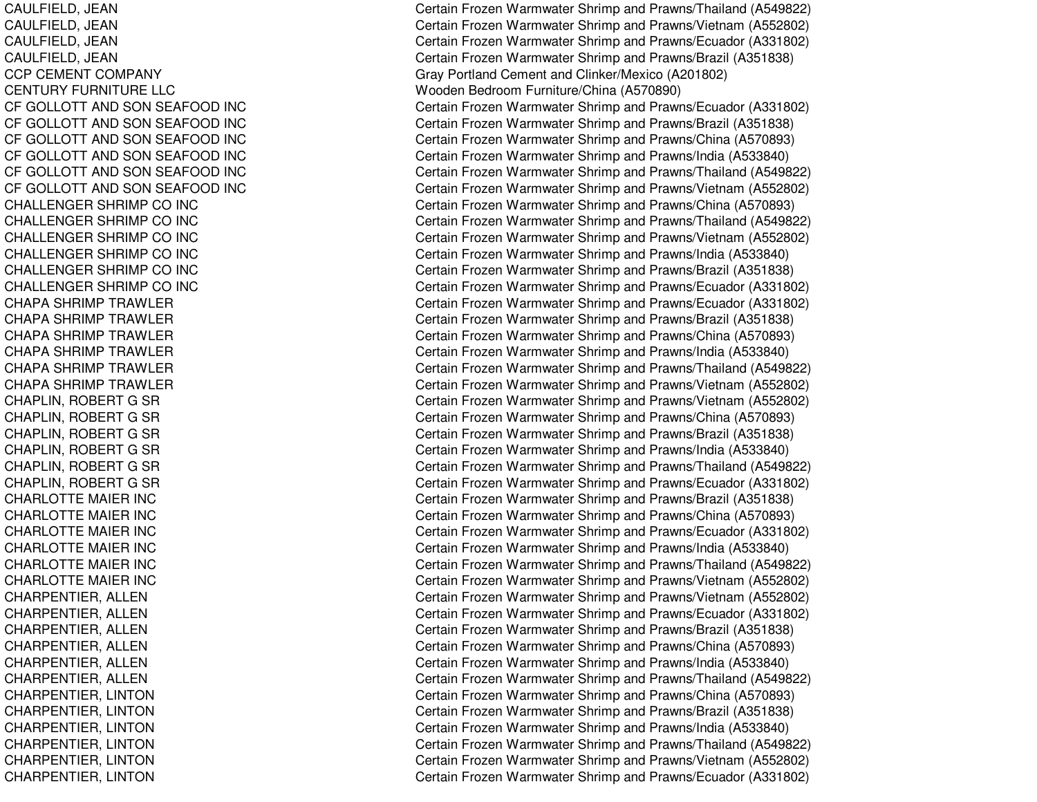| | |
|---|---|
| CAULFIELD, JEAN | Certain Frozen Warmwater Shrimp and Prawns/Thailand (A549822) |
| CAULFIELD, JEAN | Certain Frozen Warmwater Shrimp and Prawns/Vietnam (A552802) |
| CAULFIELD, JEAN | Certain Frozen Warmwater Shrimp and Prawns/Ecuador (A331802) |
| CAULFIELD, JEAN | Certain Frozen Warmwater Shrimp and Prawns/Brazil (A351838) |
| CCP CEMENT COMPANY | Gray Portland Cement and Clinker/Mexico (A201802) |
| CENTURY FURNITURE LLC | Wooden Bedroom Furniture/China (A570890) |
| CF GOLLOTT AND SON SEAFOOD INC | Certain Frozen Warmwater Shrimp and Prawns/Ecuador (A331802) |
| CF GOLLOTT AND SON SEAFOOD INC | Certain Frozen Warmwater Shrimp and Prawns/Brazil (A351838) |
| CF GOLLOTT AND SON SEAFOOD INC | Certain Frozen Warmwater Shrimp and Prawns/China (A570893) |
| CF GOLLOTT AND SON SEAFOOD INC | Certain Frozen Warmwater Shrimp and Prawns/India (A533840) |
| CF GOLLOTT AND SON SEAFOOD INC | Certain Frozen Warmwater Shrimp and Prawns/Thailand (A549822) |
| CF GOLLOTT AND SON SEAFOOD INC | Certain Frozen Warmwater Shrimp and Prawns/Vietnam (A552802) |
| CHALLENGER SHRIMP CO INC | Certain Frozen Warmwater Shrimp and Prawns/China (A570893) |
| CHALLENGER SHRIMP CO INC | Certain Frozen Warmwater Shrimp and Prawns/Thailand (A549822) |
| CHALLENGER SHRIMP CO INC | Certain Frozen Warmwater Shrimp and Prawns/Vietnam (A552802) |
| CHALLENGER SHRIMP CO INC | Certain Frozen Warmwater Shrimp and Prawns/India (A533840) |
| CHALLENGER SHRIMP CO INC | Certain Frozen Warmwater Shrimp and Prawns/Brazil (A351838) |
| CHALLENGER SHRIMP CO INC | Certain Frozen Warmwater Shrimp and Prawns/Ecuador (A331802) |
| CHAPA SHRIMP TRAWLER | Certain Frozen Warmwater Shrimp and Prawns/Ecuador (A331802) |
| CHAPA SHRIMP TRAWLER | Certain Frozen Warmwater Shrimp and Prawns/Brazil (A351838) |
| CHAPA SHRIMP TRAWLER | Certain Frozen Warmwater Shrimp and Prawns/China (A570893) |
| CHAPA SHRIMP TRAWLER | Certain Frozen Warmwater Shrimp and Prawns/India (A533840) |
| CHAPA SHRIMP TRAWLER | Certain Frozen Warmwater Shrimp and Prawns/Thailand (A549822) |
| CHAPA SHRIMP TRAWLER | Certain Frozen Warmwater Shrimp and Prawns/Vietnam (A552802) |
| CHAPLIN, ROBERT G SR | Certain Frozen Warmwater Shrimp and Prawns/Vietnam (A552802) |
| CHAPLIN, ROBERT G SR | Certain Frozen Warmwater Shrimp and Prawns/China (A570893) |
| CHAPLIN, ROBERT G SR | Certain Frozen Warmwater Shrimp and Prawns/Brazil (A351838) |
| CHAPLIN, ROBERT G SR | Certain Frozen Warmwater Shrimp and Prawns/India (A533840) |
| CHAPLIN, ROBERT G SR | Certain Frozen Warmwater Shrimp and Prawns/Thailand (A549822) |
| CHAPLIN, ROBERT G SR | Certain Frozen Warmwater Shrimp and Prawns/Ecuador (A331802) |
| CHARLOTTE MAIER INC | Certain Frozen Warmwater Shrimp and Prawns/Brazil (A351838) |
| CHARLOTTE MAIER INC | Certain Frozen Warmwater Shrimp and Prawns/China (A570893) |
| CHARLOTTE MAIER INC | Certain Frozen Warmwater Shrimp and Prawns/Ecuador (A331802) |
| CHARLOTTE MAIER INC | Certain Frozen Warmwater Shrimp and Prawns/India (A533840) |
| CHARLOTTE MAIER INC | Certain Frozen Warmwater Shrimp and Prawns/Thailand (A549822) |
| CHARLOTTE MAIER INC | Certain Frozen Warmwater Shrimp and Prawns/Vietnam (A552802) |
| CHARPENTIER, ALLEN | Certain Frozen Warmwater Shrimp and Prawns/Vietnam (A552802) |
| CHARPENTIER, ALLEN | Certain Frozen Warmwater Shrimp and Prawns/Ecuador (A331802) |
| CHARPENTIER, ALLEN | Certain Frozen Warmwater Shrimp and Prawns/Brazil (A351838) |
| CHARPENTIER, ALLEN | Certain Frozen Warmwater Shrimp and Prawns/China (A570893) |
| CHARPENTIER, ALLEN | Certain Frozen Warmwater Shrimp and Prawns/India (A533840) |
| CHARPENTIER, ALLEN | Certain Frozen Warmwater Shrimp and Prawns/Thailand (A549822) |
| CHARPENTIER, LINTON | Certain Frozen Warmwater Shrimp and Prawns/China (A570893) |
| CHARPENTIER, LINTON | Certain Frozen Warmwater Shrimp and Prawns/Brazil (A351838) |
| CHARPENTIER, LINTON | Certain Frozen Warmwater Shrimp and Prawns/India (A533840) |
| CHARPENTIER, LINTON | Certain Frozen Warmwater Shrimp and Prawns/Thailand (A549822) |
| CHARPENTIER, LINTON | Certain Frozen Warmwater Shrimp and Prawns/Vietnam (A552802) |
| CHARPENTIER, LINTON | Certain Frozen Warmwater Shrimp and Prawns/Ecuador (A331802) |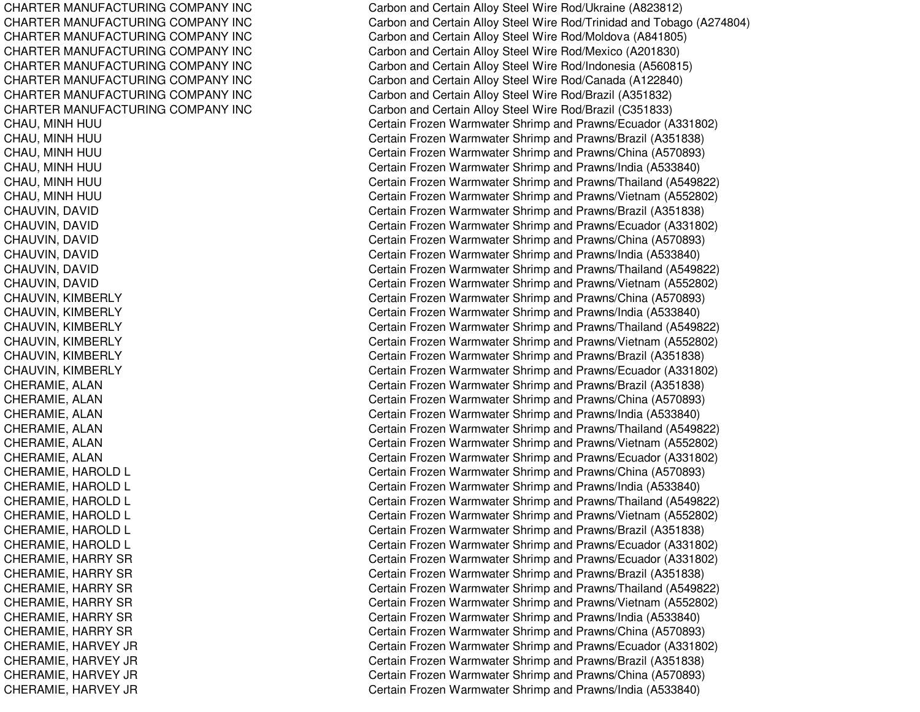| | |
|---|---|
| CHARTER MANUFACTURING COMPANY INC | Carbon and Certain Alloy Steel Wire Rod/Ukraine (A823812) |
| CHARTER MANUFACTURING COMPANY INC | Carbon and Certain Alloy Steel Wire Rod/Trinidad and Tobago (A274804) |
| CHARTER MANUFACTURING COMPANY INC | Carbon and Certain Alloy Steel Wire Rod/Moldova (A841805) |
| CHARTER MANUFACTURING COMPANY INC | Carbon and Certain Alloy Steel Wire Rod/Mexico (A201830) |
| CHARTER MANUFACTURING COMPANY INC | Carbon and Certain Alloy Steel Wire Rod/Indonesia (A560815) |
| CHARTER MANUFACTURING COMPANY INC | Carbon and Certain Alloy Steel Wire Rod/Canada (A122840) |
| CHARTER MANUFACTURING COMPANY INC | Carbon and Certain Alloy Steel Wire Rod/Brazil (A351832) |
| CHARTER MANUFACTURING COMPANY INC | Carbon and Certain Alloy Steel Wire Rod/Brazil (C351833) |
| CHAU, MINH HUU | Certain Frozen Warmwater Shrimp and Prawns/Ecuador (A331802) |
| CHAU, MINH HUU | Certain Frozen Warmwater Shrimp and Prawns/Brazil (A351838) |
| CHAU, MINH HUU | Certain Frozen Warmwater Shrimp and Prawns/China (A570893) |
| CHAU, MINH HUU | Certain Frozen Warmwater Shrimp and Prawns/India (A533840) |
| CHAU, MINH HUU | Certain Frozen Warmwater Shrimp and Prawns/Thailand (A549822) |
| CHAU, MINH HUU | Certain Frozen Warmwater Shrimp and Prawns/Vietnam (A552802) |
| CHAUVIN, DAVID | Certain Frozen Warmwater Shrimp and Prawns/Brazil (A351838) |
| CHAUVIN, DAVID | Certain Frozen Warmwater Shrimp and Prawns/Ecuador (A331802) |
| CHAUVIN, DAVID | Certain Frozen Warmwater Shrimp and Prawns/China (A570893) |
| CHAUVIN, DAVID | Certain Frozen Warmwater Shrimp and Prawns/India (A533840) |
| CHAUVIN, DAVID | Certain Frozen Warmwater Shrimp and Prawns/Thailand (A549822) |
| CHAUVIN, DAVID | Certain Frozen Warmwater Shrimp and Prawns/Vietnam (A552802) |
| CHAUVIN, KIMBERLY | Certain Frozen Warmwater Shrimp and Prawns/China (A570893) |
| CHAUVIN, KIMBERLY | Certain Frozen Warmwater Shrimp and Prawns/India (A533840) |
| CHAUVIN, KIMBERLY | Certain Frozen Warmwater Shrimp and Prawns/Thailand (A549822) |
| CHAUVIN, KIMBERLY | Certain Frozen Warmwater Shrimp and Prawns/Vietnam (A552802) |
| CHAUVIN, KIMBERLY | Certain Frozen Warmwater Shrimp and Prawns/Brazil (A351838) |
| CHAUVIN, KIMBERLY | Certain Frozen Warmwater Shrimp and Prawns/Ecuador (A331802) |
| CHERAMIE, ALAN | Certain Frozen Warmwater Shrimp and Prawns/Brazil (A351838) |
| CHERAMIE, ALAN | Certain Frozen Warmwater Shrimp and Prawns/China (A570893) |
| CHERAMIE, ALAN | Certain Frozen Warmwater Shrimp and Prawns/India (A533840) |
| CHERAMIE, ALAN | Certain Frozen Warmwater Shrimp and Prawns/Thailand (A549822) |
| CHERAMIE, ALAN | Certain Frozen Warmwater Shrimp and Prawns/Vietnam (A552802) |
| CHERAMIE, ALAN | Certain Frozen Warmwater Shrimp and Prawns/Ecuador (A331802) |
| CHERAMIE, HAROLD L | Certain Frozen Warmwater Shrimp and Prawns/China (A570893) |
| CHERAMIE, HAROLD L | Certain Frozen Warmwater Shrimp and Prawns/India (A533840) |
| CHERAMIE, HAROLD L | Certain Frozen Warmwater Shrimp and Prawns/Thailand (A549822) |
| CHERAMIE, HAROLD L | Certain Frozen Warmwater Shrimp and Prawns/Vietnam (A552802) |
| CHERAMIE, HAROLD L | Certain Frozen Warmwater Shrimp and Prawns/Brazil (A351838) |
| CHERAMIE, HAROLD L | Certain Frozen Warmwater Shrimp and Prawns/Ecuador (A331802) |
| CHERAMIE, HARRY SR | Certain Frozen Warmwater Shrimp and Prawns/Ecuador (A331802) |
| CHERAMIE, HARRY SR | Certain Frozen Warmwater Shrimp and Prawns/Brazil (A351838) |
| CHERAMIE, HARRY SR | Certain Frozen Warmwater Shrimp and Prawns/Thailand (A549822) |
| CHERAMIE, HARRY SR | Certain Frozen Warmwater Shrimp and Prawns/Vietnam (A552802) |
| CHERAMIE, HARRY SR | Certain Frozen Warmwater Shrimp and Prawns/India (A533840) |
| CHERAMIE, HARRY SR | Certain Frozen Warmwater Shrimp and Prawns/China (A570893) |
| CHERAMIE, HARVEY JR | Certain Frozen Warmwater Shrimp and Prawns/Ecuador (A331802) |
| CHERAMIE, HARVEY JR | Certain Frozen Warmwater Shrimp and Prawns/Brazil (A351838) |
| CHERAMIE, HARVEY JR | Certain Frozen Warmwater Shrimp and Prawns/China (A570893) |
| CHERAMIE, HARVEY JR | Certain Frozen Warmwater Shrimp and Prawns/India (A533840) |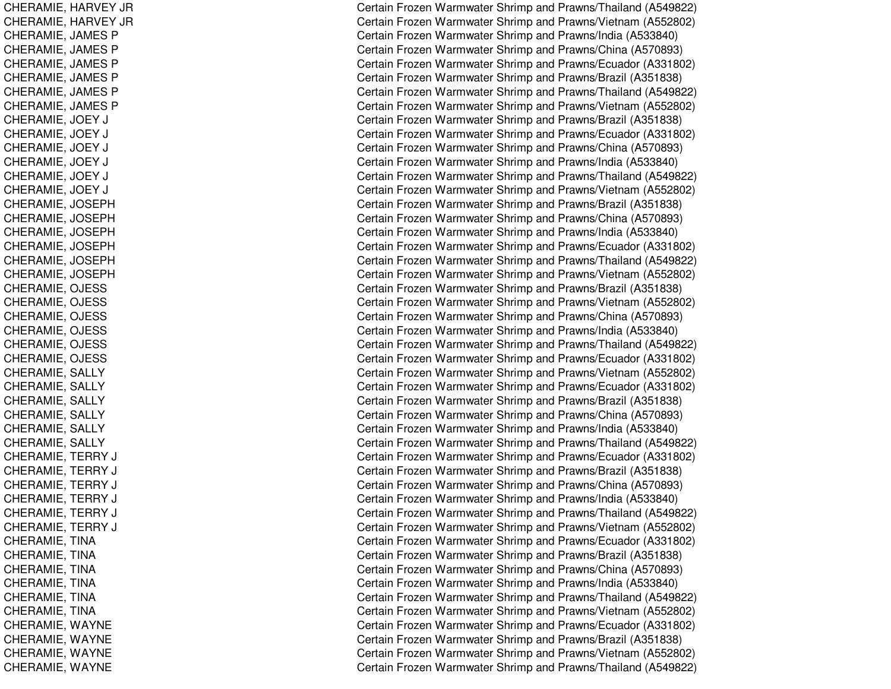| | |
|---|---|
| CHERAMIE, HARVEY JR | Certain Frozen Warmwater Shrimp and Prawns/Thailand (A549822) |
| CHERAMIE, HARVEY JR | Certain Frozen Warmwater Shrimp and Prawns/Vietnam (A552802) |
| CHERAMIE, JAMES P | Certain Frozen Warmwater Shrimp and Prawns/India (A533840) |
| CHERAMIE, JAMES P | Certain Frozen Warmwater Shrimp and Prawns/China (A570893) |
| CHERAMIE, JAMES P | Certain Frozen Warmwater Shrimp and Prawns/Ecuador (A331802) |
| CHERAMIE, JAMES P | Certain Frozen Warmwater Shrimp and Prawns/Brazil (A351838) |
| CHERAMIE, JAMES P | Certain Frozen Warmwater Shrimp and Prawns/Thailand (A549822) |
| CHERAMIE, JAMES P | Certain Frozen Warmwater Shrimp and Prawns/Vietnam (A552802) |
| CHERAMIE, JOEY J | Certain Frozen Warmwater Shrimp and Prawns/Brazil (A351838) |
| CHERAMIE, JOEY J | Certain Frozen Warmwater Shrimp and Prawns/Ecuador (A331802) |
| CHERAMIE, JOEY J | Certain Frozen Warmwater Shrimp and Prawns/China (A570893) |
| CHERAMIE, JOEY J | Certain Frozen Warmwater Shrimp and Prawns/India (A533840) |
| CHERAMIE, JOEY J | Certain Frozen Warmwater Shrimp and Prawns/Thailand (A549822) |
| CHERAMIE, JOEY J | Certain Frozen Warmwater Shrimp and Prawns/Vietnam (A552802) |
| CHERAMIE, JOSEPH | Certain Frozen Warmwater Shrimp and Prawns/Brazil (A351838) |
| CHERAMIE, JOSEPH | Certain Frozen Warmwater Shrimp and Prawns/China (A570893) |
| CHERAMIE, JOSEPH | Certain Frozen Warmwater Shrimp and Prawns/India (A533840) |
| CHERAMIE, JOSEPH | Certain Frozen Warmwater Shrimp and Prawns/Ecuador (A331802) |
| CHERAMIE, JOSEPH | Certain Frozen Warmwater Shrimp and Prawns/Thailand (A549822) |
| CHERAMIE, JOSEPH | Certain Frozen Warmwater Shrimp and Prawns/Vietnam (A552802) |
| CHERAMIE, OJESS | Certain Frozen Warmwater Shrimp and Prawns/Brazil (A351838) |
| CHERAMIE, OJESS | Certain Frozen Warmwater Shrimp and Prawns/Vietnam (A552802) |
| CHERAMIE, OJESS | Certain Frozen Warmwater Shrimp and Prawns/China (A570893) |
| CHERAMIE, OJESS | Certain Frozen Warmwater Shrimp and Prawns/India (A533840) |
| CHERAMIE, OJESS | Certain Frozen Warmwater Shrimp and Prawns/Thailand (A549822) |
| CHERAMIE, OJESS | Certain Frozen Warmwater Shrimp and Prawns/Ecuador (A331802) |
| CHERAMIE, SALLY | Certain Frozen Warmwater Shrimp and Prawns/Vietnam (A552802) |
| CHERAMIE, SALLY | Certain Frozen Warmwater Shrimp and Prawns/Ecuador (A331802) |
| CHERAMIE, SALLY | Certain Frozen Warmwater Shrimp and Prawns/Brazil (A351838) |
| CHERAMIE, SALLY | Certain Frozen Warmwater Shrimp and Prawns/China (A570893) |
| CHERAMIE, SALLY | Certain Frozen Warmwater Shrimp and Prawns/India (A533840) |
| CHERAMIE, SALLY | Certain Frozen Warmwater Shrimp and Prawns/Thailand (A549822) |
| CHERAMIE, TERRY J | Certain Frozen Warmwater Shrimp and Prawns/Ecuador (A331802) |
| CHERAMIE, TERRY J | Certain Frozen Warmwater Shrimp and Prawns/Brazil (A351838) |
| CHERAMIE, TERRY J | Certain Frozen Warmwater Shrimp and Prawns/China (A570893) |
| CHERAMIE, TERRY J | Certain Frozen Warmwater Shrimp and Prawns/India (A533840) |
| CHERAMIE, TERRY J | Certain Frozen Warmwater Shrimp and Prawns/Thailand (A549822) |
| CHERAMIE, TERRY J | Certain Frozen Warmwater Shrimp and Prawns/Vietnam (A552802) |
| CHERAMIE, TINA | Certain Frozen Warmwater Shrimp and Prawns/Ecuador (A331802) |
| CHERAMIE, TINA | Certain Frozen Warmwater Shrimp and Prawns/Brazil (A351838) |
| CHERAMIE, TINA | Certain Frozen Warmwater Shrimp and Prawns/China (A570893) |
| CHERAMIE, TINA | Certain Frozen Warmwater Shrimp and Prawns/India (A533840) |
| CHERAMIE, TINA | Certain Frozen Warmwater Shrimp and Prawns/Thailand (A549822) |
| CHERAMIE, TINA | Certain Frozen Warmwater Shrimp and Prawns/Vietnam (A552802) |
| CHERAMIE, WAYNE | Certain Frozen Warmwater Shrimp and Prawns/Ecuador (A331802) |
| CHERAMIE, WAYNE | Certain Frozen Warmwater Shrimp and Prawns/Brazil (A351838) |
| CHERAMIE, WAYNE | Certain Frozen Warmwater Shrimp and Prawns/Vietnam (A552802) |
| CHERAMIE, WAYNE | Certain Frozen Warmwater Shrimp and Prawns/Thailand (A549822) |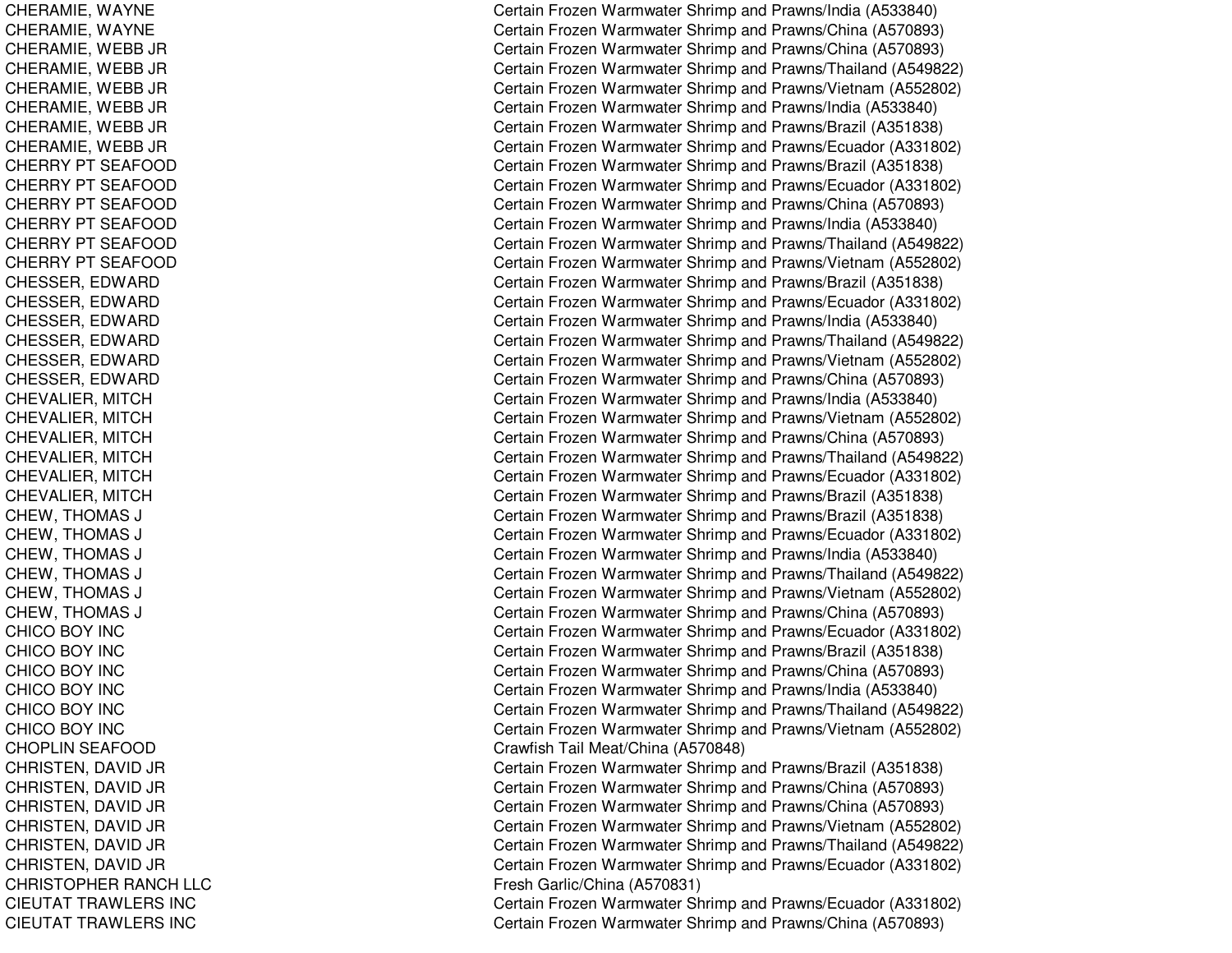| | |
|---|---|
| CHERAMIE, WAYNE | Certain Frozen Warmwater Shrimp and Prawns/India (A533840) |
| CHERAMIE, WAYNE | Certain Frozen Warmwater Shrimp and Prawns/China (A570893) |
| CHERAMIE, WEBB JR | Certain Frozen Warmwater Shrimp and Prawns/China (A570893) |
| CHERAMIE, WEBB JR | Certain Frozen Warmwater Shrimp and Prawns/Thailand (A549822) |
| CHERAMIE, WEBB JR | Certain Frozen Warmwater Shrimp and Prawns/Vietnam (A552802) |
| CHERAMIE, WEBB JR | Certain Frozen Warmwater Shrimp and Prawns/India (A533840) |
| CHERAMIE, WEBB JR | Certain Frozen Warmwater Shrimp and Prawns/Brazil (A351838) |
| CHERAMIE, WEBB JR | Certain Frozen Warmwater Shrimp and Prawns/Ecuador (A331802) |
| CHERRY PT SEAFOOD | Certain Frozen Warmwater Shrimp and Prawns/Brazil (A351838) |
| CHERRY PT SEAFOOD | Certain Frozen Warmwater Shrimp and Prawns/Ecuador (A331802) |
| CHERRY PT SEAFOOD | Certain Frozen Warmwater Shrimp and Prawns/China (A570893) |
| CHERRY PT SEAFOOD | Certain Frozen Warmwater Shrimp and Prawns/India (A533840) |
| CHERRY PT SEAFOOD | Certain Frozen Warmwater Shrimp and Prawns/Thailand (A549822) |
| CHERRY PT SEAFOOD | Certain Frozen Warmwater Shrimp and Prawns/Vietnam (A552802) |
| CHESSER, EDWARD | Certain Frozen Warmwater Shrimp and Prawns/Brazil (A351838) |
| CHESSER, EDWARD | Certain Frozen Warmwater Shrimp and Prawns/Ecuador (A331802) |
| CHESSER, EDWARD | Certain Frozen Warmwater Shrimp and Prawns/India (A533840) |
| CHESSER, EDWARD | Certain Frozen Warmwater Shrimp and Prawns/Thailand (A549822) |
| CHESSER, EDWARD | Certain Frozen Warmwater Shrimp and Prawns/Vietnam (A552802) |
| CHESSER, EDWARD | Certain Frozen Warmwater Shrimp and Prawns/China (A570893) |
| CHEVALIER, MITCH | Certain Frozen Warmwater Shrimp and Prawns/India (A533840) |
| CHEVALIER, MITCH | Certain Frozen Warmwater Shrimp and Prawns/Vietnam (A552802) |
| CHEVALIER, MITCH | Certain Frozen Warmwater Shrimp and Prawns/China (A570893) |
| CHEVALIER, MITCH | Certain Frozen Warmwater Shrimp and Prawns/Thailand (A549822) |
| CHEVALIER, MITCH | Certain Frozen Warmwater Shrimp and Prawns/Ecuador (A331802) |
| CHEVALIER, MITCH | Certain Frozen Warmwater Shrimp and Prawns/Brazil (A351838) |
| CHEW, THOMAS J | Certain Frozen Warmwater Shrimp and Prawns/Brazil (A351838) |
| CHEW, THOMAS J | Certain Frozen Warmwater Shrimp and Prawns/Ecuador (A331802) |
| CHEW, THOMAS J | Certain Frozen Warmwater Shrimp and Prawns/India (A533840) |
| CHEW, THOMAS J | Certain Frozen Warmwater Shrimp and Prawns/Thailand (A549822) |
| CHEW, THOMAS J | Certain Frozen Warmwater Shrimp and Prawns/Vietnam (A552802) |
| CHEW, THOMAS J | Certain Frozen Warmwater Shrimp and Prawns/China (A570893) |
| CHICO BOY INC | Certain Frozen Warmwater Shrimp and Prawns/Ecuador (A331802) |
| CHICO BOY INC | Certain Frozen Warmwater Shrimp and Prawns/Brazil (A351838) |
| CHICO BOY INC | Certain Frozen Warmwater Shrimp and Prawns/China (A570893) |
| CHICO BOY INC | Certain Frozen Warmwater Shrimp and Prawns/India (A533840) |
| CHICO BOY INC | Certain Frozen Warmwater Shrimp and Prawns/Thailand (A549822) |
| CHICO BOY INC | Certain Frozen Warmwater Shrimp and Prawns/Vietnam (A552802) |
| CHOPLIN SEAFOOD | Crawfish Tail Meat/China (A570848) |
| CHRISTEN, DAVID JR | Certain Frozen Warmwater Shrimp and Prawns/Brazil (A351838) |
| CHRISTEN, DAVID JR | Certain Frozen Warmwater Shrimp and Prawns/China (A570893) |
| CHRISTEN, DAVID JR | Certain Frozen Warmwater Shrimp and Prawns/China (A570893) |
| CHRISTEN, DAVID JR | Certain Frozen Warmwater Shrimp and Prawns/Vietnam (A552802) |
| CHRISTEN, DAVID JR | Certain Frozen Warmwater Shrimp and Prawns/Thailand (A549822) |
| CHRISTEN, DAVID JR | Certain Frozen Warmwater Shrimp and Prawns/Ecuador (A331802) |
| CHRISTOPHER RANCH LLC | Fresh Garlic/China (A570831) |
| CIEUTAT TRAWLERS INC | Certain Frozen Warmwater Shrimp and Prawns/Ecuador (A331802) |
| CIEUTAT TRAWLERS INC | Certain Frozen Warmwater Shrimp and Prawns/China (A570893) |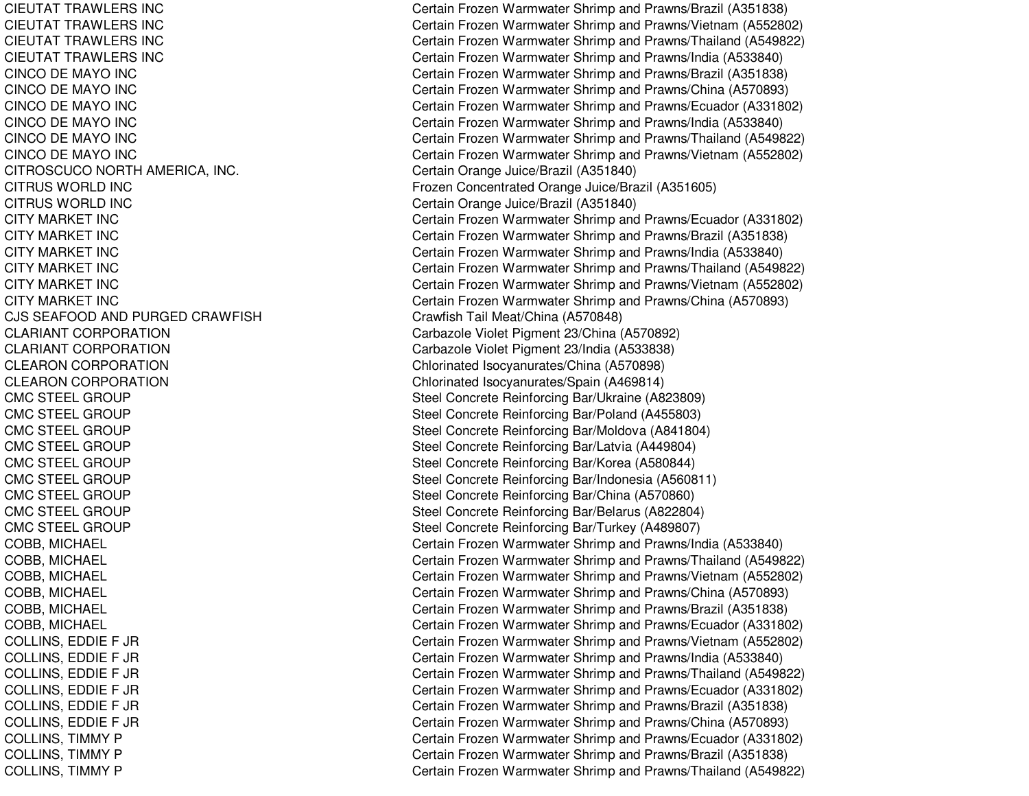| | |
|---|---|
| CIEUTAT TRAWLERS INC | Certain Frozen Warmwater Shrimp and Prawns/Brazil (A351838) |
| CIEUTAT TRAWLERS INC | Certain Frozen Warmwater Shrimp and Prawns/Vietnam (A552802) |
| CIEUTAT TRAWLERS INC | Certain Frozen Warmwater Shrimp and Prawns/Thailand (A549822) |
| CIEUTAT TRAWLERS INC | Certain Frozen Warmwater Shrimp and Prawns/India (A533840) |
| CINCO DE MAYO INC | Certain Frozen Warmwater Shrimp and Prawns/Brazil (A351838) |
| CINCO DE MAYO INC | Certain Frozen Warmwater Shrimp and Prawns/China (A570893) |
| CINCO DE MAYO INC | Certain Frozen Warmwater Shrimp and Prawns/Ecuador (A331802) |
| CINCO DE MAYO INC | Certain Frozen Warmwater Shrimp and Prawns/India (A533840) |
| CINCO DE MAYO INC | Certain Frozen Warmwater Shrimp and Prawns/Thailand (A549822) |
| CINCO DE MAYO INC | Certain Frozen Warmwater Shrimp and Prawns/Vietnam (A552802) |
| CITROSCUCO NORTH AMERICA, INC. | Certain Orange Juice/Brazil (A351840) |
| CITRUS WORLD INC | Frozen Concentrated Orange Juice/Brazil (A351605) |
| CITRUS WORLD INC | Certain Orange Juice/Brazil (A351840) |
| CITY MARKET INC | Certain Frozen Warmwater Shrimp and Prawns/Ecuador (A331802) |
| CITY MARKET INC | Certain Frozen Warmwater Shrimp and Prawns/Brazil (A351838) |
| CITY MARKET INC | Certain Frozen Warmwater Shrimp and Prawns/India (A533840) |
| CITY MARKET INC | Certain Frozen Warmwater Shrimp and Prawns/Thailand (A549822) |
| CITY MARKET INC | Certain Frozen Warmwater Shrimp and Prawns/Vietnam (A552802) |
| CITY MARKET INC | Certain Frozen Warmwater Shrimp and Prawns/China (A570893) |
| CJS SEAFOOD AND PURGED CRAWFISH | Crawfish Tail Meat/China (A570848) |
| CLARIANT CORPORATION | Carbazole Violet Pigment 23/China (A570892) |
| CLARIANT CORPORATION | Carbazole Violet Pigment 23/India (A533838) |
| CLEARON CORPORATION | Chlorinated Isocyanurates/China (A570898) |
| CLEARON CORPORATION | Chlorinated Isocyanurates/Spain (A469814) |
| CMC STEEL GROUP | Steel Concrete Reinforcing Bar/Ukraine (A823809) |
| CMC STEEL GROUP | Steel Concrete Reinforcing Bar/Poland (A455803) |
| CMC STEEL GROUP | Steel Concrete Reinforcing Bar/Moldova (A841804) |
| CMC STEEL GROUP | Steel Concrete Reinforcing Bar/Latvia (A449804) |
| CMC STEEL GROUP | Steel Concrete Reinforcing Bar/Korea (A580844) |
| CMC STEEL GROUP | Steel Concrete Reinforcing Bar/Indonesia (A560811) |
| CMC STEEL GROUP | Steel Concrete Reinforcing Bar/China (A570860) |
| CMC STEEL GROUP | Steel Concrete Reinforcing Bar/Belarus (A822804) |
| CMC STEEL GROUP | Steel Concrete Reinforcing Bar/Turkey (A489807) |
| COBB, MICHAEL | Certain Frozen Warmwater Shrimp and Prawns/India (A533840) |
| COBB, MICHAEL | Certain Frozen Warmwater Shrimp and Prawns/Thailand (A549822) |
| COBB, MICHAEL | Certain Frozen Warmwater Shrimp and Prawns/Vietnam (A552802) |
| COBB, MICHAEL | Certain Frozen Warmwater Shrimp and Prawns/China (A570893) |
| COBB, MICHAEL | Certain Frozen Warmwater Shrimp and Prawns/Brazil (A351838) |
| COBB, MICHAEL | Certain Frozen Warmwater Shrimp and Prawns/Ecuador (A331802) |
| COLLINS, EDDIE F JR | Certain Frozen Warmwater Shrimp and Prawns/Vietnam (A552802) |
| COLLINS, EDDIE F JR | Certain Frozen Warmwater Shrimp and Prawns/India (A533840) |
| COLLINS, EDDIE F JR | Certain Frozen Warmwater Shrimp and Prawns/Thailand (A549822) |
| COLLINS, EDDIE F JR | Certain Frozen Warmwater Shrimp and Prawns/Ecuador (A331802) |
| COLLINS, EDDIE F JR | Certain Frozen Warmwater Shrimp and Prawns/Brazil (A351838) |
| COLLINS, EDDIE F JR | Certain Frozen Warmwater Shrimp and Prawns/China (A570893) |
| COLLINS, TIMMY P | Certain Frozen Warmwater Shrimp and Prawns/Ecuador (A331802) |
| COLLINS, TIMMY P | Certain Frozen Warmwater Shrimp and Prawns/Brazil (A351838) |
| COLLINS, TIMMY P | Certain Frozen Warmwater Shrimp and Prawns/Thailand (A549822) |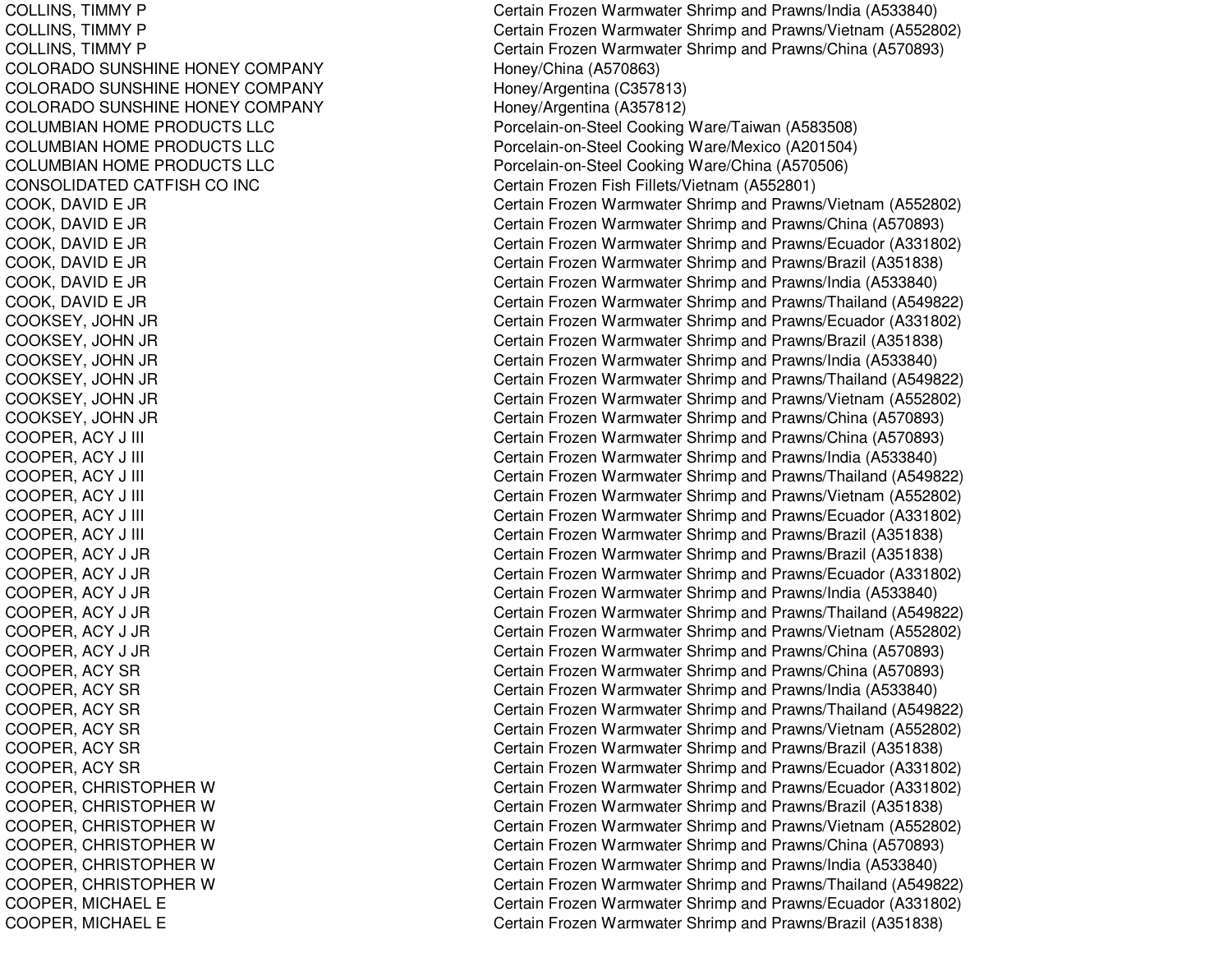| | |
|---|---|
| COLLINS, TIMMY P | Certain Frozen Warmwater Shrimp and Prawns/India (A533840) |
| COLLINS, TIMMY P | Certain Frozen Warmwater Shrimp and Prawns/Vietnam (A552802) |
| COLLINS, TIMMY P | Certain Frozen Warmwater Shrimp and Prawns/China (A570893) |
| COLORADO SUNSHINE HONEY COMPANY | Honey/China (A570863) |
| COLORADO SUNSHINE HONEY COMPANY | Honey/Argentina (C357813) |
| COLORADO SUNSHINE HONEY COMPANY | Honey/Argentina (A357812) |
| COLUMBIAN HOME PRODUCTS LLC | Porcelain-on-Steel Cooking Ware/Taiwan (A583508) |
| COLUMBIAN HOME PRODUCTS LLC | Porcelain-on-Steel Cooking Ware/Mexico (A201504) |
| COLUMBIAN HOME PRODUCTS LLC | Porcelain-on-Steel Cooking Ware/China (A570506) |
| CONSOLIDATED CATFISH CO INC | Certain Frozen Fish Fillets/Vietnam (A552801) |
| COOK, DAVID E JR | Certain Frozen Warmwater Shrimp and Prawns/Vietnam (A552802) |
| COOK, DAVID E JR | Certain Frozen Warmwater Shrimp and Prawns/China (A570893) |
| COOK, DAVID E JR | Certain Frozen Warmwater Shrimp and Prawns/Ecuador (A331802) |
| COOK, DAVID E JR | Certain Frozen Warmwater Shrimp and Prawns/Brazil (A351838) |
| COOK, DAVID E JR | Certain Frozen Warmwater Shrimp and Prawns/India (A533840) |
| COOK, DAVID E JR | Certain Frozen Warmwater Shrimp and Prawns/Thailand (A549822) |
| COOKSEY, JOHN JR | Certain Frozen Warmwater Shrimp and Prawns/Ecuador (A331802) |
| COOKSEY, JOHN JR | Certain Frozen Warmwater Shrimp and Prawns/Brazil (A351838) |
| COOKSEY, JOHN JR | Certain Frozen Warmwater Shrimp and Prawns/India (A533840) |
| COOKSEY, JOHN JR | Certain Frozen Warmwater Shrimp and Prawns/Thailand (A549822) |
| COOKSEY, JOHN JR | Certain Frozen Warmwater Shrimp and Prawns/Vietnam (A552802) |
| COOKSEY, JOHN JR | Certain Frozen Warmwater Shrimp and Prawns/China (A570893) |
| COOPER, ACY J III | Certain Frozen Warmwater Shrimp and Prawns/China (A570893) |
| COOPER, ACY J III | Certain Frozen Warmwater Shrimp and Prawns/India (A533840) |
| COOPER, ACY J III | Certain Frozen Warmwater Shrimp and Prawns/Thailand (A549822) |
| COOPER, ACY J III | Certain Frozen Warmwater Shrimp and Prawns/Vietnam (A552802) |
| COOPER, ACY J III | Certain Frozen Warmwater Shrimp and Prawns/Ecuador (A331802) |
| COOPER, ACY J III | Certain Frozen Warmwater Shrimp and Prawns/Brazil (A351838) |
| COOPER, ACY J JR | Certain Frozen Warmwater Shrimp and Prawns/Brazil (A351838) |
| COOPER, ACY J JR | Certain Frozen Warmwater Shrimp and Prawns/Ecuador (A331802) |
| COOPER, ACY J JR | Certain Frozen Warmwater Shrimp and Prawns/India (A533840) |
| COOPER, ACY J JR | Certain Frozen Warmwater Shrimp and Prawns/Thailand (A549822) |
| COOPER, ACY J JR | Certain Frozen Warmwater Shrimp and Prawns/Vietnam (A552802) |
| COOPER, ACY J JR | Certain Frozen Warmwater Shrimp and Prawns/China (A570893) |
| COOPER, ACY SR | Certain Frozen Warmwater Shrimp and Prawns/China (A570893) |
| COOPER, ACY SR | Certain Frozen Warmwater Shrimp and Prawns/India (A533840) |
| COOPER, ACY SR | Certain Frozen Warmwater Shrimp and Prawns/Thailand (A549822) |
| COOPER, ACY SR | Certain Frozen Warmwater Shrimp and Prawns/Vietnam (A552802) |
| COOPER, ACY SR | Certain Frozen Warmwater Shrimp and Prawns/Brazil (A351838) |
| COOPER, ACY SR | Certain Frozen Warmwater Shrimp and Prawns/Ecuador (A331802) |
| COOPER, CHRISTOPHER W | Certain Frozen Warmwater Shrimp and Prawns/Ecuador (A331802) |
| COOPER, CHRISTOPHER W | Certain Frozen Warmwater Shrimp and Prawns/Brazil (A351838) |
| COOPER, CHRISTOPHER W | Certain Frozen Warmwater Shrimp and Prawns/Vietnam (A552802) |
| COOPER, CHRISTOPHER W | Certain Frozen Warmwater Shrimp and Prawns/China (A570893) |
| COOPER, CHRISTOPHER W | Certain Frozen Warmwater Shrimp and Prawns/India (A533840) |
| COOPER, CHRISTOPHER W | Certain Frozen Warmwater Shrimp and Prawns/Thailand (A549822) |
| COOPER, MICHAEL E | Certain Frozen Warmwater Shrimp and Prawns/Ecuador (A331802) |
| COOPER, MICHAEL E | Certain Frozen Warmwater Shrimp and Prawns/Brazil (A351838) |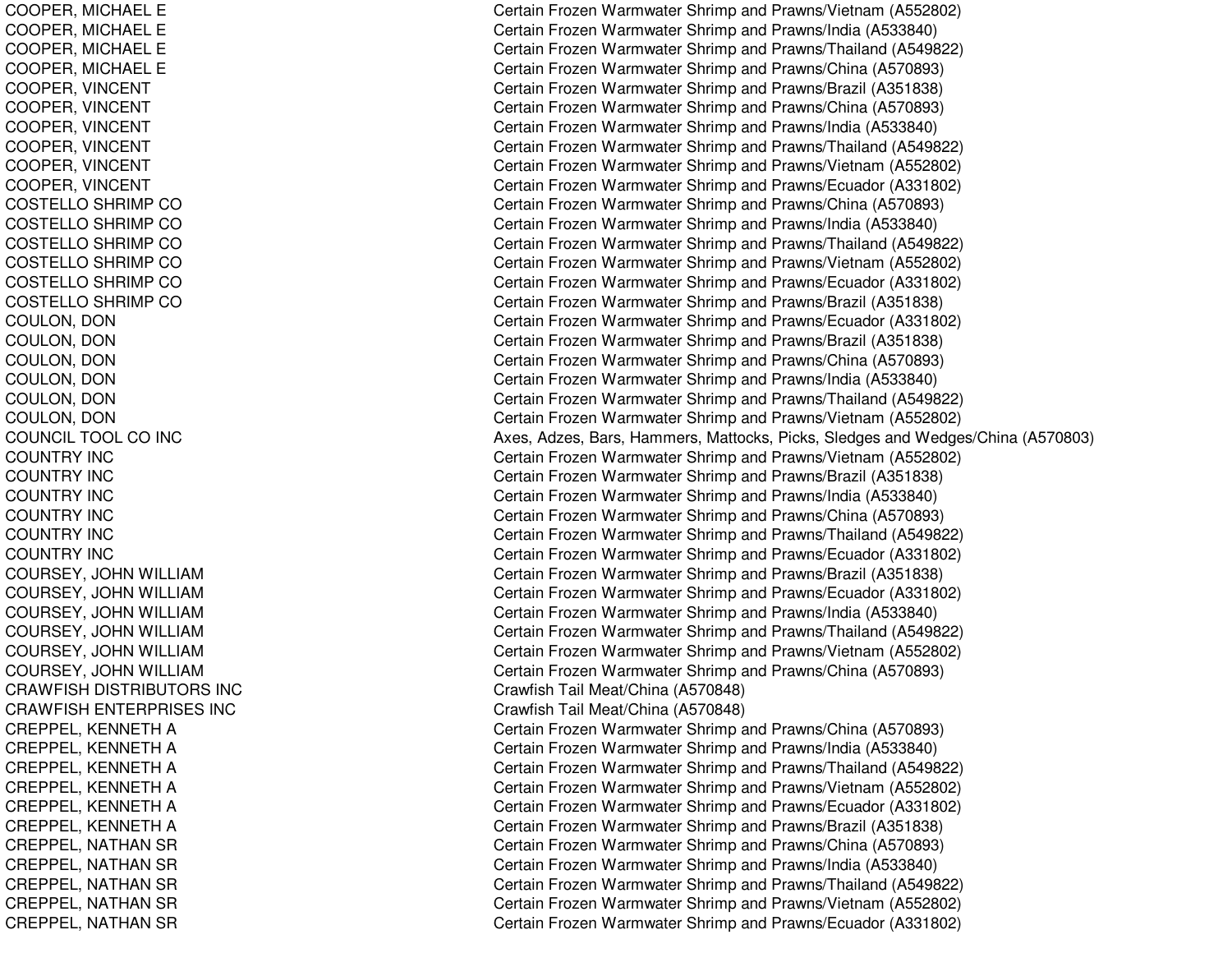| | |
|---|---|
| COOPER, MICHAEL E | Certain Frozen Warmwater Shrimp and Prawns/Vietnam (A552802) |
| COOPER, MICHAEL E | Certain Frozen Warmwater Shrimp and Prawns/India (A533840) |
| COOPER, MICHAEL E | Certain Frozen Warmwater Shrimp and Prawns/Thailand (A549822) |
| COOPER, MICHAEL E | Certain Frozen Warmwater Shrimp and Prawns/China (A570893) |
| COOPER, VINCENT | Certain Frozen Warmwater Shrimp and Prawns/Brazil (A351838) |
| COOPER, VINCENT | Certain Frozen Warmwater Shrimp and Prawns/China (A570893) |
| COOPER, VINCENT | Certain Frozen Warmwater Shrimp and Prawns/India (A533840) |
| COOPER, VINCENT | Certain Frozen Warmwater Shrimp and Prawns/Thailand (A549822) |
| COOPER, VINCENT | Certain Frozen Warmwater Shrimp and Prawns/Vietnam (A552802) |
| COOPER, VINCENT | Certain Frozen Warmwater Shrimp and Prawns/Ecuador (A331802) |
| COSTELLO SHRIMP CO | Certain Frozen Warmwater Shrimp and Prawns/China (A570893) |
| COSTELLO SHRIMP CO | Certain Frozen Warmwater Shrimp and Prawns/India (A533840) |
| COSTELLO SHRIMP CO | Certain Frozen Warmwater Shrimp and Prawns/Thailand (A549822) |
| COSTELLO SHRIMP CO | Certain Frozen Warmwater Shrimp and Prawns/Vietnam (A552802) |
| COSTELLO SHRIMP CO | Certain Frozen Warmwater Shrimp and Prawns/Ecuador (A331802) |
| COSTELLO SHRIMP CO | Certain Frozen Warmwater Shrimp and Prawns/Brazil (A351838) |
| COULON, DON | Certain Frozen Warmwater Shrimp and Prawns/Ecuador (A331802) |
| COULON, DON | Certain Frozen Warmwater Shrimp and Prawns/Brazil (A351838) |
| COULON, DON | Certain Frozen Warmwater Shrimp and Prawns/China (A570893) |
| COULON, DON | Certain Frozen Warmwater Shrimp and Prawns/India (A533840) |
| COULON, DON | Certain Frozen Warmwater Shrimp and Prawns/Thailand (A549822) |
| COULON, DON | Certain Frozen Warmwater Shrimp and Prawns/Vietnam (A552802) |
| COUNCIL TOOL CO INC | Axes, Adzes, Bars, Hammers, Mattocks, Picks, Sledges and Wedges/China (A570803) |
| COUNTRY INC | Certain Frozen Warmwater Shrimp and Prawns/Vietnam (A552802) |
| COUNTRY INC | Certain Frozen Warmwater Shrimp and Prawns/Brazil (A351838) |
| COUNTRY INC | Certain Frozen Warmwater Shrimp and Prawns/India (A533840) |
| COUNTRY INC | Certain Frozen Warmwater Shrimp and Prawns/China (A570893) |
| COUNTRY INC | Certain Frozen Warmwater Shrimp and Prawns/Thailand (A549822) |
| COUNTRY INC | Certain Frozen Warmwater Shrimp and Prawns/Ecuador (A331802) |
| COURSEY, JOHN WILLIAM | Certain Frozen Warmwater Shrimp and Prawns/Brazil (A351838) |
| COURSEY, JOHN WILLIAM | Certain Frozen Warmwater Shrimp and Prawns/Ecuador (A331802) |
| COURSEY, JOHN WILLIAM | Certain Frozen Warmwater Shrimp and Prawns/India (A533840) |
| COURSEY, JOHN WILLIAM | Certain Frozen Warmwater Shrimp and Prawns/Thailand (A549822) |
| COURSEY, JOHN WILLIAM | Certain Frozen Warmwater Shrimp and Prawns/Vietnam (A552802) |
| COURSEY, JOHN WILLIAM | Certain Frozen Warmwater Shrimp and Prawns/China (A570893) |
| CRAWFISH DISTRIBUTORS INC | Crawfish Tail Meat/China (A570848) |
| CRAWFISH ENTERPRISES INC | Crawfish Tail Meat/China (A570848) |
| CREPPEL, KENNETH A | Certain Frozen Warmwater Shrimp and Prawns/China (A570893) |
| CREPPEL, KENNETH A | Certain Frozen Warmwater Shrimp and Prawns/India (A533840) |
| CREPPEL, KENNETH A | Certain Frozen Warmwater Shrimp and Prawns/Thailand (A549822) |
| CREPPEL, KENNETH A | Certain Frozen Warmwater Shrimp and Prawns/Vietnam (A552802) |
| CREPPEL, KENNETH A | Certain Frozen Warmwater Shrimp and Prawns/Ecuador (A331802) |
| CREPPEL, KENNETH A | Certain Frozen Warmwater Shrimp and Prawns/Brazil (A351838) |
| CREPPEL, NATHAN SR | Certain Frozen Warmwater Shrimp and Prawns/China (A570893) |
| CREPPEL, NATHAN SR | Certain Frozen Warmwater Shrimp and Prawns/India (A533840) |
| CREPPEL, NATHAN SR | Certain Frozen Warmwater Shrimp and Prawns/Thailand (A549822) |
| CREPPEL, NATHAN SR | Certain Frozen Warmwater Shrimp and Prawns/Vietnam (A552802) |
| CREPPEL, NATHAN SR | Certain Frozen Warmwater Shrimp and Prawns/Ecuador (A331802) |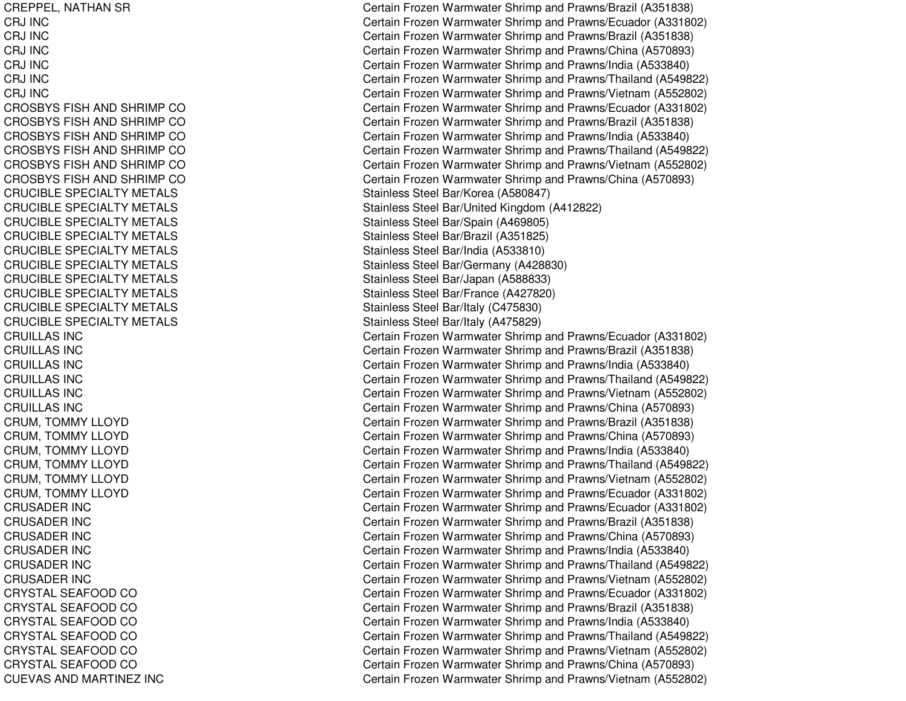| | |
|---|---|
| CREPPEL, NATHAN SR | Certain Frozen Warmwater Shrimp and Prawns/Brazil (A351838) |
| CRJ INC | Certain Frozen Warmwater Shrimp and Prawns/Ecuador (A331802) |
| CRJ INC | Certain Frozen Warmwater Shrimp and Prawns/Brazil (A351838) |
| CRJ INC | Certain Frozen Warmwater Shrimp and Prawns/China (A570893) |
| CRJ INC | Certain Frozen Warmwater Shrimp and Prawns/India (A533840) |
| CRJ INC | Certain Frozen Warmwater Shrimp and Prawns/Thailand (A549822) |
| CRJ INC | Certain Frozen Warmwater Shrimp and Prawns/Vietnam (A552802) |
| CROSBYS FISH AND SHRIMP CO | Certain Frozen Warmwater Shrimp and Prawns/Ecuador (A331802) |
| CROSBYS FISH AND SHRIMP CO | Certain Frozen Warmwater Shrimp and Prawns/Brazil (A351838) |
| CROSBYS FISH AND SHRIMP CO | Certain Frozen Warmwater Shrimp and Prawns/India (A533840) |
| CROSBYS FISH AND SHRIMP CO | Certain Frozen Warmwater Shrimp and Prawns/Thailand (A549822) |
| CROSBYS FISH AND SHRIMP CO | Certain Frozen Warmwater Shrimp and Prawns/Vietnam (A552802) |
| CROSBYS FISH AND SHRIMP CO | Certain Frozen Warmwater Shrimp and Prawns/China (A570893) |
| CRUCIBLE SPECIALTY METALS | Stainless Steel Bar/Korea (A580847) |
| CRUCIBLE SPECIALTY METALS | Stainless Steel Bar/United Kingdom (A412822) |
| CRUCIBLE SPECIALTY METALS | Stainless Steel Bar/Spain (A469805) |
| CRUCIBLE SPECIALTY METALS | Stainless Steel Bar/Brazil (A351825) |
| CRUCIBLE SPECIALTY METALS | Stainless Steel Bar/India (A533810) |
| CRUCIBLE SPECIALTY METALS | Stainless Steel Bar/Germany (A428830) |
| CRUCIBLE SPECIALTY METALS | Stainless Steel Bar/Japan (A588833) |
| CRUCIBLE SPECIALTY METALS | Stainless Steel Bar/France (A427820) |
| CRUCIBLE SPECIALTY METALS | Stainless Steel Bar/Italy (C475830) |
| CRUCIBLE SPECIALTY METALS | Stainless Steel Bar/Italy (A475829) |
| CRUILLAS INC | Certain Frozen Warmwater Shrimp and Prawns/Ecuador (A331802) |
| CRUILLAS INC | Certain Frozen Warmwater Shrimp and Prawns/Brazil (A351838) |
| CRUILLAS INC | Certain Frozen Warmwater Shrimp and Prawns/India (A533840) |
| CRUILLAS INC | Certain Frozen Warmwater Shrimp and Prawns/Thailand (A549822) |
| CRUILLAS INC | Certain Frozen Warmwater Shrimp and Prawns/Vietnam (A552802) |
| CRUILLAS INC | Certain Frozen Warmwater Shrimp and Prawns/China (A570893) |
| CRUM, TOMMY LLOYD | Certain Frozen Warmwater Shrimp and Prawns/Brazil (A351838) |
| CRUM, TOMMY LLOYD | Certain Frozen Warmwater Shrimp and Prawns/China (A570893) |
| CRUM, TOMMY LLOYD | Certain Frozen Warmwater Shrimp and Prawns/India (A533840) |
| CRUM, TOMMY LLOYD | Certain Frozen Warmwater Shrimp and Prawns/Thailand (A549822) |
| CRUM, TOMMY LLOYD | Certain Frozen Warmwater Shrimp and Prawns/Vietnam (A552802) |
| CRUM, TOMMY LLOYD | Certain Frozen Warmwater Shrimp and Prawns/Ecuador (A331802) |
| CRUSADER INC | Certain Frozen Warmwater Shrimp and Prawns/Ecuador (A331802) |
| CRUSADER INC | Certain Frozen Warmwater Shrimp and Prawns/Brazil (A351838) |
| CRUSADER INC | Certain Frozen Warmwater Shrimp and Prawns/China (A570893) |
| CRUSADER INC | Certain Frozen Warmwater Shrimp and Prawns/India (A533840) |
| CRUSADER INC | Certain Frozen Warmwater Shrimp and Prawns/Thailand (A549822) |
| CRUSADER INC | Certain Frozen Warmwater Shrimp and Prawns/Vietnam (A552802) |
| CRYSTAL SEAFOOD CO | Certain Frozen Warmwater Shrimp and Prawns/Ecuador (A331802) |
| CRYSTAL SEAFOOD CO | Certain Frozen Warmwater Shrimp and Prawns/Brazil (A351838) |
| CRYSTAL SEAFOOD CO | Certain Frozen Warmwater Shrimp and Prawns/India (A533840) |
| CRYSTAL SEAFOOD CO | Certain Frozen Warmwater Shrimp and Prawns/Thailand (A549822) |
| CRYSTAL SEAFOOD CO | Certain Frozen Warmwater Shrimp and Prawns/Vietnam (A552802) |
| CRYSTAL SEAFOOD CO | Certain Frozen Warmwater Shrimp and Prawns/China (A570893) |
| CUEVAS AND MARTINEZ INC | Certain Frozen Warmwater Shrimp and Prawns/Vietnam (A552802) |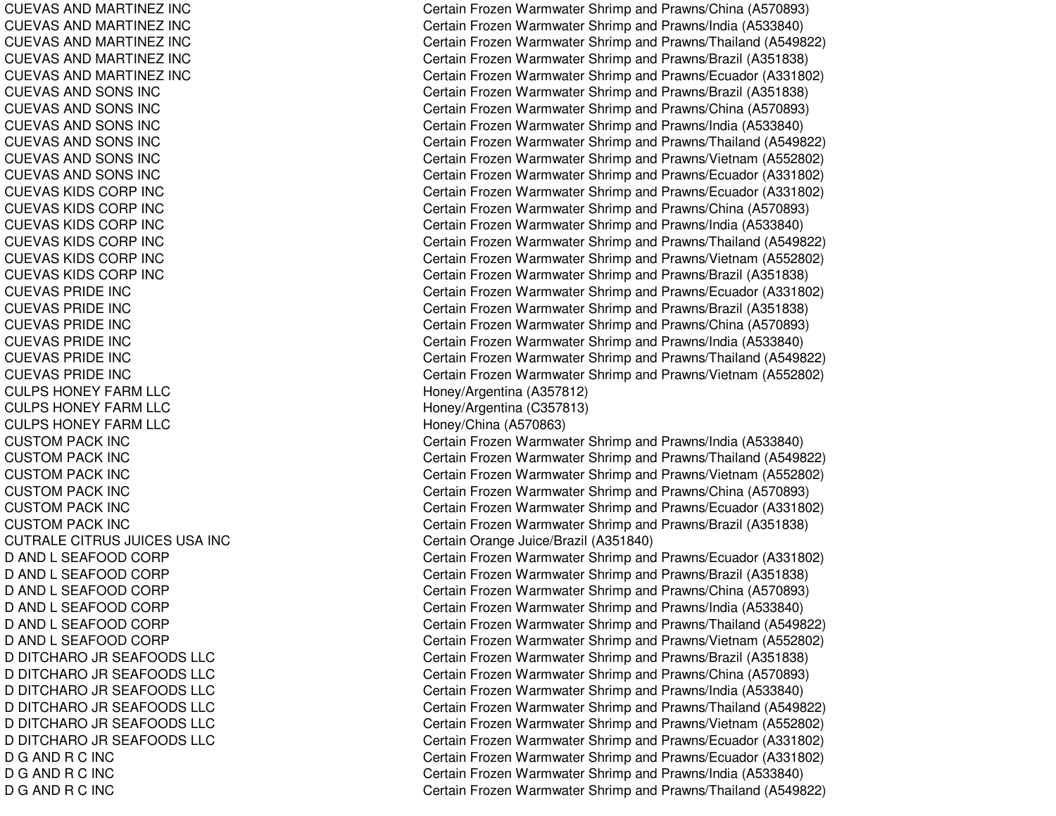| | |
|---|---|
| CUEVAS AND MARTINEZ INC | Certain Frozen Warmwater Shrimp and Prawns/China (A570893) |
| CUEVAS AND MARTINEZ INC | Certain Frozen Warmwater Shrimp and Prawns/India (A533840) |
| CUEVAS AND MARTINEZ INC | Certain Frozen Warmwater Shrimp and Prawns/Thailand (A549822) |
| CUEVAS AND MARTINEZ INC | Certain Frozen Warmwater Shrimp and Prawns/Brazil (A351838) |
| CUEVAS AND MARTINEZ INC | Certain Frozen Warmwater Shrimp and Prawns/Ecuador (A331802) |
| CUEVAS AND SONS INC | Certain Frozen Warmwater Shrimp and Prawns/Brazil (A351838) |
| CUEVAS AND SONS INC | Certain Frozen Warmwater Shrimp and Prawns/China (A570893) |
| CUEVAS AND SONS INC | Certain Frozen Warmwater Shrimp and Prawns/India (A533840) |
| CUEVAS AND SONS INC | Certain Frozen Warmwater Shrimp and Prawns/Thailand (A549822) |
| CUEVAS AND SONS INC | Certain Frozen Warmwater Shrimp and Prawns/Vietnam (A552802) |
| CUEVAS AND SONS INC | Certain Frozen Warmwater Shrimp and Prawns/Ecuador (A331802) |
| CUEVAS KIDS CORP INC | Certain Frozen Warmwater Shrimp and Prawns/Ecuador (A331802) |
| CUEVAS KIDS CORP INC | Certain Frozen Warmwater Shrimp and Prawns/China (A570893) |
| CUEVAS KIDS CORP INC | Certain Frozen Warmwater Shrimp and Prawns/India (A533840) |
| CUEVAS KIDS CORP INC | Certain Frozen Warmwater Shrimp and Prawns/Thailand (A549822) |
| CUEVAS KIDS CORP INC | Certain Frozen Warmwater Shrimp and Prawns/Vietnam (A552802) |
| CUEVAS KIDS CORP INC | Certain Frozen Warmwater Shrimp and Prawns/Brazil (A351838) |
| CUEVAS PRIDE INC | Certain Frozen Warmwater Shrimp and Prawns/Ecuador (A331802) |
| CUEVAS PRIDE INC | Certain Frozen Warmwater Shrimp and Prawns/Brazil (A351838) |
| CUEVAS PRIDE INC | Certain Frozen Warmwater Shrimp and Prawns/China (A570893) |
| CUEVAS PRIDE INC | Certain Frozen Warmwater Shrimp and Prawns/India (A533840) |
| CUEVAS PRIDE INC | Certain Frozen Warmwater Shrimp and Prawns/Thailand (A549822) |
| CUEVAS PRIDE INC | Certain Frozen Warmwater Shrimp and Prawns/Vietnam (A552802) |
| CULPS HONEY FARM LLC | Honey/Argentina (A357812) |
| CULPS HONEY FARM LLC | Honey/Argentina (C357813) |
| CULPS HONEY FARM LLC | Honey/China (A570863) |
| CUSTOM PACK INC | Certain Frozen Warmwater Shrimp and Prawns/India (A533840) |
| CUSTOM PACK INC | Certain Frozen Warmwater Shrimp and Prawns/Thailand (A549822) |
| CUSTOM PACK INC | Certain Frozen Warmwater Shrimp and Prawns/Vietnam (A552802) |
| CUSTOM PACK INC | Certain Frozen Warmwater Shrimp and Prawns/China (A570893) |
| CUSTOM PACK INC | Certain Frozen Warmwater Shrimp and Prawns/Ecuador (A331802) |
| CUSTOM PACK INC | Certain Frozen Warmwater Shrimp and Prawns/Brazil (A351838) |
| CUTRALE CITRUS JUICES USA INC | Certain Orange Juice/Brazil (A351840) |
| D AND L SEAFOOD CORP | Certain Frozen Warmwater Shrimp and Prawns/Ecuador (A331802) |
| D AND L SEAFOOD CORP | Certain Frozen Warmwater Shrimp and Prawns/Brazil (A351838) |
| D AND L SEAFOOD CORP | Certain Frozen Warmwater Shrimp and Prawns/China (A570893) |
| D AND L SEAFOOD CORP | Certain Frozen Warmwater Shrimp and Prawns/India (A533840) |
| D AND L SEAFOOD CORP | Certain Frozen Warmwater Shrimp and Prawns/Thailand (A549822) |
| D AND L SEAFOOD CORP | Certain Frozen Warmwater Shrimp and Prawns/Vietnam (A552802) |
| D DITCHARO JR SEAFOODS LLC | Certain Frozen Warmwater Shrimp and Prawns/Brazil (A351838) |
| D DITCHARO JR SEAFOODS LLC | Certain Frozen Warmwater Shrimp and Prawns/China (A570893) |
| D DITCHARO JR SEAFOODS LLC | Certain Frozen Warmwater Shrimp and Prawns/India (A533840) |
| D DITCHARO JR SEAFOODS LLC | Certain Frozen Warmwater Shrimp and Prawns/Thailand (A549822) |
| D DITCHARO JR SEAFOODS LLC | Certain Frozen Warmwater Shrimp and Prawns/Vietnam (A552802) |
| D DITCHARO JR SEAFOODS LLC | Certain Frozen Warmwater Shrimp and Prawns/Ecuador (A331802) |
| D G AND R C INC | Certain Frozen Warmwater Shrimp and Prawns/Ecuador (A331802) |
| D G AND R C INC | Certain Frozen Warmwater Shrimp and Prawns/India (A533840) |
| D G AND R C INC | Certain Frozen Warmwater Shrimp and Prawns/Thailand (A549822) |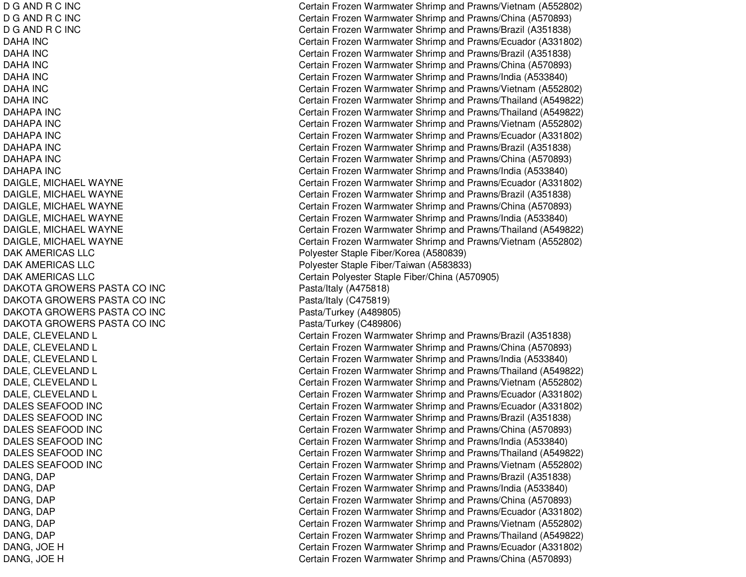| | |
|---|---|
| D G AND R C INC | Certain Frozen Warmwater Shrimp and Prawns/Vietnam (A552802) |
| D G AND R C INC | Certain Frozen Warmwater Shrimp and Prawns/China (A570893) |
| D G AND R C INC | Certain Frozen Warmwater Shrimp and Prawns/Brazil (A351838) |
| DAHA INC | Certain Frozen Warmwater Shrimp and Prawns/Ecuador (A331802) |
| DAHA INC | Certain Frozen Warmwater Shrimp and Prawns/Brazil (A351838) |
| DAHA INC | Certain Frozen Warmwater Shrimp and Prawns/China (A570893) |
| DAHA INC | Certain Frozen Warmwater Shrimp and Prawns/India (A533840) |
| DAHA INC | Certain Frozen Warmwater Shrimp and Prawns/Vietnam (A552802) |
| DAHA INC | Certain Frozen Warmwater Shrimp and Prawns/Thailand (A549822) |
| DAHAPA INC | Certain Frozen Warmwater Shrimp and Prawns/Thailand (A549822) |
| DAHAPA INC | Certain Frozen Warmwater Shrimp and Prawns/Vietnam (A552802) |
| DAHAPA INC | Certain Frozen Warmwater Shrimp and Prawns/Ecuador (A331802) |
| DAHAPA INC | Certain Frozen Warmwater Shrimp and Prawns/Brazil (A351838) |
| DAHAPA INC | Certain Frozen Warmwater Shrimp and Prawns/China (A570893) |
| DAHAPA INC | Certain Frozen Warmwater Shrimp and Prawns/India (A533840) |
| DAIGLE, MICHAEL WAYNE | Certain Frozen Warmwater Shrimp and Prawns/Ecuador (A331802) |
| DAIGLE, MICHAEL WAYNE | Certain Frozen Warmwater Shrimp and Prawns/Brazil (A351838) |
| DAIGLE, MICHAEL WAYNE | Certain Frozen Warmwater Shrimp and Prawns/China (A570893) |
| DAIGLE, MICHAEL WAYNE | Certain Frozen Warmwater Shrimp and Prawns/India (A533840) |
| DAIGLE, MICHAEL WAYNE | Certain Frozen Warmwater Shrimp and Prawns/Thailand (A549822) |
| DAIGLE, MICHAEL WAYNE | Certain Frozen Warmwater Shrimp and Prawns/Vietnam (A552802) |
| DAK AMERICAS LLC | Polyester Staple Fiber/Korea (A580839) |
| DAK AMERICAS LLC | Polyester Staple Fiber/Taiwan (A583833) |
| DAK AMERICAS LLC | Certain Polyester Staple Fiber/China (A570905) |
| DAKOTA GROWERS PASTA CO INC | Pasta/Italy (A475818) |
| DAKOTA GROWERS PASTA CO INC | Pasta/Italy (C475819) |
| DAKOTA GROWERS PASTA CO INC | Pasta/Turkey (A489805) |
| DAKOTA GROWERS PASTA CO INC | Pasta/Turkey (C489806) |
| DALE, CLEVELAND L | Certain Frozen Warmwater Shrimp and Prawns/Brazil (A351838) |
| DALE, CLEVELAND L | Certain Frozen Warmwater Shrimp and Prawns/China (A570893) |
| DALE, CLEVELAND L | Certain Frozen Warmwater Shrimp and Prawns/India (A533840) |
| DALE, CLEVELAND L | Certain Frozen Warmwater Shrimp and Prawns/Thailand (A549822) |
| DALE, CLEVELAND L | Certain Frozen Warmwater Shrimp and Prawns/Vietnam (A552802) |
| DALE, CLEVELAND L | Certain Frozen Warmwater Shrimp and Prawns/Ecuador (A331802) |
| DALES SEAFOOD INC | Certain Frozen Warmwater Shrimp and Prawns/Ecuador (A331802) |
| DALES SEAFOOD INC | Certain Frozen Warmwater Shrimp and Prawns/Brazil (A351838) |
| DALES SEAFOOD INC | Certain Frozen Warmwater Shrimp and Prawns/China (A570893) |
| DALES SEAFOOD INC | Certain Frozen Warmwater Shrimp and Prawns/India (A533840) |
| DALES SEAFOOD INC | Certain Frozen Warmwater Shrimp and Prawns/Thailand (A549822) |
| DALES SEAFOOD INC | Certain Frozen Warmwater Shrimp and Prawns/Vietnam (A552802) |
| DANG, DAP | Certain Frozen Warmwater Shrimp and Prawns/Brazil (A351838) |
| DANG, DAP | Certain Frozen Warmwater Shrimp and Prawns/India (A533840) |
| DANG, DAP | Certain Frozen Warmwater Shrimp and Prawns/China (A570893) |
| DANG, DAP | Certain Frozen Warmwater Shrimp and Prawns/Ecuador (A331802) |
| DANG, DAP | Certain Frozen Warmwater Shrimp and Prawns/Vietnam (A552802) |
| DANG, DAP | Certain Frozen Warmwater Shrimp and Prawns/Thailand (A549822) |
| DANG, JOE H | Certain Frozen Warmwater Shrimp and Prawns/Ecuador (A331802) |
| DANG, JOE H | Certain Frozen Warmwater Shrimp and Prawns/China (A570893) |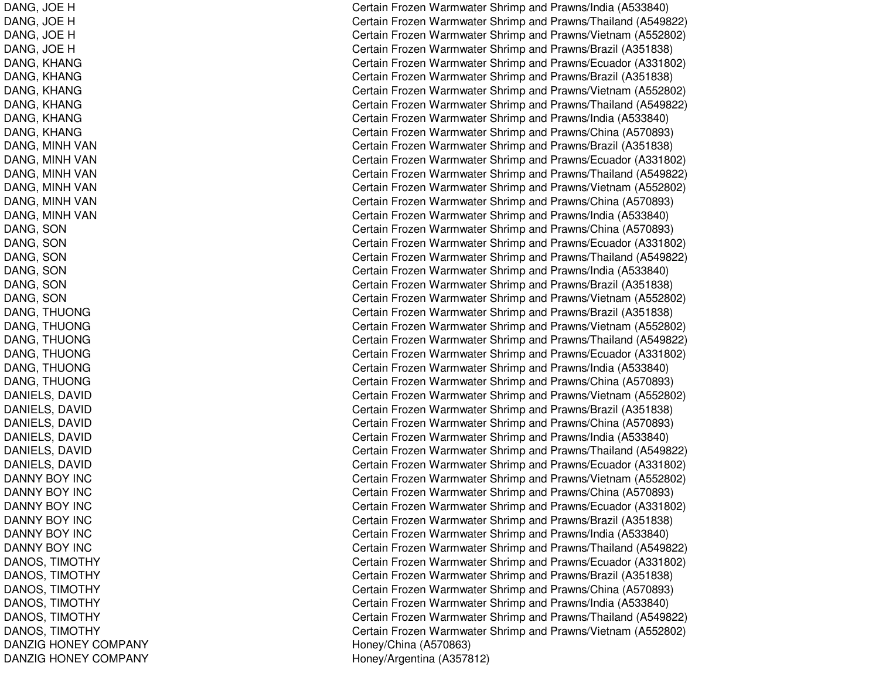| | |
|---|---|
| DANG, JOE H | Certain Frozen Warmwater Shrimp and Prawns/India (A533840) |
| DANG, JOE H | Certain Frozen Warmwater Shrimp and Prawns/Thailand (A549822) |
| DANG, JOE H | Certain Frozen Warmwater Shrimp and Prawns/Vietnam (A552802) |
| DANG, JOE H | Certain Frozen Warmwater Shrimp and Prawns/Brazil (A351838) |
| DANG, KHANG | Certain Frozen Warmwater Shrimp and Prawns/Ecuador (A331802) |
| DANG, KHANG | Certain Frozen Warmwater Shrimp and Prawns/Brazil (A351838) |
| DANG, KHANG | Certain Frozen Warmwater Shrimp and Prawns/Vietnam (A552802) |
| DANG, KHANG | Certain Frozen Warmwater Shrimp and Prawns/Thailand (A549822) |
| DANG, KHANG | Certain Frozen Warmwater Shrimp and Prawns/India (A533840) |
| DANG, KHANG | Certain Frozen Warmwater Shrimp and Prawns/China (A570893) |
| DANG, MINH VAN | Certain Frozen Warmwater Shrimp and Prawns/Brazil (A351838) |
| DANG, MINH VAN | Certain Frozen Warmwater Shrimp and Prawns/Ecuador (A331802) |
| DANG, MINH VAN | Certain Frozen Warmwater Shrimp and Prawns/Thailand (A549822) |
| DANG, MINH VAN | Certain Frozen Warmwater Shrimp and Prawns/Vietnam (A552802) |
| DANG, MINH VAN | Certain Frozen Warmwater Shrimp and Prawns/China (A570893) |
| DANG, MINH VAN | Certain Frozen Warmwater Shrimp and Prawns/India (A533840) |
| DANG, SON | Certain Frozen Warmwater Shrimp and Prawns/China (A570893) |
| DANG, SON | Certain Frozen Warmwater Shrimp and Prawns/Ecuador (A331802) |
| DANG, SON | Certain Frozen Warmwater Shrimp and Prawns/Thailand (A549822) |
| DANG, SON | Certain Frozen Warmwater Shrimp and Prawns/India (A533840) |
| DANG, SON | Certain Frozen Warmwater Shrimp and Prawns/Brazil (A351838) |
| DANG, SON | Certain Frozen Warmwater Shrimp and Prawns/Vietnam (A552802) |
| DANG, THUONG | Certain Frozen Warmwater Shrimp and Prawns/Brazil (A351838) |
| DANG, THUONG | Certain Frozen Warmwater Shrimp and Prawns/Vietnam (A552802) |
| DANG, THUONG | Certain Frozen Warmwater Shrimp and Prawns/Thailand (A549822) |
| DANG, THUONG | Certain Frozen Warmwater Shrimp and Prawns/Ecuador (A331802) |
| DANG, THUONG | Certain Frozen Warmwater Shrimp and Prawns/India (A533840) |
| DANG, THUONG | Certain Frozen Warmwater Shrimp and Prawns/China (A570893) |
| DANIELS, DAVID | Certain Frozen Warmwater Shrimp and Prawns/Vietnam (A552802) |
| DANIELS, DAVID | Certain Frozen Warmwater Shrimp and Prawns/Brazil (A351838) |
| DANIELS, DAVID | Certain Frozen Warmwater Shrimp and Prawns/China (A570893) |
| DANIELS, DAVID | Certain Frozen Warmwater Shrimp and Prawns/India (A533840) |
| DANIELS, DAVID | Certain Frozen Warmwater Shrimp and Prawns/Thailand (A549822) |
| DANIELS, DAVID | Certain Frozen Warmwater Shrimp and Prawns/Ecuador (A331802) |
| DANNY BOY INC | Certain Frozen Warmwater Shrimp and Prawns/Vietnam (A552802) |
| DANNY BOY INC | Certain Frozen Warmwater Shrimp and Prawns/China (A570893) |
| DANNY BOY INC | Certain Frozen Warmwater Shrimp and Prawns/Ecuador (A331802) |
| DANNY BOY INC | Certain Frozen Warmwater Shrimp and Prawns/Brazil (A351838) |
| DANNY BOY INC | Certain Frozen Warmwater Shrimp and Prawns/India (A533840) |
| DANNY BOY INC | Certain Frozen Warmwater Shrimp and Prawns/Thailand (A549822) |
| DANOS, TIMOTHY | Certain Frozen Warmwater Shrimp and Prawns/Ecuador (A331802) |
| DANOS, TIMOTHY | Certain Frozen Warmwater Shrimp and Prawns/Brazil (A351838) |
| DANOS, TIMOTHY | Certain Frozen Warmwater Shrimp and Prawns/China (A570893) |
| DANOS, TIMOTHY | Certain Frozen Warmwater Shrimp and Prawns/India (A533840) |
| DANOS, TIMOTHY | Certain Frozen Warmwater Shrimp and Prawns/Thailand (A549822) |
| DANOS, TIMOTHY | Certain Frozen Warmwater Shrimp and Prawns/Vietnam (A552802) |
| DANZIG HONEY COMPANY | Honey/China (A570863) |
| DANZIG HONEY COMPANY | Honey/Argentina (A357812) |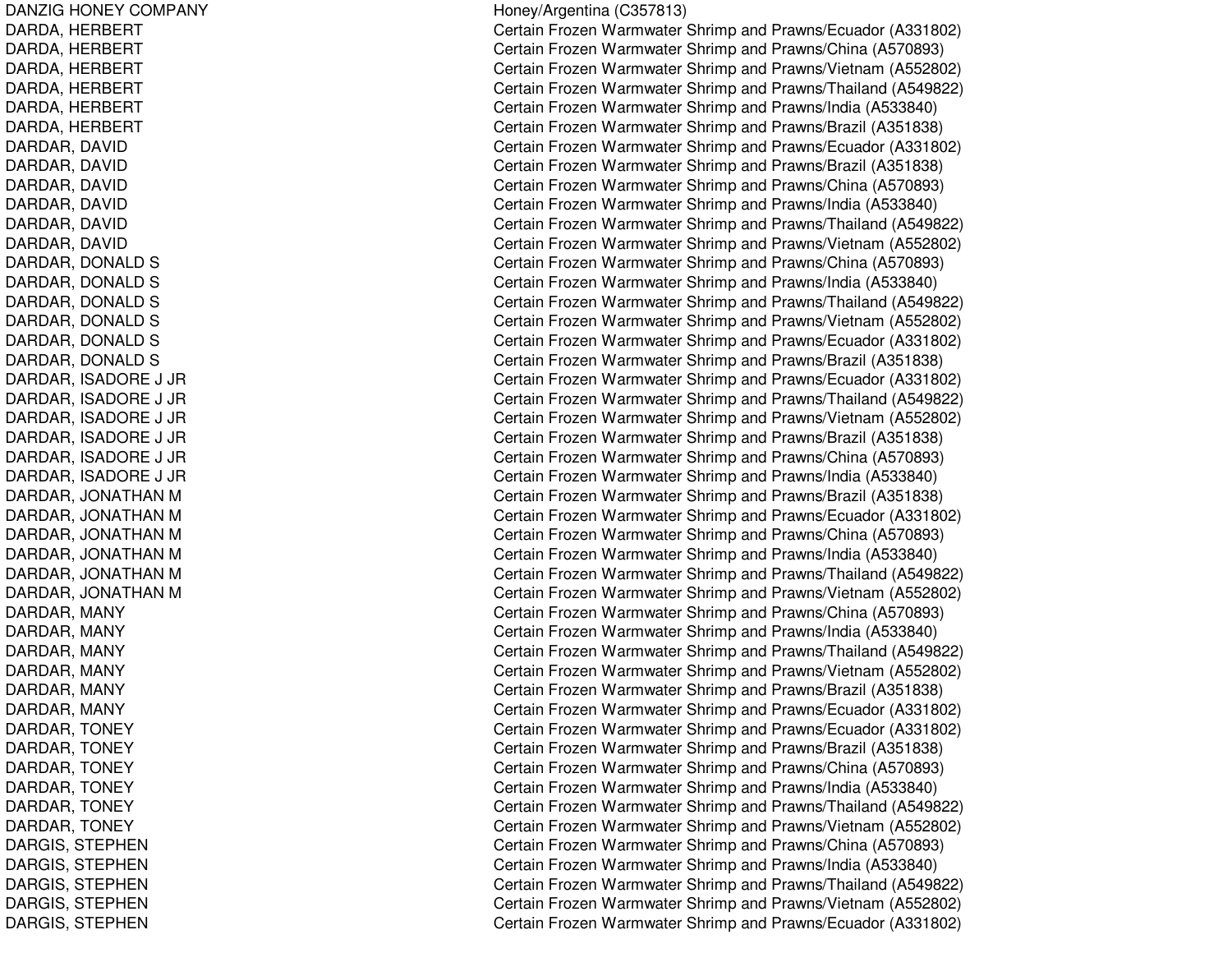| | |
|---|---|
| DANZIG HONEY COMPANY | Honey/Argentina (C357813) |
| DARDA, HERBERT | Certain Frozen Warmwater Shrimp and Prawns/Ecuador (A331802) |
| DARDA, HERBERT | Certain Frozen Warmwater Shrimp and Prawns/China (A570893) |
| DARDA, HERBERT | Certain Frozen Warmwater Shrimp and Prawns/Vietnam (A552802) |
| DARDA, HERBERT | Certain Frozen Warmwater Shrimp and Prawns/Thailand (A549822) |
| DARDA, HERBERT | Certain Frozen Warmwater Shrimp and Prawns/India (A533840) |
| DARDA, HERBERT | Certain Frozen Warmwater Shrimp and Prawns/Brazil (A351838) |
| DARDAR, DAVID | Certain Frozen Warmwater Shrimp and Prawns/Ecuador (A331802) |
| DARDAR, DAVID | Certain Frozen Warmwater Shrimp and Prawns/Brazil (A351838) |
| DARDAR, DAVID | Certain Frozen Warmwater Shrimp and Prawns/China (A570893) |
| DARDAR, DAVID | Certain Frozen Warmwater Shrimp and Prawns/India (A533840) |
| DARDAR, DAVID | Certain Frozen Warmwater Shrimp and Prawns/Thailand (A549822) |
| DARDAR, DAVID | Certain Frozen Warmwater Shrimp and Prawns/Vietnam (A552802) |
| DARDAR, DONALD S | Certain Frozen Warmwater Shrimp and Prawns/China (A570893) |
| DARDAR, DONALD S | Certain Frozen Warmwater Shrimp and Prawns/India (A533840) |
| DARDAR, DONALD S | Certain Frozen Warmwater Shrimp and Prawns/Thailand (A549822) |
| DARDAR, DONALD S | Certain Frozen Warmwater Shrimp and Prawns/Vietnam (A552802) |
| DARDAR, DONALD S | Certain Frozen Warmwater Shrimp and Prawns/Ecuador (A331802) |
| DARDAR, DONALD S | Certain Frozen Warmwater Shrimp and Prawns/Brazil (A351838) |
| DARDAR, ISADORE J JR | Certain Frozen Warmwater Shrimp and Prawns/Ecuador (A331802) |
| DARDAR, ISADORE J JR | Certain Frozen Warmwater Shrimp and Prawns/Thailand (A549822) |
| DARDAR, ISADORE J JR | Certain Frozen Warmwater Shrimp and Prawns/Vietnam (A552802) |
| DARDAR, ISADORE J JR | Certain Frozen Warmwater Shrimp and Prawns/Brazil (A351838) |
| DARDAR, ISADORE J JR | Certain Frozen Warmwater Shrimp and Prawns/China (A570893) |
| DARDAR, ISADORE J JR | Certain Frozen Warmwater Shrimp and Prawns/India (A533840) |
| DARDAR, JONATHAN M | Certain Frozen Warmwater Shrimp and Prawns/Brazil (A351838) |
| DARDAR, JONATHAN M | Certain Frozen Warmwater Shrimp and Prawns/Ecuador (A331802) |
| DARDAR, JONATHAN M | Certain Frozen Warmwater Shrimp and Prawns/China (A570893) |
| DARDAR, JONATHAN M | Certain Frozen Warmwater Shrimp and Prawns/India (A533840) |
| DARDAR, JONATHAN M | Certain Frozen Warmwater Shrimp and Prawns/Thailand (A549822) |
| DARDAR, JONATHAN M | Certain Frozen Warmwater Shrimp and Prawns/Vietnam (A552802) |
| DARDAR, MANY | Certain Frozen Warmwater Shrimp and Prawns/China (A570893) |
| DARDAR, MANY | Certain Frozen Warmwater Shrimp and Prawns/India (A533840) |
| DARDAR, MANY | Certain Frozen Warmwater Shrimp and Prawns/Thailand (A549822) |
| DARDAR, MANY | Certain Frozen Warmwater Shrimp and Prawns/Vietnam (A552802) |
| DARDAR, MANY | Certain Frozen Warmwater Shrimp and Prawns/Brazil (A351838) |
| DARDAR, MANY | Certain Frozen Warmwater Shrimp and Prawns/Ecuador (A331802) |
| DARDAR, TONEY | Certain Frozen Warmwater Shrimp and Prawns/Ecuador (A331802) |
| DARDAR, TONEY | Certain Frozen Warmwater Shrimp and Prawns/Brazil (A351838) |
| DARDAR, TONEY | Certain Frozen Warmwater Shrimp and Prawns/China (A570893) |
| DARDAR, TONEY | Certain Frozen Warmwater Shrimp and Prawns/India (A533840) |
| DARDAR, TONEY | Certain Frozen Warmwater Shrimp and Prawns/Thailand (A549822) |
| DARDAR, TONEY | Certain Frozen Warmwater Shrimp and Prawns/Vietnam (A552802) |
| DARGIS, STEPHEN | Certain Frozen Warmwater Shrimp and Prawns/China (A570893) |
| DARGIS, STEPHEN | Certain Frozen Warmwater Shrimp and Prawns/India (A533840) |
| DARGIS, STEPHEN | Certain Frozen Warmwater Shrimp and Prawns/Thailand (A549822) |
| DARGIS, STEPHEN | Certain Frozen Warmwater Shrimp and Prawns/Vietnam (A552802) |
| DARGIS, STEPHEN | Certain Frozen Warmwater Shrimp and Prawns/Ecuador (A331802) |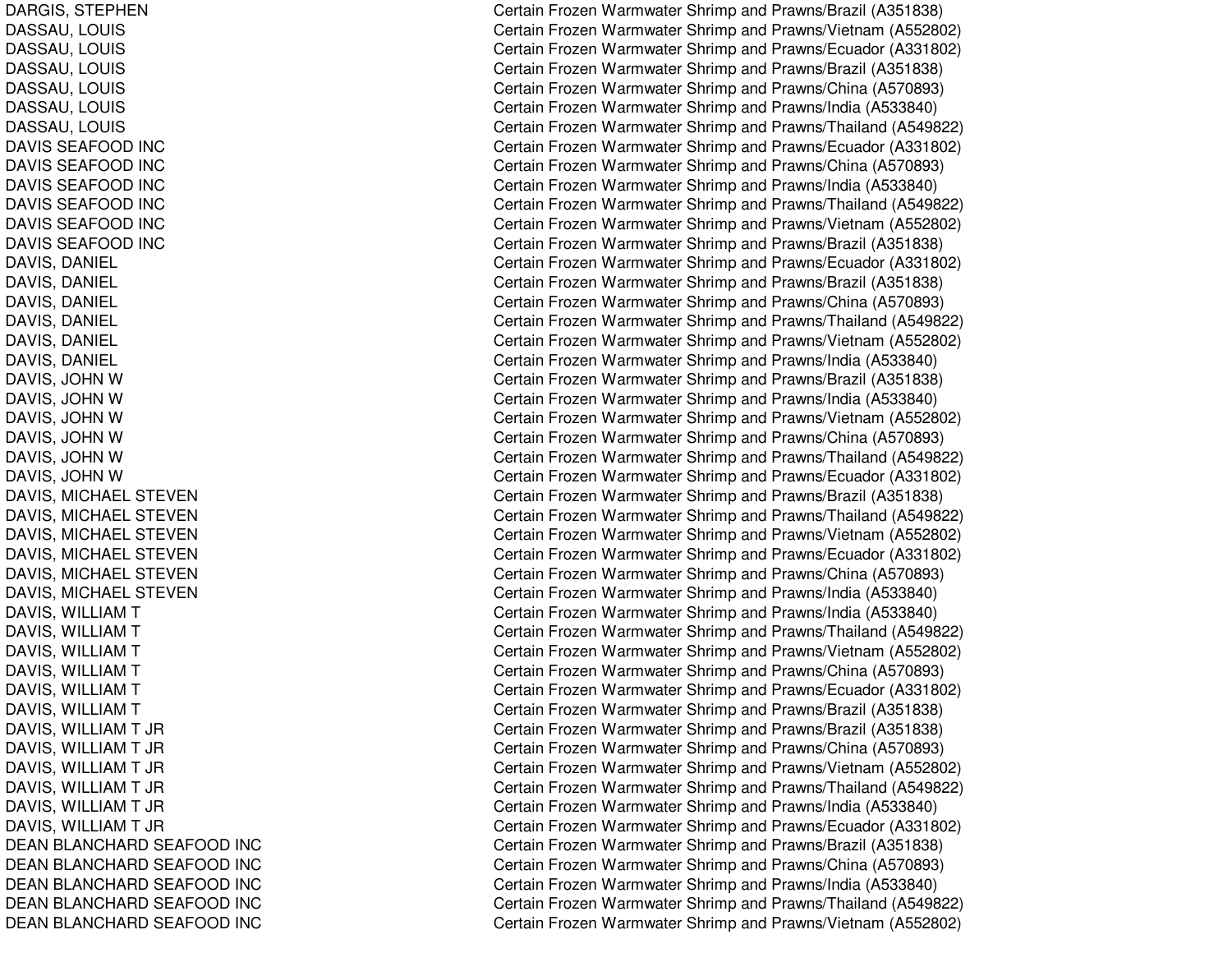| | |
|---|---|
| DARGIS, STEPHEN | Certain Frozen Warmwater Shrimp and Prawns/Brazil (A351838) |
| DASSAU, LOUIS | Certain Frozen Warmwater Shrimp and Prawns/Vietnam (A552802) |
| DASSAU, LOUIS | Certain Frozen Warmwater Shrimp and Prawns/Ecuador (A331802) |
| DASSAU, LOUIS | Certain Frozen Warmwater Shrimp and Prawns/Brazil (A351838) |
| DASSAU, LOUIS | Certain Frozen Warmwater Shrimp and Prawns/China (A570893) |
| DASSAU, LOUIS | Certain Frozen Warmwater Shrimp and Prawns/India (A533840) |
| DASSAU, LOUIS | Certain Frozen Warmwater Shrimp and Prawns/Thailand (A549822) |
| DAVIS SEAFOOD INC | Certain Frozen Warmwater Shrimp and Prawns/Ecuador (A331802) |
| DAVIS SEAFOOD INC | Certain Frozen Warmwater Shrimp and Prawns/China (A570893) |
| DAVIS SEAFOOD INC | Certain Frozen Warmwater Shrimp and Prawns/India (A533840) |
| DAVIS SEAFOOD INC | Certain Frozen Warmwater Shrimp and Prawns/Thailand (A549822) |
| DAVIS SEAFOOD INC | Certain Frozen Warmwater Shrimp and Prawns/Vietnam (A552802) |
| DAVIS SEAFOOD INC | Certain Frozen Warmwater Shrimp and Prawns/Brazil (A351838) |
| DAVIS, DANIEL | Certain Frozen Warmwater Shrimp and Prawns/Ecuador (A331802) |
| DAVIS, DANIEL | Certain Frozen Warmwater Shrimp and Prawns/Brazil (A351838) |
| DAVIS, DANIEL | Certain Frozen Warmwater Shrimp and Prawns/China (A570893) |
| DAVIS, DANIEL | Certain Frozen Warmwater Shrimp and Prawns/Thailand (A549822) |
| DAVIS, DANIEL | Certain Frozen Warmwater Shrimp and Prawns/Vietnam (A552802) |
| DAVIS, DANIEL | Certain Frozen Warmwater Shrimp and Prawns/India (A533840) |
| DAVIS, JOHN W | Certain Frozen Warmwater Shrimp and Prawns/Brazil (A351838) |
| DAVIS, JOHN W | Certain Frozen Warmwater Shrimp and Prawns/India (A533840) |
| DAVIS, JOHN W | Certain Frozen Warmwater Shrimp and Prawns/Vietnam (A552802) |
| DAVIS, JOHN W | Certain Frozen Warmwater Shrimp and Prawns/China (A570893) |
| DAVIS, JOHN W | Certain Frozen Warmwater Shrimp and Prawns/Thailand (A549822) |
| DAVIS, JOHN W | Certain Frozen Warmwater Shrimp and Prawns/Ecuador (A331802) |
| DAVIS, MICHAEL STEVEN | Certain Frozen Warmwater Shrimp and Prawns/Brazil (A351838) |
| DAVIS, MICHAEL STEVEN | Certain Frozen Warmwater Shrimp and Prawns/Thailand (A549822) |
| DAVIS, MICHAEL STEVEN | Certain Frozen Warmwater Shrimp and Prawns/Vietnam (A552802) |
| DAVIS, MICHAEL STEVEN | Certain Frozen Warmwater Shrimp and Prawns/Ecuador (A331802) |
| DAVIS, MICHAEL STEVEN | Certain Frozen Warmwater Shrimp and Prawns/China (A570893) |
| DAVIS, MICHAEL STEVEN | Certain Frozen Warmwater Shrimp and Prawns/India (A533840) |
| DAVIS, WILLIAM T | Certain Frozen Warmwater Shrimp and Prawns/India (A533840) |
| DAVIS, WILLIAM T | Certain Frozen Warmwater Shrimp and Prawns/Thailand (A549822) |
| DAVIS, WILLIAM T | Certain Frozen Warmwater Shrimp and Prawns/Vietnam (A552802) |
| DAVIS, WILLIAM T | Certain Frozen Warmwater Shrimp and Prawns/China (A570893) |
| DAVIS, WILLIAM T | Certain Frozen Warmwater Shrimp and Prawns/Ecuador (A331802) |
| DAVIS, WILLIAM T | Certain Frozen Warmwater Shrimp and Prawns/Brazil (A351838) |
| DAVIS, WILLIAM T JR | Certain Frozen Warmwater Shrimp and Prawns/Brazil (A351838) |
| DAVIS, WILLIAM T JR | Certain Frozen Warmwater Shrimp and Prawns/China (A570893) |
| DAVIS, WILLIAM T JR | Certain Frozen Warmwater Shrimp and Prawns/Vietnam (A552802) |
| DAVIS, WILLIAM T JR | Certain Frozen Warmwater Shrimp and Prawns/Thailand (A549822) |
| DAVIS, WILLIAM T JR | Certain Frozen Warmwater Shrimp and Prawns/India (A533840) |
| DAVIS, WILLIAM T JR | Certain Frozen Warmwater Shrimp and Prawns/Ecuador (A331802) |
| DEAN BLANCHARD SEAFOOD INC | Certain Frozen Warmwater Shrimp and Prawns/Brazil (A351838) |
| DEAN BLANCHARD SEAFOOD INC | Certain Frozen Warmwater Shrimp and Prawns/China (A570893) |
| DEAN BLANCHARD SEAFOOD INC | Certain Frozen Warmwater Shrimp and Prawns/India (A533840) |
| DEAN BLANCHARD SEAFOOD INC | Certain Frozen Warmwater Shrimp and Prawns/Thailand (A549822) |
| DEAN BLANCHARD SEAFOOD INC | Certain Frozen Warmwater Shrimp and Prawns/Vietnam (A552802) |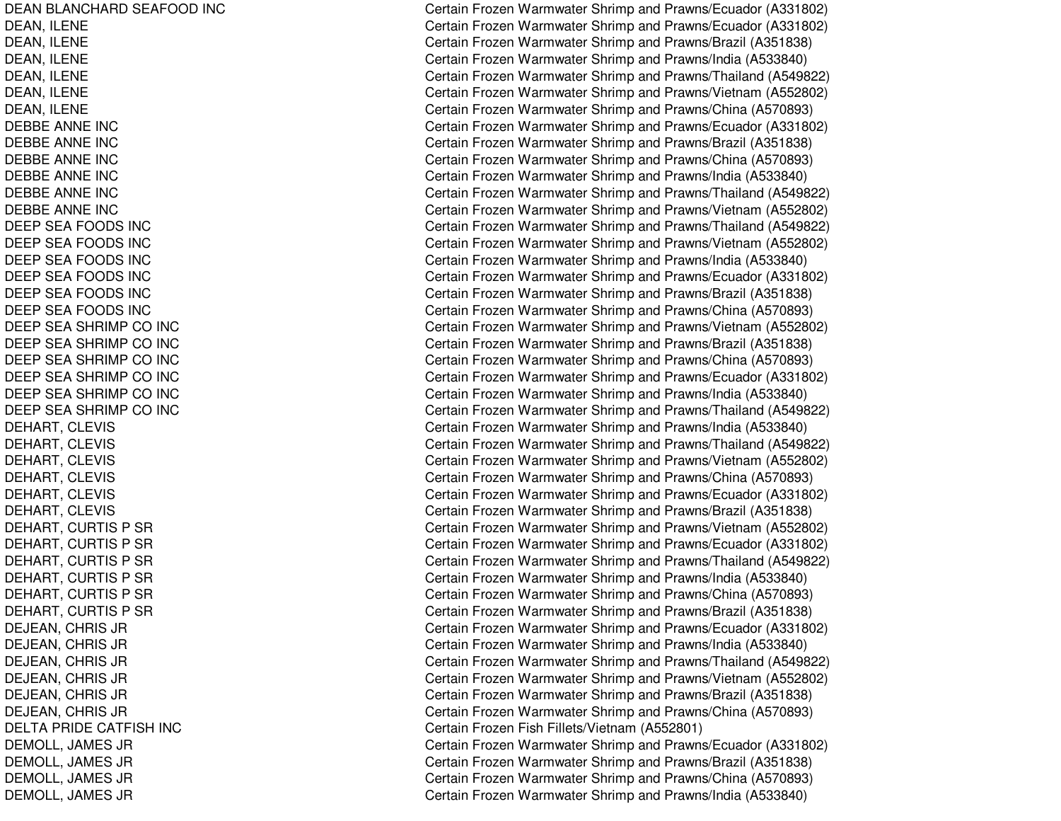| | |
|---|---|
| DEAN BLANCHARD SEAFOOD INC | Certain Frozen Warmwater Shrimp and Prawns/Ecuador (A331802) |
| DEAN, ILENE | Certain Frozen Warmwater Shrimp and Prawns/Ecuador (A331802) |
| DEAN, ILENE | Certain Frozen Warmwater Shrimp and Prawns/Brazil (A351838) |
| DEAN, ILENE | Certain Frozen Warmwater Shrimp and Prawns/India (A533840) |
| DEAN, ILENE | Certain Frozen Warmwater Shrimp and Prawns/Thailand (A549822) |
| DEAN, ILENE | Certain Frozen Warmwater Shrimp and Prawns/Vietnam (A552802) |
| DEAN, ILENE | Certain Frozen Warmwater Shrimp and Prawns/China (A570893) |
| DEBBE ANNE INC | Certain Frozen Warmwater Shrimp and Prawns/Ecuador (A331802) |
| DEBBE ANNE INC | Certain Frozen Warmwater Shrimp and Prawns/Brazil (A351838) |
| DEBBE ANNE INC | Certain Frozen Warmwater Shrimp and Prawns/China (A570893) |
| DEBBE ANNE INC | Certain Frozen Warmwater Shrimp and Prawns/India (A533840) |
| DEBBE ANNE INC | Certain Frozen Warmwater Shrimp and Prawns/Thailand (A549822) |
| DEBBE ANNE INC | Certain Frozen Warmwater Shrimp and Prawns/Vietnam (A552802) |
| DEEP SEA FOODS INC | Certain Frozen Warmwater Shrimp and Prawns/Thailand (A549822) |
| DEEP SEA FOODS INC | Certain Frozen Warmwater Shrimp and Prawns/Vietnam (A552802) |
| DEEP SEA FOODS INC | Certain Frozen Warmwater Shrimp and Prawns/India (A533840) |
| DEEP SEA FOODS INC | Certain Frozen Warmwater Shrimp and Prawns/Ecuador (A331802) |
| DEEP SEA FOODS INC | Certain Frozen Warmwater Shrimp and Prawns/Brazil (A351838) |
| DEEP SEA FOODS INC | Certain Frozen Warmwater Shrimp and Prawns/China (A570893) |
| DEEP SEA SHRIMP CO INC | Certain Frozen Warmwater Shrimp and Prawns/Vietnam (A552802) |
| DEEP SEA SHRIMP CO INC | Certain Frozen Warmwater Shrimp and Prawns/Brazil (A351838) |
| DEEP SEA SHRIMP CO INC | Certain Frozen Warmwater Shrimp and Prawns/China (A570893) |
| DEEP SEA SHRIMP CO INC | Certain Frozen Warmwater Shrimp and Prawns/Ecuador (A331802) |
| DEEP SEA SHRIMP CO INC | Certain Frozen Warmwater Shrimp and Prawns/India (A533840) |
| DEEP SEA SHRIMP CO INC | Certain Frozen Warmwater Shrimp and Prawns/Thailand (A549822) |
| DEHART, CLEVIS | Certain Frozen Warmwater Shrimp and Prawns/India (A533840) |
| DEHART, CLEVIS | Certain Frozen Warmwater Shrimp and Prawns/Thailand (A549822) |
| DEHART, CLEVIS | Certain Frozen Warmwater Shrimp and Prawns/Vietnam (A552802) |
| DEHART, CLEVIS | Certain Frozen Warmwater Shrimp and Prawns/China (A570893) |
| DEHART, CLEVIS | Certain Frozen Warmwater Shrimp and Prawns/Ecuador (A331802) |
| DEHART, CLEVIS | Certain Frozen Warmwater Shrimp and Prawns/Brazil (A351838) |
| DEHART, CURTIS P SR | Certain Frozen Warmwater Shrimp and Prawns/Vietnam (A552802) |
| DEHART, CURTIS P SR | Certain Frozen Warmwater Shrimp and Prawns/Ecuador (A331802) |
| DEHART, CURTIS P SR | Certain Frozen Warmwater Shrimp and Prawns/Thailand (A549822) |
| DEHART, CURTIS P SR | Certain Frozen Warmwater Shrimp and Prawns/India (A533840) |
| DEHART, CURTIS P SR | Certain Frozen Warmwater Shrimp and Prawns/China (A570893) |
| DEHART, CURTIS P SR | Certain Frozen Warmwater Shrimp and Prawns/Brazil (A351838) |
| DEJEAN, CHRIS JR | Certain Frozen Warmwater Shrimp and Prawns/Ecuador (A331802) |
| DEJEAN, CHRIS JR | Certain Frozen Warmwater Shrimp and Prawns/India (A533840) |
| DEJEAN, CHRIS JR | Certain Frozen Warmwater Shrimp and Prawns/Thailand (A549822) |
| DEJEAN, CHRIS JR | Certain Frozen Warmwater Shrimp and Prawns/Vietnam (A552802) |
| DEJEAN, CHRIS JR | Certain Frozen Warmwater Shrimp and Prawns/Brazil (A351838) |
| DEJEAN, CHRIS JR | Certain Frozen Warmwater Shrimp and Prawns/China (A570893) |
| DELTA PRIDE CATFISH INC | Certain Frozen Fish Fillets/Vietnam (A552801) |
| DEMOLL, JAMES JR | Certain Frozen Warmwater Shrimp and Prawns/Ecuador (A331802) |
| DEMOLL, JAMES JR | Certain Frozen Warmwater Shrimp and Prawns/Brazil (A351838) |
| DEMOLL, JAMES JR | Certain Frozen Warmwater Shrimp and Prawns/China (A570893) |
| DEMOLL, JAMES JR | Certain Frozen Warmwater Shrimp and Prawns/India (A533840) |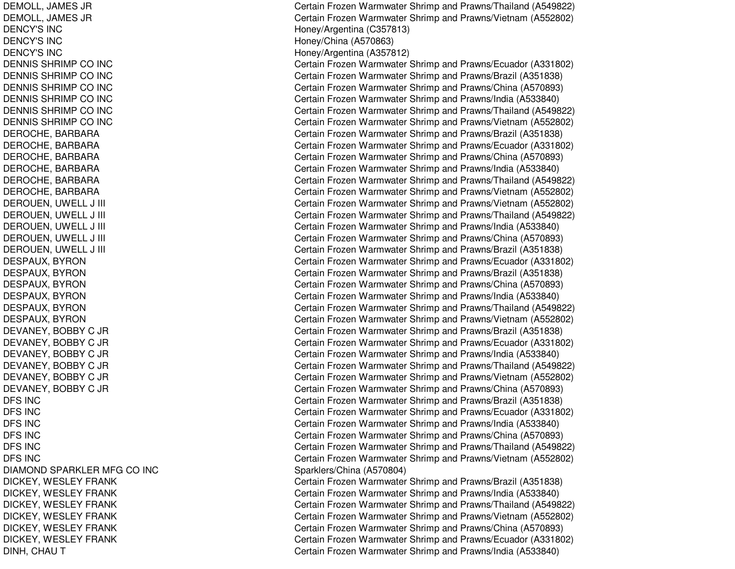| | |
|---|---|
| DEMOLL, JAMES JR | Certain Frozen Warmwater Shrimp and Prawns/Thailand (A549822) |
| DEMOLL, JAMES JR | Certain Frozen Warmwater Shrimp and Prawns/Vietnam (A552802) |
| DENCY'S INC | Honey/Argentina (C357813) |
| DENCY'S INC | Honey/China (A570863) |
| DENCY'S INC | Honey/Argentina (A357812) |
| DENNIS SHRIMP CO INC | Certain Frozen Warmwater Shrimp and Prawns/Ecuador (A331802) |
| DENNIS SHRIMP CO INC | Certain Frozen Warmwater Shrimp and Prawns/Brazil (A351838) |
| DENNIS SHRIMP CO INC | Certain Frozen Warmwater Shrimp and Prawns/China (A570893) |
| DENNIS SHRIMP CO INC | Certain Frozen Warmwater Shrimp and Prawns/India (A533840) |
| DENNIS SHRIMP CO INC | Certain Frozen Warmwater Shrimp and Prawns/Thailand (A549822) |
| DENNIS SHRIMP CO INC | Certain Frozen Warmwater Shrimp and Prawns/Vietnam (A552802) |
| DEROCHE, BARBARA | Certain Frozen Warmwater Shrimp and Prawns/Brazil (A351838) |
| DEROCHE, BARBARA | Certain Frozen Warmwater Shrimp and Prawns/Ecuador (A331802) |
| DEROCHE, BARBARA | Certain Frozen Warmwater Shrimp and Prawns/China (A570893) |
| DEROCHE, BARBARA | Certain Frozen Warmwater Shrimp and Prawns/India (A533840) |
| DEROCHE, BARBARA | Certain Frozen Warmwater Shrimp and Prawns/Thailand (A549822) |
| DEROCHE, BARBARA | Certain Frozen Warmwater Shrimp and Prawns/Vietnam (A552802) |
| DEROUEN, UWELL J III | Certain Frozen Warmwater Shrimp and Prawns/Vietnam (A552802) |
| DEROUEN, UWELL J III | Certain Frozen Warmwater Shrimp and Prawns/Thailand (A549822) |
| DEROUEN, UWELL J III | Certain Frozen Warmwater Shrimp and Prawns/India (A533840) |
| DEROUEN, UWELL J III | Certain Frozen Warmwater Shrimp and Prawns/China (A570893) |
| DEROUEN, UWELL J III | Certain Frozen Warmwater Shrimp and Prawns/Brazil (A351838) |
| DESPAUX, BYRON | Certain Frozen Warmwater Shrimp and Prawns/Ecuador (A331802) |
| DESPAUX, BYRON | Certain Frozen Warmwater Shrimp and Prawns/Brazil (A351838) |
| DESPAUX, BYRON | Certain Frozen Warmwater Shrimp and Prawns/China (A570893) |
| DESPAUX, BYRON | Certain Frozen Warmwater Shrimp and Prawns/India (A533840) |
| DESPAUX, BYRON | Certain Frozen Warmwater Shrimp and Prawns/Thailand (A549822) |
| DESPAUX, BYRON | Certain Frozen Warmwater Shrimp and Prawns/Vietnam (A552802) |
| DEVANEY, BOBBY C JR | Certain Frozen Warmwater Shrimp and Prawns/Brazil (A351838) |
| DEVANEY, BOBBY C JR | Certain Frozen Warmwater Shrimp and Prawns/Ecuador (A331802) |
| DEVANEY, BOBBY C JR | Certain Frozen Warmwater Shrimp and Prawns/India (A533840) |
| DEVANEY, BOBBY C JR | Certain Frozen Warmwater Shrimp and Prawns/Thailand (A549822) |
| DEVANEY, BOBBY C JR | Certain Frozen Warmwater Shrimp and Prawns/Vietnam (A552802) |
| DEVANEY, BOBBY C JR | Certain Frozen Warmwater Shrimp and Prawns/China (A570893) |
| DFS INC | Certain Frozen Warmwater Shrimp and Prawns/Brazil (A351838) |
| DFS INC | Certain Frozen Warmwater Shrimp and Prawns/Ecuador (A331802) |
| DFS INC | Certain Frozen Warmwater Shrimp and Prawns/India (A533840) |
| DFS INC | Certain Frozen Warmwater Shrimp and Prawns/China (A570893) |
| DFS INC | Certain Frozen Warmwater Shrimp and Prawns/Thailand (A549822) |
| DFS INC | Certain Frozen Warmwater Shrimp and Prawns/Vietnam (A552802) |
| DIAMOND SPARKLER MFG CO INC | Sparklers/China (A570804) |
| DICKEY, WESLEY FRANK | Certain Frozen Warmwater Shrimp and Prawns/Brazil (A351838) |
| DICKEY, WESLEY FRANK | Certain Frozen Warmwater Shrimp and Prawns/India (A533840) |
| DICKEY, WESLEY FRANK | Certain Frozen Warmwater Shrimp and Prawns/Thailand (A549822) |
| DICKEY, WESLEY FRANK | Certain Frozen Warmwater Shrimp and Prawns/Vietnam (A552802) |
| DICKEY, WESLEY FRANK | Certain Frozen Warmwater Shrimp and Prawns/China (A570893) |
| DICKEY, WESLEY FRANK | Certain Frozen Warmwater Shrimp and Prawns/Ecuador (A331802) |
| DINH, CHAU T | Certain Frozen Warmwater Shrimp and Prawns/India (A533840) |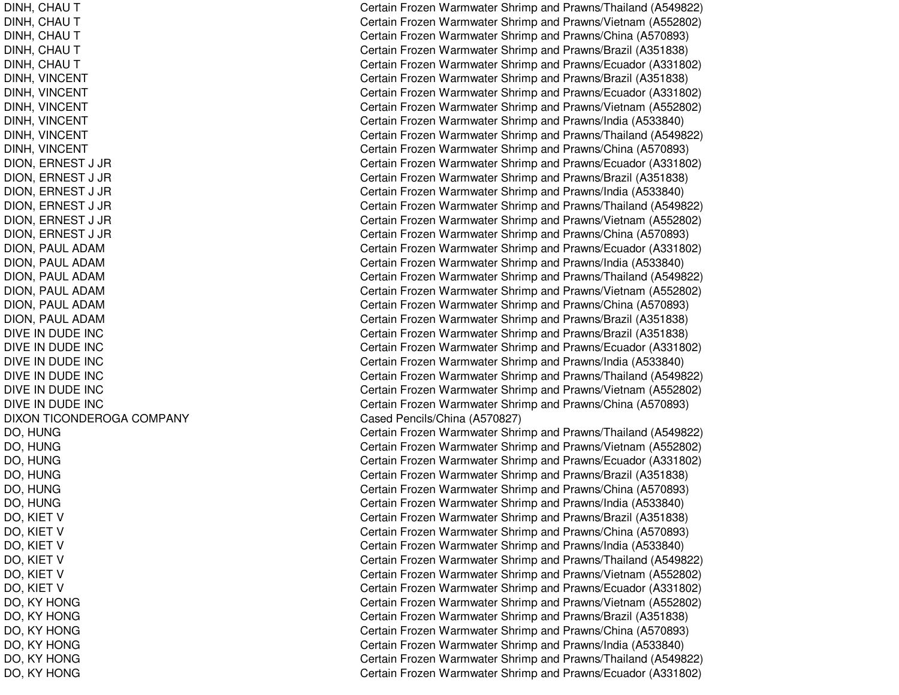| | |
|---|---|
| DINH, CHAU T | Certain Frozen Warmwater Shrimp and Prawns/Thailand (A549822) |
| DINH, CHAU T | Certain Frozen Warmwater Shrimp and Prawns/Vietnam (A552802) |
| DINH, CHAU T | Certain Frozen Warmwater Shrimp and Prawns/China (A570893) |
| DINH, CHAU T | Certain Frozen Warmwater Shrimp and Prawns/Brazil (A351838) |
| DINH, CHAU T | Certain Frozen Warmwater Shrimp and Prawns/Ecuador (A331802) |
| DINH, VINCENT | Certain Frozen Warmwater Shrimp and Prawns/Brazil (A351838) |
| DINH, VINCENT | Certain Frozen Warmwater Shrimp and Prawns/Ecuador (A331802) |
| DINH, VINCENT | Certain Frozen Warmwater Shrimp and Prawns/Vietnam (A552802) |
| DINH, VINCENT | Certain Frozen Warmwater Shrimp and Prawns/India (A533840) |
| DINH, VINCENT | Certain Frozen Warmwater Shrimp and Prawns/Thailand (A549822) |
| DINH, VINCENT | Certain Frozen Warmwater Shrimp and Prawns/China (A570893) |
| DION, ERNEST J JR | Certain Frozen Warmwater Shrimp and Prawns/Ecuador (A331802) |
| DION, ERNEST J JR | Certain Frozen Warmwater Shrimp and Prawns/Brazil (A351838) |
| DION, ERNEST J JR | Certain Frozen Warmwater Shrimp and Prawns/India (A533840) |
| DION, ERNEST J JR | Certain Frozen Warmwater Shrimp and Prawns/Thailand (A549822) |
| DION, ERNEST J JR | Certain Frozen Warmwater Shrimp and Prawns/Vietnam (A552802) |
| DION, ERNEST J JR | Certain Frozen Warmwater Shrimp and Prawns/China (A570893) |
| DION, PAUL ADAM | Certain Frozen Warmwater Shrimp and Prawns/Ecuador (A331802) |
| DION, PAUL ADAM | Certain Frozen Warmwater Shrimp and Prawns/India (A533840) |
| DION, PAUL ADAM | Certain Frozen Warmwater Shrimp and Prawns/Thailand (A549822) |
| DION, PAUL ADAM | Certain Frozen Warmwater Shrimp and Prawns/Vietnam (A552802) |
| DION, PAUL ADAM | Certain Frozen Warmwater Shrimp and Prawns/China (A570893) |
| DION, PAUL ADAM | Certain Frozen Warmwater Shrimp and Prawns/Brazil (A351838) |
| DIVE IN DUDE INC | Certain Frozen Warmwater Shrimp and Prawns/Brazil (A351838) |
| DIVE IN DUDE INC | Certain Frozen Warmwater Shrimp and Prawns/Ecuador (A331802) |
| DIVE IN DUDE INC | Certain Frozen Warmwater Shrimp and Prawns/India (A533840) |
| DIVE IN DUDE INC | Certain Frozen Warmwater Shrimp and Prawns/Thailand (A549822) |
| DIVE IN DUDE INC | Certain Frozen Warmwater Shrimp and Prawns/Vietnam (A552802) |
| DIVE IN DUDE INC | Certain Frozen Warmwater Shrimp and Prawns/China (A570893) |
| DIXON TICONDEROGA COMPANY | Cased Pencils/China (A570827) |
| DO, HUNG | Certain Frozen Warmwater Shrimp and Prawns/Thailand (A549822) |
| DO, HUNG | Certain Frozen Warmwater Shrimp and Prawns/Vietnam (A552802) |
| DO, HUNG | Certain Frozen Warmwater Shrimp and Prawns/Ecuador (A331802) |
| DO, HUNG | Certain Frozen Warmwater Shrimp and Prawns/Brazil (A351838) |
| DO, HUNG | Certain Frozen Warmwater Shrimp and Prawns/China (A570893) |
| DO, HUNG | Certain Frozen Warmwater Shrimp and Prawns/India (A533840) |
| DO, KIET V | Certain Frozen Warmwater Shrimp and Prawns/Brazil (A351838) |
| DO, KIET V | Certain Frozen Warmwater Shrimp and Prawns/China (A570893) |
| DO, KIET V | Certain Frozen Warmwater Shrimp and Prawns/India (A533840) |
| DO, KIET V | Certain Frozen Warmwater Shrimp and Prawns/Thailand (A549822) |
| DO, KIET V | Certain Frozen Warmwater Shrimp and Prawns/Vietnam (A552802) |
| DO, KIET V | Certain Frozen Warmwater Shrimp and Prawns/Ecuador (A331802) |
| DO, KY HONG | Certain Frozen Warmwater Shrimp and Prawns/Vietnam (A552802) |
| DO, KY HONG | Certain Frozen Warmwater Shrimp and Prawns/Brazil (A351838) |
| DO, KY HONG | Certain Frozen Warmwater Shrimp and Prawns/China (A570893) |
| DO, KY HONG | Certain Frozen Warmwater Shrimp and Prawns/India (A533840) |
| DO, KY HONG | Certain Frozen Warmwater Shrimp and Prawns/Thailand (A549822) |
| DO, KY HONG | Certain Frozen Warmwater Shrimp and Prawns/Ecuador (A331802) |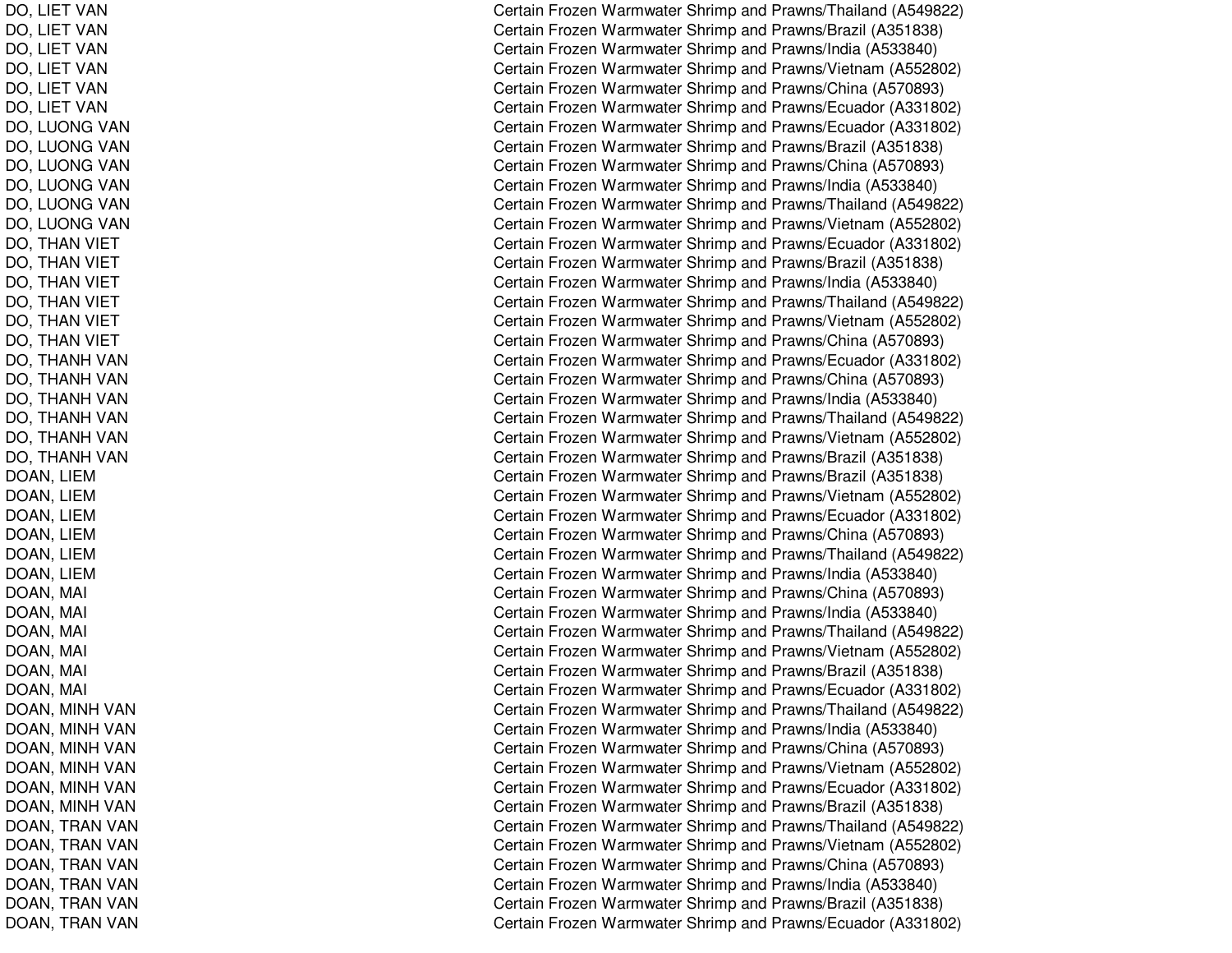| | |
|---|---|
| DO, LIET VAN | Certain Frozen Warmwater Shrimp and Prawns/Thailand (A549822) |
| DO, LIET VAN | Certain Frozen Warmwater Shrimp and Prawns/Brazil (A351838) |
| DO, LIET VAN | Certain Frozen Warmwater Shrimp and Prawns/India (A533840) |
| DO, LIET VAN | Certain Frozen Warmwater Shrimp and Prawns/Vietnam (A552802) |
| DO, LIET VAN | Certain Frozen Warmwater Shrimp and Prawns/China (A570893) |
| DO, LIET VAN | Certain Frozen Warmwater Shrimp and Prawns/Ecuador (A331802) |
| DO, LUONG VAN | Certain Frozen Warmwater Shrimp and Prawns/Ecuador (A331802) |
| DO, LUONG VAN | Certain Frozen Warmwater Shrimp and Prawns/Brazil (A351838) |
| DO, LUONG VAN | Certain Frozen Warmwater Shrimp and Prawns/China (A570893) |
| DO, LUONG VAN | Certain Frozen Warmwater Shrimp and Prawns/India (A533840) |
| DO, LUONG VAN | Certain Frozen Warmwater Shrimp and Prawns/Thailand (A549822) |
| DO, LUONG VAN | Certain Frozen Warmwater Shrimp and Prawns/Vietnam (A552802) |
| DO, THAN VIET | Certain Frozen Warmwater Shrimp and Prawns/Ecuador (A331802) |
| DO, THAN VIET | Certain Frozen Warmwater Shrimp and Prawns/Brazil (A351838) |
| DO, THAN VIET | Certain Frozen Warmwater Shrimp and Prawns/India (A533840) |
| DO, THAN VIET | Certain Frozen Warmwater Shrimp and Prawns/Thailand (A549822) |
| DO, THAN VIET | Certain Frozen Warmwater Shrimp and Prawns/Vietnam (A552802) |
| DO, THAN VIET | Certain Frozen Warmwater Shrimp and Prawns/China (A570893) |
| DO, THANH VAN | Certain Frozen Warmwater Shrimp and Prawns/Ecuador (A331802) |
| DO, THANH VAN | Certain Frozen Warmwater Shrimp and Prawns/China (A570893) |
| DO, THANH VAN | Certain Frozen Warmwater Shrimp and Prawns/India (A533840) |
| DO, THANH VAN | Certain Frozen Warmwater Shrimp and Prawns/Thailand (A549822) |
| DO, THANH VAN | Certain Frozen Warmwater Shrimp and Prawns/Vietnam (A552802) |
| DO, THANH VAN | Certain Frozen Warmwater Shrimp and Prawns/Brazil (A351838) |
| DOAN, LIEM | Certain Frozen Warmwater Shrimp and Prawns/Brazil (A351838) |
| DOAN, LIEM | Certain Frozen Warmwater Shrimp and Prawns/Vietnam (A552802) |
| DOAN, LIEM | Certain Frozen Warmwater Shrimp and Prawns/Ecuador (A331802) |
| DOAN, LIEM | Certain Frozen Warmwater Shrimp and Prawns/China (A570893) |
| DOAN, LIEM | Certain Frozen Warmwater Shrimp and Prawns/Thailand (A549822) |
| DOAN, LIEM | Certain Frozen Warmwater Shrimp and Prawns/India (A533840) |
| DOAN, MAI | Certain Frozen Warmwater Shrimp and Prawns/China (A570893) |
| DOAN, MAI | Certain Frozen Warmwater Shrimp and Prawns/India (A533840) |
| DOAN, MAI | Certain Frozen Warmwater Shrimp and Prawns/Thailand (A549822) |
| DOAN, MAI | Certain Frozen Warmwater Shrimp and Prawns/Vietnam (A552802) |
| DOAN, MAI | Certain Frozen Warmwater Shrimp and Prawns/Brazil (A351838) |
| DOAN, MAI | Certain Frozen Warmwater Shrimp and Prawns/Ecuador (A331802) |
| DOAN, MINH VAN | Certain Frozen Warmwater Shrimp and Prawns/Thailand (A549822) |
| DOAN, MINH VAN | Certain Frozen Warmwater Shrimp and Prawns/India (A533840) |
| DOAN, MINH VAN | Certain Frozen Warmwater Shrimp and Prawns/China (A570893) |
| DOAN, MINH VAN | Certain Frozen Warmwater Shrimp and Prawns/Vietnam (A552802) |
| DOAN, MINH VAN | Certain Frozen Warmwater Shrimp and Prawns/Ecuador (A331802) |
| DOAN, MINH VAN | Certain Frozen Warmwater Shrimp and Prawns/Brazil (A351838) |
| DOAN, TRAN VAN | Certain Frozen Warmwater Shrimp and Prawns/Thailand (A549822) |
| DOAN, TRAN VAN | Certain Frozen Warmwater Shrimp and Prawns/Vietnam (A552802) |
| DOAN, TRAN VAN | Certain Frozen Warmwater Shrimp and Prawns/China (A570893) |
| DOAN, TRAN VAN | Certain Frozen Warmwater Shrimp and Prawns/India (A533840) |
| DOAN, TRAN VAN | Certain Frozen Warmwater Shrimp and Prawns/Brazil (A351838) |
| DOAN, TRAN VAN | Certain Frozen Warmwater Shrimp and Prawns/Ecuador (A331802) |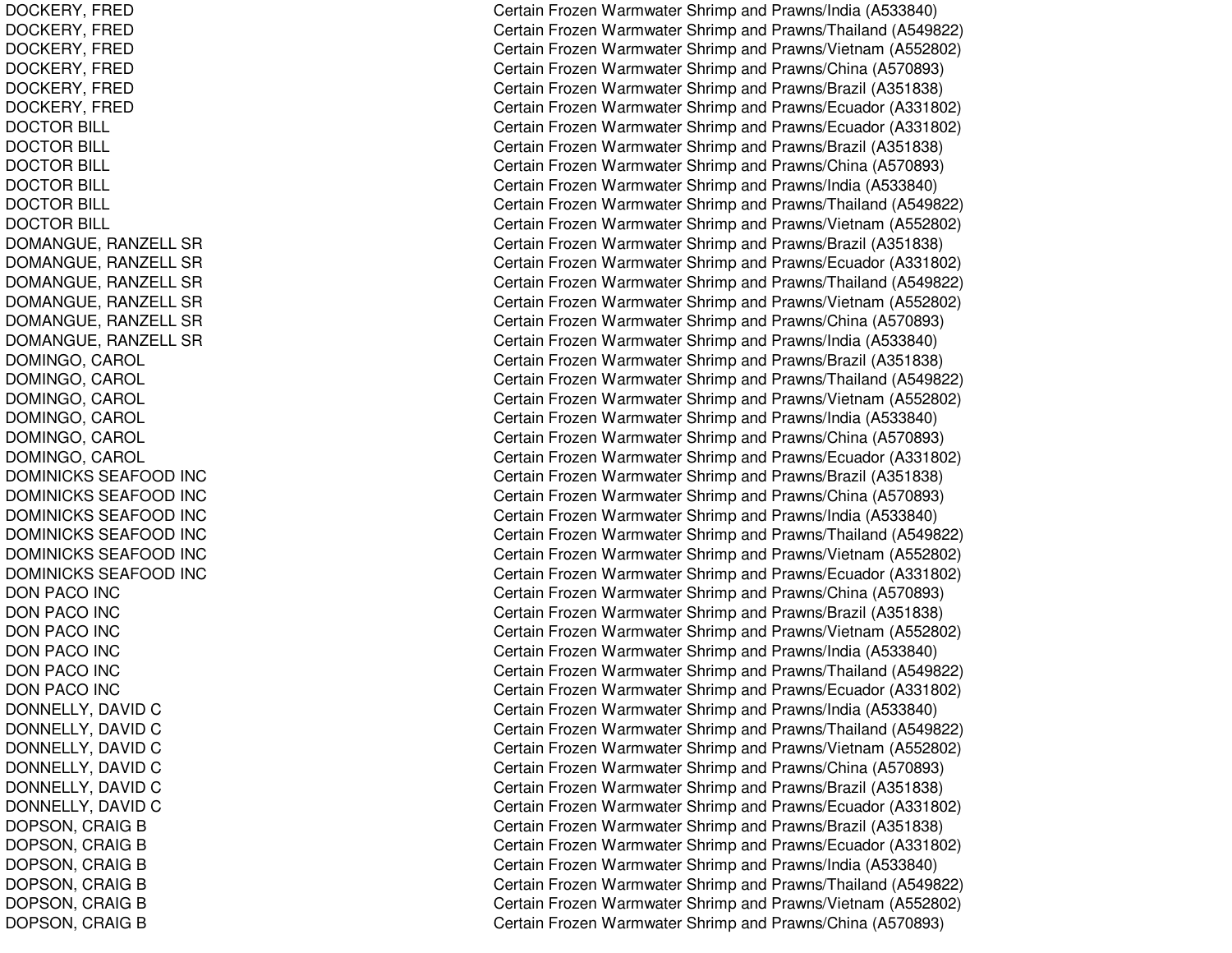| | |
|---|---|
| DOCKERY, FRED | Certain Frozen Warmwater Shrimp and Prawns/India (A533840) |
| DOCKERY, FRED | Certain Frozen Warmwater Shrimp and Prawns/Thailand (A549822) |
| DOCKERY, FRED | Certain Frozen Warmwater Shrimp and Prawns/Vietnam (A552802) |
| DOCKERY, FRED | Certain Frozen Warmwater Shrimp and Prawns/China (A570893) |
| DOCKERY, FRED | Certain Frozen Warmwater Shrimp and Prawns/Brazil (A351838) |
| DOCKERY, FRED | Certain Frozen Warmwater Shrimp and Prawns/Ecuador (A331802) |
| DOCTOR BILL | Certain Frozen Warmwater Shrimp and Prawns/Ecuador (A331802) |
| DOCTOR BILL | Certain Frozen Warmwater Shrimp and Prawns/Brazil (A351838) |
| DOCTOR BILL | Certain Frozen Warmwater Shrimp and Prawns/China (A570893) |
| DOCTOR BILL | Certain Frozen Warmwater Shrimp and Prawns/India (A533840) |
| DOCTOR BILL | Certain Frozen Warmwater Shrimp and Prawns/Thailand (A549822) |
| DOCTOR BILL | Certain Frozen Warmwater Shrimp and Prawns/Vietnam (A552802) |
| DOMANGUE, RANZELL SR | Certain Frozen Warmwater Shrimp and Prawns/Brazil (A351838) |
| DOMANGUE, RANZELL SR | Certain Frozen Warmwater Shrimp and Prawns/Ecuador (A331802) |
| DOMANGUE, RANZELL SR | Certain Frozen Warmwater Shrimp and Prawns/Thailand (A549822) |
| DOMANGUE, RANZELL SR | Certain Frozen Warmwater Shrimp and Prawns/Vietnam (A552802) |
| DOMANGUE, RANZELL SR | Certain Frozen Warmwater Shrimp and Prawns/China (A570893) |
| DOMANGUE, RANZELL SR | Certain Frozen Warmwater Shrimp and Prawns/India (A533840) |
| DOMINGO, CAROL | Certain Frozen Warmwater Shrimp and Prawns/Brazil (A351838) |
| DOMINGO, CAROL | Certain Frozen Warmwater Shrimp and Prawns/Thailand (A549822) |
| DOMINGO, CAROL | Certain Frozen Warmwater Shrimp and Prawns/Vietnam (A552802) |
| DOMINGO, CAROL | Certain Frozen Warmwater Shrimp and Prawns/India (A533840) |
| DOMINGO, CAROL | Certain Frozen Warmwater Shrimp and Prawns/China (A570893) |
| DOMINGO, CAROL | Certain Frozen Warmwater Shrimp and Prawns/Ecuador (A331802) |
| DOMINICKS SEAFOOD INC | Certain Frozen Warmwater Shrimp and Prawns/Brazil (A351838) |
| DOMINICKS SEAFOOD INC | Certain Frozen Warmwater Shrimp and Prawns/China (A570893) |
| DOMINICKS SEAFOOD INC | Certain Frozen Warmwater Shrimp and Prawns/India (A533840) |
| DOMINICKS SEAFOOD INC | Certain Frozen Warmwater Shrimp and Prawns/Thailand (A549822) |
| DOMINICKS SEAFOOD INC | Certain Frozen Warmwater Shrimp and Prawns/Vietnam (A552802) |
| DOMINICKS SEAFOOD INC | Certain Frozen Warmwater Shrimp and Prawns/Ecuador (A331802) |
| DON PACO INC | Certain Frozen Warmwater Shrimp and Prawns/China (A570893) |
| DON PACO INC | Certain Frozen Warmwater Shrimp and Prawns/Brazil (A351838) |
| DON PACO INC | Certain Frozen Warmwater Shrimp and Prawns/Vietnam (A552802) |
| DON PACO INC | Certain Frozen Warmwater Shrimp and Prawns/India (A533840) |
| DON PACO INC | Certain Frozen Warmwater Shrimp and Prawns/Thailand (A549822) |
| DON PACO INC | Certain Frozen Warmwater Shrimp and Prawns/Ecuador (A331802) |
| DONNELLY, DAVID C | Certain Frozen Warmwater Shrimp and Prawns/India (A533840) |
| DONNELLY, DAVID C | Certain Frozen Warmwater Shrimp and Prawns/Thailand (A549822) |
| DONNELLY, DAVID C | Certain Frozen Warmwater Shrimp and Prawns/Vietnam (A552802) |
| DONNELLY, DAVID C | Certain Frozen Warmwater Shrimp and Prawns/China (A570893) |
| DONNELLY, DAVID C | Certain Frozen Warmwater Shrimp and Prawns/Brazil (A351838) |
| DONNELLY, DAVID C | Certain Frozen Warmwater Shrimp and Prawns/Ecuador (A331802) |
| DOPSON, CRAIG B | Certain Frozen Warmwater Shrimp and Prawns/Brazil (A351838) |
| DOPSON, CRAIG B | Certain Frozen Warmwater Shrimp and Prawns/Ecuador (A331802) |
| DOPSON, CRAIG B | Certain Frozen Warmwater Shrimp and Prawns/India (A533840) |
| DOPSON, CRAIG B | Certain Frozen Warmwater Shrimp and Prawns/Thailand (A549822) |
| DOPSON, CRAIG B | Certain Frozen Warmwater Shrimp and Prawns/Vietnam (A552802) |
| DOPSON, CRAIG B | Certain Frozen Warmwater Shrimp and Prawns/China (A570893) |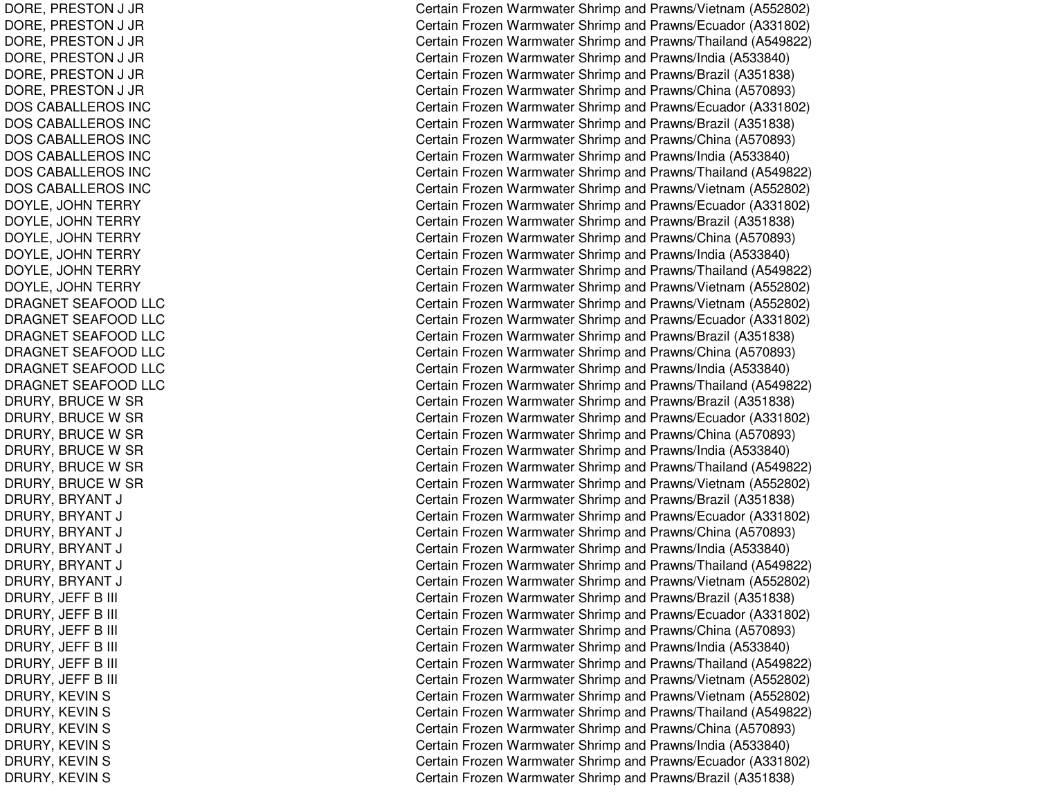| | |
|---|---|
| DORE, PRESTON J JR | Certain Frozen Warmwater Shrimp and Prawns/Vietnam (A552802) |
| DORE, PRESTON J JR | Certain Frozen Warmwater Shrimp and Prawns/Ecuador (A331802) |
| DORE, PRESTON J JR | Certain Frozen Warmwater Shrimp and Prawns/Thailand (A549822) |
| DORE, PRESTON J JR | Certain Frozen Warmwater Shrimp and Prawns/India (A533840) |
| DORE, PRESTON J JR | Certain Frozen Warmwater Shrimp and Prawns/Brazil (A351838) |
| DORE, PRESTON J JR | Certain Frozen Warmwater Shrimp and Prawns/China (A570893) |
| DOS CABALLEROS INC | Certain Frozen Warmwater Shrimp and Prawns/Ecuador (A331802) |
| DOS CABALLEROS INC | Certain Frozen Warmwater Shrimp and Prawns/Brazil (A351838) |
| DOS CABALLEROS INC | Certain Frozen Warmwater Shrimp and Prawns/China (A570893) |
| DOS CABALLEROS INC | Certain Frozen Warmwater Shrimp and Prawns/India (A533840) |
| DOS CABALLEROS INC | Certain Frozen Warmwater Shrimp and Prawns/Thailand (A549822) |
| DOS CABALLEROS INC | Certain Frozen Warmwater Shrimp and Prawns/Vietnam (A552802) |
| DOYLE, JOHN TERRY | Certain Frozen Warmwater Shrimp and Prawns/Ecuador (A331802) |
| DOYLE, JOHN TERRY | Certain Frozen Warmwater Shrimp and Prawns/Brazil (A351838) |
| DOYLE, JOHN TERRY | Certain Frozen Warmwater Shrimp and Prawns/China (A570893) |
| DOYLE, JOHN TERRY | Certain Frozen Warmwater Shrimp and Prawns/India (A533840) |
| DOYLE, JOHN TERRY | Certain Frozen Warmwater Shrimp and Prawns/Thailand (A549822) |
| DOYLE, JOHN TERRY | Certain Frozen Warmwater Shrimp and Prawns/Vietnam (A552802) |
| DRAGNET SEAFOOD LLC | Certain Frozen Warmwater Shrimp and Prawns/Vietnam (A552802) |
| DRAGNET SEAFOOD LLC | Certain Frozen Warmwater Shrimp and Prawns/Ecuador (A331802) |
| DRAGNET SEAFOOD LLC | Certain Frozen Warmwater Shrimp and Prawns/Brazil (A351838) |
| DRAGNET SEAFOOD LLC | Certain Frozen Warmwater Shrimp and Prawns/China (A570893) |
| DRAGNET SEAFOOD LLC | Certain Frozen Warmwater Shrimp and Prawns/India (A533840) |
| DRAGNET SEAFOOD LLC | Certain Frozen Warmwater Shrimp and Prawns/Thailand (A549822) |
| DRURY, BRUCE W SR | Certain Frozen Warmwater Shrimp and Prawns/Brazil (A351838) |
| DRURY, BRUCE W SR | Certain Frozen Warmwater Shrimp and Prawns/Ecuador (A331802) |
| DRURY, BRUCE W SR | Certain Frozen Warmwater Shrimp and Prawns/China (A570893) |
| DRURY, BRUCE W SR | Certain Frozen Warmwater Shrimp and Prawns/India (A533840) |
| DRURY, BRUCE W SR | Certain Frozen Warmwater Shrimp and Prawns/Thailand (A549822) |
| DRURY, BRUCE W SR | Certain Frozen Warmwater Shrimp and Prawns/Vietnam (A552802) |
| DRURY, BRYANT J | Certain Frozen Warmwater Shrimp and Prawns/Brazil (A351838) |
| DRURY, BRYANT J | Certain Frozen Warmwater Shrimp and Prawns/Ecuador (A331802) |
| DRURY, BRYANT J | Certain Frozen Warmwater Shrimp and Prawns/China (A570893) |
| DRURY, BRYANT J | Certain Frozen Warmwater Shrimp and Prawns/India (A533840) |
| DRURY, BRYANT J | Certain Frozen Warmwater Shrimp and Prawns/Thailand (A549822) |
| DRURY, BRYANT J | Certain Frozen Warmwater Shrimp and Prawns/Vietnam (A552802) |
| DRURY, JEFF B III | Certain Frozen Warmwater Shrimp and Prawns/Brazil (A351838) |
| DRURY, JEFF B III | Certain Frozen Warmwater Shrimp and Prawns/Ecuador (A331802) |
| DRURY, JEFF B III | Certain Frozen Warmwater Shrimp and Prawns/China (A570893) |
| DRURY, JEFF B III | Certain Frozen Warmwater Shrimp and Prawns/India (A533840) |
| DRURY, JEFF B III | Certain Frozen Warmwater Shrimp and Prawns/Thailand (A549822) |
| DRURY, JEFF B III | Certain Frozen Warmwater Shrimp and Prawns/Vietnam (A552802) |
| DRURY, KEVIN S | Certain Frozen Warmwater Shrimp and Prawns/Vietnam (A552802) |
| DRURY, KEVIN S | Certain Frozen Warmwater Shrimp and Prawns/Thailand (A549822) |
| DRURY, KEVIN S | Certain Frozen Warmwater Shrimp and Prawns/China (A570893) |
| DRURY, KEVIN S | Certain Frozen Warmwater Shrimp and Prawns/India (A533840) |
| DRURY, KEVIN S | Certain Frozen Warmwater Shrimp and Prawns/Ecuador (A331802) |
| DRURY, KEVIN S | Certain Frozen Warmwater Shrimp and Prawns/Brazil (A351838) |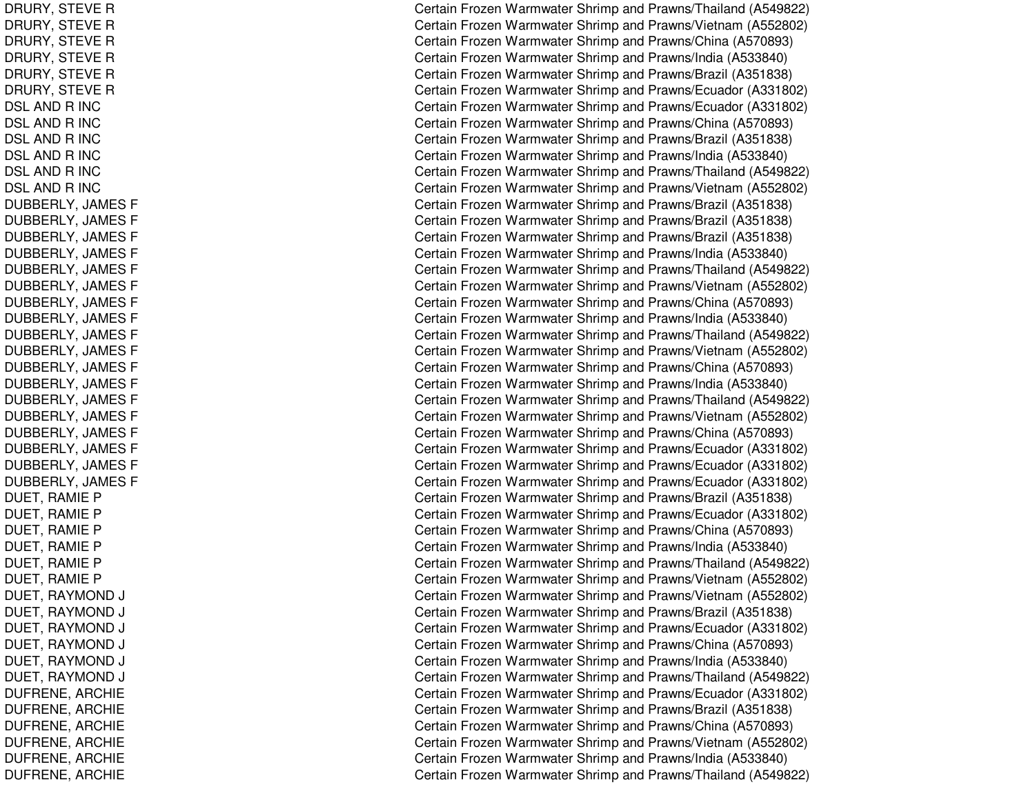| | |
|---|---|
| DRURY, STEVE R | Certain Frozen Warmwater Shrimp and Prawns/Thailand (A549822) |
| DRURY, STEVE R | Certain Frozen Warmwater Shrimp and Prawns/Vietnam (A552802) |
| DRURY, STEVE R | Certain Frozen Warmwater Shrimp and Prawns/China (A570893) |
| DRURY, STEVE R | Certain Frozen Warmwater Shrimp and Prawns/India (A533840) |
| DRURY, STEVE R | Certain Frozen Warmwater Shrimp and Prawns/Brazil (A351838) |
| DRURY, STEVE R | Certain Frozen Warmwater Shrimp and Prawns/Ecuador (A331802) |
| DSL AND R INC | Certain Frozen Warmwater Shrimp and Prawns/Ecuador (A331802) |
| DSL AND R INC | Certain Frozen Warmwater Shrimp and Prawns/China (A570893) |
| DSL AND R INC | Certain Frozen Warmwater Shrimp and Prawns/Brazil (A351838) |
| DSL AND R INC | Certain Frozen Warmwater Shrimp and Prawns/India (A533840) |
| DSL AND R INC | Certain Frozen Warmwater Shrimp and Prawns/Thailand (A549822) |
| DSL AND R INC | Certain Frozen Warmwater Shrimp and Prawns/Vietnam (A552802) |
| DUBBERLY, JAMES F | Certain Frozen Warmwater Shrimp and Prawns/Brazil (A351838) |
| DUBBERLY, JAMES F | Certain Frozen Warmwater Shrimp and Prawns/Brazil (A351838) |
| DUBBERLY, JAMES F | Certain Frozen Warmwater Shrimp and Prawns/Brazil (A351838) |
| DUBBERLY, JAMES F | Certain Frozen Warmwater Shrimp and Prawns/India (A533840) |
| DUBBERLY, JAMES F | Certain Frozen Warmwater Shrimp and Prawns/Thailand (A549822) |
| DUBBERLY, JAMES F | Certain Frozen Warmwater Shrimp and Prawns/Vietnam (A552802) |
| DUBBERLY, JAMES F | Certain Frozen Warmwater Shrimp and Prawns/China (A570893) |
| DUBBERLY, JAMES F | Certain Frozen Warmwater Shrimp and Prawns/India (A533840) |
| DUBBERLY, JAMES F | Certain Frozen Warmwater Shrimp and Prawns/Thailand (A549822) |
| DUBBERLY, JAMES F | Certain Frozen Warmwater Shrimp and Prawns/Vietnam (A552802) |
| DUBBERLY, JAMES F | Certain Frozen Warmwater Shrimp and Prawns/China (A570893) |
| DUBBERLY, JAMES F | Certain Frozen Warmwater Shrimp and Prawns/India (A533840) |
| DUBBERLY, JAMES F | Certain Frozen Warmwater Shrimp and Prawns/Thailand (A549822) |
| DUBBERLY, JAMES F | Certain Frozen Warmwater Shrimp and Prawns/Vietnam (A552802) |
| DUBBERLY, JAMES F | Certain Frozen Warmwater Shrimp and Prawns/China (A570893) |
| DUBBERLY, JAMES F | Certain Frozen Warmwater Shrimp and Prawns/Ecuador (A331802) |
| DUBBERLY, JAMES F | Certain Frozen Warmwater Shrimp and Prawns/Ecuador (A331802) |
| DUBBERLY, JAMES F | Certain Frozen Warmwater Shrimp and Prawns/Ecuador (A331802) |
| DUET, RAMIE P | Certain Frozen Warmwater Shrimp and Prawns/Brazil (A351838) |
| DUET, RAMIE P | Certain Frozen Warmwater Shrimp and Prawns/Ecuador (A331802) |
| DUET, RAMIE P | Certain Frozen Warmwater Shrimp and Prawns/China (A570893) |
| DUET, RAMIE P | Certain Frozen Warmwater Shrimp and Prawns/India (A533840) |
| DUET, RAMIE P | Certain Frozen Warmwater Shrimp and Prawns/Thailand (A549822) |
| DUET, RAMIE P | Certain Frozen Warmwater Shrimp and Prawns/Vietnam (A552802) |
| DUET, RAYMOND J | Certain Frozen Warmwater Shrimp and Prawns/Vietnam (A552802) |
| DUET, RAYMOND J | Certain Frozen Warmwater Shrimp and Prawns/Brazil (A351838) |
| DUET, RAYMOND J | Certain Frozen Warmwater Shrimp and Prawns/Ecuador (A331802) |
| DUET, RAYMOND J | Certain Frozen Warmwater Shrimp and Prawns/China (A570893) |
| DUET, RAYMOND J | Certain Frozen Warmwater Shrimp and Prawns/India (A533840) |
| DUET, RAYMOND J | Certain Frozen Warmwater Shrimp and Prawns/Thailand (A549822) |
| DUFRENE, ARCHIE | Certain Frozen Warmwater Shrimp and Prawns/Ecuador (A331802) |
| DUFRENE, ARCHIE | Certain Frozen Warmwater Shrimp and Prawns/Brazil (A351838) |
| DUFRENE, ARCHIE | Certain Frozen Warmwater Shrimp and Prawns/China (A570893) |
| DUFRENE, ARCHIE | Certain Frozen Warmwater Shrimp and Prawns/Vietnam (A552802) |
| DUFRENE, ARCHIE | Certain Frozen Warmwater Shrimp and Prawns/India (A533840) |
| DUFRENE, ARCHIE | Certain Frozen Warmwater Shrimp and Prawns/Thailand (A549822) |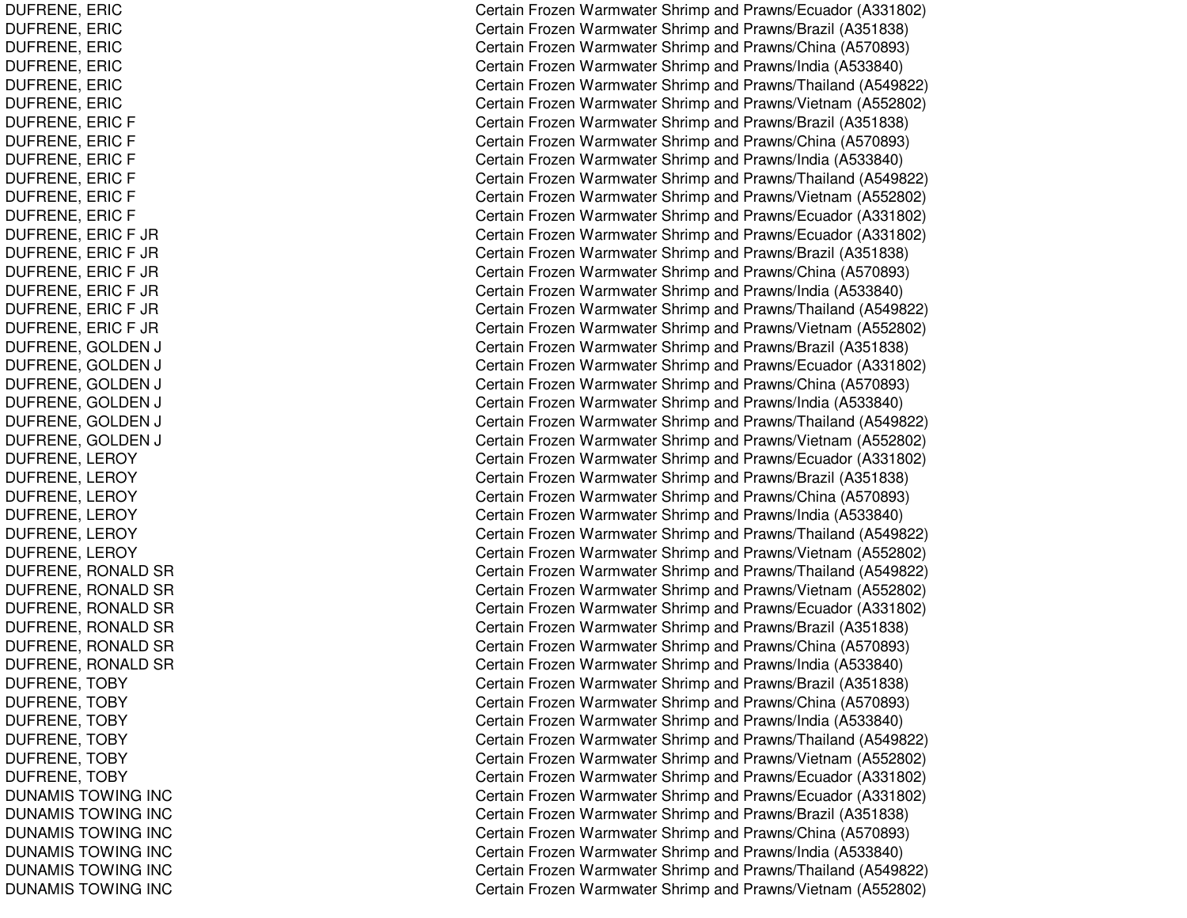| | |
|---|---|
| DUFRENE, ERIC | Certain Frozen Warmwater Shrimp and Prawns/Ecuador (A331802) |
| DUFRENE, ERIC | Certain Frozen Warmwater Shrimp and Prawns/Brazil (A351838) |
| DUFRENE, ERIC | Certain Frozen Warmwater Shrimp and Prawns/China (A570893) |
| DUFRENE, ERIC | Certain Frozen Warmwater Shrimp and Prawns/India (A533840) |
| DUFRENE, ERIC | Certain Frozen Warmwater Shrimp and Prawns/Thailand (A549822) |
| DUFRENE, ERIC | Certain Frozen Warmwater Shrimp and Prawns/Vietnam (A552802) |
| DUFRENE, ERIC F | Certain Frozen Warmwater Shrimp and Prawns/Brazil (A351838) |
| DUFRENE, ERIC F | Certain Frozen Warmwater Shrimp and Prawns/China (A570893) |
| DUFRENE, ERIC F | Certain Frozen Warmwater Shrimp and Prawns/India (A533840) |
| DUFRENE, ERIC F | Certain Frozen Warmwater Shrimp and Prawns/Thailand (A549822) |
| DUFRENE, ERIC F | Certain Frozen Warmwater Shrimp and Prawns/Vietnam (A552802) |
| DUFRENE, ERIC F | Certain Frozen Warmwater Shrimp and Prawns/Ecuador (A331802) |
| DUFRENE, ERIC F JR | Certain Frozen Warmwater Shrimp and Prawns/Ecuador (A331802) |
| DUFRENE, ERIC F JR | Certain Frozen Warmwater Shrimp and Prawns/Brazil (A351838) |
| DUFRENE, ERIC F JR | Certain Frozen Warmwater Shrimp and Prawns/China (A570893) |
| DUFRENE, ERIC F JR | Certain Frozen Warmwater Shrimp and Prawns/India (A533840) |
| DUFRENE, ERIC F JR | Certain Frozen Warmwater Shrimp and Prawns/Thailand (A549822) |
| DUFRENE, ERIC F JR | Certain Frozen Warmwater Shrimp and Prawns/Vietnam (A552802) |
| DUFRENE, GOLDEN J | Certain Frozen Warmwater Shrimp and Prawns/Brazil (A351838) |
| DUFRENE, GOLDEN J | Certain Frozen Warmwater Shrimp and Prawns/Ecuador (A331802) |
| DUFRENE, GOLDEN J | Certain Frozen Warmwater Shrimp and Prawns/China (A570893) |
| DUFRENE, GOLDEN J | Certain Frozen Warmwater Shrimp and Prawns/India (A533840) |
| DUFRENE, GOLDEN J | Certain Frozen Warmwater Shrimp and Prawns/Thailand (A549822) |
| DUFRENE, GOLDEN J | Certain Frozen Warmwater Shrimp and Prawns/Vietnam (A552802) |
| DUFRENE, LEROY | Certain Frozen Warmwater Shrimp and Prawns/Ecuador (A331802) |
| DUFRENE, LEROY | Certain Frozen Warmwater Shrimp and Prawns/Brazil (A351838) |
| DUFRENE, LEROY | Certain Frozen Warmwater Shrimp and Prawns/China (A570893) |
| DUFRENE, LEROY | Certain Frozen Warmwater Shrimp and Prawns/India (A533840) |
| DUFRENE, LEROY | Certain Frozen Warmwater Shrimp and Prawns/Thailand (A549822) |
| DUFRENE, LEROY | Certain Frozen Warmwater Shrimp and Prawns/Vietnam (A552802) |
| DUFRENE, RONALD SR | Certain Frozen Warmwater Shrimp and Prawns/Thailand (A549822) |
| DUFRENE, RONALD SR | Certain Frozen Warmwater Shrimp and Prawns/Vietnam (A552802) |
| DUFRENE, RONALD SR | Certain Frozen Warmwater Shrimp and Prawns/Ecuador (A331802) |
| DUFRENE, RONALD SR | Certain Frozen Warmwater Shrimp and Prawns/Brazil (A351838) |
| DUFRENE, RONALD SR | Certain Frozen Warmwater Shrimp and Prawns/China (A570893) |
| DUFRENE, RONALD SR | Certain Frozen Warmwater Shrimp and Prawns/India (A533840) |
| DUFRENE, TOBY | Certain Frozen Warmwater Shrimp and Prawns/Brazil (A351838) |
| DUFRENE, TOBY | Certain Frozen Warmwater Shrimp and Prawns/China (A570893) |
| DUFRENE, TOBY | Certain Frozen Warmwater Shrimp and Prawns/India (A533840) |
| DUFRENE, TOBY | Certain Frozen Warmwater Shrimp and Prawns/Thailand (A549822) |
| DUFRENE, TOBY | Certain Frozen Warmwater Shrimp and Prawns/Vietnam (A552802) |
| DUFRENE, TOBY | Certain Frozen Warmwater Shrimp and Prawns/Ecuador (A331802) |
| DUNAMIS TOWING INC | Certain Frozen Warmwater Shrimp and Prawns/Ecuador (A331802) |
| DUNAMIS TOWING INC | Certain Frozen Warmwater Shrimp and Prawns/Brazil (A351838) |
| DUNAMIS TOWING INC | Certain Frozen Warmwater Shrimp and Prawns/China (A570893) |
| DUNAMIS TOWING INC | Certain Frozen Warmwater Shrimp and Prawns/India (A533840) |
| DUNAMIS TOWING INC | Certain Frozen Warmwater Shrimp and Prawns/Thailand (A549822) |
| DUNAMIS TOWING INC | Certain Frozen Warmwater Shrimp and Prawns/Vietnam (A552802) |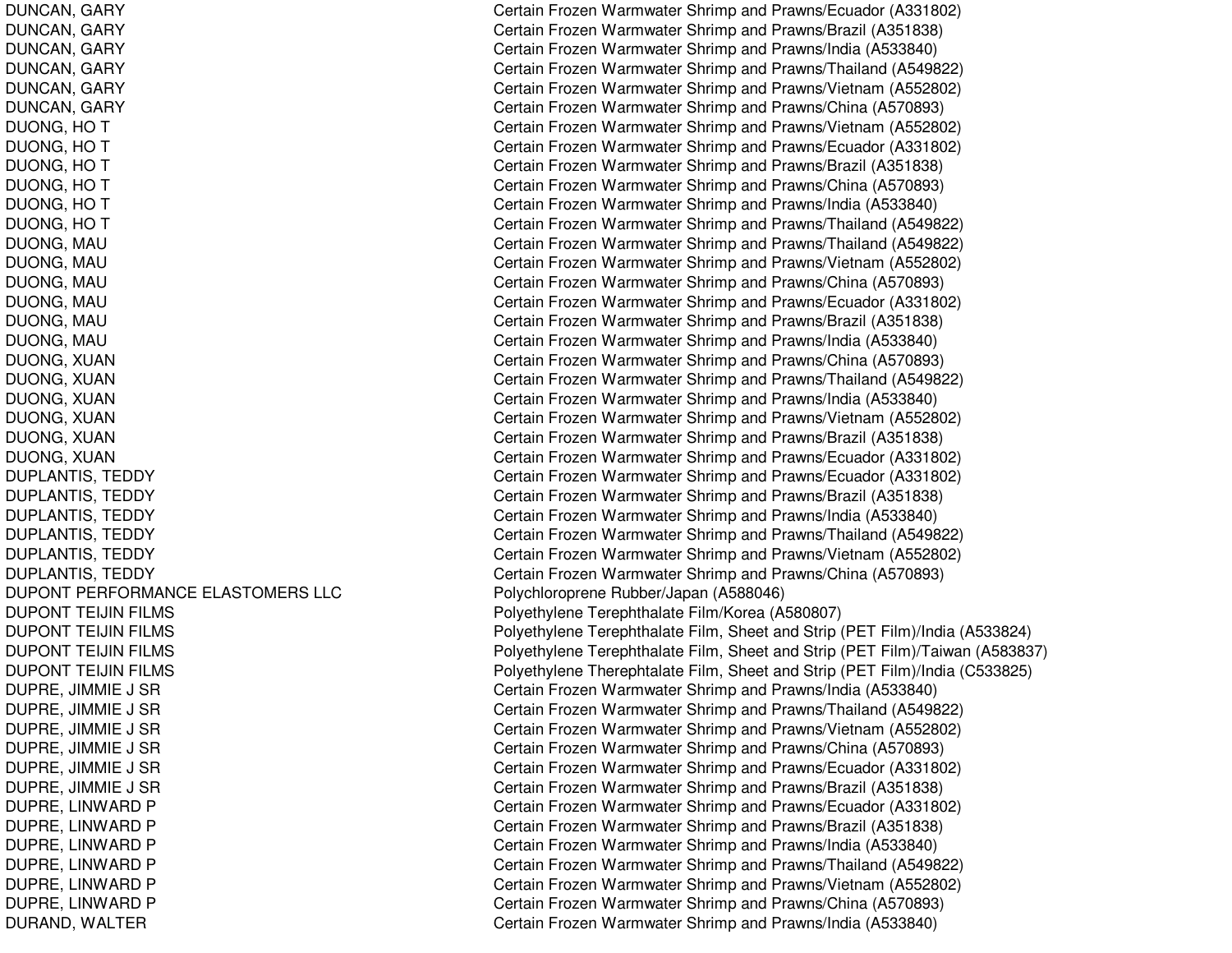| | |
|---|---|
| DUNCAN, GARY | Certain Frozen Warmwater Shrimp and Prawns/Ecuador (A331802) |
| DUNCAN, GARY | Certain Frozen Warmwater Shrimp and Prawns/Brazil (A351838) |
| DUNCAN, GARY | Certain Frozen Warmwater Shrimp and Prawns/India (A533840) |
| DUNCAN, GARY | Certain Frozen Warmwater Shrimp and Prawns/Thailand (A549822) |
| DUNCAN, GARY | Certain Frozen Warmwater Shrimp and Prawns/Vietnam (A552802) |
| DUNCAN, GARY | Certain Frozen Warmwater Shrimp and Prawns/China (A570893) |
| DUONG, HO T | Certain Frozen Warmwater Shrimp and Prawns/Vietnam (A552802) |
| DUONG, HO T | Certain Frozen Warmwater Shrimp and Prawns/Ecuador (A331802) |
| DUONG, HO T | Certain Frozen Warmwater Shrimp and Prawns/Brazil (A351838) |
| DUONG, HO T | Certain Frozen Warmwater Shrimp and Prawns/China (A570893) |
| DUONG, HO T | Certain Frozen Warmwater Shrimp and Prawns/India (A533840) |
| DUONG, HO T | Certain Frozen Warmwater Shrimp and Prawns/Thailand (A549822) |
| DUONG, MAU | Certain Frozen Warmwater Shrimp and Prawns/Thailand (A549822) |
| DUONG, MAU | Certain Frozen Warmwater Shrimp and Prawns/Vietnam (A552802) |
| DUONG, MAU | Certain Frozen Warmwater Shrimp and Prawns/China (A570893) |
| DUONG, MAU | Certain Frozen Warmwater Shrimp and Prawns/Ecuador (A331802) |
| DUONG, MAU | Certain Frozen Warmwater Shrimp and Prawns/Brazil (A351838) |
| DUONG, MAU | Certain Frozen Warmwater Shrimp and Prawns/India (A533840) |
| DUONG, XUAN | Certain Frozen Warmwater Shrimp and Prawns/China (A570893) |
| DUONG, XUAN | Certain Frozen Warmwater Shrimp and Prawns/Thailand (A549822) |
| DUONG, XUAN | Certain Frozen Warmwater Shrimp and Prawns/India (A533840) |
| DUONG, XUAN | Certain Frozen Warmwater Shrimp and Prawns/Vietnam (A552802) |
| DUONG, XUAN | Certain Frozen Warmwater Shrimp and Prawns/Brazil (A351838) |
| DUONG, XUAN | Certain Frozen Warmwater Shrimp and Prawns/Ecuador (A331802) |
| DUPLANTIS, TEDDY | Certain Frozen Warmwater Shrimp and Prawns/Ecuador (A331802) |
| DUPLANTIS, TEDDY | Certain Frozen Warmwater Shrimp and Prawns/Brazil (A351838) |
| DUPLANTIS, TEDDY | Certain Frozen Warmwater Shrimp and Prawns/India (A533840) |
| DUPLANTIS, TEDDY | Certain Frozen Warmwater Shrimp and Prawns/Thailand (A549822) |
| DUPLANTIS, TEDDY | Certain Frozen Warmwater Shrimp and Prawns/Vietnam (A552802) |
| DUPLANTIS, TEDDY | Certain Frozen Warmwater Shrimp and Prawns/China (A570893) |
| DUPONT PERFORMANCE ELASTOMERS LLC | Polychloroprene Rubber/Japan (A588046) |
| DUPONT TEIJIN FILMS | Polyethylene Terephthalate Film/Korea (A580807) |
| DUPONT TEIJIN FILMS | Polyethylene Terephthalate Film, Sheet and Strip (PET Film)/India (A533824) |
| DUPONT TEIJIN FILMS | Polyethylene Terephthalate Film, Sheet and Strip (PET Film)/Taiwan (A583837) |
| DUPONT TEIJIN FILMS | Polyethylene Therephtalate Film, Sheet and Strip (PET Film)/India (C533825) |
| DUPRE, JIMMIE J SR | Certain Frozen Warmwater Shrimp and Prawns/India (A533840) |
| DUPRE, JIMMIE J SR | Certain Frozen Warmwater Shrimp and Prawns/Thailand (A549822) |
| DUPRE, JIMMIE J SR | Certain Frozen Warmwater Shrimp and Prawns/Vietnam (A552802) |
| DUPRE, JIMMIE J SR | Certain Frozen Warmwater Shrimp and Prawns/China (A570893) |
| DUPRE, JIMMIE J SR | Certain Frozen Warmwater Shrimp and Prawns/Ecuador (A331802) |
| DUPRE, JIMMIE J SR | Certain Frozen Warmwater Shrimp and Prawns/Brazil (A351838) |
| DUPRE, LINWARD P | Certain Frozen Warmwater Shrimp and Prawns/Ecuador (A331802) |
| DUPRE, LINWARD P | Certain Frozen Warmwater Shrimp and Prawns/Brazil (A351838) |
| DUPRE, LINWARD P | Certain Frozen Warmwater Shrimp and Prawns/India (A533840) |
| DUPRE, LINWARD P | Certain Frozen Warmwater Shrimp and Prawns/Thailand (A549822) |
| DUPRE, LINWARD P | Certain Frozen Warmwater Shrimp and Prawns/Vietnam (A552802) |
| DUPRE, LINWARD P | Certain Frozen Warmwater Shrimp and Prawns/China (A570893) |
| DURAND, WALTER | Certain Frozen Warmwater Shrimp and Prawns/India (A533840) |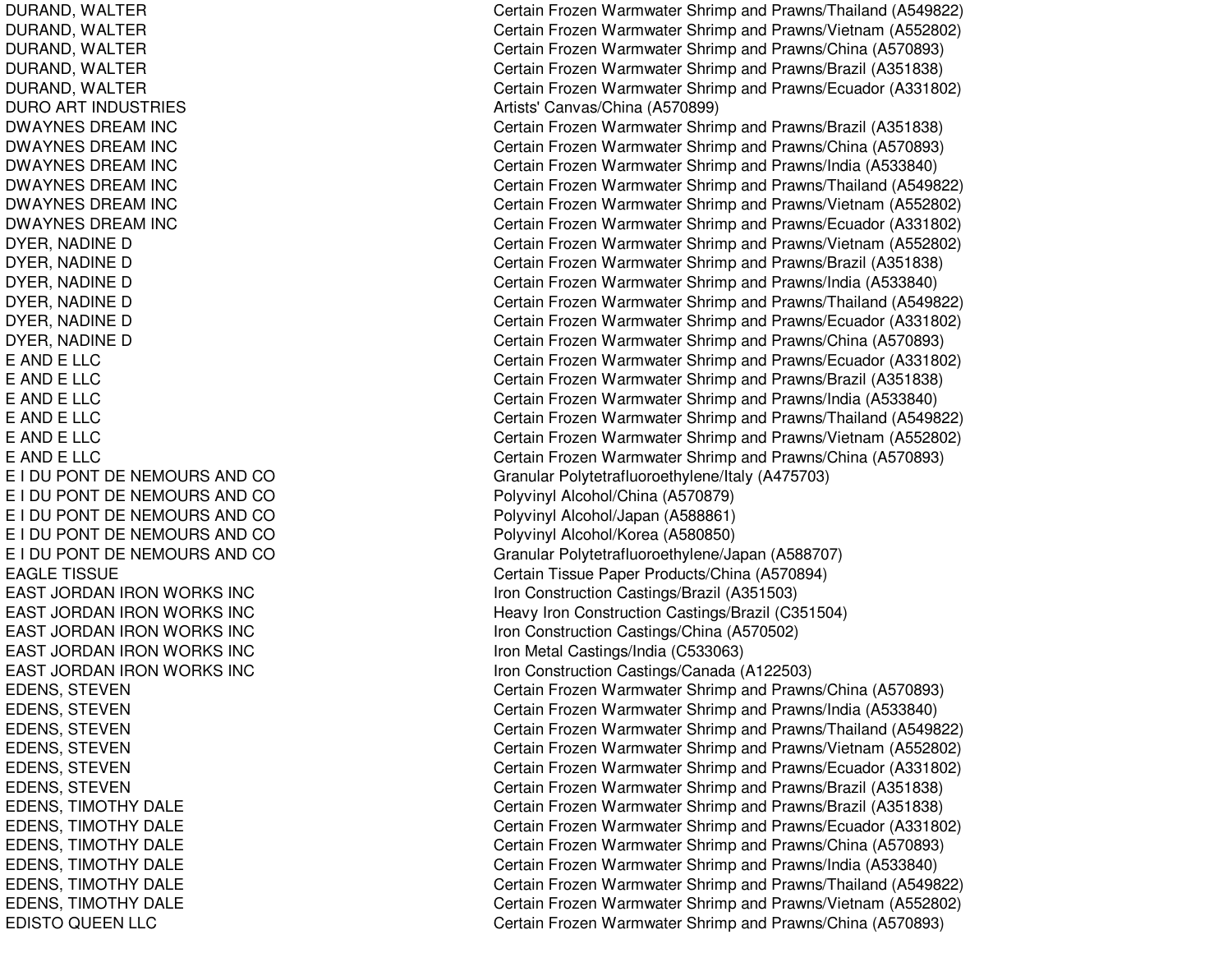| | |
|---|---|
| DURAND, WALTER | Certain Frozen Warmwater Shrimp and Prawns/Thailand (A549822) |
| DURAND, WALTER | Certain Frozen Warmwater Shrimp and Prawns/Vietnam (A552802) |
| DURAND, WALTER | Certain Frozen Warmwater Shrimp and Prawns/China (A570893) |
| DURAND, WALTER | Certain Frozen Warmwater Shrimp and Prawns/Brazil (A351838) |
| DURAND, WALTER | Certain Frozen Warmwater Shrimp and Prawns/Ecuador (A331802) |
| DURO ART INDUSTRIES | Artists' Canvas/China (A570899) |
| DWAYNES DREAM INC | Certain Frozen Warmwater Shrimp and Prawns/Brazil (A351838) |
| DWAYNES DREAM INC | Certain Frozen Warmwater Shrimp and Prawns/China (A570893) |
| DWAYNES DREAM INC | Certain Frozen Warmwater Shrimp and Prawns/India (A533840) |
| DWAYNES DREAM INC | Certain Frozen Warmwater Shrimp and Prawns/Thailand (A549822) |
| DWAYNES DREAM INC | Certain Frozen Warmwater Shrimp and Prawns/Vietnam (A552802) |
| DWAYNES DREAM INC | Certain Frozen Warmwater Shrimp and Prawns/Ecuador (A331802) |
| DYER, NADINE D | Certain Frozen Warmwater Shrimp and Prawns/Vietnam (A552802) |
| DYER, NADINE D | Certain Frozen Warmwater Shrimp and Prawns/Brazil (A351838) |
| DYER, NADINE D | Certain Frozen Warmwater Shrimp and Prawns/India (A533840) |
| DYER, NADINE D | Certain Frozen Warmwater Shrimp and Prawns/Thailand (A549822) |
| DYER, NADINE D | Certain Frozen Warmwater Shrimp and Prawns/Ecuador (A331802) |
| DYER, NADINE D | Certain Frozen Warmwater Shrimp and Prawns/China (A570893) |
| E AND E LLC | Certain Frozen Warmwater Shrimp and Prawns/Ecuador (A331802) |
| E AND E LLC | Certain Frozen Warmwater Shrimp and Prawns/Brazil (A351838) |
| E AND E LLC | Certain Frozen Warmwater Shrimp and Prawns/India (A533840) |
| E AND E LLC | Certain Frozen Warmwater Shrimp and Prawns/Thailand (A549822) |
| E AND E LLC | Certain Frozen Warmwater Shrimp and Prawns/Vietnam (A552802) |
| E AND E LLC | Certain Frozen Warmwater Shrimp and Prawns/China (A570893) |
| E I DU PONT DE NEMOURS AND CO | Granular Polytetrafluoroethylene/Italy (A475703) |
| E I DU PONT DE NEMOURS AND CO | Polyvinyl Alcohol/China (A570879) |
| E I DU PONT DE NEMOURS AND CO | Polyvinyl Alcohol/Japan (A588861) |
| E I DU PONT DE NEMOURS AND CO | Polyvinyl Alcohol/Korea (A580850) |
| E I DU PONT DE NEMOURS AND CO | Granular Polytetrafluoroethylene/Japan (A588707) |
| EAGLE TISSUE | Certain Tissue Paper Products/China (A570894) |
| EAST JORDAN IRON WORKS INC | Iron Construction Castings/Brazil (A351503) |
| EAST JORDAN IRON WORKS INC | Heavy Iron Construction Castings/Brazil (C351504) |
| EAST JORDAN IRON WORKS INC | Iron Construction Castings/China (A570502) |
| EAST JORDAN IRON WORKS INC | Iron Metal Castings/India (C533063) |
| EAST JORDAN IRON WORKS INC | Iron Construction Castings/Canada (A122503) |
| EDENS, STEVEN | Certain Frozen Warmwater Shrimp and Prawns/China (A570893) |
| EDENS, STEVEN | Certain Frozen Warmwater Shrimp and Prawns/India (A533840) |
| EDENS, STEVEN | Certain Frozen Warmwater Shrimp and Prawns/Thailand (A549822) |
| EDENS, STEVEN | Certain Frozen Warmwater Shrimp and Prawns/Vietnam (A552802) |
| EDENS, STEVEN | Certain Frozen Warmwater Shrimp and Prawns/Ecuador (A331802) |
| EDENS, STEVEN | Certain Frozen Warmwater Shrimp and Prawns/Brazil (A351838) |
| EDENS, TIMOTHY DALE | Certain Frozen Warmwater Shrimp and Prawns/Brazil (A351838) |
| EDENS, TIMOTHY DALE | Certain Frozen Warmwater Shrimp and Prawns/Ecuador (A331802) |
| EDENS, TIMOTHY DALE | Certain Frozen Warmwater Shrimp and Prawns/China (A570893) |
| EDENS, TIMOTHY DALE | Certain Frozen Warmwater Shrimp and Prawns/India (A533840) |
| EDENS, TIMOTHY DALE | Certain Frozen Warmwater Shrimp and Prawns/Thailand (A549822) |
| EDENS, TIMOTHY DALE | Certain Frozen Warmwater Shrimp and Prawns/Vietnam (A552802) |
| EDISTO QUEEN LLC | Certain Frozen Warmwater Shrimp and Prawns/China (A570893) |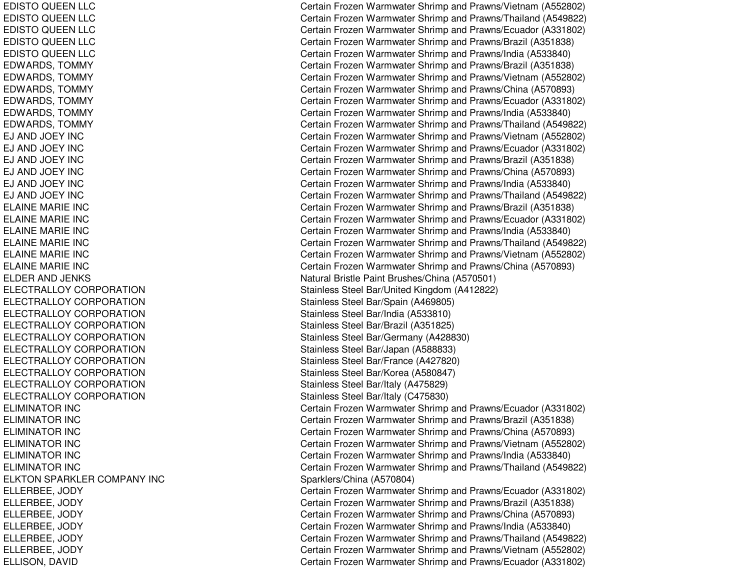| | |
|---|---|
| EDISTO QUEEN LLC | Certain Frozen Warmwater Shrimp and Prawns/Vietnam (A552802) |
| EDISTO QUEEN LLC | Certain Frozen Warmwater Shrimp and Prawns/Thailand (A549822) |
| EDISTO QUEEN LLC | Certain Frozen Warmwater Shrimp and Prawns/Ecuador (A331802) |
| EDISTO QUEEN LLC | Certain Frozen Warmwater Shrimp and Prawns/Brazil (A351838) |
| EDISTO QUEEN LLC | Certain Frozen Warmwater Shrimp and Prawns/India (A533840) |
| EDWARDS, TOMMY | Certain Frozen Warmwater Shrimp and Prawns/Brazil (A351838) |
| EDWARDS, TOMMY | Certain Frozen Warmwater Shrimp and Prawns/Vietnam (A552802) |
| EDWARDS, TOMMY | Certain Frozen Warmwater Shrimp and Prawns/China (A570893) |
| EDWARDS, TOMMY | Certain Frozen Warmwater Shrimp and Prawns/Ecuador (A331802) |
| EDWARDS, TOMMY | Certain Frozen Warmwater Shrimp and Prawns/India (A533840) |
| EDWARDS, TOMMY | Certain Frozen Warmwater Shrimp and Prawns/Thailand (A549822) |
| EJ AND JOEY INC | Certain Frozen Warmwater Shrimp and Prawns/Vietnam (A552802) |
| EJ AND JOEY INC | Certain Frozen Warmwater Shrimp and Prawns/Ecuador (A331802) |
| EJ AND JOEY INC | Certain Frozen Warmwater Shrimp and Prawns/Brazil (A351838) |
| EJ AND JOEY INC | Certain Frozen Warmwater Shrimp and Prawns/China (A570893) |
| EJ AND JOEY INC | Certain Frozen Warmwater Shrimp and Prawns/India (A533840) |
| EJ AND JOEY INC | Certain Frozen Warmwater Shrimp and Prawns/Thailand (A549822) |
| ELAINE MARIE INC | Certain Frozen Warmwater Shrimp and Prawns/Brazil (A351838) |
| ELAINE MARIE INC | Certain Frozen Warmwater Shrimp and Prawns/Ecuador (A331802) |
| ELAINE MARIE INC | Certain Frozen Warmwater Shrimp and Prawns/India (A533840) |
| ELAINE MARIE INC | Certain Frozen Warmwater Shrimp and Prawns/Thailand (A549822) |
| ELAINE MARIE INC | Certain Frozen Warmwater Shrimp and Prawns/Vietnam (A552802) |
| ELAINE MARIE INC | Certain Frozen Warmwater Shrimp and Prawns/China (A570893) |
| ELDER AND JENKS | Natural Bristle Paint Brushes/China (A570501) |
| ELECTRALLOY CORPORATION | Stainless Steel Bar/United Kingdom (A412822) |
| ELECTRALLOY CORPORATION | Stainless Steel Bar/Spain (A469805) |
| ELECTRALLOY CORPORATION | Stainless Steel Bar/India (A533810) |
| ELECTRALLOY CORPORATION | Stainless Steel Bar/Brazil (A351825) |
| ELECTRALLOY CORPORATION | Stainless Steel Bar/Germany (A428830) |
| ELECTRALLOY CORPORATION | Stainless Steel Bar/Japan (A588833) |
| ELECTRALLOY CORPORATION | Stainless Steel Bar/France (A427820) |
| ELECTRALLOY CORPORATION | Stainless Steel Bar/Korea (A580847) |
| ELECTRALLOY CORPORATION | Stainless Steel Bar/Italy (A475829) |
| ELECTRALLOY CORPORATION | Stainless Steel Bar/Italy (C475830) |
| ELIMINATOR INC | Certain Frozen Warmwater Shrimp and Prawns/Ecuador (A331802) |
| ELIMINATOR INC | Certain Frozen Warmwater Shrimp and Prawns/Brazil (A351838) |
| ELIMINATOR INC | Certain Frozen Warmwater Shrimp and Prawns/China (A570893) |
| ELIMINATOR INC | Certain Frozen Warmwater Shrimp and Prawns/Vietnam (A552802) |
| ELIMINATOR INC | Certain Frozen Warmwater Shrimp and Prawns/India (A533840) |
| ELIMINATOR INC | Certain Frozen Warmwater Shrimp and Prawns/Thailand (A549822) |
| ELKTON SPARKLER COMPANY INC | Sparklers/China (A570804) |
| ELLERBEE, JODY | Certain Frozen Warmwater Shrimp and Prawns/Ecuador (A331802) |
| ELLERBEE, JODY | Certain Frozen Warmwater Shrimp and Prawns/Brazil (A351838) |
| ELLERBEE, JODY | Certain Frozen Warmwater Shrimp and Prawns/China (A570893) |
| ELLERBEE, JODY | Certain Frozen Warmwater Shrimp and Prawns/India (A533840) |
| ELLERBEE, JODY | Certain Frozen Warmwater Shrimp and Prawns/Thailand (A549822) |
| ELLERBEE, JODY | Certain Frozen Warmwater Shrimp and Prawns/Vietnam (A552802) |
| ELLISON, DAVID | Certain Frozen Warmwater Shrimp and Prawns/Ecuador (A331802) |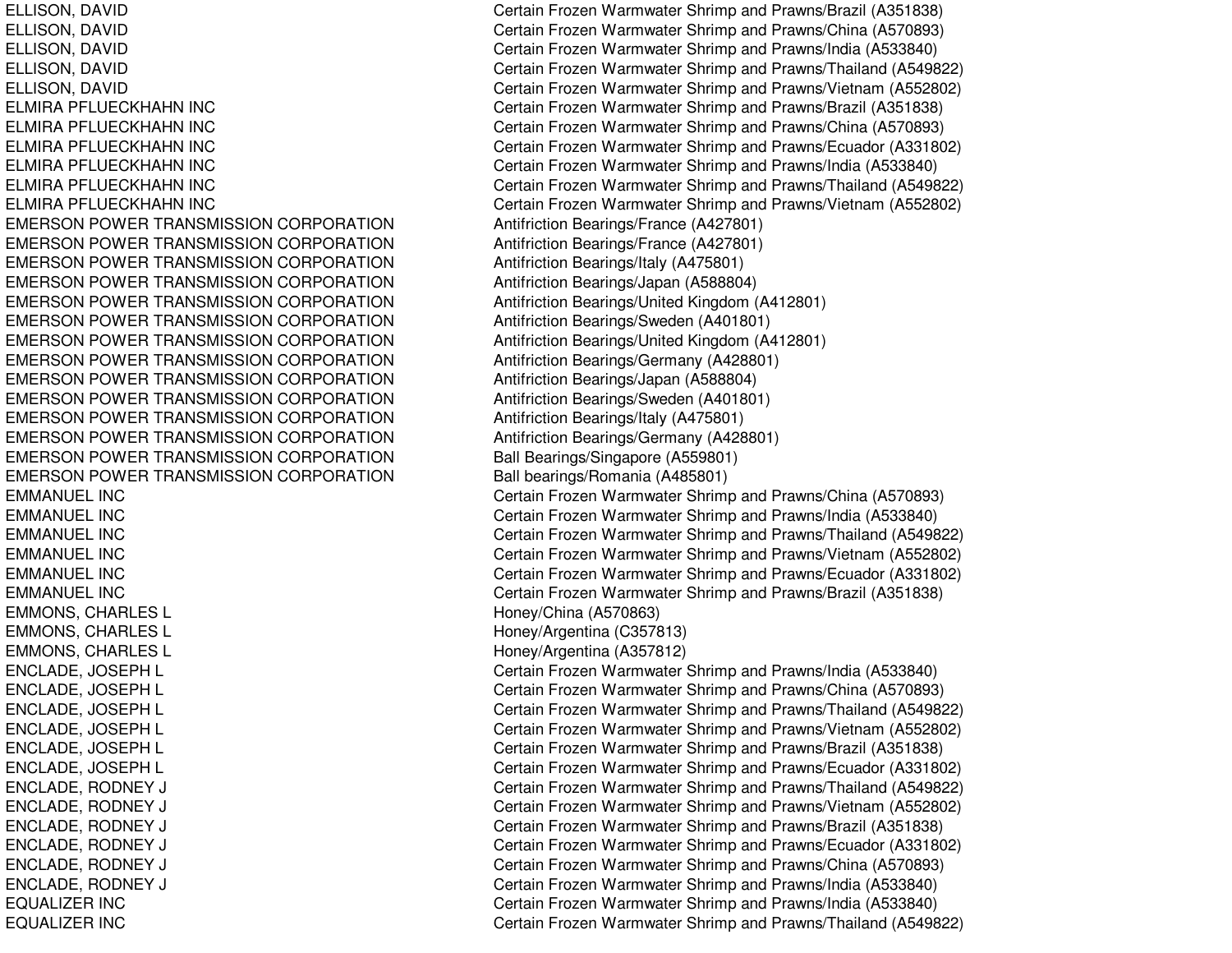| | |
|---|---|
| ELLISON, DAVID | Certain Frozen Warmwater Shrimp and Prawns/Brazil (A351838) |
| ELLISON, DAVID | Certain Frozen Warmwater Shrimp and Prawns/China (A570893) |
| ELLISON, DAVID | Certain Frozen Warmwater Shrimp and Prawns/India (A533840) |
| ELLISON, DAVID | Certain Frozen Warmwater Shrimp and Prawns/Thailand (A549822) |
| ELLISON, DAVID | Certain Frozen Warmwater Shrimp and Prawns/Vietnam (A552802) |
| ELMIRA PFLUECKHAHN INC | Certain Frozen Warmwater Shrimp and Prawns/Brazil (A351838) |
| ELMIRA PFLUECKHAHN INC | Certain Frozen Warmwater Shrimp and Prawns/China (A570893) |
| ELMIRA PFLUECKHAHN INC | Certain Frozen Warmwater Shrimp and Prawns/Ecuador (A331802) |
| ELMIRA PFLUECKHAHN INC | Certain Frozen Warmwater Shrimp and Prawns/India (A533840) |
| ELMIRA PFLUECKHAHN INC | Certain Frozen Warmwater Shrimp and Prawns/Thailand (A549822) |
| ELMIRA PFLUECKHAHN INC | Certain Frozen Warmwater Shrimp and Prawns/Vietnam (A552802) |
| EMERSON POWER TRANSMISSION CORPORATION | Antifriction Bearings/France (A427801) |
| EMERSON POWER TRANSMISSION CORPORATION | Antifriction Bearings/France (A427801) |
| EMERSON POWER TRANSMISSION CORPORATION | Antifriction Bearings/Italy (A475801) |
| EMERSON POWER TRANSMISSION CORPORATION | Antifriction Bearings/Japan (A588804) |
| EMERSON POWER TRANSMISSION CORPORATION | Antifriction Bearings/United Kingdom (A412801) |
| EMERSON POWER TRANSMISSION CORPORATION | Antifriction Bearings/Sweden (A401801) |
| EMERSON POWER TRANSMISSION CORPORATION | Antifriction Bearings/United Kingdom (A412801) |
| EMERSON POWER TRANSMISSION CORPORATION | Antifriction Bearings/Germany (A428801) |
| EMERSON POWER TRANSMISSION CORPORATION | Antifriction Bearings/Japan (A588804) |
| EMERSON POWER TRANSMISSION CORPORATION | Antifriction Bearings/Sweden (A401801) |
| EMERSON POWER TRANSMISSION CORPORATION | Antifriction Bearings/Italy (A475801) |
| EMERSON POWER TRANSMISSION CORPORATION | Antifriction Bearings/Germany (A428801) |
| EMERSON POWER TRANSMISSION CORPORATION | Ball Bearings/Singapore (A559801) |
| EMERSON POWER TRANSMISSION CORPORATION | Ball bearings/Romania (A485801) |
| EMMANUEL INC | Certain Frozen Warmwater Shrimp and Prawns/China (A570893) |
| EMMANUEL INC | Certain Frozen Warmwater Shrimp and Prawns/India (A533840) |
| EMMANUEL INC | Certain Frozen Warmwater Shrimp and Prawns/Thailand (A549822) |
| EMMANUEL INC | Certain Frozen Warmwater Shrimp and Prawns/Vietnam (A552802) |
| EMMANUEL INC | Certain Frozen Warmwater Shrimp and Prawns/Ecuador (A331802) |
| EMMANUEL INC | Certain Frozen Warmwater Shrimp and Prawns/Brazil (A351838) |
| EMMONS, CHARLES L | Honey/China (A570863) |
| EMMONS, CHARLES L | Honey/Argentina (C357813) |
| EMMONS, CHARLES L | Honey/Argentina (A357812) |
| ENCLADE, JOSEPH L | Certain Frozen Warmwater Shrimp and Prawns/India (A533840) |
| ENCLADE, JOSEPH L | Certain Frozen Warmwater Shrimp and Prawns/China (A570893) |
| ENCLADE, JOSEPH L | Certain Frozen Warmwater Shrimp and Prawns/Thailand (A549822) |
| ENCLADE, JOSEPH L | Certain Frozen Warmwater Shrimp and Prawns/Vietnam (A552802) |
| ENCLADE, JOSEPH L | Certain Frozen Warmwater Shrimp and Prawns/Brazil (A351838) |
| ENCLADE, JOSEPH L | Certain Frozen Warmwater Shrimp and Prawns/Ecuador (A331802) |
| ENCLADE, RODNEY J | Certain Frozen Warmwater Shrimp and Prawns/Thailand (A549822) |
| ENCLADE, RODNEY J | Certain Frozen Warmwater Shrimp and Prawns/Vietnam (A552802) |
| ENCLADE, RODNEY J | Certain Frozen Warmwater Shrimp and Prawns/Brazil (A351838) |
| ENCLADE, RODNEY J | Certain Frozen Warmwater Shrimp and Prawns/Ecuador (A331802) |
| ENCLADE, RODNEY J | Certain Frozen Warmwater Shrimp and Prawns/China (A570893) |
| ENCLADE, RODNEY J | Certain Frozen Warmwater Shrimp and Prawns/India (A533840) |
| EQUALIZER INC | Certain Frozen Warmwater Shrimp and Prawns/India (A533840) |
| EQUALIZER INC | Certain Frozen Warmwater Shrimp and Prawns/Thailand (A549822) |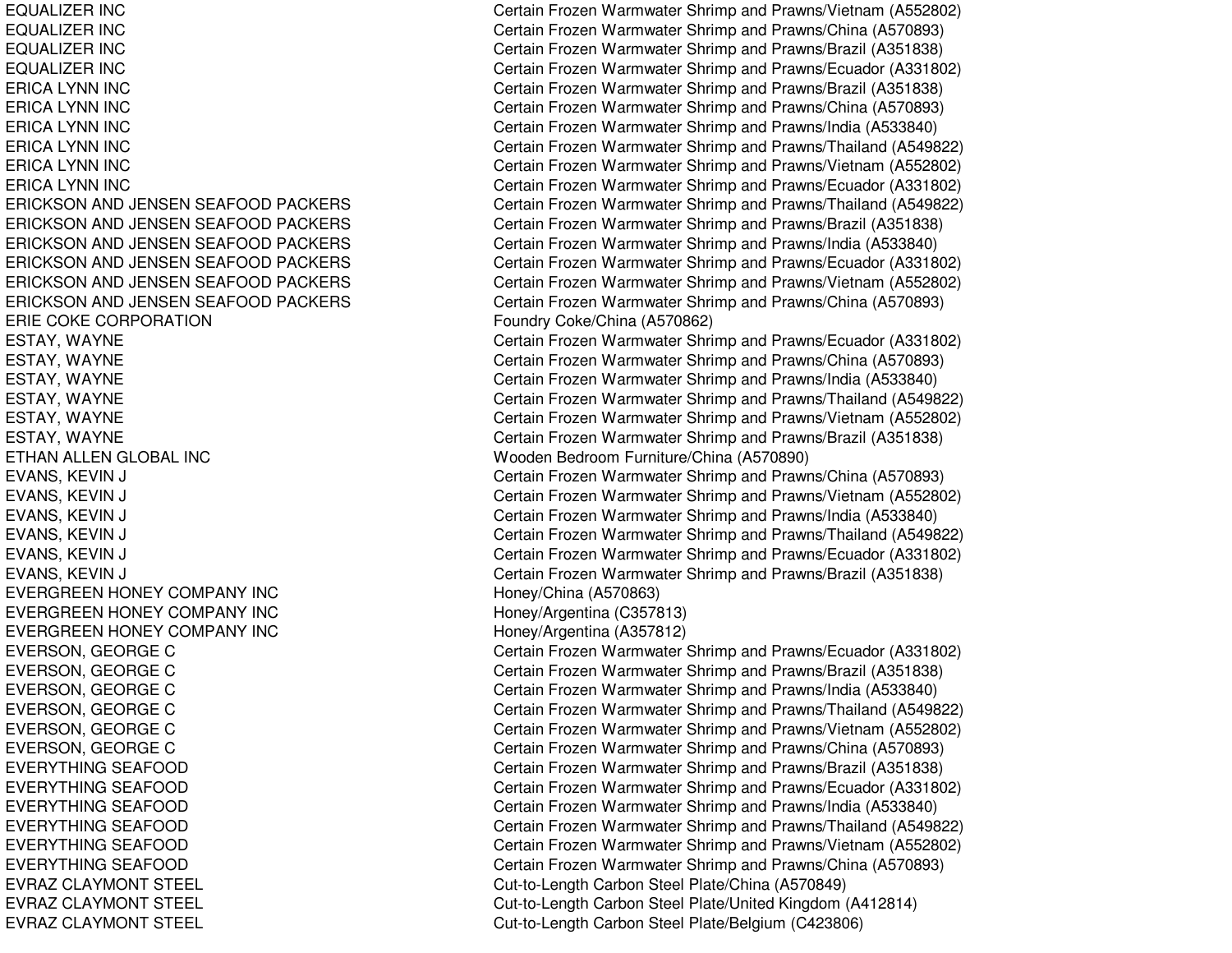| | |
|---|---|
| EQUALIZER INC | Certain Frozen Warmwater Shrimp and Prawns/Vietnam (A552802) |
| EQUALIZER INC | Certain Frozen Warmwater Shrimp and Prawns/China (A570893) |
| EQUALIZER INC | Certain Frozen Warmwater Shrimp and Prawns/Brazil (A351838) |
| EQUALIZER INC | Certain Frozen Warmwater Shrimp and Prawns/Ecuador (A331802) |
| ERICA LYNN INC | Certain Frozen Warmwater Shrimp and Prawns/Brazil (A351838) |
| ERICA LYNN INC | Certain Frozen Warmwater Shrimp and Prawns/China (A570893) |
| ERICA LYNN INC | Certain Frozen Warmwater Shrimp and Prawns/India (A533840) |
| ERICA LYNN INC | Certain Frozen Warmwater Shrimp and Prawns/Thailand (A549822) |
| ERICA LYNN INC | Certain Frozen Warmwater Shrimp and Prawns/Vietnam (A552802) |
| ERICA LYNN INC | Certain Frozen Warmwater Shrimp and Prawns/Ecuador (A331802) |
| ERICKSON AND JENSEN SEAFOOD PACKERS | Certain Frozen Warmwater Shrimp and Prawns/Thailand (A549822) |
| ERICKSON AND JENSEN SEAFOOD PACKERS | Certain Frozen Warmwater Shrimp and Prawns/Brazil (A351838) |
| ERICKSON AND JENSEN SEAFOOD PACKERS | Certain Frozen Warmwater Shrimp and Prawns/India (A533840) |
| ERICKSON AND JENSEN SEAFOOD PACKERS | Certain Frozen Warmwater Shrimp and Prawns/Ecuador (A331802) |
| ERICKSON AND JENSEN SEAFOOD PACKERS | Certain Frozen Warmwater Shrimp and Prawns/Vietnam (A552802) |
| ERICKSON AND JENSEN SEAFOOD PACKERS | Certain Frozen Warmwater Shrimp and Prawns/China (A570893) |
| ERIE COKE CORPORATION | Foundry Coke/China (A570862) |
| ESTAY, WAYNE | Certain Frozen Warmwater Shrimp and Prawns/Ecuador (A331802) |
| ESTAY, WAYNE | Certain Frozen Warmwater Shrimp and Prawns/China (A570893) |
| ESTAY, WAYNE | Certain Frozen Warmwater Shrimp and Prawns/India (A533840) |
| ESTAY, WAYNE | Certain Frozen Warmwater Shrimp and Prawns/Thailand (A549822) |
| ESTAY, WAYNE | Certain Frozen Warmwater Shrimp and Prawns/Vietnam (A552802) |
| ESTAY, WAYNE | Certain Frozen Warmwater Shrimp and Prawns/Brazil (A351838) |
| ETHAN ALLEN GLOBAL INC | Wooden Bedroom Furniture/China (A570890) |
| EVANS, KEVIN J | Certain Frozen Warmwater Shrimp and Prawns/China (A570893) |
| EVANS, KEVIN J | Certain Frozen Warmwater Shrimp and Prawns/Vietnam (A552802) |
| EVANS, KEVIN J | Certain Frozen Warmwater Shrimp and Prawns/India (A533840) |
| EVANS, KEVIN J | Certain Frozen Warmwater Shrimp and Prawns/Thailand (A549822) |
| EVANS, KEVIN J | Certain Frozen Warmwater Shrimp and Prawns/Ecuador (A331802) |
| EVANS, KEVIN J | Certain Frozen Warmwater Shrimp and Prawns/Brazil (A351838) |
| EVERGREEN HONEY COMPANY INC | Honey/China (A570863) |
| EVERGREEN HONEY COMPANY INC | Honey/Argentina (C357813) |
| EVERGREEN HONEY COMPANY INC | Honey/Argentina (A357812) |
| EVERSON, GEORGE C | Certain Frozen Warmwater Shrimp and Prawns/Ecuador (A331802) |
| EVERSON, GEORGE C | Certain Frozen Warmwater Shrimp and Prawns/Brazil (A351838) |
| EVERSON, GEORGE C | Certain Frozen Warmwater Shrimp and Prawns/India (A533840) |
| EVERSON, GEORGE C | Certain Frozen Warmwater Shrimp and Prawns/Thailand (A549822) |
| EVERSON, GEORGE C | Certain Frozen Warmwater Shrimp and Prawns/Vietnam (A552802) |
| EVERSON, GEORGE C | Certain Frozen Warmwater Shrimp and Prawns/China (A570893) |
| EVERYTHING SEAFOOD | Certain Frozen Warmwater Shrimp and Prawns/Brazil (A351838) |
| EVERYTHING SEAFOOD | Certain Frozen Warmwater Shrimp and Prawns/Ecuador (A331802) |
| EVERYTHING SEAFOOD | Certain Frozen Warmwater Shrimp and Prawns/India (A533840) |
| EVERYTHING SEAFOOD | Certain Frozen Warmwater Shrimp and Prawns/Thailand (A549822) |
| EVERYTHING SEAFOOD | Certain Frozen Warmwater Shrimp and Prawns/Vietnam (A552802) |
| EVERYTHING SEAFOOD | Certain Frozen Warmwater Shrimp and Prawns/China (A570893) |
| EVRAZ CLAYMONT STEEL | Cut-to-Length Carbon Steel Plate/China (A570849) |
| EVRAZ CLAYMONT STEEL | Cut-to-Length Carbon Steel Plate/United Kingdom (A412814) |
| EVRAZ CLAYMONT STEEL | Cut-to-Length Carbon Steel Plate/Belgium (C423806) |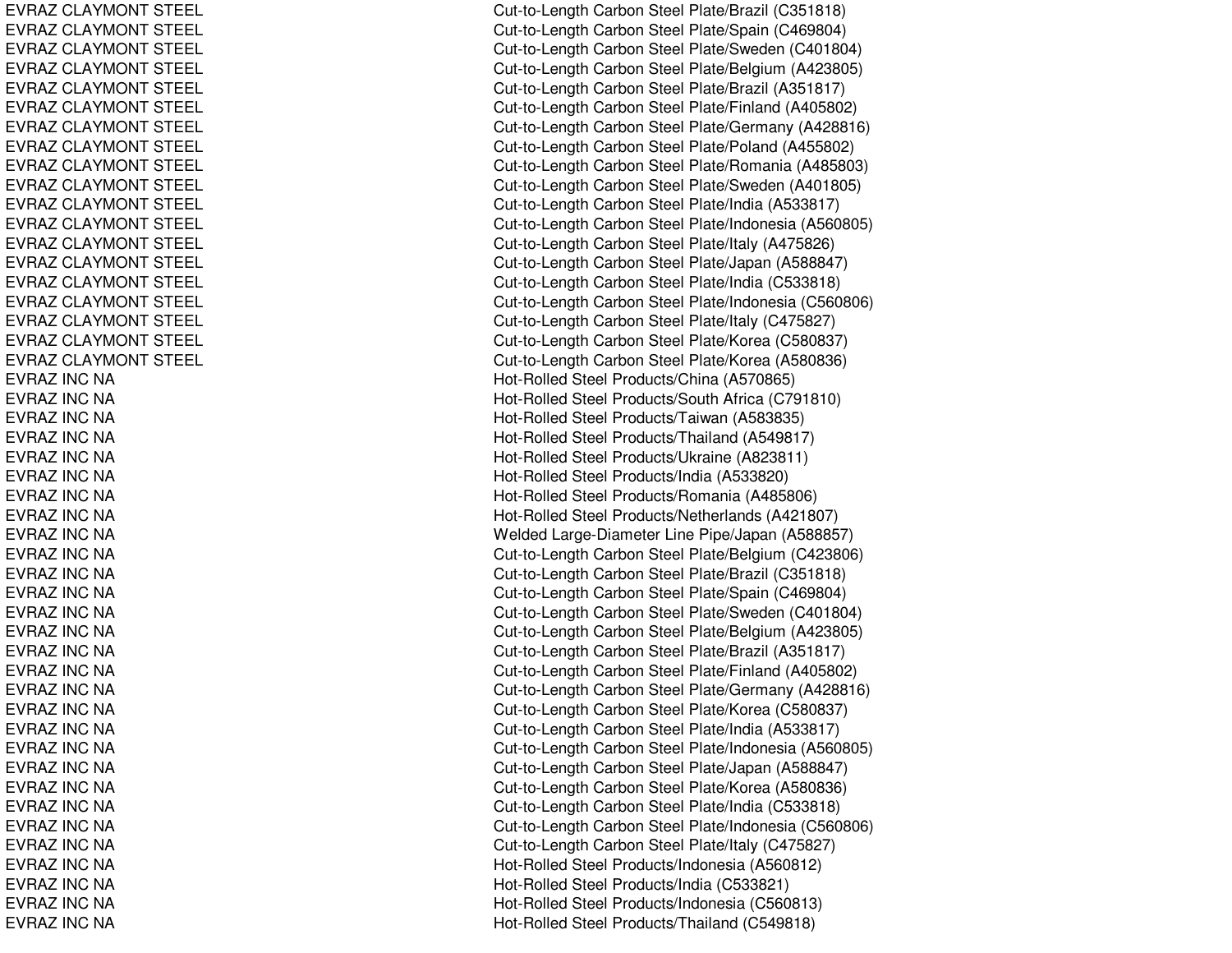| | |
|---|---|
| EVRAZ CLAYMONT STEEL | Cut-to-Length Carbon Steel Plate/Brazil (C351818) |
| EVRAZ CLAYMONT STEEL | Cut-to-Length Carbon Steel Plate/Spain (C469804) |
| EVRAZ CLAYMONT STEEL | Cut-to-Length Carbon Steel Plate/Sweden (C401804) |
| EVRAZ CLAYMONT STEEL | Cut-to-Length Carbon Steel Plate/Belgium (A423805) |
| EVRAZ CLAYMONT STEEL | Cut-to-Length Carbon Steel Plate/Brazil (A351817) |
| EVRAZ CLAYMONT STEEL | Cut-to-Length Carbon Steel Plate/Finland (A405802) |
| EVRAZ CLAYMONT STEEL | Cut-to-Length Carbon Steel Plate/Germany (A428816) |
| EVRAZ CLAYMONT STEEL | Cut-to-Length Carbon Steel Plate/Poland (A455802) |
| EVRAZ CLAYMONT STEEL | Cut-to-Length Carbon Steel Plate/Romania (A485803) |
| EVRAZ CLAYMONT STEEL | Cut-to-Length Carbon Steel Plate/Sweden (A401805) |
| EVRAZ CLAYMONT STEEL | Cut-to-Length Carbon Steel Plate/India (A533817) |
| EVRAZ CLAYMONT STEEL | Cut-to-Length Carbon Steel Plate/Indonesia (A560805) |
| EVRAZ CLAYMONT STEEL | Cut-to-Length Carbon Steel Plate/Italy (A475826) |
| EVRAZ CLAYMONT STEEL | Cut-to-Length Carbon Steel Plate/Japan (A588847) |
| EVRAZ CLAYMONT STEEL | Cut-to-Length Carbon Steel Plate/India (C533818) |
| EVRAZ CLAYMONT STEEL | Cut-to-Length Carbon Steel Plate/Indonesia (C560806) |
| EVRAZ CLAYMONT STEEL | Cut-to-Length Carbon Steel Plate/Italy (C475827) |
| EVRAZ CLAYMONT STEEL | Cut-to-Length Carbon Steel Plate/Korea (C580837) |
| EVRAZ CLAYMONT STEEL | Cut-to-Length Carbon Steel Plate/Korea (A580836) |
| EVRAZ INC NA | Hot-Rolled Steel Products/China (A570865) |
| EVRAZ INC NA | Hot-Rolled Steel Products/South Africa (C791810) |
| EVRAZ INC NA | Hot-Rolled Steel Products/Taiwan (A583835) |
| EVRAZ INC NA | Hot-Rolled Steel Products/Thailand (A549817) |
| EVRAZ INC NA | Hot-Rolled Steel Products/Ukraine (A823811) |
| EVRAZ INC NA | Hot-Rolled Steel Products/India (A533820) |
| EVRAZ INC NA | Hot-Rolled Steel Products/Romania (A485806) |
| EVRAZ INC NA | Hot-Rolled Steel Products/Netherlands (A421807) |
| EVRAZ INC NA | Welded Large-Diameter Line Pipe/Japan (A588857) |
| EVRAZ INC NA | Cut-to-Length Carbon Steel Plate/Belgium (C423806) |
| EVRAZ INC NA | Cut-to-Length Carbon Steel Plate/Brazil (C351818) |
| EVRAZ INC NA | Cut-to-Length Carbon Steel Plate/Spain (C469804) |
| EVRAZ INC NA | Cut-to-Length Carbon Steel Plate/Sweden (C401804) |
| EVRAZ INC NA | Cut-to-Length Carbon Steel Plate/Belgium (A423805) |
| EVRAZ INC NA | Cut-to-Length Carbon Steel Plate/Brazil (A351817) |
| EVRAZ INC NA | Cut-to-Length Carbon Steel Plate/Finland (A405802) |
| EVRAZ INC NA | Cut-to-Length Carbon Steel Plate/Germany (A428816) |
| EVRAZ INC NA | Cut-to-Length Carbon Steel Plate/Korea (C580837) |
| EVRAZ INC NA | Cut-to-Length Carbon Steel Plate/India (A533817) |
| EVRAZ INC NA | Cut-to-Length Carbon Steel Plate/Indonesia (A560805) |
| EVRAZ INC NA | Cut-to-Length Carbon Steel Plate/Japan (A588847) |
| EVRAZ INC NA | Cut-to-Length Carbon Steel Plate/Korea (A580836) |
| EVRAZ INC NA | Cut-to-Length Carbon Steel Plate/India (C533818) |
| EVRAZ INC NA | Cut-to-Length Carbon Steel Plate/Indonesia (C560806) |
| EVRAZ INC NA | Cut-to-Length Carbon Steel Plate/Italy (C475827) |
| EVRAZ INC NA | Hot-Rolled Steel Products/Indonesia (A560812) |
| EVRAZ INC NA | Hot-Rolled Steel Products/India (C533821) |
| EVRAZ INC NA | Hot-Rolled Steel Products/Indonesia (C560813) |
| EVRAZ INC NA | Hot-Rolled Steel Products/Thailand (C549818) |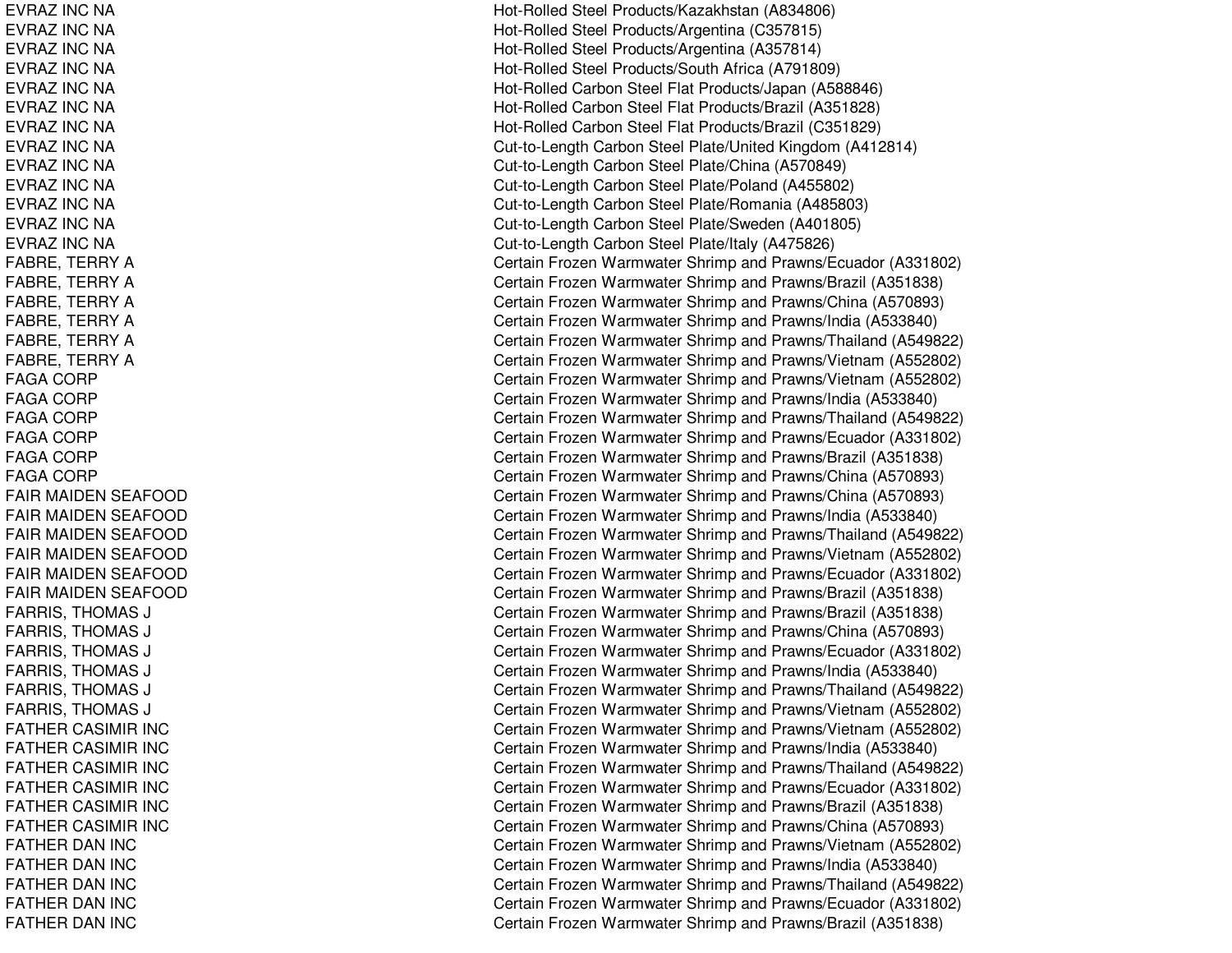| | |
|---|---|
| EVRAZ INC NA | Hot-Rolled Steel Products/Kazakhstan (A834806) |
| EVRAZ INC NA | Hot-Rolled Steel Products/Argentina (C357815) |
| EVRAZ INC NA | Hot-Rolled Steel Products/Argentina (A357814) |
| EVRAZ INC NA | Hot-Rolled Steel Products/South Africa (A791809) |
| EVRAZ INC NA | Hot-Rolled Carbon Steel Flat Products/Japan (A588846) |
| EVRAZ INC NA | Hot-Rolled Carbon Steel Flat Products/Brazil (A351828) |
| EVRAZ INC NA | Hot-Rolled Carbon Steel Flat Products/Brazil (C351829) |
| EVRAZ INC NA | Cut-to-Length Carbon Steel Plate/United Kingdom (A412814) |
| EVRAZ INC NA | Cut-to-Length Carbon Steel Plate/China (A570849) |
| EVRAZ INC NA | Cut-to-Length Carbon Steel Plate/Poland (A455802) |
| EVRAZ INC NA | Cut-to-Length Carbon Steel Plate/Romania (A485803) |
| EVRAZ INC NA | Cut-to-Length Carbon Steel Plate/Sweden (A401805) |
| EVRAZ INC NA | Cut-to-Length Carbon Steel Plate/Italy (A475826) |
| FABRE, TERRY A | Certain Frozen Warmwater Shrimp and Prawns/Ecuador (A331802) |
| FABRE, TERRY A | Certain Frozen Warmwater Shrimp and Prawns/Brazil (A351838) |
| FABRE, TERRY A | Certain Frozen Warmwater Shrimp and Prawns/China (A570893) |
| FABRE, TERRY A | Certain Frozen Warmwater Shrimp and Prawns/India (A533840) |
| FABRE, TERRY A | Certain Frozen Warmwater Shrimp and Prawns/Thailand (A549822) |
| FABRE, TERRY A | Certain Frozen Warmwater Shrimp and Prawns/Vietnam (A552802) |
| FAGA CORP | Certain Frozen Warmwater Shrimp and Prawns/Vietnam (A552802) |
| FAGA CORP | Certain Frozen Warmwater Shrimp and Prawns/India (A533840) |
| FAGA CORP | Certain Frozen Warmwater Shrimp and Prawns/Thailand (A549822) |
| FAGA CORP | Certain Frozen Warmwater Shrimp and Prawns/Ecuador (A331802) |
| FAGA CORP | Certain Frozen Warmwater Shrimp and Prawns/Brazil (A351838) |
| FAGA CORP | Certain Frozen Warmwater Shrimp and Prawns/China (A570893) |
| FAIR MAIDEN SEAFOOD | Certain Frozen Warmwater Shrimp and Prawns/China (A570893) |
| FAIR MAIDEN SEAFOOD | Certain Frozen Warmwater Shrimp and Prawns/India (A533840) |
| FAIR MAIDEN SEAFOOD | Certain Frozen Warmwater Shrimp and Prawns/Thailand (A549822) |
| FAIR MAIDEN SEAFOOD | Certain Frozen Warmwater Shrimp and Prawns/Vietnam (A552802) |
| FAIR MAIDEN SEAFOOD | Certain Frozen Warmwater Shrimp and Prawns/Ecuador (A331802) |
| FAIR MAIDEN SEAFOOD | Certain Frozen Warmwater Shrimp and Prawns/Brazil (A351838) |
| FARRIS, THOMAS J | Certain Frozen Warmwater Shrimp and Prawns/Brazil (A351838) |
| FARRIS, THOMAS J | Certain Frozen Warmwater Shrimp and Prawns/China (A570893) |
| FARRIS, THOMAS J | Certain Frozen Warmwater Shrimp and Prawns/Ecuador (A331802) |
| FARRIS, THOMAS J | Certain Frozen Warmwater Shrimp and Prawns/India (A533840) |
| FARRIS, THOMAS J | Certain Frozen Warmwater Shrimp and Prawns/Thailand (A549822) |
| FARRIS, THOMAS J | Certain Frozen Warmwater Shrimp and Prawns/Vietnam (A552802) |
| FATHER CASIMIR INC | Certain Frozen Warmwater Shrimp and Prawns/Vietnam (A552802) |
| FATHER CASIMIR INC | Certain Frozen Warmwater Shrimp and Prawns/India (A533840) |
| FATHER CASIMIR INC | Certain Frozen Warmwater Shrimp and Prawns/Thailand (A549822) |
| FATHER CASIMIR INC | Certain Frozen Warmwater Shrimp and Prawns/Ecuador (A331802) |
| FATHER CASIMIR INC | Certain Frozen Warmwater Shrimp and Prawns/Brazil (A351838) |
| FATHER CASIMIR INC | Certain Frozen Warmwater Shrimp and Prawns/China (A570893) |
| FATHER DAN INC | Certain Frozen Warmwater Shrimp and Prawns/Vietnam (A552802) |
| FATHER DAN INC | Certain Frozen Warmwater Shrimp and Prawns/India (A533840) |
| FATHER DAN INC | Certain Frozen Warmwater Shrimp and Prawns/Thailand (A549822) |
| FATHER DAN INC | Certain Frozen Warmwater Shrimp and Prawns/Ecuador (A331802) |
| FATHER DAN INC | Certain Frozen Warmwater Shrimp and Prawns/Brazil (A351838) |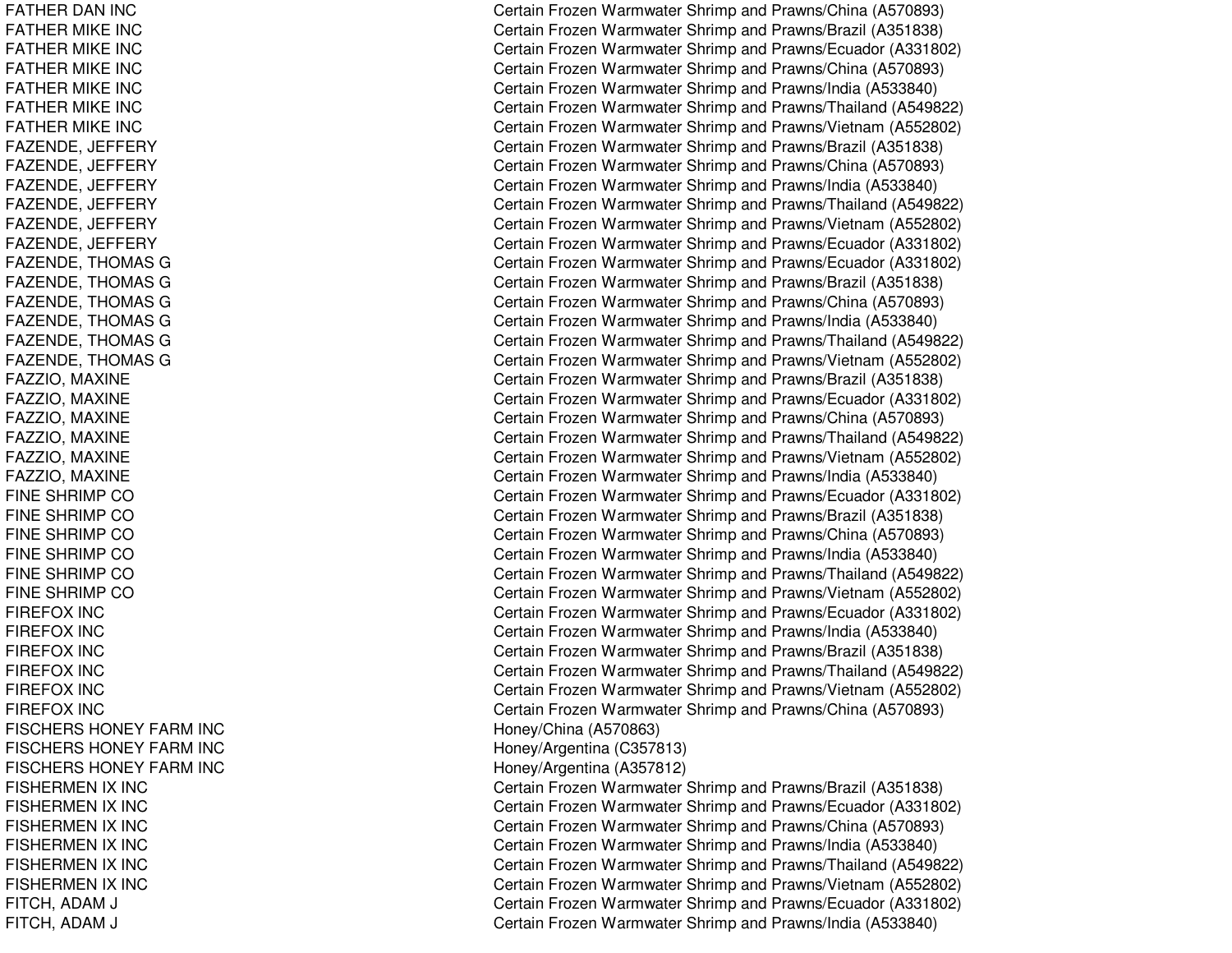| | |
|---|---|
| FATHER DAN INC | Certain Frozen Warmwater Shrimp and Prawns/China (A570893) |
| FATHER MIKE INC | Certain Frozen Warmwater Shrimp and Prawns/Brazil (A351838) |
| FATHER MIKE INC | Certain Frozen Warmwater Shrimp and Prawns/Ecuador (A331802) |
| FATHER MIKE INC | Certain Frozen Warmwater Shrimp and Prawns/China (A570893) |
| FATHER MIKE INC | Certain Frozen Warmwater Shrimp and Prawns/India (A533840) |
| FATHER MIKE INC | Certain Frozen Warmwater Shrimp and Prawns/Thailand (A549822) |
| FATHER MIKE INC | Certain Frozen Warmwater Shrimp and Prawns/Vietnam (A552802) |
| FAZENDE, JEFFERY | Certain Frozen Warmwater Shrimp and Prawns/Brazil (A351838) |
| FAZENDE, JEFFERY | Certain Frozen Warmwater Shrimp and Prawns/China (A570893) |
| FAZENDE, JEFFERY | Certain Frozen Warmwater Shrimp and Prawns/India (A533840) |
| FAZENDE, JEFFERY | Certain Frozen Warmwater Shrimp and Prawns/Thailand (A549822) |
| FAZENDE, JEFFERY | Certain Frozen Warmwater Shrimp and Prawns/Vietnam (A552802) |
| FAZENDE, JEFFERY | Certain Frozen Warmwater Shrimp and Prawns/Ecuador (A331802) |
| FAZENDE, THOMAS G | Certain Frozen Warmwater Shrimp and Prawns/Ecuador (A331802) |
| FAZENDE, THOMAS G | Certain Frozen Warmwater Shrimp and Prawns/Brazil (A351838) |
| FAZENDE, THOMAS G | Certain Frozen Warmwater Shrimp and Prawns/China (A570893) |
| FAZENDE, THOMAS G | Certain Frozen Warmwater Shrimp and Prawns/India (A533840) |
| FAZENDE, THOMAS G | Certain Frozen Warmwater Shrimp and Prawns/Thailand (A549822) |
| FAZENDE, THOMAS G | Certain Frozen Warmwater Shrimp and Prawns/Vietnam (A552802) |
| FAZZIO, MAXINE | Certain Frozen Warmwater Shrimp and Prawns/Brazil (A351838) |
| FAZZIO, MAXINE | Certain Frozen Warmwater Shrimp and Prawns/Ecuador (A331802) |
| FAZZIO, MAXINE | Certain Frozen Warmwater Shrimp and Prawns/China (A570893) |
| FAZZIO, MAXINE | Certain Frozen Warmwater Shrimp and Prawns/Thailand (A549822) |
| FAZZIO, MAXINE | Certain Frozen Warmwater Shrimp and Prawns/Vietnam (A552802) |
| FAZZIO, MAXINE | Certain Frozen Warmwater Shrimp and Prawns/India (A533840) |
| FINE SHRIMP CO | Certain Frozen Warmwater Shrimp and Prawns/Ecuador (A331802) |
| FINE SHRIMP CO | Certain Frozen Warmwater Shrimp and Prawns/Brazil (A351838) |
| FINE SHRIMP CO | Certain Frozen Warmwater Shrimp and Prawns/China (A570893) |
| FINE SHRIMP CO | Certain Frozen Warmwater Shrimp and Prawns/India (A533840) |
| FINE SHRIMP CO | Certain Frozen Warmwater Shrimp and Prawns/Thailand (A549822) |
| FINE SHRIMP CO | Certain Frozen Warmwater Shrimp and Prawns/Vietnam (A552802) |
| FIREFOX INC | Certain Frozen Warmwater Shrimp and Prawns/Ecuador (A331802) |
| FIREFOX INC | Certain Frozen Warmwater Shrimp and Prawns/India (A533840) |
| FIREFOX INC | Certain Frozen Warmwater Shrimp and Prawns/Brazil (A351838) |
| FIREFOX INC | Certain Frozen Warmwater Shrimp and Prawns/Thailand (A549822) |
| FIREFOX INC | Certain Frozen Warmwater Shrimp and Prawns/Vietnam (A552802) |
| FIREFOX INC | Certain Frozen Warmwater Shrimp and Prawns/China (A570893) |
| FISCHERS HONEY FARM INC | Honey/China (A570863) |
| FISCHERS HONEY FARM INC | Honey/Argentina (C357813) |
| FISCHERS HONEY FARM INC | Honey/Argentina (A357812) |
| FISHERMEN IX INC | Certain Frozen Warmwater Shrimp and Prawns/Brazil (A351838) |
| FISHERMEN IX INC | Certain Frozen Warmwater Shrimp and Prawns/Ecuador (A331802) |
| FISHERMEN IX INC | Certain Frozen Warmwater Shrimp and Prawns/China (A570893) |
| FISHERMEN IX INC | Certain Frozen Warmwater Shrimp and Prawns/India (A533840) |
| FISHERMEN IX INC | Certain Frozen Warmwater Shrimp and Prawns/Thailand (A549822) |
| FISHERMEN IX INC | Certain Frozen Warmwater Shrimp and Prawns/Vietnam (A552802) |
| FITCH, ADAM J | Certain Frozen Warmwater Shrimp and Prawns/Ecuador (A331802) |
| FITCH, ADAM J | Certain Frozen Warmwater Shrimp and Prawns/India (A533840) |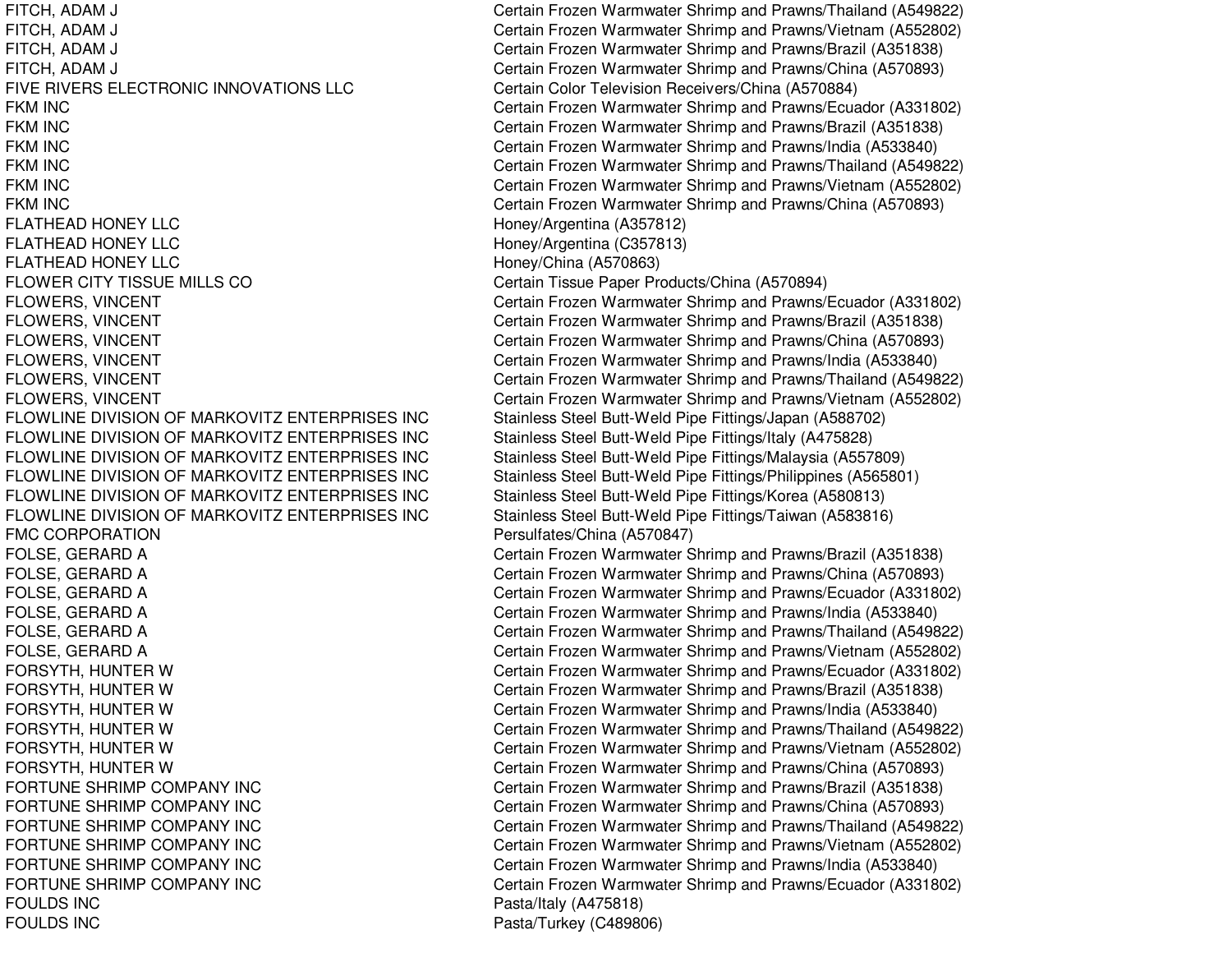| | |
|---|---|
| FITCH, ADAM J | Certain Frozen Warmwater Shrimp and Prawns/Thailand (A549822) |
| FITCH, ADAM J | Certain Frozen Warmwater Shrimp and Prawns/Vietnam (A552802) |
| FITCH, ADAM J | Certain Frozen Warmwater Shrimp and Prawns/Brazil (A351838) |
| FITCH, ADAM J | Certain Frozen Warmwater Shrimp and Prawns/China (A570893) |
| FIVE RIVERS ELECTRONIC INNOVATIONS LLC | Certain Color Television Receivers/China (A570884) |
| FKM INC | Certain Frozen Warmwater Shrimp and Prawns/Ecuador (A331802) |
| FKM INC | Certain Frozen Warmwater Shrimp and Prawns/Brazil (A351838) |
| FKM INC | Certain Frozen Warmwater Shrimp and Prawns/India (A533840) |
| FKM INC | Certain Frozen Warmwater Shrimp and Prawns/Thailand (A549822) |
| FKM INC | Certain Frozen Warmwater Shrimp and Prawns/Vietnam (A552802) |
| FKM INC | Certain Frozen Warmwater Shrimp and Prawns/China (A570893) |
| FLATHEAD HONEY LLC | Honey/Argentina (A357812) |
| FLATHEAD HONEY LLC | Honey/Argentina (C357813) |
| FLATHEAD HONEY LLC | Honey/China (A570863) |
| FLOWER CITY TISSUE MILLS CO | Certain Tissue Paper Products/China (A570894) |
| FLOWERS, VINCENT | Certain Frozen Warmwater Shrimp and Prawns/Ecuador (A331802) |
| FLOWERS, VINCENT | Certain Frozen Warmwater Shrimp and Prawns/Brazil (A351838) |
| FLOWERS, VINCENT | Certain Frozen Warmwater Shrimp and Prawns/China (A570893) |
| FLOWERS, VINCENT | Certain Frozen Warmwater Shrimp and Prawns/India (A533840) |
| FLOWERS, VINCENT | Certain Frozen Warmwater Shrimp and Prawns/Thailand (A549822) |
| FLOWERS, VINCENT | Certain Frozen Warmwater Shrimp and Prawns/Vietnam (A552802) |
| FLOWLINE DIVISION OF MARKOVITZ ENTERPRISES INC | Stainless Steel Butt-Weld Pipe Fittings/Japan (A588702) |
| FLOWLINE DIVISION OF MARKOVITZ ENTERPRISES INC | Stainless Steel Butt-Weld Pipe Fittings/Italy (A475828) |
| FLOWLINE DIVISION OF MARKOVITZ ENTERPRISES INC | Stainless Steel Butt-Weld Pipe Fittings/Malaysia (A557809) |
| FLOWLINE DIVISION OF MARKOVITZ ENTERPRISES INC | Stainless Steel Butt-Weld Pipe Fittings/Philippines (A565801) |
| FLOWLINE DIVISION OF MARKOVITZ ENTERPRISES INC | Stainless Steel Butt-Weld Pipe Fittings/Korea (A580813) |
| FLOWLINE DIVISION OF MARKOVITZ ENTERPRISES INC | Stainless Steel Butt-Weld Pipe Fittings/Taiwan (A583816) |
| FMC CORPORATION | Persulfates/China (A570847) |
| FOLSE, GERARD A | Certain Frozen Warmwater Shrimp and Prawns/Brazil (A351838) |
| FOLSE, GERARD A | Certain Frozen Warmwater Shrimp and Prawns/China (A570893) |
| FOLSE, GERARD A | Certain Frozen Warmwater Shrimp and Prawns/Ecuador (A331802) |
| FOLSE, GERARD A | Certain Frozen Warmwater Shrimp and Prawns/India (A533840) |
| FOLSE, GERARD A | Certain Frozen Warmwater Shrimp and Prawns/Thailand (A549822) |
| FOLSE, GERARD A | Certain Frozen Warmwater Shrimp and Prawns/Vietnam (A552802) |
| FORSYTH, HUNTER W | Certain Frozen Warmwater Shrimp and Prawns/Ecuador (A331802) |
| FORSYTH, HUNTER W | Certain Frozen Warmwater Shrimp and Prawns/Brazil (A351838) |
| FORSYTH, HUNTER W | Certain Frozen Warmwater Shrimp and Prawns/India (A533840) |
| FORSYTH, HUNTER W | Certain Frozen Warmwater Shrimp and Prawns/Thailand (A549822) |
| FORSYTH, HUNTER W | Certain Frozen Warmwater Shrimp and Prawns/Vietnam (A552802) |
| FORSYTH, HUNTER W | Certain Frozen Warmwater Shrimp and Prawns/China (A570893) |
| FORTUNE SHRIMP COMPANY INC | Certain Frozen Warmwater Shrimp and Prawns/Brazil (A351838) |
| FORTUNE SHRIMP COMPANY INC | Certain Frozen Warmwater Shrimp and Prawns/China (A570893) |
| FORTUNE SHRIMP COMPANY INC | Certain Frozen Warmwater Shrimp and Prawns/Thailand (A549822) |
| FORTUNE SHRIMP COMPANY INC | Certain Frozen Warmwater Shrimp and Prawns/Vietnam (A552802) |
| FORTUNE SHRIMP COMPANY INC | Certain Frozen Warmwater Shrimp and Prawns/India (A533840) |
| FORTUNE SHRIMP COMPANY INC | Certain Frozen Warmwater Shrimp and Prawns/Ecuador (A331802) |
| FOULDS INC | Pasta/Italy (A475818) |
| FOULDS INC | Pasta/Turkey (C489806) |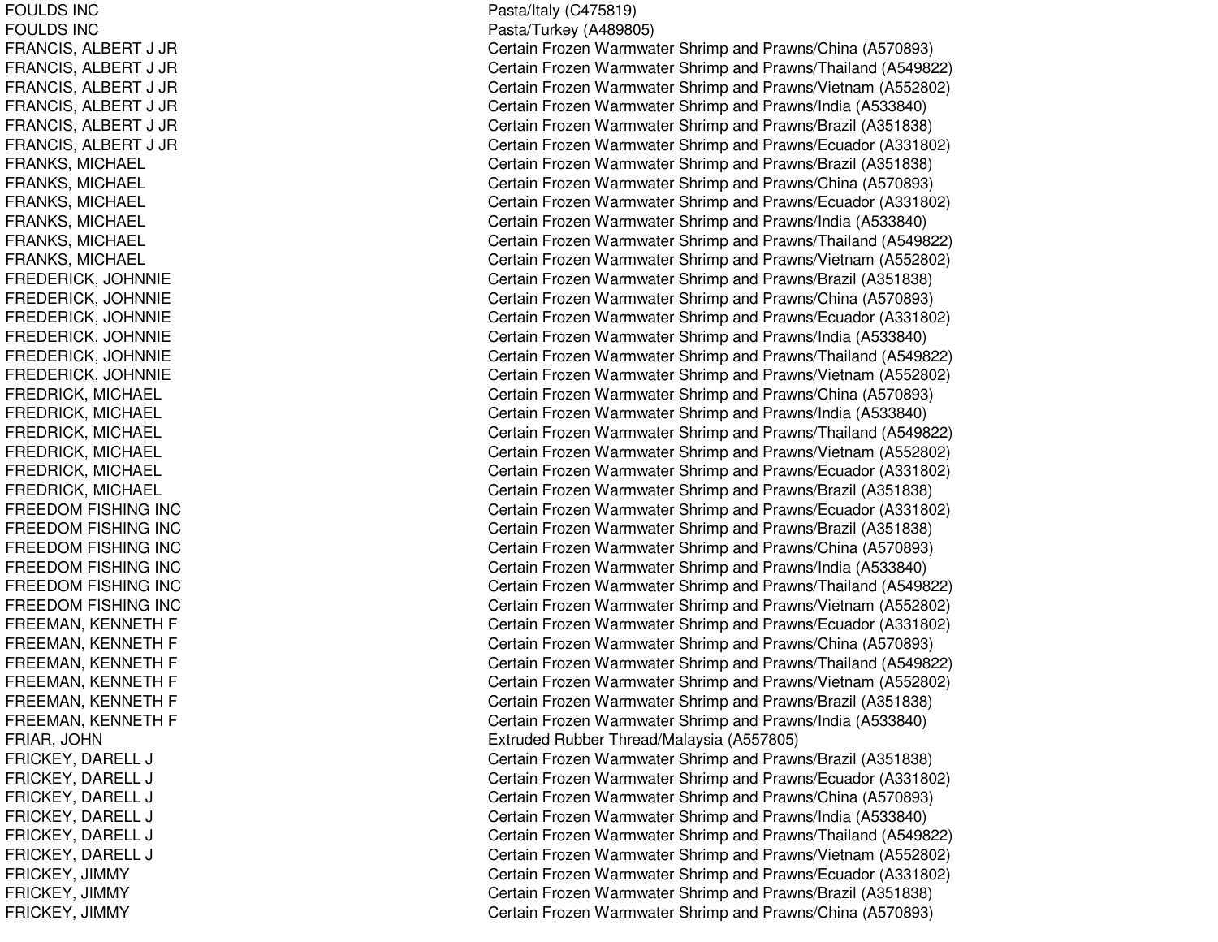| | |
|---|---|
| FOULDS INC | Pasta/Italy (C475819) |
| FOULDS INC | Pasta/Turkey (A489805) |
| FRANCIS, ALBERT J JR | Certain Frozen Warmwater Shrimp and Prawns/China (A570893) |
| FRANCIS, ALBERT J JR | Certain Frozen Warmwater Shrimp and Prawns/Thailand (A549822) |
| FRANCIS, ALBERT J JR | Certain Frozen Warmwater Shrimp and Prawns/Vietnam (A552802) |
| FRANCIS, ALBERT J JR | Certain Frozen Warmwater Shrimp and Prawns/India (A533840) |
| FRANCIS, ALBERT J JR | Certain Frozen Warmwater Shrimp and Prawns/Brazil (A351838) |
| FRANCIS, ALBERT J JR | Certain Frozen Warmwater Shrimp and Prawns/Ecuador (A331802) |
| FRANKS, MICHAEL | Certain Frozen Warmwater Shrimp and Prawns/Brazil (A351838) |
| FRANKS, MICHAEL | Certain Frozen Warmwater Shrimp and Prawns/China (A570893) |
| FRANKS, MICHAEL | Certain Frozen Warmwater Shrimp and Prawns/Ecuador (A331802) |
| FRANKS, MICHAEL | Certain Frozen Warmwater Shrimp and Prawns/India (A533840) |
| FRANKS, MICHAEL | Certain Frozen Warmwater Shrimp and Prawns/Thailand (A549822) |
| FRANKS, MICHAEL | Certain Frozen Warmwater Shrimp and Prawns/Vietnam (A552802) |
| FREDERICK, JOHNNIE | Certain Frozen Warmwater Shrimp and Prawns/Brazil (A351838) |
| FREDERICK, JOHNNIE | Certain Frozen Warmwater Shrimp and Prawns/China (A570893) |
| FREDERICK, JOHNNIE | Certain Frozen Warmwater Shrimp and Prawns/Ecuador (A331802) |
| FREDERICK, JOHNNIE | Certain Frozen Warmwater Shrimp and Prawns/India (A533840) |
| FREDERICK, JOHNNIE | Certain Frozen Warmwater Shrimp and Prawns/Thailand (A549822) |
| FREDERICK, JOHNNIE | Certain Frozen Warmwater Shrimp and Prawns/Vietnam (A552802) |
| FREDRICK, MICHAEL | Certain Frozen Warmwater Shrimp and Prawns/China (A570893) |
| FREDRICK, MICHAEL | Certain Frozen Warmwater Shrimp and Prawns/India (A533840) |
| FREDRICK, MICHAEL | Certain Frozen Warmwater Shrimp and Prawns/Thailand (A549822) |
| FREDRICK, MICHAEL | Certain Frozen Warmwater Shrimp and Prawns/Vietnam (A552802) |
| FREDRICK, MICHAEL | Certain Frozen Warmwater Shrimp and Prawns/Ecuador (A331802) |
| FREDRICK, MICHAEL | Certain Frozen Warmwater Shrimp and Prawns/Brazil (A351838) |
| FREEDOM FISHING INC | Certain Frozen Warmwater Shrimp and Prawns/Ecuador (A331802) |
| FREEDOM FISHING INC | Certain Frozen Warmwater Shrimp and Prawns/Brazil (A351838) |
| FREEDOM FISHING INC | Certain Frozen Warmwater Shrimp and Prawns/China (A570893) |
| FREEDOM FISHING INC | Certain Frozen Warmwater Shrimp and Prawns/India (A533840) |
| FREEDOM FISHING INC | Certain Frozen Warmwater Shrimp and Prawns/Thailand (A549822) |
| FREEDOM FISHING INC | Certain Frozen Warmwater Shrimp and Prawns/Vietnam (A552802) |
| FREEMAN, KENNETH F | Certain Frozen Warmwater Shrimp and Prawns/Ecuador (A331802) |
| FREEMAN, KENNETH F | Certain Frozen Warmwater Shrimp and Prawns/China (A570893) |
| FREEMAN, KENNETH F | Certain Frozen Warmwater Shrimp and Prawns/Thailand (A549822) |
| FREEMAN, KENNETH F | Certain Frozen Warmwater Shrimp and Prawns/Vietnam (A552802) |
| FREEMAN, KENNETH F | Certain Frozen Warmwater Shrimp and Prawns/Brazil (A351838) |
| FREEMAN, KENNETH F | Certain Frozen Warmwater Shrimp and Prawns/India (A533840) |
| FRIAR, JOHN | Extruded Rubber Thread/Malaysia (A557805) |
| FRICKEY, DARELL J | Certain Frozen Warmwater Shrimp and Prawns/Brazil (A351838) |
| FRICKEY, DARELL J | Certain Frozen Warmwater Shrimp and Prawns/Ecuador (A331802) |
| FRICKEY, DARELL J | Certain Frozen Warmwater Shrimp and Prawns/China (A570893) |
| FRICKEY, DARELL J | Certain Frozen Warmwater Shrimp and Prawns/India (A533840) |
| FRICKEY, DARELL J | Certain Frozen Warmwater Shrimp and Prawns/Thailand (A549822) |
| FRICKEY, DARELL J | Certain Frozen Warmwater Shrimp and Prawns/Vietnam (A552802) |
| FRICKEY, JIMMY | Certain Frozen Warmwater Shrimp and Prawns/Ecuador (A331802) |
| FRICKEY, JIMMY | Certain Frozen Warmwater Shrimp and Prawns/Brazil (A351838) |
| FRICKEY, JIMMY | Certain Frozen Warmwater Shrimp and Prawns/China (A570893) |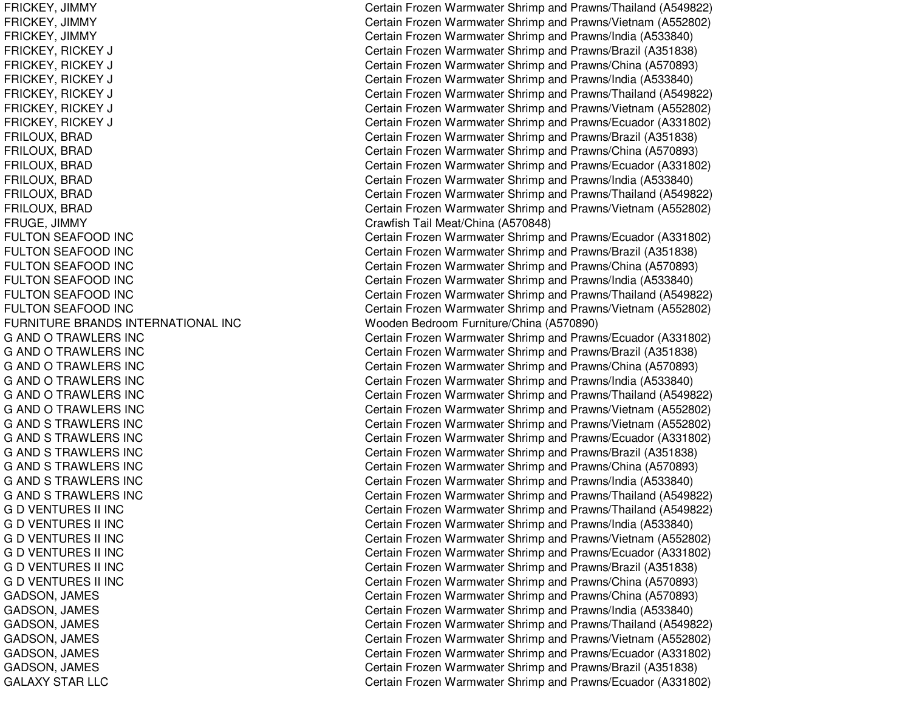| | |
|---|---|
| FRICKEY, JIMMY | Certain Frozen Warmwater Shrimp and Prawns/Thailand (A549822) |
| FRICKEY, JIMMY | Certain Frozen Warmwater Shrimp and Prawns/Vietnam (A552802) |
| FRICKEY, JIMMY | Certain Frozen Warmwater Shrimp and Prawns/India (A533840) |
| FRICKEY, RICKEY J | Certain Frozen Warmwater Shrimp and Prawns/Brazil (A351838) |
| FRICKEY, RICKEY J | Certain Frozen Warmwater Shrimp and Prawns/China (A570893) |
| FRICKEY, RICKEY J | Certain Frozen Warmwater Shrimp and Prawns/India (A533840) |
| FRICKEY, RICKEY J | Certain Frozen Warmwater Shrimp and Prawns/Thailand (A549822) |
| FRICKEY, RICKEY J | Certain Frozen Warmwater Shrimp and Prawns/Vietnam (A552802) |
| FRICKEY, RICKEY J | Certain Frozen Warmwater Shrimp and Prawns/Ecuador (A331802) |
| FRILOUX, BRAD | Certain Frozen Warmwater Shrimp and Prawns/Brazil (A351838) |
| FRILOUX, BRAD | Certain Frozen Warmwater Shrimp and Prawns/China (A570893) |
| FRILOUX, BRAD | Certain Frozen Warmwater Shrimp and Prawns/Ecuador (A331802) |
| FRILOUX, BRAD | Certain Frozen Warmwater Shrimp and Prawns/India (A533840) |
| FRILOUX, BRAD | Certain Frozen Warmwater Shrimp and Prawns/Thailand (A549822) |
| FRILOUX, BRAD | Certain Frozen Warmwater Shrimp and Prawns/Vietnam (A552802) |
| FRUGE, JIMMY | Crawfish Tail Meat/China (A570848) |
| FULTON SEAFOOD INC | Certain Frozen Warmwater Shrimp and Prawns/Ecuador (A331802) |
| FULTON SEAFOOD INC | Certain Frozen Warmwater Shrimp and Prawns/Brazil (A351838) |
| FULTON SEAFOOD INC | Certain Frozen Warmwater Shrimp and Prawns/China (A570893) |
| FULTON SEAFOOD INC | Certain Frozen Warmwater Shrimp and Prawns/India (A533840) |
| FULTON SEAFOOD INC | Certain Frozen Warmwater Shrimp and Prawns/Thailand (A549822) |
| FULTON SEAFOOD INC | Certain Frozen Warmwater Shrimp and Prawns/Vietnam (A552802) |
| FURNITURE BRANDS INTERNATIONAL INC | Wooden Bedroom Furniture/China (A570890) |
| G AND O TRAWLERS INC | Certain Frozen Warmwater Shrimp and Prawns/Ecuador (A331802) |
| G AND O TRAWLERS INC | Certain Frozen Warmwater Shrimp and Prawns/Brazil (A351838) |
| G AND O TRAWLERS INC | Certain Frozen Warmwater Shrimp and Prawns/China (A570893) |
| G AND O TRAWLERS INC | Certain Frozen Warmwater Shrimp and Prawns/India (A533840) |
| G AND O TRAWLERS INC | Certain Frozen Warmwater Shrimp and Prawns/Thailand (A549822) |
| G AND O TRAWLERS INC | Certain Frozen Warmwater Shrimp and Prawns/Vietnam (A552802) |
| G AND S TRAWLERS INC | Certain Frozen Warmwater Shrimp and Prawns/Vietnam (A552802) |
| G AND S TRAWLERS INC | Certain Frozen Warmwater Shrimp and Prawns/Ecuador (A331802) |
| G AND S TRAWLERS INC | Certain Frozen Warmwater Shrimp and Prawns/Brazil (A351838) |
| G AND S TRAWLERS INC | Certain Frozen Warmwater Shrimp and Prawns/China (A570893) |
| G AND S TRAWLERS INC | Certain Frozen Warmwater Shrimp and Prawns/India (A533840) |
| G AND S TRAWLERS INC | Certain Frozen Warmwater Shrimp and Prawns/Thailand (A549822) |
| G D VENTURES II INC | Certain Frozen Warmwater Shrimp and Prawns/Thailand (A549822) |
| G D VENTURES II INC | Certain Frozen Warmwater Shrimp and Prawns/India (A533840) |
| G D VENTURES II INC | Certain Frozen Warmwater Shrimp and Prawns/Vietnam (A552802) |
| G D VENTURES II INC | Certain Frozen Warmwater Shrimp and Prawns/Ecuador (A331802) |
| G D VENTURES II INC | Certain Frozen Warmwater Shrimp and Prawns/Brazil (A351838) |
| G D VENTURES II INC | Certain Frozen Warmwater Shrimp and Prawns/China (A570893) |
| GADSON, JAMES | Certain Frozen Warmwater Shrimp and Prawns/China (A570893) |
| GADSON, JAMES | Certain Frozen Warmwater Shrimp and Prawns/India (A533840) |
| GADSON, JAMES | Certain Frozen Warmwater Shrimp and Prawns/Thailand (A549822) |
| GADSON, JAMES | Certain Frozen Warmwater Shrimp and Prawns/Vietnam (A552802) |
| GADSON, JAMES | Certain Frozen Warmwater Shrimp and Prawns/Ecuador (A331802) |
| GADSON, JAMES | Certain Frozen Warmwater Shrimp and Prawns/Brazil (A351838) |
| GALAXY STAR LLC | Certain Frozen Warmwater Shrimp and Prawns/Ecuador (A331802) |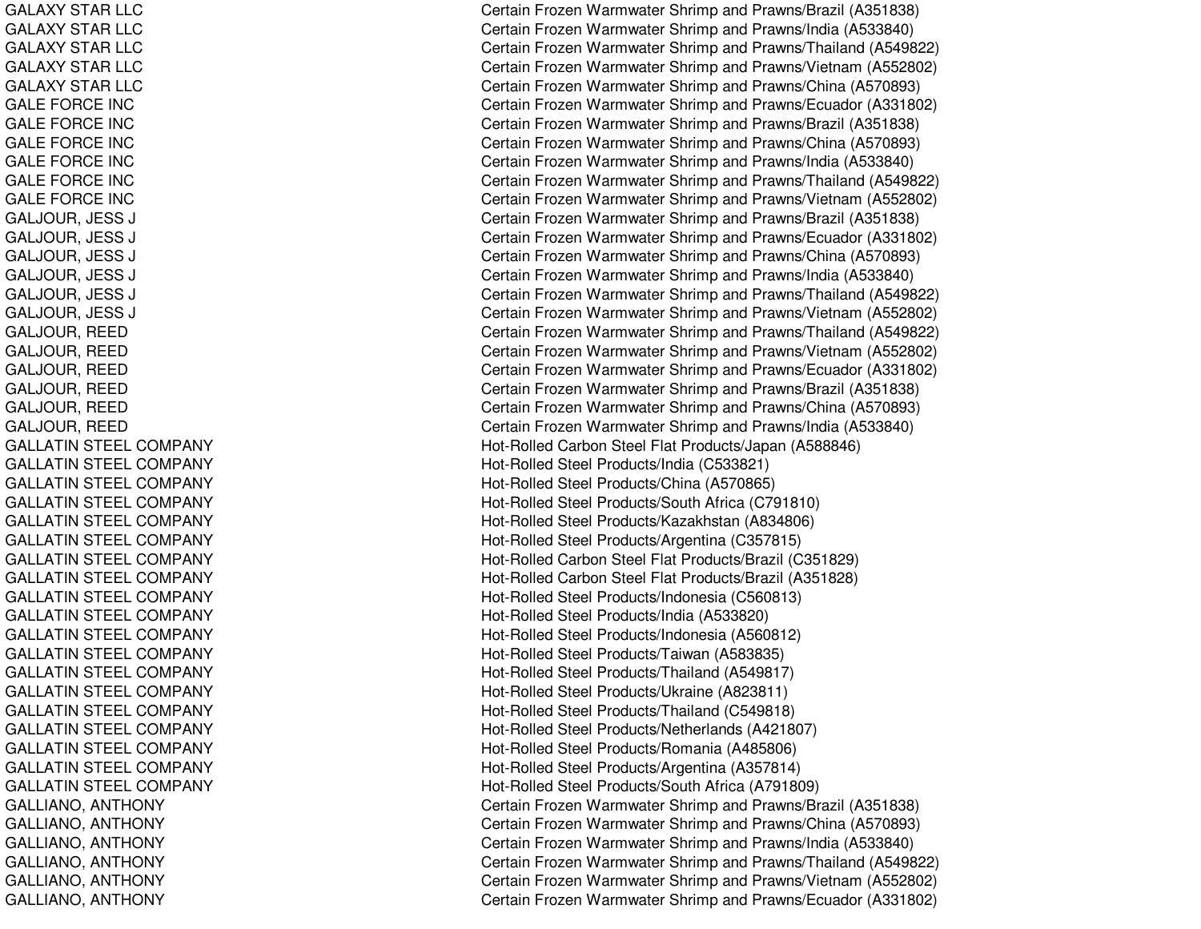| | |
|---|---|
| GALAXY STAR LLC | Certain Frozen Warmwater Shrimp and Prawns/Brazil (A351838) |
| GALAXY STAR LLC | Certain Frozen Warmwater Shrimp and Prawns/India (A533840) |
| GALAXY STAR LLC | Certain Frozen Warmwater Shrimp and Prawns/Thailand (A549822) |
| GALAXY STAR LLC | Certain Frozen Warmwater Shrimp and Prawns/Vietnam (A552802) |
| GALAXY STAR LLC | Certain Frozen Warmwater Shrimp and Prawns/China (A570893) |
| GALE FORCE INC | Certain Frozen Warmwater Shrimp and Prawns/Ecuador (A331802) |
| GALE FORCE INC | Certain Frozen Warmwater Shrimp and Prawns/Brazil (A351838) |
| GALE FORCE INC | Certain Frozen Warmwater Shrimp and Prawns/China (A570893) |
| GALE FORCE INC | Certain Frozen Warmwater Shrimp and Prawns/India (A533840) |
| GALE FORCE INC | Certain Frozen Warmwater Shrimp and Prawns/Thailand (A549822) |
| GALE FORCE INC | Certain Frozen Warmwater Shrimp and Prawns/Vietnam (A552802) |
| GALJOUR, JESS J | Certain Frozen Warmwater Shrimp and Prawns/Brazil (A351838) |
| GALJOUR, JESS J | Certain Frozen Warmwater Shrimp and Prawns/Ecuador (A331802) |
| GALJOUR, JESS J | Certain Frozen Warmwater Shrimp and Prawns/China (A570893) |
| GALJOUR, JESS J | Certain Frozen Warmwater Shrimp and Prawns/India (A533840) |
| GALJOUR, JESS J | Certain Frozen Warmwater Shrimp and Prawns/Thailand (A549822) |
| GALJOUR, JESS J | Certain Frozen Warmwater Shrimp and Prawns/Vietnam (A552802) |
| GALJOUR, REED | Certain Frozen Warmwater Shrimp and Prawns/Thailand (A549822) |
| GALJOUR, REED | Certain Frozen Warmwater Shrimp and Prawns/Vietnam (A552802) |
| GALJOUR, REED | Certain Frozen Warmwater Shrimp and Prawns/Ecuador (A331802) |
| GALJOUR, REED | Certain Frozen Warmwater Shrimp and Prawns/Brazil (A351838) |
| GALJOUR, REED | Certain Frozen Warmwater Shrimp and Prawns/China (A570893) |
| GALJOUR, REED | Certain Frozen Warmwater Shrimp and Prawns/India (A533840) |
| GALLATIN STEEL COMPANY | Hot-Rolled Carbon Steel Flat Products/Japan (A588846) |
| GALLATIN STEEL COMPANY | Hot-Rolled Steel Products/India (C533821) |
| GALLATIN STEEL COMPANY | Hot-Rolled Steel Products/China (A570865) |
| GALLATIN STEEL COMPANY | Hot-Rolled Steel Products/South Africa (C791810) |
| GALLATIN STEEL COMPANY | Hot-Rolled Steel Products/Kazakhstan (A834806) |
| GALLATIN STEEL COMPANY | Hot-Rolled Steel Products/Argentina (C357815) |
| GALLATIN STEEL COMPANY | Hot-Rolled Carbon Steel Flat Products/Brazil (C351829) |
| GALLATIN STEEL COMPANY | Hot-Rolled Carbon Steel Flat Products/Brazil (A351828) |
| GALLATIN STEEL COMPANY | Hot-Rolled Steel Products/Indonesia (C560813) |
| GALLATIN STEEL COMPANY | Hot-Rolled Steel Products/India (A533820) |
| GALLATIN STEEL COMPANY | Hot-Rolled Steel Products/Indonesia (A560812) |
| GALLATIN STEEL COMPANY | Hot-Rolled Steel Products/Taiwan (A583835) |
| GALLATIN STEEL COMPANY | Hot-Rolled Steel Products/Thailand (A549817) |
| GALLATIN STEEL COMPANY | Hot-Rolled Steel Products/Ukraine (A823811) |
| GALLATIN STEEL COMPANY | Hot-Rolled Steel Products/Thailand (C549818) |
| GALLATIN STEEL COMPANY | Hot-Rolled Steel Products/Netherlands (A421807) |
| GALLATIN STEEL COMPANY | Hot-Rolled Steel Products/Romania (A485806) |
| GALLATIN STEEL COMPANY | Hot-Rolled Steel Products/Argentina (A357814) |
| GALLATIN STEEL COMPANY | Hot-Rolled Steel Products/South Africa (A791809) |
| GALLIANO, ANTHONY | Certain Frozen Warmwater Shrimp and Prawns/Brazil (A351838) |
| GALLIANO, ANTHONY | Certain Frozen Warmwater Shrimp and Prawns/China (A570893) |
| GALLIANO, ANTHONY | Certain Frozen Warmwater Shrimp and Prawns/India (A533840) |
| GALLIANO, ANTHONY | Certain Frozen Warmwater Shrimp and Prawns/Thailand (A549822) |
| GALLIANO, ANTHONY | Certain Frozen Warmwater Shrimp and Prawns/Vietnam (A552802) |
| GALLIANO, ANTHONY | Certain Frozen Warmwater Shrimp and Prawns/Ecuador (A331802) |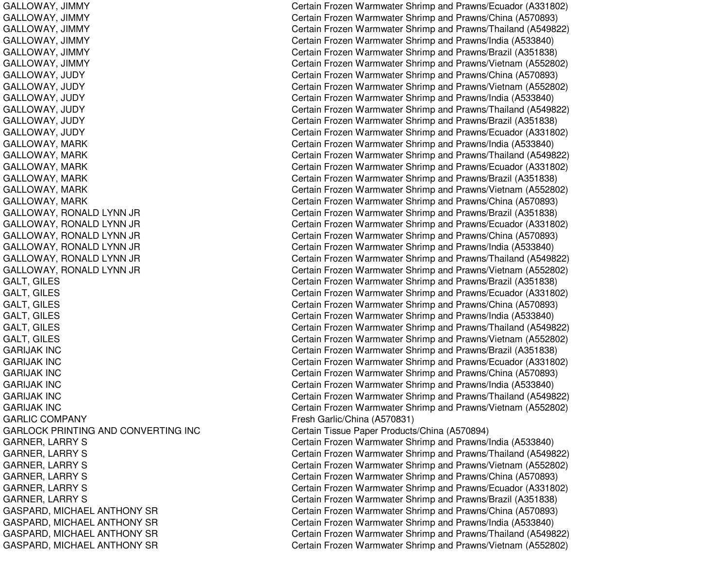| | |
|---|---|
| GALLOWAY, JIMMY | Certain Frozen Warmwater Shrimp and Prawns/Ecuador (A331802) |
| GALLOWAY, JIMMY | Certain Frozen Warmwater Shrimp and Prawns/China (A570893) |
| GALLOWAY, JIMMY | Certain Frozen Warmwater Shrimp and Prawns/Thailand (A549822) |
| GALLOWAY, JIMMY | Certain Frozen Warmwater Shrimp and Prawns/India (A533840) |
| GALLOWAY, JIMMY | Certain Frozen Warmwater Shrimp and Prawns/Brazil (A351838) |
| GALLOWAY, JIMMY | Certain Frozen Warmwater Shrimp and Prawns/Vietnam (A552802) |
| GALLOWAY, JUDY | Certain Frozen Warmwater Shrimp and Prawns/China (A570893) |
| GALLOWAY, JUDY | Certain Frozen Warmwater Shrimp and Prawns/Vietnam (A552802) |
| GALLOWAY, JUDY | Certain Frozen Warmwater Shrimp and Prawns/India (A533840) |
| GALLOWAY, JUDY | Certain Frozen Warmwater Shrimp and Prawns/Thailand (A549822) |
| GALLOWAY, JUDY | Certain Frozen Warmwater Shrimp and Prawns/Brazil (A351838) |
| GALLOWAY, JUDY | Certain Frozen Warmwater Shrimp and Prawns/Ecuador (A331802) |
| GALLOWAY, MARK | Certain Frozen Warmwater Shrimp and Prawns/India (A533840) |
| GALLOWAY, MARK | Certain Frozen Warmwater Shrimp and Prawns/Thailand (A549822) |
| GALLOWAY, MARK | Certain Frozen Warmwater Shrimp and Prawns/Ecuador (A331802) |
| GALLOWAY, MARK | Certain Frozen Warmwater Shrimp and Prawns/Brazil (A351838) |
| GALLOWAY, MARK | Certain Frozen Warmwater Shrimp and Prawns/Vietnam (A552802) |
| GALLOWAY, MARK | Certain Frozen Warmwater Shrimp and Prawns/China (A570893) |
| GALLOWAY, RONALD LYNN JR | Certain Frozen Warmwater Shrimp and Prawns/Brazil (A351838) |
| GALLOWAY, RONALD LYNN JR | Certain Frozen Warmwater Shrimp and Prawns/Ecuador (A331802) |
| GALLOWAY, RONALD LYNN JR | Certain Frozen Warmwater Shrimp and Prawns/China (A570893) |
| GALLOWAY, RONALD LYNN JR | Certain Frozen Warmwater Shrimp and Prawns/India (A533840) |
| GALLOWAY, RONALD LYNN JR | Certain Frozen Warmwater Shrimp and Prawns/Thailand (A549822) |
| GALLOWAY, RONALD LYNN JR | Certain Frozen Warmwater Shrimp and Prawns/Vietnam (A552802) |
| GALT, GILES | Certain Frozen Warmwater Shrimp and Prawns/Brazil (A351838) |
| GALT, GILES | Certain Frozen Warmwater Shrimp and Prawns/Ecuador (A331802) |
| GALT, GILES | Certain Frozen Warmwater Shrimp and Prawns/China (A570893) |
| GALT, GILES | Certain Frozen Warmwater Shrimp and Prawns/India (A533840) |
| GALT, GILES | Certain Frozen Warmwater Shrimp and Prawns/Thailand (A549822) |
| GALT, GILES | Certain Frozen Warmwater Shrimp and Prawns/Vietnam (A552802) |
| GARIJAK INC | Certain Frozen Warmwater Shrimp and Prawns/Brazil (A351838) |
| GARIJAK INC | Certain Frozen Warmwater Shrimp and Prawns/Ecuador (A331802) |
| GARIJAK INC | Certain Frozen Warmwater Shrimp and Prawns/China (A570893) |
| GARIJAK INC | Certain Frozen Warmwater Shrimp and Prawns/India (A533840) |
| GARIJAK INC | Certain Frozen Warmwater Shrimp and Prawns/Thailand (A549822) |
| GARIJAK INC | Certain Frozen Warmwater Shrimp and Prawns/Vietnam (A552802) |
| GARLIC COMPANY | Fresh Garlic/China (A570831) |
| GARLOCK PRINTING AND CONVERTING INC | Certain Tissue Paper Products/China (A570894) |
| GARNER, LARRY S | Certain Frozen Warmwater Shrimp and Prawns/India (A533840) |
| GARNER, LARRY S | Certain Frozen Warmwater Shrimp and Prawns/Thailand (A549822) |
| GARNER, LARRY S | Certain Frozen Warmwater Shrimp and Prawns/Vietnam (A552802) |
| GARNER, LARRY S | Certain Frozen Warmwater Shrimp and Prawns/China (A570893) |
| GARNER, LARRY S | Certain Frozen Warmwater Shrimp and Prawns/Ecuador (A331802) |
| GARNER, LARRY S | Certain Frozen Warmwater Shrimp and Prawns/Brazil (A351838) |
| GASPARD, MICHAEL ANTHONY SR | Certain Frozen Warmwater Shrimp and Prawns/China (A570893) |
| GASPARD, MICHAEL ANTHONY SR | Certain Frozen Warmwater Shrimp and Prawns/India (A533840) |
| GASPARD, MICHAEL ANTHONY SR | Certain Frozen Warmwater Shrimp and Prawns/Thailand (A549822) |
| GASPARD, MICHAEL ANTHONY SR | Certain Frozen Warmwater Shrimp and Prawns/Vietnam (A552802) |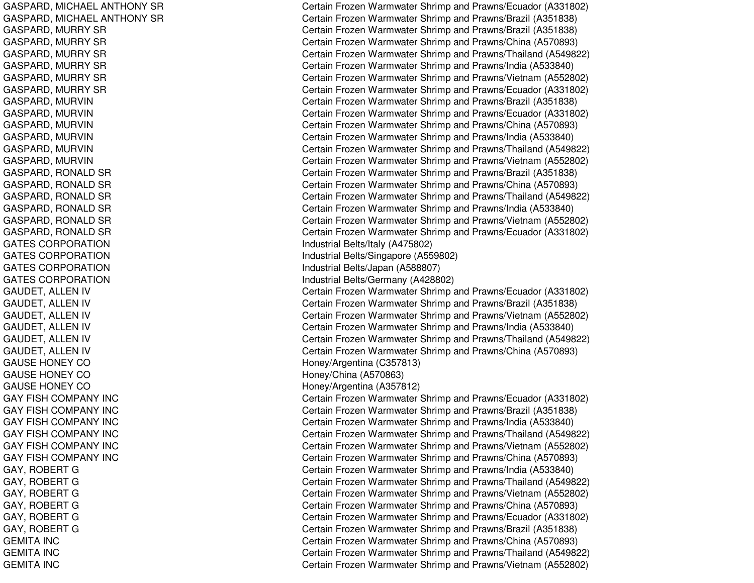| | |
|---|---|
| GASPARD, MICHAEL ANTHONY SR | Certain Frozen Warmwater Shrimp and Prawns/Ecuador (A331802) |
| GASPARD, MICHAEL ANTHONY SR | Certain Frozen Warmwater Shrimp and Prawns/Brazil (A351838) |
| GASPARD, MURRY SR | Certain Frozen Warmwater Shrimp and Prawns/Brazil (A351838) |
| GASPARD, MURRY SR | Certain Frozen Warmwater Shrimp and Prawns/China (A570893) |
| GASPARD, MURRY SR | Certain Frozen Warmwater Shrimp and Prawns/Thailand (A549822) |
| GASPARD, MURRY SR | Certain Frozen Warmwater Shrimp and Prawns/India (A533840) |
| GASPARD, MURRY SR | Certain Frozen Warmwater Shrimp and Prawns/Vietnam (A552802) |
| GASPARD, MURRY SR | Certain Frozen Warmwater Shrimp and Prawns/Ecuador (A331802) |
| GASPARD, MURVIN | Certain Frozen Warmwater Shrimp and Prawns/Brazil (A351838) |
| GASPARD, MURVIN | Certain Frozen Warmwater Shrimp and Prawns/Ecuador (A331802) |
| GASPARD, MURVIN | Certain Frozen Warmwater Shrimp and Prawns/China (A570893) |
| GASPARD, MURVIN | Certain Frozen Warmwater Shrimp and Prawns/India (A533840) |
| GASPARD, MURVIN | Certain Frozen Warmwater Shrimp and Prawns/Thailand (A549822) |
| GASPARD, MURVIN | Certain Frozen Warmwater Shrimp and Prawns/Vietnam (A552802) |
| GASPARD, RONALD SR | Certain Frozen Warmwater Shrimp and Prawns/Brazil (A351838) |
| GASPARD, RONALD SR | Certain Frozen Warmwater Shrimp and Prawns/China (A570893) |
| GASPARD, RONALD SR | Certain Frozen Warmwater Shrimp and Prawns/Thailand (A549822) |
| GASPARD, RONALD SR | Certain Frozen Warmwater Shrimp and Prawns/India (A533840) |
| GASPARD, RONALD SR | Certain Frozen Warmwater Shrimp and Prawns/Vietnam (A552802) |
| GASPARD, RONALD SR | Certain Frozen Warmwater Shrimp and Prawns/Ecuador (A331802) |
| GATES CORPORATION | Industrial Belts/Italy (A475802) |
| GATES CORPORATION | Industrial Belts/Singapore (A559802) |
| GATES CORPORATION | Industrial Belts/Japan (A588807) |
| GATES CORPORATION | Industrial Belts/Germany (A428802) |
| GAUDET, ALLEN IV | Certain Frozen Warmwater Shrimp and Prawns/Ecuador (A331802) |
| GAUDET, ALLEN IV | Certain Frozen Warmwater Shrimp and Prawns/Brazil (A351838) |
| GAUDET, ALLEN IV | Certain Frozen Warmwater Shrimp and Prawns/Vietnam (A552802) |
| GAUDET, ALLEN IV | Certain Frozen Warmwater Shrimp and Prawns/India (A533840) |
| GAUDET, ALLEN IV | Certain Frozen Warmwater Shrimp and Prawns/Thailand (A549822) |
| GAUDET, ALLEN IV | Certain Frozen Warmwater Shrimp and Prawns/China (A570893) |
| GAUSE HONEY CO | Honey/Argentina (C357813) |
| GAUSE HONEY CO | Honey/China (A570863) |
| GAUSE HONEY CO | Honey/Argentina (A357812) |
| GAY FISH COMPANY INC | Certain Frozen Warmwater Shrimp and Prawns/Ecuador (A331802) |
| GAY FISH COMPANY INC | Certain Frozen Warmwater Shrimp and Prawns/Brazil (A351838) |
| GAY FISH COMPANY INC | Certain Frozen Warmwater Shrimp and Prawns/India (A533840) |
| GAY FISH COMPANY INC | Certain Frozen Warmwater Shrimp and Prawns/Thailand (A549822) |
| GAY FISH COMPANY INC | Certain Frozen Warmwater Shrimp and Prawns/Vietnam (A552802) |
| GAY FISH COMPANY INC | Certain Frozen Warmwater Shrimp and Prawns/China (A570893) |
| GAY, ROBERT G | Certain Frozen Warmwater Shrimp and Prawns/India (A533840) |
| GAY, ROBERT G | Certain Frozen Warmwater Shrimp and Prawns/Thailand (A549822) |
| GAY, ROBERT G | Certain Frozen Warmwater Shrimp and Prawns/Vietnam (A552802) |
| GAY, ROBERT G | Certain Frozen Warmwater Shrimp and Prawns/China (A570893) |
| GAY, ROBERT G | Certain Frozen Warmwater Shrimp and Prawns/Ecuador (A331802) |
| GAY, ROBERT G | Certain Frozen Warmwater Shrimp and Prawns/Brazil (A351838) |
| GEMITA INC | Certain Frozen Warmwater Shrimp and Prawns/China (A570893) |
| GEMITA INC | Certain Frozen Warmwater Shrimp and Prawns/Thailand (A549822) |
| GEMITA INC | Certain Frozen Warmwater Shrimp and Prawns/Vietnam (A552802) |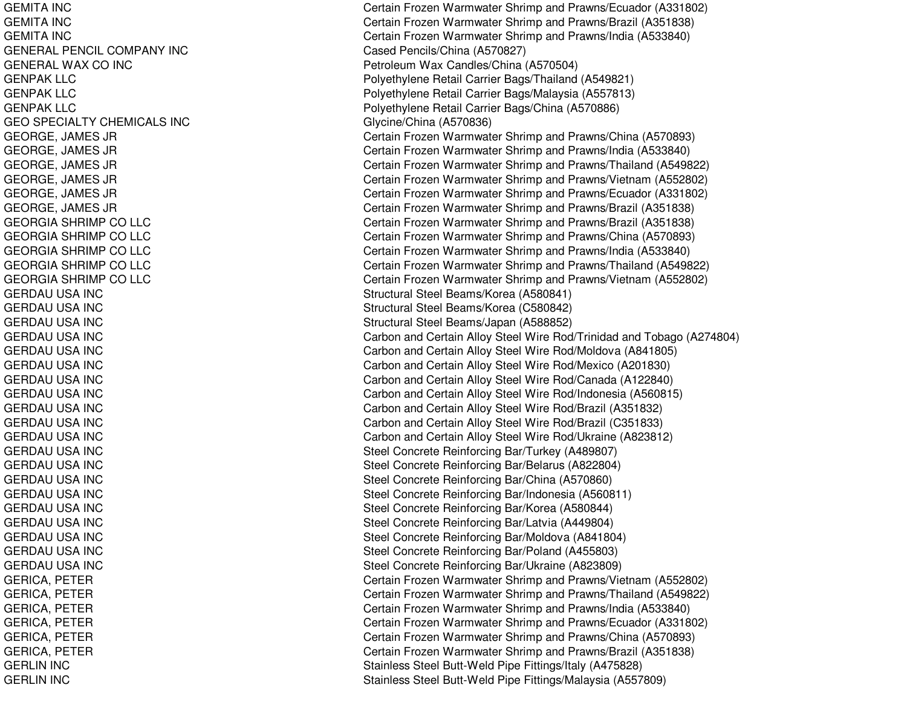| | |
|---|---|
| GEMITA INC | Certain Frozen Warmwater Shrimp and Prawns/Ecuador (A331802) |
| GEMITA INC | Certain Frozen Warmwater Shrimp and Prawns/Brazil (A351838) |
| GEMITA INC | Certain Frozen Warmwater Shrimp and Prawns/India (A533840) |
| GENERAL PENCIL COMPANY INC | Cased Pencils/China (A570827) |
| GENERAL WAX CO INC | Petroleum Wax Candles/China (A570504) |
| GENPAK LLC | Polyethylene Retail Carrier Bags/Thailand (A549821) |
| GENPAK LLC | Polyethylene Retail Carrier Bags/Malaysia (A557813) |
| GENPAK LLC | Polyethylene Retail Carrier Bags/China (A570886) |
| GEO SPECIALTY CHEMICALS INC | Glycine/China (A570836) |
| GEORGE, JAMES JR | Certain Frozen Warmwater Shrimp and Prawns/China (A570893) |
| GEORGE, JAMES JR | Certain Frozen Warmwater Shrimp and Prawns/India (A533840) |
| GEORGE, JAMES JR | Certain Frozen Warmwater Shrimp and Prawns/Thailand (A549822) |
| GEORGE, JAMES JR | Certain Frozen Warmwater Shrimp and Prawns/Vietnam (A552802) |
| GEORGE, JAMES JR | Certain Frozen Warmwater Shrimp and Prawns/Ecuador (A331802) |
| GEORGE, JAMES JR | Certain Frozen Warmwater Shrimp and Prawns/Brazil (A351838) |
| GEORGIA SHRIMP CO LLC | Certain Frozen Warmwater Shrimp and Prawns/Brazil (A351838) |
| GEORGIA SHRIMP CO LLC | Certain Frozen Warmwater Shrimp and Prawns/China (A570893) |
| GEORGIA SHRIMP CO LLC | Certain Frozen Warmwater Shrimp and Prawns/India (A533840) |
| GEORGIA SHRIMP CO LLC | Certain Frozen Warmwater Shrimp and Prawns/Thailand (A549822) |
| GEORGIA SHRIMP CO LLC | Certain Frozen Warmwater Shrimp and Prawns/Vietnam (A552802) |
| GERDAU USA INC | Structural Steel Beams/Korea (A580841) |
| GERDAU USA INC | Structural Steel Beams/Korea (C580842) |
| GERDAU USA INC | Structural Steel Beams/Japan (A588852) |
| GERDAU USA INC | Carbon and Certain Alloy Steel Wire Rod/Trinidad and Tobago (A274804) |
| GERDAU USA INC | Carbon and Certain Alloy Steel Wire Rod/Moldova (A841805) |
| GERDAU USA INC | Carbon and Certain Alloy Steel Wire Rod/Mexico (A201830) |
| GERDAU USA INC | Carbon and Certain Alloy Steel Wire Rod/Canada (A122840) |
| GERDAU USA INC | Carbon and Certain Alloy Steel Wire Rod/Indonesia (A560815) |
| GERDAU USA INC | Carbon and Certain Alloy Steel Wire Rod/Brazil (A351832) |
| GERDAU USA INC | Carbon and Certain Alloy Steel Wire Rod/Brazil (C351833) |
| GERDAU USA INC | Carbon and Certain Alloy Steel Wire Rod/Ukraine (A823812) |
| GERDAU USA INC | Steel Concrete Reinforcing Bar/Turkey (A489807) |
| GERDAU USA INC | Steel Concrete Reinforcing Bar/Belarus (A822804) |
| GERDAU USA INC | Steel Concrete Reinforcing Bar/China (A570860) |
| GERDAU USA INC | Steel Concrete Reinforcing Bar/Indonesia (A560811) |
| GERDAU USA INC | Steel Concrete Reinforcing Bar/Korea (A580844) |
| GERDAU USA INC | Steel Concrete Reinforcing Bar/Latvia (A449804) |
| GERDAU USA INC | Steel Concrete Reinforcing Bar/Moldova (A841804) |
| GERDAU USA INC | Steel Concrete Reinforcing Bar/Poland (A455803) |
| GERDAU USA INC | Steel Concrete Reinforcing Bar/Ukraine (A823809) |
| GERICA, PETER | Certain Frozen Warmwater Shrimp and Prawns/Vietnam (A552802) |
| GERICA, PETER | Certain Frozen Warmwater Shrimp and Prawns/Thailand (A549822) |
| GERICA, PETER | Certain Frozen Warmwater Shrimp and Prawns/India (A533840) |
| GERICA, PETER | Certain Frozen Warmwater Shrimp and Prawns/Ecuador (A331802) |
| GERICA, PETER | Certain Frozen Warmwater Shrimp and Prawns/China (A570893) |
| GERICA, PETER | Certain Frozen Warmwater Shrimp and Prawns/Brazil (A351838) |
| GERLIN INC | Stainless Steel Butt-Weld Pipe Fittings/Italy (A475828) |
| GERLIN INC | Stainless Steel Butt-Weld Pipe Fittings/Malaysia (A557809) |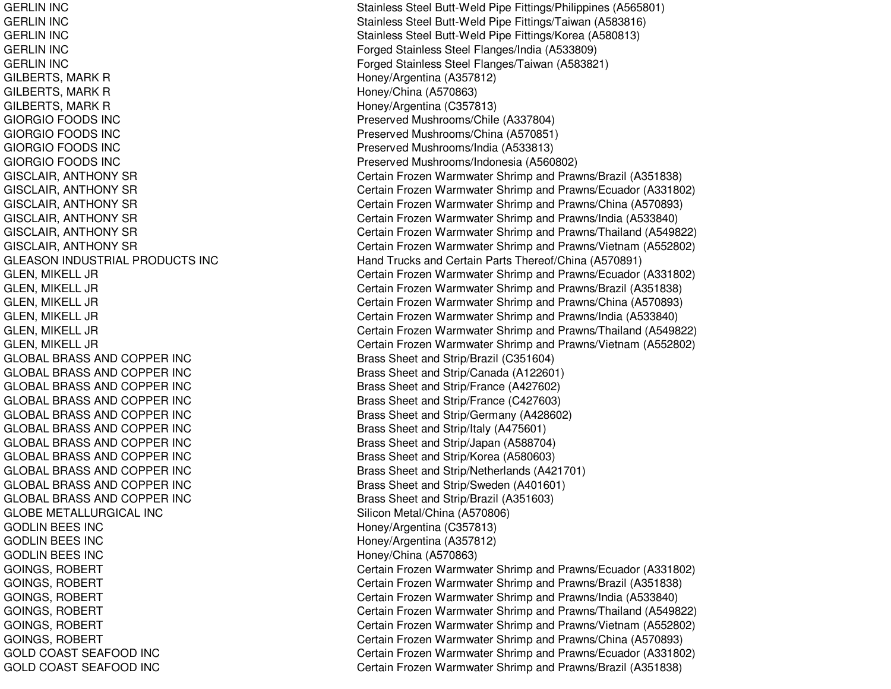| | |
|---|---|
| GERLIN INC | Stainless Steel Butt-Weld Pipe Fittings/Philippines (A565801) |
| GERLIN INC | Stainless Steel Butt-Weld Pipe Fittings/Taiwan (A583816) |
| GERLIN INC | Stainless Steel Butt-Weld Pipe Fittings/Korea (A580813) |
| GERLIN INC | Forged Stainless Steel Flanges/India (A533809) |
| GERLIN INC | Forged Stainless Steel Flanges/Taiwan (A583821) |
| GILBERTS, MARK R | Honey/Argentina (A357812) |
| GILBERTS, MARK R | Honey/China (A570863) |
| GILBERTS, MARK R | Honey/Argentina (C357813) |
| GIORGIO FOODS INC | Preserved Mushrooms/Chile (A337804) |
| GIORGIO FOODS INC | Preserved Mushrooms/China (A570851) |
| GIORGIO FOODS INC | Preserved Mushrooms/India (A533813) |
| GIORGIO FOODS INC | Preserved Mushrooms/Indonesia (A560802) |
| GISCLAIR, ANTHONY SR | Certain Frozen Warmwater Shrimp and Prawns/Brazil (A351838) |
| GISCLAIR, ANTHONY SR | Certain Frozen Warmwater Shrimp and Prawns/Ecuador (A331802) |
| GISCLAIR, ANTHONY SR | Certain Frozen Warmwater Shrimp and Prawns/China (A570893) |
| GISCLAIR, ANTHONY SR | Certain Frozen Warmwater Shrimp and Prawns/India (A533840) |
| GISCLAIR, ANTHONY SR | Certain Frozen Warmwater Shrimp and Prawns/Thailand (A549822) |
| GISCLAIR, ANTHONY SR | Certain Frozen Warmwater Shrimp and Prawns/Vietnam (A552802) |
| GLEASON INDUSTRIAL PRODUCTS INC | Hand Trucks and Certain Parts Thereof/China (A570891) |
| GLEN, MIKELL JR | Certain Frozen Warmwater Shrimp and Prawns/Ecuador (A331802) |
| GLEN, MIKELL JR | Certain Frozen Warmwater Shrimp and Prawns/Brazil (A351838) |
| GLEN, MIKELL JR | Certain Frozen Warmwater Shrimp and Prawns/China (A570893) |
| GLEN, MIKELL JR | Certain Frozen Warmwater Shrimp and Prawns/India (A533840) |
| GLEN, MIKELL JR | Certain Frozen Warmwater Shrimp and Prawns/Thailand (A549822) |
| GLEN, MIKELL JR | Certain Frozen Warmwater Shrimp and Prawns/Vietnam (A552802) |
| GLOBAL BRASS AND COPPER INC | Brass Sheet and Strip/Brazil (C351604) |
| GLOBAL BRASS AND COPPER INC | Brass Sheet and Strip/Canada (A122601) |
| GLOBAL BRASS AND COPPER INC | Brass Sheet and Strip/France (A427602) |
| GLOBAL BRASS AND COPPER INC | Brass Sheet and Strip/France (C427603) |
| GLOBAL BRASS AND COPPER INC | Brass Sheet and Strip/Germany (A428602) |
| GLOBAL BRASS AND COPPER INC | Brass Sheet and Strip/Italy (A475601) |
| GLOBAL BRASS AND COPPER INC | Brass Sheet and Strip/Japan (A588704) |
| GLOBAL BRASS AND COPPER INC | Brass Sheet and Strip/Korea (A580603) |
| GLOBAL BRASS AND COPPER INC | Brass Sheet and Strip/Netherlands (A421701) |
| GLOBAL BRASS AND COPPER INC | Brass Sheet and Strip/Sweden (A401601) |
| GLOBAL BRASS AND COPPER INC | Brass Sheet and Strip/Brazil (A351603) |
| GLOBE METALLURGICAL INC | Silicon Metal/China (A570806) |
| GODLIN BEES INC | Honey/Argentina (C357813) |
| GODLIN BEES INC | Honey/Argentina (A357812) |
| GODLIN BEES INC | Honey/China (A570863) |
| GOINGS, ROBERT | Certain Frozen Warmwater Shrimp and Prawns/Ecuador (A331802) |
| GOINGS, ROBERT | Certain Frozen Warmwater Shrimp and Prawns/Brazil (A351838) |
| GOINGS, ROBERT | Certain Frozen Warmwater Shrimp and Prawns/India (A533840) |
| GOINGS, ROBERT | Certain Frozen Warmwater Shrimp and Prawns/Thailand (A549822) |
| GOINGS, ROBERT | Certain Frozen Warmwater Shrimp and Prawns/Vietnam (A552802) |
| GOINGS, ROBERT | Certain Frozen Warmwater Shrimp and Prawns/China (A570893) |
| GOLD COAST SEAFOOD INC | Certain Frozen Warmwater Shrimp and Prawns/Ecuador (A331802) |
| GOLD COAST SEAFOOD INC | Certain Frozen Warmwater Shrimp and Prawns/Brazil (A351838) |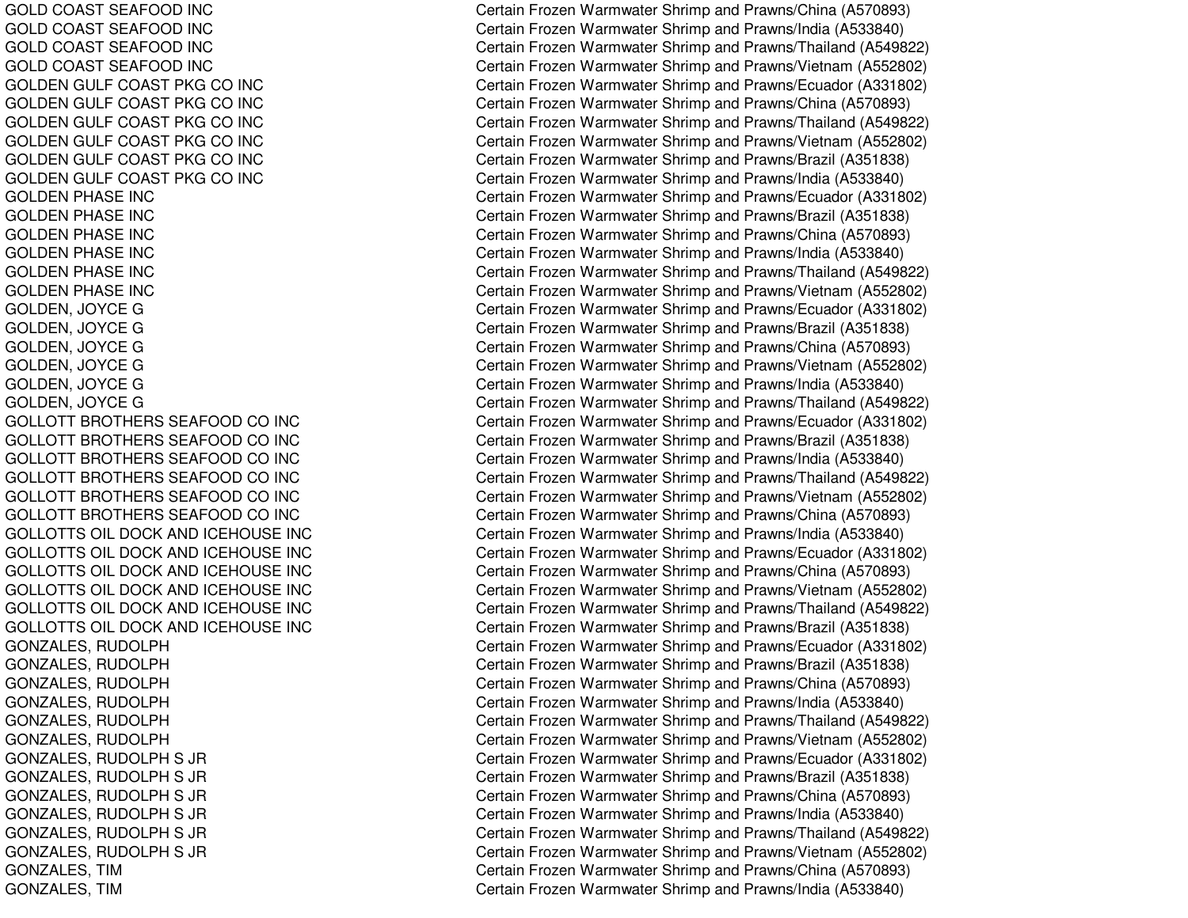| | |
|---|---|
| GOLD COAST SEAFOOD INC | Certain Frozen Warmwater Shrimp and Prawns/China (A570893) |
| GOLD COAST SEAFOOD INC | Certain Frozen Warmwater Shrimp and Prawns/India (A533840) |
| GOLD COAST SEAFOOD INC | Certain Frozen Warmwater Shrimp and Prawns/Thailand (A549822) |
| GOLD COAST SEAFOOD INC | Certain Frozen Warmwater Shrimp and Prawns/Vietnam (A552802) |
| GOLDEN GULF COAST PKG CO INC | Certain Frozen Warmwater Shrimp and Prawns/Ecuador (A331802) |
| GOLDEN GULF COAST PKG CO INC | Certain Frozen Warmwater Shrimp and Prawns/China (A570893) |
| GOLDEN GULF COAST PKG CO INC | Certain Frozen Warmwater Shrimp and Prawns/Thailand (A549822) |
| GOLDEN GULF COAST PKG CO INC | Certain Frozen Warmwater Shrimp and Prawns/Vietnam (A552802) |
| GOLDEN GULF COAST PKG CO INC | Certain Frozen Warmwater Shrimp and Prawns/Brazil (A351838) |
| GOLDEN GULF COAST PKG CO INC | Certain Frozen Warmwater Shrimp and Prawns/India (A533840) |
| GOLDEN PHASE INC | Certain Frozen Warmwater Shrimp and Prawns/Ecuador (A331802) |
| GOLDEN PHASE INC | Certain Frozen Warmwater Shrimp and Prawns/Brazil (A351838) |
| GOLDEN PHASE INC | Certain Frozen Warmwater Shrimp and Prawns/China (A570893) |
| GOLDEN PHASE INC | Certain Frozen Warmwater Shrimp and Prawns/India (A533840) |
| GOLDEN PHASE INC | Certain Frozen Warmwater Shrimp and Prawns/Thailand (A549822) |
| GOLDEN PHASE INC | Certain Frozen Warmwater Shrimp and Prawns/Vietnam (A552802) |
| GOLDEN, JOYCE G | Certain Frozen Warmwater Shrimp and Prawns/Ecuador (A331802) |
| GOLDEN, JOYCE G | Certain Frozen Warmwater Shrimp and Prawns/Brazil (A351838) |
| GOLDEN, JOYCE G | Certain Frozen Warmwater Shrimp and Prawns/China (A570893) |
| GOLDEN, JOYCE G | Certain Frozen Warmwater Shrimp and Prawns/Vietnam (A552802) |
| GOLDEN, JOYCE G | Certain Frozen Warmwater Shrimp and Prawns/India (A533840) |
| GOLDEN, JOYCE G | Certain Frozen Warmwater Shrimp and Prawns/Thailand (A549822) |
| GOLLOTT BROTHERS SEAFOOD CO INC | Certain Frozen Warmwater Shrimp and Prawns/Ecuador (A331802) |
| GOLLOTT BROTHERS SEAFOOD CO INC | Certain Frozen Warmwater Shrimp and Prawns/Brazil (A351838) |
| GOLLOTT BROTHERS SEAFOOD CO INC | Certain Frozen Warmwater Shrimp and Prawns/India (A533840) |
| GOLLOTT BROTHERS SEAFOOD CO INC | Certain Frozen Warmwater Shrimp and Prawns/Thailand (A549822) |
| GOLLOTT BROTHERS SEAFOOD CO INC | Certain Frozen Warmwater Shrimp and Prawns/Vietnam (A552802) |
| GOLLOTT BROTHERS SEAFOOD CO INC | Certain Frozen Warmwater Shrimp and Prawns/China (A570893) |
| GOLLOTTS OIL DOCK AND ICEHOUSE INC | Certain Frozen Warmwater Shrimp and Prawns/India (A533840) |
| GOLLOTTS OIL DOCK AND ICEHOUSE INC | Certain Frozen Warmwater Shrimp and Prawns/Ecuador (A331802) |
| GOLLOTTS OIL DOCK AND ICEHOUSE INC | Certain Frozen Warmwater Shrimp and Prawns/China (A570893) |
| GOLLOTTS OIL DOCK AND ICEHOUSE INC | Certain Frozen Warmwater Shrimp and Prawns/Vietnam (A552802) |
| GOLLOTTS OIL DOCK AND ICEHOUSE INC | Certain Frozen Warmwater Shrimp and Prawns/Thailand (A549822) |
| GOLLOTTS OIL DOCK AND ICEHOUSE INC | Certain Frozen Warmwater Shrimp and Prawns/Brazil (A351838) |
| GONZALES, RUDOLPH | Certain Frozen Warmwater Shrimp and Prawns/Ecuador (A331802) |
| GONZALES, RUDOLPH | Certain Frozen Warmwater Shrimp and Prawns/Brazil (A351838) |
| GONZALES, RUDOLPH | Certain Frozen Warmwater Shrimp and Prawns/China (A570893) |
| GONZALES, RUDOLPH | Certain Frozen Warmwater Shrimp and Prawns/India (A533840) |
| GONZALES, RUDOLPH | Certain Frozen Warmwater Shrimp and Prawns/Thailand (A549822) |
| GONZALES, RUDOLPH | Certain Frozen Warmwater Shrimp and Prawns/Vietnam (A552802) |
| GONZALES, RUDOLPH S JR | Certain Frozen Warmwater Shrimp and Prawns/Ecuador (A331802) |
| GONZALES, RUDOLPH S JR | Certain Frozen Warmwater Shrimp and Prawns/Brazil (A351838) |
| GONZALES, RUDOLPH S JR | Certain Frozen Warmwater Shrimp and Prawns/China (A570893) |
| GONZALES, RUDOLPH S JR | Certain Frozen Warmwater Shrimp and Prawns/India (A533840) |
| GONZALES, RUDOLPH S JR | Certain Frozen Warmwater Shrimp and Prawns/Thailand (A549822) |
| GONZALES, RUDOLPH S JR | Certain Frozen Warmwater Shrimp and Prawns/Vietnam (A552802) |
| GONZALES, TIM | Certain Frozen Warmwater Shrimp and Prawns/China (A570893) |
| GONZALES, TIM | Certain Frozen Warmwater Shrimp and Prawns/India (A533840) |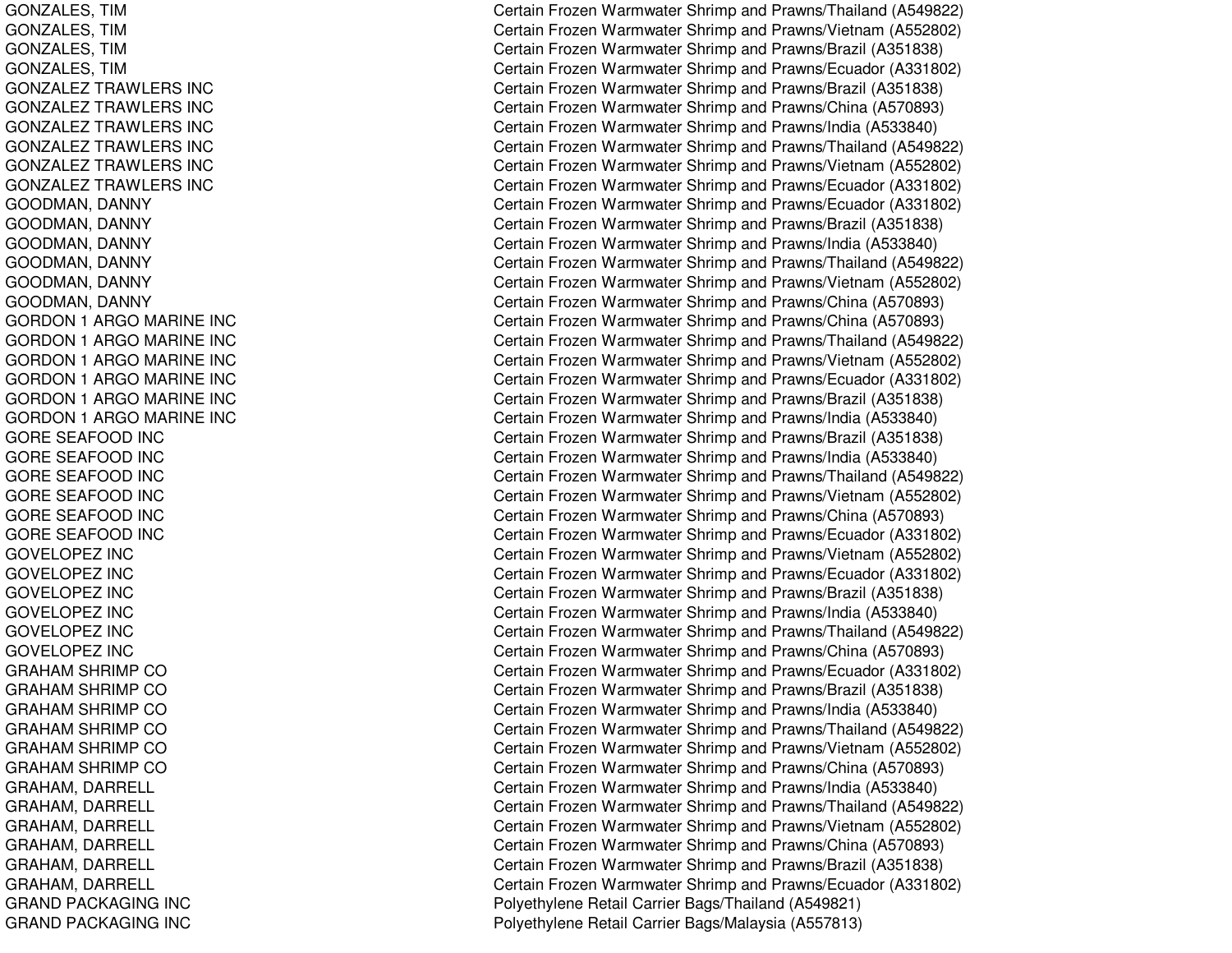| | |
|---|---|
| GONZALES, TIM | Certain Frozen Warmwater Shrimp and Prawns/Thailand (A549822) |
| GONZALES, TIM | Certain Frozen Warmwater Shrimp and Prawns/Vietnam (A552802) |
| GONZALES, TIM | Certain Frozen Warmwater Shrimp and Prawns/Brazil (A351838) |
| GONZALES, TIM | Certain Frozen Warmwater Shrimp and Prawns/Ecuador (A331802) |
| GONZALEZ TRAWLERS INC | Certain Frozen Warmwater Shrimp and Prawns/Brazil (A351838) |
| GONZALEZ TRAWLERS INC | Certain Frozen Warmwater Shrimp and Prawns/China (A570893) |
| GONZALEZ TRAWLERS INC | Certain Frozen Warmwater Shrimp and Prawns/India (A533840) |
| GONZALEZ TRAWLERS INC | Certain Frozen Warmwater Shrimp and Prawns/Thailand (A549822) |
| GONZALEZ TRAWLERS INC | Certain Frozen Warmwater Shrimp and Prawns/Vietnam (A552802) |
| GONZALEZ TRAWLERS INC | Certain Frozen Warmwater Shrimp and Prawns/Ecuador (A331802) |
| GOODMAN, DANNY | Certain Frozen Warmwater Shrimp and Prawns/Ecuador (A331802) |
| GOODMAN, DANNY | Certain Frozen Warmwater Shrimp and Prawns/Brazil (A351838) |
| GOODMAN, DANNY | Certain Frozen Warmwater Shrimp and Prawns/India (A533840) |
| GOODMAN, DANNY | Certain Frozen Warmwater Shrimp and Prawns/Thailand (A549822) |
| GOODMAN, DANNY | Certain Frozen Warmwater Shrimp and Prawns/Vietnam (A552802) |
| GOODMAN, DANNY | Certain Frozen Warmwater Shrimp and Prawns/China (A570893) |
| GORDON 1 ARGO MARINE INC | Certain Frozen Warmwater Shrimp and Prawns/China (A570893) |
| GORDON 1 ARGO MARINE INC | Certain Frozen Warmwater Shrimp and Prawns/Thailand (A549822) |
| GORDON 1 ARGO MARINE INC | Certain Frozen Warmwater Shrimp and Prawns/Vietnam (A552802) |
| GORDON 1 ARGO MARINE INC | Certain Frozen Warmwater Shrimp and Prawns/Ecuador (A331802) |
| GORDON 1 ARGO MARINE INC | Certain Frozen Warmwater Shrimp and Prawns/Brazil (A351838) |
| GORDON 1 ARGO MARINE INC | Certain Frozen Warmwater Shrimp and Prawns/India (A533840) |
| GORE SEAFOOD INC | Certain Frozen Warmwater Shrimp and Prawns/Brazil (A351838) |
| GORE SEAFOOD INC | Certain Frozen Warmwater Shrimp and Prawns/India (A533840) |
| GORE SEAFOOD INC | Certain Frozen Warmwater Shrimp and Prawns/Thailand (A549822) |
| GORE SEAFOOD INC | Certain Frozen Warmwater Shrimp and Prawns/Vietnam (A552802) |
| GORE SEAFOOD INC | Certain Frozen Warmwater Shrimp and Prawns/China (A570893) |
| GORE SEAFOOD INC | Certain Frozen Warmwater Shrimp and Prawns/Ecuador (A331802) |
| GOVELOPEZ INC | Certain Frozen Warmwater Shrimp and Prawns/Vietnam (A552802) |
| GOVELOPEZ INC | Certain Frozen Warmwater Shrimp and Prawns/Ecuador (A331802) |
| GOVELOPEZ INC | Certain Frozen Warmwater Shrimp and Prawns/Brazil (A351838) |
| GOVELOPEZ INC | Certain Frozen Warmwater Shrimp and Prawns/India (A533840) |
| GOVELOPEZ INC | Certain Frozen Warmwater Shrimp and Prawns/Thailand (A549822) |
| GOVELOPEZ INC | Certain Frozen Warmwater Shrimp and Prawns/China (A570893) |
| GRAHAM SHRIMP CO | Certain Frozen Warmwater Shrimp and Prawns/Ecuador (A331802) |
| GRAHAM SHRIMP CO | Certain Frozen Warmwater Shrimp and Prawns/Brazil (A351838) |
| GRAHAM SHRIMP CO | Certain Frozen Warmwater Shrimp and Prawns/India (A533840) |
| GRAHAM SHRIMP CO | Certain Frozen Warmwater Shrimp and Prawns/Thailand (A549822) |
| GRAHAM SHRIMP CO | Certain Frozen Warmwater Shrimp and Prawns/Vietnam (A552802) |
| GRAHAM SHRIMP CO | Certain Frozen Warmwater Shrimp and Prawns/China (A570893) |
| GRAHAM, DARRELL | Certain Frozen Warmwater Shrimp and Prawns/India (A533840) |
| GRAHAM, DARRELL | Certain Frozen Warmwater Shrimp and Prawns/Thailand (A549822) |
| GRAHAM, DARRELL | Certain Frozen Warmwater Shrimp and Prawns/Vietnam (A552802) |
| GRAHAM, DARRELL | Certain Frozen Warmwater Shrimp and Prawns/China (A570893) |
| GRAHAM, DARRELL | Certain Frozen Warmwater Shrimp and Prawns/Brazil (A351838) |
| GRAHAM, DARRELL | Certain Frozen Warmwater Shrimp and Prawns/Ecuador (A331802) |
| GRAND PACKAGING INC | Polyethylene Retail Carrier Bags/Thailand (A549821) |
| GRAND PACKAGING INC | Polyethylene Retail Carrier Bags/Malaysia (A557813) |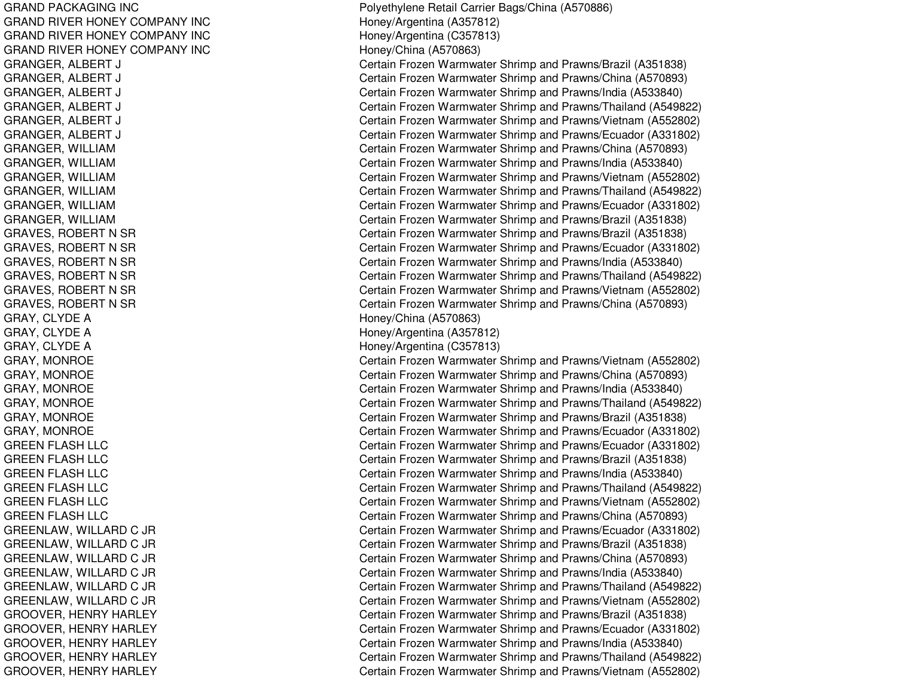| | |
|---|---|
| GRAND PACKAGING INC | Polyethylene Retail Carrier Bags/China (A570886) |
| GRAND RIVER HONEY COMPANY INC | Honey/Argentina (A357812) |
| GRAND RIVER HONEY COMPANY INC | Honey/Argentina (C357813) |
| GRAND RIVER HONEY COMPANY INC | Honey/China (A570863) |
| GRANGER, ALBERT J | Certain Frozen Warmwater Shrimp and Prawns/Brazil (A351838) |
| GRANGER, ALBERT J | Certain Frozen Warmwater Shrimp and Prawns/China (A570893) |
| GRANGER, ALBERT J | Certain Frozen Warmwater Shrimp and Prawns/India (A533840) |
| GRANGER, ALBERT J | Certain Frozen Warmwater Shrimp and Prawns/Thailand (A549822) |
| GRANGER, ALBERT J | Certain Frozen Warmwater Shrimp and Prawns/Vietnam (A552802) |
| GRANGER, ALBERT J | Certain Frozen Warmwater Shrimp and Prawns/Ecuador (A331802) |
| GRANGER, WILLIAM | Certain Frozen Warmwater Shrimp and Prawns/China (A570893) |
| GRANGER, WILLIAM | Certain Frozen Warmwater Shrimp and Prawns/India (A533840) |
| GRANGER, WILLIAM | Certain Frozen Warmwater Shrimp and Prawns/Vietnam (A552802) |
| GRANGER, WILLIAM | Certain Frozen Warmwater Shrimp and Prawns/Thailand (A549822) |
| GRANGER, WILLIAM | Certain Frozen Warmwater Shrimp and Prawns/Ecuador (A331802) |
| GRANGER, WILLIAM | Certain Frozen Warmwater Shrimp and Prawns/Brazil (A351838) |
| GRAVES, ROBERT N SR | Certain Frozen Warmwater Shrimp and Prawns/Brazil (A351838) |
| GRAVES, ROBERT N SR | Certain Frozen Warmwater Shrimp and Prawns/Ecuador (A331802) |
| GRAVES, ROBERT N SR | Certain Frozen Warmwater Shrimp and Prawns/India (A533840) |
| GRAVES, ROBERT N SR | Certain Frozen Warmwater Shrimp and Prawns/Thailand (A549822) |
| GRAVES, ROBERT N SR | Certain Frozen Warmwater Shrimp and Prawns/Vietnam (A552802) |
| GRAVES, ROBERT N SR | Certain Frozen Warmwater Shrimp and Prawns/China (A570893) |
| GRAY, CLYDE A | Honey/China (A570863) |
| GRAY, CLYDE A | Honey/Argentina (A357812) |
| GRAY, CLYDE A | Honey/Argentina (C357813) |
| GRAY, MONROE | Certain Frozen Warmwater Shrimp and Prawns/Vietnam (A552802) |
| GRAY, MONROE | Certain Frozen Warmwater Shrimp and Prawns/China (A570893) |
| GRAY, MONROE | Certain Frozen Warmwater Shrimp and Prawns/India (A533840) |
| GRAY, MONROE | Certain Frozen Warmwater Shrimp and Prawns/Thailand (A549822) |
| GRAY, MONROE | Certain Frozen Warmwater Shrimp and Prawns/Brazil (A351838) |
| GRAY, MONROE | Certain Frozen Warmwater Shrimp and Prawns/Ecuador (A331802) |
| GREEN FLASH LLC | Certain Frozen Warmwater Shrimp and Prawns/Ecuador (A331802) |
| GREEN FLASH LLC | Certain Frozen Warmwater Shrimp and Prawns/Brazil (A351838) |
| GREEN FLASH LLC | Certain Frozen Warmwater Shrimp and Prawns/India (A533840) |
| GREEN FLASH LLC | Certain Frozen Warmwater Shrimp and Prawns/Thailand (A549822) |
| GREEN FLASH LLC | Certain Frozen Warmwater Shrimp and Prawns/Vietnam (A552802) |
| GREEN FLASH LLC | Certain Frozen Warmwater Shrimp and Prawns/China (A570893) |
| GREENLAW, WILLARD C JR | Certain Frozen Warmwater Shrimp and Prawns/Ecuador (A331802) |
| GREENLAW, WILLARD C JR | Certain Frozen Warmwater Shrimp and Prawns/Brazil (A351838) |
| GREENLAW, WILLARD C JR | Certain Frozen Warmwater Shrimp and Prawns/China (A570893) |
| GREENLAW, WILLARD C JR | Certain Frozen Warmwater Shrimp and Prawns/India (A533840) |
| GREENLAW, WILLARD C JR | Certain Frozen Warmwater Shrimp and Prawns/Thailand (A549822) |
| GREENLAW, WILLARD C JR | Certain Frozen Warmwater Shrimp and Prawns/Vietnam (A552802) |
| GROOVER, HENRY HARLEY | Certain Frozen Warmwater Shrimp and Prawns/Brazil (A351838) |
| GROOVER, HENRY HARLEY | Certain Frozen Warmwater Shrimp and Prawns/Ecuador (A331802) |
| GROOVER, HENRY HARLEY | Certain Frozen Warmwater Shrimp and Prawns/India (A533840) |
| GROOVER, HENRY HARLEY | Certain Frozen Warmwater Shrimp and Prawns/Thailand (A549822) |
| GROOVER, HENRY HARLEY | Certain Frozen Warmwater Shrimp and Prawns/Vietnam (A552802) |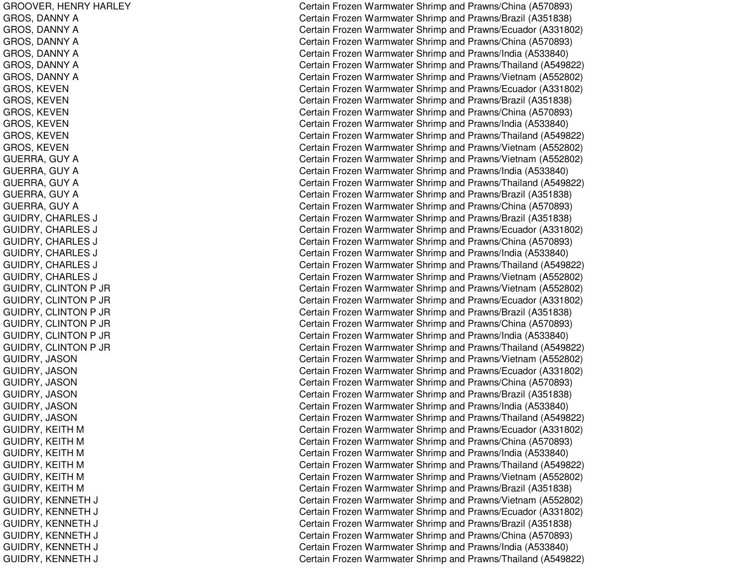| | |
|---|---|
| GROOVER, HENRY HARLEY | Certain Frozen Warmwater Shrimp and Prawns/China (A570893) |
| GROS, DANNY A | Certain Frozen Warmwater Shrimp and Prawns/Brazil (A351838) |
| GROS, DANNY A | Certain Frozen Warmwater Shrimp and Prawns/Ecuador (A331802) |
| GROS, DANNY A | Certain Frozen Warmwater Shrimp and Prawns/China (A570893) |
| GROS, DANNY A | Certain Frozen Warmwater Shrimp and Prawns/India (A533840) |
| GROS, DANNY A | Certain Frozen Warmwater Shrimp and Prawns/Thailand (A549822) |
| GROS, DANNY A | Certain Frozen Warmwater Shrimp and Prawns/Vietnam (A552802) |
| GROS, KEVEN | Certain Frozen Warmwater Shrimp and Prawns/Ecuador (A331802) |
| GROS, KEVEN | Certain Frozen Warmwater Shrimp and Prawns/Brazil (A351838) |
| GROS, KEVEN | Certain Frozen Warmwater Shrimp and Prawns/China (A570893) |
| GROS, KEVEN | Certain Frozen Warmwater Shrimp and Prawns/India (A533840) |
| GROS, KEVEN | Certain Frozen Warmwater Shrimp and Prawns/Thailand (A549822) |
| GROS, KEVEN | Certain Frozen Warmwater Shrimp and Prawns/Vietnam (A552802) |
| GUERRA, GUY A | Certain Frozen Warmwater Shrimp and Prawns/Vietnam (A552802) |
| GUERRA, GUY A | Certain Frozen Warmwater Shrimp and Prawns/India (A533840) |
| GUERRA, GUY A | Certain Frozen Warmwater Shrimp and Prawns/Thailand (A549822) |
| GUERRA, GUY A | Certain Frozen Warmwater Shrimp and Prawns/Brazil (A351838) |
| GUERRA, GUY A | Certain Frozen Warmwater Shrimp and Prawns/China (A570893) |
| GUIDRY, CHARLES J | Certain Frozen Warmwater Shrimp and Prawns/Brazil (A351838) |
| GUIDRY, CHARLES J | Certain Frozen Warmwater Shrimp and Prawns/Ecuador (A331802) |
| GUIDRY, CHARLES J | Certain Frozen Warmwater Shrimp and Prawns/China (A570893) |
| GUIDRY, CHARLES J | Certain Frozen Warmwater Shrimp and Prawns/India (A533840) |
| GUIDRY, CHARLES J | Certain Frozen Warmwater Shrimp and Prawns/Thailand (A549822) |
| GUIDRY, CHARLES J | Certain Frozen Warmwater Shrimp and Prawns/Vietnam (A552802) |
| GUIDRY, CLINTON P JR | Certain Frozen Warmwater Shrimp and Prawns/Vietnam (A552802) |
| GUIDRY, CLINTON P JR | Certain Frozen Warmwater Shrimp and Prawns/Ecuador (A331802) |
| GUIDRY, CLINTON P JR | Certain Frozen Warmwater Shrimp and Prawns/Brazil (A351838) |
| GUIDRY, CLINTON P JR | Certain Frozen Warmwater Shrimp and Prawns/China (A570893) |
| GUIDRY, CLINTON P JR | Certain Frozen Warmwater Shrimp and Prawns/India (A533840) |
| GUIDRY, CLINTON P JR | Certain Frozen Warmwater Shrimp and Prawns/Thailand (A549822) |
| GUIDRY, JASON | Certain Frozen Warmwater Shrimp and Prawns/Vietnam (A552802) |
| GUIDRY, JASON | Certain Frozen Warmwater Shrimp and Prawns/Ecuador (A331802) |
| GUIDRY, JASON | Certain Frozen Warmwater Shrimp and Prawns/China (A570893) |
| GUIDRY, JASON | Certain Frozen Warmwater Shrimp and Prawns/Brazil (A351838) |
| GUIDRY, JASON | Certain Frozen Warmwater Shrimp and Prawns/India (A533840) |
| GUIDRY, JASON | Certain Frozen Warmwater Shrimp and Prawns/Thailand (A549822) |
| GUIDRY, KEITH M | Certain Frozen Warmwater Shrimp and Prawns/Ecuador (A331802) |
| GUIDRY, KEITH M | Certain Frozen Warmwater Shrimp and Prawns/China (A570893) |
| GUIDRY, KEITH M | Certain Frozen Warmwater Shrimp and Prawns/India (A533840) |
| GUIDRY, KEITH M | Certain Frozen Warmwater Shrimp and Prawns/Thailand (A549822) |
| GUIDRY, KEITH M | Certain Frozen Warmwater Shrimp and Prawns/Vietnam (A552802) |
| GUIDRY, KEITH M | Certain Frozen Warmwater Shrimp and Prawns/Brazil (A351838) |
| GUIDRY, KENNETH J | Certain Frozen Warmwater Shrimp and Prawns/Vietnam (A552802) |
| GUIDRY, KENNETH J | Certain Frozen Warmwater Shrimp and Prawns/Ecuador (A331802) |
| GUIDRY, KENNETH J | Certain Frozen Warmwater Shrimp and Prawns/Brazil (A351838) |
| GUIDRY, KENNETH J | Certain Frozen Warmwater Shrimp and Prawns/China (A570893) |
| GUIDRY, KENNETH J | Certain Frozen Warmwater Shrimp and Prawns/India (A533840) |
| GUIDRY, KENNETH J | Certain Frozen Warmwater Shrimp and Prawns/Thailand (A549822) |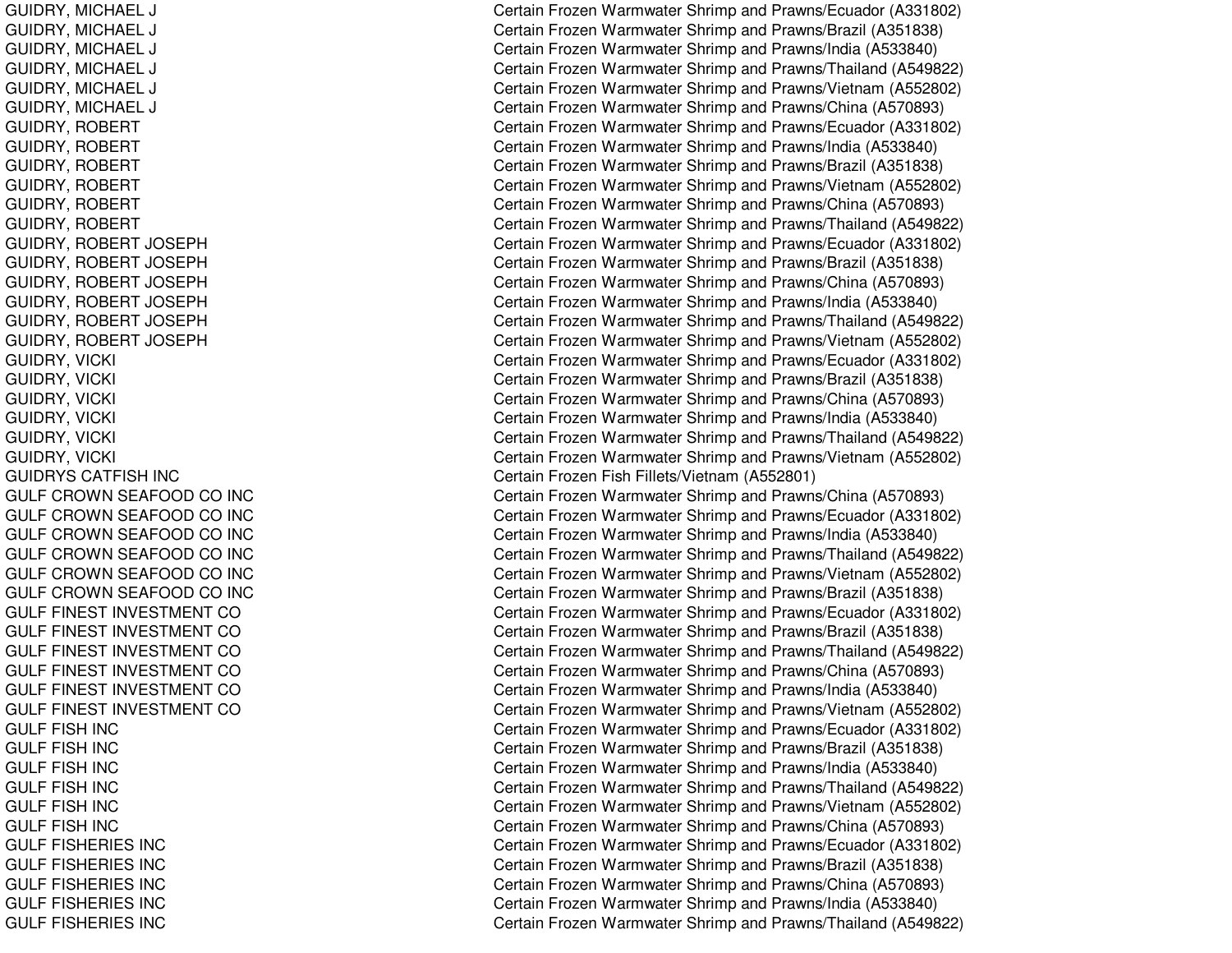| | |
|---|---|
| GUIDRY, MICHAEL J | Certain Frozen Warmwater Shrimp and Prawns/Ecuador (A331802) |
| GUIDRY, MICHAEL J | Certain Frozen Warmwater Shrimp and Prawns/Brazil (A351838) |
| GUIDRY, MICHAEL J | Certain Frozen Warmwater Shrimp and Prawns/India (A533840) |
| GUIDRY, MICHAEL J | Certain Frozen Warmwater Shrimp and Prawns/Thailand (A549822) |
| GUIDRY, MICHAEL J | Certain Frozen Warmwater Shrimp and Prawns/Vietnam (A552802) |
| GUIDRY, MICHAEL J | Certain Frozen Warmwater Shrimp and Prawns/China (A570893) |
| GUIDRY, ROBERT | Certain Frozen Warmwater Shrimp and Prawns/Ecuador (A331802) |
| GUIDRY, ROBERT | Certain Frozen Warmwater Shrimp and Prawns/India (A533840) |
| GUIDRY, ROBERT | Certain Frozen Warmwater Shrimp and Prawns/Brazil (A351838) |
| GUIDRY, ROBERT | Certain Frozen Warmwater Shrimp and Prawns/Vietnam (A552802) |
| GUIDRY, ROBERT | Certain Frozen Warmwater Shrimp and Prawns/China (A570893) |
| GUIDRY, ROBERT | Certain Frozen Warmwater Shrimp and Prawns/Thailand (A549822) |
| GUIDRY, ROBERT JOSEPH | Certain Frozen Warmwater Shrimp and Prawns/Ecuador (A331802) |
| GUIDRY, ROBERT JOSEPH | Certain Frozen Warmwater Shrimp and Prawns/Brazil (A351838) |
| GUIDRY, ROBERT JOSEPH | Certain Frozen Warmwater Shrimp and Prawns/China (A570893) |
| GUIDRY, ROBERT JOSEPH | Certain Frozen Warmwater Shrimp and Prawns/India (A533840) |
| GUIDRY, ROBERT JOSEPH | Certain Frozen Warmwater Shrimp and Prawns/Thailand (A549822) |
| GUIDRY, ROBERT JOSEPH | Certain Frozen Warmwater Shrimp and Prawns/Vietnam (A552802) |
| GUIDRY, VICKI | Certain Frozen Warmwater Shrimp and Prawns/Ecuador (A331802) |
| GUIDRY, VICKI | Certain Frozen Warmwater Shrimp and Prawns/Brazil (A351838) |
| GUIDRY, VICKI | Certain Frozen Warmwater Shrimp and Prawns/China (A570893) |
| GUIDRY, VICKI | Certain Frozen Warmwater Shrimp and Prawns/India (A533840) |
| GUIDRY, VICKI | Certain Frozen Warmwater Shrimp and Prawns/Thailand (A549822) |
| GUIDRY, VICKI | Certain Frozen Warmwater Shrimp and Prawns/Vietnam (A552802) |
| GUIDRYS CATFISH INC | Certain Frozen Fish Fillets/Vietnam (A552801) |
| GULF CROWN SEAFOOD CO INC | Certain Frozen Warmwater Shrimp and Prawns/China (A570893) |
| GULF CROWN SEAFOOD CO INC | Certain Frozen Warmwater Shrimp and Prawns/Ecuador (A331802) |
| GULF CROWN SEAFOOD CO INC | Certain Frozen Warmwater Shrimp and Prawns/India (A533840) |
| GULF CROWN SEAFOOD CO INC | Certain Frozen Warmwater Shrimp and Prawns/Thailand (A549822) |
| GULF CROWN SEAFOOD CO INC | Certain Frozen Warmwater Shrimp and Prawns/Vietnam (A552802) |
| GULF CROWN SEAFOOD CO INC | Certain Frozen Warmwater Shrimp and Prawns/Brazil (A351838) |
| GULF FINEST INVESTMENT CO | Certain Frozen Warmwater Shrimp and Prawns/Ecuador (A331802) |
| GULF FINEST INVESTMENT CO | Certain Frozen Warmwater Shrimp and Prawns/Brazil (A351838) |
| GULF FINEST INVESTMENT CO | Certain Frozen Warmwater Shrimp and Prawns/Thailand (A549822) |
| GULF FINEST INVESTMENT CO | Certain Frozen Warmwater Shrimp and Prawns/China (A570893) |
| GULF FINEST INVESTMENT CO | Certain Frozen Warmwater Shrimp and Prawns/India (A533840) |
| GULF FINEST INVESTMENT CO | Certain Frozen Warmwater Shrimp and Prawns/Vietnam (A552802) |
| GULF FISH INC | Certain Frozen Warmwater Shrimp and Prawns/Ecuador (A331802) |
| GULF FISH INC | Certain Frozen Warmwater Shrimp and Prawns/Brazil (A351838) |
| GULF FISH INC | Certain Frozen Warmwater Shrimp and Prawns/India (A533840) |
| GULF FISH INC | Certain Frozen Warmwater Shrimp and Prawns/Thailand (A549822) |
| GULF FISH INC | Certain Frozen Warmwater Shrimp and Prawns/Vietnam (A552802) |
| GULF FISH INC | Certain Frozen Warmwater Shrimp and Prawns/China (A570893) |
| GULF FISHERIES INC | Certain Frozen Warmwater Shrimp and Prawns/Ecuador (A331802) |
| GULF FISHERIES INC | Certain Frozen Warmwater Shrimp and Prawns/Brazil (A351838) |
| GULF FISHERIES INC | Certain Frozen Warmwater Shrimp and Prawns/China (A570893) |
| GULF FISHERIES INC | Certain Frozen Warmwater Shrimp and Prawns/India (A533840) |
| GULF FISHERIES INC | Certain Frozen Warmwater Shrimp and Prawns/Thailand (A549822) |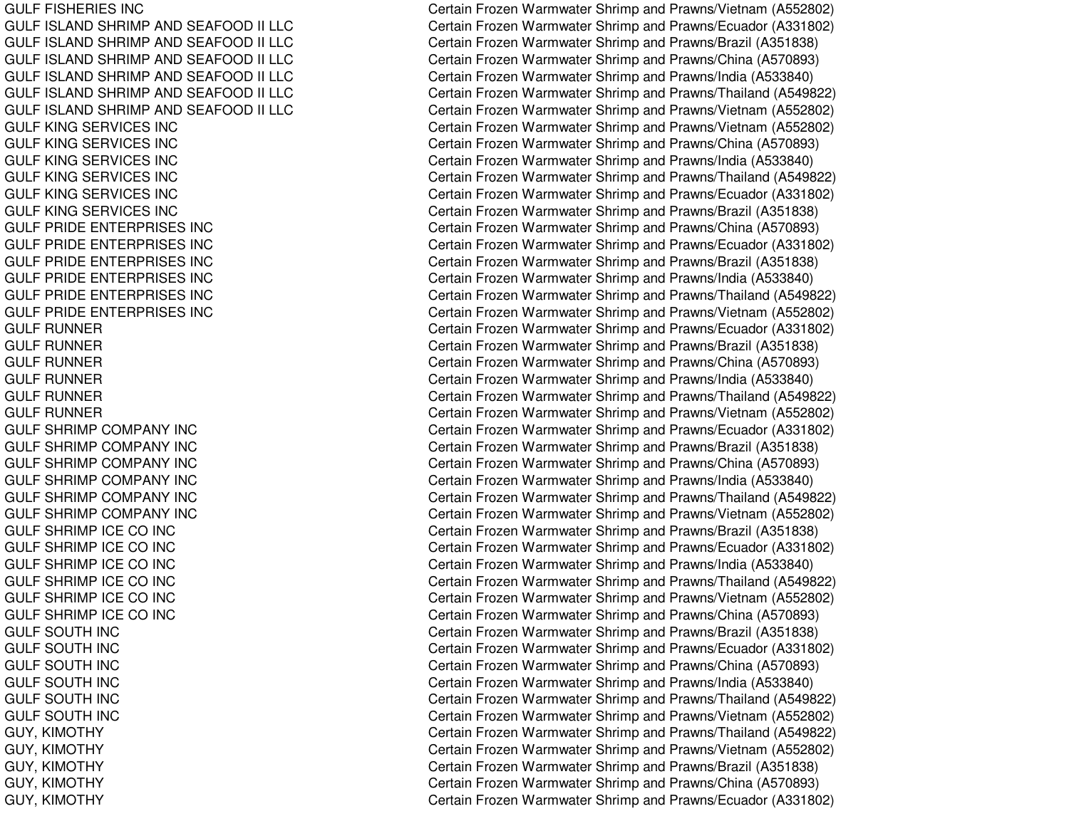| | |
|---|---|
| GULF FISHERIES INC | Certain Frozen Warmwater Shrimp and Prawns/Vietnam (A552802) |
| GULF ISLAND SHRIMP AND SEAFOOD II LLC | Certain Frozen Warmwater Shrimp and Prawns/Ecuador (A331802) |
| GULF ISLAND SHRIMP AND SEAFOOD II LLC | Certain Frozen Warmwater Shrimp and Prawns/Brazil (A351838) |
| GULF ISLAND SHRIMP AND SEAFOOD II LLC | Certain Frozen Warmwater Shrimp and Prawns/China (A570893) |
| GULF ISLAND SHRIMP AND SEAFOOD II LLC | Certain Frozen Warmwater Shrimp and Prawns/India (A533840) |
| GULF ISLAND SHRIMP AND SEAFOOD II LLC | Certain Frozen Warmwater Shrimp and Prawns/Thailand (A549822) |
| GULF ISLAND SHRIMP AND SEAFOOD II LLC | Certain Frozen Warmwater Shrimp and Prawns/Vietnam (A552802) |
| GULF KING SERVICES INC | Certain Frozen Warmwater Shrimp and Prawns/Vietnam (A552802) |
| GULF KING SERVICES INC | Certain Frozen Warmwater Shrimp and Prawns/China (A570893) |
| GULF KING SERVICES INC | Certain Frozen Warmwater Shrimp and Prawns/India (A533840) |
| GULF KING SERVICES INC | Certain Frozen Warmwater Shrimp and Prawns/Thailand (A549822) |
| GULF KING SERVICES INC | Certain Frozen Warmwater Shrimp and Prawns/Ecuador (A331802) |
| GULF KING SERVICES INC | Certain Frozen Warmwater Shrimp and Prawns/Brazil (A351838) |
| GULF PRIDE ENTERPRISES INC | Certain Frozen Warmwater Shrimp and Prawns/China (A570893) |
| GULF PRIDE ENTERPRISES INC | Certain Frozen Warmwater Shrimp and Prawns/Ecuador (A331802) |
| GULF PRIDE ENTERPRISES INC | Certain Frozen Warmwater Shrimp and Prawns/Brazil (A351838) |
| GULF PRIDE ENTERPRISES INC | Certain Frozen Warmwater Shrimp and Prawns/India (A533840) |
| GULF PRIDE ENTERPRISES INC | Certain Frozen Warmwater Shrimp and Prawns/Thailand (A549822) |
| GULF PRIDE ENTERPRISES INC | Certain Frozen Warmwater Shrimp and Prawns/Vietnam (A552802) |
| GULF RUNNER | Certain Frozen Warmwater Shrimp and Prawns/Ecuador (A331802) |
| GULF RUNNER | Certain Frozen Warmwater Shrimp and Prawns/Brazil (A351838) |
| GULF RUNNER | Certain Frozen Warmwater Shrimp and Prawns/China (A570893) |
| GULF RUNNER | Certain Frozen Warmwater Shrimp and Prawns/India (A533840) |
| GULF RUNNER | Certain Frozen Warmwater Shrimp and Prawns/Thailand (A549822) |
| GULF RUNNER | Certain Frozen Warmwater Shrimp and Prawns/Vietnam (A552802) |
| GULF SHRIMP COMPANY INC | Certain Frozen Warmwater Shrimp and Prawns/Ecuador (A331802) |
| GULF SHRIMP COMPANY INC | Certain Frozen Warmwater Shrimp and Prawns/Brazil (A351838) |
| GULF SHRIMP COMPANY INC | Certain Frozen Warmwater Shrimp and Prawns/China (A570893) |
| GULF SHRIMP COMPANY INC | Certain Frozen Warmwater Shrimp and Prawns/India (A533840) |
| GULF SHRIMP COMPANY INC | Certain Frozen Warmwater Shrimp and Prawns/Thailand (A549822) |
| GULF SHRIMP COMPANY INC | Certain Frozen Warmwater Shrimp and Prawns/Vietnam (A552802) |
| GULF SHRIMP ICE CO INC | Certain Frozen Warmwater Shrimp and Prawns/Brazil (A351838) |
| GULF SHRIMP ICE CO INC | Certain Frozen Warmwater Shrimp and Prawns/Ecuador (A331802) |
| GULF SHRIMP ICE CO INC | Certain Frozen Warmwater Shrimp and Prawns/India (A533840) |
| GULF SHRIMP ICE CO INC | Certain Frozen Warmwater Shrimp and Prawns/Thailand (A549822) |
| GULF SHRIMP ICE CO INC | Certain Frozen Warmwater Shrimp and Prawns/Vietnam (A552802) |
| GULF SHRIMP ICE CO INC | Certain Frozen Warmwater Shrimp and Prawns/China (A570893) |
| GULF SOUTH INC | Certain Frozen Warmwater Shrimp and Prawns/Brazil (A351838) |
| GULF SOUTH INC | Certain Frozen Warmwater Shrimp and Prawns/Ecuador (A331802) |
| GULF SOUTH INC | Certain Frozen Warmwater Shrimp and Prawns/China (A570893) |
| GULF SOUTH INC | Certain Frozen Warmwater Shrimp and Prawns/India (A533840) |
| GULF SOUTH INC | Certain Frozen Warmwater Shrimp and Prawns/Thailand (A549822) |
| GULF SOUTH INC | Certain Frozen Warmwater Shrimp and Prawns/Vietnam (A552802) |
| GUY, KIMOTHY | Certain Frozen Warmwater Shrimp and Prawns/Thailand (A549822) |
| GUY, KIMOTHY | Certain Frozen Warmwater Shrimp and Prawns/Vietnam (A552802) |
| GUY, KIMOTHY | Certain Frozen Warmwater Shrimp and Prawns/Brazil (A351838) |
| GUY, KIMOTHY | Certain Frozen Warmwater Shrimp and Prawns/China (A570893) |
| GUY, KIMOTHY | Certain Frozen Warmwater Shrimp and Prawns/Ecuador (A331802) |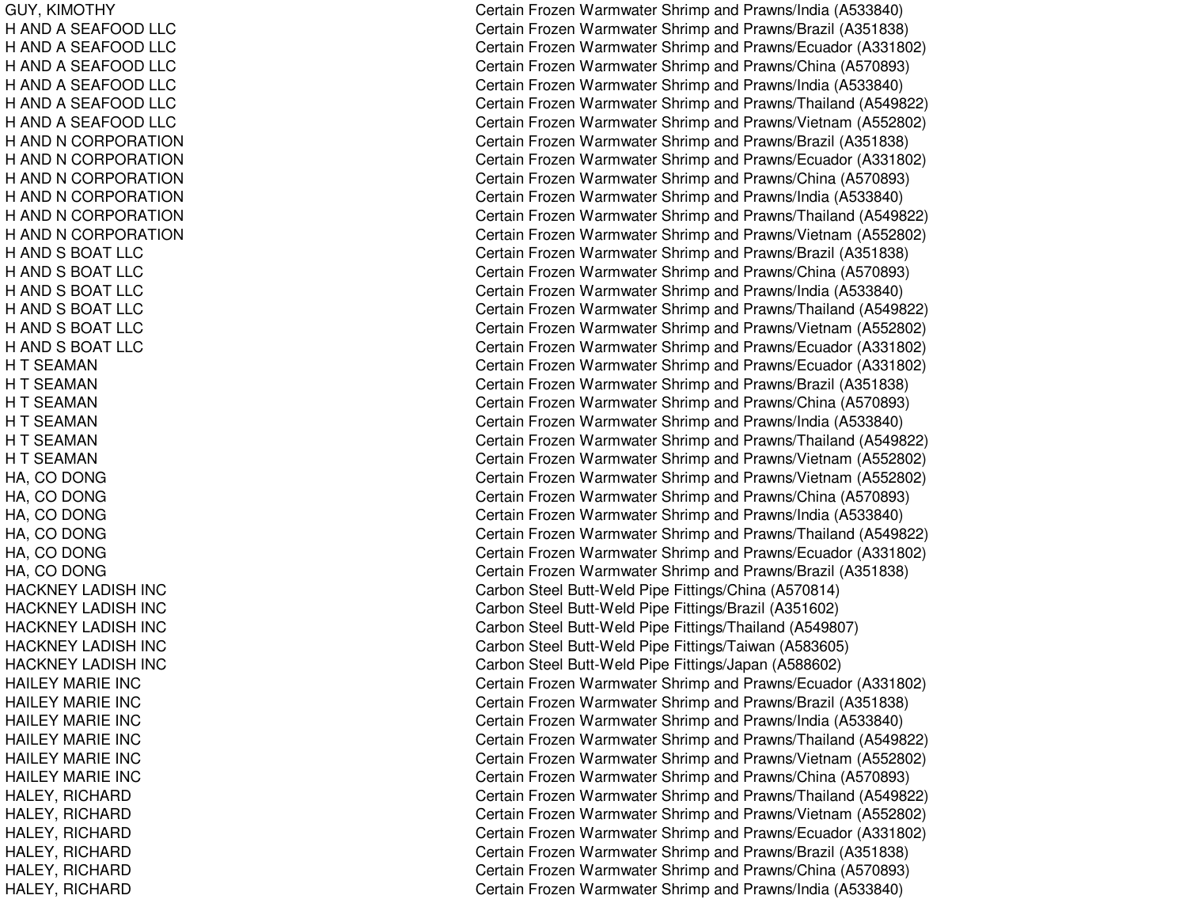| | |
|---|---|
| GUY, KIMOTHY | Certain Frozen Warmwater Shrimp and Prawns/India (A533840) |
| H AND A SEAFOOD LLC | Certain Frozen Warmwater Shrimp and Prawns/Brazil (A351838) |
| H AND A SEAFOOD LLC | Certain Frozen Warmwater Shrimp and Prawns/Ecuador (A331802) |
| H AND A SEAFOOD LLC | Certain Frozen Warmwater Shrimp and Prawns/China (A570893) |
| H AND A SEAFOOD LLC | Certain Frozen Warmwater Shrimp and Prawns/India (A533840) |
| H AND A SEAFOOD LLC | Certain Frozen Warmwater Shrimp and Prawns/Thailand (A549822) |
| H AND A SEAFOOD LLC | Certain Frozen Warmwater Shrimp and Prawns/Vietnam (A552802) |
| H AND N CORPORATION | Certain Frozen Warmwater Shrimp and Prawns/Brazil (A351838) |
| H AND N CORPORATION | Certain Frozen Warmwater Shrimp and Prawns/Ecuador (A331802) |
| H AND N CORPORATION | Certain Frozen Warmwater Shrimp and Prawns/China (A570893) |
| H AND N CORPORATION | Certain Frozen Warmwater Shrimp and Prawns/India (A533840) |
| H AND N CORPORATION | Certain Frozen Warmwater Shrimp and Prawns/Thailand (A549822) |
| H AND N CORPORATION | Certain Frozen Warmwater Shrimp and Prawns/Vietnam (A552802) |
| H AND S BOAT LLC | Certain Frozen Warmwater Shrimp and Prawns/Brazil (A351838) |
| H AND S BOAT LLC | Certain Frozen Warmwater Shrimp and Prawns/China (A570893) |
| H AND S BOAT LLC | Certain Frozen Warmwater Shrimp and Prawns/India (A533840) |
| H AND S BOAT LLC | Certain Frozen Warmwater Shrimp and Prawns/Thailand (A549822) |
| H AND S BOAT LLC | Certain Frozen Warmwater Shrimp and Prawns/Vietnam (A552802) |
| H AND S BOAT LLC | Certain Frozen Warmwater Shrimp and Prawns/Ecuador (A331802) |
| H T SEAMAN | Certain Frozen Warmwater Shrimp and Prawns/Ecuador (A331802) |
| H T SEAMAN | Certain Frozen Warmwater Shrimp and Prawns/Brazil (A351838) |
| H T SEAMAN | Certain Frozen Warmwater Shrimp and Prawns/China (A570893) |
| H T SEAMAN | Certain Frozen Warmwater Shrimp and Prawns/India (A533840) |
| H T SEAMAN | Certain Frozen Warmwater Shrimp and Prawns/Thailand (A549822) |
| H T SEAMAN | Certain Frozen Warmwater Shrimp and Prawns/Vietnam (A552802) |
| HA, CO DONG | Certain Frozen Warmwater Shrimp and Prawns/Vietnam (A552802) |
| HA, CO DONG | Certain Frozen Warmwater Shrimp and Prawns/China (A570893) |
| HA, CO DONG | Certain Frozen Warmwater Shrimp and Prawns/India (A533840) |
| HA, CO DONG | Certain Frozen Warmwater Shrimp and Prawns/Thailand (A549822) |
| HA, CO DONG | Certain Frozen Warmwater Shrimp and Prawns/Ecuador (A331802) |
| HA, CO DONG | Certain Frozen Warmwater Shrimp and Prawns/Brazil (A351838) |
| HACKNEY LADISH INC | Carbon Steel Butt-Weld Pipe Fittings/China (A570814) |
| HACKNEY LADISH INC | Carbon Steel Butt-Weld Pipe Fittings/Brazil (A351602) |
| HACKNEY LADISH INC | Carbon Steel Butt-Weld Pipe Fittings/Thailand (A549807) |
| HACKNEY LADISH INC | Carbon Steel Butt-Weld Pipe Fittings/Taiwan (A583605) |
| HACKNEY LADISH INC | Carbon Steel Butt-Weld Pipe Fittings/Japan (A588602) |
| HAILEY MARIE INC | Certain Frozen Warmwater Shrimp and Prawns/Ecuador (A331802) |
| HAILEY MARIE INC | Certain Frozen Warmwater Shrimp and Prawns/Brazil (A351838) |
| HAILEY MARIE INC | Certain Frozen Warmwater Shrimp and Prawns/India (A533840) |
| HAILEY MARIE INC | Certain Frozen Warmwater Shrimp and Prawns/Thailand (A549822) |
| HAILEY MARIE INC | Certain Frozen Warmwater Shrimp and Prawns/Vietnam (A552802) |
| HAILEY MARIE INC | Certain Frozen Warmwater Shrimp and Prawns/China (A570893) |
| HALEY, RICHARD | Certain Frozen Warmwater Shrimp and Prawns/Thailand (A549822) |
| HALEY, RICHARD | Certain Frozen Warmwater Shrimp and Prawns/Vietnam (A552802) |
| HALEY, RICHARD | Certain Frozen Warmwater Shrimp and Prawns/Ecuador (A331802) |
| HALEY, RICHARD | Certain Frozen Warmwater Shrimp and Prawns/Brazil (A351838) |
| HALEY, RICHARD | Certain Frozen Warmwater Shrimp and Prawns/China (A570893) |
| HALEY, RICHARD | Certain Frozen Warmwater Shrimp and Prawns/India (A533840) |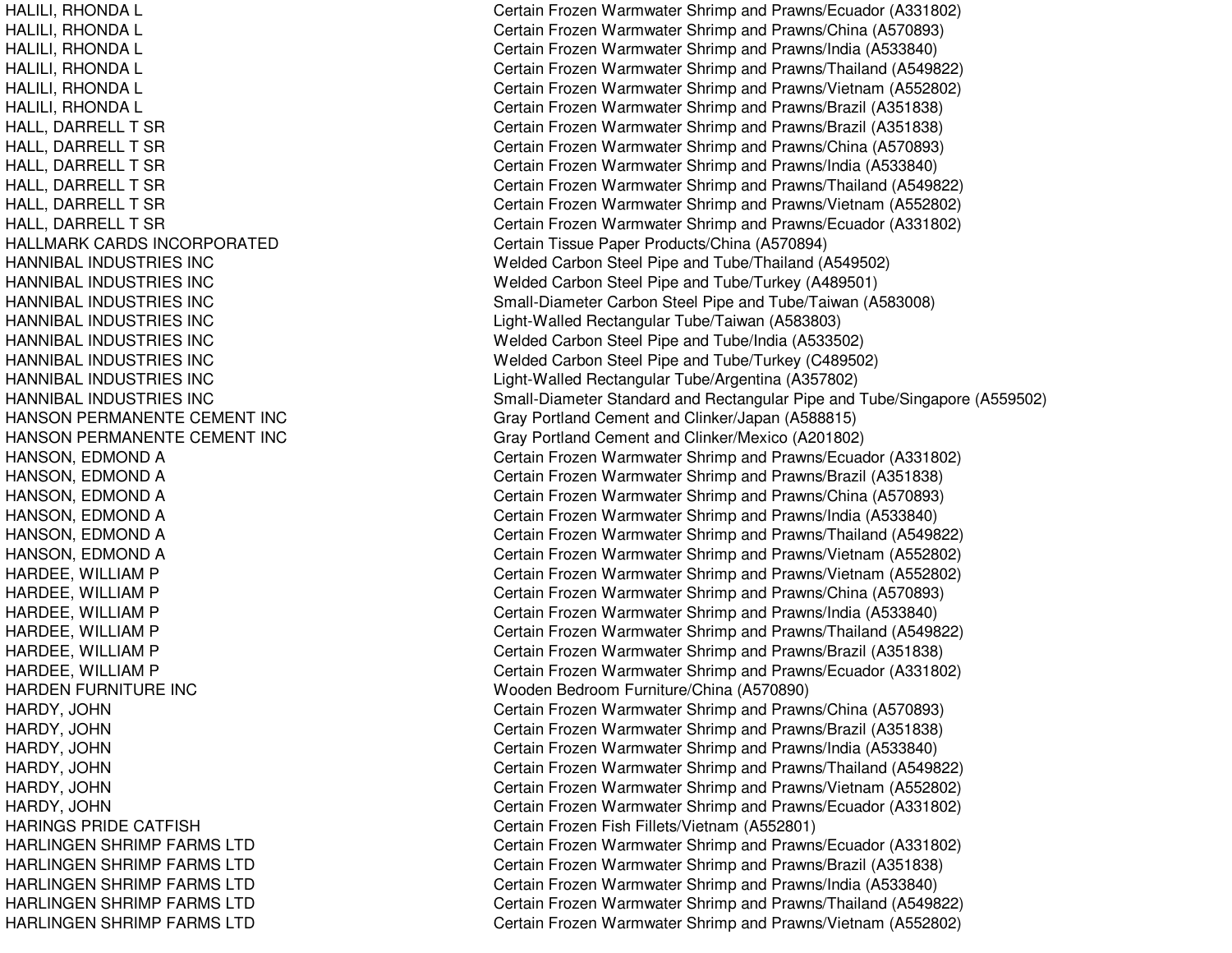| | |
|---|---|
| HALILI, RHONDA L | Certain Frozen Warmwater Shrimp and Prawns/Ecuador (A331802) |
| HALILI, RHONDA L | Certain Frozen Warmwater Shrimp and Prawns/China (A570893) |
| HALILI, RHONDA L | Certain Frozen Warmwater Shrimp and Prawns/India (A533840) |
| HALILI, RHONDA L | Certain Frozen Warmwater Shrimp and Prawns/Thailand (A549822) |
| HALILI, RHONDA L | Certain Frozen Warmwater Shrimp and Prawns/Vietnam (A552802) |
| HALILI, RHONDA L | Certain Frozen Warmwater Shrimp and Prawns/Brazil (A351838) |
| HALL, DARRELL T SR | Certain Frozen Warmwater Shrimp and Prawns/Brazil (A351838) |
| HALL, DARRELL T SR | Certain Frozen Warmwater Shrimp and Prawns/China (A570893) |
| HALL, DARRELL T SR | Certain Frozen Warmwater Shrimp and Prawns/India (A533840) |
| HALL, DARRELL T SR | Certain Frozen Warmwater Shrimp and Prawns/Thailand (A549822) |
| HALL, DARRELL T SR | Certain Frozen Warmwater Shrimp and Prawns/Vietnam (A552802) |
| HALL, DARRELL T SR | Certain Frozen Warmwater Shrimp and Prawns/Ecuador (A331802) |
| HALLMARK CARDS INCORPORATED | Certain Tissue Paper Products/China (A570894) |
| HANNIBAL INDUSTRIES INC | Welded Carbon Steel Pipe and Tube/Thailand (A549502) |
| HANNIBAL INDUSTRIES INC | Welded Carbon Steel Pipe and Tube/Turkey (A489501) |
| HANNIBAL INDUSTRIES INC | Small-Diameter Carbon Steel Pipe and Tube/Taiwan (A583008) |
| HANNIBAL INDUSTRIES INC | Light-Walled Rectangular Tube/Taiwan (A583803) |
| HANNIBAL INDUSTRIES INC | Welded Carbon Steel Pipe and Tube/India (A533502) |
| HANNIBAL INDUSTRIES INC | Welded Carbon Steel Pipe and Tube/Turkey (C489502) |
| HANNIBAL INDUSTRIES INC | Light-Walled Rectangular Tube/Argentina (A357802) |
| HANNIBAL INDUSTRIES INC | Small-Diameter Standard and Rectangular Pipe and Tube/Singapore (A559502) |
| HANSON PERMANENTE CEMENT INC | Gray Portland Cement and Clinker/Japan (A588815) |
| HANSON PERMANENTE CEMENT INC | Gray Portland Cement and Clinker/Mexico (A201802) |
| HANSON, EDMOND A | Certain Frozen Warmwater Shrimp and Prawns/Ecuador (A331802) |
| HANSON, EDMOND A | Certain Frozen Warmwater Shrimp and Prawns/Brazil (A351838) |
| HANSON, EDMOND A | Certain Frozen Warmwater Shrimp and Prawns/China (A570893) |
| HANSON, EDMOND A | Certain Frozen Warmwater Shrimp and Prawns/India (A533840) |
| HANSON, EDMOND A | Certain Frozen Warmwater Shrimp and Prawns/Thailand (A549822) |
| HANSON, EDMOND A | Certain Frozen Warmwater Shrimp and Prawns/Vietnam (A552802) |
| HARDEE, WILLIAM P | Certain Frozen Warmwater Shrimp and Prawns/Vietnam (A552802) |
| HARDEE, WILLIAM P | Certain Frozen Warmwater Shrimp and Prawns/China (A570893) |
| HARDEE, WILLIAM P | Certain Frozen Warmwater Shrimp and Prawns/India (A533840) |
| HARDEE, WILLIAM P | Certain Frozen Warmwater Shrimp and Prawns/Thailand (A549822) |
| HARDEE, WILLIAM P | Certain Frozen Warmwater Shrimp and Prawns/Brazil (A351838) |
| HARDEE, WILLIAM P | Certain Frozen Warmwater Shrimp and Prawns/Ecuador (A331802) |
| HARDEN FURNITURE INC | Wooden Bedroom Furniture/China (A570890) |
| HARDY, JOHN | Certain Frozen Warmwater Shrimp and Prawns/China (A570893) |
| HARDY, JOHN | Certain Frozen Warmwater Shrimp and Prawns/Brazil (A351838) |
| HARDY, JOHN | Certain Frozen Warmwater Shrimp and Prawns/India (A533840) |
| HARDY, JOHN | Certain Frozen Warmwater Shrimp and Prawns/Thailand (A549822) |
| HARDY, JOHN | Certain Frozen Warmwater Shrimp and Prawns/Vietnam (A552802) |
| HARDY, JOHN | Certain Frozen Warmwater Shrimp and Prawns/Ecuador (A331802) |
| HARINGS PRIDE CATFISH | Certain Frozen Fish Fillets/Vietnam (A552801) |
| HARLINGEN SHRIMP FARMS LTD | Certain Frozen Warmwater Shrimp and Prawns/Ecuador (A331802) |
| HARLINGEN SHRIMP FARMS LTD | Certain Frozen Warmwater Shrimp and Prawns/Brazil (A351838) |
| HARLINGEN SHRIMP FARMS LTD | Certain Frozen Warmwater Shrimp and Prawns/India (A533840) |
| HARLINGEN SHRIMP FARMS LTD | Certain Frozen Warmwater Shrimp and Prawns/Thailand (A549822) |
| HARLINGEN SHRIMP FARMS LTD | Certain Frozen Warmwater Shrimp and Prawns/Vietnam (A552802) |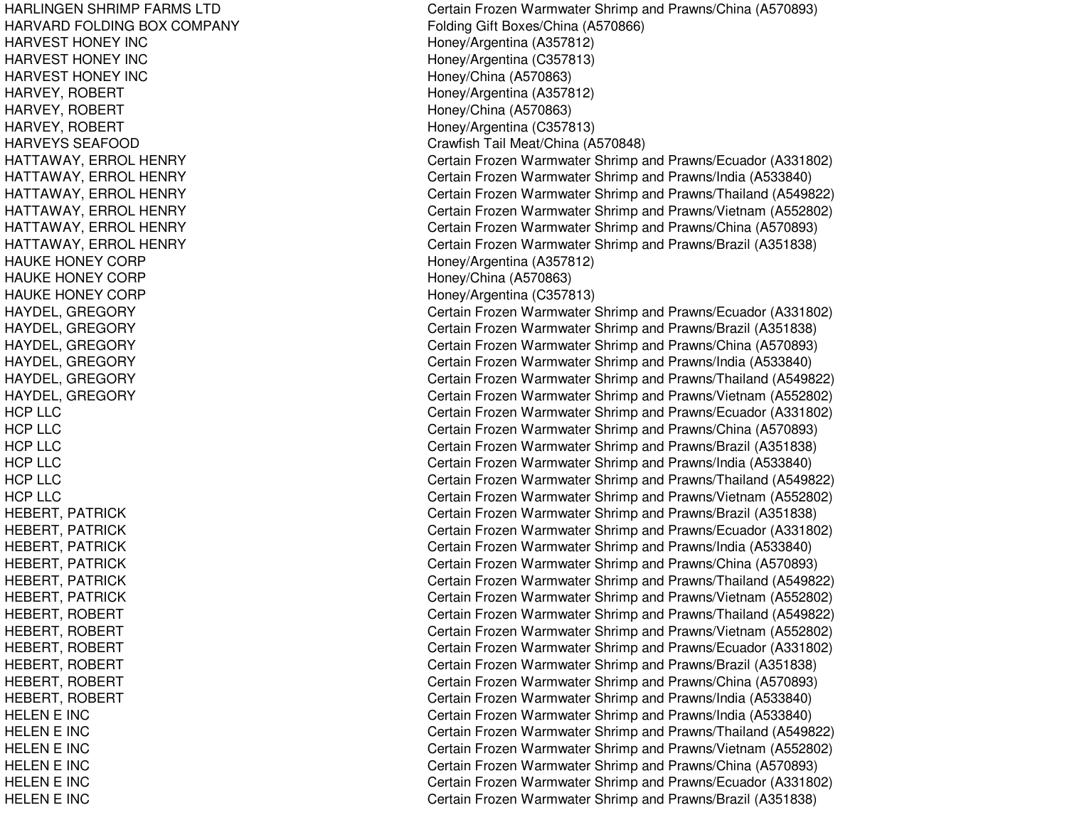| | |
|---|---|
| HARLINGEN SHRIMP FARMS LTD | Certain Frozen Warmwater Shrimp and Prawns/China (A570893) |
| HARVARD FOLDING BOX COMPANY | Folding Gift Boxes/China (A570866) |
| HARVEST HONEY INC | Honey/Argentina (A357812) |
| HARVEST HONEY INC | Honey/Argentina (C357813) |
| HARVEST HONEY INC | Honey/China (A570863) |
| HARVEY, ROBERT | Honey/Argentina (A357812) |
| HARVEY, ROBERT | Honey/China (A570863) |
| HARVEY, ROBERT | Honey/Argentina (C357813) |
| HARVEYS SEAFOOD | Crawfish Tail Meat/China (A570848) |
| HATTAWAY, ERROL HENRY | Certain Frozen Warmwater Shrimp and Prawns/Ecuador (A331802) |
| HATTAWAY, ERROL HENRY | Certain Frozen Warmwater Shrimp and Prawns/India (A533840) |
| HATTAWAY, ERROL HENRY | Certain Frozen Warmwater Shrimp and Prawns/Thailand (A549822) |
| HATTAWAY, ERROL HENRY | Certain Frozen Warmwater Shrimp and Prawns/Vietnam (A552802) |
| HATTAWAY, ERROL HENRY | Certain Frozen Warmwater Shrimp and Prawns/China (A570893) |
| HATTAWAY, ERROL HENRY | Certain Frozen Warmwater Shrimp and Prawns/Brazil (A351838) |
| HAUKE HONEY CORP | Honey/Argentina (A357812) |
| HAUKE HONEY CORP | Honey/China (A570863) |
| HAUKE HONEY CORP | Honey/Argentina (C357813) |
| HAYDEL, GREGORY | Certain Frozen Warmwater Shrimp and Prawns/Ecuador (A331802) |
| HAYDEL, GREGORY | Certain Frozen Warmwater Shrimp and Prawns/Brazil (A351838) |
| HAYDEL, GREGORY | Certain Frozen Warmwater Shrimp and Prawns/China (A570893) |
| HAYDEL, GREGORY | Certain Frozen Warmwater Shrimp and Prawns/India (A533840) |
| HAYDEL, GREGORY | Certain Frozen Warmwater Shrimp and Prawns/Thailand (A549822) |
| HAYDEL, GREGORY | Certain Frozen Warmwater Shrimp and Prawns/Vietnam (A552802) |
| HCP LLC | Certain Frozen Warmwater Shrimp and Prawns/Ecuador (A331802) |
| HCP LLC | Certain Frozen Warmwater Shrimp and Prawns/China (A570893) |
| HCP LLC | Certain Frozen Warmwater Shrimp and Prawns/Brazil (A351838) |
| HCP LLC | Certain Frozen Warmwater Shrimp and Prawns/India (A533840) |
| HCP LLC | Certain Frozen Warmwater Shrimp and Prawns/Thailand (A549822) |
| HCP LLC | Certain Frozen Warmwater Shrimp and Prawns/Vietnam (A552802) |
| HEBERT, PATRICK | Certain Frozen Warmwater Shrimp and Prawns/Brazil (A351838) |
| HEBERT, PATRICK | Certain Frozen Warmwater Shrimp and Prawns/Ecuador (A331802) |
| HEBERT, PATRICK | Certain Frozen Warmwater Shrimp and Prawns/India (A533840) |
| HEBERT, PATRICK | Certain Frozen Warmwater Shrimp and Prawns/China (A570893) |
| HEBERT, PATRICK | Certain Frozen Warmwater Shrimp and Prawns/Thailand (A549822) |
| HEBERT, PATRICK | Certain Frozen Warmwater Shrimp and Prawns/Vietnam (A552802) |
| HEBERT, ROBERT | Certain Frozen Warmwater Shrimp and Prawns/Thailand (A549822) |
| HEBERT, ROBERT | Certain Frozen Warmwater Shrimp and Prawns/Vietnam (A552802) |
| HEBERT, ROBERT | Certain Frozen Warmwater Shrimp and Prawns/Ecuador (A331802) |
| HEBERT, ROBERT | Certain Frozen Warmwater Shrimp and Prawns/Brazil (A351838) |
| HEBERT, ROBERT | Certain Frozen Warmwater Shrimp and Prawns/China (A570893) |
| HEBERT, ROBERT | Certain Frozen Warmwater Shrimp and Prawns/India (A533840) |
| HELEN E INC | Certain Frozen Warmwater Shrimp and Prawns/India (A533840) |
| HELEN E INC | Certain Frozen Warmwater Shrimp and Prawns/Thailand (A549822) |
| HELEN E INC | Certain Frozen Warmwater Shrimp and Prawns/Vietnam (A552802) |
| HELEN E INC | Certain Frozen Warmwater Shrimp and Prawns/China (A570893) |
| HELEN E INC | Certain Frozen Warmwater Shrimp and Prawns/Ecuador (A331802) |
| HELEN E INC | Certain Frozen Warmwater Shrimp and Prawns/Brazil (A351838) |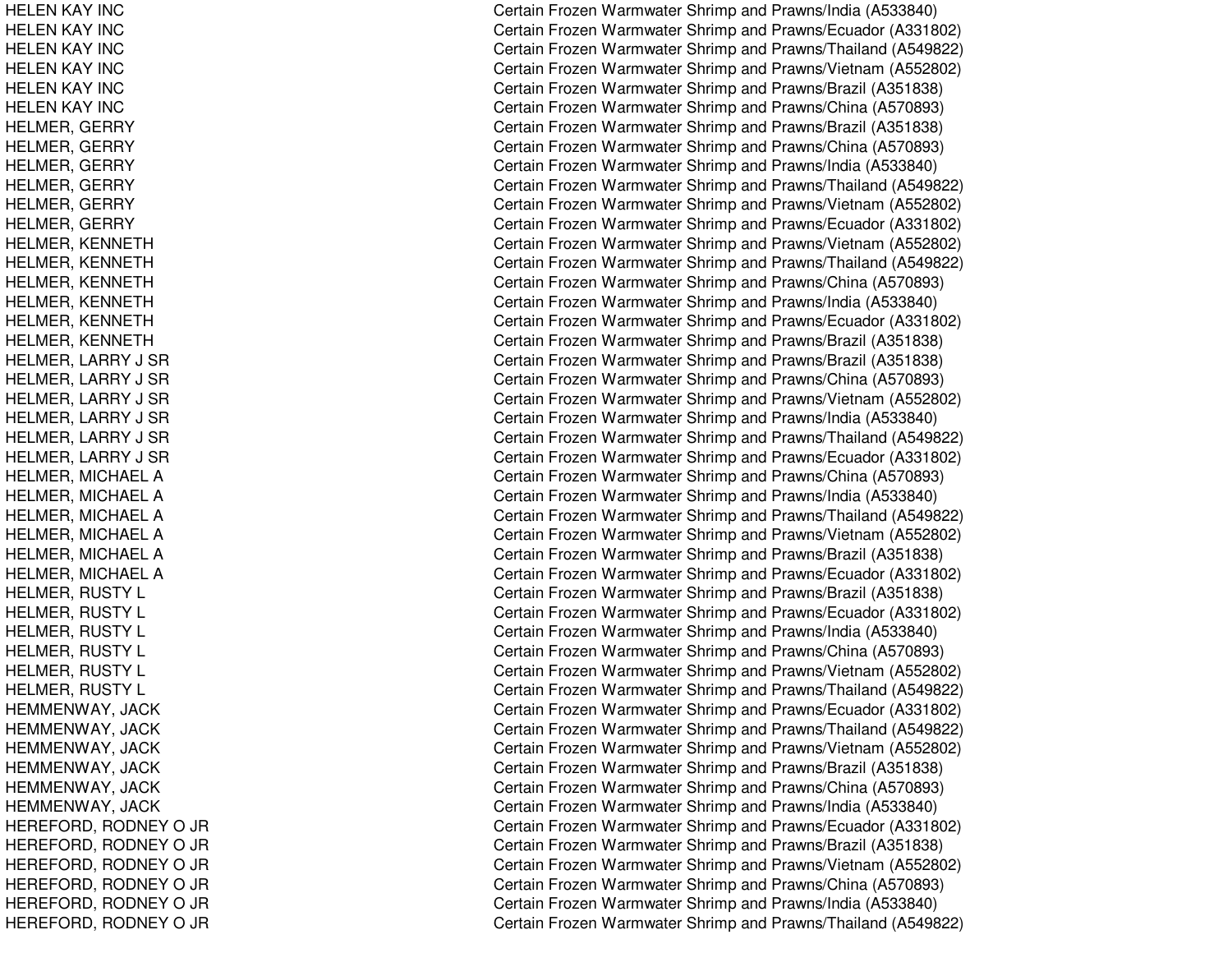| | |
|---|---|
| HELEN KAY INC | Certain Frozen Warmwater Shrimp and Prawns/India (A533840) |
| HELEN KAY INC | Certain Frozen Warmwater Shrimp and Prawns/Ecuador (A331802) |
| HELEN KAY INC | Certain Frozen Warmwater Shrimp and Prawns/Thailand (A549822) |
| HELEN KAY INC | Certain Frozen Warmwater Shrimp and Prawns/Vietnam (A552802) |
| HELEN KAY INC | Certain Frozen Warmwater Shrimp and Prawns/Brazil (A351838) |
| HELEN KAY INC | Certain Frozen Warmwater Shrimp and Prawns/China (A570893) |
| HELMER, GERRY | Certain Frozen Warmwater Shrimp and Prawns/Brazil (A351838) |
| HELMER, GERRY | Certain Frozen Warmwater Shrimp and Prawns/China (A570893) |
| HELMER, GERRY | Certain Frozen Warmwater Shrimp and Prawns/India (A533840) |
| HELMER, GERRY | Certain Frozen Warmwater Shrimp and Prawns/Thailand (A549822) |
| HELMER, GERRY | Certain Frozen Warmwater Shrimp and Prawns/Vietnam (A552802) |
| HELMER, GERRY | Certain Frozen Warmwater Shrimp and Prawns/Ecuador (A331802) |
| HELMER, KENNETH | Certain Frozen Warmwater Shrimp and Prawns/Vietnam (A552802) |
| HELMER, KENNETH | Certain Frozen Warmwater Shrimp and Prawns/Thailand (A549822) |
| HELMER, KENNETH | Certain Frozen Warmwater Shrimp and Prawns/China (A570893) |
| HELMER, KENNETH | Certain Frozen Warmwater Shrimp and Prawns/India (A533840) |
| HELMER, KENNETH | Certain Frozen Warmwater Shrimp and Prawns/Ecuador (A331802) |
| HELMER, KENNETH | Certain Frozen Warmwater Shrimp and Prawns/Brazil (A351838) |
| HELMER, LARRY J SR | Certain Frozen Warmwater Shrimp and Prawns/Brazil (A351838) |
| HELMER, LARRY J SR | Certain Frozen Warmwater Shrimp and Prawns/China (A570893) |
| HELMER, LARRY J SR | Certain Frozen Warmwater Shrimp and Prawns/Vietnam (A552802) |
| HELMER, LARRY J SR | Certain Frozen Warmwater Shrimp and Prawns/India (A533840) |
| HELMER, LARRY J SR | Certain Frozen Warmwater Shrimp and Prawns/Thailand (A549822) |
| HELMER, LARRY J SR | Certain Frozen Warmwater Shrimp and Prawns/Ecuador (A331802) |
| HELMER, MICHAEL A | Certain Frozen Warmwater Shrimp and Prawns/China (A570893) |
| HELMER, MICHAEL A | Certain Frozen Warmwater Shrimp and Prawns/India (A533840) |
| HELMER, MICHAEL A | Certain Frozen Warmwater Shrimp and Prawns/Thailand (A549822) |
| HELMER, MICHAEL A | Certain Frozen Warmwater Shrimp and Prawns/Vietnam (A552802) |
| HELMER, MICHAEL A | Certain Frozen Warmwater Shrimp and Prawns/Brazil (A351838) |
| HELMER, MICHAEL A | Certain Frozen Warmwater Shrimp and Prawns/Ecuador (A331802) |
| HELMER, RUSTY L | Certain Frozen Warmwater Shrimp and Prawns/Brazil (A351838) |
| HELMER, RUSTY L | Certain Frozen Warmwater Shrimp and Prawns/Ecuador (A331802) |
| HELMER, RUSTY L | Certain Frozen Warmwater Shrimp and Prawns/India (A533840) |
| HELMER, RUSTY L | Certain Frozen Warmwater Shrimp and Prawns/China (A570893) |
| HELMER, RUSTY L | Certain Frozen Warmwater Shrimp and Prawns/Vietnam (A552802) |
| HELMER, RUSTY L | Certain Frozen Warmwater Shrimp and Prawns/Thailand (A549822) |
| HEMMENWAY, JACK | Certain Frozen Warmwater Shrimp and Prawns/Ecuador (A331802) |
| HEMMENWAY, JACK | Certain Frozen Warmwater Shrimp and Prawns/Thailand (A549822) |
| HEMMENWAY, JACK | Certain Frozen Warmwater Shrimp and Prawns/Vietnam (A552802) |
| HEMMENWAY, JACK | Certain Frozen Warmwater Shrimp and Prawns/Brazil (A351838) |
| HEMMENWAY, JACK | Certain Frozen Warmwater Shrimp and Prawns/China (A570893) |
| HEMMENWAY, JACK | Certain Frozen Warmwater Shrimp and Prawns/India (A533840) |
| HEREFORD, RODNEY O JR | Certain Frozen Warmwater Shrimp and Prawns/Ecuador (A331802) |
| HEREFORD, RODNEY O JR | Certain Frozen Warmwater Shrimp and Prawns/Brazil (A351838) |
| HEREFORD, RODNEY O JR | Certain Frozen Warmwater Shrimp and Prawns/Vietnam (A552802) |
| HEREFORD, RODNEY O JR | Certain Frozen Warmwater Shrimp and Prawns/China (A570893) |
| HEREFORD, RODNEY O JR | Certain Frozen Warmwater Shrimp and Prawns/India (A533840) |
| HEREFORD, RODNEY O JR | Certain Frozen Warmwater Shrimp and Prawns/Thailand (A549822) |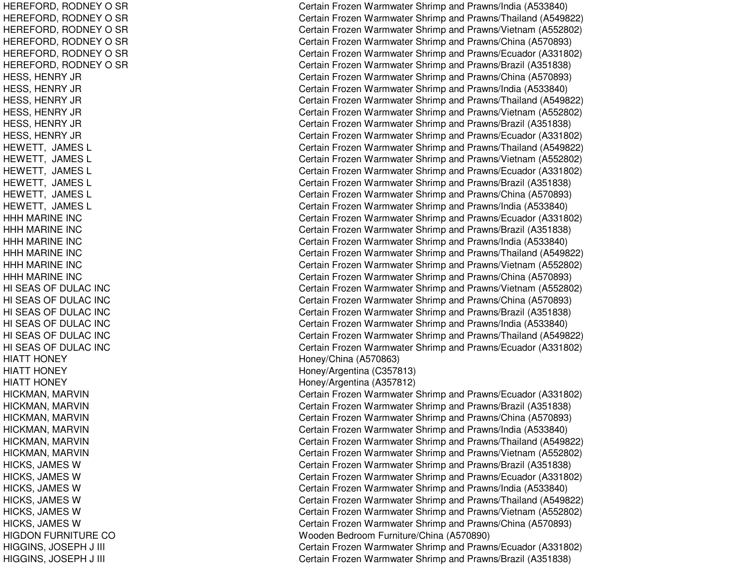| | |
|---|---|
| HEREFORD, RODNEY O SR | Certain Frozen Warmwater Shrimp and Prawns/India (A533840) |
| HEREFORD, RODNEY O SR | Certain Frozen Warmwater Shrimp and Prawns/Thailand (A549822) |
| HEREFORD, RODNEY O SR | Certain Frozen Warmwater Shrimp and Prawns/Vietnam (A552802) |
| HEREFORD, RODNEY O SR | Certain Frozen Warmwater Shrimp and Prawns/China (A570893) |
| HEREFORD, RODNEY O SR | Certain Frozen Warmwater Shrimp and Prawns/Ecuador (A331802) |
| HEREFORD, RODNEY O SR | Certain Frozen Warmwater Shrimp and Prawns/Brazil (A351838) |
| HESS, HENRY JR | Certain Frozen Warmwater Shrimp and Prawns/China (A570893) |
| HESS, HENRY JR | Certain Frozen Warmwater Shrimp and Prawns/India (A533840) |
| HESS, HENRY JR | Certain Frozen Warmwater Shrimp and Prawns/Thailand (A549822) |
| HESS, HENRY JR | Certain Frozen Warmwater Shrimp and Prawns/Vietnam (A552802) |
| HESS, HENRY JR | Certain Frozen Warmwater Shrimp and Prawns/Brazil (A351838) |
| HESS, HENRY JR | Certain Frozen Warmwater Shrimp and Prawns/Ecuador (A331802) |
| HEWETT, JAMES L | Certain Frozen Warmwater Shrimp and Prawns/Thailand (A549822) |
| HEWETT, JAMES L | Certain Frozen Warmwater Shrimp and Prawns/Vietnam (A552802) |
| HEWETT, JAMES L | Certain Frozen Warmwater Shrimp and Prawns/Ecuador (A331802) |
| HEWETT, JAMES L | Certain Frozen Warmwater Shrimp and Prawns/Brazil (A351838) |
| HEWETT, JAMES L | Certain Frozen Warmwater Shrimp and Prawns/China (A570893) |
| HEWETT, JAMES L | Certain Frozen Warmwater Shrimp and Prawns/India (A533840) |
| HHH MARINE INC | Certain Frozen Warmwater Shrimp and Prawns/Ecuador (A331802) |
| HHH MARINE INC | Certain Frozen Warmwater Shrimp and Prawns/Brazil (A351838) |
| HHH MARINE INC | Certain Frozen Warmwater Shrimp and Prawns/India (A533840) |
| HHH MARINE INC | Certain Frozen Warmwater Shrimp and Prawns/Thailand (A549822) |
| HHH MARINE INC | Certain Frozen Warmwater Shrimp and Prawns/Vietnam (A552802) |
| HHH MARINE INC | Certain Frozen Warmwater Shrimp and Prawns/China (A570893) |
| HI SEAS OF DULAC INC | Certain Frozen Warmwater Shrimp and Prawns/Vietnam (A552802) |
| HI SEAS OF DULAC INC | Certain Frozen Warmwater Shrimp and Prawns/China (A570893) |
| HI SEAS OF DULAC INC | Certain Frozen Warmwater Shrimp and Prawns/Brazil (A351838) |
| HI SEAS OF DULAC INC | Certain Frozen Warmwater Shrimp and Prawns/India (A533840) |
| HI SEAS OF DULAC INC | Certain Frozen Warmwater Shrimp and Prawns/Thailand (A549822) |
| HI SEAS OF DULAC INC | Certain Frozen Warmwater Shrimp and Prawns/Ecuador (A331802) |
| HIATT HONEY | Honey/China (A570863) |
| HIATT HONEY | Honey/Argentina (C357813) |
| HIATT HONEY | Honey/Argentina (A357812) |
| HICKMAN, MARVIN | Certain Frozen Warmwater Shrimp and Prawns/Ecuador (A331802) |
| HICKMAN, MARVIN | Certain Frozen Warmwater Shrimp and Prawns/Brazil (A351838) |
| HICKMAN, MARVIN | Certain Frozen Warmwater Shrimp and Prawns/China (A570893) |
| HICKMAN, MARVIN | Certain Frozen Warmwater Shrimp and Prawns/India (A533840) |
| HICKMAN, MARVIN | Certain Frozen Warmwater Shrimp and Prawns/Thailand (A549822) |
| HICKMAN, MARVIN | Certain Frozen Warmwater Shrimp and Prawns/Vietnam (A552802) |
| HICKS, JAMES W | Certain Frozen Warmwater Shrimp and Prawns/Brazil (A351838) |
| HICKS, JAMES W | Certain Frozen Warmwater Shrimp and Prawns/Ecuador (A331802) |
| HICKS, JAMES W | Certain Frozen Warmwater Shrimp and Prawns/India (A533840) |
| HICKS, JAMES W | Certain Frozen Warmwater Shrimp and Prawns/Thailand (A549822) |
| HICKS, JAMES W | Certain Frozen Warmwater Shrimp and Prawns/Vietnam (A552802) |
| HICKS, JAMES W | Certain Frozen Warmwater Shrimp and Prawns/China (A570893) |
| HIGDON FURNITURE CO | Wooden Bedroom Furniture/China (A570890) |
| HIGGINS, JOSEPH J III | Certain Frozen Warmwater Shrimp and Prawns/Ecuador (A331802) |
| HIGGINS, JOSEPH J III | Certain Frozen Warmwater Shrimp and Prawns/Brazil (A351838) |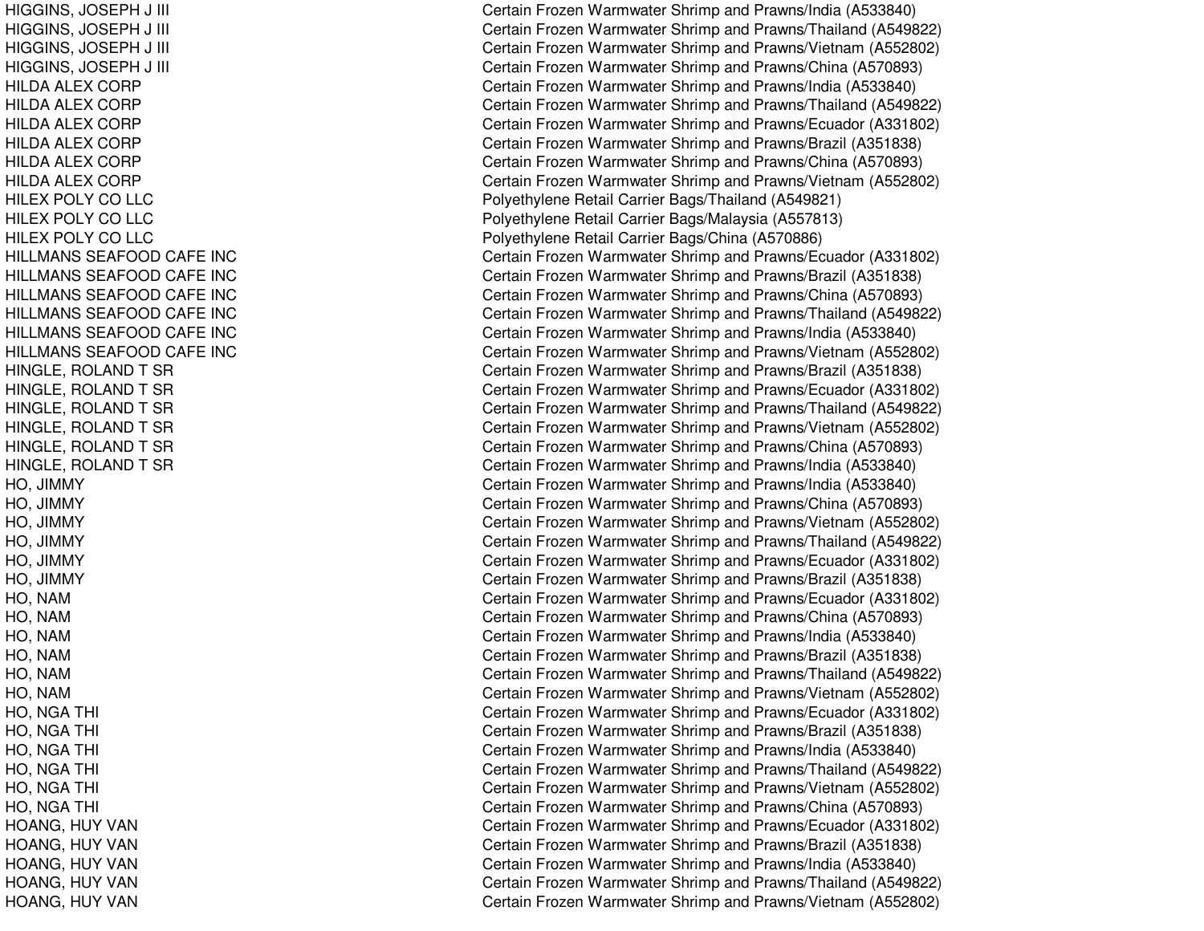| | |
|---|---|
| HIGGINS, JOSEPH J III | Certain Frozen Warmwater Shrimp and Prawns/India (A533840) |
| HIGGINS, JOSEPH J III | Certain Frozen Warmwater Shrimp and Prawns/Thailand (A549822) |
| HIGGINS, JOSEPH J III | Certain Frozen Warmwater Shrimp and Prawns/Vietnam (A552802) |
| HIGGINS, JOSEPH J III | Certain Frozen Warmwater Shrimp and Prawns/China (A570893) |
| HILDA ALEX CORP | Certain Frozen Warmwater Shrimp and Prawns/India (A533840) |
| HILDA ALEX CORP | Certain Frozen Warmwater Shrimp and Prawns/Thailand (A549822) |
| HILDA ALEX CORP | Certain Frozen Warmwater Shrimp and Prawns/Ecuador (A331802) |
| HILDA ALEX CORP | Certain Frozen Warmwater Shrimp and Prawns/Brazil (A351838) |
| HILDA ALEX CORP | Certain Frozen Warmwater Shrimp and Prawns/China (A570893) |
| HILDA ALEX CORP | Certain Frozen Warmwater Shrimp and Prawns/Vietnam (A552802) |
| HILEX POLY CO LLC | Polyethylene Retail Carrier Bags/Thailand (A549821) |
| HILEX POLY CO LLC | Polyethylene Retail Carrier Bags/Malaysia (A557813) |
| HILEX POLY CO LLC | Polyethylene Retail Carrier Bags/China (A570886) |
| HILLMANS SEAFOOD CAFE INC | Certain Frozen Warmwater Shrimp and Prawns/Ecuador (A331802) |
| HILLMANS SEAFOOD CAFE INC | Certain Frozen Warmwater Shrimp and Prawns/Brazil (A351838) |
| HILLMANS SEAFOOD CAFE INC | Certain Frozen Warmwater Shrimp and Prawns/China (A570893) |
| HILLMANS SEAFOOD CAFE INC | Certain Frozen Warmwater Shrimp and Prawns/Thailand (A549822) |
| HILLMANS SEAFOOD CAFE INC | Certain Frozen Warmwater Shrimp and Prawns/India (A533840) |
| HILLMANS SEAFOOD CAFE INC | Certain Frozen Warmwater Shrimp and Prawns/Vietnam (A552802) |
| HINGLE, ROLAND T SR | Certain Frozen Warmwater Shrimp and Prawns/Brazil (A351838) |
| HINGLE, ROLAND T SR | Certain Frozen Warmwater Shrimp and Prawns/Ecuador (A331802) |
| HINGLE, ROLAND T SR | Certain Frozen Warmwater Shrimp and Prawns/Thailand (A549822) |
| HINGLE, ROLAND T SR | Certain Frozen Warmwater Shrimp and Prawns/Vietnam (A552802) |
| HINGLE, ROLAND T SR | Certain Frozen Warmwater Shrimp and Prawns/China (A570893) |
| HINGLE, ROLAND T SR | Certain Frozen Warmwater Shrimp and Prawns/India (A533840) |
| HO, JIMMY | Certain Frozen Warmwater Shrimp and Prawns/India (A533840) |
| HO, JIMMY | Certain Frozen Warmwater Shrimp and Prawns/China (A570893) |
| HO, JIMMY | Certain Frozen Warmwater Shrimp and Prawns/Vietnam (A552802) |
| HO, JIMMY | Certain Frozen Warmwater Shrimp and Prawns/Thailand (A549822) |
| HO, JIMMY | Certain Frozen Warmwater Shrimp and Prawns/Ecuador (A331802) |
| HO, JIMMY | Certain Frozen Warmwater Shrimp and Prawns/Brazil (A351838) |
| HO, NAM | Certain Frozen Warmwater Shrimp and Prawns/Ecuador (A331802) |
| HO, NAM | Certain Frozen Warmwater Shrimp and Prawns/China (A570893) |
| HO, NAM | Certain Frozen Warmwater Shrimp and Prawns/India (A533840) |
| HO, NAM | Certain Frozen Warmwater Shrimp and Prawns/Brazil (A351838) |
| HO, NAM | Certain Frozen Warmwater Shrimp and Prawns/Thailand (A549822) |
| HO, NAM | Certain Frozen Warmwater Shrimp and Prawns/Vietnam (A552802) |
| HO, NGA THI | Certain Frozen Warmwater Shrimp and Prawns/Ecuador (A331802) |
| HO, NGA THI | Certain Frozen Warmwater Shrimp and Prawns/Brazil (A351838) |
| HO, NGA THI | Certain Frozen Warmwater Shrimp and Prawns/India (A533840) |
| HO, NGA THI | Certain Frozen Warmwater Shrimp and Prawns/Thailand (A549822) |
| HO, NGA THI | Certain Frozen Warmwater Shrimp and Prawns/Vietnam (A552802) |
| HO, NGA THI | Certain Frozen Warmwater Shrimp and Prawns/China (A570893) |
| HOANG, HUY VAN | Certain Frozen Warmwater Shrimp and Prawns/Ecuador (A331802) |
| HOANG, HUY VAN | Certain Frozen Warmwater Shrimp and Prawns/Brazil (A351838) |
| HOANG, HUY VAN | Certain Frozen Warmwater Shrimp and Prawns/India (A533840) |
| HOANG, HUY VAN | Certain Frozen Warmwater Shrimp and Prawns/Thailand (A549822) |
| HOANG, HUY VAN | Certain Frozen Warmwater Shrimp and Prawns/Vietnam (A552802) |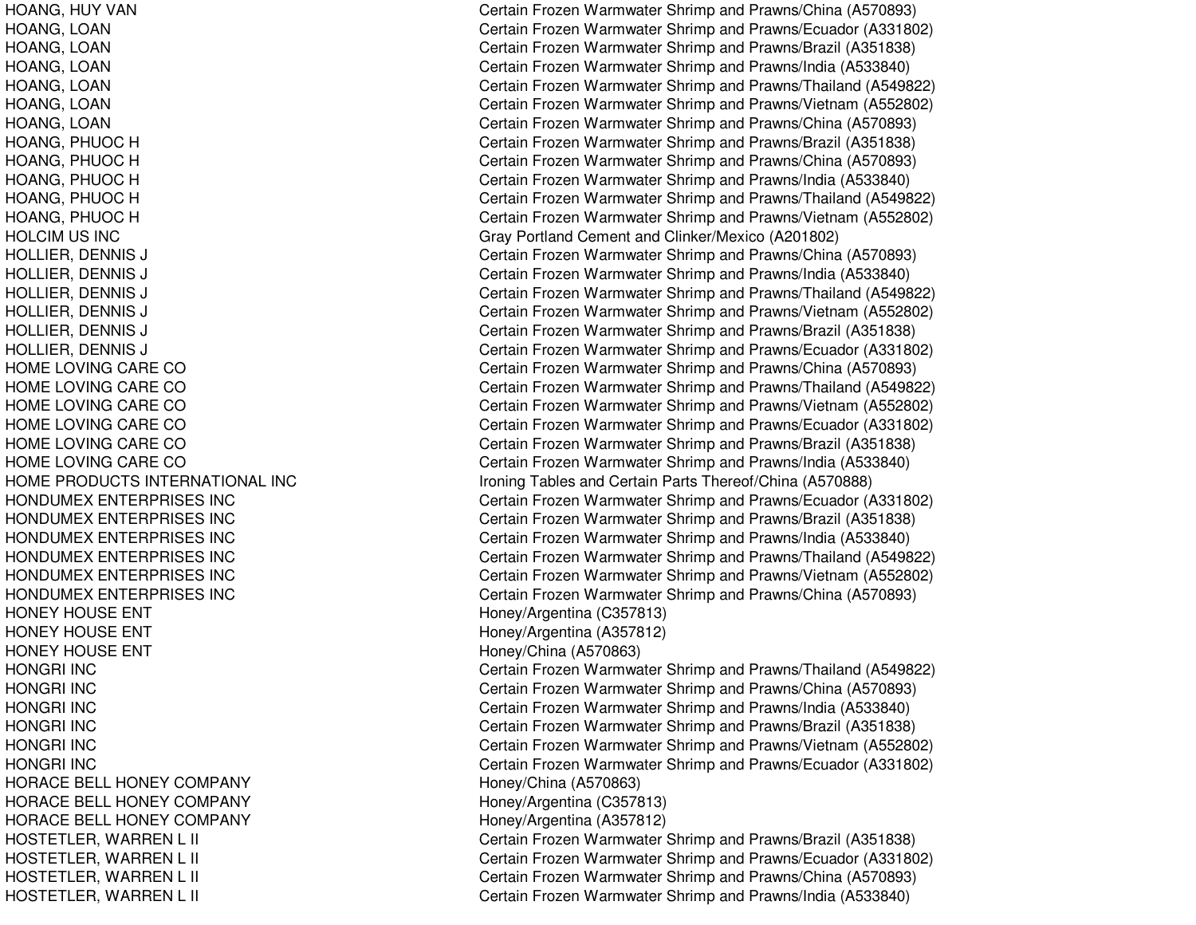| | |
|---|---|
| HOANG, HUY VAN | Certain Frozen Warmwater Shrimp and Prawns/China (A570893) |
| HOANG, LOAN | Certain Frozen Warmwater Shrimp and Prawns/Ecuador (A331802) |
| HOANG, LOAN | Certain Frozen Warmwater Shrimp and Prawns/Brazil (A351838) |
| HOANG, LOAN | Certain Frozen Warmwater Shrimp and Prawns/India (A533840) |
| HOANG, LOAN | Certain Frozen Warmwater Shrimp and Prawns/Thailand (A549822) |
| HOANG, LOAN | Certain Frozen Warmwater Shrimp and Prawns/Vietnam (A552802) |
| HOANG, LOAN | Certain Frozen Warmwater Shrimp and Prawns/China (A570893) |
| HOANG, PHUOC H | Certain Frozen Warmwater Shrimp and Prawns/Brazil (A351838) |
| HOANG, PHUOC H | Certain Frozen Warmwater Shrimp and Prawns/China (A570893) |
| HOANG, PHUOC H | Certain Frozen Warmwater Shrimp and Prawns/India (A533840) |
| HOANG, PHUOC H | Certain Frozen Warmwater Shrimp and Prawns/Thailand (A549822) |
| HOANG, PHUOC H | Certain Frozen Warmwater Shrimp and Prawns/Vietnam (A552802) |
| HOLCIM US INC | Gray Portland Cement and Clinker/Mexico (A201802) |
| HOLLIER, DENNIS J | Certain Frozen Warmwater Shrimp and Prawns/China (A570893) |
| HOLLIER, DENNIS J | Certain Frozen Warmwater Shrimp and Prawns/India (A533840) |
| HOLLIER, DENNIS J | Certain Frozen Warmwater Shrimp and Prawns/Thailand (A549822) |
| HOLLIER, DENNIS J | Certain Frozen Warmwater Shrimp and Prawns/Vietnam (A552802) |
| HOLLIER, DENNIS J | Certain Frozen Warmwater Shrimp and Prawns/Brazil (A351838) |
| HOLLIER, DENNIS J | Certain Frozen Warmwater Shrimp and Prawns/Ecuador (A331802) |
| HOME LOVING CARE CO | Certain Frozen Warmwater Shrimp and Prawns/China (A570893) |
| HOME LOVING CARE CO | Certain Frozen Warmwater Shrimp and Prawns/Thailand (A549822) |
| HOME LOVING CARE CO | Certain Frozen Warmwater Shrimp and Prawns/Vietnam (A552802) |
| HOME LOVING CARE CO | Certain Frozen Warmwater Shrimp and Prawns/Ecuador (A331802) |
| HOME LOVING CARE CO | Certain Frozen Warmwater Shrimp and Prawns/Brazil (A351838) |
| HOME LOVING CARE CO | Certain Frozen Warmwater Shrimp and Prawns/India (A533840) |
| HOME PRODUCTS INTERNATIONAL INC | Ironing Tables and Certain Parts Thereof/China (A570888) |
| HONDUMEX ENTERPRISES INC | Certain Frozen Warmwater Shrimp and Prawns/Ecuador (A331802) |
| HONDUMEX ENTERPRISES INC | Certain Frozen Warmwater Shrimp and Prawns/Brazil (A351838) |
| HONDUMEX ENTERPRISES INC | Certain Frozen Warmwater Shrimp and Prawns/India (A533840) |
| HONDUMEX ENTERPRISES INC | Certain Frozen Warmwater Shrimp and Prawns/Thailand (A549822) |
| HONDUMEX ENTERPRISES INC | Certain Frozen Warmwater Shrimp and Prawns/Vietnam (A552802) |
| HONDUMEX ENTERPRISES INC | Certain Frozen Warmwater Shrimp and Prawns/China (A570893) |
| HONEY HOUSE ENT | Honey/Argentina (C357813) |
| HONEY HOUSE ENT | Honey/Argentina (A357812) |
| HONEY HOUSE ENT | Honey/China (A570863) |
| HONGRI INC | Certain Frozen Warmwater Shrimp and Prawns/Thailand (A549822) |
| HONGRI INC | Certain Frozen Warmwater Shrimp and Prawns/China (A570893) |
| HONGRI INC | Certain Frozen Warmwater Shrimp and Prawns/India (A533840) |
| HONGRI INC | Certain Frozen Warmwater Shrimp and Prawns/Brazil (A351838) |
| HONGRI INC | Certain Frozen Warmwater Shrimp and Prawns/Vietnam (A552802) |
| HONGRI INC | Certain Frozen Warmwater Shrimp and Prawns/Ecuador (A331802) |
| HORACE BELL HONEY COMPANY | Honey/China (A570863) |
| HORACE BELL HONEY COMPANY | Honey/Argentina (C357813) |
| HORACE BELL HONEY COMPANY | Honey/Argentina (A357812) |
| HOSTETLER, WARREN L II | Certain Frozen Warmwater Shrimp and Prawns/Brazil (A351838) |
| HOSTETLER, WARREN L II | Certain Frozen Warmwater Shrimp and Prawns/Ecuador (A331802) |
| HOSTETLER, WARREN L II | Certain Frozen Warmwater Shrimp and Prawns/China (A570893) |
| HOSTETLER, WARREN L II | Certain Frozen Warmwater Shrimp and Prawns/India (A533840) |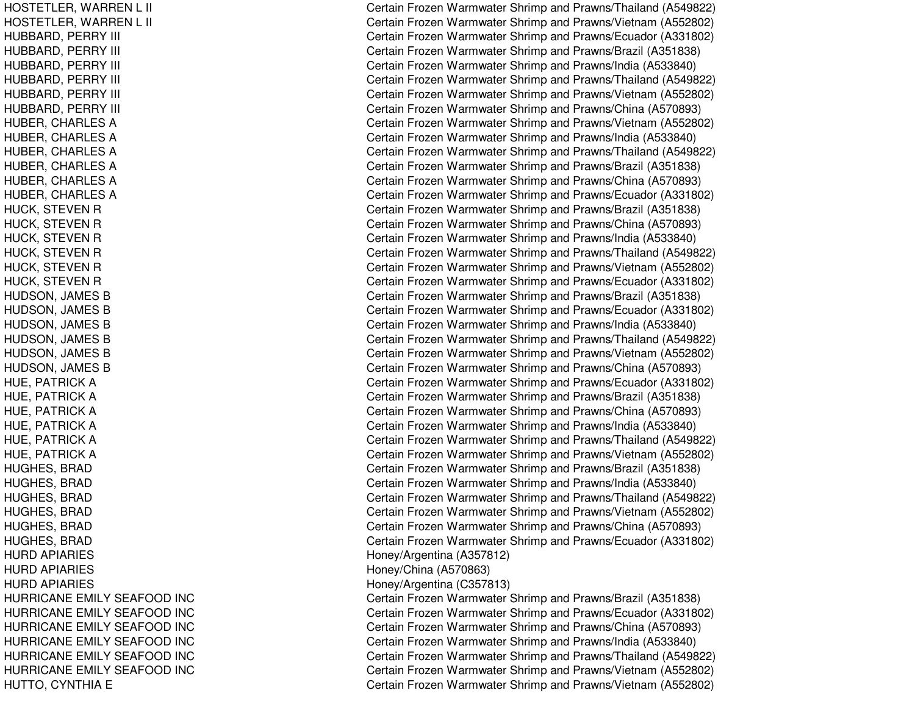| | |
|---|---|
| HOSTETLER, WARREN L II | Certain Frozen Warmwater Shrimp and Prawns/Thailand (A549822) |
| HOSTETLER, WARREN L II | Certain Frozen Warmwater Shrimp and Prawns/Vietnam (A552802) |
| HUBBARD, PERRY III | Certain Frozen Warmwater Shrimp and Prawns/Ecuador (A331802) |
| HUBBARD, PERRY III | Certain Frozen Warmwater Shrimp and Prawns/Brazil (A351838) |
| HUBBARD, PERRY III | Certain Frozen Warmwater Shrimp and Prawns/India (A533840) |
| HUBBARD, PERRY III | Certain Frozen Warmwater Shrimp and Prawns/Thailand (A549822) |
| HUBBARD, PERRY III | Certain Frozen Warmwater Shrimp and Prawns/Vietnam (A552802) |
| HUBBARD, PERRY III | Certain Frozen Warmwater Shrimp and Prawns/China (A570893) |
| HUBER, CHARLES A | Certain Frozen Warmwater Shrimp and Prawns/Vietnam (A552802) |
| HUBER, CHARLES A | Certain Frozen Warmwater Shrimp and Prawns/India (A533840) |
| HUBER, CHARLES A | Certain Frozen Warmwater Shrimp and Prawns/Thailand (A549822) |
| HUBER, CHARLES A | Certain Frozen Warmwater Shrimp and Prawns/Brazil (A351838) |
| HUBER, CHARLES A | Certain Frozen Warmwater Shrimp and Prawns/China (A570893) |
| HUBER, CHARLES A | Certain Frozen Warmwater Shrimp and Prawns/Ecuador (A331802) |
| HUCK, STEVEN R | Certain Frozen Warmwater Shrimp and Prawns/Brazil (A351838) |
| HUCK, STEVEN R | Certain Frozen Warmwater Shrimp and Prawns/China (A570893) |
| HUCK, STEVEN R | Certain Frozen Warmwater Shrimp and Prawns/India (A533840) |
| HUCK, STEVEN R | Certain Frozen Warmwater Shrimp and Prawns/Thailand (A549822) |
| HUCK, STEVEN R | Certain Frozen Warmwater Shrimp and Prawns/Vietnam (A552802) |
| HUCK, STEVEN R | Certain Frozen Warmwater Shrimp and Prawns/Ecuador (A331802) |
| HUDSON, JAMES B | Certain Frozen Warmwater Shrimp and Prawns/Brazil (A351838) |
| HUDSON, JAMES B | Certain Frozen Warmwater Shrimp and Prawns/Ecuador (A331802) |
| HUDSON, JAMES B | Certain Frozen Warmwater Shrimp and Prawns/India (A533840) |
| HUDSON, JAMES B | Certain Frozen Warmwater Shrimp and Prawns/Thailand (A549822) |
| HUDSON, JAMES B | Certain Frozen Warmwater Shrimp and Prawns/Vietnam (A552802) |
| HUDSON, JAMES B | Certain Frozen Warmwater Shrimp and Prawns/China (A570893) |
| HUE, PATRICK A | Certain Frozen Warmwater Shrimp and Prawns/Ecuador (A331802) |
| HUE, PATRICK A | Certain Frozen Warmwater Shrimp and Prawns/Brazil (A351838) |
| HUE, PATRICK A | Certain Frozen Warmwater Shrimp and Prawns/China (A570893) |
| HUE, PATRICK A | Certain Frozen Warmwater Shrimp and Prawns/India (A533840) |
| HUE, PATRICK A | Certain Frozen Warmwater Shrimp and Prawns/Thailand (A549822) |
| HUE, PATRICK A | Certain Frozen Warmwater Shrimp and Prawns/Vietnam (A552802) |
| HUGHES, BRAD | Certain Frozen Warmwater Shrimp and Prawns/Brazil (A351838) |
| HUGHES, BRAD | Certain Frozen Warmwater Shrimp and Prawns/India (A533840) |
| HUGHES, BRAD | Certain Frozen Warmwater Shrimp and Prawns/Thailand (A549822) |
| HUGHES, BRAD | Certain Frozen Warmwater Shrimp and Prawns/Vietnam (A552802) |
| HUGHES, BRAD | Certain Frozen Warmwater Shrimp and Prawns/China (A570893) |
| HUGHES, BRAD | Certain Frozen Warmwater Shrimp and Prawns/Ecuador (A331802) |
| HURD APIARIES | Honey/Argentina (A357812) |
| HURD APIARIES | Honey/China (A570863) |
| HURD APIARIES | Honey/Argentina (C357813) |
| HURRICANE EMILY SEAFOOD INC | Certain Frozen Warmwater Shrimp and Prawns/Brazil (A351838) |
| HURRICANE EMILY SEAFOOD INC | Certain Frozen Warmwater Shrimp and Prawns/Ecuador (A331802) |
| HURRICANE EMILY SEAFOOD INC | Certain Frozen Warmwater Shrimp and Prawns/China (A570893) |
| HURRICANE EMILY SEAFOOD INC | Certain Frozen Warmwater Shrimp and Prawns/India (A533840) |
| HURRICANE EMILY SEAFOOD INC | Certain Frozen Warmwater Shrimp and Prawns/Thailand (A549822) |
| HURRICANE EMILY SEAFOOD INC | Certain Frozen Warmwater Shrimp and Prawns/Vietnam (A552802) |
| HUTTO, CYNTHIA E | Certain Frozen Warmwater Shrimp and Prawns/Vietnam (A552802) |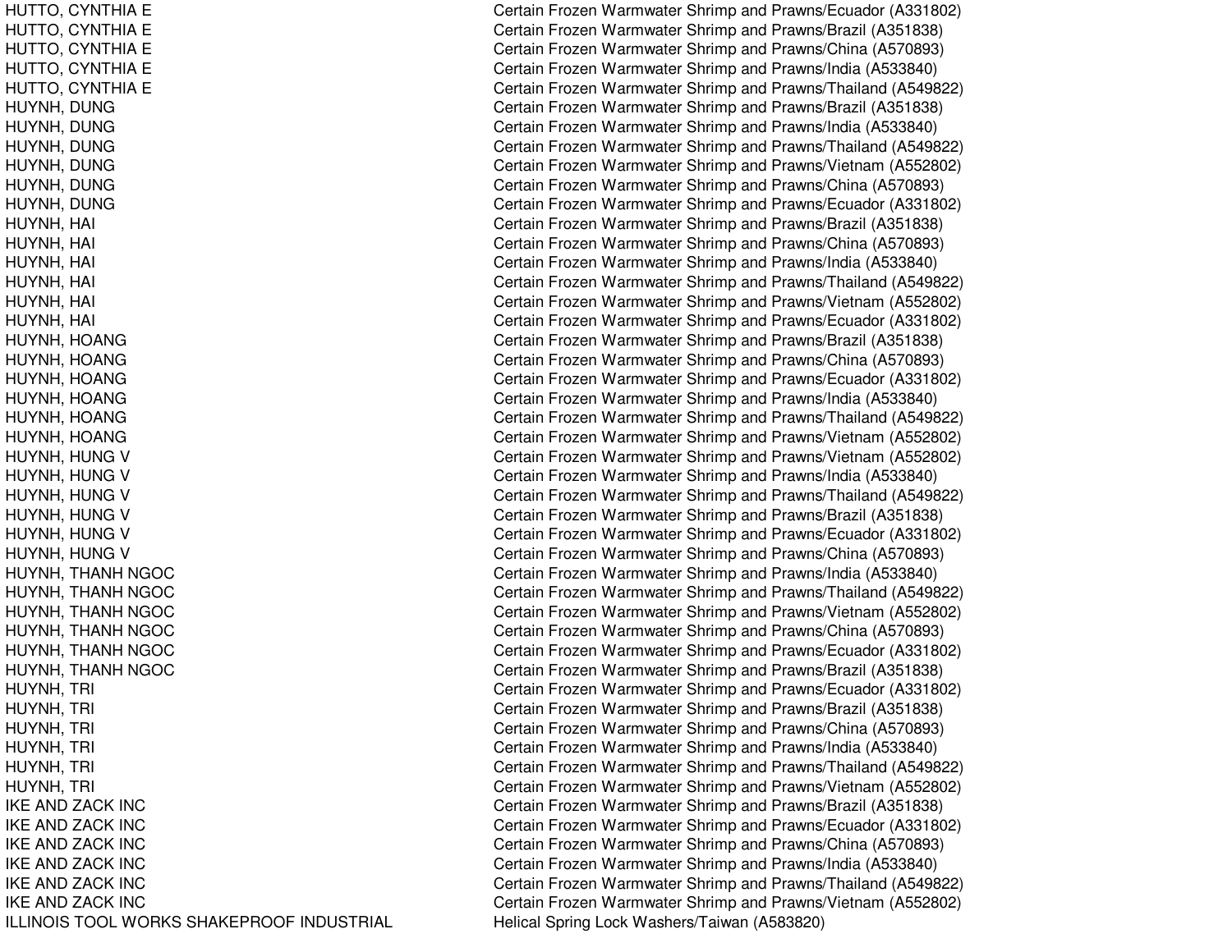| | |
|---|---|
| HUTTO, CYNTHIA E | Certain Frozen Warmwater Shrimp and Prawns/Ecuador (A331802) |
| HUTTO, CYNTHIA E | Certain Frozen Warmwater Shrimp and Prawns/Brazil (A351838) |
| HUTTO, CYNTHIA E | Certain Frozen Warmwater Shrimp and Prawns/China (A570893) |
| HUTTO, CYNTHIA E | Certain Frozen Warmwater Shrimp and Prawns/India (A533840) |
| HUTTO, CYNTHIA E | Certain Frozen Warmwater Shrimp and Prawns/Thailand (A549822) |
| HUYNH, DUNG | Certain Frozen Warmwater Shrimp and Prawns/Brazil (A351838) |
| HUYNH, DUNG | Certain Frozen Warmwater Shrimp and Prawns/India (A533840) |
| HUYNH, DUNG | Certain Frozen Warmwater Shrimp and Prawns/Thailand (A549822) |
| HUYNH, DUNG | Certain Frozen Warmwater Shrimp and Prawns/Vietnam (A552802) |
| HUYNH, DUNG | Certain Frozen Warmwater Shrimp and Prawns/China (A570893) |
| HUYNH, DUNG | Certain Frozen Warmwater Shrimp and Prawns/Ecuador (A331802) |
| HUYNH, HAI | Certain Frozen Warmwater Shrimp and Prawns/Brazil (A351838) |
| HUYNH, HAI | Certain Frozen Warmwater Shrimp and Prawns/China (A570893) |
| HUYNH, HAI | Certain Frozen Warmwater Shrimp and Prawns/India (A533840) |
| HUYNH, HAI | Certain Frozen Warmwater Shrimp and Prawns/Thailand (A549822) |
| HUYNH, HAI | Certain Frozen Warmwater Shrimp and Prawns/Vietnam (A552802) |
| HUYNH, HAI | Certain Frozen Warmwater Shrimp and Prawns/Ecuador (A331802) |
| HUYNH, HOANG | Certain Frozen Warmwater Shrimp and Prawns/Brazil (A351838) |
| HUYNH, HOANG | Certain Frozen Warmwater Shrimp and Prawns/China (A570893) |
| HUYNH, HOANG | Certain Frozen Warmwater Shrimp and Prawns/Ecuador (A331802) |
| HUYNH, HOANG | Certain Frozen Warmwater Shrimp and Prawns/India (A533840) |
| HUYNH, HOANG | Certain Frozen Warmwater Shrimp and Prawns/Thailand (A549822) |
| HUYNH, HOANG | Certain Frozen Warmwater Shrimp and Prawns/Vietnam (A552802) |
| HUYNH, HUNG V | Certain Frozen Warmwater Shrimp and Prawns/Vietnam (A552802) |
| HUYNH, HUNG V | Certain Frozen Warmwater Shrimp and Prawns/India (A533840) |
| HUYNH, HUNG V | Certain Frozen Warmwater Shrimp and Prawns/Thailand (A549822) |
| HUYNH, HUNG V | Certain Frozen Warmwater Shrimp and Prawns/Brazil (A351838) |
| HUYNH, HUNG V | Certain Frozen Warmwater Shrimp and Prawns/Ecuador (A331802) |
| HUYNH, HUNG V | Certain Frozen Warmwater Shrimp and Prawns/China (A570893) |
| HUYNH, THANH NGOC | Certain Frozen Warmwater Shrimp and Prawns/India (A533840) |
| HUYNH, THANH NGOC | Certain Frozen Warmwater Shrimp and Prawns/Thailand (A549822) |
| HUYNH, THANH NGOC | Certain Frozen Warmwater Shrimp and Prawns/Vietnam (A552802) |
| HUYNH, THANH NGOC | Certain Frozen Warmwater Shrimp and Prawns/China (A570893) |
| HUYNH, THANH NGOC | Certain Frozen Warmwater Shrimp and Prawns/Ecuador (A331802) |
| HUYNH, THANH NGOC | Certain Frozen Warmwater Shrimp and Prawns/Brazil (A351838) |
| HUYNH, TRI | Certain Frozen Warmwater Shrimp and Prawns/Ecuador (A331802) |
| HUYNH, TRI | Certain Frozen Warmwater Shrimp and Prawns/Brazil (A351838) |
| HUYNH, TRI | Certain Frozen Warmwater Shrimp and Prawns/China (A570893) |
| HUYNH, TRI | Certain Frozen Warmwater Shrimp and Prawns/India (A533840) |
| HUYNH, TRI | Certain Frozen Warmwater Shrimp and Prawns/Thailand (A549822) |
| HUYNH, TRI | Certain Frozen Warmwater Shrimp and Prawns/Vietnam (A552802) |
| IKE AND ZACK INC | Certain Frozen Warmwater Shrimp and Prawns/Brazil (A351838) |
| IKE AND ZACK INC | Certain Frozen Warmwater Shrimp and Prawns/Ecuador (A331802) |
| IKE AND ZACK INC | Certain Frozen Warmwater Shrimp and Prawns/China (A570893) |
| IKE AND ZACK INC | Certain Frozen Warmwater Shrimp and Prawns/India (A533840) |
| IKE AND ZACK INC | Certain Frozen Warmwater Shrimp and Prawns/Thailand (A549822) |
| IKE AND ZACK INC | Certain Frozen Warmwater Shrimp and Prawns/Vietnam (A552802) |
| ILLINOIS TOOL WORKS SHAKEPROOF INDUSTRIAL | Helical Spring Lock Washers/Taiwan (A583820) |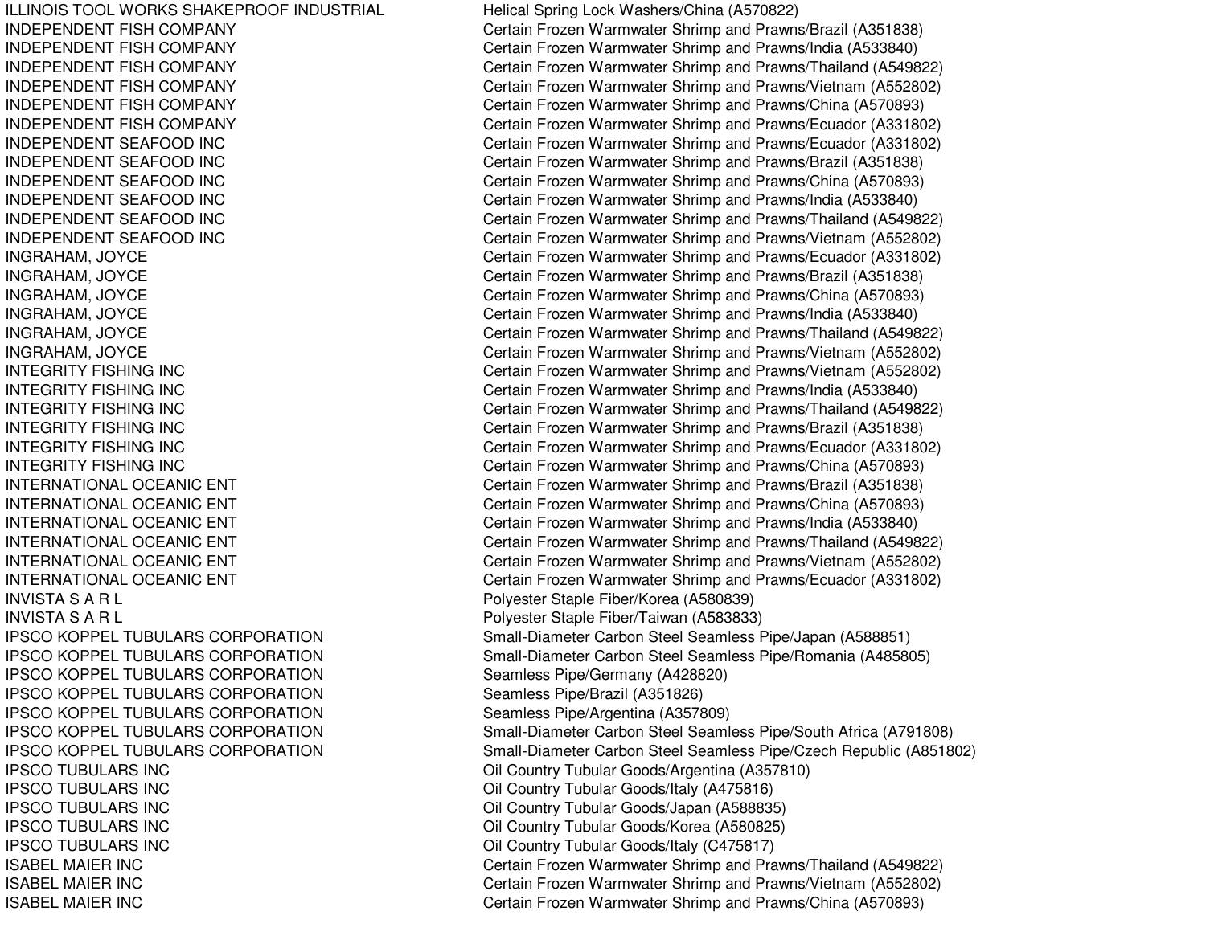| | |
|---|---|
| ILLINOIS TOOL WORKS SHAKEPROOF INDUSTRIAL | Helical Spring Lock Washers/China (A570822) |
| INDEPENDENT FISH COMPANY | Certain Frozen Warmwater Shrimp and Prawns/Brazil (A351838) |
| INDEPENDENT FISH COMPANY | Certain Frozen Warmwater Shrimp and Prawns/India (A533840) |
| INDEPENDENT FISH COMPANY | Certain Frozen Warmwater Shrimp and Prawns/Thailand (A549822) |
| INDEPENDENT FISH COMPANY | Certain Frozen Warmwater Shrimp and Prawns/Vietnam (A552802) |
| INDEPENDENT FISH COMPANY | Certain Frozen Warmwater Shrimp and Prawns/China (A570893) |
| INDEPENDENT FISH COMPANY | Certain Frozen Warmwater Shrimp and Prawns/Ecuador (A331802) |
| INDEPENDENT SEAFOOD INC | Certain Frozen Warmwater Shrimp and Prawns/Ecuador (A331802) |
| INDEPENDENT SEAFOOD INC | Certain Frozen Warmwater Shrimp and Prawns/Brazil (A351838) |
| INDEPENDENT SEAFOOD INC | Certain Frozen Warmwater Shrimp and Prawns/China (A570893) |
| INDEPENDENT SEAFOOD INC | Certain Frozen Warmwater Shrimp and Prawns/India (A533840) |
| INDEPENDENT SEAFOOD INC | Certain Frozen Warmwater Shrimp and Prawns/Thailand (A549822) |
| INDEPENDENT SEAFOOD INC | Certain Frozen Warmwater Shrimp and Prawns/Vietnam (A552802) |
| INGRAHAM, JOYCE | Certain Frozen Warmwater Shrimp and Prawns/Ecuador (A331802) |
| INGRAHAM, JOYCE | Certain Frozen Warmwater Shrimp and Prawns/Brazil (A351838) |
| INGRAHAM, JOYCE | Certain Frozen Warmwater Shrimp and Prawns/China (A570893) |
| INGRAHAM, JOYCE | Certain Frozen Warmwater Shrimp and Prawns/India (A533840) |
| INGRAHAM, JOYCE | Certain Frozen Warmwater Shrimp and Prawns/Thailand (A549822) |
| INGRAHAM, JOYCE | Certain Frozen Warmwater Shrimp and Prawns/Vietnam (A552802) |
| INTEGRITY FISHING INC | Certain Frozen Warmwater Shrimp and Prawns/Vietnam (A552802) |
| INTEGRITY FISHING INC | Certain Frozen Warmwater Shrimp and Prawns/India (A533840) |
| INTEGRITY FISHING INC | Certain Frozen Warmwater Shrimp and Prawns/Thailand (A549822) |
| INTEGRITY FISHING INC | Certain Frozen Warmwater Shrimp and Prawns/Brazil (A351838) |
| INTEGRITY FISHING INC | Certain Frozen Warmwater Shrimp and Prawns/Ecuador (A331802) |
| INTEGRITY FISHING INC | Certain Frozen Warmwater Shrimp and Prawns/China (A570893) |
| INTERNATIONAL OCEANIC ENT | Certain Frozen Warmwater Shrimp and Prawns/Brazil (A351838) |
| INTERNATIONAL OCEANIC ENT | Certain Frozen Warmwater Shrimp and Prawns/China (A570893) |
| INTERNATIONAL OCEANIC ENT | Certain Frozen Warmwater Shrimp and Prawns/India (A533840) |
| INTERNATIONAL OCEANIC ENT | Certain Frozen Warmwater Shrimp and Prawns/Thailand (A549822) |
| INTERNATIONAL OCEANIC ENT | Certain Frozen Warmwater Shrimp and Prawns/Vietnam (A552802) |
| INTERNATIONAL OCEANIC ENT | Certain Frozen Warmwater Shrimp and Prawns/Ecuador (A331802) |
| INVISTA S A R L | Polyester Staple Fiber/Korea (A580839) |
| INVISTA S A R L | Polyester Staple Fiber/Taiwan (A583833) |
| IPSCO KOPPEL TUBULARS CORPORATION | Small-Diameter Carbon Steel Seamless Pipe/Japan (A588851) |
| IPSCO KOPPEL TUBULARS CORPORATION | Small-Diameter Carbon Steel Seamless Pipe/Romania (A485805) |
| IPSCO KOPPEL TUBULARS CORPORATION | Seamless Pipe/Germany (A428820) |
| IPSCO KOPPEL TUBULARS CORPORATION | Seamless Pipe/Brazil (A351826) |
| IPSCO KOPPEL TUBULARS CORPORATION | Seamless Pipe/Argentina (A357809) |
| IPSCO KOPPEL TUBULARS CORPORATION | Small-Diameter Carbon Steel Seamless Pipe/South Africa (A791808) |
| IPSCO KOPPEL TUBULARS CORPORATION | Small-Diameter Carbon Steel Seamless Pipe/Czech Republic (A851802) |
| IPSCO TUBULARS INC | Oil Country Tubular Goods/Argentina (A357810) |
| IPSCO TUBULARS INC | Oil Country Tubular Goods/Italy (A475816) |
| IPSCO TUBULARS INC | Oil Country Tubular Goods/Japan (A588835) |
| IPSCO TUBULARS INC | Oil Country Tubular Goods/Korea (A580825) |
| IPSCO TUBULARS INC | Oil Country Tubular Goods/Italy (C475817) |
| ISABEL MAIER INC | Certain Frozen Warmwater Shrimp and Prawns/Thailand (A549822) |
| ISABEL MAIER INC | Certain Frozen Warmwater Shrimp and Prawns/Vietnam (A552802) |
| ISABEL MAIER INC | Certain Frozen Warmwater Shrimp and Prawns/China (A570893) |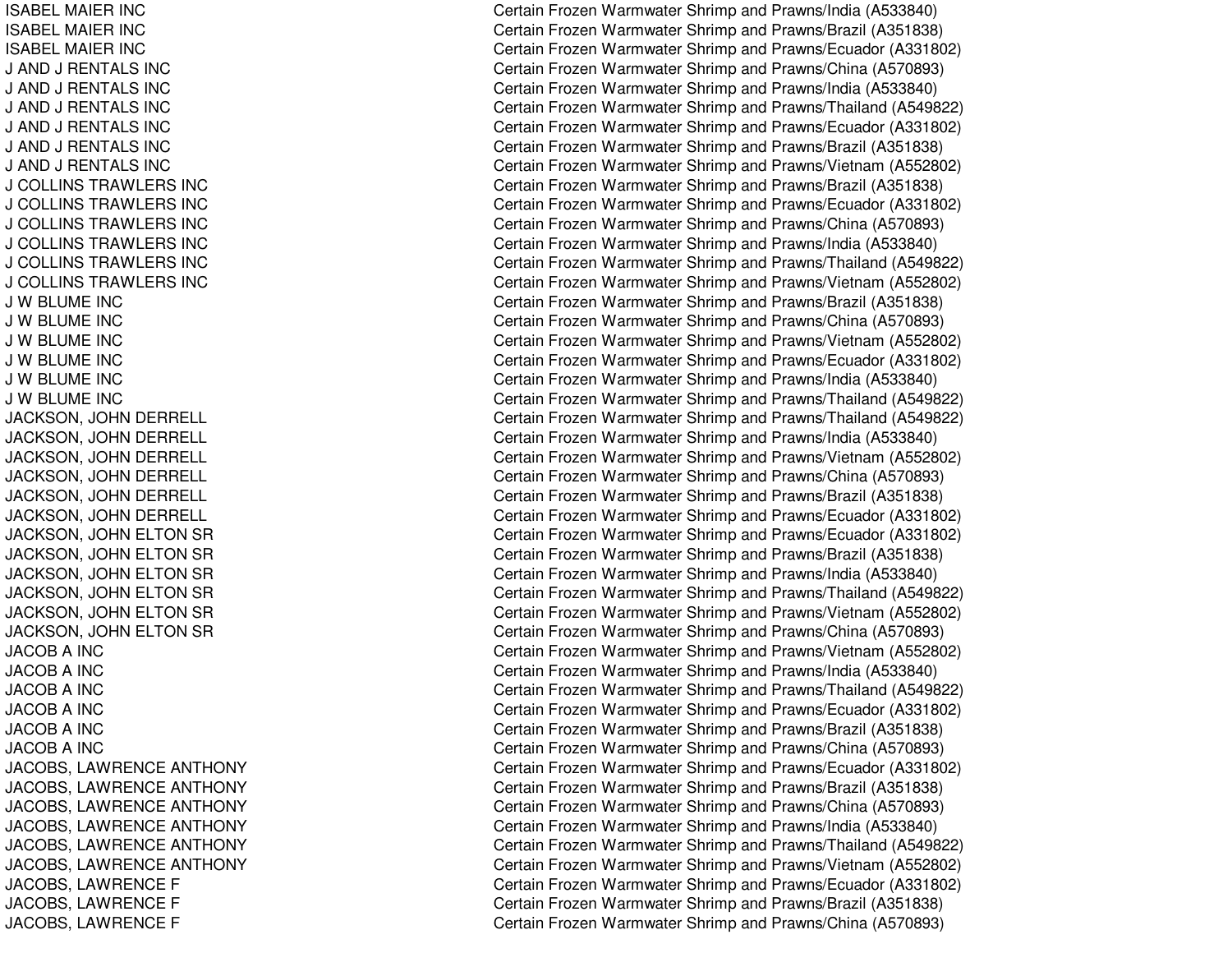| | |
|---|---|
| ISABEL MAIER INC | Certain Frozen Warmwater Shrimp and Prawns/India (A533840) |
| ISABEL MAIER INC | Certain Frozen Warmwater Shrimp and Prawns/Brazil (A351838) |
| ISABEL MAIER INC | Certain Frozen Warmwater Shrimp and Prawns/Ecuador (A331802) |
| J AND J RENTALS INC | Certain Frozen Warmwater Shrimp and Prawns/China (A570893) |
| J AND J RENTALS INC | Certain Frozen Warmwater Shrimp and Prawns/India (A533840) |
| J AND J RENTALS INC | Certain Frozen Warmwater Shrimp and Prawns/Thailand (A549822) |
| J AND J RENTALS INC | Certain Frozen Warmwater Shrimp and Prawns/Ecuador (A331802) |
| J AND J RENTALS INC | Certain Frozen Warmwater Shrimp and Prawns/Brazil (A351838) |
| J AND J RENTALS INC | Certain Frozen Warmwater Shrimp and Prawns/Vietnam (A552802) |
| J COLLINS TRAWLERS INC | Certain Frozen Warmwater Shrimp and Prawns/Brazil (A351838) |
| J COLLINS TRAWLERS INC | Certain Frozen Warmwater Shrimp and Prawns/Ecuador (A331802) |
| J COLLINS TRAWLERS INC | Certain Frozen Warmwater Shrimp and Prawns/China (A570893) |
| J COLLINS TRAWLERS INC | Certain Frozen Warmwater Shrimp and Prawns/India (A533840) |
| J COLLINS TRAWLERS INC | Certain Frozen Warmwater Shrimp and Prawns/Thailand (A549822) |
| J COLLINS TRAWLERS INC | Certain Frozen Warmwater Shrimp and Prawns/Vietnam (A552802) |
| J W BLUME INC | Certain Frozen Warmwater Shrimp and Prawns/Brazil (A351838) |
| J W BLUME INC | Certain Frozen Warmwater Shrimp and Prawns/China (A570893) |
| J W BLUME INC | Certain Frozen Warmwater Shrimp and Prawns/Vietnam (A552802) |
| J W BLUME INC | Certain Frozen Warmwater Shrimp and Prawns/Ecuador (A331802) |
| J W BLUME INC | Certain Frozen Warmwater Shrimp and Prawns/India (A533840) |
| J W BLUME INC | Certain Frozen Warmwater Shrimp and Prawns/Thailand (A549822) |
| JACKSON, JOHN DERRELL | Certain Frozen Warmwater Shrimp and Prawns/Thailand (A549822) |
| JACKSON, JOHN DERRELL | Certain Frozen Warmwater Shrimp and Prawns/India (A533840) |
| JACKSON, JOHN DERRELL | Certain Frozen Warmwater Shrimp and Prawns/Vietnam (A552802) |
| JACKSON, JOHN DERRELL | Certain Frozen Warmwater Shrimp and Prawns/China (A570893) |
| JACKSON, JOHN DERRELL | Certain Frozen Warmwater Shrimp and Prawns/Brazil (A351838) |
| JACKSON, JOHN DERRELL | Certain Frozen Warmwater Shrimp and Prawns/Ecuador (A331802) |
| JACKSON, JOHN ELTON SR | Certain Frozen Warmwater Shrimp and Prawns/Ecuador (A331802) |
| JACKSON, JOHN ELTON SR | Certain Frozen Warmwater Shrimp and Prawns/Brazil (A351838) |
| JACKSON, JOHN ELTON SR | Certain Frozen Warmwater Shrimp and Prawns/India (A533840) |
| JACKSON, JOHN ELTON SR | Certain Frozen Warmwater Shrimp and Prawns/Thailand (A549822) |
| JACKSON, JOHN ELTON SR | Certain Frozen Warmwater Shrimp and Prawns/Vietnam (A552802) |
| JACKSON, JOHN ELTON SR | Certain Frozen Warmwater Shrimp and Prawns/China (A570893) |
| JACOB A INC | Certain Frozen Warmwater Shrimp and Prawns/Vietnam (A552802) |
| JACOB A INC | Certain Frozen Warmwater Shrimp and Prawns/India (A533840) |
| JACOB A INC | Certain Frozen Warmwater Shrimp and Prawns/Thailand (A549822) |
| JACOB A INC | Certain Frozen Warmwater Shrimp and Prawns/Ecuador (A331802) |
| JACOB A INC | Certain Frozen Warmwater Shrimp and Prawns/Brazil (A351838) |
| JACOB A INC | Certain Frozen Warmwater Shrimp and Prawns/China (A570893) |
| JACOBS, LAWRENCE ANTHONY | Certain Frozen Warmwater Shrimp and Prawns/Ecuador (A331802) |
| JACOBS, LAWRENCE ANTHONY | Certain Frozen Warmwater Shrimp and Prawns/Brazil (A351838) |
| JACOBS, LAWRENCE ANTHONY | Certain Frozen Warmwater Shrimp and Prawns/China (A570893) |
| JACOBS, LAWRENCE ANTHONY | Certain Frozen Warmwater Shrimp and Prawns/India (A533840) |
| JACOBS, LAWRENCE ANTHONY | Certain Frozen Warmwater Shrimp and Prawns/Thailand (A549822) |
| JACOBS, LAWRENCE ANTHONY | Certain Frozen Warmwater Shrimp and Prawns/Vietnam (A552802) |
| JACOBS, LAWRENCE F | Certain Frozen Warmwater Shrimp and Prawns/Ecuador (A331802) |
| JACOBS, LAWRENCE F | Certain Frozen Warmwater Shrimp and Prawns/Brazil (A351838) |
| JACOBS, LAWRENCE F | Certain Frozen Warmwater Shrimp and Prawns/China (A570893) |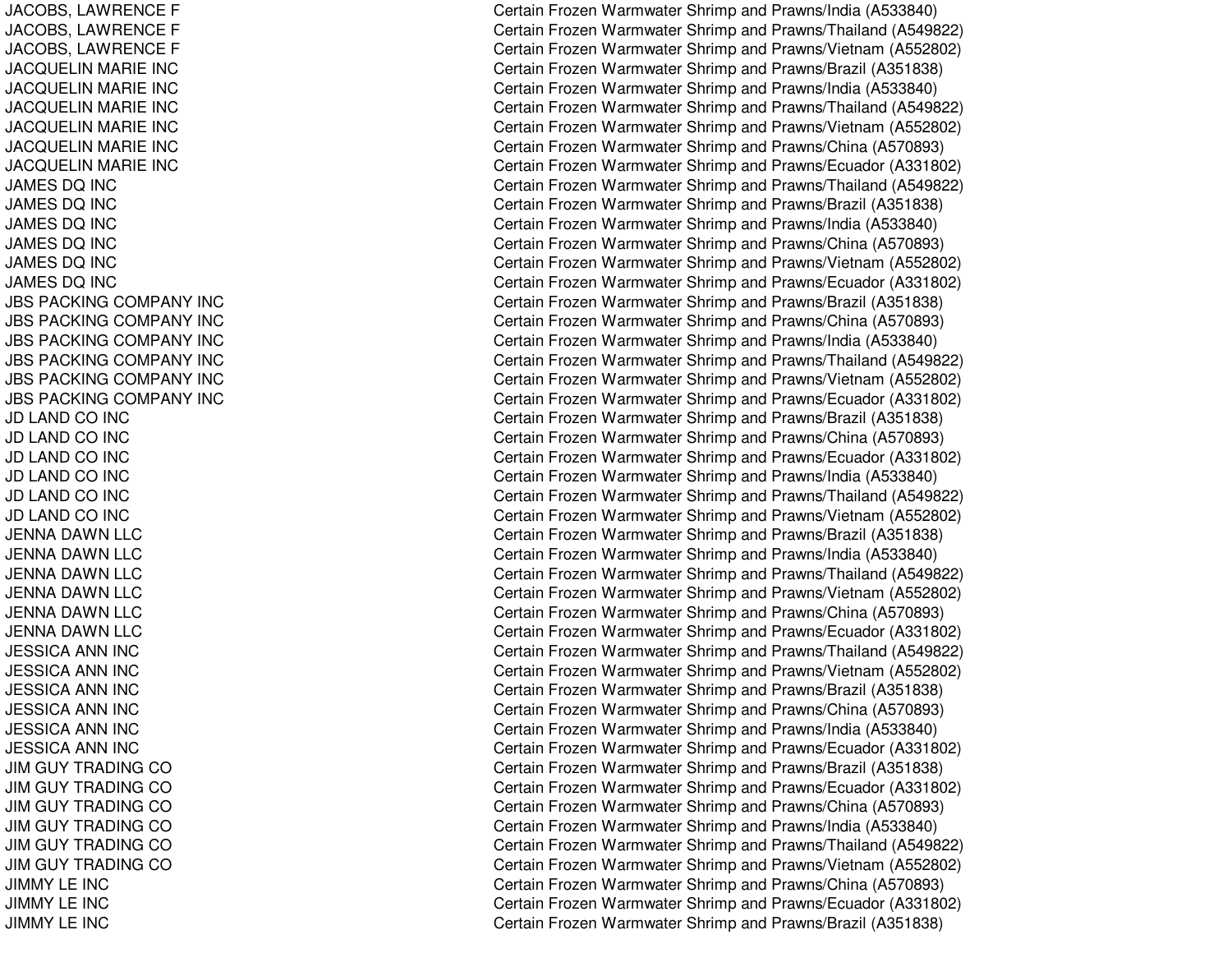| | |
|---|---|
| JACOBS, LAWRENCE F | Certain Frozen Warmwater Shrimp and Prawns/India (A533840) |
| JACOBS, LAWRENCE F | Certain Frozen Warmwater Shrimp and Prawns/Thailand (A549822) |
| JACOBS, LAWRENCE F | Certain Frozen Warmwater Shrimp and Prawns/Vietnam (A552802) |
| JACQUELIN MARIE INC | Certain Frozen Warmwater Shrimp and Prawns/Brazil (A351838) |
| JACQUELIN MARIE INC | Certain Frozen Warmwater Shrimp and Prawns/India (A533840) |
| JACQUELIN MARIE INC | Certain Frozen Warmwater Shrimp and Prawns/Thailand (A549822) |
| JACQUELIN MARIE INC | Certain Frozen Warmwater Shrimp and Prawns/Vietnam (A552802) |
| JACQUELIN MARIE INC | Certain Frozen Warmwater Shrimp and Prawns/China (A570893) |
| JACQUELIN MARIE INC | Certain Frozen Warmwater Shrimp and Prawns/Ecuador (A331802) |
| JAMES DQ INC | Certain Frozen Warmwater Shrimp and Prawns/Thailand (A549822) |
| JAMES DQ INC | Certain Frozen Warmwater Shrimp and Prawns/Brazil (A351838) |
| JAMES DQ INC | Certain Frozen Warmwater Shrimp and Prawns/India (A533840) |
| JAMES DQ INC | Certain Frozen Warmwater Shrimp and Prawns/China (A570893) |
| JAMES DQ INC | Certain Frozen Warmwater Shrimp and Prawns/Vietnam (A552802) |
| JAMES DQ INC | Certain Frozen Warmwater Shrimp and Prawns/Ecuador (A331802) |
| JBS PACKING COMPANY INC | Certain Frozen Warmwater Shrimp and Prawns/Brazil (A351838) |
| JBS PACKING COMPANY INC | Certain Frozen Warmwater Shrimp and Prawns/China (A570893) |
| JBS PACKING COMPANY INC | Certain Frozen Warmwater Shrimp and Prawns/India (A533840) |
| JBS PACKING COMPANY INC | Certain Frozen Warmwater Shrimp and Prawns/Thailand (A549822) |
| JBS PACKING COMPANY INC | Certain Frozen Warmwater Shrimp and Prawns/Vietnam (A552802) |
| JBS PACKING COMPANY INC | Certain Frozen Warmwater Shrimp and Prawns/Ecuador (A331802) |
| JD LAND CO INC | Certain Frozen Warmwater Shrimp and Prawns/Brazil (A351838) |
| JD LAND CO INC | Certain Frozen Warmwater Shrimp and Prawns/China (A570893) |
| JD LAND CO INC | Certain Frozen Warmwater Shrimp and Prawns/Ecuador (A331802) |
| JD LAND CO INC | Certain Frozen Warmwater Shrimp and Prawns/India (A533840) |
| JD LAND CO INC | Certain Frozen Warmwater Shrimp and Prawns/Thailand (A549822) |
| JD LAND CO INC | Certain Frozen Warmwater Shrimp and Prawns/Vietnam (A552802) |
| JENNA DAWN LLC | Certain Frozen Warmwater Shrimp and Prawns/Brazil (A351838) |
| JENNA DAWN LLC | Certain Frozen Warmwater Shrimp and Prawns/India (A533840) |
| JENNA DAWN LLC | Certain Frozen Warmwater Shrimp and Prawns/Thailand (A549822) |
| JENNA DAWN LLC | Certain Frozen Warmwater Shrimp and Prawns/Vietnam (A552802) |
| JENNA DAWN LLC | Certain Frozen Warmwater Shrimp and Prawns/China (A570893) |
| JENNA DAWN LLC | Certain Frozen Warmwater Shrimp and Prawns/Ecuador (A331802) |
| JESSICA ANN INC | Certain Frozen Warmwater Shrimp and Prawns/Thailand (A549822) |
| JESSICA ANN INC | Certain Frozen Warmwater Shrimp and Prawns/Vietnam (A552802) |
| JESSICA ANN INC | Certain Frozen Warmwater Shrimp and Prawns/Brazil (A351838) |
| JESSICA ANN INC | Certain Frozen Warmwater Shrimp and Prawns/China (A570893) |
| JESSICA ANN INC | Certain Frozen Warmwater Shrimp and Prawns/India (A533840) |
| JESSICA ANN INC | Certain Frozen Warmwater Shrimp and Prawns/Ecuador (A331802) |
| JIM GUY TRADING CO | Certain Frozen Warmwater Shrimp and Prawns/Brazil (A351838) |
| JIM GUY TRADING CO | Certain Frozen Warmwater Shrimp and Prawns/Ecuador (A331802) |
| JIM GUY TRADING CO | Certain Frozen Warmwater Shrimp and Prawns/China (A570893) |
| JIM GUY TRADING CO | Certain Frozen Warmwater Shrimp and Prawns/India (A533840) |
| JIM GUY TRADING CO | Certain Frozen Warmwater Shrimp and Prawns/Thailand (A549822) |
| JIM GUY TRADING CO | Certain Frozen Warmwater Shrimp and Prawns/Vietnam (A552802) |
| JIMMY LE INC | Certain Frozen Warmwater Shrimp and Prawns/China (A570893) |
| JIMMY LE INC | Certain Frozen Warmwater Shrimp and Prawns/Ecuador (A331802) |
| JIMMY LE INC | Certain Frozen Warmwater Shrimp and Prawns/Brazil (A351838) |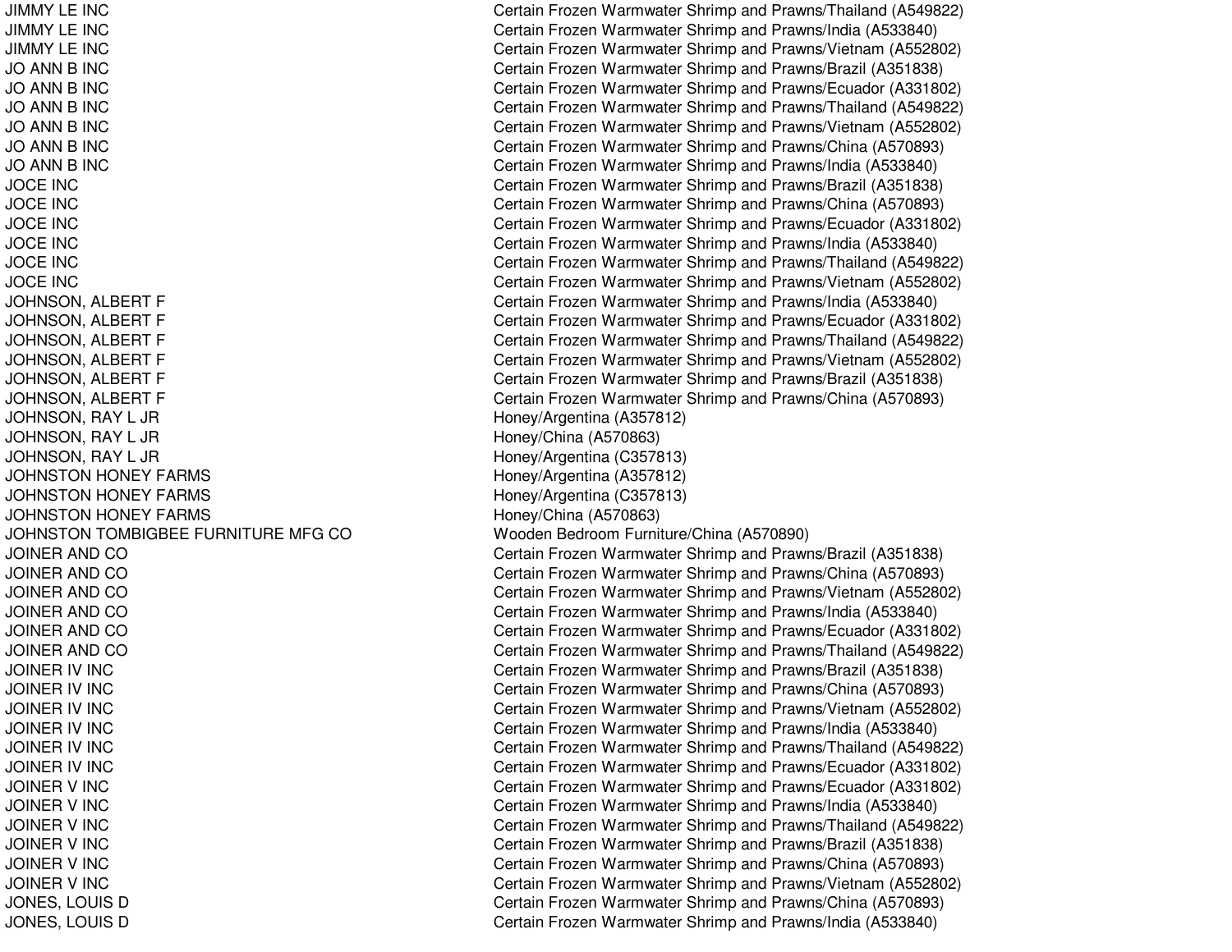| | |
|---|---|
| JIMMY LE INC | Certain Frozen Warmwater Shrimp and Prawns/Thailand (A549822) |
| JIMMY LE INC | Certain Frozen Warmwater Shrimp and Prawns/India (A533840) |
| JIMMY LE INC | Certain Frozen Warmwater Shrimp and Prawns/Vietnam (A552802) |
| JO ANN B INC | Certain Frozen Warmwater Shrimp and Prawns/Brazil (A351838) |
| JO ANN B INC | Certain Frozen Warmwater Shrimp and Prawns/Ecuador (A331802) |
| JO ANN B INC | Certain Frozen Warmwater Shrimp and Prawns/Thailand (A549822) |
| JO ANN B INC | Certain Frozen Warmwater Shrimp and Prawns/Vietnam (A552802) |
| JO ANN B INC | Certain Frozen Warmwater Shrimp and Prawns/China (A570893) |
| JO ANN B INC | Certain Frozen Warmwater Shrimp and Prawns/India (A533840) |
| JOCE INC | Certain Frozen Warmwater Shrimp and Prawns/Brazil (A351838) |
| JOCE INC | Certain Frozen Warmwater Shrimp and Prawns/China (A570893) |
| JOCE INC | Certain Frozen Warmwater Shrimp and Prawns/Ecuador (A331802) |
| JOCE INC | Certain Frozen Warmwater Shrimp and Prawns/India (A533840) |
| JOCE INC | Certain Frozen Warmwater Shrimp and Prawns/Thailand (A549822) |
| JOCE INC | Certain Frozen Warmwater Shrimp and Prawns/Vietnam (A552802) |
| JOHNSON, ALBERT F | Certain Frozen Warmwater Shrimp and Prawns/India (A533840) |
| JOHNSON, ALBERT F | Certain Frozen Warmwater Shrimp and Prawns/Ecuador (A331802) |
| JOHNSON, ALBERT F | Certain Frozen Warmwater Shrimp and Prawns/Thailand (A549822) |
| JOHNSON, ALBERT F | Certain Frozen Warmwater Shrimp and Prawns/Vietnam (A552802) |
| JOHNSON, ALBERT F | Certain Frozen Warmwater Shrimp and Prawns/Brazil (A351838) |
| JOHNSON, ALBERT F | Certain Frozen Warmwater Shrimp and Prawns/China (A570893) |
| JOHNSON, RAY L JR | Honey/Argentina (A357812) |
| JOHNSON, RAY L JR | Honey/China (A570863) |
| JOHNSON, RAY L JR | Honey/Argentina (C357813) |
| JOHNSTON HONEY FARMS | Honey/Argentina (A357812) |
| JOHNSTON HONEY FARMS | Honey/Argentina (C357813) |
| JOHNSTON HONEY FARMS | Honey/China (A570863) |
| JOHNSTON TOMBIGBEE FURNITURE MFG CO | Wooden Bedroom Furniture/China (A570890) |
| JOINER AND CO | Certain Frozen Warmwater Shrimp and Prawns/Brazil (A351838) |
| JOINER AND CO | Certain Frozen Warmwater Shrimp and Prawns/China (A570893) |
| JOINER AND CO | Certain Frozen Warmwater Shrimp and Prawns/Vietnam (A552802) |
| JOINER AND CO | Certain Frozen Warmwater Shrimp and Prawns/India (A533840) |
| JOINER AND CO | Certain Frozen Warmwater Shrimp and Prawns/Ecuador (A331802) |
| JOINER AND CO | Certain Frozen Warmwater Shrimp and Prawns/Thailand (A549822) |
| JOINER IV INC | Certain Frozen Warmwater Shrimp and Prawns/Brazil (A351838) |
| JOINER IV INC | Certain Frozen Warmwater Shrimp and Prawns/China (A570893) |
| JOINER IV INC | Certain Frozen Warmwater Shrimp and Prawns/Vietnam (A552802) |
| JOINER IV INC | Certain Frozen Warmwater Shrimp and Prawns/India (A533840) |
| JOINER IV INC | Certain Frozen Warmwater Shrimp and Prawns/Thailand (A549822) |
| JOINER IV INC | Certain Frozen Warmwater Shrimp and Prawns/Ecuador (A331802) |
| JOINER V INC | Certain Frozen Warmwater Shrimp and Prawns/Ecuador (A331802) |
| JOINER V INC | Certain Frozen Warmwater Shrimp and Prawns/India (A533840) |
| JOINER V INC | Certain Frozen Warmwater Shrimp and Prawns/Thailand (A549822) |
| JOINER V INC | Certain Frozen Warmwater Shrimp and Prawns/Brazil (A351838) |
| JOINER V INC | Certain Frozen Warmwater Shrimp and Prawns/China (A570893) |
| JOINER V INC | Certain Frozen Warmwater Shrimp and Prawns/Vietnam (A552802) |
| JONES, LOUIS D | Certain Frozen Warmwater Shrimp and Prawns/China (A570893) |
| JONES, LOUIS D | Certain Frozen Warmwater Shrimp and Prawns/India (A533840) |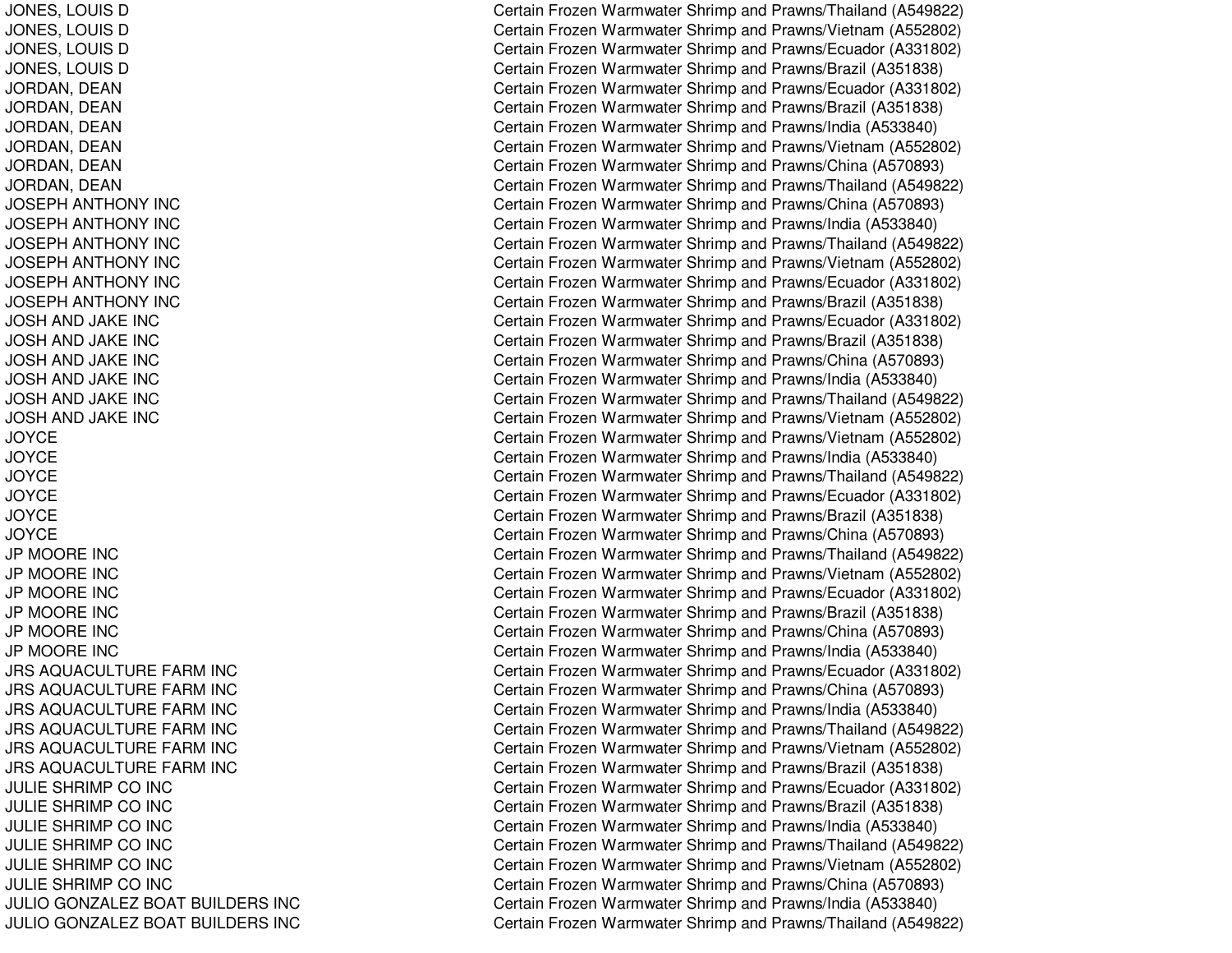| | |
|---|---|
| JONES, LOUIS D | Certain Frozen Warmwater Shrimp and Prawns/Thailand (A549822) |
| JONES, LOUIS D | Certain Frozen Warmwater Shrimp and Prawns/Vietnam (A552802) |
| JONES, LOUIS D | Certain Frozen Warmwater Shrimp and Prawns/Ecuador (A331802) |
| JONES, LOUIS D | Certain Frozen Warmwater Shrimp and Prawns/Brazil (A351838) |
| JORDAN, DEAN | Certain Frozen Warmwater Shrimp and Prawns/Ecuador (A331802) |
| JORDAN, DEAN | Certain Frozen Warmwater Shrimp and Prawns/Brazil (A351838) |
| JORDAN, DEAN | Certain Frozen Warmwater Shrimp and Prawns/India (A533840) |
| JORDAN, DEAN | Certain Frozen Warmwater Shrimp and Prawns/Vietnam (A552802) |
| JORDAN, DEAN | Certain Frozen Warmwater Shrimp and Prawns/China (A570893) |
| JORDAN, DEAN | Certain Frozen Warmwater Shrimp and Prawns/Thailand (A549822) |
| JOSEPH ANTHONY INC | Certain Frozen Warmwater Shrimp and Prawns/China (A570893) |
| JOSEPH ANTHONY INC | Certain Frozen Warmwater Shrimp and Prawns/India (A533840) |
| JOSEPH ANTHONY INC | Certain Frozen Warmwater Shrimp and Prawns/Thailand (A549822) |
| JOSEPH ANTHONY INC | Certain Frozen Warmwater Shrimp and Prawns/Vietnam (A552802) |
| JOSEPH ANTHONY INC | Certain Frozen Warmwater Shrimp and Prawns/Ecuador (A331802) |
| JOSEPH ANTHONY INC | Certain Frozen Warmwater Shrimp and Prawns/Brazil (A351838) |
| JOSH AND JAKE INC | Certain Frozen Warmwater Shrimp and Prawns/Ecuador (A331802) |
| JOSH AND JAKE INC | Certain Frozen Warmwater Shrimp and Prawns/Brazil (A351838) |
| JOSH AND JAKE INC | Certain Frozen Warmwater Shrimp and Prawns/China (A570893) |
| JOSH AND JAKE INC | Certain Frozen Warmwater Shrimp and Prawns/India (A533840) |
| JOSH AND JAKE INC | Certain Frozen Warmwater Shrimp and Prawns/Thailand (A549822) |
| JOSH AND JAKE INC | Certain Frozen Warmwater Shrimp and Prawns/Vietnam (A552802) |
| JOYCE | Certain Frozen Warmwater Shrimp and Prawns/Vietnam (A552802) |
| JOYCE | Certain Frozen Warmwater Shrimp and Prawns/India (A533840) |
| JOYCE | Certain Frozen Warmwater Shrimp and Prawns/Thailand (A549822) |
| JOYCE | Certain Frozen Warmwater Shrimp and Prawns/Ecuador (A331802) |
| JOYCE | Certain Frozen Warmwater Shrimp and Prawns/Brazil (A351838) |
| JOYCE | Certain Frozen Warmwater Shrimp and Prawns/China (A570893) |
| JP MOORE INC | Certain Frozen Warmwater Shrimp and Prawns/Thailand (A549822) |
| JP MOORE INC | Certain Frozen Warmwater Shrimp and Prawns/Vietnam (A552802) |
| JP MOORE INC | Certain Frozen Warmwater Shrimp and Prawns/Ecuador (A331802) |
| JP MOORE INC | Certain Frozen Warmwater Shrimp and Prawns/Brazil (A351838) |
| JP MOORE INC | Certain Frozen Warmwater Shrimp and Prawns/China (A570893) |
| JP MOORE INC | Certain Frozen Warmwater Shrimp and Prawns/India (A533840) |
| JRS AQUACULTURE FARM INC | Certain Frozen Warmwater Shrimp and Prawns/Ecuador (A331802) |
| JRS AQUACULTURE FARM INC | Certain Frozen Warmwater Shrimp and Prawns/China (A570893) |
| JRS AQUACULTURE FARM INC | Certain Frozen Warmwater Shrimp and Prawns/India (A533840) |
| JRS AQUACULTURE FARM INC | Certain Frozen Warmwater Shrimp and Prawns/Thailand (A549822) |
| JRS AQUACULTURE FARM INC | Certain Frozen Warmwater Shrimp and Prawns/Vietnam (A552802) |
| JRS AQUACULTURE FARM INC | Certain Frozen Warmwater Shrimp and Prawns/Brazil (A351838) |
| JULIE SHRIMP CO INC | Certain Frozen Warmwater Shrimp and Prawns/Ecuador (A331802) |
| JULIE SHRIMP CO INC | Certain Frozen Warmwater Shrimp and Prawns/Brazil (A351838) |
| JULIE SHRIMP CO INC | Certain Frozen Warmwater Shrimp and Prawns/India (A533840) |
| JULIE SHRIMP CO INC | Certain Frozen Warmwater Shrimp and Prawns/Thailand (A549822) |
| JULIE SHRIMP CO INC | Certain Frozen Warmwater Shrimp and Prawns/Vietnam (A552802) |
| JULIE SHRIMP CO INC | Certain Frozen Warmwater Shrimp and Prawns/China (A570893) |
| JULIO GONZALEZ BOAT BUILDERS INC | Certain Frozen Warmwater Shrimp and Prawns/India (A533840) |
| JULIO GONZALEZ BOAT BUILDERS INC | Certain Frozen Warmwater Shrimp and Prawns/Thailand (A549822) |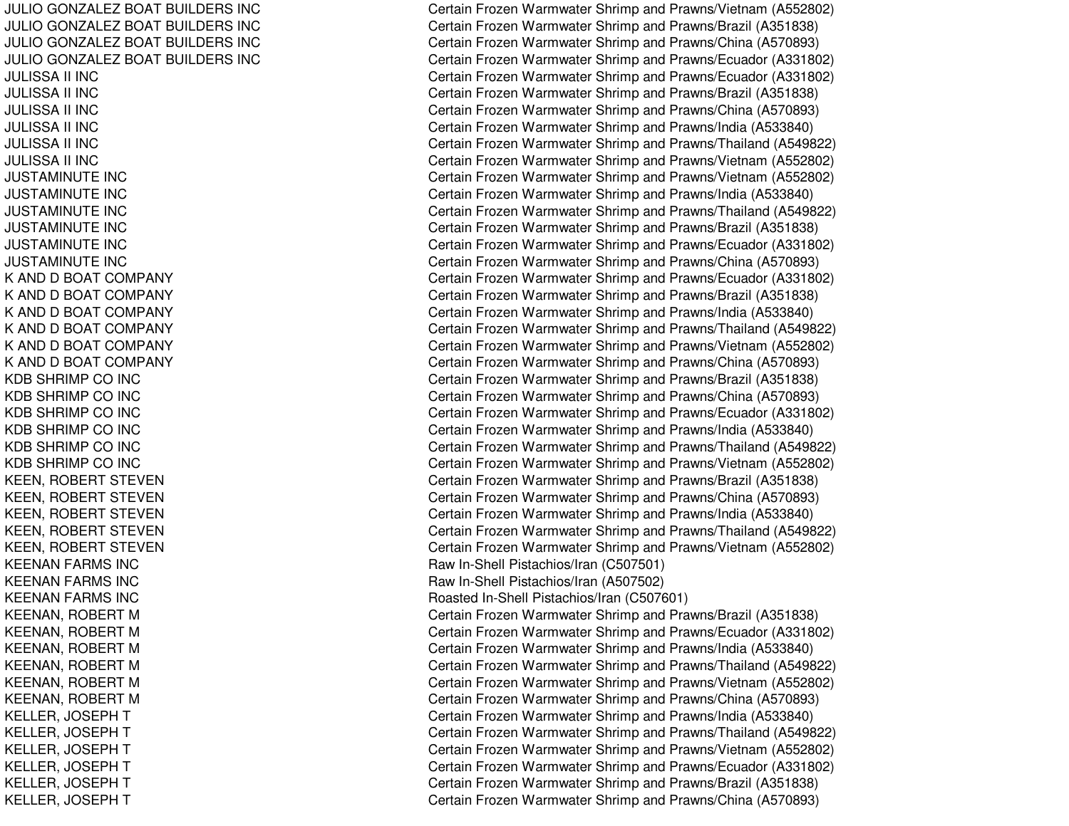| | |
|---|---|
| JULIO GONZALEZ BOAT BUILDERS INC | Certain Frozen Warmwater Shrimp and Prawns/Vietnam (A552802) |
| JULIO GONZALEZ BOAT BUILDERS INC | Certain Frozen Warmwater Shrimp and Prawns/Brazil (A351838) |
| JULIO GONZALEZ BOAT BUILDERS INC | Certain Frozen Warmwater Shrimp and Prawns/China (A570893) |
| JULIO GONZALEZ BOAT BUILDERS INC | Certain Frozen Warmwater Shrimp and Prawns/Ecuador (A331802) |
| JULISSA II INC | Certain Frozen Warmwater Shrimp and Prawns/Ecuador (A331802) |
| JULISSA II INC | Certain Frozen Warmwater Shrimp and Prawns/Brazil (A351838) |
| JULISSA II INC | Certain Frozen Warmwater Shrimp and Prawns/China (A570893) |
| JULISSA II INC | Certain Frozen Warmwater Shrimp and Prawns/India (A533840) |
| JULISSA II INC | Certain Frozen Warmwater Shrimp and Prawns/Thailand (A549822) |
| JULISSA II INC | Certain Frozen Warmwater Shrimp and Prawns/Vietnam (A552802) |
| JUSTAMINUTE INC | Certain Frozen Warmwater Shrimp and Prawns/Vietnam (A552802) |
| JUSTAMINUTE INC | Certain Frozen Warmwater Shrimp and Prawns/India (A533840) |
| JUSTAMINUTE INC | Certain Frozen Warmwater Shrimp and Prawns/Thailand (A549822) |
| JUSTAMINUTE INC | Certain Frozen Warmwater Shrimp and Prawns/Brazil (A351838) |
| JUSTAMINUTE INC | Certain Frozen Warmwater Shrimp and Prawns/Ecuador (A331802) |
| JUSTAMINUTE INC | Certain Frozen Warmwater Shrimp and Prawns/China (A570893) |
| K AND D BOAT COMPANY | Certain Frozen Warmwater Shrimp and Prawns/Ecuador (A331802) |
| K AND D BOAT COMPANY | Certain Frozen Warmwater Shrimp and Prawns/Brazil (A351838) |
| K AND D BOAT COMPANY | Certain Frozen Warmwater Shrimp and Prawns/India (A533840) |
| K AND D BOAT COMPANY | Certain Frozen Warmwater Shrimp and Prawns/Thailand (A549822) |
| K AND D BOAT COMPANY | Certain Frozen Warmwater Shrimp and Prawns/Vietnam (A552802) |
| K AND D BOAT COMPANY | Certain Frozen Warmwater Shrimp and Prawns/China (A570893) |
| KDB SHRIMP CO INC | Certain Frozen Warmwater Shrimp and Prawns/Brazil (A351838) |
| KDB SHRIMP CO INC | Certain Frozen Warmwater Shrimp and Prawns/China (A570893) |
| KDB SHRIMP CO INC | Certain Frozen Warmwater Shrimp and Prawns/Ecuador (A331802) |
| KDB SHRIMP CO INC | Certain Frozen Warmwater Shrimp and Prawns/India (A533840) |
| KDB SHRIMP CO INC | Certain Frozen Warmwater Shrimp and Prawns/Thailand (A549822) |
| KDB SHRIMP CO INC | Certain Frozen Warmwater Shrimp and Prawns/Vietnam (A552802) |
| KEEN, ROBERT STEVEN | Certain Frozen Warmwater Shrimp and Prawns/Brazil (A351838) |
| KEEN, ROBERT STEVEN | Certain Frozen Warmwater Shrimp and Prawns/China (A570893) |
| KEEN, ROBERT STEVEN | Certain Frozen Warmwater Shrimp and Prawns/India (A533840) |
| KEEN, ROBERT STEVEN | Certain Frozen Warmwater Shrimp and Prawns/Thailand (A549822) |
| KEEN, ROBERT STEVEN | Certain Frozen Warmwater Shrimp and Prawns/Vietnam (A552802) |
| KEENAN FARMS INC | Raw In-Shell Pistachios/Iran (C507501) |
| KEENAN FARMS INC | Raw In-Shell Pistachios/Iran (A507502) |
| KEENAN FARMS INC | Roasted In-Shell Pistachios/Iran (C507601) |
| KEENAN, ROBERT M | Certain Frozen Warmwater Shrimp and Prawns/Brazil (A351838) |
| KEENAN, ROBERT M | Certain Frozen Warmwater Shrimp and Prawns/Ecuador (A331802) |
| KEENAN, ROBERT M | Certain Frozen Warmwater Shrimp and Prawns/India (A533840) |
| KEENAN, ROBERT M | Certain Frozen Warmwater Shrimp and Prawns/Thailand (A549822) |
| KEENAN, ROBERT M | Certain Frozen Warmwater Shrimp and Prawns/Vietnam (A552802) |
| KEENAN, ROBERT M | Certain Frozen Warmwater Shrimp and Prawns/China (A570893) |
| KELLER, JOSEPH T | Certain Frozen Warmwater Shrimp and Prawns/India (A533840) |
| KELLER, JOSEPH T | Certain Frozen Warmwater Shrimp and Prawns/Thailand (A549822) |
| KELLER, JOSEPH T | Certain Frozen Warmwater Shrimp and Prawns/Vietnam (A552802) |
| KELLER, JOSEPH T | Certain Frozen Warmwater Shrimp and Prawns/Ecuador (A331802) |
| KELLER, JOSEPH T | Certain Frozen Warmwater Shrimp and Prawns/Brazil (A351838) |
| KELLER, JOSEPH T | Certain Frozen Warmwater Shrimp and Prawns/China (A570893) |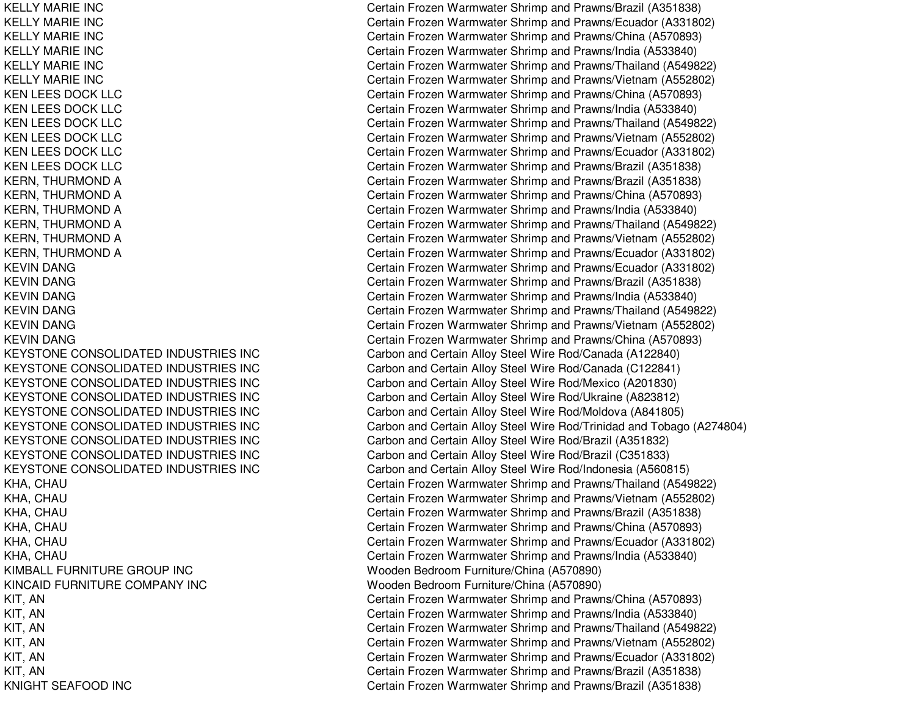| | |
|---|---|
| KELLY MARIE INC | Certain Frozen Warmwater Shrimp and Prawns/Brazil (A351838) |
| KELLY MARIE INC | Certain Frozen Warmwater Shrimp and Prawns/Ecuador (A331802) |
| KELLY MARIE INC | Certain Frozen Warmwater Shrimp and Prawns/China (A570893) |
| KELLY MARIE INC | Certain Frozen Warmwater Shrimp and Prawns/India (A533840) |
| KELLY MARIE INC | Certain Frozen Warmwater Shrimp and Prawns/Thailand (A549822) |
| KELLY MARIE INC | Certain Frozen Warmwater Shrimp and Prawns/Vietnam (A552802) |
| KEN LEES DOCK LLC | Certain Frozen Warmwater Shrimp and Prawns/China (A570893) |
| KEN LEES DOCK LLC | Certain Frozen Warmwater Shrimp and Prawns/India (A533840) |
| KEN LEES DOCK LLC | Certain Frozen Warmwater Shrimp and Prawns/Thailand (A549822) |
| KEN LEES DOCK LLC | Certain Frozen Warmwater Shrimp and Prawns/Vietnam (A552802) |
| KEN LEES DOCK LLC | Certain Frozen Warmwater Shrimp and Prawns/Ecuador (A331802) |
| KEN LEES DOCK LLC | Certain Frozen Warmwater Shrimp and Prawns/Brazil (A351838) |
| KERN, THURMOND A | Certain Frozen Warmwater Shrimp and Prawns/Brazil (A351838) |
| KERN, THURMOND A | Certain Frozen Warmwater Shrimp and Prawns/China (A570893) |
| KERN, THURMOND A | Certain Frozen Warmwater Shrimp and Prawns/India (A533840) |
| KERN, THURMOND A | Certain Frozen Warmwater Shrimp and Prawns/Thailand (A549822) |
| KERN, THURMOND A | Certain Frozen Warmwater Shrimp and Prawns/Vietnam (A552802) |
| KERN, THURMOND A | Certain Frozen Warmwater Shrimp and Prawns/Ecuador (A331802) |
| KEVIN DANG | Certain Frozen Warmwater Shrimp and Prawns/Ecuador (A331802) |
| KEVIN DANG | Certain Frozen Warmwater Shrimp and Prawns/Brazil (A351838) |
| KEVIN DANG | Certain Frozen Warmwater Shrimp and Prawns/India (A533840) |
| KEVIN DANG | Certain Frozen Warmwater Shrimp and Prawns/Thailand (A549822) |
| KEVIN DANG | Certain Frozen Warmwater Shrimp and Prawns/Vietnam (A552802) |
| KEVIN DANG | Certain Frozen Warmwater Shrimp and Prawns/China (A570893) |
| KEYSTONE CONSOLIDATED INDUSTRIES INC | Carbon and Certain Alloy Steel Wire Rod/Canada (A122840) |
| KEYSTONE CONSOLIDATED INDUSTRIES INC | Carbon and Certain Alloy Steel Wire Rod/Canada (C122841) |
| KEYSTONE CONSOLIDATED INDUSTRIES INC | Carbon and Certain Alloy Steel Wire Rod/Mexico (A201830) |
| KEYSTONE CONSOLIDATED INDUSTRIES INC | Carbon and Certain Alloy Steel Wire Rod/Ukraine (A823812) |
| KEYSTONE CONSOLIDATED INDUSTRIES INC | Carbon and Certain Alloy Steel Wire Rod/Moldova (A841805) |
| KEYSTONE CONSOLIDATED INDUSTRIES INC | Carbon and Certain Alloy Steel Wire Rod/Trinidad and Tobago (A274804) |
| KEYSTONE CONSOLIDATED INDUSTRIES INC | Carbon and Certain Alloy Steel Wire Rod/Brazil (A351832) |
| KEYSTONE CONSOLIDATED INDUSTRIES INC | Carbon and Certain Alloy Steel Wire Rod/Brazil (C351833) |
| KEYSTONE CONSOLIDATED INDUSTRIES INC | Carbon and Certain Alloy Steel Wire Rod/Indonesia (A560815) |
| KHA, CHAU | Certain Frozen Warmwater Shrimp and Prawns/Thailand (A549822) |
| KHA, CHAU | Certain Frozen Warmwater Shrimp and Prawns/Vietnam (A552802) |
| KHA, CHAU | Certain Frozen Warmwater Shrimp and Prawns/Brazil (A351838) |
| KHA, CHAU | Certain Frozen Warmwater Shrimp and Prawns/China (A570893) |
| KHA, CHAU | Certain Frozen Warmwater Shrimp and Prawns/Ecuador (A331802) |
| KHA, CHAU | Certain Frozen Warmwater Shrimp and Prawns/India (A533840) |
| KIMBALL FURNITURE GROUP INC | Wooden Bedroom Furniture/China (A570890) |
| KINCAID FURNITURE COMPANY INC | Wooden Bedroom Furniture/China (A570890) |
| KIT, AN | Certain Frozen Warmwater Shrimp and Prawns/China (A570893) |
| KIT, AN | Certain Frozen Warmwater Shrimp and Prawns/India (A533840) |
| KIT, AN | Certain Frozen Warmwater Shrimp and Prawns/Thailand (A549822) |
| KIT, AN | Certain Frozen Warmwater Shrimp and Prawns/Vietnam (A552802) |
| KIT, AN | Certain Frozen Warmwater Shrimp and Prawns/Ecuador (A331802) |
| KIT, AN | Certain Frozen Warmwater Shrimp and Prawns/Brazil (A351838) |
| KNIGHT SEAFOOD INC | Certain Frozen Warmwater Shrimp and Prawns/Brazil (A351838) |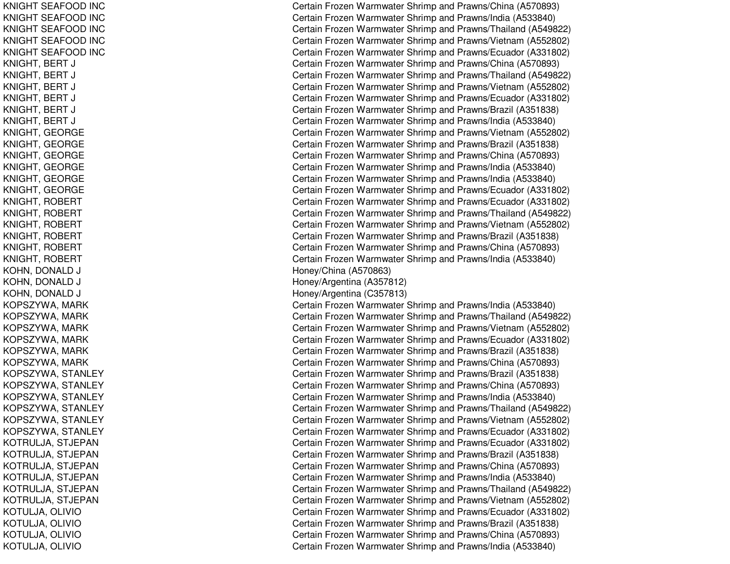| | |
|---|---|
| KNIGHT SEAFOOD INC | Certain Frozen Warmwater Shrimp and Prawns/China (A570893) |
| KNIGHT SEAFOOD INC | Certain Frozen Warmwater Shrimp and Prawns/India (A533840) |
| KNIGHT SEAFOOD INC | Certain Frozen Warmwater Shrimp and Prawns/Thailand (A549822) |
| KNIGHT SEAFOOD INC | Certain Frozen Warmwater Shrimp and Prawns/Vietnam (A552802) |
| KNIGHT SEAFOOD INC | Certain Frozen Warmwater Shrimp and Prawns/Ecuador (A331802) |
| KNIGHT, BERT J | Certain Frozen Warmwater Shrimp and Prawns/China (A570893) |
| KNIGHT, BERT J | Certain Frozen Warmwater Shrimp and Prawns/Thailand (A549822) |
| KNIGHT, BERT J | Certain Frozen Warmwater Shrimp and Prawns/Vietnam (A552802) |
| KNIGHT, BERT J | Certain Frozen Warmwater Shrimp and Prawns/Ecuador (A331802) |
| KNIGHT, BERT J | Certain Frozen Warmwater Shrimp and Prawns/Brazil (A351838) |
| KNIGHT, BERT J | Certain Frozen Warmwater Shrimp and Prawns/India (A533840) |
| KNIGHT, GEORGE | Certain Frozen Warmwater Shrimp and Prawns/Vietnam (A552802) |
| KNIGHT, GEORGE | Certain Frozen Warmwater Shrimp and Prawns/Brazil (A351838) |
| KNIGHT, GEORGE | Certain Frozen Warmwater Shrimp and Prawns/China (A570893) |
| KNIGHT, GEORGE | Certain Frozen Warmwater Shrimp and Prawns/India (A533840) |
| KNIGHT, GEORGE | Certain Frozen Warmwater Shrimp and Prawns/India (A533840) |
| KNIGHT, GEORGE | Certain Frozen Warmwater Shrimp and Prawns/Ecuador (A331802) |
| KNIGHT, ROBERT | Certain Frozen Warmwater Shrimp and Prawns/Ecuador (A331802) |
| KNIGHT, ROBERT | Certain Frozen Warmwater Shrimp and Prawns/Thailand (A549822) |
| KNIGHT, ROBERT | Certain Frozen Warmwater Shrimp and Prawns/Vietnam (A552802) |
| KNIGHT, ROBERT | Certain Frozen Warmwater Shrimp and Prawns/Brazil (A351838) |
| KNIGHT, ROBERT | Certain Frozen Warmwater Shrimp and Prawns/China (A570893) |
| KNIGHT, ROBERT | Certain Frozen Warmwater Shrimp and Prawns/India (A533840) |
| KOHN, DONALD J | Honey/China (A570863) |
| KOHN, DONALD J | Honey/Argentina (A357812) |
| KOHN, DONALD J | Honey/Argentina (C357813) |
| KOPSZYWA, MARK | Certain Frozen Warmwater Shrimp and Prawns/India (A533840) |
| KOPSZYWA, MARK | Certain Frozen Warmwater Shrimp and Prawns/Thailand (A549822) |
| KOPSZYWA, MARK | Certain Frozen Warmwater Shrimp and Prawns/Vietnam (A552802) |
| KOPSZYWA, MARK | Certain Frozen Warmwater Shrimp and Prawns/Ecuador (A331802) |
| KOPSZYWA, MARK | Certain Frozen Warmwater Shrimp and Prawns/Brazil (A351838) |
| KOPSZYWA, MARK | Certain Frozen Warmwater Shrimp and Prawns/China (A570893) |
| KOPSZYWA, STANLEY | Certain Frozen Warmwater Shrimp and Prawns/Brazil (A351838) |
| KOPSZYWA, STANLEY | Certain Frozen Warmwater Shrimp and Prawns/China (A570893) |
| KOPSZYWA, STANLEY | Certain Frozen Warmwater Shrimp and Prawns/India (A533840) |
| KOPSZYWA, STANLEY | Certain Frozen Warmwater Shrimp and Prawns/Thailand (A549822) |
| KOPSZYWA, STANLEY | Certain Frozen Warmwater Shrimp and Prawns/Vietnam (A552802) |
| KOPSZYWA, STANLEY | Certain Frozen Warmwater Shrimp and Prawns/Ecuador (A331802) |
| KOTRULJA, STJEPAN | Certain Frozen Warmwater Shrimp and Prawns/Ecuador (A331802) |
| KOTRULJA, STJEPAN | Certain Frozen Warmwater Shrimp and Prawns/Brazil (A351838) |
| KOTRULJA, STJEPAN | Certain Frozen Warmwater Shrimp and Prawns/China (A570893) |
| KOTRULJA, STJEPAN | Certain Frozen Warmwater Shrimp and Prawns/India (A533840) |
| KOTRULJA, STJEPAN | Certain Frozen Warmwater Shrimp and Prawns/Thailand (A549822) |
| KOTRULJA, STJEPAN | Certain Frozen Warmwater Shrimp and Prawns/Vietnam (A552802) |
| KOTULJA, OLIVIO | Certain Frozen Warmwater Shrimp and Prawns/Ecuador (A331802) |
| KOTULJA, OLIVIO | Certain Frozen Warmwater Shrimp and Prawns/Brazil (A351838) |
| KOTULJA, OLIVIO | Certain Frozen Warmwater Shrimp and Prawns/China (A570893) |
| KOTULJA, OLIVIO | Certain Frozen Warmwater Shrimp and Prawns/India (A533840) |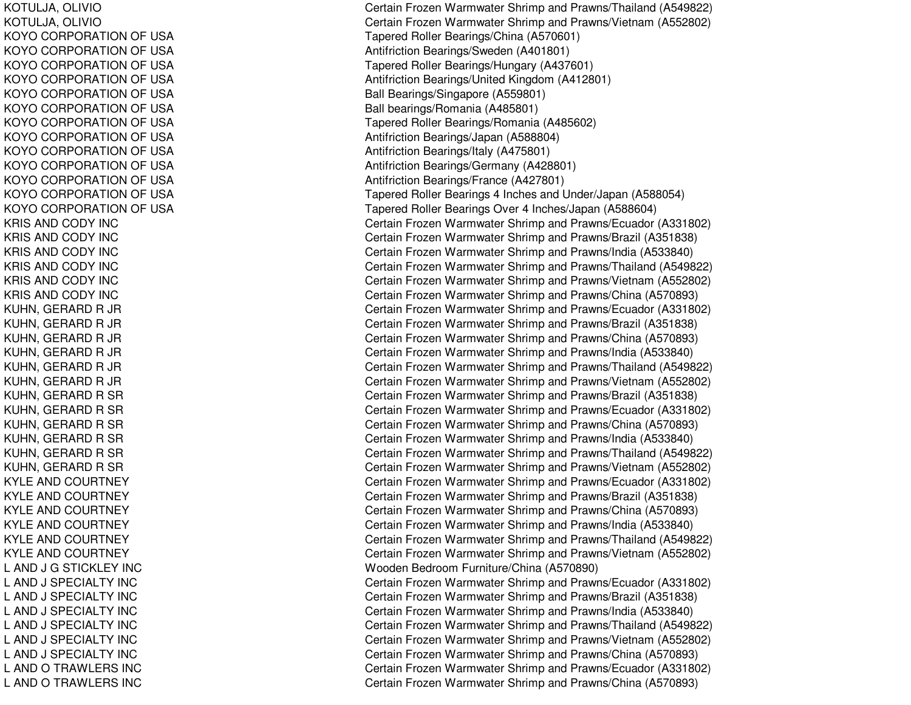| | |
|---|---|
| KOTULJA, OLIVIO | Certain Frozen Warmwater Shrimp and Prawns/Thailand (A549822) |
| KOTULJA, OLIVIO | Certain Frozen Warmwater Shrimp and Prawns/Vietnam (A552802) |
| KOYO CORPORATION OF USA | Tapered Roller Bearings/China (A570601) |
| KOYO CORPORATION OF USA | Antifriction Bearings/Sweden (A401801) |
| KOYO CORPORATION OF USA | Tapered Roller Bearings/Hungary (A437601) |
| KOYO CORPORATION OF USA | Antifriction Bearings/United Kingdom (A412801) |
| KOYO CORPORATION OF USA | Ball Bearings/Singapore (A559801) |
| KOYO CORPORATION OF USA | Ball bearings/Romania (A485801) |
| KOYO CORPORATION OF USA | Tapered Roller Bearings/Romania (A485602) |
| KOYO CORPORATION OF USA | Antifriction Bearings/Japan (A588804) |
| KOYO CORPORATION OF USA | Antifriction Bearings/Italy (A475801) |
| KOYO CORPORATION OF USA | Antifriction Bearings/Germany (A428801) |
| KOYO CORPORATION OF USA | Antifriction Bearings/France (A427801) |
| KOYO CORPORATION OF USA | Tapered Roller Bearings 4 Inches and Under/Japan (A588054) |
| KOYO CORPORATION OF USA | Tapered Roller Bearings Over 4 Inches/Japan (A588604) |
| KRIS AND CODY INC | Certain Frozen Warmwater Shrimp and Prawns/Ecuador (A331802) |
| KRIS AND CODY INC | Certain Frozen Warmwater Shrimp and Prawns/Brazil (A351838) |
| KRIS AND CODY INC | Certain Frozen Warmwater Shrimp and Prawns/India (A533840) |
| KRIS AND CODY INC | Certain Frozen Warmwater Shrimp and Prawns/Thailand (A549822) |
| KRIS AND CODY INC | Certain Frozen Warmwater Shrimp and Prawns/Vietnam (A552802) |
| KRIS AND CODY INC | Certain Frozen Warmwater Shrimp and Prawns/China (A570893) |
| KUHN, GERARD R JR | Certain Frozen Warmwater Shrimp and Prawns/Ecuador (A331802) |
| KUHN, GERARD R JR | Certain Frozen Warmwater Shrimp and Prawns/Brazil (A351838) |
| KUHN, GERARD R JR | Certain Frozen Warmwater Shrimp and Prawns/China (A570893) |
| KUHN, GERARD R JR | Certain Frozen Warmwater Shrimp and Prawns/India (A533840) |
| KUHN, GERARD R JR | Certain Frozen Warmwater Shrimp and Prawns/Thailand (A549822) |
| KUHN, GERARD R JR | Certain Frozen Warmwater Shrimp and Prawns/Vietnam (A552802) |
| KUHN, GERARD R SR | Certain Frozen Warmwater Shrimp and Prawns/Brazil (A351838) |
| KUHN, GERARD R SR | Certain Frozen Warmwater Shrimp and Prawns/Ecuador (A331802) |
| KUHN, GERARD R SR | Certain Frozen Warmwater Shrimp and Prawns/China (A570893) |
| KUHN, GERARD R SR | Certain Frozen Warmwater Shrimp and Prawns/India (A533840) |
| KUHN, GERARD R SR | Certain Frozen Warmwater Shrimp and Prawns/Thailand (A549822) |
| KUHN, GERARD R SR | Certain Frozen Warmwater Shrimp and Prawns/Vietnam (A552802) |
| KYLE AND COURTNEY | Certain Frozen Warmwater Shrimp and Prawns/Ecuador (A331802) |
| KYLE AND COURTNEY | Certain Frozen Warmwater Shrimp and Prawns/Brazil (A351838) |
| KYLE AND COURTNEY | Certain Frozen Warmwater Shrimp and Prawns/China (A570893) |
| KYLE AND COURTNEY | Certain Frozen Warmwater Shrimp and Prawns/India (A533840) |
| KYLE AND COURTNEY | Certain Frozen Warmwater Shrimp and Prawns/Thailand (A549822) |
| KYLE AND COURTNEY | Certain Frozen Warmwater Shrimp and Prawns/Vietnam (A552802) |
| L AND J G STICKLEY INC | Wooden Bedroom Furniture/China (A570890) |
| L AND J SPECIALTY INC | Certain Frozen Warmwater Shrimp and Prawns/Ecuador (A331802) |
| L AND J SPECIALTY INC | Certain Frozen Warmwater Shrimp and Prawns/Brazil (A351838) |
| L AND J SPECIALTY INC | Certain Frozen Warmwater Shrimp and Prawns/India (A533840) |
| L AND J SPECIALTY INC | Certain Frozen Warmwater Shrimp and Prawns/Thailand (A549822) |
| L AND J SPECIALTY INC | Certain Frozen Warmwater Shrimp and Prawns/Vietnam (A552802) |
| L AND J SPECIALTY INC | Certain Frozen Warmwater Shrimp and Prawns/China (A570893) |
| L AND O TRAWLERS INC | Certain Frozen Warmwater Shrimp and Prawns/Ecuador (A331802) |
| L AND O TRAWLERS INC | Certain Frozen Warmwater Shrimp and Prawns/China (A570893) |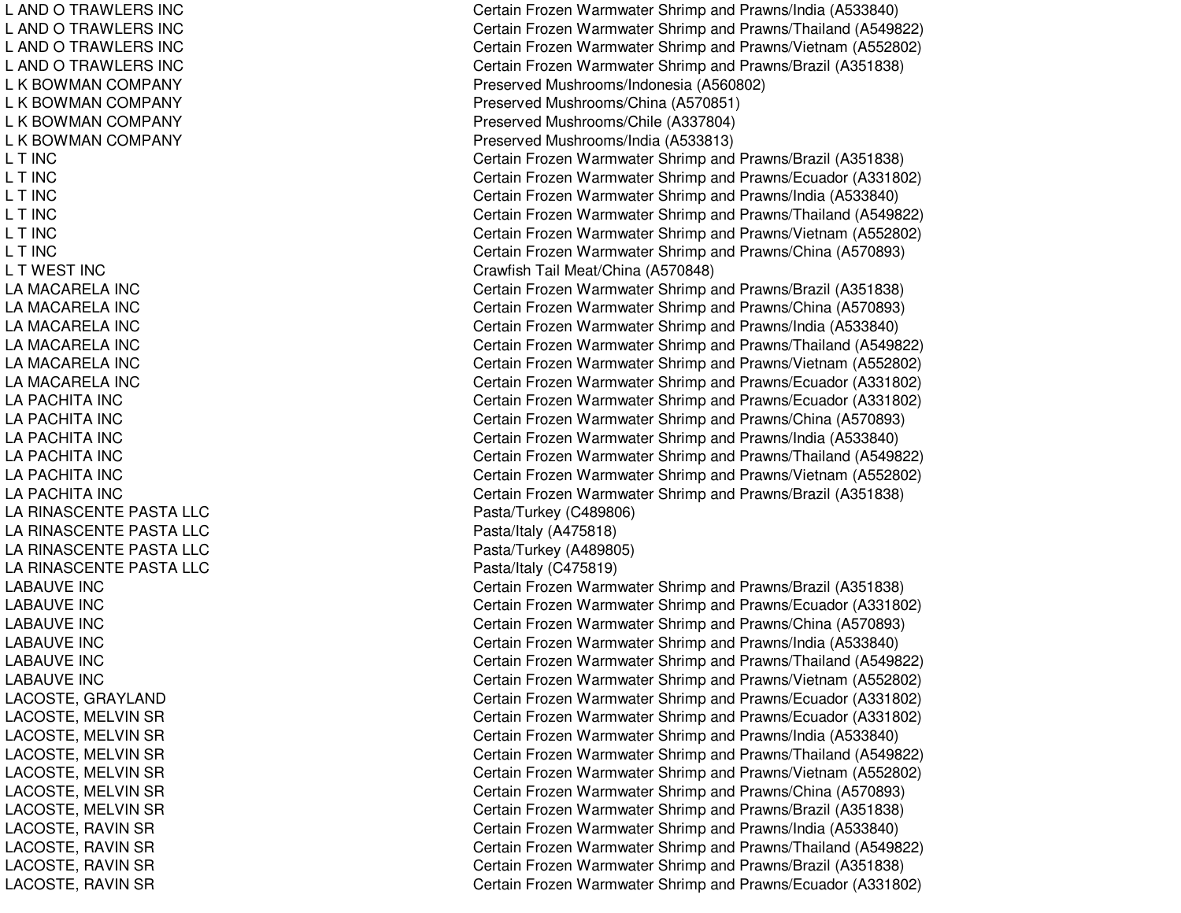| | |
|---|---|
| L AND O TRAWLERS INC | Certain Frozen Warmwater Shrimp and Prawns/India (A533840) |
| L AND O TRAWLERS INC | Certain Frozen Warmwater Shrimp and Prawns/Thailand (A549822) |
| L AND O TRAWLERS INC | Certain Frozen Warmwater Shrimp and Prawns/Vietnam (A552802) |
| L AND O TRAWLERS INC | Certain Frozen Warmwater Shrimp and Prawns/Brazil (A351838) |
| L K BOWMAN COMPANY | Preserved Mushrooms/Indonesia (A560802) |
| L K BOWMAN COMPANY | Preserved Mushrooms/China (A570851) |
| L K BOWMAN COMPANY | Preserved Mushrooms/Chile (A337804) |
| L K BOWMAN COMPANY | Preserved Mushrooms/India (A533813) |
| L T INC | Certain Frozen Warmwater Shrimp and Prawns/Brazil (A351838) |
| L T INC | Certain Frozen Warmwater Shrimp and Prawns/Ecuador (A331802) |
| L T INC | Certain Frozen Warmwater Shrimp and Prawns/India (A533840) |
| L T INC | Certain Frozen Warmwater Shrimp and Prawns/Thailand (A549822) |
| L T INC | Certain Frozen Warmwater Shrimp and Prawns/Vietnam (A552802) |
| L T INC | Certain Frozen Warmwater Shrimp and Prawns/China (A570893) |
| L T WEST INC | Crawfish Tail Meat/China (A570848) |
| LA MACARELA INC | Certain Frozen Warmwater Shrimp and Prawns/Brazil (A351838) |
| LA MACARELA INC | Certain Frozen Warmwater Shrimp and Prawns/China (A570893) |
| LA MACARELA INC | Certain Frozen Warmwater Shrimp and Prawns/India (A533840) |
| LA MACARELA INC | Certain Frozen Warmwater Shrimp and Prawns/Thailand (A549822) |
| LA MACARELA INC | Certain Frozen Warmwater Shrimp and Prawns/Vietnam (A552802) |
| LA MACARELA INC | Certain Frozen Warmwater Shrimp and Prawns/Ecuador (A331802) |
| LA PACHITA INC | Certain Frozen Warmwater Shrimp and Prawns/Ecuador (A331802) |
| LA PACHITA INC | Certain Frozen Warmwater Shrimp and Prawns/China (A570893) |
| LA PACHITA INC | Certain Frozen Warmwater Shrimp and Prawns/India (A533840) |
| LA PACHITA INC | Certain Frozen Warmwater Shrimp and Prawns/Thailand (A549822) |
| LA PACHITA INC | Certain Frozen Warmwater Shrimp and Prawns/Vietnam (A552802) |
| LA PACHITA INC | Certain Frozen Warmwater Shrimp and Prawns/Brazil (A351838) |
| LA RINASCENTE PASTA LLC | Pasta/Turkey (C489806) |
| LA RINASCENTE PASTA LLC | Pasta/Italy (A475818) |
| LA RINASCENTE PASTA LLC | Pasta/Turkey (A489805) |
| LA RINASCENTE PASTA LLC | Pasta/Italy (C475819) |
| LABAUVE INC | Certain Frozen Warmwater Shrimp and Prawns/Brazil (A351838) |
| LABAUVE INC | Certain Frozen Warmwater Shrimp and Prawns/Ecuador (A331802) |
| LABAUVE INC | Certain Frozen Warmwater Shrimp and Prawns/China (A570893) |
| LABAUVE INC | Certain Frozen Warmwater Shrimp and Prawns/India (A533840) |
| LABAUVE INC | Certain Frozen Warmwater Shrimp and Prawns/Thailand (A549822) |
| LABAUVE INC | Certain Frozen Warmwater Shrimp and Prawns/Vietnam (A552802) |
| LACOSTE, GRAYLAND | Certain Frozen Warmwater Shrimp and Prawns/Ecuador (A331802) |
| LACOSTE, MELVIN SR | Certain Frozen Warmwater Shrimp and Prawns/Ecuador (A331802) |
| LACOSTE, MELVIN SR | Certain Frozen Warmwater Shrimp and Prawns/India (A533840) |
| LACOSTE, MELVIN SR | Certain Frozen Warmwater Shrimp and Prawns/Thailand (A549822) |
| LACOSTE, MELVIN SR | Certain Frozen Warmwater Shrimp and Prawns/Vietnam (A552802) |
| LACOSTE, MELVIN SR | Certain Frozen Warmwater Shrimp and Prawns/China (A570893) |
| LACOSTE, MELVIN SR | Certain Frozen Warmwater Shrimp and Prawns/Brazil (A351838) |
| LACOSTE, RAVIN SR | Certain Frozen Warmwater Shrimp and Prawns/India (A533840) |
| LACOSTE, RAVIN SR | Certain Frozen Warmwater Shrimp and Prawns/Thailand (A549822) |
| LACOSTE, RAVIN SR | Certain Frozen Warmwater Shrimp and Prawns/Brazil (A351838) |
| LACOSTE, RAVIN SR | Certain Frozen Warmwater Shrimp and Prawns/Ecuador (A331802) |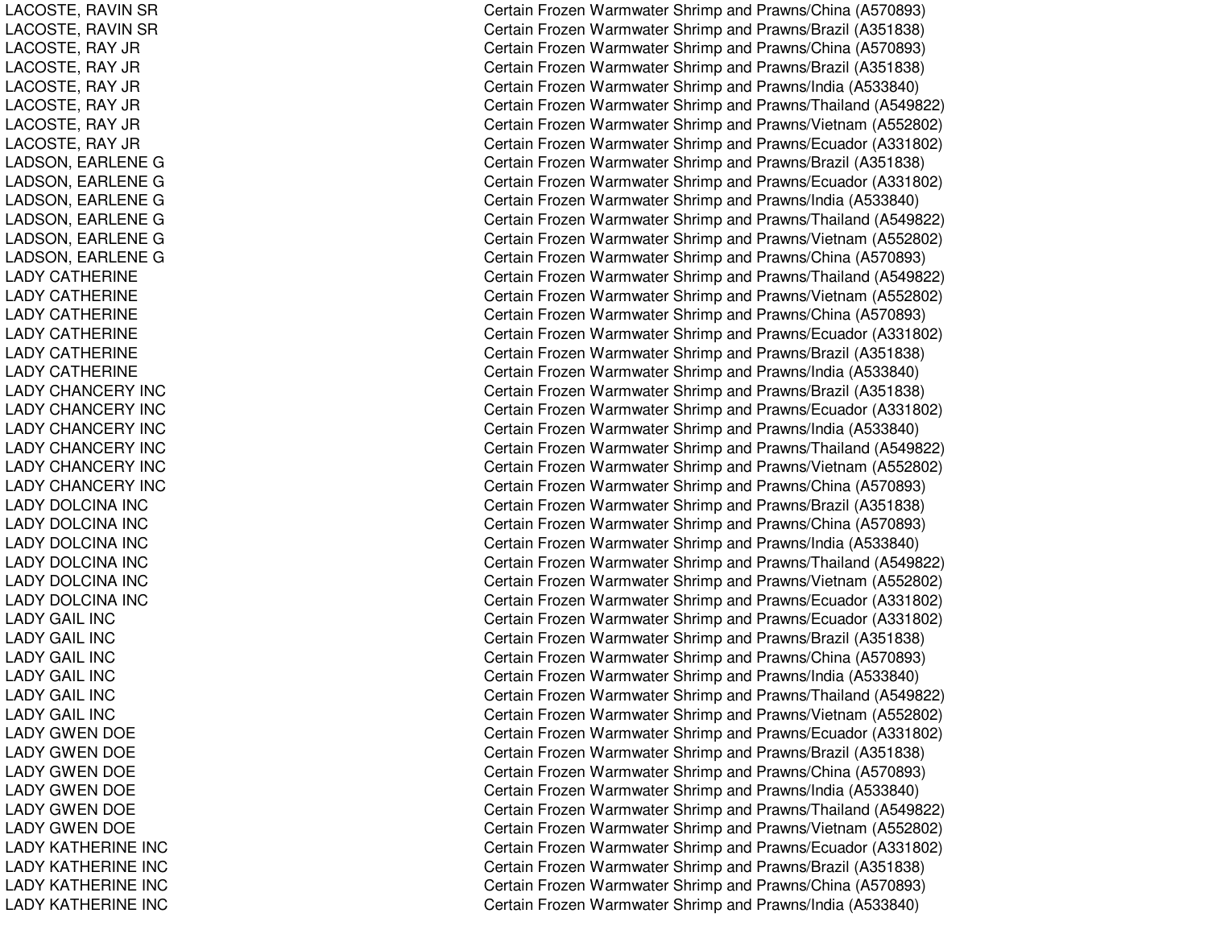| | |
|---|---|
| LACOSTE, RAVIN SR | Certain Frozen Warmwater Shrimp and Prawns/China (A570893) |
| LACOSTE, RAVIN SR | Certain Frozen Warmwater Shrimp and Prawns/Brazil (A351838) |
| LACOSTE, RAY JR | Certain Frozen Warmwater Shrimp and Prawns/China (A570893) |
| LACOSTE, RAY JR | Certain Frozen Warmwater Shrimp and Prawns/Brazil (A351838) |
| LACOSTE, RAY JR | Certain Frozen Warmwater Shrimp and Prawns/India (A533840) |
| LACOSTE, RAY JR | Certain Frozen Warmwater Shrimp and Prawns/Thailand (A549822) |
| LACOSTE, RAY JR | Certain Frozen Warmwater Shrimp and Prawns/Vietnam (A552802) |
| LACOSTE, RAY JR | Certain Frozen Warmwater Shrimp and Prawns/Ecuador (A331802) |
| LADSON, EARLENE G | Certain Frozen Warmwater Shrimp and Prawns/Brazil (A351838) |
| LADSON, EARLENE G | Certain Frozen Warmwater Shrimp and Prawns/Ecuador (A331802) |
| LADSON, EARLENE G | Certain Frozen Warmwater Shrimp and Prawns/India (A533840) |
| LADSON, EARLENE G | Certain Frozen Warmwater Shrimp and Prawns/Thailand (A549822) |
| LADSON, EARLENE G | Certain Frozen Warmwater Shrimp and Prawns/Vietnam (A552802) |
| LADSON, EARLENE G | Certain Frozen Warmwater Shrimp and Prawns/China (A570893) |
| LADY CATHERINE | Certain Frozen Warmwater Shrimp and Prawns/Thailand (A549822) |
| LADY CATHERINE | Certain Frozen Warmwater Shrimp and Prawns/Vietnam (A552802) |
| LADY CATHERINE | Certain Frozen Warmwater Shrimp and Prawns/China (A570893) |
| LADY CATHERINE | Certain Frozen Warmwater Shrimp and Prawns/Ecuador (A331802) |
| LADY CATHERINE | Certain Frozen Warmwater Shrimp and Prawns/Brazil (A351838) |
| LADY CATHERINE | Certain Frozen Warmwater Shrimp and Prawns/India (A533840) |
| LADY CHANCERY INC | Certain Frozen Warmwater Shrimp and Prawns/Brazil (A351838) |
| LADY CHANCERY INC | Certain Frozen Warmwater Shrimp and Prawns/Ecuador (A331802) |
| LADY CHANCERY INC | Certain Frozen Warmwater Shrimp and Prawns/India (A533840) |
| LADY CHANCERY INC | Certain Frozen Warmwater Shrimp and Prawns/Thailand (A549822) |
| LADY CHANCERY INC | Certain Frozen Warmwater Shrimp and Prawns/Vietnam (A552802) |
| LADY CHANCERY INC | Certain Frozen Warmwater Shrimp and Prawns/China (A570893) |
| LADY DOLCINA INC | Certain Frozen Warmwater Shrimp and Prawns/Brazil (A351838) |
| LADY DOLCINA INC | Certain Frozen Warmwater Shrimp and Prawns/China (A570893) |
| LADY DOLCINA INC | Certain Frozen Warmwater Shrimp and Prawns/India (A533840) |
| LADY DOLCINA INC | Certain Frozen Warmwater Shrimp and Prawns/Thailand (A549822) |
| LADY DOLCINA INC | Certain Frozen Warmwater Shrimp and Prawns/Vietnam (A552802) |
| LADY DOLCINA INC | Certain Frozen Warmwater Shrimp and Prawns/Ecuador (A331802) |
| LADY GAIL INC | Certain Frozen Warmwater Shrimp and Prawns/Ecuador (A331802) |
| LADY GAIL INC | Certain Frozen Warmwater Shrimp and Prawns/Brazil (A351838) |
| LADY GAIL INC | Certain Frozen Warmwater Shrimp and Prawns/China (A570893) |
| LADY GAIL INC | Certain Frozen Warmwater Shrimp and Prawns/India (A533840) |
| LADY GAIL INC | Certain Frozen Warmwater Shrimp and Prawns/Thailand (A549822) |
| LADY GAIL INC | Certain Frozen Warmwater Shrimp and Prawns/Vietnam (A552802) |
| LADY GWEN DOE | Certain Frozen Warmwater Shrimp and Prawns/Ecuador (A331802) |
| LADY GWEN DOE | Certain Frozen Warmwater Shrimp and Prawns/Brazil (A351838) |
| LADY GWEN DOE | Certain Frozen Warmwater Shrimp and Prawns/China (A570893) |
| LADY GWEN DOE | Certain Frozen Warmwater Shrimp and Prawns/India (A533840) |
| LADY GWEN DOE | Certain Frozen Warmwater Shrimp and Prawns/Thailand (A549822) |
| LADY GWEN DOE | Certain Frozen Warmwater Shrimp and Prawns/Vietnam (A552802) |
| LADY KATHERINE INC | Certain Frozen Warmwater Shrimp and Prawns/Ecuador (A331802) |
| LADY KATHERINE INC | Certain Frozen Warmwater Shrimp and Prawns/Brazil (A351838) |
| LADY KATHERINE INC | Certain Frozen Warmwater Shrimp and Prawns/China (A570893) |
| LADY KATHERINE INC | Certain Frozen Warmwater Shrimp and Prawns/India (A533840) |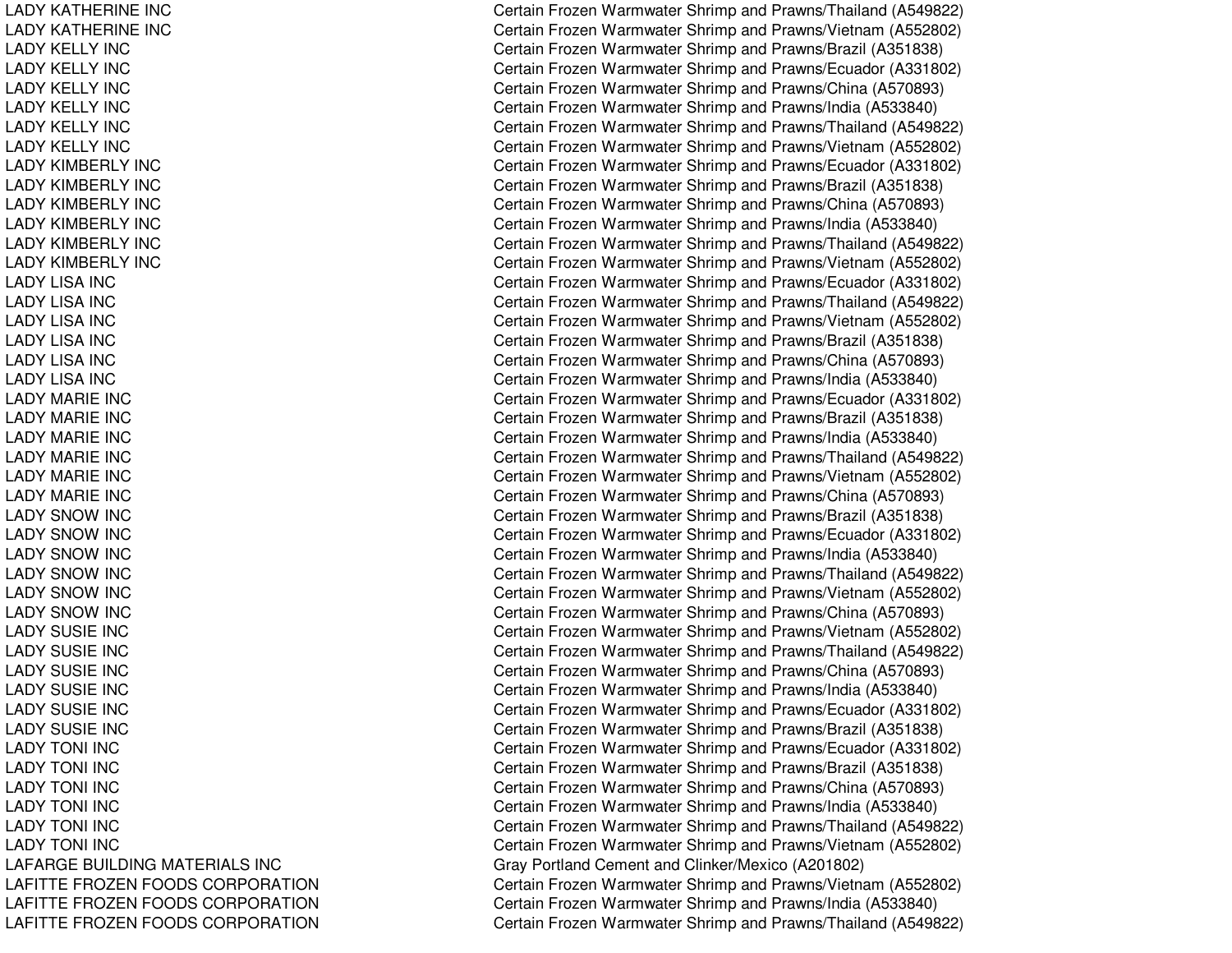| | |
|---|---|
| LADY KATHERINE INC | Certain Frozen Warmwater Shrimp and Prawns/Thailand (A549822) |
| LADY KATHERINE INC | Certain Frozen Warmwater Shrimp and Prawns/Vietnam (A552802) |
| LADY KELLY INC | Certain Frozen Warmwater Shrimp and Prawns/Brazil (A351838) |
| LADY KELLY INC | Certain Frozen Warmwater Shrimp and Prawns/Ecuador (A331802) |
| LADY KELLY INC | Certain Frozen Warmwater Shrimp and Prawns/China (A570893) |
| LADY KELLY INC | Certain Frozen Warmwater Shrimp and Prawns/India (A533840) |
| LADY KELLY INC | Certain Frozen Warmwater Shrimp and Prawns/Thailand (A549822) |
| LADY KELLY INC | Certain Frozen Warmwater Shrimp and Prawns/Vietnam (A552802) |
| LADY KIMBERLY INC | Certain Frozen Warmwater Shrimp and Prawns/Ecuador (A331802) |
| LADY KIMBERLY INC | Certain Frozen Warmwater Shrimp and Prawns/Brazil (A351838) |
| LADY KIMBERLY INC | Certain Frozen Warmwater Shrimp and Prawns/China (A570893) |
| LADY KIMBERLY INC | Certain Frozen Warmwater Shrimp and Prawns/India (A533840) |
| LADY KIMBERLY INC | Certain Frozen Warmwater Shrimp and Prawns/Thailand (A549822) |
| LADY KIMBERLY INC | Certain Frozen Warmwater Shrimp and Prawns/Vietnam (A552802) |
| LADY LISA INC | Certain Frozen Warmwater Shrimp and Prawns/Ecuador (A331802) |
| LADY LISA INC | Certain Frozen Warmwater Shrimp and Prawns/Thailand (A549822) |
| LADY LISA INC | Certain Frozen Warmwater Shrimp and Prawns/Vietnam (A552802) |
| LADY LISA INC | Certain Frozen Warmwater Shrimp and Prawns/Brazil (A351838) |
| LADY LISA INC | Certain Frozen Warmwater Shrimp and Prawns/China (A570893) |
| LADY LISA INC | Certain Frozen Warmwater Shrimp and Prawns/India (A533840) |
| LADY MARIE INC | Certain Frozen Warmwater Shrimp and Prawns/Ecuador (A331802) |
| LADY MARIE INC | Certain Frozen Warmwater Shrimp and Prawns/Brazil (A351838) |
| LADY MARIE INC | Certain Frozen Warmwater Shrimp and Prawns/India (A533840) |
| LADY MARIE INC | Certain Frozen Warmwater Shrimp and Prawns/Thailand (A549822) |
| LADY MARIE INC | Certain Frozen Warmwater Shrimp and Prawns/Vietnam (A552802) |
| LADY MARIE INC | Certain Frozen Warmwater Shrimp and Prawns/China (A570893) |
| LADY SNOW INC | Certain Frozen Warmwater Shrimp and Prawns/Brazil (A351838) |
| LADY SNOW INC | Certain Frozen Warmwater Shrimp and Prawns/Ecuador (A331802) |
| LADY SNOW INC | Certain Frozen Warmwater Shrimp and Prawns/India (A533840) |
| LADY SNOW INC | Certain Frozen Warmwater Shrimp and Prawns/Thailand (A549822) |
| LADY SNOW INC | Certain Frozen Warmwater Shrimp and Prawns/Vietnam (A552802) |
| LADY SNOW INC | Certain Frozen Warmwater Shrimp and Prawns/China (A570893) |
| LADY SUSIE INC | Certain Frozen Warmwater Shrimp and Prawns/Vietnam (A552802) |
| LADY SUSIE INC | Certain Frozen Warmwater Shrimp and Prawns/Thailand (A549822) |
| LADY SUSIE INC | Certain Frozen Warmwater Shrimp and Prawns/China (A570893) |
| LADY SUSIE INC | Certain Frozen Warmwater Shrimp and Prawns/India (A533840) |
| LADY SUSIE INC | Certain Frozen Warmwater Shrimp and Prawns/Ecuador (A331802) |
| LADY SUSIE INC | Certain Frozen Warmwater Shrimp and Prawns/Brazil (A351838) |
| LADY TONI INC | Certain Frozen Warmwater Shrimp and Prawns/Ecuador (A331802) |
| LADY TONI INC | Certain Frozen Warmwater Shrimp and Prawns/Brazil (A351838) |
| LADY TONI INC | Certain Frozen Warmwater Shrimp and Prawns/China (A570893) |
| LADY TONI INC | Certain Frozen Warmwater Shrimp and Prawns/India (A533840) |
| LADY TONI INC | Certain Frozen Warmwater Shrimp and Prawns/Thailand (A549822) |
| LADY TONI INC | Certain Frozen Warmwater Shrimp and Prawns/Vietnam (A552802) |
| LAFARGE BUILDING MATERIALS INC | Gray Portland Cement and Clinker/Mexico (A201802) |
| LAFITTE FROZEN FOODS CORPORATION | Certain Frozen Warmwater Shrimp and Prawns/Vietnam (A552802) |
| LAFITTE FROZEN FOODS CORPORATION | Certain Frozen Warmwater Shrimp and Prawns/India (A533840) |
| LAFITTE FROZEN FOODS CORPORATION | Certain Frozen Warmwater Shrimp and Prawns/Thailand (A549822) |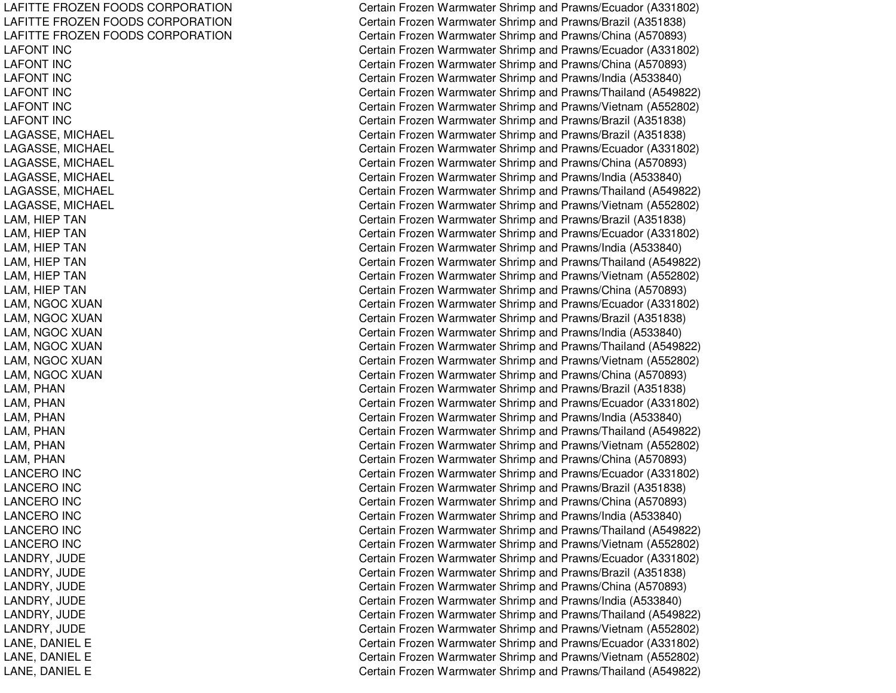| | |
|---|---|
| LAFITTE FROZEN FOODS CORPORATION | Certain Frozen Warmwater Shrimp and Prawns/Ecuador (A331802) |
| LAFITTE FROZEN FOODS CORPORATION | Certain Frozen Warmwater Shrimp and Prawns/Brazil (A351838) |
| LAFITTE FROZEN FOODS CORPORATION | Certain Frozen Warmwater Shrimp and Prawns/China (A570893) |
| LAFONT INC | Certain Frozen Warmwater Shrimp and Prawns/Ecuador (A331802) |
| LAFONT INC | Certain Frozen Warmwater Shrimp and Prawns/China (A570893) |
| LAFONT INC | Certain Frozen Warmwater Shrimp and Prawns/India (A533840) |
| LAFONT INC | Certain Frozen Warmwater Shrimp and Prawns/Thailand (A549822) |
| LAFONT INC | Certain Frozen Warmwater Shrimp and Prawns/Vietnam (A552802) |
| LAFONT INC | Certain Frozen Warmwater Shrimp and Prawns/Brazil (A351838) |
| LAGASSE, MICHAEL | Certain Frozen Warmwater Shrimp and Prawns/Brazil (A351838) |
| LAGASSE, MICHAEL | Certain Frozen Warmwater Shrimp and Prawns/Ecuador (A331802) |
| LAGASSE, MICHAEL | Certain Frozen Warmwater Shrimp and Prawns/China (A570893) |
| LAGASSE, MICHAEL | Certain Frozen Warmwater Shrimp and Prawns/India (A533840) |
| LAGASSE, MICHAEL | Certain Frozen Warmwater Shrimp and Prawns/Thailand (A549822) |
| LAGASSE, MICHAEL | Certain Frozen Warmwater Shrimp and Prawns/Vietnam (A552802) |
| LAM, HIEP TAN | Certain Frozen Warmwater Shrimp and Prawns/Brazil (A351838) |
| LAM, HIEP TAN | Certain Frozen Warmwater Shrimp and Prawns/Ecuador (A331802) |
| LAM, HIEP TAN | Certain Frozen Warmwater Shrimp and Prawns/India (A533840) |
| LAM, HIEP TAN | Certain Frozen Warmwater Shrimp and Prawns/Thailand (A549822) |
| LAM, HIEP TAN | Certain Frozen Warmwater Shrimp and Prawns/Vietnam (A552802) |
| LAM, HIEP TAN | Certain Frozen Warmwater Shrimp and Prawns/China (A570893) |
| LAM, NGOC XUAN | Certain Frozen Warmwater Shrimp and Prawns/Ecuador (A331802) |
| LAM, NGOC XUAN | Certain Frozen Warmwater Shrimp and Prawns/Brazil (A351838) |
| LAM, NGOC XUAN | Certain Frozen Warmwater Shrimp and Prawns/India (A533840) |
| LAM, NGOC XUAN | Certain Frozen Warmwater Shrimp and Prawns/Thailand (A549822) |
| LAM, NGOC XUAN | Certain Frozen Warmwater Shrimp and Prawns/Vietnam (A552802) |
| LAM, NGOC XUAN | Certain Frozen Warmwater Shrimp and Prawns/China (A570893) |
| LAM, PHAN | Certain Frozen Warmwater Shrimp and Prawns/Brazil (A351838) |
| LAM, PHAN | Certain Frozen Warmwater Shrimp and Prawns/Ecuador (A331802) |
| LAM, PHAN | Certain Frozen Warmwater Shrimp and Prawns/India (A533840) |
| LAM, PHAN | Certain Frozen Warmwater Shrimp and Prawns/Thailand (A549822) |
| LAM, PHAN | Certain Frozen Warmwater Shrimp and Prawns/Vietnam (A552802) |
| LAM, PHAN | Certain Frozen Warmwater Shrimp and Prawns/China (A570893) |
| LANCERO INC | Certain Frozen Warmwater Shrimp and Prawns/Ecuador (A331802) |
| LANCERO INC | Certain Frozen Warmwater Shrimp and Prawns/Brazil (A351838) |
| LANCERO INC | Certain Frozen Warmwater Shrimp and Prawns/China (A570893) |
| LANCERO INC | Certain Frozen Warmwater Shrimp and Prawns/India (A533840) |
| LANCERO INC | Certain Frozen Warmwater Shrimp and Prawns/Thailand (A549822) |
| LANCERO INC | Certain Frozen Warmwater Shrimp and Prawns/Vietnam (A552802) |
| LANDRY, JUDE | Certain Frozen Warmwater Shrimp and Prawns/Ecuador (A331802) |
| LANDRY, JUDE | Certain Frozen Warmwater Shrimp and Prawns/Brazil (A351838) |
| LANDRY, JUDE | Certain Frozen Warmwater Shrimp and Prawns/China (A570893) |
| LANDRY, JUDE | Certain Frozen Warmwater Shrimp and Prawns/India (A533840) |
| LANDRY, JUDE | Certain Frozen Warmwater Shrimp and Prawns/Thailand (A549822) |
| LANDRY, JUDE | Certain Frozen Warmwater Shrimp and Prawns/Vietnam (A552802) |
| LANE, DANIEL E | Certain Frozen Warmwater Shrimp and Prawns/Ecuador (A331802) |
| LANE, DANIEL E | Certain Frozen Warmwater Shrimp and Prawns/Vietnam (A552802) |
| LANE, DANIEL E | Certain Frozen Warmwater Shrimp and Prawns/Thailand (A549822) |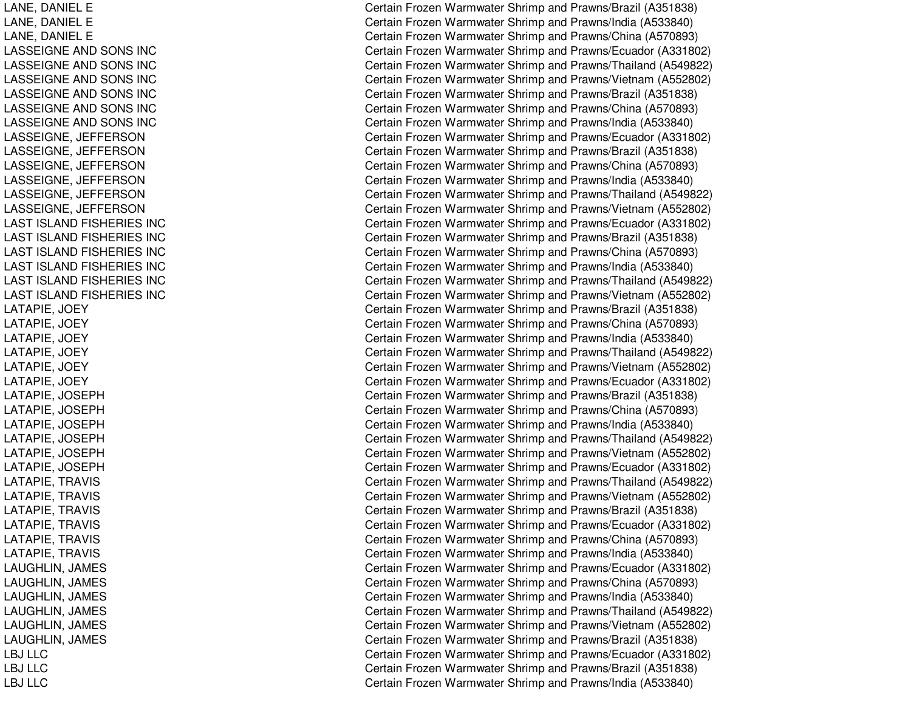| | |
|---|---|
| LANE, DANIEL E | Certain Frozen Warmwater Shrimp and Prawns/Brazil (A351838) |
| LANE, DANIEL E | Certain Frozen Warmwater Shrimp and Prawns/India (A533840) |
| LANE, DANIEL E | Certain Frozen Warmwater Shrimp and Prawns/China (A570893) |
| LASSEIGNE AND SONS INC | Certain Frozen Warmwater Shrimp and Prawns/Ecuador (A331802) |
| LASSEIGNE AND SONS INC | Certain Frozen Warmwater Shrimp and Prawns/Thailand (A549822) |
| LASSEIGNE AND SONS INC | Certain Frozen Warmwater Shrimp and Prawns/Vietnam (A552802) |
| LASSEIGNE AND SONS INC | Certain Frozen Warmwater Shrimp and Prawns/Brazil (A351838) |
| LASSEIGNE AND SONS INC | Certain Frozen Warmwater Shrimp and Prawns/China (A570893) |
| LASSEIGNE AND SONS INC | Certain Frozen Warmwater Shrimp and Prawns/India (A533840) |
| LASSEIGNE, JEFFERSON | Certain Frozen Warmwater Shrimp and Prawns/Ecuador (A331802) |
| LASSEIGNE, JEFFERSON | Certain Frozen Warmwater Shrimp and Prawns/Brazil (A351838) |
| LASSEIGNE, JEFFERSON | Certain Frozen Warmwater Shrimp and Prawns/China (A570893) |
| LASSEIGNE, JEFFERSON | Certain Frozen Warmwater Shrimp and Prawns/India (A533840) |
| LASSEIGNE, JEFFERSON | Certain Frozen Warmwater Shrimp and Prawns/Thailand (A549822) |
| LASSEIGNE, JEFFERSON | Certain Frozen Warmwater Shrimp and Prawns/Vietnam (A552802) |
| LAST ISLAND FISHERIES INC | Certain Frozen Warmwater Shrimp and Prawns/Ecuador (A331802) |
| LAST ISLAND FISHERIES INC | Certain Frozen Warmwater Shrimp and Prawns/Brazil (A351838) |
| LAST ISLAND FISHERIES INC | Certain Frozen Warmwater Shrimp and Prawns/China (A570893) |
| LAST ISLAND FISHERIES INC | Certain Frozen Warmwater Shrimp and Prawns/India (A533840) |
| LAST ISLAND FISHERIES INC | Certain Frozen Warmwater Shrimp and Prawns/Thailand (A549822) |
| LAST ISLAND FISHERIES INC | Certain Frozen Warmwater Shrimp and Prawns/Vietnam (A552802) |
| LATAPIE, JOEY | Certain Frozen Warmwater Shrimp and Prawns/Brazil (A351838) |
| LATAPIE, JOEY | Certain Frozen Warmwater Shrimp and Prawns/China (A570893) |
| LATAPIE, JOEY | Certain Frozen Warmwater Shrimp and Prawns/India (A533840) |
| LATAPIE, JOEY | Certain Frozen Warmwater Shrimp and Prawns/Thailand (A549822) |
| LATAPIE, JOEY | Certain Frozen Warmwater Shrimp and Prawns/Vietnam (A552802) |
| LATAPIE, JOEY | Certain Frozen Warmwater Shrimp and Prawns/Ecuador (A331802) |
| LATAPIE, JOSEPH | Certain Frozen Warmwater Shrimp and Prawns/Brazil (A351838) |
| LATAPIE, JOSEPH | Certain Frozen Warmwater Shrimp and Prawns/China (A570893) |
| LATAPIE, JOSEPH | Certain Frozen Warmwater Shrimp and Prawns/India (A533840) |
| LATAPIE, JOSEPH | Certain Frozen Warmwater Shrimp and Prawns/Thailand (A549822) |
| LATAPIE, JOSEPH | Certain Frozen Warmwater Shrimp and Prawns/Vietnam (A552802) |
| LATAPIE, JOSEPH | Certain Frozen Warmwater Shrimp and Prawns/Ecuador (A331802) |
| LATAPIE, TRAVIS | Certain Frozen Warmwater Shrimp and Prawns/Thailand (A549822) |
| LATAPIE, TRAVIS | Certain Frozen Warmwater Shrimp and Prawns/Vietnam (A552802) |
| LATAPIE, TRAVIS | Certain Frozen Warmwater Shrimp and Prawns/Brazil (A351838) |
| LATAPIE, TRAVIS | Certain Frozen Warmwater Shrimp and Prawns/Ecuador (A331802) |
| LATAPIE, TRAVIS | Certain Frozen Warmwater Shrimp and Prawns/China (A570893) |
| LATAPIE, TRAVIS | Certain Frozen Warmwater Shrimp and Prawns/India (A533840) |
| LAUGHLIN, JAMES | Certain Frozen Warmwater Shrimp and Prawns/Ecuador (A331802) |
| LAUGHLIN, JAMES | Certain Frozen Warmwater Shrimp and Prawns/China (A570893) |
| LAUGHLIN, JAMES | Certain Frozen Warmwater Shrimp and Prawns/India (A533840) |
| LAUGHLIN, JAMES | Certain Frozen Warmwater Shrimp and Prawns/Thailand (A549822) |
| LAUGHLIN, JAMES | Certain Frozen Warmwater Shrimp and Prawns/Vietnam (A552802) |
| LAUGHLIN, JAMES | Certain Frozen Warmwater Shrimp and Prawns/Brazil (A351838) |
| LBJ LLC | Certain Frozen Warmwater Shrimp and Prawns/Ecuador (A331802) |
| LBJ LLC | Certain Frozen Warmwater Shrimp and Prawns/Brazil (A351838) |
| LBJ LLC | Certain Frozen Warmwater Shrimp and Prawns/India (A533840) |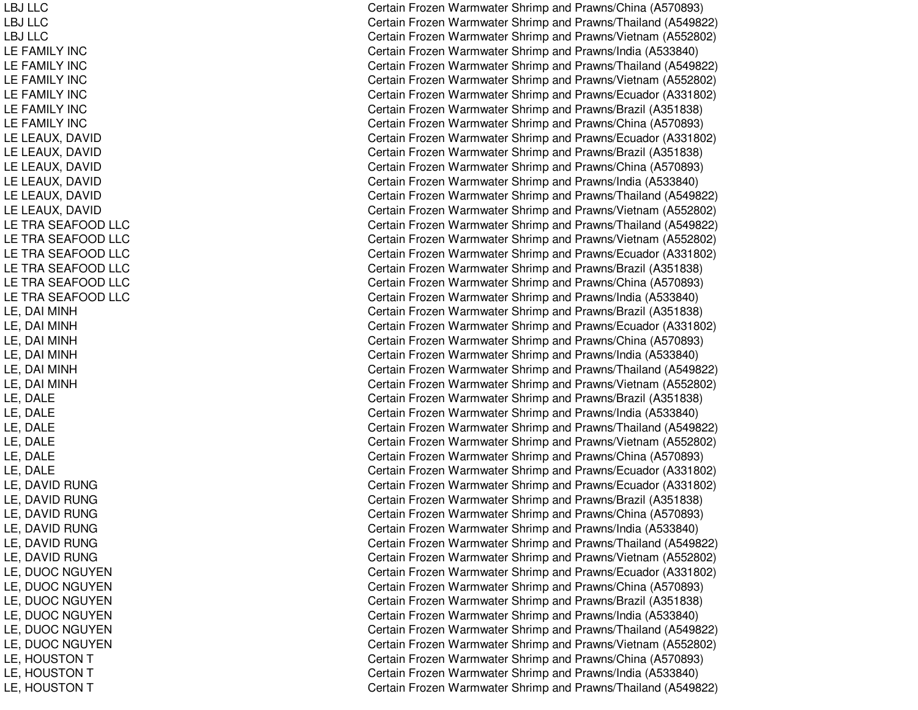| | |
|---|---|
| LBJ LLC | Certain Frozen Warmwater Shrimp and Prawns/China (A570893) |
| LBJ LLC | Certain Frozen Warmwater Shrimp and Prawns/Thailand (A549822) |
| LBJ LLC | Certain Frozen Warmwater Shrimp and Prawns/Vietnam (A552802) |
| LE FAMILY INC | Certain Frozen Warmwater Shrimp and Prawns/India (A533840) |
| LE FAMILY INC | Certain Frozen Warmwater Shrimp and Prawns/Thailand (A549822) |
| LE FAMILY INC | Certain Frozen Warmwater Shrimp and Prawns/Vietnam (A552802) |
| LE FAMILY INC | Certain Frozen Warmwater Shrimp and Prawns/Ecuador (A331802) |
| LE FAMILY INC | Certain Frozen Warmwater Shrimp and Prawns/Brazil (A351838) |
| LE FAMILY INC | Certain Frozen Warmwater Shrimp and Prawns/China (A570893) |
| LE LEAUX, DAVID | Certain Frozen Warmwater Shrimp and Prawns/Ecuador (A331802) |
| LE LEAUX, DAVID | Certain Frozen Warmwater Shrimp and Prawns/Brazil (A351838) |
| LE LEAUX, DAVID | Certain Frozen Warmwater Shrimp and Prawns/China (A570893) |
| LE LEAUX, DAVID | Certain Frozen Warmwater Shrimp and Prawns/India (A533840) |
| LE LEAUX, DAVID | Certain Frozen Warmwater Shrimp and Prawns/Thailand (A549822) |
| LE LEAUX, DAVID | Certain Frozen Warmwater Shrimp and Prawns/Vietnam (A552802) |
| LE TRA SEAFOOD LLC | Certain Frozen Warmwater Shrimp and Prawns/Thailand (A549822) |
| LE TRA SEAFOOD LLC | Certain Frozen Warmwater Shrimp and Prawns/Vietnam (A552802) |
| LE TRA SEAFOOD LLC | Certain Frozen Warmwater Shrimp and Prawns/Ecuador (A331802) |
| LE TRA SEAFOOD LLC | Certain Frozen Warmwater Shrimp and Prawns/Brazil (A351838) |
| LE TRA SEAFOOD LLC | Certain Frozen Warmwater Shrimp and Prawns/China (A570893) |
| LE TRA SEAFOOD LLC | Certain Frozen Warmwater Shrimp and Prawns/India (A533840) |
| LE, DAI MINH | Certain Frozen Warmwater Shrimp and Prawns/Brazil (A351838) |
| LE, DAI MINH | Certain Frozen Warmwater Shrimp and Prawns/Ecuador (A331802) |
| LE, DAI MINH | Certain Frozen Warmwater Shrimp and Prawns/China (A570893) |
| LE, DAI MINH | Certain Frozen Warmwater Shrimp and Prawns/India (A533840) |
| LE, DAI MINH | Certain Frozen Warmwater Shrimp and Prawns/Thailand (A549822) |
| LE, DAI MINH | Certain Frozen Warmwater Shrimp and Prawns/Vietnam (A552802) |
| LE, DALE | Certain Frozen Warmwater Shrimp and Prawns/Brazil (A351838) |
| LE, DALE | Certain Frozen Warmwater Shrimp and Prawns/India (A533840) |
| LE, DALE | Certain Frozen Warmwater Shrimp and Prawns/Thailand (A549822) |
| LE, DALE | Certain Frozen Warmwater Shrimp and Prawns/Vietnam (A552802) |
| LE, DALE | Certain Frozen Warmwater Shrimp and Prawns/China (A570893) |
| LE, DALE | Certain Frozen Warmwater Shrimp and Prawns/Ecuador (A331802) |
| LE, DAVID RUNG | Certain Frozen Warmwater Shrimp and Prawns/Ecuador (A331802) |
| LE, DAVID RUNG | Certain Frozen Warmwater Shrimp and Prawns/Brazil (A351838) |
| LE, DAVID RUNG | Certain Frozen Warmwater Shrimp and Prawns/China (A570893) |
| LE, DAVID RUNG | Certain Frozen Warmwater Shrimp and Prawns/India (A533840) |
| LE, DAVID RUNG | Certain Frozen Warmwater Shrimp and Prawns/Thailand (A549822) |
| LE, DAVID RUNG | Certain Frozen Warmwater Shrimp and Prawns/Vietnam (A552802) |
| LE, DUOC NGUYEN | Certain Frozen Warmwater Shrimp and Prawns/Ecuador (A331802) |
| LE, DUOC NGUYEN | Certain Frozen Warmwater Shrimp and Prawns/China (A570893) |
| LE, DUOC NGUYEN | Certain Frozen Warmwater Shrimp and Prawns/Brazil (A351838) |
| LE, DUOC NGUYEN | Certain Frozen Warmwater Shrimp and Prawns/India (A533840) |
| LE, DUOC NGUYEN | Certain Frozen Warmwater Shrimp and Prawns/Thailand (A549822) |
| LE, DUOC NGUYEN | Certain Frozen Warmwater Shrimp and Prawns/Vietnam (A552802) |
| LE, HOUSTON T | Certain Frozen Warmwater Shrimp and Prawns/China (A570893) |
| LE, HOUSTON T | Certain Frozen Warmwater Shrimp and Prawns/India (A533840) |
| LE, HOUSTON T | Certain Frozen Warmwater Shrimp and Prawns/Thailand (A549822) |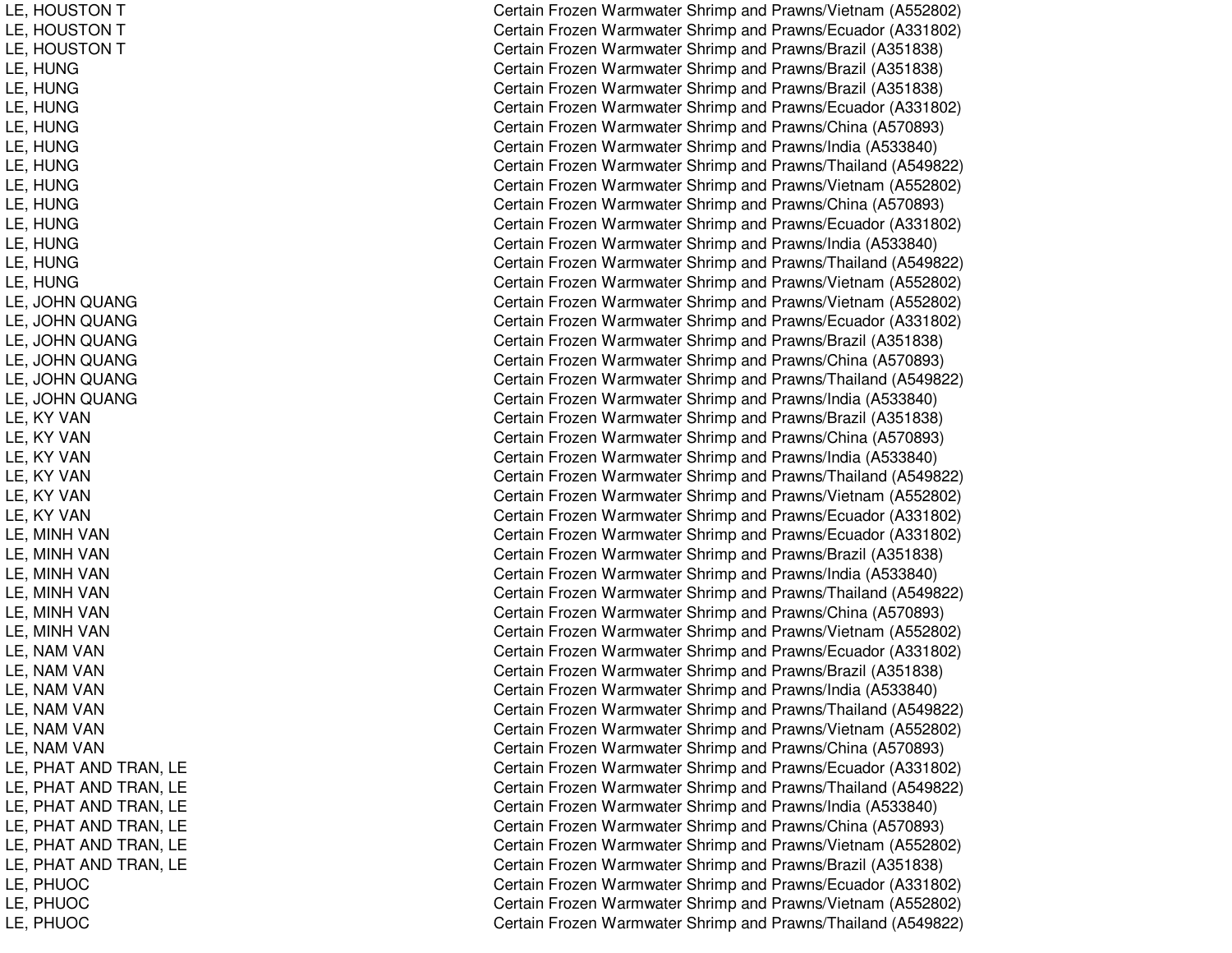| | |
|---|---|
| LE, HOUSTON T | Certain Frozen Warmwater Shrimp and Prawns/Vietnam (A552802) |
| LE, HOUSTON T | Certain Frozen Warmwater Shrimp and Prawns/Ecuador (A331802) |
| LE, HOUSTON T | Certain Frozen Warmwater Shrimp and Prawns/Brazil (A351838) |
| LE, HUNG | Certain Frozen Warmwater Shrimp and Prawns/Brazil (A351838) |
| LE, HUNG | Certain Frozen Warmwater Shrimp and Prawns/Brazil (A351838) |
| LE, HUNG | Certain Frozen Warmwater Shrimp and Prawns/Ecuador (A331802) |
| LE, HUNG | Certain Frozen Warmwater Shrimp and Prawns/China (A570893) |
| LE, HUNG | Certain Frozen Warmwater Shrimp and Prawns/India (A533840) |
| LE, HUNG | Certain Frozen Warmwater Shrimp and Prawns/Thailand (A549822) |
| LE, HUNG | Certain Frozen Warmwater Shrimp and Prawns/Vietnam (A552802) |
| LE, HUNG | Certain Frozen Warmwater Shrimp and Prawns/China (A570893) |
| LE, HUNG | Certain Frozen Warmwater Shrimp and Prawns/Ecuador (A331802) |
| LE, HUNG | Certain Frozen Warmwater Shrimp and Prawns/India (A533840) |
| LE, HUNG | Certain Frozen Warmwater Shrimp and Prawns/Thailand (A549822) |
| LE, HUNG | Certain Frozen Warmwater Shrimp and Prawns/Vietnam (A552802) |
| LE, JOHN QUANG | Certain Frozen Warmwater Shrimp and Prawns/Vietnam (A552802) |
| LE, JOHN QUANG | Certain Frozen Warmwater Shrimp and Prawns/Ecuador (A331802) |
| LE, JOHN QUANG | Certain Frozen Warmwater Shrimp and Prawns/Brazil (A351838) |
| LE, JOHN QUANG | Certain Frozen Warmwater Shrimp and Prawns/China (A570893) |
| LE, JOHN QUANG | Certain Frozen Warmwater Shrimp and Prawns/Thailand (A549822) |
| LE, JOHN QUANG | Certain Frozen Warmwater Shrimp and Prawns/India (A533840) |
| LE, KY VAN | Certain Frozen Warmwater Shrimp and Prawns/Brazil (A351838) |
| LE, KY VAN | Certain Frozen Warmwater Shrimp and Prawns/China (A570893) |
| LE, KY VAN | Certain Frozen Warmwater Shrimp and Prawns/India (A533840) |
| LE, KY VAN | Certain Frozen Warmwater Shrimp and Prawns/Thailand (A549822) |
| LE, KY VAN | Certain Frozen Warmwater Shrimp and Prawns/Vietnam (A552802) |
| LE, KY VAN | Certain Frozen Warmwater Shrimp and Prawns/Ecuador (A331802) |
| LE, MINH VAN | Certain Frozen Warmwater Shrimp and Prawns/Ecuador (A331802) |
| LE, MINH VAN | Certain Frozen Warmwater Shrimp and Prawns/Brazil (A351838) |
| LE, MINH VAN | Certain Frozen Warmwater Shrimp and Prawns/India (A533840) |
| LE, MINH VAN | Certain Frozen Warmwater Shrimp and Prawns/Thailand (A549822) |
| LE, MINH VAN | Certain Frozen Warmwater Shrimp and Prawns/China (A570893) |
| LE, MINH VAN | Certain Frozen Warmwater Shrimp and Prawns/Vietnam (A552802) |
| LE, NAM VAN | Certain Frozen Warmwater Shrimp and Prawns/Ecuador (A331802) |
| LE, NAM VAN | Certain Frozen Warmwater Shrimp and Prawns/Brazil (A351838) |
| LE, NAM VAN | Certain Frozen Warmwater Shrimp and Prawns/India (A533840) |
| LE, NAM VAN | Certain Frozen Warmwater Shrimp and Prawns/Thailand (A549822) |
| LE, NAM VAN | Certain Frozen Warmwater Shrimp and Prawns/Vietnam (A552802) |
| LE, NAM VAN | Certain Frozen Warmwater Shrimp and Prawns/China (A570893) |
| LE, PHAT AND TRAN, LE | Certain Frozen Warmwater Shrimp and Prawns/Ecuador (A331802) |
| LE, PHAT AND TRAN, LE | Certain Frozen Warmwater Shrimp and Prawns/Thailand (A549822) |
| LE, PHAT AND TRAN, LE | Certain Frozen Warmwater Shrimp and Prawns/India (A533840) |
| LE, PHAT AND TRAN, LE | Certain Frozen Warmwater Shrimp and Prawns/China (A570893) |
| LE, PHAT AND TRAN, LE | Certain Frozen Warmwater Shrimp and Prawns/Vietnam (A552802) |
| LE, PHAT AND TRAN, LE | Certain Frozen Warmwater Shrimp and Prawns/Brazil (A351838) |
| LE, PHUOC | Certain Frozen Warmwater Shrimp and Prawns/Ecuador (A331802) |
| LE, PHUOC | Certain Frozen Warmwater Shrimp and Prawns/Vietnam (A552802) |
| LE, PHUOC | Certain Frozen Warmwater Shrimp and Prawns/Thailand (A549822) |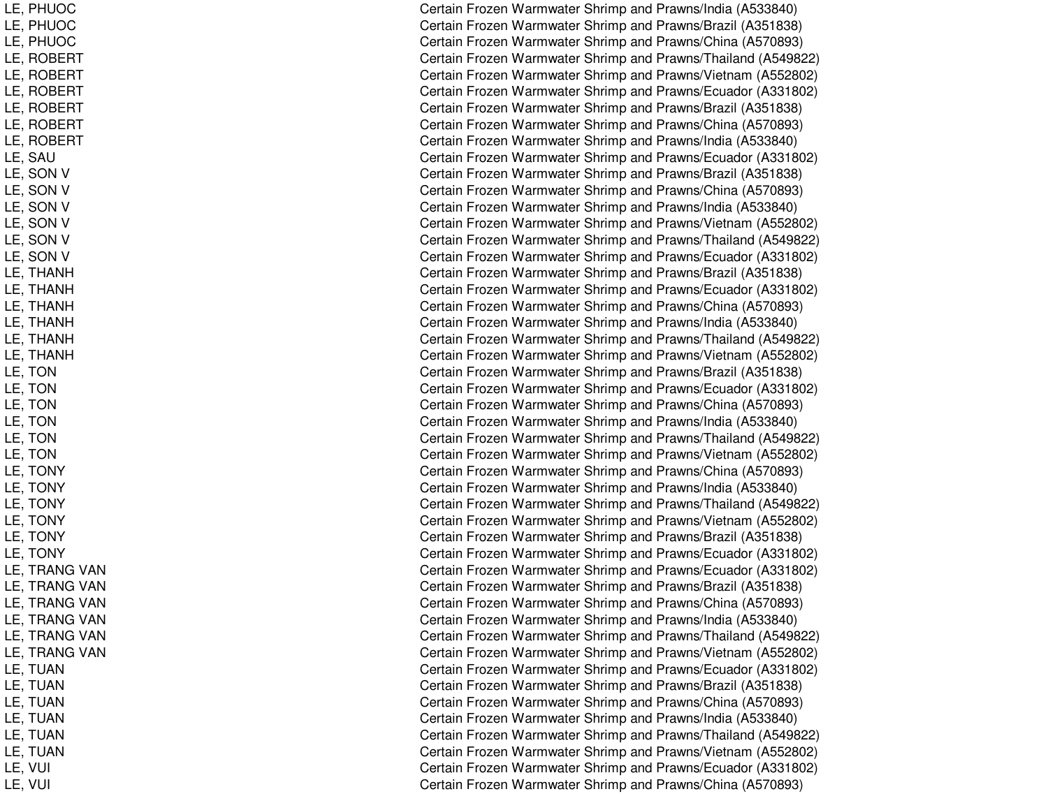| | |
|---|---|
| LE, PHUOC | Certain Frozen Warmwater Shrimp and Prawns/India (A533840) |
| LE, PHUOC | Certain Frozen Warmwater Shrimp and Prawns/Brazil (A351838) |
| LE, PHUOC | Certain Frozen Warmwater Shrimp and Prawns/China (A570893) |
| LE, ROBERT | Certain Frozen Warmwater Shrimp and Prawns/Thailand (A549822) |
| LE, ROBERT | Certain Frozen Warmwater Shrimp and Prawns/Vietnam (A552802) |
| LE, ROBERT | Certain Frozen Warmwater Shrimp and Prawns/Ecuador (A331802) |
| LE, ROBERT | Certain Frozen Warmwater Shrimp and Prawns/Brazil (A351838) |
| LE, ROBERT | Certain Frozen Warmwater Shrimp and Prawns/China (A570893) |
| LE, ROBERT | Certain Frozen Warmwater Shrimp and Prawns/India (A533840) |
| LE, SAU | Certain Frozen Warmwater Shrimp and Prawns/Ecuador (A331802) |
| LE, SON V | Certain Frozen Warmwater Shrimp and Prawns/Brazil (A351838) |
| LE, SON V | Certain Frozen Warmwater Shrimp and Prawns/China (A570893) |
| LE, SON V | Certain Frozen Warmwater Shrimp and Prawns/India (A533840) |
| LE, SON V | Certain Frozen Warmwater Shrimp and Prawns/Vietnam (A552802) |
| LE, SON V | Certain Frozen Warmwater Shrimp and Prawns/Thailand (A549822) |
| LE, SON V | Certain Frozen Warmwater Shrimp and Prawns/Ecuador (A331802) |
| LE, THANH | Certain Frozen Warmwater Shrimp and Prawns/Brazil (A351838) |
| LE, THANH | Certain Frozen Warmwater Shrimp and Prawns/Ecuador (A331802) |
| LE, THANH | Certain Frozen Warmwater Shrimp and Prawns/China (A570893) |
| LE, THANH | Certain Frozen Warmwater Shrimp and Prawns/India (A533840) |
| LE, THANH | Certain Frozen Warmwater Shrimp and Prawns/Thailand (A549822) |
| LE, THANH | Certain Frozen Warmwater Shrimp and Prawns/Vietnam (A552802) |
| LE, TON | Certain Frozen Warmwater Shrimp and Prawns/Brazil (A351838) |
| LE, TON | Certain Frozen Warmwater Shrimp and Prawns/Ecuador (A331802) |
| LE, TON | Certain Frozen Warmwater Shrimp and Prawns/China (A570893) |
| LE, TON | Certain Frozen Warmwater Shrimp and Prawns/India (A533840) |
| LE, TON | Certain Frozen Warmwater Shrimp and Prawns/Thailand (A549822) |
| LE, TON | Certain Frozen Warmwater Shrimp and Prawns/Vietnam (A552802) |
| LE, TONY | Certain Frozen Warmwater Shrimp and Prawns/China (A570893) |
| LE, TONY | Certain Frozen Warmwater Shrimp and Prawns/India (A533840) |
| LE, TONY | Certain Frozen Warmwater Shrimp and Prawns/Thailand (A549822) |
| LE, TONY | Certain Frozen Warmwater Shrimp and Prawns/Vietnam (A552802) |
| LE, TONY | Certain Frozen Warmwater Shrimp and Prawns/Brazil (A351838) |
| LE, TONY | Certain Frozen Warmwater Shrimp and Prawns/Ecuador (A331802) |
| LE, TRANG VAN | Certain Frozen Warmwater Shrimp and Prawns/Ecuador (A331802) |
| LE, TRANG VAN | Certain Frozen Warmwater Shrimp and Prawns/Brazil (A351838) |
| LE, TRANG VAN | Certain Frozen Warmwater Shrimp and Prawns/China (A570893) |
| LE, TRANG VAN | Certain Frozen Warmwater Shrimp and Prawns/India (A533840) |
| LE, TRANG VAN | Certain Frozen Warmwater Shrimp and Prawns/Thailand (A549822) |
| LE, TRANG VAN | Certain Frozen Warmwater Shrimp and Prawns/Vietnam (A552802) |
| LE, TUAN | Certain Frozen Warmwater Shrimp and Prawns/Ecuador (A331802) |
| LE, TUAN | Certain Frozen Warmwater Shrimp and Prawns/Brazil (A351838) |
| LE, TUAN | Certain Frozen Warmwater Shrimp and Prawns/China (A570893) |
| LE, TUAN | Certain Frozen Warmwater Shrimp and Prawns/India (A533840) |
| LE, TUAN | Certain Frozen Warmwater Shrimp and Prawns/Thailand (A549822) |
| LE, TUAN | Certain Frozen Warmwater Shrimp and Prawns/Vietnam (A552802) |
| LE, VUI | Certain Frozen Warmwater Shrimp and Prawns/Ecuador (A331802) |
| LE, VUI | Certain Frozen Warmwater Shrimp and Prawns/China (A570893) |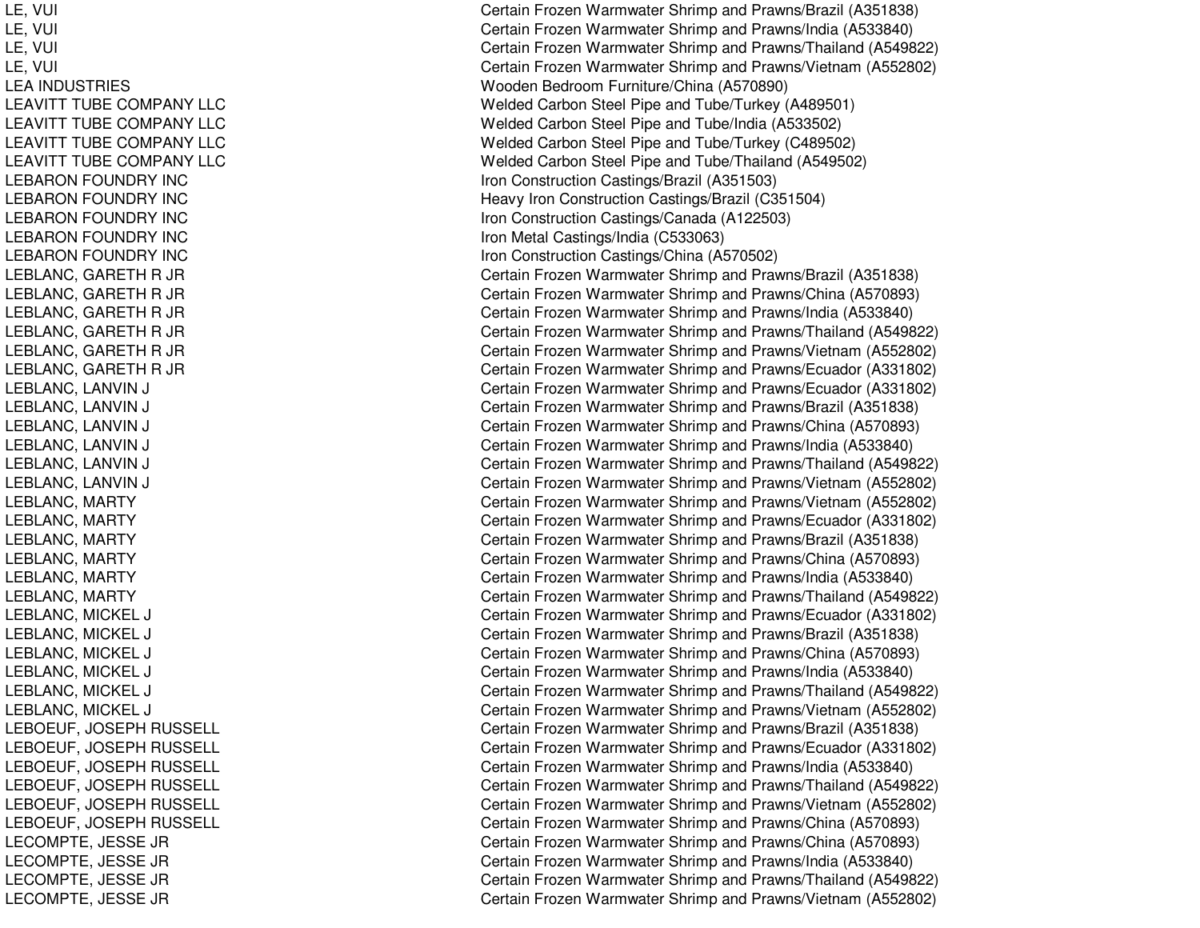| | |
|---|---|
| LE, VUI | Certain Frozen Warmwater Shrimp and Prawns/Brazil (A351838) |
| LE, VUI | Certain Frozen Warmwater Shrimp and Prawns/India (A533840) |
| LE, VUI | Certain Frozen Warmwater Shrimp and Prawns/Thailand (A549822) |
| LE, VUI | Certain Frozen Warmwater Shrimp and Prawns/Vietnam (A552802) |
| LEA INDUSTRIES | Wooden Bedroom Furniture/China (A570890) |
| LEAVITT TUBE COMPANY LLC | Welded Carbon Steel Pipe and Tube/Turkey (A489501) |
| LEAVITT TUBE COMPANY LLC | Welded Carbon Steel Pipe and Tube/India (A533502) |
| LEAVITT TUBE COMPANY LLC | Welded Carbon Steel Pipe and Tube/Turkey (C489502) |
| LEAVITT TUBE COMPANY LLC | Welded Carbon Steel Pipe and Tube/Thailand (A549502) |
| LEBARON FOUNDRY INC | Iron Construction Castings/Brazil (A351503) |
| LEBARON FOUNDRY INC | Heavy Iron Construction Castings/Brazil (C351504) |
| LEBARON FOUNDRY INC | Iron Construction Castings/Canada (A122503) |
| LEBARON FOUNDRY INC | Iron Metal Castings/India (C533063) |
| LEBARON FOUNDRY INC | Iron Construction Castings/China (A570502) |
| LEBLANC, GARETH R JR | Certain Frozen Warmwater Shrimp and Prawns/Brazil (A351838) |
| LEBLANC, GARETH R JR | Certain Frozen Warmwater Shrimp and Prawns/China (A570893) |
| LEBLANC, GARETH R JR | Certain Frozen Warmwater Shrimp and Prawns/India (A533840) |
| LEBLANC, GARETH R JR | Certain Frozen Warmwater Shrimp and Prawns/Thailand (A549822) |
| LEBLANC, GARETH R JR | Certain Frozen Warmwater Shrimp and Prawns/Vietnam (A552802) |
| LEBLANC, GARETH R JR | Certain Frozen Warmwater Shrimp and Prawns/Ecuador (A331802) |
| LEBLANC, LANVIN J | Certain Frozen Warmwater Shrimp and Prawns/Ecuador (A331802) |
| LEBLANC, LANVIN J | Certain Frozen Warmwater Shrimp and Prawns/Brazil (A351838) |
| LEBLANC, LANVIN J | Certain Frozen Warmwater Shrimp and Prawns/China (A570893) |
| LEBLANC, LANVIN J | Certain Frozen Warmwater Shrimp and Prawns/India (A533840) |
| LEBLANC, LANVIN J | Certain Frozen Warmwater Shrimp and Prawns/Thailand (A549822) |
| LEBLANC, LANVIN J | Certain Frozen Warmwater Shrimp and Prawns/Vietnam (A552802) |
| LEBLANC, MARTY | Certain Frozen Warmwater Shrimp and Prawns/Vietnam (A552802) |
| LEBLANC, MARTY | Certain Frozen Warmwater Shrimp and Prawns/Ecuador (A331802) |
| LEBLANC, MARTY | Certain Frozen Warmwater Shrimp and Prawns/Brazil (A351838) |
| LEBLANC, MARTY | Certain Frozen Warmwater Shrimp and Prawns/China (A570893) |
| LEBLANC, MARTY | Certain Frozen Warmwater Shrimp and Prawns/India (A533840) |
| LEBLANC, MARTY | Certain Frozen Warmwater Shrimp and Prawns/Thailand (A549822) |
| LEBLANC, MICKEL J | Certain Frozen Warmwater Shrimp and Prawns/Ecuador (A331802) |
| LEBLANC, MICKEL J | Certain Frozen Warmwater Shrimp and Prawns/Brazil (A351838) |
| LEBLANC, MICKEL J | Certain Frozen Warmwater Shrimp and Prawns/China (A570893) |
| LEBLANC, MICKEL J | Certain Frozen Warmwater Shrimp and Prawns/India (A533840) |
| LEBLANC, MICKEL J | Certain Frozen Warmwater Shrimp and Prawns/Thailand (A549822) |
| LEBLANC, MICKEL J | Certain Frozen Warmwater Shrimp and Prawns/Vietnam (A552802) |
| LEBOEUF, JOSEPH RUSSELL | Certain Frozen Warmwater Shrimp and Prawns/Brazil (A351838) |
| LEBOEUF, JOSEPH RUSSELL | Certain Frozen Warmwater Shrimp and Prawns/Ecuador (A331802) |
| LEBOEUF, JOSEPH RUSSELL | Certain Frozen Warmwater Shrimp and Prawns/India (A533840) |
| LEBOEUF, JOSEPH RUSSELL | Certain Frozen Warmwater Shrimp and Prawns/Thailand (A549822) |
| LEBOEUF, JOSEPH RUSSELL | Certain Frozen Warmwater Shrimp and Prawns/Vietnam (A552802) |
| LEBOEUF, JOSEPH RUSSELL | Certain Frozen Warmwater Shrimp and Prawns/China (A570893) |
| LECOMPTE, JESSE JR | Certain Frozen Warmwater Shrimp and Prawns/China (A570893) |
| LECOMPTE, JESSE JR | Certain Frozen Warmwater Shrimp and Prawns/India (A533840) |
| LECOMPTE, JESSE JR | Certain Frozen Warmwater Shrimp and Prawns/Thailand (A549822) |
| LECOMPTE, JESSE JR | Certain Frozen Warmwater Shrimp and Prawns/Vietnam (A552802) |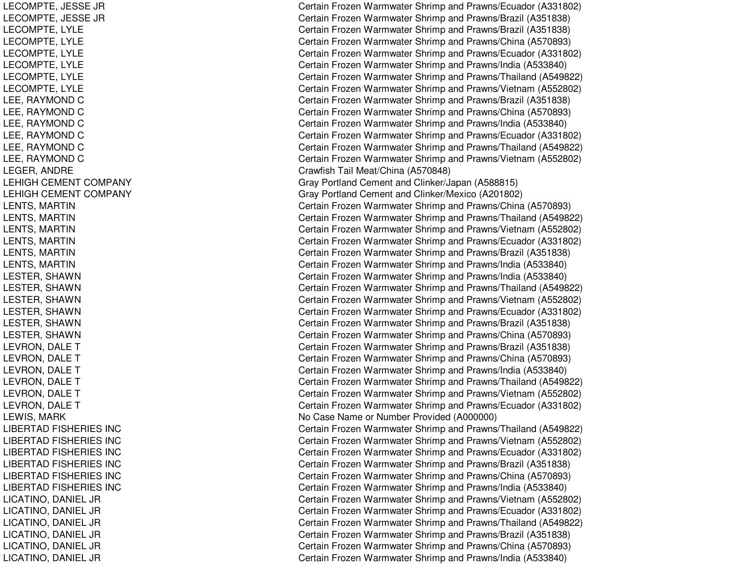| | |
|---|---|
| LECOMPTE, JESSE JR | Certain Frozen Warmwater Shrimp and Prawns/Ecuador (A331802) |
| LECOMPTE, JESSE JR | Certain Frozen Warmwater Shrimp and Prawns/Brazil (A351838) |
| LECOMPTE, LYLE | Certain Frozen Warmwater Shrimp and Prawns/Brazil (A351838) |
| LECOMPTE, LYLE | Certain Frozen Warmwater Shrimp and Prawns/China (A570893) |
| LECOMPTE, LYLE | Certain Frozen Warmwater Shrimp and Prawns/Ecuador (A331802) |
| LECOMPTE, LYLE | Certain Frozen Warmwater Shrimp and Prawns/India (A533840) |
| LECOMPTE, LYLE | Certain Frozen Warmwater Shrimp and Prawns/Thailand (A549822) |
| LECOMPTE, LYLE | Certain Frozen Warmwater Shrimp and Prawns/Vietnam (A552802) |
| LEE, RAYMOND C | Certain Frozen Warmwater Shrimp and Prawns/Brazil (A351838) |
| LEE, RAYMOND C | Certain Frozen Warmwater Shrimp and Prawns/China (A570893) |
| LEE, RAYMOND C | Certain Frozen Warmwater Shrimp and Prawns/India (A533840) |
| LEE, RAYMOND C | Certain Frozen Warmwater Shrimp and Prawns/Ecuador (A331802) |
| LEE, RAYMOND C | Certain Frozen Warmwater Shrimp and Prawns/Thailand (A549822) |
| LEE, RAYMOND C | Certain Frozen Warmwater Shrimp and Prawns/Vietnam (A552802) |
| LEGER, ANDRE | Crawfish Tail Meat/China (A570848) |
| LEHIGH CEMENT COMPANY | Gray Portland Cement and Clinker/Japan (A588815) |
| LEHIGH CEMENT COMPANY | Gray Portland Cement and Clinker/Mexico (A201802) |
| LENTS, MARTIN | Certain Frozen Warmwater Shrimp and Prawns/China (A570893) |
| LENTS, MARTIN | Certain Frozen Warmwater Shrimp and Prawns/Thailand (A549822) |
| LENTS, MARTIN | Certain Frozen Warmwater Shrimp and Prawns/Vietnam (A552802) |
| LENTS, MARTIN | Certain Frozen Warmwater Shrimp and Prawns/Ecuador (A331802) |
| LENTS, MARTIN | Certain Frozen Warmwater Shrimp and Prawns/Brazil (A351838) |
| LENTS, MARTIN | Certain Frozen Warmwater Shrimp and Prawns/India (A533840) |
| LESTER, SHAWN | Certain Frozen Warmwater Shrimp and Prawns/India (A533840) |
| LESTER, SHAWN | Certain Frozen Warmwater Shrimp and Prawns/Thailand (A549822) |
| LESTER, SHAWN | Certain Frozen Warmwater Shrimp and Prawns/Vietnam (A552802) |
| LESTER, SHAWN | Certain Frozen Warmwater Shrimp and Prawns/Ecuador (A331802) |
| LESTER, SHAWN | Certain Frozen Warmwater Shrimp and Prawns/Brazil (A351838) |
| LESTER, SHAWN | Certain Frozen Warmwater Shrimp and Prawns/China (A570893) |
| LEVRON, DALE T | Certain Frozen Warmwater Shrimp and Prawns/Brazil (A351838) |
| LEVRON, DALE T | Certain Frozen Warmwater Shrimp and Prawns/China (A570893) |
| LEVRON, DALE T | Certain Frozen Warmwater Shrimp and Prawns/India (A533840) |
| LEVRON, DALE T | Certain Frozen Warmwater Shrimp and Prawns/Thailand (A549822) |
| LEVRON, DALE T | Certain Frozen Warmwater Shrimp and Prawns/Vietnam (A552802) |
| LEVRON, DALE T | Certain Frozen Warmwater Shrimp and Prawns/Ecuador (A331802) |
| LEWIS, MARK | No Case Name or Number Provided (A000000) |
| LIBERTAD FISHERIES INC | Certain Frozen Warmwater Shrimp and Prawns/Thailand (A549822) |
| LIBERTAD FISHERIES INC | Certain Frozen Warmwater Shrimp and Prawns/Vietnam (A552802) |
| LIBERTAD FISHERIES INC | Certain Frozen Warmwater Shrimp and Prawns/Ecuador (A331802) |
| LIBERTAD FISHERIES INC | Certain Frozen Warmwater Shrimp and Prawns/Brazil (A351838) |
| LIBERTAD FISHERIES INC | Certain Frozen Warmwater Shrimp and Prawns/China (A570893) |
| LIBERTAD FISHERIES INC | Certain Frozen Warmwater Shrimp and Prawns/India (A533840) |
| LICATINO, DANIEL JR | Certain Frozen Warmwater Shrimp and Prawns/Vietnam (A552802) |
| LICATINO, DANIEL JR | Certain Frozen Warmwater Shrimp and Prawns/Ecuador (A331802) |
| LICATINO, DANIEL JR | Certain Frozen Warmwater Shrimp and Prawns/Thailand (A549822) |
| LICATINO, DANIEL JR | Certain Frozen Warmwater Shrimp and Prawns/Brazil (A351838) |
| LICATINO, DANIEL JR | Certain Frozen Warmwater Shrimp and Prawns/China (A570893) |
| LICATINO, DANIEL JR | Certain Frozen Warmwater Shrimp and Prawns/India (A533840) |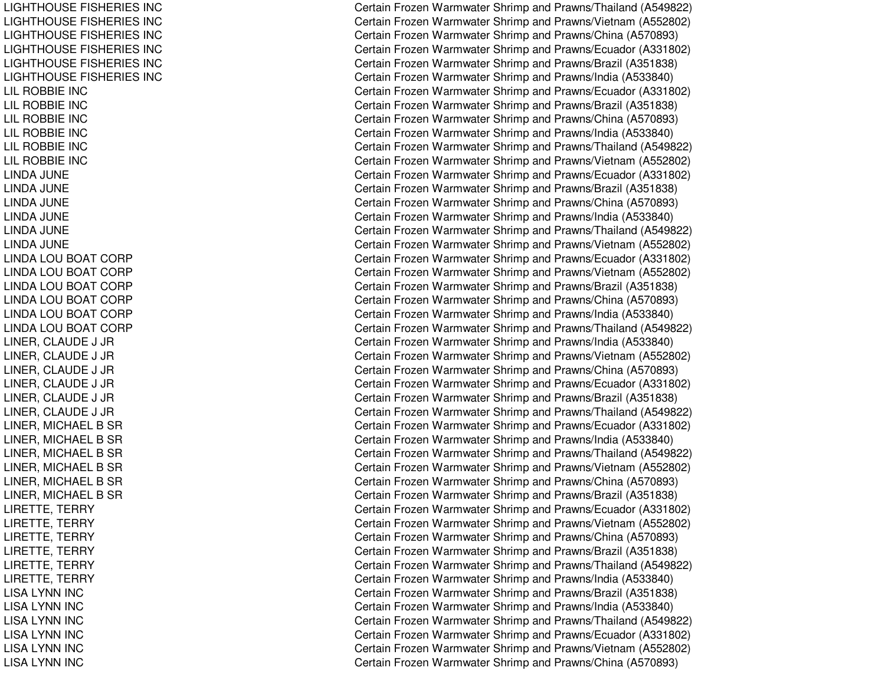| | |
|---|---|
| LIGHTHOUSE FISHERIES INC | Certain Frozen Warmwater Shrimp and Prawns/Thailand (A549822) |
| LIGHTHOUSE FISHERIES INC | Certain Frozen Warmwater Shrimp and Prawns/Vietnam (A552802) |
| LIGHTHOUSE FISHERIES INC | Certain Frozen Warmwater Shrimp and Prawns/China (A570893) |
| LIGHTHOUSE FISHERIES INC | Certain Frozen Warmwater Shrimp and Prawns/Ecuador (A331802) |
| LIGHTHOUSE FISHERIES INC | Certain Frozen Warmwater Shrimp and Prawns/Brazil (A351838) |
| LIGHTHOUSE FISHERIES INC | Certain Frozen Warmwater Shrimp and Prawns/India (A533840) |
| LIL ROBBIE INC | Certain Frozen Warmwater Shrimp and Prawns/Ecuador (A331802) |
| LIL ROBBIE INC | Certain Frozen Warmwater Shrimp and Prawns/Brazil (A351838) |
| LIL ROBBIE INC | Certain Frozen Warmwater Shrimp and Prawns/China (A570893) |
| LIL ROBBIE INC | Certain Frozen Warmwater Shrimp and Prawns/India (A533840) |
| LIL ROBBIE INC | Certain Frozen Warmwater Shrimp and Prawns/Thailand (A549822) |
| LIL ROBBIE INC | Certain Frozen Warmwater Shrimp and Prawns/Vietnam (A552802) |
| LINDA JUNE | Certain Frozen Warmwater Shrimp and Prawns/Ecuador (A331802) |
| LINDA JUNE | Certain Frozen Warmwater Shrimp and Prawns/Brazil (A351838) |
| LINDA JUNE | Certain Frozen Warmwater Shrimp and Prawns/China (A570893) |
| LINDA JUNE | Certain Frozen Warmwater Shrimp and Prawns/India (A533840) |
| LINDA JUNE | Certain Frozen Warmwater Shrimp and Prawns/Thailand (A549822) |
| LINDA JUNE | Certain Frozen Warmwater Shrimp and Prawns/Vietnam (A552802) |
| LINDA LOU BOAT CORP | Certain Frozen Warmwater Shrimp and Prawns/Ecuador (A331802) |
| LINDA LOU BOAT CORP | Certain Frozen Warmwater Shrimp and Prawns/Vietnam (A552802) |
| LINDA LOU BOAT CORP | Certain Frozen Warmwater Shrimp and Prawns/Brazil (A351838) |
| LINDA LOU BOAT CORP | Certain Frozen Warmwater Shrimp and Prawns/China (A570893) |
| LINDA LOU BOAT CORP | Certain Frozen Warmwater Shrimp and Prawns/India (A533840) |
| LINDA LOU BOAT CORP | Certain Frozen Warmwater Shrimp and Prawns/Thailand (A549822) |
| LINER, CLAUDE J JR | Certain Frozen Warmwater Shrimp and Prawns/India (A533840) |
| LINER, CLAUDE J JR | Certain Frozen Warmwater Shrimp and Prawns/Vietnam (A552802) |
| LINER, CLAUDE J JR | Certain Frozen Warmwater Shrimp and Prawns/China (A570893) |
| LINER, CLAUDE J JR | Certain Frozen Warmwater Shrimp and Prawns/Ecuador (A331802) |
| LINER, CLAUDE J JR | Certain Frozen Warmwater Shrimp and Prawns/Brazil (A351838) |
| LINER, CLAUDE J JR | Certain Frozen Warmwater Shrimp and Prawns/Thailand (A549822) |
| LINER, MICHAEL B SR | Certain Frozen Warmwater Shrimp and Prawns/Ecuador (A331802) |
| LINER, MICHAEL B SR | Certain Frozen Warmwater Shrimp and Prawns/India (A533840) |
| LINER, MICHAEL B SR | Certain Frozen Warmwater Shrimp and Prawns/Thailand (A549822) |
| LINER, MICHAEL B SR | Certain Frozen Warmwater Shrimp and Prawns/Vietnam (A552802) |
| LINER, MICHAEL B SR | Certain Frozen Warmwater Shrimp and Prawns/China (A570893) |
| LINER, MICHAEL B SR | Certain Frozen Warmwater Shrimp and Prawns/Brazil (A351838) |
| LIRETTE, TERRY | Certain Frozen Warmwater Shrimp and Prawns/Ecuador (A331802) |
| LIRETTE, TERRY | Certain Frozen Warmwater Shrimp and Prawns/Vietnam (A552802) |
| LIRETTE, TERRY | Certain Frozen Warmwater Shrimp and Prawns/China (A570893) |
| LIRETTE, TERRY | Certain Frozen Warmwater Shrimp and Prawns/Brazil (A351838) |
| LIRETTE, TERRY | Certain Frozen Warmwater Shrimp and Prawns/Thailand (A549822) |
| LIRETTE, TERRY | Certain Frozen Warmwater Shrimp and Prawns/India (A533840) |
| LISA LYNN INC | Certain Frozen Warmwater Shrimp and Prawns/Brazil (A351838) |
| LISA LYNN INC | Certain Frozen Warmwater Shrimp and Prawns/India (A533840) |
| LISA LYNN INC | Certain Frozen Warmwater Shrimp and Prawns/Thailand (A549822) |
| LISA LYNN INC | Certain Frozen Warmwater Shrimp and Prawns/Ecuador (A331802) |
| LISA LYNN INC | Certain Frozen Warmwater Shrimp and Prawns/Vietnam (A552802) |
| LISA LYNN INC | Certain Frozen Warmwater Shrimp and Prawns/China (A570893) |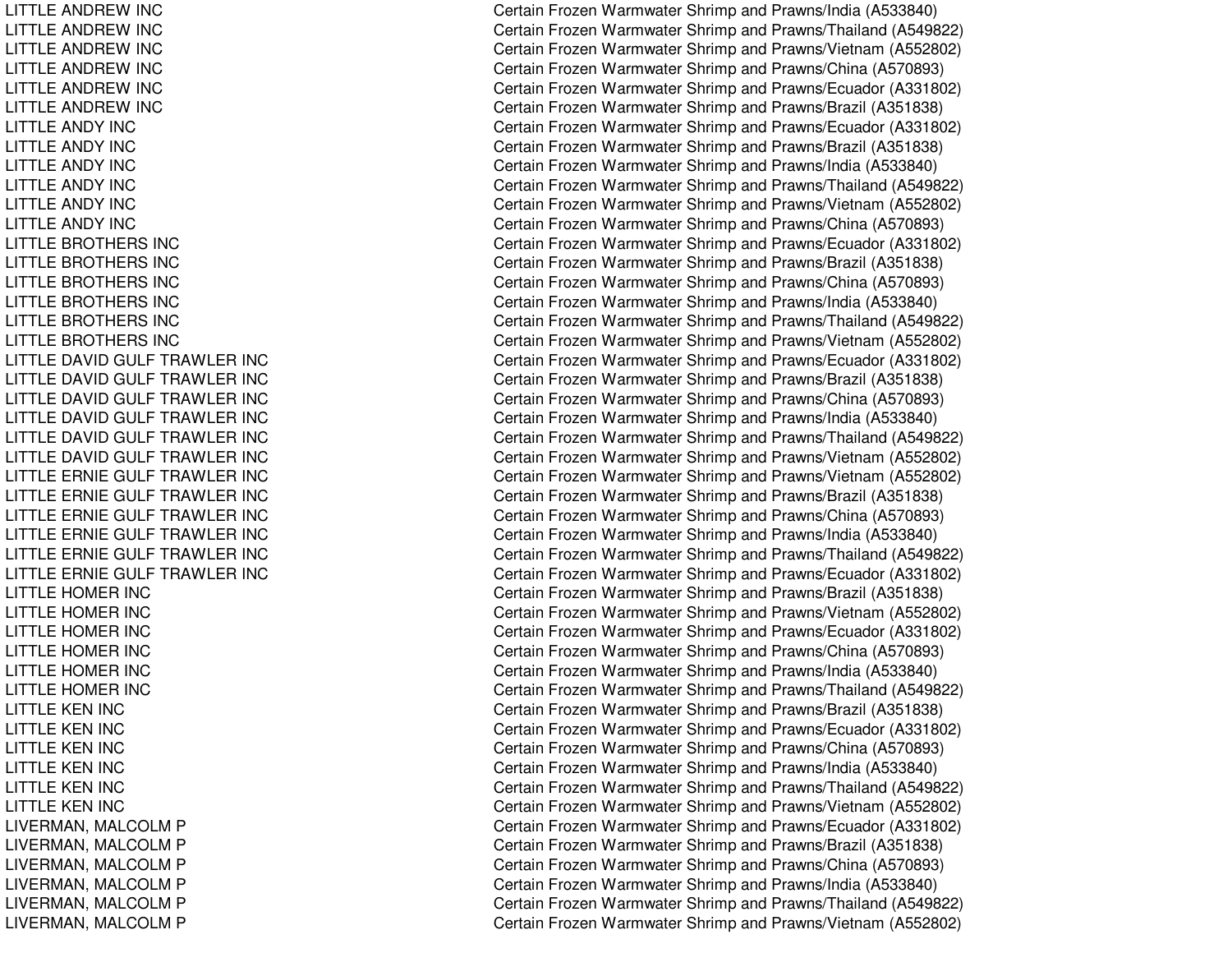| | |
|---|---|
| LITTLE ANDREW INC | Certain Frozen Warmwater Shrimp and Prawns/India (A533840) |
| LITTLE ANDREW INC | Certain Frozen Warmwater Shrimp and Prawns/Thailand (A549822) |
| LITTLE ANDREW INC | Certain Frozen Warmwater Shrimp and Prawns/Vietnam (A552802) |
| LITTLE ANDREW INC | Certain Frozen Warmwater Shrimp and Prawns/China (A570893) |
| LITTLE ANDREW INC | Certain Frozen Warmwater Shrimp and Prawns/Ecuador (A331802) |
| LITTLE ANDREW INC | Certain Frozen Warmwater Shrimp and Prawns/Brazil (A351838) |
| LITTLE ANDY INC | Certain Frozen Warmwater Shrimp and Prawns/Ecuador (A331802) |
| LITTLE ANDY INC | Certain Frozen Warmwater Shrimp and Prawns/Brazil (A351838) |
| LITTLE ANDY INC | Certain Frozen Warmwater Shrimp and Prawns/India (A533840) |
| LITTLE ANDY INC | Certain Frozen Warmwater Shrimp and Prawns/Thailand (A549822) |
| LITTLE ANDY INC | Certain Frozen Warmwater Shrimp and Prawns/Vietnam (A552802) |
| LITTLE ANDY INC | Certain Frozen Warmwater Shrimp and Prawns/China (A570893) |
| LITTLE BROTHERS INC | Certain Frozen Warmwater Shrimp and Prawns/Ecuador (A331802) |
| LITTLE BROTHERS INC | Certain Frozen Warmwater Shrimp and Prawns/Brazil (A351838) |
| LITTLE BROTHERS INC | Certain Frozen Warmwater Shrimp and Prawns/China (A570893) |
| LITTLE BROTHERS INC | Certain Frozen Warmwater Shrimp and Prawns/India (A533840) |
| LITTLE BROTHERS INC | Certain Frozen Warmwater Shrimp and Prawns/Thailand (A549822) |
| LITTLE BROTHERS INC | Certain Frozen Warmwater Shrimp and Prawns/Vietnam (A552802) |
| LITTLE DAVID GULF TRAWLER INC | Certain Frozen Warmwater Shrimp and Prawns/Ecuador (A331802) |
| LITTLE DAVID GULF TRAWLER INC | Certain Frozen Warmwater Shrimp and Prawns/Brazil (A351838) |
| LITTLE DAVID GULF TRAWLER INC | Certain Frozen Warmwater Shrimp and Prawns/China (A570893) |
| LITTLE DAVID GULF TRAWLER INC | Certain Frozen Warmwater Shrimp and Prawns/India (A533840) |
| LITTLE DAVID GULF TRAWLER INC | Certain Frozen Warmwater Shrimp and Prawns/Thailand (A549822) |
| LITTLE DAVID GULF TRAWLER INC | Certain Frozen Warmwater Shrimp and Prawns/Vietnam (A552802) |
| LITTLE ERNIE GULF TRAWLER INC | Certain Frozen Warmwater Shrimp and Prawns/Vietnam (A552802) |
| LITTLE ERNIE GULF TRAWLER INC | Certain Frozen Warmwater Shrimp and Prawns/Brazil (A351838) |
| LITTLE ERNIE GULF TRAWLER INC | Certain Frozen Warmwater Shrimp and Prawns/China (A570893) |
| LITTLE ERNIE GULF TRAWLER INC | Certain Frozen Warmwater Shrimp and Prawns/India (A533840) |
| LITTLE ERNIE GULF TRAWLER INC | Certain Frozen Warmwater Shrimp and Prawns/Thailand (A549822) |
| LITTLE ERNIE GULF TRAWLER INC | Certain Frozen Warmwater Shrimp and Prawns/Ecuador (A331802) |
| LITTLE HOMER INC | Certain Frozen Warmwater Shrimp and Prawns/Brazil (A351838) |
| LITTLE HOMER INC | Certain Frozen Warmwater Shrimp and Prawns/Vietnam (A552802) |
| LITTLE HOMER INC | Certain Frozen Warmwater Shrimp and Prawns/Ecuador (A331802) |
| LITTLE HOMER INC | Certain Frozen Warmwater Shrimp and Prawns/China (A570893) |
| LITTLE HOMER INC | Certain Frozen Warmwater Shrimp and Prawns/India (A533840) |
| LITTLE HOMER INC | Certain Frozen Warmwater Shrimp and Prawns/Thailand (A549822) |
| LITTLE KEN INC | Certain Frozen Warmwater Shrimp and Prawns/Brazil (A351838) |
| LITTLE KEN INC | Certain Frozen Warmwater Shrimp and Prawns/Ecuador (A331802) |
| LITTLE KEN INC | Certain Frozen Warmwater Shrimp and Prawns/China (A570893) |
| LITTLE KEN INC | Certain Frozen Warmwater Shrimp and Prawns/India (A533840) |
| LITTLE KEN INC | Certain Frozen Warmwater Shrimp and Prawns/Thailand (A549822) |
| LITTLE KEN INC | Certain Frozen Warmwater Shrimp and Prawns/Vietnam (A552802) |
| LIVERMAN, MALCOLM P | Certain Frozen Warmwater Shrimp and Prawns/Ecuador (A331802) |
| LIVERMAN, MALCOLM P | Certain Frozen Warmwater Shrimp and Prawns/Brazil (A351838) |
| LIVERMAN, MALCOLM P | Certain Frozen Warmwater Shrimp and Prawns/China (A570893) |
| LIVERMAN, MALCOLM P | Certain Frozen Warmwater Shrimp and Prawns/India (A533840) |
| LIVERMAN, MALCOLM P | Certain Frozen Warmwater Shrimp and Prawns/Thailand (A549822) |
| LIVERMAN, MALCOLM P | Certain Frozen Warmwater Shrimp and Prawns/Vietnam (A552802) |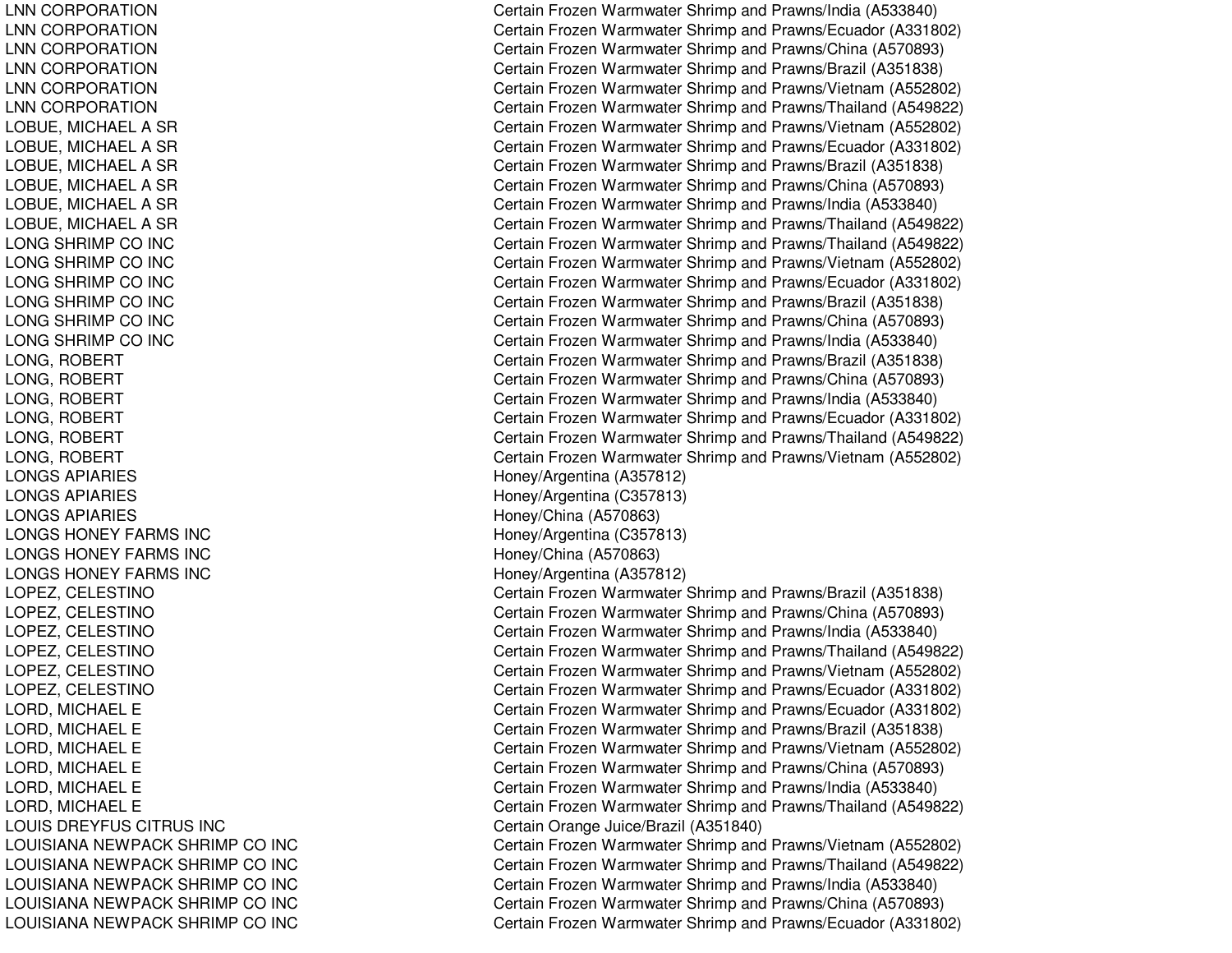| | |
|---|---|
| LNN CORPORATION | Certain Frozen Warmwater Shrimp and Prawns/India (A533840) |
| LNN CORPORATION | Certain Frozen Warmwater Shrimp and Prawns/Ecuador (A331802) |
| LNN CORPORATION | Certain Frozen Warmwater Shrimp and Prawns/China (A570893) |
| LNN CORPORATION | Certain Frozen Warmwater Shrimp and Prawns/Brazil (A351838) |
| LNN CORPORATION | Certain Frozen Warmwater Shrimp and Prawns/Vietnam (A552802) |
| LNN CORPORATION | Certain Frozen Warmwater Shrimp and Prawns/Thailand (A549822) |
| LOBUE, MICHAEL A SR | Certain Frozen Warmwater Shrimp and Prawns/Vietnam (A552802) |
| LOBUE, MICHAEL A SR | Certain Frozen Warmwater Shrimp and Prawns/Ecuador (A331802) |
| LOBUE, MICHAEL A SR | Certain Frozen Warmwater Shrimp and Prawns/Brazil (A351838) |
| LOBUE, MICHAEL A SR | Certain Frozen Warmwater Shrimp and Prawns/China (A570893) |
| LOBUE, MICHAEL A SR | Certain Frozen Warmwater Shrimp and Prawns/India (A533840) |
| LOBUE, MICHAEL A SR | Certain Frozen Warmwater Shrimp and Prawns/Thailand (A549822) |
| LONG SHRIMP CO INC | Certain Frozen Warmwater Shrimp and Prawns/Thailand (A549822) |
| LONG SHRIMP CO INC | Certain Frozen Warmwater Shrimp and Prawns/Vietnam (A552802) |
| LONG SHRIMP CO INC | Certain Frozen Warmwater Shrimp and Prawns/Ecuador (A331802) |
| LONG SHRIMP CO INC | Certain Frozen Warmwater Shrimp and Prawns/Brazil (A351838) |
| LONG SHRIMP CO INC | Certain Frozen Warmwater Shrimp and Prawns/China (A570893) |
| LONG SHRIMP CO INC | Certain Frozen Warmwater Shrimp and Prawns/India (A533840) |
| LONG, ROBERT | Certain Frozen Warmwater Shrimp and Prawns/Brazil (A351838) |
| LONG, ROBERT | Certain Frozen Warmwater Shrimp and Prawns/China (A570893) |
| LONG, ROBERT | Certain Frozen Warmwater Shrimp and Prawns/India (A533840) |
| LONG, ROBERT | Certain Frozen Warmwater Shrimp and Prawns/Ecuador (A331802) |
| LONG, ROBERT | Certain Frozen Warmwater Shrimp and Prawns/Thailand (A549822) |
| LONG, ROBERT | Certain Frozen Warmwater Shrimp and Prawns/Vietnam (A552802) |
| LONGS APIARIES | Honey/Argentina (A357812) |
| LONGS APIARIES | Honey/Argentina (C357813) |
| LONGS APIARIES | Honey/China (A570863) |
| LONGS HONEY FARMS INC | Honey/Argentina (C357813) |
| LONGS HONEY FARMS INC | Honey/China (A570863) |
| LONGS HONEY FARMS INC | Honey/Argentina (A357812) |
| LOPEZ, CELESTINO | Certain Frozen Warmwater Shrimp and Prawns/Brazil (A351838) |
| LOPEZ, CELESTINO | Certain Frozen Warmwater Shrimp and Prawns/China (A570893) |
| LOPEZ, CELESTINO | Certain Frozen Warmwater Shrimp and Prawns/India (A533840) |
| LOPEZ, CELESTINO | Certain Frozen Warmwater Shrimp and Prawns/Thailand (A549822) |
| LOPEZ, CELESTINO | Certain Frozen Warmwater Shrimp and Prawns/Vietnam (A552802) |
| LOPEZ, CELESTINO | Certain Frozen Warmwater Shrimp and Prawns/Ecuador (A331802) |
| LORD, MICHAEL E | Certain Frozen Warmwater Shrimp and Prawns/Ecuador (A331802) |
| LORD, MICHAEL E | Certain Frozen Warmwater Shrimp and Prawns/Brazil (A351838) |
| LORD, MICHAEL E | Certain Frozen Warmwater Shrimp and Prawns/Vietnam (A552802) |
| LORD, MICHAEL E | Certain Frozen Warmwater Shrimp and Prawns/China (A570893) |
| LORD, MICHAEL E | Certain Frozen Warmwater Shrimp and Prawns/India (A533840) |
| LORD, MICHAEL E | Certain Frozen Warmwater Shrimp and Prawns/Thailand (A549822) |
| LOUIS DREYFUS CITRUS INC | Certain Orange Juice/Brazil (A351840) |
| LOUISIANA NEWPACK SHRIMP CO INC | Certain Frozen Warmwater Shrimp and Prawns/Vietnam (A552802) |
| LOUISIANA NEWPACK SHRIMP CO INC | Certain Frozen Warmwater Shrimp and Prawns/Thailand (A549822) |
| LOUISIANA NEWPACK SHRIMP CO INC | Certain Frozen Warmwater Shrimp and Prawns/India (A533840) |
| LOUISIANA NEWPACK SHRIMP CO INC | Certain Frozen Warmwater Shrimp and Prawns/China (A570893) |
| LOUISIANA NEWPACK SHRIMP CO INC | Certain Frozen Warmwater Shrimp and Prawns/Ecuador (A331802) |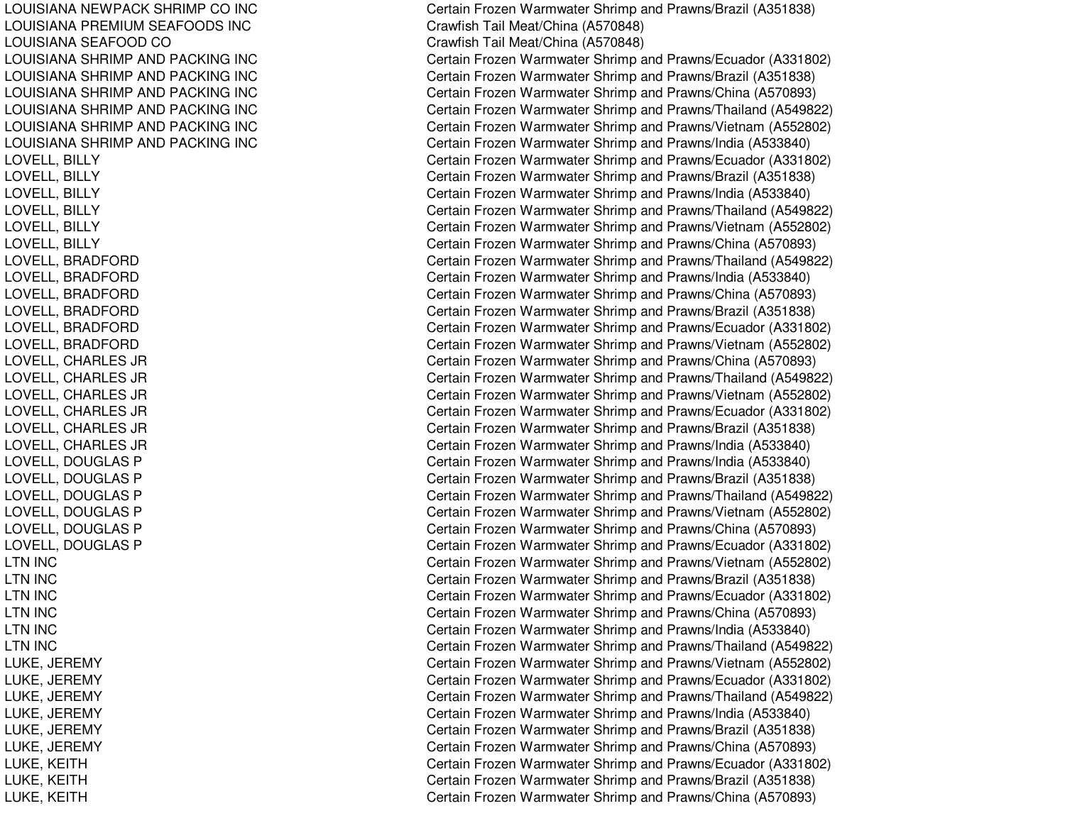| | |
|---|---|
| LOUISIANA NEWPACK SHRIMP CO INC | Certain Frozen Warmwater Shrimp and Prawns/Brazil (A351838) |
| LOUISIANA PREMIUM SEAFOODS INC | Crawfish Tail Meat/China (A570848) |
| LOUISIANA SEAFOOD CO | Crawfish Tail Meat/China (A570848) |
| LOUISIANA SHRIMP AND PACKING INC | Certain Frozen Warmwater Shrimp and Prawns/Ecuador (A331802) |
| LOUISIANA SHRIMP AND PACKING INC | Certain Frozen Warmwater Shrimp and Prawns/Brazil (A351838) |
| LOUISIANA SHRIMP AND PACKING INC | Certain Frozen Warmwater Shrimp and Prawns/China (A570893) |
| LOUISIANA SHRIMP AND PACKING INC | Certain Frozen Warmwater Shrimp and Prawns/Thailand (A549822) |
| LOUISIANA SHRIMP AND PACKING INC | Certain Frozen Warmwater Shrimp and Prawns/Vietnam (A552802) |
| LOUISIANA SHRIMP AND PACKING INC | Certain Frozen Warmwater Shrimp and Prawns/India (A533840) |
| LOVELL, BILLY | Certain Frozen Warmwater Shrimp and Prawns/Ecuador (A331802) |
| LOVELL, BILLY | Certain Frozen Warmwater Shrimp and Prawns/Brazil (A351838) |
| LOVELL, BILLY | Certain Frozen Warmwater Shrimp and Prawns/India (A533840) |
| LOVELL, BILLY | Certain Frozen Warmwater Shrimp and Prawns/Thailand (A549822) |
| LOVELL, BILLY | Certain Frozen Warmwater Shrimp and Prawns/Vietnam (A552802) |
| LOVELL, BILLY | Certain Frozen Warmwater Shrimp and Prawns/China (A570893) |
| LOVELL, BRADFORD | Certain Frozen Warmwater Shrimp and Prawns/Thailand (A549822) |
| LOVELL, BRADFORD | Certain Frozen Warmwater Shrimp and Prawns/India (A533840) |
| LOVELL, BRADFORD | Certain Frozen Warmwater Shrimp and Prawns/China (A570893) |
| LOVELL, BRADFORD | Certain Frozen Warmwater Shrimp and Prawns/Brazil (A351838) |
| LOVELL, BRADFORD | Certain Frozen Warmwater Shrimp and Prawns/Ecuador (A331802) |
| LOVELL, BRADFORD | Certain Frozen Warmwater Shrimp and Prawns/Vietnam (A552802) |
| LOVELL, CHARLES JR | Certain Frozen Warmwater Shrimp and Prawns/China (A570893) |
| LOVELL, CHARLES JR | Certain Frozen Warmwater Shrimp and Prawns/Thailand (A549822) |
| LOVELL, CHARLES JR | Certain Frozen Warmwater Shrimp and Prawns/Vietnam (A552802) |
| LOVELL, CHARLES JR | Certain Frozen Warmwater Shrimp and Prawns/Ecuador (A331802) |
| LOVELL, CHARLES JR | Certain Frozen Warmwater Shrimp and Prawns/Brazil (A351838) |
| LOVELL, CHARLES JR | Certain Frozen Warmwater Shrimp and Prawns/India (A533840) |
| LOVELL, DOUGLAS P | Certain Frozen Warmwater Shrimp and Prawns/India (A533840) |
| LOVELL, DOUGLAS P | Certain Frozen Warmwater Shrimp and Prawns/Brazil (A351838) |
| LOVELL, DOUGLAS P | Certain Frozen Warmwater Shrimp and Prawns/Thailand (A549822) |
| LOVELL, DOUGLAS P | Certain Frozen Warmwater Shrimp and Prawns/Vietnam (A552802) |
| LOVELL, DOUGLAS P | Certain Frozen Warmwater Shrimp and Prawns/China (A570893) |
| LOVELL, DOUGLAS P | Certain Frozen Warmwater Shrimp and Prawns/Ecuador (A331802) |
| LTN INC | Certain Frozen Warmwater Shrimp and Prawns/Vietnam (A552802) |
| LTN INC | Certain Frozen Warmwater Shrimp and Prawns/Brazil (A351838) |
| LTN INC | Certain Frozen Warmwater Shrimp and Prawns/Ecuador (A331802) |
| LTN INC | Certain Frozen Warmwater Shrimp and Prawns/China (A570893) |
| LTN INC | Certain Frozen Warmwater Shrimp and Prawns/India (A533840) |
| LTN INC | Certain Frozen Warmwater Shrimp and Prawns/Thailand (A549822) |
| LUKE, JEREMY | Certain Frozen Warmwater Shrimp and Prawns/Vietnam (A552802) |
| LUKE, JEREMY | Certain Frozen Warmwater Shrimp and Prawns/Ecuador (A331802) |
| LUKE, JEREMY | Certain Frozen Warmwater Shrimp and Prawns/Thailand (A549822) |
| LUKE, JEREMY | Certain Frozen Warmwater Shrimp and Prawns/India (A533840) |
| LUKE, JEREMY | Certain Frozen Warmwater Shrimp and Prawns/Brazil (A351838) |
| LUKE, JEREMY | Certain Frozen Warmwater Shrimp and Prawns/China (A570893) |
| LUKE, KEITH | Certain Frozen Warmwater Shrimp and Prawns/Ecuador (A331802) |
| LUKE, KEITH | Certain Frozen Warmwater Shrimp and Prawns/Brazil (A351838) |
| LUKE, KEITH | Certain Frozen Warmwater Shrimp and Prawns/China (A570893) |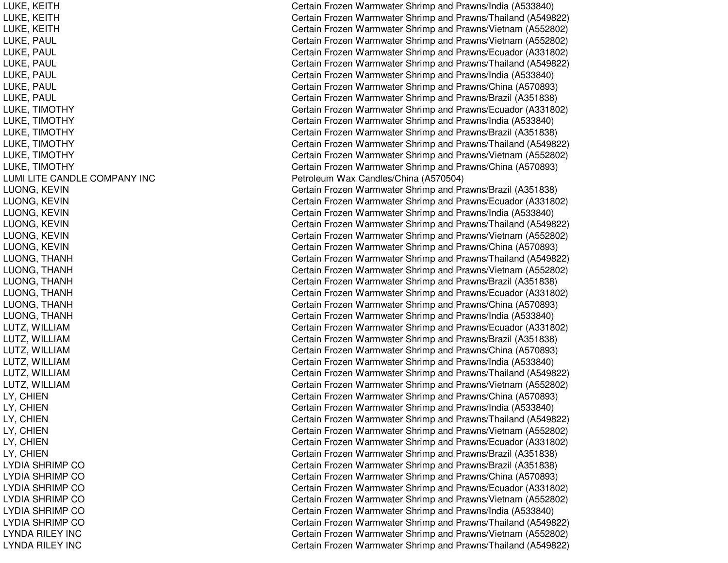| | |
|---|---|
| LUKE, KEITH | Certain Frozen Warmwater Shrimp and Prawns/India (A533840) |
| LUKE, KEITH | Certain Frozen Warmwater Shrimp and Prawns/Thailand (A549822) |
| LUKE, KEITH | Certain Frozen Warmwater Shrimp and Prawns/Vietnam (A552802) |
| LUKE, PAUL | Certain Frozen Warmwater Shrimp and Prawns/Vietnam (A552802) |
| LUKE, PAUL | Certain Frozen Warmwater Shrimp and Prawns/Ecuador (A331802) |
| LUKE, PAUL | Certain Frozen Warmwater Shrimp and Prawns/Thailand (A549822) |
| LUKE, PAUL | Certain Frozen Warmwater Shrimp and Prawns/India (A533840) |
| LUKE, PAUL | Certain Frozen Warmwater Shrimp and Prawns/China (A570893) |
| LUKE, PAUL | Certain Frozen Warmwater Shrimp and Prawns/Brazil (A351838) |
| LUKE, TIMOTHY | Certain Frozen Warmwater Shrimp and Prawns/Ecuador (A331802) |
| LUKE, TIMOTHY | Certain Frozen Warmwater Shrimp and Prawns/India (A533840) |
| LUKE, TIMOTHY | Certain Frozen Warmwater Shrimp and Prawns/Brazil (A351838) |
| LUKE, TIMOTHY | Certain Frozen Warmwater Shrimp and Prawns/Thailand (A549822) |
| LUKE, TIMOTHY | Certain Frozen Warmwater Shrimp and Prawns/Vietnam (A552802) |
| LUKE, TIMOTHY | Certain Frozen Warmwater Shrimp and Prawns/China (A570893) |
| LUMI LITE CANDLE COMPANY INC | Petroleum Wax Candles/China (A570504) |
| LUONG, KEVIN | Certain Frozen Warmwater Shrimp and Prawns/Brazil (A351838) |
| LUONG, KEVIN | Certain Frozen Warmwater Shrimp and Prawns/Ecuador (A331802) |
| LUONG, KEVIN | Certain Frozen Warmwater Shrimp and Prawns/India (A533840) |
| LUONG, KEVIN | Certain Frozen Warmwater Shrimp and Prawns/Thailand (A549822) |
| LUONG, KEVIN | Certain Frozen Warmwater Shrimp and Prawns/Vietnam (A552802) |
| LUONG, KEVIN | Certain Frozen Warmwater Shrimp and Prawns/China (A570893) |
| LUONG, THANH | Certain Frozen Warmwater Shrimp and Prawns/Thailand (A549822) |
| LUONG, THANH | Certain Frozen Warmwater Shrimp and Prawns/Vietnam (A552802) |
| LUONG, THANH | Certain Frozen Warmwater Shrimp and Prawns/Brazil (A351838) |
| LUONG, THANH | Certain Frozen Warmwater Shrimp and Prawns/Ecuador (A331802) |
| LUONG, THANH | Certain Frozen Warmwater Shrimp and Prawns/China (A570893) |
| LUONG, THANH | Certain Frozen Warmwater Shrimp and Prawns/India (A533840) |
| LUTZ, WILLIAM | Certain Frozen Warmwater Shrimp and Prawns/Ecuador (A331802) |
| LUTZ, WILLIAM | Certain Frozen Warmwater Shrimp and Prawns/Brazil (A351838) |
| LUTZ, WILLIAM | Certain Frozen Warmwater Shrimp and Prawns/China (A570893) |
| LUTZ, WILLIAM | Certain Frozen Warmwater Shrimp and Prawns/India (A533840) |
| LUTZ, WILLIAM | Certain Frozen Warmwater Shrimp and Prawns/Thailand (A549822) |
| LUTZ, WILLIAM | Certain Frozen Warmwater Shrimp and Prawns/Vietnam (A552802) |
| LY, CHIEN | Certain Frozen Warmwater Shrimp and Prawns/China (A570893) |
| LY, CHIEN | Certain Frozen Warmwater Shrimp and Prawns/India (A533840) |
| LY, CHIEN | Certain Frozen Warmwater Shrimp and Prawns/Thailand (A549822) |
| LY, CHIEN | Certain Frozen Warmwater Shrimp and Prawns/Vietnam (A552802) |
| LY, CHIEN | Certain Frozen Warmwater Shrimp and Prawns/Ecuador (A331802) |
| LY, CHIEN | Certain Frozen Warmwater Shrimp and Prawns/Brazil (A351838) |
| LYDIA SHRIMP CO | Certain Frozen Warmwater Shrimp and Prawns/Brazil (A351838) |
| LYDIA SHRIMP CO | Certain Frozen Warmwater Shrimp and Prawns/China (A570893) |
| LYDIA SHRIMP CO | Certain Frozen Warmwater Shrimp and Prawns/Ecuador (A331802) |
| LYDIA SHRIMP CO | Certain Frozen Warmwater Shrimp and Prawns/Vietnam (A552802) |
| LYDIA SHRIMP CO | Certain Frozen Warmwater Shrimp and Prawns/India (A533840) |
| LYDIA SHRIMP CO | Certain Frozen Warmwater Shrimp and Prawns/Thailand (A549822) |
| LYNDA RILEY INC | Certain Frozen Warmwater Shrimp and Prawns/Vietnam (A552802) |
| LYNDA RILEY INC | Certain Frozen Warmwater Shrimp and Prawns/Thailand (A549822) |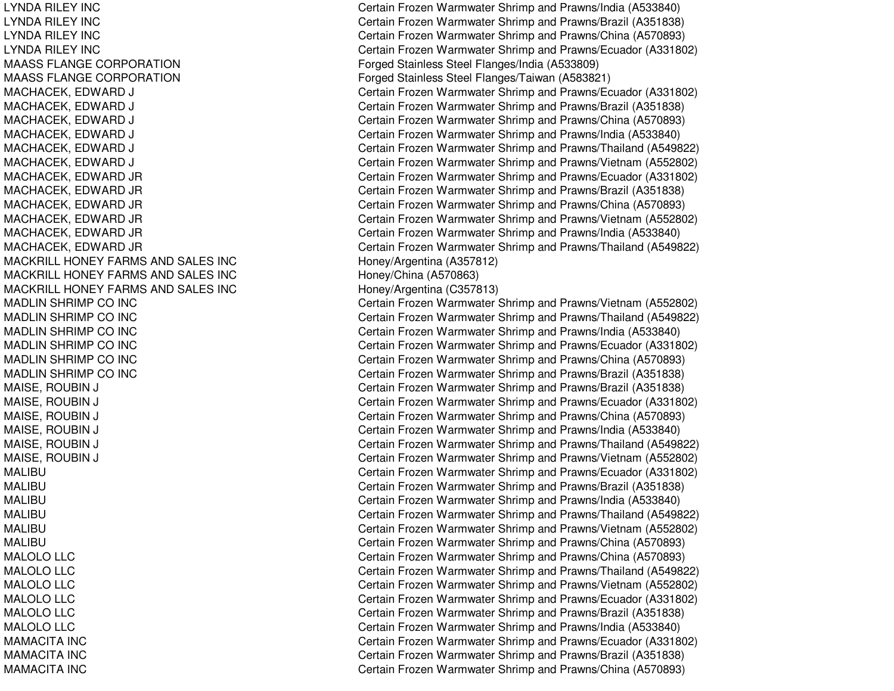| | |
|---|---|
| LYNDA RILEY INC | Certain Frozen Warmwater Shrimp and Prawns/India (A533840) |
| LYNDA RILEY INC | Certain Frozen Warmwater Shrimp and Prawns/Brazil (A351838) |
| LYNDA RILEY INC | Certain Frozen Warmwater Shrimp and Prawns/China (A570893) |
| LYNDA RILEY INC | Certain Frozen Warmwater Shrimp and Prawns/Ecuador (A331802) |
| MAASS FLANGE CORPORATION | Forged Stainless Steel Flanges/India (A533809) |
| MAASS FLANGE CORPORATION | Forged Stainless Steel Flanges/Taiwan (A583821) |
| MACHACEK, EDWARD J | Certain Frozen Warmwater Shrimp and Prawns/Ecuador (A331802) |
| MACHACEK, EDWARD J | Certain Frozen Warmwater Shrimp and Prawns/Brazil (A351838) |
| MACHACEK, EDWARD J | Certain Frozen Warmwater Shrimp and Prawns/China (A570893) |
| MACHACEK, EDWARD J | Certain Frozen Warmwater Shrimp and Prawns/India (A533840) |
| MACHACEK, EDWARD J | Certain Frozen Warmwater Shrimp and Prawns/Thailand (A549822) |
| MACHACEK, EDWARD J | Certain Frozen Warmwater Shrimp and Prawns/Vietnam (A552802) |
| MACHACEK, EDWARD JR | Certain Frozen Warmwater Shrimp and Prawns/Ecuador (A331802) |
| MACHACEK, EDWARD JR | Certain Frozen Warmwater Shrimp and Prawns/Brazil (A351838) |
| MACHACEK, EDWARD JR | Certain Frozen Warmwater Shrimp and Prawns/China (A570893) |
| MACHACEK, EDWARD JR | Certain Frozen Warmwater Shrimp and Prawns/Vietnam (A552802) |
| MACHACEK, EDWARD JR | Certain Frozen Warmwater Shrimp and Prawns/India (A533840) |
| MACHACEK, EDWARD JR | Certain Frozen Warmwater Shrimp and Prawns/Thailand (A549822) |
| MACKRILL HONEY FARMS AND SALES INC | Honey/Argentina (A357812) |
| MACKRILL HONEY FARMS AND SALES INC | Honey/China (A570863) |
| MACKRILL HONEY FARMS AND SALES INC | Honey/Argentina (C357813) |
| MADLIN SHRIMP CO INC | Certain Frozen Warmwater Shrimp and Prawns/Vietnam (A552802) |
| MADLIN SHRIMP CO INC | Certain Frozen Warmwater Shrimp and Prawns/Thailand (A549822) |
| MADLIN SHRIMP CO INC | Certain Frozen Warmwater Shrimp and Prawns/India (A533840) |
| MADLIN SHRIMP CO INC | Certain Frozen Warmwater Shrimp and Prawns/Ecuador (A331802) |
| MADLIN SHRIMP CO INC | Certain Frozen Warmwater Shrimp and Prawns/China (A570893) |
| MADLIN SHRIMP CO INC | Certain Frozen Warmwater Shrimp and Prawns/Brazil (A351838) |
| MAISE, ROUBIN J | Certain Frozen Warmwater Shrimp and Prawns/Brazil (A351838) |
| MAISE, ROUBIN J | Certain Frozen Warmwater Shrimp and Prawns/Ecuador (A331802) |
| MAISE, ROUBIN J | Certain Frozen Warmwater Shrimp and Prawns/China (A570893) |
| MAISE, ROUBIN J | Certain Frozen Warmwater Shrimp and Prawns/India (A533840) |
| MAISE, ROUBIN J | Certain Frozen Warmwater Shrimp and Prawns/Thailand (A549822) |
| MAISE, ROUBIN J | Certain Frozen Warmwater Shrimp and Prawns/Vietnam (A552802) |
| MALIBU | Certain Frozen Warmwater Shrimp and Prawns/Ecuador (A331802) |
| MALIBU | Certain Frozen Warmwater Shrimp and Prawns/Brazil (A351838) |
| MALIBU | Certain Frozen Warmwater Shrimp and Prawns/India (A533840) |
| MALIBU | Certain Frozen Warmwater Shrimp and Prawns/Thailand (A549822) |
| MALIBU | Certain Frozen Warmwater Shrimp and Prawns/Vietnam (A552802) |
| MALIBU | Certain Frozen Warmwater Shrimp and Prawns/China (A570893) |
| MALOLO LLC | Certain Frozen Warmwater Shrimp and Prawns/China (A570893) |
| MALOLO LLC | Certain Frozen Warmwater Shrimp and Prawns/Thailand (A549822) |
| MALOLO LLC | Certain Frozen Warmwater Shrimp and Prawns/Vietnam (A552802) |
| MALOLO LLC | Certain Frozen Warmwater Shrimp and Prawns/Ecuador (A331802) |
| MALOLO LLC | Certain Frozen Warmwater Shrimp and Prawns/Brazil (A351838) |
| MALOLO LLC | Certain Frozen Warmwater Shrimp and Prawns/India (A533840) |
| MAMACITA INC | Certain Frozen Warmwater Shrimp and Prawns/Ecuador (A331802) |
| MAMACITA INC | Certain Frozen Warmwater Shrimp and Prawns/Brazil (A351838) |
| MAMACITA INC | Certain Frozen Warmwater Shrimp and Prawns/China (A570893) |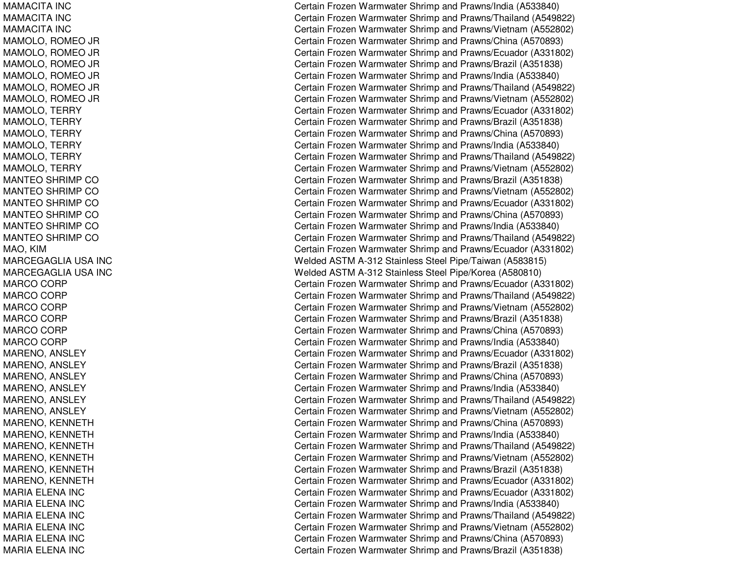| | |
|---|---|
| MAMACITA INC | Certain Frozen Warmwater Shrimp and Prawns/India (A533840) |
| MAMACITA INC | Certain Frozen Warmwater Shrimp and Prawns/Thailand (A549822) |
| MAMACITA INC | Certain Frozen Warmwater Shrimp and Prawns/Vietnam (A552802) |
| MAMOLO, ROMEO JR | Certain Frozen Warmwater Shrimp and Prawns/China (A570893) |
| MAMOLO, ROMEO JR | Certain Frozen Warmwater Shrimp and Prawns/Ecuador (A331802) |
| MAMOLO, ROMEO JR | Certain Frozen Warmwater Shrimp and Prawns/Brazil (A351838) |
| MAMOLO, ROMEO JR | Certain Frozen Warmwater Shrimp and Prawns/India (A533840) |
| MAMOLO, ROMEO JR | Certain Frozen Warmwater Shrimp and Prawns/Thailand (A549822) |
| MAMOLO, ROMEO JR | Certain Frozen Warmwater Shrimp and Prawns/Vietnam (A552802) |
| MAMOLO, TERRY | Certain Frozen Warmwater Shrimp and Prawns/Ecuador (A331802) |
| MAMOLO, TERRY | Certain Frozen Warmwater Shrimp and Prawns/Brazil (A351838) |
| MAMOLO, TERRY | Certain Frozen Warmwater Shrimp and Prawns/China (A570893) |
| MAMOLO, TERRY | Certain Frozen Warmwater Shrimp and Prawns/India (A533840) |
| MAMOLO, TERRY | Certain Frozen Warmwater Shrimp and Prawns/Thailand (A549822) |
| MAMOLO, TERRY | Certain Frozen Warmwater Shrimp and Prawns/Vietnam (A552802) |
| MANTEO SHRIMP CO | Certain Frozen Warmwater Shrimp and Prawns/Brazil (A351838) |
| MANTEO SHRIMP CO | Certain Frozen Warmwater Shrimp and Prawns/Vietnam (A552802) |
| MANTEO SHRIMP CO | Certain Frozen Warmwater Shrimp and Prawns/Ecuador (A331802) |
| MANTEO SHRIMP CO | Certain Frozen Warmwater Shrimp and Prawns/China (A570893) |
| MANTEO SHRIMP CO | Certain Frozen Warmwater Shrimp and Prawns/India (A533840) |
| MANTEO SHRIMP CO | Certain Frozen Warmwater Shrimp and Prawns/Thailand (A549822) |
| MAO, KIM | Certain Frozen Warmwater Shrimp and Prawns/Ecuador (A331802) |
| MARCEGAGLIA USA INC | Welded ASTM A-312 Stainless Steel Pipe/Taiwan (A583815) |
| MARCEGAGLIA USA INC | Welded ASTM A-312 Stainless Steel Pipe/Korea (A580810) |
| MARCO CORP | Certain Frozen Warmwater Shrimp and Prawns/Ecuador (A331802) |
| MARCO CORP | Certain Frozen Warmwater Shrimp and Prawns/Thailand (A549822) |
| MARCO CORP | Certain Frozen Warmwater Shrimp and Prawns/Vietnam (A552802) |
| MARCO CORP | Certain Frozen Warmwater Shrimp and Prawns/Brazil (A351838) |
| MARCO CORP | Certain Frozen Warmwater Shrimp and Prawns/China (A570893) |
| MARCO CORP | Certain Frozen Warmwater Shrimp and Prawns/India (A533840) |
| MARENO, ANSLEY | Certain Frozen Warmwater Shrimp and Prawns/Ecuador (A331802) |
| MARENO, ANSLEY | Certain Frozen Warmwater Shrimp and Prawns/Brazil (A351838) |
| MARENO, ANSLEY | Certain Frozen Warmwater Shrimp and Prawns/China (A570893) |
| MARENO, ANSLEY | Certain Frozen Warmwater Shrimp and Prawns/India (A533840) |
| MARENO, ANSLEY | Certain Frozen Warmwater Shrimp and Prawns/Thailand (A549822) |
| MARENO, ANSLEY | Certain Frozen Warmwater Shrimp and Prawns/Vietnam (A552802) |
| MARENO, KENNETH | Certain Frozen Warmwater Shrimp and Prawns/China (A570893) |
| MARENO, KENNETH | Certain Frozen Warmwater Shrimp and Prawns/India (A533840) |
| MARENO, KENNETH | Certain Frozen Warmwater Shrimp and Prawns/Thailand (A549822) |
| MARENO, KENNETH | Certain Frozen Warmwater Shrimp and Prawns/Vietnam (A552802) |
| MARENO, KENNETH | Certain Frozen Warmwater Shrimp and Prawns/Brazil (A351838) |
| MARENO, KENNETH | Certain Frozen Warmwater Shrimp and Prawns/Ecuador (A331802) |
| MARIA ELENA INC | Certain Frozen Warmwater Shrimp and Prawns/Ecuador (A331802) |
| MARIA ELENA INC | Certain Frozen Warmwater Shrimp and Prawns/India (A533840) |
| MARIA ELENA INC | Certain Frozen Warmwater Shrimp and Prawns/Thailand (A549822) |
| MARIA ELENA INC | Certain Frozen Warmwater Shrimp and Prawns/Vietnam (A552802) |
| MARIA ELENA INC | Certain Frozen Warmwater Shrimp and Prawns/China (A570893) |
| MARIA ELENA INC | Certain Frozen Warmwater Shrimp and Prawns/Brazil (A351838) |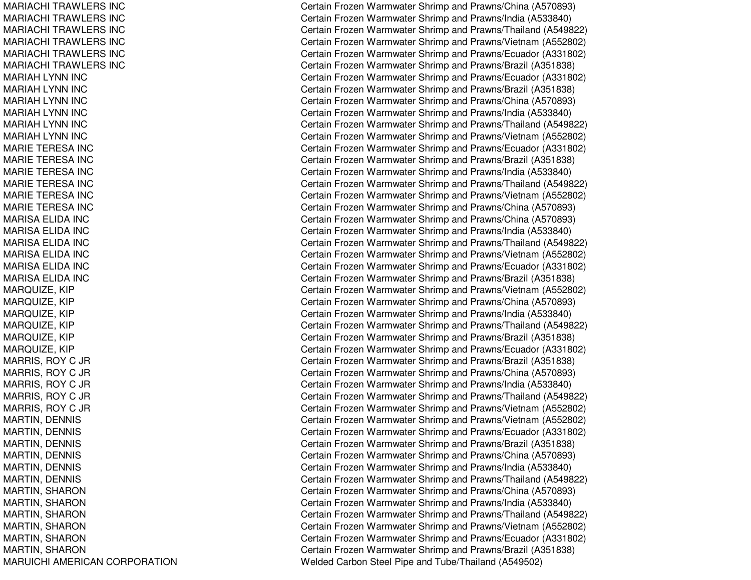| | |
|---|---|
| MARIACHI TRAWLERS INC | Certain Frozen Warmwater Shrimp and Prawns/China (A570893) |
| MARIACHI TRAWLERS INC | Certain Frozen Warmwater Shrimp and Prawns/India (A533840) |
| MARIACHI TRAWLERS INC | Certain Frozen Warmwater Shrimp and Prawns/Thailand (A549822) |
| MARIACHI TRAWLERS INC | Certain Frozen Warmwater Shrimp and Prawns/Vietnam (A552802) |
| MARIACHI TRAWLERS INC | Certain Frozen Warmwater Shrimp and Prawns/Ecuador (A331802) |
| MARIACHI TRAWLERS INC | Certain Frozen Warmwater Shrimp and Prawns/Brazil (A351838) |
| MARIAH LYNN INC | Certain Frozen Warmwater Shrimp and Prawns/Ecuador (A331802) |
| MARIAH LYNN INC | Certain Frozen Warmwater Shrimp and Prawns/Brazil (A351838) |
| MARIAH LYNN INC | Certain Frozen Warmwater Shrimp and Prawns/China (A570893) |
| MARIAH LYNN INC | Certain Frozen Warmwater Shrimp and Prawns/India (A533840) |
| MARIAH LYNN INC | Certain Frozen Warmwater Shrimp and Prawns/Thailand (A549822) |
| MARIAH LYNN INC | Certain Frozen Warmwater Shrimp and Prawns/Vietnam (A552802) |
| MARIE TERESA INC | Certain Frozen Warmwater Shrimp and Prawns/Ecuador (A331802) |
| MARIE TERESA INC | Certain Frozen Warmwater Shrimp and Prawns/Brazil (A351838) |
| MARIE TERESA INC | Certain Frozen Warmwater Shrimp and Prawns/India (A533840) |
| MARIE TERESA INC | Certain Frozen Warmwater Shrimp and Prawns/Thailand (A549822) |
| MARIE TERESA INC | Certain Frozen Warmwater Shrimp and Prawns/Vietnam (A552802) |
| MARIE TERESA INC | Certain Frozen Warmwater Shrimp and Prawns/China (A570893) |
| MARISA ELIDA INC | Certain Frozen Warmwater Shrimp and Prawns/China (A570893) |
| MARISA ELIDA INC | Certain Frozen Warmwater Shrimp and Prawns/India (A533840) |
| MARISA ELIDA INC | Certain Frozen Warmwater Shrimp and Prawns/Thailand (A549822) |
| MARISA ELIDA INC | Certain Frozen Warmwater Shrimp and Prawns/Vietnam (A552802) |
| MARISA ELIDA INC | Certain Frozen Warmwater Shrimp and Prawns/Ecuador (A331802) |
| MARISA ELIDA INC | Certain Frozen Warmwater Shrimp and Prawns/Brazil (A351838) |
| MARQUIZE, KIP | Certain Frozen Warmwater Shrimp and Prawns/Vietnam (A552802) |
| MARQUIZE, KIP | Certain Frozen Warmwater Shrimp and Prawns/China (A570893) |
| MARQUIZE, KIP | Certain Frozen Warmwater Shrimp and Prawns/India (A533840) |
| MARQUIZE, KIP | Certain Frozen Warmwater Shrimp and Prawns/Thailand (A549822) |
| MARQUIZE, KIP | Certain Frozen Warmwater Shrimp and Prawns/Brazil (A351838) |
| MARQUIZE, KIP | Certain Frozen Warmwater Shrimp and Prawns/Ecuador (A331802) |
| MARRIS, ROY C JR | Certain Frozen Warmwater Shrimp and Prawns/Brazil (A351838) |
| MARRIS, ROY C JR | Certain Frozen Warmwater Shrimp and Prawns/China (A570893) |
| MARRIS, ROY C JR | Certain Frozen Warmwater Shrimp and Prawns/India (A533840) |
| MARRIS, ROY C JR | Certain Frozen Warmwater Shrimp and Prawns/Thailand (A549822) |
| MARRIS, ROY C JR | Certain Frozen Warmwater Shrimp and Prawns/Vietnam (A552802) |
| MARTIN, DENNIS | Certain Frozen Warmwater Shrimp and Prawns/Vietnam (A552802) |
| MARTIN, DENNIS | Certain Frozen Warmwater Shrimp and Prawns/Ecuador (A331802) |
| MARTIN, DENNIS | Certain Frozen Warmwater Shrimp and Prawns/Brazil (A351838) |
| MARTIN, DENNIS | Certain Frozen Warmwater Shrimp and Prawns/China (A570893) |
| MARTIN, DENNIS | Certain Frozen Warmwater Shrimp and Prawns/India (A533840) |
| MARTIN, DENNIS | Certain Frozen Warmwater Shrimp and Prawns/Thailand (A549822) |
| MARTIN, SHARON | Certain Frozen Warmwater Shrimp and Prawns/China (A570893) |
| MARTIN, SHARON | Certain Frozen Warmwater Shrimp and Prawns/India (A533840) |
| MARTIN, SHARON | Certain Frozen Warmwater Shrimp and Prawns/Thailand (A549822) |
| MARTIN, SHARON | Certain Frozen Warmwater Shrimp and Prawns/Vietnam (A552802) |
| MARTIN, SHARON | Certain Frozen Warmwater Shrimp and Prawns/Ecuador (A331802) |
| MARTIN, SHARON | Certain Frozen Warmwater Shrimp and Prawns/Brazil (A351838) |
| MARUICHI AMERICAN CORPORATION | Welded Carbon Steel Pipe and Tube/Thailand (A549502) |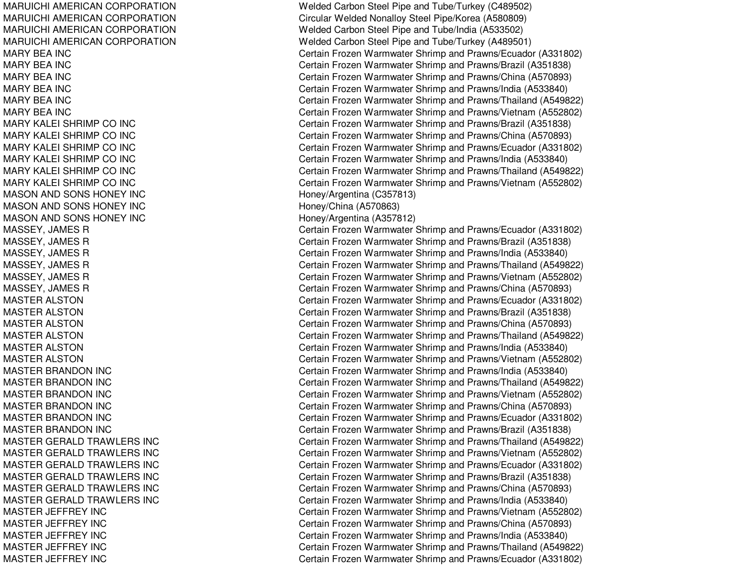| | |
|---|---|
| MARUICHI AMERICAN CORPORATION | Welded Carbon Steel Pipe and Tube/Turkey (C489502) |
| MARUICHI AMERICAN CORPORATION | Circular Welded Nonalloy Steel Pipe/Korea (A580809) |
| MARUICHI AMERICAN CORPORATION | Welded Carbon Steel Pipe and Tube/India (A533502) |
| MARUICHI AMERICAN CORPORATION | Welded Carbon Steel Pipe and Tube/Turkey (A489501) |
| MARY BEA INC | Certain Frozen Warmwater Shrimp and Prawns/Ecuador (A331802) |
| MARY BEA INC | Certain Frozen Warmwater Shrimp and Prawns/Brazil (A351838) |
| MARY BEA INC | Certain Frozen Warmwater Shrimp and Prawns/China (A570893) |
| MARY BEA INC | Certain Frozen Warmwater Shrimp and Prawns/India (A533840) |
| MARY BEA INC | Certain Frozen Warmwater Shrimp and Prawns/Thailand (A549822) |
| MARY BEA INC | Certain Frozen Warmwater Shrimp and Prawns/Vietnam (A552802) |
| MARY KALEI SHRIMP CO INC | Certain Frozen Warmwater Shrimp and Prawns/Brazil (A351838) |
| MARY KALEI SHRIMP CO INC | Certain Frozen Warmwater Shrimp and Prawns/China (A570893) |
| MARY KALEI SHRIMP CO INC | Certain Frozen Warmwater Shrimp and Prawns/Ecuador (A331802) |
| MARY KALEI SHRIMP CO INC | Certain Frozen Warmwater Shrimp and Prawns/India (A533840) |
| MARY KALEI SHRIMP CO INC | Certain Frozen Warmwater Shrimp and Prawns/Thailand (A549822) |
| MARY KALEI SHRIMP CO INC | Certain Frozen Warmwater Shrimp and Prawns/Vietnam (A552802) |
| MASON AND SONS HONEY INC | Honey/Argentina (C357813) |
| MASON AND SONS HONEY INC | Honey/China (A570863) |
| MASON AND SONS HONEY INC | Honey/Argentina (A357812) |
| MASSEY, JAMES R | Certain Frozen Warmwater Shrimp and Prawns/Ecuador (A331802) |
| MASSEY, JAMES R | Certain Frozen Warmwater Shrimp and Prawns/Brazil (A351838) |
| MASSEY, JAMES R | Certain Frozen Warmwater Shrimp and Prawns/India (A533840) |
| MASSEY, JAMES R | Certain Frozen Warmwater Shrimp and Prawns/Thailand (A549822) |
| MASSEY, JAMES R | Certain Frozen Warmwater Shrimp and Prawns/Vietnam (A552802) |
| MASSEY, JAMES R | Certain Frozen Warmwater Shrimp and Prawns/China (A570893) |
| MASTER ALSTON | Certain Frozen Warmwater Shrimp and Prawns/Ecuador (A331802) |
| MASTER ALSTON | Certain Frozen Warmwater Shrimp and Prawns/Brazil (A351838) |
| MASTER ALSTON | Certain Frozen Warmwater Shrimp and Prawns/China (A570893) |
| MASTER ALSTON | Certain Frozen Warmwater Shrimp and Prawns/Thailand (A549822) |
| MASTER ALSTON | Certain Frozen Warmwater Shrimp and Prawns/India (A533840) |
| MASTER ALSTON | Certain Frozen Warmwater Shrimp and Prawns/Vietnam (A552802) |
| MASTER BRANDON INC | Certain Frozen Warmwater Shrimp and Prawns/India (A533840) |
| MASTER BRANDON INC | Certain Frozen Warmwater Shrimp and Prawns/Thailand (A549822) |
| MASTER BRANDON INC | Certain Frozen Warmwater Shrimp and Prawns/Vietnam (A552802) |
| MASTER BRANDON INC | Certain Frozen Warmwater Shrimp and Prawns/China (A570893) |
| MASTER BRANDON INC | Certain Frozen Warmwater Shrimp and Prawns/Ecuador (A331802) |
| MASTER BRANDON INC | Certain Frozen Warmwater Shrimp and Prawns/Brazil (A351838) |
| MASTER GERALD TRAWLERS INC | Certain Frozen Warmwater Shrimp and Prawns/Thailand (A549822) |
| MASTER GERALD TRAWLERS INC | Certain Frozen Warmwater Shrimp and Prawns/Vietnam (A552802) |
| MASTER GERALD TRAWLERS INC | Certain Frozen Warmwater Shrimp and Prawns/Ecuador (A331802) |
| MASTER GERALD TRAWLERS INC | Certain Frozen Warmwater Shrimp and Prawns/Brazil (A351838) |
| MASTER GERALD TRAWLERS INC | Certain Frozen Warmwater Shrimp and Prawns/China (A570893) |
| MASTER GERALD TRAWLERS INC | Certain Frozen Warmwater Shrimp and Prawns/India (A533840) |
| MASTER JEFFREY INC | Certain Frozen Warmwater Shrimp and Prawns/Vietnam (A552802) |
| MASTER JEFFREY INC | Certain Frozen Warmwater Shrimp and Prawns/China (A570893) |
| MASTER JEFFREY INC | Certain Frozen Warmwater Shrimp and Prawns/India (A533840) |
| MASTER JEFFREY INC | Certain Frozen Warmwater Shrimp and Prawns/Thailand (A549822) |
| MASTER JEFFREY INC | Certain Frozen Warmwater Shrimp and Prawns/Ecuador (A331802) |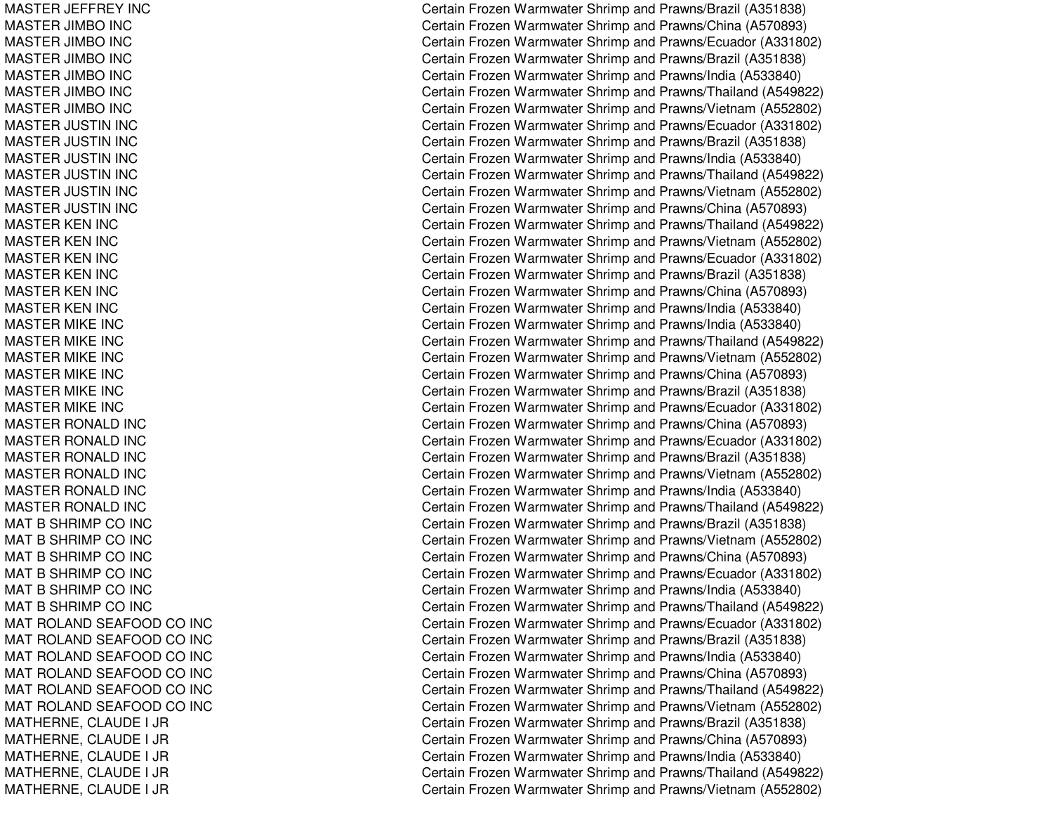| | |
|---|---|
| MASTER JEFFREY INC | Certain Frozen Warmwater Shrimp and Prawns/Brazil (A351838) |
| MASTER JIMBO INC | Certain Frozen Warmwater Shrimp and Prawns/China (A570893) |
| MASTER JIMBO INC | Certain Frozen Warmwater Shrimp and Prawns/Ecuador (A331802) |
| MASTER JIMBO INC | Certain Frozen Warmwater Shrimp and Prawns/Brazil (A351838) |
| MASTER JIMBO INC | Certain Frozen Warmwater Shrimp and Prawns/India (A533840) |
| MASTER JIMBO INC | Certain Frozen Warmwater Shrimp and Prawns/Thailand (A549822) |
| MASTER JIMBO INC | Certain Frozen Warmwater Shrimp and Prawns/Vietnam (A552802) |
| MASTER JUSTIN INC | Certain Frozen Warmwater Shrimp and Prawns/Ecuador (A331802) |
| MASTER JUSTIN INC | Certain Frozen Warmwater Shrimp and Prawns/Brazil (A351838) |
| MASTER JUSTIN INC | Certain Frozen Warmwater Shrimp and Prawns/India (A533840) |
| MASTER JUSTIN INC | Certain Frozen Warmwater Shrimp and Prawns/Thailand (A549822) |
| MASTER JUSTIN INC | Certain Frozen Warmwater Shrimp and Prawns/Vietnam (A552802) |
| MASTER JUSTIN INC | Certain Frozen Warmwater Shrimp and Prawns/China (A570893) |
| MASTER KEN INC | Certain Frozen Warmwater Shrimp and Prawns/Thailand (A549822) |
| MASTER KEN INC | Certain Frozen Warmwater Shrimp and Prawns/Vietnam (A552802) |
| MASTER KEN INC | Certain Frozen Warmwater Shrimp and Prawns/Ecuador (A331802) |
| MASTER KEN INC | Certain Frozen Warmwater Shrimp and Prawns/Brazil (A351838) |
| MASTER KEN INC | Certain Frozen Warmwater Shrimp and Prawns/China (A570893) |
| MASTER KEN INC | Certain Frozen Warmwater Shrimp and Prawns/India (A533840) |
| MASTER MIKE INC | Certain Frozen Warmwater Shrimp and Prawns/India (A533840) |
| MASTER MIKE INC | Certain Frozen Warmwater Shrimp and Prawns/Thailand (A549822) |
| MASTER MIKE INC | Certain Frozen Warmwater Shrimp and Prawns/Vietnam (A552802) |
| MASTER MIKE INC | Certain Frozen Warmwater Shrimp and Prawns/China (A570893) |
| MASTER MIKE INC | Certain Frozen Warmwater Shrimp and Prawns/Brazil (A351838) |
| MASTER MIKE INC | Certain Frozen Warmwater Shrimp and Prawns/Ecuador (A331802) |
| MASTER RONALD INC | Certain Frozen Warmwater Shrimp and Prawns/China (A570893) |
| MASTER RONALD INC | Certain Frozen Warmwater Shrimp and Prawns/Ecuador (A331802) |
| MASTER RONALD INC | Certain Frozen Warmwater Shrimp and Prawns/Brazil (A351838) |
| MASTER RONALD INC | Certain Frozen Warmwater Shrimp and Prawns/Vietnam (A552802) |
| MASTER RONALD INC | Certain Frozen Warmwater Shrimp and Prawns/India (A533840) |
| MASTER RONALD INC | Certain Frozen Warmwater Shrimp and Prawns/Thailand (A549822) |
| MAT B SHRIMP CO INC | Certain Frozen Warmwater Shrimp and Prawns/Brazil (A351838) |
| MAT B SHRIMP CO INC | Certain Frozen Warmwater Shrimp and Prawns/Vietnam (A552802) |
| MAT B SHRIMP CO INC | Certain Frozen Warmwater Shrimp and Prawns/China (A570893) |
| MAT B SHRIMP CO INC | Certain Frozen Warmwater Shrimp and Prawns/Ecuador (A331802) |
| MAT B SHRIMP CO INC | Certain Frozen Warmwater Shrimp and Prawns/India (A533840) |
| MAT B SHRIMP CO INC | Certain Frozen Warmwater Shrimp and Prawns/Thailand (A549822) |
| MAT ROLAND SEAFOOD CO INC | Certain Frozen Warmwater Shrimp and Prawns/Ecuador (A331802) |
| MAT ROLAND SEAFOOD CO INC | Certain Frozen Warmwater Shrimp and Prawns/Brazil (A351838) |
| MAT ROLAND SEAFOOD CO INC | Certain Frozen Warmwater Shrimp and Prawns/India (A533840) |
| MAT ROLAND SEAFOOD CO INC | Certain Frozen Warmwater Shrimp and Prawns/China (A570893) |
| MAT ROLAND SEAFOOD CO INC | Certain Frozen Warmwater Shrimp and Prawns/Thailand (A549822) |
| MAT ROLAND SEAFOOD CO INC | Certain Frozen Warmwater Shrimp and Prawns/Vietnam (A552802) |
| MATHERNE, CLAUDE I JR | Certain Frozen Warmwater Shrimp and Prawns/Brazil (A351838) |
| MATHERNE, CLAUDE I JR | Certain Frozen Warmwater Shrimp and Prawns/China (A570893) |
| MATHERNE, CLAUDE I JR | Certain Frozen Warmwater Shrimp and Prawns/India (A533840) |
| MATHERNE, CLAUDE I JR | Certain Frozen Warmwater Shrimp and Prawns/Thailand (A549822) |
| MATHERNE, CLAUDE I JR | Certain Frozen Warmwater Shrimp and Prawns/Vietnam (A552802) |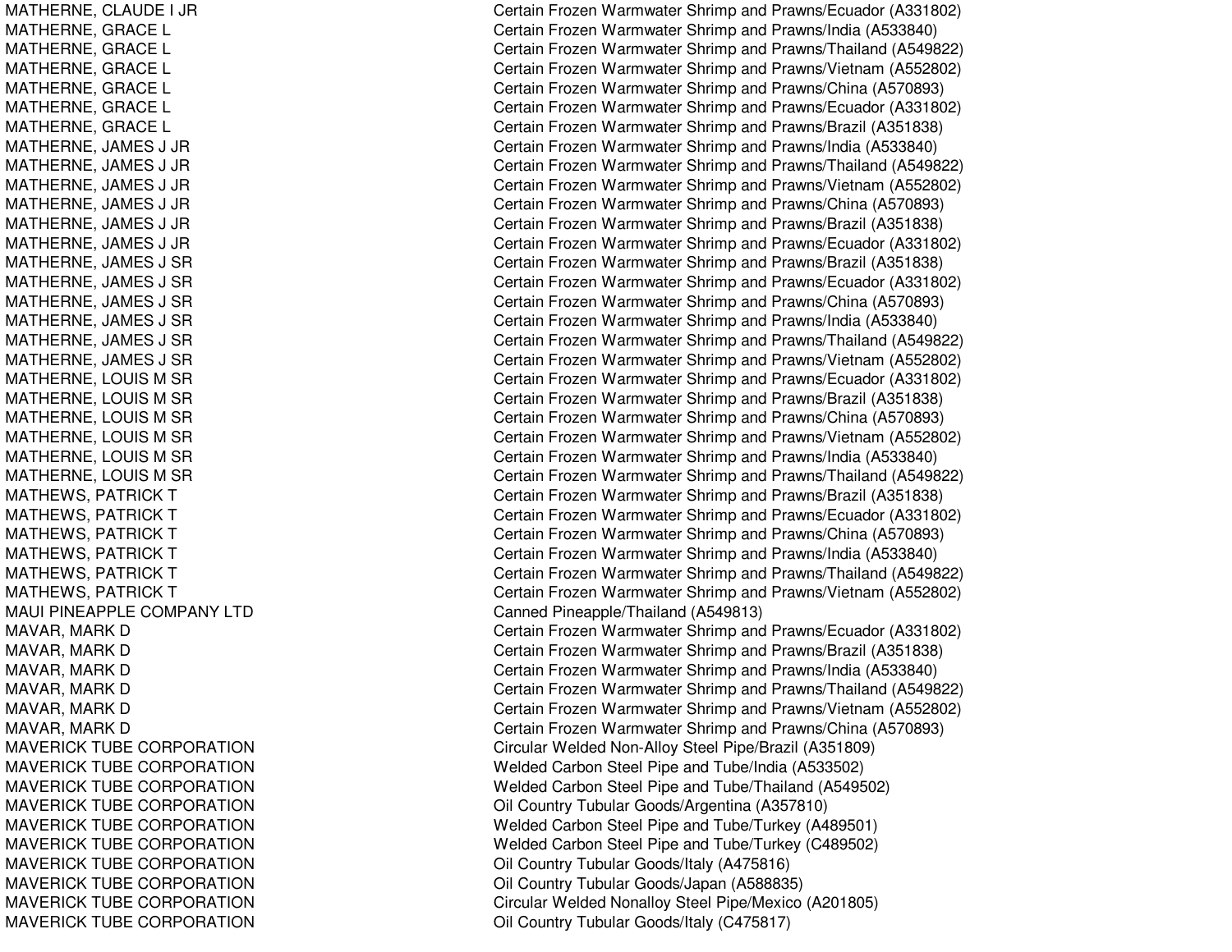| | |
|---|---|
| MATHERNE, CLAUDE I JR | Certain Frozen Warmwater Shrimp and Prawns/Ecuador (A331802) |
| MATHERNE, GRACE L | Certain Frozen Warmwater Shrimp and Prawns/India (A533840) |
| MATHERNE, GRACE L | Certain Frozen Warmwater Shrimp and Prawns/Thailand (A549822) |
| MATHERNE, GRACE L | Certain Frozen Warmwater Shrimp and Prawns/Vietnam (A552802) |
| MATHERNE, GRACE L | Certain Frozen Warmwater Shrimp and Prawns/China (A570893) |
| MATHERNE, GRACE L | Certain Frozen Warmwater Shrimp and Prawns/Ecuador (A331802) |
| MATHERNE, GRACE L | Certain Frozen Warmwater Shrimp and Prawns/Brazil (A351838) |
| MATHERNE, JAMES J JR | Certain Frozen Warmwater Shrimp and Prawns/India (A533840) |
| MATHERNE, JAMES J JR | Certain Frozen Warmwater Shrimp and Prawns/Thailand (A549822) |
| MATHERNE, JAMES J JR | Certain Frozen Warmwater Shrimp and Prawns/Vietnam (A552802) |
| MATHERNE, JAMES J JR | Certain Frozen Warmwater Shrimp and Prawns/China (A570893) |
| MATHERNE, JAMES J JR | Certain Frozen Warmwater Shrimp and Prawns/Brazil (A351838) |
| MATHERNE, JAMES J JR | Certain Frozen Warmwater Shrimp and Prawns/Ecuador (A331802) |
| MATHERNE, JAMES J SR | Certain Frozen Warmwater Shrimp and Prawns/Brazil (A351838) |
| MATHERNE, JAMES J SR | Certain Frozen Warmwater Shrimp and Prawns/Ecuador (A331802) |
| MATHERNE, JAMES J SR | Certain Frozen Warmwater Shrimp and Prawns/China (A570893) |
| MATHERNE, JAMES J SR | Certain Frozen Warmwater Shrimp and Prawns/India (A533840) |
| MATHERNE, JAMES J SR | Certain Frozen Warmwater Shrimp and Prawns/Thailand (A549822) |
| MATHERNE, JAMES J SR | Certain Frozen Warmwater Shrimp and Prawns/Vietnam (A552802) |
| MATHERNE, LOUIS M SR | Certain Frozen Warmwater Shrimp and Prawns/Ecuador (A331802) |
| MATHERNE, LOUIS M SR | Certain Frozen Warmwater Shrimp and Prawns/Brazil (A351838) |
| MATHERNE, LOUIS M SR | Certain Frozen Warmwater Shrimp and Prawns/China (A570893) |
| MATHERNE, LOUIS M SR | Certain Frozen Warmwater Shrimp and Prawns/Vietnam (A552802) |
| MATHERNE, LOUIS M SR | Certain Frozen Warmwater Shrimp and Prawns/India (A533840) |
| MATHERNE, LOUIS M SR | Certain Frozen Warmwater Shrimp and Prawns/Thailand (A549822) |
| MATHEWS, PATRICK T | Certain Frozen Warmwater Shrimp and Prawns/Brazil (A351838) |
| MATHEWS, PATRICK T | Certain Frozen Warmwater Shrimp and Prawns/Ecuador (A331802) |
| MATHEWS, PATRICK T | Certain Frozen Warmwater Shrimp and Prawns/China (A570893) |
| MATHEWS, PATRICK T | Certain Frozen Warmwater Shrimp and Prawns/India (A533840) |
| MATHEWS, PATRICK T | Certain Frozen Warmwater Shrimp and Prawns/Thailand (A549822) |
| MATHEWS, PATRICK T | Certain Frozen Warmwater Shrimp and Prawns/Vietnam (A552802) |
| MAUI PINEAPPLE COMPANY LTD | Canned Pineapple/Thailand (A549813) |
| MAVAR, MARK D | Certain Frozen Warmwater Shrimp and Prawns/Ecuador (A331802) |
| MAVAR, MARK D | Certain Frozen Warmwater Shrimp and Prawns/Brazil (A351838) |
| MAVAR, MARK D | Certain Frozen Warmwater Shrimp and Prawns/India (A533840) |
| MAVAR, MARK D | Certain Frozen Warmwater Shrimp and Prawns/Thailand (A549822) |
| MAVAR, MARK D | Certain Frozen Warmwater Shrimp and Prawns/Vietnam (A552802) |
| MAVAR, MARK D | Certain Frozen Warmwater Shrimp and Prawns/China (A570893) |
| MAVERICK TUBE CORPORATION | Circular Welded Non-Alloy Steel Pipe/Brazil (A351809) |
| MAVERICK TUBE CORPORATION | Welded Carbon Steel Pipe and Tube/India (A533502) |
| MAVERICK TUBE CORPORATION | Welded Carbon Steel Pipe and Tube/Thailand (A549502) |
| MAVERICK TUBE CORPORATION | Oil Country Tubular Goods/Argentina (A357810) |
| MAVERICK TUBE CORPORATION | Welded Carbon Steel Pipe and Tube/Turkey (A489501) |
| MAVERICK TUBE CORPORATION | Welded Carbon Steel Pipe and Tube/Turkey (C489502) |
| MAVERICK TUBE CORPORATION | Oil Country Tubular Goods/Italy (A475816) |
| MAVERICK TUBE CORPORATION | Oil Country Tubular Goods/Japan (A588835) |
| MAVERICK TUBE CORPORATION | Circular Welded Nonalloy Steel Pipe/Mexico (A201805) |
| MAVERICK TUBE CORPORATION | Oil Country Tubular Goods/Italy (C475817) |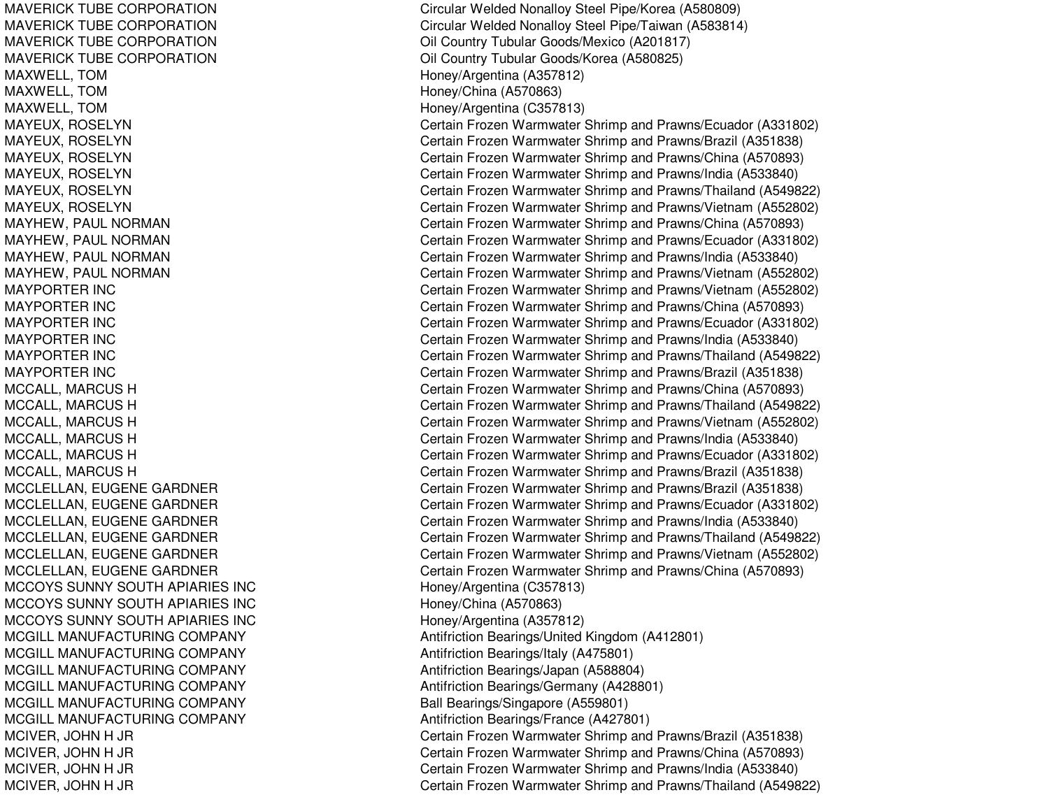| | |
|---|---|
| MAVERICK TUBE CORPORATION | Circular Welded Nonalloy Steel Pipe/Korea (A580809) |
| MAVERICK TUBE CORPORATION | Circular Welded Nonalloy Steel Pipe/Taiwan (A583814) |
| MAVERICK TUBE CORPORATION | Oil Country Tubular Goods/Mexico (A201817) |
| MAVERICK TUBE CORPORATION | Oil Country Tubular Goods/Korea (A580825) |
| MAXWELL, TOM | Honey/Argentina (A357812) |
| MAXWELL, TOM | Honey/China (A570863) |
| MAXWELL, TOM | Honey/Argentina (C357813) |
| MAYEUX, ROSELYN | Certain Frozen Warmwater Shrimp and Prawns/Ecuador (A331802) |
| MAYEUX, ROSELYN | Certain Frozen Warmwater Shrimp and Prawns/Brazil (A351838) |
| MAYEUX, ROSELYN | Certain Frozen Warmwater Shrimp and Prawns/China (A570893) |
| MAYEUX, ROSELYN | Certain Frozen Warmwater Shrimp and Prawns/India (A533840) |
| MAYEUX, ROSELYN | Certain Frozen Warmwater Shrimp and Prawns/Thailand (A549822) |
| MAYEUX, ROSELYN | Certain Frozen Warmwater Shrimp and Prawns/Vietnam (A552802) |
| MAYHEW, PAUL NORMAN | Certain Frozen Warmwater Shrimp and Prawns/China (A570893) |
| MAYHEW, PAUL NORMAN | Certain Frozen Warmwater Shrimp and Prawns/Ecuador (A331802) |
| MAYHEW, PAUL NORMAN | Certain Frozen Warmwater Shrimp and Prawns/India (A533840) |
| MAYHEW, PAUL NORMAN | Certain Frozen Warmwater Shrimp and Prawns/Vietnam (A552802) |
| MAYPORTER INC | Certain Frozen Warmwater Shrimp and Prawns/Vietnam (A552802) |
| MAYPORTER INC | Certain Frozen Warmwater Shrimp and Prawns/China (A570893) |
| MAYPORTER INC | Certain Frozen Warmwater Shrimp and Prawns/Ecuador (A331802) |
| MAYPORTER INC | Certain Frozen Warmwater Shrimp and Prawns/India (A533840) |
| MAYPORTER INC | Certain Frozen Warmwater Shrimp and Prawns/Thailand (A549822) |
| MAYPORTER INC | Certain Frozen Warmwater Shrimp and Prawns/Brazil (A351838) |
| MCCALL, MARCUS H | Certain Frozen Warmwater Shrimp and Prawns/China (A570893) |
| MCCALL, MARCUS H | Certain Frozen Warmwater Shrimp and Prawns/Thailand (A549822) |
| MCCALL, MARCUS H | Certain Frozen Warmwater Shrimp and Prawns/Vietnam (A552802) |
| MCCALL, MARCUS H | Certain Frozen Warmwater Shrimp and Prawns/India (A533840) |
| MCCALL, MARCUS H | Certain Frozen Warmwater Shrimp and Prawns/Ecuador (A331802) |
| MCCALL, MARCUS H | Certain Frozen Warmwater Shrimp and Prawns/Brazil (A351838) |
| MCCLELLAN, EUGENE GARDNER | Certain Frozen Warmwater Shrimp and Prawns/Brazil (A351838) |
| MCCLELLAN, EUGENE GARDNER | Certain Frozen Warmwater Shrimp and Prawns/Ecuador (A331802) |
| MCCLELLAN, EUGENE GARDNER | Certain Frozen Warmwater Shrimp and Prawns/India (A533840) |
| MCCLELLAN, EUGENE GARDNER | Certain Frozen Warmwater Shrimp and Prawns/Thailand (A549822) |
| MCCLELLAN, EUGENE GARDNER | Certain Frozen Warmwater Shrimp and Prawns/Vietnam (A552802) |
| MCCLELLAN, EUGENE GARDNER | Certain Frozen Warmwater Shrimp and Prawns/China (A570893) |
| MCCOYS SUNNY SOUTH APIARIES INC | Honey/Argentina (C357813) |
| MCCOYS SUNNY SOUTH APIARIES INC | Honey/China (A570863) |
| MCCOYS SUNNY SOUTH APIARIES INC | Honey/Argentina (A357812) |
| MCGILL MANUFACTURING COMPANY | Antifriction Bearings/United Kingdom (A412801) |
| MCGILL MANUFACTURING COMPANY | Antifriction Bearings/Italy (A475801) |
| MCGILL MANUFACTURING COMPANY | Antifriction Bearings/Japan (A588804) |
| MCGILL MANUFACTURING COMPANY | Antifriction Bearings/Germany (A428801) |
| MCGILL MANUFACTURING COMPANY | Ball Bearings/Singapore (A559801) |
| MCGILL MANUFACTURING COMPANY | Antifriction Bearings/France (A427801) |
| MCIVER, JOHN H JR | Certain Frozen Warmwater Shrimp and Prawns/Brazil (A351838) |
| MCIVER, JOHN H JR | Certain Frozen Warmwater Shrimp and Prawns/China (A570893) |
| MCIVER, JOHN H JR | Certain Frozen Warmwater Shrimp and Prawns/India (A533840) |
| MCIVER, JOHN H JR | Certain Frozen Warmwater Shrimp and Prawns/Thailand (A549822) |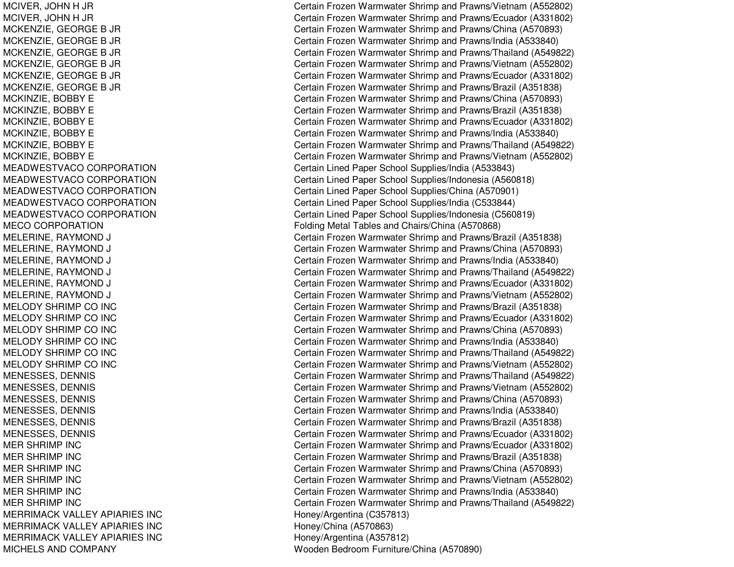| | |
|---|---|
| MCIVER, JOHN H JR | Certain Frozen Warmwater Shrimp and Prawns/Vietnam (A552802) |
| MCIVER, JOHN H JR | Certain Frozen Warmwater Shrimp and Prawns/Ecuador (A331802) |
| MCKENZIE, GEORGE B JR | Certain Frozen Warmwater Shrimp and Prawns/China (A570893) |
| MCKENZIE, GEORGE B JR | Certain Frozen Warmwater Shrimp and Prawns/India (A533840) |
| MCKENZIE, GEORGE B JR | Certain Frozen Warmwater Shrimp and Prawns/Thailand (A549822) |
| MCKENZIE, GEORGE B JR | Certain Frozen Warmwater Shrimp and Prawns/Vietnam (A552802) |
| MCKENZIE, GEORGE B JR | Certain Frozen Warmwater Shrimp and Prawns/Ecuador (A331802) |
| MCKENZIE, GEORGE B JR | Certain Frozen Warmwater Shrimp and Prawns/Brazil (A351838) |
| MCKINZIE, BOBBY E | Certain Frozen Warmwater Shrimp and Prawns/China (A570893) |
| MCKINZIE, BOBBY E | Certain Frozen Warmwater Shrimp and Prawns/Brazil (A351838) |
| MCKINZIE, BOBBY E | Certain Frozen Warmwater Shrimp and Prawns/Ecuador (A331802) |
| MCKINZIE, BOBBY E | Certain Frozen Warmwater Shrimp and Prawns/India (A533840) |
| MCKINZIE, BOBBY E | Certain Frozen Warmwater Shrimp and Prawns/Thailand (A549822) |
| MCKINZIE, BOBBY E | Certain Frozen Warmwater Shrimp and Prawns/Vietnam (A552802) |
| MEADWESTVACO CORPORATION | Certain Lined Paper School Supplies/India (A533843) |
| MEADWESTVACO CORPORATION | Certain Lined Paper School Supplies/Indonesia (A560818) |
| MEADWESTVACO CORPORATION | Certain Lined Paper School Supplies/China (A570901) |
| MEADWESTVACO CORPORATION | Certain Lined Paper School Supplies/India (C533844) |
| MEADWESTVACO CORPORATION | Certain Lined Paper School Supplies/Indonesia (C560819) |
| MECO CORPORATION | Folding Metal Tables and Chairs/China (A570868) |
| MELERINE, RAYMOND J | Certain Frozen Warmwater Shrimp and Prawns/Brazil (A351838) |
| MELERINE, RAYMOND J | Certain Frozen Warmwater Shrimp and Prawns/China (A570893) |
| MELERINE, RAYMOND J | Certain Frozen Warmwater Shrimp and Prawns/India (A533840) |
| MELERINE, RAYMOND J | Certain Frozen Warmwater Shrimp and Prawns/Thailand (A549822) |
| MELERINE, RAYMOND J | Certain Frozen Warmwater Shrimp and Prawns/Ecuador (A331802) |
| MELERINE, RAYMOND J | Certain Frozen Warmwater Shrimp and Prawns/Vietnam (A552802) |
| MELODY SHRIMP CO INC | Certain Frozen Warmwater Shrimp and Prawns/Brazil (A351838) |
| MELODY SHRIMP CO INC | Certain Frozen Warmwater Shrimp and Prawns/Ecuador (A331802) |
| MELODY SHRIMP CO INC | Certain Frozen Warmwater Shrimp and Prawns/China (A570893) |
| MELODY SHRIMP CO INC | Certain Frozen Warmwater Shrimp and Prawns/India (A533840) |
| MELODY SHRIMP CO INC | Certain Frozen Warmwater Shrimp and Prawns/Thailand (A549822) |
| MELODY SHRIMP CO INC | Certain Frozen Warmwater Shrimp and Prawns/Vietnam (A552802) |
| MENESSES, DENNIS | Certain Frozen Warmwater Shrimp and Prawns/Thailand (A549822) |
| MENESSES, DENNIS | Certain Frozen Warmwater Shrimp and Prawns/Vietnam (A552802) |
| MENESSES, DENNIS | Certain Frozen Warmwater Shrimp and Prawns/China (A570893) |
| MENESSES, DENNIS | Certain Frozen Warmwater Shrimp and Prawns/India (A533840) |
| MENESSES, DENNIS | Certain Frozen Warmwater Shrimp and Prawns/Brazil (A351838) |
| MENESSES, DENNIS | Certain Frozen Warmwater Shrimp and Prawns/Ecuador (A331802) |
| MER SHRIMP INC | Certain Frozen Warmwater Shrimp and Prawns/Ecuador (A331802) |
| MER SHRIMP INC | Certain Frozen Warmwater Shrimp and Prawns/Brazil (A351838) |
| MER SHRIMP INC | Certain Frozen Warmwater Shrimp and Prawns/China (A570893) |
| MER SHRIMP INC | Certain Frozen Warmwater Shrimp and Prawns/Vietnam (A552802) |
| MER SHRIMP INC | Certain Frozen Warmwater Shrimp and Prawns/India (A533840) |
| MER SHRIMP INC | Certain Frozen Warmwater Shrimp and Prawns/Thailand (A549822) |
| MERRIMACK VALLEY APIARIES INC | Honey/Argentina (C357813) |
| MERRIMACK VALLEY APIARIES INC | Honey/China (A570863) |
| MERRIMACK VALLEY APIARIES INC | Honey/Argentina (A357812) |
| MICHELS AND COMPANY | Wooden Bedroom Furniture/China (A570890) |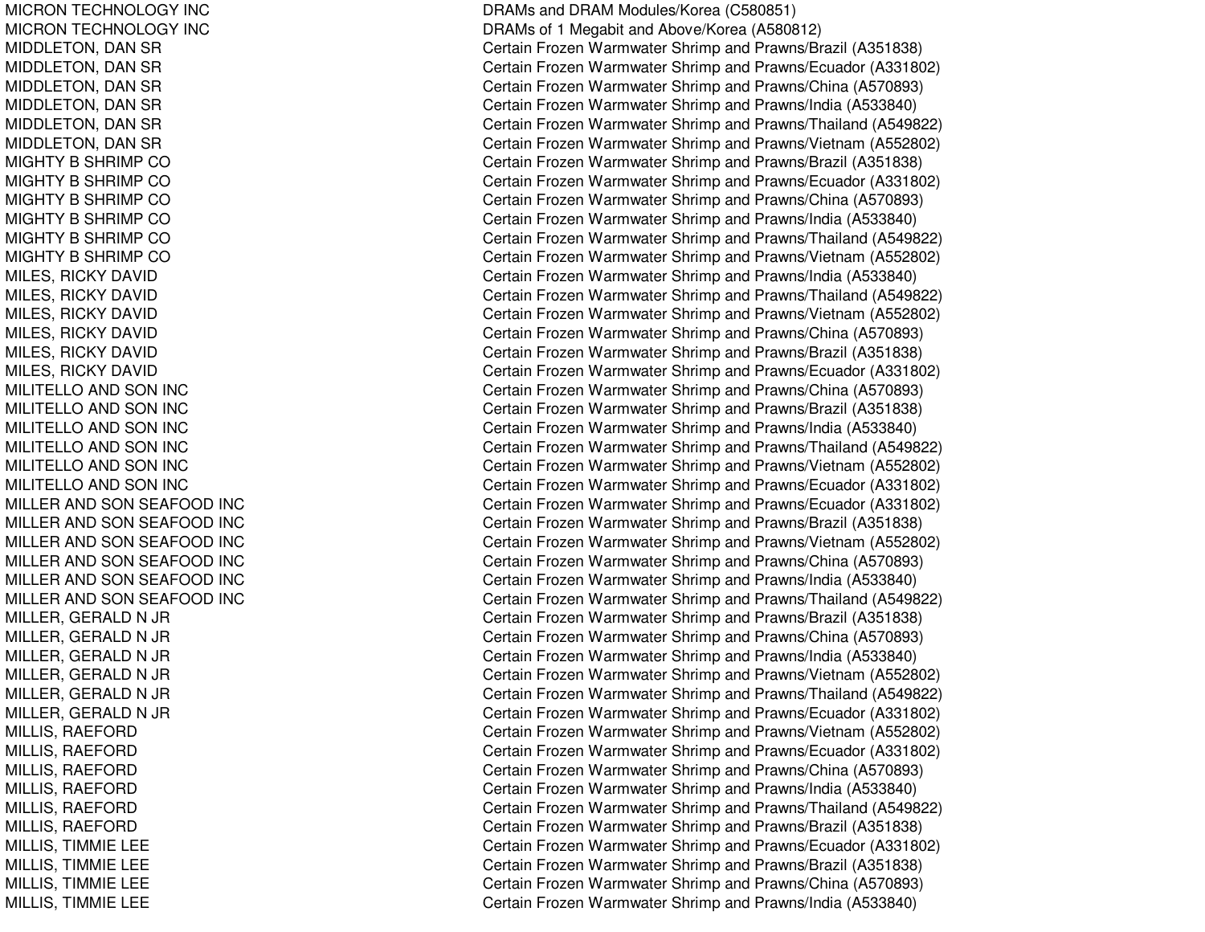| | |
|---|---|
| MICRON TECHNOLOGY INC | DRAMs and DRAM Modules/Korea (C580851) |
| MICRON TECHNOLOGY INC | DRAMs of 1 Megabit and Above/Korea (A580812) |
| MIDDLETON, DAN SR | Certain Frozen Warmwater Shrimp and Prawns/Brazil (A351838) |
| MIDDLETON, DAN SR | Certain Frozen Warmwater Shrimp and Prawns/Ecuador (A331802) |
| MIDDLETON, DAN SR | Certain Frozen Warmwater Shrimp and Prawns/China (A570893) |
| MIDDLETON, DAN SR | Certain Frozen Warmwater Shrimp and Prawns/India (A533840) |
| MIDDLETON, DAN SR | Certain Frozen Warmwater Shrimp and Prawns/Thailand (A549822) |
| MIDDLETON, DAN SR | Certain Frozen Warmwater Shrimp and Prawns/Vietnam (A552802) |
| MIGHTY B SHRIMP CO | Certain Frozen Warmwater Shrimp and Prawns/Brazil (A351838) |
| MIGHTY B SHRIMP CO | Certain Frozen Warmwater Shrimp and Prawns/Ecuador (A331802) |
| MIGHTY B SHRIMP CO | Certain Frozen Warmwater Shrimp and Prawns/China (A570893) |
| MIGHTY B SHRIMP CO | Certain Frozen Warmwater Shrimp and Prawns/India (A533840) |
| MIGHTY B SHRIMP CO | Certain Frozen Warmwater Shrimp and Prawns/Thailand (A549822) |
| MIGHTY B SHRIMP CO | Certain Frozen Warmwater Shrimp and Prawns/Vietnam (A552802) |
| MILES, RICKY DAVID | Certain Frozen Warmwater Shrimp and Prawns/India (A533840) |
| MILES, RICKY DAVID | Certain Frozen Warmwater Shrimp and Prawns/Thailand (A549822) |
| MILES, RICKY DAVID | Certain Frozen Warmwater Shrimp and Prawns/Vietnam (A552802) |
| MILES, RICKY DAVID | Certain Frozen Warmwater Shrimp and Prawns/China (A570893) |
| MILES, RICKY DAVID | Certain Frozen Warmwater Shrimp and Prawns/Brazil (A351838) |
| MILES, RICKY DAVID | Certain Frozen Warmwater Shrimp and Prawns/Ecuador (A331802) |
| MILITELLO AND SON INC | Certain Frozen Warmwater Shrimp and Prawns/China (A570893) |
| MILITELLO AND SON INC | Certain Frozen Warmwater Shrimp and Prawns/Brazil (A351838) |
| MILITELLO AND SON INC | Certain Frozen Warmwater Shrimp and Prawns/India (A533840) |
| MILITELLO AND SON INC | Certain Frozen Warmwater Shrimp and Prawns/Thailand (A549822) |
| MILITELLO AND SON INC | Certain Frozen Warmwater Shrimp and Prawns/Vietnam (A552802) |
| MILITELLO AND SON INC | Certain Frozen Warmwater Shrimp and Prawns/Ecuador (A331802) |
| MILLER AND SON SEAFOOD INC | Certain Frozen Warmwater Shrimp and Prawns/Ecuador (A331802) |
| MILLER AND SON SEAFOOD INC | Certain Frozen Warmwater Shrimp and Prawns/Brazil (A351838) |
| MILLER AND SON SEAFOOD INC | Certain Frozen Warmwater Shrimp and Prawns/Vietnam (A552802) |
| MILLER AND SON SEAFOOD INC | Certain Frozen Warmwater Shrimp and Prawns/China (A570893) |
| MILLER AND SON SEAFOOD INC | Certain Frozen Warmwater Shrimp and Prawns/India (A533840) |
| MILLER AND SON SEAFOOD INC | Certain Frozen Warmwater Shrimp and Prawns/Thailand (A549822) |
| MILLER, GERALD N JR | Certain Frozen Warmwater Shrimp and Prawns/Brazil (A351838) |
| MILLER, GERALD N JR | Certain Frozen Warmwater Shrimp and Prawns/China (A570893) |
| MILLER, GERALD N JR | Certain Frozen Warmwater Shrimp and Prawns/India (A533840) |
| MILLER, GERALD N JR | Certain Frozen Warmwater Shrimp and Prawns/Vietnam (A552802) |
| MILLER, GERALD N JR | Certain Frozen Warmwater Shrimp and Prawns/Thailand (A549822) |
| MILLER, GERALD N JR | Certain Frozen Warmwater Shrimp and Prawns/Ecuador (A331802) |
| MILLIS, RAEFORD | Certain Frozen Warmwater Shrimp and Prawns/Vietnam (A552802) |
| MILLIS, RAEFORD | Certain Frozen Warmwater Shrimp and Prawns/Ecuador (A331802) |
| MILLIS, RAEFORD | Certain Frozen Warmwater Shrimp and Prawns/China (A570893) |
| MILLIS, RAEFORD | Certain Frozen Warmwater Shrimp and Prawns/India (A533840) |
| MILLIS, RAEFORD | Certain Frozen Warmwater Shrimp and Prawns/Thailand (A549822) |
| MILLIS, RAEFORD | Certain Frozen Warmwater Shrimp and Prawns/Brazil (A351838) |
| MILLIS, TIMMIE LEE | Certain Frozen Warmwater Shrimp and Prawns/Ecuador (A331802) |
| MILLIS, TIMMIE LEE | Certain Frozen Warmwater Shrimp and Prawns/Brazil (A351838) |
| MILLIS, TIMMIE LEE | Certain Frozen Warmwater Shrimp and Prawns/China (A570893) |
| MILLIS, TIMMIE LEE | Certain Frozen Warmwater Shrimp and Prawns/India (A533840) |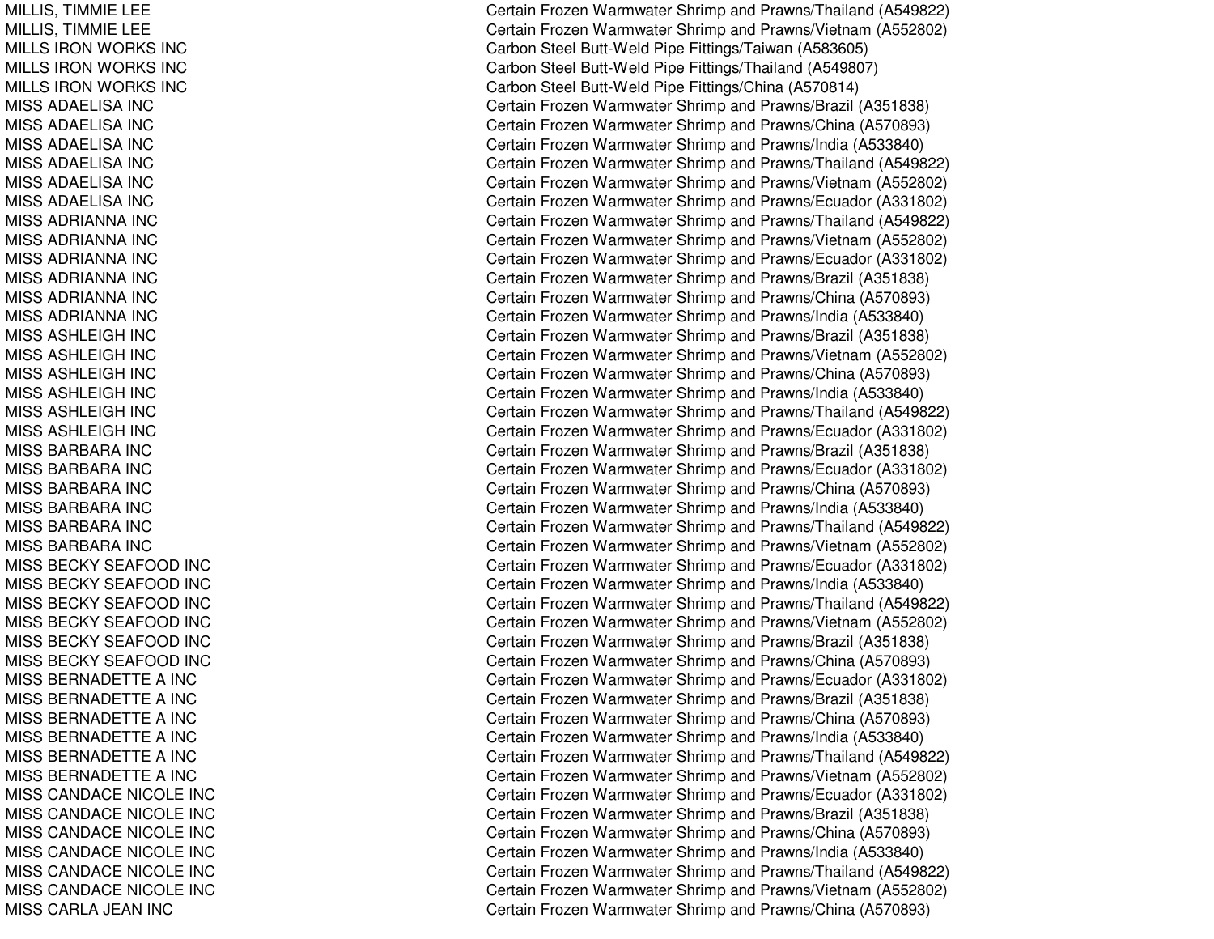| | |
|---|---|
| MILLIS, TIMMIE LEE | Certain Frozen Warmwater Shrimp and Prawns/Thailand (A549822) |
| MILLIS, TIMMIE LEE | Certain Frozen Warmwater Shrimp and Prawns/Vietnam (A552802) |
| MILLS IRON WORKS INC | Carbon Steel Butt-Weld Pipe Fittings/Taiwan (A583605) |
| MILLS IRON WORKS INC | Carbon Steel Butt-Weld Pipe Fittings/Thailand (A549807) |
| MILLS IRON WORKS INC | Carbon Steel Butt-Weld Pipe Fittings/China (A570814) |
| MISS ADAELISA INC | Certain Frozen Warmwater Shrimp and Prawns/Brazil (A351838) |
| MISS ADAELISA INC | Certain Frozen Warmwater Shrimp and Prawns/China (A570893) |
| MISS ADAELISA INC | Certain Frozen Warmwater Shrimp and Prawns/India (A533840) |
| MISS ADAELISA INC | Certain Frozen Warmwater Shrimp and Prawns/Thailand (A549822) |
| MISS ADAELISA INC | Certain Frozen Warmwater Shrimp and Prawns/Vietnam (A552802) |
| MISS ADAELISA INC | Certain Frozen Warmwater Shrimp and Prawns/Ecuador (A331802) |
| MISS ADRIANNA INC | Certain Frozen Warmwater Shrimp and Prawns/Thailand (A549822) |
| MISS ADRIANNA INC | Certain Frozen Warmwater Shrimp and Prawns/Vietnam (A552802) |
| MISS ADRIANNA INC | Certain Frozen Warmwater Shrimp and Prawns/Ecuador (A331802) |
| MISS ADRIANNA INC | Certain Frozen Warmwater Shrimp and Prawns/Brazil (A351838) |
| MISS ADRIANNA INC | Certain Frozen Warmwater Shrimp and Prawns/China (A570893) |
| MISS ADRIANNA INC | Certain Frozen Warmwater Shrimp and Prawns/India (A533840) |
| MISS ASHLEIGH INC | Certain Frozen Warmwater Shrimp and Prawns/Brazil (A351838) |
| MISS ASHLEIGH INC | Certain Frozen Warmwater Shrimp and Prawns/Vietnam (A552802) |
| MISS ASHLEIGH INC | Certain Frozen Warmwater Shrimp and Prawns/China (A570893) |
| MISS ASHLEIGH INC | Certain Frozen Warmwater Shrimp and Prawns/India (A533840) |
| MISS ASHLEIGH INC | Certain Frozen Warmwater Shrimp and Prawns/Thailand (A549822) |
| MISS ASHLEIGH INC | Certain Frozen Warmwater Shrimp and Prawns/Ecuador (A331802) |
| MISS BARBARA INC | Certain Frozen Warmwater Shrimp and Prawns/Brazil (A351838) |
| MISS BARBARA INC | Certain Frozen Warmwater Shrimp and Prawns/Ecuador (A331802) |
| MISS BARBARA INC | Certain Frozen Warmwater Shrimp and Prawns/China (A570893) |
| MISS BARBARA INC | Certain Frozen Warmwater Shrimp and Prawns/India (A533840) |
| MISS BARBARA INC | Certain Frozen Warmwater Shrimp and Prawns/Thailand (A549822) |
| MISS BARBARA INC | Certain Frozen Warmwater Shrimp and Prawns/Vietnam (A552802) |
| MISS BECKY SEAFOOD INC | Certain Frozen Warmwater Shrimp and Prawns/Ecuador (A331802) |
| MISS BECKY SEAFOOD INC | Certain Frozen Warmwater Shrimp and Prawns/India (A533840) |
| MISS BECKY SEAFOOD INC | Certain Frozen Warmwater Shrimp and Prawns/Thailand (A549822) |
| MISS BECKY SEAFOOD INC | Certain Frozen Warmwater Shrimp and Prawns/Vietnam (A552802) |
| MISS BECKY SEAFOOD INC | Certain Frozen Warmwater Shrimp and Prawns/Brazil (A351838) |
| MISS BECKY SEAFOOD INC | Certain Frozen Warmwater Shrimp and Prawns/China (A570893) |
| MISS BERNADETTE A INC | Certain Frozen Warmwater Shrimp and Prawns/Ecuador (A331802) |
| MISS BERNADETTE A INC | Certain Frozen Warmwater Shrimp and Prawns/Brazil (A351838) |
| MISS BERNADETTE A INC | Certain Frozen Warmwater Shrimp and Prawns/China (A570893) |
| MISS BERNADETTE A INC | Certain Frozen Warmwater Shrimp and Prawns/India (A533840) |
| MISS BERNADETTE A INC | Certain Frozen Warmwater Shrimp and Prawns/Thailand (A549822) |
| MISS BERNADETTE A INC | Certain Frozen Warmwater Shrimp and Prawns/Vietnam (A552802) |
| MISS CANDACE NICOLE INC | Certain Frozen Warmwater Shrimp and Prawns/Ecuador (A331802) |
| MISS CANDACE NICOLE INC | Certain Frozen Warmwater Shrimp and Prawns/Brazil (A351838) |
| MISS CANDACE NICOLE INC | Certain Frozen Warmwater Shrimp and Prawns/China (A570893) |
| MISS CANDACE NICOLE INC | Certain Frozen Warmwater Shrimp and Prawns/India (A533840) |
| MISS CANDACE NICOLE INC | Certain Frozen Warmwater Shrimp and Prawns/Thailand (A549822) |
| MISS CANDACE NICOLE INC | Certain Frozen Warmwater Shrimp and Prawns/Vietnam (A552802) |
| MISS CARLA JEAN INC | Certain Frozen Warmwater Shrimp and Prawns/China (A570893) |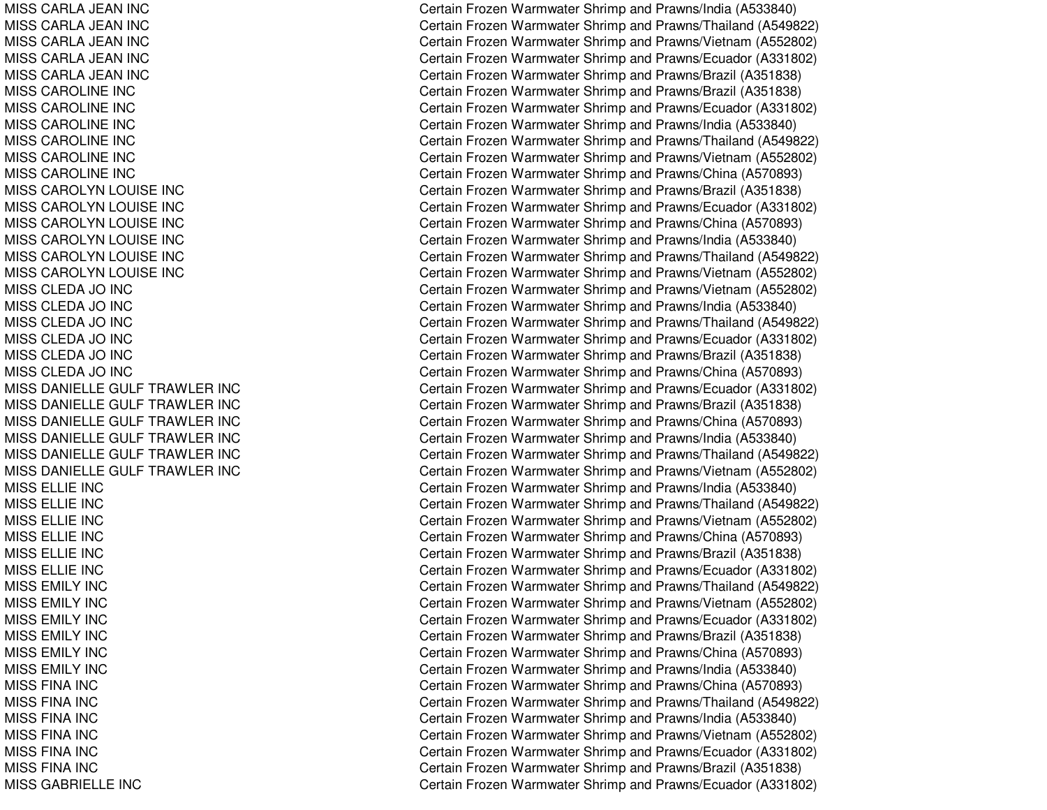| | |
|---|---|
| MISS CARLA JEAN INC | Certain Frozen Warmwater Shrimp and Prawns/India (A533840) |
| MISS CARLA JEAN INC | Certain Frozen Warmwater Shrimp and Prawns/Thailand (A549822) |
| MISS CARLA JEAN INC | Certain Frozen Warmwater Shrimp and Prawns/Vietnam (A552802) |
| MISS CARLA JEAN INC | Certain Frozen Warmwater Shrimp and Prawns/Ecuador (A331802) |
| MISS CARLA JEAN INC | Certain Frozen Warmwater Shrimp and Prawns/Brazil (A351838) |
| MISS CAROLINE INC | Certain Frozen Warmwater Shrimp and Prawns/Brazil (A351838) |
| MISS CAROLINE INC | Certain Frozen Warmwater Shrimp and Prawns/Ecuador (A331802) |
| MISS CAROLINE INC | Certain Frozen Warmwater Shrimp and Prawns/India (A533840) |
| MISS CAROLINE INC | Certain Frozen Warmwater Shrimp and Prawns/Thailand (A549822) |
| MISS CAROLINE INC | Certain Frozen Warmwater Shrimp and Prawns/Vietnam (A552802) |
| MISS CAROLINE INC | Certain Frozen Warmwater Shrimp and Prawns/China (A570893) |
| MISS CAROLYN LOUISE INC | Certain Frozen Warmwater Shrimp and Prawns/Brazil (A351838) |
| MISS CAROLYN LOUISE INC | Certain Frozen Warmwater Shrimp and Prawns/Ecuador (A331802) |
| MISS CAROLYN LOUISE INC | Certain Frozen Warmwater Shrimp and Prawns/China (A570893) |
| MISS CAROLYN LOUISE INC | Certain Frozen Warmwater Shrimp and Prawns/India (A533840) |
| MISS CAROLYN LOUISE INC | Certain Frozen Warmwater Shrimp and Prawns/Thailand (A549822) |
| MISS CAROLYN LOUISE INC | Certain Frozen Warmwater Shrimp and Prawns/Vietnam (A552802) |
| MISS CLEDA JO INC | Certain Frozen Warmwater Shrimp and Prawns/Vietnam (A552802) |
| MISS CLEDA JO INC | Certain Frozen Warmwater Shrimp and Prawns/India (A533840) |
| MISS CLEDA JO INC | Certain Frozen Warmwater Shrimp and Prawns/Thailand (A549822) |
| MISS CLEDA JO INC | Certain Frozen Warmwater Shrimp and Prawns/Ecuador (A331802) |
| MISS CLEDA JO INC | Certain Frozen Warmwater Shrimp and Prawns/Brazil (A351838) |
| MISS CLEDA JO INC | Certain Frozen Warmwater Shrimp and Prawns/China (A570893) |
| MISS DANIELLE GULF TRAWLER INC | Certain Frozen Warmwater Shrimp and Prawns/Ecuador (A331802) |
| MISS DANIELLE GULF TRAWLER INC | Certain Frozen Warmwater Shrimp and Prawns/Brazil (A351838) |
| MISS DANIELLE GULF TRAWLER INC | Certain Frozen Warmwater Shrimp and Prawns/China (A570893) |
| MISS DANIELLE GULF TRAWLER INC | Certain Frozen Warmwater Shrimp and Prawns/India (A533840) |
| MISS DANIELLE GULF TRAWLER INC | Certain Frozen Warmwater Shrimp and Prawns/Thailand (A549822) |
| MISS DANIELLE GULF TRAWLER INC | Certain Frozen Warmwater Shrimp and Prawns/Vietnam (A552802) |
| MISS ELLIE INC | Certain Frozen Warmwater Shrimp and Prawns/India (A533840) |
| MISS ELLIE INC | Certain Frozen Warmwater Shrimp and Prawns/Thailand (A549822) |
| MISS ELLIE INC | Certain Frozen Warmwater Shrimp and Prawns/Vietnam (A552802) |
| MISS ELLIE INC | Certain Frozen Warmwater Shrimp and Prawns/China (A570893) |
| MISS ELLIE INC | Certain Frozen Warmwater Shrimp and Prawns/Brazil (A351838) |
| MISS ELLIE INC | Certain Frozen Warmwater Shrimp and Prawns/Ecuador (A331802) |
| MISS EMILY INC | Certain Frozen Warmwater Shrimp and Prawns/Thailand (A549822) |
| MISS EMILY INC | Certain Frozen Warmwater Shrimp and Prawns/Vietnam (A552802) |
| MISS EMILY INC | Certain Frozen Warmwater Shrimp and Prawns/Ecuador (A331802) |
| MISS EMILY INC | Certain Frozen Warmwater Shrimp and Prawns/Brazil (A351838) |
| MISS EMILY INC | Certain Frozen Warmwater Shrimp and Prawns/China (A570893) |
| MISS EMILY INC | Certain Frozen Warmwater Shrimp and Prawns/India (A533840) |
| MISS FINA INC | Certain Frozen Warmwater Shrimp and Prawns/China (A570893) |
| MISS FINA INC | Certain Frozen Warmwater Shrimp and Prawns/Thailand (A549822) |
| MISS FINA INC | Certain Frozen Warmwater Shrimp and Prawns/India (A533840) |
| MISS FINA INC | Certain Frozen Warmwater Shrimp and Prawns/Vietnam (A552802) |
| MISS FINA INC | Certain Frozen Warmwater Shrimp and Prawns/Ecuador (A331802) |
| MISS FINA INC | Certain Frozen Warmwater Shrimp and Prawns/Brazil (A351838) |
| MISS GABRIELLE INC | Certain Frozen Warmwater Shrimp and Prawns/Ecuador (A331802) |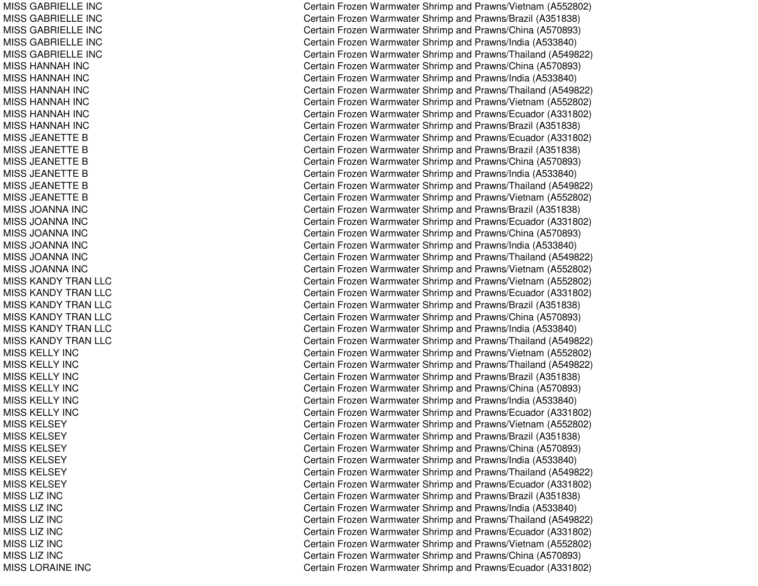| | |
|---|---|
| MISS GABRIELLE INC | Certain Frozen Warmwater Shrimp and Prawns/Vietnam (A552802) |
| MISS GABRIELLE INC | Certain Frozen Warmwater Shrimp and Prawns/Brazil (A351838) |
| MISS GABRIELLE INC | Certain Frozen Warmwater Shrimp and Prawns/China (A570893) |
| MISS GABRIELLE INC | Certain Frozen Warmwater Shrimp and Prawns/India (A533840) |
| MISS GABRIELLE INC | Certain Frozen Warmwater Shrimp and Prawns/Thailand (A549822) |
| MISS HANNAH INC | Certain Frozen Warmwater Shrimp and Prawns/China (A570893) |
| MISS HANNAH INC | Certain Frozen Warmwater Shrimp and Prawns/India (A533840) |
| MISS HANNAH INC | Certain Frozen Warmwater Shrimp and Prawns/Thailand (A549822) |
| MISS HANNAH INC | Certain Frozen Warmwater Shrimp and Prawns/Vietnam (A552802) |
| MISS HANNAH INC | Certain Frozen Warmwater Shrimp and Prawns/Ecuador (A331802) |
| MISS HANNAH INC | Certain Frozen Warmwater Shrimp and Prawns/Brazil (A351838) |
| MISS JEANETTE B | Certain Frozen Warmwater Shrimp and Prawns/Ecuador (A331802) |
| MISS JEANETTE B | Certain Frozen Warmwater Shrimp and Prawns/Brazil (A351838) |
| MISS JEANETTE B | Certain Frozen Warmwater Shrimp and Prawns/China (A570893) |
| MISS JEANETTE B | Certain Frozen Warmwater Shrimp and Prawns/India (A533840) |
| MISS JEANETTE B | Certain Frozen Warmwater Shrimp and Prawns/Thailand (A549822) |
| MISS JEANETTE B | Certain Frozen Warmwater Shrimp and Prawns/Vietnam (A552802) |
| MISS JOANNA INC | Certain Frozen Warmwater Shrimp and Prawns/Brazil (A351838) |
| MISS JOANNA INC | Certain Frozen Warmwater Shrimp and Prawns/Ecuador (A331802) |
| MISS JOANNA INC | Certain Frozen Warmwater Shrimp and Prawns/China (A570893) |
| MISS JOANNA INC | Certain Frozen Warmwater Shrimp and Prawns/India (A533840) |
| MISS JOANNA INC | Certain Frozen Warmwater Shrimp and Prawns/Thailand (A549822) |
| MISS JOANNA INC | Certain Frozen Warmwater Shrimp and Prawns/Vietnam (A552802) |
| MISS KANDY TRAN LLC | Certain Frozen Warmwater Shrimp and Prawns/Vietnam (A552802) |
| MISS KANDY TRAN LLC | Certain Frozen Warmwater Shrimp and Prawns/Ecuador (A331802) |
| MISS KANDY TRAN LLC | Certain Frozen Warmwater Shrimp and Prawns/Brazil (A351838) |
| MISS KANDY TRAN LLC | Certain Frozen Warmwater Shrimp and Prawns/China (A570893) |
| MISS KANDY TRAN LLC | Certain Frozen Warmwater Shrimp and Prawns/India (A533840) |
| MISS KANDY TRAN LLC | Certain Frozen Warmwater Shrimp and Prawns/Thailand (A549822) |
| MISS KELLY INC | Certain Frozen Warmwater Shrimp and Prawns/Vietnam (A552802) |
| MISS KELLY INC | Certain Frozen Warmwater Shrimp and Prawns/Thailand (A549822) |
| MISS KELLY INC | Certain Frozen Warmwater Shrimp and Prawns/Brazil (A351838) |
| MISS KELLY INC | Certain Frozen Warmwater Shrimp and Prawns/China (A570893) |
| MISS KELLY INC | Certain Frozen Warmwater Shrimp and Prawns/India (A533840) |
| MISS KELLY INC | Certain Frozen Warmwater Shrimp and Prawns/Ecuador (A331802) |
| MISS KELSEY | Certain Frozen Warmwater Shrimp and Prawns/Vietnam (A552802) |
| MISS KELSEY | Certain Frozen Warmwater Shrimp and Prawns/Brazil (A351838) |
| MISS KELSEY | Certain Frozen Warmwater Shrimp and Prawns/China (A570893) |
| MISS KELSEY | Certain Frozen Warmwater Shrimp and Prawns/India (A533840) |
| MISS KELSEY | Certain Frozen Warmwater Shrimp and Prawns/Thailand (A549822) |
| MISS KELSEY | Certain Frozen Warmwater Shrimp and Prawns/Ecuador (A331802) |
| MISS LIZ INC | Certain Frozen Warmwater Shrimp and Prawns/Brazil (A351838) |
| MISS LIZ INC | Certain Frozen Warmwater Shrimp and Prawns/India (A533840) |
| MISS LIZ INC | Certain Frozen Warmwater Shrimp and Prawns/Thailand (A549822) |
| MISS LIZ INC | Certain Frozen Warmwater Shrimp and Prawns/Ecuador (A331802) |
| MISS LIZ INC | Certain Frozen Warmwater Shrimp and Prawns/Vietnam (A552802) |
| MISS LIZ INC | Certain Frozen Warmwater Shrimp and Prawns/China (A570893) |
| MISS LORAINE INC | Certain Frozen Warmwater Shrimp and Prawns/Ecuador (A331802) |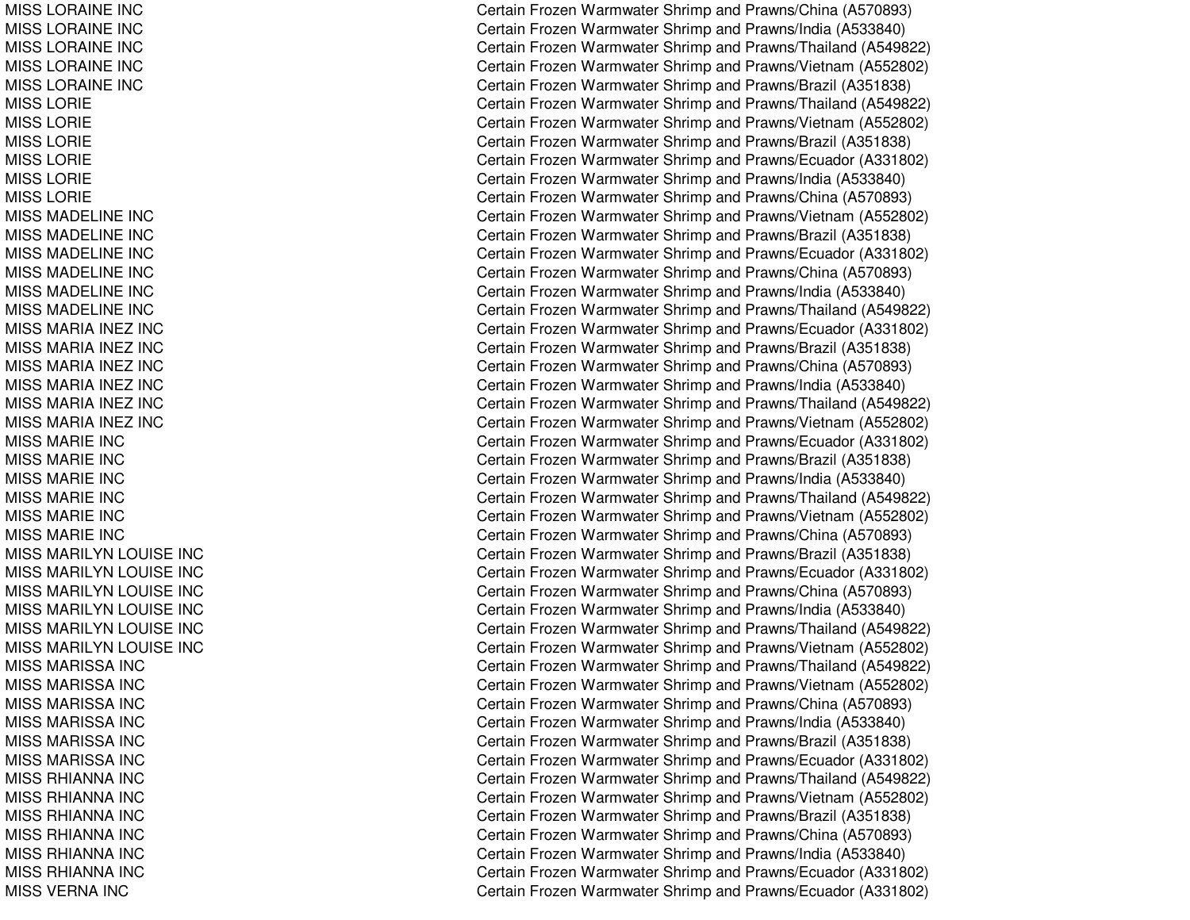| | |
|---|---|
| MISS LORAINE INC | Certain Frozen Warmwater Shrimp and Prawns/China (A570893) |
| MISS LORAINE INC | Certain Frozen Warmwater Shrimp and Prawns/India (A533840) |
| MISS LORAINE INC | Certain Frozen Warmwater Shrimp and Prawns/Thailand (A549822) |
| MISS LORAINE INC | Certain Frozen Warmwater Shrimp and Prawns/Vietnam (A552802) |
| MISS LORAINE INC | Certain Frozen Warmwater Shrimp and Prawns/Brazil (A351838) |
| MISS LORIE | Certain Frozen Warmwater Shrimp and Prawns/Thailand (A549822) |
| MISS LORIE | Certain Frozen Warmwater Shrimp and Prawns/Vietnam (A552802) |
| MISS LORIE | Certain Frozen Warmwater Shrimp and Prawns/Brazil (A351838) |
| MISS LORIE | Certain Frozen Warmwater Shrimp and Prawns/Ecuador (A331802) |
| MISS LORIE | Certain Frozen Warmwater Shrimp and Prawns/India (A533840) |
| MISS LORIE | Certain Frozen Warmwater Shrimp and Prawns/China (A570893) |
| MISS MADELINE INC | Certain Frozen Warmwater Shrimp and Prawns/Vietnam (A552802) |
| MISS MADELINE INC | Certain Frozen Warmwater Shrimp and Prawns/Brazil (A351838) |
| MISS MADELINE INC | Certain Frozen Warmwater Shrimp and Prawns/Ecuador (A331802) |
| MISS MADELINE INC | Certain Frozen Warmwater Shrimp and Prawns/China (A570893) |
| MISS MADELINE INC | Certain Frozen Warmwater Shrimp and Prawns/India (A533840) |
| MISS MADELINE INC | Certain Frozen Warmwater Shrimp and Prawns/Thailand (A549822) |
| MISS MARIA INEZ INC | Certain Frozen Warmwater Shrimp and Prawns/Ecuador (A331802) |
| MISS MARIA INEZ INC | Certain Frozen Warmwater Shrimp and Prawns/Brazil (A351838) |
| MISS MARIA INEZ INC | Certain Frozen Warmwater Shrimp and Prawns/China (A570893) |
| MISS MARIA INEZ INC | Certain Frozen Warmwater Shrimp and Prawns/India (A533840) |
| MISS MARIA INEZ INC | Certain Frozen Warmwater Shrimp and Prawns/Thailand (A549822) |
| MISS MARIA INEZ INC | Certain Frozen Warmwater Shrimp and Prawns/Vietnam (A552802) |
| MISS MARIE INC | Certain Frozen Warmwater Shrimp and Prawns/Ecuador (A331802) |
| MISS MARIE INC | Certain Frozen Warmwater Shrimp and Prawns/Brazil (A351838) |
| MISS MARIE INC | Certain Frozen Warmwater Shrimp and Prawns/India (A533840) |
| MISS MARIE INC | Certain Frozen Warmwater Shrimp and Prawns/Thailand (A549822) |
| MISS MARIE INC | Certain Frozen Warmwater Shrimp and Prawns/Vietnam (A552802) |
| MISS MARIE INC | Certain Frozen Warmwater Shrimp and Prawns/China (A570893) |
| MISS MARILYN LOUISE INC | Certain Frozen Warmwater Shrimp and Prawns/Brazil (A351838) |
| MISS MARILYN LOUISE INC | Certain Frozen Warmwater Shrimp and Prawns/Ecuador (A331802) |
| MISS MARILYN LOUISE INC | Certain Frozen Warmwater Shrimp and Prawns/China (A570893) |
| MISS MARILYN LOUISE INC | Certain Frozen Warmwater Shrimp and Prawns/India (A533840) |
| MISS MARILYN LOUISE INC | Certain Frozen Warmwater Shrimp and Prawns/Thailand (A549822) |
| MISS MARILYN LOUISE INC | Certain Frozen Warmwater Shrimp and Prawns/Vietnam (A552802) |
| MISS MARISSA INC | Certain Frozen Warmwater Shrimp and Prawns/Thailand (A549822) |
| MISS MARISSA INC | Certain Frozen Warmwater Shrimp and Prawns/Vietnam (A552802) |
| MISS MARISSA INC | Certain Frozen Warmwater Shrimp and Prawns/China (A570893) |
| MISS MARISSA INC | Certain Frozen Warmwater Shrimp and Prawns/India (A533840) |
| MISS MARISSA INC | Certain Frozen Warmwater Shrimp and Prawns/Brazil (A351838) |
| MISS MARISSA INC | Certain Frozen Warmwater Shrimp and Prawns/Ecuador (A331802) |
| MISS RHIANNA INC | Certain Frozen Warmwater Shrimp and Prawns/Thailand (A549822) |
| MISS RHIANNA INC | Certain Frozen Warmwater Shrimp and Prawns/Vietnam (A552802) |
| MISS RHIANNA INC | Certain Frozen Warmwater Shrimp and Prawns/Brazil (A351838) |
| MISS RHIANNA INC | Certain Frozen Warmwater Shrimp and Prawns/China (A570893) |
| MISS RHIANNA INC | Certain Frozen Warmwater Shrimp and Prawns/India (A533840) |
| MISS RHIANNA INC | Certain Frozen Warmwater Shrimp and Prawns/Ecuador (A331802) |
| MISS VERNA INC | Certain Frozen Warmwater Shrimp and Prawns/Ecuador (A331802) |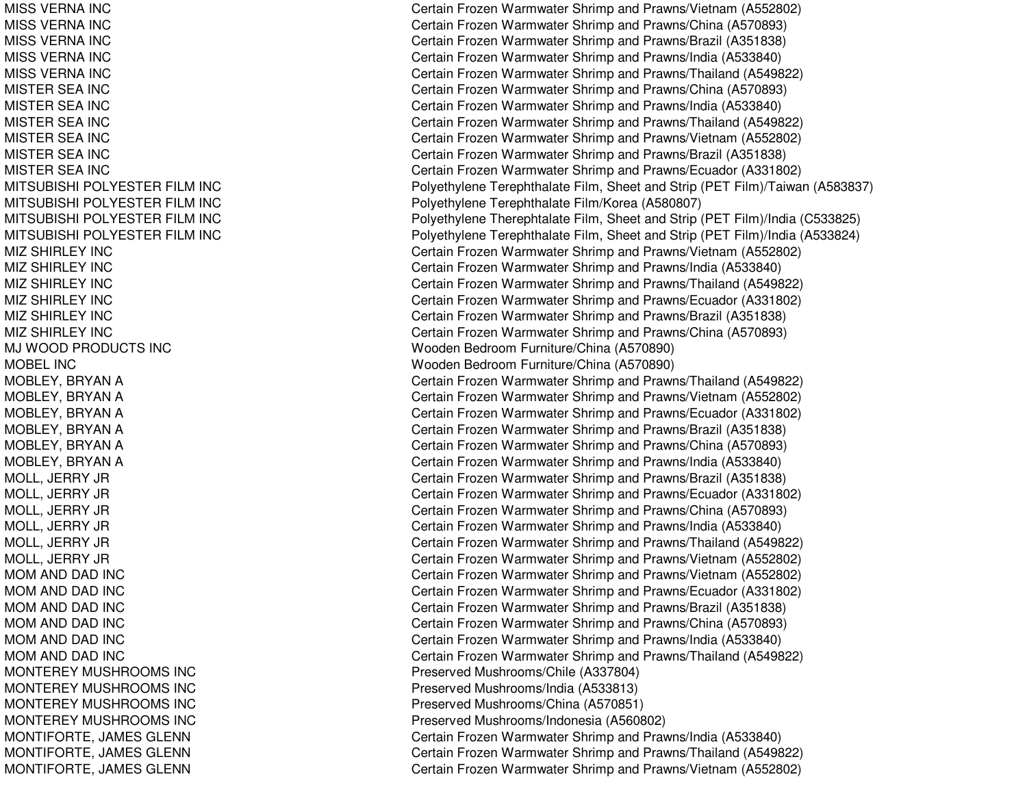| | |
|---|---|
| MISS VERNA INC | Certain Frozen Warmwater Shrimp and Prawns/Vietnam (A552802) |
| MISS VERNA INC | Certain Frozen Warmwater Shrimp and Prawns/China (A570893) |
| MISS VERNA INC | Certain Frozen Warmwater Shrimp and Prawns/Brazil (A351838) |
| MISS VERNA INC | Certain Frozen Warmwater Shrimp and Prawns/India (A533840) |
| MISS VERNA INC | Certain Frozen Warmwater Shrimp and Prawns/Thailand (A549822) |
| MISTER SEA INC | Certain Frozen Warmwater Shrimp and Prawns/China (A570893) |
| MISTER SEA INC | Certain Frozen Warmwater Shrimp and Prawns/India (A533840) |
| MISTER SEA INC | Certain Frozen Warmwater Shrimp and Prawns/Thailand (A549822) |
| MISTER SEA INC | Certain Frozen Warmwater Shrimp and Prawns/Vietnam (A552802) |
| MISTER SEA INC | Certain Frozen Warmwater Shrimp and Prawns/Brazil (A351838) |
| MISTER SEA INC | Certain Frozen Warmwater Shrimp and Prawns/Ecuador (A331802) |
| MITSUBISHI POLYESTER FILM INC | Polyethylene Terephthalate Film, Sheet and Strip (PET Film)/Taiwan (A583837) |
| MITSUBISHI POLYESTER FILM INC | Polyethylene Terephthalate Film/Korea (A580807) |
| MITSUBISHI POLYESTER FILM INC | Polyethylene Therephtalate Film, Sheet and Strip (PET Film)/India (C533825) |
| MITSUBISHI POLYESTER FILM INC | Polyethylene Terephthalate Film, Sheet and Strip (PET Film)/India (A533824) |
| MIZ SHIRLEY INC | Certain Frozen Warmwater Shrimp and Prawns/Vietnam (A552802) |
| MIZ SHIRLEY INC | Certain Frozen Warmwater Shrimp and Prawns/India (A533840) |
| MIZ SHIRLEY INC | Certain Frozen Warmwater Shrimp and Prawns/Thailand (A549822) |
| MIZ SHIRLEY INC | Certain Frozen Warmwater Shrimp and Prawns/Ecuador (A331802) |
| MIZ SHIRLEY INC | Certain Frozen Warmwater Shrimp and Prawns/Brazil (A351838) |
| MIZ SHIRLEY INC | Certain Frozen Warmwater Shrimp and Prawns/China (A570893) |
| MJ WOOD PRODUCTS INC | Wooden Bedroom Furniture/China (A570890) |
| MOBEL INC | Wooden Bedroom Furniture/China (A570890) |
| MOBLEY, BRYAN A | Certain Frozen Warmwater Shrimp and Prawns/Thailand (A549822) |
| MOBLEY, BRYAN A | Certain Frozen Warmwater Shrimp and Prawns/Vietnam (A552802) |
| MOBLEY, BRYAN A | Certain Frozen Warmwater Shrimp and Prawns/Ecuador (A331802) |
| MOBLEY, BRYAN A | Certain Frozen Warmwater Shrimp and Prawns/Brazil (A351838) |
| MOBLEY, BRYAN A | Certain Frozen Warmwater Shrimp and Prawns/China (A570893) |
| MOBLEY, BRYAN A | Certain Frozen Warmwater Shrimp and Prawns/India (A533840) |
| MOLL, JERRY JR | Certain Frozen Warmwater Shrimp and Prawns/Brazil (A351838) |
| MOLL, JERRY JR | Certain Frozen Warmwater Shrimp and Prawns/Ecuador (A331802) |
| MOLL, JERRY JR | Certain Frozen Warmwater Shrimp and Prawns/China (A570893) |
| MOLL, JERRY JR | Certain Frozen Warmwater Shrimp and Prawns/India (A533840) |
| MOLL, JERRY JR | Certain Frozen Warmwater Shrimp and Prawns/Thailand (A549822) |
| MOLL, JERRY JR | Certain Frozen Warmwater Shrimp and Prawns/Vietnam (A552802) |
| MOM AND DAD INC | Certain Frozen Warmwater Shrimp and Prawns/Vietnam (A552802) |
| MOM AND DAD INC | Certain Frozen Warmwater Shrimp and Prawns/Ecuador (A331802) |
| MOM AND DAD INC | Certain Frozen Warmwater Shrimp and Prawns/Brazil (A351838) |
| MOM AND DAD INC | Certain Frozen Warmwater Shrimp and Prawns/China (A570893) |
| MOM AND DAD INC | Certain Frozen Warmwater Shrimp and Prawns/India (A533840) |
| MOM AND DAD INC | Certain Frozen Warmwater Shrimp and Prawns/Thailand (A549822) |
| MONTEREY MUSHROOMS INC | Preserved Mushrooms/Chile (A337804) |
| MONTEREY MUSHROOMS INC | Preserved Mushrooms/India (A533813) |
| MONTEREY MUSHROOMS INC | Preserved Mushrooms/China (A570851) |
| MONTEREY MUSHROOMS INC | Preserved Mushrooms/Indonesia (A560802) |
| MONTIFORTE, JAMES GLENN | Certain Frozen Warmwater Shrimp and Prawns/India (A533840) |
| MONTIFORTE, JAMES GLENN | Certain Frozen Warmwater Shrimp and Prawns/Thailand (A549822) |
| MONTIFORTE, JAMES GLENN | Certain Frozen Warmwater Shrimp and Prawns/Vietnam (A552802) |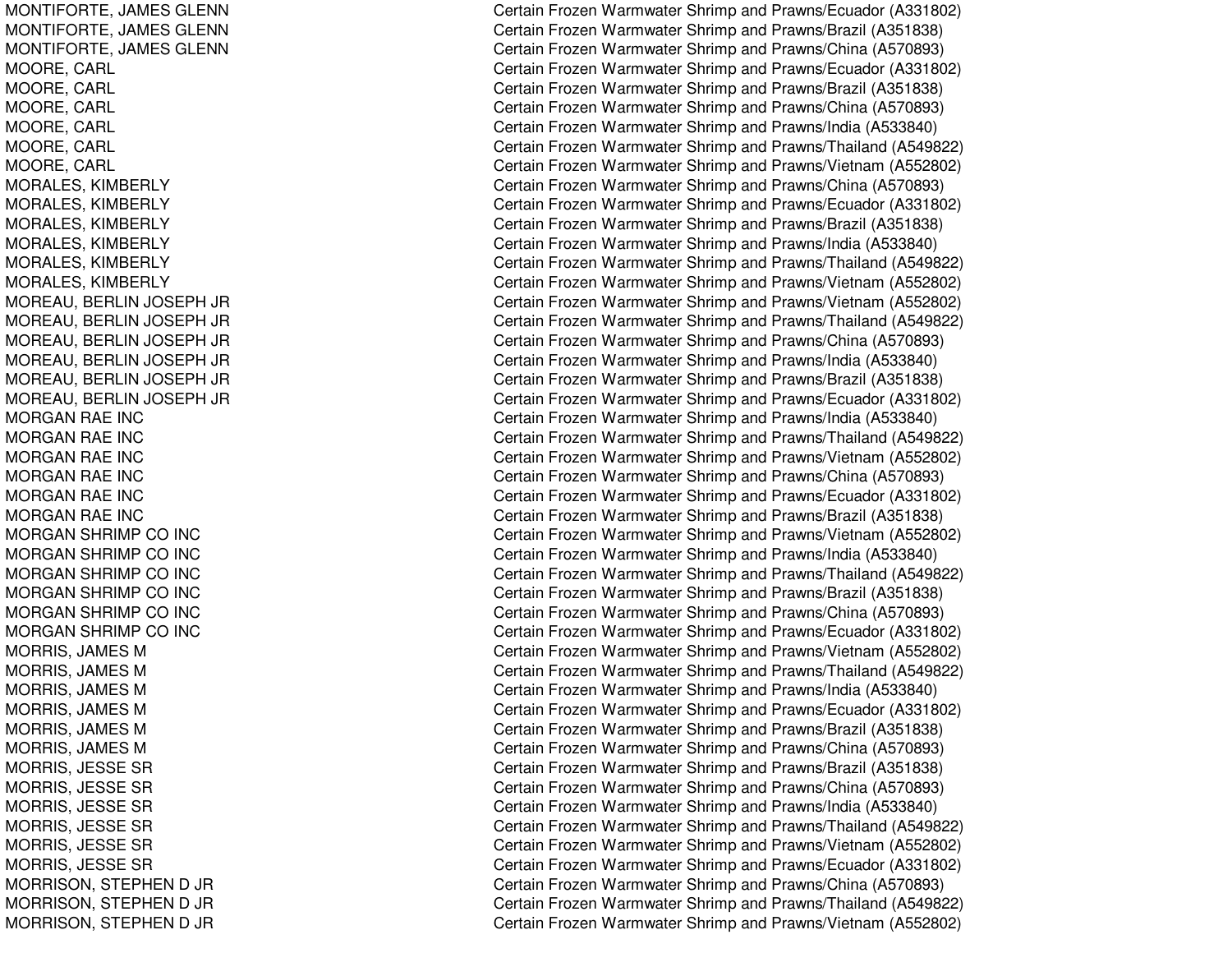| | |
|---|---|
| MONTIFORTE, JAMES GLENN | Certain Frozen Warmwater Shrimp and Prawns/Ecuador (A331802) |
| MONTIFORTE, JAMES GLENN | Certain Frozen Warmwater Shrimp and Prawns/Brazil (A351838) |
| MONTIFORTE, JAMES GLENN | Certain Frozen Warmwater Shrimp and Prawns/China (A570893) |
| MOORE, CARL | Certain Frozen Warmwater Shrimp and Prawns/Ecuador (A331802) |
| MOORE, CARL | Certain Frozen Warmwater Shrimp and Prawns/Brazil (A351838) |
| MOORE, CARL | Certain Frozen Warmwater Shrimp and Prawns/China (A570893) |
| MOORE, CARL | Certain Frozen Warmwater Shrimp and Prawns/India (A533840) |
| MOORE, CARL | Certain Frozen Warmwater Shrimp and Prawns/Thailand (A549822) |
| MOORE, CARL | Certain Frozen Warmwater Shrimp and Prawns/Vietnam (A552802) |
| MORALES, KIMBERLY | Certain Frozen Warmwater Shrimp and Prawns/China (A570893) |
| MORALES, KIMBERLY | Certain Frozen Warmwater Shrimp and Prawns/Ecuador (A331802) |
| MORALES, KIMBERLY | Certain Frozen Warmwater Shrimp and Prawns/Brazil (A351838) |
| MORALES, KIMBERLY | Certain Frozen Warmwater Shrimp and Prawns/India (A533840) |
| MORALES, KIMBERLY | Certain Frozen Warmwater Shrimp and Prawns/Thailand (A549822) |
| MORALES, KIMBERLY | Certain Frozen Warmwater Shrimp and Prawns/Vietnam (A552802) |
| MOREAU, BERLIN JOSEPH JR | Certain Frozen Warmwater Shrimp and Prawns/Vietnam (A552802) |
| MOREAU, BERLIN JOSEPH JR | Certain Frozen Warmwater Shrimp and Prawns/Thailand (A549822) |
| MOREAU, BERLIN JOSEPH JR | Certain Frozen Warmwater Shrimp and Prawns/China (A570893) |
| MOREAU, BERLIN JOSEPH JR | Certain Frozen Warmwater Shrimp and Prawns/India (A533840) |
| MOREAU, BERLIN JOSEPH JR | Certain Frozen Warmwater Shrimp and Prawns/Brazil (A351838) |
| MOREAU, BERLIN JOSEPH JR | Certain Frozen Warmwater Shrimp and Prawns/Ecuador (A331802) |
| MORGAN RAE INC | Certain Frozen Warmwater Shrimp and Prawns/India (A533840) |
| MORGAN RAE INC | Certain Frozen Warmwater Shrimp and Prawns/Thailand (A549822) |
| MORGAN RAE INC | Certain Frozen Warmwater Shrimp and Prawns/Vietnam (A552802) |
| MORGAN RAE INC | Certain Frozen Warmwater Shrimp and Prawns/China (A570893) |
| MORGAN RAE INC | Certain Frozen Warmwater Shrimp and Prawns/Ecuador (A331802) |
| MORGAN RAE INC | Certain Frozen Warmwater Shrimp and Prawns/Brazil (A351838) |
| MORGAN SHRIMP CO INC | Certain Frozen Warmwater Shrimp and Prawns/Vietnam (A552802) |
| MORGAN SHRIMP CO INC | Certain Frozen Warmwater Shrimp and Prawns/India (A533840) |
| MORGAN SHRIMP CO INC | Certain Frozen Warmwater Shrimp and Prawns/Thailand (A549822) |
| MORGAN SHRIMP CO INC | Certain Frozen Warmwater Shrimp and Prawns/Brazil (A351838) |
| MORGAN SHRIMP CO INC | Certain Frozen Warmwater Shrimp and Prawns/China (A570893) |
| MORGAN SHRIMP CO INC | Certain Frozen Warmwater Shrimp and Prawns/Ecuador (A331802) |
| MORRIS, JAMES M | Certain Frozen Warmwater Shrimp and Prawns/Vietnam (A552802) |
| MORRIS, JAMES M | Certain Frozen Warmwater Shrimp and Prawns/Thailand (A549822) |
| MORRIS, JAMES M | Certain Frozen Warmwater Shrimp and Prawns/India (A533840) |
| MORRIS, JAMES M | Certain Frozen Warmwater Shrimp and Prawns/Ecuador (A331802) |
| MORRIS, JAMES M | Certain Frozen Warmwater Shrimp and Prawns/Brazil (A351838) |
| MORRIS, JAMES M | Certain Frozen Warmwater Shrimp and Prawns/China (A570893) |
| MORRIS, JESSE SR | Certain Frozen Warmwater Shrimp and Prawns/Brazil (A351838) |
| MORRIS, JESSE SR | Certain Frozen Warmwater Shrimp and Prawns/China (A570893) |
| MORRIS, JESSE SR | Certain Frozen Warmwater Shrimp and Prawns/India (A533840) |
| MORRIS, JESSE SR | Certain Frozen Warmwater Shrimp and Prawns/Thailand (A549822) |
| MORRIS, JESSE SR | Certain Frozen Warmwater Shrimp and Prawns/Vietnam (A552802) |
| MORRIS, JESSE SR | Certain Frozen Warmwater Shrimp and Prawns/Ecuador (A331802) |
| MORRISON, STEPHEN D JR | Certain Frozen Warmwater Shrimp and Prawns/China (A570893) |
| MORRISON, STEPHEN D JR | Certain Frozen Warmwater Shrimp and Prawns/Thailand (A549822) |
| MORRISON, STEPHEN D JR | Certain Frozen Warmwater Shrimp and Prawns/Vietnam (A552802) |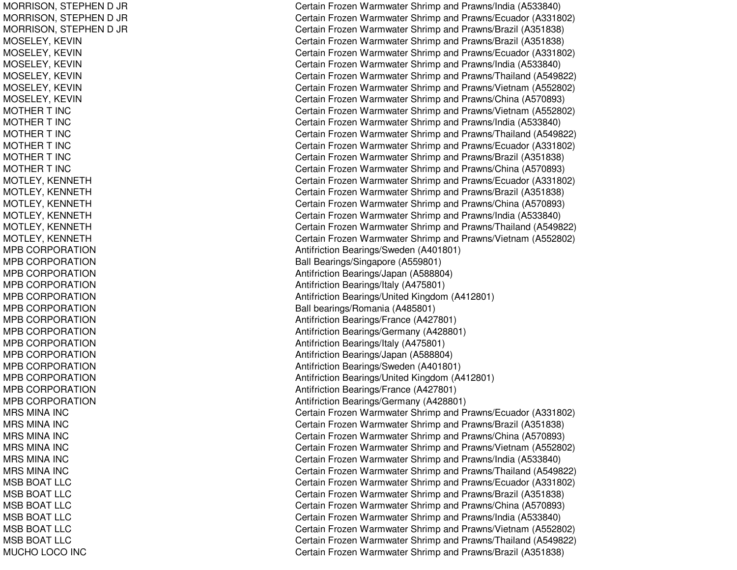| | |
|---|---|
| MORRISON, STEPHEN D JR | Certain Frozen Warmwater Shrimp and Prawns/India (A533840) |
| MORRISON, STEPHEN D JR | Certain Frozen Warmwater Shrimp and Prawns/Ecuador (A331802) |
| MORRISON, STEPHEN D JR | Certain Frozen Warmwater Shrimp and Prawns/Brazil (A351838) |
| MOSELEY, KEVIN | Certain Frozen Warmwater Shrimp and Prawns/Brazil (A351838) |
| MOSELEY, KEVIN | Certain Frozen Warmwater Shrimp and Prawns/Ecuador (A331802) |
| MOSELEY, KEVIN | Certain Frozen Warmwater Shrimp and Prawns/India (A533840) |
| MOSELEY, KEVIN | Certain Frozen Warmwater Shrimp and Prawns/Thailand (A549822) |
| MOSELEY, KEVIN | Certain Frozen Warmwater Shrimp and Prawns/Vietnam (A552802) |
| MOSELEY, KEVIN | Certain Frozen Warmwater Shrimp and Prawns/China (A570893) |
| MOTHER T INC | Certain Frozen Warmwater Shrimp and Prawns/Vietnam (A552802) |
| MOTHER T INC | Certain Frozen Warmwater Shrimp and Prawns/India (A533840) |
| MOTHER T INC | Certain Frozen Warmwater Shrimp and Prawns/Thailand (A549822) |
| MOTHER T INC | Certain Frozen Warmwater Shrimp and Prawns/Ecuador (A331802) |
| MOTHER T INC | Certain Frozen Warmwater Shrimp and Prawns/Brazil (A351838) |
| MOTHER T INC | Certain Frozen Warmwater Shrimp and Prawns/China (A570893) |
| MOTLEY, KENNETH | Certain Frozen Warmwater Shrimp and Prawns/Ecuador (A331802) |
| MOTLEY, KENNETH | Certain Frozen Warmwater Shrimp and Prawns/Brazil (A351838) |
| MOTLEY, KENNETH | Certain Frozen Warmwater Shrimp and Prawns/China (A570893) |
| MOTLEY, KENNETH | Certain Frozen Warmwater Shrimp and Prawns/India (A533840) |
| MOTLEY, KENNETH | Certain Frozen Warmwater Shrimp and Prawns/Thailand (A549822) |
| MOTLEY, KENNETH | Certain Frozen Warmwater Shrimp and Prawns/Vietnam (A552802) |
| MPB CORPORATION | Antifriction Bearings/Sweden (A401801) |
| MPB CORPORATION | Ball Bearings/Singapore (A559801) |
| MPB CORPORATION | Antifriction Bearings/Japan (A588804) |
| MPB CORPORATION | Antifriction Bearings/Italy (A475801) |
| MPB CORPORATION | Antifriction Bearings/United Kingdom (A412801) |
| MPB CORPORATION | Ball bearings/Romania (A485801) |
| MPB CORPORATION | Antifriction Bearings/France (A427801) |
| MPB CORPORATION | Antifriction Bearings/Germany (A428801) |
| MPB CORPORATION | Antifriction Bearings/Italy (A475801) |
| MPB CORPORATION | Antifriction Bearings/Japan (A588804) |
| MPB CORPORATION | Antifriction Bearings/Sweden (A401801) |
| MPB CORPORATION | Antifriction Bearings/United Kingdom (A412801) |
| MPB CORPORATION | Antifriction Bearings/France (A427801) |
| MPB CORPORATION | Antifriction Bearings/Germany (A428801) |
| MRS MINA INC | Certain Frozen Warmwater Shrimp and Prawns/Ecuador (A331802) |
| MRS MINA INC | Certain Frozen Warmwater Shrimp and Prawns/Brazil (A351838) |
| MRS MINA INC | Certain Frozen Warmwater Shrimp and Prawns/China (A570893) |
| MRS MINA INC | Certain Frozen Warmwater Shrimp and Prawns/Vietnam (A552802) |
| MRS MINA INC | Certain Frozen Warmwater Shrimp and Prawns/India (A533840) |
| MRS MINA INC | Certain Frozen Warmwater Shrimp and Prawns/Thailand (A549822) |
| MSB BOAT LLC | Certain Frozen Warmwater Shrimp and Prawns/Ecuador (A331802) |
| MSB BOAT LLC | Certain Frozen Warmwater Shrimp and Prawns/Brazil (A351838) |
| MSB BOAT LLC | Certain Frozen Warmwater Shrimp and Prawns/China (A570893) |
| MSB BOAT LLC | Certain Frozen Warmwater Shrimp and Prawns/India (A533840) |
| MSB BOAT LLC | Certain Frozen Warmwater Shrimp and Prawns/Vietnam (A552802) |
| MSB BOAT LLC | Certain Frozen Warmwater Shrimp and Prawns/Thailand (A549822) |
| MUCHO LOCO INC | Certain Frozen Warmwater Shrimp and Prawns/Brazil (A351838) |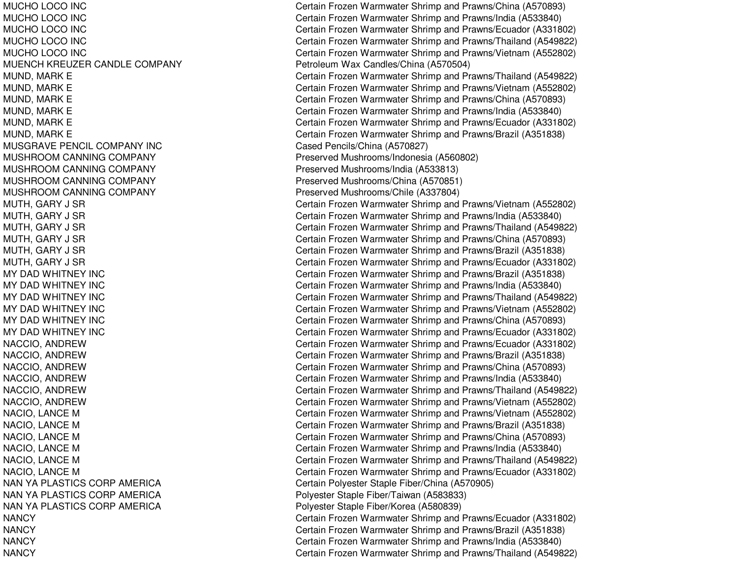| | |
|---|---|
| MUCHO LOCO INC | Certain Frozen Warmwater Shrimp and Prawns/China (A570893) |
| MUCHO LOCO INC | Certain Frozen Warmwater Shrimp and Prawns/India (A533840) |
| MUCHO LOCO INC | Certain Frozen Warmwater Shrimp and Prawns/Ecuador (A331802) |
| MUCHO LOCO INC | Certain Frozen Warmwater Shrimp and Prawns/Thailand (A549822) |
| MUCHO LOCO INC | Certain Frozen Warmwater Shrimp and Prawns/Vietnam (A552802) |
| MUENCH KREUZER CANDLE COMPANY | Petroleum Wax Candles/China (A570504) |
| MUND, MARK E | Certain Frozen Warmwater Shrimp and Prawns/Thailand (A549822) |
| MUND, MARK E | Certain Frozen Warmwater Shrimp and Prawns/Vietnam (A552802) |
| MUND, MARK E | Certain Frozen Warmwater Shrimp and Prawns/China (A570893) |
| MUND, MARK E | Certain Frozen Warmwater Shrimp and Prawns/India (A533840) |
| MUND, MARK E | Certain Frozen Warmwater Shrimp and Prawns/Ecuador (A331802) |
| MUND, MARK E | Certain Frozen Warmwater Shrimp and Prawns/Brazil (A351838) |
| MUSGRAVE PENCIL COMPANY INC | Cased Pencils/China (A570827) |
| MUSHROOM CANNING COMPANY | Preserved Mushrooms/Indonesia (A560802) |
| MUSHROOM CANNING COMPANY | Preserved Mushrooms/India (A533813) |
| MUSHROOM CANNING COMPANY | Preserved Mushrooms/China (A570851) |
| MUSHROOM CANNING COMPANY | Preserved Mushrooms/Chile (A337804) |
| MUTH, GARY J SR | Certain Frozen Warmwater Shrimp and Prawns/Vietnam (A552802) |
| MUTH, GARY J SR | Certain Frozen Warmwater Shrimp and Prawns/India (A533840) |
| MUTH, GARY J SR | Certain Frozen Warmwater Shrimp and Prawns/Thailand (A549822) |
| MUTH, GARY J SR | Certain Frozen Warmwater Shrimp and Prawns/China (A570893) |
| MUTH, GARY J SR | Certain Frozen Warmwater Shrimp and Prawns/Brazil (A351838) |
| MUTH, GARY J SR | Certain Frozen Warmwater Shrimp and Prawns/Ecuador (A331802) |
| MY DAD WHITNEY INC | Certain Frozen Warmwater Shrimp and Prawns/Brazil (A351838) |
| MY DAD WHITNEY INC | Certain Frozen Warmwater Shrimp and Prawns/India (A533840) |
| MY DAD WHITNEY INC | Certain Frozen Warmwater Shrimp and Prawns/Thailand (A549822) |
| MY DAD WHITNEY INC | Certain Frozen Warmwater Shrimp and Prawns/Vietnam (A552802) |
| MY DAD WHITNEY INC | Certain Frozen Warmwater Shrimp and Prawns/China (A570893) |
| MY DAD WHITNEY INC | Certain Frozen Warmwater Shrimp and Prawns/Ecuador (A331802) |
| NACCIO, ANDREW | Certain Frozen Warmwater Shrimp and Prawns/Ecuador (A331802) |
| NACCIO, ANDREW | Certain Frozen Warmwater Shrimp and Prawns/Brazil (A351838) |
| NACCIO, ANDREW | Certain Frozen Warmwater Shrimp and Prawns/China (A570893) |
| NACCIO, ANDREW | Certain Frozen Warmwater Shrimp and Prawns/India (A533840) |
| NACCIO, ANDREW | Certain Frozen Warmwater Shrimp and Prawns/Thailand (A549822) |
| NACCIO, ANDREW | Certain Frozen Warmwater Shrimp and Prawns/Vietnam (A552802) |
| NACIO, LANCE M | Certain Frozen Warmwater Shrimp and Prawns/Vietnam (A552802) |
| NACIO, LANCE M | Certain Frozen Warmwater Shrimp and Prawns/Brazil (A351838) |
| NACIO, LANCE M | Certain Frozen Warmwater Shrimp and Prawns/China (A570893) |
| NACIO, LANCE M | Certain Frozen Warmwater Shrimp and Prawns/India (A533840) |
| NACIO, LANCE M | Certain Frozen Warmwater Shrimp and Prawns/Thailand (A549822) |
| NACIO, LANCE M | Certain Frozen Warmwater Shrimp and Prawns/Ecuador (A331802) |
| NAN YA PLASTICS CORP AMERICA | Certain Polyester Staple Fiber/China (A570905) |
| NAN YA PLASTICS CORP AMERICA | Polyester Staple Fiber/Taiwan (A583833) |
| NAN YA PLASTICS CORP AMERICA | Polyester Staple Fiber/Korea (A580839) |
| NANCY | Certain Frozen Warmwater Shrimp and Prawns/Ecuador (A331802) |
| NANCY | Certain Frozen Warmwater Shrimp and Prawns/Brazil (A351838) |
| NANCY | Certain Frozen Warmwater Shrimp and Prawns/India (A533840) |
| NANCY | Certain Frozen Warmwater Shrimp and Prawns/Thailand (A549822) |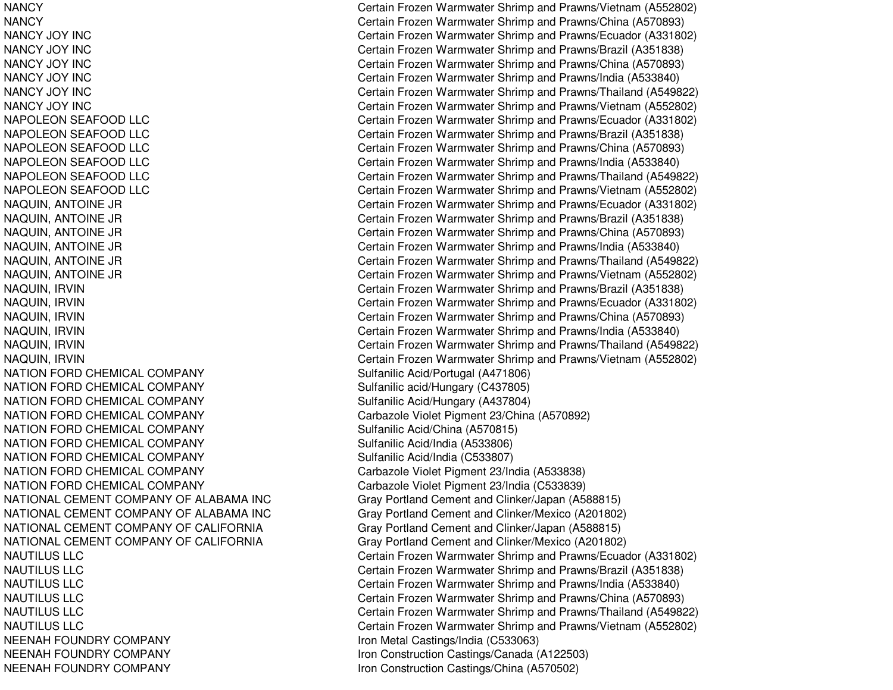| | |
|---|---|
| NANCY | Certain Frozen Warmwater Shrimp and Prawns/Vietnam (A552802) |
| NANCY | Certain Frozen Warmwater Shrimp and Prawns/China (A570893) |
| NANCY JOY INC | Certain Frozen Warmwater Shrimp and Prawns/Ecuador (A331802) |
| NANCY JOY INC | Certain Frozen Warmwater Shrimp and Prawns/Brazil (A351838) |
| NANCY JOY INC | Certain Frozen Warmwater Shrimp and Prawns/China (A570893) |
| NANCY JOY INC | Certain Frozen Warmwater Shrimp and Prawns/India (A533840) |
| NANCY JOY INC | Certain Frozen Warmwater Shrimp and Prawns/Thailand (A549822) |
| NANCY JOY INC | Certain Frozen Warmwater Shrimp and Prawns/Vietnam (A552802) |
| NAPOLEON SEAFOOD LLC | Certain Frozen Warmwater Shrimp and Prawns/Ecuador (A331802) |
| NAPOLEON SEAFOOD LLC | Certain Frozen Warmwater Shrimp and Prawns/Brazil (A351838) |
| NAPOLEON SEAFOOD LLC | Certain Frozen Warmwater Shrimp and Prawns/China (A570893) |
| NAPOLEON SEAFOOD LLC | Certain Frozen Warmwater Shrimp and Prawns/India (A533840) |
| NAPOLEON SEAFOOD LLC | Certain Frozen Warmwater Shrimp and Prawns/Thailand (A549822) |
| NAPOLEON SEAFOOD LLC | Certain Frozen Warmwater Shrimp and Prawns/Vietnam (A552802) |
| NAQUIN, ANTOINE JR | Certain Frozen Warmwater Shrimp and Prawns/Ecuador (A331802) |
| NAQUIN, ANTOINE JR | Certain Frozen Warmwater Shrimp and Prawns/Brazil (A351838) |
| NAQUIN, ANTOINE JR | Certain Frozen Warmwater Shrimp and Prawns/China (A570893) |
| NAQUIN, ANTOINE JR | Certain Frozen Warmwater Shrimp and Prawns/India (A533840) |
| NAQUIN, ANTOINE JR | Certain Frozen Warmwater Shrimp and Prawns/Thailand (A549822) |
| NAQUIN, ANTOINE JR | Certain Frozen Warmwater Shrimp and Prawns/Vietnam (A552802) |
| NAQUIN, IRVIN | Certain Frozen Warmwater Shrimp and Prawns/Brazil (A351838) |
| NAQUIN, IRVIN | Certain Frozen Warmwater Shrimp and Prawns/Ecuador (A331802) |
| NAQUIN, IRVIN | Certain Frozen Warmwater Shrimp and Prawns/China (A570893) |
| NAQUIN, IRVIN | Certain Frozen Warmwater Shrimp and Prawns/India (A533840) |
| NAQUIN, IRVIN | Certain Frozen Warmwater Shrimp and Prawns/Thailand (A549822) |
| NAQUIN, IRVIN | Certain Frozen Warmwater Shrimp and Prawns/Vietnam (A552802) |
| NATION FORD CHEMICAL COMPANY | Sulfanilic Acid/Portugal (A471806) |
| NATION FORD CHEMICAL COMPANY | Sulfanilic acid/Hungary (C437805) |
| NATION FORD CHEMICAL COMPANY | Sulfanilic Acid/Hungary (A437804) |
| NATION FORD CHEMICAL COMPANY | Carbazole Violet Pigment 23/China (A570892) |
| NATION FORD CHEMICAL COMPANY | Sulfanilic Acid/China (A570815) |
| NATION FORD CHEMICAL COMPANY | Sulfanilic Acid/India (A533806) |
| NATION FORD CHEMICAL COMPANY | Sulfanilic Acid/India (C533807) |
| NATION FORD CHEMICAL COMPANY | Carbazole Violet Pigment 23/India (A533838) |
| NATION FORD CHEMICAL COMPANY | Carbazole Violet Pigment 23/India (C533839) |
| NATIONAL CEMENT COMPANY OF ALABAMA INC | Gray Portland Cement and Clinker/Japan (A588815) |
| NATIONAL CEMENT COMPANY OF ALABAMA INC | Gray Portland Cement and Clinker/Mexico (A201802) |
| NATIONAL CEMENT COMPANY OF CALIFORNIA | Gray Portland Cement and Clinker/Japan (A588815) |
| NATIONAL CEMENT COMPANY OF CALIFORNIA | Gray Portland Cement and Clinker/Mexico (A201802) |
| NAUTILUS LLC | Certain Frozen Warmwater Shrimp and Prawns/Ecuador (A331802) |
| NAUTILUS LLC | Certain Frozen Warmwater Shrimp and Prawns/Brazil (A351838) |
| NAUTILUS LLC | Certain Frozen Warmwater Shrimp and Prawns/India (A533840) |
| NAUTILUS LLC | Certain Frozen Warmwater Shrimp and Prawns/China (A570893) |
| NAUTILUS LLC | Certain Frozen Warmwater Shrimp and Prawns/Thailand (A549822) |
| NAUTILUS LLC | Certain Frozen Warmwater Shrimp and Prawns/Vietnam (A552802) |
| NEENAH FOUNDRY COMPANY | Iron Metal Castings/India (C533063) |
| NEENAH FOUNDRY COMPANY | Iron Construction Castings/Canada (A122503) |
| NEENAH FOUNDRY COMPANY | Iron Construction Castings/China (A570502) |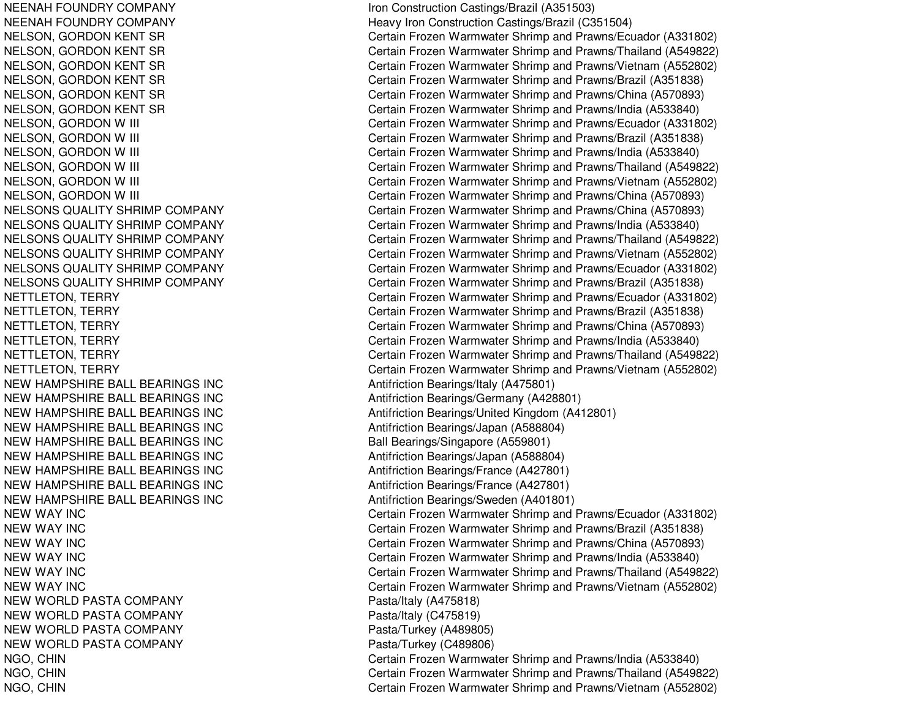| | |
|---|---|
| NEENAH FOUNDRY COMPANY | Iron Construction Castings/Brazil (A351503) |
| NEENAH FOUNDRY COMPANY | Heavy Iron Construction Castings/Brazil (C351504) |
| NELSON, GORDON KENT SR | Certain Frozen Warmwater Shrimp and Prawns/Ecuador (A331802) |
| NELSON, GORDON KENT SR | Certain Frozen Warmwater Shrimp and Prawns/Thailand (A549822) |
| NELSON, GORDON KENT SR | Certain Frozen Warmwater Shrimp and Prawns/Vietnam (A552802) |
| NELSON, GORDON KENT SR | Certain Frozen Warmwater Shrimp and Prawns/Brazil (A351838) |
| NELSON, GORDON KENT SR | Certain Frozen Warmwater Shrimp and Prawns/China (A570893) |
| NELSON, GORDON KENT SR | Certain Frozen Warmwater Shrimp and Prawns/India (A533840) |
| NELSON, GORDON W III | Certain Frozen Warmwater Shrimp and Prawns/Ecuador (A331802) |
| NELSON, GORDON W III | Certain Frozen Warmwater Shrimp and Prawns/Brazil (A351838) |
| NELSON, GORDON W III | Certain Frozen Warmwater Shrimp and Prawns/India (A533840) |
| NELSON, GORDON W III | Certain Frozen Warmwater Shrimp and Prawns/Thailand (A549822) |
| NELSON, GORDON W III | Certain Frozen Warmwater Shrimp and Prawns/Vietnam (A552802) |
| NELSON, GORDON W III | Certain Frozen Warmwater Shrimp and Prawns/China (A570893) |
| NELSONS QUALITY SHRIMP COMPANY | Certain Frozen Warmwater Shrimp and Prawns/China (A570893) |
| NELSONS QUALITY SHRIMP COMPANY | Certain Frozen Warmwater Shrimp and Prawns/India (A533840) |
| NELSONS QUALITY SHRIMP COMPANY | Certain Frozen Warmwater Shrimp and Prawns/Thailand (A549822) |
| NELSONS QUALITY SHRIMP COMPANY | Certain Frozen Warmwater Shrimp and Prawns/Vietnam (A552802) |
| NELSONS QUALITY SHRIMP COMPANY | Certain Frozen Warmwater Shrimp and Prawns/Ecuador (A331802) |
| NELSONS QUALITY SHRIMP COMPANY | Certain Frozen Warmwater Shrimp and Prawns/Brazil (A351838) |
| NETTLETON, TERRY | Certain Frozen Warmwater Shrimp and Prawns/Ecuador (A331802) |
| NETTLETON, TERRY | Certain Frozen Warmwater Shrimp and Prawns/Brazil (A351838) |
| NETTLETON, TERRY | Certain Frozen Warmwater Shrimp and Prawns/China (A570893) |
| NETTLETON, TERRY | Certain Frozen Warmwater Shrimp and Prawns/India (A533840) |
| NETTLETON, TERRY | Certain Frozen Warmwater Shrimp and Prawns/Thailand (A549822) |
| NETTLETON, TERRY | Certain Frozen Warmwater Shrimp and Prawns/Vietnam (A552802) |
| NEW HAMPSHIRE BALL BEARINGS INC | Antifriction Bearings/Italy (A475801) |
| NEW HAMPSHIRE BALL BEARINGS INC | Antifriction Bearings/Germany (A428801) |
| NEW HAMPSHIRE BALL BEARINGS INC | Antifriction Bearings/United Kingdom (A412801) |
| NEW HAMPSHIRE BALL BEARINGS INC | Antifriction Bearings/Japan (A588804) |
| NEW HAMPSHIRE BALL BEARINGS INC | Ball Bearings/Singapore (A559801) |
| NEW HAMPSHIRE BALL BEARINGS INC | Antifriction Bearings/Japan (A588804) |
| NEW HAMPSHIRE BALL BEARINGS INC | Antifriction Bearings/France (A427801) |
| NEW HAMPSHIRE BALL BEARINGS INC | Antifriction Bearings/France (A427801) |
| NEW HAMPSHIRE BALL BEARINGS INC | Antifriction Bearings/Sweden (A401801) |
| NEW WAY INC | Certain Frozen Warmwater Shrimp and Prawns/Ecuador (A331802) |
| NEW WAY INC | Certain Frozen Warmwater Shrimp and Prawns/Brazil (A351838) |
| NEW WAY INC | Certain Frozen Warmwater Shrimp and Prawns/China (A570893) |
| NEW WAY INC | Certain Frozen Warmwater Shrimp and Prawns/India (A533840) |
| NEW WAY INC | Certain Frozen Warmwater Shrimp and Prawns/Thailand (A549822) |
| NEW WAY INC | Certain Frozen Warmwater Shrimp and Prawns/Vietnam (A552802) |
| NEW WORLD PASTA COMPANY | Pasta/Italy (A475818) |
| NEW WORLD PASTA COMPANY | Pasta/Italy (C475819) |
| NEW WORLD PASTA COMPANY | Pasta/Turkey (A489805) |
| NEW WORLD PASTA COMPANY | Pasta/Turkey (C489806) |
| NGO, CHIN | Certain Frozen Warmwater Shrimp and Prawns/India (A533840) |
| NGO, CHIN | Certain Frozen Warmwater Shrimp and Prawns/Thailand (A549822) |
| NGO, CHIN | Certain Frozen Warmwater Shrimp and Prawns/Vietnam (A552802) |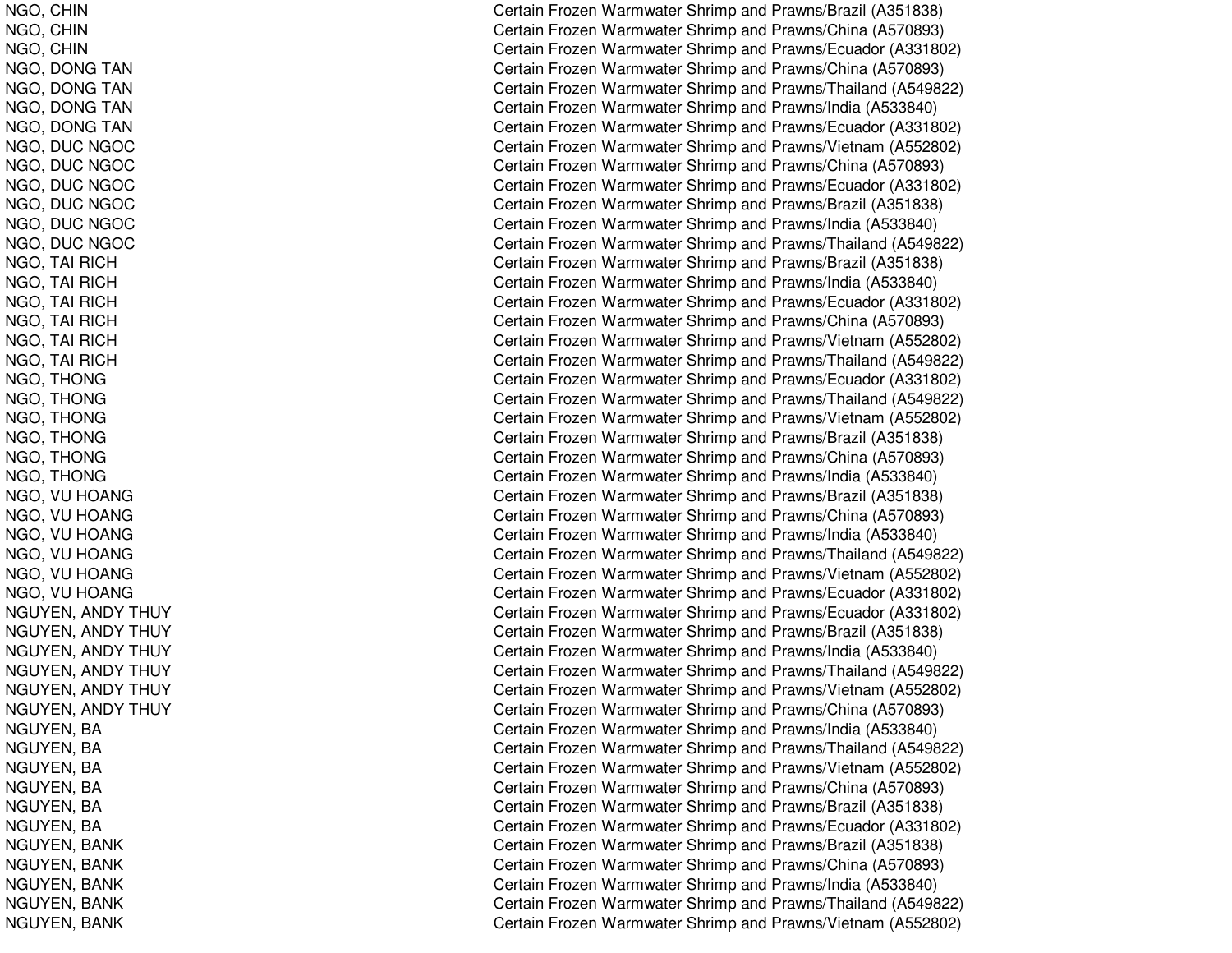| | |
|---|---|
| NGO, CHIN | Certain Frozen Warmwater Shrimp and Prawns/Brazil (A351838) |
| NGO, CHIN | Certain Frozen Warmwater Shrimp and Prawns/China (A570893) |
| NGO, CHIN | Certain Frozen Warmwater Shrimp and Prawns/Ecuador (A331802) |
| NGO, DONG TAN | Certain Frozen Warmwater Shrimp and Prawns/China (A570893) |
| NGO, DONG TAN | Certain Frozen Warmwater Shrimp and Prawns/Thailand (A549822) |
| NGO, DONG TAN | Certain Frozen Warmwater Shrimp and Prawns/India (A533840) |
| NGO, DONG TAN | Certain Frozen Warmwater Shrimp and Prawns/Ecuador (A331802) |
| NGO, DUC NGOC | Certain Frozen Warmwater Shrimp and Prawns/Vietnam (A552802) |
| NGO, DUC NGOC | Certain Frozen Warmwater Shrimp and Prawns/China (A570893) |
| NGO, DUC NGOC | Certain Frozen Warmwater Shrimp and Prawns/Ecuador (A331802) |
| NGO, DUC NGOC | Certain Frozen Warmwater Shrimp and Prawns/Brazil (A351838) |
| NGO, DUC NGOC | Certain Frozen Warmwater Shrimp and Prawns/India (A533840) |
| NGO, DUC NGOC | Certain Frozen Warmwater Shrimp and Prawns/Thailand (A549822) |
| NGO, TAI RICH | Certain Frozen Warmwater Shrimp and Prawns/Brazil (A351838) |
| NGO, TAI RICH | Certain Frozen Warmwater Shrimp and Prawns/India (A533840) |
| NGO, TAI RICH | Certain Frozen Warmwater Shrimp and Prawns/Ecuador (A331802) |
| NGO, TAI RICH | Certain Frozen Warmwater Shrimp and Prawns/China (A570893) |
| NGO, TAI RICH | Certain Frozen Warmwater Shrimp and Prawns/Vietnam (A552802) |
| NGO, TAI RICH | Certain Frozen Warmwater Shrimp and Prawns/Thailand (A549822) |
| NGO, THONG | Certain Frozen Warmwater Shrimp and Prawns/Ecuador (A331802) |
| NGO, THONG | Certain Frozen Warmwater Shrimp and Prawns/Thailand (A549822) |
| NGO, THONG | Certain Frozen Warmwater Shrimp and Prawns/Vietnam (A552802) |
| NGO, THONG | Certain Frozen Warmwater Shrimp and Prawns/Brazil (A351838) |
| NGO, THONG | Certain Frozen Warmwater Shrimp and Prawns/China (A570893) |
| NGO, THONG | Certain Frozen Warmwater Shrimp and Prawns/India (A533840) |
| NGO, VU HOANG | Certain Frozen Warmwater Shrimp and Prawns/Brazil (A351838) |
| NGO, VU HOANG | Certain Frozen Warmwater Shrimp and Prawns/China (A570893) |
| NGO, VU HOANG | Certain Frozen Warmwater Shrimp and Prawns/India (A533840) |
| NGO, VU HOANG | Certain Frozen Warmwater Shrimp and Prawns/Thailand (A549822) |
| NGO, VU HOANG | Certain Frozen Warmwater Shrimp and Prawns/Vietnam (A552802) |
| NGO, VU HOANG | Certain Frozen Warmwater Shrimp and Prawns/Ecuador (A331802) |
| NGUYEN, ANDY THUY | Certain Frozen Warmwater Shrimp and Prawns/Ecuador (A331802) |
| NGUYEN, ANDY THUY | Certain Frozen Warmwater Shrimp and Prawns/Brazil (A351838) |
| NGUYEN, ANDY THUY | Certain Frozen Warmwater Shrimp and Prawns/India (A533840) |
| NGUYEN, ANDY THUY | Certain Frozen Warmwater Shrimp and Prawns/Thailand (A549822) |
| NGUYEN, ANDY THUY | Certain Frozen Warmwater Shrimp and Prawns/Vietnam (A552802) |
| NGUYEN, ANDY THUY | Certain Frozen Warmwater Shrimp and Prawns/China (A570893) |
| NGUYEN, BA | Certain Frozen Warmwater Shrimp and Prawns/India (A533840) |
| NGUYEN, BA | Certain Frozen Warmwater Shrimp and Prawns/Thailand (A549822) |
| NGUYEN, BA | Certain Frozen Warmwater Shrimp and Prawns/Vietnam (A552802) |
| NGUYEN, BA | Certain Frozen Warmwater Shrimp and Prawns/China (A570893) |
| NGUYEN, BA | Certain Frozen Warmwater Shrimp and Prawns/Brazil (A351838) |
| NGUYEN, BA | Certain Frozen Warmwater Shrimp and Prawns/Ecuador (A331802) |
| NGUYEN, BANK | Certain Frozen Warmwater Shrimp and Prawns/Brazil (A351838) |
| NGUYEN, BANK | Certain Frozen Warmwater Shrimp and Prawns/China (A570893) |
| NGUYEN, BANK | Certain Frozen Warmwater Shrimp and Prawns/India (A533840) |
| NGUYEN, BANK | Certain Frozen Warmwater Shrimp and Prawns/Thailand (A549822) |
| NGUYEN, BANK | Certain Frozen Warmwater Shrimp and Prawns/Vietnam (A552802) |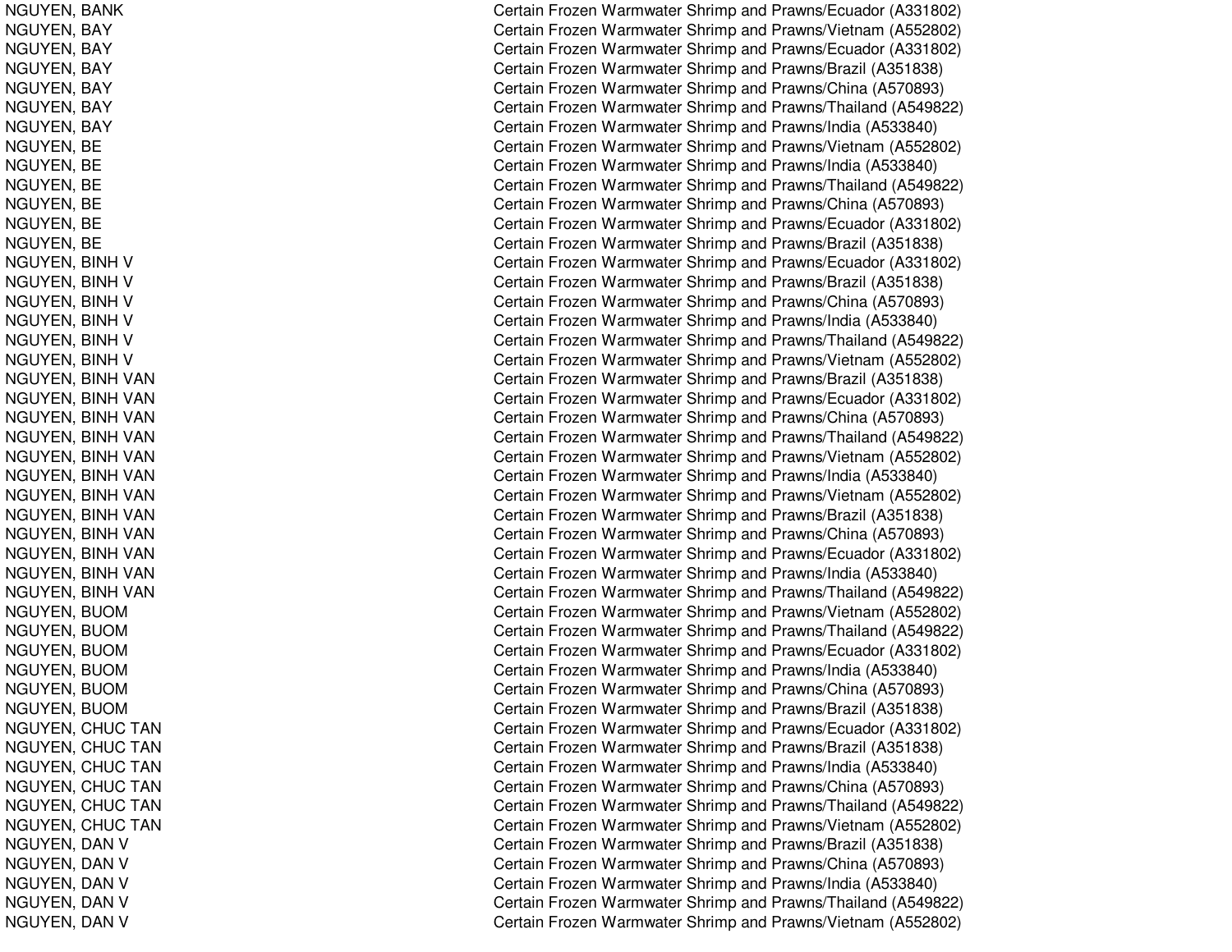| | |
|---|---|
| NGUYEN, BANK | Certain Frozen Warmwater Shrimp and Prawns/Ecuador (A331802) |
| NGUYEN, BAY | Certain Frozen Warmwater Shrimp and Prawns/Vietnam (A552802) |
| NGUYEN, BAY | Certain Frozen Warmwater Shrimp and Prawns/Ecuador (A331802) |
| NGUYEN, BAY | Certain Frozen Warmwater Shrimp and Prawns/Brazil (A351838) |
| NGUYEN, BAY | Certain Frozen Warmwater Shrimp and Prawns/China (A570893) |
| NGUYEN, BAY | Certain Frozen Warmwater Shrimp and Prawns/Thailand (A549822) |
| NGUYEN, BAY | Certain Frozen Warmwater Shrimp and Prawns/India (A533840) |
| NGUYEN, BE | Certain Frozen Warmwater Shrimp and Prawns/Vietnam (A552802) |
| NGUYEN, BE | Certain Frozen Warmwater Shrimp and Prawns/India (A533840) |
| NGUYEN, BE | Certain Frozen Warmwater Shrimp and Prawns/Thailand (A549822) |
| NGUYEN, BE | Certain Frozen Warmwater Shrimp and Prawns/China (A570893) |
| NGUYEN, BE | Certain Frozen Warmwater Shrimp and Prawns/Ecuador (A331802) |
| NGUYEN, BE | Certain Frozen Warmwater Shrimp and Prawns/Brazil (A351838) |
| NGUYEN, BINH V | Certain Frozen Warmwater Shrimp and Prawns/Ecuador (A331802) |
| NGUYEN, BINH V | Certain Frozen Warmwater Shrimp and Prawns/Brazil (A351838) |
| NGUYEN, BINH V | Certain Frozen Warmwater Shrimp and Prawns/China (A570893) |
| NGUYEN, BINH V | Certain Frozen Warmwater Shrimp and Prawns/India (A533840) |
| NGUYEN, BINH V | Certain Frozen Warmwater Shrimp and Prawns/Thailand (A549822) |
| NGUYEN, BINH V | Certain Frozen Warmwater Shrimp and Prawns/Vietnam (A552802) |
| NGUYEN, BINH VAN | Certain Frozen Warmwater Shrimp and Prawns/Brazil (A351838) |
| NGUYEN, BINH VAN | Certain Frozen Warmwater Shrimp and Prawns/Ecuador (A331802) |
| NGUYEN, BINH VAN | Certain Frozen Warmwater Shrimp and Prawns/China (A570893) |
| NGUYEN, BINH VAN | Certain Frozen Warmwater Shrimp and Prawns/Thailand (A549822) |
| NGUYEN, BINH VAN | Certain Frozen Warmwater Shrimp and Prawns/Vietnam (A552802) |
| NGUYEN, BINH VAN | Certain Frozen Warmwater Shrimp and Prawns/India (A533840) |
| NGUYEN, BINH VAN | Certain Frozen Warmwater Shrimp and Prawns/Vietnam (A552802) |
| NGUYEN, BINH VAN | Certain Frozen Warmwater Shrimp and Prawns/Brazil (A351838) |
| NGUYEN, BINH VAN | Certain Frozen Warmwater Shrimp and Prawns/China (A570893) |
| NGUYEN, BINH VAN | Certain Frozen Warmwater Shrimp and Prawns/Ecuador (A331802) |
| NGUYEN, BINH VAN | Certain Frozen Warmwater Shrimp and Prawns/India (A533840) |
| NGUYEN, BINH VAN | Certain Frozen Warmwater Shrimp and Prawns/Thailand (A549822) |
| NGUYEN, BUOM | Certain Frozen Warmwater Shrimp and Prawns/Vietnam (A552802) |
| NGUYEN, BUOM | Certain Frozen Warmwater Shrimp and Prawns/Thailand (A549822) |
| NGUYEN, BUOM | Certain Frozen Warmwater Shrimp and Prawns/Ecuador (A331802) |
| NGUYEN, BUOM | Certain Frozen Warmwater Shrimp and Prawns/India (A533840) |
| NGUYEN, BUOM | Certain Frozen Warmwater Shrimp and Prawns/China (A570893) |
| NGUYEN, BUOM | Certain Frozen Warmwater Shrimp and Prawns/Brazil (A351838) |
| NGUYEN, CHUC TAN | Certain Frozen Warmwater Shrimp and Prawns/Ecuador (A331802) |
| NGUYEN, CHUC TAN | Certain Frozen Warmwater Shrimp and Prawns/Brazil (A351838) |
| NGUYEN, CHUC TAN | Certain Frozen Warmwater Shrimp and Prawns/India (A533840) |
| NGUYEN, CHUC TAN | Certain Frozen Warmwater Shrimp and Prawns/China (A570893) |
| NGUYEN, CHUC TAN | Certain Frozen Warmwater Shrimp and Prawns/Thailand (A549822) |
| NGUYEN, CHUC TAN | Certain Frozen Warmwater Shrimp and Prawns/Vietnam (A552802) |
| NGUYEN, DAN V | Certain Frozen Warmwater Shrimp and Prawns/Brazil (A351838) |
| NGUYEN, DAN V | Certain Frozen Warmwater Shrimp and Prawns/China (A570893) |
| NGUYEN, DAN V | Certain Frozen Warmwater Shrimp and Prawns/India (A533840) |
| NGUYEN, DAN V | Certain Frozen Warmwater Shrimp and Prawns/Thailand (A549822) |
| NGUYEN, DAN V | Certain Frozen Warmwater Shrimp and Prawns/Vietnam (A552802) |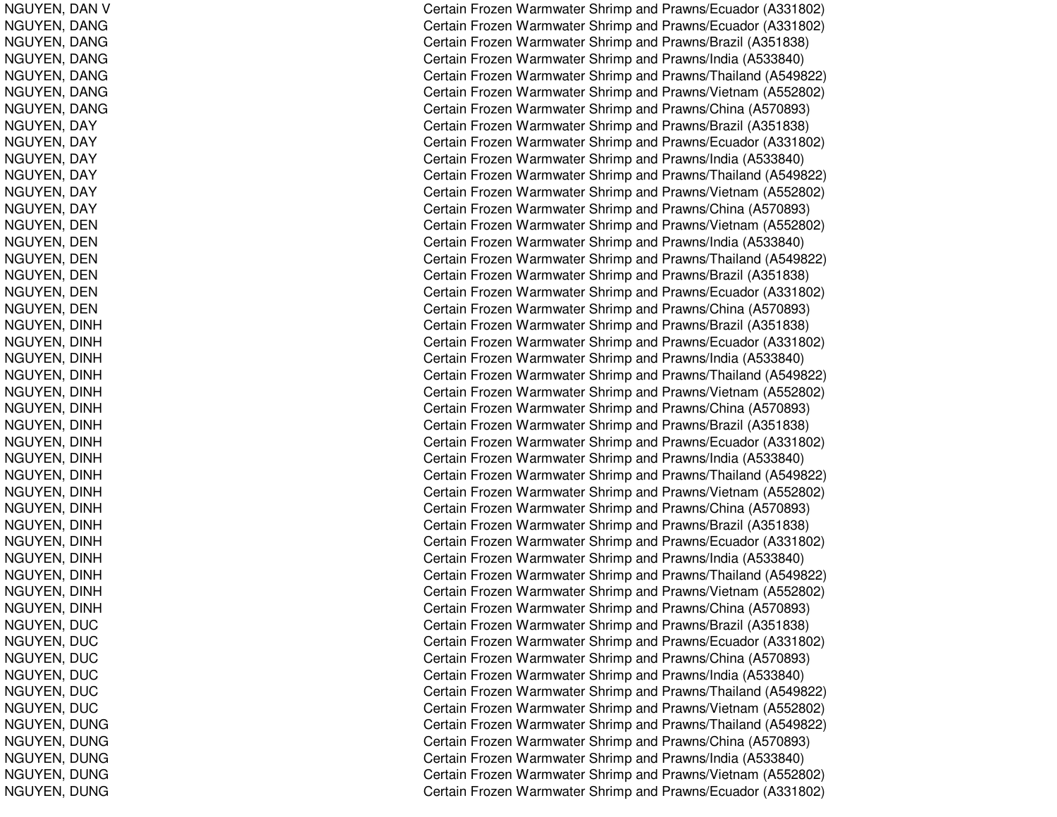| | |
|---|---|
| NGUYEN, DAN V | Certain Frozen Warmwater Shrimp and Prawns/Ecuador (A331802) |
| NGUYEN, DANG | Certain Frozen Warmwater Shrimp and Prawns/Ecuador (A331802) |
| NGUYEN, DANG | Certain Frozen Warmwater Shrimp and Prawns/Brazil (A351838) |
| NGUYEN, DANG | Certain Frozen Warmwater Shrimp and Prawns/India (A533840) |
| NGUYEN, DANG | Certain Frozen Warmwater Shrimp and Prawns/Thailand (A549822) |
| NGUYEN, DANG | Certain Frozen Warmwater Shrimp and Prawns/Vietnam (A552802) |
| NGUYEN, DANG | Certain Frozen Warmwater Shrimp and Prawns/China (A570893) |
| NGUYEN, DAY | Certain Frozen Warmwater Shrimp and Prawns/Brazil (A351838) |
| NGUYEN, DAY | Certain Frozen Warmwater Shrimp and Prawns/Ecuador (A331802) |
| NGUYEN, DAY | Certain Frozen Warmwater Shrimp and Prawns/India (A533840) |
| NGUYEN, DAY | Certain Frozen Warmwater Shrimp and Prawns/Thailand (A549822) |
| NGUYEN, DAY | Certain Frozen Warmwater Shrimp and Prawns/Vietnam (A552802) |
| NGUYEN, DAY | Certain Frozen Warmwater Shrimp and Prawns/China (A570893) |
| NGUYEN, DEN | Certain Frozen Warmwater Shrimp and Prawns/Vietnam (A552802) |
| NGUYEN, DEN | Certain Frozen Warmwater Shrimp and Prawns/India (A533840) |
| NGUYEN, DEN | Certain Frozen Warmwater Shrimp and Prawns/Thailand (A549822) |
| NGUYEN, DEN | Certain Frozen Warmwater Shrimp and Prawns/Brazil (A351838) |
| NGUYEN, DEN | Certain Frozen Warmwater Shrimp and Prawns/Ecuador (A331802) |
| NGUYEN, DEN | Certain Frozen Warmwater Shrimp and Prawns/China (A570893) |
| NGUYEN, DINH | Certain Frozen Warmwater Shrimp and Prawns/Brazil (A351838) |
| NGUYEN, DINH | Certain Frozen Warmwater Shrimp and Prawns/Ecuador (A331802) |
| NGUYEN, DINH | Certain Frozen Warmwater Shrimp and Prawns/India (A533840) |
| NGUYEN, DINH | Certain Frozen Warmwater Shrimp and Prawns/Thailand (A549822) |
| NGUYEN, DINH | Certain Frozen Warmwater Shrimp and Prawns/Vietnam (A552802) |
| NGUYEN, DINH | Certain Frozen Warmwater Shrimp and Prawns/China (A570893) |
| NGUYEN, DINH | Certain Frozen Warmwater Shrimp and Prawns/Brazil (A351838) |
| NGUYEN, DINH | Certain Frozen Warmwater Shrimp and Prawns/Ecuador (A331802) |
| NGUYEN, DINH | Certain Frozen Warmwater Shrimp and Prawns/India (A533840) |
| NGUYEN, DINH | Certain Frozen Warmwater Shrimp and Prawns/Thailand (A549822) |
| NGUYEN, DINH | Certain Frozen Warmwater Shrimp and Prawns/Vietnam (A552802) |
| NGUYEN, DINH | Certain Frozen Warmwater Shrimp and Prawns/China (A570893) |
| NGUYEN, DINH | Certain Frozen Warmwater Shrimp and Prawns/Brazil (A351838) |
| NGUYEN, DINH | Certain Frozen Warmwater Shrimp and Prawns/Ecuador (A331802) |
| NGUYEN, DINH | Certain Frozen Warmwater Shrimp and Prawns/India (A533840) |
| NGUYEN, DINH | Certain Frozen Warmwater Shrimp and Prawns/Thailand (A549822) |
| NGUYEN, DINH | Certain Frozen Warmwater Shrimp and Prawns/Vietnam (A552802) |
| NGUYEN, DINH | Certain Frozen Warmwater Shrimp and Prawns/China (A570893) |
| NGUYEN, DUC | Certain Frozen Warmwater Shrimp and Prawns/Brazil (A351838) |
| NGUYEN, DUC | Certain Frozen Warmwater Shrimp and Prawns/Ecuador (A331802) |
| NGUYEN, DUC | Certain Frozen Warmwater Shrimp and Prawns/China (A570893) |
| NGUYEN, DUC | Certain Frozen Warmwater Shrimp and Prawns/India (A533840) |
| NGUYEN, DUC | Certain Frozen Warmwater Shrimp and Prawns/Thailand (A549822) |
| NGUYEN, DUC | Certain Frozen Warmwater Shrimp and Prawns/Vietnam (A552802) |
| NGUYEN, DUNG | Certain Frozen Warmwater Shrimp and Prawns/Thailand (A549822) |
| NGUYEN, DUNG | Certain Frozen Warmwater Shrimp and Prawns/China (A570893) |
| NGUYEN, DUNG | Certain Frozen Warmwater Shrimp and Prawns/India (A533840) |
| NGUYEN, DUNG | Certain Frozen Warmwater Shrimp and Prawns/Vietnam (A552802) |
| NGUYEN, DUNG | Certain Frozen Warmwater Shrimp and Prawns/Ecuador (A331802) |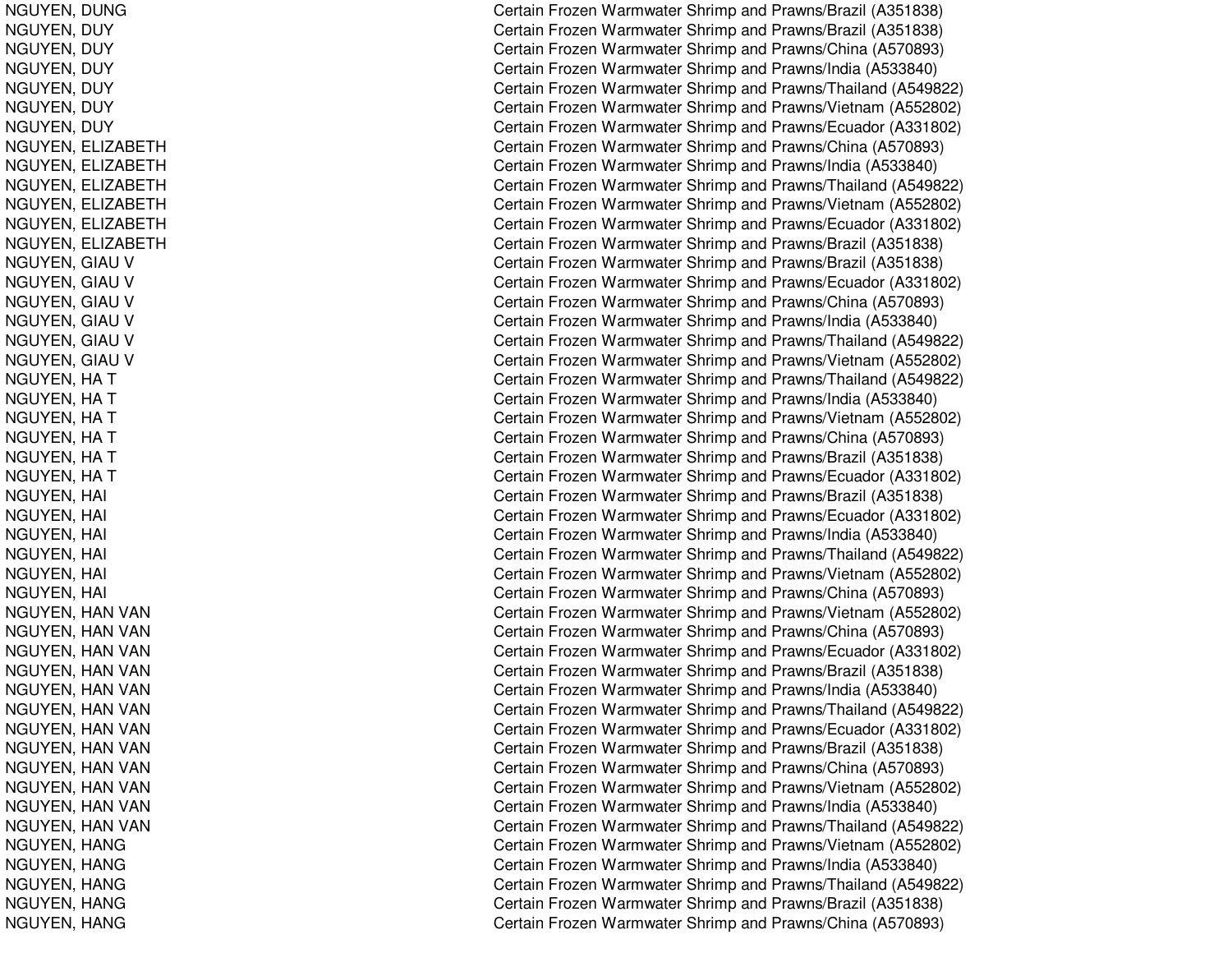| | |
|---|---|
| NGUYEN, DUNG | Certain Frozen Warmwater Shrimp and Prawns/Brazil (A351838) |
| NGUYEN, DUY | Certain Frozen Warmwater Shrimp and Prawns/Brazil (A351838) |
| NGUYEN, DUY | Certain Frozen Warmwater Shrimp and Prawns/China (A570893) |
| NGUYEN, DUY | Certain Frozen Warmwater Shrimp and Prawns/India (A533840) |
| NGUYEN, DUY | Certain Frozen Warmwater Shrimp and Prawns/Thailand (A549822) |
| NGUYEN, DUY | Certain Frozen Warmwater Shrimp and Prawns/Vietnam (A552802) |
| NGUYEN, DUY | Certain Frozen Warmwater Shrimp and Prawns/Ecuador (A331802) |
| NGUYEN, ELIZABETH | Certain Frozen Warmwater Shrimp and Prawns/China (A570893) |
| NGUYEN, ELIZABETH | Certain Frozen Warmwater Shrimp and Prawns/India (A533840) |
| NGUYEN, ELIZABETH | Certain Frozen Warmwater Shrimp and Prawns/Thailand (A549822) |
| NGUYEN, ELIZABETH | Certain Frozen Warmwater Shrimp and Prawns/Vietnam (A552802) |
| NGUYEN, ELIZABETH | Certain Frozen Warmwater Shrimp and Prawns/Ecuador (A331802) |
| NGUYEN, ELIZABETH | Certain Frozen Warmwater Shrimp and Prawns/Brazil (A351838) |
| NGUYEN, GIAU V | Certain Frozen Warmwater Shrimp and Prawns/Brazil (A351838) |
| NGUYEN, GIAU V | Certain Frozen Warmwater Shrimp and Prawns/Ecuador (A331802) |
| NGUYEN, GIAU V | Certain Frozen Warmwater Shrimp and Prawns/China (A570893) |
| NGUYEN, GIAU V | Certain Frozen Warmwater Shrimp and Prawns/India (A533840) |
| NGUYEN, GIAU V | Certain Frozen Warmwater Shrimp and Prawns/Thailand (A549822) |
| NGUYEN, GIAU V | Certain Frozen Warmwater Shrimp and Prawns/Vietnam (A552802) |
| NGUYEN, HA T | Certain Frozen Warmwater Shrimp and Prawns/Thailand (A549822) |
| NGUYEN, HA T | Certain Frozen Warmwater Shrimp and Prawns/India (A533840) |
| NGUYEN, HA T | Certain Frozen Warmwater Shrimp and Prawns/Vietnam (A552802) |
| NGUYEN, HA T | Certain Frozen Warmwater Shrimp and Prawns/China (A570893) |
| NGUYEN, HA T | Certain Frozen Warmwater Shrimp and Prawns/Brazil (A351838) |
| NGUYEN, HA T | Certain Frozen Warmwater Shrimp and Prawns/Ecuador (A331802) |
| NGUYEN, HAI | Certain Frozen Warmwater Shrimp and Prawns/Brazil (A351838) |
| NGUYEN, HAI | Certain Frozen Warmwater Shrimp and Prawns/Ecuador (A331802) |
| NGUYEN, HAI | Certain Frozen Warmwater Shrimp and Prawns/India (A533840) |
| NGUYEN, HAI | Certain Frozen Warmwater Shrimp and Prawns/Thailand (A549822) |
| NGUYEN, HAI | Certain Frozen Warmwater Shrimp and Prawns/Vietnam (A552802) |
| NGUYEN, HAI | Certain Frozen Warmwater Shrimp and Prawns/China (A570893) |
| NGUYEN, HAN VAN | Certain Frozen Warmwater Shrimp and Prawns/Vietnam (A552802) |
| NGUYEN, HAN VAN | Certain Frozen Warmwater Shrimp and Prawns/China (A570893) |
| NGUYEN, HAN VAN | Certain Frozen Warmwater Shrimp and Prawns/Ecuador (A331802) |
| NGUYEN, HAN VAN | Certain Frozen Warmwater Shrimp and Prawns/Brazil (A351838) |
| NGUYEN, HAN VAN | Certain Frozen Warmwater Shrimp and Prawns/India (A533840) |
| NGUYEN, HAN VAN | Certain Frozen Warmwater Shrimp and Prawns/Thailand (A549822) |
| NGUYEN, HAN VAN | Certain Frozen Warmwater Shrimp and Prawns/Ecuador (A331802) |
| NGUYEN, HAN VAN | Certain Frozen Warmwater Shrimp and Prawns/Brazil (A351838) |
| NGUYEN, HAN VAN | Certain Frozen Warmwater Shrimp and Prawns/China (A570893) |
| NGUYEN, HAN VAN | Certain Frozen Warmwater Shrimp and Prawns/Vietnam (A552802) |
| NGUYEN, HAN VAN | Certain Frozen Warmwater Shrimp and Prawns/India (A533840) |
| NGUYEN, HAN VAN | Certain Frozen Warmwater Shrimp and Prawns/Thailand (A549822) |
| NGUYEN, HANG | Certain Frozen Warmwater Shrimp and Prawns/Vietnam (A552802) |
| NGUYEN, HANG | Certain Frozen Warmwater Shrimp and Prawns/India (A533840) |
| NGUYEN, HANG | Certain Frozen Warmwater Shrimp and Prawns/Thailand (A549822) |
| NGUYEN, HANG | Certain Frozen Warmwater Shrimp and Prawns/Brazil (A351838) |
| NGUYEN, HANG | Certain Frozen Warmwater Shrimp and Prawns/China (A570893) |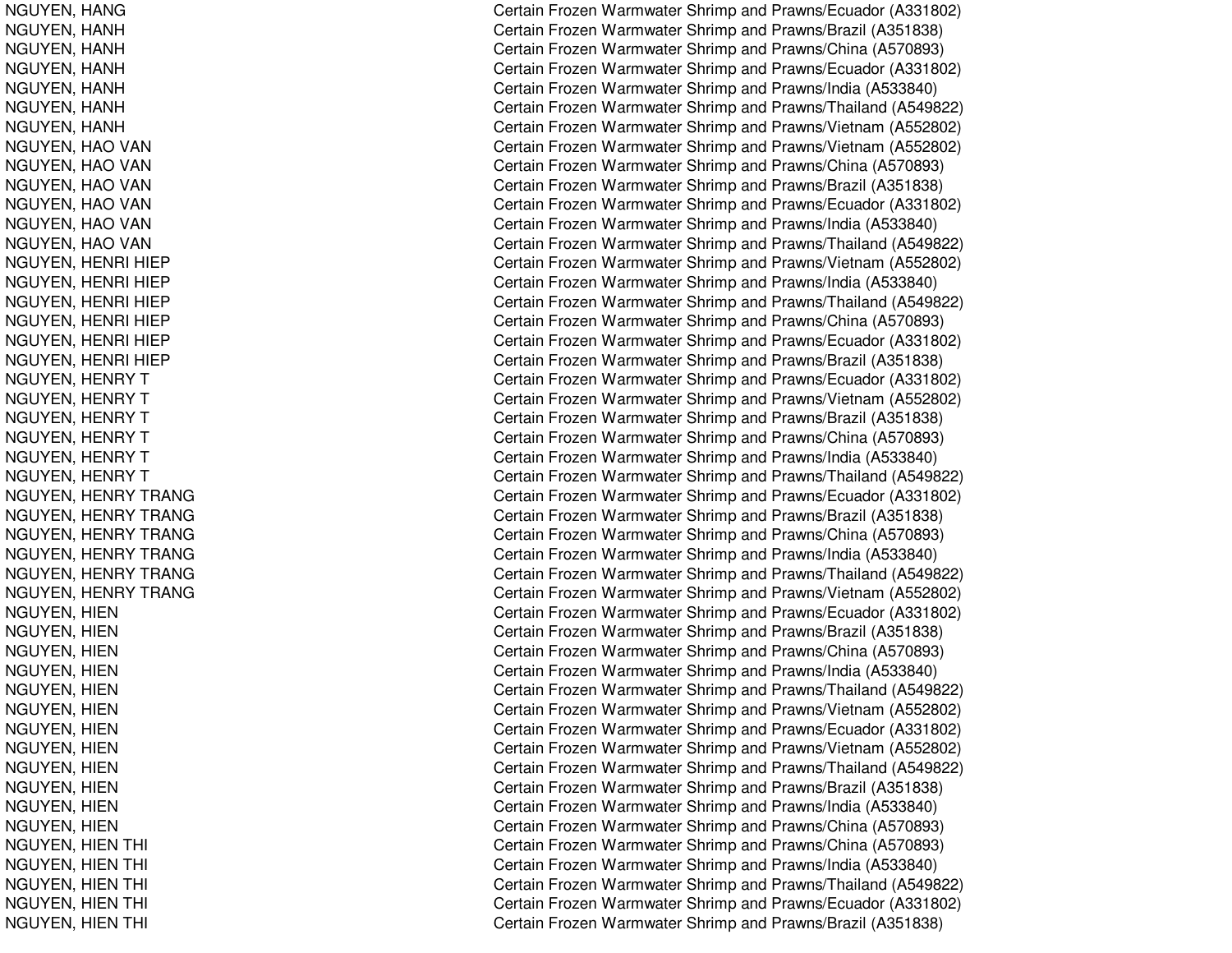| | |
|---|---|
| NGUYEN, HANG | Certain Frozen Warmwater Shrimp and Prawns/Ecuador (A331802) |
| NGUYEN, HANH | Certain Frozen Warmwater Shrimp and Prawns/Brazil (A351838) |
| NGUYEN, HANH | Certain Frozen Warmwater Shrimp and Prawns/China (A570893) |
| NGUYEN, HANH | Certain Frozen Warmwater Shrimp and Prawns/Ecuador (A331802) |
| NGUYEN, HANH | Certain Frozen Warmwater Shrimp and Prawns/India (A533840) |
| NGUYEN, HANH | Certain Frozen Warmwater Shrimp and Prawns/Thailand (A549822) |
| NGUYEN, HANH | Certain Frozen Warmwater Shrimp and Prawns/Vietnam (A552802) |
| NGUYEN, HAO VAN | Certain Frozen Warmwater Shrimp and Prawns/Vietnam (A552802) |
| NGUYEN, HAO VAN | Certain Frozen Warmwater Shrimp and Prawns/China (A570893) |
| NGUYEN, HAO VAN | Certain Frozen Warmwater Shrimp and Prawns/Brazil (A351838) |
| NGUYEN, HAO VAN | Certain Frozen Warmwater Shrimp and Prawns/Ecuador (A331802) |
| NGUYEN, HAO VAN | Certain Frozen Warmwater Shrimp and Prawns/India (A533840) |
| NGUYEN, HAO VAN | Certain Frozen Warmwater Shrimp and Prawns/Thailand (A549822) |
| NGUYEN, HENRI HIEP | Certain Frozen Warmwater Shrimp and Prawns/Vietnam (A552802) |
| NGUYEN, HENRI HIEP | Certain Frozen Warmwater Shrimp and Prawns/India (A533840) |
| NGUYEN, HENRI HIEP | Certain Frozen Warmwater Shrimp and Prawns/Thailand (A549822) |
| NGUYEN, HENRI HIEP | Certain Frozen Warmwater Shrimp and Prawns/China (A570893) |
| NGUYEN, HENRI HIEP | Certain Frozen Warmwater Shrimp and Prawns/Ecuador (A331802) |
| NGUYEN, HENRI HIEP | Certain Frozen Warmwater Shrimp and Prawns/Brazil (A351838) |
| NGUYEN, HENRY T | Certain Frozen Warmwater Shrimp and Prawns/Ecuador (A331802) |
| NGUYEN, HENRY T | Certain Frozen Warmwater Shrimp and Prawns/Vietnam (A552802) |
| NGUYEN, HENRY T | Certain Frozen Warmwater Shrimp and Prawns/Brazil (A351838) |
| NGUYEN, HENRY T | Certain Frozen Warmwater Shrimp and Prawns/China (A570893) |
| NGUYEN, HENRY T | Certain Frozen Warmwater Shrimp and Prawns/India (A533840) |
| NGUYEN, HENRY T | Certain Frozen Warmwater Shrimp and Prawns/Thailand (A549822) |
| NGUYEN, HENRY TRANG | Certain Frozen Warmwater Shrimp and Prawns/Ecuador (A331802) |
| NGUYEN, HENRY TRANG | Certain Frozen Warmwater Shrimp and Prawns/Brazil (A351838) |
| NGUYEN, HENRY TRANG | Certain Frozen Warmwater Shrimp and Prawns/China (A570893) |
| NGUYEN, HENRY TRANG | Certain Frozen Warmwater Shrimp and Prawns/India (A533840) |
| NGUYEN, HENRY TRANG | Certain Frozen Warmwater Shrimp and Prawns/Thailand (A549822) |
| NGUYEN, HENRY TRANG | Certain Frozen Warmwater Shrimp and Prawns/Vietnam (A552802) |
| NGUYEN, HIEN | Certain Frozen Warmwater Shrimp and Prawns/Ecuador (A331802) |
| NGUYEN, HIEN | Certain Frozen Warmwater Shrimp and Prawns/Brazil (A351838) |
| NGUYEN, HIEN | Certain Frozen Warmwater Shrimp and Prawns/China (A570893) |
| NGUYEN, HIEN | Certain Frozen Warmwater Shrimp and Prawns/India (A533840) |
| NGUYEN, HIEN | Certain Frozen Warmwater Shrimp and Prawns/Thailand (A549822) |
| NGUYEN, HIEN | Certain Frozen Warmwater Shrimp and Prawns/Vietnam (A552802) |
| NGUYEN, HIEN | Certain Frozen Warmwater Shrimp and Prawns/Ecuador (A331802) |
| NGUYEN, HIEN | Certain Frozen Warmwater Shrimp and Prawns/Vietnam (A552802) |
| NGUYEN, HIEN | Certain Frozen Warmwater Shrimp and Prawns/Thailand (A549822) |
| NGUYEN, HIEN | Certain Frozen Warmwater Shrimp and Prawns/Brazil (A351838) |
| NGUYEN, HIEN | Certain Frozen Warmwater Shrimp and Prawns/India (A533840) |
| NGUYEN, HIEN | Certain Frozen Warmwater Shrimp and Prawns/China (A570893) |
| NGUYEN, HIEN THI | Certain Frozen Warmwater Shrimp and Prawns/China (A570893) |
| NGUYEN, HIEN THI | Certain Frozen Warmwater Shrimp and Prawns/India (A533840) |
| NGUYEN, HIEN THI | Certain Frozen Warmwater Shrimp and Prawns/Thailand (A549822) |
| NGUYEN, HIEN THI | Certain Frozen Warmwater Shrimp and Prawns/Ecuador (A331802) |
| NGUYEN, HIEN THI | Certain Frozen Warmwater Shrimp and Prawns/Brazil (A351838) |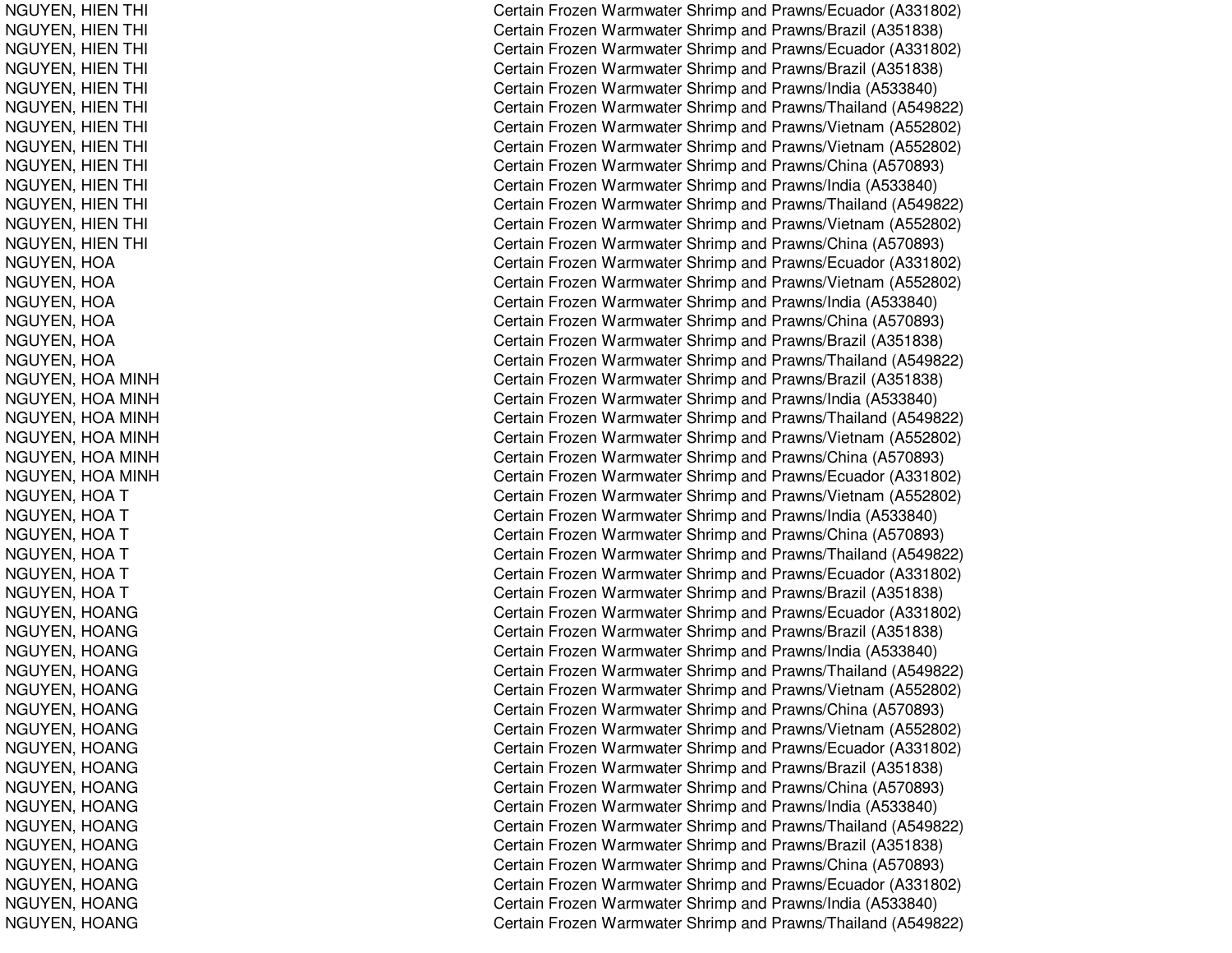| | |
|---|---|
| NGUYEN, HIEN THI | Certain Frozen Warmwater Shrimp and Prawns/Ecuador (A331802) |
| NGUYEN, HIEN THI | Certain Frozen Warmwater Shrimp and Prawns/Brazil (A351838) |
| NGUYEN, HIEN THI | Certain Frozen Warmwater Shrimp and Prawns/Ecuador (A331802) |
| NGUYEN, HIEN THI | Certain Frozen Warmwater Shrimp and Prawns/Brazil (A351838) |
| NGUYEN, HIEN THI | Certain Frozen Warmwater Shrimp and Prawns/India (A533840) |
| NGUYEN, HIEN THI | Certain Frozen Warmwater Shrimp and Prawns/Thailand (A549822) |
| NGUYEN, HIEN THI | Certain Frozen Warmwater Shrimp and Prawns/Vietnam (A552802) |
| NGUYEN, HIEN THI | Certain Frozen Warmwater Shrimp and Prawns/Vietnam (A552802) |
| NGUYEN, HIEN THI | Certain Frozen Warmwater Shrimp and Prawns/China (A570893) |
| NGUYEN, HIEN THI | Certain Frozen Warmwater Shrimp and Prawns/India (A533840) |
| NGUYEN, HIEN THI | Certain Frozen Warmwater Shrimp and Prawns/Thailand (A549822) |
| NGUYEN, HIEN THI | Certain Frozen Warmwater Shrimp and Prawns/Vietnam (A552802) |
| NGUYEN, HIEN THI | Certain Frozen Warmwater Shrimp and Prawns/China (A570893) |
| NGUYEN, HOA | Certain Frozen Warmwater Shrimp and Prawns/Ecuador (A331802) |
| NGUYEN, HOA | Certain Frozen Warmwater Shrimp and Prawns/Vietnam (A552802) |
| NGUYEN, HOA | Certain Frozen Warmwater Shrimp and Prawns/India (A533840) |
| NGUYEN, HOA | Certain Frozen Warmwater Shrimp and Prawns/China (A570893) |
| NGUYEN, HOA | Certain Frozen Warmwater Shrimp and Prawns/Brazil (A351838) |
| NGUYEN, HOA | Certain Frozen Warmwater Shrimp and Prawns/Thailand (A549822) |
| NGUYEN, HOA MINH | Certain Frozen Warmwater Shrimp and Prawns/Brazil (A351838) |
| NGUYEN, HOA MINH | Certain Frozen Warmwater Shrimp and Prawns/India (A533840) |
| NGUYEN, HOA MINH | Certain Frozen Warmwater Shrimp and Prawns/Thailand (A549822) |
| NGUYEN, HOA MINH | Certain Frozen Warmwater Shrimp and Prawns/Vietnam (A552802) |
| NGUYEN, HOA MINH | Certain Frozen Warmwater Shrimp and Prawns/China (A570893) |
| NGUYEN, HOA MINH | Certain Frozen Warmwater Shrimp and Prawns/Ecuador (A331802) |
| NGUYEN, HOA T | Certain Frozen Warmwater Shrimp and Prawns/Vietnam (A552802) |
| NGUYEN, HOA T | Certain Frozen Warmwater Shrimp and Prawns/India (A533840) |
| NGUYEN, HOA T | Certain Frozen Warmwater Shrimp and Prawns/China (A570893) |
| NGUYEN, HOA T | Certain Frozen Warmwater Shrimp and Prawns/Thailand (A549822) |
| NGUYEN, HOA T | Certain Frozen Warmwater Shrimp and Prawns/Ecuador (A331802) |
| NGUYEN, HOA T | Certain Frozen Warmwater Shrimp and Prawns/Brazil (A351838) |
| NGUYEN, HOANG | Certain Frozen Warmwater Shrimp and Prawns/Ecuador (A331802) |
| NGUYEN, HOANG | Certain Frozen Warmwater Shrimp and Prawns/Brazil (A351838) |
| NGUYEN, HOANG | Certain Frozen Warmwater Shrimp and Prawns/India (A533840) |
| NGUYEN, HOANG | Certain Frozen Warmwater Shrimp and Prawns/Thailand (A549822) |
| NGUYEN, HOANG | Certain Frozen Warmwater Shrimp and Prawns/Vietnam (A552802) |
| NGUYEN, HOANG | Certain Frozen Warmwater Shrimp and Prawns/China (A570893) |
| NGUYEN, HOANG | Certain Frozen Warmwater Shrimp and Prawns/Vietnam (A552802) |
| NGUYEN, HOANG | Certain Frozen Warmwater Shrimp and Prawns/Ecuador (A331802) |
| NGUYEN, HOANG | Certain Frozen Warmwater Shrimp and Prawns/Brazil (A351838) |
| NGUYEN, HOANG | Certain Frozen Warmwater Shrimp and Prawns/China (A570893) |
| NGUYEN, HOANG | Certain Frozen Warmwater Shrimp and Prawns/India (A533840) |
| NGUYEN, HOANG | Certain Frozen Warmwater Shrimp and Prawns/Thailand (A549822) |
| NGUYEN, HOANG | Certain Frozen Warmwater Shrimp and Prawns/Brazil (A351838) |
| NGUYEN, HOANG | Certain Frozen Warmwater Shrimp and Prawns/China (A570893) |
| NGUYEN, HOANG | Certain Frozen Warmwater Shrimp and Prawns/Ecuador (A331802) |
| NGUYEN, HOANG | Certain Frozen Warmwater Shrimp and Prawns/India (A533840) |
| NGUYEN, HOANG | Certain Frozen Warmwater Shrimp and Prawns/Thailand (A549822) |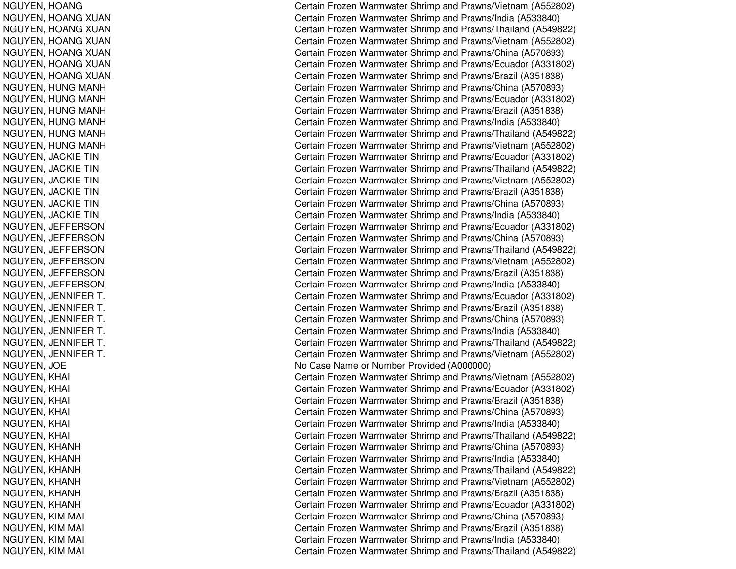| | |
|---|---|
| NGUYEN, HOANG | Certain Frozen Warmwater Shrimp and Prawns/Vietnam (A552802) |
| NGUYEN, HOANG XUAN | Certain Frozen Warmwater Shrimp and Prawns/India (A533840) |
| NGUYEN, HOANG XUAN | Certain Frozen Warmwater Shrimp and Prawns/Thailand (A549822) |
| NGUYEN, HOANG XUAN | Certain Frozen Warmwater Shrimp and Prawns/Vietnam (A552802) |
| NGUYEN, HOANG XUAN | Certain Frozen Warmwater Shrimp and Prawns/China (A570893) |
| NGUYEN, HOANG XUAN | Certain Frozen Warmwater Shrimp and Prawns/Ecuador (A331802) |
| NGUYEN, HOANG XUAN | Certain Frozen Warmwater Shrimp and Prawns/Brazil (A351838) |
| NGUYEN, HUNG MANH | Certain Frozen Warmwater Shrimp and Prawns/China (A570893) |
| NGUYEN, HUNG MANH | Certain Frozen Warmwater Shrimp and Prawns/Ecuador (A331802) |
| NGUYEN, HUNG MANH | Certain Frozen Warmwater Shrimp and Prawns/Brazil (A351838) |
| NGUYEN, HUNG MANH | Certain Frozen Warmwater Shrimp and Prawns/India (A533840) |
| NGUYEN, HUNG MANH | Certain Frozen Warmwater Shrimp and Prawns/Thailand (A549822) |
| NGUYEN, HUNG MANH | Certain Frozen Warmwater Shrimp and Prawns/Vietnam (A552802) |
| NGUYEN, JACKIE TIN | Certain Frozen Warmwater Shrimp and Prawns/Ecuador (A331802) |
| NGUYEN, JACKIE TIN | Certain Frozen Warmwater Shrimp and Prawns/Thailand (A549822) |
| NGUYEN, JACKIE TIN | Certain Frozen Warmwater Shrimp and Prawns/Vietnam (A552802) |
| NGUYEN, JACKIE TIN | Certain Frozen Warmwater Shrimp and Prawns/Brazil (A351838) |
| NGUYEN, JACKIE TIN | Certain Frozen Warmwater Shrimp and Prawns/China (A570893) |
| NGUYEN, JACKIE TIN | Certain Frozen Warmwater Shrimp and Prawns/India (A533840) |
| NGUYEN, JEFFERSON | Certain Frozen Warmwater Shrimp and Prawns/Ecuador (A331802) |
| NGUYEN, JEFFERSON | Certain Frozen Warmwater Shrimp and Prawns/China (A570893) |
| NGUYEN, JEFFERSON | Certain Frozen Warmwater Shrimp and Prawns/Thailand (A549822) |
| NGUYEN, JEFFERSON | Certain Frozen Warmwater Shrimp and Prawns/Vietnam (A552802) |
| NGUYEN, JEFFERSON | Certain Frozen Warmwater Shrimp and Prawns/Brazil (A351838) |
| NGUYEN, JEFFERSON | Certain Frozen Warmwater Shrimp and Prawns/India (A533840) |
| NGUYEN, JENNIFER T. | Certain Frozen Warmwater Shrimp and Prawns/Ecuador (A331802) |
| NGUYEN, JENNIFER T. | Certain Frozen Warmwater Shrimp and Prawns/Brazil (A351838) |
| NGUYEN, JENNIFER T. | Certain Frozen Warmwater Shrimp and Prawns/China (A570893) |
| NGUYEN, JENNIFER T. | Certain Frozen Warmwater Shrimp and Prawns/India (A533840) |
| NGUYEN, JENNIFER T. | Certain Frozen Warmwater Shrimp and Prawns/Thailand (A549822) |
| NGUYEN, JENNIFER T. | Certain Frozen Warmwater Shrimp and Prawns/Vietnam (A552802) |
| NGUYEN, JOE | No Case Name or Number Provided (A000000) |
| NGUYEN, KHAI | Certain Frozen Warmwater Shrimp and Prawns/Vietnam (A552802) |
| NGUYEN, KHAI | Certain Frozen Warmwater Shrimp and Prawns/Ecuador (A331802) |
| NGUYEN, KHAI | Certain Frozen Warmwater Shrimp and Prawns/Brazil (A351838) |
| NGUYEN, KHAI | Certain Frozen Warmwater Shrimp and Prawns/China (A570893) |
| NGUYEN, KHAI | Certain Frozen Warmwater Shrimp and Prawns/India (A533840) |
| NGUYEN, KHAI | Certain Frozen Warmwater Shrimp and Prawns/Thailand (A549822) |
| NGUYEN, KHANH | Certain Frozen Warmwater Shrimp and Prawns/China (A570893) |
| NGUYEN, KHANH | Certain Frozen Warmwater Shrimp and Prawns/India (A533840) |
| NGUYEN, KHANH | Certain Frozen Warmwater Shrimp and Prawns/Thailand (A549822) |
| NGUYEN, KHANH | Certain Frozen Warmwater Shrimp and Prawns/Vietnam (A552802) |
| NGUYEN, KHANH | Certain Frozen Warmwater Shrimp and Prawns/Brazil (A351838) |
| NGUYEN, KHANH | Certain Frozen Warmwater Shrimp and Prawns/Ecuador (A331802) |
| NGUYEN, KIM MAI | Certain Frozen Warmwater Shrimp and Prawns/China (A570893) |
| NGUYEN, KIM MAI | Certain Frozen Warmwater Shrimp and Prawns/Brazil (A351838) |
| NGUYEN, KIM MAI | Certain Frozen Warmwater Shrimp and Prawns/India (A533840) |
| NGUYEN, KIM MAI | Certain Frozen Warmwater Shrimp and Prawns/Thailand (A549822) |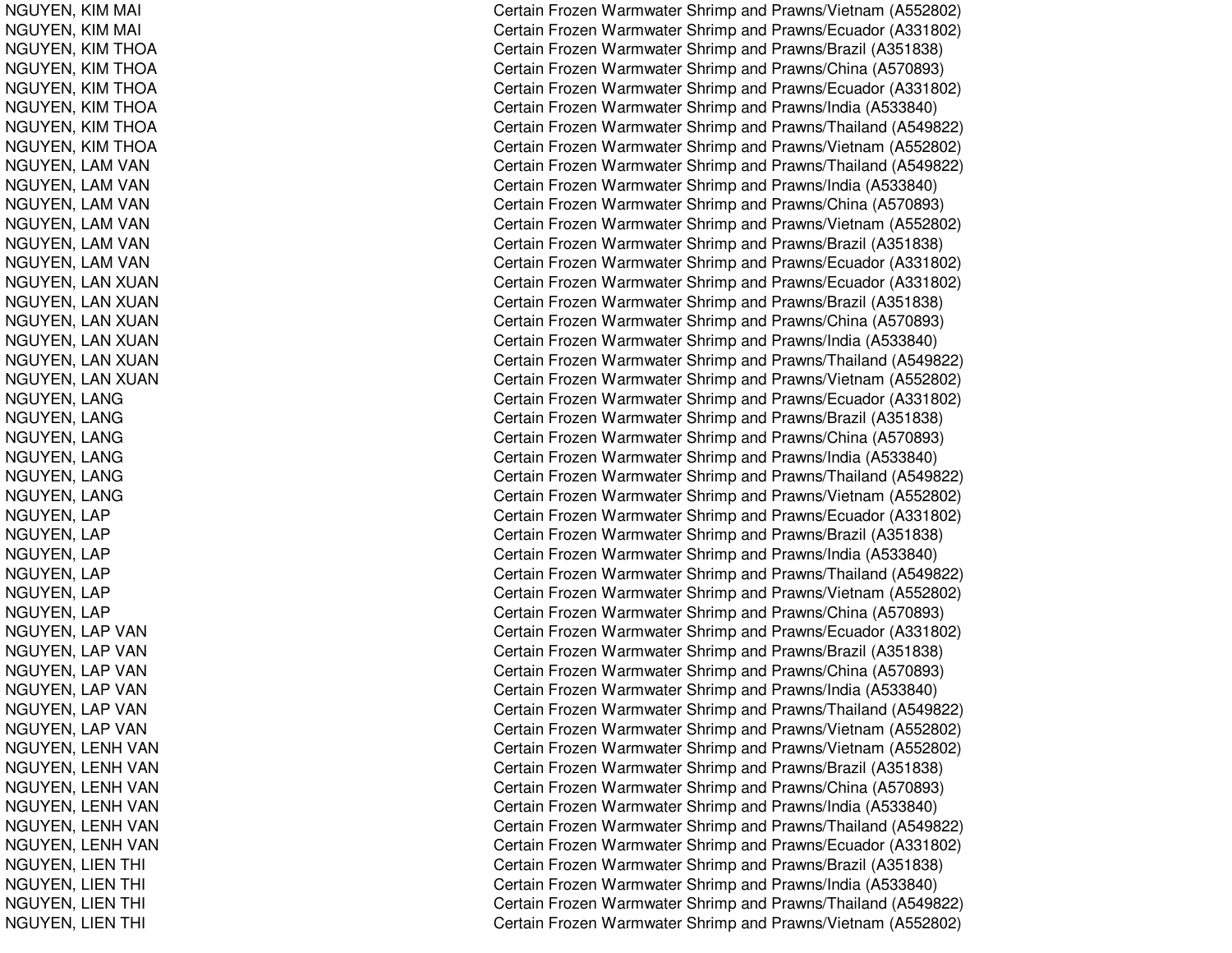| | |
|---|---|
| NGUYEN, KIM MAI | Certain Frozen Warmwater Shrimp and Prawns/Vietnam (A552802) |
| NGUYEN, KIM MAI | Certain Frozen Warmwater Shrimp and Prawns/Ecuador (A331802) |
| NGUYEN, KIM THOA | Certain Frozen Warmwater Shrimp and Prawns/Brazil (A351838) |
| NGUYEN, KIM THOA | Certain Frozen Warmwater Shrimp and Prawns/China (A570893) |
| NGUYEN, KIM THOA | Certain Frozen Warmwater Shrimp and Prawns/Ecuador (A331802) |
| NGUYEN, KIM THOA | Certain Frozen Warmwater Shrimp and Prawns/India (A533840) |
| NGUYEN, KIM THOA | Certain Frozen Warmwater Shrimp and Prawns/Thailand (A549822) |
| NGUYEN, KIM THOA | Certain Frozen Warmwater Shrimp and Prawns/Vietnam (A552802) |
| NGUYEN, LAM VAN | Certain Frozen Warmwater Shrimp and Prawns/Thailand (A549822) |
| NGUYEN, LAM VAN | Certain Frozen Warmwater Shrimp and Prawns/India (A533840) |
| NGUYEN, LAM VAN | Certain Frozen Warmwater Shrimp and Prawns/China (A570893) |
| NGUYEN, LAM VAN | Certain Frozen Warmwater Shrimp and Prawns/Vietnam (A552802) |
| NGUYEN, LAM VAN | Certain Frozen Warmwater Shrimp and Prawns/Brazil (A351838) |
| NGUYEN, LAM VAN | Certain Frozen Warmwater Shrimp and Prawns/Ecuador (A331802) |
| NGUYEN, LAN XUAN | Certain Frozen Warmwater Shrimp and Prawns/Ecuador (A331802) |
| NGUYEN, LAN XUAN | Certain Frozen Warmwater Shrimp and Prawns/Brazil (A351838) |
| NGUYEN, LAN XUAN | Certain Frozen Warmwater Shrimp and Prawns/China (A570893) |
| NGUYEN, LAN XUAN | Certain Frozen Warmwater Shrimp and Prawns/India (A533840) |
| NGUYEN, LAN XUAN | Certain Frozen Warmwater Shrimp and Prawns/Thailand (A549822) |
| NGUYEN, LAN XUAN | Certain Frozen Warmwater Shrimp and Prawns/Vietnam (A552802) |
| NGUYEN, LANG | Certain Frozen Warmwater Shrimp and Prawns/Ecuador (A331802) |
| NGUYEN, LANG | Certain Frozen Warmwater Shrimp and Prawns/Brazil (A351838) |
| NGUYEN, LANG | Certain Frozen Warmwater Shrimp and Prawns/China (A570893) |
| NGUYEN, LANG | Certain Frozen Warmwater Shrimp and Prawns/India (A533840) |
| NGUYEN, LANG | Certain Frozen Warmwater Shrimp and Prawns/Thailand (A549822) |
| NGUYEN, LANG | Certain Frozen Warmwater Shrimp and Prawns/Vietnam (A552802) |
| NGUYEN, LAP | Certain Frozen Warmwater Shrimp and Prawns/Ecuador (A331802) |
| NGUYEN, LAP | Certain Frozen Warmwater Shrimp and Prawns/Brazil (A351838) |
| NGUYEN, LAP | Certain Frozen Warmwater Shrimp and Prawns/India (A533840) |
| NGUYEN, LAP | Certain Frozen Warmwater Shrimp and Prawns/Thailand (A549822) |
| NGUYEN, LAP | Certain Frozen Warmwater Shrimp and Prawns/Vietnam (A552802) |
| NGUYEN, LAP | Certain Frozen Warmwater Shrimp and Prawns/China (A570893) |
| NGUYEN, LAP VAN | Certain Frozen Warmwater Shrimp and Prawns/Ecuador (A331802) |
| NGUYEN, LAP VAN | Certain Frozen Warmwater Shrimp and Prawns/Brazil (A351838) |
| NGUYEN, LAP VAN | Certain Frozen Warmwater Shrimp and Prawns/China (A570893) |
| NGUYEN, LAP VAN | Certain Frozen Warmwater Shrimp and Prawns/India (A533840) |
| NGUYEN, LAP VAN | Certain Frozen Warmwater Shrimp and Prawns/Thailand (A549822) |
| NGUYEN, LAP VAN | Certain Frozen Warmwater Shrimp and Prawns/Vietnam (A552802) |
| NGUYEN, LENH VAN | Certain Frozen Warmwater Shrimp and Prawns/Vietnam (A552802) |
| NGUYEN, LENH VAN | Certain Frozen Warmwater Shrimp and Prawns/Brazil (A351838) |
| NGUYEN, LENH VAN | Certain Frozen Warmwater Shrimp and Prawns/China (A570893) |
| NGUYEN, LENH VAN | Certain Frozen Warmwater Shrimp and Prawns/India (A533840) |
| NGUYEN, LENH VAN | Certain Frozen Warmwater Shrimp and Prawns/Thailand (A549822) |
| NGUYEN, LENH VAN | Certain Frozen Warmwater Shrimp and Prawns/Ecuador (A331802) |
| NGUYEN, LIEN THI | Certain Frozen Warmwater Shrimp and Prawns/Brazil (A351838) |
| NGUYEN, LIEN THI | Certain Frozen Warmwater Shrimp and Prawns/India (A533840) |
| NGUYEN, LIEN THI | Certain Frozen Warmwater Shrimp and Prawns/Thailand (A549822) |
| NGUYEN, LIEN THI | Certain Frozen Warmwater Shrimp and Prawns/Vietnam (A552802) |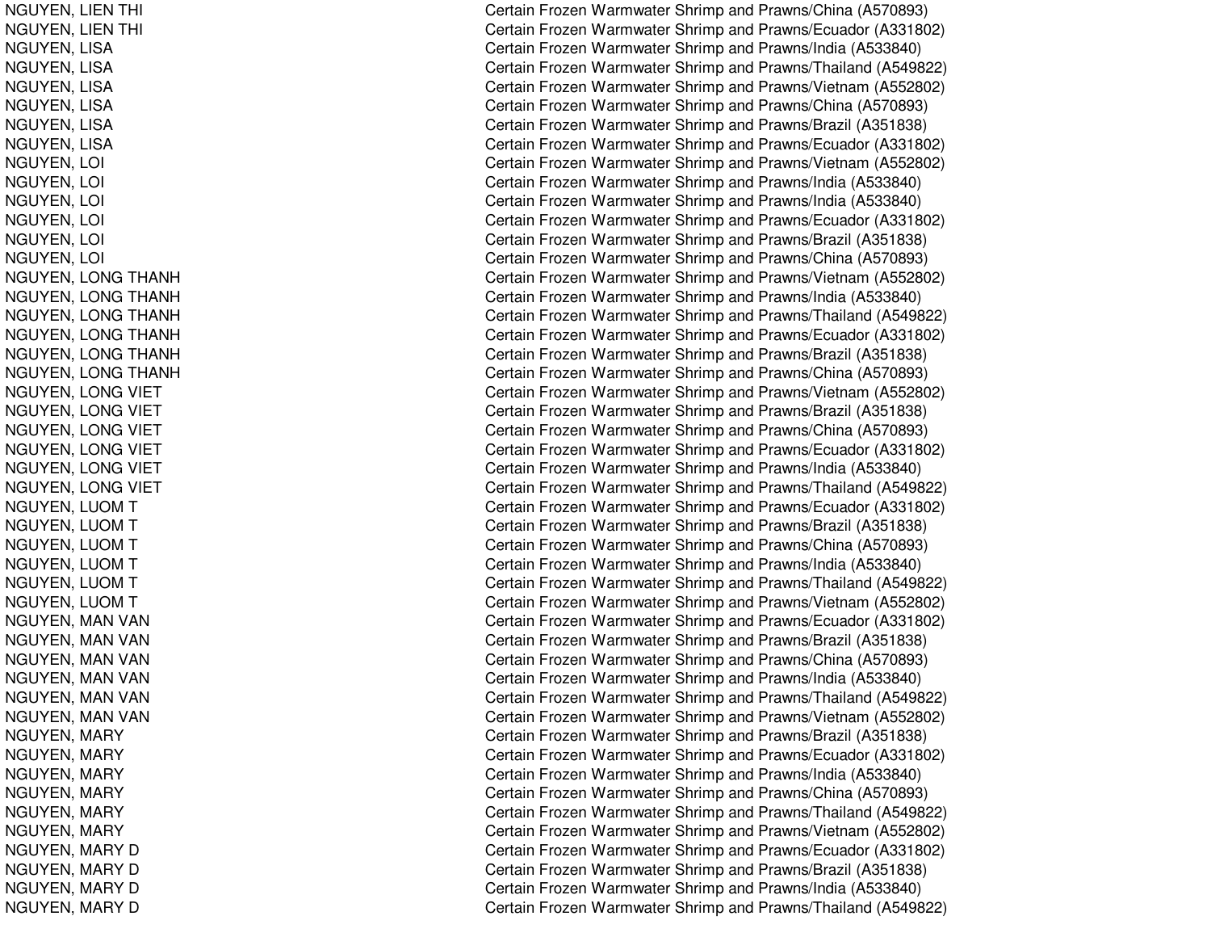| | |
|---|---|
| NGUYEN, LIEN THI | Certain Frozen Warmwater Shrimp and Prawns/China (A570893) |
| NGUYEN, LIEN THI | Certain Frozen Warmwater Shrimp and Prawns/Ecuador (A331802) |
| NGUYEN, LISA | Certain Frozen Warmwater Shrimp and Prawns/India (A533840) |
| NGUYEN, LISA | Certain Frozen Warmwater Shrimp and Prawns/Thailand (A549822) |
| NGUYEN, LISA | Certain Frozen Warmwater Shrimp and Prawns/Vietnam (A552802) |
| NGUYEN, LISA | Certain Frozen Warmwater Shrimp and Prawns/China (A570893) |
| NGUYEN, LISA | Certain Frozen Warmwater Shrimp and Prawns/Brazil (A351838) |
| NGUYEN, LISA | Certain Frozen Warmwater Shrimp and Prawns/Ecuador (A331802) |
| NGUYEN, LOI | Certain Frozen Warmwater Shrimp and Prawns/Vietnam (A552802) |
| NGUYEN, LOI | Certain Frozen Warmwater Shrimp and Prawns/India (A533840) |
| NGUYEN, LOI | Certain Frozen Warmwater Shrimp and Prawns/India (A533840) |
| NGUYEN, LOI | Certain Frozen Warmwater Shrimp and Prawns/Ecuador (A331802) |
| NGUYEN, LOI | Certain Frozen Warmwater Shrimp and Prawns/Brazil (A351838) |
| NGUYEN, LOI | Certain Frozen Warmwater Shrimp and Prawns/China (A570893) |
| NGUYEN, LONG THANH | Certain Frozen Warmwater Shrimp and Prawns/Vietnam (A552802) |
| NGUYEN, LONG THANH | Certain Frozen Warmwater Shrimp and Prawns/India (A533840) |
| NGUYEN, LONG THANH | Certain Frozen Warmwater Shrimp and Prawns/Thailand (A549822) |
| NGUYEN, LONG THANH | Certain Frozen Warmwater Shrimp and Prawns/Ecuador (A331802) |
| NGUYEN, LONG THANH | Certain Frozen Warmwater Shrimp and Prawns/Brazil (A351838) |
| NGUYEN, LONG THANH | Certain Frozen Warmwater Shrimp and Prawns/China (A570893) |
| NGUYEN, LONG VIET | Certain Frozen Warmwater Shrimp and Prawns/Vietnam (A552802) |
| NGUYEN, LONG VIET | Certain Frozen Warmwater Shrimp and Prawns/Brazil (A351838) |
| NGUYEN, LONG VIET | Certain Frozen Warmwater Shrimp and Prawns/China (A570893) |
| NGUYEN, LONG VIET | Certain Frozen Warmwater Shrimp and Prawns/Ecuador (A331802) |
| NGUYEN, LONG VIET | Certain Frozen Warmwater Shrimp and Prawns/India (A533840) |
| NGUYEN, LONG VIET | Certain Frozen Warmwater Shrimp and Prawns/Thailand (A549822) |
| NGUYEN, LUOM T | Certain Frozen Warmwater Shrimp and Prawns/Ecuador (A331802) |
| NGUYEN, LUOM T | Certain Frozen Warmwater Shrimp and Prawns/Brazil (A351838) |
| NGUYEN, LUOM T | Certain Frozen Warmwater Shrimp and Prawns/China (A570893) |
| NGUYEN, LUOM T | Certain Frozen Warmwater Shrimp and Prawns/India (A533840) |
| NGUYEN, LUOM T | Certain Frozen Warmwater Shrimp and Prawns/Thailand (A549822) |
| NGUYEN, LUOM T | Certain Frozen Warmwater Shrimp and Prawns/Vietnam (A552802) |
| NGUYEN, MAN VAN | Certain Frozen Warmwater Shrimp and Prawns/Ecuador (A331802) |
| NGUYEN, MAN VAN | Certain Frozen Warmwater Shrimp and Prawns/Brazil (A351838) |
| NGUYEN, MAN VAN | Certain Frozen Warmwater Shrimp and Prawns/China (A570893) |
| NGUYEN, MAN VAN | Certain Frozen Warmwater Shrimp and Prawns/India (A533840) |
| NGUYEN, MAN VAN | Certain Frozen Warmwater Shrimp and Prawns/Thailand (A549822) |
| NGUYEN, MAN VAN | Certain Frozen Warmwater Shrimp and Prawns/Vietnam (A552802) |
| NGUYEN, MARY | Certain Frozen Warmwater Shrimp and Prawns/Brazil (A351838) |
| NGUYEN, MARY | Certain Frozen Warmwater Shrimp and Prawns/Ecuador (A331802) |
| NGUYEN, MARY | Certain Frozen Warmwater Shrimp and Prawns/India (A533840) |
| NGUYEN, MARY | Certain Frozen Warmwater Shrimp and Prawns/China (A570893) |
| NGUYEN, MARY | Certain Frozen Warmwater Shrimp and Prawns/Thailand (A549822) |
| NGUYEN, MARY | Certain Frozen Warmwater Shrimp and Prawns/Vietnam (A552802) |
| NGUYEN, MARY D | Certain Frozen Warmwater Shrimp and Prawns/Ecuador (A331802) |
| NGUYEN, MARY D | Certain Frozen Warmwater Shrimp and Prawns/Brazil (A351838) |
| NGUYEN, MARY D | Certain Frozen Warmwater Shrimp and Prawns/India (A533840) |
| NGUYEN, MARY D | Certain Frozen Warmwater Shrimp and Prawns/Thailand (A549822) |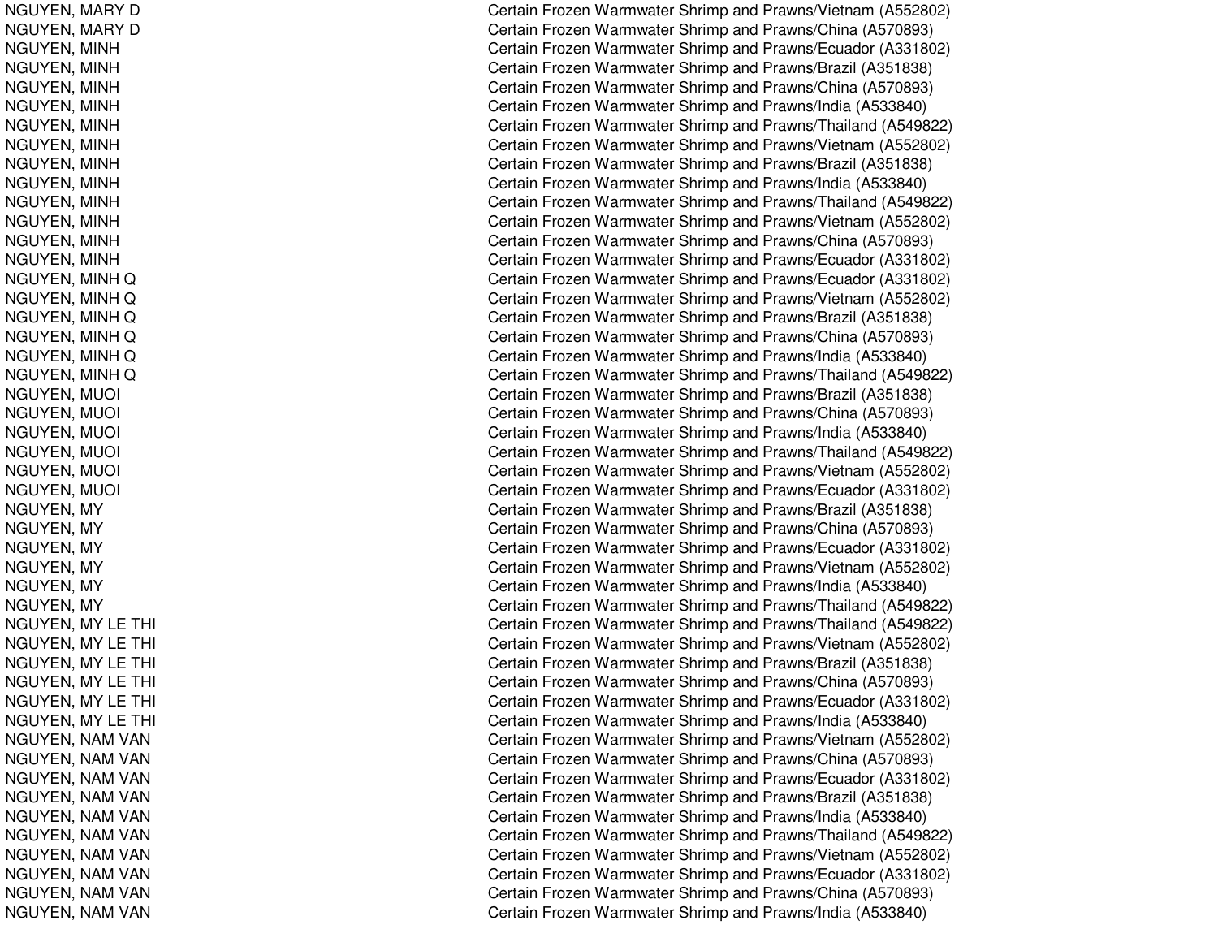| | |
|---|---|
| NGUYEN, MARY D | Certain Frozen Warmwater Shrimp and Prawns/Vietnam (A552802) |
| NGUYEN, MARY D | Certain Frozen Warmwater Shrimp and Prawns/China (A570893) |
| NGUYEN, MINH | Certain Frozen Warmwater Shrimp and Prawns/Ecuador (A331802) |
| NGUYEN, MINH | Certain Frozen Warmwater Shrimp and Prawns/Brazil (A351838) |
| NGUYEN, MINH | Certain Frozen Warmwater Shrimp and Prawns/China (A570893) |
| NGUYEN, MINH | Certain Frozen Warmwater Shrimp and Prawns/India (A533840) |
| NGUYEN, MINH | Certain Frozen Warmwater Shrimp and Prawns/Thailand (A549822) |
| NGUYEN, MINH | Certain Frozen Warmwater Shrimp and Prawns/Vietnam (A552802) |
| NGUYEN, MINH | Certain Frozen Warmwater Shrimp and Prawns/Brazil (A351838) |
| NGUYEN, MINH | Certain Frozen Warmwater Shrimp and Prawns/India (A533840) |
| NGUYEN, MINH | Certain Frozen Warmwater Shrimp and Prawns/Thailand (A549822) |
| NGUYEN, MINH | Certain Frozen Warmwater Shrimp and Prawns/Vietnam (A552802) |
| NGUYEN, MINH | Certain Frozen Warmwater Shrimp and Prawns/China (A570893) |
| NGUYEN, MINH | Certain Frozen Warmwater Shrimp and Prawns/Ecuador (A331802) |
| NGUYEN, MINH Q | Certain Frozen Warmwater Shrimp and Prawns/Ecuador (A331802) |
| NGUYEN, MINH Q | Certain Frozen Warmwater Shrimp and Prawns/Vietnam (A552802) |
| NGUYEN, MINH Q | Certain Frozen Warmwater Shrimp and Prawns/Brazil (A351838) |
| NGUYEN, MINH Q | Certain Frozen Warmwater Shrimp and Prawns/China (A570893) |
| NGUYEN, MINH Q | Certain Frozen Warmwater Shrimp and Prawns/India (A533840) |
| NGUYEN, MINH Q | Certain Frozen Warmwater Shrimp and Prawns/Thailand (A549822) |
| NGUYEN, MUOI | Certain Frozen Warmwater Shrimp and Prawns/Brazil (A351838) |
| NGUYEN, MUOI | Certain Frozen Warmwater Shrimp and Prawns/China (A570893) |
| NGUYEN, MUOI | Certain Frozen Warmwater Shrimp and Prawns/India (A533840) |
| NGUYEN, MUOI | Certain Frozen Warmwater Shrimp and Prawns/Thailand (A549822) |
| NGUYEN, MUOI | Certain Frozen Warmwater Shrimp and Prawns/Vietnam (A552802) |
| NGUYEN, MUOI | Certain Frozen Warmwater Shrimp and Prawns/Ecuador (A331802) |
| NGUYEN, MY | Certain Frozen Warmwater Shrimp and Prawns/Brazil (A351838) |
| NGUYEN, MY | Certain Frozen Warmwater Shrimp and Prawns/China (A570893) |
| NGUYEN, MY | Certain Frozen Warmwater Shrimp and Prawns/Ecuador (A331802) |
| NGUYEN, MY | Certain Frozen Warmwater Shrimp and Prawns/Vietnam (A552802) |
| NGUYEN, MY | Certain Frozen Warmwater Shrimp and Prawns/India (A533840) |
| NGUYEN, MY | Certain Frozen Warmwater Shrimp and Prawns/Thailand (A549822) |
| NGUYEN, MY LE THI | Certain Frozen Warmwater Shrimp and Prawns/Thailand (A549822) |
| NGUYEN, MY LE THI | Certain Frozen Warmwater Shrimp and Prawns/Vietnam (A552802) |
| NGUYEN, MY LE THI | Certain Frozen Warmwater Shrimp and Prawns/Brazil (A351838) |
| NGUYEN, MY LE THI | Certain Frozen Warmwater Shrimp and Prawns/China (A570893) |
| NGUYEN, MY LE THI | Certain Frozen Warmwater Shrimp and Prawns/Ecuador (A331802) |
| NGUYEN, MY LE THI | Certain Frozen Warmwater Shrimp and Prawns/India (A533840) |
| NGUYEN, NAM VAN | Certain Frozen Warmwater Shrimp and Prawns/Vietnam (A552802) |
| NGUYEN, NAM VAN | Certain Frozen Warmwater Shrimp and Prawns/China (A570893) |
| NGUYEN, NAM VAN | Certain Frozen Warmwater Shrimp and Prawns/Ecuador (A331802) |
| NGUYEN, NAM VAN | Certain Frozen Warmwater Shrimp and Prawns/Brazil (A351838) |
| NGUYEN, NAM VAN | Certain Frozen Warmwater Shrimp and Prawns/India (A533840) |
| NGUYEN, NAM VAN | Certain Frozen Warmwater Shrimp and Prawns/Thailand (A549822) |
| NGUYEN, NAM VAN | Certain Frozen Warmwater Shrimp and Prawns/Vietnam (A552802) |
| NGUYEN, NAM VAN | Certain Frozen Warmwater Shrimp and Prawns/Ecuador (A331802) |
| NGUYEN, NAM VAN | Certain Frozen Warmwater Shrimp and Prawns/China (A570893) |
| NGUYEN, NAM VAN | Certain Frozen Warmwater Shrimp and Prawns/India (A533840) |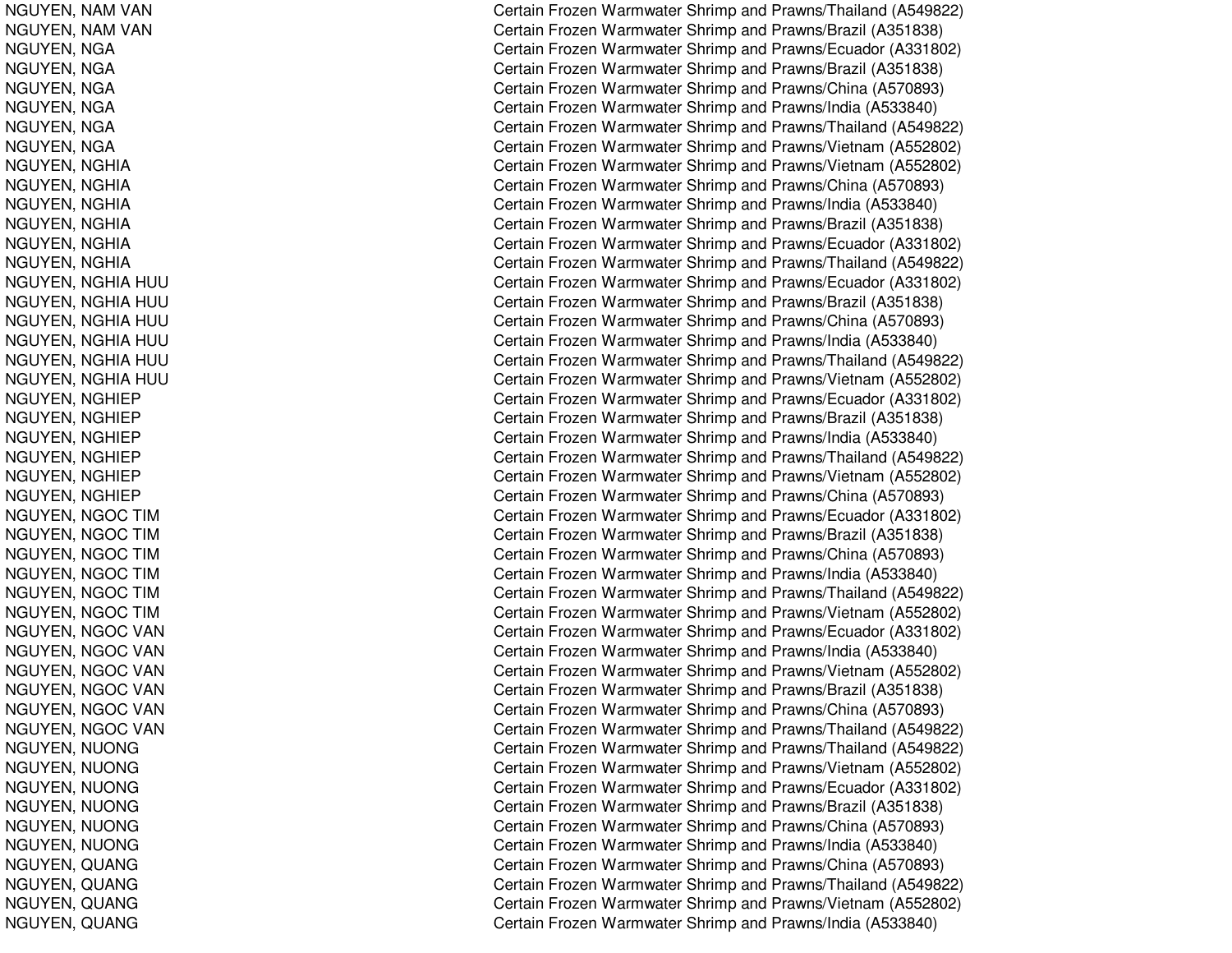| | |
|---|---|
| NGUYEN, NAM VAN | Certain Frozen Warmwater Shrimp and Prawns/Thailand (A549822) |
| NGUYEN, NAM VAN | Certain Frozen Warmwater Shrimp and Prawns/Brazil (A351838) |
| NGUYEN, NGA | Certain Frozen Warmwater Shrimp and Prawns/Ecuador (A331802) |
| NGUYEN, NGA | Certain Frozen Warmwater Shrimp and Prawns/Brazil (A351838) |
| NGUYEN, NGA | Certain Frozen Warmwater Shrimp and Prawns/China (A570893) |
| NGUYEN, NGA | Certain Frozen Warmwater Shrimp and Prawns/India (A533840) |
| NGUYEN, NGA | Certain Frozen Warmwater Shrimp and Prawns/Thailand (A549822) |
| NGUYEN, NGA | Certain Frozen Warmwater Shrimp and Prawns/Vietnam (A552802) |
| NGUYEN, NGHIA | Certain Frozen Warmwater Shrimp and Prawns/Vietnam (A552802) |
| NGUYEN, NGHIA | Certain Frozen Warmwater Shrimp and Prawns/China (A570893) |
| NGUYEN, NGHIA | Certain Frozen Warmwater Shrimp and Prawns/India (A533840) |
| NGUYEN, NGHIA | Certain Frozen Warmwater Shrimp and Prawns/Brazil (A351838) |
| NGUYEN, NGHIA | Certain Frozen Warmwater Shrimp and Prawns/Ecuador (A331802) |
| NGUYEN, NGHIA | Certain Frozen Warmwater Shrimp and Prawns/Thailand (A549822) |
| NGUYEN, NGHIA HUU | Certain Frozen Warmwater Shrimp and Prawns/Ecuador (A331802) |
| NGUYEN, NGHIA HUU | Certain Frozen Warmwater Shrimp and Prawns/Brazil (A351838) |
| NGUYEN, NGHIA HUU | Certain Frozen Warmwater Shrimp and Prawns/China (A570893) |
| NGUYEN, NGHIA HUU | Certain Frozen Warmwater Shrimp and Prawns/India (A533840) |
| NGUYEN, NGHIA HUU | Certain Frozen Warmwater Shrimp and Prawns/Thailand (A549822) |
| NGUYEN, NGHIA HUU | Certain Frozen Warmwater Shrimp and Prawns/Vietnam (A552802) |
| NGUYEN, NGHIEP | Certain Frozen Warmwater Shrimp and Prawns/Ecuador (A331802) |
| NGUYEN, NGHIEP | Certain Frozen Warmwater Shrimp and Prawns/Brazil (A351838) |
| NGUYEN, NGHIEP | Certain Frozen Warmwater Shrimp and Prawns/India (A533840) |
| NGUYEN, NGHIEP | Certain Frozen Warmwater Shrimp and Prawns/Thailand (A549822) |
| NGUYEN, NGHIEP | Certain Frozen Warmwater Shrimp and Prawns/Vietnam (A552802) |
| NGUYEN, NGHIEP | Certain Frozen Warmwater Shrimp and Prawns/China (A570893) |
| NGUYEN, NGOC TIM | Certain Frozen Warmwater Shrimp and Prawns/Ecuador (A331802) |
| NGUYEN, NGOC TIM | Certain Frozen Warmwater Shrimp and Prawns/Brazil (A351838) |
| NGUYEN, NGOC TIM | Certain Frozen Warmwater Shrimp and Prawns/China (A570893) |
| NGUYEN, NGOC TIM | Certain Frozen Warmwater Shrimp and Prawns/India (A533840) |
| NGUYEN, NGOC TIM | Certain Frozen Warmwater Shrimp and Prawns/Thailand (A549822) |
| NGUYEN, NGOC TIM | Certain Frozen Warmwater Shrimp and Prawns/Vietnam (A552802) |
| NGUYEN, NGOC VAN | Certain Frozen Warmwater Shrimp and Prawns/Ecuador (A331802) |
| NGUYEN, NGOC VAN | Certain Frozen Warmwater Shrimp and Prawns/India (A533840) |
| NGUYEN, NGOC VAN | Certain Frozen Warmwater Shrimp and Prawns/Vietnam (A552802) |
| NGUYEN, NGOC VAN | Certain Frozen Warmwater Shrimp and Prawns/Brazil (A351838) |
| NGUYEN, NGOC VAN | Certain Frozen Warmwater Shrimp and Prawns/China (A570893) |
| NGUYEN, NGOC VAN | Certain Frozen Warmwater Shrimp and Prawns/Thailand (A549822) |
| NGUYEN, NUONG | Certain Frozen Warmwater Shrimp and Prawns/Thailand (A549822) |
| NGUYEN, NUONG | Certain Frozen Warmwater Shrimp and Prawns/Vietnam (A552802) |
| NGUYEN, NUONG | Certain Frozen Warmwater Shrimp and Prawns/Ecuador (A331802) |
| NGUYEN, NUONG | Certain Frozen Warmwater Shrimp and Prawns/Brazil (A351838) |
| NGUYEN, NUONG | Certain Frozen Warmwater Shrimp and Prawns/China (A570893) |
| NGUYEN, NUONG | Certain Frozen Warmwater Shrimp and Prawns/India (A533840) |
| NGUYEN, QUANG | Certain Frozen Warmwater Shrimp and Prawns/China (A570893) |
| NGUYEN, QUANG | Certain Frozen Warmwater Shrimp and Prawns/Thailand (A549822) |
| NGUYEN, QUANG | Certain Frozen Warmwater Shrimp and Prawns/Vietnam (A552802) |
| NGUYEN, QUANG | Certain Frozen Warmwater Shrimp and Prawns/India (A533840) |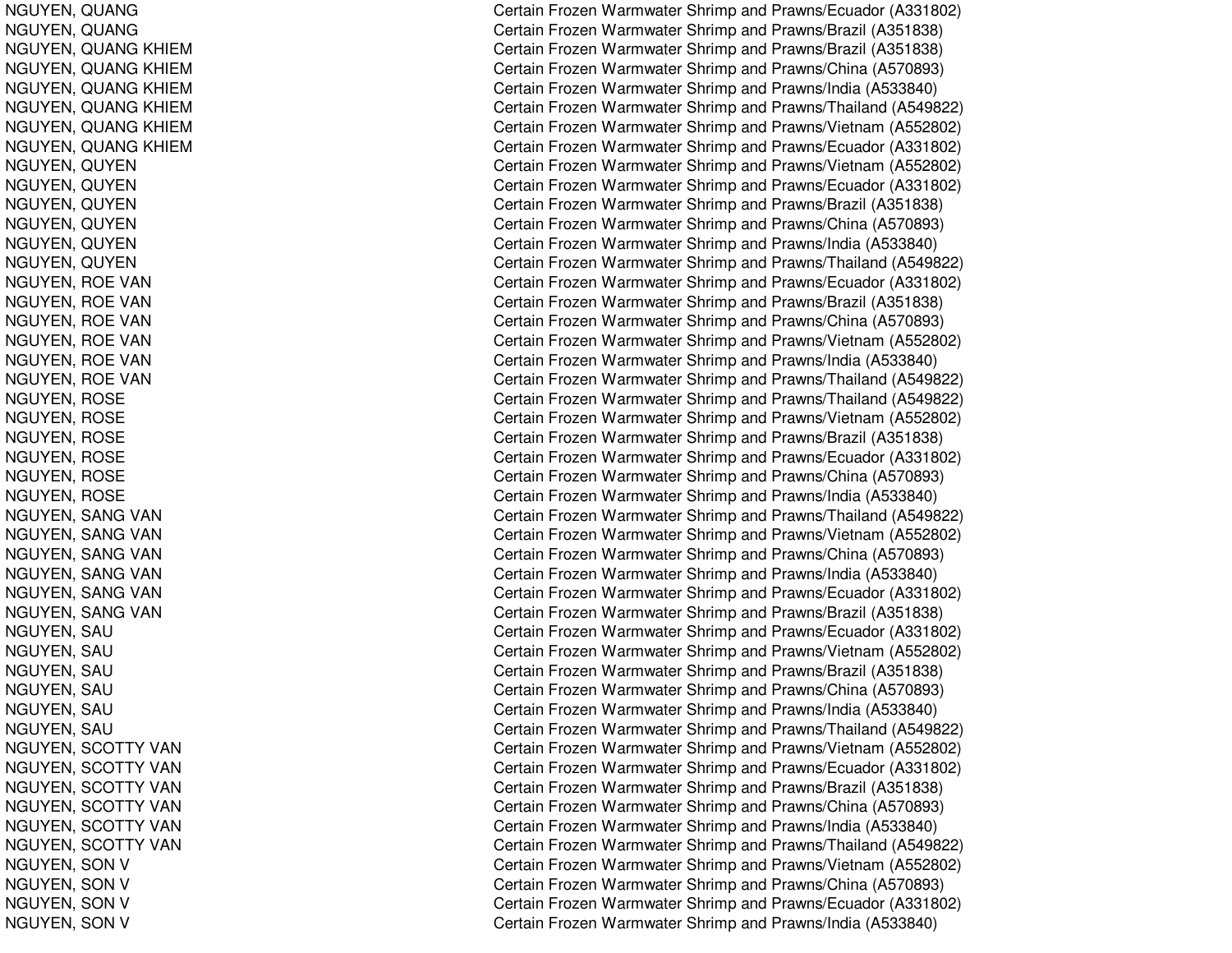| | |
|---|---|
| NGUYEN, QUANG | Certain Frozen Warmwater Shrimp and Prawns/Ecuador (A331802) |
| NGUYEN, QUANG | Certain Frozen Warmwater Shrimp and Prawns/Brazil (A351838) |
| NGUYEN, QUANG KHIEM | Certain Frozen Warmwater Shrimp and Prawns/Brazil (A351838) |
| NGUYEN, QUANG KHIEM | Certain Frozen Warmwater Shrimp and Prawns/China (A570893) |
| NGUYEN, QUANG KHIEM | Certain Frozen Warmwater Shrimp and Prawns/India (A533840) |
| NGUYEN, QUANG KHIEM | Certain Frozen Warmwater Shrimp and Prawns/Thailand (A549822) |
| NGUYEN, QUANG KHIEM | Certain Frozen Warmwater Shrimp and Prawns/Vietnam (A552802) |
| NGUYEN, QUANG KHIEM | Certain Frozen Warmwater Shrimp and Prawns/Ecuador (A331802) |
| NGUYEN, QUYEN | Certain Frozen Warmwater Shrimp and Prawns/Vietnam (A552802) |
| NGUYEN, QUYEN | Certain Frozen Warmwater Shrimp and Prawns/Ecuador (A331802) |
| NGUYEN, QUYEN | Certain Frozen Warmwater Shrimp and Prawns/Brazil (A351838) |
| NGUYEN, QUYEN | Certain Frozen Warmwater Shrimp and Prawns/China (A570893) |
| NGUYEN, QUYEN | Certain Frozen Warmwater Shrimp and Prawns/India (A533840) |
| NGUYEN, QUYEN | Certain Frozen Warmwater Shrimp and Prawns/Thailand (A549822) |
| NGUYEN, ROE VAN | Certain Frozen Warmwater Shrimp and Prawns/Ecuador (A331802) |
| NGUYEN, ROE VAN | Certain Frozen Warmwater Shrimp and Prawns/Brazil (A351838) |
| NGUYEN, ROE VAN | Certain Frozen Warmwater Shrimp and Prawns/China (A570893) |
| NGUYEN, ROE VAN | Certain Frozen Warmwater Shrimp and Prawns/Vietnam (A552802) |
| NGUYEN, ROE VAN | Certain Frozen Warmwater Shrimp and Prawns/India (A533840) |
| NGUYEN, ROE VAN | Certain Frozen Warmwater Shrimp and Prawns/Thailand (A549822) |
| NGUYEN, ROSE | Certain Frozen Warmwater Shrimp and Prawns/Thailand (A549822) |
| NGUYEN, ROSE | Certain Frozen Warmwater Shrimp and Prawns/Vietnam (A552802) |
| NGUYEN, ROSE | Certain Frozen Warmwater Shrimp and Prawns/Brazil (A351838) |
| NGUYEN, ROSE | Certain Frozen Warmwater Shrimp and Prawns/Ecuador (A331802) |
| NGUYEN, ROSE | Certain Frozen Warmwater Shrimp and Prawns/China (A570893) |
| NGUYEN, ROSE | Certain Frozen Warmwater Shrimp and Prawns/India (A533840) |
| NGUYEN, SANG VAN | Certain Frozen Warmwater Shrimp and Prawns/Thailand (A549822) |
| NGUYEN, SANG VAN | Certain Frozen Warmwater Shrimp and Prawns/Vietnam (A552802) |
| NGUYEN, SANG VAN | Certain Frozen Warmwater Shrimp and Prawns/China (A570893) |
| NGUYEN, SANG VAN | Certain Frozen Warmwater Shrimp and Prawns/India (A533840) |
| NGUYEN, SANG VAN | Certain Frozen Warmwater Shrimp and Prawns/Ecuador (A331802) |
| NGUYEN, SANG VAN | Certain Frozen Warmwater Shrimp and Prawns/Brazil (A351838) |
| NGUYEN, SAU | Certain Frozen Warmwater Shrimp and Prawns/Ecuador (A331802) |
| NGUYEN, SAU | Certain Frozen Warmwater Shrimp and Prawns/Vietnam (A552802) |
| NGUYEN, SAU | Certain Frozen Warmwater Shrimp and Prawns/Brazil (A351838) |
| NGUYEN, SAU | Certain Frozen Warmwater Shrimp and Prawns/China (A570893) |
| NGUYEN, SAU | Certain Frozen Warmwater Shrimp and Prawns/India (A533840) |
| NGUYEN, SAU | Certain Frozen Warmwater Shrimp and Prawns/Thailand (A549822) |
| NGUYEN, SCOTTY VAN | Certain Frozen Warmwater Shrimp and Prawns/Vietnam (A552802) |
| NGUYEN, SCOTTY VAN | Certain Frozen Warmwater Shrimp and Prawns/Ecuador (A331802) |
| NGUYEN, SCOTTY VAN | Certain Frozen Warmwater Shrimp and Prawns/Brazil (A351838) |
| NGUYEN, SCOTTY VAN | Certain Frozen Warmwater Shrimp and Prawns/China (A570893) |
| NGUYEN, SCOTTY VAN | Certain Frozen Warmwater Shrimp and Prawns/India (A533840) |
| NGUYEN, SCOTTY VAN | Certain Frozen Warmwater Shrimp and Prawns/Thailand (A549822) |
| NGUYEN, SON V | Certain Frozen Warmwater Shrimp and Prawns/Vietnam (A552802) |
| NGUYEN, SON V | Certain Frozen Warmwater Shrimp and Prawns/China (A570893) |
| NGUYEN, SON V | Certain Frozen Warmwater Shrimp and Prawns/Ecuador (A331802) |
| NGUYEN, SON V | Certain Frozen Warmwater Shrimp and Prawns/India (A533840) |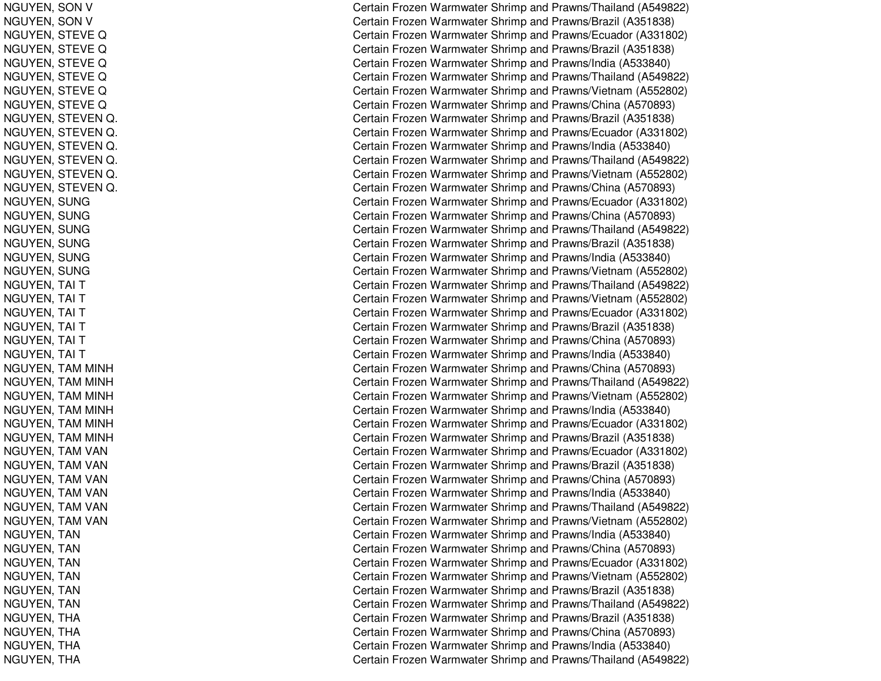| | |
|---|---|
| NGUYEN, SON V | Certain Frozen Warmwater Shrimp and Prawns/Thailand (A549822) |
| NGUYEN, SON V | Certain Frozen Warmwater Shrimp and Prawns/Brazil (A351838) |
| NGUYEN, STEVE Q | Certain Frozen Warmwater Shrimp and Prawns/Ecuador (A331802) |
| NGUYEN, STEVE Q | Certain Frozen Warmwater Shrimp and Prawns/Brazil (A351838) |
| NGUYEN, STEVE Q | Certain Frozen Warmwater Shrimp and Prawns/India (A533840) |
| NGUYEN, STEVE Q | Certain Frozen Warmwater Shrimp and Prawns/Thailand (A549822) |
| NGUYEN, STEVE Q | Certain Frozen Warmwater Shrimp and Prawns/Vietnam (A552802) |
| NGUYEN, STEVE Q | Certain Frozen Warmwater Shrimp and Prawns/China (A570893) |
| NGUYEN, STEVEN Q. | Certain Frozen Warmwater Shrimp and Prawns/Brazil (A351838) |
| NGUYEN, STEVEN Q. | Certain Frozen Warmwater Shrimp and Prawns/Ecuador (A331802) |
| NGUYEN, STEVEN Q. | Certain Frozen Warmwater Shrimp and Prawns/India (A533840) |
| NGUYEN, STEVEN Q. | Certain Frozen Warmwater Shrimp and Prawns/Thailand (A549822) |
| NGUYEN, STEVEN Q. | Certain Frozen Warmwater Shrimp and Prawns/Vietnam (A552802) |
| NGUYEN, STEVEN Q. | Certain Frozen Warmwater Shrimp and Prawns/China (A570893) |
| NGUYEN, SUNG | Certain Frozen Warmwater Shrimp and Prawns/Ecuador (A331802) |
| NGUYEN, SUNG | Certain Frozen Warmwater Shrimp and Prawns/China (A570893) |
| NGUYEN, SUNG | Certain Frozen Warmwater Shrimp and Prawns/Thailand (A549822) |
| NGUYEN, SUNG | Certain Frozen Warmwater Shrimp and Prawns/Brazil (A351838) |
| NGUYEN, SUNG | Certain Frozen Warmwater Shrimp and Prawns/India (A533840) |
| NGUYEN, SUNG | Certain Frozen Warmwater Shrimp and Prawns/Vietnam (A552802) |
| NGUYEN, TAI T | Certain Frozen Warmwater Shrimp and Prawns/Thailand (A549822) |
| NGUYEN, TAI T | Certain Frozen Warmwater Shrimp and Prawns/Vietnam (A552802) |
| NGUYEN, TAI T | Certain Frozen Warmwater Shrimp and Prawns/Ecuador (A331802) |
| NGUYEN, TAI T | Certain Frozen Warmwater Shrimp and Prawns/Brazil (A351838) |
| NGUYEN, TAI T | Certain Frozen Warmwater Shrimp and Prawns/China (A570893) |
| NGUYEN, TAI T | Certain Frozen Warmwater Shrimp and Prawns/India (A533840) |
| NGUYEN, TAM MINH | Certain Frozen Warmwater Shrimp and Prawns/China (A570893) |
| NGUYEN, TAM MINH | Certain Frozen Warmwater Shrimp and Prawns/Thailand (A549822) |
| NGUYEN, TAM MINH | Certain Frozen Warmwater Shrimp and Prawns/Vietnam (A552802) |
| NGUYEN, TAM MINH | Certain Frozen Warmwater Shrimp and Prawns/India (A533840) |
| NGUYEN, TAM MINH | Certain Frozen Warmwater Shrimp and Prawns/Ecuador (A331802) |
| NGUYEN, TAM MINH | Certain Frozen Warmwater Shrimp and Prawns/Brazil (A351838) |
| NGUYEN, TAM VAN | Certain Frozen Warmwater Shrimp and Prawns/Ecuador (A331802) |
| NGUYEN, TAM VAN | Certain Frozen Warmwater Shrimp and Prawns/Brazil (A351838) |
| NGUYEN, TAM VAN | Certain Frozen Warmwater Shrimp and Prawns/China (A570893) |
| NGUYEN, TAM VAN | Certain Frozen Warmwater Shrimp and Prawns/India (A533840) |
| NGUYEN, TAM VAN | Certain Frozen Warmwater Shrimp and Prawns/Thailand (A549822) |
| NGUYEN, TAM VAN | Certain Frozen Warmwater Shrimp and Prawns/Vietnam (A552802) |
| NGUYEN, TAN | Certain Frozen Warmwater Shrimp and Prawns/India (A533840) |
| NGUYEN, TAN | Certain Frozen Warmwater Shrimp and Prawns/China (A570893) |
| NGUYEN, TAN | Certain Frozen Warmwater Shrimp and Prawns/Ecuador (A331802) |
| NGUYEN, TAN | Certain Frozen Warmwater Shrimp and Prawns/Vietnam (A552802) |
| NGUYEN, TAN | Certain Frozen Warmwater Shrimp and Prawns/Brazil (A351838) |
| NGUYEN, TAN | Certain Frozen Warmwater Shrimp and Prawns/Thailand (A549822) |
| NGUYEN, THA | Certain Frozen Warmwater Shrimp and Prawns/Brazil (A351838) |
| NGUYEN, THA | Certain Frozen Warmwater Shrimp and Prawns/China (A570893) |
| NGUYEN, THA | Certain Frozen Warmwater Shrimp and Prawns/India (A533840) |
| NGUYEN, THA | Certain Frozen Warmwater Shrimp and Prawns/Thailand (A549822) |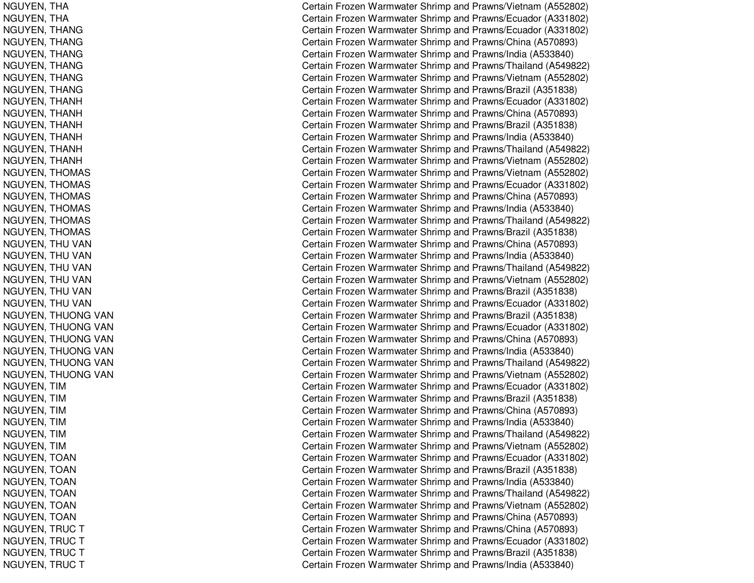| | |
|---|---|
| NGUYEN, THA | Certain Frozen Warmwater Shrimp and Prawns/Vietnam (A552802) |
| NGUYEN, THA | Certain Frozen Warmwater Shrimp and Prawns/Ecuador (A331802) |
| NGUYEN, THANG | Certain Frozen Warmwater Shrimp and Prawns/Ecuador (A331802) |
| NGUYEN, THANG | Certain Frozen Warmwater Shrimp and Prawns/China (A570893) |
| NGUYEN, THANG | Certain Frozen Warmwater Shrimp and Prawns/India (A533840) |
| NGUYEN, THANG | Certain Frozen Warmwater Shrimp and Prawns/Thailand (A549822) |
| NGUYEN, THANG | Certain Frozen Warmwater Shrimp and Prawns/Vietnam (A552802) |
| NGUYEN, THANG | Certain Frozen Warmwater Shrimp and Prawns/Brazil (A351838) |
| NGUYEN, THANH | Certain Frozen Warmwater Shrimp and Prawns/Ecuador (A331802) |
| NGUYEN, THANH | Certain Frozen Warmwater Shrimp and Prawns/China (A570893) |
| NGUYEN, THANH | Certain Frozen Warmwater Shrimp and Prawns/Brazil (A351838) |
| NGUYEN, THANH | Certain Frozen Warmwater Shrimp and Prawns/India (A533840) |
| NGUYEN, THANH | Certain Frozen Warmwater Shrimp and Prawns/Thailand (A549822) |
| NGUYEN, THANH | Certain Frozen Warmwater Shrimp and Prawns/Vietnam (A552802) |
| NGUYEN, THOMAS | Certain Frozen Warmwater Shrimp and Prawns/Vietnam (A552802) |
| NGUYEN, THOMAS | Certain Frozen Warmwater Shrimp and Prawns/Ecuador (A331802) |
| NGUYEN, THOMAS | Certain Frozen Warmwater Shrimp and Prawns/China (A570893) |
| NGUYEN, THOMAS | Certain Frozen Warmwater Shrimp and Prawns/India (A533840) |
| NGUYEN, THOMAS | Certain Frozen Warmwater Shrimp and Prawns/Thailand (A549822) |
| NGUYEN, THOMAS | Certain Frozen Warmwater Shrimp and Prawns/Brazil (A351838) |
| NGUYEN, THU VAN | Certain Frozen Warmwater Shrimp and Prawns/China (A570893) |
| NGUYEN, THU VAN | Certain Frozen Warmwater Shrimp and Prawns/India (A533840) |
| NGUYEN, THU VAN | Certain Frozen Warmwater Shrimp and Prawns/Thailand (A549822) |
| NGUYEN, THU VAN | Certain Frozen Warmwater Shrimp and Prawns/Vietnam (A552802) |
| NGUYEN, THU VAN | Certain Frozen Warmwater Shrimp and Prawns/Brazil (A351838) |
| NGUYEN, THU VAN | Certain Frozen Warmwater Shrimp and Prawns/Ecuador (A331802) |
| NGUYEN, THUONG VAN | Certain Frozen Warmwater Shrimp and Prawns/Brazil (A351838) |
| NGUYEN, THUONG VAN | Certain Frozen Warmwater Shrimp and Prawns/Ecuador (A331802) |
| NGUYEN, THUONG VAN | Certain Frozen Warmwater Shrimp and Prawns/China (A570893) |
| NGUYEN, THUONG VAN | Certain Frozen Warmwater Shrimp and Prawns/India (A533840) |
| NGUYEN, THUONG VAN | Certain Frozen Warmwater Shrimp and Prawns/Thailand (A549822) |
| NGUYEN, THUONG VAN | Certain Frozen Warmwater Shrimp and Prawns/Vietnam (A552802) |
| NGUYEN, TIM | Certain Frozen Warmwater Shrimp and Prawns/Ecuador (A331802) |
| NGUYEN, TIM | Certain Frozen Warmwater Shrimp and Prawns/Brazil (A351838) |
| NGUYEN, TIM | Certain Frozen Warmwater Shrimp and Prawns/China (A570893) |
| NGUYEN, TIM | Certain Frozen Warmwater Shrimp and Prawns/India (A533840) |
| NGUYEN, TIM | Certain Frozen Warmwater Shrimp and Prawns/Thailand (A549822) |
| NGUYEN, TIM | Certain Frozen Warmwater Shrimp and Prawns/Vietnam (A552802) |
| NGUYEN, TOAN | Certain Frozen Warmwater Shrimp and Prawns/Ecuador (A331802) |
| NGUYEN, TOAN | Certain Frozen Warmwater Shrimp and Prawns/Brazil (A351838) |
| NGUYEN, TOAN | Certain Frozen Warmwater Shrimp and Prawns/India (A533840) |
| NGUYEN, TOAN | Certain Frozen Warmwater Shrimp and Prawns/Thailand (A549822) |
| NGUYEN, TOAN | Certain Frozen Warmwater Shrimp and Prawns/Vietnam (A552802) |
| NGUYEN, TOAN | Certain Frozen Warmwater Shrimp and Prawns/China (A570893) |
| NGUYEN, TRUC T | Certain Frozen Warmwater Shrimp and Prawns/China (A570893) |
| NGUYEN, TRUC T | Certain Frozen Warmwater Shrimp and Prawns/Ecuador (A331802) |
| NGUYEN, TRUC T | Certain Frozen Warmwater Shrimp and Prawns/Brazil (A351838) |
| NGUYEN, TRUC T | Certain Frozen Warmwater Shrimp and Prawns/India (A533840) |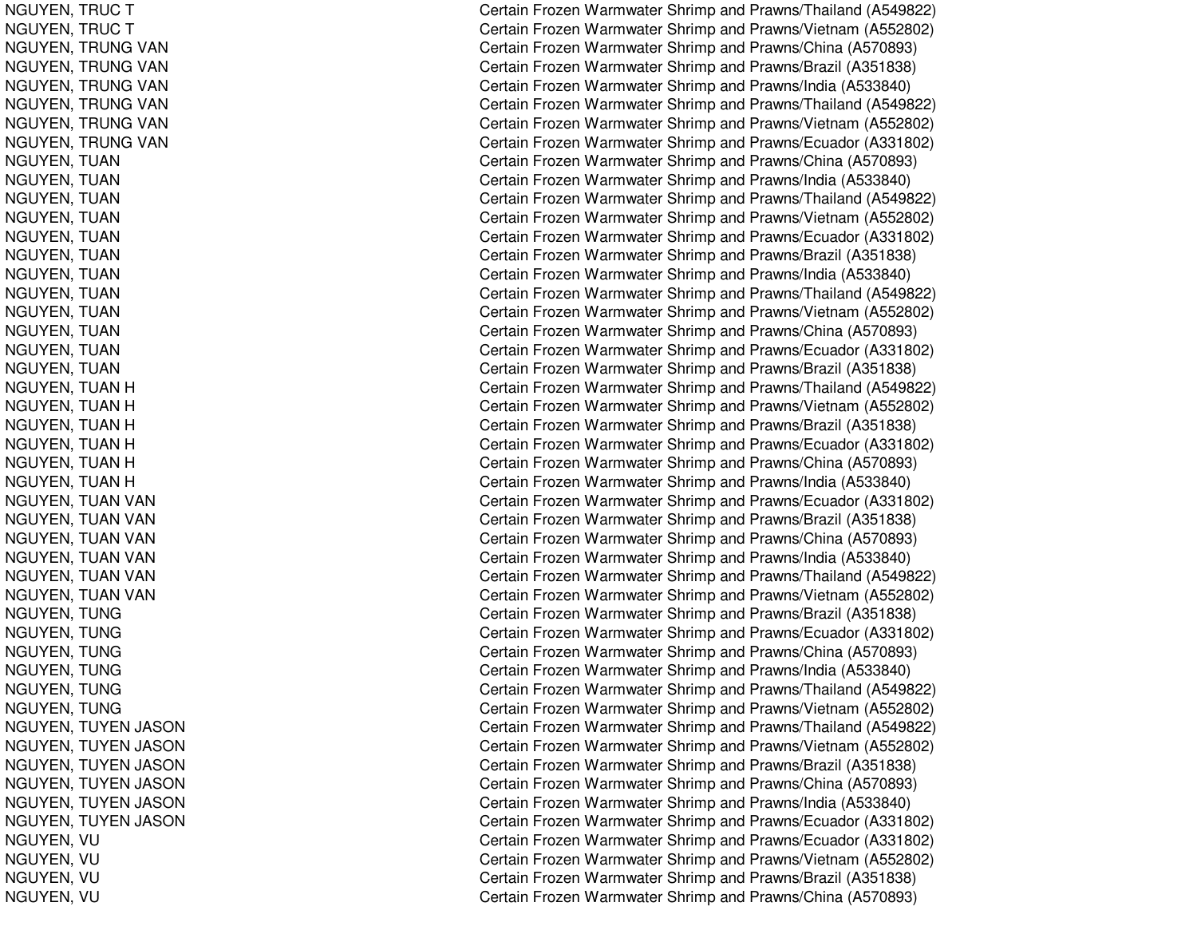| | |
|---|---|
| NGUYEN, TRUC T | Certain Frozen Warmwater Shrimp and Prawns/Thailand (A549822) |
| NGUYEN, TRUC T | Certain Frozen Warmwater Shrimp and Prawns/Vietnam (A552802) |
| NGUYEN, TRUNG VAN | Certain Frozen Warmwater Shrimp and Prawns/China (A570893) |
| NGUYEN, TRUNG VAN | Certain Frozen Warmwater Shrimp and Prawns/Brazil (A351838) |
| NGUYEN, TRUNG VAN | Certain Frozen Warmwater Shrimp and Prawns/India (A533840) |
| NGUYEN, TRUNG VAN | Certain Frozen Warmwater Shrimp and Prawns/Thailand (A549822) |
| NGUYEN, TRUNG VAN | Certain Frozen Warmwater Shrimp and Prawns/Vietnam (A552802) |
| NGUYEN, TRUNG VAN | Certain Frozen Warmwater Shrimp and Prawns/Ecuador (A331802) |
| NGUYEN, TUAN | Certain Frozen Warmwater Shrimp and Prawns/China (A570893) |
| NGUYEN, TUAN | Certain Frozen Warmwater Shrimp and Prawns/India (A533840) |
| NGUYEN, TUAN | Certain Frozen Warmwater Shrimp and Prawns/Thailand (A549822) |
| NGUYEN, TUAN | Certain Frozen Warmwater Shrimp and Prawns/Vietnam (A552802) |
| NGUYEN, TUAN | Certain Frozen Warmwater Shrimp and Prawns/Ecuador (A331802) |
| NGUYEN, TUAN | Certain Frozen Warmwater Shrimp and Prawns/Brazil (A351838) |
| NGUYEN, TUAN | Certain Frozen Warmwater Shrimp and Prawns/India (A533840) |
| NGUYEN, TUAN | Certain Frozen Warmwater Shrimp and Prawns/Thailand (A549822) |
| NGUYEN, TUAN | Certain Frozen Warmwater Shrimp and Prawns/Vietnam (A552802) |
| NGUYEN, TUAN | Certain Frozen Warmwater Shrimp and Prawns/China (A570893) |
| NGUYEN, TUAN | Certain Frozen Warmwater Shrimp and Prawns/Ecuador (A331802) |
| NGUYEN, TUAN | Certain Frozen Warmwater Shrimp and Prawns/Brazil (A351838) |
| NGUYEN, TUAN H | Certain Frozen Warmwater Shrimp and Prawns/Thailand (A549822) |
| NGUYEN, TUAN H | Certain Frozen Warmwater Shrimp and Prawns/Vietnam (A552802) |
| NGUYEN, TUAN H | Certain Frozen Warmwater Shrimp and Prawns/Brazil (A351838) |
| NGUYEN, TUAN H | Certain Frozen Warmwater Shrimp and Prawns/Ecuador (A331802) |
| NGUYEN, TUAN H | Certain Frozen Warmwater Shrimp and Prawns/China (A570893) |
| NGUYEN, TUAN H | Certain Frozen Warmwater Shrimp and Prawns/India (A533840) |
| NGUYEN, TUAN VAN | Certain Frozen Warmwater Shrimp and Prawns/Ecuador (A331802) |
| NGUYEN, TUAN VAN | Certain Frozen Warmwater Shrimp and Prawns/Brazil (A351838) |
| NGUYEN, TUAN VAN | Certain Frozen Warmwater Shrimp and Prawns/China (A570893) |
| NGUYEN, TUAN VAN | Certain Frozen Warmwater Shrimp and Prawns/India (A533840) |
| NGUYEN, TUAN VAN | Certain Frozen Warmwater Shrimp and Prawns/Thailand (A549822) |
| NGUYEN, TUAN VAN | Certain Frozen Warmwater Shrimp and Prawns/Vietnam (A552802) |
| NGUYEN, TUNG | Certain Frozen Warmwater Shrimp and Prawns/Brazil (A351838) |
| NGUYEN, TUNG | Certain Frozen Warmwater Shrimp and Prawns/Ecuador (A331802) |
| NGUYEN, TUNG | Certain Frozen Warmwater Shrimp and Prawns/China (A570893) |
| NGUYEN, TUNG | Certain Frozen Warmwater Shrimp and Prawns/India (A533840) |
| NGUYEN, TUNG | Certain Frozen Warmwater Shrimp and Prawns/Thailand (A549822) |
| NGUYEN, TUNG | Certain Frozen Warmwater Shrimp and Prawns/Vietnam (A552802) |
| NGUYEN, TUYEN JASON | Certain Frozen Warmwater Shrimp and Prawns/Thailand (A549822) |
| NGUYEN, TUYEN JASON | Certain Frozen Warmwater Shrimp and Prawns/Vietnam (A552802) |
| NGUYEN, TUYEN JASON | Certain Frozen Warmwater Shrimp and Prawns/Brazil (A351838) |
| NGUYEN, TUYEN JASON | Certain Frozen Warmwater Shrimp and Prawns/China (A570893) |
| NGUYEN, TUYEN JASON | Certain Frozen Warmwater Shrimp and Prawns/India (A533840) |
| NGUYEN, TUYEN JASON | Certain Frozen Warmwater Shrimp and Prawns/Ecuador (A331802) |
| NGUYEN, VU | Certain Frozen Warmwater Shrimp and Prawns/Ecuador (A331802) |
| NGUYEN, VU | Certain Frozen Warmwater Shrimp and Prawns/Vietnam (A552802) |
| NGUYEN, VU | Certain Frozen Warmwater Shrimp and Prawns/Brazil (A351838) |
| NGUYEN, VU | Certain Frozen Warmwater Shrimp and Prawns/China (A570893) |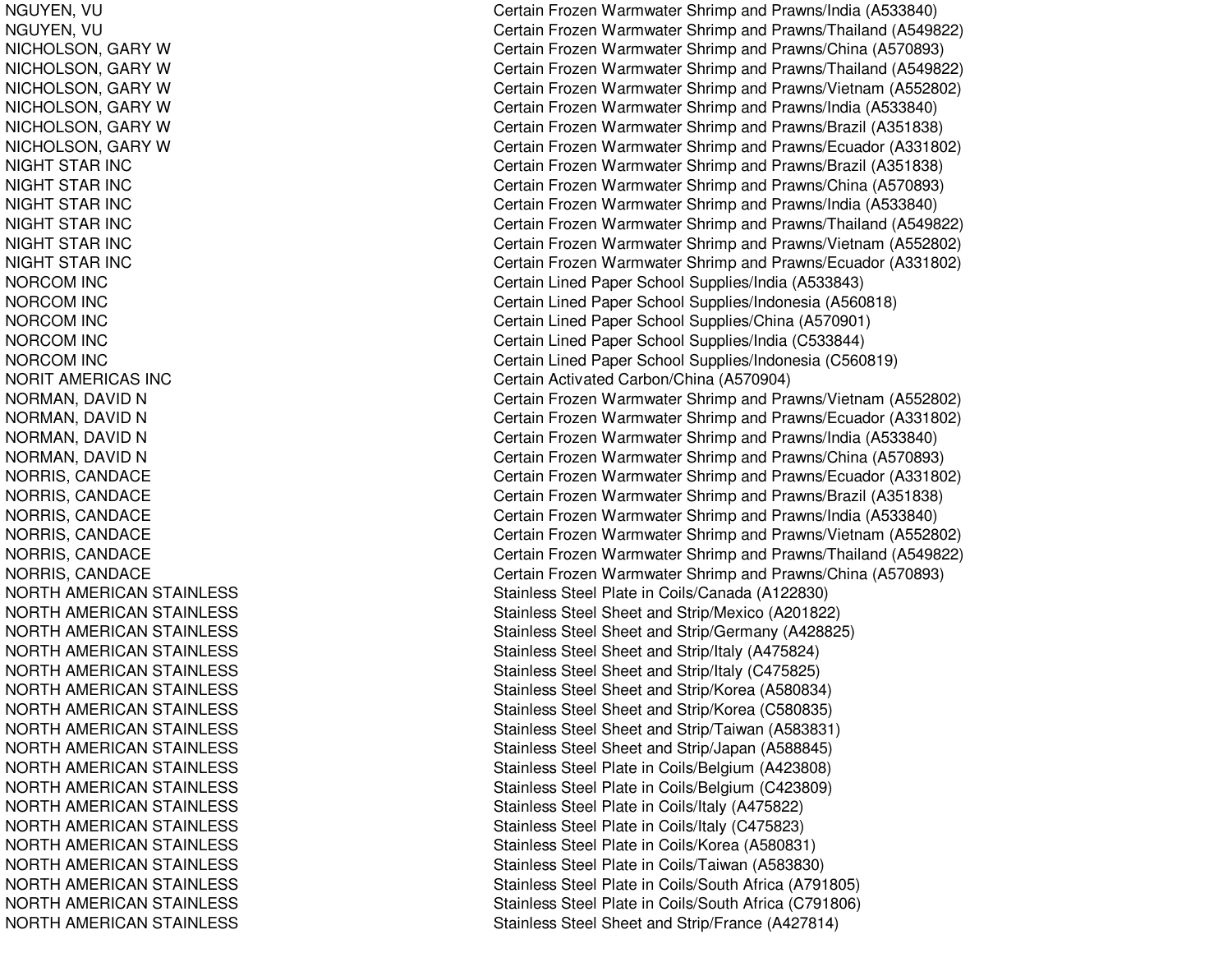| | |
|---|---|
| NGUYEN, VU | Certain Frozen Warmwater Shrimp and Prawns/India (A533840) |
| NGUYEN, VU | Certain Frozen Warmwater Shrimp and Prawns/Thailand (A549822) |
| NICHOLSON, GARY W | Certain Frozen Warmwater Shrimp and Prawns/China (A570893) |
| NICHOLSON, GARY W | Certain Frozen Warmwater Shrimp and Prawns/Thailand (A549822) |
| NICHOLSON, GARY W | Certain Frozen Warmwater Shrimp and Prawns/Vietnam (A552802) |
| NICHOLSON, GARY W | Certain Frozen Warmwater Shrimp and Prawns/India (A533840) |
| NICHOLSON, GARY W | Certain Frozen Warmwater Shrimp and Prawns/Brazil (A351838) |
| NICHOLSON, GARY W | Certain Frozen Warmwater Shrimp and Prawns/Ecuador (A331802) |
| NIGHT STAR INC | Certain Frozen Warmwater Shrimp and Prawns/Brazil (A351838) |
| NIGHT STAR INC | Certain Frozen Warmwater Shrimp and Prawns/China (A570893) |
| NIGHT STAR INC | Certain Frozen Warmwater Shrimp and Prawns/India (A533840) |
| NIGHT STAR INC | Certain Frozen Warmwater Shrimp and Prawns/Thailand (A549822) |
| NIGHT STAR INC | Certain Frozen Warmwater Shrimp and Prawns/Vietnam (A552802) |
| NIGHT STAR INC | Certain Frozen Warmwater Shrimp and Prawns/Ecuador (A331802) |
| NORCOM INC | Certain Lined Paper School Supplies/India (A533843) |
| NORCOM INC | Certain Lined Paper School Supplies/Indonesia (A560818) |
| NORCOM INC | Certain Lined Paper School Supplies/China (A570901) |
| NORCOM INC | Certain Lined Paper School Supplies/India (C533844) |
| NORCOM INC | Certain Lined Paper School Supplies/Indonesia (C560819) |
| NORIT AMERICAS INC | Certain Activated Carbon/China (A570904) |
| NORMAN, DAVID N | Certain Frozen Warmwater Shrimp and Prawns/Vietnam (A552802) |
| NORMAN, DAVID N | Certain Frozen Warmwater Shrimp and Prawns/Ecuador (A331802) |
| NORMAN, DAVID N | Certain Frozen Warmwater Shrimp and Prawns/India (A533840) |
| NORMAN, DAVID N | Certain Frozen Warmwater Shrimp and Prawns/China (A570893) |
| NORRIS, CANDACE | Certain Frozen Warmwater Shrimp and Prawns/Ecuador (A331802) |
| NORRIS, CANDACE | Certain Frozen Warmwater Shrimp and Prawns/Brazil (A351838) |
| NORRIS, CANDACE | Certain Frozen Warmwater Shrimp and Prawns/India (A533840) |
| NORRIS, CANDACE | Certain Frozen Warmwater Shrimp and Prawns/Vietnam (A552802) |
| NORRIS, CANDACE | Certain Frozen Warmwater Shrimp and Prawns/Thailand (A549822) |
| NORRIS, CANDACE | Certain Frozen Warmwater Shrimp and Prawns/China (A570893) |
| NORTH AMERICAN STAINLESS | Stainless Steel Plate in Coils/Canada (A122830) |
| NORTH AMERICAN STAINLESS | Stainless Steel Sheet and Strip/Mexico (A201822) |
| NORTH AMERICAN STAINLESS | Stainless Steel Sheet and Strip/Germany (A428825) |
| NORTH AMERICAN STAINLESS | Stainless Steel Sheet and Strip/Italy (A475824) |
| NORTH AMERICAN STAINLESS | Stainless Steel Sheet and Strip/Italy (C475825) |
| NORTH AMERICAN STAINLESS | Stainless Steel Sheet and Strip/Korea (A580834) |
| NORTH AMERICAN STAINLESS | Stainless Steel Sheet and Strip/Korea (C580835) |
| NORTH AMERICAN STAINLESS | Stainless Steel Sheet and Strip/Taiwan (A583831) |
| NORTH AMERICAN STAINLESS | Stainless Steel Sheet and Strip/Japan (A588845) |
| NORTH AMERICAN STAINLESS | Stainless Steel Plate in Coils/Belgium (A423808) |
| NORTH AMERICAN STAINLESS | Stainless Steel Plate in Coils/Belgium (C423809) |
| NORTH AMERICAN STAINLESS | Stainless Steel Plate in Coils/Italy (A475822) |
| NORTH AMERICAN STAINLESS | Stainless Steel Plate in Coils/Italy (C475823) |
| NORTH AMERICAN STAINLESS | Stainless Steel Plate in Coils/Korea (A580831) |
| NORTH AMERICAN STAINLESS | Stainless Steel Plate in Coils/Taiwan (A583830) |
| NORTH AMERICAN STAINLESS | Stainless Steel Plate in Coils/South Africa (A791805) |
| NORTH AMERICAN STAINLESS | Stainless Steel Plate in Coils/South Africa (C791806) |
| NORTH AMERICAN STAINLESS | Stainless Steel Sheet and Strip/France (A427814) |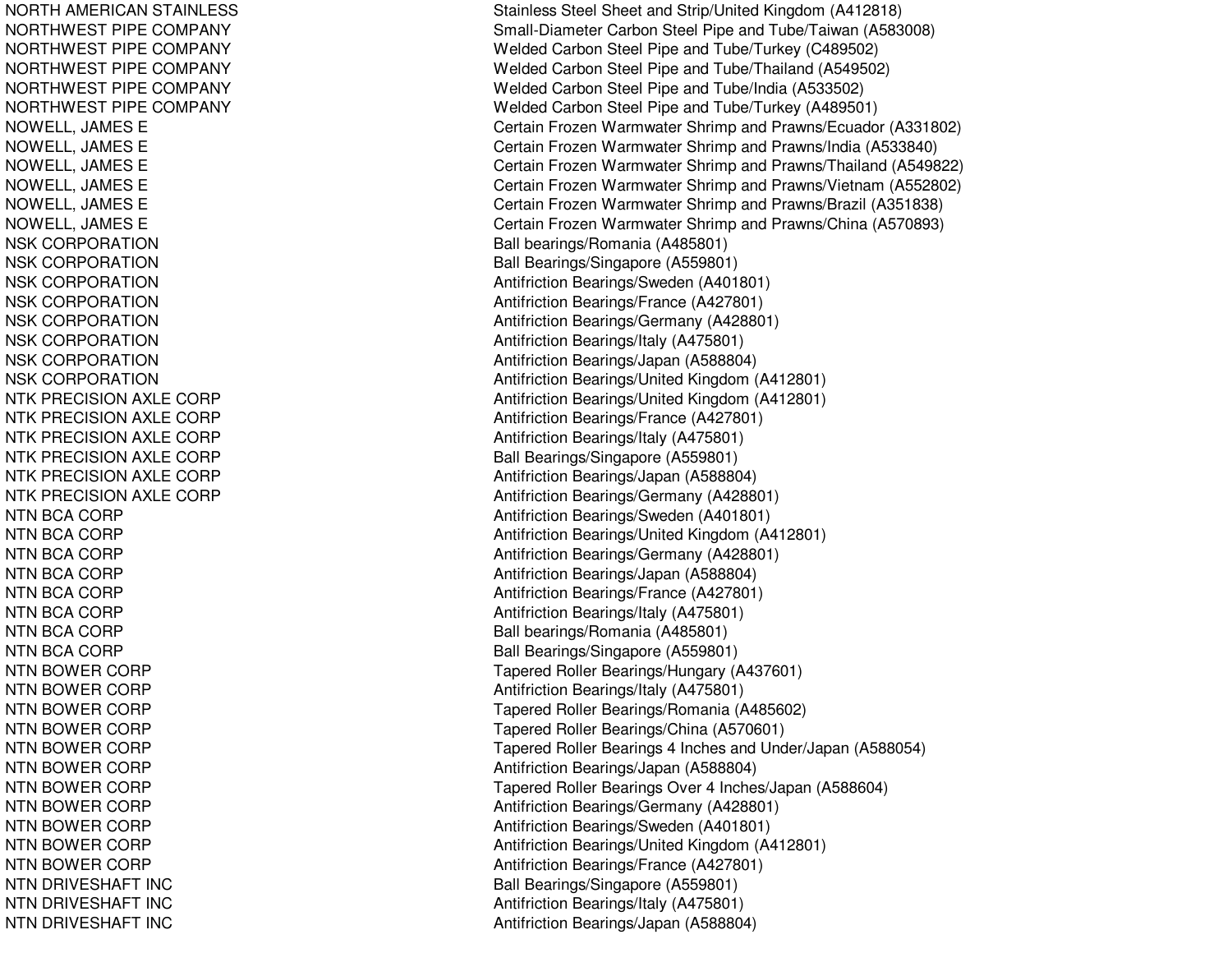| | |
|---|---|
| NORTH AMERICAN STAINLESS | Stainless Steel Sheet and Strip/United Kingdom (A412818) |
| NORTHWEST PIPE COMPANY | Small-Diameter Carbon Steel Pipe and Tube/Taiwan (A583008) |
| NORTHWEST PIPE COMPANY | Welded Carbon Steel Pipe and Tube/Turkey (C489502) |
| NORTHWEST PIPE COMPANY | Welded Carbon Steel Pipe and Tube/Thailand (A549502) |
| NORTHWEST PIPE COMPANY | Welded Carbon Steel Pipe and Tube/India (A533502) |
| NORTHWEST PIPE COMPANY | Welded Carbon Steel Pipe and Tube/Turkey (A489501) |
| NOWELL, JAMES E | Certain Frozen Warmwater Shrimp and Prawns/Ecuador (A331802) |
| NOWELL, JAMES E | Certain Frozen Warmwater Shrimp and Prawns/India (A533840) |
| NOWELL, JAMES E | Certain Frozen Warmwater Shrimp and Prawns/Thailand (A549822) |
| NOWELL, JAMES E | Certain Frozen Warmwater Shrimp and Prawns/Vietnam (A552802) |
| NOWELL, JAMES E | Certain Frozen Warmwater Shrimp and Prawns/Brazil (A351838) |
| NOWELL, JAMES E | Certain Frozen Warmwater Shrimp and Prawns/China (A570893) |
| NSK CORPORATION | Ball bearings/Romania (A485801) |
| NSK CORPORATION | Ball Bearings/Singapore (A559801) |
| NSK CORPORATION | Antifriction Bearings/Sweden (A401801) |
| NSK CORPORATION | Antifriction Bearings/France (A427801) |
| NSK CORPORATION | Antifriction Bearings/Germany (A428801) |
| NSK CORPORATION | Antifriction Bearings/Italy (A475801) |
| NSK CORPORATION | Antifriction Bearings/Japan (A588804) |
| NSK CORPORATION | Antifriction Bearings/United Kingdom (A412801) |
| NTK PRECISION AXLE CORP | Antifriction Bearings/United Kingdom (A412801) |
| NTK PRECISION AXLE CORP | Antifriction Bearings/France (A427801) |
| NTK PRECISION AXLE CORP | Antifriction Bearings/Italy (A475801) |
| NTK PRECISION AXLE CORP | Ball Bearings/Singapore (A559801) |
| NTK PRECISION AXLE CORP | Antifriction Bearings/Japan (A588804) |
| NTK PRECISION AXLE CORP | Antifriction Bearings/Germany (A428801) |
| NTN BCA CORP | Antifriction Bearings/Sweden (A401801) |
| NTN BCA CORP | Antifriction Bearings/United Kingdom (A412801) |
| NTN BCA CORP | Antifriction Bearings/Germany (A428801) |
| NTN BCA CORP | Antifriction Bearings/Japan (A588804) |
| NTN BCA CORP | Antifriction Bearings/France (A427801) |
| NTN BCA CORP | Antifriction Bearings/Italy (A475801) |
| NTN BCA CORP | Ball bearings/Romania (A485801) |
| NTN BCA CORP | Ball Bearings/Singapore (A559801) |
| NTN BOWER CORP | Tapered Roller Bearings/Hungary (A437601) |
| NTN BOWER CORP | Antifriction Bearings/Italy (A475801) |
| NTN BOWER CORP | Tapered Roller Bearings/Romania (A485602) |
| NTN BOWER CORP | Tapered Roller Bearings/China (A570601) |
| NTN BOWER CORP | Tapered Roller Bearings 4 Inches and Under/Japan (A588054) |
| NTN BOWER CORP | Antifriction Bearings/Japan (A588804) |
| NTN BOWER CORP | Tapered Roller Bearings Over 4 Inches/Japan (A588604) |
| NTN BOWER CORP | Antifriction Bearings/Germany (A428801) |
| NTN BOWER CORP | Antifriction Bearings/Sweden (A401801) |
| NTN BOWER CORP | Antifriction Bearings/United Kingdom (A412801) |
| NTN BOWER CORP | Antifriction Bearings/France (A427801) |
| NTN DRIVESHAFT INC | Ball Bearings/Singapore (A559801) |
| NTN DRIVESHAFT INC | Antifriction Bearings/Italy (A475801) |
| NTN DRIVESHAFT INC | Antifriction Bearings/Japan (A588804) |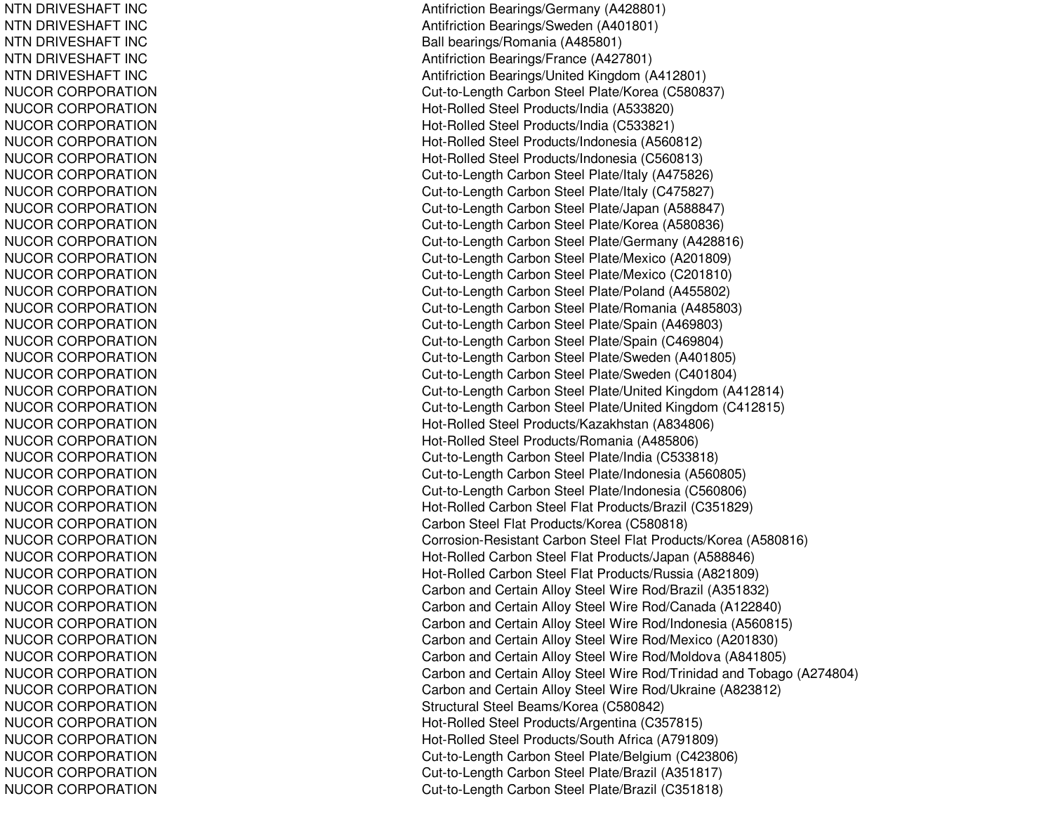| | |
|---|---|
| NTN DRIVESHAFT INC | Antifriction Bearings/Germany (A428801) |
| NTN DRIVESHAFT INC | Antifriction Bearings/Sweden (A401801) |
| NTN DRIVESHAFT INC | Ball bearings/Romania (A485801) |
| NTN DRIVESHAFT INC | Antifriction Bearings/France (A427801) |
| NTN DRIVESHAFT INC | Antifriction Bearings/United Kingdom (A412801) |
| NUCOR CORPORATION | Cut-to-Length Carbon Steel Plate/Korea (C580837) |
| NUCOR CORPORATION | Hot-Rolled Steel Products/India (A533820) |
| NUCOR CORPORATION | Hot-Rolled Steel Products/India (C533821) |
| NUCOR CORPORATION | Hot-Rolled Steel Products/Indonesia (A560812) |
| NUCOR CORPORATION | Hot-Rolled Steel Products/Indonesia (C560813) |
| NUCOR CORPORATION | Cut-to-Length Carbon Steel Plate/Italy (A475826) |
| NUCOR CORPORATION | Cut-to-Length Carbon Steel Plate/Italy (C475827) |
| NUCOR CORPORATION | Cut-to-Length Carbon Steel Plate/Japan (A588847) |
| NUCOR CORPORATION | Cut-to-Length Carbon Steel Plate/Korea (A580836) |
| NUCOR CORPORATION | Cut-to-Length Carbon Steel Plate/Germany (A428816) |
| NUCOR CORPORATION | Cut-to-Length Carbon Steel Plate/Mexico (A201809) |
| NUCOR CORPORATION | Cut-to-Length Carbon Steel Plate/Mexico (C201810) |
| NUCOR CORPORATION | Cut-to-Length Carbon Steel Plate/Poland (A455802) |
| NUCOR CORPORATION | Cut-to-Length Carbon Steel Plate/Romania (A485803) |
| NUCOR CORPORATION | Cut-to-Length Carbon Steel Plate/Spain (A469803) |
| NUCOR CORPORATION | Cut-to-Length Carbon Steel Plate/Spain (C469804) |
| NUCOR CORPORATION | Cut-to-Length Carbon Steel Plate/Sweden (A401805) |
| NUCOR CORPORATION | Cut-to-Length Carbon Steel Plate/Sweden (C401804) |
| NUCOR CORPORATION | Cut-to-Length Carbon Steel Plate/United Kingdom (A412814) |
| NUCOR CORPORATION | Cut-to-Length Carbon Steel Plate/United Kingdom (C412815) |
| NUCOR CORPORATION | Hot-Rolled Steel Products/Kazakhstan (A834806) |
| NUCOR CORPORATION | Hot-Rolled Steel Products/Romania (A485806) |
| NUCOR CORPORATION | Cut-to-Length Carbon Steel Plate/India (C533818) |
| NUCOR CORPORATION | Cut-to-Length Carbon Steel Plate/Indonesia (A560805) |
| NUCOR CORPORATION | Cut-to-Length Carbon Steel Plate/Indonesia (C560806) |
| NUCOR CORPORATION | Hot-Rolled Carbon Steel Flat Products/Brazil (C351829) |
| NUCOR CORPORATION | Carbon Steel Flat Products/Korea (C580818) |
| NUCOR CORPORATION | Corrosion-Resistant Carbon Steel Flat Products/Korea (A580816) |
| NUCOR CORPORATION | Hot-Rolled Carbon Steel Flat Products/Japan (A588846) |
| NUCOR CORPORATION | Hot-Rolled Carbon Steel Flat Products/Russia (A821809) |
| NUCOR CORPORATION | Carbon and Certain Alloy Steel Wire Rod/Brazil (A351832) |
| NUCOR CORPORATION | Carbon and Certain Alloy Steel Wire Rod/Canada (A122840) |
| NUCOR CORPORATION | Carbon and Certain Alloy Steel Wire Rod/Indonesia (A560815) |
| NUCOR CORPORATION | Carbon and Certain Alloy Steel Wire Rod/Mexico (A201830) |
| NUCOR CORPORATION | Carbon and Certain Alloy Steel Wire Rod/Moldova (A841805) |
| NUCOR CORPORATION | Carbon and Certain Alloy Steel Wire Rod/Trinidad and Tobago (A274804) |
| NUCOR CORPORATION | Carbon and Certain Alloy Steel Wire Rod/Ukraine (A823812) |
| NUCOR CORPORATION | Structural Steel Beams/Korea (C580842) |
| NUCOR CORPORATION | Hot-Rolled Steel Products/Argentina (C357815) |
| NUCOR CORPORATION | Hot-Rolled Steel Products/South Africa (A791809) |
| NUCOR CORPORATION | Cut-to-Length Carbon Steel Plate/Belgium (C423806) |
| NUCOR CORPORATION | Cut-to-Length Carbon Steel Plate/Brazil (A351817) |
| NUCOR CORPORATION | Cut-to-Length Carbon Steel Plate/Brazil (C351818) |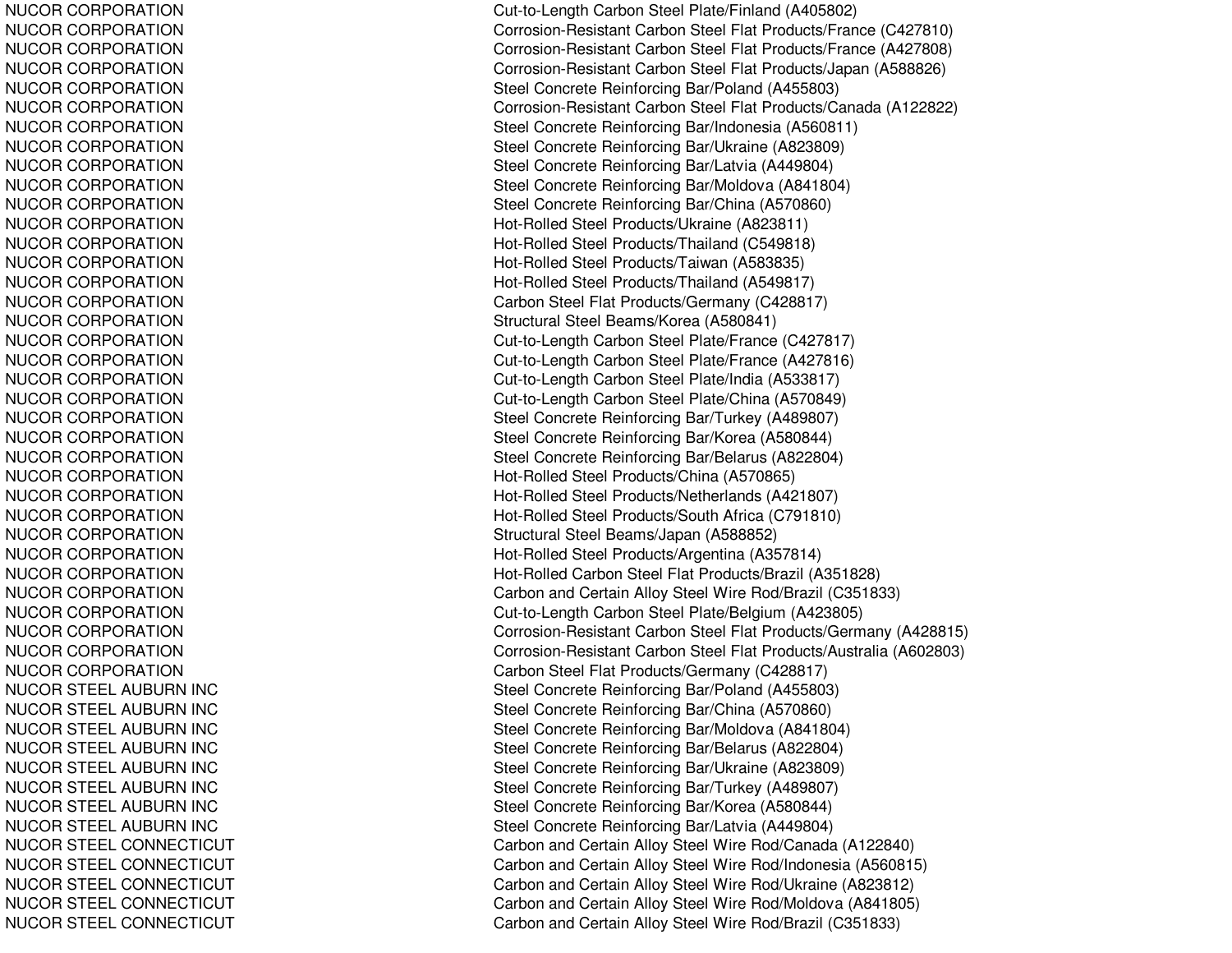| | |
|---|---|
| NUCOR CORPORATION | Cut-to-Length Carbon Steel Plate/Finland (A405802) |
| NUCOR CORPORATION | Corrosion-Resistant Carbon Steel Flat Products/France (C427810) |
| NUCOR CORPORATION | Corrosion-Resistant Carbon Steel Flat Products/France (A427808) |
| NUCOR CORPORATION | Corrosion-Resistant Carbon Steel Flat Products/Japan (A588826) |
| NUCOR CORPORATION | Steel Concrete Reinforcing Bar/Poland (A455803) |
| NUCOR CORPORATION | Corrosion-Resistant Carbon Steel Flat Products/Canada (A122822) |
| NUCOR CORPORATION | Steel Concrete Reinforcing Bar/Indonesia (A560811) |
| NUCOR CORPORATION | Steel Concrete Reinforcing Bar/Ukraine (A823809) |
| NUCOR CORPORATION | Steel Concrete Reinforcing Bar/Latvia (A449804) |
| NUCOR CORPORATION | Steel Concrete Reinforcing Bar/Moldova (A841804) |
| NUCOR CORPORATION | Steel Concrete Reinforcing Bar/China (A570860) |
| NUCOR CORPORATION | Hot-Rolled Steel Products/Ukraine (A823811) |
| NUCOR CORPORATION | Hot-Rolled Steel Products/Thailand (C549818) |
| NUCOR CORPORATION | Hot-Rolled Steel Products/Taiwan (A583835) |
| NUCOR CORPORATION | Hot-Rolled Steel Products/Thailand (A549817) |
| NUCOR CORPORATION | Carbon Steel Flat Products/Germany (C428817) |
| NUCOR CORPORATION | Structural Steel Beams/Korea (A580841) |
| NUCOR CORPORATION | Cut-to-Length Carbon Steel Plate/France (C427817) |
| NUCOR CORPORATION | Cut-to-Length Carbon Steel Plate/France (A427816) |
| NUCOR CORPORATION | Cut-to-Length Carbon Steel Plate/India (A533817) |
| NUCOR CORPORATION | Cut-to-Length Carbon Steel Plate/China (A570849) |
| NUCOR CORPORATION | Steel Concrete Reinforcing Bar/Turkey (A489807) |
| NUCOR CORPORATION | Steel Concrete Reinforcing Bar/Korea (A580844) |
| NUCOR CORPORATION | Steel Concrete Reinforcing Bar/Belarus (A822804) |
| NUCOR CORPORATION | Hot-Rolled Steel Products/China (A570865) |
| NUCOR CORPORATION | Hot-Rolled Steel Products/Netherlands (A421807) |
| NUCOR CORPORATION | Hot-Rolled Steel Products/South Africa (C791810) |
| NUCOR CORPORATION | Structural Steel Beams/Japan (A588852) |
| NUCOR CORPORATION | Hot-Rolled Steel Products/Argentina (A357814) |
| NUCOR CORPORATION | Hot-Rolled Carbon Steel Flat Products/Brazil (A351828) |
| NUCOR CORPORATION | Carbon and Certain Alloy Steel Wire Rod/Brazil (C351833) |
| NUCOR CORPORATION | Cut-to-Length Carbon Steel Plate/Belgium (A423805) |
| NUCOR CORPORATION | Corrosion-Resistant Carbon Steel Flat Products/Germany (A428815) |
| NUCOR CORPORATION | Corrosion-Resistant Carbon Steel Flat Products/Australia (A602803) |
| NUCOR CORPORATION | Carbon Steel Flat Products/Germany (C428817) |
| NUCOR STEEL AUBURN INC | Steel Concrete Reinforcing Bar/Poland (A455803) |
| NUCOR STEEL AUBURN INC | Steel Concrete Reinforcing Bar/China (A570860) |
| NUCOR STEEL AUBURN INC | Steel Concrete Reinforcing Bar/Moldova (A841804) |
| NUCOR STEEL AUBURN INC | Steel Concrete Reinforcing Bar/Belarus (A822804) |
| NUCOR STEEL AUBURN INC | Steel Concrete Reinforcing Bar/Ukraine (A823809) |
| NUCOR STEEL AUBURN INC | Steel Concrete Reinforcing Bar/Turkey (A489807) |
| NUCOR STEEL AUBURN INC | Steel Concrete Reinforcing Bar/Korea (A580844) |
| NUCOR STEEL AUBURN INC | Steel Concrete Reinforcing Bar/Latvia (A449804) |
| NUCOR STEEL CONNECTICUT | Carbon and Certain Alloy Steel Wire Rod/Canada (A122840) |
| NUCOR STEEL CONNECTICUT | Carbon and Certain Alloy Steel Wire Rod/Indonesia (A560815) |
| NUCOR STEEL CONNECTICUT | Carbon and Certain Alloy Steel Wire Rod/Ukraine (A823812) |
| NUCOR STEEL CONNECTICUT | Carbon and Certain Alloy Steel Wire Rod/Moldova (A841805) |
| NUCOR STEEL CONNECTICUT | Carbon and Certain Alloy Steel Wire Rod/Brazil (C351833) |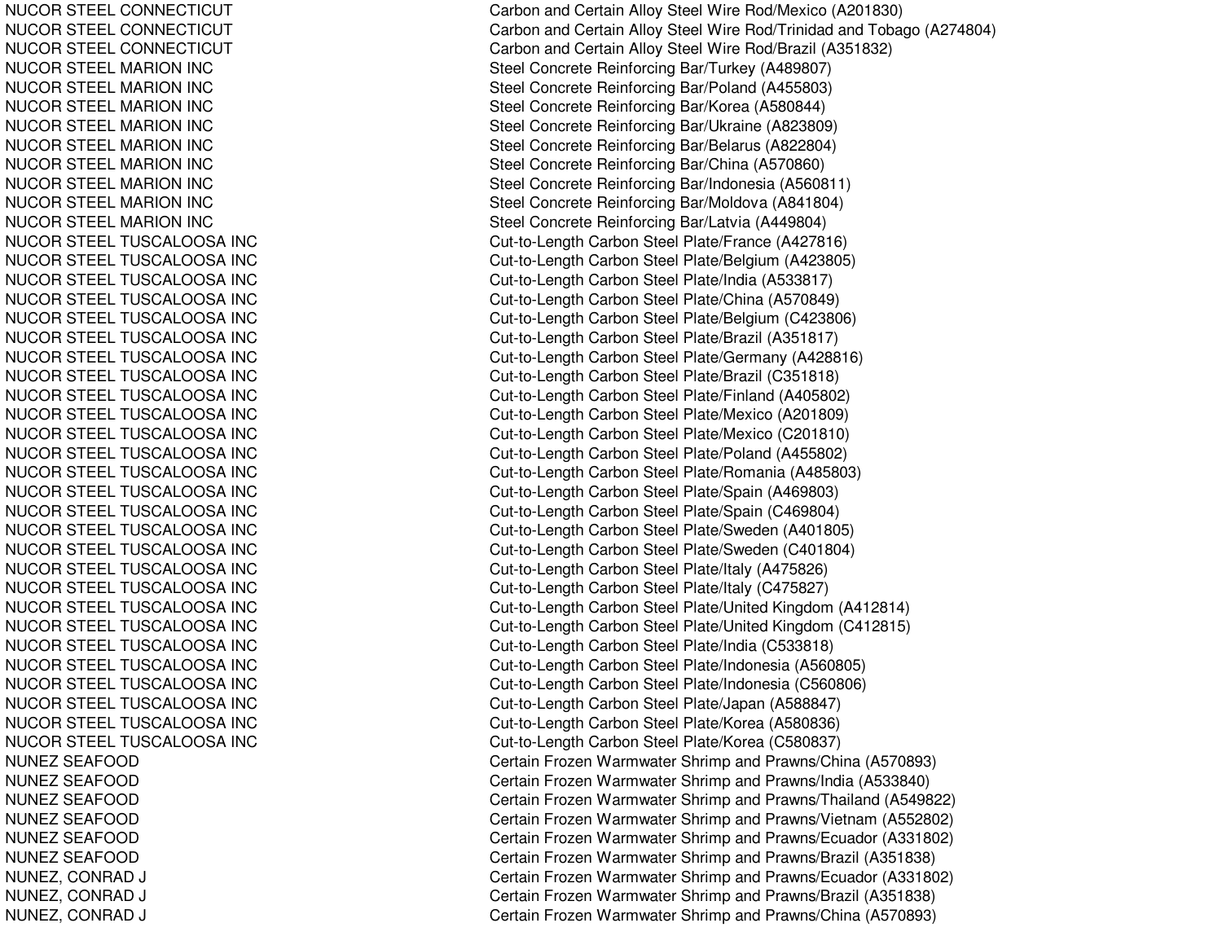| | |
|---|---|
| NUCOR STEEL CONNECTICUT | Carbon and Certain Alloy Steel Wire Rod/Mexico (A201830) |
| NUCOR STEEL CONNECTICUT | Carbon and Certain Alloy Steel Wire Rod/Trinidad and Tobago (A274804) |
| NUCOR STEEL CONNECTICUT | Carbon and Certain Alloy Steel Wire Rod/Brazil (A351832) |
| NUCOR STEEL MARION INC | Steel Concrete Reinforcing Bar/Turkey (A489807) |
| NUCOR STEEL MARION INC | Steel Concrete Reinforcing Bar/Poland (A455803) |
| NUCOR STEEL MARION INC | Steel Concrete Reinforcing Bar/Korea (A580844) |
| NUCOR STEEL MARION INC | Steel Concrete Reinforcing Bar/Ukraine (A823809) |
| NUCOR STEEL MARION INC | Steel Concrete Reinforcing Bar/Belarus (A822804) |
| NUCOR STEEL MARION INC | Steel Concrete Reinforcing Bar/China (A570860) |
| NUCOR STEEL MARION INC | Steel Concrete Reinforcing Bar/Indonesia (A560811) |
| NUCOR STEEL MARION INC | Steel Concrete Reinforcing Bar/Moldova (A841804) |
| NUCOR STEEL MARION INC | Steel Concrete Reinforcing Bar/Latvia (A449804) |
| NUCOR STEEL TUSCALOOSA INC | Cut-to-Length Carbon Steel Plate/France (A427816) |
| NUCOR STEEL TUSCALOOSA INC | Cut-to-Length Carbon Steel Plate/Belgium (A423805) |
| NUCOR STEEL TUSCALOOSA INC | Cut-to-Length Carbon Steel Plate/India (A533817) |
| NUCOR STEEL TUSCALOOSA INC | Cut-to-Length Carbon Steel Plate/China (A570849) |
| NUCOR STEEL TUSCALOOSA INC | Cut-to-Length Carbon Steel Plate/Belgium (C423806) |
| NUCOR STEEL TUSCALOOSA INC | Cut-to-Length Carbon Steel Plate/Brazil (A351817) |
| NUCOR STEEL TUSCALOOSA INC | Cut-to-Length Carbon Steel Plate/Germany (A428816) |
| NUCOR STEEL TUSCALOOSA INC | Cut-to-Length Carbon Steel Plate/Brazil (C351818) |
| NUCOR STEEL TUSCALOOSA INC | Cut-to-Length Carbon Steel Plate/Finland (A405802) |
| NUCOR STEEL TUSCALOOSA INC | Cut-to-Length Carbon Steel Plate/Mexico (A201809) |
| NUCOR STEEL TUSCALOOSA INC | Cut-to-Length Carbon Steel Plate/Mexico (C201810) |
| NUCOR STEEL TUSCALOOSA INC | Cut-to-Length Carbon Steel Plate/Poland (A455802) |
| NUCOR STEEL TUSCALOOSA INC | Cut-to-Length Carbon Steel Plate/Romania (A485803) |
| NUCOR STEEL TUSCALOOSA INC | Cut-to-Length Carbon Steel Plate/Spain (A469803) |
| NUCOR STEEL TUSCALOOSA INC | Cut-to-Length Carbon Steel Plate/Spain (C469804) |
| NUCOR STEEL TUSCALOOSA INC | Cut-to-Length Carbon Steel Plate/Sweden (A401805) |
| NUCOR STEEL TUSCALOOSA INC | Cut-to-Length Carbon Steel Plate/Sweden (C401804) |
| NUCOR STEEL TUSCALOOSA INC | Cut-to-Length Carbon Steel Plate/Italy (A475826) |
| NUCOR STEEL TUSCALOOSA INC | Cut-to-Length Carbon Steel Plate/Italy (C475827) |
| NUCOR STEEL TUSCALOOSA INC | Cut-to-Length Carbon Steel Plate/United Kingdom (A412814) |
| NUCOR STEEL TUSCALOOSA INC | Cut-to-Length Carbon Steel Plate/United Kingdom (C412815) |
| NUCOR STEEL TUSCALOOSA INC | Cut-to-Length Carbon Steel Plate/India (C533818) |
| NUCOR STEEL TUSCALOOSA INC | Cut-to-Length Carbon Steel Plate/Indonesia (A560805) |
| NUCOR STEEL TUSCALOOSA INC | Cut-to-Length Carbon Steel Plate/Indonesia (C560806) |
| NUCOR STEEL TUSCALOOSA INC | Cut-to-Length Carbon Steel Plate/Japan (A588847) |
| NUCOR STEEL TUSCALOOSA INC | Cut-to-Length Carbon Steel Plate/Korea (A580836) |
| NUCOR STEEL TUSCALOOSA INC | Cut-to-Length Carbon Steel Plate/Korea (C580837) |
| NUNEZ SEAFOOD | Certain Frozen Warmwater Shrimp and Prawns/China (A570893) |
| NUNEZ SEAFOOD | Certain Frozen Warmwater Shrimp and Prawns/India (A533840) |
| NUNEZ SEAFOOD | Certain Frozen Warmwater Shrimp and Prawns/Thailand (A549822) |
| NUNEZ SEAFOOD | Certain Frozen Warmwater Shrimp and Prawns/Vietnam (A552802) |
| NUNEZ SEAFOOD | Certain Frozen Warmwater Shrimp and Prawns/Ecuador (A331802) |
| NUNEZ SEAFOOD | Certain Frozen Warmwater Shrimp and Prawns/Brazil (A351838) |
| NUNEZ, CONRAD J | Certain Frozen Warmwater Shrimp and Prawns/Ecuador (A331802) |
| NUNEZ, CONRAD J | Certain Frozen Warmwater Shrimp and Prawns/Brazil (A351838) |
| NUNEZ, CONRAD J | Certain Frozen Warmwater Shrimp and Prawns/China (A570893) |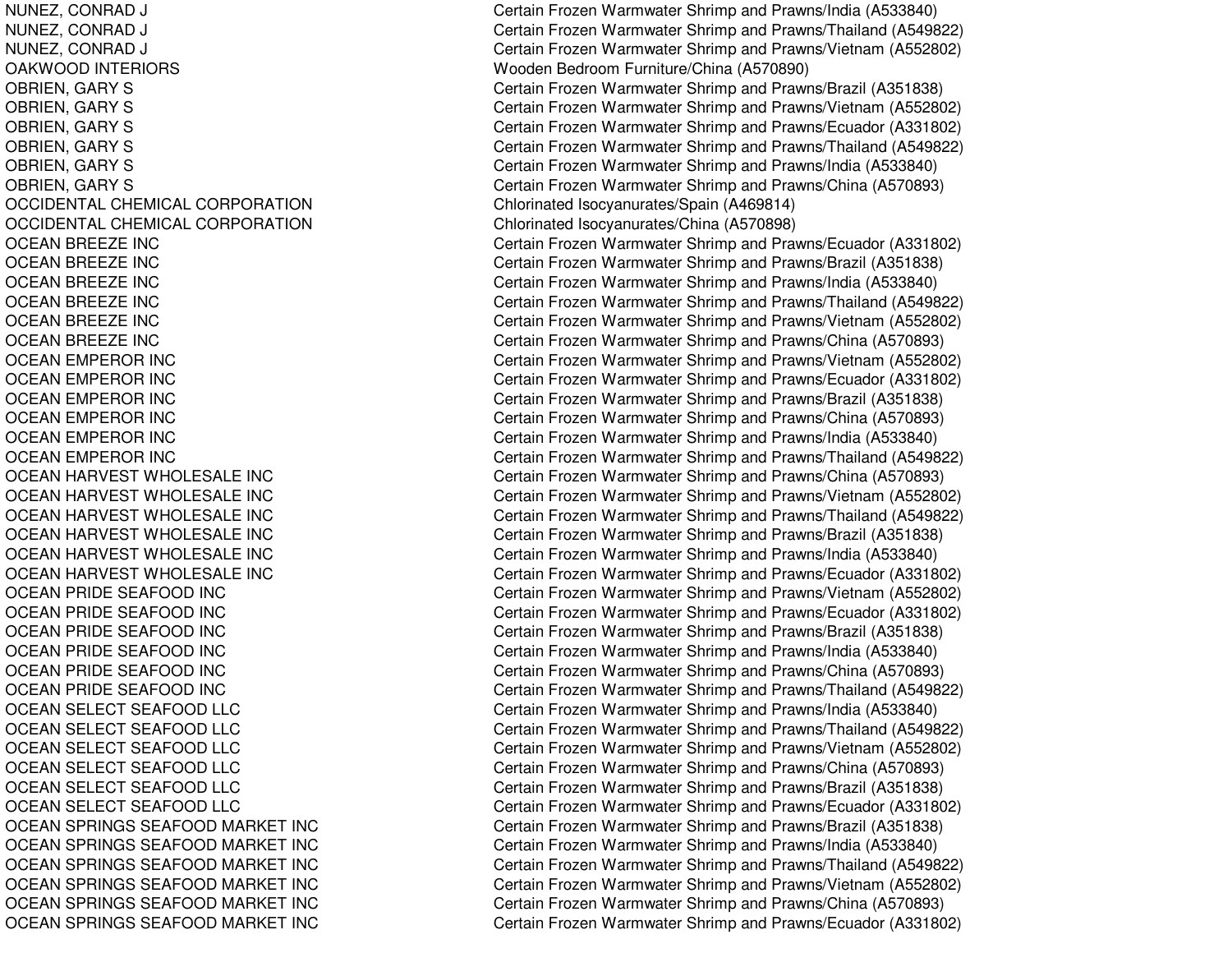| | |
|---|---|
| NUNEZ, CONRAD J | Certain Frozen Warmwater Shrimp and Prawns/India (A533840) |
| NUNEZ, CONRAD J | Certain Frozen Warmwater Shrimp and Prawns/Thailand (A549822) |
| NUNEZ, CONRAD J | Certain Frozen Warmwater Shrimp and Prawns/Vietnam (A552802) |
| OAKWOOD INTERIORS | Wooden Bedroom Furniture/China (A570890) |
| OBRIEN, GARY S | Certain Frozen Warmwater Shrimp and Prawns/Brazil (A351838) |
| OBRIEN, GARY S | Certain Frozen Warmwater Shrimp and Prawns/Vietnam (A552802) |
| OBRIEN, GARY S | Certain Frozen Warmwater Shrimp and Prawns/Ecuador (A331802) |
| OBRIEN, GARY S | Certain Frozen Warmwater Shrimp and Prawns/Thailand (A549822) |
| OBRIEN, GARY S | Certain Frozen Warmwater Shrimp and Prawns/India (A533840) |
| OBRIEN, GARY S | Certain Frozen Warmwater Shrimp and Prawns/China (A570893) |
| OCCIDENTAL CHEMICAL CORPORATION | Chlorinated Isocyanurates/Spain (A469814) |
| OCCIDENTAL CHEMICAL CORPORATION | Chlorinated Isocyanurates/China (A570898) |
| OCEAN BREEZE INC | Certain Frozen Warmwater Shrimp and Prawns/Ecuador (A331802) |
| OCEAN BREEZE INC | Certain Frozen Warmwater Shrimp and Prawns/Brazil (A351838) |
| OCEAN BREEZE INC | Certain Frozen Warmwater Shrimp and Prawns/India (A533840) |
| OCEAN BREEZE INC | Certain Frozen Warmwater Shrimp and Prawns/Thailand (A549822) |
| OCEAN BREEZE INC | Certain Frozen Warmwater Shrimp and Prawns/Vietnam (A552802) |
| OCEAN BREEZE INC | Certain Frozen Warmwater Shrimp and Prawns/China (A570893) |
| OCEAN EMPEROR INC | Certain Frozen Warmwater Shrimp and Prawns/Vietnam (A552802) |
| OCEAN EMPEROR INC | Certain Frozen Warmwater Shrimp and Prawns/Ecuador (A331802) |
| OCEAN EMPEROR INC | Certain Frozen Warmwater Shrimp and Prawns/Brazil (A351838) |
| OCEAN EMPEROR INC | Certain Frozen Warmwater Shrimp and Prawns/China (A570893) |
| OCEAN EMPEROR INC | Certain Frozen Warmwater Shrimp and Prawns/India (A533840) |
| OCEAN EMPEROR INC | Certain Frozen Warmwater Shrimp and Prawns/Thailand (A549822) |
| OCEAN HARVEST WHOLESALE INC | Certain Frozen Warmwater Shrimp and Prawns/China (A570893) |
| OCEAN HARVEST WHOLESALE INC | Certain Frozen Warmwater Shrimp and Prawns/Vietnam (A552802) |
| OCEAN HARVEST WHOLESALE INC | Certain Frozen Warmwater Shrimp and Prawns/Thailand (A549822) |
| OCEAN HARVEST WHOLESALE INC | Certain Frozen Warmwater Shrimp and Prawns/Brazil (A351838) |
| OCEAN HARVEST WHOLESALE INC | Certain Frozen Warmwater Shrimp and Prawns/India (A533840) |
| OCEAN HARVEST WHOLESALE INC | Certain Frozen Warmwater Shrimp and Prawns/Ecuador (A331802) |
| OCEAN PRIDE SEAFOOD INC | Certain Frozen Warmwater Shrimp and Prawns/Vietnam (A552802) |
| OCEAN PRIDE SEAFOOD INC | Certain Frozen Warmwater Shrimp and Prawns/Ecuador (A331802) |
| OCEAN PRIDE SEAFOOD INC | Certain Frozen Warmwater Shrimp and Prawns/Brazil (A351838) |
| OCEAN PRIDE SEAFOOD INC | Certain Frozen Warmwater Shrimp and Prawns/India (A533840) |
| OCEAN PRIDE SEAFOOD INC | Certain Frozen Warmwater Shrimp and Prawns/China (A570893) |
| OCEAN PRIDE SEAFOOD INC | Certain Frozen Warmwater Shrimp and Prawns/Thailand (A549822) |
| OCEAN SELECT SEAFOOD LLC | Certain Frozen Warmwater Shrimp and Prawns/India (A533840) |
| OCEAN SELECT SEAFOOD LLC | Certain Frozen Warmwater Shrimp and Prawns/Thailand (A549822) |
| OCEAN SELECT SEAFOOD LLC | Certain Frozen Warmwater Shrimp and Prawns/Vietnam (A552802) |
| OCEAN SELECT SEAFOOD LLC | Certain Frozen Warmwater Shrimp and Prawns/China (A570893) |
| OCEAN SELECT SEAFOOD LLC | Certain Frozen Warmwater Shrimp and Prawns/Brazil (A351838) |
| OCEAN SELECT SEAFOOD LLC | Certain Frozen Warmwater Shrimp and Prawns/Ecuador (A331802) |
| OCEAN SPRINGS SEAFOOD MARKET INC | Certain Frozen Warmwater Shrimp and Prawns/Brazil (A351838) |
| OCEAN SPRINGS SEAFOOD MARKET INC | Certain Frozen Warmwater Shrimp and Prawns/India (A533840) |
| OCEAN SPRINGS SEAFOOD MARKET INC | Certain Frozen Warmwater Shrimp and Prawns/Thailand (A549822) |
| OCEAN SPRINGS SEAFOOD MARKET INC | Certain Frozen Warmwater Shrimp and Prawns/Vietnam (A552802) |
| OCEAN SPRINGS SEAFOOD MARKET INC | Certain Frozen Warmwater Shrimp and Prawns/China (A570893) |
| OCEAN SPRINGS SEAFOOD MARKET INC | Certain Frozen Warmwater Shrimp and Prawns/Ecuador (A331802) |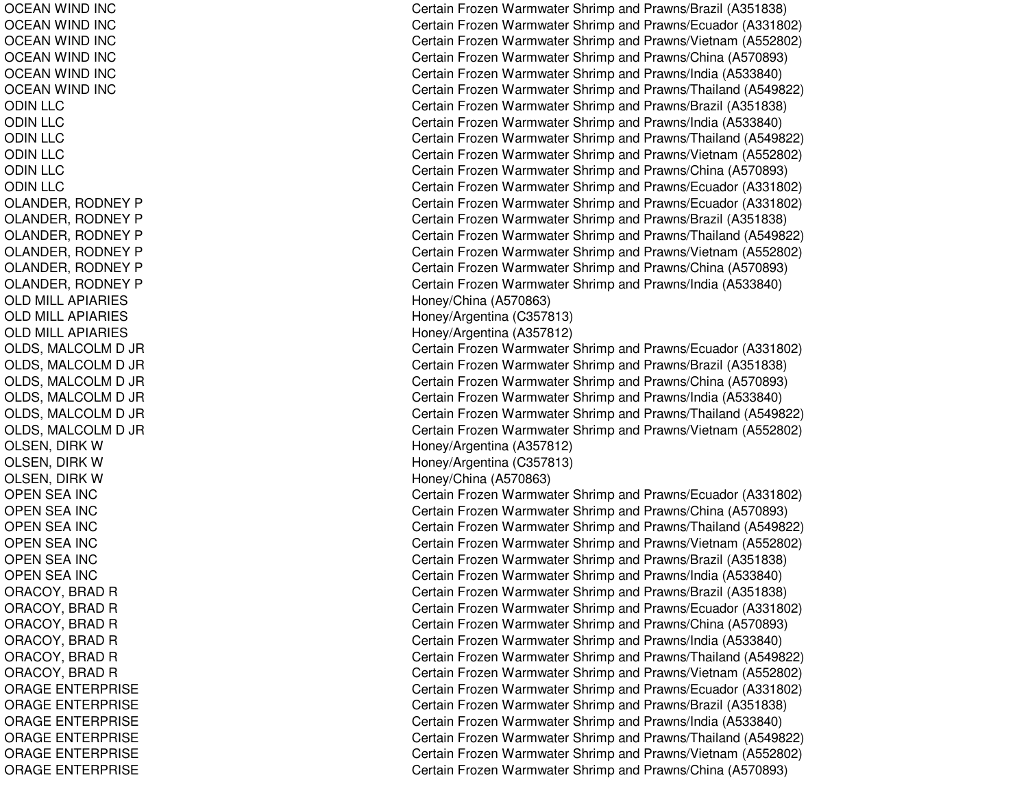| | |
|---|---|
| OCEAN WIND INC | Certain Frozen Warmwater Shrimp and Prawns/Brazil (A351838) |
| OCEAN WIND INC | Certain Frozen Warmwater Shrimp and Prawns/Ecuador (A331802) |
| OCEAN WIND INC | Certain Frozen Warmwater Shrimp and Prawns/Vietnam (A552802) |
| OCEAN WIND INC | Certain Frozen Warmwater Shrimp and Prawns/China (A570893) |
| OCEAN WIND INC | Certain Frozen Warmwater Shrimp and Prawns/India (A533840) |
| OCEAN WIND INC | Certain Frozen Warmwater Shrimp and Prawns/Thailand (A549822) |
| ODIN LLC | Certain Frozen Warmwater Shrimp and Prawns/Brazil (A351838) |
| ODIN LLC | Certain Frozen Warmwater Shrimp and Prawns/India (A533840) |
| ODIN LLC | Certain Frozen Warmwater Shrimp and Prawns/Thailand (A549822) |
| ODIN LLC | Certain Frozen Warmwater Shrimp and Prawns/Vietnam (A552802) |
| ODIN LLC | Certain Frozen Warmwater Shrimp and Prawns/China (A570893) |
| ODIN LLC | Certain Frozen Warmwater Shrimp and Prawns/Ecuador (A331802) |
| OLANDER, RODNEY P | Certain Frozen Warmwater Shrimp and Prawns/Ecuador (A331802) |
| OLANDER, RODNEY P | Certain Frozen Warmwater Shrimp and Prawns/Brazil (A351838) |
| OLANDER, RODNEY P | Certain Frozen Warmwater Shrimp and Prawns/Thailand (A549822) |
| OLANDER, RODNEY P | Certain Frozen Warmwater Shrimp and Prawns/Vietnam (A552802) |
| OLANDER, RODNEY P | Certain Frozen Warmwater Shrimp and Prawns/China (A570893) |
| OLANDER, RODNEY P | Certain Frozen Warmwater Shrimp and Prawns/India (A533840) |
| OLD MILL APIARIES | Honey/China (A570863) |
| OLD MILL APIARIES | Honey/Argentina (C357813) |
| OLD MILL APIARIES | Honey/Argentina (A357812) |
| OLDS, MALCOLM D JR | Certain Frozen Warmwater Shrimp and Prawns/Ecuador (A331802) |
| OLDS, MALCOLM D JR | Certain Frozen Warmwater Shrimp and Prawns/Brazil (A351838) |
| OLDS, MALCOLM D JR | Certain Frozen Warmwater Shrimp and Prawns/China (A570893) |
| OLDS, MALCOLM D JR | Certain Frozen Warmwater Shrimp and Prawns/India (A533840) |
| OLDS, MALCOLM D JR | Certain Frozen Warmwater Shrimp and Prawns/Thailand (A549822) |
| OLDS, MALCOLM D JR | Certain Frozen Warmwater Shrimp and Prawns/Vietnam (A552802) |
| OLSEN, DIRK W | Honey/Argentina (A357812) |
| OLSEN, DIRK W | Honey/Argentina (C357813) |
| OLSEN, DIRK W | Honey/China (A570863) |
| OPEN SEA INC | Certain Frozen Warmwater Shrimp and Prawns/Ecuador (A331802) |
| OPEN SEA INC | Certain Frozen Warmwater Shrimp and Prawns/China (A570893) |
| OPEN SEA INC | Certain Frozen Warmwater Shrimp and Prawns/Thailand (A549822) |
| OPEN SEA INC | Certain Frozen Warmwater Shrimp and Prawns/Vietnam (A552802) |
| OPEN SEA INC | Certain Frozen Warmwater Shrimp and Prawns/Brazil (A351838) |
| OPEN SEA INC | Certain Frozen Warmwater Shrimp and Prawns/India (A533840) |
| ORACOY, BRAD R | Certain Frozen Warmwater Shrimp and Prawns/Brazil (A351838) |
| ORACOY, BRAD R | Certain Frozen Warmwater Shrimp and Prawns/Ecuador (A331802) |
| ORACOY, BRAD R | Certain Frozen Warmwater Shrimp and Prawns/China (A570893) |
| ORACOY, BRAD R | Certain Frozen Warmwater Shrimp and Prawns/India (A533840) |
| ORACOY, BRAD R | Certain Frozen Warmwater Shrimp and Prawns/Thailand (A549822) |
| ORACOY, BRAD R | Certain Frozen Warmwater Shrimp and Prawns/Vietnam (A552802) |
| ORAGE ENTERPRISE | Certain Frozen Warmwater Shrimp and Prawns/Ecuador (A331802) |
| ORAGE ENTERPRISE | Certain Frozen Warmwater Shrimp and Prawns/Brazil (A351838) |
| ORAGE ENTERPRISE | Certain Frozen Warmwater Shrimp and Prawns/India (A533840) |
| ORAGE ENTERPRISE | Certain Frozen Warmwater Shrimp and Prawns/Thailand (A549822) |
| ORAGE ENTERPRISE | Certain Frozen Warmwater Shrimp and Prawns/Vietnam (A552802) |
| ORAGE ENTERPRISE | Certain Frozen Warmwater Shrimp and Prawns/China (A570893) |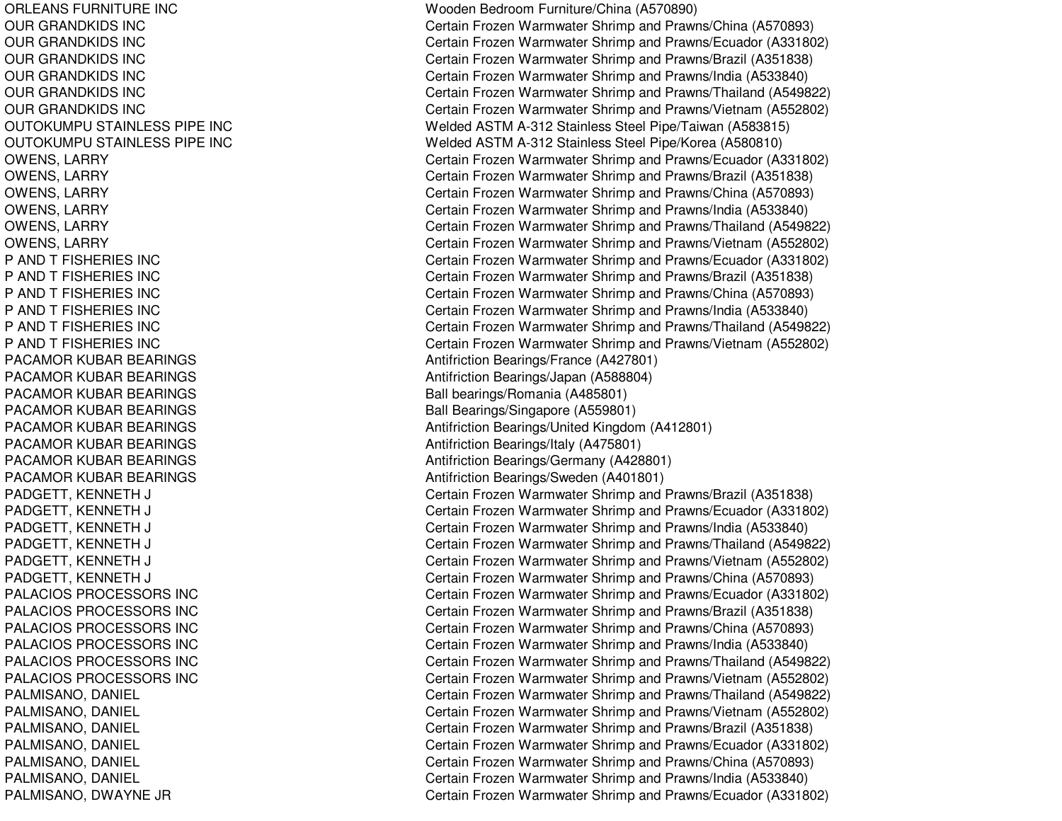| | |
|---|---|
| ORLEANS FURNITURE INC | Wooden Bedroom Furniture/China (A570890) |
| OUR GRANDKIDS INC | Certain Frozen Warmwater Shrimp and Prawns/China (A570893) |
| OUR GRANDKIDS INC | Certain Frozen Warmwater Shrimp and Prawns/Ecuador (A331802) |
| OUR GRANDKIDS INC | Certain Frozen Warmwater Shrimp and Prawns/Brazil (A351838) |
| OUR GRANDKIDS INC | Certain Frozen Warmwater Shrimp and Prawns/India (A533840) |
| OUR GRANDKIDS INC | Certain Frozen Warmwater Shrimp and Prawns/Thailand (A549822) |
| OUR GRANDKIDS INC | Certain Frozen Warmwater Shrimp and Prawns/Vietnam (A552802) |
| OUTOKUMPU STAINLESS PIPE INC | Welded ASTM A-312 Stainless Steel Pipe/Taiwan (A583815) |
| OUTOKUMPU STAINLESS PIPE INC | Welded ASTM A-312 Stainless Steel Pipe/Korea (A580810) |
| OWENS, LARRY | Certain Frozen Warmwater Shrimp and Prawns/Ecuador (A331802) |
| OWENS, LARRY | Certain Frozen Warmwater Shrimp and Prawns/Brazil (A351838) |
| OWENS, LARRY | Certain Frozen Warmwater Shrimp and Prawns/China (A570893) |
| OWENS, LARRY | Certain Frozen Warmwater Shrimp and Prawns/India (A533840) |
| OWENS, LARRY | Certain Frozen Warmwater Shrimp and Prawns/Thailand (A549822) |
| OWENS, LARRY | Certain Frozen Warmwater Shrimp and Prawns/Vietnam (A552802) |
| P AND T FISHERIES INC | Certain Frozen Warmwater Shrimp and Prawns/Ecuador (A331802) |
| P AND T FISHERIES INC | Certain Frozen Warmwater Shrimp and Prawns/Brazil (A351838) |
| P AND T FISHERIES INC | Certain Frozen Warmwater Shrimp and Prawns/China (A570893) |
| P AND T FISHERIES INC | Certain Frozen Warmwater Shrimp and Prawns/India (A533840) |
| P AND T FISHERIES INC | Certain Frozen Warmwater Shrimp and Prawns/Thailand (A549822) |
| P AND T FISHERIES INC | Certain Frozen Warmwater Shrimp and Prawns/Vietnam (A552802) |
| PACAMOR KUBAR BEARINGS | Antifriction Bearings/France (A427801) |
| PACAMOR KUBAR BEARINGS | Antifriction Bearings/Japan (A588804) |
| PACAMOR KUBAR BEARINGS | Ball bearings/Romania (A485801) |
| PACAMOR KUBAR BEARINGS | Ball Bearings/Singapore (A559801) |
| PACAMOR KUBAR BEARINGS | Antifriction Bearings/United Kingdom (A412801) |
| PACAMOR KUBAR BEARINGS | Antifriction Bearings/Italy (A475801) |
| PACAMOR KUBAR BEARINGS | Antifriction Bearings/Germany (A428801) |
| PACAMOR KUBAR BEARINGS | Antifriction Bearings/Sweden (A401801) |
| PADGETT, KENNETH J | Certain Frozen Warmwater Shrimp and Prawns/Brazil (A351838) |
| PADGETT, KENNETH J | Certain Frozen Warmwater Shrimp and Prawns/Ecuador (A331802) |
| PADGETT, KENNETH J | Certain Frozen Warmwater Shrimp and Prawns/India (A533840) |
| PADGETT, KENNETH J | Certain Frozen Warmwater Shrimp and Prawns/Thailand (A549822) |
| PADGETT, KENNETH J | Certain Frozen Warmwater Shrimp and Prawns/Vietnam (A552802) |
| PADGETT, KENNETH J | Certain Frozen Warmwater Shrimp and Prawns/China (A570893) |
| PALACIOS PROCESSORS INC | Certain Frozen Warmwater Shrimp and Prawns/Ecuador (A331802) |
| PALACIOS PROCESSORS INC | Certain Frozen Warmwater Shrimp and Prawns/Brazil (A351838) |
| PALACIOS PROCESSORS INC | Certain Frozen Warmwater Shrimp and Prawns/China (A570893) |
| PALACIOS PROCESSORS INC | Certain Frozen Warmwater Shrimp and Prawns/India (A533840) |
| PALACIOS PROCESSORS INC | Certain Frozen Warmwater Shrimp and Prawns/Thailand (A549822) |
| PALACIOS PROCESSORS INC | Certain Frozen Warmwater Shrimp and Prawns/Vietnam (A552802) |
| PALMISANO, DANIEL | Certain Frozen Warmwater Shrimp and Prawns/Thailand (A549822) |
| PALMISANO, DANIEL | Certain Frozen Warmwater Shrimp and Prawns/Vietnam (A552802) |
| PALMISANO, DANIEL | Certain Frozen Warmwater Shrimp and Prawns/Brazil (A351838) |
| PALMISANO, DANIEL | Certain Frozen Warmwater Shrimp and Prawns/Ecuador (A331802) |
| PALMISANO, DANIEL | Certain Frozen Warmwater Shrimp and Prawns/China (A570893) |
| PALMISANO, DANIEL | Certain Frozen Warmwater Shrimp and Prawns/India (A533840) |
| PALMISANO, DWAYNE JR | Certain Frozen Warmwater Shrimp and Prawns/Ecuador (A331802) |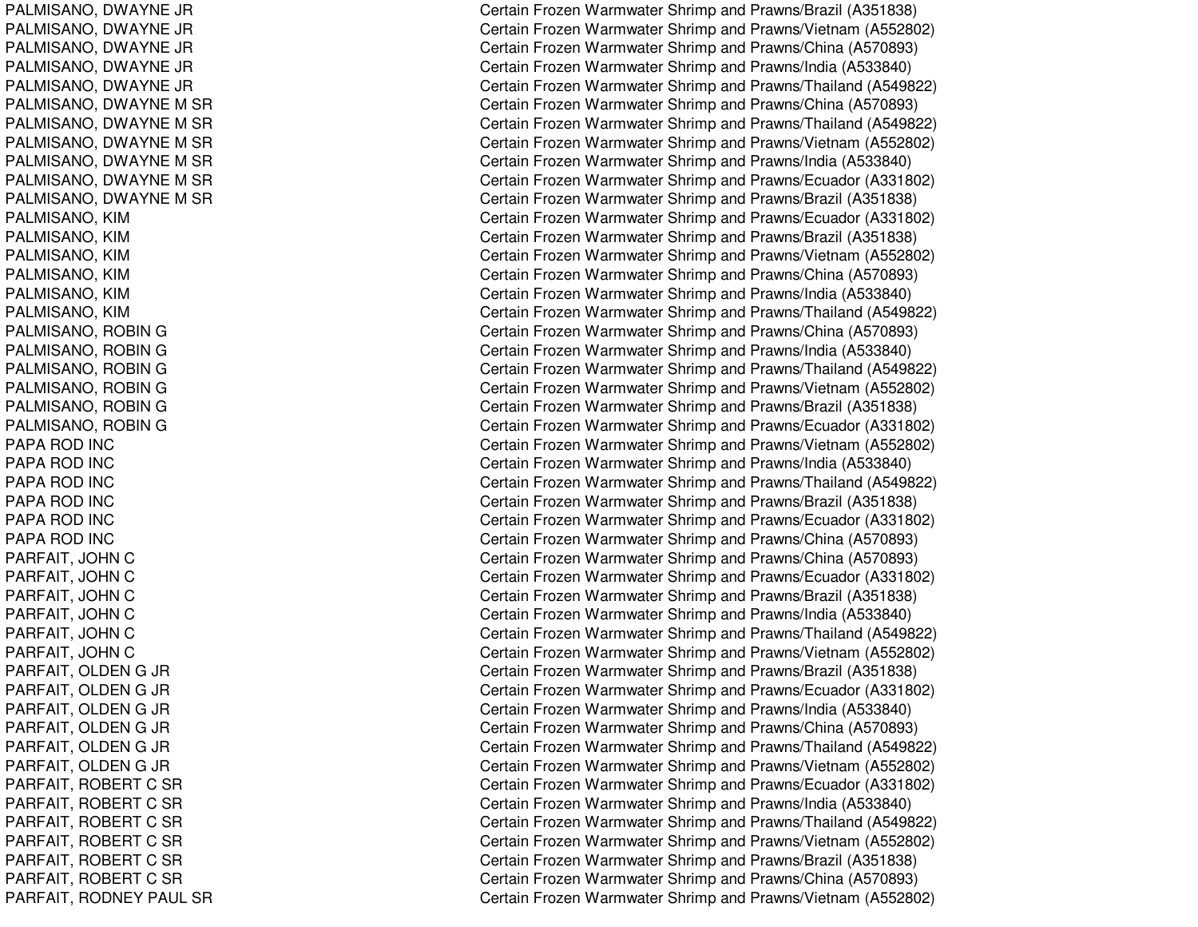| | |
|---|---|
| PALMISANO, DWAYNE JR | Certain Frozen Warmwater Shrimp and Prawns/Brazil (A351838) |
| PALMISANO, DWAYNE JR | Certain Frozen Warmwater Shrimp and Prawns/Vietnam (A552802) |
| PALMISANO, DWAYNE JR | Certain Frozen Warmwater Shrimp and Prawns/China (A570893) |
| PALMISANO, DWAYNE JR | Certain Frozen Warmwater Shrimp and Prawns/India (A533840) |
| PALMISANO, DWAYNE JR | Certain Frozen Warmwater Shrimp and Prawns/Thailand (A549822) |
| PALMISANO, DWAYNE M SR | Certain Frozen Warmwater Shrimp and Prawns/China (A570893) |
| PALMISANO, DWAYNE M SR | Certain Frozen Warmwater Shrimp and Prawns/Thailand (A549822) |
| PALMISANO, DWAYNE M SR | Certain Frozen Warmwater Shrimp and Prawns/Vietnam (A552802) |
| PALMISANO, DWAYNE M SR | Certain Frozen Warmwater Shrimp and Prawns/India (A533840) |
| PALMISANO, DWAYNE M SR | Certain Frozen Warmwater Shrimp and Prawns/Ecuador (A331802) |
| PALMISANO, DWAYNE M SR | Certain Frozen Warmwater Shrimp and Prawns/Brazil (A351838) |
| PALMISANO, KIM | Certain Frozen Warmwater Shrimp and Prawns/Ecuador (A331802) |
| PALMISANO, KIM | Certain Frozen Warmwater Shrimp and Prawns/Brazil (A351838) |
| PALMISANO, KIM | Certain Frozen Warmwater Shrimp and Prawns/Vietnam (A552802) |
| PALMISANO, KIM | Certain Frozen Warmwater Shrimp and Prawns/China (A570893) |
| PALMISANO, KIM | Certain Frozen Warmwater Shrimp and Prawns/India (A533840) |
| PALMISANO, KIM | Certain Frozen Warmwater Shrimp and Prawns/Thailand (A549822) |
| PALMISANO, ROBIN G | Certain Frozen Warmwater Shrimp and Prawns/China (A570893) |
| PALMISANO, ROBIN G | Certain Frozen Warmwater Shrimp and Prawns/India (A533840) |
| PALMISANO, ROBIN G | Certain Frozen Warmwater Shrimp and Prawns/Thailand (A549822) |
| PALMISANO, ROBIN G | Certain Frozen Warmwater Shrimp and Prawns/Vietnam (A552802) |
| PALMISANO, ROBIN G | Certain Frozen Warmwater Shrimp and Prawns/Brazil (A351838) |
| PALMISANO, ROBIN G | Certain Frozen Warmwater Shrimp and Prawns/Ecuador (A331802) |
| PAPA ROD INC | Certain Frozen Warmwater Shrimp and Prawns/Vietnam (A552802) |
| PAPA ROD INC | Certain Frozen Warmwater Shrimp and Prawns/India (A533840) |
| PAPA ROD INC | Certain Frozen Warmwater Shrimp and Prawns/Thailand (A549822) |
| PAPA ROD INC | Certain Frozen Warmwater Shrimp and Prawns/Brazil (A351838) |
| PAPA ROD INC | Certain Frozen Warmwater Shrimp and Prawns/Ecuador (A331802) |
| PAPA ROD INC | Certain Frozen Warmwater Shrimp and Prawns/China (A570893) |
| PARFAIT, JOHN C | Certain Frozen Warmwater Shrimp and Prawns/China (A570893) |
| PARFAIT, JOHN C | Certain Frozen Warmwater Shrimp and Prawns/Ecuador (A331802) |
| PARFAIT, JOHN C | Certain Frozen Warmwater Shrimp and Prawns/Brazil (A351838) |
| PARFAIT, JOHN C | Certain Frozen Warmwater Shrimp and Prawns/India (A533840) |
| PARFAIT, JOHN C | Certain Frozen Warmwater Shrimp and Prawns/Thailand (A549822) |
| PARFAIT, JOHN C | Certain Frozen Warmwater Shrimp and Prawns/Vietnam (A552802) |
| PARFAIT, OLDEN G JR | Certain Frozen Warmwater Shrimp and Prawns/Brazil (A351838) |
| PARFAIT, OLDEN G JR | Certain Frozen Warmwater Shrimp and Prawns/Ecuador (A331802) |
| PARFAIT, OLDEN G JR | Certain Frozen Warmwater Shrimp and Prawns/India (A533840) |
| PARFAIT, OLDEN G JR | Certain Frozen Warmwater Shrimp and Prawns/China (A570893) |
| PARFAIT, OLDEN G JR | Certain Frozen Warmwater Shrimp and Prawns/Thailand (A549822) |
| PARFAIT, OLDEN G JR | Certain Frozen Warmwater Shrimp and Prawns/Vietnam (A552802) |
| PARFAIT, ROBERT C SR | Certain Frozen Warmwater Shrimp and Prawns/Ecuador (A331802) |
| PARFAIT, ROBERT C SR | Certain Frozen Warmwater Shrimp and Prawns/India (A533840) |
| PARFAIT, ROBERT C SR | Certain Frozen Warmwater Shrimp and Prawns/Thailand (A549822) |
| PARFAIT, ROBERT C SR | Certain Frozen Warmwater Shrimp and Prawns/Vietnam (A552802) |
| PARFAIT, ROBERT C SR | Certain Frozen Warmwater Shrimp and Prawns/Brazil (A351838) |
| PARFAIT, ROBERT C SR | Certain Frozen Warmwater Shrimp and Prawns/China (A570893) |
| PARFAIT, RODNEY PAUL SR | Certain Frozen Warmwater Shrimp and Prawns/Vietnam (A552802) |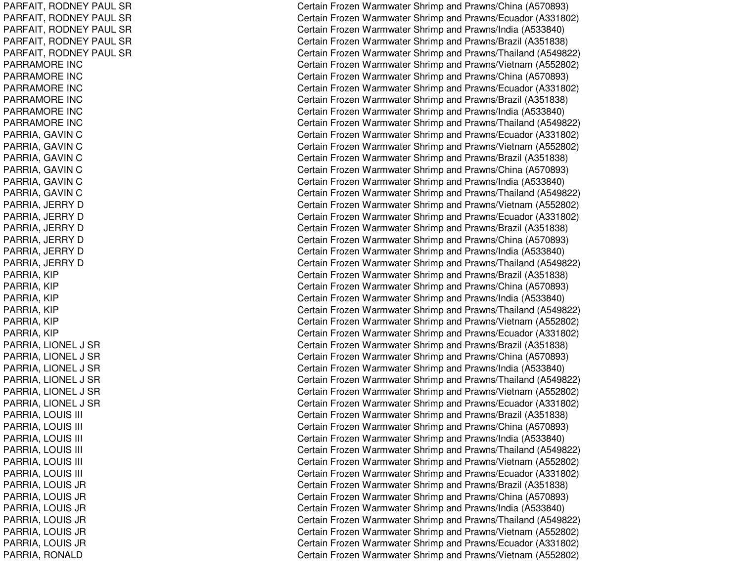| | |
|---|---|
| PARFAIT, RODNEY PAUL SR | Certain Frozen Warmwater Shrimp and Prawns/China (A570893) |
| PARFAIT, RODNEY PAUL SR | Certain Frozen Warmwater Shrimp and Prawns/Ecuador (A331802) |
| PARFAIT, RODNEY PAUL SR | Certain Frozen Warmwater Shrimp and Prawns/India (A533840) |
| PARFAIT, RODNEY PAUL SR | Certain Frozen Warmwater Shrimp and Prawns/Brazil (A351838) |
| PARFAIT, RODNEY PAUL SR | Certain Frozen Warmwater Shrimp and Prawns/Thailand (A549822) |
| PARRAMORE INC | Certain Frozen Warmwater Shrimp and Prawns/Vietnam (A552802) |
| PARRAMORE INC | Certain Frozen Warmwater Shrimp and Prawns/China (A570893) |
| PARRAMORE INC | Certain Frozen Warmwater Shrimp and Prawns/Ecuador (A331802) |
| PARRAMORE INC | Certain Frozen Warmwater Shrimp and Prawns/Brazil (A351838) |
| PARRAMORE INC | Certain Frozen Warmwater Shrimp and Prawns/India (A533840) |
| PARRAMORE INC | Certain Frozen Warmwater Shrimp and Prawns/Thailand (A549822) |
| PARRIA, GAVIN C | Certain Frozen Warmwater Shrimp and Prawns/Ecuador (A331802) |
| PARRIA, GAVIN C | Certain Frozen Warmwater Shrimp and Prawns/Vietnam (A552802) |
| PARRIA, GAVIN C | Certain Frozen Warmwater Shrimp and Prawns/Brazil (A351838) |
| PARRIA, GAVIN C | Certain Frozen Warmwater Shrimp and Prawns/China (A570893) |
| PARRIA, GAVIN C | Certain Frozen Warmwater Shrimp and Prawns/India (A533840) |
| PARRIA, GAVIN C | Certain Frozen Warmwater Shrimp and Prawns/Thailand (A549822) |
| PARRIA, JERRY D | Certain Frozen Warmwater Shrimp and Prawns/Vietnam (A552802) |
| PARRIA, JERRY D | Certain Frozen Warmwater Shrimp and Prawns/Ecuador (A331802) |
| PARRIA, JERRY D | Certain Frozen Warmwater Shrimp and Prawns/Brazil (A351838) |
| PARRIA, JERRY D | Certain Frozen Warmwater Shrimp and Prawns/China (A570893) |
| PARRIA, JERRY D | Certain Frozen Warmwater Shrimp and Prawns/India (A533840) |
| PARRIA, JERRY D | Certain Frozen Warmwater Shrimp and Prawns/Thailand (A549822) |
| PARRIA, KIP | Certain Frozen Warmwater Shrimp and Prawns/Brazil (A351838) |
| PARRIA, KIP | Certain Frozen Warmwater Shrimp and Prawns/China (A570893) |
| PARRIA, KIP | Certain Frozen Warmwater Shrimp and Prawns/India (A533840) |
| PARRIA, KIP | Certain Frozen Warmwater Shrimp and Prawns/Thailand (A549822) |
| PARRIA, KIP | Certain Frozen Warmwater Shrimp and Prawns/Vietnam (A552802) |
| PARRIA, KIP | Certain Frozen Warmwater Shrimp and Prawns/Ecuador (A331802) |
| PARRIA, LIONEL J SR | Certain Frozen Warmwater Shrimp and Prawns/Brazil (A351838) |
| PARRIA, LIONEL J SR | Certain Frozen Warmwater Shrimp and Prawns/China (A570893) |
| PARRIA, LIONEL J SR | Certain Frozen Warmwater Shrimp and Prawns/India (A533840) |
| PARRIA, LIONEL J SR | Certain Frozen Warmwater Shrimp and Prawns/Thailand (A549822) |
| PARRIA, LIONEL J SR | Certain Frozen Warmwater Shrimp and Prawns/Vietnam (A552802) |
| PARRIA, LIONEL J SR | Certain Frozen Warmwater Shrimp and Prawns/Ecuador (A331802) |
| PARRIA, LOUIS III | Certain Frozen Warmwater Shrimp and Prawns/Brazil (A351838) |
| PARRIA, LOUIS III | Certain Frozen Warmwater Shrimp and Prawns/China (A570893) |
| PARRIA, LOUIS III | Certain Frozen Warmwater Shrimp and Prawns/India (A533840) |
| PARRIA, LOUIS III | Certain Frozen Warmwater Shrimp and Prawns/Thailand (A549822) |
| PARRIA, LOUIS III | Certain Frozen Warmwater Shrimp and Prawns/Vietnam (A552802) |
| PARRIA, LOUIS III | Certain Frozen Warmwater Shrimp and Prawns/Ecuador (A331802) |
| PARRIA, LOUIS JR | Certain Frozen Warmwater Shrimp and Prawns/Brazil (A351838) |
| PARRIA, LOUIS JR | Certain Frozen Warmwater Shrimp and Prawns/China (A570893) |
| PARRIA, LOUIS JR | Certain Frozen Warmwater Shrimp and Prawns/India (A533840) |
| PARRIA, LOUIS JR | Certain Frozen Warmwater Shrimp and Prawns/Thailand (A549822) |
| PARRIA, LOUIS JR | Certain Frozen Warmwater Shrimp and Prawns/Vietnam (A552802) |
| PARRIA, LOUIS JR | Certain Frozen Warmwater Shrimp and Prawns/Ecuador (A331802) |
| PARRIA, RONALD | Certain Frozen Warmwater Shrimp and Prawns/Vietnam (A552802) |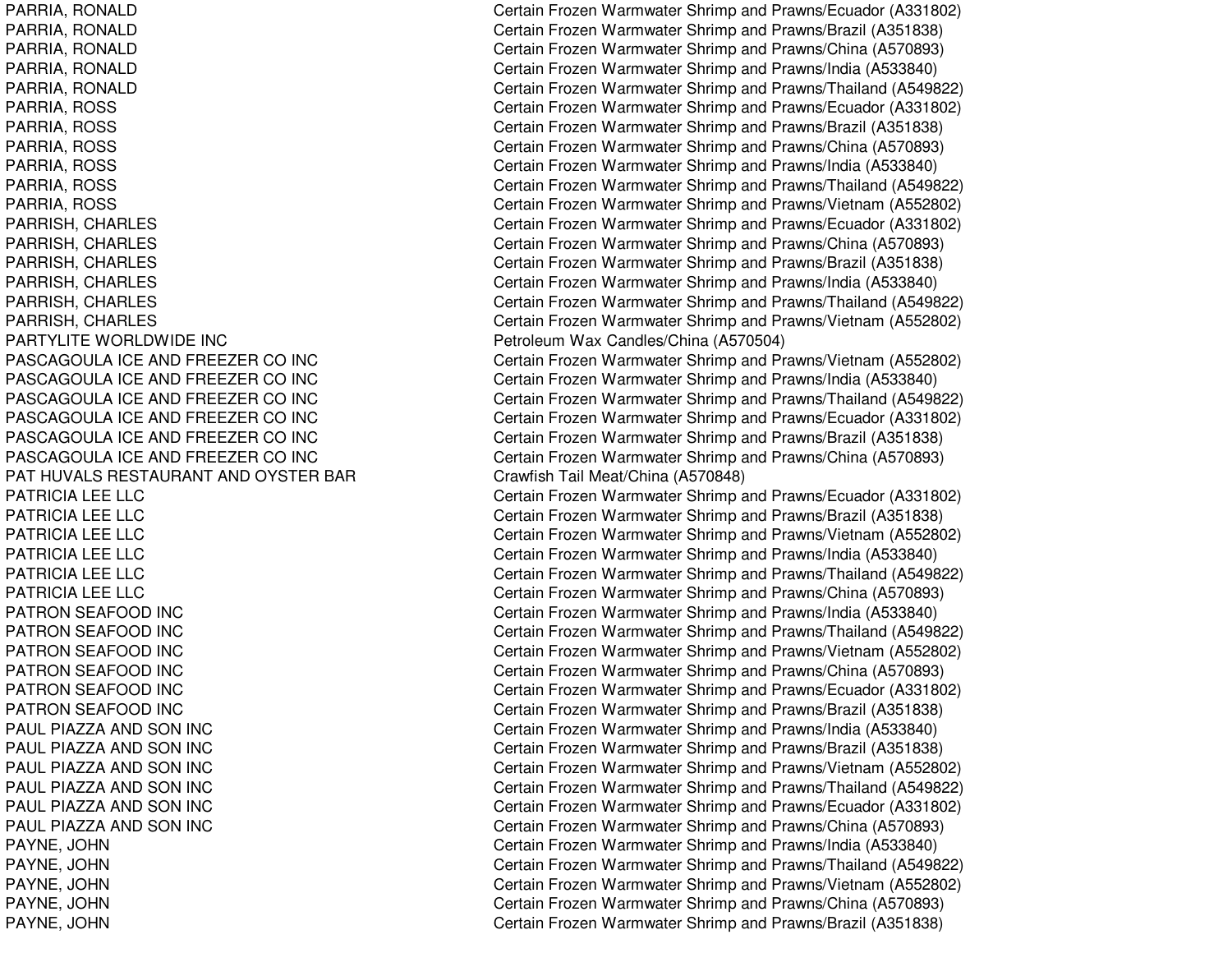| | |
|---|---|
| PARRIA, RONALD | Certain Frozen Warmwater Shrimp and Prawns/Ecuador (A331802) |
| PARRIA, RONALD | Certain Frozen Warmwater Shrimp and Prawns/Brazil (A351838) |
| PARRIA, RONALD | Certain Frozen Warmwater Shrimp and Prawns/China (A570893) |
| PARRIA, RONALD | Certain Frozen Warmwater Shrimp and Prawns/India (A533840) |
| PARRIA, RONALD | Certain Frozen Warmwater Shrimp and Prawns/Thailand (A549822) |
| PARRIA, ROSS | Certain Frozen Warmwater Shrimp and Prawns/Ecuador (A331802) |
| PARRIA, ROSS | Certain Frozen Warmwater Shrimp and Prawns/Brazil (A351838) |
| PARRIA, ROSS | Certain Frozen Warmwater Shrimp and Prawns/China (A570893) |
| PARRIA, ROSS | Certain Frozen Warmwater Shrimp and Prawns/India (A533840) |
| PARRIA, ROSS | Certain Frozen Warmwater Shrimp and Prawns/Thailand (A549822) |
| PARRIA, ROSS | Certain Frozen Warmwater Shrimp and Prawns/Vietnam (A552802) |
| PARRISH, CHARLES | Certain Frozen Warmwater Shrimp and Prawns/Ecuador (A331802) |
| PARRISH, CHARLES | Certain Frozen Warmwater Shrimp and Prawns/China (A570893) |
| PARRISH, CHARLES | Certain Frozen Warmwater Shrimp and Prawns/Brazil (A351838) |
| PARRISH, CHARLES | Certain Frozen Warmwater Shrimp and Prawns/India (A533840) |
| PARRISH, CHARLES | Certain Frozen Warmwater Shrimp and Prawns/Thailand (A549822) |
| PARRISH, CHARLES | Certain Frozen Warmwater Shrimp and Prawns/Vietnam (A552802) |
| PARTYLITE WORLDWIDE INC | Petroleum Wax Candles/China (A570504) |
| PASCAGOULA ICE AND FREEZER CO INC | Certain Frozen Warmwater Shrimp and Prawns/Vietnam (A552802) |
| PASCAGOULA ICE AND FREEZER CO INC | Certain Frozen Warmwater Shrimp and Prawns/India (A533840) |
| PASCAGOULA ICE AND FREEZER CO INC | Certain Frozen Warmwater Shrimp and Prawns/Thailand (A549822) |
| PASCAGOULA ICE AND FREEZER CO INC | Certain Frozen Warmwater Shrimp and Prawns/Ecuador (A331802) |
| PASCAGOULA ICE AND FREEZER CO INC | Certain Frozen Warmwater Shrimp and Prawns/Brazil (A351838) |
| PASCAGOULA ICE AND FREEZER CO INC | Certain Frozen Warmwater Shrimp and Prawns/China (A570893) |
| PAT HUVALS RESTAURANT AND OYSTER BAR | Crawfish Tail Meat/China (A570848) |
| PATRICIA LEE LLC | Certain Frozen Warmwater Shrimp and Prawns/Ecuador (A331802) |
| PATRICIA LEE LLC | Certain Frozen Warmwater Shrimp and Prawns/Brazil (A351838) |
| PATRICIA LEE LLC | Certain Frozen Warmwater Shrimp and Prawns/Vietnam (A552802) |
| PATRICIA LEE LLC | Certain Frozen Warmwater Shrimp and Prawns/India (A533840) |
| PATRICIA LEE LLC | Certain Frozen Warmwater Shrimp and Prawns/Thailand (A549822) |
| PATRICIA LEE LLC | Certain Frozen Warmwater Shrimp and Prawns/China (A570893) |
| PATRON SEAFOOD INC | Certain Frozen Warmwater Shrimp and Prawns/India (A533840) |
| PATRON SEAFOOD INC | Certain Frozen Warmwater Shrimp and Prawns/Thailand (A549822) |
| PATRON SEAFOOD INC | Certain Frozen Warmwater Shrimp and Prawns/Vietnam (A552802) |
| PATRON SEAFOOD INC | Certain Frozen Warmwater Shrimp and Prawns/China (A570893) |
| PATRON SEAFOOD INC | Certain Frozen Warmwater Shrimp and Prawns/Ecuador (A331802) |
| PATRON SEAFOOD INC | Certain Frozen Warmwater Shrimp and Prawns/Brazil (A351838) |
| PAUL PIAZZA AND SON INC | Certain Frozen Warmwater Shrimp and Prawns/India (A533840) |
| PAUL PIAZZA AND SON INC | Certain Frozen Warmwater Shrimp and Prawns/Brazil (A351838) |
| PAUL PIAZZA AND SON INC | Certain Frozen Warmwater Shrimp and Prawns/Vietnam (A552802) |
| PAUL PIAZZA AND SON INC | Certain Frozen Warmwater Shrimp and Prawns/Thailand (A549822) |
| PAUL PIAZZA AND SON INC | Certain Frozen Warmwater Shrimp and Prawns/Ecuador (A331802) |
| PAUL PIAZZA AND SON INC | Certain Frozen Warmwater Shrimp and Prawns/China (A570893) |
| PAYNE, JOHN | Certain Frozen Warmwater Shrimp and Prawns/India (A533840) |
| PAYNE, JOHN | Certain Frozen Warmwater Shrimp and Prawns/Thailand (A549822) |
| PAYNE, JOHN | Certain Frozen Warmwater Shrimp and Prawns/Vietnam (A552802) |
| PAYNE, JOHN | Certain Frozen Warmwater Shrimp and Prawns/China (A570893) |
| PAYNE, JOHN | Certain Frozen Warmwater Shrimp and Prawns/Brazil (A351838) |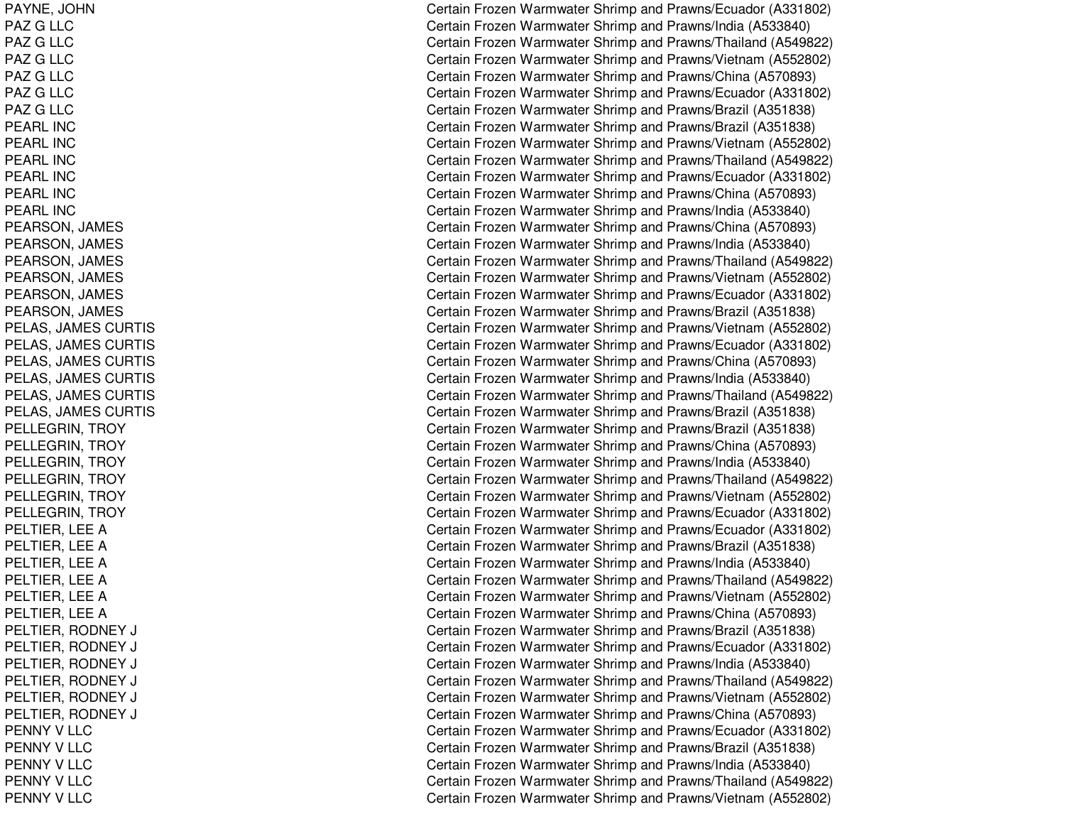| | |
|---|---|
| PAYNE, JOHN | Certain Frozen Warmwater Shrimp and Prawns/Ecuador (A331802) |
| PAZ G LLC | Certain Frozen Warmwater Shrimp and Prawns/India (A533840) |
| PAZ G LLC | Certain Frozen Warmwater Shrimp and Prawns/Thailand (A549822) |
| PAZ G LLC | Certain Frozen Warmwater Shrimp and Prawns/Vietnam (A552802) |
| PAZ G LLC | Certain Frozen Warmwater Shrimp and Prawns/China (A570893) |
| PAZ G LLC | Certain Frozen Warmwater Shrimp and Prawns/Ecuador (A331802) |
| PAZ G LLC | Certain Frozen Warmwater Shrimp and Prawns/Brazil (A351838) |
| PEARL INC | Certain Frozen Warmwater Shrimp and Prawns/Brazil (A351838) |
| PEARL INC | Certain Frozen Warmwater Shrimp and Prawns/Vietnam (A552802) |
| PEARL INC | Certain Frozen Warmwater Shrimp and Prawns/Thailand (A549822) |
| PEARL INC | Certain Frozen Warmwater Shrimp and Prawns/Ecuador (A331802) |
| PEARL INC | Certain Frozen Warmwater Shrimp and Prawns/China (A570893) |
| PEARL INC | Certain Frozen Warmwater Shrimp and Prawns/India (A533840) |
| PEARSON, JAMES | Certain Frozen Warmwater Shrimp and Prawns/China (A570893) |
| PEARSON, JAMES | Certain Frozen Warmwater Shrimp and Prawns/India (A533840) |
| PEARSON, JAMES | Certain Frozen Warmwater Shrimp and Prawns/Thailand (A549822) |
| PEARSON, JAMES | Certain Frozen Warmwater Shrimp and Prawns/Vietnam (A552802) |
| PEARSON, JAMES | Certain Frozen Warmwater Shrimp and Prawns/Ecuador (A331802) |
| PEARSON, JAMES | Certain Frozen Warmwater Shrimp and Prawns/Brazil (A351838) |
| PELAS, JAMES CURTIS | Certain Frozen Warmwater Shrimp and Prawns/Vietnam (A552802) |
| PELAS, JAMES CURTIS | Certain Frozen Warmwater Shrimp and Prawns/Ecuador (A331802) |
| PELAS, JAMES CURTIS | Certain Frozen Warmwater Shrimp and Prawns/China (A570893) |
| PELAS, JAMES CURTIS | Certain Frozen Warmwater Shrimp and Prawns/India (A533840) |
| PELAS, JAMES CURTIS | Certain Frozen Warmwater Shrimp and Prawns/Thailand (A549822) |
| PELAS, JAMES CURTIS | Certain Frozen Warmwater Shrimp and Prawns/Brazil (A351838) |
| PELLEGRIN, TROY | Certain Frozen Warmwater Shrimp and Prawns/Brazil (A351838) |
| PELLEGRIN, TROY | Certain Frozen Warmwater Shrimp and Prawns/China (A570893) |
| PELLEGRIN, TROY | Certain Frozen Warmwater Shrimp and Prawns/India (A533840) |
| PELLEGRIN, TROY | Certain Frozen Warmwater Shrimp and Prawns/Thailand (A549822) |
| PELLEGRIN, TROY | Certain Frozen Warmwater Shrimp and Prawns/Vietnam (A552802) |
| PELLEGRIN, TROY | Certain Frozen Warmwater Shrimp and Prawns/Ecuador (A331802) |
| PELTIER, LEE A | Certain Frozen Warmwater Shrimp and Prawns/Ecuador (A331802) |
| PELTIER, LEE A | Certain Frozen Warmwater Shrimp and Prawns/Brazil (A351838) |
| PELTIER, LEE A | Certain Frozen Warmwater Shrimp and Prawns/India (A533840) |
| PELTIER, LEE A | Certain Frozen Warmwater Shrimp and Prawns/Thailand (A549822) |
| PELTIER, LEE A | Certain Frozen Warmwater Shrimp and Prawns/Vietnam (A552802) |
| PELTIER, LEE A | Certain Frozen Warmwater Shrimp and Prawns/China (A570893) |
| PELTIER, RODNEY J | Certain Frozen Warmwater Shrimp and Prawns/Brazil (A351838) |
| PELTIER, RODNEY J | Certain Frozen Warmwater Shrimp and Prawns/Ecuador (A331802) |
| PELTIER, RODNEY J | Certain Frozen Warmwater Shrimp and Prawns/India (A533840) |
| PELTIER, RODNEY J | Certain Frozen Warmwater Shrimp and Prawns/Thailand (A549822) |
| PELTIER, RODNEY J | Certain Frozen Warmwater Shrimp and Prawns/Vietnam (A552802) |
| PELTIER, RODNEY J | Certain Frozen Warmwater Shrimp and Prawns/China (A570893) |
| PENNY V LLC | Certain Frozen Warmwater Shrimp and Prawns/Ecuador (A331802) |
| PENNY V LLC | Certain Frozen Warmwater Shrimp and Prawns/Brazil (A351838) |
| PENNY V LLC | Certain Frozen Warmwater Shrimp and Prawns/India (A533840) |
| PENNY V LLC | Certain Frozen Warmwater Shrimp and Prawns/Thailand (A549822) |
| PENNY V LLC | Certain Frozen Warmwater Shrimp and Prawns/Vietnam (A552802) |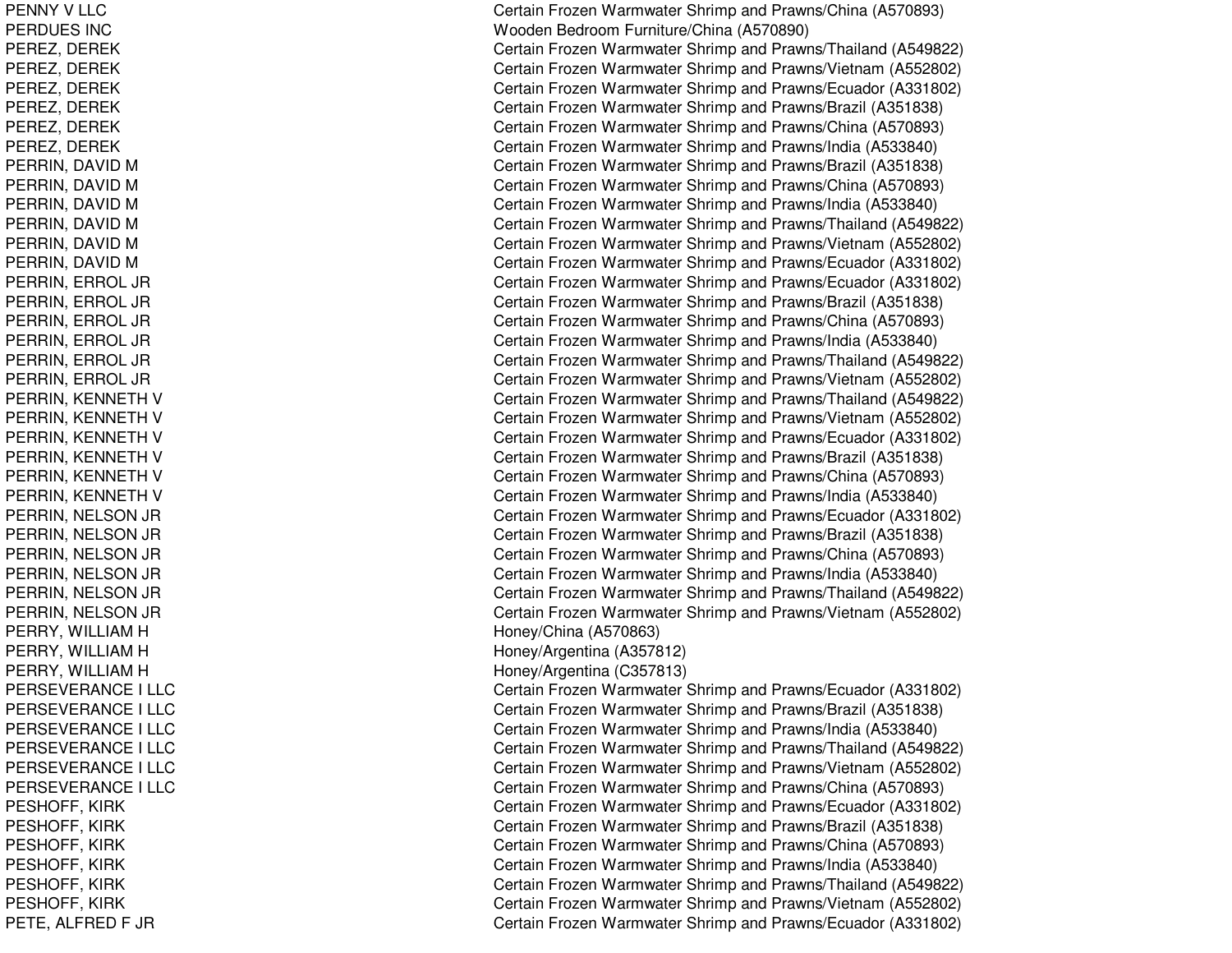| | |
|---|---|
| PENNY V LLC | Certain Frozen Warmwater Shrimp and Prawns/China (A570893) |
| PERDUES INC | Wooden Bedroom Furniture/China (A570890) |
| PEREZ, DEREK | Certain Frozen Warmwater Shrimp and Prawns/Thailand (A549822) |
| PEREZ, DEREK | Certain Frozen Warmwater Shrimp and Prawns/Vietnam (A552802) |
| PEREZ, DEREK | Certain Frozen Warmwater Shrimp and Prawns/Ecuador (A331802) |
| PEREZ, DEREK | Certain Frozen Warmwater Shrimp and Prawns/Brazil (A351838) |
| PEREZ, DEREK | Certain Frozen Warmwater Shrimp and Prawns/China (A570893) |
| PEREZ, DEREK | Certain Frozen Warmwater Shrimp and Prawns/India (A533840) |
| PERRIN, DAVID M | Certain Frozen Warmwater Shrimp and Prawns/Brazil (A351838) |
| PERRIN, DAVID M | Certain Frozen Warmwater Shrimp and Prawns/China (A570893) |
| PERRIN, DAVID M | Certain Frozen Warmwater Shrimp and Prawns/India (A533840) |
| PERRIN, DAVID M | Certain Frozen Warmwater Shrimp and Prawns/Thailand (A549822) |
| PERRIN, DAVID M | Certain Frozen Warmwater Shrimp and Prawns/Vietnam (A552802) |
| PERRIN, DAVID M | Certain Frozen Warmwater Shrimp and Prawns/Ecuador (A331802) |
| PERRIN, ERROL JR | Certain Frozen Warmwater Shrimp and Prawns/Ecuador (A331802) |
| PERRIN, ERROL JR | Certain Frozen Warmwater Shrimp and Prawns/Brazil (A351838) |
| PERRIN, ERROL JR | Certain Frozen Warmwater Shrimp and Prawns/China (A570893) |
| PERRIN, ERROL JR | Certain Frozen Warmwater Shrimp and Prawns/India (A533840) |
| PERRIN, ERROL JR | Certain Frozen Warmwater Shrimp and Prawns/Thailand (A549822) |
| PERRIN, ERROL JR | Certain Frozen Warmwater Shrimp and Prawns/Vietnam (A552802) |
| PERRIN, KENNETH V | Certain Frozen Warmwater Shrimp and Prawns/Thailand (A549822) |
| PERRIN, KENNETH V | Certain Frozen Warmwater Shrimp and Prawns/Vietnam (A552802) |
| PERRIN, KENNETH V | Certain Frozen Warmwater Shrimp and Prawns/Ecuador (A331802) |
| PERRIN, KENNETH V | Certain Frozen Warmwater Shrimp and Prawns/Brazil (A351838) |
| PERRIN, KENNETH V | Certain Frozen Warmwater Shrimp and Prawns/China (A570893) |
| PERRIN, KENNETH V | Certain Frozen Warmwater Shrimp and Prawns/India (A533840) |
| PERRIN, NELSON JR | Certain Frozen Warmwater Shrimp and Prawns/Ecuador (A331802) |
| PERRIN, NELSON JR | Certain Frozen Warmwater Shrimp and Prawns/Brazil (A351838) |
| PERRIN, NELSON JR | Certain Frozen Warmwater Shrimp and Prawns/China (A570893) |
| PERRIN, NELSON JR | Certain Frozen Warmwater Shrimp and Prawns/India (A533840) |
| PERRIN, NELSON JR | Certain Frozen Warmwater Shrimp and Prawns/Thailand (A549822) |
| PERRIN, NELSON JR | Certain Frozen Warmwater Shrimp and Prawns/Vietnam (A552802) |
| PERRY, WILLIAM H | Honey/China (A570863) |
| PERRY, WILLIAM H | Honey/Argentina (A357812) |
| PERRY, WILLIAM H | Honey/Argentina (C357813) |
| PERSEVERANCE I LLC | Certain Frozen Warmwater Shrimp and Prawns/Ecuador (A331802) |
| PERSEVERANCE I LLC | Certain Frozen Warmwater Shrimp and Prawns/Brazil (A351838) |
| PERSEVERANCE I LLC | Certain Frozen Warmwater Shrimp and Prawns/India (A533840) |
| PERSEVERANCE I LLC | Certain Frozen Warmwater Shrimp and Prawns/Thailand (A549822) |
| PERSEVERANCE I LLC | Certain Frozen Warmwater Shrimp and Prawns/Vietnam (A552802) |
| PERSEVERANCE I LLC | Certain Frozen Warmwater Shrimp and Prawns/China (A570893) |
| PESHOFF, KIRK | Certain Frozen Warmwater Shrimp and Prawns/Ecuador (A331802) |
| PESHOFF, KIRK | Certain Frozen Warmwater Shrimp and Prawns/Brazil (A351838) |
| PESHOFF, KIRK | Certain Frozen Warmwater Shrimp and Prawns/China (A570893) |
| PESHOFF, KIRK | Certain Frozen Warmwater Shrimp and Prawns/India (A533840) |
| PESHOFF, KIRK | Certain Frozen Warmwater Shrimp and Prawns/Thailand (A549822) |
| PESHOFF, KIRK | Certain Frozen Warmwater Shrimp and Prawns/Vietnam (A552802) |
| PETE, ALFRED F JR | Certain Frozen Warmwater Shrimp and Prawns/Ecuador (A331802) |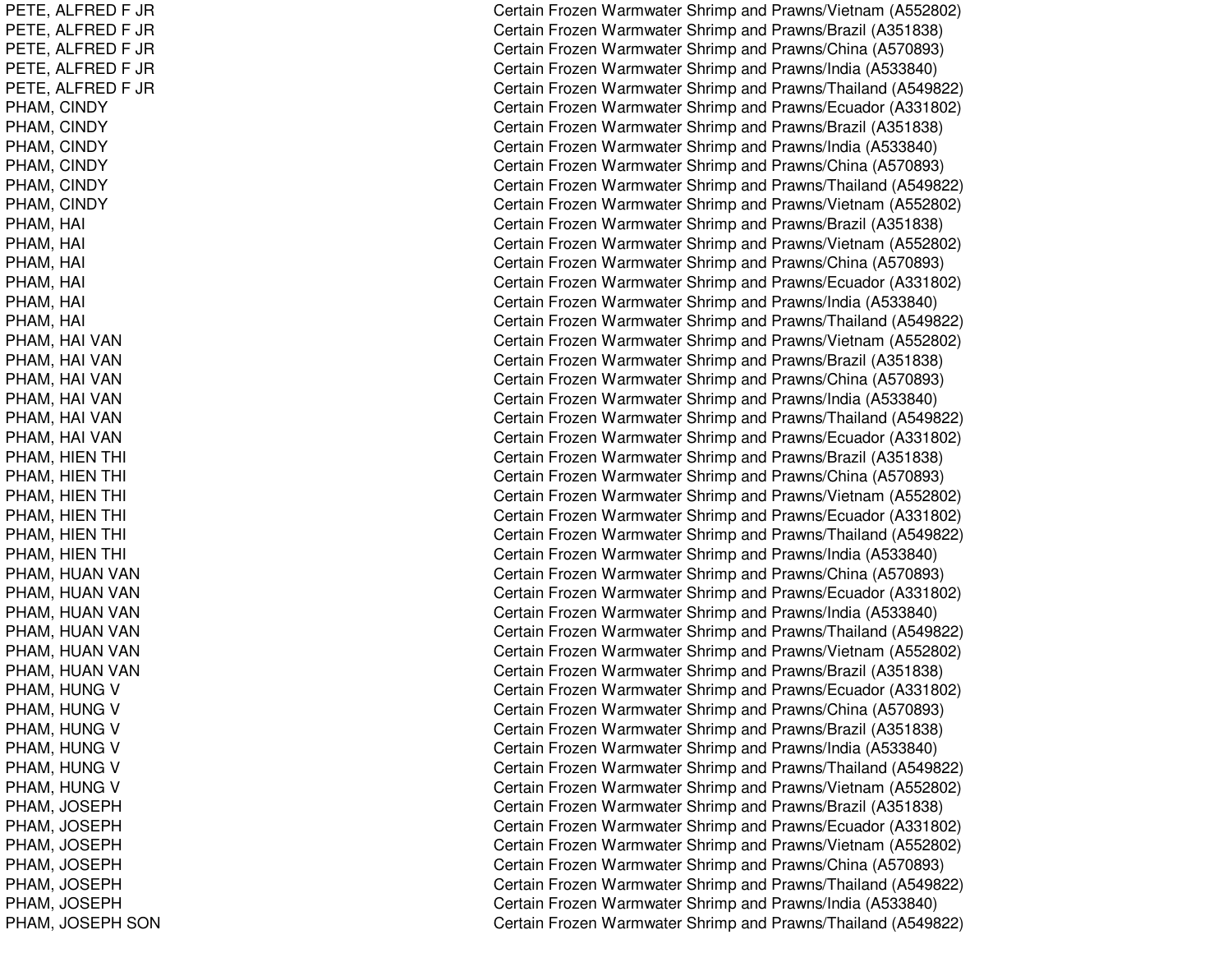| | |
|---|---|
| PETE, ALFRED F JR | Certain Frozen Warmwater Shrimp and Prawns/Vietnam (A552802) |
| PETE, ALFRED F JR | Certain Frozen Warmwater Shrimp and Prawns/Brazil (A351838) |
| PETE, ALFRED F JR | Certain Frozen Warmwater Shrimp and Prawns/China (A570893) |
| PETE, ALFRED F JR | Certain Frozen Warmwater Shrimp and Prawns/India (A533840) |
| PETE, ALFRED F JR | Certain Frozen Warmwater Shrimp and Prawns/Thailand (A549822) |
| PHAM, CINDY | Certain Frozen Warmwater Shrimp and Prawns/Ecuador (A331802) |
| PHAM, CINDY | Certain Frozen Warmwater Shrimp and Prawns/Brazil (A351838) |
| PHAM, CINDY | Certain Frozen Warmwater Shrimp and Prawns/India (A533840) |
| PHAM, CINDY | Certain Frozen Warmwater Shrimp and Prawns/China (A570893) |
| PHAM, CINDY | Certain Frozen Warmwater Shrimp and Prawns/Thailand (A549822) |
| PHAM, CINDY | Certain Frozen Warmwater Shrimp and Prawns/Vietnam (A552802) |
| PHAM, HAI | Certain Frozen Warmwater Shrimp and Prawns/Brazil (A351838) |
| PHAM, HAI | Certain Frozen Warmwater Shrimp and Prawns/Vietnam (A552802) |
| PHAM, HAI | Certain Frozen Warmwater Shrimp and Prawns/China (A570893) |
| PHAM, HAI | Certain Frozen Warmwater Shrimp and Prawns/Ecuador (A331802) |
| PHAM, HAI | Certain Frozen Warmwater Shrimp and Prawns/India (A533840) |
| PHAM, HAI | Certain Frozen Warmwater Shrimp and Prawns/Thailand (A549822) |
| PHAM, HAI VAN | Certain Frozen Warmwater Shrimp and Prawns/Vietnam (A552802) |
| PHAM, HAI VAN | Certain Frozen Warmwater Shrimp and Prawns/Brazil (A351838) |
| PHAM, HAI VAN | Certain Frozen Warmwater Shrimp and Prawns/China (A570893) |
| PHAM, HAI VAN | Certain Frozen Warmwater Shrimp and Prawns/India (A533840) |
| PHAM, HAI VAN | Certain Frozen Warmwater Shrimp and Prawns/Thailand (A549822) |
| PHAM, HAI VAN | Certain Frozen Warmwater Shrimp and Prawns/Ecuador (A331802) |
| PHAM, HIEN THI | Certain Frozen Warmwater Shrimp and Prawns/Brazil (A351838) |
| PHAM, HIEN THI | Certain Frozen Warmwater Shrimp and Prawns/China (A570893) |
| PHAM, HIEN THI | Certain Frozen Warmwater Shrimp and Prawns/Vietnam (A552802) |
| PHAM, HIEN THI | Certain Frozen Warmwater Shrimp and Prawns/Ecuador (A331802) |
| PHAM, HIEN THI | Certain Frozen Warmwater Shrimp and Prawns/Thailand (A549822) |
| PHAM, HIEN THI | Certain Frozen Warmwater Shrimp and Prawns/India (A533840) |
| PHAM, HUAN VAN | Certain Frozen Warmwater Shrimp and Prawns/China (A570893) |
| PHAM, HUAN VAN | Certain Frozen Warmwater Shrimp and Prawns/Ecuador (A331802) |
| PHAM, HUAN VAN | Certain Frozen Warmwater Shrimp and Prawns/India (A533840) |
| PHAM, HUAN VAN | Certain Frozen Warmwater Shrimp and Prawns/Thailand (A549822) |
| PHAM, HUAN VAN | Certain Frozen Warmwater Shrimp and Prawns/Vietnam (A552802) |
| PHAM, HUAN VAN | Certain Frozen Warmwater Shrimp and Prawns/Brazil (A351838) |
| PHAM, HUNG V | Certain Frozen Warmwater Shrimp and Prawns/Ecuador (A331802) |
| PHAM, HUNG V | Certain Frozen Warmwater Shrimp and Prawns/China (A570893) |
| PHAM, HUNG V | Certain Frozen Warmwater Shrimp and Prawns/Brazil (A351838) |
| PHAM, HUNG V | Certain Frozen Warmwater Shrimp and Prawns/India (A533840) |
| PHAM, HUNG V | Certain Frozen Warmwater Shrimp and Prawns/Thailand (A549822) |
| PHAM, HUNG V | Certain Frozen Warmwater Shrimp and Prawns/Vietnam (A552802) |
| PHAM, JOSEPH | Certain Frozen Warmwater Shrimp and Prawns/Brazil (A351838) |
| PHAM, JOSEPH | Certain Frozen Warmwater Shrimp and Prawns/Ecuador (A331802) |
| PHAM, JOSEPH | Certain Frozen Warmwater Shrimp and Prawns/Vietnam (A552802) |
| PHAM, JOSEPH | Certain Frozen Warmwater Shrimp and Prawns/China (A570893) |
| PHAM, JOSEPH | Certain Frozen Warmwater Shrimp and Prawns/Thailand (A549822) |
| PHAM, JOSEPH | Certain Frozen Warmwater Shrimp and Prawns/India (A533840) |
| PHAM, JOSEPH SON | Certain Frozen Warmwater Shrimp and Prawns/Thailand (A549822) |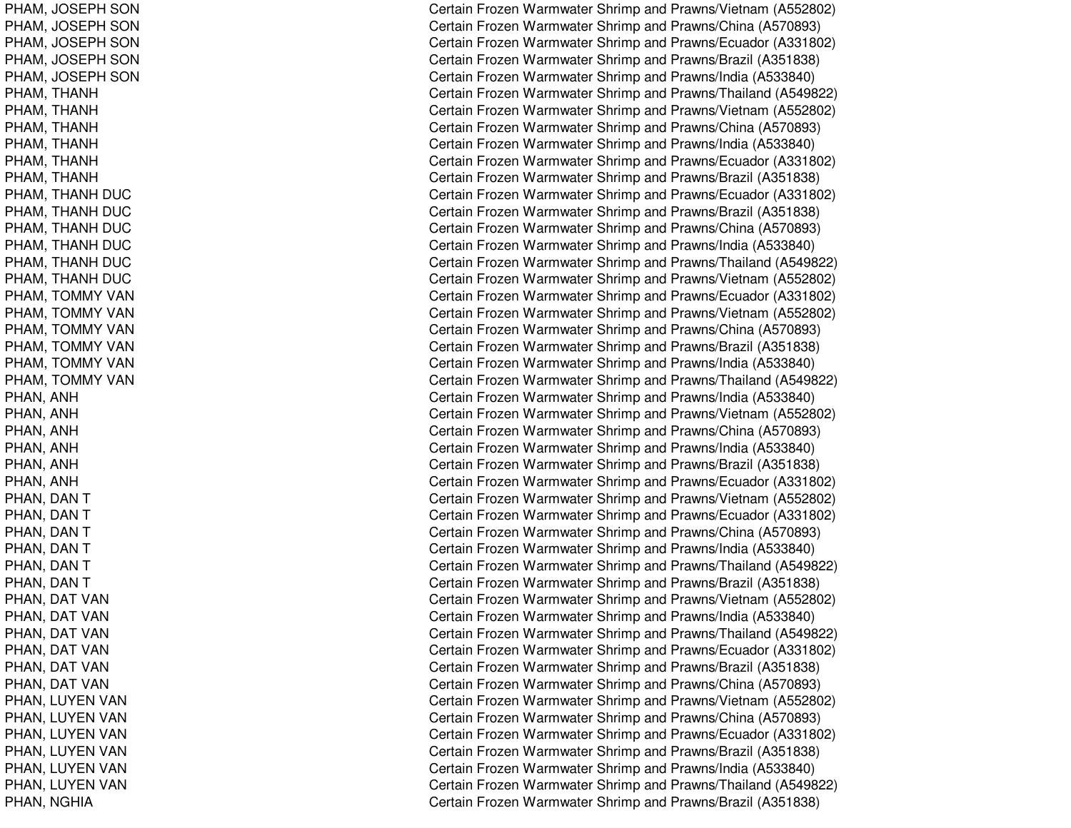| | |
|---|---|
| PHAM, JOSEPH SON | Certain Frozen Warmwater Shrimp and Prawns/Vietnam (A552802) |
| PHAM, JOSEPH SON | Certain Frozen Warmwater Shrimp and Prawns/China (A570893) |
| PHAM, JOSEPH SON | Certain Frozen Warmwater Shrimp and Prawns/Ecuador (A331802) |
| PHAM, JOSEPH SON | Certain Frozen Warmwater Shrimp and Prawns/Brazil (A351838) |
| PHAM, JOSEPH SON | Certain Frozen Warmwater Shrimp and Prawns/India (A533840) |
| PHAM, THANH | Certain Frozen Warmwater Shrimp and Prawns/Thailand (A549822) |
| PHAM, THANH | Certain Frozen Warmwater Shrimp and Prawns/Vietnam (A552802) |
| PHAM, THANH | Certain Frozen Warmwater Shrimp and Prawns/China (A570893) |
| PHAM, THANH | Certain Frozen Warmwater Shrimp and Prawns/India (A533840) |
| PHAM, THANH | Certain Frozen Warmwater Shrimp and Prawns/Ecuador (A331802) |
| PHAM, THANH | Certain Frozen Warmwater Shrimp and Prawns/Brazil (A351838) |
| PHAM, THANH DUC | Certain Frozen Warmwater Shrimp and Prawns/Ecuador (A331802) |
| PHAM, THANH DUC | Certain Frozen Warmwater Shrimp and Prawns/Brazil (A351838) |
| PHAM, THANH DUC | Certain Frozen Warmwater Shrimp and Prawns/China (A570893) |
| PHAM, THANH DUC | Certain Frozen Warmwater Shrimp and Prawns/India (A533840) |
| PHAM, THANH DUC | Certain Frozen Warmwater Shrimp and Prawns/Thailand (A549822) |
| PHAM, THANH DUC | Certain Frozen Warmwater Shrimp and Prawns/Vietnam (A552802) |
| PHAM, TOMMY VAN | Certain Frozen Warmwater Shrimp and Prawns/Ecuador (A331802) |
| PHAM, TOMMY VAN | Certain Frozen Warmwater Shrimp and Prawns/Vietnam (A552802) |
| PHAM, TOMMY VAN | Certain Frozen Warmwater Shrimp and Prawns/China (A570893) |
| PHAM, TOMMY VAN | Certain Frozen Warmwater Shrimp and Prawns/Brazil (A351838) |
| PHAM, TOMMY VAN | Certain Frozen Warmwater Shrimp and Prawns/India (A533840) |
| PHAM, TOMMY VAN | Certain Frozen Warmwater Shrimp and Prawns/Thailand (A549822) |
| PHAN, ANH | Certain Frozen Warmwater Shrimp and Prawns/India (A533840) |
| PHAN, ANH | Certain Frozen Warmwater Shrimp and Prawns/Vietnam (A552802) |
| PHAN, ANH | Certain Frozen Warmwater Shrimp and Prawns/China (A570893) |
| PHAN, ANH | Certain Frozen Warmwater Shrimp and Prawns/India (A533840) |
| PHAN, ANH | Certain Frozen Warmwater Shrimp and Prawns/Brazil (A351838) |
| PHAN, ANH | Certain Frozen Warmwater Shrimp and Prawns/Ecuador (A331802) |
| PHAN, DAN T | Certain Frozen Warmwater Shrimp and Prawns/Vietnam (A552802) |
| PHAN, DAN T | Certain Frozen Warmwater Shrimp and Prawns/Ecuador (A331802) |
| PHAN, DAN T | Certain Frozen Warmwater Shrimp and Prawns/China (A570893) |
| PHAN, DAN T | Certain Frozen Warmwater Shrimp and Prawns/India (A533840) |
| PHAN, DAN T | Certain Frozen Warmwater Shrimp and Prawns/Thailand (A549822) |
| PHAN, DAN T | Certain Frozen Warmwater Shrimp and Prawns/Brazil (A351838) |
| PHAN, DAT VAN | Certain Frozen Warmwater Shrimp and Prawns/Vietnam (A552802) |
| PHAN, DAT VAN | Certain Frozen Warmwater Shrimp and Prawns/India (A533840) |
| PHAN, DAT VAN | Certain Frozen Warmwater Shrimp and Prawns/Thailand (A549822) |
| PHAN, DAT VAN | Certain Frozen Warmwater Shrimp and Prawns/Ecuador (A331802) |
| PHAN, DAT VAN | Certain Frozen Warmwater Shrimp and Prawns/Brazil (A351838) |
| PHAN, DAT VAN | Certain Frozen Warmwater Shrimp and Prawns/China (A570893) |
| PHAN, LUYEN VAN | Certain Frozen Warmwater Shrimp and Prawns/Vietnam (A552802) |
| PHAN, LUYEN VAN | Certain Frozen Warmwater Shrimp and Prawns/China (A570893) |
| PHAN, LUYEN VAN | Certain Frozen Warmwater Shrimp and Prawns/Ecuador (A331802) |
| PHAN, LUYEN VAN | Certain Frozen Warmwater Shrimp and Prawns/Brazil (A351838) |
| PHAN, LUYEN VAN | Certain Frozen Warmwater Shrimp and Prawns/India (A533840) |
| PHAN, LUYEN VAN | Certain Frozen Warmwater Shrimp and Prawns/Thailand (A549822) |
| PHAN, NGHIA | Certain Frozen Warmwater Shrimp and Prawns/Brazil (A351838) |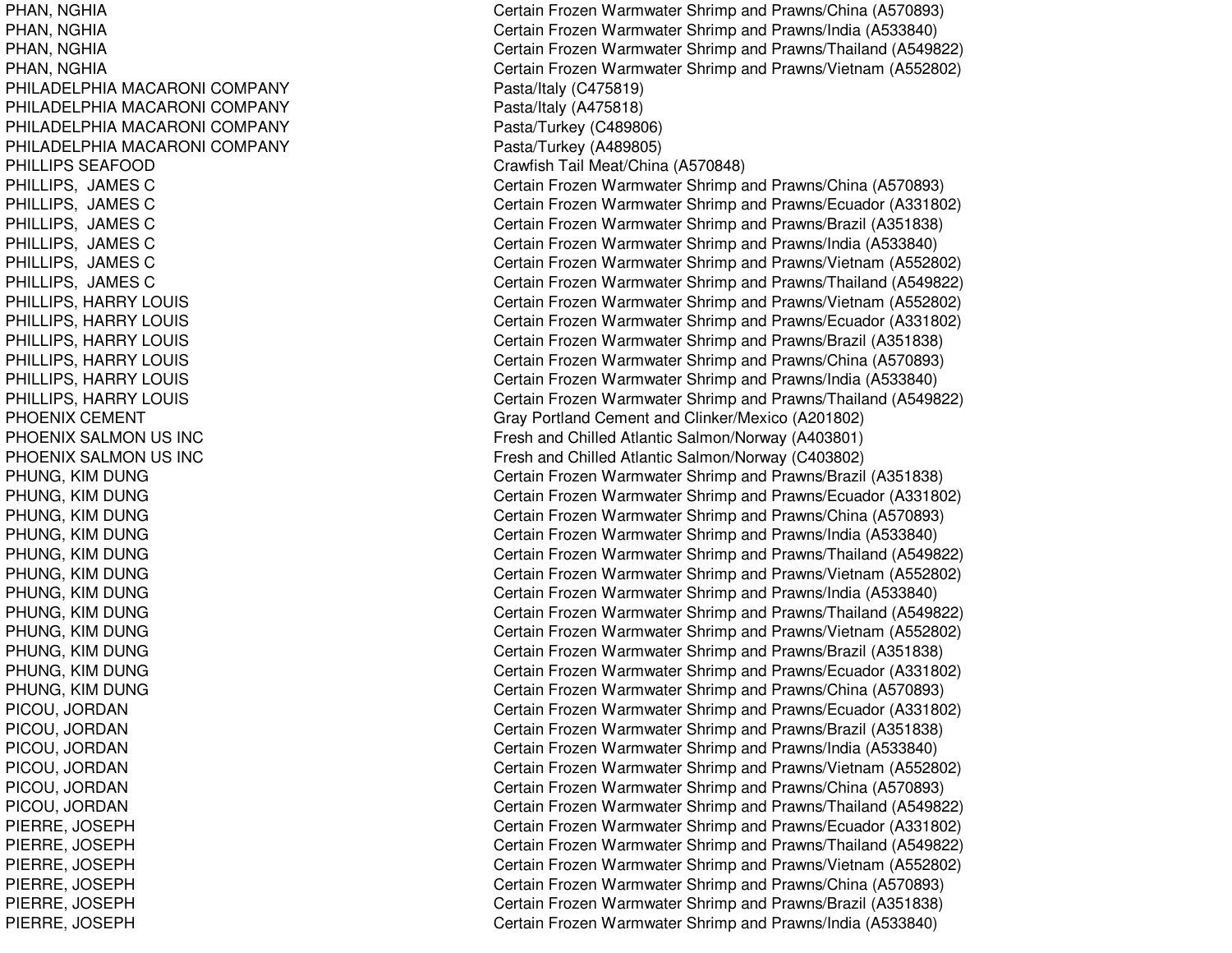| | |
|---|---|
| PHAN, NGHIA | Certain Frozen Warmwater Shrimp and Prawns/China (A570893) |
| PHAN, NGHIA | Certain Frozen Warmwater Shrimp and Prawns/India (A533840) |
| PHAN, NGHIA | Certain Frozen Warmwater Shrimp and Prawns/Thailand (A549822) |
| PHAN, NGHIA | Certain Frozen Warmwater Shrimp and Prawns/Vietnam (A552802) |
| PHILADELPHIA MACARONI COMPANY | Pasta/Italy (C475819) |
| PHILADELPHIA MACARONI COMPANY | Pasta/Italy (A475818) |
| PHILADELPHIA MACARONI COMPANY | Pasta/Turkey (C489806) |
| PHILADELPHIA MACARONI COMPANY | Pasta/Turkey (A489805) |
| PHILLIPS SEAFOOD | Crawfish Tail Meat/China (A570848) |
| PHILLIPS, JAMES C | Certain Frozen Warmwater Shrimp and Prawns/China (A570893) |
| PHILLIPS, JAMES C | Certain Frozen Warmwater Shrimp and Prawns/Ecuador (A331802) |
| PHILLIPS, JAMES C | Certain Frozen Warmwater Shrimp and Prawns/Brazil (A351838) |
| PHILLIPS, JAMES C | Certain Frozen Warmwater Shrimp and Prawns/India (A533840) |
| PHILLIPS, JAMES C | Certain Frozen Warmwater Shrimp and Prawns/Vietnam (A552802) |
| PHILLIPS, JAMES C | Certain Frozen Warmwater Shrimp and Prawns/Thailand (A549822) |
| PHILLIPS, HARRY LOUIS | Certain Frozen Warmwater Shrimp and Prawns/Vietnam (A552802) |
| PHILLIPS, HARRY LOUIS | Certain Frozen Warmwater Shrimp and Prawns/Ecuador (A331802) |
| PHILLIPS, HARRY LOUIS | Certain Frozen Warmwater Shrimp and Prawns/Brazil (A351838) |
| PHILLIPS, HARRY LOUIS | Certain Frozen Warmwater Shrimp and Prawns/China (A570893) |
| PHILLIPS, HARRY LOUIS | Certain Frozen Warmwater Shrimp and Prawns/India (A533840) |
| PHILLIPS, HARRY LOUIS | Certain Frozen Warmwater Shrimp and Prawns/Thailand (A549822) |
| PHOENIX CEMENT | Gray Portland Cement and Clinker/Mexico (A201802) |
| PHOENIX SALMON US INC | Fresh and Chilled Atlantic Salmon/Norway (A403801) |
| PHOENIX SALMON US INC | Fresh and Chilled Atlantic Salmon/Norway (C403802) |
| PHUNG, KIM DUNG | Certain Frozen Warmwater Shrimp and Prawns/Brazil (A351838) |
| PHUNG, KIM DUNG | Certain Frozen Warmwater Shrimp and Prawns/Ecuador (A331802) |
| PHUNG, KIM DUNG | Certain Frozen Warmwater Shrimp and Prawns/China (A570893) |
| PHUNG, KIM DUNG | Certain Frozen Warmwater Shrimp and Prawns/India (A533840) |
| PHUNG, KIM DUNG | Certain Frozen Warmwater Shrimp and Prawns/Thailand (A549822) |
| PHUNG, KIM DUNG | Certain Frozen Warmwater Shrimp and Prawns/Vietnam (A552802) |
| PHUNG, KIM DUNG | Certain Frozen Warmwater Shrimp and Prawns/India (A533840) |
| PHUNG, KIM DUNG | Certain Frozen Warmwater Shrimp and Prawns/Thailand (A549822) |
| PHUNG, KIM DUNG | Certain Frozen Warmwater Shrimp and Prawns/Vietnam (A552802) |
| PHUNG, KIM DUNG | Certain Frozen Warmwater Shrimp and Prawns/Brazil (A351838) |
| PHUNG, KIM DUNG | Certain Frozen Warmwater Shrimp and Prawns/Ecuador (A331802) |
| PHUNG, KIM DUNG | Certain Frozen Warmwater Shrimp and Prawns/China (A570893) |
| PICOU, JORDAN | Certain Frozen Warmwater Shrimp and Prawns/Ecuador (A331802) |
| PICOU, JORDAN | Certain Frozen Warmwater Shrimp and Prawns/Brazil (A351838) |
| PICOU, JORDAN | Certain Frozen Warmwater Shrimp and Prawns/India (A533840) |
| PICOU, JORDAN | Certain Frozen Warmwater Shrimp and Prawns/Vietnam (A552802) |
| PICOU, JORDAN | Certain Frozen Warmwater Shrimp and Prawns/China (A570893) |
| PICOU, JORDAN | Certain Frozen Warmwater Shrimp and Prawns/Thailand (A549822) |
| PIERRE, JOSEPH | Certain Frozen Warmwater Shrimp and Prawns/Ecuador (A331802) |
| PIERRE, JOSEPH | Certain Frozen Warmwater Shrimp and Prawns/Thailand (A549822) |
| PIERRE, JOSEPH | Certain Frozen Warmwater Shrimp and Prawns/Vietnam (A552802) |
| PIERRE, JOSEPH | Certain Frozen Warmwater Shrimp and Prawns/China (A570893) |
| PIERRE, JOSEPH | Certain Frozen Warmwater Shrimp and Prawns/Brazil (A351838) |
| PIERRE, JOSEPH | Certain Frozen Warmwater Shrimp and Prawns/India (A533840) |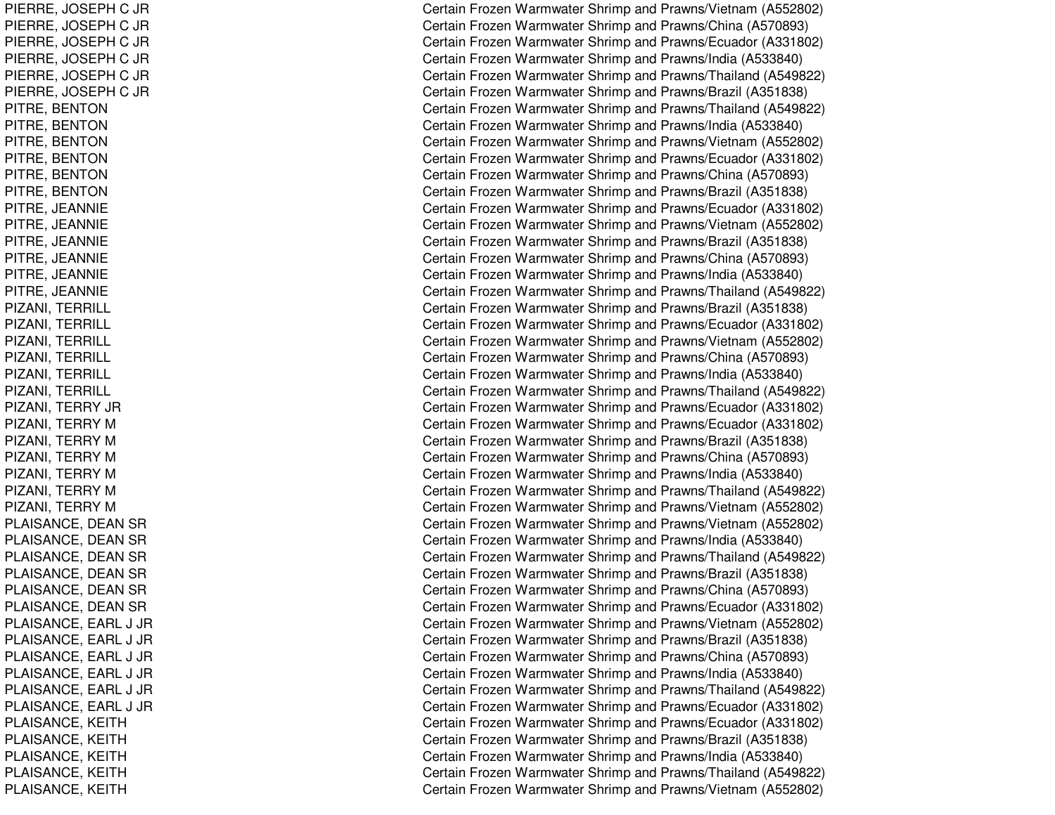| | |
|---|---|
| PIERRE, JOSEPH C JR | Certain Frozen Warmwater Shrimp and Prawns/Vietnam (A552802) |
| PIERRE, JOSEPH C JR | Certain Frozen Warmwater Shrimp and Prawns/China (A570893) |
| PIERRE, JOSEPH C JR | Certain Frozen Warmwater Shrimp and Prawns/Ecuador (A331802) |
| PIERRE, JOSEPH C JR | Certain Frozen Warmwater Shrimp and Prawns/India (A533840) |
| PIERRE, JOSEPH C JR | Certain Frozen Warmwater Shrimp and Prawns/Thailand (A549822) |
| PIERRE, JOSEPH C JR | Certain Frozen Warmwater Shrimp and Prawns/Brazil (A351838) |
| PITRE, BENTON | Certain Frozen Warmwater Shrimp and Prawns/Thailand (A549822) |
| PITRE, BENTON | Certain Frozen Warmwater Shrimp and Prawns/India (A533840) |
| PITRE, BENTON | Certain Frozen Warmwater Shrimp and Prawns/Vietnam (A552802) |
| PITRE, BENTON | Certain Frozen Warmwater Shrimp and Prawns/Ecuador (A331802) |
| PITRE, BENTON | Certain Frozen Warmwater Shrimp and Prawns/China (A570893) |
| PITRE, BENTON | Certain Frozen Warmwater Shrimp and Prawns/Brazil (A351838) |
| PITRE, JEANNIE | Certain Frozen Warmwater Shrimp and Prawns/Ecuador (A331802) |
| PITRE, JEANNIE | Certain Frozen Warmwater Shrimp and Prawns/Vietnam (A552802) |
| PITRE, JEANNIE | Certain Frozen Warmwater Shrimp and Prawns/Brazil (A351838) |
| PITRE, JEANNIE | Certain Frozen Warmwater Shrimp and Prawns/China (A570893) |
| PITRE, JEANNIE | Certain Frozen Warmwater Shrimp and Prawns/India (A533840) |
| PITRE, JEANNIE | Certain Frozen Warmwater Shrimp and Prawns/Thailand (A549822) |
| PIZANI, TERRILL | Certain Frozen Warmwater Shrimp and Prawns/Brazil (A351838) |
| PIZANI, TERRILL | Certain Frozen Warmwater Shrimp and Prawns/Ecuador (A331802) |
| PIZANI, TERRILL | Certain Frozen Warmwater Shrimp and Prawns/Vietnam (A552802) |
| PIZANI, TERRILL | Certain Frozen Warmwater Shrimp and Prawns/China (A570893) |
| PIZANI, TERRILL | Certain Frozen Warmwater Shrimp and Prawns/India (A533840) |
| PIZANI, TERRILL | Certain Frozen Warmwater Shrimp and Prawns/Thailand (A549822) |
| PIZANI, TERRY JR | Certain Frozen Warmwater Shrimp and Prawns/Ecuador (A331802) |
| PIZANI, TERRY M | Certain Frozen Warmwater Shrimp and Prawns/Ecuador (A331802) |
| PIZANI, TERRY M | Certain Frozen Warmwater Shrimp and Prawns/Brazil (A351838) |
| PIZANI, TERRY M | Certain Frozen Warmwater Shrimp and Prawns/China (A570893) |
| PIZANI, TERRY M | Certain Frozen Warmwater Shrimp and Prawns/India (A533840) |
| PIZANI, TERRY M | Certain Frozen Warmwater Shrimp and Prawns/Thailand (A549822) |
| PIZANI, TERRY M | Certain Frozen Warmwater Shrimp and Prawns/Vietnam (A552802) |
| PLAISANCE, DEAN SR | Certain Frozen Warmwater Shrimp and Prawns/Vietnam (A552802) |
| PLAISANCE, DEAN SR | Certain Frozen Warmwater Shrimp and Prawns/India (A533840) |
| PLAISANCE, DEAN SR | Certain Frozen Warmwater Shrimp and Prawns/Thailand (A549822) |
| PLAISANCE, DEAN SR | Certain Frozen Warmwater Shrimp and Prawns/Brazil (A351838) |
| PLAISANCE, DEAN SR | Certain Frozen Warmwater Shrimp and Prawns/China (A570893) |
| PLAISANCE, DEAN SR | Certain Frozen Warmwater Shrimp and Prawns/Ecuador (A331802) |
| PLAISANCE, EARL J JR | Certain Frozen Warmwater Shrimp and Prawns/Vietnam (A552802) |
| PLAISANCE, EARL J JR | Certain Frozen Warmwater Shrimp and Prawns/Brazil (A351838) |
| PLAISANCE, EARL J JR | Certain Frozen Warmwater Shrimp and Prawns/China (A570893) |
| PLAISANCE, EARL J JR | Certain Frozen Warmwater Shrimp and Prawns/India (A533840) |
| PLAISANCE, EARL J JR | Certain Frozen Warmwater Shrimp and Prawns/Thailand (A549822) |
| PLAISANCE, EARL J JR | Certain Frozen Warmwater Shrimp and Prawns/Ecuador (A331802) |
| PLAISANCE, KEITH | Certain Frozen Warmwater Shrimp and Prawns/Ecuador (A331802) |
| PLAISANCE, KEITH | Certain Frozen Warmwater Shrimp and Prawns/Brazil (A351838) |
| PLAISANCE, KEITH | Certain Frozen Warmwater Shrimp and Prawns/India (A533840) |
| PLAISANCE, KEITH | Certain Frozen Warmwater Shrimp and Prawns/Thailand (A549822) |
| PLAISANCE, KEITH | Certain Frozen Warmwater Shrimp and Prawns/Vietnam (A552802) |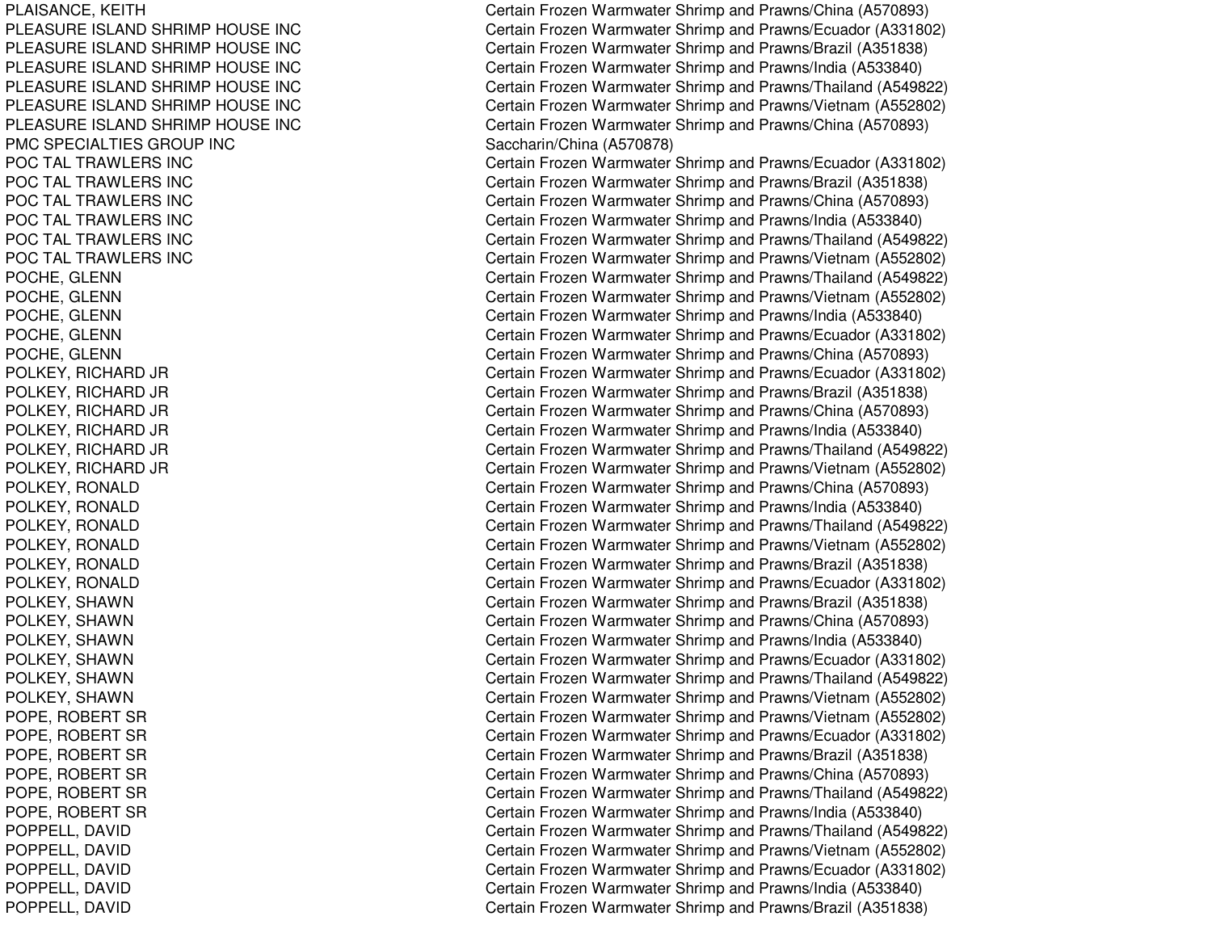| | |
|---|---|
| PLAISANCE, KEITH | Certain Frozen Warmwater Shrimp and Prawns/China (A570893) |
| PLEASURE ISLAND SHRIMP HOUSE INC | Certain Frozen Warmwater Shrimp and Prawns/Ecuador (A331802) |
| PLEASURE ISLAND SHRIMP HOUSE INC | Certain Frozen Warmwater Shrimp and Prawns/Brazil (A351838) |
| PLEASURE ISLAND SHRIMP HOUSE INC | Certain Frozen Warmwater Shrimp and Prawns/India (A533840) |
| PLEASURE ISLAND SHRIMP HOUSE INC | Certain Frozen Warmwater Shrimp and Prawns/Thailand (A549822) |
| PLEASURE ISLAND SHRIMP HOUSE INC | Certain Frozen Warmwater Shrimp and Prawns/Vietnam (A552802) |
| PLEASURE ISLAND SHRIMP HOUSE INC | Certain Frozen Warmwater Shrimp and Prawns/China (A570893) |
| PMC SPECIALTIES GROUP INC | Saccharin/China (A570878) |
| POC TAL TRAWLERS INC | Certain Frozen Warmwater Shrimp and Prawns/Ecuador (A331802) |
| POC TAL TRAWLERS INC | Certain Frozen Warmwater Shrimp and Prawns/Brazil (A351838) |
| POC TAL TRAWLERS INC | Certain Frozen Warmwater Shrimp and Prawns/China (A570893) |
| POC TAL TRAWLERS INC | Certain Frozen Warmwater Shrimp and Prawns/India (A533840) |
| POC TAL TRAWLERS INC | Certain Frozen Warmwater Shrimp and Prawns/Thailand (A549822) |
| POC TAL TRAWLERS INC | Certain Frozen Warmwater Shrimp and Prawns/Vietnam (A552802) |
| POCHE, GLENN | Certain Frozen Warmwater Shrimp and Prawns/Thailand (A549822) |
| POCHE, GLENN | Certain Frozen Warmwater Shrimp and Prawns/Vietnam (A552802) |
| POCHE, GLENN | Certain Frozen Warmwater Shrimp and Prawns/India (A533840) |
| POCHE, GLENN | Certain Frozen Warmwater Shrimp and Prawns/Ecuador (A331802) |
| POCHE, GLENN | Certain Frozen Warmwater Shrimp and Prawns/China (A570893) |
| POLKEY, RICHARD JR | Certain Frozen Warmwater Shrimp and Prawns/Ecuador (A331802) |
| POLKEY, RICHARD JR | Certain Frozen Warmwater Shrimp and Prawns/Brazil (A351838) |
| POLKEY, RICHARD JR | Certain Frozen Warmwater Shrimp and Prawns/China (A570893) |
| POLKEY, RICHARD JR | Certain Frozen Warmwater Shrimp and Prawns/India (A533840) |
| POLKEY, RICHARD JR | Certain Frozen Warmwater Shrimp and Prawns/Thailand (A549822) |
| POLKEY, RICHARD JR | Certain Frozen Warmwater Shrimp and Prawns/Vietnam (A552802) |
| POLKEY, RONALD | Certain Frozen Warmwater Shrimp and Prawns/China (A570893) |
| POLKEY, RONALD | Certain Frozen Warmwater Shrimp and Prawns/India (A533840) |
| POLKEY, RONALD | Certain Frozen Warmwater Shrimp and Prawns/Thailand (A549822) |
| POLKEY, RONALD | Certain Frozen Warmwater Shrimp and Prawns/Vietnam (A552802) |
| POLKEY, RONALD | Certain Frozen Warmwater Shrimp and Prawns/Brazil (A351838) |
| POLKEY, RONALD | Certain Frozen Warmwater Shrimp and Prawns/Ecuador (A331802) |
| POLKEY, SHAWN | Certain Frozen Warmwater Shrimp and Prawns/Brazil (A351838) |
| POLKEY, SHAWN | Certain Frozen Warmwater Shrimp and Prawns/China (A570893) |
| POLKEY, SHAWN | Certain Frozen Warmwater Shrimp and Prawns/India (A533840) |
| POLKEY, SHAWN | Certain Frozen Warmwater Shrimp and Prawns/Ecuador (A331802) |
| POLKEY, SHAWN | Certain Frozen Warmwater Shrimp and Prawns/Thailand (A549822) |
| POLKEY, SHAWN | Certain Frozen Warmwater Shrimp and Prawns/Vietnam (A552802) |
| POPE, ROBERT SR | Certain Frozen Warmwater Shrimp and Prawns/Vietnam (A552802) |
| POPE, ROBERT SR | Certain Frozen Warmwater Shrimp and Prawns/Ecuador (A331802) |
| POPE, ROBERT SR | Certain Frozen Warmwater Shrimp and Prawns/Brazil (A351838) |
| POPE, ROBERT SR | Certain Frozen Warmwater Shrimp and Prawns/China (A570893) |
| POPE, ROBERT SR | Certain Frozen Warmwater Shrimp and Prawns/Thailand (A549822) |
| POPE, ROBERT SR | Certain Frozen Warmwater Shrimp and Prawns/India (A533840) |
| POPPELL, DAVID | Certain Frozen Warmwater Shrimp and Prawns/Thailand (A549822) |
| POPPELL, DAVID | Certain Frozen Warmwater Shrimp and Prawns/Vietnam (A552802) |
| POPPELL, DAVID | Certain Frozen Warmwater Shrimp and Prawns/Ecuador (A331802) |
| POPPELL, DAVID | Certain Frozen Warmwater Shrimp and Prawns/India (A533840) |
| POPPELL, DAVID | Certain Frozen Warmwater Shrimp and Prawns/Brazil (A351838) |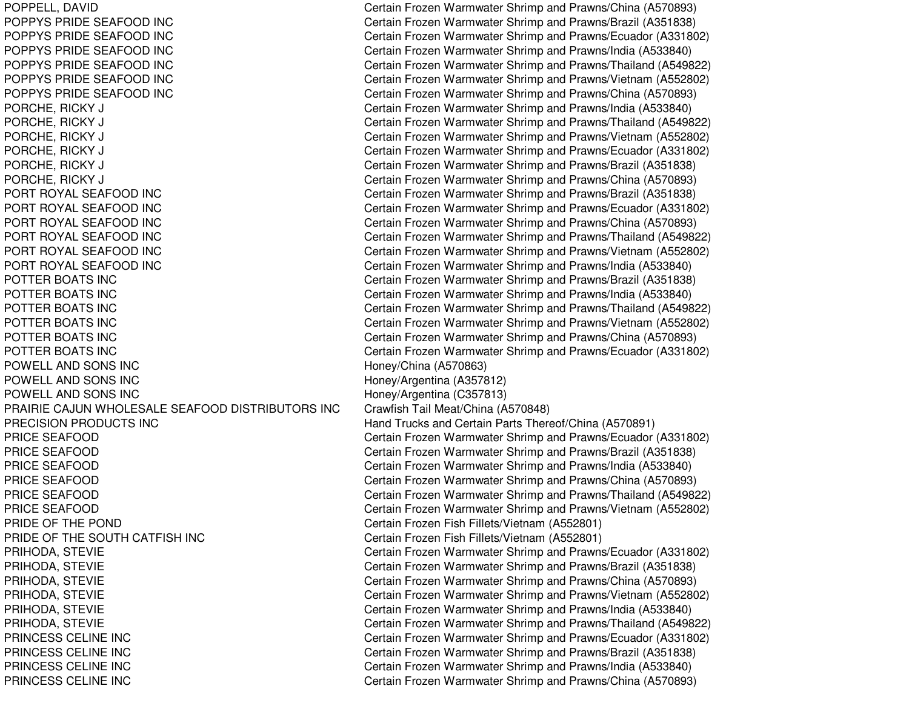| | |
|---|---|
| POPPELL, DAVID | Certain Frozen Warmwater Shrimp and Prawns/China (A570893) |
| POPPYS PRIDE SEAFOOD INC | Certain Frozen Warmwater Shrimp and Prawns/Brazil (A351838) |
| POPPYS PRIDE SEAFOOD INC | Certain Frozen Warmwater Shrimp and Prawns/Ecuador (A331802) |
| POPPYS PRIDE SEAFOOD INC | Certain Frozen Warmwater Shrimp and Prawns/India (A533840) |
| POPPYS PRIDE SEAFOOD INC | Certain Frozen Warmwater Shrimp and Prawns/Thailand (A549822) |
| POPPYS PRIDE SEAFOOD INC | Certain Frozen Warmwater Shrimp and Prawns/Vietnam (A552802) |
| POPPYS PRIDE SEAFOOD INC | Certain Frozen Warmwater Shrimp and Prawns/China (A570893) |
| PORCHE, RICKY J | Certain Frozen Warmwater Shrimp and Prawns/India (A533840) |
| PORCHE, RICKY J | Certain Frozen Warmwater Shrimp and Prawns/Thailand (A549822) |
| PORCHE, RICKY J | Certain Frozen Warmwater Shrimp and Prawns/Vietnam (A552802) |
| PORCHE, RICKY J | Certain Frozen Warmwater Shrimp and Prawns/Ecuador (A331802) |
| PORCHE, RICKY J | Certain Frozen Warmwater Shrimp and Prawns/Brazil (A351838) |
| PORCHE, RICKY J | Certain Frozen Warmwater Shrimp and Prawns/China (A570893) |
| PORT ROYAL SEAFOOD INC | Certain Frozen Warmwater Shrimp and Prawns/Brazil (A351838) |
| PORT ROYAL SEAFOOD INC | Certain Frozen Warmwater Shrimp and Prawns/Ecuador (A331802) |
| PORT ROYAL SEAFOOD INC | Certain Frozen Warmwater Shrimp and Prawns/China (A570893) |
| PORT ROYAL SEAFOOD INC | Certain Frozen Warmwater Shrimp and Prawns/Thailand (A549822) |
| PORT ROYAL SEAFOOD INC | Certain Frozen Warmwater Shrimp and Prawns/Vietnam (A552802) |
| PORT ROYAL SEAFOOD INC | Certain Frozen Warmwater Shrimp and Prawns/India (A533840) |
| POTTER BOATS INC | Certain Frozen Warmwater Shrimp and Prawns/Brazil (A351838) |
| POTTER BOATS INC | Certain Frozen Warmwater Shrimp and Prawns/India (A533840) |
| POTTER BOATS INC | Certain Frozen Warmwater Shrimp and Prawns/Thailand (A549822) |
| POTTER BOATS INC | Certain Frozen Warmwater Shrimp and Prawns/Vietnam (A552802) |
| POTTER BOATS INC | Certain Frozen Warmwater Shrimp and Prawns/China (A570893) |
| POTTER BOATS INC | Certain Frozen Warmwater Shrimp and Prawns/Ecuador (A331802) |
| POWELL AND SONS INC | Honey/China (A570863) |
| POWELL AND SONS INC | Honey/Argentina (A357812) |
| POWELL AND SONS INC | Honey/Argentina (C357813) |
| PRAIRIE CAJUN WHOLESALE SEAFOOD DISTRIBUTORS INC | Crawfish Tail Meat/China (A570848) |
| PRECISION PRODUCTS INC | Hand Trucks and Certain Parts Thereof/China (A570891) |
| PRICE SEAFOOD | Certain Frozen Warmwater Shrimp and Prawns/Ecuador (A331802) |
| PRICE SEAFOOD | Certain Frozen Warmwater Shrimp and Prawns/Brazil (A351838) |
| PRICE SEAFOOD | Certain Frozen Warmwater Shrimp and Prawns/India (A533840) |
| PRICE SEAFOOD | Certain Frozen Warmwater Shrimp and Prawns/China (A570893) |
| PRICE SEAFOOD | Certain Frozen Warmwater Shrimp and Prawns/Thailand (A549822) |
| PRICE SEAFOOD | Certain Frozen Warmwater Shrimp and Prawns/Vietnam (A552802) |
| PRIDE OF THE POND | Certain Frozen Fish Fillets/Vietnam (A552801) |
| PRIDE OF THE SOUTH CATFISH INC | Certain Frozen Fish Fillets/Vietnam (A552801) |
| PRIHODA, STEVIE | Certain Frozen Warmwater Shrimp and Prawns/Ecuador (A331802) |
| PRIHODA, STEVIE | Certain Frozen Warmwater Shrimp and Prawns/Brazil (A351838) |
| PRIHODA, STEVIE | Certain Frozen Warmwater Shrimp and Prawns/China (A570893) |
| PRIHODA, STEVIE | Certain Frozen Warmwater Shrimp and Prawns/Vietnam (A552802) |
| PRIHODA, STEVIE | Certain Frozen Warmwater Shrimp and Prawns/India (A533840) |
| PRIHODA, STEVIE | Certain Frozen Warmwater Shrimp and Prawns/Thailand (A549822) |
| PRINCESS CELINE INC | Certain Frozen Warmwater Shrimp and Prawns/Ecuador (A331802) |
| PRINCESS CELINE INC | Certain Frozen Warmwater Shrimp and Prawns/Brazil (A351838) |
| PRINCESS CELINE INC | Certain Frozen Warmwater Shrimp and Prawns/India (A533840) |
| PRINCESS CELINE INC | Certain Frozen Warmwater Shrimp and Prawns/China (A570893) |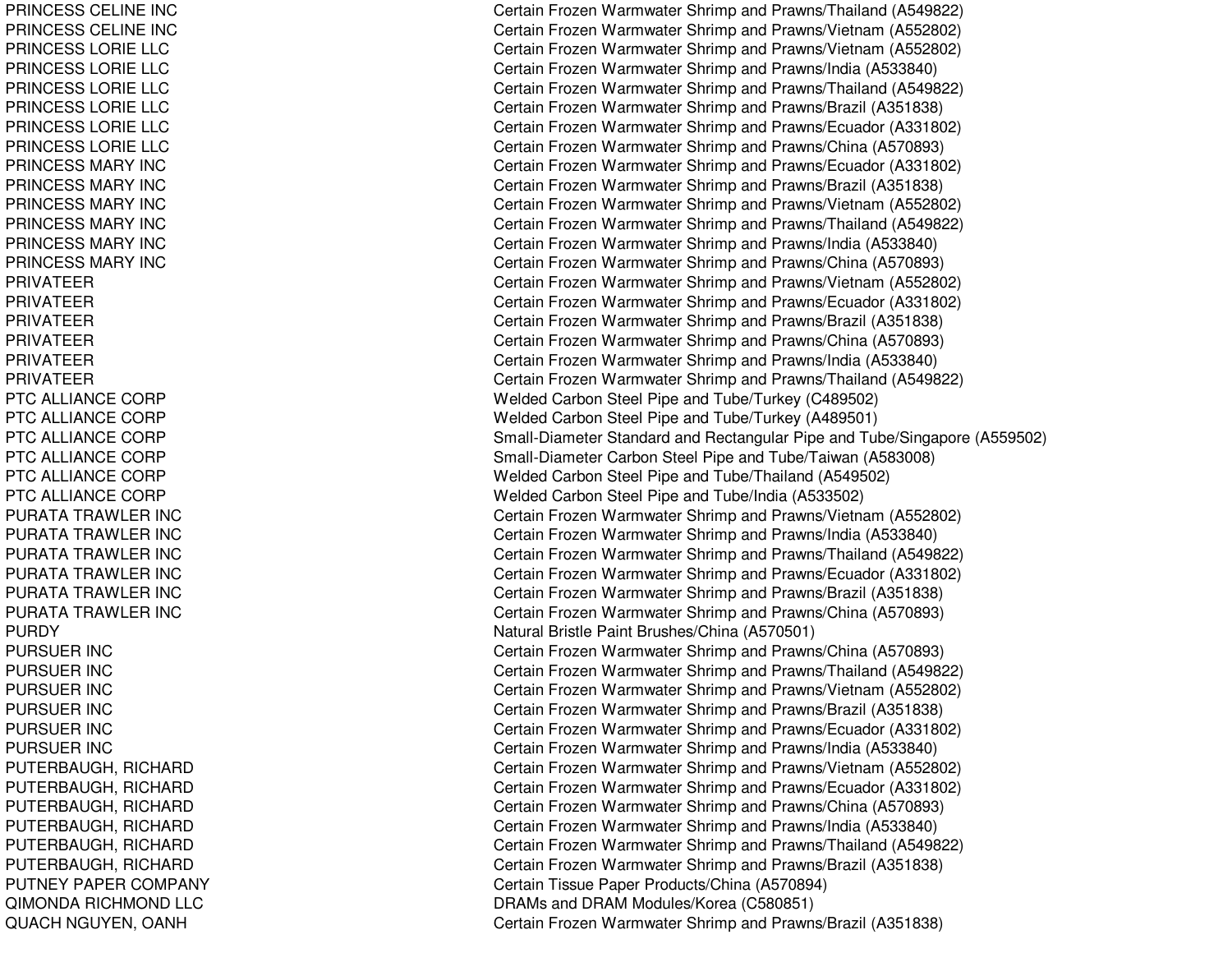| | |
|---|---|
| PRINCESS CELINE INC | Certain Frozen Warmwater Shrimp and Prawns/Thailand (A549822) |
| PRINCESS CELINE INC | Certain Frozen Warmwater Shrimp and Prawns/Vietnam (A552802) |
| PRINCESS LORIE LLC | Certain Frozen Warmwater Shrimp and Prawns/Vietnam (A552802) |
| PRINCESS LORIE LLC | Certain Frozen Warmwater Shrimp and Prawns/India (A533840) |
| PRINCESS LORIE LLC | Certain Frozen Warmwater Shrimp and Prawns/Thailand (A549822) |
| PRINCESS LORIE LLC | Certain Frozen Warmwater Shrimp and Prawns/Brazil (A351838) |
| PRINCESS LORIE LLC | Certain Frozen Warmwater Shrimp and Prawns/Ecuador (A331802) |
| PRINCESS LORIE LLC | Certain Frozen Warmwater Shrimp and Prawns/China (A570893) |
| PRINCESS MARY INC | Certain Frozen Warmwater Shrimp and Prawns/Ecuador (A331802) |
| PRINCESS MARY INC | Certain Frozen Warmwater Shrimp and Prawns/Brazil (A351838) |
| PRINCESS MARY INC | Certain Frozen Warmwater Shrimp and Prawns/Vietnam (A552802) |
| PRINCESS MARY INC | Certain Frozen Warmwater Shrimp and Prawns/Thailand (A549822) |
| PRINCESS MARY INC | Certain Frozen Warmwater Shrimp and Prawns/India (A533840) |
| PRINCESS MARY INC | Certain Frozen Warmwater Shrimp and Prawns/China (A570893) |
| PRIVATEER | Certain Frozen Warmwater Shrimp and Prawns/Vietnam (A552802) |
| PRIVATEER | Certain Frozen Warmwater Shrimp and Prawns/Ecuador (A331802) |
| PRIVATEER | Certain Frozen Warmwater Shrimp and Prawns/Brazil (A351838) |
| PRIVATEER | Certain Frozen Warmwater Shrimp and Prawns/China (A570893) |
| PRIVATEER | Certain Frozen Warmwater Shrimp and Prawns/India (A533840) |
| PRIVATEER | Certain Frozen Warmwater Shrimp and Prawns/Thailand (A549822) |
| PTC ALLIANCE CORP | Welded Carbon Steel Pipe and Tube/Turkey (C489502) |
| PTC ALLIANCE CORP | Welded Carbon Steel Pipe and Tube/Turkey (A489501) |
| PTC ALLIANCE CORP | Small-Diameter Standard and Rectangular Pipe and Tube/Singapore (A559502) |
| PTC ALLIANCE CORP | Small-Diameter Carbon Steel Pipe and Tube/Taiwan (A583008) |
| PTC ALLIANCE CORP | Welded Carbon Steel Pipe and Tube/Thailand (A549502) |
| PTC ALLIANCE CORP | Welded Carbon Steel Pipe and Tube/India (A533502) |
| PURATA TRAWLER INC | Certain Frozen Warmwater Shrimp and Prawns/Vietnam (A552802) |
| PURATA TRAWLER INC | Certain Frozen Warmwater Shrimp and Prawns/India (A533840) |
| PURATA TRAWLER INC | Certain Frozen Warmwater Shrimp and Prawns/Thailand (A549822) |
| PURATA TRAWLER INC | Certain Frozen Warmwater Shrimp and Prawns/Ecuador (A331802) |
| PURATA TRAWLER INC | Certain Frozen Warmwater Shrimp and Prawns/Brazil (A351838) |
| PURATA TRAWLER INC | Certain Frozen Warmwater Shrimp and Prawns/China (A570893) |
| PURDY | Natural Bristle Paint Brushes/China (A570501) |
| PURSUER INC | Certain Frozen Warmwater Shrimp and Prawns/China (A570893) |
| PURSUER INC | Certain Frozen Warmwater Shrimp and Prawns/Thailand (A549822) |
| PURSUER INC | Certain Frozen Warmwater Shrimp and Prawns/Vietnam (A552802) |
| PURSUER INC | Certain Frozen Warmwater Shrimp and Prawns/Brazil (A351838) |
| PURSUER INC | Certain Frozen Warmwater Shrimp and Prawns/Ecuador (A331802) |
| PURSUER INC | Certain Frozen Warmwater Shrimp and Prawns/India (A533840) |
| PUTERBAUGH, RICHARD | Certain Frozen Warmwater Shrimp and Prawns/Vietnam (A552802) |
| PUTERBAUGH, RICHARD | Certain Frozen Warmwater Shrimp and Prawns/Ecuador (A331802) |
| PUTERBAUGH, RICHARD | Certain Frozen Warmwater Shrimp and Prawns/China (A570893) |
| PUTERBAUGH, RICHARD | Certain Frozen Warmwater Shrimp and Prawns/India (A533840) |
| PUTERBAUGH, RICHARD | Certain Frozen Warmwater Shrimp and Prawns/Thailand (A549822) |
| PUTERBAUGH, RICHARD | Certain Frozen Warmwater Shrimp and Prawns/Brazil (A351838) |
| PUTNEY PAPER COMPANY | Certain Tissue Paper Products/China (A570894) |
| QIMONDA RICHMOND LLC | DRAMs and DRAM Modules/Korea (C580851) |
| QUACH NGUYEN, OANH | Certain Frozen Warmwater Shrimp and Prawns/Brazil (A351838) |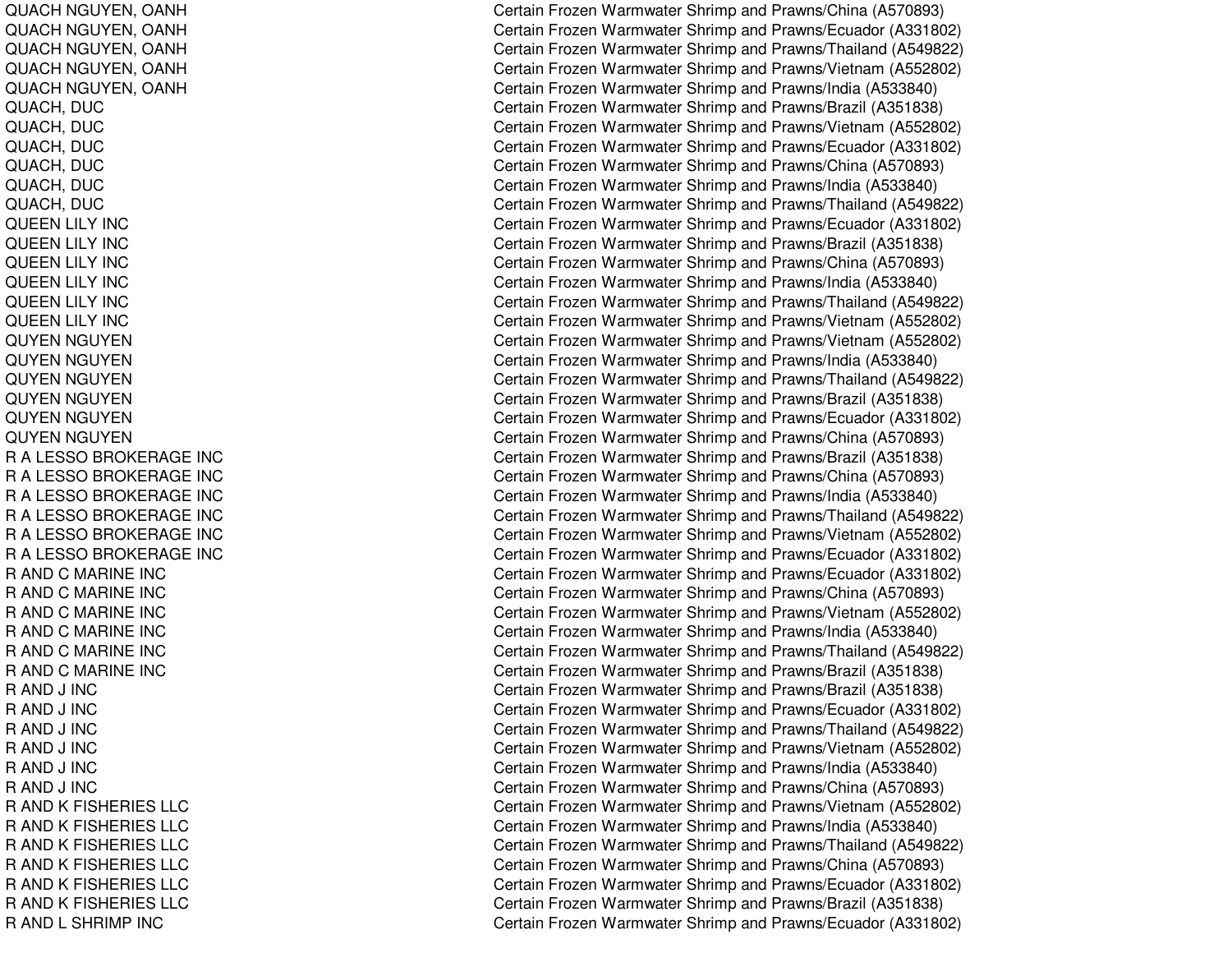| | |
|---|---|
| QUACH NGUYEN, OANH | Certain Frozen Warmwater Shrimp and Prawns/China (A570893) |
| QUACH NGUYEN, OANH | Certain Frozen Warmwater Shrimp and Prawns/Ecuador (A331802) |
| QUACH NGUYEN, OANH | Certain Frozen Warmwater Shrimp and Prawns/Thailand (A549822) |
| QUACH NGUYEN, OANH | Certain Frozen Warmwater Shrimp and Prawns/Vietnam (A552802) |
| QUACH NGUYEN, OANH | Certain Frozen Warmwater Shrimp and Prawns/India (A533840) |
| QUACH, DUC | Certain Frozen Warmwater Shrimp and Prawns/Brazil (A351838) |
| QUACH, DUC | Certain Frozen Warmwater Shrimp and Prawns/Vietnam (A552802) |
| QUACH, DUC | Certain Frozen Warmwater Shrimp and Prawns/Ecuador (A331802) |
| QUACH, DUC | Certain Frozen Warmwater Shrimp and Prawns/China (A570893) |
| QUACH, DUC | Certain Frozen Warmwater Shrimp and Prawns/India (A533840) |
| QUACH, DUC | Certain Frozen Warmwater Shrimp and Prawns/Thailand (A549822) |
| QUEEN LILY INC | Certain Frozen Warmwater Shrimp and Prawns/Ecuador (A331802) |
| QUEEN LILY INC | Certain Frozen Warmwater Shrimp and Prawns/Brazil (A351838) |
| QUEEN LILY INC | Certain Frozen Warmwater Shrimp and Prawns/China (A570893) |
| QUEEN LILY INC | Certain Frozen Warmwater Shrimp and Prawns/India (A533840) |
| QUEEN LILY INC | Certain Frozen Warmwater Shrimp and Prawns/Thailand (A549822) |
| QUEEN LILY INC | Certain Frozen Warmwater Shrimp and Prawns/Vietnam (A552802) |
| QUYEN NGUYEN | Certain Frozen Warmwater Shrimp and Prawns/Vietnam (A552802) |
| QUYEN NGUYEN | Certain Frozen Warmwater Shrimp and Prawns/India (A533840) |
| QUYEN NGUYEN | Certain Frozen Warmwater Shrimp and Prawns/Thailand (A549822) |
| QUYEN NGUYEN | Certain Frozen Warmwater Shrimp and Prawns/Brazil (A351838) |
| QUYEN NGUYEN | Certain Frozen Warmwater Shrimp and Prawns/Ecuador (A331802) |
| QUYEN NGUYEN | Certain Frozen Warmwater Shrimp and Prawns/China (A570893) |
| R A LESSO BROKERAGE INC | Certain Frozen Warmwater Shrimp and Prawns/Brazil (A351838) |
| R A LESSO BROKERAGE INC | Certain Frozen Warmwater Shrimp and Prawns/China (A570893) |
| R A LESSO BROKERAGE INC | Certain Frozen Warmwater Shrimp and Prawns/India (A533840) |
| R A LESSO BROKERAGE INC | Certain Frozen Warmwater Shrimp and Prawns/Thailand (A549822) |
| R A LESSO BROKERAGE INC | Certain Frozen Warmwater Shrimp and Prawns/Vietnam (A552802) |
| R A LESSO BROKERAGE INC | Certain Frozen Warmwater Shrimp and Prawns/Ecuador (A331802) |
| R AND C MARINE INC | Certain Frozen Warmwater Shrimp and Prawns/Ecuador (A331802) |
| R AND C MARINE INC | Certain Frozen Warmwater Shrimp and Prawns/China (A570893) |
| R AND C MARINE INC | Certain Frozen Warmwater Shrimp and Prawns/Vietnam (A552802) |
| R AND C MARINE INC | Certain Frozen Warmwater Shrimp and Prawns/India (A533840) |
| R AND C MARINE INC | Certain Frozen Warmwater Shrimp and Prawns/Thailand (A549822) |
| R AND C MARINE INC | Certain Frozen Warmwater Shrimp and Prawns/Brazil (A351838) |
| R AND J INC | Certain Frozen Warmwater Shrimp and Prawns/Brazil (A351838) |
| R AND J INC | Certain Frozen Warmwater Shrimp and Prawns/Ecuador (A331802) |
| R AND J INC | Certain Frozen Warmwater Shrimp and Prawns/Thailand (A549822) |
| R AND J INC | Certain Frozen Warmwater Shrimp and Prawns/Vietnam (A552802) |
| R AND J INC | Certain Frozen Warmwater Shrimp and Prawns/India (A533840) |
| R AND J INC | Certain Frozen Warmwater Shrimp and Prawns/China (A570893) |
| R AND K FISHERIES LLC | Certain Frozen Warmwater Shrimp and Prawns/Vietnam (A552802) |
| R AND K FISHERIES LLC | Certain Frozen Warmwater Shrimp and Prawns/India (A533840) |
| R AND K FISHERIES LLC | Certain Frozen Warmwater Shrimp and Prawns/Thailand (A549822) |
| R AND K FISHERIES LLC | Certain Frozen Warmwater Shrimp and Prawns/China (A570893) |
| R AND K FISHERIES LLC | Certain Frozen Warmwater Shrimp and Prawns/Ecuador (A331802) |
| R AND K FISHERIES LLC | Certain Frozen Warmwater Shrimp and Prawns/Brazil (A351838) |
| R AND L SHRIMP INC | Certain Frozen Warmwater Shrimp and Prawns/Ecuador (A331802) |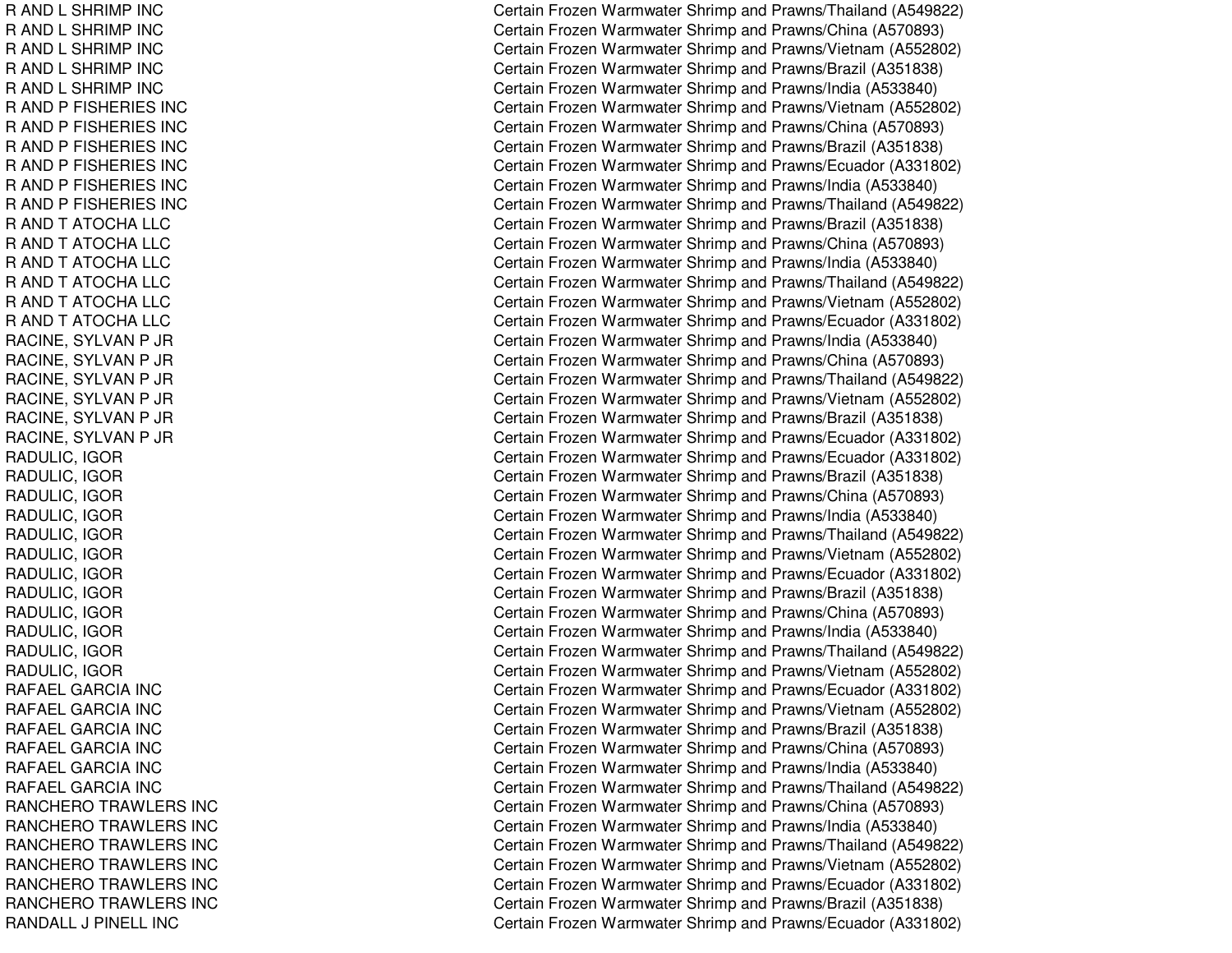| | |
|---|---|
| R AND L SHRIMP INC | Certain Frozen Warmwater Shrimp and Prawns/Thailand (A549822) |
| R AND L SHRIMP INC | Certain Frozen Warmwater Shrimp and Prawns/China (A570893) |
| R AND L SHRIMP INC | Certain Frozen Warmwater Shrimp and Prawns/Vietnam (A552802) |
| R AND L SHRIMP INC | Certain Frozen Warmwater Shrimp and Prawns/Brazil (A351838) |
| R AND L SHRIMP INC | Certain Frozen Warmwater Shrimp and Prawns/India (A533840) |
| R AND P FISHERIES INC | Certain Frozen Warmwater Shrimp and Prawns/Vietnam (A552802) |
| R AND P FISHERIES INC | Certain Frozen Warmwater Shrimp and Prawns/China (A570893) |
| R AND P FISHERIES INC | Certain Frozen Warmwater Shrimp and Prawns/Brazil (A351838) |
| R AND P FISHERIES INC | Certain Frozen Warmwater Shrimp and Prawns/Ecuador (A331802) |
| R AND P FISHERIES INC | Certain Frozen Warmwater Shrimp and Prawns/India (A533840) |
| R AND P FISHERIES INC | Certain Frozen Warmwater Shrimp and Prawns/Thailand (A549822) |
| R AND T ATOCHA LLC | Certain Frozen Warmwater Shrimp and Prawns/Brazil (A351838) |
| R AND T ATOCHA LLC | Certain Frozen Warmwater Shrimp and Prawns/China (A570893) |
| R AND T ATOCHA LLC | Certain Frozen Warmwater Shrimp and Prawns/India (A533840) |
| R AND T ATOCHA LLC | Certain Frozen Warmwater Shrimp and Prawns/Thailand (A549822) |
| R AND T ATOCHA LLC | Certain Frozen Warmwater Shrimp and Prawns/Vietnam (A552802) |
| R AND T ATOCHA LLC | Certain Frozen Warmwater Shrimp and Prawns/Ecuador (A331802) |
| RACINE, SYLVAN P JR | Certain Frozen Warmwater Shrimp and Prawns/India (A533840) |
| RACINE, SYLVAN P JR | Certain Frozen Warmwater Shrimp and Prawns/China (A570893) |
| RACINE, SYLVAN P JR | Certain Frozen Warmwater Shrimp and Prawns/Thailand (A549822) |
| RACINE, SYLVAN P JR | Certain Frozen Warmwater Shrimp and Prawns/Vietnam (A552802) |
| RACINE, SYLVAN P JR | Certain Frozen Warmwater Shrimp and Prawns/Brazil (A351838) |
| RACINE, SYLVAN P JR | Certain Frozen Warmwater Shrimp and Prawns/Ecuador (A331802) |
| RADULIC, IGOR | Certain Frozen Warmwater Shrimp and Prawns/Ecuador (A331802) |
| RADULIC, IGOR | Certain Frozen Warmwater Shrimp and Prawns/Brazil (A351838) |
| RADULIC, IGOR | Certain Frozen Warmwater Shrimp and Prawns/China (A570893) |
| RADULIC, IGOR | Certain Frozen Warmwater Shrimp and Prawns/India (A533840) |
| RADULIC, IGOR | Certain Frozen Warmwater Shrimp and Prawns/Thailand (A549822) |
| RADULIC, IGOR | Certain Frozen Warmwater Shrimp and Prawns/Vietnam (A552802) |
| RADULIC, IGOR | Certain Frozen Warmwater Shrimp and Prawns/Ecuador (A331802) |
| RADULIC, IGOR | Certain Frozen Warmwater Shrimp and Prawns/Brazil (A351838) |
| RADULIC, IGOR | Certain Frozen Warmwater Shrimp and Prawns/China (A570893) |
| RADULIC, IGOR | Certain Frozen Warmwater Shrimp and Prawns/India (A533840) |
| RADULIC, IGOR | Certain Frozen Warmwater Shrimp and Prawns/Thailand (A549822) |
| RADULIC, IGOR | Certain Frozen Warmwater Shrimp and Prawns/Vietnam (A552802) |
| RAFAEL GARCIA INC | Certain Frozen Warmwater Shrimp and Prawns/Ecuador (A331802) |
| RAFAEL GARCIA INC | Certain Frozen Warmwater Shrimp and Prawns/Vietnam (A552802) |
| RAFAEL GARCIA INC | Certain Frozen Warmwater Shrimp and Prawns/Brazil (A351838) |
| RAFAEL GARCIA INC | Certain Frozen Warmwater Shrimp and Prawns/China (A570893) |
| RAFAEL GARCIA INC | Certain Frozen Warmwater Shrimp and Prawns/India (A533840) |
| RAFAEL GARCIA INC | Certain Frozen Warmwater Shrimp and Prawns/Thailand (A549822) |
| RANCHERO TRAWLERS INC | Certain Frozen Warmwater Shrimp and Prawns/China (A570893) |
| RANCHERO TRAWLERS INC | Certain Frozen Warmwater Shrimp and Prawns/India (A533840) |
| RANCHERO TRAWLERS INC | Certain Frozen Warmwater Shrimp and Prawns/Thailand (A549822) |
| RANCHERO TRAWLERS INC | Certain Frozen Warmwater Shrimp and Prawns/Vietnam (A552802) |
| RANCHERO TRAWLERS INC | Certain Frozen Warmwater Shrimp and Prawns/Ecuador (A331802) |
| RANCHERO TRAWLERS INC | Certain Frozen Warmwater Shrimp and Prawns/Brazil (A351838) |
| RANDALL J PINELL INC | Certain Frozen Warmwater Shrimp and Prawns/Ecuador (A331802) |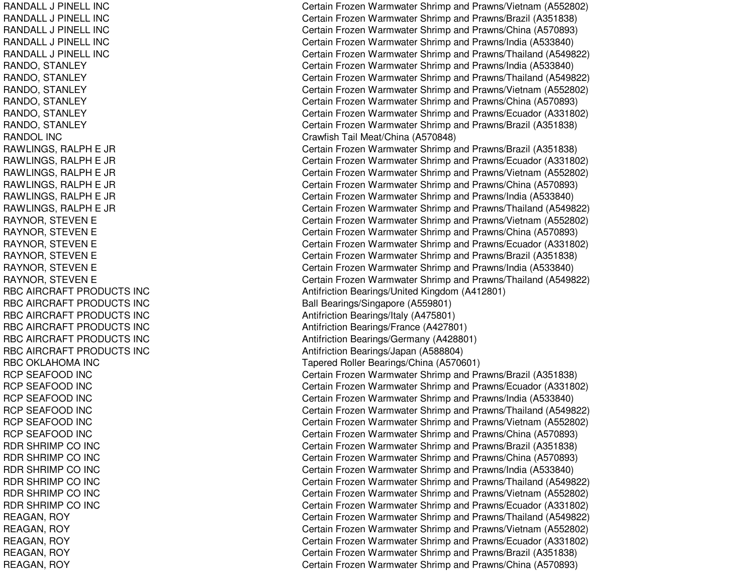| | |
|---|---|
| RANDALL J PINELL INC | Certain Frozen Warmwater Shrimp and Prawns/Vietnam (A552802) |
| RANDALL J PINELL INC | Certain Frozen Warmwater Shrimp and Prawns/Brazil (A351838) |
| RANDALL J PINELL INC | Certain Frozen Warmwater Shrimp and Prawns/China (A570893) |
| RANDALL J PINELL INC | Certain Frozen Warmwater Shrimp and Prawns/India (A533840) |
| RANDALL J PINELL INC | Certain Frozen Warmwater Shrimp and Prawns/Thailand (A549822) |
| RANDO, STANLEY | Certain Frozen Warmwater Shrimp and Prawns/India (A533840) |
| RANDO, STANLEY | Certain Frozen Warmwater Shrimp and Prawns/Thailand (A549822) |
| RANDO, STANLEY | Certain Frozen Warmwater Shrimp and Prawns/Vietnam (A552802) |
| RANDO, STANLEY | Certain Frozen Warmwater Shrimp and Prawns/China (A570893) |
| RANDO, STANLEY | Certain Frozen Warmwater Shrimp and Prawns/Ecuador (A331802) |
| RANDO, STANLEY | Certain Frozen Warmwater Shrimp and Prawns/Brazil (A351838) |
| RANDOL INC | Crawfish Tail Meat/China (A570848) |
| RAWLINGS, RALPH E JR | Certain Frozen Warmwater Shrimp and Prawns/Brazil (A351838) |
| RAWLINGS, RALPH E JR | Certain Frozen Warmwater Shrimp and Prawns/Ecuador (A331802) |
| RAWLINGS, RALPH E JR | Certain Frozen Warmwater Shrimp and Prawns/Vietnam (A552802) |
| RAWLINGS, RALPH E JR | Certain Frozen Warmwater Shrimp and Prawns/China (A570893) |
| RAWLINGS, RALPH E JR | Certain Frozen Warmwater Shrimp and Prawns/India (A533840) |
| RAWLINGS, RALPH E JR | Certain Frozen Warmwater Shrimp and Prawns/Thailand (A549822) |
| RAYNOR, STEVEN E | Certain Frozen Warmwater Shrimp and Prawns/Vietnam (A552802) |
| RAYNOR, STEVEN E | Certain Frozen Warmwater Shrimp and Prawns/China (A570893) |
| RAYNOR, STEVEN E | Certain Frozen Warmwater Shrimp and Prawns/Ecuador (A331802) |
| RAYNOR, STEVEN E | Certain Frozen Warmwater Shrimp and Prawns/Brazil (A351838) |
| RAYNOR, STEVEN E | Certain Frozen Warmwater Shrimp and Prawns/India (A533840) |
| RAYNOR, STEVEN E | Certain Frozen Warmwater Shrimp and Prawns/Thailand (A549822) |
| RBC AIRCRAFT PRODUCTS INC | Antifriction Bearings/United Kingdom (A412801) |
| RBC AIRCRAFT PRODUCTS INC | Ball Bearings/Singapore (A559801) |
| RBC AIRCRAFT PRODUCTS INC | Antifriction Bearings/Italy (A475801) |
| RBC AIRCRAFT PRODUCTS INC | Antifriction Bearings/France (A427801) |
| RBC AIRCRAFT PRODUCTS INC | Antifriction Bearings/Germany (A428801) |
| RBC AIRCRAFT PRODUCTS INC | Antifriction Bearings/Japan (A588804) |
| RBC OKLAHOMA INC | Tapered Roller Bearings/China (A570601) |
| RCP SEAFOOD INC | Certain Frozen Warmwater Shrimp and Prawns/Brazil (A351838) |
| RCP SEAFOOD INC | Certain Frozen Warmwater Shrimp and Prawns/Ecuador (A331802) |
| RCP SEAFOOD INC | Certain Frozen Warmwater Shrimp and Prawns/India (A533840) |
| RCP SEAFOOD INC | Certain Frozen Warmwater Shrimp and Prawns/Thailand (A549822) |
| RCP SEAFOOD INC | Certain Frozen Warmwater Shrimp and Prawns/Vietnam (A552802) |
| RCP SEAFOOD INC | Certain Frozen Warmwater Shrimp and Prawns/China (A570893) |
| RDR SHRIMP CO INC | Certain Frozen Warmwater Shrimp and Prawns/Brazil (A351838) |
| RDR SHRIMP CO INC | Certain Frozen Warmwater Shrimp and Prawns/China (A570893) |
| RDR SHRIMP CO INC | Certain Frozen Warmwater Shrimp and Prawns/India (A533840) |
| RDR SHRIMP CO INC | Certain Frozen Warmwater Shrimp and Prawns/Thailand (A549822) |
| RDR SHRIMP CO INC | Certain Frozen Warmwater Shrimp and Prawns/Vietnam (A552802) |
| RDR SHRIMP CO INC | Certain Frozen Warmwater Shrimp and Prawns/Ecuador (A331802) |
| REAGAN, ROY | Certain Frozen Warmwater Shrimp and Prawns/Thailand (A549822) |
| REAGAN, ROY | Certain Frozen Warmwater Shrimp and Prawns/Vietnam (A552802) |
| REAGAN, ROY | Certain Frozen Warmwater Shrimp and Prawns/Ecuador (A331802) |
| REAGAN, ROY | Certain Frozen Warmwater Shrimp and Prawns/Brazil (A351838) |
| REAGAN, ROY | Certain Frozen Warmwater Shrimp and Prawns/China (A570893) |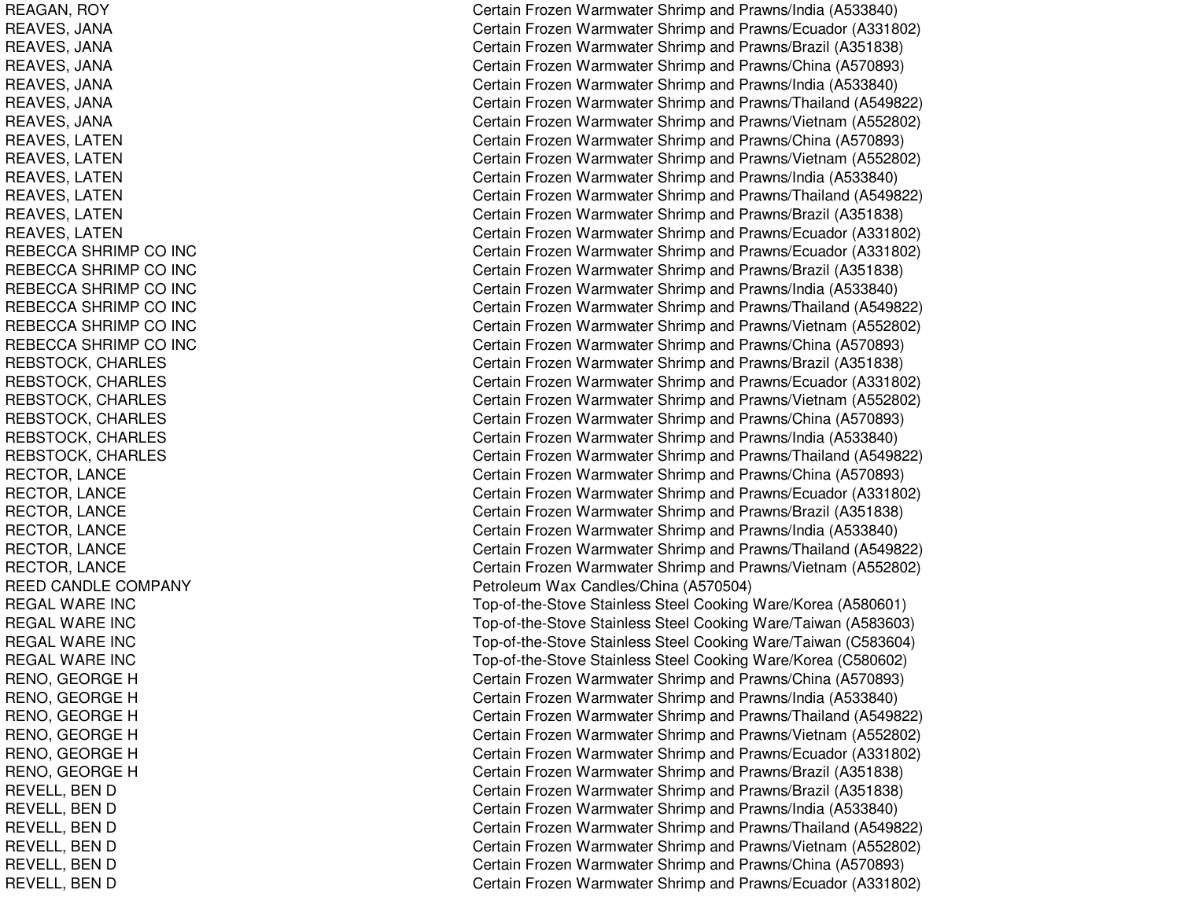| | |
|---|---|
| REAGAN, ROY | Certain Frozen Warmwater Shrimp and Prawns/India (A533840) |
| REAVES, JANA | Certain Frozen Warmwater Shrimp and Prawns/Ecuador (A331802) |
| REAVES, JANA | Certain Frozen Warmwater Shrimp and Prawns/Brazil (A351838) |
| REAVES, JANA | Certain Frozen Warmwater Shrimp and Prawns/China (A570893) |
| REAVES, JANA | Certain Frozen Warmwater Shrimp and Prawns/India (A533840) |
| REAVES, JANA | Certain Frozen Warmwater Shrimp and Prawns/Thailand (A549822) |
| REAVES, JANA | Certain Frozen Warmwater Shrimp and Prawns/Vietnam (A552802) |
| REAVES, LATEN | Certain Frozen Warmwater Shrimp and Prawns/China (A570893) |
| REAVES, LATEN | Certain Frozen Warmwater Shrimp and Prawns/Vietnam (A552802) |
| REAVES, LATEN | Certain Frozen Warmwater Shrimp and Prawns/India (A533840) |
| REAVES, LATEN | Certain Frozen Warmwater Shrimp and Prawns/Thailand (A549822) |
| REAVES, LATEN | Certain Frozen Warmwater Shrimp and Prawns/Brazil (A351838) |
| REAVES, LATEN | Certain Frozen Warmwater Shrimp and Prawns/Ecuador (A331802) |
| REBECCA SHRIMP CO INC | Certain Frozen Warmwater Shrimp and Prawns/Ecuador (A331802) |
| REBECCA SHRIMP CO INC | Certain Frozen Warmwater Shrimp and Prawns/Brazil (A351838) |
| REBECCA SHRIMP CO INC | Certain Frozen Warmwater Shrimp and Prawns/India (A533840) |
| REBECCA SHRIMP CO INC | Certain Frozen Warmwater Shrimp and Prawns/Thailand (A549822) |
| REBECCA SHRIMP CO INC | Certain Frozen Warmwater Shrimp and Prawns/Vietnam (A552802) |
| REBECCA SHRIMP CO INC | Certain Frozen Warmwater Shrimp and Prawns/China (A570893) |
| REBSTOCK, CHARLES | Certain Frozen Warmwater Shrimp and Prawns/Brazil (A351838) |
| REBSTOCK, CHARLES | Certain Frozen Warmwater Shrimp and Prawns/Ecuador (A331802) |
| REBSTOCK, CHARLES | Certain Frozen Warmwater Shrimp and Prawns/Vietnam (A552802) |
| REBSTOCK, CHARLES | Certain Frozen Warmwater Shrimp and Prawns/China (A570893) |
| REBSTOCK, CHARLES | Certain Frozen Warmwater Shrimp and Prawns/India (A533840) |
| REBSTOCK, CHARLES | Certain Frozen Warmwater Shrimp and Prawns/Thailand (A549822) |
| RECTOR, LANCE | Certain Frozen Warmwater Shrimp and Prawns/China (A570893) |
| RECTOR, LANCE | Certain Frozen Warmwater Shrimp and Prawns/Ecuador (A331802) |
| RECTOR, LANCE | Certain Frozen Warmwater Shrimp and Prawns/Brazil (A351838) |
| RECTOR, LANCE | Certain Frozen Warmwater Shrimp and Prawns/India (A533840) |
| RECTOR, LANCE | Certain Frozen Warmwater Shrimp and Prawns/Thailand (A549822) |
| RECTOR, LANCE | Certain Frozen Warmwater Shrimp and Prawns/Vietnam (A552802) |
| REED CANDLE COMPANY | Petroleum Wax Candles/China (A570504) |
| REGAL WARE INC | Top-of-the-Stove Stainless Steel Cooking Ware/Korea (A580601) |
| REGAL WARE INC | Top-of-the-Stove Stainless Steel Cooking Ware/Taiwan (A583603) |
| REGAL WARE INC | Top-of-the-Stove Stainless Steel Cooking Ware/Taiwan (C583604) |
| REGAL WARE INC | Top-of-the-Stove Stainless Steel Cooking Ware/Korea (C580602) |
| RENO, GEORGE H | Certain Frozen Warmwater Shrimp and Prawns/China (A570893) |
| RENO, GEORGE H | Certain Frozen Warmwater Shrimp and Prawns/India (A533840) |
| RENO, GEORGE H | Certain Frozen Warmwater Shrimp and Prawns/Thailand (A549822) |
| RENO, GEORGE H | Certain Frozen Warmwater Shrimp and Prawns/Vietnam (A552802) |
| RENO, GEORGE H | Certain Frozen Warmwater Shrimp and Prawns/Ecuador (A331802) |
| RENO, GEORGE H | Certain Frozen Warmwater Shrimp and Prawns/Brazil (A351838) |
| REVELL, BEN D | Certain Frozen Warmwater Shrimp and Prawns/Brazil (A351838) |
| REVELL, BEN D | Certain Frozen Warmwater Shrimp and Prawns/India (A533840) |
| REVELL, BEN D | Certain Frozen Warmwater Shrimp and Prawns/Thailand (A549822) |
| REVELL, BEN D | Certain Frozen Warmwater Shrimp and Prawns/Vietnam (A552802) |
| REVELL, BEN D | Certain Frozen Warmwater Shrimp and Prawns/China (A570893) |
| REVELL, BEN D | Certain Frozen Warmwater Shrimp and Prawns/Ecuador (A331802) |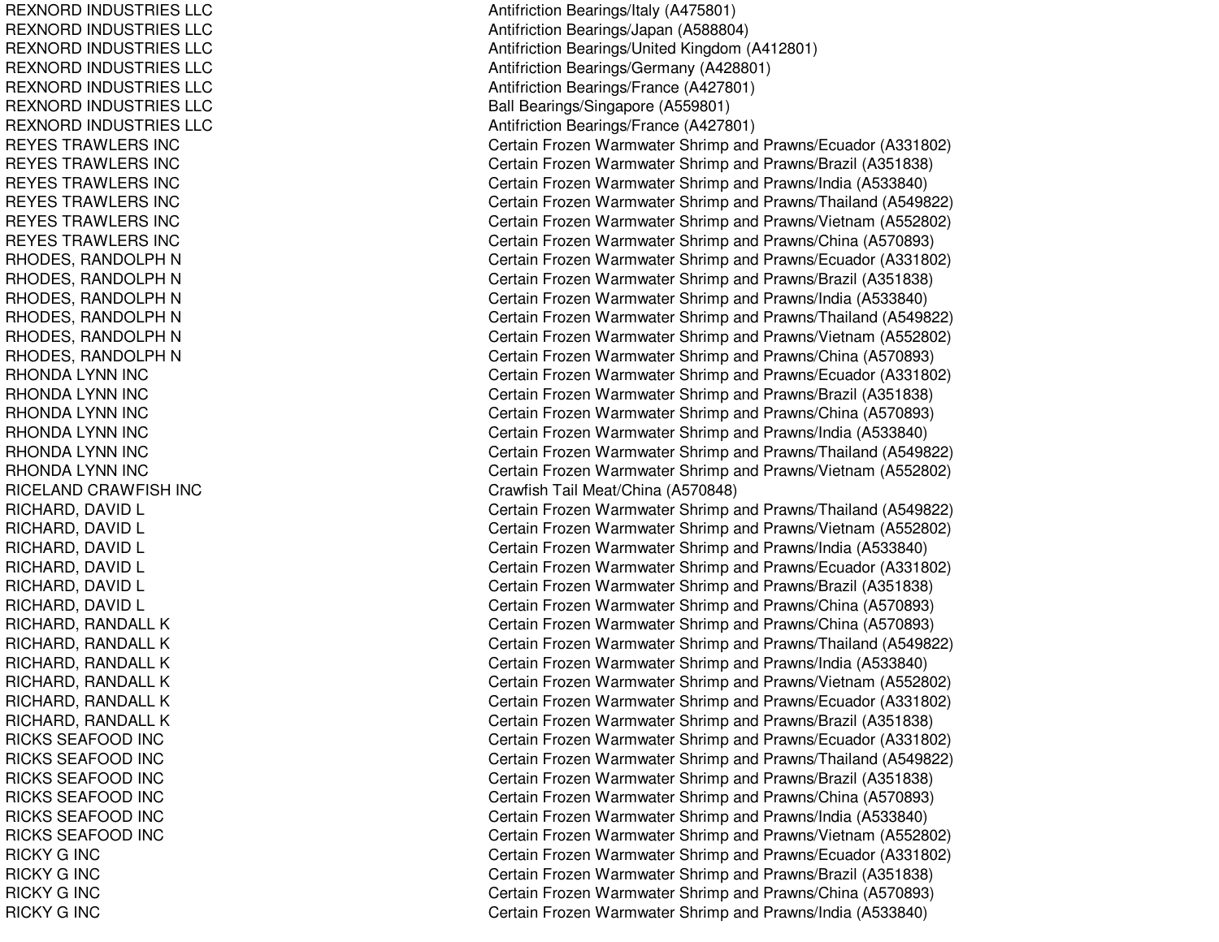| | |
|---|---|
| REXNORD INDUSTRIES LLC | Antifriction Bearings/Italy (A475801) |
| REXNORD INDUSTRIES LLC | Antifriction Bearings/Japan (A588804) |
| REXNORD INDUSTRIES LLC | Antifriction Bearings/United Kingdom (A412801) |
| REXNORD INDUSTRIES LLC | Antifriction Bearings/Germany (A428801) |
| REXNORD INDUSTRIES LLC | Antifriction Bearings/France (A427801) |
| REXNORD INDUSTRIES LLC | Ball Bearings/Singapore (A559801) |
| REXNORD INDUSTRIES LLC | Antifriction Bearings/France (A427801) |
| REYES TRAWLERS INC | Certain Frozen Warmwater Shrimp and Prawns/Ecuador (A331802) |
| REYES TRAWLERS INC | Certain Frozen Warmwater Shrimp and Prawns/Brazil (A351838) |
| REYES TRAWLERS INC | Certain Frozen Warmwater Shrimp and Prawns/India (A533840) |
| REYES TRAWLERS INC | Certain Frozen Warmwater Shrimp and Prawns/Thailand (A549822) |
| REYES TRAWLERS INC | Certain Frozen Warmwater Shrimp and Prawns/Vietnam (A552802) |
| REYES TRAWLERS INC | Certain Frozen Warmwater Shrimp and Prawns/China (A570893) |
| RHODES, RANDOLPH N | Certain Frozen Warmwater Shrimp and Prawns/Ecuador (A331802) |
| RHODES, RANDOLPH N | Certain Frozen Warmwater Shrimp and Prawns/Brazil (A351838) |
| RHODES, RANDOLPH N | Certain Frozen Warmwater Shrimp and Prawns/India (A533840) |
| RHODES, RANDOLPH N | Certain Frozen Warmwater Shrimp and Prawns/Thailand (A549822) |
| RHODES, RANDOLPH N | Certain Frozen Warmwater Shrimp and Prawns/Vietnam (A552802) |
| RHODES, RANDOLPH N | Certain Frozen Warmwater Shrimp and Prawns/China (A570893) |
| RHONDA LYNN INC | Certain Frozen Warmwater Shrimp and Prawns/Ecuador (A331802) |
| RHONDA LYNN INC | Certain Frozen Warmwater Shrimp and Prawns/Brazil (A351838) |
| RHONDA LYNN INC | Certain Frozen Warmwater Shrimp and Prawns/China (A570893) |
| RHONDA LYNN INC | Certain Frozen Warmwater Shrimp and Prawns/India (A533840) |
| RHONDA LYNN INC | Certain Frozen Warmwater Shrimp and Prawns/Thailand (A549822) |
| RHONDA LYNN INC | Certain Frozen Warmwater Shrimp and Prawns/Vietnam (A552802) |
| RICELAND CRAWFISH INC | Crawfish Tail Meat/China (A570848) |
| RICHARD, DAVID L | Certain Frozen Warmwater Shrimp and Prawns/Thailand (A549822) |
| RICHARD, DAVID L | Certain Frozen Warmwater Shrimp and Prawns/Vietnam (A552802) |
| RICHARD, DAVID L | Certain Frozen Warmwater Shrimp and Prawns/India (A533840) |
| RICHARD, DAVID L | Certain Frozen Warmwater Shrimp and Prawns/Ecuador (A331802) |
| RICHARD, DAVID L | Certain Frozen Warmwater Shrimp and Prawns/Brazil (A351838) |
| RICHARD, DAVID L | Certain Frozen Warmwater Shrimp and Prawns/China (A570893) |
| RICHARD, RANDALL K | Certain Frozen Warmwater Shrimp and Prawns/China (A570893) |
| RICHARD, RANDALL K | Certain Frozen Warmwater Shrimp and Prawns/Thailand (A549822) |
| RICHARD, RANDALL K | Certain Frozen Warmwater Shrimp and Prawns/India (A533840) |
| RICHARD, RANDALL K | Certain Frozen Warmwater Shrimp and Prawns/Vietnam (A552802) |
| RICHARD, RANDALL K | Certain Frozen Warmwater Shrimp and Prawns/Ecuador (A331802) |
| RICHARD, RANDALL K | Certain Frozen Warmwater Shrimp and Prawns/Brazil (A351838) |
| RICKS SEAFOOD INC | Certain Frozen Warmwater Shrimp and Prawns/Ecuador (A331802) |
| RICKS SEAFOOD INC | Certain Frozen Warmwater Shrimp and Prawns/Thailand (A549822) |
| RICKS SEAFOOD INC | Certain Frozen Warmwater Shrimp and Prawns/Brazil (A351838) |
| RICKS SEAFOOD INC | Certain Frozen Warmwater Shrimp and Prawns/China (A570893) |
| RICKS SEAFOOD INC | Certain Frozen Warmwater Shrimp and Prawns/India (A533840) |
| RICKS SEAFOOD INC | Certain Frozen Warmwater Shrimp and Prawns/Vietnam (A552802) |
| RICKY G INC | Certain Frozen Warmwater Shrimp and Prawns/Ecuador (A331802) |
| RICKY G INC | Certain Frozen Warmwater Shrimp and Prawns/Brazil (A351838) |
| RICKY G INC | Certain Frozen Warmwater Shrimp and Prawns/China (A570893) |
| RICKY G INC | Certain Frozen Warmwater Shrimp and Prawns/India (A533840) |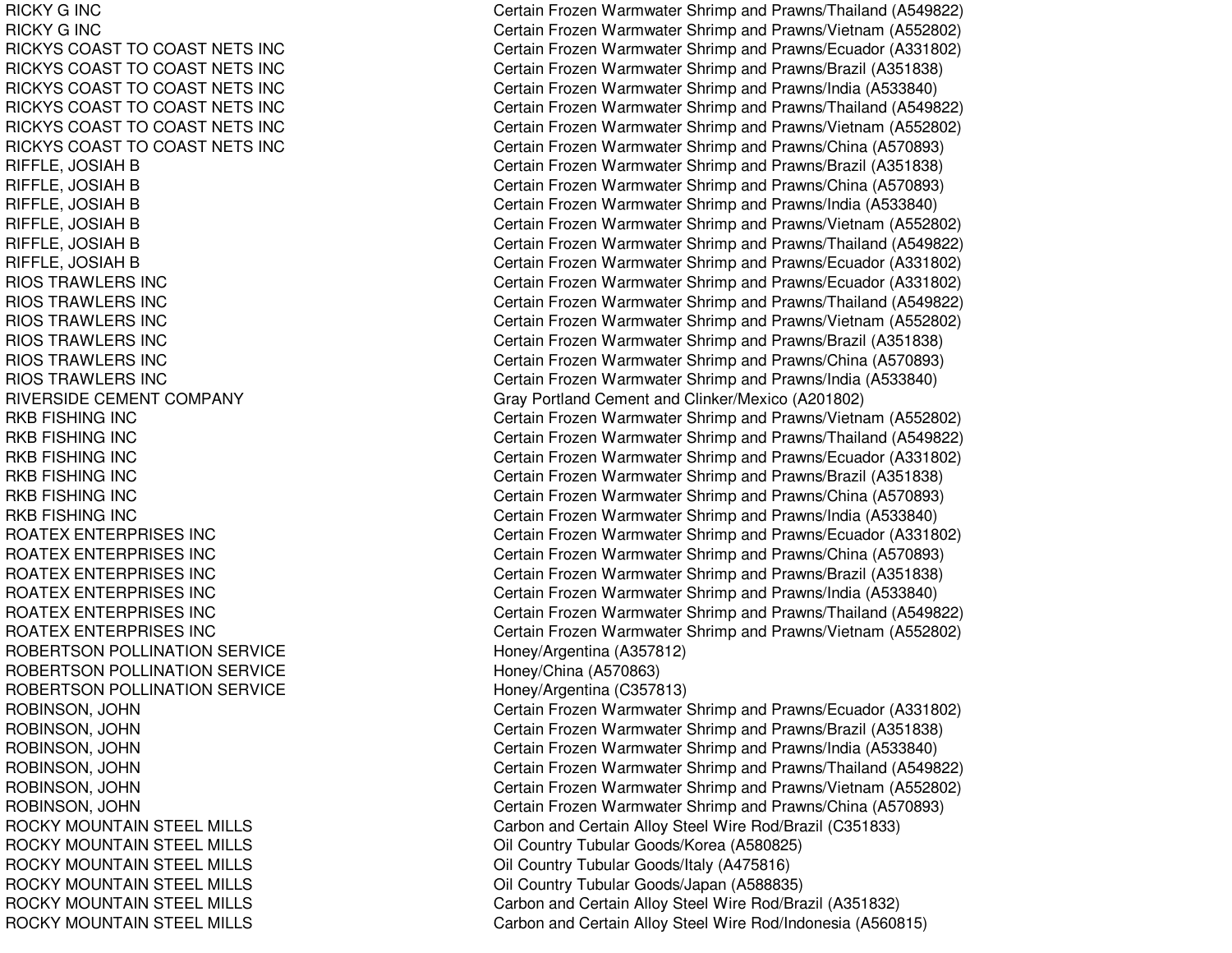| | |
|---|---|
| RICKY G INC | Certain Frozen Warmwater Shrimp and Prawns/Thailand (A549822) |
| RICKY G INC | Certain Frozen Warmwater Shrimp and Prawns/Vietnam (A552802) |
| RICKYS COAST TO COAST NETS INC | Certain Frozen Warmwater Shrimp and Prawns/Ecuador (A331802) |
| RICKYS COAST TO COAST NETS INC | Certain Frozen Warmwater Shrimp and Prawns/Brazil (A351838) |
| RICKYS COAST TO COAST NETS INC | Certain Frozen Warmwater Shrimp and Prawns/India (A533840) |
| RICKYS COAST TO COAST NETS INC | Certain Frozen Warmwater Shrimp and Prawns/Thailand (A549822) |
| RICKYS COAST TO COAST NETS INC | Certain Frozen Warmwater Shrimp and Prawns/Vietnam (A552802) |
| RICKYS COAST TO COAST NETS INC | Certain Frozen Warmwater Shrimp and Prawns/China (A570893) |
| RIFFLE, JOSIAH B | Certain Frozen Warmwater Shrimp and Prawns/Brazil (A351838) |
| RIFFLE, JOSIAH B | Certain Frozen Warmwater Shrimp and Prawns/China (A570893) |
| RIFFLE, JOSIAH B | Certain Frozen Warmwater Shrimp and Prawns/India (A533840) |
| RIFFLE, JOSIAH B | Certain Frozen Warmwater Shrimp and Prawns/Vietnam (A552802) |
| RIFFLE, JOSIAH B | Certain Frozen Warmwater Shrimp and Prawns/Thailand (A549822) |
| RIFFLE, JOSIAH B | Certain Frozen Warmwater Shrimp and Prawns/Ecuador (A331802) |
| RIOS TRAWLERS INC | Certain Frozen Warmwater Shrimp and Prawns/Ecuador (A331802) |
| RIOS TRAWLERS INC | Certain Frozen Warmwater Shrimp and Prawns/Thailand (A549822) |
| RIOS TRAWLERS INC | Certain Frozen Warmwater Shrimp and Prawns/Vietnam (A552802) |
| RIOS TRAWLERS INC | Certain Frozen Warmwater Shrimp and Prawns/Brazil (A351838) |
| RIOS TRAWLERS INC | Certain Frozen Warmwater Shrimp and Prawns/China (A570893) |
| RIOS TRAWLERS INC | Certain Frozen Warmwater Shrimp and Prawns/India (A533840) |
| RIVERSIDE CEMENT COMPANY | Gray Portland Cement and Clinker/Mexico (A201802) |
| RKB FISHING INC | Certain Frozen Warmwater Shrimp and Prawns/Vietnam (A552802) |
| RKB FISHING INC | Certain Frozen Warmwater Shrimp and Prawns/Thailand (A549822) |
| RKB FISHING INC | Certain Frozen Warmwater Shrimp and Prawns/Ecuador (A331802) |
| RKB FISHING INC | Certain Frozen Warmwater Shrimp and Prawns/Brazil (A351838) |
| RKB FISHING INC | Certain Frozen Warmwater Shrimp and Prawns/China (A570893) |
| RKB FISHING INC | Certain Frozen Warmwater Shrimp and Prawns/India (A533840) |
| ROATEX ENTERPRISES INC | Certain Frozen Warmwater Shrimp and Prawns/Ecuador (A331802) |
| ROATEX ENTERPRISES INC | Certain Frozen Warmwater Shrimp and Prawns/China (A570893) |
| ROATEX ENTERPRISES INC | Certain Frozen Warmwater Shrimp and Prawns/Brazil (A351838) |
| ROATEX ENTERPRISES INC | Certain Frozen Warmwater Shrimp and Prawns/India (A533840) |
| ROATEX ENTERPRISES INC | Certain Frozen Warmwater Shrimp and Prawns/Thailand (A549822) |
| ROATEX ENTERPRISES INC | Certain Frozen Warmwater Shrimp and Prawns/Vietnam (A552802) |
| ROBERTSON POLLINATION SERVICE | Honey/Argentina (A357812) |
| ROBERTSON POLLINATION SERVICE | Honey/China (A570863) |
| ROBERTSON POLLINATION SERVICE | Honey/Argentina (C357813) |
| ROBINSON, JOHN | Certain Frozen Warmwater Shrimp and Prawns/Ecuador (A331802) |
| ROBINSON, JOHN | Certain Frozen Warmwater Shrimp and Prawns/Brazil (A351838) |
| ROBINSON, JOHN | Certain Frozen Warmwater Shrimp and Prawns/India (A533840) |
| ROBINSON, JOHN | Certain Frozen Warmwater Shrimp and Prawns/Thailand (A549822) |
| ROBINSON, JOHN | Certain Frozen Warmwater Shrimp and Prawns/Vietnam (A552802) |
| ROBINSON, JOHN | Certain Frozen Warmwater Shrimp and Prawns/China (A570893) |
| ROCKY MOUNTAIN STEEL MILLS | Carbon and Certain Alloy Steel Wire Rod/Brazil (C351833) |
| ROCKY MOUNTAIN STEEL MILLS | Oil Country Tubular Goods/Korea (A580825) |
| ROCKY MOUNTAIN STEEL MILLS | Oil Country Tubular Goods/Italy (A475816) |
| ROCKY MOUNTAIN STEEL MILLS | Oil Country Tubular Goods/Japan (A588835) |
| ROCKY MOUNTAIN STEEL MILLS | Carbon and Certain Alloy Steel Wire Rod/Brazil (A351832) |
| ROCKY MOUNTAIN STEEL MILLS | Carbon and Certain Alloy Steel Wire Rod/Indonesia (A560815) |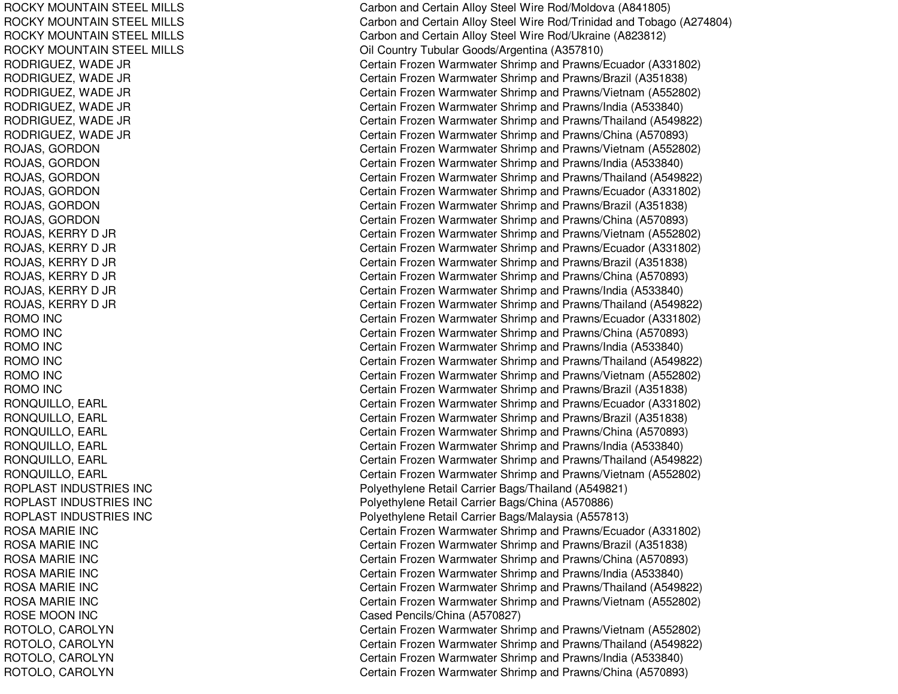| | |
|---|---|
| ROCKY MOUNTAIN STEEL MILLS | Carbon and Certain Alloy Steel Wire Rod/Moldova (A841805) |
| ROCKY MOUNTAIN STEEL MILLS | Carbon and Certain Alloy Steel Wire Rod/Trinidad and Tobago (A274804) |
| ROCKY MOUNTAIN STEEL MILLS | Carbon and Certain Alloy Steel Wire Rod/Ukraine (A823812) |
| ROCKY MOUNTAIN STEEL MILLS | Oil Country Tubular Goods/Argentina (A357810) |
| RODRIGUEZ, WADE JR | Certain Frozen Warmwater Shrimp and Prawns/Ecuador (A331802) |
| RODRIGUEZ, WADE JR | Certain Frozen Warmwater Shrimp and Prawns/Brazil (A351838) |
| RODRIGUEZ, WADE JR | Certain Frozen Warmwater Shrimp and Prawns/Vietnam (A552802) |
| RODRIGUEZ, WADE JR | Certain Frozen Warmwater Shrimp and Prawns/India (A533840) |
| RODRIGUEZ, WADE JR | Certain Frozen Warmwater Shrimp and Prawns/Thailand (A549822) |
| RODRIGUEZ, WADE JR | Certain Frozen Warmwater Shrimp and Prawns/China (A570893) |
| ROJAS, GORDON | Certain Frozen Warmwater Shrimp and Prawns/Vietnam (A552802) |
| ROJAS, GORDON | Certain Frozen Warmwater Shrimp and Prawns/India (A533840) |
| ROJAS, GORDON | Certain Frozen Warmwater Shrimp and Prawns/Thailand (A549822) |
| ROJAS, GORDON | Certain Frozen Warmwater Shrimp and Prawns/Ecuador (A331802) |
| ROJAS, GORDON | Certain Frozen Warmwater Shrimp and Prawns/Brazil (A351838) |
| ROJAS, GORDON | Certain Frozen Warmwater Shrimp and Prawns/China (A570893) |
| ROJAS, KERRY D JR | Certain Frozen Warmwater Shrimp and Prawns/Vietnam (A552802) |
| ROJAS, KERRY D JR | Certain Frozen Warmwater Shrimp and Prawns/Ecuador (A331802) |
| ROJAS, KERRY D JR | Certain Frozen Warmwater Shrimp and Prawns/Brazil (A351838) |
| ROJAS, KERRY D JR | Certain Frozen Warmwater Shrimp and Prawns/China (A570893) |
| ROJAS, KERRY D JR | Certain Frozen Warmwater Shrimp and Prawns/India (A533840) |
| ROJAS, KERRY D JR | Certain Frozen Warmwater Shrimp and Prawns/Thailand (A549822) |
| ROMO INC | Certain Frozen Warmwater Shrimp and Prawns/Ecuador (A331802) |
| ROMO INC | Certain Frozen Warmwater Shrimp and Prawns/China (A570893) |
| ROMO INC | Certain Frozen Warmwater Shrimp and Prawns/India (A533840) |
| ROMO INC | Certain Frozen Warmwater Shrimp and Prawns/Thailand (A549822) |
| ROMO INC | Certain Frozen Warmwater Shrimp and Prawns/Vietnam (A552802) |
| ROMO INC | Certain Frozen Warmwater Shrimp and Prawns/Brazil (A351838) |
| RONQUILLO, EARL | Certain Frozen Warmwater Shrimp and Prawns/Ecuador (A331802) |
| RONQUILLO, EARL | Certain Frozen Warmwater Shrimp and Prawns/Brazil (A351838) |
| RONQUILLO, EARL | Certain Frozen Warmwater Shrimp and Prawns/China (A570893) |
| RONQUILLO, EARL | Certain Frozen Warmwater Shrimp and Prawns/India (A533840) |
| RONQUILLO, EARL | Certain Frozen Warmwater Shrimp and Prawns/Thailand (A549822) |
| RONQUILLO, EARL | Certain Frozen Warmwater Shrimp and Prawns/Vietnam (A552802) |
| ROPLAST INDUSTRIES INC | Polyethylene Retail Carrier Bags/Thailand (A549821) |
| ROPLAST INDUSTRIES INC | Polyethylene Retail Carrier Bags/China (A570886) |
| ROPLAST INDUSTRIES INC | Polyethylene Retail Carrier Bags/Malaysia (A557813) |
| ROSA MARIE INC | Certain Frozen Warmwater Shrimp and Prawns/Ecuador (A331802) |
| ROSA MARIE INC | Certain Frozen Warmwater Shrimp and Prawns/Brazil (A351838) |
| ROSA MARIE INC | Certain Frozen Warmwater Shrimp and Prawns/China (A570893) |
| ROSA MARIE INC | Certain Frozen Warmwater Shrimp and Prawns/India (A533840) |
| ROSA MARIE INC | Certain Frozen Warmwater Shrimp and Prawns/Thailand (A549822) |
| ROSA MARIE INC | Certain Frozen Warmwater Shrimp and Prawns/Vietnam (A552802) |
| ROSE MOON INC | Cased Pencils/China (A570827) |
| ROTOLO, CAROLYN | Certain Frozen Warmwater Shrimp and Prawns/Vietnam (A552802) |
| ROTOLO, CAROLYN | Certain Frozen Warmwater Shrimp and Prawns/Thailand (A549822) |
| ROTOLO, CAROLYN | Certain Frozen Warmwater Shrimp and Prawns/India (A533840) |
| ROTOLO, CAROLYN | Certain Frozen Warmwater Shrimp and Prawns/China (A570893) |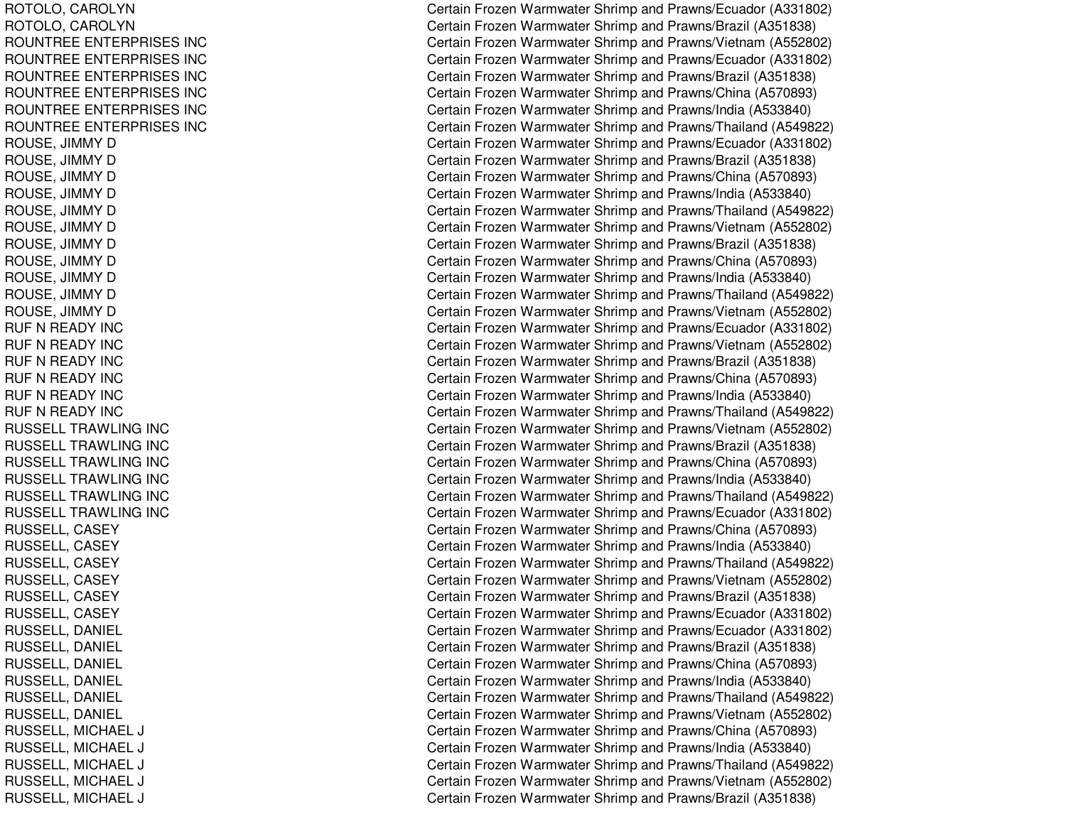| | |
|---|---|
| ROTOLO, CAROLYN | Certain Frozen Warmwater Shrimp and Prawns/Ecuador (A331802) |
| ROTOLO, CAROLYN | Certain Frozen Warmwater Shrimp and Prawns/Brazil (A351838) |
| ROUNTREE ENTERPRISES INC | Certain Frozen Warmwater Shrimp and Prawns/Vietnam (A552802) |
| ROUNTREE ENTERPRISES INC | Certain Frozen Warmwater Shrimp and Prawns/Ecuador (A331802) |
| ROUNTREE ENTERPRISES INC | Certain Frozen Warmwater Shrimp and Prawns/Brazil (A351838) |
| ROUNTREE ENTERPRISES INC | Certain Frozen Warmwater Shrimp and Prawns/China (A570893) |
| ROUNTREE ENTERPRISES INC | Certain Frozen Warmwater Shrimp and Prawns/India (A533840) |
| ROUNTREE ENTERPRISES INC | Certain Frozen Warmwater Shrimp and Prawns/Thailand (A549822) |
| ROUSE, JIMMY D | Certain Frozen Warmwater Shrimp and Prawns/Ecuador (A331802) |
| ROUSE, JIMMY D | Certain Frozen Warmwater Shrimp and Prawns/Brazil (A351838) |
| ROUSE, JIMMY D | Certain Frozen Warmwater Shrimp and Prawns/China (A570893) |
| ROUSE, JIMMY D | Certain Frozen Warmwater Shrimp and Prawns/India (A533840) |
| ROUSE, JIMMY D | Certain Frozen Warmwater Shrimp and Prawns/Thailand (A549822) |
| ROUSE, JIMMY D | Certain Frozen Warmwater Shrimp and Prawns/Vietnam (A552802) |
| ROUSE, JIMMY D | Certain Frozen Warmwater Shrimp and Prawns/Brazil (A351838) |
| ROUSE, JIMMY D | Certain Frozen Warmwater Shrimp and Prawns/China (A570893) |
| ROUSE, JIMMY D | Certain Frozen Warmwater Shrimp and Prawns/India (A533840) |
| ROUSE, JIMMY D | Certain Frozen Warmwater Shrimp and Prawns/Thailand (A549822) |
| ROUSE, JIMMY D | Certain Frozen Warmwater Shrimp and Prawns/Vietnam (A552802) |
| RUF N READY INC | Certain Frozen Warmwater Shrimp and Prawns/Ecuador (A331802) |
| RUF N READY INC | Certain Frozen Warmwater Shrimp and Prawns/Vietnam (A552802) |
| RUF N READY INC | Certain Frozen Warmwater Shrimp and Prawns/Brazil (A351838) |
| RUF N READY INC | Certain Frozen Warmwater Shrimp and Prawns/China (A570893) |
| RUF N READY INC | Certain Frozen Warmwater Shrimp and Prawns/India (A533840) |
| RUF N READY INC | Certain Frozen Warmwater Shrimp and Prawns/Thailand (A549822) |
| RUSSELL TRAWLING INC | Certain Frozen Warmwater Shrimp and Prawns/Vietnam (A552802) |
| RUSSELL TRAWLING INC | Certain Frozen Warmwater Shrimp and Prawns/Brazil (A351838) |
| RUSSELL TRAWLING INC | Certain Frozen Warmwater Shrimp and Prawns/China (A570893) |
| RUSSELL TRAWLING INC | Certain Frozen Warmwater Shrimp and Prawns/India (A533840) |
| RUSSELL TRAWLING INC | Certain Frozen Warmwater Shrimp and Prawns/Thailand (A549822) |
| RUSSELL TRAWLING INC | Certain Frozen Warmwater Shrimp and Prawns/Ecuador (A331802) |
| RUSSELL, CASEY | Certain Frozen Warmwater Shrimp and Prawns/China (A570893) |
| RUSSELL, CASEY | Certain Frozen Warmwater Shrimp and Prawns/India (A533840) |
| RUSSELL, CASEY | Certain Frozen Warmwater Shrimp and Prawns/Thailand (A549822) |
| RUSSELL, CASEY | Certain Frozen Warmwater Shrimp and Prawns/Vietnam (A552802) |
| RUSSELL, CASEY | Certain Frozen Warmwater Shrimp and Prawns/Brazil (A351838) |
| RUSSELL, CASEY | Certain Frozen Warmwater Shrimp and Prawns/Ecuador (A331802) |
| RUSSELL, DANIEL | Certain Frozen Warmwater Shrimp and Prawns/Ecuador (A331802) |
| RUSSELL, DANIEL | Certain Frozen Warmwater Shrimp and Prawns/Brazil (A351838) |
| RUSSELL, DANIEL | Certain Frozen Warmwater Shrimp and Prawns/China (A570893) |
| RUSSELL, DANIEL | Certain Frozen Warmwater Shrimp and Prawns/India (A533840) |
| RUSSELL, DANIEL | Certain Frozen Warmwater Shrimp and Prawns/Thailand (A549822) |
| RUSSELL, DANIEL | Certain Frozen Warmwater Shrimp and Prawns/Vietnam (A552802) |
| RUSSELL, MICHAEL J | Certain Frozen Warmwater Shrimp and Prawns/China (A570893) |
| RUSSELL, MICHAEL J | Certain Frozen Warmwater Shrimp and Prawns/India (A533840) |
| RUSSELL, MICHAEL J | Certain Frozen Warmwater Shrimp and Prawns/Thailand (A549822) |
| RUSSELL, MICHAEL J | Certain Frozen Warmwater Shrimp and Prawns/Vietnam (A552802) |
| RUSSELL, MICHAEL J | Certain Frozen Warmwater Shrimp and Prawns/Brazil (A351838) |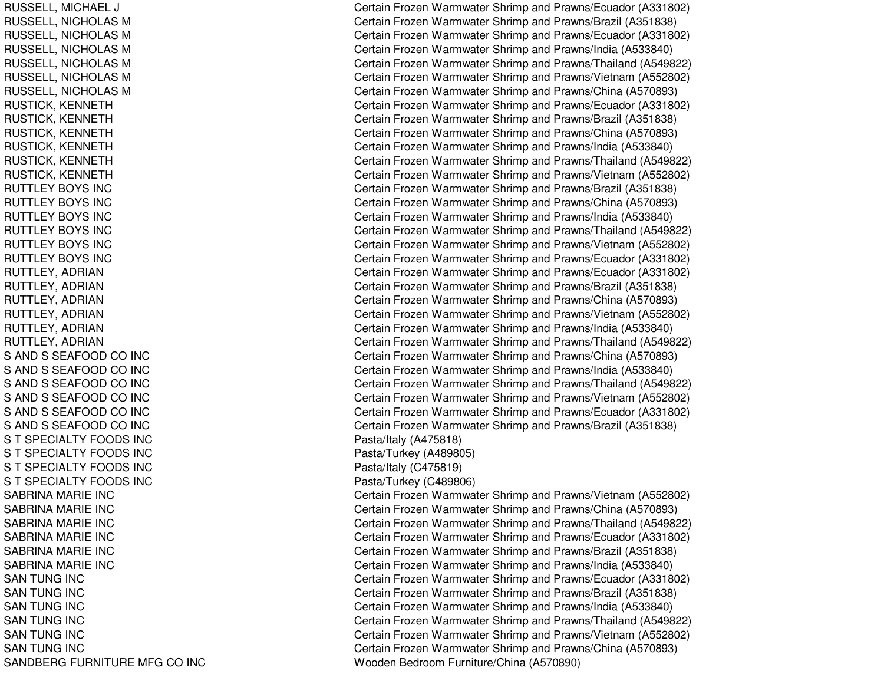| | |
|---|---|
| RUSSELL, MICHAEL J | Certain Frozen Warmwater Shrimp and Prawns/Ecuador (A331802) |
| RUSSELL, NICHOLAS M | Certain Frozen Warmwater Shrimp and Prawns/Brazil (A351838) |
| RUSSELL, NICHOLAS M | Certain Frozen Warmwater Shrimp and Prawns/Ecuador (A331802) |
| RUSSELL, NICHOLAS M | Certain Frozen Warmwater Shrimp and Prawns/India (A533840) |
| RUSSELL, NICHOLAS M | Certain Frozen Warmwater Shrimp and Prawns/Thailand (A549822) |
| RUSSELL, NICHOLAS M | Certain Frozen Warmwater Shrimp and Prawns/Vietnam (A552802) |
| RUSSELL, NICHOLAS M | Certain Frozen Warmwater Shrimp and Prawns/China (A570893) |
| RUSTICK, KENNETH | Certain Frozen Warmwater Shrimp and Prawns/Ecuador (A331802) |
| RUSTICK, KENNETH | Certain Frozen Warmwater Shrimp and Prawns/Brazil (A351838) |
| RUSTICK, KENNETH | Certain Frozen Warmwater Shrimp and Prawns/China (A570893) |
| RUSTICK, KENNETH | Certain Frozen Warmwater Shrimp and Prawns/India (A533840) |
| RUSTICK, KENNETH | Certain Frozen Warmwater Shrimp and Prawns/Thailand (A549822) |
| RUSTICK, KENNETH | Certain Frozen Warmwater Shrimp and Prawns/Vietnam (A552802) |
| RUTTLEY BOYS INC | Certain Frozen Warmwater Shrimp and Prawns/Brazil (A351838) |
| RUTTLEY BOYS INC | Certain Frozen Warmwater Shrimp and Prawns/China (A570893) |
| RUTTLEY BOYS INC | Certain Frozen Warmwater Shrimp and Prawns/India (A533840) |
| RUTTLEY BOYS INC | Certain Frozen Warmwater Shrimp and Prawns/Thailand (A549822) |
| RUTTLEY BOYS INC | Certain Frozen Warmwater Shrimp and Prawns/Vietnam (A552802) |
| RUTTLEY BOYS INC | Certain Frozen Warmwater Shrimp and Prawns/Ecuador (A331802) |
| RUTTLEY, ADRIAN | Certain Frozen Warmwater Shrimp and Prawns/Ecuador (A331802) |
| RUTTLEY, ADRIAN | Certain Frozen Warmwater Shrimp and Prawns/Brazil (A351838) |
| RUTTLEY, ADRIAN | Certain Frozen Warmwater Shrimp and Prawns/China (A570893) |
| RUTTLEY, ADRIAN | Certain Frozen Warmwater Shrimp and Prawns/Vietnam (A552802) |
| RUTTLEY, ADRIAN | Certain Frozen Warmwater Shrimp and Prawns/India (A533840) |
| RUTTLEY, ADRIAN | Certain Frozen Warmwater Shrimp and Prawns/Thailand (A549822) |
| S AND S SEAFOOD CO INC | Certain Frozen Warmwater Shrimp and Prawns/China (A570893) |
| S AND S SEAFOOD CO INC | Certain Frozen Warmwater Shrimp and Prawns/India (A533840) |
| S AND S SEAFOOD CO INC | Certain Frozen Warmwater Shrimp and Prawns/Thailand (A549822) |
| S AND S SEAFOOD CO INC | Certain Frozen Warmwater Shrimp and Prawns/Vietnam (A552802) |
| S AND S SEAFOOD CO INC | Certain Frozen Warmwater Shrimp and Prawns/Ecuador (A331802) |
| S AND S SEAFOOD CO INC | Certain Frozen Warmwater Shrimp and Prawns/Brazil (A351838) |
| S T SPECIALTY FOODS INC | Pasta/Italy (A475818) |
| S T SPECIALTY FOODS INC | Pasta/Turkey (A489805) |
| S T SPECIALTY FOODS INC | Pasta/Italy (C475819) |
| S T SPECIALTY FOODS INC | Pasta/Turkey (C489806) |
| SABRINA MARIE INC | Certain Frozen Warmwater Shrimp and Prawns/Vietnam (A552802) |
| SABRINA MARIE INC | Certain Frozen Warmwater Shrimp and Prawns/China (A570893) |
| SABRINA MARIE INC | Certain Frozen Warmwater Shrimp and Prawns/Thailand (A549822) |
| SABRINA MARIE INC | Certain Frozen Warmwater Shrimp and Prawns/Ecuador (A331802) |
| SABRINA MARIE INC | Certain Frozen Warmwater Shrimp and Prawns/Brazil (A351838) |
| SABRINA MARIE INC | Certain Frozen Warmwater Shrimp and Prawns/India (A533840) |
| SAN TUNG INC | Certain Frozen Warmwater Shrimp and Prawns/Ecuador (A331802) |
| SAN TUNG INC | Certain Frozen Warmwater Shrimp and Prawns/Brazil (A351838) |
| SAN TUNG INC | Certain Frozen Warmwater Shrimp and Prawns/India (A533840) |
| SAN TUNG INC | Certain Frozen Warmwater Shrimp and Prawns/Thailand (A549822) |
| SAN TUNG INC | Certain Frozen Warmwater Shrimp and Prawns/Vietnam (A552802) |
| SAN TUNG INC | Certain Frozen Warmwater Shrimp and Prawns/China (A570893) |
| SANDBERG FURNITURE MFG CO INC | Wooden Bedroom Furniture/China (A570890) |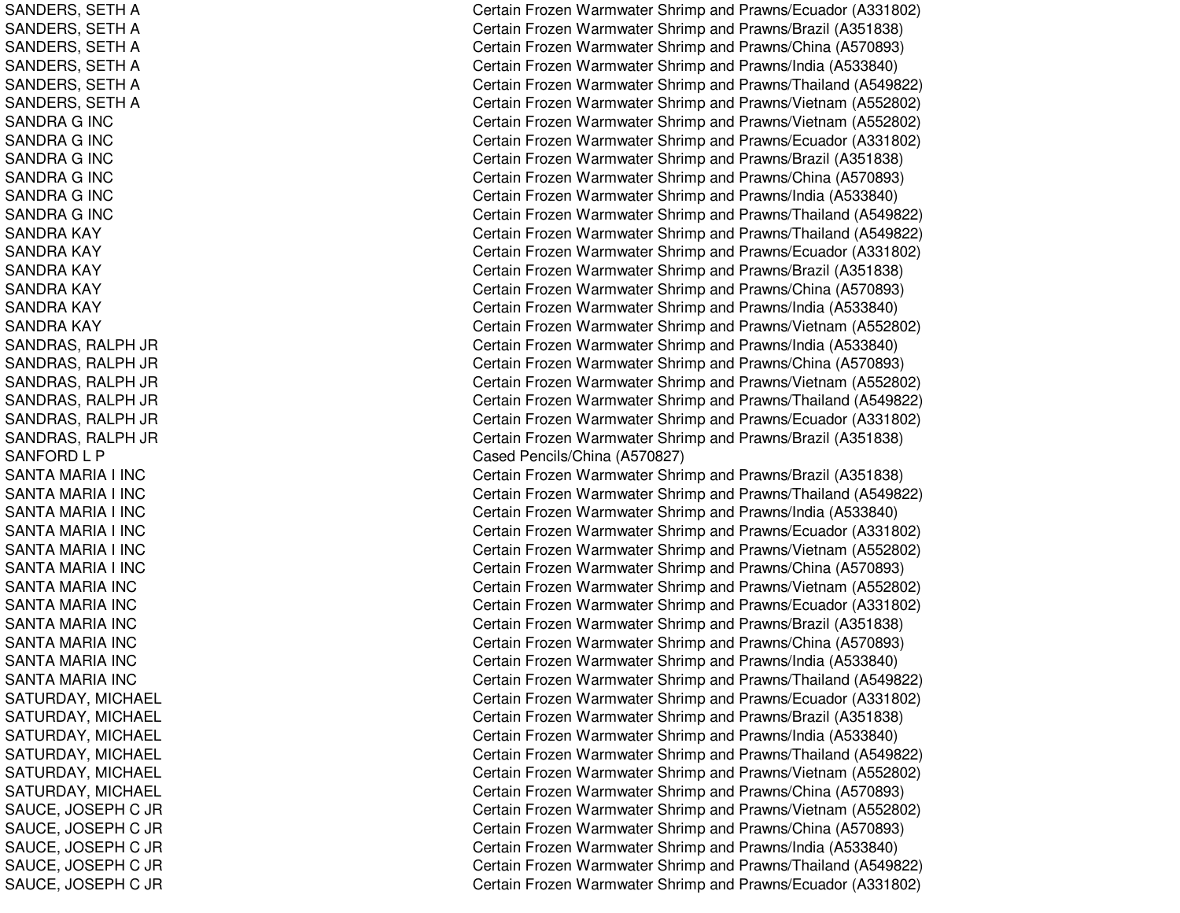| | |
|---|---|
| SANDERS, SETH A | Certain Frozen Warmwater Shrimp and Prawns/Ecuador (A331802) |
| SANDERS, SETH A | Certain Frozen Warmwater Shrimp and Prawns/Brazil (A351838) |
| SANDERS, SETH A | Certain Frozen Warmwater Shrimp and Prawns/China (A570893) |
| SANDERS, SETH A | Certain Frozen Warmwater Shrimp and Prawns/India (A533840) |
| SANDERS, SETH A | Certain Frozen Warmwater Shrimp and Prawns/Thailand (A549822) |
| SANDERS, SETH A | Certain Frozen Warmwater Shrimp and Prawns/Vietnam (A552802) |
| SANDRA G INC | Certain Frozen Warmwater Shrimp and Prawns/Vietnam (A552802) |
| SANDRA G INC | Certain Frozen Warmwater Shrimp and Prawns/Ecuador (A331802) |
| SANDRA G INC | Certain Frozen Warmwater Shrimp and Prawns/Brazil (A351838) |
| SANDRA G INC | Certain Frozen Warmwater Shrimp and Prawns/China (A570893) |
| SANDRA G INC | Certain Frozen Warmwater Shrimp and Prawns/India (A533840) |
| SANDRA G INC | Certain Frozen Warmwater Shrimp and Prawns/Thailand (A549822) |
| SANDRA KAY | Certain Frozen Warmwater Shrimp and Prawns/Thailand (A549822) |
| SANDRA KAY | Certain Frozen Warmwater Shrimp and Prawns/Ecuador (A331802) |
| SANDRA KAY | Certain Frozen Warmwater Shrimp and Prawns/Brazil (A351838) |
| SANDRA KAY | Certain Frozen Warmwater Shrimp and Prawns/China (A570893) |
| SANDRA KAY | Certain Frozen Warmwater Shrimp and Prawns/India (A533840) |
| SANDRA KAY | Certain Frozen Warmwater Shrimp and Prawns/Vietnam (A552802) |
| SANDRAS, RALPH JR | Certain Frozen Warmwater Shrimp and Prawns/India (A533840) |
| SANDRAS, RALPH JR | Certain Frozen Warmwater Shrimp and Prawns/China (A570893) |
| SANDRAS, RALPH JR | Certain Frozen Warmwater Shrimp and Prawns/Vietnam (A552802) |
| SANDRAS, RALPH JR | Certain Frozen Warmwater Shrimp and Prawns/Thailand (A549822) |
| SANDRAS, RALPH JR | Certain Frozen Warmwater Shrimp and Prawns/Ecuador (A331802) |
| SANDRAS, RALPH JR | Certain Frozen Warmwater Shrimp and Prawns/Brazil (A351838) |
| SANFORD L P | Cased Pencils/China (A570827) |
| SANTA MARIA I INC | Certain Frozen Warmwater Shrimp and Prawns/Brazil (A351838) |
| SANTA MARIA I INC | Certain Frozen Warmwater Shrimp and Prawns/Thailand (A549822) |
| SANTA MARIA I INC | Certain Frozen Warmwater Shrimp and Prawns/India (A533840) |
| SANTA MARIA I INC | Certain Frozen Warmwater Shrimp and Prawns/Ecuador (A331802) |
| SANTA MARIA I INC | Certain Frozen Warmwater Shrimp and Prawns/Vietnam (A552802) |
| SANTA MARIA I INC | Certain Frozen Warmwater Shrimp and Prawns/China (A570893) |
| SANTA MARIA INC | Certain Frozen Warmwater Shrimp and Prawns/Vietnam (A552802) |
| SANTA MARIA INC | Certain Frozen Warmwater Shrimp and Prawns/Ecuador (A331802) |
| SANTA MARIA INC | Certain Frozen Warmwater Shrimp and Prawns/Brazil (A351838) |
| SANTA MARIA INC | Certain Frozen Warmwater Shrimp and Prawns/China (A570893) |
| SANTA MARIA INC | Certain Frozen Warmwater Shrimp and Prawns/India (A533840) |
| SANTA MARIA INC | Certain Frozen Warmwater Shrimp and Prawns/Thailand (A549822) |
| SATURDAY, MICHAEL | Certain Frozen Warmwater Shrimp and Prawns/Ecuador (A331802) |
| SATURDAY, MICHAEL | Certain Frozen Warmwater Shrimp and Prawns/Brazil (A351838) |
| SATURDAY, MICHAEL | Certain Frozen Warmwater Shrimp and Prawns/India (A533840) |
| SATURDAY, MICHAEL | Certain Frozen Warmwater Shrimp and Prawns/Thailand (A549822) |
| SATURDAY, MICHAEL | Certain Frozen Warmwater Shrimp and Prawns/Vietnam (A552802) |
| SATURDAY, MICHAEL | Certain Frozen Warmwater Shrimp and Prawns/China (A570893) |
| SAUCE, JOSEPH C JR | Certain Frozen Warmwater Shrimp and Prawns/Vietnam (A552802) |
| SAUCE, JOSEPH C JR | Certain Frozen Warmwater Shrimp and Prawns/China (A570893) |
| SAUCE, JOSEPH C JR | Certain Frozen Warmwater Shrimp and Prawns/India (A533840) |
| SAUCE, JOSEPH C JR | Certain Frozen Warmwater Shrimp and Prawns/Thailand (A549822) |
| SAUCE, JOSEPH C JR | Certain Frozen Warmwater Shrimp and Prawns/Ecuador (A331802) |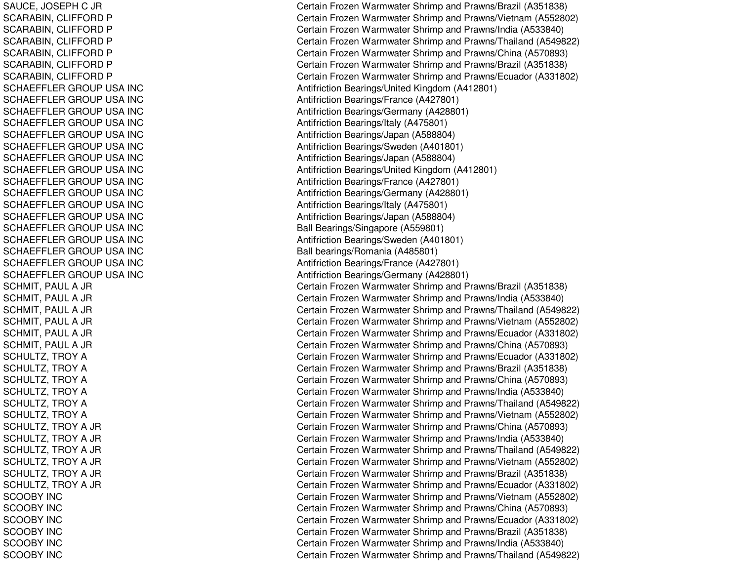| | |
|---|---|
| SAUCE, JOSEPH C JR | Certain Frozen Warmwater Shrimp and Prawns/Brazil (A351838) |
| SCARABIN, CLIFFORD P | Certain Frozen Warmwater Shrimp and Prawns/Vietnam (A552802) |
| SCARABIN, CLIFFORD P | Certain Frozen Warmwater Shrimp and Prawns/India (A533840) |
| SCARABIN, CLIFFORD P | Certain Frozen Warmwater Shrimp and Prawns/Thailand (A549822) |
| SCARABIN, CLIFFORD P | Certain Frozen Warmwater Shrimp and Prawns/China (A570893) |
| SCARABIN, CLIFFORD P | Certain Frozen Warmwater Shrimp and Prawns/Brazil (A351838) |
| SCARABIN, CLIFFORD P | Certain Frozen Warmwater Shrimp and Prawns/Ecuador (A331802) |
| SCHAEFFLER GROUP USA INC | Antifriction Bearings/United Kingdom (A412801) |
| SCHAEFFLER GROUP USA INC | Antifriction Bearings/France (A427801) |
| SCHAEFFLER GROUP USA INC | Antifriction Bearings/Germany (A428801) |
| SCHAEFFLER GROUP USA INC | Antifriction Bearings/Italy (A475801) |
| SCHAEFFLER GROUP USA INC | Antifriction Bearings/Japan (A588804) |
| SCHAEFFLER GROUP USA INC | Antifriction Bearings/Sweden (A401801) |
| SCHAEFFLER GROUP USA INC | Antifriction Bearings/Japan (A588804) |
| SCHAEFFLER GROUP USA INC | Antifriction Bearings/United Kingdom (A412801) |
| SCHAEFFLER GROUP USA INC | Antifriction Bearings/France (A427801) |
| SCHAEFFLER GROUP USA INC | Antifriction Bearings/Germany (A428801) |
| SCHAEFFLER GROUP USA INC | Antifriction Bearings/Italy (A475801) |
| SCHAEFFLER GROUP USA INC | Antifriction Bearings/Japan (A588804) |
| SCHAEFFLER GROUP USA INC | Ball Bearings/Singapore (A559801) |
| SCHAEFFLER GROUP USA INC | Antifriction Bearings/Sweden (A401801) |
| SCHAEFFLER GROUP USA INC | Ball bearings/Romania (A485801) |
| SCHAEFFLER GROUP USA INC | Antifriction Bearings/France (A427801) |
| SCHAEFFLER GROUP USA INC | Antifriction Bearings/Germany (A428801) |
| SCHMIT, PAUL A JR | Certain Frozen Warmwater Shrimp and Prawns/Brazil (A351838) |
| SCHMIT, PAUL A JR | Certain Frozen Warmwater Shrimp and Prawns/India (A533840) |
| SCHMIT, PAUL A JR | Certain Frozen Warmwater Shrimp and Prawns/Thailand (A549822) |
| SCHMIT, PAUL A JR | Certain Frozen Warmwater Shrimp and Prawns/Vietnam (A552802) |
| SCHMIT, PAUL A JR | Certain Frozen Warmwater Shrimp and Prawns/Ecuador (A331802) |
| SCHMIT, PAUL A JR | Certain Frozen Warmwater Shrimp and Prawns/China (A570893) |
| SCHULTZ, TROY A | Certain Frozen Warmwater Shrimp and Prawns/Ecuador (A331802) |
| SCHULTZ, TROY A | Certain Frozen Warmwater Shrimp and Prawns/Brazil (A351838) |
| SCHULTZ, TROY A | Certain Frozen Warmwater Shrimp and Prawns/China (A570893) |
| SCHULTZ, TROY A | Certain Frozen Warmwater Shrimp and Prawns/India (A533840) |
| SCHULTZ, TROY A | Certain Frozen Warmwater Shrimp and Prawns/Thailand (A549822) |
| SCHULTZ, TROY A | Certain Frozen Warmwater Shrimp and Prawns/Vietnam (A552802) |
| SCHULTZ, TROY A JR | Certain Frozen Warmwater Shrimp and Prawns/China (A570893) |
| SCHULTZ, TROY A JR | Certain Frozen Warmwater Shrimp and Prawns/India (A533840) |
| SCHULTZ, TROY A JR | Certain Frozen Warmwater Shrimp and Prawns/Thailand (A549822) |
| SCHULTZ, TROY A JR | Certain Frozen Warmwater Shrimp and Prawns/Vietnam (A552802) |
| SCHULTZ, TROY A JR | Certain Frozen Warmwater Shrimp and Prawns/Brazil (A351838) |
| SCHULTZ, TROY A JR | Certain Frozen Warmwater Shrimp and Prawns/Ecuador (A331802) |
| SCOOBY INC | Certain Frozen Warmwater Shrimp and Prawns/Vietnam (A552802) |
| SCOOBY INC | Certain Frozen Warmwater Shrimp and Prawns/China (A570893) |
| SCOOBY INC | Certain Frozen Warmwater Shrimp and Prawns/Ecuador (A331802) |
| SCOOBY INC | Certain Frozen Warmwater Shrimp and Prawns/Brazil (A351838) |
| SCOOBY INC | Certain Frozen Warmwater Shrimp and Prawns/India (A533840) |
| SCOOBY INC | Certain Frozen Warmwater Shrimp and Prawns/Thailand (A549822) |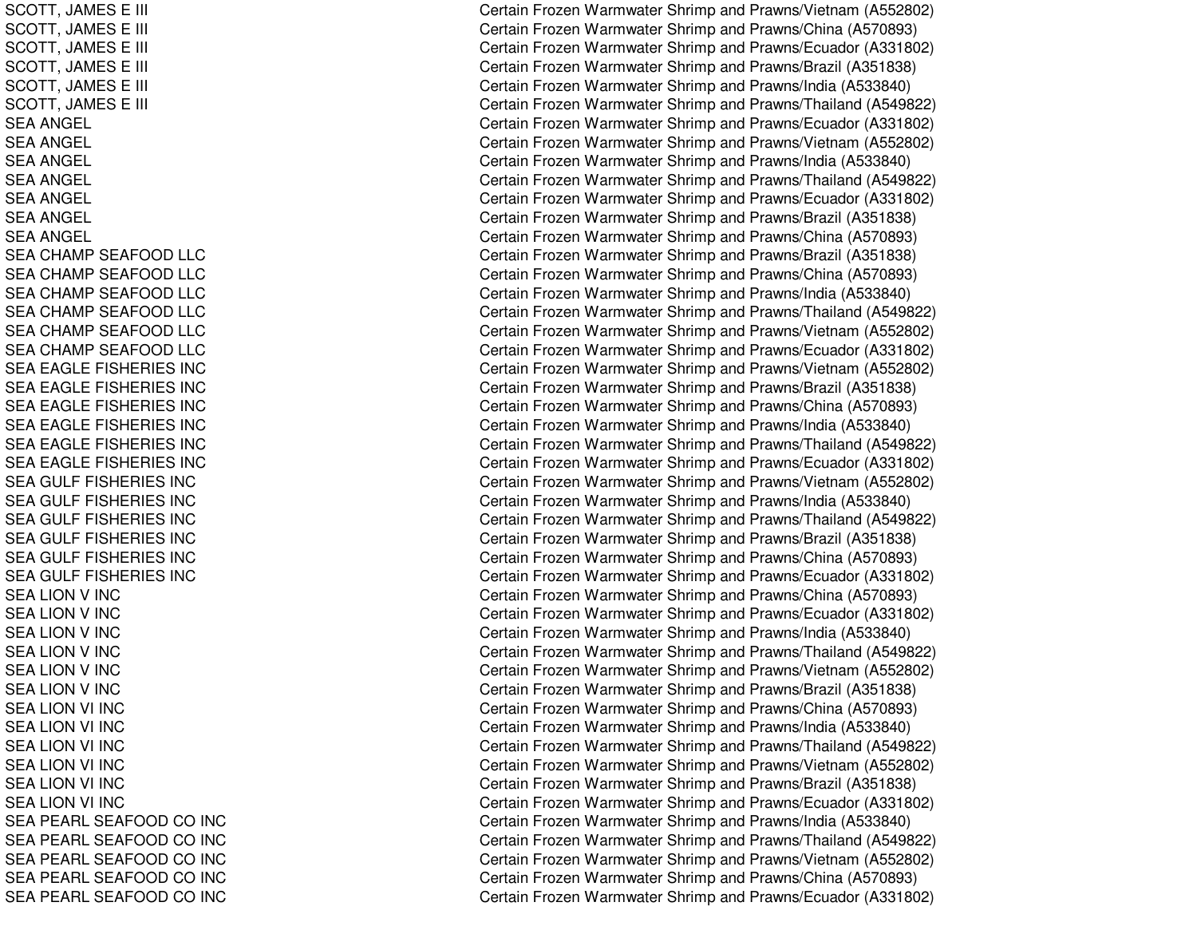| | |
|---|---|
| SCOTT, JAMES E III | Certain Frozen Warmwater Shrimp and Prawns/Vietnam (A552802) |
| SCOTT, JAMES E III | Certain Frozen Warmwater Shrimp and Prawns/China (A570893) |
| SCOTT, JAMES E III | Certain Frozen Warmwater Shrimp and Prawns/Ecuador (A331802) |
| SCOTT, JAMES E III | Certain Frozen Warmwater Shrimp and Prawns/Brazil (A351838) |
| SCOTT, JAMES E III | Certain Frozen Warmwater Shrimp and Prawns/India (A533840) |
| SCOTT, JAMES E III | Certain Frozen Warmwater Shrimp and Prawns/Thailand (A549822) |
| SEA ANGEL | Certain Frozen Warmwater Shrimp and Prawns/Ecuador (A331802) |
| SEA ANGEL | Certain Frozen Warmwater Shrimp and Prawns/Vietnam (A552802) |
| SEA ANGEL | Certain Frozen Warmwater Shrimp and Prawns/India (A533840) |
| SEA ANGEL | Certain Frozen Warmwater Shrimp and Prawns/Thailand (A549822) |
| SEA ANGEL | Certain Frozen Warmwater Shrimp and Prawns/Ecuador (A331802) |
| SEA ANGEL | Certain Frozen Warmwater Shrimp and Prawns/Brazil (A351838) |
| SEA ANGEL | Certain Frozen Warmwater Shrimp and Prawns/China (A570893) |
| SEA CHAMP SEAFOOD LLC | Certain Frozen Warmwater Shrimp and Prawns/Brazil (A351838) |
| SEA CHAMP SEAFOOD LLC | Certain Frozen Warmwater Shrimp and Prawns/China (A570893) |
| SEA CHAMP SEAFOOD LLC | Certain Frozen Warmwater Shrimp and Prawns/India (A533840) |
| SEA CHAMP SEAFOOD LLC | Certain Frozen Warmwater Shrimp and Prawns/Thailand (A549822) |
| SEA CHAMP SEAFOOD LLC | Certain Frozen Warmwater Shrimp and Prawns/Vietnam (A552802) |
| SEA CHAMP SEAFOOD LLC | Certain Frozen Warmwater Shrimp and Prawns/Ecuador (A331802) |
| SEA EAGLE FISHERIES INC | Certain Frozen Warmwater Shrimp and Prawns/Vietnam (A552802) |
| SEA EAGLE FISHERIES INC | Certain Frozen Warmwater Shrimp and Prawns/Brazil (A351838) |
| SEA EAGLE FISHERIES INC | Certain Frozen Warmwater Shrimp and Prawns/China (A570893) |
| SEA EAGLE FISHERIES INC | Certain Frozen Warmwater Shrimp and Prawns/India (A533840) |
| SEA EAGLE FISHERIES INC | Certain Frozen Warmwater Shrimp and Prawns/Thailand (A549822) |
| SEA EAGLE FISHERIES INC | Certain Frozen Warmwater Shrimp and Prawns/Ecuador (A331802) |
| SEA GULF FISHERIES INC | Certain Frozen Warmwater Shrimp and Prawns/Vietnam (A552802) |
| SEA GULF FISHERIES INC | Certain Frozen Warmwater Shrimp and Prawns/India (A533840) |
| SEA GULF FISHERIES INC | Certain Frozen Warmwater Shrimp and Prawns/Thailand (A549822) |
| SEA GULF FISHERIES INC | Certain Frozen Warmwater Shrimp and Prawns/Brazil (A351838) |
| SEA GULF FISHERIES INC | Certain Frozen Warmwater Shrimp and Prawns/China (A570893) |
| SEA GULF FISHERIES INC | Certain Frozen Warmwater Shrimp and Prawns/Ecuador (A331802) |
| SEA LION V INC | Certain Frozen Warmwater Shrimp and Prawns/China (A570893) |
| SEA LION V INC | Certain Frozen Warmwater Shrimp and Prawns/Ecuador (A331802) |
| SEA LION V INC | Certain Frozen Warmwater Shrimp and Prawns/India (A533840) |
| SEA LION V INC | Certain Frozen Warmwater Shrimp and Prawns/Thailand (A549822) |
| SEA LION V INC | Certain Frozen Warmwater Shrimp and Prawns/Vietnam (A552802) |
| SEA LION V INC | Certain Frozen Warmwater Shrimp and Prawns/Brazil (A351838) |
| SEA LION VI INC | Certain Frozen Warmwater Shrimp and Prawns/China (A570893) |
| SEA LION VI INC | Certain Frozen Warmwater Shrimp and Prawns/India (A533840) |
| SEA LION VI INC | Certain Frozen Warmwater Shrimp and Prawns/Thailand (A549822) |
| SEA LION VI INC | Certain Frozen Warmwater Shrimp and Prawns/Vietnam (A552802) |
| SEA LION VI INC | Certain Frozen Warmwater Shrimp and Prawns/Brazil (A351838) |
| SEA LION VI INC | Certain Frozen Warmwater Shrimp and Prawns/Ecuador (A331802) |
| SEA PEARL SEAFOOD CO INC | Certain Frozen Warmwater Shrimp and Prawns/India (A533840) |
| SEA PEARL SEAFOOD CO INC | Certain Frozen Warmwater Shrimp and Prawns/Thailand (A549822) |
| SEA PEARL SEAFOOD CO INC | Certain Frozen Warmwater Shrimp and Prawns/Vietnam (A552802) |
| SEA PEARL SEAFOOD CO INC | Certain Frozen Warmwater Shrimp and Prawns/China (A570893) |
| SEA PEARL SEAFOOD CO INC | Certain Frozen Warmwater Shrimp and Prawns/Ecuador (A331802) |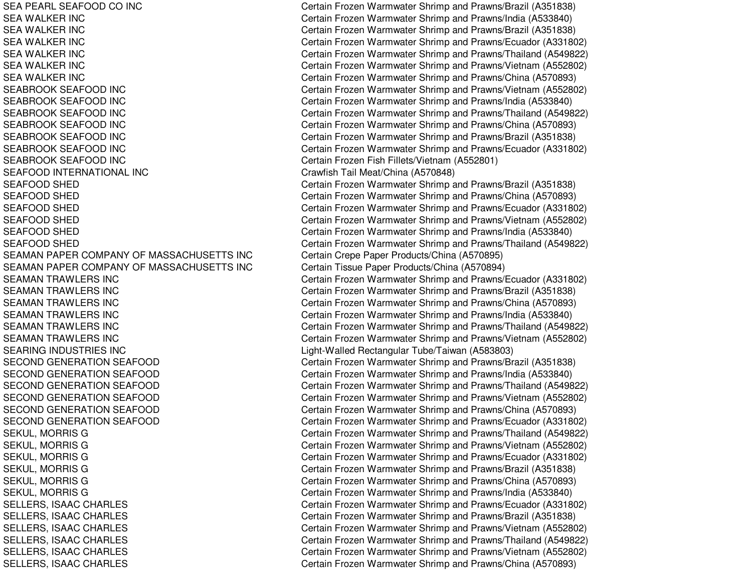| | |
|---|---|
| SEA PEARL SEAFOOD CO INC | Certain Frozen Warmwater Shrimp and Prawns/Brazil (A351838) |
| SEA WALKER INC | Certain Frozen Warmwater Shrimp and Prawns/India (A533840) |
| SEA WALKER INC | Certain Frozen Warmwater Shrimp and Prawns/Brazil (A351838) |
| SEA WALKER INC | Certain Frozen Warmwater Shrimp and Prawns/Ecuador (A331802) |
| SEA WALKER INC | Certain Frozen Warmwater Shrimp and Prawns/Thailand (A549822) |
| SEA WALKER INC | Certain Frozen Warmwater Shrimp and Prawns/Vietnam (A552802) |
| SEA WALKER INC | Certain Frozen Warmwater Shrimp and Prawns/China (A570893) |
| SEABROOK SEAFOOD INC | Certain Frozen Warmwater Shrimp and Prawns/Vietnam (A552802) |
| SEABROOK SEAFOOD INC | Certain Frozen Warmwater Shrimp and Prawns/India (A533840) |
| SEABROOK SEAFOOD INC | Certain Frozen Warmwater Shrimp and Prawns/Thailand (A549822) |
| SEABROOK SEAFOOD INC | Certain Frozen Warmwater Shrimp and Prawns/China (A570893) |
| SEABROOK SEAFOOD INC | Certain Frozen Warmwater Shrimp and Prawns/Brazil (A351838) |
| SEABROOK SEAFOOD INC | Certain Frozen Warmwater Shrimp and Prawns/Ecuador (A331802) |
| SEABROOK SEAFOOD INC | Certain Frozen Fish Fillets/Vietnam (A552801) |
| SEAFOOD INTERNATIONAL INC | Crawfish Tail Meat/China (A570848) |
| SEAFOOD SHED | Certain Frozen Warmwater Shrimp and Prawns/Brazil (A351838) |
| SEAFOOD SHED | Certain Frozen Warmwater Shrimp and Prawns/China (A570893) |
| SEAFOOD SHED | Certain Frozen Warmwater Shrimp and Prawns/Ecuador (A331802) |
| SEAFOOD SHED | Certain Frozen Warmwater Shrimp and Prawns/Vietnam (A552802) |
| SEAFOOD SHED | Certain Frozen Warmwater Shrimp and Prawns/India (A533840) |
| SEAFOOD SHED | Certain Frozen Warmwater Shrimp and Prawns/Thailand (A549822) |
| SEAMAN PAPER COMPANY OF MASSACHUSETTS INC | Certain Crepe Paper Products/China (A570895) |
| SEAMAN PAPER COMPANY OF MASSACHUSETTS INC | Certain Tissue Paper Products/China (A570894) |
| SEAMAN TRAWLERS INC | Certain Frozen Warmwater Shrimp and Prawns/Ecuador (A331802) |
| SEAMAN TRAWLERS INC | Certain Frozen Warmwater Shrimp and Prawns/Brazil (A351838) |
| SEAMAN TRAWLERS INC | Certain Frozen Warmwater Shrimp and Prawns/China (A570893) |
| SEAMAN TRAWLERS INC | Certain Frozen Warmwater Shrimp and Prawns/India (A533840) |
| SEAMAN TRAWLERS INC | Certain Frozen Warmwater Shrimp and Prawns/Thailand (A549822) |
| SEAMAN TRAWLERS INC | Certain Frozen Warmwater Shrimp and Prawns/Vietnam (A552802) |
| SEARING INDUSTRIES INC | Light-Walled Rectangular Tube/Taiwan (A583803) |
| SECOND GENERATION SEAFOOD | Certain Frozen Warmwater Shrimp and Prawns/Brazil (A351838) |
| SECOND GENERATION SEAFOOD | Certain Frozen Warmwater Shrimp and Prawns/India (A533840) |
| SECOND GENERATION SEAFOOD | Certain Frozen Warmwater Shrimp and Prawns/Thailand (A549822) |
| SECOND GENERATION SEAFOOD | Certain Frozen Warmwater Shrimp and Prawns/Vietnam (A552802) |
| SECOND GENERATION SEAFOOD | Certain Frozen Warmwater Shrimp and Prawns/China (A570893) |
| SECOND GENERATION SEAFOOD | Certain Frozen Warmwater Shrimp and Prawns/Ecuador (A331802) |
| SEKUL, MORRIS G | Certain Frozen Warmwater Shrimp and Prawns/Thailand (A549822) |
| SEKUL, MORRIS G | Certain Frozen Warmwater Shrimp and Prawns/Vietnam (A552802) |
| SEKUL, MORRIS G | Certain Frozen Warmwater Shrimp and Prawns/Ecuador (A331802) |
| SEKUL, MORRIS G | Certain Frozen Warmwater Shrimp and Prawns/Brazil (A351838) |
| SEKUL, MORRIS G | Certain Frozen Warmwater Shrimp and Prawns/China (A570893) |
| SEKUL, MORRIS G | Certain Frozen Warmwater Shrimp and Prawns/India (A533840) |
| SELLERS, ISAAC CHARLES | Certain Frozen Warmwater Shrimp and Prawns/Ecuador (A331802) |
| SELLERS, ISAAC CHARLES | Certain Frozen Warmwater Shrimp and Prawns/Brazil (A351838) |
| SELLERS, ISAAC CHARLES | Certain Frozen Warmwater Shrimp and Prawns/Vietnam (A552802) |
| SELLERS, ISAAC CHARLES | Certain Frozen Warmwater Shrimp and Prawns/Thailand (A549822) |
| SELLERS, ISAAC CHARLES | Certain Frozen Warmwater Shrimp and Prawns/Vietnam (A552802) |
| SELLERS, ISAAC CHARLES | Certain Frozen Warmwater Shrimp and Prawns/China (A570893) |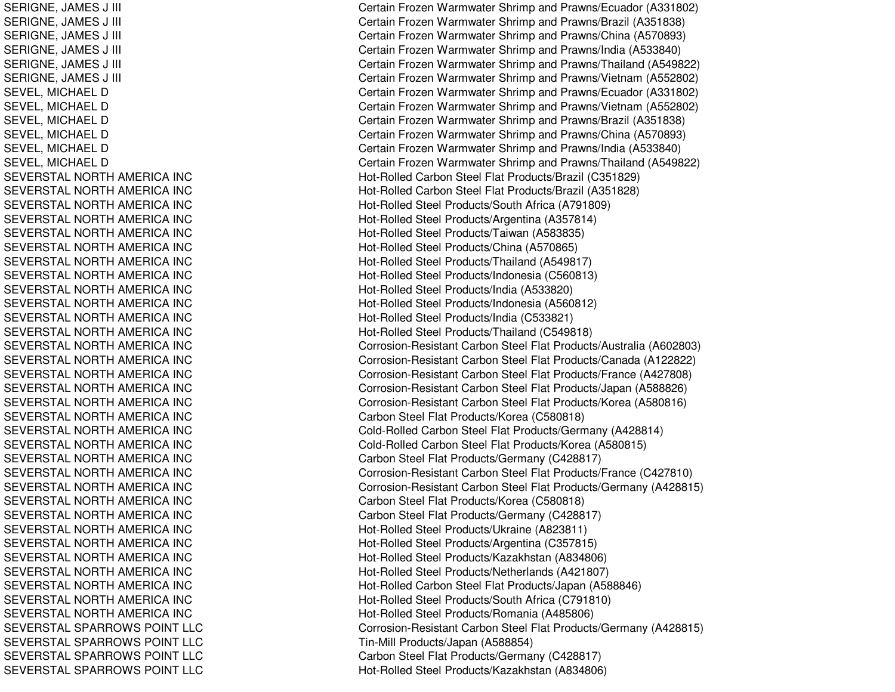| | |
|---|---|
| SERIGNE, JAMES J III | Certain Frozen Warmwater Shrimp and Prawns/Ecuador (A331802) |
| SERIGNE, JAMES J III | Certain Frozen Warmwater Shrimp and Prawns/Brazil (A351838) |
| SERIGNE, JAMES J III | Certain Frozen Warmwater Shrimp and Prawns/China (A570893) |
| SERIGNE, JAMES J III | Certain Frozen Warmwater Shrimp and Prawns/India (A533840) |
| SERIGNE, JAMES J III | Certain Frozen Warmwater Shrimp and Prawns/Thailand (A549822) |
| SERIGNE, JAMES J III | Certain Frozen Warmwater Shrimp and Prawns/Vietnam (A552802) |
| SEVEL, MICHAEL D | Certain Frozen Warmwater Shrimp and Prawns/Ecuador (A331802) |
| SEVEL, MICHAEL D | Certain Frozen Warmwater Shrimp and Prawns/Vietnam (A552802) |
| SEVEL, MICHAEL D | Certain Frozen Warmwater Shrimp and Prawns/Brazil (A351838) |
| SEVEL, MICHAEL D | Certain Frozen Warmwater Shrimp and Prawns/China (A570893) |
| SEVEL, MICHAEL D | Certain Frozen Warmwater Shrimp and Prawns/India (A533840) |
| SEVEL, MICHAEL D | Certain Frozen Warmwater Shrimp and Prawns/Thailand (A549822) |
| SEVERSTAL NORTH AMERICA INC | Hot-Rolled Carbon Steel Flat Products/Brazil (C351829) |
| SEVERSTAL NORTH AMERICA INC | Hot-Rolled Carbon Steel Flat Products/Brazil (A351828) |
| SEVERSTAL NORTH AMERICA INC | Hot-Rolled Steel Products/South Africa (A791809) |
| SEVERSTAL NORTH AMERICA INC | Hot-Rolled Steel Products/Argentina (A357814) |
| SEVERSTAL NORTH AMERICA INC | Hot-Rolled Steel Products/Taiwan (A583835) |
| SEVERSTAL NORTH AMERICA INC | Hot-Rolled Steel Products/China (A570865) |
| SEVERSTAL NORTH AMERICA INC | Hot-Rolled Steel Products/Thailand (A549817) |
| SEVERSTAL NORTH AMERICA INC | Hot-Rolled Steel Products/Indonesia (C560813) |
| SEVERSTAL NORTH AMERICA INC | Hot-Rolled Steel Products/India (A533820) |
| SEVERSTAL NORTH AMERICA INC | Hot-Rolled Steel Products/Indonesia (A560812) |
| SEVERSTAL NORTH AMERICA INC | Hot-Rolled Steel Products/India (C533821) |
| SEVERSTAL NORTH AMERICA INC | Hot-Rolled Steel Products/Thailand (C549818) |
| SEVERSTAL NORTH AMERICA INC | Corrosion-Resistant Carbon Steel Flat Products/Australia (A602803) |
| SEVERSTAL NORTH AMERICA INC | Corrosion-Resistant Carbon Steel Flat Products/Canada (A122822) |
| SEVERSTAL NORTH AMERICA INC | Corrosion-Resistant Carbon Steel Flat Products/France (A427808) |
| SEVERSTAL NORTH AMERICA INC | Corrosion-Resistant Carbon Steel Flat Products/Japan (A588826) |
| SEVERSTAL NORTH AMERICA INC | Corrosion-Resistant Carbon Steel Flat Products/Korea (A580816) |
| SEVERSTAL NORTH AMERICA INC | Carbon Steel Flat Products/Korea (C580818) |
| SEVERSTAL NORTH AMERICA INC | Cold-Rolled Carbon Steel Flat Products/Germany (A428814) |
| SEVERSTAL NORTH AMERICA INC | Cold-Rolled Carbon Steel Flat Products/Korea (A580815) |
| SEVERSTAL NORTH AMERICA INC | Carbon Steel Flat Products/Germany (C428817) |
| SEVERSTAL NORTH AMERICA INC | Corrosion-Resistant Carbon Steel Flat Products/France (C427810) |
| SEVERSTAL NORTH AMERICA INC | Corrosion-Resistant Carbon Steel Flat Products/Germany (A428815) |
| SEVERSTAL NORTH AMERICA INC | Carbon Steel Flat Products/Korea (C580818) |
| SEVERSTAL NORTH AMERICA INC | Carbon Steel Flat Products/Germany (C428817) |
| SEVERSTAL NORTH AMERICA INC | Hot-Rolled Steel Products/Ukraine (A823811) |
| SEVERSTAL NORTH AMERICA INC | Hot-Rolled Steel Products/Argentina (C357815) |
| SEVERSTAL NORTH AMERICA INC | Hot-Rolled Steel Products/Kazakhstan (A834806) |
| SEVERSTAL NORTH AMERICA INC | Hot-Rolled Steel Products/Netherlands (A421807) |
| SEVERSTAL NORTH AMERICA INC | Hot-Rolled Carbon Steel Flat Products/Japan (A588846) |
| SEVERSTAL NORTH AMERICA INC | Hot-Rolled Steel Products/South Africa (C791810) |
| SEVERSTAL NORTH AMERICA INC | Hot-Rolled Steel Products/Romania (A485806) |
| SEVERSTAL SPARROWS POINT LLC | Corrosion-Resistant Carbon Steel Flat Products/Germany (A428815) |
| SEVERSTAL SPARROWS POINT LLC | Tin-Mill Products/Japan (A588854) |
| SEVERSTAL SPARROWS POINT LLC | Carbon Steel Flat Products/Germany (C428817) |
| SEVERSTAL SPARROWS POINT LLC | Hot-Rolled Steel Products/Kazakhstan (A834806) |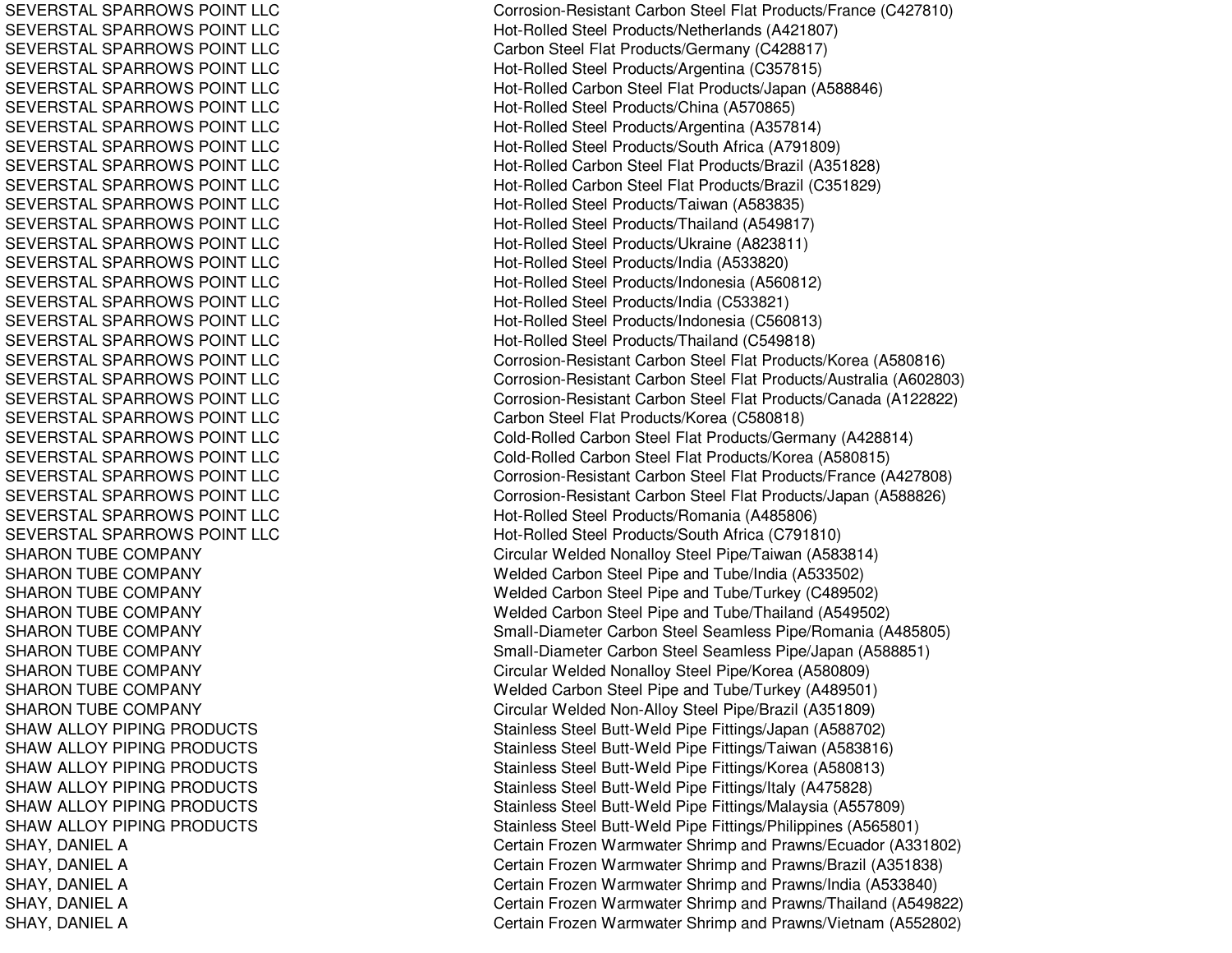| | |
|---|---|
| SEVERSTAL SPARROWS POINT LLC | Corrosion-Resistant Carbon Steel Flat Products/France (C427810) |
| SEVERSTAL SPARROWS POINT LLC | Hot-Rolled Steel Products/Netherlands (A421807) |
| SEVERSTAL SPARROWS POINT LLC | Carbon Steel Flat Products/Germany (C428817) |
| SEVERSTAL SPARROWS POINT LLC | Hot-Rolled Steel Products/Argentina (C357815) |
| SEVERSTAL SPARROWS POINT LLC | Hot-Rolled Carbon Steel Flat Products/Japan (A588846) |
| SEVERSTAL SPARROWS POINT LLC | Hot-Rolled Steel Products/China (A570865) |
| SEVERSTAL SPARROWS POINT LLC | Hot-Rolled Steel Products/Argentina (A357814) |
| SEVERSTAL SPARROWS POINT LLC | Hot-Rolled Steel Products/South Africa (A791809) |
| SEVERSTAL SPARROWS POINT LLC | Hot-Rolled Carbon Steel Flat Products/Brazil (A351828) |
| SEVERSTAL SPARROWS POINT LLC | Hot-Rolled Carbon Steel Flat Products/Brazil (C351829) |
| SEVERSTAL SPARROWS POINT LLC | Hot-Rolled Steel Products/Taiwan (A583835) |
| SEVERSTAL SPARROWS POINT LLC | Hot-Rolled Steel Products/Thailand (A549817) |
| SEVERSTAL SPARROWS POINT LLC | Hot-Rolled Steel Products/Ukraine (A823811) |
| SEVERSTAL SPARROWS POINT LLC | Hot-Rolled Steel Products/India (A533820) |
| SEVERSTAL SPARROWS POINT LLC | Hot-Rolled Steel Products/Indonesia (A560812) |
| SEVERSTAL SPARROWS POINT LLC | Hot-Rolled Steel Products/India (C533821) |
| SEVERSTAL SPARROWS POINT LLC | Hot-Rolled Steel Products/Indonesia (C560813) |
| SEVERSTAL SPARROWS POINT LLC | Hot-Rolled Steel Products/Thailand (C549818) |
| SEVERSTAL SPARROWS POINT LLC | Corrosion-Resistant Carbon Steel Flat Products/Korea (A580816) |
| SEVERSTAL SPARROWS POINT LLC | Corrosion-Resistant Carbon Steel Flat Products/Australia (A602803) |
| SEVERSTAL SPARROWS POINT LLC | Corrosion-Resistant Carbon Steel Flat Products/Canada (A122822) |
| SEVERSTAL SPARROWS POINT LLC | Carbon Steel Flat Products/Korea (C580818) |
| SEVERSTAL SPARROWS POINT LLC | Cold-Rolled Carbon Steel Flat Products/Germany (A428814) |
| SEVERSTAL SPARROWS POINT LLC | Cold-Rolled Carbon Steel Flat Products/Korea (A580815) |
| SEVERSTAL SPARROWS POINT LLC | Corrosion-Resistant Carbon Steel Flat Products/France (A427808) |
| SEVERSTAL SPARROWS POINT LLC | Corrosion-Resistant Carbon Steel Flat Products/Japan (A588826) |
| SEVERSTAL SPARROWS POINT LLC | Hot-Rolled Steel Products/Romania (A485806) |
| SEVERSTAL SPARROWS POINT LLC | Hot-Rolled Steel Products/South Africa (C791810) |
| SHARON TUBE COMPANY | Circular Welded Nonalloy Steel Pipe/Taiwan (A583814) |
| SHARON TUBE COMPANY | Welded Carbon Steel Pipe and Tube/India (A533502) |
| SHARON TUBE COMPANY | Welded Carbon Steel Pipe and Tube/Turkey (C489502) |
| SHARON TUBE COMPANY | Welded Carbon Steel Pipe and Tube/Thailand (A549502) |
| SHARON TUBE COMPANY | Small-Diameter Carbon Steel Seamless Pipe/Romania (A485805) |
| SHARON TUBE COMPANY | Small-Diameter Carbon Steel Seamless Pipe/Japan (A588851) |
| SHARON TUBE COMPANY | Circular Welded Nonalloy Steel Pipe/Korea (A580809) |
| SHARON TUBE COMPANY | Welded Carbon Steel Pipe and Tube/Turkey (A489501) |
| SHARON TUBE COMPANY | Circular Welded Non-Alloy Steel Pipe/Brazil (A351809) |
| SHAW ALLOY PIPING PRODUCTS | Stainless Steel Butt-Weld Pipe Fittings/Japan (A588702) |
| SHAW ALLOY PIPING PRODUCTS | Stainless Steel Butt-Weld Pipe Fittings/Taiwan (A583816) |
| SHAW ALLOY PIPING PRODUCTS | Stainless Steel Butt-Weld Pipe Fittings/Korea (A580813) |
| SHAW ALLOY PIPING PRODUCTS | Stainless Steel Butt-Weld Pipe Fittings/Italy (A475828) |
| SHAW ALLOY PIPING PRODUCTS | Stainless Steel Butt-Weld Pipe Fittings/Malaysia (A557809) |
| SHAW ALLOY PIPING PRODUCTS | Stainless Steel Butt-Weld Pipe Fittings/Philippines (A565801) |
| SHAY, DANIEL A | Certain Frozen Warmwater Shrimp and Prawns/Ecuador (A331802) |
| SHAY, DANIEL A | Certain Frozen Warmwater Shrimp and Prawns/Brazil (A351838) |
| SHAY, DANIEL A | Certain Frozen Warmwater Shrimp and Prawns/India (A533840) |
| SHAY, DANIEL A | Certain Frozen Warmwater Shrimp and Prawns/Thailand (A549822) |
| SHAY, DANIEL A | Certain Frozen Warmwater Shrimp and Prawns/Vietnam (A552802) |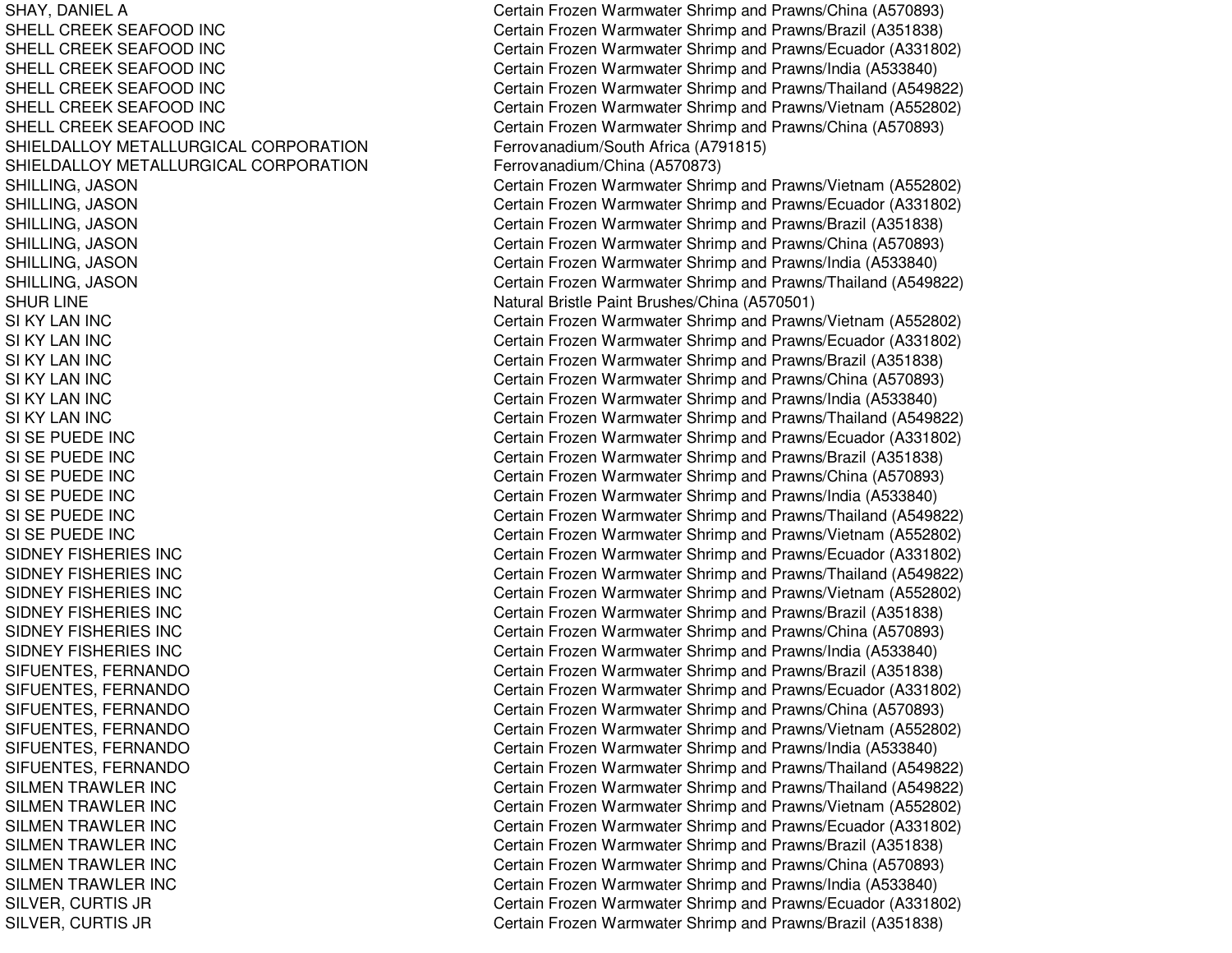| | |
|---|---|
| SHAY, DANIEL A | Certain Frozen Warmwater Shrimp and Prawns/China (A570893) |
| SHELL CREEK SEAFOOD INC | Certain Frozen Warmwater Shrimp and Prawns/Brazil (A351838) |
| SHELL CREEK SEAFOOD INC | Certain Frozen Warmwater Shrimp and Prawns/Ecuador (A331802) |
| SHELL CREEK SEAFOOD INC | Certain Frozen Warmwater Shrimp and Prawns/India (A533840) |
| SHELL CREEK SEAFOOD INC | Certain Frozen Warmwater Shrimp and Prawns/Thailand (A549822) |
| SHELL CREEK SEAFOOD INC | Certain Frozen Warmwater Shrimp and Prawns/Vietnam (A552802) |
| SHELL CREEK SEAFOOD INC | Certain Frozen Warmwater Shrimp and Prawns/China (A570893) |
| SHIELDALLOY METALLURGICAL CORPORATION | Ferrovanadium/South Africa (A791815) |
| SHIELDALLOY METALLURGICAL CORPORATION | Ferrovanadium/China (A570873) |
| SHILLING, JASON | Certain Frozen Warmwater Shrimp and Prawns/Vietnam (A552802) |
| SHILLING, JASON | Certain Frozen Warmwater Shrimp and Prawns/Ecuador (A331802) |
| SHILLING, JASON | Certain Frozen Warmwater Shrimp and Prawns/Brazil (A351838) |
| SHILLING, JASON | Certain Frozen Warmwater Shrimp and Prawns/China (A570893) |
| SHILLING, JASON | Certain Frozen Warmwater Shrimp and Prawns/India (A533840) |
| SHILLING, JASON | Certain Frozen Warmwater Shrimp and Prawns/Thailand (A549822) |
| SHUR LINE | Natural Bristle Paint Brushes/China (A570501) |
| SI KY LAN INC | Certain Frozen Warmwater Shrimp and Prawns/Vietnam (A552802) |
| SI KY LAN INC | Certain Frozen Warmwater Shrimp and Prawns/Ecuador (A331802) |
| SI KY LAN INC | Certain Frozen Warmwater Shrimp and Prawns/Brazil (A351838) |
| SI KY LAN INC | Certain Frozen Warmwater Shrimp and Prawns/China (A570893) |
| SI KY LAN INC | Certain Frozen Warmwater Shrimp and Prawns/India (A533840) |
| SI KY LAN INC | Certain Frozen Warmwater Shrimp and Prawns/Thailand (A549822) |
| SI SE PUEDE INC | Certain Frozen Warmwater Shrimp and Prawns/Ecuador (A331802) |
| SI SE PUEDE INC | Certain Frozen Warmwater Shrimp and Prawns/Brazil (A351838) |
| SI SE PUEDE INC | Certain Frozen Warmwater Shrimp and Prawns/China (A570893) |
| SI SE PUEDE INC | Certain Frozen Warmwater Shrimp and Prawns/India (A533840) |
| SI SE PUEDE INC | Certain Frozen Warmwater Shrimp and Prawns/Thailand (A549822) |
| SI SE PUEDE INC | Certain Frozen Warmwater Shrimp and Prawns/Vietnam (A552802) |
| SIDNEY FISHERIES INC | Certain Frozen Warmwater Shrimp and Prawns/Ecuador (A331802) |
| SIDNEY FISHERIES INC | Certain Frozen Warmwater Shrimp and Prawns/Thailand (A549822) |
| SIDNEY FISHERIES INC | Certain Frozen Warmwater Shrimp and Prawns/Vietnam (A552802) |
| SIDNEY FISHERIES INC | Certain Frozen Warmwater Shrimp and Prawns/Brazil (A351838) |
| SIDNEY FISHERIES INC | Certain Frozen Warmwater Shrimp and Prawns/China (A570893) |
| SIDNEY FISHERIES INC | Certain Frozen Warmwater Shrimp and Prawns/India (A533840) |
| SIFUENTES, FERNANDO | Certain Frozen Warmwater Shrimp and Prawns/Brazil (A351838) |
| SIFUENTES, FERNANDO | Certain Frozen Warmwater Shrimp and Prawns/Ecuador (A331802) |
| SIFUENTES, FERNANDO | Certain Frozen Warmwater Shrimp and Prawns/China (A570893) |
| SIFUENTES, FERNANDO | Certain Frozen Warmwater Shrimp and Prawns/Vietnam (A552802) |
| SIFUENTES, FERNANDO | Certain Frozen Warmwater Shrimp and Prawns/India (A533840) |
| SIFUENTES, FERNANDO | Certain Frozen Warmwater Shrimp and Prawns/Thailand (A549822) |
| SILMEN TRAWLER INC | Certain Frozen Warmwater Shrimp and Prawns/Thailand (A549822) |
| SILMEN TRAWLER INC | Certain Frozen Warmwater Shrimp and Prawns/Vietnam (A552802) |
| SILMEN TRAWLER INC | Certain Frozen Warmwater Shrimp and Prawns/Ecuador (A331802) |
| SILMEN TRAWLER INC | Certain Frozen Warmwater Shrimp and Prawns/Brazil (A351838) |
| SILMEN TRAWLER INC | Certain Frozen Warmwater Shrimp and Prawns/China (A570893) |
| SILMEN TRAWLER INC | Certain Frozen Warmwater Shrimp and Prawns/India (A533840) |
| SILVER, CURTIS JR | Certain Frozen Warmwater Shrimp and Prawns/Ecuador (A331802) |
| SILVER, CURTIS JR | Certain Frozen Warmwater Shrimp and Prawns/Brazil (A351838) |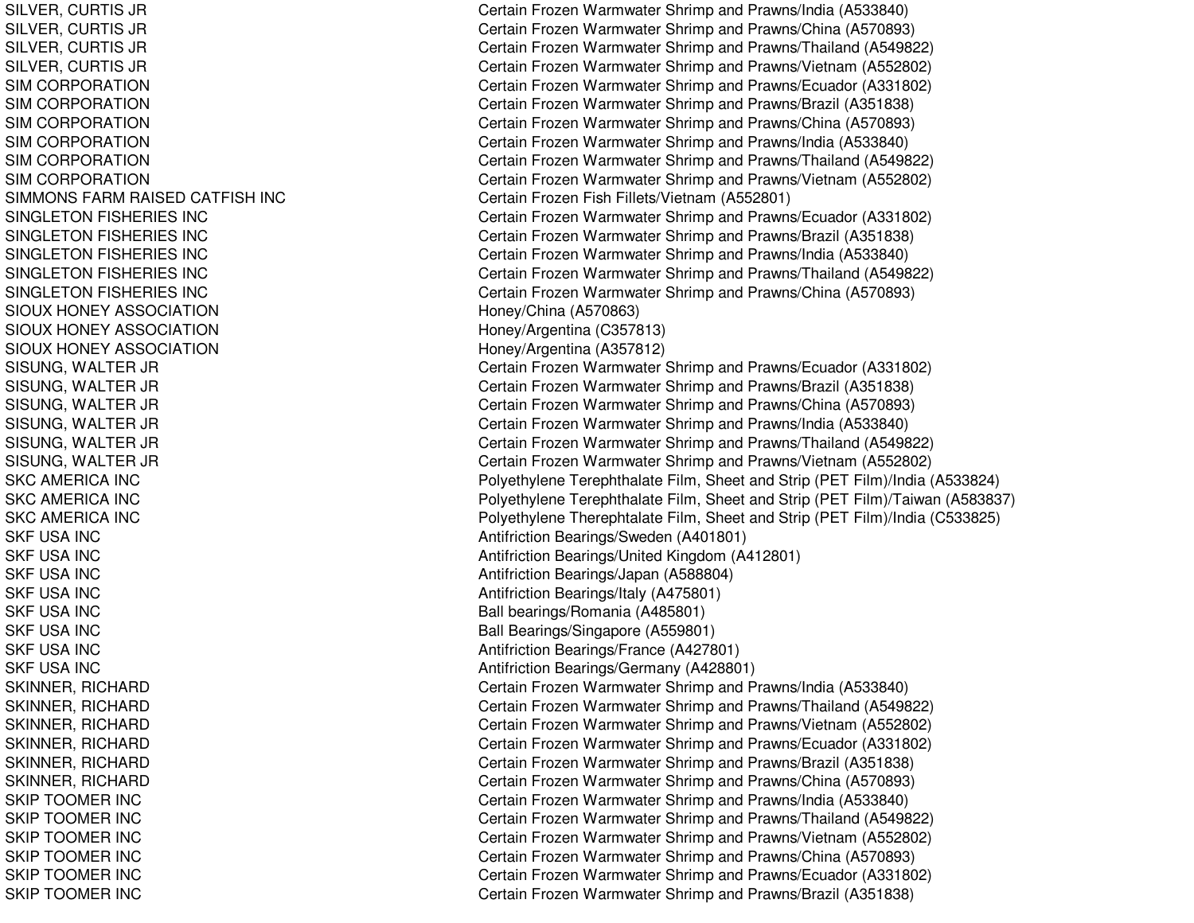| | |
|---|---|
| SILVER, CURTIS JR | Certain Frozen Warmwater Shrimp and Prawns/India (A533840) |
| SILVER, CURTIS JR | Certain Frozen Warmwater Shrimp and Prawns/China (A570893) |
| SILVER, CURTIS JR | Certain Frozen Warmwater Shrimp and Prawns/Thailand (A549822) |
| SILVER, CURTIS JR | Certain Frozen Warmwater Shrimp and Prawns/Vietnam (A552802) |
| SIM CORPORATION | Certain Frozen Warmwater Shrimp and Prawns/Ecuador (A331802) |
| SIM CORPORATION | Certain Frozen Warmwater Shrimp and Prawns/Brazil (A351838) |
| SIM CORPORATION | Certain Frozen Warmwater Shrimp and Prawns/China (A570893) |
| SIM CORPORATION | Certain Frozen Warmwater Shrimp and Prawns/India (A533840) |
| SIM CORPORATION | Certain Frozen Warmwater Shrimp and Prawns/Thailand (A549822) |
| SIM CORPORATION | Certain Frozen Warmwater Shrimp and Prawns/Vietnam (A552802) |
| SIMMONS FARM RAISED CATFISH INC | Certain Frozen Fish Fillets/Vietnam (A552801) |
| SINGLETON FISHERIES INC | Certain Frozen Warmwater Shrimp and Prawns/Ecuador (A331802) |
| SINGLETON FISHERIES INC | Certain Frozen Warmwater Shrimp and Prawns/Brazil (A351838) |
| SINGLETON FISHERIES INC | Certain Frozen Warmwater Shrimp and Prawns/India (A533840) |
| SINGLETON FISHERIES INC | Certain Frozen Warmwater Shrimp and Prawns/Thailand (A549822) |
| SINGLETON FISHERIES INC | Certain Frozen Warmwater Shrimp and Prawns/China (A570893) |
| SIOUX HONEY ASSOCIATION | Honey/China (A570863) |
| SIOUX HONEY ASSOCIATION | Honey/Argentina (C357813) |
| SIOUX HONEY ASSOCIATION | Honey/Argentina (A357812) |
| SISUNG, WALTER JR | Certain Frozen Warmwater Shrimp and Prawns/Ecuador (A331802) |
| SISUNG, WALTER JR | Certain Frozen Warmwater Shrimp and Prawns/Brazil (A351838) |
| SISUNG, WALTER JR | Certain Frozen Warmwater Shrimp and Prawns/China (A570893) |
| SISUNG, WALTER JR | Certain Frozen Warmwater Shrimp and Prawns/India (A533840) |
| SISUNG, WALTER JR | Certain Frozen Warmwater Shrimp and Prawns/Thailand (A549822) |
| SISUNG, WALTER JR | Certain Frozen Warmwater Shrimp and Prawns/Vietnam (A552802) |
| SKC AMERICA INC | Polyethylene Terephthalate Film, Sheet and Strip (PET Film)/India (A533824) |
| SKC AMERICA INC | Polyethylene Terephthalate Film, Sheet and Strip (PET Film)/Taiwan (A583837) |
| SKC AMERICA INC | Polyethylene Therephtalate Film, Sheet and Strip (PET Film)/India (C533825) |
| SKF USA INC | Antifriction Bearings/Sweden (A401801) |
| SKF USA INC | Antifriction Bearings/United Kingdom (A412801) |
| SKF USA INC | Antifriction Bearings/Japan (A588804) |
| SKF USA INC | Antifriction Bearings/Italy (A475801) |
| SKF USA INC | Ball bearings/Romania (A485801) |
| SKF USA INC | Ball Bearings/Singapore (A559801) |
| SKF USA INC | Antifriction Bearings/France (A427801) |
| SKF USA INC | Antifriction Bearings/Germany (A428801) |
| SKINNER, RICHARD | Certain Frozen Warmwater Shrimp and Prawns/India (A533840) |
| SKINNER, RICHARD | Certain Frozen Warmwater Shrimp and Prawns/Thailand (A549822) |
| SKINNER, RICHARD | Certain Frozen Warmwater Shrimp and Prawns/Vietnam (A552802) |
| SKINNER, RICHARD | Certain Frozen Warmwater Shrimp and Prawns/Ecuador (A331802) |
| SKINNER, RICHARD | Certain Frozen Warmwater Shrimp and Prawns/Brazil (A351838) |
| SKINNER, RICHARD | Certain Frozen Warmwater Shrimp and Prawns/China (A570893) |
| SKIP TOOMER INC | Certain Frozen Warmwater Shrimp and Prawns/India (A533840) |
| SKIP TOOMER INC | Certain Frozen Warmwater Shrimp and Prawns/Thailand (A549822) |
| SKIP TOOMER INC | Certain Frozen Warmwater Shrimp and Prawns/Vietnam (A552802) |
| SKIP TOOMER INC | Certain Frozen Warmwater Shrimp and Prawns/China (A570893) |
| SKIP TOOMER INC | Certain Frozen Warmwater Shrimp and Prawns/Ecuador (A331802) |
| SKIP TOOMER INC | Certain Frozen Warmwater Shrimp and Prawns/Brazil (A351838) |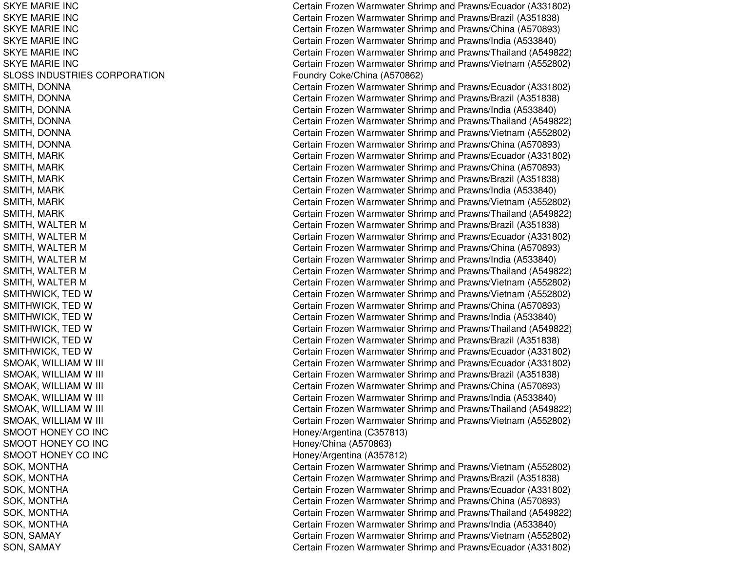| | |
|---|---|
| SKYE MARIE INC | Certain Frozen Warmwater Shrimp and Prawns/Ecuador (A331802) |
| SKYE MARIE INC | Certain Frozen Warmwater Shrimp and Prawns/Brazil (A351838) |
| SKYE MARIE INC | Certain Frozen Warmwater Shrimp and Prawns/China (A570893) |
| SKYE MARIE INC | Certain Frozen Warmwater Shrimp and Prawns/India (A533840) |
| SKYE MARIE INC | Certain Frozen Warmwater Shrimp and Prawns/Thailand (A549822) |
| SKYE MARIE INC | Certain Frozen Warmwater Shrimp and Prawns/Vietnam (A552802) |
| SLOSS INDUSTRIES CORPORATION | Foundry Coke/China (A570862) |
| SMITH, DONNA | Certain Frozen Warmwater Shrimp and Prawns/Ecuador (A331802) |
| SMITH, DONNA | Certain Frozen Warmwater Shrimp and Prawns/Brazil (A351838) |
| SMITH, DONNA | Certain Frozen Warmwater Shrimp and Prawns/India (A533840) |
| SMITH, DONNA | Certain Frozen Warmwater Shrimp and Prawns/Thailand (A549822) |
| SMITH, DONNA | Certain Frozen Warmwater Shrimp and Prawns/Vietnam (A552802) |
| SMITH, DONNA | Certain Frozen Warmwater Shrimp and Prawns/China (A570893) |
| SMITH, MARK | Certain Frozen Warmwater Shrimp and Prawns/Ecuador (A331802) |
| SMITH, MARK | Certain Frozen Warmwater Shrimp and Prawns/China (A570893) |
| SMITH, MARK | Certain Frozen Warmwater Shrimp and Prawns/Brazil (A351838) |
| SMITH, MARK | Certain Frozen Warmwater Shrimp and Prawns/India (A533840) |
| SMITH, MARK | Certain Frozen Warmwater Shrimp and Prawns/Vietnam (A552802) |
| SMITH, MARK | Certain Frozen Warmwater Shrimp and Prawns/Thailand (A549822) |
| SMITH, WALTER M | Certain Frozen Warmwater Shrimp and Prawns/Brazil (A351838) |
| SMITH, WALTER M | Certain Frozen Warmwater Shrimp and Prawns/Ecuador (A331802) |
| SMITH, WALTER M | Certain Frozen Warmwater Shrimp and Prawns/China (A570893) |
| SMITH, WALTER M | Certain Frozen Warmwater Shrimp and Prawns/India (A533840) |
| SMITH, WALTER M | Certain Frozen Warmwater Shrimp and Prawns/Thailand (A549822) |
| SMITH, WALTER M | Certain Frozen Warmwater Shrimp and Prawns/Vietnam (A552802) |
| SMITHWICK, TED W | Certain Frozen Warmwater Shrimp and Prawns/Vietnam (A552802) |
| SMITHWICK, TED W | Certain Frozen Warmwater Shrimp and Prawns/China (A570893) |
| SMITHWICK, TED W | Certain Frozen Warmwater Shrimp and Prawns/India (A533840) |
| SMITHWICK, TED W | Certain Frozen Warmwater Shrimp and Prawns/Thailand (A549822) |
| SMITHWICK, TED W | Certain Frozen Warmwater Shrimp and Prawns/Brazil (A351838) |
| SMITHWICK, TED W | Certain Frozen Warmwater Shrimp and Prawns/Ecuador (A331802) |
| SMOAK, WILLIAM W III | Certain Frozen Warmwater Shrimp and Prawns/Ecuador (A331802) |
| SMOAK, WILLIAM W III | Certain Frozen Warmwater Shrimp and Prawns/Brazil (A351838) |
| SMOAK, WILLIAM W III | Certain Frozen Warmwater Shrimp and Prawns/China (A570893) |
| SMOAK, WILLIAM W III | Certain Frozen Warmwater Shrimp and Prawns/India (A533840) |
| SMOAK, WILLIAM W III | Certain Frozen Warmwater Shrimp and Prawns/Thailand (A549822) |
| SMOAK, WILLIAM W III | Certain Frozen Warmwater Shrimp and Prawns/Vietnam (A552802) |
| SMOOT HONEY CO INC | Honey/Argentina (C357813) |
| SMOOT HONEY CO INC | Honey/China (A570863) |
| SMOOT HONEY CO INC | Honey/Argentina (A357812) |
| SOK, MONTHA | Certain Frozen Warmwater Shrimp and Prawns/Vietnam (A552802) |
| SOK, MONTHA | Certain Frozen Warmwater Shrimp and Prawns/Brazil (A351838) |
| SOK, MONTHA | Certain Frozen Warmwater Shrimp and Prawns/Ecuador (A331802) |
| SOK, MONTHA | Certain Frozen Warmwater Shrimp and Prawns/China (A570893) |
| SOK, MONTHA | Certain Frozen Warmwater Shrimp and Prawns/Thailand (A549822) |
| SOK, MONTHA | Certain Frozen Warmwater Shrimp and Prawns/India (A533840) |
| SON, SAMAY | Certain Frozen Warmwater Shrimp and Prawns/Vietnam (A552802) |
| SON, SAMAY | Certain Frozen Warmwater Shrimp and Prawns/Ecuador (A331802) |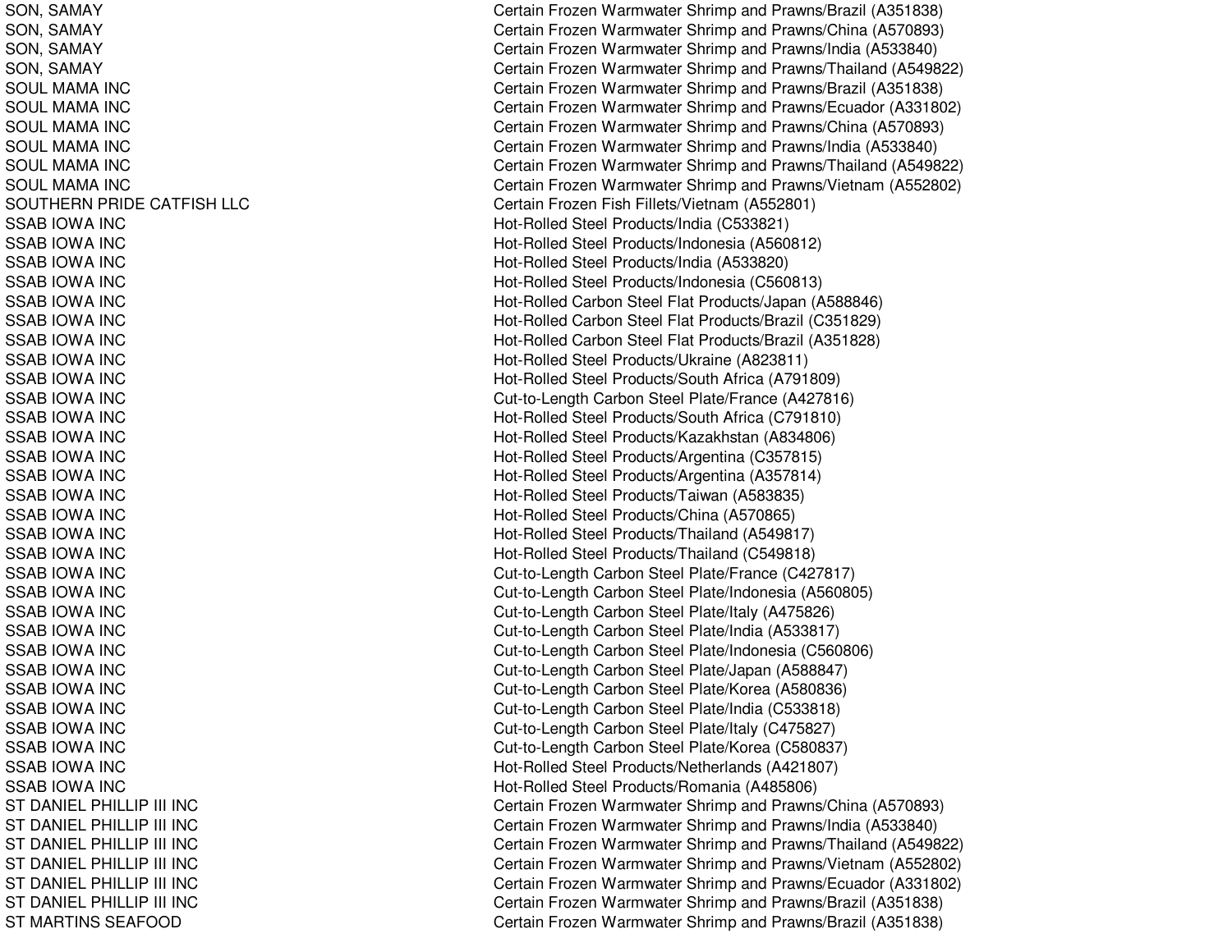| | |
|---|---|
| SON, SAMAY | Certain Frozen Warmwater Shrimp and Prawns/Brazil (A351838) |
| SON, SAMAY | Certain Frozen Warmwater Shrimp and Prawns/China (A570893) |
| SON, SAMAY | Certain Frozen Warmwater Shrimp and Prawns/India (A533840) |
| SON, SAMAY | Certain Frozen Warmwater Shrimp and Prawns/Thailand (A549822) |
| SOUL MAMA INC | Certain Frozen Warmwater Shrimp and Prawns/Brazil (A351838) |
| SOUL MAMA INC | Certain Frozen Warmwater Shrimp and Prawns/Ecuador (A331802) |
| SOUL MAMA INC | Certain Frozen Warmwater Shrimp and Prawns/China (A570893) |
| SOUL MAMA INC | Certain Frozen Warmwater Shrimp and Prawns/India (A533840) |
| SOUL MAMA INC | Certain Frozen Warmwater Shrimp and Prawns/Thailand (A549822) |
| SOUL MAMA INC | Certain Frozen Warmwater Shrimp and Prawns/Vietnam (A552802) |
| SOUTHERN PRIDE CATFISH LLC | Certain Frozen Fish Fillets/Vietnam (A552801) |
| SSAB IOWA INC | Hot-Rolled Steel Products/India (C533821) |
| SSAB IOWA INC | Hot-Rolled Steel Products/Indonesia (A560812) |
| SSAB IOWA INC | Hot-Rolled Steel Products/India (A533820) |
| SSAB IOWA INC | Hot-Rolled Steel Products/Indonesia (C560813) |
| SSAB IOWA INC | Hot-Rolled Carbon Steel Flat Products/Japan (A588846) |
| SSAB IOWA INC | Hot-Rolled Carbon Steel Flat Products/Brazil (C351829) |
| SSAB IOWA INC | Hot-Rolled Carbon Steel Flat Products/Brazil (A351828) |
| SSAB IOWA INC | Hot-Rolled Steel Products/Ukraine (A823811) |
| SSAB IOWA INC | Hot-Rolled Steel Products/South Africa (A791809) |
| SSAB IOWA INC | Cut-to-Length Carbon Steel Plate/France (A427816) |
| SSAB IOWA INC | Hot-Rolled Steel Products/South Africa (C791810) |
| SSAB IOWA INC | Hot-Rolled Steel Products/Kazakhstan (A834806) |
| SSAB IOWA INC | Hot-Rolled Steel Products/Argentina (C357815) |
| SSAB IOWA INC | Hot-Rolled Steel Products/Argentina (A357814) |
| SSAB IOWA INC | Hot-Rolled Steel Products/Taiwan (A583835) |
| SSAB IOWA INC | Hot-Rolled Steel Products/China (A570865) |
| SSAB IOWA INC | Hot-Rolled Steel Products/Thailand (A549817) |
| SSAB IOWA INC | Hot-Rolled Steel Products/Thailand (C549818) |
| SSAB IOWA INC | Cut-to-Length Carbon Steel Plate/France (C427817) |
| SSAB IOWA INC | Cut-to-Length Carbon Steel Plate/Indonesia (A560805) |
| SSAB IOWA INC | Cut-to-Length Carbon Steel Plate/Italy (A475826) |
| SSAB IOWA INC | Cut-to-Length Carbon Steel Plate/India (A533817) |
| SSAB IOWA INC | Cut-to-Length Carbon Steel Plate/Indonesia (C560806) |
| SSAB IOWA INC | Cut-to-Length Carbon Steel Plate/Japan (A588847) |
| SSAB IOWA INC | Cut-to-Length Carbon Steel Plate/Korea (A580836) |
| SSAB IOWA INC | Cut-to-Length Carbon Steel Plate/India (C533818) |
| SSAB IOWA INC | Cut-to-Length Carbon Steel Plate/Italy (C475827) |
| SSAB IOWA INC | Cut-to-Length Carbon Steel Plate/Korea (C580837) |
| SSAB IOWA INC | Hot-Rolled Steel Products/Netherlands (A421807) |
| SSAB IOWA INC | Hot-Rolled Steel Products/Romania (A485806) |
| ST DANIEL PHILLIP III INC | Certain Frozen Warmwater Shrimp and Prawns/China (A570893) |
| ST DANIEL PHILLIP III INC | Certain Frozen Warmwater Shrimp and Prawns/India (A533840) |
| ST DANIEL PHILLIP III INC | Certain Frozen Warmwater Shrimp and Prawns/Thailand (A549822) |
| ST DANIEL PHILLIP III INC | Certain Frozen Warmwater Shrimp and Prawns/Vietnam (A552802) |
| ST DANIEL PHILLIP III INC | Certain Frozen Warmwater Shrimp and Prawns/Ecuador (A331802) |
| ST DANIEL PHILLIP III INC | Certain Frozen Warmwater Shrimp and Prawns/Brazil (A351838) |
| ST MARTINS SEAFOOD | Certain Frozen Warmwater Shrimp and Prawns/Brazil (A351838) |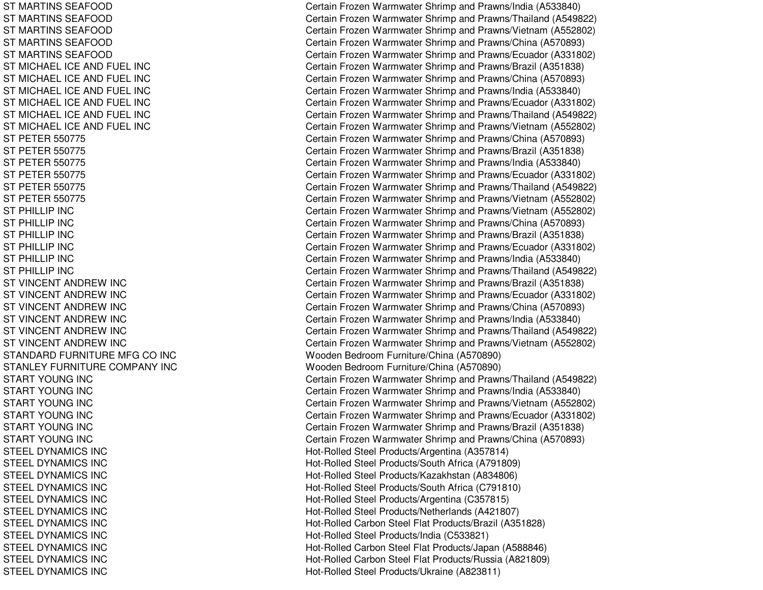| | |
|---|---|
| ST MARTINS SEAFOOD | Certain Frozen Warmwater Shrimp and Prawns/India (A533840) |
| ST MARTINS SEAFOOD | Certain Frozen Warmwater Shrimp and Prawns/Thailand (A549822) |
| ST MARTINS SEAFOOD | Certain Frozen Warmwater Shrimp and Prawns/Vietnam (A552802) |
| ST MARTINS SEAFOOD | Certain Frozen Warmwater Shrimp and Prawns/China (A570893) |
| ST MARTINS SEAFOOD | Certain Frozen Warmwater Shrimp and Prawns/Ecuador (A331802) |
| ST MICHAEL ICE AND FUEL INC | Certain Frozen Warmwater Shrimp and Prawns/Brazil (A351838) |
| ST MICHAEL ICE AND FUEL INC | Certain Frozen Warmwater Shrimp and Prawns/China (A570893) |
| ST MICHAEL ICE AND FUEL INC | Certain Frozen Warmwater Shrimp and Prawns/India (A533840) |
| ST MICHAEL ICE AND FUEL INC | Certain Frozen Warmwater Shrimp and Prawns/Ecuador (A331802) |
| ST MICHAEL ICE AND FUEL INC | Certain Frozen Warmwater Shrimp and Prawns/Thailand (A549822) |
| ST MICHAEL ICE AND FUEL INC | Certain Frozen Warmwater Shrimp and Prawns/Vietnam (A552802) |
| ST PETER 550775 | Certain Frozen Warmwater Shrimp and Prawns/China (A570893) |
| ST PETER 550775 | Certain Frozen Warmwater Shrimp and Prawns/Brazil (A351838) |
| ST PETER 550775 | Certain Frozen Warmwater Shrimp and Prawns/India (A533840) |
| ST PETER 550775 | Certain Frozen Warmwater Shrimp and Prawns/Ecuador (A331802) |
| ST PETER 550775 | Certain Frozen Warmwater Shrimp and Prawns/Thailand (A549822) |
| ST PETER 550775 | Certain Frozen Warmwater Shrimp and Prawns/Vietnam (A552802) |
| ST PHILLIP INC | Certain Frozen Warmwater Shrimp and Prawns/Vietnam (A552802) |
| ST PHILLIP INC | Certain Frozen Warmwater Shrimp and Prawns/China (A570893) |
| ST PHILLIP INC | Certain Frozen Warmwater Shrimp and Prawns/Brazil (A351838) |
| ST PHILLIP INC | Certain Frozen Warmwater Shrimp and Prawns/Ecuador (A331802) |
| ST PHILLIP INC | Certain Frozen Warmwater Shrimp and Prawns/India (A533840) |
| ST PHILLIP INC | Certain Frozen Warmwater Shrimp and Prawns/Thailand (A549822) |
| ST VINCENT ANDREW INC | Certain Frozen Warmwater Shrimp and Prawns/Brazil (A351838) |
| ST VINCENT ANDREW INC | Certain Frozen Warmwater Shrimp and Prawns/Ecuador (A331802) |
| ST VINCENT ANDREW INC | Certain Frozen Warmwater Shrimp and Prawns/China (A570893) |
| ST VINCENT ANDREW INC | Certain Frozen Warmwater Shrimp and Prawns/India (A533840) |
| ST VINCENT ANDREW INC | Certain Frozen Warmwater Shrimp and Prawns/Thailand (A549822) |
| ST VINCENT ANDREW INC | Certain Frozen Warmwater Shrimp and Prawns/Vietnam (A552802) |
| STANDARD FURNITURE MFG CO INC | Wooden Bedroom Furniture/China (A570890) |
| STANLEY FURNITURE COMPANY INC | Wooden Bedroom Furniture/China (A570890) |
| START YOUNG INC | Certain Frozen Warmwater Shrimp and Prawns/Thailand (A549822) |
| START YOUNG INC | Certain Frozen Warmwater Shrimp and Prawns/India (A533840) |
| START YOUNG INC | Certain Frozen Warmwater Shrimp and Prawns/Vietnam (A552802) |
| START YOUNG INC | Certain Frozen Warmwater Shrimp and Prawns/Ecuador (A331802) |
| START YOUNG INC | Certain Frozen Warmwater Shrimp and Prawns/Brazil (A351838) |
| START YOUNG INC | Certain Frozen Warmwater Shrimp and Prawns/China (A570893) |
| STEEL DYNAMICS INC | Hot-Rolled Steel Products/Argentina (A357814) |
| STEEL DYNAMICS INC | Hot-Rolled Steel Products/South Africa (A791809) |
| STEEL DYNAMICS INC | Hot-Rolled Steel Products/Kazakhstan (A834806) |
| STEEL DYNAMICS INC | Hot-Rolled Steel Products/South Africa (C791810) |
| STEEL DYNAMICS INC | Hot-Rolled Steel Products/Argentina (C357815) |
| STEEL DYNAMICS INC | Hot-Rolled Steel Products/Netherlands (A421807) |
| STEEL DYNAMICS INC | Hot-Rolled Carbon Steel Flat Products/Brazil (A351828) |
| STEEL DYNAMICS INC | Hot-Rolled Steel Products/India (C533821) |
| STEEL DYNAMICS INC | Hot-Rolled Carbon Steel Flat Products/Japan (A588846) |
| STEEL DYNAMICS INC | Hot-Rolled Carbon Steel Flat Products/Russia (A821809) |
| STEEL DYNAMICS INC | Hot-Rolled Steel Products/Ukraine (A823811) |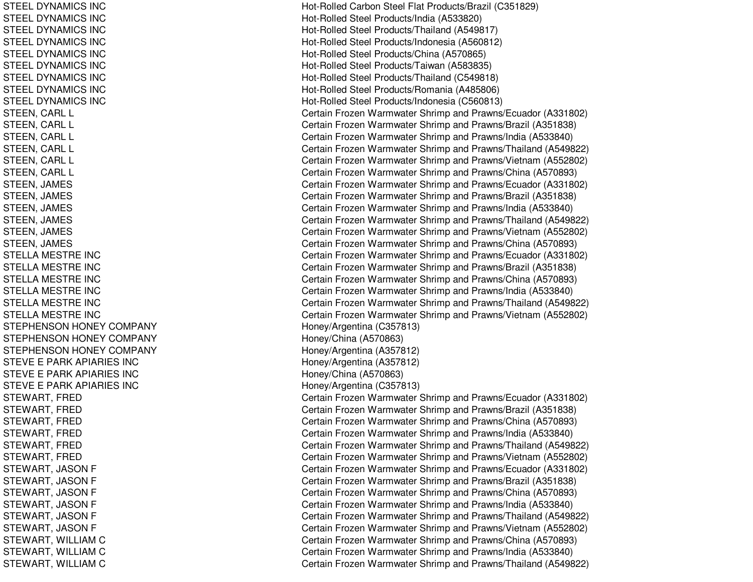| | |
|---|---|
| STEEL DYNAMICS INC | Hot-Rolled Carbon Steel Flat Products/Brazil (C351829) |
| STEEL DYNAMICS INC | Hot-Rolled Steel Products/India (A533820) |
| STEEL DYNAMICS INC | Hot-Rolled Steel Products/Thailand (A549817) |
| STEEL DYNAMICS INC | Hot-Rolled Steel Products/Indonesia (A560812) |
| STEEL DYNAMICS INC | Hot-Rolled Steel Products/China (A570865) |
| STEEL DYNAMICS INC | Hot-Rolled Steel Products/Taiwan (A583835) |
| STEEL DYNAMICS INC | Hot-Rolled Steel Products/Thailand (C549818) |
| STEEL DYNAMICS INC | Hot-Rolled Steel Products/Romania (A485806) |
| STEEL DYNAMICS INC | Hot-Rolled Steel Products/Indonesia (C560813) |
| STEEN, CARL L | Certain Frozen Warmwater Shrimp and Prawns/Ecuador (A331802) |
| STEEN, CARL L | Certain Frozen Warmwater Shrimp and Prawns/Brazil (A351838) |
| STEEN, CARL L | Certain Frozen Warmwater Shrimp and Prawns/India (A533840) |
| STEEN, CARL L | Certain Frozen Warmwater Shrimp and Prawns/Thailand (A549822) |
| STEEN, CARL L | Certain Frozen Warmwater Shrimp and Prawns/Vietnam (A552802) |
| STEEN, CARL L | Certain Frozen Warmwater Shrimp and Prawns/China (A570893) |
| STEEN, JAMES | Certain Frozen Warmwater Shrimp and Prawns/Ecuador (A331802) |
| STEEN, JAMES | Certain Frozen Warmwater Shrimp and Prawns/Brazil (A351838) |
| STEEN, JAMES | Certain Frozen Warmwater Shrimp and Prawns/India (A533840) |
| STEEN, JAMES | Certain Frozen Warmwater Shrimp and Prawns/Thailand (A549822) |
| STEEN, JAMES | Certain Frozen Warmwater Shrimp and Prawns/Vietnam (A552802) |
| STEEN, JAMES | Certain Frozen Warmwater Shrimp and Prawns/China (A570893) |
| STELLA MESTRE INC | Certain Frozen Warmwater Shrimp and Prawns/Ecuador (A331802) |
| STELLA MESTRE INC | Certain Frozen Warmwater Shrimp and Prawns/Brazil (A351838) |
| STELLA MESTRE INC | Certain Frozen Warmwater Shrimp and Prawns/China (A570893) |
| STELLA MESTRE INC | Certain Frozen Warmwater Shrimp and Prawns/India (A533840) |
| STELLA MESTRE INC | Certain Frozen Warmwater Shrimp and Prawns/Thailand (A549822) |
| STELLA MESTRE INC | Certain Frozen Warmwater Shrimp and Prawns/Vietnam (A552802) |
| STEPHENSON HONEY COMPANY | Honey/Argentina (C357813) |
| STEPHENSON HONEY COMPANY | Honey/China (A570863) |
| STEPHENSON HONEY COMPANY | Honey/Argentina (A357812) |
| STEVE E PARK APIARIES INC | Honey/Argentina (A357812) |
| STEVE E PARK APIARIES INC | Honey/China (A570863) |
| STEVE E PARK APIARIES INC | Honey/Argentina (C357813) |
| STEWART, FRED | Certain Frozen Warmwater Shrimp and Prawns/Ecuador (A331802) |
| STEWART, FRED | Certain Frozen Warmwater Shrimp and Prawns/Brazil (A351838) |
| STEWART, FRED | Certain Frozen Warmwater Shrimp and Prawns/China (A570893) |
| STEWART, FRED | Certain Frozen Warmwater Shrimp and Prawns/India (A533840) |
| STEWART, FRED | Certain Frozen Warmwater Shrimp and Prawns/Thailand (A549822) |
| STEWART, FRED | Certain Frozen Warmwater Shrimp and Prawns/Vietnam (A552802) |
| STEWART, JASON F | Certain Frozen Warmwater Shrimp and Prawns/Ecuador (A331802) |
| STEWART, JASON F | Certain Frozen Warmwater Shrimp and Prawns/Brazil (A351838) |
| STEWART, JASON F | Certain Frozen Warmwater Shrimp and Prawns/China (A570893) |
| STEWART, JASON F | Certain Frozen Warmwater Shrimp and Prawns/India (A533840) |
| STEWART, JASON F | Certain Frozen Warmwater Shrimp and Prawns/Thailand (A549822) |
| STEWART, JASON F | Certain Frozen Warmwater Shrimp and Prawns/Vietnam (A552802) |
| STEWART, WILLIAM C | Certain Frozen Warmwater Shrimp and Prawns/China (A570893) |
| STEWART, WILLIAM C | Certain Frozen Warmwater Shrimp and Prawns/India (A533840) |
| STEWART, WILLIAM C | Certain Frozen Warmwater Shrimp and Prawns/Thailand (A549822) |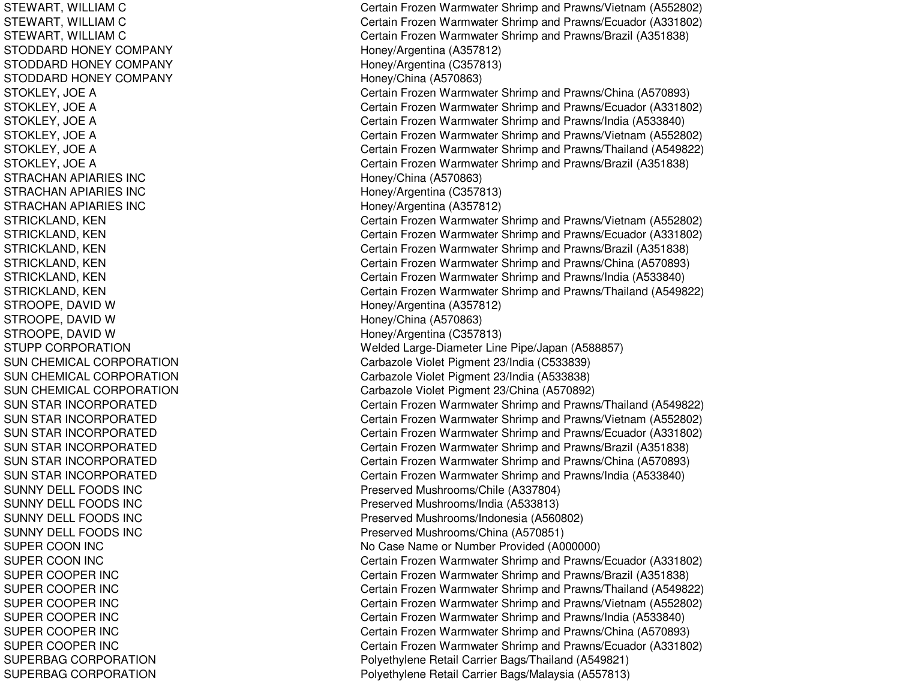| | |
|---|---|
| STEWART, WILLIAM C | Certain Frozen Warmwater Shrimp and Prawns/Vietnam (A552802) |
| STEWART, WILLIAM C | Certain Frozen Warmwater Shrimp and Prawns/Ecuador (A331802) |
| STEWART, WILLIAM C | Certain Frozen Warmwater Shrimp and Prawns/Brazil (A351838) |
| STODDARD HONEY COMPANY | Honey/Argentina (A357812) |
| STODDARD HONEY COMPANY | Honey/Argentina (C357813) |
| STODDARD HONEY COMPANY | Honey/China (A570863) |
| STOKLEY, JOE A | Certain Frozen Warmwater Shrimp and Prawns/China (A570893) |
| STOKLEY, JOE A | Certain Frozen Warmwater Shrimp and Prawns/Ecuador (A331802) |
| STOKLEY, JOE A | Certain Frozen Warmwater Shrimp and Prawns/India (A533840) |
| STOKLEY, JOE A | Certain Frozen Warmwater Shrimp and Prawns/Vietnam (A552802) |
| STOKLEY, JOE A | Certain Frozen Warmwater Shrimp and Prawns/Thailand (A549822) |
| STOKLEY, JOE A | Certain Frozen Warmwater Shrimp and Prawns/Brazil (A351838) |
| STRACHAN APIARIES INC | Honey/China (A570863) |
| STRACHAN APIARIES INC | Honey/Argentina (C357813) |
| STRACHAN APIARIES INC | Honey/Argentina (A357812) |
| STRICKLAND, KEN | Certain Frozen Warmwater Shrimp and Prawns/Vietnam (A552802) |
| STRICKLAND, KEN | Certain Frozen Warmwater Shrimp and Prawns/Ecuador (A331802) |
| STRICKLAND, KEN | Certain Frozen Warmwater Shrimp and Prawns/Brazil (A351838) |
| STRICKLAND, KEN | Certain Frozen Warmwater Shrimp and Prawns/China (A570893) |
| STRICKLAND, KEN | Certain Frozen Warmwater Shrimp and Prawns/India (A533840) |
| STRICKLAND, KEN | Certain Frozen Warmwater Shrimp and Prawns/Thailand (A549822) |
| STROOPE, DAVID W | Honey/Argentina (A357812) |
| STROOPE, DAVID W | Honey/China (A570863) |
| STROOPE, DAVID W | Honey/Argentina (C357813) |
| STUPP CORPORATION | Welded Large-Diameter Line Pipe/Japan (A588857) |
| SUN CHEMICAL CORPORATION | Carbazole Violet Pigment 23/India (C533839) |
| SUN CHEMICAL CORPORATION | Carbazole Violet Pigment 23/India (A533838) |
| SUN CHEMICAL CORPORATION | Carbazole Violet Pigment 23/China (A570892) |
| SUN STAR INCORPORATED | Certain Frozen Warmwater Shrimp and Prawns/Thailand (A549822) |
| SUN STAR INCORPORATED | Certain Frozen Warmwater Shrimp and Prawns/Vietnam (A552802) |
| SUN STAR INCORPORATED | Certain Frozen Warmwater Shrimp and Prawns/Ecuador (A331802) |
| SUN STAR INCORPORATED | Certain Frozen Warmwater Shrimp and Prawns/Brazil (A351838) |
| SUN STAR INCORPORATED | Certain Frozen Warmwater Shrimp and Prawns/China (A570893) |
| SUN STAR INCORPORATED | Certain Frozen Warmwater Shrimp and Prawns/India (A533840) |
| SUNNY DELL FOODS INC | Preserved Mushrooms/Chile (A337804) |
| SUNNY DELL FOODS INC | Preserved Mushrooms/India (A533813) |
| SUNNY DELL FOODS INC | Preserved Mushrooms/Indonesia (A560802) |
| SUNNY DELL FOODS INC | Preserved Mushrooms/China (A570851) |
| SUPER COON INC | No Case Name or Number Provided (A000000) |
| SUPER COON INC | Certain Frozen Warmwater Shrimp and Prawns/Ecuador (A331802) |
| SUPER COOPER INC | Certain Frozen Warmwater Shrimp and Prawns/Brazil (A351838) |
| SUPER COOPER INC | Certain Frozen Warmwater Shrimp and Prawns/Thailand (A549822) |
| SUPER COOPER INC | Certain Frozen Warmwater Shrimp and Prawns/Vietnam (A552802) |
| SUPER COOPER INC | Certain Frozen Warmwater Shrimp and Prawns/India (A533840) |
| SUPER COOPER INC | Certain Frozen Warmwater Shrimp and Prawns/China (A570893) |
| SUPER COOPER INC | Certain Frozen Warmwater Shrimp and Prawns/Ecuador (A331802) |
| SUPERBAG CORPORATION | Polyethylene Retail Carrier Bags/Thailand (A549821) |
| SUPERBAG CORPORATION | Polyethylene Retail Carrier Bags/Malaysia (A557813) |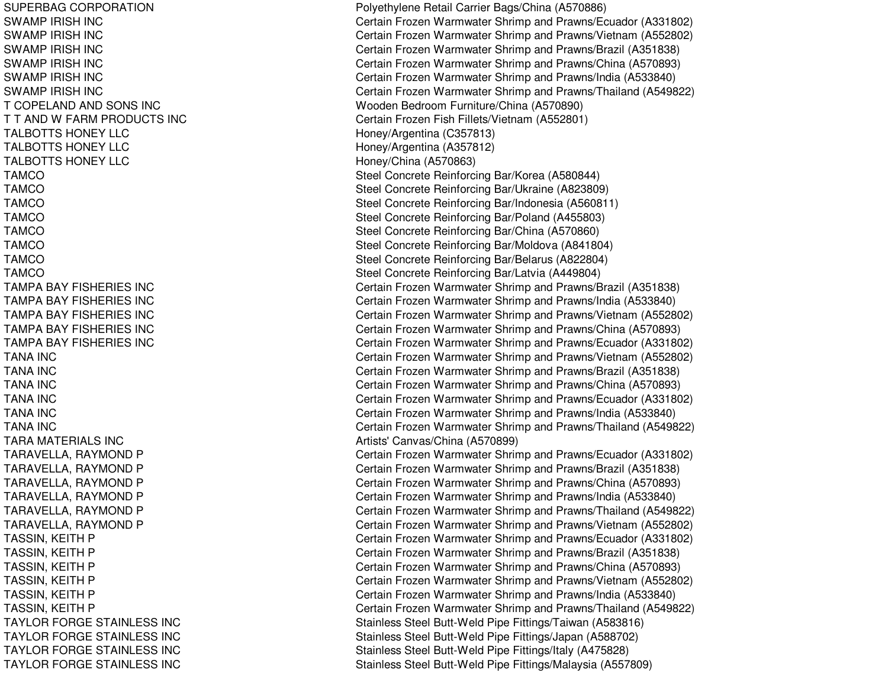| | |
|---|---|
| SUPERBAG CORPORATION | Polyethylene Retail Carrier Bags/China (A570886) |
| SWAMP IRISH INC | Certain Frozen Warmwater Shrimp and Prawns/Ecuador (A331802) |
| SWAMP IRISH INC | Certain Frozen Warmwater Shrimp and Prawns/Vietnam (A552802) |
| SWAMP IRISH INC | Certain Frozen Warmwater Shrimp and Prawns/Brazil (A351838) |
| SWAMP IRISH INC | Certain Frozen Warmwater Shrimp and Prawns/China (A570893) |
| SWAMP IRISH INC | Certain Frozen Warmwater Shrimp and Prawns/India (A533840) |
| SWAMP IRISH INC | Certain Frozen Warmwater Shrimp and Prawns/Thailand (A549822) |
| T COPELAND AND SONS INC | Wooden Bedroom Furniture/China (A570890) |
| T T AND W FARM PRODUCTS INC | Certain Frozen Fish Fillets/Vietnam (A552801) |
| TALBOTTS HONEY LLC | Honey/Argentina (C357813) |
| TALBOTTS HONEY LLC | Honey/Argentina (A357812) |
| TALBOTTS HONEY LLC | Honey/China (A570863) |
| TAMCO | Steel Concrete Reinforcing Bar/Korea (A580844) |
| TAMCO | Steel Concrete Reinforcing Bar/Ukraine (A823809) |
| TAMCO | Steel Concrete Reinforcing Bar/Indonesia (A560811) |
| TAMCO | Steel Concrete Reinforcing Bar/Poland (A455803) |
| TAMCO | Steel Concrete Reinforcing Bar/China (A570860) |
| TAMCO | Steel Concrete Reinforcing Bar/Moldova (A841804) |
| TAMCO | Steel Concrete Reinforcing Bar/Belarus (A822804) |
| TAMCO | Steel Concrete Reinforcing Bar/Latvia (A449804) |
| TAMPA BAY FISHERIES INC | Certain Frozen Warmwater Shrimp and Prawns/Brazil (A351838) |
| TAMPA BAY FISHERIES INC | Certain Frozen Warmwater Shrimp and Prawns/India (A533840) |
| TAMPA BAY FISHERIES INC | Certain Frozen Warmwater Shrimp and Prawns/Vietnam (A552802) |
| TAMPA BAY FISHERIES INC | Certain Frozen Warmwater Shrimp and Prawns/China (A570893) |
| TAMPA BAY FISHERIES INC | Certain Frozen Warmwater Shrimp and Prawns/Ecuador (A331802) |
| TANA INC | Certain Frozen Warmwater Shrimp and Prawns/Vietnam (A552802) |
| TANA INC | Certain Frozen Warmwater Shrimp and Prawns/Brazil (A351838) |
| TANA INC | Certain Frozen Warmwater Shrimp and Prawns/China (A570893) |
| TANA INC | Certain Frozen Warmwater Shrimp and Prawns/Ecuador (A331802) |
| TANA INC | Certain Frozen Warmwater Shrimp and Prawns/India (A533840) |
| TANA INC | Certain Frozen Warmwater Shrimp and Prawns/Thailand (A549822) |
| TARA MATERIALS INC | Artists' Canvas/China (A570899) |
| TARAVELLA, RAYMOND P | Certain Frozen Warmwater Shrimp and Prawns/Ecuador (A331802) |
| TARAVELLA, RAYMOND P | Certain Frozen Warmwater Shrimp and Prawns/Brazil (A351838) |
| TARAVELLA, RAYMOND P | Certain Frozen Warmwater Shrimp and Prawns/China (A570893) |
| TARAVELLA, RAYMOND P | Certain Frozen Warmwater Shrimp and Prawns/India (A533840) |
| TARAVELLA, RAYMOND P | Certain Frozen Warmwater Shrimp and Prawns/Thailand (A549822) |
| TARAVELLA, RAYMOND P | Certain Frozen Warmwater Shrimp and Prawns/Vietnam (A552802) |
| TASSIN, KEITH P | Certain Frozen Warmwater Shrimp and Prawns/Ecuador (A331802) |
| TASSIN, KEITH P | Certain Frozen Warmwater Shrimp and Prawns/Brazil (A351838) |
| TASSIN, KEITH P | Certain Frozen Warmwater Shrimp and Prawns/China (A570893) |
| TASSIN, KEITH P | Certain Frozen Warmwater Shrimp and Prawns/Vietnam (A552802) |
| TASSIN, KEITH P | Certain Frozen Warmwater Shrimp and Prawns/India (A533840) |
| TASSIN, KEITH P | Certain Frozen Warmwater Shrimp and Prawns/Thailand (A549822) |
| TAYLOR FORGE STAINLESS INC | Stainless Steel Butt-Weld Pipe Fittings/Taiwan (A583816) |
| TAYLOR FORGE STAINLESS INC | Stainless Steel Butt-Weld Pipe Fittings/Japan (A588702) |
| TAYLOR FORGE STAINLESS INC | Stainless Steel Butt-Weld Pipe Fittings/Italy (A475828) |
| TAYLOR FORGE STAINLESS INC | Stainless Steel Butt-Weld Pipe Fittings/Malaysia (A557809) |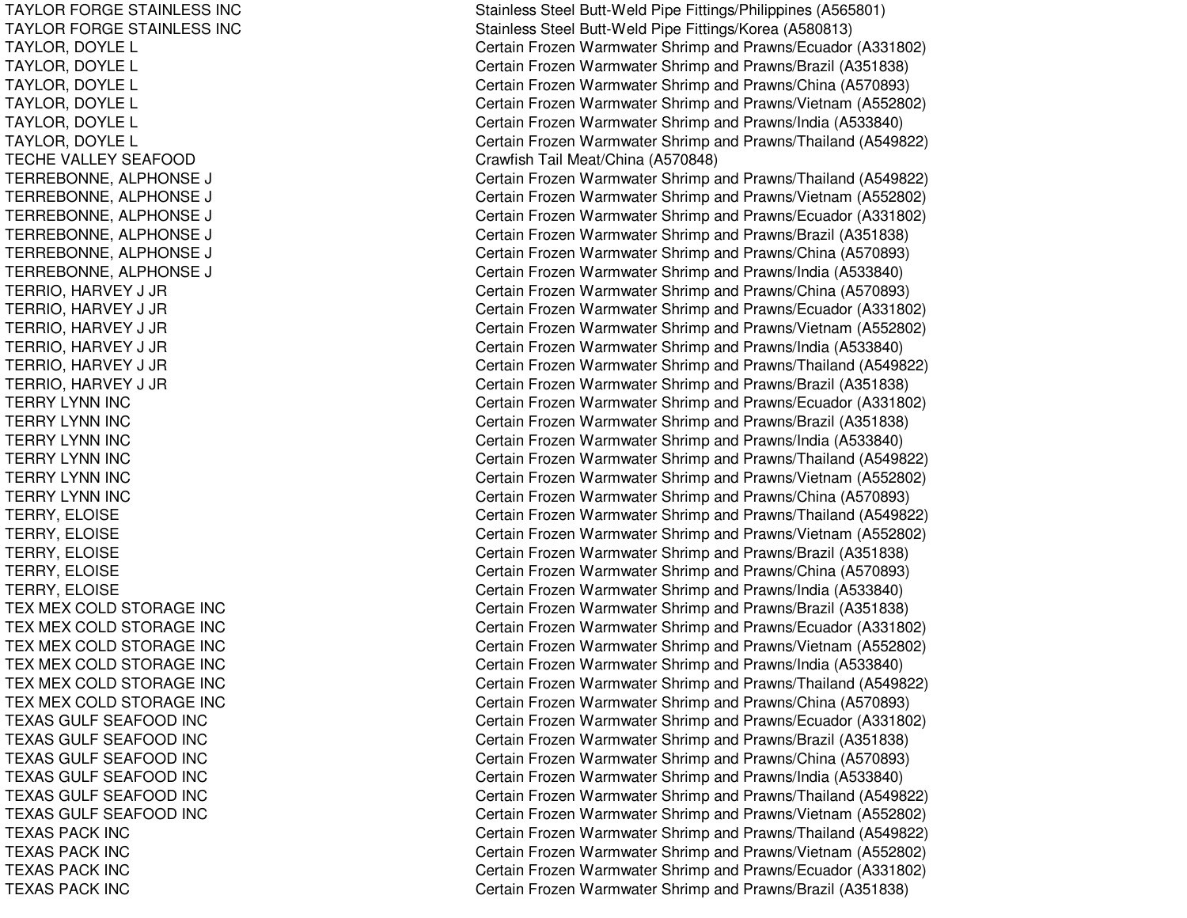| | |
|---|---|
| TAYLOR FORGE STAINLESS INC | Stainless Steel Butt-Weld Pipe Fittings/Philippines (A565801) |
| TAYLOR FORGE STAINLESS INC | Stainless Steel Butt-Weld Pipe Fittings/Korea (A580813) |
| TAYLOR, DOYLE L | Certain Frozen Warmwater Shrimp and Prawns/Ecuador (A331802) |
| TAYLOR, DOYLE L | Certain Frozen Warmwater Shrimp and Prawns/Brazil (A351838) |
| TAYLOR, DOYLE L | Certain Frozen Warmwater Shrimp and Prawns/China (A570893) |
| TAYLOR, DOYLE L | Certain Frozen Warmwater Shrimp and Prawns/Vietnam (A552802) |
| TAYLOR, DOYLE L | Certain Frozen Warmwater Shrimp and Prawns/India (A533840) |
| TAYLOR, DOYLE L | Certain Frozen Warmwater Shrimp and Prawns/Thailand (A549822) |
| TECHE VALLEY SEAFOOD | Crawfish Tail Meat/China (A570848) |
| TERREBONNE, ALPHONSE J | Certain Frozen Warmwater Shrimp and Prawns/Thailand (A549822) |
| TERREBONNE, ALPHONSE J | Certain Frozen Warmwater Shrimp and Prawns/Vietnam (A552802) |
| TERREBONNE, ALPHONSE J | Certain Frozen Warmwater Shrimp and Prawns/Ecuador (A331802) |
| TERREBONNE, ALPHONSE J | Certain Frozen Warmwater Shrimp and Prawns/Brazil (A351838) |
| TERREBONNE, ALPHONSE J | Certain Frozen Warmwater Shrimp and Prawns/China (A570893) |
| TERREBONNE, ALPHONSE J | Certain Frozen Warmwater Shrimp and Prawns/India (A533840) |
| TERRIO, HARVEY J JR | Certain Frozen Warmwater Shrimp and Prawns/China (A570893) |
| TERRIO, HARVEY J JR | Certain Frozen Warmwater Shrimp and Prawns/Ecuador (A331802) |
| TERRIO, HARVEY J JR | Certain Frozen Warmwater Shrimp and Prawns/Vietnam (A552802) |
| TERRIO, HARVEY J JR | Certain Frozen Warmwater Shrimp and Prawns/India (A533840) |
| TERRIO, HARVEY J JR | Certain Frozen Warmwater Shrimp and Prawns/Thailand (A549822) |
| TERRIO, HARVEY J JR | Certain Frozen Warmwater Shrimp and Prawns/Brazil (A351838) |
| TERRY LYNN INC | Certain Frozen Warmwater Shrimp and Prawns/Ecuador (A331802) |
| TERRY LYNN INC | Certain Frozen Warmwater Shrimp and Prawns/Brazil (A351838) |
| TERRY LYNN INC | Certain Frozen Warmwater Shrimp and Prawns/India (A533840) |
| TERRY LYNN INC | Certain Frozen Warmwater Shrimp and Prawns/Thailand (A549822) |
| TERRY LYNN INC | Certain Frozen Warmwater Shrimp and Prawns/Vietnam (A552802) |
| TERRY LYNN INC | Certain Frozen Warmwater Shrimp and Prawns/China (A570893) |
| TERRY, ELOISE | Certain Frozen Warmwater Shrimp and Prawns/Thailand (A549822) |
| TERRY, ELOISE | Certain Frozen Warmwater Shrimp and Prawns/Vietnam (A552802) |
| TERRY, ELOISE | Certain Frozen Warmwater Shrimp and Prawns/Brazil (A351838) |
| TERRY, ELOISE | Certain Frozen Warmwater Shrimp and Prawns/China (A570893) |
| TERRY, ELOISE | Certain Frozen Warmwater Shrimp and Prawns/India (A533840) |
| TEX MEX COLD STORAGE INC | Certain Frozen Warmwater Shrimp and Prawns/Brazil (A351838) |
| TEX MEX COLD STORAGE INC | Certain Frozen Warmwater Shrimp and Prawns/Ecuador (A331802) |
| TEX MEX COLD STORAGE INC | Certain Frozen Warmwater Shrimp and Prawns/Vietnam (A552802) |
| TEX MEX COLD STORAGE INC | Certain Frozen Warmwater Shrimp and Prawns/India (A533840) |
| TEX MEX COLD STORAGE INC | Certain Frozen Warmwater Shrimp and Prawns/Thailand (A549822) |
| TEX MEX COLD STORAGE INC | Certain Frozen Warmwater Shrimp and Prawns/China (A570893) |
| TEXAS GULF SEAFOOD INC | Certain Frozen Warmwater Shrimp and Prawns/Ecuador (A331802) |
| TEXAS GULF SEAFOOD INC | Certain Frozen Warmwater Shrimp and Prawns/Brazil (A351838) |
| TEXAS GULF SEAFOOD INC | Certain Frozen Warmwater Shrimp and Prawns/China (A570893) |
| TEXAS GULF SEAFOOD INC | Certain Frozen Warmwater Shrimp and Prawns/India (A533840) |
| TEXAS GULF SEAFOOD INC | Certain Frozen Warmwater Shrimp and Prawns/Thailand (A549822) |
| TEXAS GULF SEAFOOD INC | Certain Frozen Warmwater Shrimp and Prawns/Vietnam (A552802) |
| TEXAS PACK INC | Certain Frozen Warmwater Shrimp and Prawns/Thailand (A549822) |
| TEXAS PACK INC | Certain Frozen Warmwater Shrimp and Prawns/Vietnam (A552802) |
| TEXAS PACK INC | Certain Frozen Warmwater Shrimp and Prawns/Ecuador (A331802) |
| TEXAS PACK INC | Certain Frozen Warmwater Shrimp and Prawns/Brazil (A351838) |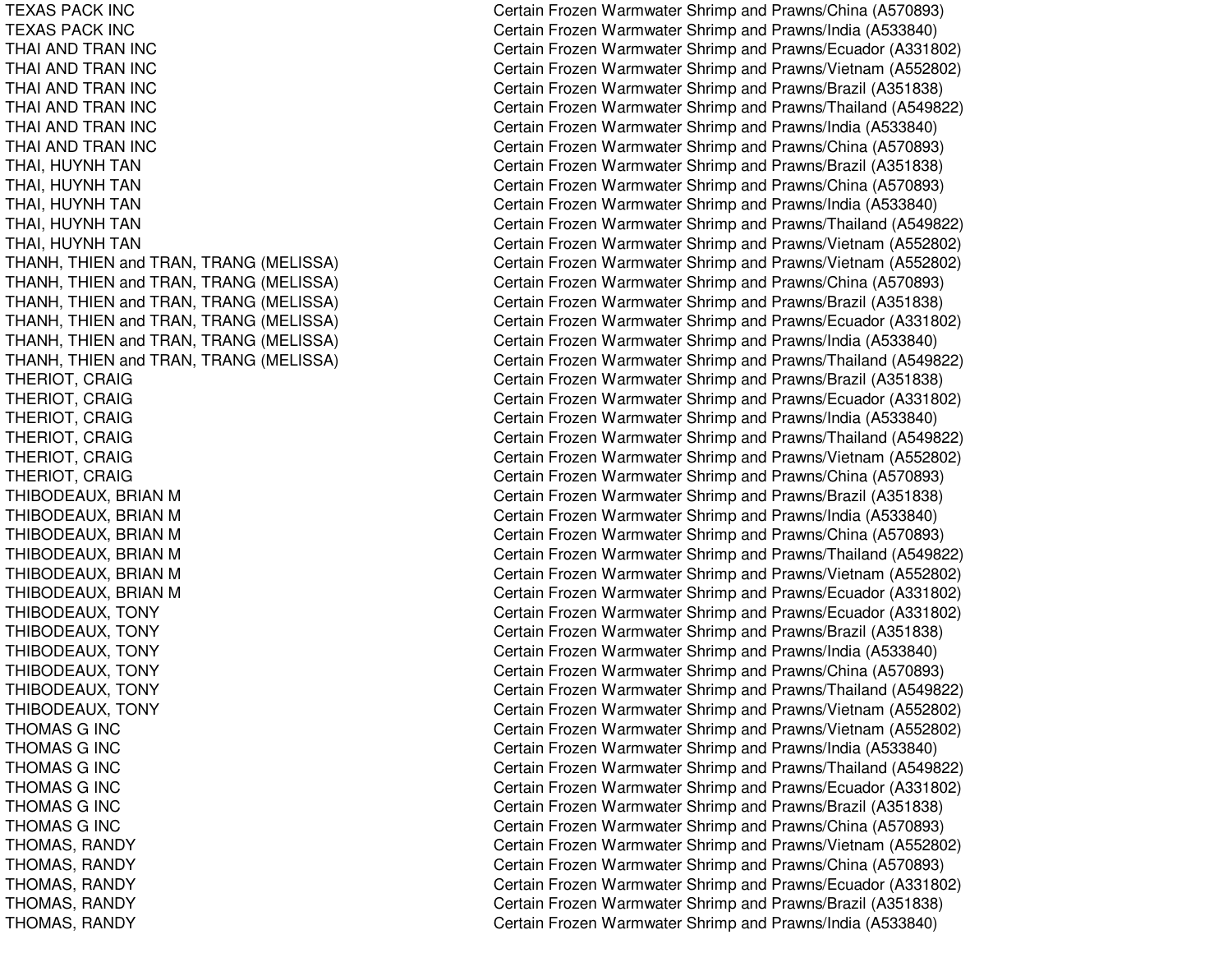| | |
|---|---|
| TEXAS PACK INC | Certain Frozen Warmwater Shrimp and Prawns/China (A570893) |
| TEXAS PACK INC | Certain Frozen Warmwater Shrimp and Prawns/India (A533840) |
| THAI AND TRAN INC | Certain Frozen Warmwater Shrimp and Prawns/Ecuador (A331802) |
| THAI AND TRAN INC | Certain Frozen Warmwater Shrimp and Prawns/Vietnam (A552802) |
| THAI AND TRAN INC | Certain Frozen Warmwater Shrimp and Prawns/Brazil (A351838) |
| THAI AND TRAN INC | Certain Frozen Warmwater Shrimp and Prawns/Thailand (A549822) |
| THAI AND TRAN INC | Certain Frozen Warmwater Shrimp and Prawns/India (A533840) |
| THAI AND TRAN INC | Certain Frozen Warmwater Shrimp and Prawns/China (A570893) |
| THAI, HUYNH TAN | Certain Frozen Warmwater Shrimp and Prawns/Brazil (A351838) |
| THAI, HUYNH TAN | Certain Frozen Warmwater Shrimp and Prawns/China (A570893) |
| THAI, HUYNH TAN | Certain Frozen Warmwater Shrimp and Prawns/India (A533840) |
| THAI, HUYNH TAN | Certain Frozen Warmwater Shrimp and Prawns/Thailand (A549822) |
| THAI, HUYNH TAN | Certain Frozen Warmwater Shrimp and Prawns/Vietnam (A552802) |
| THANH, THIEN and TRAN, TRANG (MELISSA) | Certain Frozen Warmwater Shrimp and Prawns/Vietnam (A552802) |
| THANH, THIEN and TRAN, TRANG (MELISSA) | Certain Frozen Warmwater Shrimp and Prawns/China (A570893) |
| THANH, THIEN and TRAN, TRANG (MELISSA) | Certain Frozen Warmwater Shrimp and Prawns/Brazil (A351838) |
| THANH, THIEN and TRAN, TRANG (MELISSA) | Certain Frozen Warmwater Shrimp and Prawns/Ecuador (A331802) |
| THANH, THIEN and TRAN, TRANG (MELISSA) | Certain Frozen Warmwater Shrimp and Prawns/India (A533840) |
| THANH, THIEN and TRAN, TRANG (MELISSA) | Certain Frozen Warmwater Shrimp and Prawns/Thailand (A549822) |
| THERIOT, CRAIG | Certain Frozen Warmwater Shrimp and Prawns/Brazil (A351838) |
| THERIOT, CRAIG | Certain Frozen Warmwater Shrimp and Prawns/Ecuador (A331802) |
| THERIOT, CRAIG | Certain Frozen Warmwater Shrimp and Prawns/India (A533840) |
| THERIOT, CRAIG | Certain Frozen Warmwater Shrimp and Prawns/Thailand (A549822) |
| THERIOT, CRAIG | Certain Frozen Warmwater Shrimp and Prawns/Vietnam (A552802) |
| THERIOT, CRAIG | Certain Frozen Warmwater Shrimp and Prawns/China (A570893) |
| THIBODEAUX, BRIAN M | Certain Frozen Warmwater Shrimp and Prawns/Brazil (A351838) |
| THIBODEAUX, BRIAN M | Certain Frozen Warmwater Shrimp and Prawns/India (A533840) |
| THIBODEAUX, BRIAN M | Certain Frozen Warmwater Shrimp and Prawns/China (A570893) |
| THIBODEAUX, BRIAN M | Certain Frozen Warmwater Shrimp and Prawns/Thailand (A549822) |
| THIBODEAUX, BRIAN M | Certain Frozen Warmwater Shrimp and Prawns/Vietnam (A552802) |
| THIBODEAUX, BRIAN M | Certain Frozen Warmwater Shrimp and Prawns/Ecuador (A331802) |
| THIBODEAUX, TONY | Certain Frozen Warmwater Shrimp and Prawns/Ecuador (A331802) |
| THIBODEAUX, TONY | Certain Frozen Warmwater Shrimp and Prawns/Brazil (A351838) |
| THIBODEAUX, TONY | Certain Frozen Warmwater Shrimp and Prawns/India (A533840) |
| THIBODEAUX, TONY | Certain Frozen Warmwater Shrimp and Prawns/China (A570893) |
| THIBODEAUX, TONY | Certain Frozen Warmwater Shrimp and Prawns/Thailand (A549822) |
| THIBODEAUX, TONY | Certain Frozen Warmwater Shrimp and Prawns/Vietnam (A552802) |
| THOMAS G INC | Certain Frozen Warmwater Shrimp and Prawns/Vietnam (A552802) |
| THOMAS G INC | Certain Frozen Warmwater Shrimp and Prawns/India (A533840) |
| THOMAS G INC | Certain Frozen Warmwater Shrimp and Prawns/Thailand (A549822) |
| THOMAS G INC | Certain Frozen Warmwater Shrimp and Prawns/Ecuador (A331802) |
| THOMAS G INC | Certain Frozen Warmwater Shrimp and Prawns/Brazil (A351838) |
| THOMAS G INC | Certain Frozen Warmwater Shrimp and Prawns/China (A570893) |
| THOMAS, RANDY | Certain Frozen Warmwater Shrimp and Prawns/Vietnam (A552802) |
| THOMAS, RANDY | Certain Frozen Warmwater Shrimp and Prawns/China (A570893) |
| THOMAS, RANDY | Certain Frozen Warmwater Shrimp and Prawns/Ecuador (A331802) |
| THOMAS, RANDY | Certain Frozen Warmwater Shrimp and Prawns/Brazil (A351838) |
| THOMAS, RANDY | Certain Frozen Warmwater Shrimp and Prawns/India (A533840) |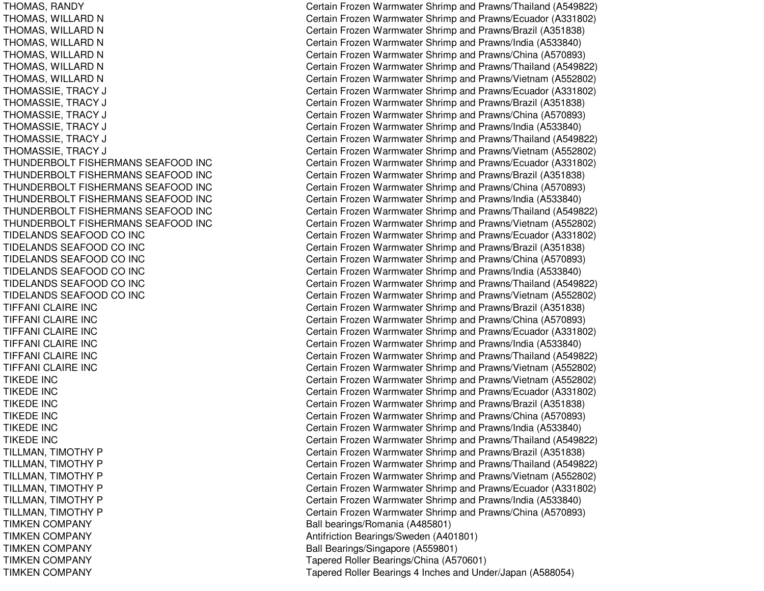| | |
|---|---|
| THOMAS, RANDY | Certain Frozen Warmwater Shrimp and Prawns/Thailand (A549822) |
| THOMAS, WILLARD N | Certain Frozen Warmwater Shrimp and Prawns/Ecuador (A331802) |
| THOMAS, WILLARD N | Certain Frozen Warmwater Shrimp and Prawns/Brazil (A351838) |
| THOMAS, WILLARD N | Certain Frozen Warmwater Shrimp and Prawns/India (A533840) |
| THOMAS, WILLARD N | Certain Frozen Warmwater Shrimp and Prawns/China (A570893) |
| THOMAS, WILLARD N | Certain Frozen Warmwater Shrimp and Prawns/Thailand (A549822) |
| THOMAS, WILLARD N | Certain Frozen Warmwater Shrimp and Prawns/Vietnam (A552802) |
| THOMASSIE, TRACY J | Certain Frozen Warmwater Shrimp and Prawns/Ecuador (A331802) |
| THOMASSIE, TRACY J | Certain Frozen Warmwater Shrimp and Prawns/Brazil (A351838) |
| THOMASSIE, TRACY J | Certain Frozen Warmwater Shrimp and Prawns/China (A570893) |
| THOMASSIE, TRACY J | Certain Frozen Warmwater Shrimp and Prawns/India (A533840) |
| THOMASSIE, TRACY J | Certain Frozen Warmwater Shrimp and Prawns/Thailand (A549822) |
| THOMASSIE, TRACY J | Certain Frozen Warmwater Shrimp and Prawns/Vietnam (A552802) |
| THUNDERBOLT FISHERMANS SEAFOOD INC | Certain Frozen Warmwater Shrimp and Prawns/Ecuador (A331802) |
| THUNDERBOLT FISHERMANS SEAFOOD INC | Certain Frozen Warmwater Shrimp and Prawns/Brazil (A351838) |
| THUNDERBOLT FISHERMANS SEAFOOD INC | Certain Frozen Warmwater Shrimp and Prawns/China (A570893) |
| THUNDERBOLT FISHERMANS SEAFOOD INC | Certain Frozen Warmwater Shrimp and Prawns/India (A533840) |
| THUNDERBOLT FISHERMANS SEAFOOD INC | Certain Frozen Warmwater Shrimp and Prawns/Thailand (A549822) |
| THUNDERBOLT FISHERMANS SEAFOOD INC | Certain Frozen Warmwater Shrimp and Prawns/Vietnam (A552802) |
| TIDELANDS SEAFOOD CO INC | Certain Frozen Warmwater Shrimp and Prawns/Ecuador (A331802) |
| TIDELANDS SEAFOOD CO INC | Certain Frozen Warmwater Shrimp and Prawns/Brazil (A351838) |
| TIDELANDS SEAFOOD CO INC | Certain Frozen Warmwater Shrimp and Prawns/China (A570893) |
| TIDELANDS SEAFOOD CO INC | Certain Frozen Warmwater Shrimp and Prawns/India (A533840) |
| TIDELANDS SEAFOOD CO INC | Certain Frozen Warmwater Shrimp and Prawns/Thailand (A549822) |
| TIDELANDS SEAFOOD CO INC | Certain Frozen Warmwater Shrimp and Prawns/Vietnam (A552802) |
| TIFFANI CLAIRE INC | Certain Frozen Warmwater Shrimp and Prawns/Brazil (A351838) |
| TIFFANI CLAIRE INC | Certain Frozen Warmwater Shrimp and Prawns/China (A570893) |
| TIFFANI CLAIRE INC | Certain Frozen Warmwater Shrimp and Prawns/Ecuador (A331802) |
| TIFFANI CLAIRE INC | Certain Frozen Warmwater Shrimp and Prawns/India (A533840) |
| TIFFANI CLAIRE INC | Certain Frozen Warmwater Shrimp and Prawns/Thailand (A549822) |
| TIFFANI CLAIRE INC | Certain Frozen Warmwater Shrimp and Prawns/Vietnam (A552802) |
| TIKEDE INC | Certain Frozen Warmwater Shrimp and Prawns/Vietnam (A552802) |
| TIKEDE INC | Certain Frozen Warmwater Shrimp and Prawns/Ecuador (A331802) |
| TIKEDE INC | Certain Frozen Warmwater Shrimp and Prawns/Brazil (A351838) |
| TIKEDE INC | Certain Frozen Warmwater Shrimp and Prawns/China (A570893) |
| TIKEDE INC | Certain Frozen Warmwater Shrimp and Prawns/India (A533840) |
| TIKEDE INC | Certain Frozen Warmwater Shrimp and Prawns/Thailand (A549822) |
| TILLMAN, TIMOTHY P | Certain Frozen Warmwater Shrimp and Prawns/Brazil (A351838) |
| TILLMAN, TIMOTHY P | Certain Frozen Warmwater Shrimp and Prawns/Thailand (A549822) |
| TILLMAN, TIMOTHY P | Certain Frozen Warmwater Shrimp and Prawns/Vietnam (A552802) |
| TILLMAN, TIMOTHY P | Certain Frozen Warmwater Shrimp and Prawns/Ecuador (A331802) |
| TILLMAN, TIMOTHY P | Certain Frozen Warmwater Shrimp and Prawns/India (A533840) |
| TILLMAN, TIMOTHY P | Certain Frozen Warmwater Shrimp and Prawns/China (A570893) |
| TIMKEN COMPANY | Ball bearings/Romania (A485801) |
| TIMKEN COMPANY | Antifriction Bearings/Sweden (A401801) |
| TIMKEN COMPANY | Ball Bearings/Singapore (A559801) |
| TIMKEN COMPANY | Tapered Roller Bearings/China (A570601) |
| TIMKEN COMPANY | Tapered Roller Bearings 4 Inches and Under/Japan (A588054) |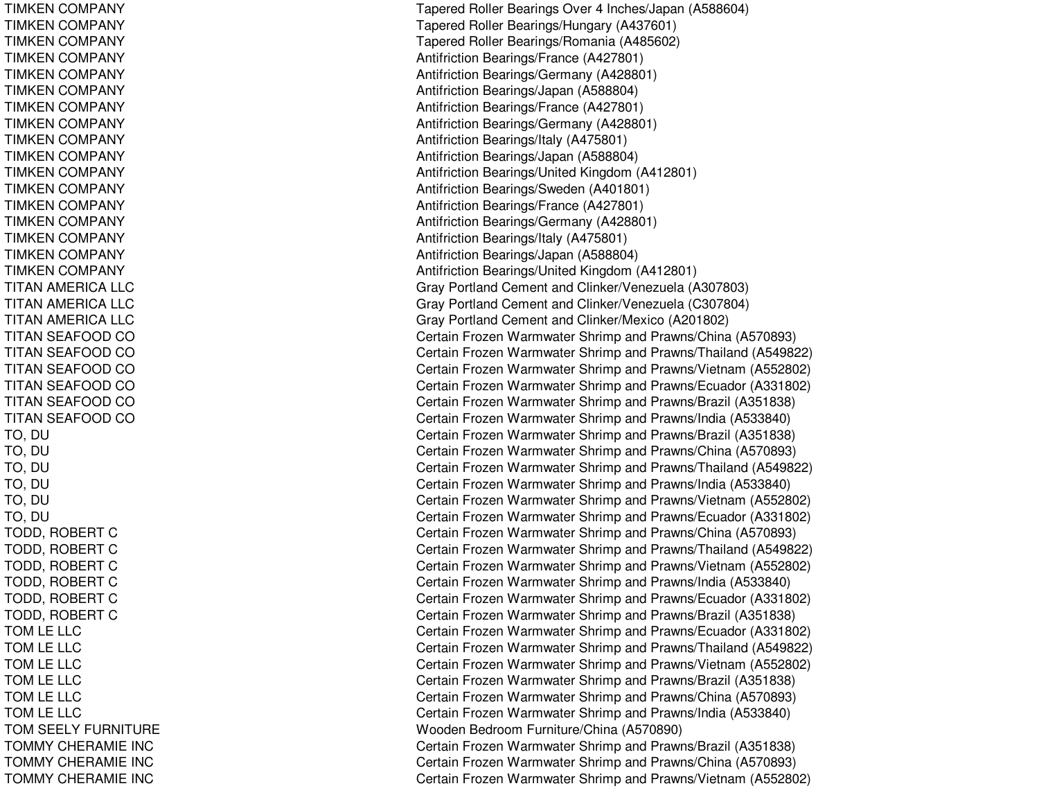| | |
|---|---|
| TIMKEN COMPANY | Tapered Roller Bearings Over 4 Inches/Japan (A588604) |
| TIMKEN COMPANY | Tapered Roller Bearings/Hungary (A437601) |
| TIMKEN COMPANY | Tapered Roller Bearings/Romania (A485602) |
| TIMKEN COMPANY | Antifriction Bearings/France (A427801) |
| TIMKEN COMPANY | Antifriction Bearings/Germany (A428801) |
| TIMKEN COMPANY | Antifriction Bearings/Japan (A588804) |
| TIMKEN COMPANY | Antifriction Bearings/France (A427801) |
| TIMKEN COMPANY | Antifriction Bearings/Germany (A428801) |
| TIMKEN COMPANY | Antifriction Bearings/Italy (A475801) |
| TIMKEN COMPANY | Antifriction Bearings/Japan (A588804) |
| TIMKEN COMPANY | Antifriction Bearings/United Kingdom (A412801) |
| TIMKEN COMPANY | Antifriction Bearings/Sweden (A401801) |
| TIMKEN COMPANY | Antifriction Bearings/France (A427801) |
| TIMKEN COMPANY | Antifriction Bearings/Germany (A428801) |
| TIMKEN COMPANY | Antifriction Bearings/Italy (A475801) |
| TIMKEN COMPANY | Antifriction Bearings/Japan (A588804) |
| TIMKEN COMPANY | Antifriction Bearings/United Kingdom (A412801) |
| TITAN AMERICA LLC | Gray Portland Cement and Clinker/Venezuela (A307803) |
| TITAN AMERICA LLC | Gray Portland Cement and Clinker/Venezuela (C307804) |
| TITAN AMERICA LLC | Gray Portland Cement and Clinker/Mexico (A201802) |
| TITAN SEAFOOD CO | Certain Frozen Warmwater Shrimp and Prawns/China (A570893) |
| TITAN SEAFOOD CO | Certain Frozen Warmwater Shrimp and Prawns/Thailand (A549822) |
| TITAN SEAFOOD CO | Certain Frozen Warmwater Shrimp and Prawns/Vietnam (A552802) |
| TITAN SEAFOOD CO | Certain Frozen Warmwater Shrimp and Prawns/Ecuador (A331802) |
| TITAN SEAFOOD CO | Certain Frozen Warmwater Shrimp and Prawns/Brazil (A351838) |
| TITAN SEAFOOD CO | Certain Frozen Warmwater Shrimp and Prawns/India (A533840) |
| TO, DU | Certain Frozen Warmwater Shrimp and Prawns/Brazil (A351838) |
| TO, DU | Certain Frozen Warmwater Shrimp and Prawns/China (A570893) |
| TO, DU | Certain Frozen Warmwater Shrimp and Prawns/Thailand (A549822) |
| TO, DU | Certain Frozen Warmwater Shrimp and Prawns/India (A533840) |
| TO, DU | Certain Frozen Warmwater Shrimp and Prawns/Vietnam (A552802) |
| TO, DU | Certain Frozen Warmwater Shrimp and Prawns/Ecuador (A331802) |
| TODD, ROBERT C | Certain Frozen Warmwater Shrimp and Prawns/China (A570893) |
| TODD, ROBERT C | Certain Frozen Warmwater Shrimp and Prawns/Thailand (A549822) |
| TODD, ROBERT C | Certain Frozen Warmwater Shrimp and Prawns/Vietnam (A552802) |
| TODD, ROBERT C | Certain Frozen Warmwater Shrimp and Prawns/India (A533840) |
| TODD, ROBERT C | Certain Frozen Warmwater Shrimp and Prawns/Ecuador (A331802) |
| TODD, ROBERT C | Certain Frozen Warmwater Shrimp and Prawns/Brazil (A351838) |
| TOM LE LLC | Certain Frozen Warmwater Shrimp and Prawns/Ecuador (A331802) |
| TOM LE LLC | Certain Frozen Warmwater Shrimp and Prawns/Thailand (A549822) |
| TOM LE LLC | Certain Frozen Warmwater Shrimp and Prawns/Vietnam (A552802) |
| TOM LE LLC | Certain Frozen Warmwater Shrimp and Prawns/Brazil (A351838) |
| TOM LE LLC | Certain Frozen Warmwater Shrimp and Prawns/China (A570893) |
| TOM LE LLC | Certain Frozen Warmwater Shrimp and Prawns/India (A533840) |
| TOM SEELY FURNITURE | Wooden Bedroom Furniture/China (A570890) |
| TOMMY CHERAMIE INC | Certain Frozen Warmwater Shrimp and Prawns/Brazil (A351838) |
| TOMMY CHERAMIE INC | Certain Frozen Warmwater Shrimp and Prawns/China (A570893) |
| TOMMY CHERAMIE INC | Certain Frozen Warmwater Shrimp and Prawns/Vietnam (A552802) |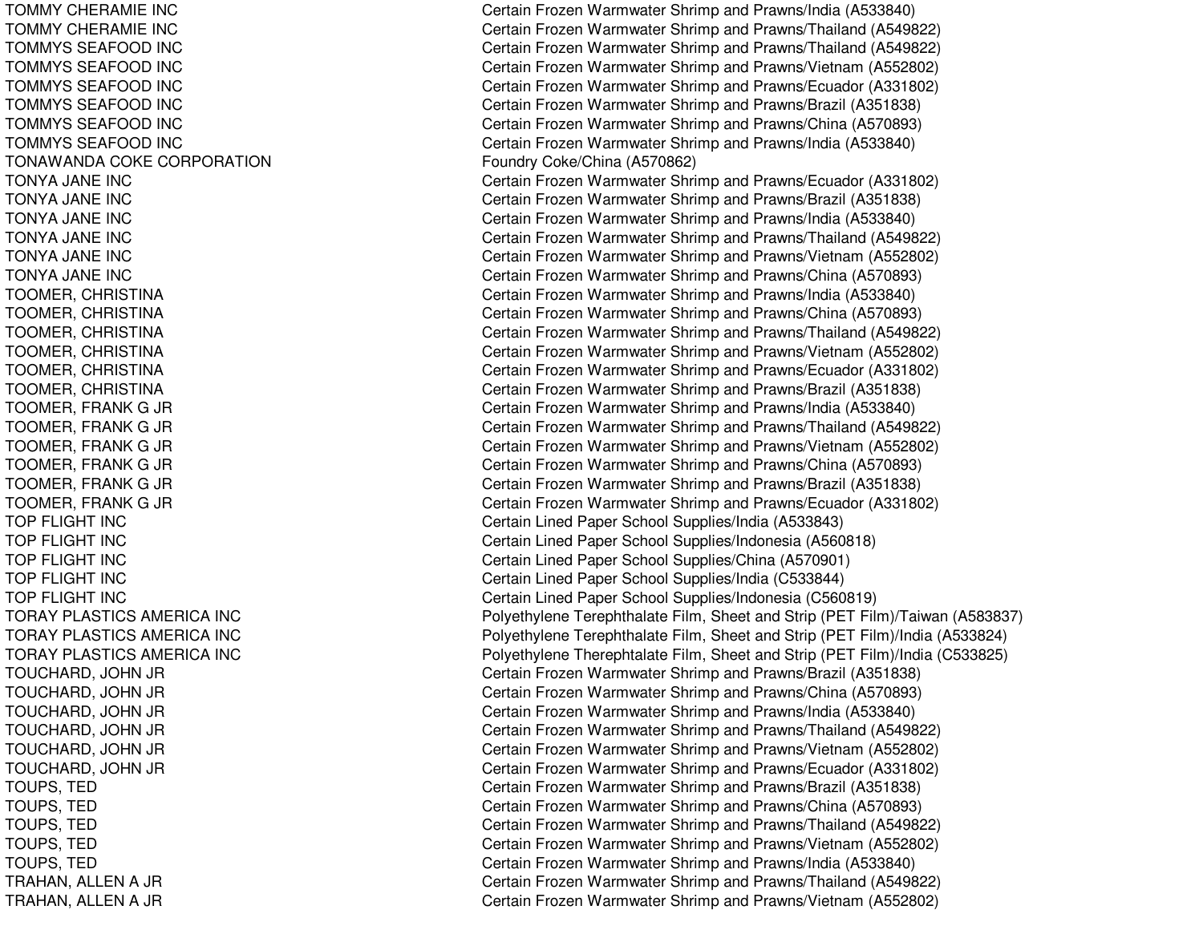| | |
|---|---|
| TOMMY CHERAMIE INC | Certain Frozen Warmwater Shrimp and Prawns/India (A533840) |
| TOMMY CHERAMIE INC | Certain Frozen Warmwater Shrimp and Prawns/Thailand (A549822) |
| TOMMYS SEAFOOD INC | Certain Frozen Warmwater Shrimp and Prawns/Thailand (A549822) |
| TOMMYS SEAFOOD INC | Certain Frozen Warmwater Shrimp and Prawns/Vietnam (A552802) |
| TOMMYS SEAFOOD INC | Certain Frozen Warmwater Shrimp and Prawns/Ecuador (A331802) |
| TOMMYS SEAFOOD INC | Certain Frozen Warmwater Shrimp and Prawns/Brazil (A351838) |
| TOMMYS SEAFOOD INC | Certain Frozen Warmwater Shrimp and Prawns/China (A570893) |
| TOMMYS SEAFOOD INC | Certain Frozen Warmwater Shrimp and Prawns/India (A533840) |
| TONAWANDA COKE CORPORATION | Foundry Coke/China (A570862) |
| TONYA JANE INC | Certain Frozen Warmwater Shrimp and Prawns/Ecuador (A331802) |
| TONYA JANE INC | Certain Frozen Warmwater Shrimp and Prawns/Brazil (A351838) |
| TONYA JANE INC | Certain Frozen Warmwater Shrimp and Prawns/India (A533840) |
| TONYA JANE INC | Certain Frozen Warmwater Shrimp and Prawns/Thailand (A549822) |
| TONYA JANE INC | Certain Frozen Warmwater Shrimp and Prawns/Vietnam (A552802) |
| TONYA JANE INC | Certain Frozen Warmwater Shrimp and Prawns/China (A570893) |
| TOOMER, CHRISTINA | Certain Frozen Warmwater Shrimp and Prawns/India (A533840) |
| TOOMER, CHRISTINA | Certain Frozen Warmwater Shrimp and Prawns/China (A570893) |
| TOOMER, CHRISTINA | Certain Frozen Warmwater Shrimp and Prawns/Thailand (A549822) |
| TOOMER, CHRISTINA | Certain Frozen Warmwater Shrimp and Prawns/Vietnam (A552802) |
| TOOMER, CHRISTINA | Certain Frozen Warmwater Shrimp and Prawns/Ecuador (A331802) |
| TOOMER, CHRISTINA | Certain Frozen Warmwater Shrimp and Prawns/Brazil (A351838) |
| TOOMER, FRANK G JR | Certain Frozen Warmwater Shrimp and Prawns/India (A533840) |
| TOOMER, FRANK G JR | Certain Frozen Warmwater Shrimp and Prawns/Thailand (A549822) |
| TOOMER, FRANK G JR | Certain Frozen Warmwater Shrimp and Prawns/Vietnam (A552802) |
| TOOMER, FRANK G JR | Certain Frozen Warmwater Shrimp and Prawns/China (A570893) |
| TOOMER, FRANK G JR | Certain Frozen Warmwater Shrimp and Prawns/Brazil (A351838) |
| TOOMER, FRANK G JR | Certain Frozen Warmwater Shrimp and Prawns/Ecuador (A331802) |
| TOP FLIGHT INC | Certain Lined Paper School Supplies/India (A533843) |
| TOP FLIGHT INC | Certain Lined Paper School Supplies/Indonesia (A560818) |
| TOP FLIGHT INC | Certain Lined Paper School Supplies/China (A570901) |
| TOP FLIGHT INC | Certain Lined Paper School Supplies/India (C533844) |
| TOP FLIGHT INC | Certain Lined Paper School Supplies/Indonesia (C560819) |
| TORAY PLASTICS AMERICA INC | Polyethylene Terephthalate Film, Sheet and Strip (PET Film)/Taiwan (A583837) |
| TORAY PLASTICS AMERICA INC | Polyethylene Terephthalate Film, Sheet and Strip (PET Film)/India (A533824) |
| TORAY PLASTICS AMERICA INC | Polyethylene Therephtalate Film, Sheet and Strip (PET Film)/India (C533825) |
| TOUCHARD, JOHN JR | Certain Frozen Warmwater Shrimp and Prawns/Brazil (A351838) |
| TOUCHARD, JOHN JR | Certain Frozen Warmwater Shrimp and Prawns/China (A570893) |
| TOUCHARD, JOHN JR | Certain Frozen Warmwater Shrimp and Prawns/India (A533840) |
| TOUCHARD, JOHN JR | Certain Frozen Warmwater Shrimp and Prawns/Thailand (A549822) |
| TOUCHARD, JOHN JR | Certain Frozen Warmwater Shrimp and Prawns/Vietnam (A552802) |
| TOUCHARD, JOHN JR | Certain Frozen Warmwater Shrimp and Prawns/Ecuador (A331802) |
| TOUPS, TED | Certain Frozen Warmwater Shrimp and Prawns/Brazil (A351838) |
| TOUPS, TED | Certain Frozen Warmwater Shrimp and Prawns/China (A570893) |
| TOUPS, TED | Certain Frozen Warmwater Shrimp and Prawns/Thailand (A549822) |
| TOUPS, TED | Certain Frozen Warmwater Shrimp and Prawns/Vietnam (A552802) |
| TOUPS, TED | Certain Frozen Warmwater Shrimp and Prawns/India (A533840) |
| TRAHAN, ALLEN A JR | Certain Frozen Warmwater Shrimp and Prawns/Thailand (A549822) |
| TRAHAN, ALLEN A JR | Certain Frozen Warmwater Shrimp and Prawns/Vietnam (A552802) |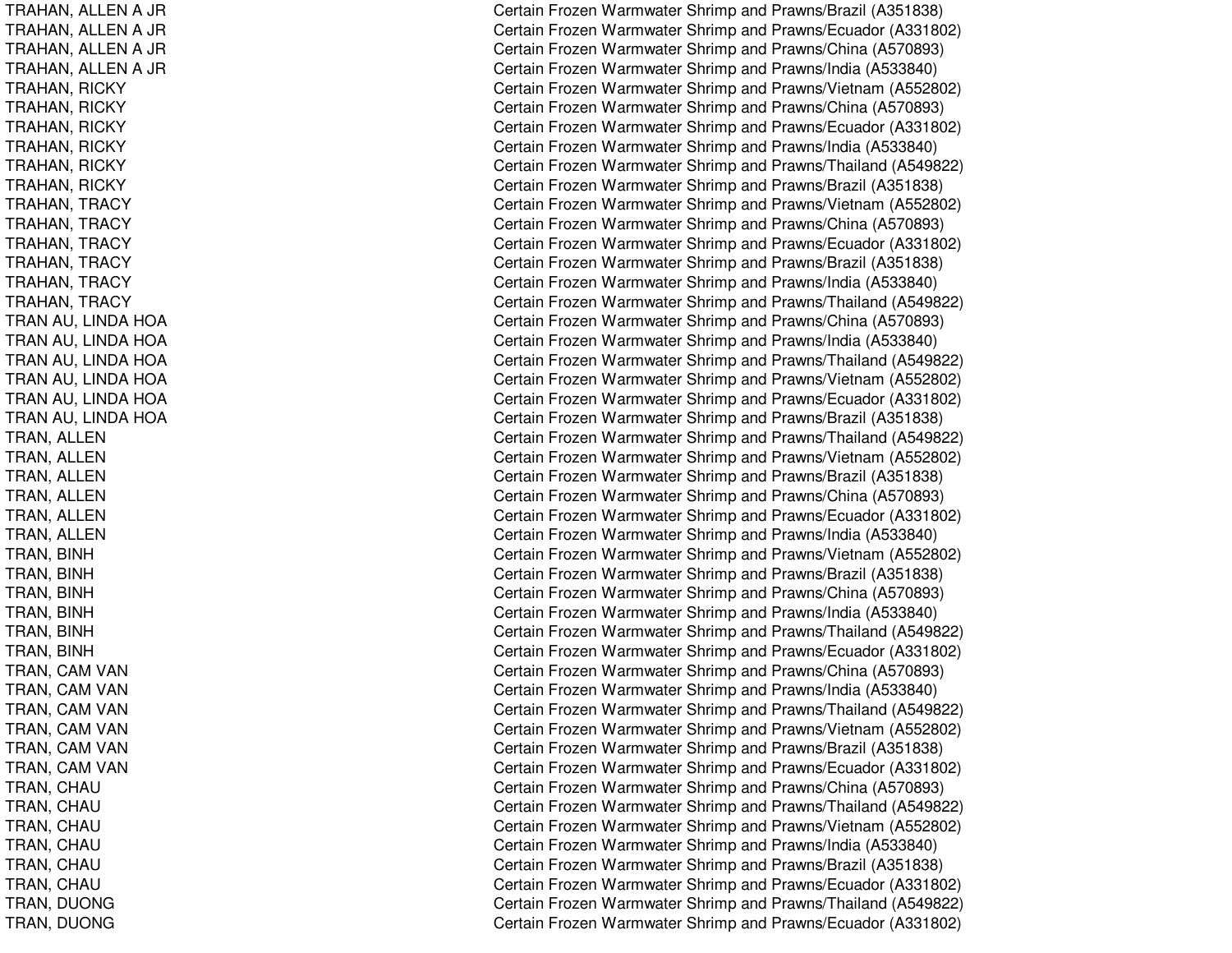| | |
|---|---|
| TRAHAN, ALLEN A JR | Certain Frozen Warmwater Shrimp and Prawns/Brazil (A351838) |
| TRAHAN, ALLEN A JR | Certain Frozen Warmwater Shrimp and Prawns/Ecuador (A331802) |
| TRAHAN, ALLEN A JR | Certain Frozen Warmwater Shrimp and Prawns/China (A570893) |
| TRAHAN, ALLEN A JR | Certain Frozen Warmwater Shrimp and Prawns/India (A533840) |
| TRAHAN, RICKY | Certain Frozen Warmwater Shrimp and Prawns/Vietnam (A552802) |
| TRAHAN, RICKY | Certain Frozen Warmwater Shrimp and Prawns/China (A570893) |
| TRAHAN, RICKY | Certain Frozen Warmwater Shrimp and Prawns/Ecuador (A331802) |
| TRAHAN, RICKY | Certain Frozen Warmwater Shrimp and Prawns/India (A533840) |
| TRAHAN, RICKY | Certain Frozen Warmwater Shrimp and Prawns/Thailand (A549822) |
| TRAHAN, RICKY | Certain Frozen Warmwater Shrimp and Prawns/Brazil (A351838) |
| TRAHAN, TRACY | Certain Frozen Warmwater Shrimp and Prawns/Vietnam (A552802) |
| TRAHAN, TRACY | Certain Frozen Warmwater Shrimp and Prawns/China (A570893) |
| TRAHAN, TRACY | Certain Frozen Warmwater Shrimp and Prawns/Ecuador (A331802) |
| TRAHAN, TRACY | Certain Frozen Warmwater Shrimp and Prawns/Brazil (A351838) |
| TRAHAN, TRACY | Certain Frozen Warmwater Shrimp and Prawns/India (A533840) |
| TRAHAN, TRACY | Certain Frozen Warmwater Shrimp and Prawns/Thailand (A549822) |
| TRAN AU, LINDA HOA | Certain Frozen Warmwater Shrimp and Prawns/China (A570893) |
| TRAN AU, LINDA HOA | Certain Frozen Warmwater Shrimp and Prawns/India (A533840) |
| TRAN AU, LINDA HOA | Certain Frozen Warmwater Shrimp and Prawns/Thailand (A549822) |
| TRAN AU, LINDA HOA | Certain Frozen Warmwater Shrimp and Prawns/Vietnam (A552802) |
| TRAN AU, LINDA HOA | Certain Frozen Warmwater Shrimp and Prawns/Ecuador (A331802) |
| TRAN AU, LINDA HOA | Certain Frozen Warmwater Shrimp and Prawns/Brazil (A351838) |
| TRAN, ALLEN | Certain Frozen Warmwater Shrimp and Prawns/Thailand (A549822) |
| TRAN, ALLEN | Certain Frozen Warmwater Shrimp and Prawns/Vietnam (A552802) |
| TRAN, ALLEN | Certain Frozen Warmwater Shrimp and Prawns/Brazil (A351838) |
| TRAN, ALLEN | Certain Frozen Warmwater Shrimp and Prawns/China (A570893) |
| TRAN, ALLEN | Certain Frozen Warmwater Shrimp and Prawns/Ecuador (A331802) |
| TRAN, ALLEN | Certain Frozen Warmwater Shrimp and Prawns/India (A533840) |
| TRAN, BINH | Certain Frozen Warmwater Shrimp and Prawns/Vietnam (A552802) |
| TRAN, BINH | Certain Frozen Warmwater Shrimp and Prawns/Brazil (A351838) |
| TRAN, BINH | Certain Frozen Warmwater Shrimp and Prawns/China (A570893) |
| TRAN, BINH | Certain Frozen Warmwater Shrimp and Prawns/India (A533840) |
| TRAN, BINH | Certain Frozen Warmwater Shrimp and Prawns/Thailand (A549822) |
| TRAN, BINH | Certain Frozen Warmwater Shrimp and Prawns/Ecuador (A331802) |
| TRAN, CAM VAN | Certain Frozen Warmwater Shrimp and Prawns/China (A570893) |
| TRAN, CAM VAN | Certain Frozen Warmwater Shrimp and Prawns/India (A533840) |
| TRAN, CAM VAN | Certain Frozen Warmwater Shrimp and Prawns/Thailand (A549822) |
| TRAN, CAM VAN | Certain Frozen Warmwater Shrimp and Prawns/Vietnam (A552802) |
| TRAN, CAM VAN | Certain Frozen Warmwater Shrimp and Prawns/Brazil (A351838) |
| TRAN, CAM VAN | Certain Frozen Warmwater Shrimp and Prawns/Ecuador (A331802) |
| TRAN, CHAU | Certain Frozen Warmwater Shrimp and Prawns/China (A570893) |
| TRAN, CHAU | Certain Frozen Warmwater Shrimp and Prawns/Thailand (A549822) |
| TRAN, CHAU | Certain Frozen Warmwater Shrimp and Prawns/Vietnam (A552802) |
| TRAN, CHAU | Certain Frozen Warmwater Shrimp and Prawns/India (A533840) |
| TRAN, CHAU | Certain Frozen Warmwater Shrimp and Prawns/Brazil (A351838) |
| TRAN, CHAU | Certain Frozen Warmwater Shrimp and Prawns/Ecuador (A331802) |
| TRAN, DUONG | Certain Frozen Warmwater Shrimp and Prawns/Thailand (A549822) |
| TRAN, DUONG | Certain Frozen Warmwater Shrimp and Prawns/Ecuador (A331802) |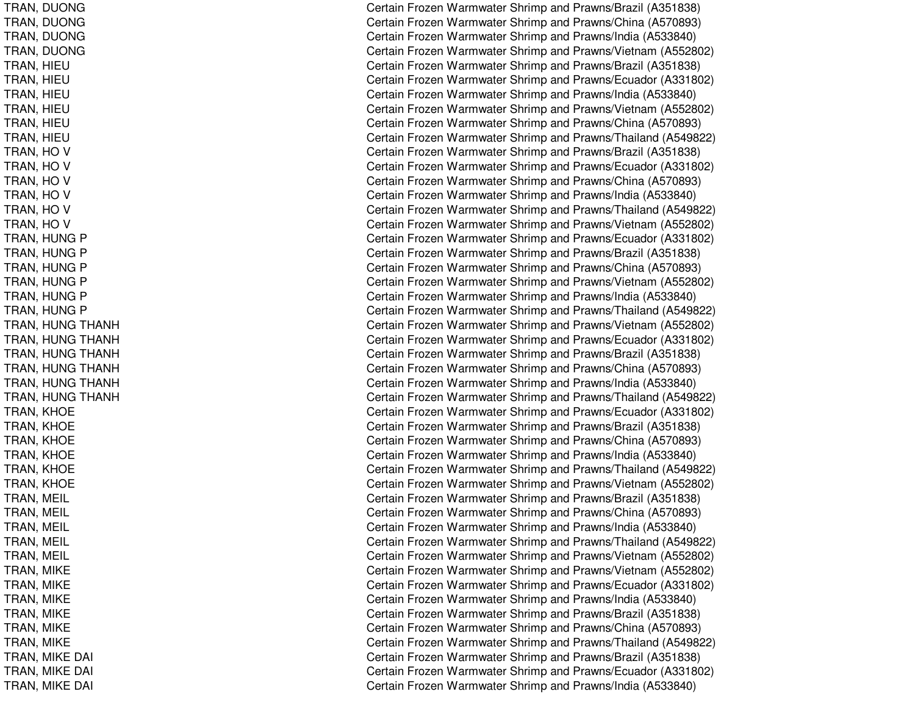| | |
|---|---|
| TRAN, DUONG | Certain Frozen Warmwater Shrimp and Prawns/Brazil (A351838) |
| TRAN, DUONG | Certain Frozen Warmwater Shrimp and Prawns/China (A570893) |
| TRAN, DUONG | Certain Frozen Warmwater Shrimp and Prawns/India (A533840) |
| TRAN, DUONG | Certain Frozen Warmwater Shrimp and Prawns/Vietnam (A552802) |
| TRAN, HIEU | Certain Frozen Warmwater Shrimp and Prawns/Brazil (A351838) |
| TRAN, HIEU | Certain Frozen Warmwater Shrimp and Prawns/Ecuador (A331802) |
| TRAN, HIEU | Certain Frozen Warmwater Shrimp and Prawns/India (A533840) |
| TRAN, HIEU | Certain Frozen Warmwater Shrimp and Prawns/Vietnam (A552802) |
| TRAN, HIEU | Certain Frozen Warmwater Shrimp and Prawns/China (A570893) |
| TRAN, HIEU | Certain Frozen Warmwater Shrimp and Prawns/Thailand (A549822) |
| TRAN, HO V | Certain Frozen Warmwater Shrimp and Prawns/Brazil (A351838) |
| TRAN, HO V | Certain Frozen Warmwater Shrimp and Prawns/Ecuador (A331802) |
| TRAN, HO V | Certain Frozen Warmwater Shrimp and Prawns/China (A570893) |
| TRAN, HO V | Certain Frozen Warmwater Shrimp and Prawns/India (A533840) |
| TRAN, HO V | Certain Frozen Warmwater Shrimp and Prawns/Thailand (A549822) |
| TRAN, HO V | Certain Frozen Warmwater Shrimp and Prawns/Vietnam (A552802) |
| TRAN, HUNG P | Certain Frozen Warmwater Shrimp and Prawns/Ecuador (A331802) |
| TRAN, HUNG P | Certain Frozen Warmwater Shrimp and Prawns/Brazil (A351838) |
| TRAN, HUNG P | Certain Frozen Warmwater Shrimp and Prawns/China (A570893) |
| TRAN, HUNG P | Certain Frozen Warmwater Shrimp and Prawns/Vietnam (A552802) |
| TRAN, HUNG P | Certain Frozen Warmwater Shrimp and Prawns/India (A533840) |
| TRAN, HUNG P | Certain Frozen Warmwater Shrimp and Prawns/Thailand (A549822) |
| TRAN, HUNG THANH | Certain Frozen Warmwater Shrimp and Prawns/Vietnam (A552802) |
| TRAN, HUNG THANH | Certain Frozen Warmwater Shrimp and Prawns/Ecuador (A331802) |
| TRAN, HUNG THANH | Certain Frozen Warmwater Shrimp and Prawns/Brazil (A351838) |
| TRAN, HUNG THANH | Certain Frozen Warmwater Shrimp and Prawns/China (A570893) |
| TRAN, HUNG THANH | Certain Frozen Warmwater Shrimp and Prawns/India (A533840) |
| TRAN, HUNG THANH | Certain Frozen Warmwater Shrimp and Prawns/Thailand (A549822) |
| TRAN, KHOE | Certain Frozen Warmwater Shrimp and Prawns/Ecuador (A331802) |
| TRAN, KHOE | Certain Frozen Warmwater Shrimp and Prawns/Brazil (A351838) |
| TRAN, KHOE | Certain Frozen Warmwater Shrimp and Prawns/China (A570893) |
| TRAN, KHOE | Certain Frozen Warmwater Shrimp and Prawns/India (A533840) |
| TRAN, KHOE | Certain Frozen Warmwater Shrimp and Prawns/Thailand (A549822) |
| TRAN, KHOE | Certain Frozen Warmwater Shrimp and Prawns/Vietnam (A552802) |
| TRAN, MEIL | Certain Frozen Warmwater Shrimp and Prawns/Brazil (A351838) |
| TRAN, MEIL | Certain Frozen Warmwater Shrimp and Prawns/China (A570893) |
| TRAN, MEIL | Certain Frozen Warmwater Shrimp and Prawns/India (A533840) |
| TRAN, MEIL | Certain Frozen Warmwater Shrimp and Prawns/Thailand (A549822) |
| TRAN, MEIL | Certain Frozen Warmwater Shrimp and Prawns/Vietnam (A552802) |
| TRAN, MIKE | Certain Frozen Warmwater Shrimp and Prawns/Vietnam (A552802) |
| TRAN, MIKE | Certain Frozen Warmwater Shrimp and Prawns/Ecuador (A331802) |
| TRAN, MIKE | Certain Frozen Warmwater Shrimp and Prawns/India (A533840) |
| TRAN, MIKE | Certain Frozen Warmwater Shrimp and Prawns/Brazil (A351838) |
| TRAN, MIKE | Certain Frozen Warmwater Shrimp and Prawns/China (A570893) |
| TRAN, MIKE | Certain Frozen Warmwater Shrimp and Prawns/Thailand (A549822) |
| TRAN, MIKE DAI | Certain Frozen Warmwater Shrimp and Prawns/Brazil (A351838) |
| TRAN, MIKE DAI | Certain Frozen Warmwater Shrimp and Prawns/Ecuador (A331802) |
| TRAN, MIKE DAI | Certain Frozen Warmwater Shrimp and Prawns/India (A533840) |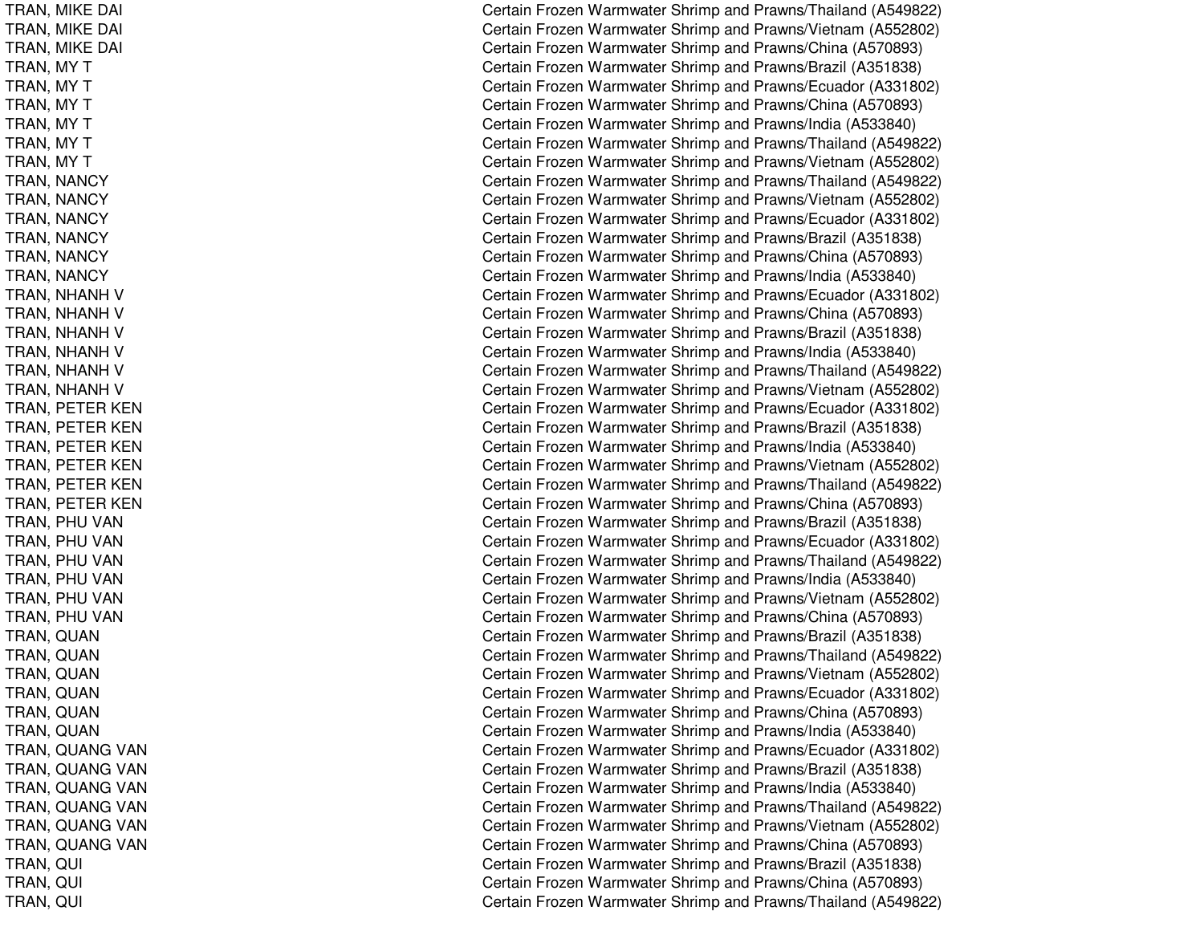| | |
|---|---|
| TRAN, MIKE DAI | Certain Frozen Warmwater Shrimp and Prawns/Thailand (A549822) |
| TRAN, MIKE DAI | Certain Frozen Warmwater Shrimp and Prawns/Vietnam (A552802) |
| TRAN, MIKE DAI | Certain Frozen Warmwater Shrimp and Prawns/China (A570893) |
| TRAN, MY T | Certain Frozen Warmwater Shrimp and Prawns/Brazil (A351838) |
| TRAN, MY T | Certain Frozen Warmwater Shrimp and Prawns/Ecuador (A331802) |
| TRAN, MY T | Certain Frozen Warmwater Shrimp and Prawns/China (A570893) |
| TRAN, MY T | Certain Frozen Warmwater Shrimp and Prawns/India (A533840) |
| TRAN, MY T | Certain Frozen Warmwater Shrimp and Prawns/Thailand (A549822) |
| TRAN, MY T | Certain Frozen Warmwater Shrimp and Prawns/Vietnam (A552802) |
| TRAN, NANCY | Certain Frozen Warmwater Shrimp and Prawns/Thailand (A549822) |
| TRAN, NANCY | Certain Frozen Warmwater Shrimp and Prawns/Vietnam (A552802) |
| TRAN, NANCY | Certain Frozen Warmwater Shrimp and Prawns/Ecuador (A331802) |
| TRAN, NANCY | Certain Frozen Warmwater Shrimp and Prawns/Brazil (A351838) |
| TRAN, NANCY | Certain Frozen Warmwater Shrimp and Prawns/China (A570893) |
| TRAN, NANCY | Certain Frozen Warmwater Shrimp and Prawns/India (A533840) |
| TRAN, NHANH V | Certain Frozen Warmwater Shrimp and Prawns/Ecuador (A331802) |
| TRAN, NHANH V | Certain Frozen Warmwater Shrimp and Prawns/China (A570893) |
| TRAN, NHANH V | Certain Frozen Warmwater Shrimp and Prawns/Brazil (A351838) |
| TRAN, NHANH V | Certain Frozen Warmwater Shrimp and Prawns/India (A533840) |
| TRAN, NHANH V | Certain Frozen Warmwater Shrimp and Prawns/Thailand (A549822) |
| TRAN, NHANH V | Certain Frozen Warmwater Shrimp and Prawns/Vietnam (A552802) |
| TRAN, PETER KEN | Certain Frozen Warmwater Shrimp and Prawns/Ecuador (A331802) |
| TRAN, PETER KEN | Certain Frozen Warmwater Shrimp and Prawns/Brazil (A351838) |
| TRAN, PETER KEN | Certain Frozen Warmwater Shrimp and Prawns/India (A533840) |
| TRAN, PETER KEN | Certain Frozen Warmwater Shrimp and Prawns/Vietnam (A552802) |
| TRAN, PETER KEN | Certain Frozen Warmwater Shrimp and Prawns/Thailand (A549822) |
| TRAN, PETER KEN | Certain Frozen Warmwater Shrimp and Prawns/China (A570893) |
| TRAN, PHU VAN | Certain Frozen Warmwater Shrimp and Prawns/Brazil (A351838) |
| TRAN, PHU VAN | Certain Frozen Warmwater Shrimp and Prawns/Ecuador (A331802) |
| TRAN, PHU VAN | Certain Frozen Warmwater Shrimp and Prawns/Thailand (A549822) |
| TRAN, PHU VAN | Certain Frozen Warmwater Shrimp and Prawns/India (A533840) |
| TRAN, PHU VAN | Certain Frozen Warmwater Shrimp and Prawns/Vietnam (A552802) |
| TRAN, PHU VAN | Certain Frozen Warmwater Shrimp and Prawns/China (A570893) |
| TRAN, QUAN | Certain Frozen Warmwater Shrimp and Prawns/Brazil (A351838) |
| TRAN, QUAN | Certain Frozen Warmwater Shrimp and Prawns/Thailand (A549822) |
| TRAN, QUAN | Certain Frozen Warmwater Shrimp and Prawns/Vietnam (A552802) |
| TRAN, QUAN | Certain Frozen Warmwater Shrimp and Prawns/Ecuador (A331802) |
| TRAN, QUAN | Certain Frozen Warmwater Shrimp and Prawns/China (A570893) |
| TRAN, QUAN | Certain Frozen Warmwater Shrimp and Prawns/India (A533840) |
| TRAN, QUANG VAN | Certain Frozen Warmwater Shrimp and Prawns/Ecuador (A331802) |
| TRAN, QUANG VAN | Certain Frozen Warmwater Shrimp and Prawns/Brazil (A351838) |
| TRAN, QUANG VAN | Certain Frozen Warmwater Shrimp and Prawns/India (A533840) |
| TRAN, QUANG VAN | Certain Frozen Warmwater Shrimp and Prawns/Thailand (A549822) |
| TRAN, QUANG VAN | Certain Frozen Warmwater Shrimp and Prawns/Vietnam (A552802) |
| TRAN, QUANG VAN | Certain Frozen Warmwater Shrimp and Prawns/China (A570893) |
| TRAN, QUI | Certain Frozen Warmwater Shrimp and Prawns/Brazil (A351838) |
| TRAN, QUI | Certain Frozen Warmwater Shrimp and Prawns/China (A570893) |
| TRAN, QUI | Certain Frozen Warmwater Shrimp and Prawns/Thailand (A549822) |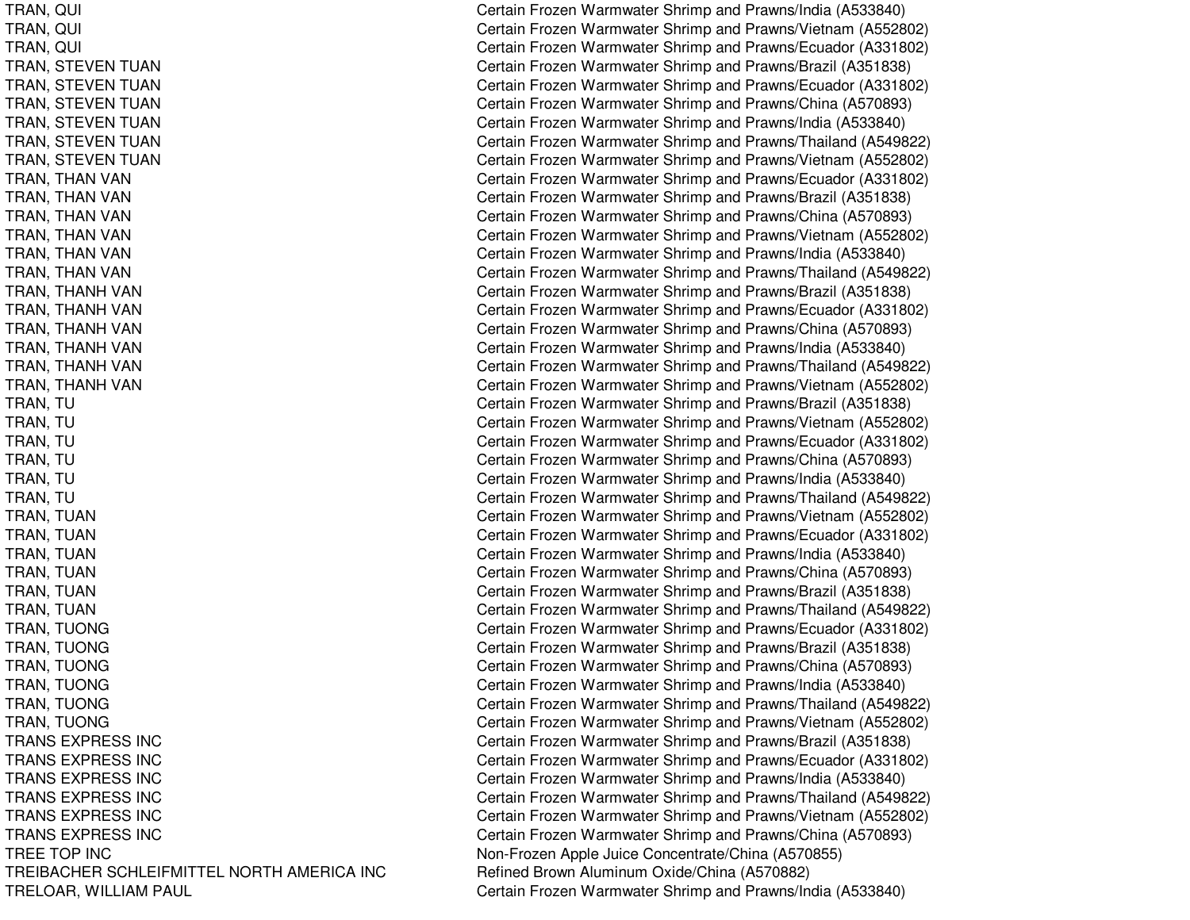| | |
|---|---|
| TRAN, QUI | Certain Frozen Warmwater Shrimp and Prawns/India (A533840) |
| TRAN, QUI | Certain Frozen Warmwater Shrimp and Prawns/Vietnam (A552802) |
| TRAN, QUI | Certain Frozen Warmwater Shrimp and Prawns/Ecuador (A331802) |
| TRAN, STEVEN TUAN | Certain Frozen Warmwater Shrimp and Prawns/Brazil (A351838) |
| TRAN, STEVEN TUAN | Certain Frozen Warmwater Shrimp and Prawns/Ecuador (A331802) |
| TRAN, STEVEN TUAN | Certain Frozen Warmwater Shrimp and Prawns/China (A570893) |
| TRAN, STEVEN TUAN | Certain Frozen Warmwater Shrimp and Prawns/India (A533840) |
| TRAN, STEVEN TUAN | Certain Frozen Warmwater Shrimp and Prawns/Thailand (A549822) |
| TRAN, STEVEN TUAN | Certain Frozen Warmwater Shrimp and Prawns/Vietnam (A552802) |
| TRAN, THAN VAN | Certain Frozen Warmwater Shrimp and Prawns/Ecuador (A331802) |
| TRAN, THAN VAN | Certain Frozen Warmwater Shrimp and Prawns/Brazil (A351838) |
| TRAN, THAN VAN | Certain Frozen Warmwater Shrimp and Prawns/China (A570893) |
| TRAN, THAN VAN | Certain Frozen Warmwater Shrimp and Prawns/Vietnam (A552802) |
| TRAN, THAN VAN | Certain Frozen Warmwater Shrimp and Prawns/India (A533840) |
| TRAN, THAN VAN | Certain Frozen Warmwater Shrimp and Prawns/Thailand (A549822) |
| TRAN, THANH VAN | Certain Frozen Warmwater Shrimp and Prawns/Brazil (A351838) |
| TRAN, THANH VAN | Certain Frozen Warmwater Shrimp and Prawns/Ecuador (A331802) |
| TRAN, THANH VAN | Certain Frozen Warmwater Shrimp and Prawns/China (A570893) |
| TRAN, THANH VAN | Certain Frozen Warmwater Shrimp and Prawns/India (A533840) |
| TRAN, THANH VAN | Certain Frozen Warmwater Shrimp and Prawns/Thailand (A549822) |
| TRAN, THANH VAN | Certain Frozen Warmwater Shrimp and Prawns/Vietnam (A552802) |
| TRAN, TU | Certain Frozen Warmwater Shrimp and Prawns/Brazil (A351838) |
| TRAN, TU | Certain Frozen Warmwater Shrimp and Prawns/Vietnam (A552802) |
| TRAN, TU | Certain Frozen Warmwater Shrimp and Prawns/Ecuador (A331802) |
| TRAN, TU | Certain Frozen Warmwater Shrimp and Prawns/China (A570893) |
| TRAN, TU | Certain Frozen Warmwater Shrimp and Prawns/India (A533840) |
| TRAN, TU | Certain Frozen Warmwater Shrimp and Prawns/Thailand (A549822) |
| TRAN, TUAN | Certain Frozen Warmwater Shrimp and Prawns/Vietnam (A552802) |
| TRAN, TUAN | Certain Frozen Warmwater Shrimp and Prawns/Ecuador (A331802) |
| TRAN, TUAN | Certain Frozen Warmwater Shrimp and Prawns/India (A533840) |
| TRAN, TUAN | Certain Frozen Warmwater Shrimp and Prawns/China (A570893) |
| TRAN, TUAN | Certain Frozen Warmwater Shrimp and Prawns/Brazil (A351838) |
| TRAN, TUAN | Certain Frozen Warmwater Shrimp and Prawns/Thailand (A549822) |
| TRAN, TUONG | Certain Frozen Warmwater Shrimp and Prawns/Ecuador (A331802) |
| TRAN, TUONG | Certain Frozen Warmwater Shrimp and Prawns/Brazil (A351838) |
| TRAN, TUONG | Certain Frozen Warmwater Shrimp and Prawns/China (A570893) |
| TRAN, TUONG | Certain Frozen Warmwater Shrimp and Prawns/India (A533840) |
| TRAN, TUONG | Certain Frozen Warmwater Shrimp and Prawns/Thailand (A549822) |
| TRAN, TUONG | Certain Frozen Warmwater Shrimp and Prawns/Vietnam (A552802) |
| TRANS EXPRESS INC | Certain Frozen Warmwater Shrimp and Prawns/Brazil (A351838) |
| TRANS EXPRESS INC | Certain Frozen Warmwater Shrimp and Prawns/Ecuador (A331802) |
| TRANS EXPRESS INC | Certain Frozen Warmwater Shrimp and Prawns/India (A533840) |
| TRANS EXPRESS INC | Certain Frozen Warmwater Shrimp and Prawns/Thailand (A549822) |
| TRANS EXPRESS INC | Certain Frozen Warmwater Shrimp and Prawns/Vietnam (A552802) |
| TRANS EXPRESS INC | Certain Frozen Warmwater Shrimp and Prawns/China (A570893) |
| TREE TOP INC | Non-Frozen Apple Juice Concentrate/China (A570855) |
| TREIBACHER SCHLEIFMITTEL NORTH AMERICA INC | Refined Brown Aluminum Oxide/China (A570882) |
| TRELOAR, WILLIAM PAUL | Certain Frozen Warmwater Shrimp and Prawns/India (A533840) |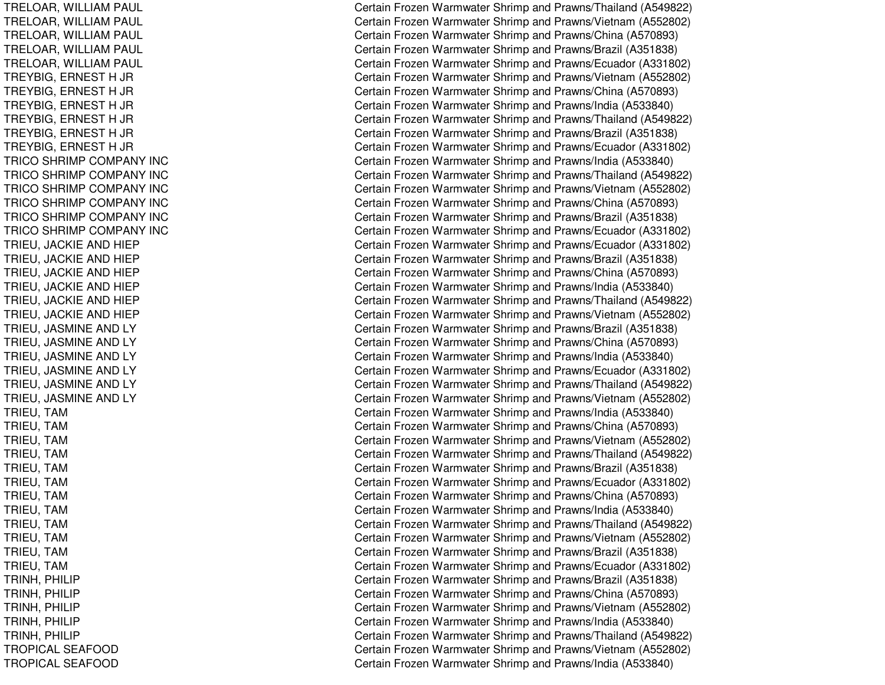| | |
|---|---|
| TRELOAR, WILLIAM PAUL | Certain Frozen Warmwater Shrimp and Prawns/Thailand (A549822) |
| TRELOAR, WILLIAM PAUL | Certain Frozen Warmwater Shrimp and Prawns/Vietnam (A552802) |
| TRELOAR, WILLIAM PAUL | Certain Frozen Warmwater Shrimp and Prawns/China (A570893) |
| TRELOAR, WILLIAM PAUL | Certain Frozen Warmwater Shrimp and Prawns/Brazil (A351838) |
| TRELOAR, WILLIAM PAUL | Certain Frozen Warmwater Shrimp and Prawns/Ecuador (A331802) |
| TREYBIG, ERNEST H JR | Certain Frozen Warmwater Shrimp and Prawns/Vietnam (A552802) |
| TREYBIG, ERNEST H JR | Certain Frozen Warmwater Shrimp and Prawns/China (A570893) |
| TREYBIG, ERNEST H JR | Certain Frozen Warmwater Shrimp and Prawns/India (A533840) |
| TREYBIG, ERNEST H JR | Certain Frozen Warmwater Shrimp and Prawns/Thailand (A549822) |
| TREYBIG, ERNEST H JR | Certain Frozen Warmwater Shrimp and Prawns/Brazil (A351838) |
| TREYBIG, ERNEST H JR | Certain Frozen Warmwater Shrimp and Prawns/Ecuador (A331802) |
| TRICO SHRIMP COMPANY INC | Certain Frozen Warmwater Shrimp and Prawns/India (A533840) |
| TRICO SHRIMP COMPANY INC | Certain Frozen Warmwater Shrimp and Prawns/Thailand (A549822) |
| TRICO SHRIMP COMPANY INC | Certain Frozen Warmwater Shrimp and Prawns/Vietnam (A552802) |
| TRICO SHRIMP COMPANY INC | Certain Frozen Warmwater Shrimp and Prawns/China (A570893) |
| TRICO SHRIMP COMPANY INC | Certain Frozen Warmwater Shrimp and Prawns/Brazil (A351838) |
| TRICO SHRIMP COMPANY INC | Certain Frozen Warmwater Shrimp and Prawns/Ecuador (A331802) |
| TRIEU, JACKIE AND HIEP | Certain Frozen Warmwater Shrimp and Prawns/Ecuador (A331802) |
| TRIEU, JACKIE AND HIEP | Certain Frozen Warmwater Shrimp and Prawns/Brazil (A351838) |
| TRIEU, JACKIE AND HIEP | Certain Frozen Warmwater Shrimp and Prawns/China (A570893) |
| TRIEU, JACKIE AND HIEP | Certain Frozen Warmwater Shrimp and Prawns/India (A533840) |
| TRIEU, JACKIE AND HIEP | Certain Frozen Warmwater Shrimp and Prawns/Thailand (A549822) |
| TRIEU, JACKIE AND HIEP | Certain Frozen Warmwater Shrimp and Prawns/Vietnam (A552802) |
| TRIEU, JASMINE AND LY | Certain Frozen Warmwater Shrimp and Prawns/Brazil (A351838) |
| TRIEU, JASMINE AND LY | Certain Frozen Warmwater Shrimp and Prawns/China (A570893) |
| TRIEU, JASMINE AND LY | Certain Frozen Warmwater Shrimp and Prawns/India (A533840) |
| TRIEU, JASMINE AND LY | Certain Frozen Warmwater Shrimp and Prawns/Ecuador (A331802) |
| TRIEU, JASMINE AND LY | Certain Frozen Warmwater Shrimp and Prawns/Thailand (A549822) |
| TRIEU, JASMINE AND LY | Certain Frozen Warmwater Shrimp and Prawns/Vietnam (A552802) |
| TRIEU, TAM | Certain Frozen Warmwater Shrimp and Prawns/India (A533840) |
| TRIEU, TAM | Certain Frozen Warmwater Shrimp and Prawns/China (A570893) |
| TRIEU, TAM | Certain Frozen Warmwater Shrimp and Prawns/Vietnam (A552802) |
| TRIEU, TAM | Certain Frozen Warmwater Shrimp and Prawns/Thailand (A549822) |
| TRIEU, TAM | Certain Frozen Warmwater Shrimp and Prawns/Brazil (A351838) |
| TRIEU, TAM | Certain Frozen Warmwater Shrimp and Prawns/Ecuador (A331802) |
| TRIEU, TAM | Certain Frozen Warmwater Shrimp and Prawns/China (A570893) |
| TRIEU, TAM | Certain Frozen Warmwater Shrimp and Prawns/India (A533840) |
| TRIEU, TAM | Certain Frozen Warmwater Shrimp and Prawns/Thailand (A549822) |
| TRIEU, TAM | Certain Frozen Warmwater Shrimp and Prawns/Vietnam (A552802) |
| TRIEU, TAM | Certain Frozen Warmwater Shrimp and Prawns/Brazil (A351838) |
| TRIEU, TAM | Certain Frozen Warmwater Shrimp and Prawns/Ecuador (A331802) |
| TRINH, PHILIP | Certain Frozen Warmwater Shrimp and Prawns/Brazil (A351838) |
| TRINH, PHILIP | Certain Frozen Warmwater Shrimp and Prawns/China (A570893) |
| TRINH, PHILIP | Certain Frozen Warmwater Shrimp and Prawns/Vietnam (A552802) |
| TRINH, PHILIP | Certain Frozen Warmwater Shrimp and Prawns/India (A533840) |
| TRINH, PHILIP | Certain Frozen Warmwater Shrimp and Prawns/Thailand (A549822) |
| TROPICAL SEAFOOD | Certain Frozen Warmwater Shrimp and Prawns/Vietnam (A552802) |
| TROPICAL SEAFOOD | Certain Frozen Warmwater Shrimp and Prawns/India (A533840) |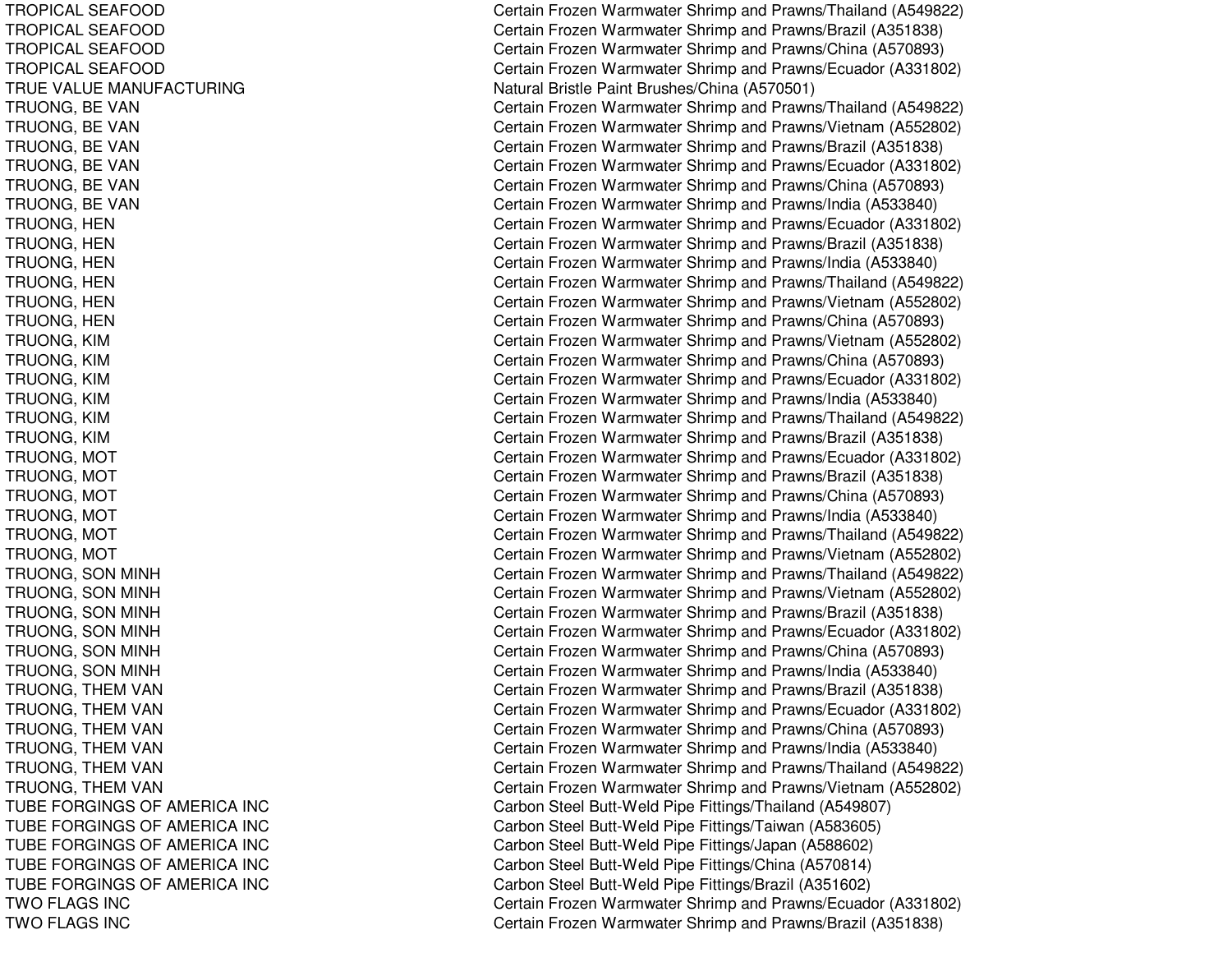| | |
|---|---|
| TROPICAL SEAFOOD | Certain Frozen Warmwater Shrimp and Prawns/Thailand (A549822) |
| TROPICAL SEAFOOD | Certain Frozen Warmwater Shrimp and Prawns/Brazil (A351838) |
| TROPICAL SEAFOOD | Certain Frozen Warmwater Shrimp and Prawns/China (A570893) |
| TROPICAL SEAFOOD | Certain Frozen Warmwater Shrimp and Prawns/Ecuador (A331802) |
| TRUE VALUE MANUFACTURING | Natural Bristle Paint Brushes/China (A570501) |
| TRUONG, BE VAN | Certain Frozen Warmwater Shrimp and Prawns/Thailand (A549822) |
| TRUONG, BE VAN | Certain Frozen Warmwater Shrimp and Prawns/Vietnam (A552802) |
| TRUONG, BE VAN | Certain Frozen Warmwater Shrimp and Prawns/Brazil (A351838) |
| TRUONG, BE VAN | Certain Frozen Warmwater Shrimp and Prawns/Ecuador (A331802) |
| TRUONG, BE VAN | Certain Frozen Warmwater Shrimp and Prawns/China (A570893) |
| TRUONG, BE VAN | Certain Frozen Warmwater Shrimp and Prawns/India (A533840) |
| TRUONG, HEN | Certain Frozen Warmwater Shrimp and Prawns/Ecuador (A331802) |
| TRUONG, HEN | Certain Frozen Warmwater Shrimp and Prawns/Brazil (A351838) |
| TRUONG, HEN | Certain Frozen Warmwater Shrimp and Prawns/India (A533840) |
| TRUONG, HEN | Certain Frozen Warmwater Shrimp and Prawns/Thailand (A549822) |
| TRUONG, HEN | Certain Frozen Warmwater Shrimp and Prawns/Vietnam (A552802) |
| TRUONG, HEN | Certain Frozen Warmwater Shrimp and Prawns/China (A570893) |
| TRUONG, KIM | Certain Frozen Warmwater Shrimp and Prawns/Vietnam (A552802) |
| TRUONG, KIM | Certain Frozen Warmwater Shrimp and Prawns/China (A570893) |
| TRUONG, KIM | Certain Frozen Warmwater Shrimp and Prawns/Ecuador (A331802) |
| TRUONG, KIM | Certain Frozen Warmwater Shrimp and Prawns/India (A533840) |
| TRUONG, KIM | Certain Frozen Warmwater Shrimp and Prawns/Thailand (A549822) |
| TRUONG, KIM | Certain Frozen Warmwater Shrimp and Prawns/Brazil (A351838) |
| TRUONG, MOT | Certain Frozen Warmwater Shrimp and Prawns/Ecuador (A331802) |
| TRUONG, MOT | Certain Frozen Warmwater Shrimp and Prawns/Brazil (A351838) |
| TRUONG, MOT | Certain Frozen Warmwater Shrimp and Prawns/China (A570893) |
| TRUONG, MOT | Certain Frozen Warmwater Shrimp and Prawns/India (A533840) |
| TRUONG, MOT | Certain Frozen Warmwater Shrimp and Prawns/Thailand (A549822) |
| TRUONG, MOT | Certain Frozen Warmwater Shrimp and Prawns/Vietnam (A552802) |
| TRUONG, SON MINH | Certain Frozen Warmwater Shrimp and Prawns/Thailand (A549822) |
| TRUONG, SON MINH | Certain Frozen Warmwater Shrimp and Prawns/Vietnam (A552802) |
| TRUONG, SON MINH | Certain Frozen Warmwater Shrimp and Prawns/Brazil (A351838) |
| TRUONG, SON MINH | Certain Frozen Warmwater Shrimp and Prawns/Ecuador (A331802) |
| TRUONG, SON MINH | Certain Frozen Warmwater Shrimp and Prawns/China (A570893) |
| TRUONG, SON MINH | Certain Frozen Warmwater Shrimp and Prawns/India (A533840) |
| TRUONG, THEM VAN | Certain Frozen Warmwater Shrimp and Prawns/Brazil (A351838) |
| TRUONG, THEM VAN | Certain Frozen Warmwater Shrimp and Prawns/Ecuador (A331802) |
| TRUONG, THEM VAN | Certain Frozen Warmwater Shrimp and Prawns/China (A570893) |
| TRUONG, THEM VAN | Certain Frozen Warmwater Shrimp and Prawns/India (A533840) |
| TRUONG, THEM VAN | Certain Frozen Warmwater Shrimp and Prawns/Thailand (A549822) |
| TRUONG, THEM VAN | Certain Frozen Warmwater Shrimp and Prawns/Vietnam (A552802) |
| TUBE FORGINGS OF AMERICA INC | Carbon Steel Butt-Weld Pipe Fittings/Thailand (A549807) |
| TUBE FORGINGS OF AMERICA INC | Carbon Steel Butt-Weld Pipe Fittings/Taiwan (A583605) |
| TUBE FORGINGS OF AMERICA INC | Carbon Steel Butt-Weld Pipe Fittings/Japan (A588602) |
| TUBE FORGINGS OF AMERICA INC | Carbon Steel Butt-Weld Pipe Fittings/China (A570814) |
| TUBE FORGINGS OF AMERICA INC | Carbon Steel Butt-Weld Pipe Fittings/Brazil (A351602) |
| TWO FLAGS INC | Certain Frozen Warmwater Shrimp and Prawns/Ecuador (A331802) |
| TWO FLAGS INC | Certain Frozen Warmwater Shrimp and Prawns/Brazil (A351838) |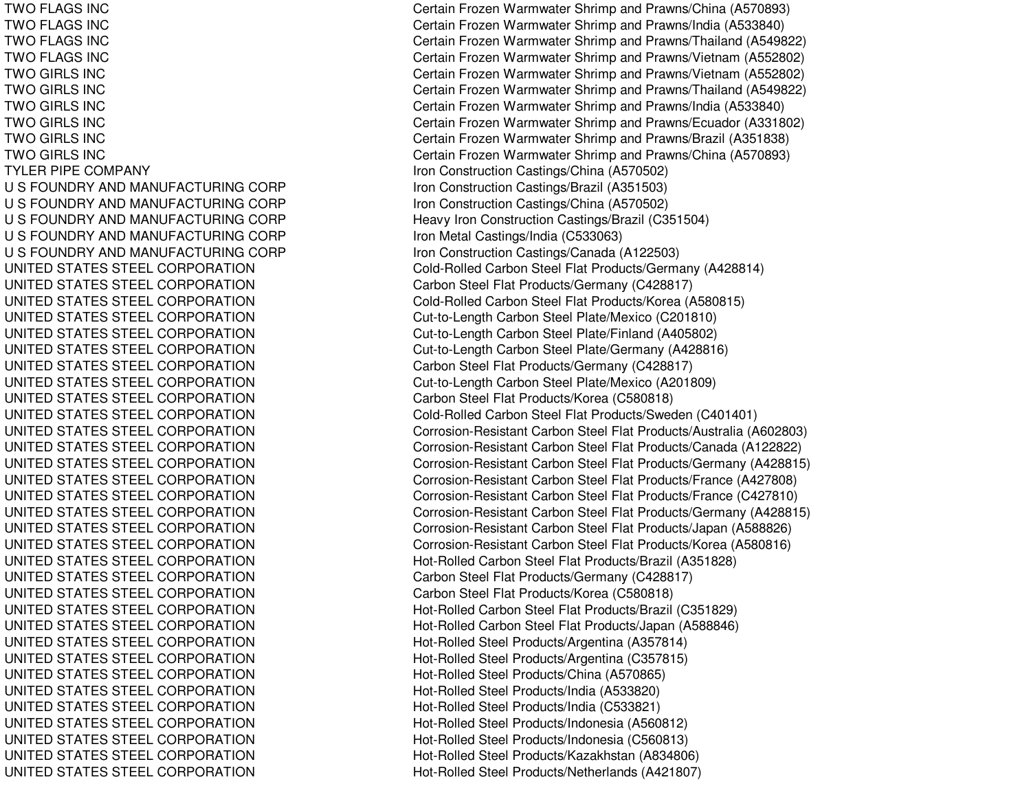| | |
|---|---|
| TWO FLAGS INC | Certain Frozen Warmwater Shrimp and Prawns/China (A570893) |
| TWO FLAGS INC | Certain Frozen Warmwater Shrimp and Prawns/India (A533840) |
| TWO FLAGS INC | Certain Frozen Warmwater Shrimp and Prawns/Thailand (A549822) |
| TWO FLAGS INC | Certain Frozen Warmwater Shrimp and Prawns/Vietnam (A552802) |
| TWO GIRLS INC | Certain Frozen Warmwater Shrimp and Prawns/Vietnam (A552802) |
| TWO GIRLS INC | Certain Frozen Warmwater Shrimp and Prawns/Thailand (A549822) |
| TWO GIRLS INC | Certain Frozen Warmwater Shrimp and Prawns/India (A533840) |
| TWO GIRLS INC | Certain Frozen Warmwater Shrimp and Prawns/Ecuador (A331802) |
| TWO GIRLS INC | Certain Frozen Warmwater Shrimp and Prawns/Brazil (A351838) |
| TWO GIRLS INC | Certain Frozen Warmwater Shrimp and Prawns/China (A570893) |
| TYLER PIPE COMPANY | Iron Construction Castings/China (A570502) |
| U S FOUNDRY AND MANUFACTURING CORP | Iron Construction Castings/Brazil (A351503) |
| U S FOUNDRY AND MANUFACTURING CORP | Iron Construction Castings/China (A570502) |
| U S FOUNDRY AND MANUFACTURING CORP | Heavy Iron Construction Castings/Brazil (C351504) |
| U S FOUNDRY AND MANUFACTURING CORP | Iron Metal Castings/India (C533063) |
| U S FOUNDRY AND MANUFACTURING CORP | Iron Construction Castings/Canada (A122503) |
| UNITED STATES STEEL CORPORATION | Cold-Rolled Carbon Steel Flat Products/Germany (A428814) |
| UNITED STATES STEEL CORPORATION | Carbon Steel Flat Products/Germany (C428817) |
| UNITED STATES STEEL CORPORATION | Cold-Rolled Carbon Steel Flat Products/Korea (A580815) |
| UNITED STATES STEEL CORPORATION | Cut-to-Length Carbon Steel Plate/Mexico (C201810) |
| UNITED STATES STEEL CORPORATION | Cut-to-Length Carbon Steel Plate/Finland (A405802) |
| UNITED STATES STEEL CORPORATION | Cut-to-Length Carbon Steel Plate/Germany (A428816) |
| UNITED STATES STEEL CORPORATION | Carbon Steel Flat Products/Germany (C428817) |
| UNITED STATES STEEL CORPORATION | Cut-to-Length Carbon Steel Plate/Mexico (A201809) |
| UNITED STATES STEEL CORPORATION | Carbon Steel Flat Products/Korea (C580818) |
| UNITED STATES STEEL CORPORATION | Cold-Rolled Carbon Steel Flat Products/Sweden (C401401) |
| UNITED STATES STEEL CORPORATION | Corrosion-Resistant Carbon Steel Flat Products/Australia (A602803) |
| UNITED STATES STEEL CORPORATION | Corrosion-Resistant Carbon Steel Flat Products/Canada (A122822) |
| UNITED STATES STEEL CORPORATION | Corrosion-Resistant Carbon Steel Flat Products/Germany (A428815) |
| UNITED STATES STEEL CORPORATION | Corrosion-Resistant Carbon Steel Flat Products/France (A427808) |
| UNITED STATES STEEL CORPORATION | Corrosion-Resistant Carbon Steel Flat Products/France (C427810) |
| UNITED STATES STEEL CORPORATION | Corrosion-Resistant Carbon Steel Flat Products/Germany (A428815) |
| UNITED STATES STEEL CORPORATION | Corrosion-Resistant Carbon Steel Flat Products/Japan (A588826) |
| UNITED STATES STEEL CORPORATION | Corrosion-Resistant Carbon Steel Flat Products/Korea (A580816) |
| UNITED STATES STEEL CORPORATION | Hot-Rolled Carbon Steel Flat Products/Brazil (A351828) |
| UNITED STATES STEEL CORPORATION | Carbon Steel Flat Products/Germany (C428817) |
| UNITED STATES STEEL CORPORATION | Carbon Steel Flat Products/Korea (C580818) |
| UNITED STATES STEEL CORPORATION | Hot-Rolled Carbon Steel Flat Products/Brazil (C351829) |
| UNITED STATES STEEL CORPORATION | Hot-Rolled Carbon Steel Flat Products/Japan (A588846) |
| UNITED STATES STEEL CORPORATION | Hot-Rolled Steel Products/Argentina (A357814) |
| UNITED STATES STEEL CORPORATION | Hot-Rolled Steel Products/Argentina (C357815) |
| UNITED STATES STEEL CORPORATION | Hot-Rolled Steel Products/China (A570865) |
| UNITED STATES STEEL CORPORATION | Hot-Rolled Steel Products/India (A533820) |
| UNITED STATES STEEL CORPORATION | Hot-Rolled Steel Products/India (C533821) |
| UNITED STATES STEEL CORPORATION | Hot-Rolled Steel Products/Indonesia (A560812) |
| UNITED STATES STEEL CORPORATION | Hot-Rolled Steel Products/Indonesia (C560813) |
| UNITED STATES STEEL CORPORATION | Hot-Rolled Steel Products/Kazakhstan (A834806) |
| UNITED STATES STEEL CORPORATION | Hot-Rolled Steel Products/Netherlands (A421807) |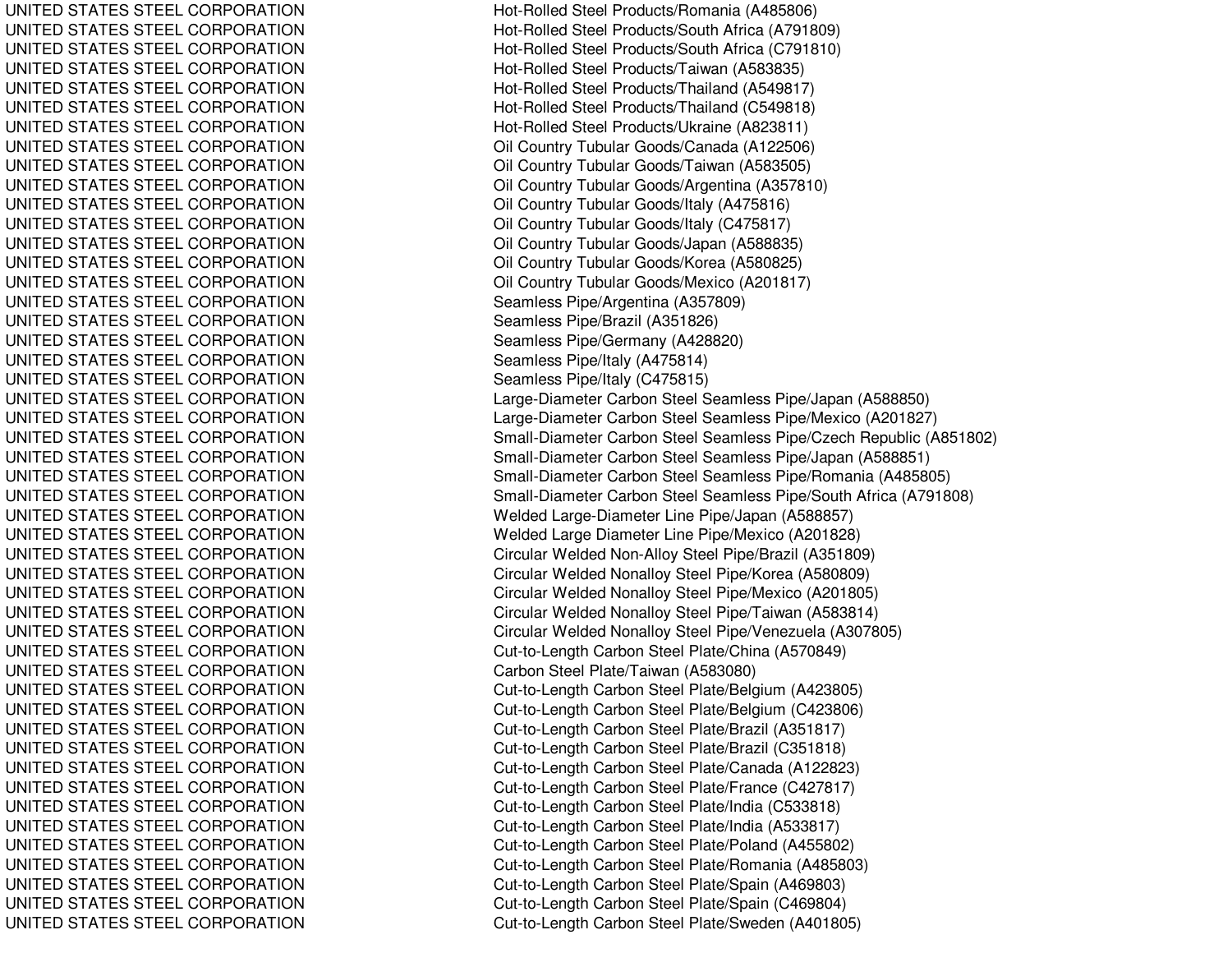| | |
|---|---|
| UNITED STATES STEEL CORPORATION | Hot-Rolled Steel Products/Romania (A485806) |
| UNITED STATES STEEL CORPORATION | Hot-Rolled Steel Products/South Africa (A791809) |
| UNITED STATES STEEL CORPORATION | Hot-Rolled Steel Products/South Africa (C791810) |
| UNITED STATES STEEL CORPORATION | Hot-Rolled Steel Products/Taiwan (A583835) |
| UNITED STATES STEEL CORPORATION | Hot-Rolled Steel Products/Thailand (A549817) |
| UNITED STATES STEEL CORPORATION | Hot-Rolled Steel Products/Thailand (C549818) |
| UNITED STATES STEEL CORPORATION | Hot-Rolled Steel Products/Ukraine (A823811) |
| UNITED STATES STEEL CORPORATION | Oil Country Tubular Goods/Canada (A122506) |
| UNITED STATES STEEL CORPORATION | Oil Country Tubular Goods/Taiwan (A583505) |
| UNITED STATES STEEL CORPORATION | Oil Country Tubular Goods/Argentina (A357810) |
| UNITED STATES STEEL CORPORATION | Oil Country Tubular Goods/Italy (A475816) |
| UNITED STATES STEEL CORPORATION | Oil Country Tubular Goods/Italy (C475817) |
| UNITED STATES STEEL CORPORATION | Oil Country Tubular Goods/Japan (A588835) |
| UNITED STATES STEEL CORPORATION | Oil Country Tubular Goods/Korea (A580825) |
| UNITED STATES STEEL CORPORATION | Oil Country Tubular Goods/Mexico (A201817) |
| UNITED STATES STEEL CORPORATION | Seamless Pipe/Argentina (A357809) |
| UNITED STATES STEEL CORPORATION | Seamless Pipe/Brazil (A351826) |
| UNITED STATES STEEL CORPORATION | Seamless Pipe/Germany (A428820) |
| UNITED STATES STEEL CORPORATION | Seamless Pipe/Italy (A475814) |
| UNITED STATES STEEL CORPORATION | Seamless Pipe/Italy (C475815) |
| UNITED STATES STEEL CORPORATION | Large-Diameter Carbon Steel Seamless Pipe/Japan (A588850) |
| UNITED STATES STEEL CORPORATION | Large-Diameter Carbon Steel Seamless Pipe/Mexico (A201827) |
| UNITED STATES STEEL CORPORATION | Small-Diameter Carbon Steel Seamless Pipe/Czech Republic (A851802) |
| UNITED STATES STEEL CORPORATION | Small-Diameter Carbon Steel Seamless Pipe/Japan (A588851) |
| UNITED STATES STEEL CORPORATION | Small-Diameter Carbon Steel Seamless Pipe/Romania (A485805) |
| UNITED STATES STEEL CORPORATION | Small-Diameter Carbon Steel Seamless Pipe/South Africa (A791808) |
| UNITED STATES STEEL CORPORATION | Welded Large-Diameter Line Pipe/Japan (A588857) |
| UNITED STATES STEEL CORPORATION | Welded Large Diameter Line Pipe/Mexico (A201828) |
| UNITED STATES STEEL CORPORATION | Circular Welded Non-Alloy Steel Pipe/Brazil (A351809) |
| UNITED STATES STEEL CORPORATION | Circular Welded Nonalloy Steel Pipe/Korea (A580809) |
| UNITED STATES STEEL CORPORATION | Circular Welded Nonalloy Steel Pipe/Mexico (A201805) |
| UNITED STATES STEEL CORPORATION | Circular Welded Nonalloy Steel Pipe/Taiwan (A583814) |
| UNITED STATES STEEL CORPORATION | Circular Welded Nonalloy Steel Pipe/Venezuela (A307805) |
| UNITED STATES STEEL CORPORATION | Cut-to-Length Carbon Steel Plate/China (A570849) |
| UNITED STATES STEEL CORPORATION | Carbon Steel Plate/Taiwan (A583080) |
| UNITED STATES STEEL CORPORATION | Cut-to-Length Carbon Steel Plate/Belgium (A423805) |
| UNITED STATES STEEL CORPORATION | Cut-to-Length Carbon Steel Plate/Belgium (C423806) |
| UNITED STATES STEEL CORPORATION | Cut-to-Length Carbon Steel Plate/Brazil (A351817) |
| UNITED STATES STEEL CORPORATION | Cut-to-Length Carbon Steel Plate/Brazil (C351818) |
| UNITED STATES STEEL CORPORATION | Cut-to-Length Carbon Steel Plate/Canada (A122823) |
| UNITED STATES STEEL CORPORATION | Cut-to-Length Carbon Steel Plate/France (C427817) |
| UNITED STATES STEEL CORPORATION | Cut-to-Length Carbon Steel Plate/India (C533818) |
| UNITED STATES STEEL CORPORATION | Cut-to-Length Carbon Steel Plate/India (A533817) |
| UNITED STATES STEEL CORPORATION | Cut-to-Length Carbon Steel Plate/Poland (A455802) |
| UNITED STATES STEEL CORPORATION | Cut-to-Length Carbon Steel Plate/Romania (A485803) |
| UNITED STATES STEEL CORPORATION | Cut-to-Length Carbon Steel Plate/Spain (A469803) |
| UNITED STATES STEEL CORPORATION | Cut-to-Length Carbon Steel Plate/Spain (C469804) |
| UNITED STATES STEEL CORPORATION | Cut-to-Length Carbon Steel Plate/Sweden (A401805) |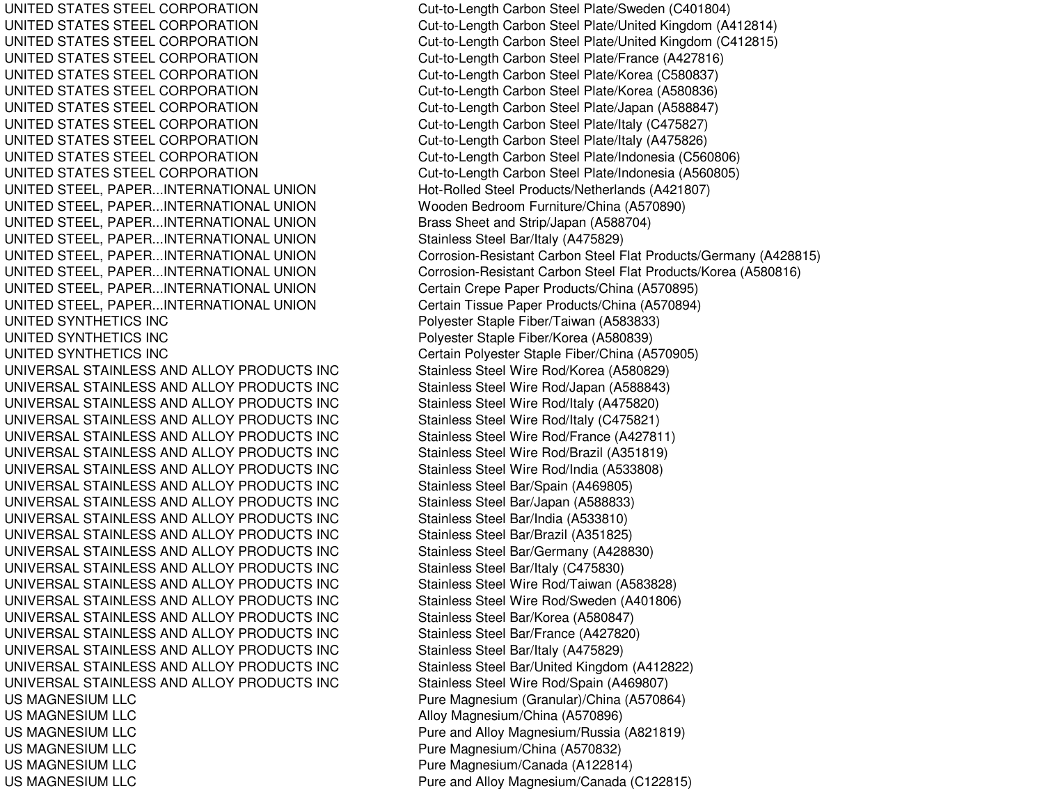| | |
|---|---|
| UNITED STATES STEEL CORPORATION | Cut-to-Length Carbon Steel Plate/Sweden (C401804) |
| UNITED STATES STEEL CORPORATION | Cut-to-Length Carbon Steel Plate/United Kingdom (A412814) |
| UNITED STATES STEEL CORPORATION | Cut-to-Length Carbon Steel Plate/United Kingdom (C412815) |
| UNITED STATES STEEL CORPORATION | Cut-to-Length Carbon Steel Plate/France (A427816) |
| UNITED STATES STEEL CORPORATION | Cut-to-Length Carbon Steel Plate/Korea (C580837) |
| UNITED STATES STEEL CORPORATION | Cut-to-Length Carbon Steel Plate/Korea (A580836) |
| UNITED STATES STEEL CORPORATION | Cut-to-Length Carbon Steel Plate/Japan (A588847) |
| UNITED STATES STEEL CORPORATION | Cut-to-Length Carbon Steel Plate/Italy (C475827) |
| UNITED STATES STEEL CORPORATION | Cut-to-Length Carbon Steel Plate/Italy (A475826) |
| UNITED STATES STEEL CORPORATION | Cut-to-Length Carbon Steel Plate/Indonesia (C560806) |
| UNITED STATES STEEL CORPORATION | Cut-to-Length Carbon Steel Plate/Indonesia (A560805) |
| UNITED STEEL, PAPER...INTERNATIONAL UNION | Hot-Rolled Steel Products/Netherlands (A421807) |
| UNITED STEEL, PAPER...INTERNATIONAL UNION | Wooden Bedroom Furniture/China (A570890) |
| UNITED STEEL, PAPER...INTERNATIONAL UNION | Brass Sheet and Strip/Japan (A588704) |
| UNITED STEEL, PAPER...INTERNATIONAL UNION | Stainless Steel Bar/Italy (A475829) |
| UNITED STEEL, PAPER...INTERNATIONAL UNION | Corrosion-Resistant Carbon Steel Flat Products/Germany (A428815) |
| UNITED STEEL, PAPER...INTERNATIONAL UNION | Corrosion-Resistant Carbon Steel Flat Products/Korea (A580816) |
| UNITED STEEL, PAPER...INTERNATIONAL UNION | Certain Crepe Paper Products/China (A570895) |
| UNITED STEEL, PAPER...INTERNATIONAL UNION | Certain Tissue Paper Products/China (A570894) |
| UNITED SYNTHETICS INC | Polyester Staple Fiber/Taiwan (A583833) |
| UNITED SYNTHETICS INC | Polyester Staple Fiber/Korea (A580839) |
| UNITED SYNTHETICS INC | Certain Polyester Staple Fiber/China (A570905) |
| UNIVERSAL STAINLESS AND ALLOY PRODUCTS INC | Stainless Steel Wire Rod/Korea (A580829) |
| UNIVERSAL STAINLESS AND ALLOY PRODUCTS INC | Stainless Steel Wire Rod/Japan (A588843) |
| UNIVERSAL STAINLESS AND ALLOY PRODUCTS INC | Stainless Steel Wire Rod/Italy (A475820) |
| UNIVERSAL STAINLESS AND ALLOY PRODUCTS INC | Stainless Steel Wire Rod/Italy (C475821) |
| UNIVERSAL STAINLESS AND ALLOY PRODUCTS INC | Stainless Steel Wire Rod/France (A427811) |
| UNIVERSAL STAINLESS AND ALLOY PRODUCTS INC | Stainless Steel Wire Rod/Brazil (A351819) |
| UNIVERSAL STAINLESS AND ALLOY PRODUCTS INC | Stainless Steel Wire Rod/India (A533808) |
| UNIVERSAL STAINLESS AND ALLOY PRODUCTS INC | Stainless Steel Bar/Spain (A469805) |
| UNIVERSAL STAINLESS AND ALLOY PRODUCTS INC | Stainless Steel Bar/Japan (A588833) |
| UNIVERSAL STAINLESS AND ALLOY PRODUCTS INC | Stainless Steel Bar/India (A533810) |
| UNIVERSAL STAINLESS AND ALLOY PRODUCTS INC | Stainless Steel Bar/Brazil (A351825) |
| UNIVERSAL STAINLESS AND ALLOY PRODUCTS INC | Stainless Steel Bar/Germany (A428830) |
| UNIVERSAL STAINLESS AND ALLOY PRODUCTS INC | Stainless Steel Bar/Italy (C475830) |
| UNIVERSAL STAINLESS AND ALLOY PRODUCTS INC | Stainless Steel Wire Rod/Taiwan (A583828) |
| UNIVERSAL STAINLESS AND ALLOY PRODUCTS INC | Stainless Steel Wire Rod/Sweden (A401806) |
| UNIVERSAL STAINLESS AND ALLOY PRODUCTS INC | Stainless Steel Bar/Korea (A580847) |
| UNIVERSAL STAINLESS AND ALLOY PRODUCTS INC | Stainless Steel Bar/France (A427820) |
| UNIVERSAL STAINLESS AND ALLOY PRODUCTS INC | Stainless Steel Bar/Italy (A475829) |
| UNIVERSAL STAINLESS AND ALLOY PRODUCTS INC | Stainless Steel Bar/United Kingdom (A412822) |
| UNIVERSAL STAINLESS AND ALLOY PRODUCTS INC | Stainless Steel Wire Rod/Spain (A469807) |
| US MAGNESIUM LLC | Pure Magnesium (Granular)/China (A570864) |
| US MAGNESIUM LLC | Alloy Magnesium/China (A570896) |
| US MAGNESIUM LLC | Pure and Alloy Magnesium/Russia (A821819) |
| US MAGNESIUM LLC | Pure Magnesium/China (A570832) |
| US MAGNESIUM LLC | Pure Magnesium/Canada (A122814) |
| US MAGNESIUM LLC | Pure and Alloy Magnesium/Canada (C122815) |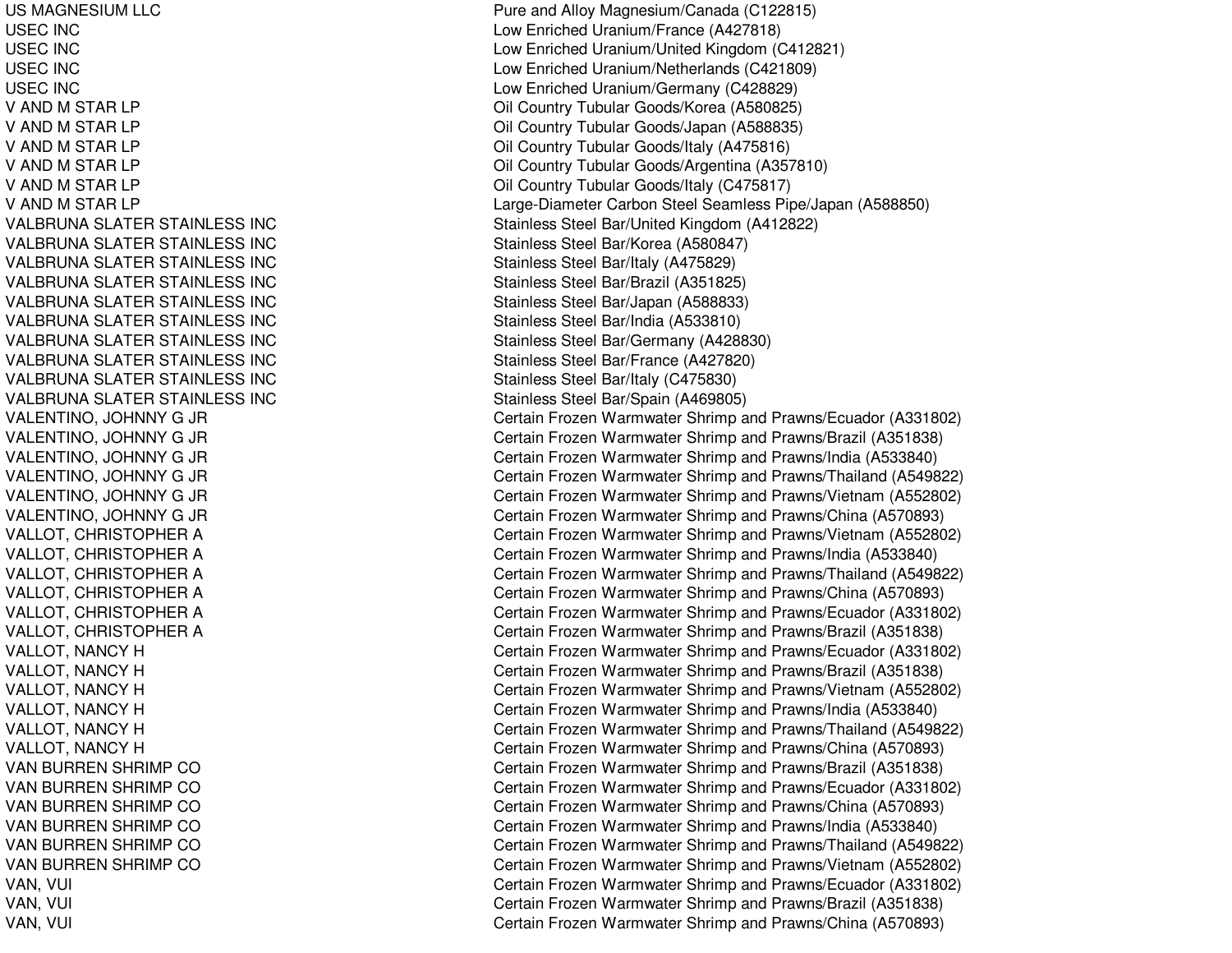| | |
|---|---|
| US MAGNESIUM LLC | Pure and Alloy Magnesium/Canada (C122815) |
| USEC INC | Low Enriched Uranium/France (A427818) |
| USEC INC | Low Enriched Uranium/United Kingdom (C412821) |
| USEC INC | Low Enriched Uranium/Netherlands (C421809) |
| USEC INC | Low Enriched Uranium/Germany (C428829) |
| V AND M STAR LP | Oil Country Tubular Goods/Korea (A580825) |
| V AND M STAR LP | Oil Country Tubular Goods/Japan (A588835) |
| V AND M STAR LP | Oil Country Tubular Goods/Italy (A475816) |
| V AND M STAR LP | Oil Country Tubular Goods/Argentina (A357810) |
| V AND M STAR LP | Oil Country Tubular Goods/Italy (C475817) |
| V AND M STAR LP | Large-Diameter Carbon Steel Seamless Pipe/Japan (A588850) |
| VALBRUNA SLATER STAINLESS INC | Stainless Steel Bar/United Kingdom (A412822) |
| VALBRUNA SLATER STAINLESS INC | Stainless Steel Bar/Korea (A580847) |
| VALBRUNA SLATER STAINLESS INC | Stainless Steel Bar/Italy (A475829) |
| VALBRUNA SLATER STAINLESS INC | Stainless Steel Bar/Brazil (A351825) |
| VALBRUNA SLATER STAINLESS INC | Stainless Steel Bar/Japan (A588833) |
| VALBRUNA SLATER STAINLESS INC | Stainless Steel Bar/India (A533810) |
| VALBRUNA SLATER STAINLESS INC | Stainless Steel Bar/Germany (A428830) |
| VALBRUNA SLATER STAINLESS INC | Stainless Steel Bar/France (A427820) |
| VALBRUNA SLATER STAINLESS INC | Stainless Steel Bar/Italy (C475830) |
| VALBRUNA SLATER STAINLESS INC | Stainless Steel Bar/Spain (A469805) |
| VALENTINO, JOHNNY G JR | Certain Frozen Warmwater Shrimp and Prawns/Ecuador (A331802) |
| VALENTINO, JOHNNY G JR | Certain Frozen Warmwater Shrimp and Prawns/Brazil (A351838) |
| VALENTINO, JOHNNY G JR | Certain Frozen Warmwater Shrimp and Prawns/India (A533840) |
| VALENTINO, JOHNNY G JR | Certain Frozen Warmwater Shrimp and Prawns/Thailand (A549822) |
| VALENTINO, JOHNNY G JR | Certain Frozen Warmwater Shrimp and Prawns/Vietnam (A552802) |
| VALENTINO, JOHNNY G JR | Certain Frozen Warmwater Shrimp and Prawns/China (A570893) |
| VALLOT, CHRISTOPHER A | Certain Frozen Warmwater Shrimp and Prawns/Vietnam (A552802) |
| VALLOT, CHRISTOPHER A | Certain Frozen Warmwater Shrimp and Prawns/India (A533840) |
| VALLOT, CHRISTOPHER A | Certain Frozen Warmwater Shrimp and Prawns/Thailand (A549822) |
| VALLOT, CHRISTOPHER A | Certain Frozen Warmwater Shrimp and Prawns/China (A570893) |
| VALLOT, CHRISTOPHER A | Certain Frozen Warmwater Shrimp and Prawns/Ecuador (A331802) |
| VALLOT, CHRISTOPHER A | Certain Frozen Warmwater Shrimp and Prawns/Brazil (A351838) |
| VALLOT, NANCY H | Certain Frozen Warmwater Shrimp and Prawns/Ecuador (A331802) |
| VALLOT, NANCY H | Certain Frozen Warmwater Shrimp and Prawns/Brazil (A351838) |
| VALLOT, NANCY H | Certain Frozen Warmwater Shrimp and Prawns/Vietnam (A552802) |
| VALLOT, NANCY H | Certain Frozen Warmwater Shrimp and Prawns/India (A533840) |
| VALLOT, NANCY H | Certain Frozen Warmwater Shrimp and Prawns/Thailand (A549822) |
| VALLOT, NANCY H | Certain Frozen Warmwater Shrimp and Prawns/China (A570893) |
| VAN BURREN SHRIMP CO | Certain Frozen Warmwater Shrimp and Prawns/Brazil (A351838) |
| VAN BURREN SHRIMP CO | Certain Frozen Warmwater Shrimp and Prawns/Ecuador (A331802) |
| VAN BURREN SHRIMP CO | Certain Frozen Warmwater Shrimp and Prawns/China (A570893) |
| VAN BURREN SHRIMP CO | Certain Frozen Warmwater Shrimp and Prawns/India (A533840) |
| VAN BURREN SHRIMP CO | Certain Frozen Warmwater Shrimp and Prawns/Thailand (A549822) |
| VAN BURREN SHRIMP CO | Certain Frozen Warmwater Shrimp and Prawns/Vietnam (A552802) |
| VAN, VUI | Certain Frozen Warmwater Shrimp and Prawns/Ecuador (A331802) |
| VAN, VUI | Certain Frozen Warmwater Shrimp and Prawns/Brazil (A351838) |
| VAN, VUI | Certain Frozen Warmwater Shrimp and Prawns/China (A570893) |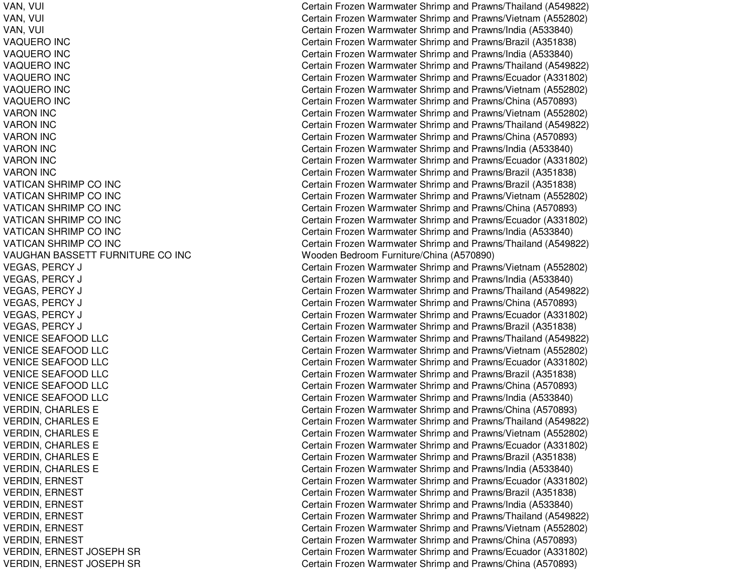| | |
|---|---|
| VAN, VUI | Certain Frozen Warmwater Shrimp and Prawns/Thailand (A549822) |
| VAN, VUI | Certain Frozen Warmwater Shrimp and Prawns/Vietnam (A552802) |
| VAN, VUI | Certain Frozen Warmwater Shrimp and Prawns/India (A533840) |
| VAQUERO INC | Certain Frozen Warmwater Shrimp and Prawns/Brazil (A351838) |
| VAQUERO INC | Certain Frozen Warmwater Shrimp and Prawns/India (A533840) |
| VAQUERO INC | Certain Frozen Warmwater Shrimp and Prawns/Thailand (A549822) |
| VAQUERO INC | Certain Frozen Warmwater Shrimp and Prawns/Ecuador (A331802) |
| VAQUERO INC | Certain Frozen Warmwater Shrimp and Prawns/Vietnam (A552802) |
| VAQUERO INC | Certain Frozen Warmwater Shrimp and Prawns/China (A570893) |
| VARON INC | Certain Frozen Warmwater Shrimp and Prawns/Vietnam (A552802) |
| VARON INC | Certain Frozen Warmwater Shrimp and Prawns/Thailand (A549822) |
| VARON INC | Certain Frozen Warmwater Shrimp and Prawns/China (A570893) |
| VARON INC | Certain Frozen Warmwater Shrimp and Prawns/India (A533840) |
| VARON INC | Certain Frozen Warmwater Shrimp and Prawns/Ecuador (A331802) |
| VARON INC | Certain Frozen Warmwater Shrimp and Prawns/Brazil (A351838) |
| VATICAN SHRIMP CO INC | Certain Frozen Warmwater Shrimp and Prawns/Brazil (A351838) |
| VATICAN SHRIMP CO INC | Certain Frozen Warmwater Shrimp and Prawns/Vietnam (A552802) |
| VATICAN SHRIMP CO INC | Certain Frozen Warmwater Shrimp and Prawns/China (A570893) |
| VATICAN SHRIMP CO INC | Certain Frozen Warmwater Shrimp and Prawns/Ecuador (A331802) |
| VATICAN SHRIMP CO INC | Certain Frozen Warmwater Shrimp and Prawns/India (A533840) |
| VATICAN SHRIMP CO INC | Certain Frozen Warmwater Shrimp and Prawns/Thailand (A549822) |
| VAUGHAN BASSETT FURNITURE CO INC | Wooden Bedroom Furniture/China (A570890) |
| VEGAS, PERCY J | Certain Frozen Warmwater Shrimp and Prawns/Vietnam (A552802) |
| VEGAS, PERCY J | Certain Frozen Warmwater Shrimp and Prawns/India (A533840) |
| VEGAS, PERCY J | Certain Frozen Warmwater Shrimp and Prawns/Thailand (A549822) |
| VEGAS, PERCY J | Certain Frozen Warmwater Shrimp and Prawns/China (A570893) |
| VEGAS, PERCY J | Certain Frozen Warmwater Shrimp and Prawns/Ecuador (A331802) |
| VEGAS, PERCY J | Certain Frozen Warmwater Shrimp and Prawns/Brazil (A351838) |
| VENICE SEAFOOD LLC | Certain Frozen Warmwater Shrimp and Prawns/Thailand (A549822) |
| VENICE SEAFOOD LLC | Certain Frozen Warmwater Shrimp and Prawns/Vietnam (A552802) |
| VENICE SEAFOOD LLC | Certain Frozen Warmwater Shrimp and Prawns/Ecuador (A331802) |
| VENICE SEAFOOD LLC | Certain Frozen Warmwater Shrimp and Prawns/Brazil (A351838) |
| VENICE SEAFOOD LLC | Certain Frozen Warmwater Shrimp and Prawns/China (A570893) |
| VENICE SEAFOOD LLC | Certain Frozen Warmwater Shrimp and Prawns/India (A533840) |
| VERDIN, CHARLES E | Certain Frozen Warmwater Shrimp and Prawns/China (A570893) |
| VERDIN, CHARLES E | Certain Frozen Warmwater Shrimp and Prawns/Thailand (A549822) |
| VERDIN, CHARLES E | Certain Frozen Warmwater Shrimp and Prawns/Vietnam (A552802) |
| VERDIN, CHARLES E | Certain Frozen Warmwater Shrimp and Prawns/Ecuador (A331802) |
| VERDIN, CHARLES E | Certain Frozen Warmwater Shrimp and Prawns/Brazil (A351838) |
| VERDIN, CHARLES E | Certain Frozen Warmwater Shrimp and Prawns/India (A533840) |
| VERDIN, ERNEST | Certain Frozen Warmwater Shrimp and Prawns/Ecuador (A331802) |
| VERDIN, ERNEST | Certain Frozen Warmwater Shrimp and Prawns/Brazil (A351838) |
| VERDIN, ERNEST | Certain Frozen Warmwater Shrimp and Prawns/India (A533840) |
| VERDIN, ERNEST | Certain Frozen Warmwater Shrimp and Prawns/Thailand (A549822) |
| VERDIN, ERNEST | Certain Frozen Warmwater Shrimp and Prawns/Vietnam (A552802) |
| VERDIN, ERNEST | Certain Frozen Warmwater Shrimp and Prawns/China (A570893) |
| VERDIN, ERNEST JOSEPH SR | Certain Frozen Warmwater Shrimp and Prawns/Ecuador (A331802) |
| VERDIN, ERNEST JOSEPH SR | Certain Frozen Warmwater Shrimp and Prawns/China (A570893) |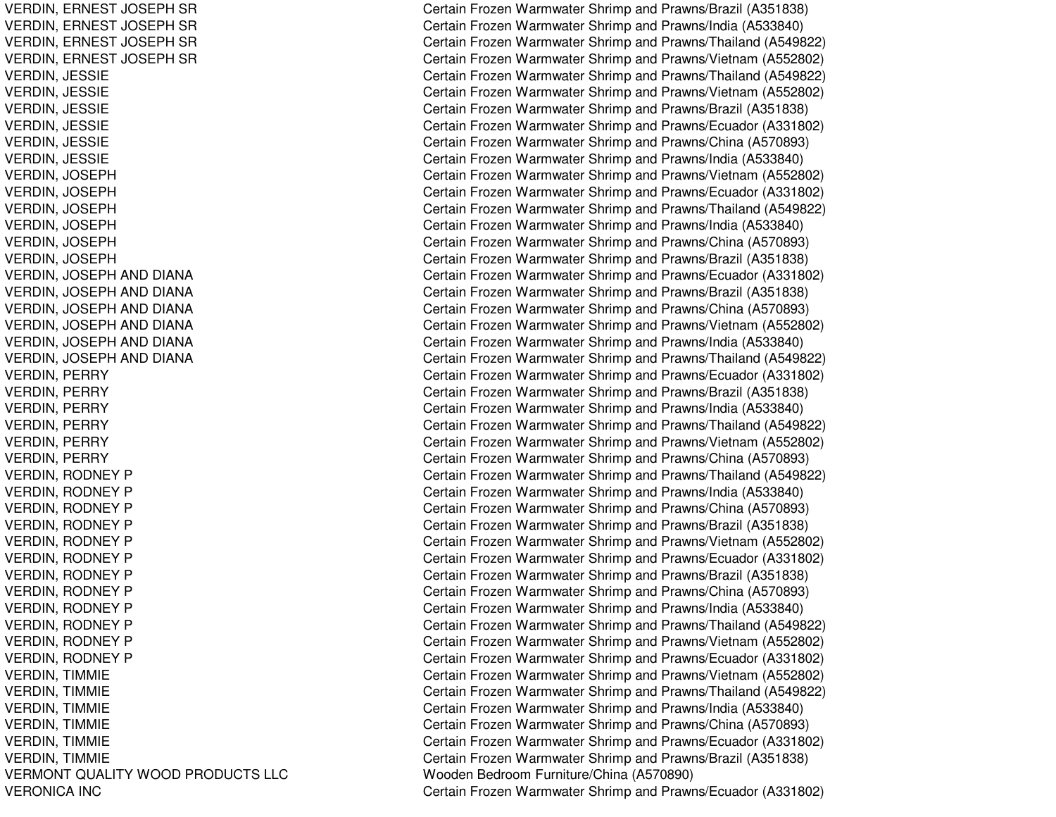| | |
|---|---|
| VERDIN, ERNEST JOSEPH SR | Certain Frozen Warmwater Shrimp and Prawns/Brazil (A351838) |
| VERDIN, ERNEST JOSEPH SR | Certain Frozen Warmwater Shrimp and Prawns/India (A533840) |
| VERDIN, ERNEST JOSEPH SR | Certain Frozen Warmwater Shrimp and Prawns/Thailand (A549822) |
| VERDIN, ERNEST JOSEPH SR | Certain Frozen Warmwater Shrimp and Prawns/Vietnam (A552802) |
| VERDIN, JESSIE | Certain Frozen Warmwater Shrimp and Prawns/Thailand (A549822) |
| VERDIN, JESSIE | Certain Frozen Warmwater Shrimp and Prawns/Vietnam (A552802) |
| VERDIN, JESSIE | Certain Frozen Warmwater Shrimp and Prawns/Brazil (A351838) |
| VERDIN, JESSIE | Certain Frozen Warmwater Shrimp and Prawns/Ecuador (A331802) |
| VERDIN, JESSIE | Certain Frozen Warmwater Shrimp and Prawns/China (A570893) |
| VERDIN, JESSIE | Certain Frozen Warmwater Shrimp and Prawns/India (A533840) |
| VERDIN, JOSEPH | Certain Frozen Warmwater Shrimp and Prawns/Vietnam (A552802) |
| VERDIN, JOSEPH | Certain Frozen Warmwater Shrimp and Prawns/Ecuador (A331802) |
| VERDIN, JOSEPH | Certain Frozen Warmwater Shrimp and Prawns/Thailand (A549822) |
| VERDIN, JOSEPH | Certain Frozen Warmwater Shrimp and Prawns/India (A533840) |
| VERDIN, JOSEPH | Certain Frozen Warmwater Shrimp and Prawns/China (A570893) |
| VERDIN, JOSEPH | Certain Frozen Warmwater Shrimp and Prawns/Brazil (A351838) |
| VERDIN, JOSEPH AND DIANA | Certain Frozen Warmwater Shrimp and Prawns/Ecuador (A331802) |
| VERDIN, JOSEPH AND DIANA | Certain Frozen Warmwater Shrimp and Prawns/Brazil (A351838) |
| VERDIN, JOSEPH AND DIANA | Certain Frozen Warmwater Shrimp and Prawns/China (A570893) |
| VERDIN, JOSEPH AND DIANA | Certain Frozen Warmwater Shrimp and Prawns/Vietnam (A552802) |
| VERDIN, JOSEPH AND DIANA | Certain Frozen Warmwater Shrimp and Prawns/India (A533840) |
| VERDIN, JOSEPH AND DIANA | Certain Frozen Warmwater Shrimp and Prawns/Thailand (A549822) |
| VERDIN, PERRY | Certain Frozen Warmwater Shrimp and Prawns/Ecuador (A331802) |
| VERDIN, PERRY | Certain Frozen Warmwater Shrimp and Prawns/Brazil (A351838) |
| VERDIN, PERRY | Certain Frozen Warmwater Shrimp and Prawns/India (A533840) |
| VERDIN, PERRY | Certain Frozen Warmwater Shrimp and Prawns/Thailand (A549822) |
| VERDIN, PERRY | Certain Frozen Warmwater Shrimp and Prawns/Vietnam (A552802) |
| VERDIN, PERRY | Certain Frozen Warmwater Shrimp and Prawns/China (A570893) |
| VERDIN, RODNEY P | Certain Frozen Warmwater Shrimp and Prawns/Thailand (A549822) |
| VERDIN, RODNEY P | Certain Frozen Warmwater Shrimp and Prawns/India (A533840) |
| VERDIN, RODNEY P | Certain Frozen Warmwater Shrimp and Prawns/China (A570893) |
| VERDIN, RODNEY P | Certain Frozen Warmwater Shrimp and Prawns/Brazil (A351838) |
| VERDIN, RODNEY P | Certain Frozen Warmwater Shrimp and Prawns/Vietnam (A552802) |
| VERDIN, RODNEY P | Certain Frozen Warmwater Shrimp and Prawns/Ecuador (A331802) |
| VERDIN, RODNEY P | Certain Frozen Warmwater Shrimp and Prawns/Brazil (A351838) |
| VERDIN, RODNEY P | Certain Frozen Warmwater Shrimp and Prawns/China (A570893) |
| VERDIN, RODNEY P | Certain Frozen Warmwater Shrimp and Prawns/India (A533840) |
| VERDIN, RODNEY P | Certain Frozen Warmwater Shrimp and Prawns/Thailand (A549822) |
| VERDIN, RODNEY P | Certain Frozen Warmwater Shrimp and Prawns/Vietnam (A552802) |
| VERDIN, RODNEY P | Certain Frozen Warmwater Shrimp and Prawns/Ecuador (A331802) |
| VERDIN, TIMMIE | Certain Frozen Warmwater Shrimp and Prawns/Vietnam (A552802) |
| VERDIN, TIMMIE | Certain Frozen Warmwater Shrimp and Prawns/Thailand (A549822) |
| VERDIN, TIMMIE | Certain Frozen Warmwater Shrimp and Prawns/India (A533840) |
| VERDIN, TIMMIE | Certain Frozen Warmwater Shrimp and Prawns/China (A570893) |
| VERDIN, TIMMIE | Certain Frozen Warmwater Shrimp and Prawns/Ecuador (A331802) |
| VERDIN, TIMMIE | Certain Frozen Warmwater Shrimp and Prawns/Brazil (A351838) |
| VERMONT QUALITY WOOD PRODUCTS LLC | Wooden Bedroom Furniture/China (A570890) |
| VERONICA INC | Certain Frozen Warmwater Shrimp and Prawns/Ecuador (A331802) |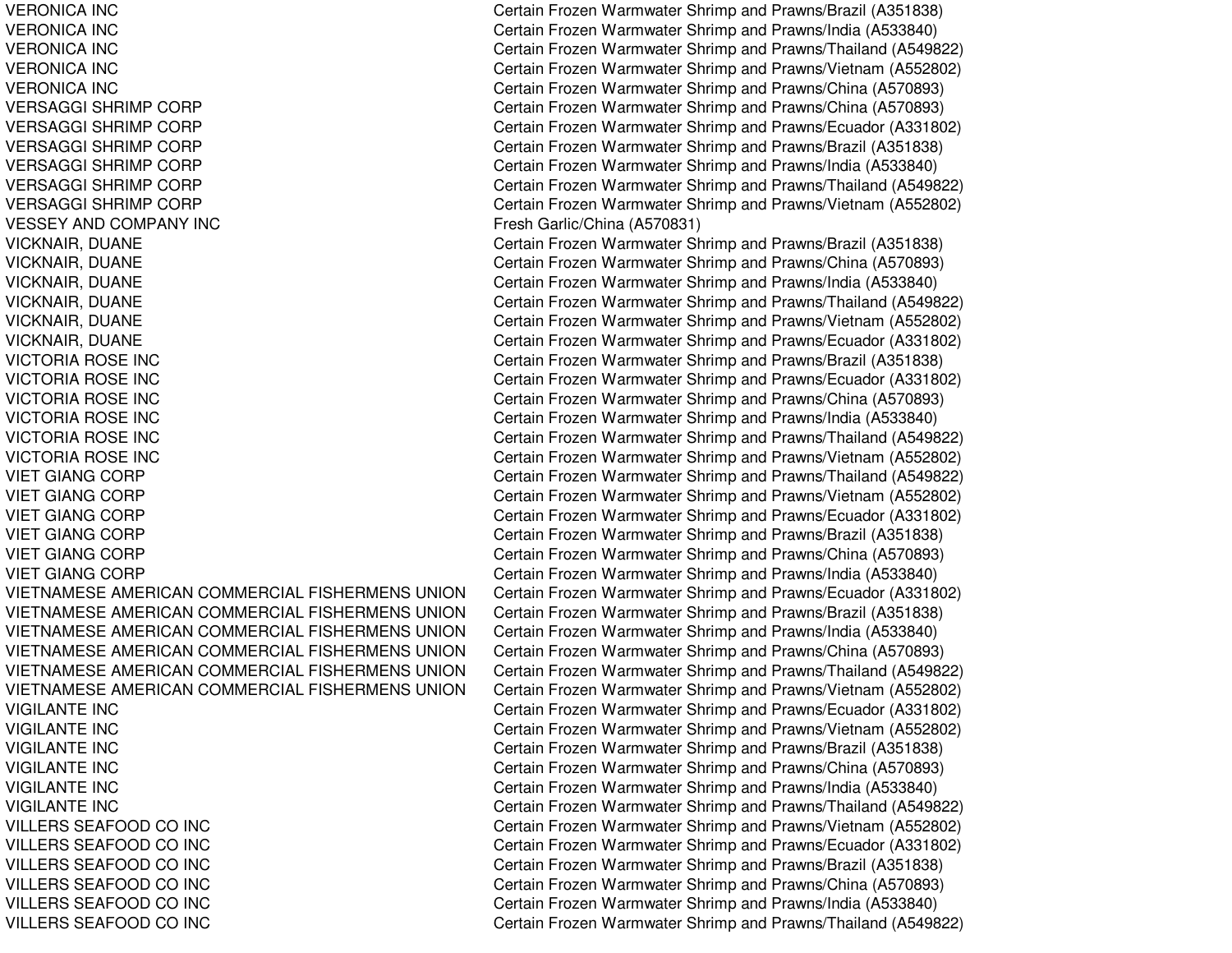| | |
|---|---|
| VERONICA INC | Certain Frozen Warmwater Shrimp and Prawns/Brazil (A351838) |
| VERONICA INC | Certain Frozen Warmwater Shrimp and Prawns/India (A533840) |
| VERONICA INC | Certain Frozen Warmwater Shrimp and Prawns/Thailand (A549822) |
| VERONICA INC | Certain Frozen Warmwater Shrimp and Prawns/Vietnam (A552802) |
| VERONICA INC | Certain Frozen Warmwater Shrimp and Prawns/China (A570893) |
| VERSAGGI SHRIMP CORP | Certain Frozen Warmwater Shrimp and Prawns/China (A570893) |
| VERSAGGI SHRIMP CORP | Certain Frozen Warmwater Shrimp and Prawns/Ecuador (A331802) |
| VERSAGGI SHRIMP CORP | Certain Frozen Warmwater Shrimp and Prawns/Brazil (A351838) |
| VERSAGGI SHRIMP CORP | Certain Frozen Warmwater Shrimp and Prawns/India (A533840) |
| VERSAGGI SHRIMP CORP | Certain Frozen Warmwater Shrimp and Prawns/Thailand (A549822) |
| VERSAGGI SHRIMP CORP | Certain Frozen Warmwater Shrimp and Prawns/Vietnam (A552802) |
| VESSEY AND COMPANY INC | Fresh Garlic/China (A570831) |
| VICKNAIR, DUANE | Certain Frozen Warmwater Shrimp and Prawns/Brazil (A351838) |
| VICKNAIR, DUANE | Certain Frozen Warmwater Shrimp and Prawns/China (A570893) |
| VICKNAIR, DUANE | Certain Frozen Warmwater Shrimp and Prawns/India (A533840) |
| VICKNAIR, DUANE | Certain Frozen Warmwater Shrimp and Prawns/Thailand (A549822) |
| VICKNAIR, DUANE | Certain Frozen Warmwater Shrimp and Prawns/Vietnam (A552802) |
| VICKNAIR, DUANE | Certain Frozen Warmwater Shrimp and Prawns/Ecuador (A331802) |
| VICTORIA ROSE INC | Certain Frozen Warmwater Shrimp and Prawns/Brazil (A351838) |
| VICTORIA ROSE INC | Certain Frozen Warmwater Shrimp and Prawns/Ecuador (A331802) |
| VICTORIA ROSE INC | Certain Frozen Warmwater Shrimp and Prawns/China (A570893) |
| VICTORIA ROSE INC | Certain Frozen Warmwater Shrimp and Prawns/India (A533840) |
| VICTORIA ROSE INC | Certain Frozen Warmwater Shrimp and Prawns/Thailand (A549822) |
| VICTORIA ROSE INC | Certain Frozen Warmwater Shrimp and Prawns/Vietnam (A552802) |
| VIET GIANG CORP | Certain Frozen Warmwater Shrimp and Prawns/Thailand (A549822) |
| VIET GIANG CORP | Certain Frozen Warmwater Shrimp and Prawns/Vietnam (A552802) |
| VIET GIANG CORP | Certain Frozen Warmwater Shrimp and Prawns/Ecuador (A331802) |
| VIET GIANG CORP | Certain Frozen Warmwater Shrimp and Prawns/Brazil (A351838) |
| VIET GIANG CORP | Certain Frozen Warmwater Shrimp and Prawns/China (A570893) |
| VIET GIANG CORP | Certain Frozen Warmwater Shrimp and Prawns/India (A533840) |
| VIETNAMESE AMERICAN COMMERCIAL FISHERMENS UNION | Certain Frozen Warmwater Shrimp and Prawns/Ecuador (A331802) |
| VIETNAMESE AMERICAN COMMERCIAL FISHERMENS UNION | Certain Frozen Warmwater Shrimp and Prawns/Brazil (A351838) |
| VIETNAMESE AMERICAN COMMERCIAL FISHERMENS UNION | Certain Frozen Warmwater Shrimp and Prawns/India (A533840) |
| VIETNAMESE AMERICAN COMMERCIAL FISHERMENS UNION | Certain Frozen Warmwater Shrimp and Prawns/China (A570893) |
| VIETNAMESE AMERICAN COMMERCIAL FISHERMENS UNION | Certain Frozen Warmwater Shrimp and Prawns/Thailand (A549822) |
| VIETNAMESE AMERICAN COMMERCIAL FISHERMENS UNION | Certain Frozen Warmwater Shrimp and Prawns/Vietnam (A552802) |
| VIGILANTE INC | Certain Frozen Warmwater Shrimp and Prawns/Ecuador (A331802) |
| VIGILANTE INC | Certain Frozen Warmwater Shrimp and Prawns/Vietnam (A552802) |
| VIGILANTE INC | Certain Frozen Warmwater Shrimp and Prawns/Brazil (A351838) |
| VIGILANTE INC | Certain Frozen Warmwater Shrimp and Prawns/China (A570893) |
| VIGILANTE INC | Certain Frozen Warmwater Shrimp and Prawns/India (A533840) |
| VIGILANTE INC | Certain Frozen Warmwater Shrimp and Prawns/Thailand (A549822) |
| VILLERS SEAFOOD CO INC | Certain Frozen Warmwater Shrimp and Prawns/Vietnam (A552802) |
| VILLERS SEAFOOD CO INC | Certain Frozen Warmwater Shrimp and Prawns/Ecuador (A331802) |
| VILLERS SEAFOOD CO INC | Certain Frozen Warmwater Shrimp and Prawns/Brazil (A351838) |
| VILLERS SEAFOOD CO INC | Certain Frozen Warmwater Shrimp and Prawns/China (A570893) |
| VILLERS SEAFOOD CO INC | Certain Frozen Warmwater Shrimp and Prawns/India (A533840) |
| VILLERS SEAFOOD CO INC | Certain Frozen Warmwater Shrimp and Prawns/Thailand (A549822) |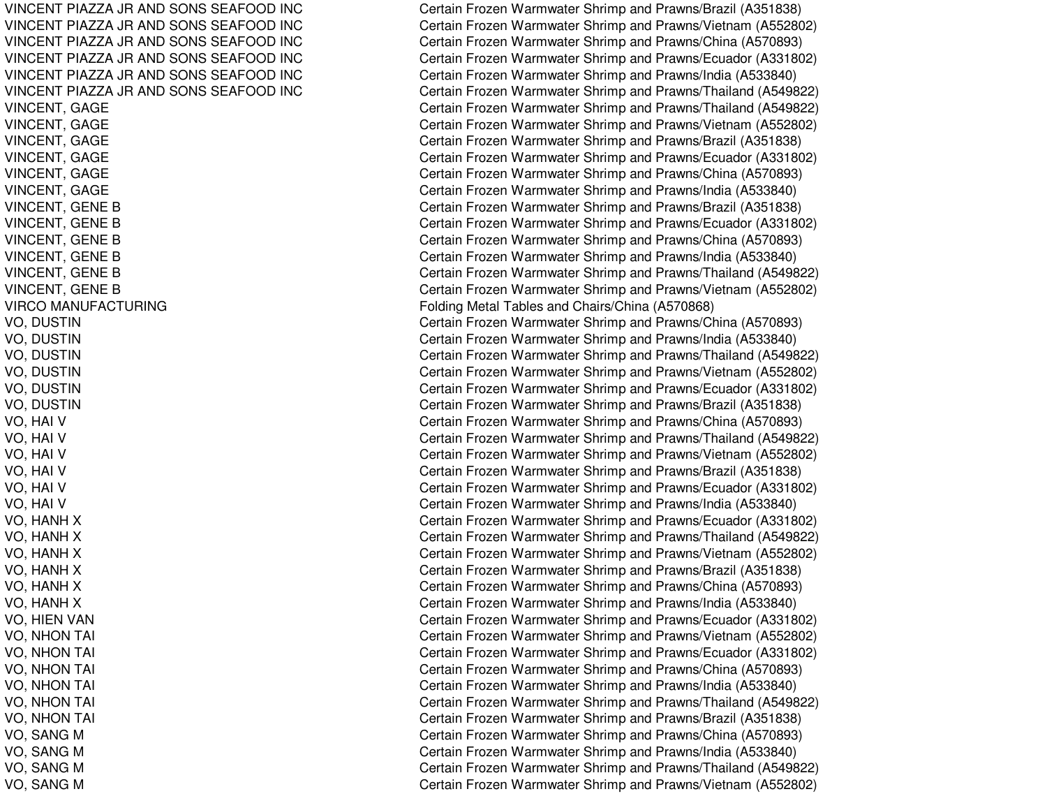| | |
|---|---|
| VINCENT PIAZZA JR AND SONS SEAFOOD INC | Certain Frozen Warmwater Shrimp and Prawns/Brazil (A351838) |
| VINCENT PIAZZA JR AND SONS SEAFOOD INC | Certain Frozen Warmwater Shrimp and Prawns/Vietnam (A552802) |
| VINCENT PIAZZA JR AND SONS SEAFOOD INC | Certain Frozen Warmwater Shrimp and Prawns/China (A570893) |
| VINCENT PIAZZA JR AND SONS SEAFOOD INC | Certain Frozen Warmwater Shrimp and Prawns/Ecuador (A331802) |
| VINCENT PIAZZA JR AND SONS SEAFOOD INC | Certain Frozen Warmwater Shrimp and Prawns/India (A533840) |
| VINCENT PIAZZA JR AND SONS SEAFOOD INC | Certain Frozen Warmwater Shrimp and Prawns/Thailand (A549822) |
| VINCENT, GAGE | Certain Frozen Warmwater Shrimp and Prawns/Thailand (A549822) |
| VINCENT, GAGE | Certain Frozen Warmwater Shrimp and Prawns/Vietnam (A552802) |
| VINCENT, GAGE | Certain Frozen Warmwater Shrimp and Prawns/Brazil (A351838) |
| VINCENT, GAGE | Certain Frozen Warmwater Shrimp and Prawns/Ecuador (A331802) |
| VINCENT, GAGE | Certain Frozen Warmwater Shrimp and Prawns/China (A570893) |
| VINCENT, GAGE | Certain Frozen Warmwater Shrimp and Prawns/India (A533840) |
| VINCENT, GENE B | Certain Frozen Warmwater Shrimp and Prawns/Brazil (A351838) |
| VINCENT, GENE B | Certain Frozen Warmwater Shrimp and Prawns/Ecuador (A331802) |
| VINCENT, GENE B | Certain Frozen Warmwater Shrimp and Prawns/China (A570893) |
| VINCENT, GENE B | Certain Frozen Warmwater Shrimp and Prawns/India (A533840) |
| VINCENT, GENE B | Certain Frozen Warmwater Shrimp and Prawns/Thailand (A549822) |
| VINCENT, GENE B | Certain Frozen Warmwater Shrimp and Prawns/Vietnam (A552802) |
| VIRCO MANUFACTURING | Folding Metal Tables and Chairs/China (A570868) |
| VO, DUSTIN | Certain Frozen Warmwater Shrimp and Prawns/China (A570893) |
| VO, DUSTIN | Certain Frozen Warmwater Shrimp and Prawns/India (A533840) |
| VO, DUSTIN | Certain Frozen Warmwater Shrimp and Prawns/Thailand (A549822) |
| VO, DUSTIN | Certain Frozen Warmwater Shrimp and Prawns/Vietnam (A552802) |
| VO, DUSTIN | Certain Frozen Warmwater Shrimp and Prawns/Ecuador (A331802) |
| VO, DUSTIN | Certain Frozen Warmwater Shrimp and Prawns/Brazil (A351838) |
| VO, HAI V | Certain Frozen Warmwater Shrimp and Prawns/China (A570893) |
| VO, HAI V | Certain Frozen Warmwater Shrimp and Prawns/Thailand (A549822) |
| VO, HAI V | Certain Frozen Warmwater Shrimp and Prawns/Vietnam (A552802) |
| VO, HAI V | Certain Frozen Warmwater Shrimp and Prawns/Brazil (A351838) |
| VO, HAI V | Certain Frozen Warmwater Shrimp and Prawns/Ecuador (A331802) |
| VO, HAI V | Certain Frozen Warmwater Shrimp and Prawns/India (A533840) |
| VO, HANH X | Certain Frozen Warmwater Shrimp and Prawns/Ecuador (A331802) |
| VO, HANH X | Certain Frozen Warmwater Shrimp and Prawns/Thailand (A549822) |
| VO, HANH X | Certain Frozen Warmwater Shrimp and Prawns/Vietnam (A552802) |
| VO, HANH X | Certain Frozen Warmwater Shrimp and Prawns/Brazil (A351838) |
| VO, HANH X | Certain Frozen Warmwater Shrimp and Prawns/China (A570893) |
| VO, HANH X | Certain Frozen Warmwater Shrimp and Prawns/India (A533840) |
| VO, HIEN VAN | Certain Frozen Warmwater Shrimp and Prawns/Ecuador (A331802) |
| VO, NHON TAI | Certain Frozen Warmwater Shrimp and Prawns/Vietnam (A552802) |
| VO, NHON TAI | Certain Frozen Warmwater Shrimp and Prawns/Ecuador (A331802) |
| VO, NHON TAI | Certain Frozen Warmwater Shrimp and Prawns/China (A570893) |
| VO, NHON TAI | Certain Frozen Warmwater Shrimp and Prawns/India (A533840) |
| VO, NHON TAI | Certain Frozen Warmwater Shrimp and Prawns/Thailand (A549822) |
| VO, NHON TAI | Certain Frozen Warmwater Shrimp and Prawns/Brazil (A351838) |
| VO, SANG M | Certain Frozen Warmwater Shrimp and Prawns/China (A570893) |
| VO, SANG M | Certain Frozen Warmwater Shrimp and Prawns/India (A533840) |
| VO, SANG M | Certain Frozen Warmwater Shrimp and Prawns/Thailand (A549822) |
| VO, SANG M | Certain Frozen Warmwater Shrimp and Prawns/Vietnam (A552802) |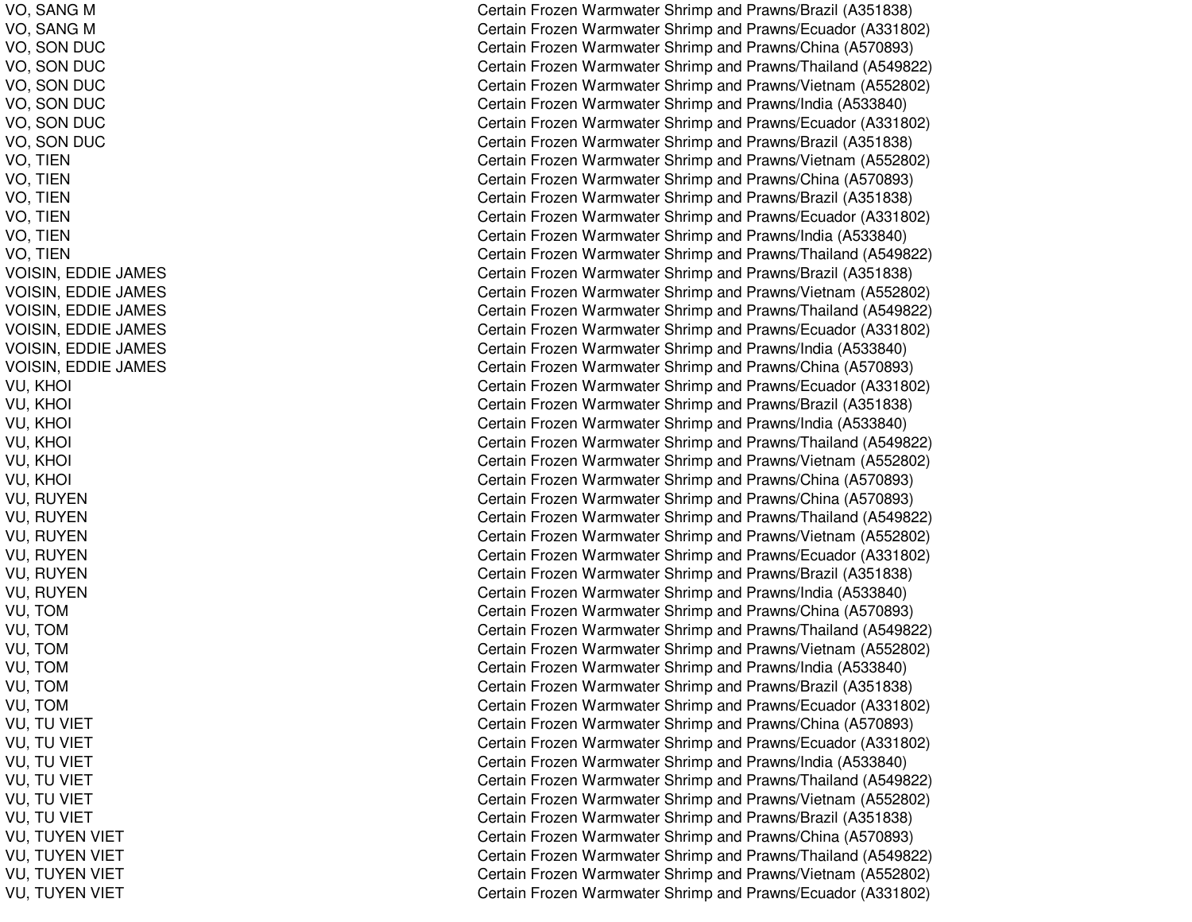| | |
|---|---|
| VO, SANG M | Certain Frozen Warmwater Shrimp and Prawns/Brazil (A351838) |
| VO, SANG M | Certain Frozen Warmwater Shrimp and Prawns/Ecuador (A331802) |
| VO, SON DUC | Certain Frozen Warmwater Shrimp and Prawns/China (A570893) |
| VO, SON DUC | Certain Frozen Warmwater Shrimp and Prawns/Thailand (A549822) |
| VO, SON DUC | Certain Frozen Warmwater Shrimp and Prawns/Vietnam (A552802) |
| VO, SON DUC | Certain Frozen Warmwater Shrimp and Prawns/India (A533840) |
| VO, SON DUC | Certain Frozen Warmwater Shrimp and Prawns/Ecuador (A331802) |
| VO, SON DUC | Certain Frozen Warmwater Shrimp and Prawns/Brazil (A351838) |
| VO, TIEN | Certain Frozen Warmwater Shrimp and Prawns/Vietnam (A552802) |
| VO, TIEN | Certain Frozen Warmwater Shrimp and Prawns/China (A570893) |
| VO, TIEN | Certain Frozen Warmwater Shrimp and Prawns/Brazil (A351838) |
| VO, TIEN | Certain Frozen Warmwater Shrimp and Prawns/Ecuador (A331802) |
| VO, TIEN | Certain Frozen Warmwater Shrimp and Prawns/India (A533840) |
| VO, TIEN | Certain Frozen Warmwater Shrimp and Prawns/Thailand (A549822) |
| VOISIN, EDDIE JAMES | Certain Frozen Warmwater Shrimp and Prawns/Brazil (A351838) |
| VOISIN, EDDIE JAMES | Certain Frozen Warmwater Shrimp and Prawns/Vietnam (A552802) |
| VOISIN, EDDIE JAMES | Certain Frozen Warmwater Shrimp and Prawns/Thailand (A549822) |
| VOISIN, EDDIE JAMES | Certain Frozen Warmwater Shrimp and Prawns/Ecuador (A331802) |
| VOISIN, EDDIE JAMES | Certain Frozen Warmwater Shrimp and Prawns/India (A533840) |
| VOISIN, EDDIE JAMES | Certain Frozen Warmwater Shrimp and Prawns/China (A570893) |
| VU, KHOI | Certain Frozen Warmwater Shrimp and Prawns/Ecuador (A331802) |
| VU, KHOI | Certain Frozen Warmwater Shrimp and Prawns/Brazil (A351838) |
| VU, KHOI | Certain Frozen Warmwater Shrimp and Prawns/India (A533840) |
| VU, KHOI | Certain Frozen Warmwater Shrimp and Prawns/Thailand (A549822) |
| VU, KHOI | Certain Frozen Warmwater Shrimp and Prawns/Vietnam (A552802) |
| VU, KHOI | Certain Frozen Warmwater Shrimp and Prawns/China (A570893) |
| VU, RUYEN | Certain Frozen Warmwater Shrimp and Prawns/China (A570893) |
| VU, RUYEN | Certain Frozen Warmwater Shrimp and Prawns/Thailand (A549822) |
| VU, RUYEN | Certain Frozen Warmwater Shrimp and Prawns/Vietnam (A552802) |
| VU, RUYEN | Certain Frozen Warmwater Shrimp and Prawns/Ecuador (A331802) |
| VU, RUYEN | Certain Frozen Warmwater Shrimp and Prawns/Brazil (A351838) |
| VU, RUYEN | Certain Frozen Warmwater Shrimp and Prawns/India (A533840) |
| VU, TOM | Certain Frozen Warmwater Shrimp and Prawns/China (A570893) |
| VU, TOM | Certain Frozen Warmwater Shrimp and Prawns/Thailand (A549822) |
| VU, TOM | Certain Frozen Warmwater Shrimp and Prawns/Vietnam (A552802) |
| VU, TOM | Certain Frozen Warmwater Shrimp and Prawns/India (A533840) |
| VU, TOM | Certain Frozen Warmwater Shrimp and Prawns/Brazil (A351838) |
| VU, TOM | Certain Frozen Warmwater Shrimp and Prawns/Ecuador (A331802) |
| VU, TU VIET | Certain Frozen Warmwater Shrimp and Prawns/China (A570893) |
| VU, TU VIET | Certain Frozen Warmwater Shrimp and Prawns/Ecuador (A331802) |
| VU, TU VIET | Certain Frozen Warmwater Shrimp and Prawns/India (A533840) |
| VU, TU VIET | Certain Frozen Warmwater Shrimp and Prawns/Thailand (A549822) |
| VU, TU VIET | Certain Frozen Warmwater Shrimp and Prawns/Vietnam (A552802) |
| VU, TU VIET | Certain Frozen Warmwater Shrimp and Prawns/Brazil (A351838) |
| VU, TUYEN VIET | Certain Frozen Warmwater Shrimp and Prawns/China (A570893) |
| VU, TUYEN VIET | Certain Frozen Warmwater Shrimp and Prawns/Thailand (A549822) |
| VU, TUYEN VIET | Certain Frozen Warmwater Shrimp and Prawns/Vietnam (A552802) |
| VU, TUYEN VIET | Certain Frozen Warmwater Shrimp and Prawns/Ecuador (A331802) |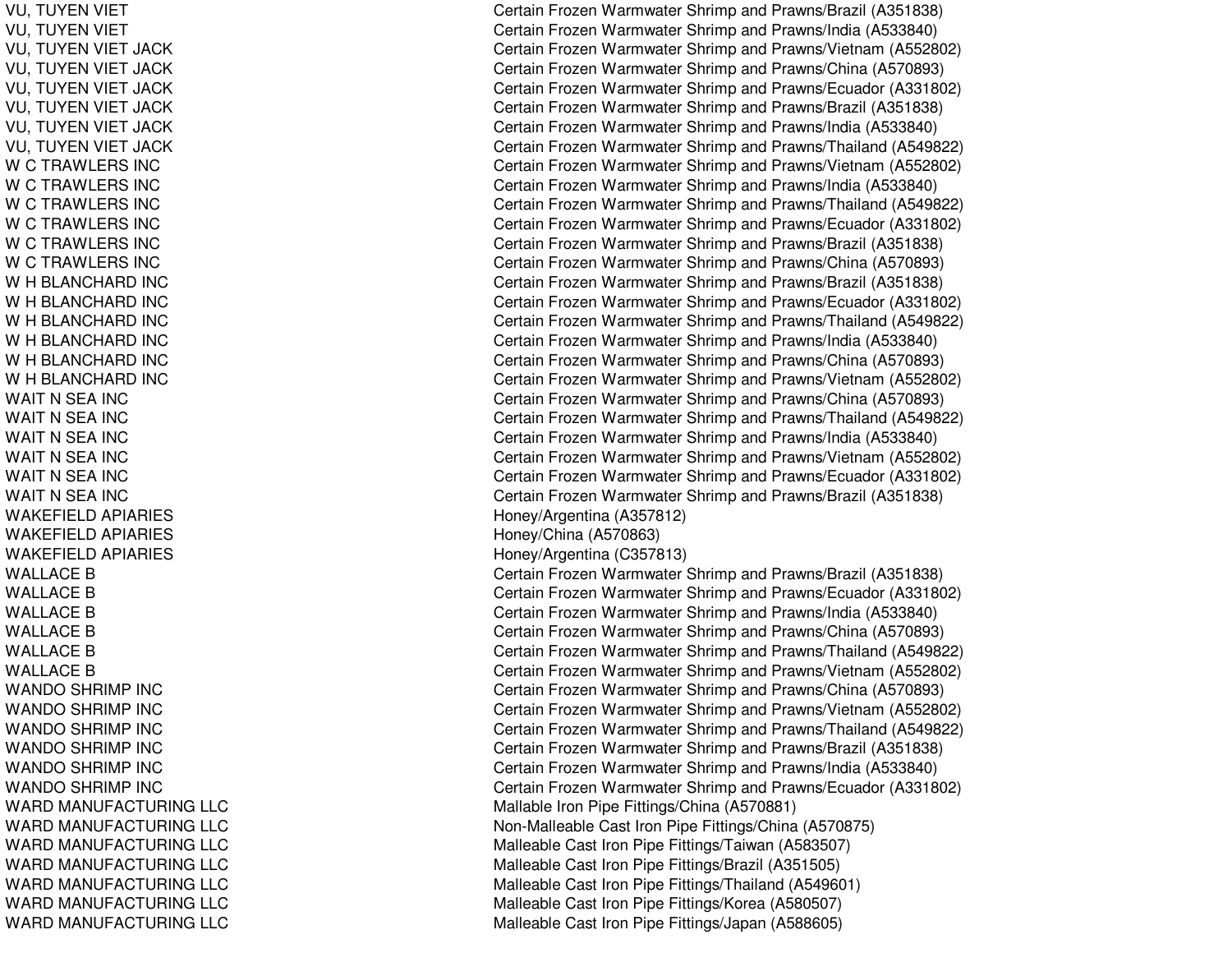| | |
|---|---|
| VU, TUYEN VIET | Certain Frozen Warmwater Shrimp and Prawns/Brazil (A351838) |
| VU, TUYEN VIET | Certain Frozen Warmwater Shrimp and Prawns/India (A533840) |
| VU, TUYEN VIET JACK | Certain Frozen Warmwater Shrimp and Prawns/Vietnam (A552802) |
| VU, TUYEN VIET JACK | Certain Frozen Warmwater Shrimp and Prawns/China (A570893) |
| VU, TUYEN VIET JACK | Certain Frozen Warmwater Shrimp and Prawns/Ecuador (A331802) |
| VU, TUYEN VIET JACK | Certain Frozen Warmwater Shrimp and Prawns/Brazil (A351838) |
| VU, TUYEN VIET JACK | Certain Frozen Warmwater Shrimp and Prawns/India (A533840) |
| VU, TUYEN VIET JACK | Certain Frozen Warmwater Shrimp and Prawns/Thailand (A549822) |
| W C TRAWLERS INC | Certain Frozen Warmwater Shrimp and Prawns/Vietnam (A552802) |
| W C TRAWLERS INC | Certain Frozen Warmwater Shrimp and Prawns/India (A533840) |
| W C TRAWLERS INC | Certain Frozen Warmwater Shrimp and Prawns/Thailand (A549822) |
| W C TRAWLERS INC | Certain Frozen Warmwater Shrimp and Prawns/Ecuador (A331802) |
| W C TRAWLERS INC | Certain Frozen Warmwater Shrimp and Prawns/Brazil (A351838) |
| W C TRAWLERS INC | Certain Frozen Warmwater Shrimp and Prawns/China (A570893) |
| W H BLANCHARD INC | Certain Frozen Warmwater Shrimp and Prawns/Brazil (A351838) |
| W H BLANCHARD INC | Certain Frozen Warmwater Shrimp and Prawns/Ecuador (A331802) |
| W H BLANCHARD INC | Certain Frozen Warmwater Shrimp and Prawns/Thailand (A549822) |
| W H BLANCHARD INC | Certain Frozen Warmwater Shrimp and Prawns/India (A533840) |
| W H BLANCHARD INC | Certain Frozen Warmwater Shrimp and Prawns/China (A570893) |
| W H BLANCHARD INC | Certain Frozen Warmwater Shrimp and Prawns/Vietnam (A552802) |
| WAIT N SEA INC | Certain Frozen Warmwater Shrimp and Prawns/China (A570893) |
| WAIT N SEA INC | Certain Frozen Warmwater Shrimp and Prawns/Thailand (A549822) |
| WAIT N SEA INC | Certain Frozen Warmwater Shrimp and Prawns/India (A533840) |
| WAIT N SEA INC | Certain Frozen Warmwater Shrimp and Prawns/Vietnam (A552802) |
| WAIT N SEA INC | Certain Frozen Warmwater Shrimp and Prawns/Ecuador (A331802) |
| WAIT N SEA INC | Certain Frozen Warmwater Shrimp and Prawns/Brazil (A351838) |
| WAKEFIELD APIARIES | Honey/Argentina (A357812) |
| WAKEFIELD APIARIES | Honey/China (A570863) |
| WAKEFIELD APIARIES | Honey/Argentina (C357813) |
| WALLACE B | Certain Frozen Warmwater Shrimp and Prawns/Brazil (A351838) |
| WALLACE B | Certain Frozen Warmwater Shrimp and Prawns/Ecuador (A331802) |
| WALLACE B | Certain Frozen Warmwater Shrimp and Prawns/India (A533840) |
| WALLACE B | Certain Frozen Warmwater Shrimp and Prawns/China (A570893) |
| WALLACE B | Certain Frozen Warmwater Shrimp and Prawns/Thailand (A549822) |
| WALLACE B | Certain Frozen Warmwater Shrimp and Prawns/Vietnam (A552802) |
| WANDO SHRIMP INC | Certain Frozen Warmwater Shrimp and Prawns/China (A570893) |
| WANDO SHRIMP INC | Certain Frozen Warmwater Shrimp and Prawns/Vietnam (A552802) |
| WANDO SHRIMP INC | Certain Frozen Warmwater Shrimp and Prawns/Thailand (A549822) |
| WANDO SHRIMP INC | Certain Frozen Warmwater Shrimp and Prawns/Brazil (A351838) |
| WANDO SHRIMP INC | Certain Frozen Warmwater Shrimp and Prawns/India (A533840) |
| WANDO SHRIMP INC | Certain Frozen Warmwater Shrimp and Prawns/Ecuador (A331802) |
| WARD MANUFACTURING LLC | Mallable Iron Pipe Fittings/China (A570881) |
| WARD MANUFACTURING LLC | Non-Malleable Cast Iron Pipe Fittings/China (A570875) |
| WARD MANUFACTURING LLC | Malleable Cast Iron Pipe Fittings/Taiwan (A583507) |
| WARD MANUFACTURING LLC | Malleable Cast Iron Pipe Fittings/Brazil (A351505) |
| WARD MANUFACTURING LLC | Malleable Cast Iron Pipe Fittings/Thailand (A549601) |
| WARD MANUFACTURING LLC | Malleable Cast Iron Pipe Fittings/Korea (A580507) |
| WARD MANUFACTURING LLC | Malleable Cast Iron Pipe Fittings/Japan (A588605) |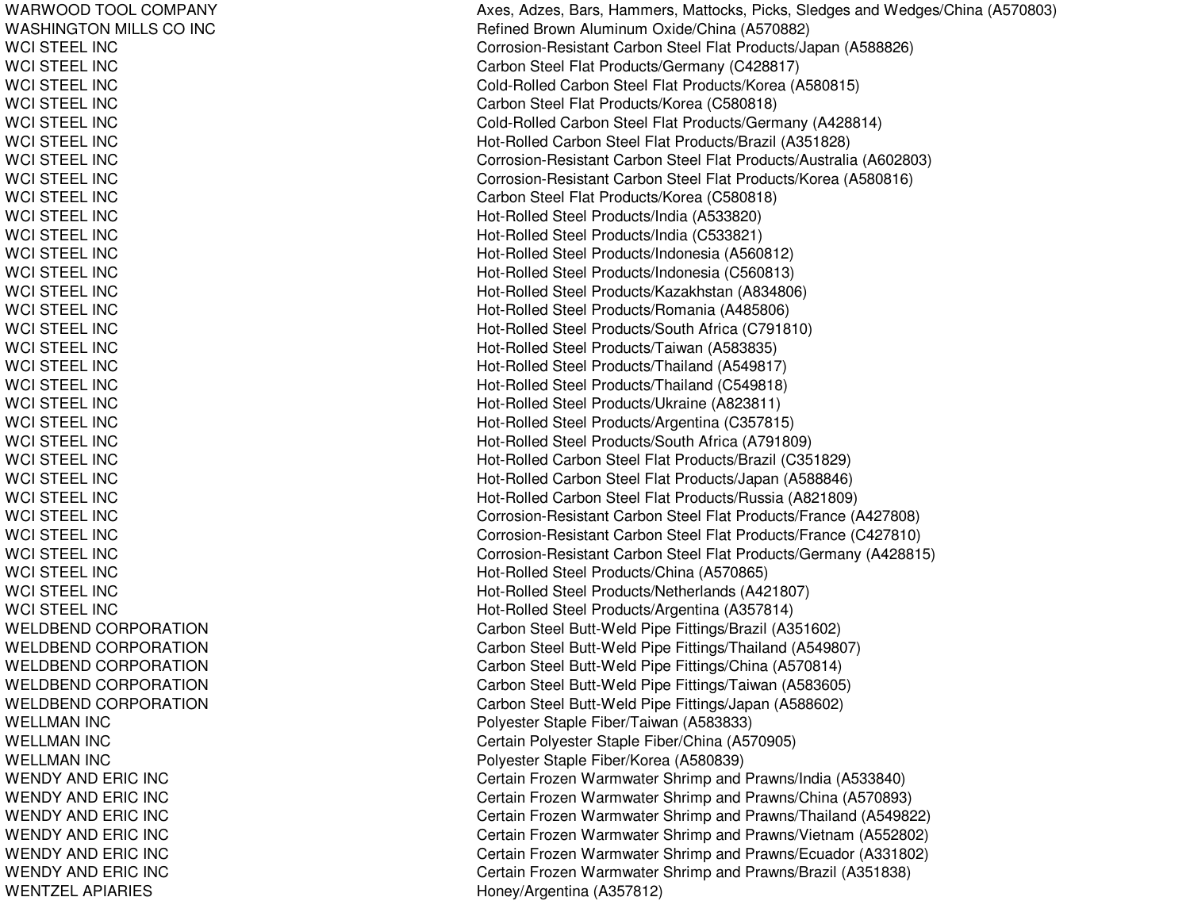| | |
|---|---|
| WARWOOD TOOL COMPANY | Axes, Adzes, Bars, Hammers, Mattocks, Picks, Sledges and Wedges/China (A570803) |
| WASHINGTON MILLS CO INC | Refined Brown Aluminum Oxide/China (A570882) |
| WCI STEEL INC | Corrosion-Resistant Carbon Steel Flat Products/Japan (A588826) |
| WCI STEEL INC | Carbon Steel Flat Products/Germany (C428817) |
| WCI STEEL INC | Cold-Rolled Carbon Steel Flat Products/Korea (A580815) |
| WCI STEEL INC | Carbon Steel Flat Products/Korea (C580818) |
| WCI STEEL INC | Cold-Rolled Carbon Steel Flat Products/Germany (A428814) |
| WCI STEEL INC | Hot-Rolled Carbon Steel Flat Products/Brazil (A351828) |
| WCI STEEL INC | Corrosion-Resistant Carbon Steel Flat Products/Australia (A602803) |
| WCI STEEL INC | Corrosion-Resistant Carbon Steel Flat Products/Korea (A580816) |
| WCI STEEL INC | Carbon Steel Flat Products/Korea (C580818) |
| WCI STEEL INC | Hot-Rolled Steel Products/India (A533820) |
| WCI STEEL INC | Hot-Rolled Steel Products/India (C533821) |
| WCI STEEL INC | Hot-Rolled Steel Products/Indonesia (A560812) |
| WCI STEEL INC | Hot-Rolled Steel Products/Indonesia (C560813) |
| WCI STEEL INC | Hot-Rolled Steel Products/Kazakhstan (A834806) |
| WCI STEEL INC | Hot-Rolled Steel Products/Romania (A485806) |
| WCI STEEL INC | Hot-Rolled Steel Products/South Africa (C791810) |
| WCI STEEL INC | Hot-Rolled Steel Products/Taiwan (A583835) |
| WCI STEEL INC | Hot-Rolled Steel Products/Thailand (A549817) |
| WCI STEEL INC | Hot-Rolled Steel Products/Thailand (C549818) |
| WCI STEEL INC | Hot-Rolled Steel Products/Ukraine (A823811) |
| WCI STEEL INC | Hot-Rolled Steel Products/Argentina (C357815) |
| WCI STEEL INC | Hot-Rolled Steel Products/South Africa (A791809) |
| WCI STEEL INC | Hot-Rolled Carbon Steel Flat Products/Brazil (C351829) |
| WCI STEEL INC | Hot-Rolled Carbon Steel Flat Products/Japan (A588846) |
| WCI STEEL INC | Hot-Rolled Carbon Steel Flat Products/Russia (A821809) |
| WCI STEEL INC | Corrosion-Resistant Carbon Steel Flat Products/France (A427808) |
| WCI STEEL INC | Corrosion-Resistant Carbon Steel Flat Products/France (C427810) |
| WCI STEEL INC | Corrosion-Resistant Carbon Steel Flat Products/Germany (A428815) |
| WCI STEEL INC | Hot-Rolled Steel Products/China (A570865) |
| WCI STEEL INC | Hot-Rolled Steel Products/Netherlands (A421807) |
| WCI STEEL INC | Hot-Rolled Steel Products/Argentina (A357814) |
| WELDBEND CORPORATION | Carbon Steel Butt-Weld Pipe Fittings/Brazil (A351602) |
| WELDBEND CORPORATION | Carbon Steel Butt-Weld Pipe Fittings/Thailand (A549807) |
| WELDBEND CORPORATION | Carbon Steel Butt-Weld Pipe Fittings/China (A570814) |
| WELDBEND CORPORATION | Carbon Steel Butt-Weld Pipe Fittings/Taiwan (A583605) |
| WELDBEND CORPORATION | Carbon Steel Butt-Weld Pipe Fittings/Japan (A588602) |
| WELLMAN INC | Polyester Staple Fiber/Taiwan (A583833) |
| WELLMAN INC | Certain Polyester Staple Fiber/China (A570905) |
| WELLMAN INC | Polyester Staple Fiber/Korea (A580839) |
| WENDY AND ERIC INC | Certain Frozen Warmwater Shrimp and Prawns/India (A533840) |
| WENDY AND ERIC INC | Certain Frozen Warmwater Shrimp and Prawns/China (A570893) |
| WENDY AND ERIC INC | Certain Frozen Warmwater Shrimp and Prawns/Thailand (A549822) |
| WENDY AND ERIC INC | Certain Frozen Warmwater Shrimp and Prawns/Vietnam (A552802) |
| WENDY AND ERIC INC | Certain Frozen Warmwater Shrimp and Prawns/Ecuador (A331802) |
| WENDY AND ERIC INC | Certain Frozen Warmwater Shrimp and Prawns/Brazil (A351838) |
| WENTZEL APIARIES | Honey/Argentina (A357812) |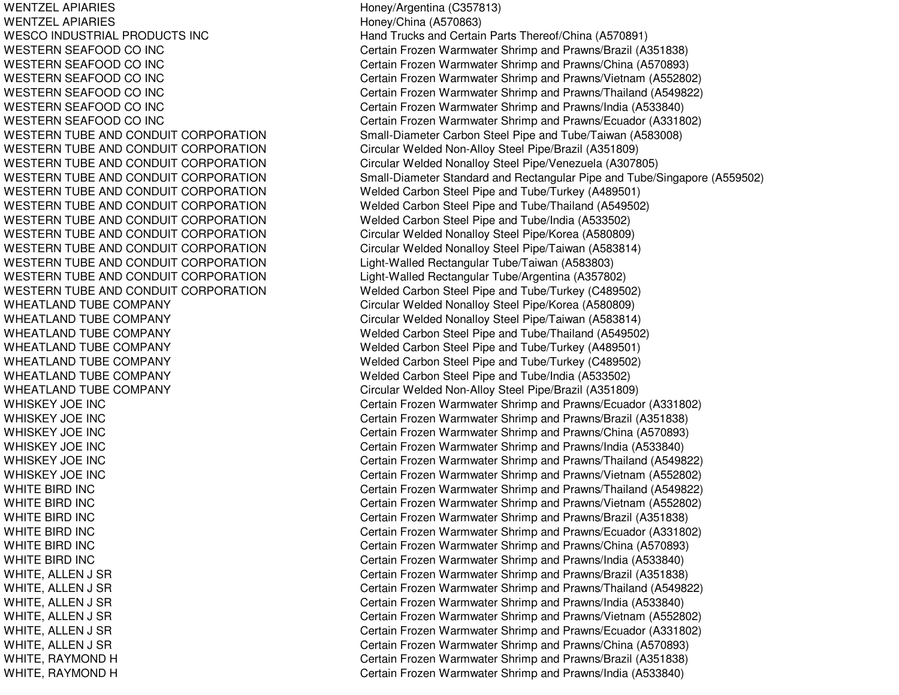| | |
|---|---|
| WENTZEL APIARIES | Honey/Argentina (C357813) |
| WENTZEL APIARIES | Honey/China (A570863) |
| WESCO INDUSTRIAL PRODUCTS INC | Hand Trucks and Certain Parts Thereof/China (A570891) |
| WESTERN SEAFOOD CO INC | Certain Frozen Warmwater Shrimp and Prawns/Brazil (A351838) |
| WESTERN SEAFOOD CO INC | Certain Frozen Warmwater Shrimp and Prawns/China (A570893) |
| WESTERN SEAFOOD CO INC | Certain Frozen Warmwater Shrimp and Prawns/Vietnam (A552802) |
| WESTERN SEAFOOD CO INC | Certain Frozen Warmwater Shrimp and Prawns/Thailand (A549822) |
| WESTERN SEAFOOD CO INC | Certain Frozen Warmwater Shrimp and Prawns/India (A533840) |
| WESTERN SEAFOOD CO INC | Certain Frozen Warmwater Shrimp and Prawns/Ecuador (A331802) |
| WESTERN TUBE AND CONDUIT CORPORATION | Small-Diameter Carbon Steel Pipe and Tube/Taiwan (A583008) |
| WESTERN TUBE AND CONDUIT CORPORATION | Circular Welded Non-Alloy Steel Pipe/Brazil (A351809) |
| WESTERN TUBE AND CONDUIT CORPORATION | Circular Welded Nonalloy Steel Pipe/Venezuela (A307805) |
| WESTERN TUBE AND CONDUIT CORPORATION | Small-Diameter Standard and Rectangular Pipe and Tube/Singapore (A559502) |
| WESTERN TUBE AND CONDUIT CORPORATION | Welded Carbon Steel Pipe and Tube/Turkey (A489501) |
| WESTERN TUBE AND CONDUIT CORPORATION | Welded Carbon Steel Pipe and Tube/Thailand (A549502) |
| WESTERN TUBE AND CONDUIT CORPORATION | Welded Carbon Steel Pipe and Tube/India (A533502) |
| WESTERN TUBE AND CONDUIT CORPORATION | Circular Welded Nonalloy Steel Pipe/Korea (A580809) |
| WESTERN TUBE AND CONDUIT CORPORATION | Circular Welded Nonalloy Steel Pipe/Taiwan (A583814) |
| WESTERN TUBE AND CONDUIT CORPORATION | Light-Walled Rectangular Tube/Taiwan (A583803) |
| WESTERN TUBE AND CONDUIT CORPORATION | Light-Walled Rectangular Tube/Argentina (A357802) |
| WESTERN TUBE AND CONDUIT CORPORATION | Welded Carbon Steel Pipe and Tube/Turkey (C489502) |
| WHEATLAND TUBE COMPANY | Circular Welded Nonalloy Steel Pipe/Korea (A580809) |
| WHEATLAND TUBE COMPANY | Circular Welded Nonalloy Steel Pipe/Taiwan (A583814) |
| WHEATLAND TUBE COMPANY | Welded Carbon Steel Pipe and Tube/Thailand (A549502) |
| WHEATLAND TUBE COMPANY | Welded Carbon Steel Pipe and Tube/Turkey (A489501) |
| WHEATLAND TUBE COMPANY | Welded Carbon Steel Pipe and Tube/Turkey (C489502) |
| WHEATLAND TUBE COMPANY | Welded Carbon Steel Pipe and Tube/India (A533502) |
| WHEATLAND TUBE COMPANY | Circular Welded Non-Alloy Steel Pipe/Brazil (A351809) |
| WHISKEY JOE INC | Certain Frozen Warmwater Shrimp and Prawns/Ecuador (A331802) |
| WHISKEY JOE INC | Certain Frozen Warmwater Shrimp and Prawns/Brazil (A351838) |
| WHISKEY JOE INC | Certain Frozen Warmwater Shrimp and Prawns/China (A570893) |
| WHISKEY JOE INC | Certain Frozen Warmwater Shrimp and Prawns/India (A533840) |
| WHISKEY JOE INC | Certain Frozen Warmwater Shrimp and Prawns/Thailand (A549822) |
| WHISKEY JOE INC | Certain Frozen Warmwater Shrimp and Prawns/Vietnam (A552802) |
| WHITE BIRD INC | Certain Frozen Warmwater Shrimp and Prawns/Thailand (A549822) |
| WHITE BIRD INC | Certain Frozen Warmwater Shrimp and Prawns/Vietnam (A552802) |
| WHITE BIRD INC | Certain Frozen Warmwater Shrimp and Prawns/Brazil (A351838) |
| WHITE BIRD INC | Certain Frozen Warmwater Shrimp and Prawns/Ecuador (A331802) |
| WHITE BIRD INC | Certain Frozen Warmwater Shrimp and Prawns/China (A570893) |
| WHITE BIRD INC | Certain Frozen Warmwater Shrimp and Prawns/India (A533840) |
| WHITE, ALLEN J SR | Certain Frozen Warmwater Shrimp and Prawns/Brazil (A351838) |
| WHITE, ALLEN J SR | Certain Frozen Warmwater Shrimp and Prawns/Thailand (A549822) |
| WHITE, ALLEN J SR | Certain Frozen Warmwater Shrimp and Prawns/India (A533840) |
| WHITE, ALLEN J SR | Certain Frozen Warmwater Shrimp and Prawns/Vietnam (A552802) |
| WHITE, ALLEN J SR | Certain Frozen Warmwater Shrimp and Prawns/Ecuador (A331802) |
| WHITE, ALLEN J SR | Certain Frozen Warmwater Shrimp and Prawns/China (A570893) |
| WHITE, RAYMOND H | Certain Frozen Warmwater Shrimp and Prawns/Brazil (A351838) |
| WHITE, RAYMOND H | Certain Frozen Warmwater Shrimp and Prawns/India (A533840) |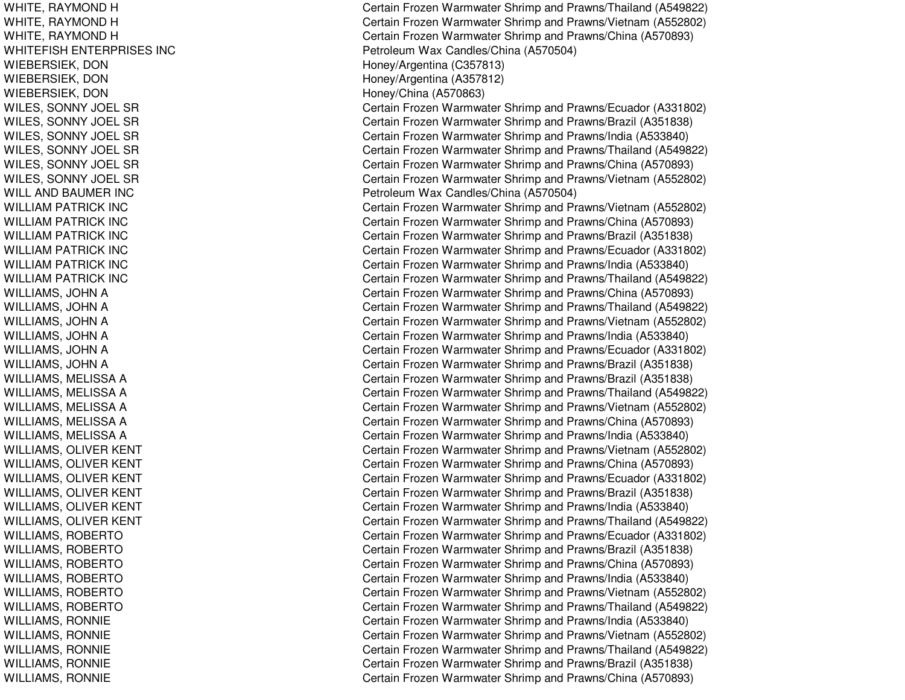| | |
|---|---|
| WHITE, RAYMOND H | Certain Frozen Warmwater Shrimp and Prawns/Thailand (A549822) |
| WHITE, RAYMOND H | Certain Frozen Warmwater Shrimp and Prawns/Vietnam (A552802) |
| WHITE, RAYMOND H | Certain Frozen Warmwater Shrimp and Prawns/China (A570893) |
| WHITEFISH ENTERPRISES INC | Petroleum Wax Candles/China (A570504) |
| WIEBERSIEK, DON | Honey/Argentina (C357813) |
| WIEBERSIEK, DON | Honey/Argentina (A357812) |
| WIEBERSIEK, DON | Honey/China (A570863) |
| WILES, SONNY JOEL SR | Certain Frozen Warmwater Shrimp and Prawns/Ecuador (A331802) |
| WILES, SONNY JOEL SR | Certain Frozen Warmwater Shrimp and Prawns/Brazil (A351838) |
| WILES, SONNY JOEL SR | Certain Frozen Warmwater Shrimp and Prawns/India (A533840) |
| WILES, SONNY JOEL SR | Certain Frozen Warmwater Shrimp and Prawns/Thailand (A549822) |
| WILES, SONNY JOEL SR | Certain Frozen Warmwater Shrimp and Prawns/China (A570893) |
| WILES, SONNY JOEL SR | Certain Frozen Warmwater Shrimp and Prawns/Vietnam (A552802) |
| WILL AND BAUMER INC | Petroleum Wax Candles/China (A570504) |
| WILLIAM PATRICK INC | Certain Frozen Warmwater Shrimp and Prawns/Vietnam (A552802) |
| WILLIAM PATRICK INC | Certain Frozen Warmwater Shrimp and Prawns/China (A570893) |
| WILLIAM PATRICK INC | Certain Frozen Warmwater Shrimp and Prawns/Brazil (A351838) |
| WILLIAM PATRICK INC | Certain Frozen Warmwater Shrimp and Prawns/Ecuador (A331802) |
| WILLIAM PATRICK INC | Certain Frozen Warmwater Shrimp and Prawns/India (A533840) |
| WILLIAM PATRICK INC | Certain Frozen Warmwater Shrimp and Prawns/Thailand (A549822) |
| WILLIAMS, JOHN A | Certain Frozen Warmwater Shrimp and Prawns/China (A570893) |
| WILLIAMS, JOHN A | Certain Frozen Warmwater Shrimp and Prawns/Thailand (A549822) |
| WILLIAMS, JOHN A | Certain Frozen Warmwater Shrimp and Prawns/Vietnam (A552802) |
| WILLIAMS, JOHN A | Certain Frozen Warmwater Shrimp and Prawns/India (A533840) |
| WILLIAMS, JOHN A | Certain Frozen Warmwater Shrimp and Prawns/Ecuador (A331802) |
| WILLIAMS, JOHN A | Certain Frozen Warmwater Shrimp and Prawns/Brazil (A351838) |
| WILLIAMS, MELISSA A | Certain Frozen Warmwater Shrimp and Prawns/Brazil (A351838) |
| WILLIAMS, MELISSA A | Certain Frozen Warmwater Shrimp and Prawns/Thailand (A549822) |
| WILLIAMS, MELISSA A | Certain Frozen Warmwater Shrimp and Prawns/Vietnam (A552802) |
| WILLIAMS, MELISSA A | Certain Frozen Warmwater Shrimp and Prawns/China (A570893) |
| WILLIAMS, MELISSA A | Certain Frozen Warmwater Shrimp and Prawns/India (A533840) |
| WILLIAMS, OLIVER KENT | Certain Frozen Warmwater Shrimp and Prawns/Vietnam (A552802) |
| WILLIAMS, OLIVER KENT | Certain Frozen Warmwater Shrimp and Prawns/China (A570893) |
| WILLIAMS, OLIVER KENT | Certain Frozen Warmwater Shrimp and Prawns/Ecuador (A331802) |
| WILLIAMS, OLIVER KENT | Certain Frozen Warmwater Shrimp and Prawns/Brazil (A351838) |
| WILLIAMS, OLIVER KENT | Certain Frozen Warmwater Shrimp and Prawns/India (A533840) |
| WILLIAMS, OLIVER KENT | Certain Frozen Warmwater Shrimp and Prawns/Thailand (A549822) |
| WILLIAMS, ROBERTO | Certain Frozen Warmwater Shrimp and Prawns/Ecuador (A331802) |
| WILLIAMS, ROBERTO | Certain Frozen Warmwater Shrimp and Prawns/Brazil (A351838) |
| WILLIAMS, ROBERTO | Certain Frozen Warmwater Shrimp and Prawns/China (A570893) |
| WILLIAMS, ROBERTO | Certain Frozen Warmwater Shrimp and Prawns/India (A533840) |
| WILLIAMS, ROBERTO | Certain Frozen Warmwater Shrimp and Prawns/Vietnam (A552802) |
| WILLIAMS, ROBERTO | Certain Frozen Warmwater Shrimp and Prawns/Thailand (A549822) |
| WILLIAMS, RONNIE | Certain Frozen Warmwater Shrimp and Prawns/India (A533840) |
| WILLIAMS, RONNIE | Certain Frozen Warmwater Shrimp and Prawns/Vietnam (A552802) |
| WILLIAMS, RONNIE | Certain Frozen Warmwater Shrimp and Prawns/Thailand (A549822) |
| WILLIAMS, RONNIE | Certain Frozen Warmwater Shrimp and Prawns/Brazil (A351838) |
| WILLIAMS, RONNIE | Certain Frozen Warmwater Shrimp and Prawns/China (A570893) |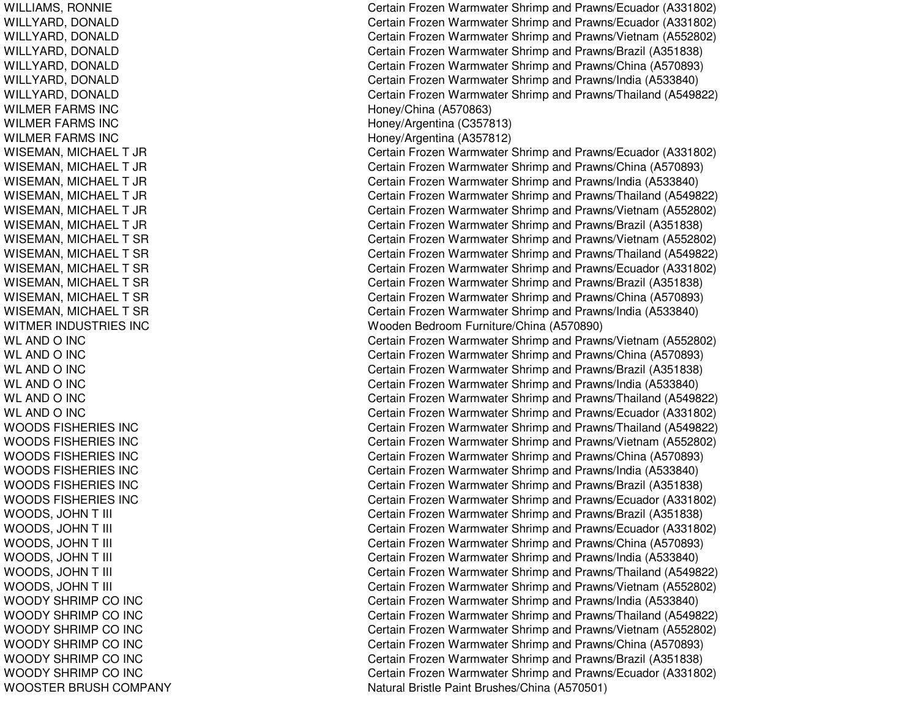| | |
|---|---|
| WILLIAMS, RONNIE | Certain Frozen Warmwater Shrimp and Prawns/Ecuador (A331802) |
| WILLYARD, DONALD | Certain Frozen Warmwater Shrimp and Prawns/Ecuador (A331802) |
| WILLYARD, DONALD | Certain Frozen Warmwater Shrimp and Prawns/Vietnam (A552802) |
| WILLYARD, DONALD | Certain Frozen Warmwater Shrimp and Prawns/Brazil (A351838) |
| WILLYARD, DONALD | Certain Frozen Warmwater Shrimp and Prawns/China (A570893) |
| WILLYARD, DONALD | Certain Frozen Warmwater Shrimp and Prawns/India (A533840) |
| WILLYARD, DONALD | Certain Frozen Warmwater Shrimp and Prawns/Thailand (A549822) |
| WILMER FARMS INC | Honey/China (A570863) |
| WILMER FARMS INC | Honey/Argentina (C357813) |
| WILMER FARMS INC | Honey/Argentina (A357812) |
| WISEMAN, MICHAEL T JR | Certain Frozen Warmwater Shrimp and Prawns/Ecuador (A331802) |
| WISEMAN, MICHAEL T JR | Certain Frozen Warmwater Shrimp and Prawns/China (A570893) |
| WISEMAN, MICHAEL T JR | Certain Frozen Warmwater Shrimp and Prawns/India (A533840) |
| WISEMAN, MICHAEL T JR | Certain Frozen Warmwater Shrimp and Prawns/Thailand (A549822) |
| WISEMAN, MICHAEL T JR | Certain Frozen Warmwater Shrimp and Prawns/Vietnam (A552802) |
| WISEMAN, MICHAEL T JR | Certain Frozen Warmwater Shrimp and Prawns/Brazil (A351838) |
| WISEMAN, MICHAEL T SR | Certain Frozen Warmwater Shrimp and Prawns/Vietnam (A552802) |
| WISEMAN, MICHAEL T SR | Certain Frozen Warmwater Shrimp and Prawns/Thailand (A549822) |
| WISEMAN, MICHAEL T SR | Certain Frozen Warmwater Shrimp and Prawns/Ecuador (A331802) |
| WISEMAN, MICHAEL T SR | Certain Frozen Warmwater Shrimp and Prawns/Brazil (A351838) |
| WISEMAN, MICHAEL T SR | Certain Frozen Warmwater Shrimp and Prawns/China (A570893) |
| WISEMAN, MICHAEL T SR | Certain Frozen Warmwater Shrimp and Prawns/India (A533840) |
| WITMER INDUSTRIES INC | Wooden Bedroom Furniture/China (A570890) |
| WL AND O INC | Certain Frozen Warmwater Shrimp and Prawns/Vietnam (A552802) |
| WL AND O INC | Certain Frozen Warmwater Shrimp and Prawns/China (A570893) |
| WL AND O INC | Certain Frozen Warmwater Shrimp and Prawns/Brazil (A351838) |
| WL AND O INC | Certain Frozen Warmwater Shrimp and Prawns/India (A533840) |
| WL AND O INC | Certain Frozen Warmwater Shrimp and Prawns/Thailand (A549822) |
| WL AND O INC | Certain Frozen Warmwater Shrimp and Prawns/Ecuador (A331802) |
| WOODS FISHERIES INC | Certain Frozen Warmwater Shrimp and Prawns/Thailand (A549822) |
| WOODS FISHERIES INC | Certain Frozen Warmwater Shrimp and Prawns/Vietnam (A552802) |
| WOODS FISHERIES INC | Certain Frozen Warmwater Shrimp and Prawns/China (A570893) |
| WOODS FISHERIES INC | Certain Frozen Warmwater Shrimp and Prawns/India (A533840) |
| WOODS FISHERIES INC | Certain Frozen Warmwater Shrimp and Prawns/Brazil (A351838) |
| WOODS FISHERIES INC | Certain Frozen Warmwater Shrimp and Prawns/Ecuador (A331802) |
| WOODS, JOHN T III | Certain Frozen Warmwater Shrimp and Prawns/Brazil (A351838) |
| WOODS, JOHN T III | Certain Frozen Warmwater Shrimp and Prawns/Ecuador (A331802) |
| WOODS, JOHN T III | Certain Frozen Warmwater Shrimp and Prawns/China (A570893) |
| WOODS, JOHN T III | Certain Frozen Warmwater Shrimp and Prawns/India (A533840) |
| WOODS, JOHN T III | Certain Frozen Warmwater Shrimp and Prawns/Thailand (A549822) |
| WOODS, JOHN T III | Certain Frozen Warmwater Shrimp and Prawns/Vietnam (A552802) |
| WOODY SHRIMP CO INC | Certain Frozen Warmwater Shrimp and Prawns/India (A533840) |
| WOODY SHRIMP CO INC | Certain Frozen Warmwater Shrimp and Prawns/Thailand (A549822) |
| WOODY SHRIMP CO INC | Certain Frozen Warmwater Shrimp and Prawns/Vietnam (A552802) |
| WOODY SHRIMP CO INC | Certain Frozen Warmwater Shrimp and Prawns/China (A570893) |
| WOODY SHRIMP CO INC | Certain Frozen Warmwater Shrimp and Prawns/Brazil (A351838) |
| WOODY SHRIMP CO INC | Certain Frozen Warmwater Shrimp and Prawns/Ecuador (A331802) |
| WOOSTER BRUSH COMPANY | Natural Bristle Paint Brushes/China (A570501) |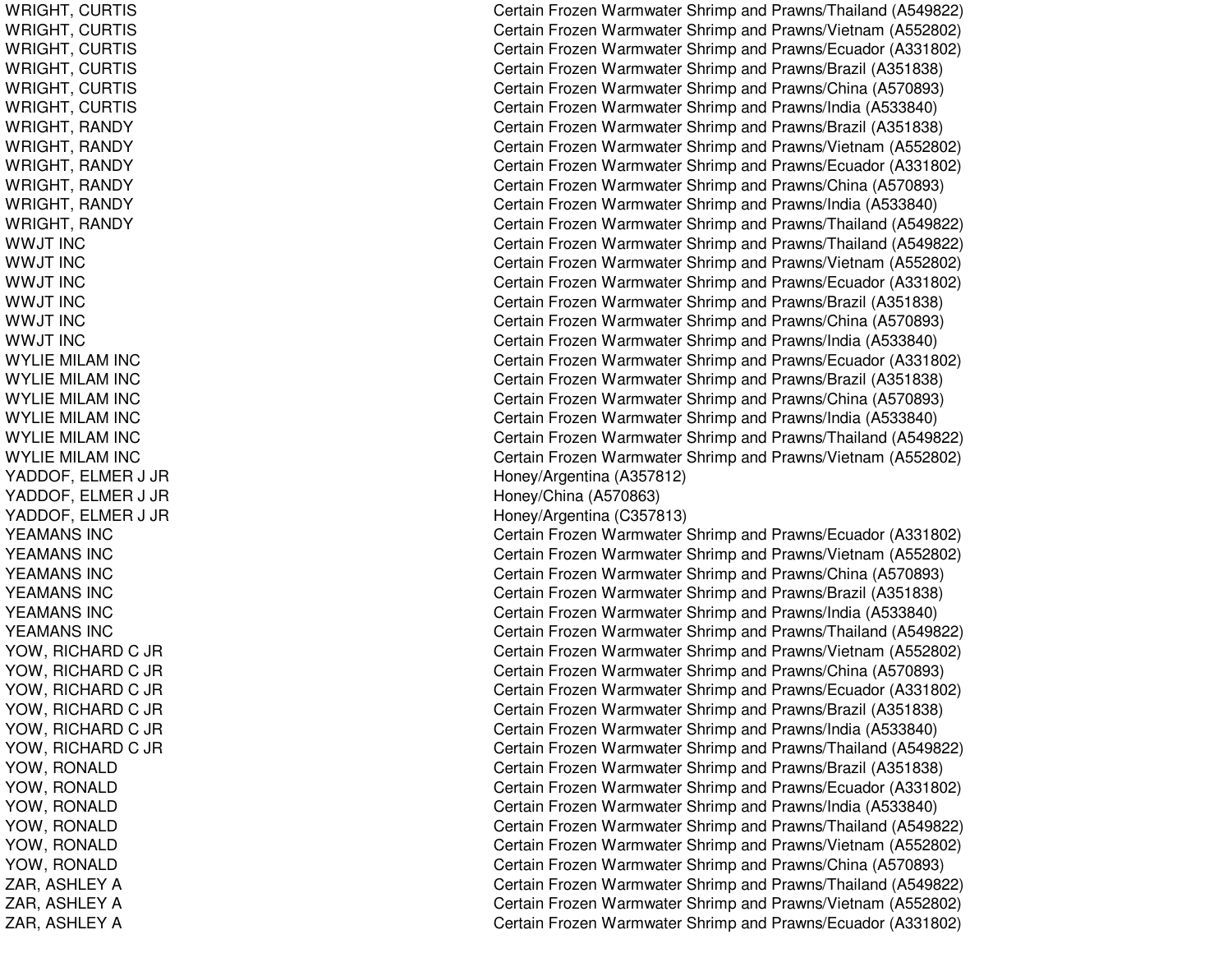| | |
|---|---|
| WRIGHT, CURTIS | Certain Frozen Warmwater Shrimp and Prawns/Thailand (A549822) |
| WRIGHT, CURTIS | Certain Frozen Warmwater Shrimp and Prawns/Vietnam (A552802) |
| WRIGHT, CURTIS | Certain Frozen Warmwater Shrimp and Prawns/Ecuador (A331802) |
| WRIGHT, CURTIS | Certain Frozen Warmwater Shrimp and Prawns/Brazil (A351838) |
| WRIGHT, CURTIS | Certain Frozen Warmwater Shrimp and Prawns/China (A570893) |
| WRIGHT, CURTIS | Certain Frozen Warmwater Shrimp and Prawns/India (A533840) |
| WRIGHT, RANDY | Certain Frozen Warmwater Shrimp and Prawns/Brazil (A351838) |
| WRIGHT, RANDY | Certain Frozen Warmwater Shrimp and Prawns/Vietnam (A552802) |
| WRIGHT, RANDY | Certain Frozen Warmwater Shrimp and Prawns/Ecuador (A331802) |
| WRIGHT, RANDY | Certain Frozen Warmwater Shrimp and Prawns/China (A570893) |
| WRIGHT, RANDY | Certain Frozen Warmwater Shrimp and Prawns/India (A533840) |
| WRIGHT, RANDY | Certain Frozen Warmwater Shrimp and Prawns/Thailand (A549822) |
| WWJT INC | Certain Frozen Warmwater Shrimp and Prawns/Thailand (A549822) |
| WWJT INC | Certain Frozen Warmwater Shrimp and Prawns/Vietnam (A552802) |
| WWJT INC | Certain Frozen Warmwater Shrimp and Prawns/Ecuador (A331802) |
| WWJT INC | Certain Frozen Warmwater Shrimp and Prawns/Brazil (A351838) |
| WWJT INC | Certain Frozen Warmwater Shrimp and Prawns/China (A570893) |
| WWJT INC | Certain Frozen Warmwater Shrimp and Prawns/India (A533840) |
| WYLIE MILAM INC | Certain Frozen Warmwater Shrimp and Prawns/Ecuador (A331802) |
| WYLIE MILAM INC | Certain Frozen Warmwater Shrimp and Prawns/Brazil (A351838) |
| WYLIE MILAM INC | Certain Frozen Warmwater Shrimp and Prawns/China (A570893) |
| WYLIE MILAM INC | Certain Frozen Warmwater Shrimp and Prawns/India (A533840) |
| WYLIE MILAM INC | Certain Frozen Warmwater Shrimp and Prawns/Thailand (A549822) |
| WYLIE MILAM INC | Certain Frozen Warmwater Shrimp and Prawns/Vietnam (A552802) |
| YADDOF, ELMER J JR | Honey/Argentina (A357812) |
| YADDOF, ELMER J JR | Honey/China (A570863) |
| YADDOF, ELMER J JR | Honey/Argentina (C357813) |
| YEAMANS INC | Certain Frozen Warmwater Shrimp and Prawns/Ecuador (A331802) |
| YEAMANS INC | Certain Frozen Warmwater Shrimp and Prawns/Vietnam (A552802) |
| YEAMANS INC | Certain Frozen Warmwater Shrimp and Prawns/China (A570893) |
| YEAMANS INC | Certain Frozen Warmwater Shrimp and Prawns/Brazil (A351838) |
| YEAMANS INC | Certain Frozen Warmwater Shrimp and Prawns/India (A533840) |
| YEAMANS INC | Certain Frozen Warmwater Shrimp and Prawns/Thailand (A549822) |
| YOW, RICHARD C JR | Certain Frozen Warmwater Shrimp and Prawns/Vietnam (A552802) |
| YOW, RICHARD C JR | Certain Frozen Warmwater Shrimp and Prawns/China (A570893) |
| YOW, RICHARD C JR | Certain Frozen Warmwater Shrimp and Prawns/Ecuador (A331802) |
| YOW, RICHARD C JR | Certain Frozen Warmwater Shrimp and Prawns/Brazil (A351838) |
| YOW, RICHARD C JR | Certain Frozen Warmwater Shrimp and Prawns/India (A533840) |
| YOW, RICHARD C JR | Certain Frozen Warmwater Shrimp and Prawns/Thailand (A549822) |
| YOW, RONALD | Certain Frozen Warmwater Shrimp and Prawns/Brazil (A351838) |
| YOW, RONALD | Certain Frozen Warmwater Shrimp and Prawns/Ecuador (A331802) |
| YOW, RONALD | Certain Frozen Warmwater Shrimp and Prawns/India (A533840) |
| YOW, RONALD | Certain Frozen Warmwater Shrimp and Prawns/Thailand (A549822) |
| YOW, RONALD | Certain Frozen Warmwater Shrimp and Prawns/Vietnam (A552802) |
| YOW, RONALD | Certain Frozen Warmwater Shrimp and Prawns/China (A570893) |
| ZAR, ASHLEY A | Certain Frozen Warmwater Shrimp and Prawns/Thailand (A549822) |
| ZAR, ASHLEY A | Certain Frozen Warmwater Shrimp and Prawns/Vietnam (A552802) |
| ZAR, ASHLEY A | Certain Frozen Warmwater Shrimp and Prawns/Ecuador (A331802) |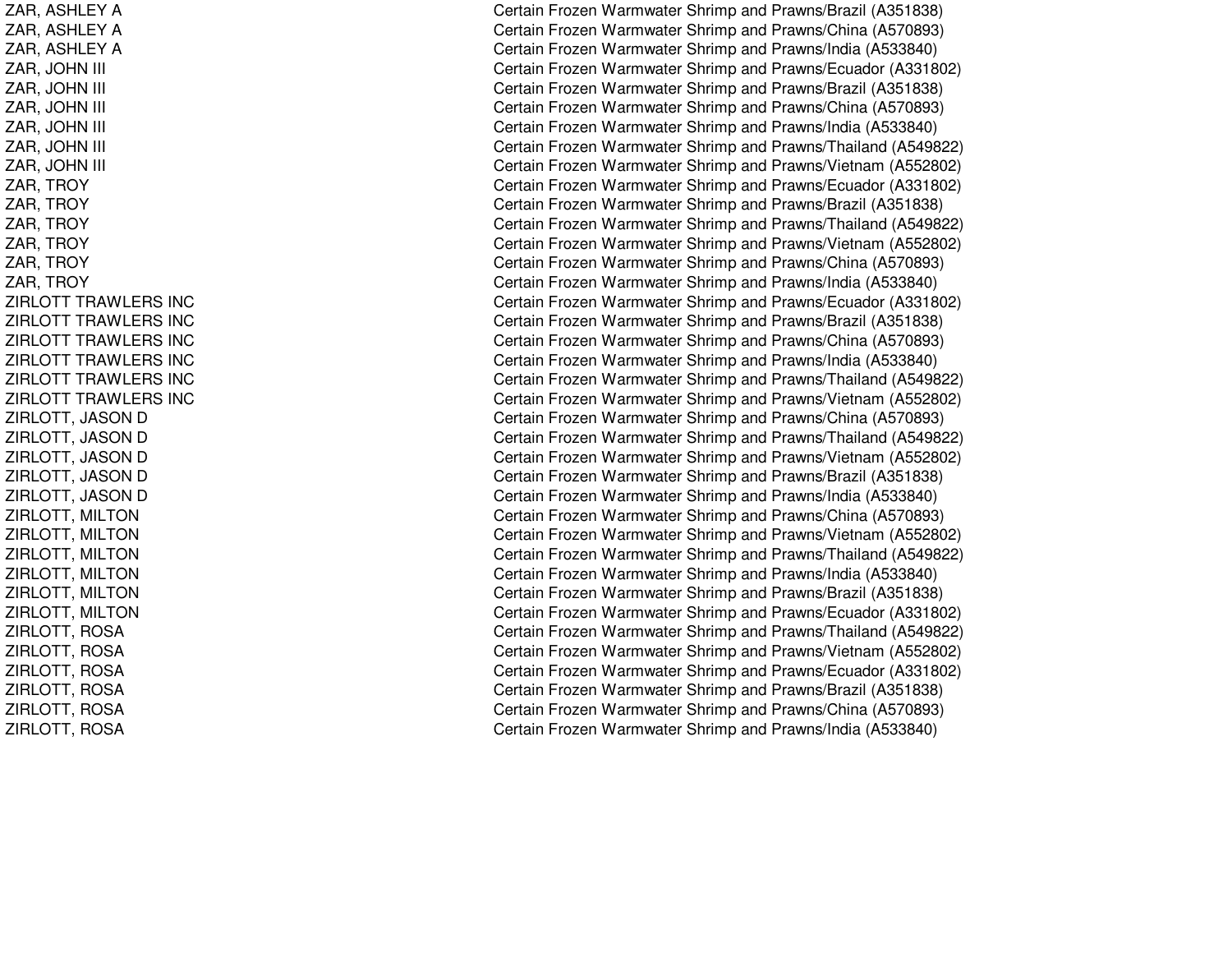| | |
|---|---|
| ZAR, ASHLEY A | Certain Frozen Warmwater Shrimp and Prawns/Brazil (A351838) |
| ZAR, ASHLEY A | Certain Frozen Warmwater Shrimp and Prawns/China (A570893) |
| ZAR, ASHLEY A | Certain Frozen Warmwater Shrimp and Prawns/India (A533840) |
| ZAR, JOHN III | Certain Frozen Warmwater Shrimp and Prawns/Ecuador (A331802) |
| ZAR, JOHN III | Certain Frozen Warmwater Shrimp and Prawns/Brazil (A351838) |
| ZAR, JOHN III | Certain Frozen Warmwater Shrimp and Prawns/China (A570893) |
| ZAR, JOHN III | Certain Frozen Warmwater Shrimp and Prawns/India (A533840) |
| ZAR, JOHN III | Certain Frozen Warmwater Shrimp and Prawns/Thailand (A549822) |
| ZAR, JOHN III | Certain Frozen Warmwater Shrimp and Prawns/Vietnam (A552802) |
| ZAR, TROY | Certain Frozen Warmwater Shrimp and Prawns/Ecuador (A331802) |
| ZAR, TROY | Certain Frozen Warmwater Shrimp and Prawns/Brazil (A351838) |
| ZAR, TROY | Certain Frozen Warmwater Shrimp and Prawns/Thailand (A549822) |
| ZAR, TROY | Certain Frozen Warmwater Shrimp and Prawns/Vietnam (A552802) |
| ZAR, TROY | Certain Frozen Warmwater Shrimp and Prawns/China (A570893) |
| ZAR, TROY | Certain Frozen Warmwater Shrimp and Prawns/India (A533840) |
| ZIRLOTT TRAWLERS INC | Certain Frozen Warmwater Shrimp and Prawns/Ecuador (A331802) |
| ZIRLOTT TRAWLERS INC | Certain Frozen Warmwater Shrimp and Prawns/Brazil (A351838) |
| ZIRLOTT TRAWLERS INC | Certain Frozen Warmwater Shrimp and Prawns/China (A570893) |
| ZIRLOTT TRAWLERS INC | Certain Frozen Warmwater Shrimp and Prawns/India (A533840) |
| ZIRLOTT TRAWLERS INC | Certain Frozen Warmwater Shrimp and Prawns/Thailand (A549822) |
| ZIRLOTT TRAWLERS INC | Certain Frozen Warmwater Shrimp and Prawns/Vietnam (A552802) |
| ZIRLOTT, JASON D | Certain Frozen Warmwater Shrimp and Prawns/China (A570893) |
| ZIRLOTT, JASON D | Certain Frozen Warmwater Shrimp and Prawns/Thailand (A549822) |
| ZIRLOTT, JASON D | Certain Frozen Warmwater Shrimp and Prawns/Vietnam (A552802) |
| ZIRLOTT, JASON D | Certain Frozen Warmwater Shrimp and Prawns/Brazil (A351838) |
| ZIRLOTT, JASON D | Certain Frozen Warmwater Shrimp and Prawns/India (A533840) |
| ZIRLOTT, MILTON | Certain Frozen Warmwater Shrimp and Prawns/China (A570893) |
| ZIRLOTT, MILTON | Certain Frozen Warmwater Shrimp and Prawns/Vietnam (A552802) |
| ZIRLOTT, MILTON | Certain Frozen Warmwater Shrimp and Prawns/Thailand (A549822) |
| ZIRLOTT, MILTON | Certain Frozen Warmwater Shrimp and Prawns/India (A533840) |
| ZIRLOTT, MILTON | Certain Frozen Warmwater Shrimp and Prawns/Brazil (A351838) |
| ZIRLOTT, MILTON | Certain Frozen Warmwater Shrimp and Prawns/Ecuador (A331802) |
| ZIRLOTT, ROSA | Certain Frozen Warmwater Shrimp and Prawns/Thailand (A549822) |
| ZIRLOTT, ROSA | Certain Frozen Warmwater Shrimp and Prawns/Vietnam (A552802) |
| ZIRLOTT, ROSA | Certain Frozen Warmwater Shrimp and Prawns/Ecuador (A331802) |
| ZIRLOTT, ROSA | Certain Frozen Warmwater Shrimp and Prawns/Brazil (A351838) |
| ZIRLOTT, ROSA | Certain Frozen Warmwater Shrimp and Prawns/China (A570893) |
| ZIRLOTT, ROSA | Certain Frozen Warmwater Shrimp and Prawns/India (A533840) |